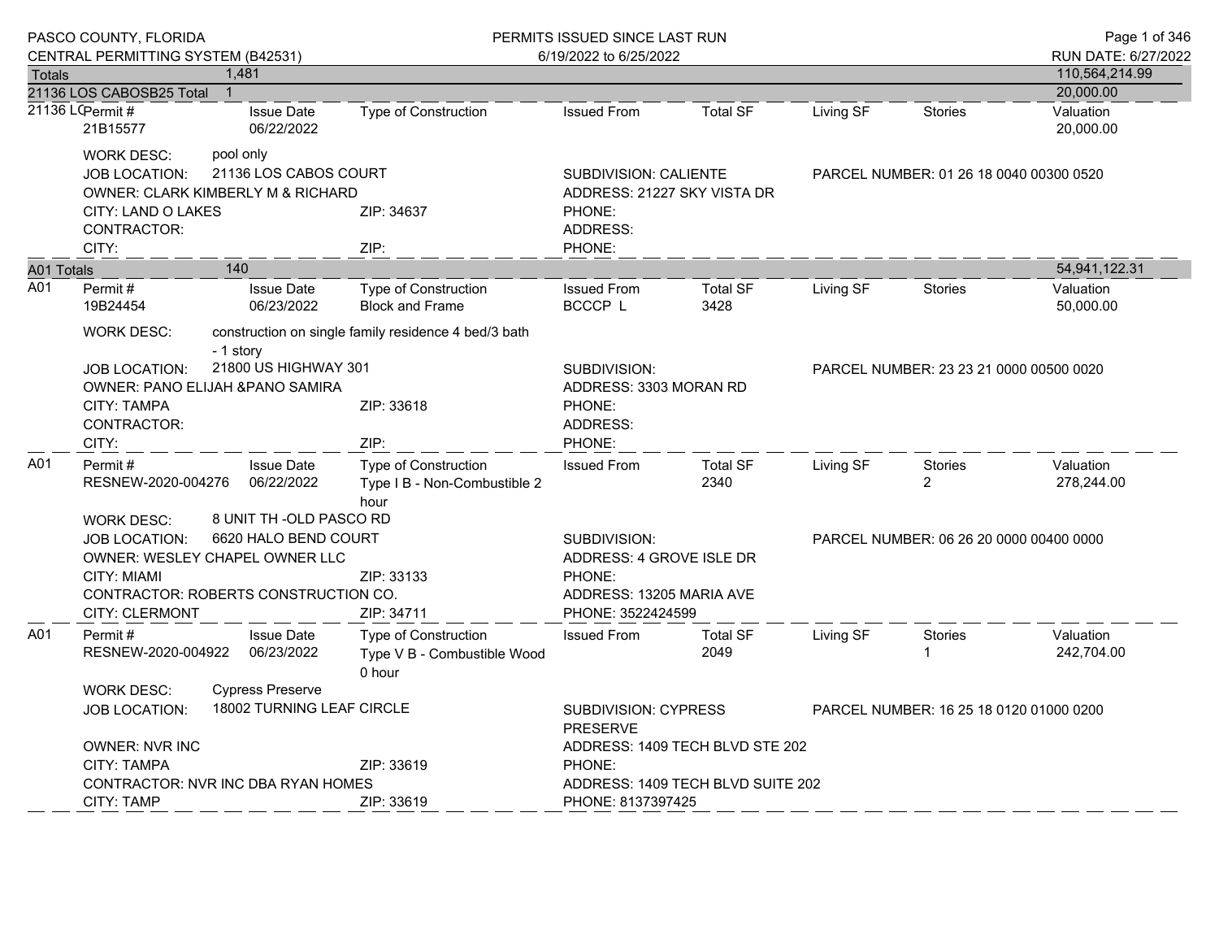PASCO COUNTY, FLORIDA
CENTRAL PERMITTING SYSTEM (B42531)

PERMITS ISSUED SINCE LAST RUN
6/19/2022 to 6/25/2022

RUN DATE: 6/27/2022

| Totals | 1,481 | | | | | | | 110,564,214.99 |
|---|---|---|---|---|---|---|---|---|
| **21136 LOS CABOSB25 Total** | **1** | | | | | | | **20,000.00** |

**21136 LC**

| Permit # | Issue Date | Type of Construction | Issued From | Total SF | Living SF | Stories | Valuation |
|---|---|---|---|---|---|---|---|
| 21B15577 | 06/22/2022 | | | | | | 20,000.00 |

WORK DESC: pool only
JOB LOCATION: 21136 LOS CABOS COURT — SUBDIVISION: CALIENTE — PARCEL NUMBER: 01 26 18 0040 00300 0520
OWNER: CLARK KIMBERLY M & RICHARD — ADDRESS: 21227 SKY VISTA DR
CITY: LAND O LAKES — ZIP: 34637 — PHONE:
CONTRACTOR: — ADDRESS:
CITY: — ZIP: — PHONE:

| A01 Totals | 140 | | | | | | | 54,941,122.31 |
|---|---|---|---|---|---|---|---|---|

**A01**

| Permit # | Issue Date | Type of Construction | Issued From | Total SF | Living SF | Stories | Valuation |
|---|---|---|---|---|---|---|---|
| 19B24454 | 06/23/2022 | Block and Frame | BCCCP L | 3428 | | | 50,000.00 |

WORK DESC: construction on single family residence 4 bed/3 bath - 1 story
JOB LOCATION: 21800 US HIGHWAY 301 — SUBDIVISION: — PARCEL NUMBER: 23 23 21 0000 00500 0020
OWNER: PANO ELIJAH &PANO SAMIRA — ADDRESS: 3303 MORAN RD
CITY: TAMPA — ZIP: 33618 — PHONE:
CONTRACTOR: — ADDRESS:
CITY: — ZIP: — PHONE:

**A01**

| Permit # | Issue Date | Type of Construction | Issued From | Total SF | Living SF | Stories | Valuation |
|---|---|---|---|---|---|---|---|
| RESNEW-2020-004276 | 06/22/2022 | Type I B - Non-Combustible 2 hour | | 2340 | | 2 | 278,244.00 |

WORK DESC: 8 UNIT TH -OLD PASCO RD
JOB LOCATION: 6620 HALO BEND COURT — SUBDIVISION: — PARCEL NUMBER: 06 26 20 0000 00400 0000
OWNER: WESLEY CHAPEL OWNER LLC — ADDRESS: 4 GROVE ISLE DR
CITY: MIAMI — ZIP: 33133 — PHONE:
CONTRACTOR: ROBERTS CONSTRUCTION CO. — ADDRESS: 13205 MARIA AVE
CITY: CLERMONT — ZIP: 34711 — PHONE: 3522424599

**A01**

| Permit # | Issue Date | Type of Construction | Issued From | Total SF | Living SF | Stories | Valuation |
|---|---|---|---|---|---|---|---|
| RESNEW-2020-004922 | 06/23/2022 | Type V B - Combustible Wood 0 hour | | 2049 | | 1 | 242,704.00 |

WORK DESC: Cypress Preserve
JOB LOCATION: 18002 TURNING LEAF CIRCLE — SUBDIVISION: CYPRESS PRESERVE — PARCEL NUMBER: 16 25 18 0120 01000 0200
OWNER: NVR INC — ADDRESS: 1409 TECH BLVD STE 202
CITY: TAMPA — ZIP: 33619 — PHONE:
CONTRACTOR: NVR INC DBA RYAN HOMES — ADDRESS: 1409 TECH BLVD SUITE 202
CITY: TAMP — ZIP: 33619 — PHONE: 8137397425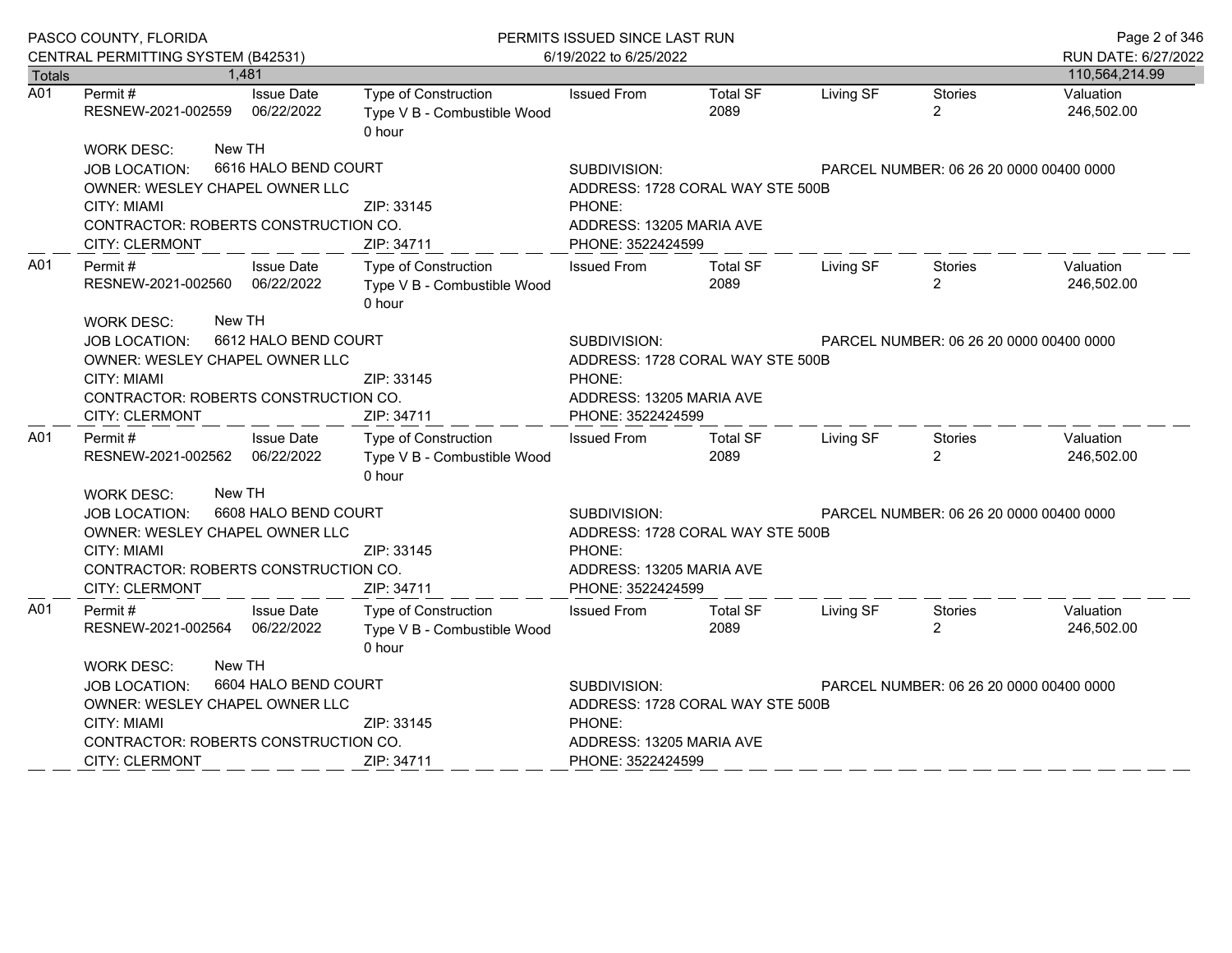PASCO COUNTY, FLORIDA
CENTRAL PERMITTING SYSTEM (B42531)

PERMITS ISSUED SINCE LAST RUN
6/19/2022 to 6/25/2022

RUN DATE: 6/27/2022

| Totals | 1,481 | | | | | | | 110,564,214.99 |
|---|---|---|---|---|---|---|---|---|

---

**A01**

| Permit # | Issue Date | Type of Construction | Issued From | Total SF | Living SF | Stories | Valuation |
|---|---|---|---|---|---|---|---|
| RESNEW-2021-002559 | 06/22/2022 | Type V B - Combustible Wood 0 hour | | 2089 | | 2 | 246,502.00 |

WORK DESC: New TH
JOB LOCATION: 6616 HALO BEND COURT
SUBDIVISION:
PARCEL NUMBER: 06 26 20 0000 00400 0000
OWNER: WESLEY CHAPEL OWNER LLC
ADDRESS: 1728 CORAL WAY STE 500B
CITY: MIAMI ZIP: 33145
PHONE:
CONTRACTOR: ROBERTS CONSTRUCTION CO.
ADDRESS: 13205 MARIA AVE
CITY: CLERMONT ZIP: 34711
PHONE: 3522424599

---

**A01**

| Permit # | Issue Date | Type of Construction | Issued From | Total SF | Living SF | Stories | Valuation |
|---|---|---|---|---|---|---|---|
| RESNEW-2021-002560 | 06/22/2022 | Type V B - Combustible Wood 0 hour | | 2089 | | 2 | 246,502.00 |

WORK DESC: New TH
JOB LOCATION: 6612 HALO BEND COURT
SUBDIVISION:
PARCEL NUMBER: 06 26 20 0000 00400 0000
OWNER: WESLEY CHAPEL OWNER LLC
ADDRESS: 1728 CORAL WAY STE 500B
CITY: MIAMI ZIP: 33145
PHONE:
CONTRACTOR: ROBERTS CONSTRUCTION CO.
ADDRESS: 13205 MARIA AVE
CITY: CLERMONT ZIP: 34711
PHONE: 3522424599

---

**A01**

| Permit # | Issue Date | Type of Construction | Issued From | Total SF | Living SF | Stories | Valuation |
|---|---|---|---|---|---|---|---|
| RESNEW-2021-002562 | 06/22/2022 | Type V B - Combustible Wood 0 hour | | 2089 | | 2 | 246,502.00 |

WORK DESC: New TH
JOB LOCATION: 6608 HALO BEND COURT
SUBDIVISION:
PARCEL NUMBER: 06 26 20 0000 00400 0000
OWNER: WESLEY CHAPEL OWNER LLC
ADDRESS: 1728 CORAL WAY STE 500B
CITY: MIAMI ZIP: 33145
PHONE:
CONTRACTOR: ROBERTS CONSTRUCTION CO.
ADDRESS: 13205 MARIA AVE
CITY: CLERMONT ZIP: 34711
PHONE: 3522424599

---

**A01**

| Permit # | Issue Date | Type of Construction | Issued From | Total SF | Living SF | Stories | Valuation |
|---|---|---|---|---|---|---|---|
| RESNEW-2021-002564 | 06/22/2022 | Type V B - Combustible Wood 0 hour | | 2089 | | 2 | 246,502.00 |

WORK DESC: New TH
JOB LOCATION: 6604 HALO BEND COURT
SUBDIVISION:
PARCEL NUMBER: 06 26 20 0000 00400 0000
OWNER: WESLEY CHAPEL OWNER LLC
ADDRESS: 1728 CORAL WAY STE 500B
CITY: MIAMI ZIP: 33145
PHONE:
CONTRACTOR: ROBERTS CONSTRUCTION CO.
ADDRESS: 13205 MARIA AVE
CITY: CLERMONT ZIP: 34711
PHONE: 3522424599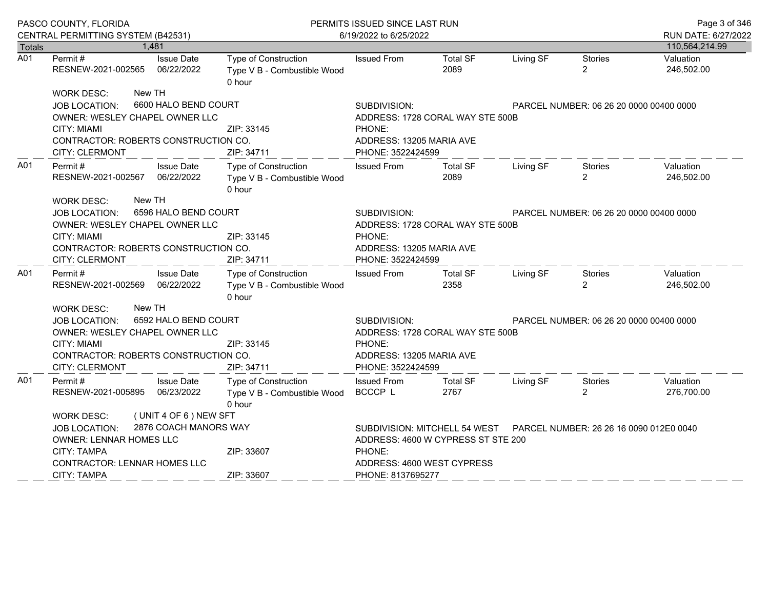| Totals | 1,481 | | | | | | | 110,564,214.99 |
|---|---|---|---|---|---|---|---|---|
| A01 | Permit # RESNEW-2021-002565 | Issue Date 06/22/2022 | Type of Construction Type V B - Combustible Wood 0 hour | Issued From | Total SF 2089 | Living SF | Stories 2 | Valuation 246,502.00 |

WORK DESC: New TH
JOB LOCATION: 6600 HALO BEND COURT
SUBDIVISION:
PARCEL NUMBER: 06 26 20 0000 00400 0000
OWNER: WESLEY CHAPEL OWNER LLC
ADDRESS: 1728 CORAL WAY STE 500B
CITY: MIAMI ZIP: 33145
PHONE:
CONTRACTOR: ROBERTS CONSTRUCTION CO.
ADDRESS: 13205 MARIA AVE
CITY: CLERMONT ZIP: 34711
PHONE: 3522424599

| A01 | Permit # | Issue Date | Type of Construction | Issued From | Total SF | Living SF | Stories | Valuation |
|---|---|---|---|---|---|---|---|---|
| | RESNEW-2021-002567 | 06/22/2022 | Type V B - Combustible Wood 0 hour | | 2089 | | 2 | 246,502.00 |

WORK DESC: New TH
JOB LOCATION: 6596 HALO BEND COURT
SUBDIVISION:
PARCEL NUMBER: 06 26 20 0000 00400 0000
OWNER: WESLEY CHAPEL OWNER LLC
ADDRESS: 1728 CORAL WAY STE 500B
CITY: MIAMI ZIP: 33145
PHONE:
CONTRACTOR: ROBERTS CONSTRUCTION CO.
ADDRESS: 13205 MARIA AVE
CITY: CLERMONT ZIP: 34711
PHONE: 3522424599

| A01 | Permit # | Issue Date | Type of Construction | Issued From | Total SF | Living SF | Stories | Valuation |
|---|---|---|---|---|---|---|---|---|
| | RESNEW-2021-002569 | 06/22/2022 | Type V B - Combustible Wood 0 hour | | 2358 | | 2 | 246,502.00 |

WORK DESC: New TH
JOB LOCATION: 6592 HALO BEND COURT
SUBDIVISION:
PARCEL NUMBER: 06 26 20 0000 00400 0000
OWNER: WESLEY CHAPEL OWNER LLC
ADDRESS: 1728 CORAL WAY STE 500B
CITY: MIAMI ZIP: 33145
PHONE:
CONTRACTOR: ROBERTS CONSTRUCTION CO.
ADDRESS: 13205 MARIA AVE
CITY: CLERMONT ZIP: 34711
PHONE: 3522424599

| A01 | Permit # | Issue Date | Type of Construction | Issued From | Total SF | Living SF | Stories | Valuation |
|---|---|---|---|---|---|---|---|---|
| | RESNEW-2021-005895 | 06/23/2022 | Type V B - Combustible Wood 0 hour | BCCCP L | 2767 | | 2 | 276,700.00 |

WORK DESC: ( UNIT 4 OF 6 ) NEW SFT
JOB LOCATION: 2876 COACH MANORS WAY
SUBDIVISION: MITCHELL 54 WEST
PARCEL NUMBER: 26 26 16 0090 012E0 0040
OWNER: LENNAR HOMES LLC
ADDRESS: 4600 W CYPRESS ST STE 200
CITY: TAMPA ZIP: 33607
PHONE:
CONTRACTOR: LENNAR HOMES LLC
ADDRESS: 4600 WEST CYPRESS
CITY: TAMPA ZIP: 33607
PHONE: 8137695277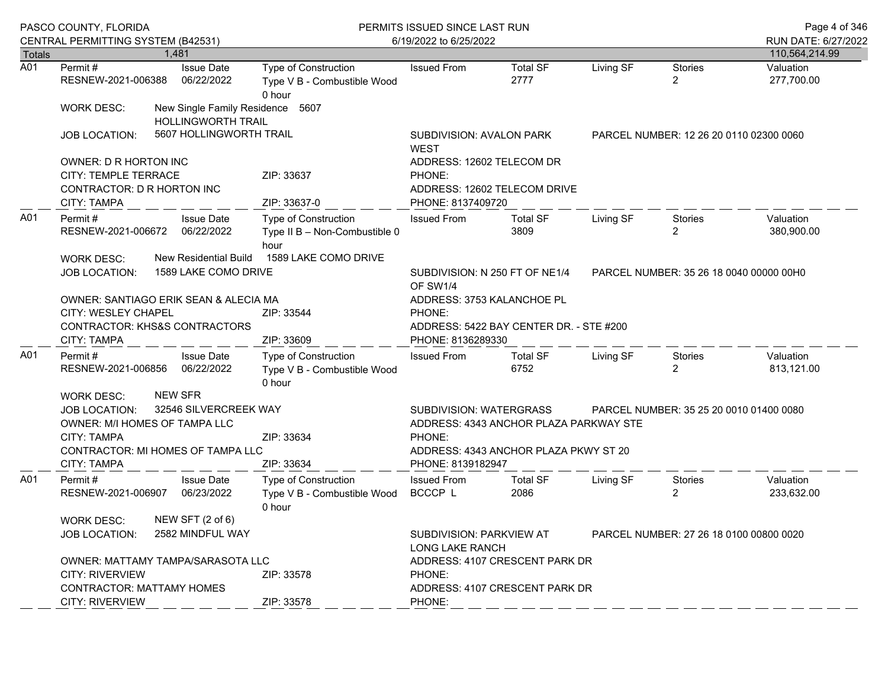PASCO COUNTY, FLORIDA
CENTRAL PERMITTING SYSTEM (B42531)

PERMITS ISSUED SINCE LAST RUN
6/19/2022 to 6/25/2022

RUN DATE: 6/27/2022

| Totals | 1,481 | | | | | | | 110,564,214.99 |
|---|---|---|---|---|---|---|---|---|

---

**A01**

| Permit # | Issue Date | Type of Construction | Issued From | Total SF | Living SF | Stories | Valuation |
|---|---|---|---|---|---|---|---|
| RESNEW-2021-006388 | 06/22/2022 | Type V B - Combustible Wood 0 hour | | 2777 | | 2 | 277,700.00 |

WORK DESC: New Single Family Residence 5607 HOLLINGWORTH TRAIL

JOB LOCATION: 5607 HOLLINGWORTH TRAIL

SUBDIVISION: AVALON PARK WEST

PARCEL NUMBER: 12 26 20 0110 02300 0060

OWNER: D R HORTON INC

ADDRESS: 12602 TELECOM DR

CITY: TEMPLE TERRACE ZIP: 33637

PHONE:

CONTRACTOR: D R HORTON INC

ADDRESS: 12602 TELECOM DRIVE

CITY: TAMPA ZIP: 33637-0

PHONE: 8137409720

---

**A01**

| Permit # | Issue Date | Type of Construction | Issued From | Total SF | Living SF | Stories | Valuation |
|---|---|---|---|---|---|---|---|
| RESNEW-2021-006672 | 06/22/2022 | Type II B – Non-Combustible 0 hour | | 3809 | | 2 | 380,900.00 |

WORK DESC: New Residential Build 1589 LAKE COMO DRIVE

JOB LOCATION: 1589 LAKE COMO DRIVE

SUBDIVISION: N 250 FT OF NE1/4 OF SW1/4

PARCEL NUMBER: 35 26 18 0040 00000 00H0

OWNER: SANTIAGO ERIK SEAN & ALECIA MA

ADDRESS: 3753 KALANCHOE PL

CITY: WESLEY CHAPEL ZIP: 33544

PHONE:

CONTRACTOR: KHS&S CONTRACTORS

ADDRESS: 5422 BAY CENTER DR. - STE #200

CITY: TAMPA ZIP: 33609

PHONE: 8136289330

---

**A01**

| Permit # | Issue Date | Type of Construction | Issued From | Total SF | Living SF | Stories | Valuation |
|---|---|---|---|---|---|---|---|
| RESNEW-2021-006856 | 06/22/2022 | Type V B - Combustible Wood 0 hour | | 6752 | | 2 | 813,121.00 |

WORK DESC: NEW SFR

JOB LOCATION: 32546 SILVERCREEK WAY

SUBDIVISION: WATERGRASS

PARCEL NUMBER: 35 25 20 0010 01400 0080

OWNER: M/I HOMES OF TAMPA LLC

ADDRESS: 4343 ANCHOR PLAZA PARKWAY STE

CITY: TAMPA ZIP: 33634

PHONE:

CONTRACTOR: MI HOMES OF TAMPA LLC

ADDRESS: 4343 ANCHOR PLAZA PKWY ST 20

CITY: TAMPA ZIP: 33634

PHONE: 8139182947

---

**A01**

| Permit # | Issue Date | Type of Construction | Issued From | Total SF | Living SF | Stories | Valuation |
|---|---|---|---|---|---|---|---|
| RESNEW-2021-006907 | 06/23/2022 | Type V B - Combustible Wood 0 hour | BCCCP L | 2086 | | 2 | 233,632.00 |

WORK DESC: NEW SFT (2 of 6)

JOB LOCATION: 2582 MINDFUL WAY

SUBDIVISION: PARKVIEW AT LONG LAKE RANCH

PARCEL NUMBER: 27 26 18 0100 00800 0020

OWNER: MATTAMY TAMPA/SARASOTA LLC

ADDRESS: 4107 CRESCENT PARK DR

CITY: RIVERVIEW ZIP: 33578

PHONE:

CONTRACTOR: MATTAMY HOMES

ADDRESS: 4107 CRESCENT PARK DR

CITY: RIVERVIEW ZIP: 33578

PHONE: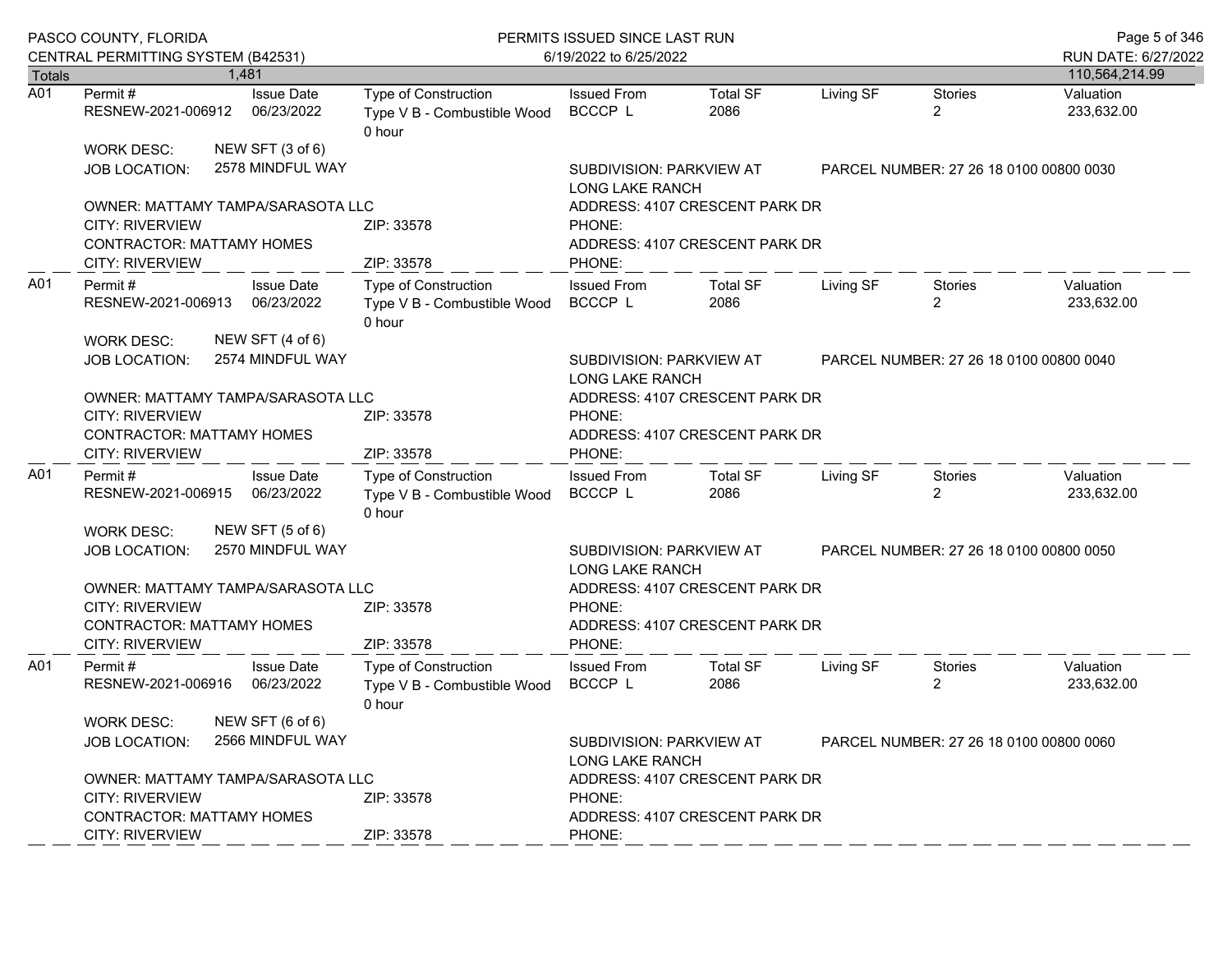| Totals | 1,481 | | | | | | | 110,564,214.99 |
|---|---|---|---|---|---|---|---|---|

**A01**

| Permit # | Issue Date | Type of Construction | Issued From | Total SF | Living SF | Stories | Valuation |
|---|---|---|---|---|---|---|---|
| RESNEW-2021-006912 | 06/23/2022 | Type V B - Combustible Wood 0 hour | BCCCP L | 2086 | | 2 | 233,632.00 |

WORK DESC: NEW SFT (3 of 6)
JOB LOCATION: 2578 MINDFUL WAY
SUBDIVISION: PARKVIEW AT LONG LAKE RANCH
PARCEL NUMBER: 27 26 18 0100 00800 0030
OWNER: MATTAMY TAMPA/SARASOTA LLC
ADDRESS: 4107 CRESCENT PARK DR
CITY: RIVERVIEW ZIP: 33578 PHONE:
CONTRACTOR: MATTAMY HOMES
ADDRESS: 4107 CRESCENT PARK DR
CITY: RIVERVIEW ZIP: 33578 PHONE:

**A01**

| Permit # | Issue Date | Type of Construction | Issued From | Total SF | Living SF | Stories | Valuation |
|---|---|---|---|---|---|---|---|
| RESNEW-2021-006913 | 06/23/2022 | Type V B - Combustible Wood 0 hour | BCCCP L | 2086 | | 2 | 233,632.00 |

WORK DESC: NEW SFT (4 of 6)
JOB LOCATION: 2574 MINDFUL WAY
SUBDIVISION: PARKVIEW AT LONG LAKE RANCH
PARCEL NUMBER: 27 26 18 0100 00800 0040
OWNER: MATTAMY TAMPA/SARASOTA LLC
ADDRESS: 4107 CRESCENT PARK DR
CITY: RIVERVIEW ZIP: 33578 PHONE:
CONTRACTOR: MATTAMY HOMES
ADDRESS: 4107 CRESCENT PARK DR
CITY: RIVERVIEW ZIP: 33578 PHONE:

**A01**

| Permit # | Issue Date | Type of Construction | Issued From | Total SF | Living SF | Stories | Valuation |
|---|---|---|---|---|---|---|---|
| RESNEW-2021-006915 | 06/23/2022 | Type V B - Combustible Wood 0 hour | BCCCP L | 2086 | | 2 | 233,632.00 |

WORK DESC: NEW SFT (5 of 6)
JOB LOCATION: 2570 MINDFUL WAY
SUBDIVISION: PARKVIEW AT LONG LAKE RANCH
PARCEL NUMBER: 27 26 18 0100 00800 0050
OWNER: MATTAMY TAMPA/SARASOTA LLC
ADDRESS: 4107 CRESCENT PARK DR
CITY: RIVERVIEW ZIP: 33578 PHONE:
CONTRACTOR: MATTAMY HOMES
ADDRESS: 4107 CRESCENT PARK DR
CITY: RIVERVIEW ZIP: 33578 PHONE:

**A01**

| Permit # | Issue Date | Type of Construction | Issued From | Total SF | Living SF | Stories | Valuation |
|---|---|---|---|---|---|---|---|
| RESNEW-2021-006916 | 06/23/2022 | Type V B - Combustible Wood 0 hour | BCCCP L | 2086 | | 2 | 233,632.00 |

WORK DESC: NEW SFT (6 of 6)
JOB LOCATION: 2566 MINDFUL WAY
SUBDIVISION: PARKVIEW AT LONG LAKE RANCH
PARCEL NUMBER: 27 26 18 0100 00800 0060
OWNER: MATTAMY TAMPA/SARASOTA LLC
ADDRESS: 4107 CRESCENT PARK DR
CITY: RIVERVIEW ZIP: 33578 PHONE:
CONTRACTOR: MATTAMY HOMES
ADDRESS: 4107 CRESCENT PARK DR
CITY: RIVERVIEW ZIP: 33578 PHONE: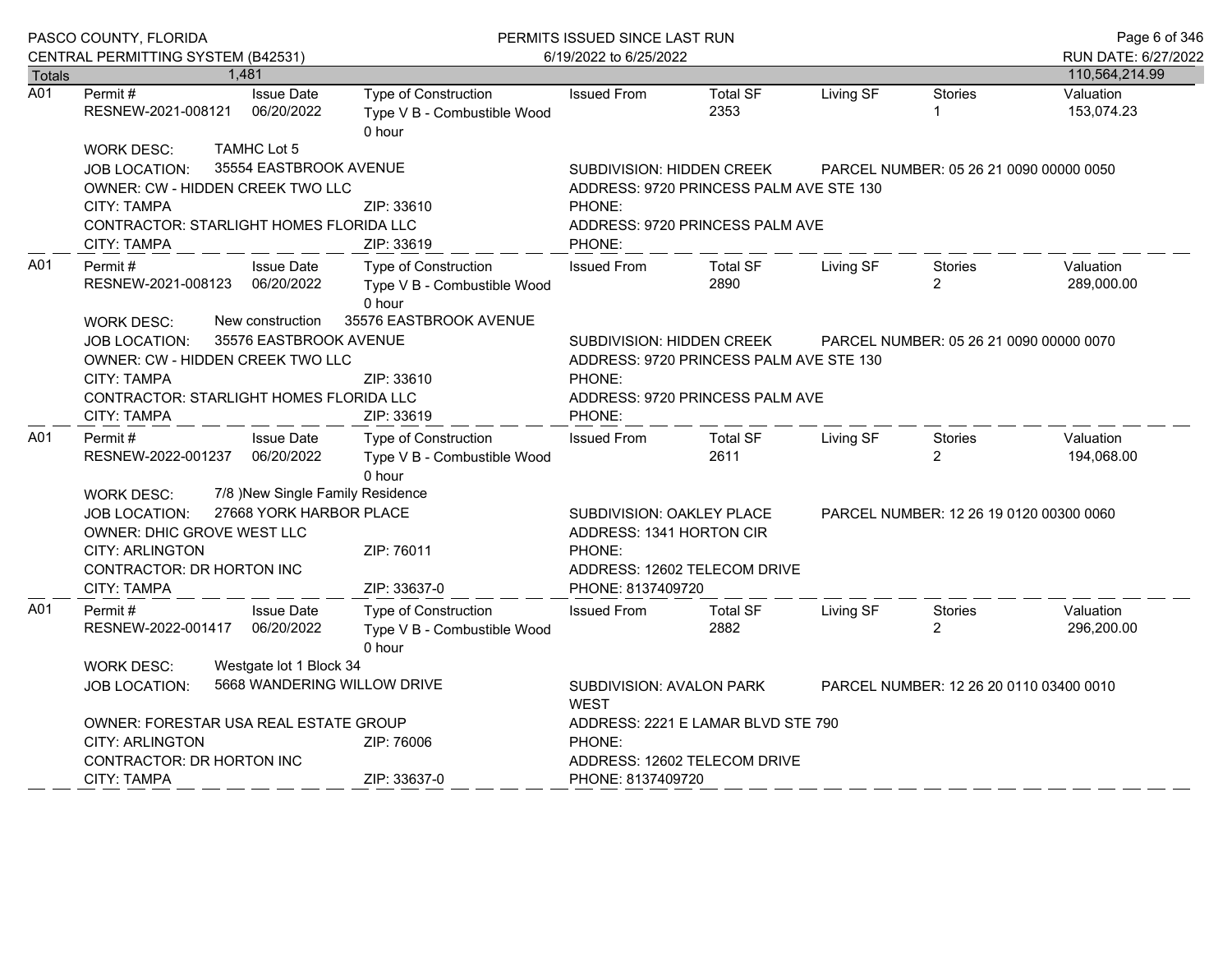PASCO COUNTY, FLORIDA
CENTRAL PERMITTING SYSTEM (B42531)

PERMITS ISSUED SINCE LAST RUN
6/19/2022 to 6/25/2022

RUN DATE: 6/27/2022

| Totals | 1,481 | | | | | | | 110,564,214.99 |
|---|---|---|---|---|---|---|---|---|

---

**A01**

| Permit # | Issue Date | Type of Construction | Issued From | Total SF | Living SF | Stories | Valuation |
|---|---|---|---|---|---|---|---|
| RESNEW-2021-008121 | 06/20/2022 | Type V B - Combustible Wood 0 hour | | 2353 | | 1 | 153,074.23 |

WORK DESC: TAMHC Lot 5
JOB LOCATION: 35554 EASTBROOK AVENUE
SUBDIVISION: HIDDEN CREEK
PARCEL NUMBER: 05 26 21 0090 00000 0050
OWNER: CW - HIDDEN CREEK TWO LLC
ADDRESS: 9720 PRINCESS PALM AVE STE 130
CITY: TAMPA ZIP: 33610
PHONE:
CONTRACTOR: STARLIGHT HOMES FLORIDA LLC
ADDRESS: 9720 PRINCESS PALM AVE
CITY: TAMPA ZIP: 33619
PHONE:

---

**A01**

| Permit # | Issue Date | Type of Construction | Issued From | Total SF | Living SF | Stories | Valuation |
|---|---|---|---|---|---|---|---|
| RESNEW-2021-008123 | 06/20/2022 | Type V B - Combustible Wood 0 hour | | 2890 | | 2 | 289,000.00 |

WORK DESC: New construction 35576 EASTBROOK AVENUE
JOB LOCATION: 35576 EASTBROOK AVENUE
SUBDIVISION: HIDDEN CREEK
PARCEL NUMBER: 05 26 21 0090 00000 0070
OWNER: CW - HIDDEN CREEK TWO LLC
ADDRESS: 9720 PRINCESS PALM AVE STE 130
CITY: TAMPA ZIP: 33610
PHONE:
CONTRACTOR: STARLIGHT HOMES FLORIDA LLC
ADDRESS: 9720 PRINCESS PALM AVE
CITY: TAMPA ZIP: 33619
PHONE:

---

**A01**

| Permit # | Issue Date | Type of Construction | Issued From | Total SF | Living SF | Stories | Valuation |
|---|---|---|---|---|---|---|---|
| RESNEW-2022-001237 | 06/20/2022 | Type V B - Combustible Wood 0 hour | | 2611 | | 2 | 194,068.00 |

WORK DESC: 7/8 )New Single Family Residence
JOB LOCATION: 27668 YORK HARBOR PLACE
SUBDIVISION: OAKLEY PLACE
PARCEL NUMBER: 12 26 19 0120 00300 0060
OWNER: DHIC GROVE WEST LLC
ADDRESS: 1341 HORTON CIR
CITY: ARLINGTON ZIP: 76011
PHONE:
CONTRACTOR: DR HORTON INC
ADDRESS: 12602 TELECOM DRIVE
CITY: TAMPA ZIP: 33637-0
PHONE: 8137409720

---

**A01**

| Permit # | Issue Date | Type of Construction | Issued From | Total SF | Living SF | Stories | Valuation |
|---|---|---|---|---|---|---|---|
| RESNEW-2022-001417 | 06/20/2022 | Type V B - Combustible Wood 0 hour | | 2882 | | 2 | 296,200.00 |

WORK DESC: Westgate lot 1 Block 34
JOB LOCATION: 5668 WANDERING WILLOW DRIVE
SUBDIVISION: AVALON PARK WEST
PARCEL NUMBER: 12 26 20 0110 03400 0010
OWNER: FORESTAR USA REAL ESTATE GROUP
ADDRESS: 2221 E LAMAR BLVD STE 790
CITY: ARLINGTON ZIP: 76006
PHONE:
CONTRACTOR: DR HORTON INC
ADDRESS: 12602 TELECOM DRIVE
CITY: TAMPA ZIP: 33637-0
PHONE: 8137409720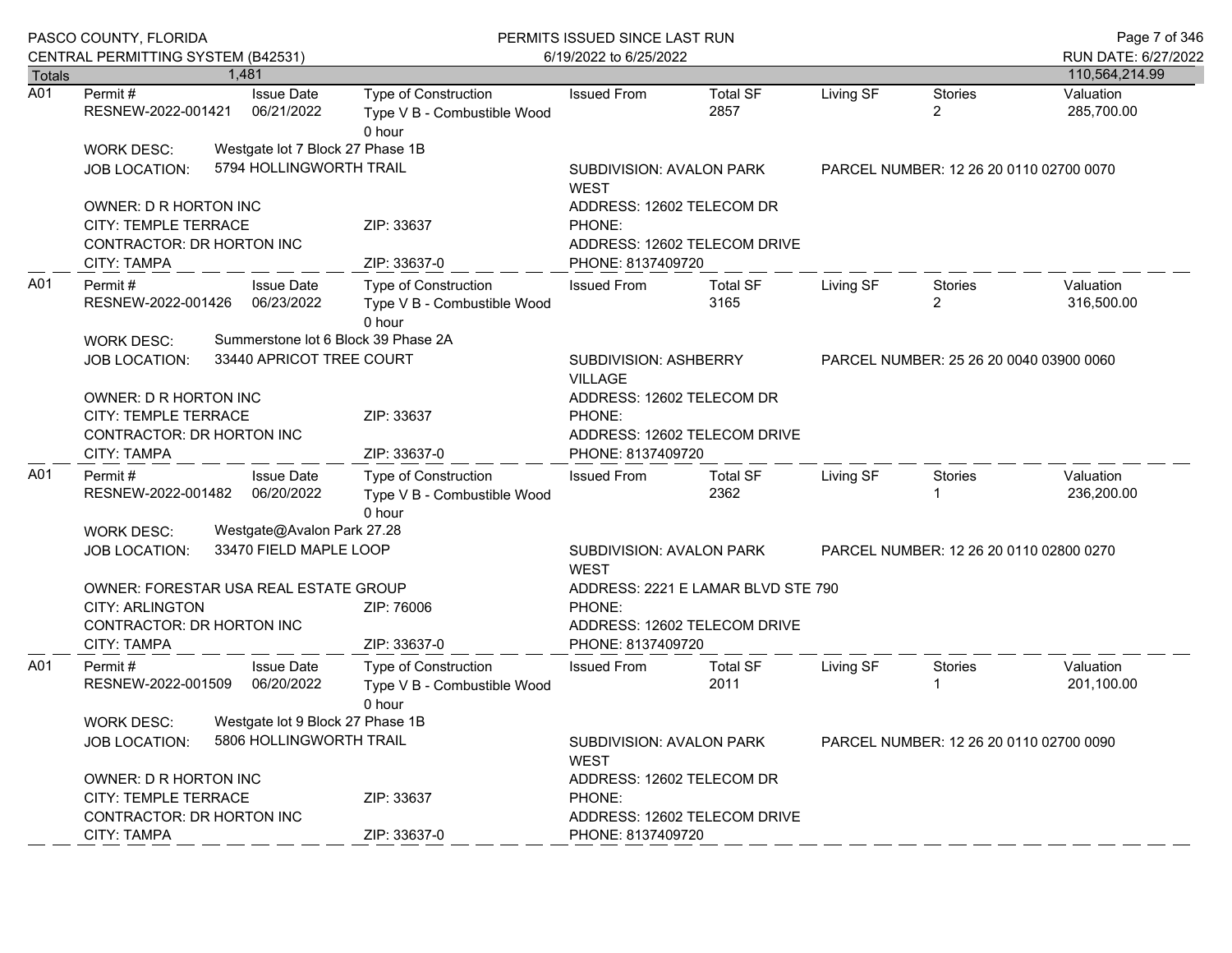| Totals | 1,481 | | | | | | | 110,564,214.99 |
|---|---|---|---|---|---|---|---|---|

**A01**

| Permit # | Issue Date | Type of Construction | Issued From | Total SF | Living SF | Stories | Valuation |
|---|---|---|---|---|---|---|---|
| RESNEW-2022-001421 | 06/21/2022 | Type V B - Combustible Wood 0 hour | | 2857 | | 2 | 285,700.00 |

WORK DESC: Westgate lot 7 Block 27 Phase 1B
JOB LOCATION: 5794 HOLLINGWORTH TRAIL
SUBDIVISION: AVALON PARK WEST
PARCEL NUMBER: 12 26 20 0110 02700 0070
OWNER: D R HORTON INC
ADDRESS: 12602 TELECOM DR
CITY: TEMPLE TERRACE ZIP: 33637
PHONE:
CONTRACTOR: DR HORTON INC
ADDRESS: 12602 TELECOM DRIVE
CITY: TAMPA ZIP: 33637-0
PHONE: 8137409720

**A01**

| Permit # | Issue Date | Type of Construction | Issued From | Total SF | Living SF | Stories | Valuation |
|---|---|---|---|---|---|---|---|
| RESNEW-2022-001426 | 06/23/2022 | Type V B - Combustible Wood 0 hour | | 3165 | | 2 | 316,500.00 |

WORK DESC: Summerstone lot 6 Block 39 Phase 2A
JOB LOCATION: 33440 APRICOT TREE COURT
SUBDIVISION: ASHBERRY VILLAGE
PARCEL NUMBER: 25 26 20 0040 03900 0060
OWNER: D R HORTON INC
ADDRESS: 12602 TELECOM DR
CITY: TEMPLE TERRACE ZIP: 33637
PHONE:
CONTRACTOR: DR HORTON INC
ADDRESS: 12602 TELECOM DRIVE
CITY: TAMPA ZIP: 33637-0
PHONE: 8137409720

**A01**

| Permit # | Issue Date | Type of Construction | Issued From | Total SF | Living SF | Stories | Valuation |
|---|---|---|---|---|---|---|---|
| RESNEW-2022-001482 | 06/20/2022 | Type V B - Combustible Wood 0 hour | | 2362 | | 1 | 236,200.00 |

WORK DESC: Westgate@Avalon Park 27.28
JOB LOCATION: 33470 FIELD MAPLE LOOP
SUBDIVISION: AVALON PARK WEST
PARCEL NUMBER: 12 26 20 0110 02800 0270
OWNER: FORESTAR USA REAL ESTATE GROUP
ADDRESS: 2221 E LAMAR BLVD STE 790
CITY: ARLINGTON ZIP: 76006
PHONE:
CONTRACTOR: DR HORTON INC
ADDRESS: 12602 TELECOM DRIVE
CITY: TAMPA ZIP: 33637-0
PHONE: 8137409720

**A01**

| Permit # | Issue Date | Type of Construction | Issued From | Total SF | Living SF | Stories | Valuation |
|---|---|---|---|---|---|---|---|
| RESNEW-2022-001509 | 06/20/2022 | Type V B - Combustible Wood 0 hour | | 2011 | | 1 | 201,100.00 |

WORK DESC: Westgate lot 9 Block 27 Phase 1B
JOB LOCATION: 5806 HOLLINGWORTH TRAIL
SUBDIVISION: AVALON PARK WEST
PARCEL NUMBER: 12 26 20 0110 02700 0090
OWNER: D R HORTON INC
ADDRESS: 12602 TELECOM DR
CITY: TEMPLE TERRACE ZIP: 33637
PHONE:
CONTRACTOR: DR HORTON INC
ADDRESS: 12602 TELECOM DRIVE
CITY: TAMPA ZIP: 33637-0
PHONE: 8137409720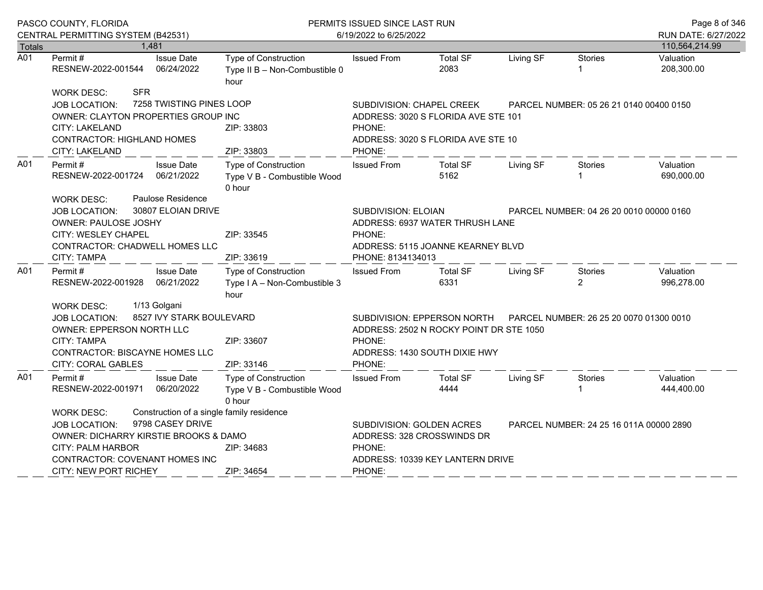| Totals | 1,481 | | | | | | | 110,564,214.99 |
|---|---|---|---|---|---|---|---|---|

**A01**

| Permit # | Issue Date | Type of Construction | Issued From | Total SF | Living SF | Stories | Valuation |
|---|---|---|---|---|---|---|---|
| RESNEW-2022-001544 | 06/24/2022 | Type II B – Non-Combustible 0 hour | | 2083 | | 1 | 208,300.00 |

WORK DESC: SFR
JOB LOCATION: 7258 TWISTING PINES LOOP — SUBDIVISION: CHAPEL CREEK — PARCEL NUMBER: 05 26 21 0140 00400 0150
OWNER: CLAYTON PROPERTIES GROUP INC — ADDRESS: 3020 S FLORIDA AVE STE 101
CITY: LAKELAND — ZIP: 33803 — PHONE:
CONTRACTOR: HIGHLAND HOMES — ADDRESS: 3020 S FLORIDA AVE STE 10
CITY: LAKELAND — ZIP: 33803 — PHONE:

**A01**

| Permit # | Issue Date | Type of Construction | Issued From | Total SF | Living SF | Stories | Valuation |
|---|---|---|---|---|---|---|---|
| RESNEW-2022-001724 | 06/21/2022 | Type V B - Combustible Wood 0 hour | | 5162 | | 1 | 690,000.00 |

WORK DESC: Paulose Residence
JOB LOCATION: 30807 ELOIAN DRIVE — SUBDIVISION: ELOIAN — PARCEL NUMBER: 04 26 20 0010 00000 0160
OWNER: PAULOSE JOSHY — ADDRESS: 6937 WATER THRUSH LANE
CITY: WESLEY CHAPEL — ZIP: 33545 — PHONE:
CONTRACTOR: CHADWELL HOMES LLC — ADDRESS: 5115 JOANNE KEARNEY BLVD
CITY: TAMPA — ZIP: 33619 — PHONE: 8134134013

**A01**

| Permit # | Issue Date | Type of Construction | Issued From | Total SF | Living SF | Stories | Valuation |
|---|---|---|---|---|---|---|---|
| RESNEW-2022-001928 | 06/21/2022 | Type I A – Non-Combustible 3 hour | | 6331 | | 2 | 996,278.00 |

WORK DESC: 1/13 Golgani
JOB LOCATION: 8527 IVY STARK BOULEVARD — SUBDIVISION: EPPERSON NORTH — PARCEL NUMBER: 26 25 20 0070 01300 0010
OWNER: EPPERSON NORTH LLC — ADDRESS: 2502 N ROCKY POINT DR STE 1050
CITY: TAMPA — ZIP: 33607 — PHONE:
CONTRACTOR: BISCAYNE HOMES LLC — ADDRESS: 1430 SOUTH DIXIE HWY
CITY: CORAL GABLES — ZIP: 33146 — PHONE:

**A01**

| Permit # | Issue Date | Type of Construction | Issued From | Total SF | Living SF | Stories | Valuation |
|---|---|---|---|---|---|---|---|
| RESNEW-2022-001971 | 06/20/2022 | Type V B - Combustible Wood 0 hour | | 4444 | | 1 | 444,400.00 |

WORK DESC: Construction of a single family residence
JOB LOCATION: 9798 CASEY DRIVE — SUBDIVISION: GOLDEN ACRES — PARCEL NUMBER: 24 25 16 011A 00000 2890
OWNER: DICHARRY KIRSTIE BROOKS & DAMO — ADDRESS: 328 CROSSWINDS DR
CITY: PALM HARBOR — ZIP: 34683 — PHONE:
CONTRACTOR: COVENANT HOMES INC — ADDRESS: 10339 KEY LANTERN DRIVE
CITY: NEW PORT RICHEY — ZIP: 34654 — PHONE: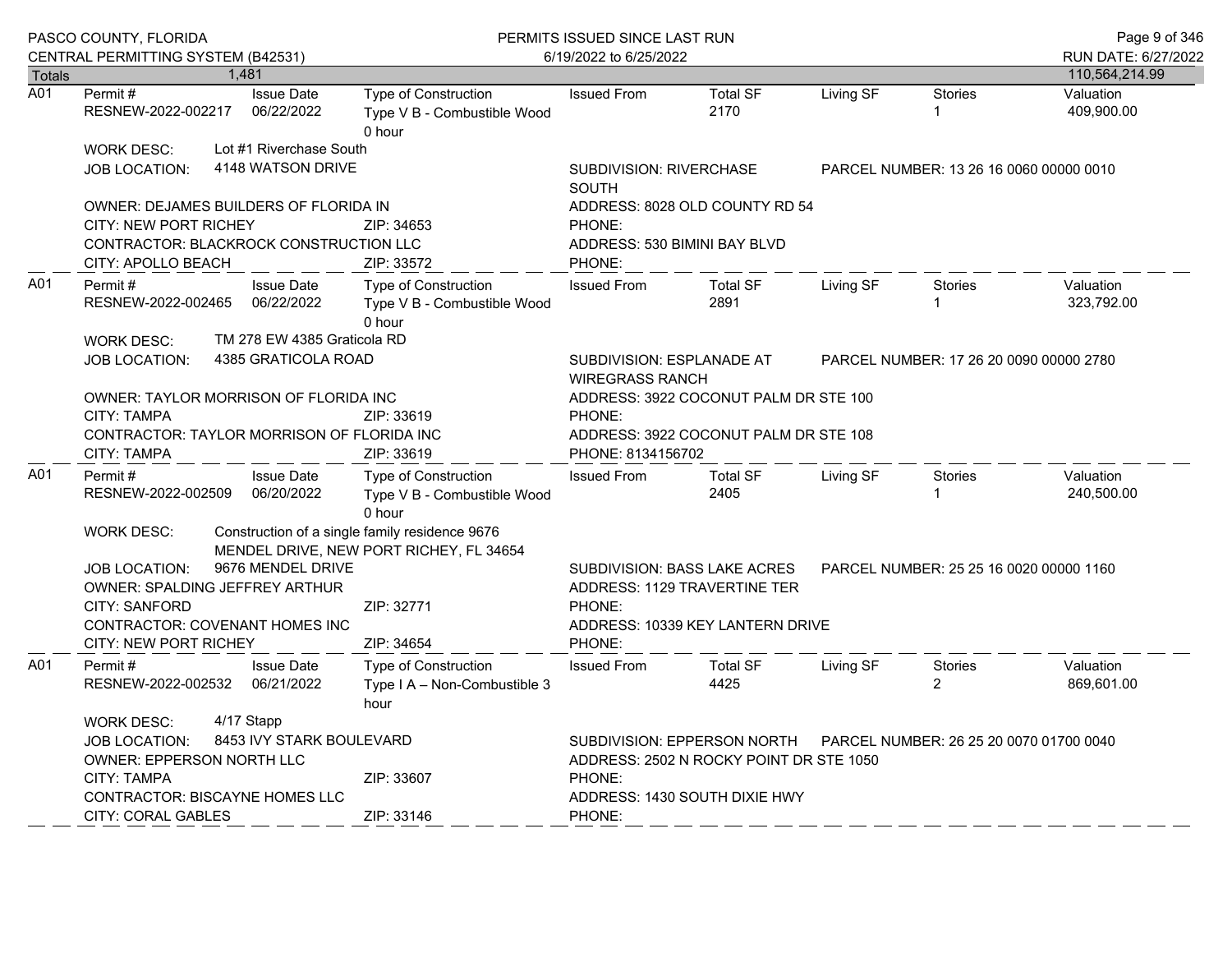PASCO COUNTY, FLORIDA
CENTRAL PERMITTING SYSTEM (B42531)

PERMITS ISSUED SINCE LAST RUN
6/19/2022 to 6/25/2022

RUN DATE: 6/27/2022

| Totals | 1,481 | | | | | | | 110,564,214.99 |
|---|---|---|---|---|---|---|---|---|

---

**A01**

| Permit # | Issue Date | Type of Construction | Issued From | Total SF | Living SF | Stories | Valuation |
|---|---|---|---|---|---|---|---|
| RESNEW-2022-002217 | 06/22/2022 | Type V B - Combustible Wood 0 hour | | 2170 | | 1 | 409,900.00 |

WORK DESC: Lot #1 Riverchase South
JOB LOCATION: 4148 WATSON DRIVE
SUBDIVISION: RIVERCHASE SOUTH
PARCEL NUMBER: 13 26 16 0060 00000 0010
OWNER: DEJAMES BUILDERS OF FLORIDA IN
ADDRESS: 8028 OLD COUNTY RD 54
CITY: NEW PORT RICHEY ZIP: 34653
PHONE:
CONTRACTOR: BLACKROCK CONSTRUCTION LLC
ADDRESS: 530 BIMINI BAY BLVD
CITY: APOLLO BEACH ZIP: 33572
PHONE:

---

**A01**

| Permit # | Issue Date | Type of Construction | Issued From | Total SF | Living SF | Stories | Valuation |
|---|---|---|---|---|---|---|---|
| RESNEW-2022-002465 | 06/22/2022 | Type V B - Combustible Wood 0 hour | | 2891 | | 1 | 323,792.00 |

WORK DESC: TM 278 EW 4385 Graticola RD
JOB LOCATION: 4385 GRATICOLA ROAD
SUBDIVISION: ESPLANADE AT WIREGRASS RANCH
PARCEL NUMBER: 17 26 20 0090 00000 2780
OWNER: TAYLOR MORRISON OF FLORIDA INC
ADDRESS: 3922 COCONUT PALM DR STE 100
CITY: TAMPA ZIP: 33619
PHONE:
CONTRACTOR: TAYLOR MORRISON OF FLORIDA INC
ADDRESS: 3922 COCONUT PALM DR STE 108
CITY: TAMPA ZIP: 33619
PHONE: 8134156702

---

**A01**

| Permit # | Issue Date | Type of Construction | Issued From | Total SF | Living SF | Stories | Valuation |
|---|---|---|---|---|---|---|---|
| RESNEW-2022-002509 | 06/20/2022 | Type V B - Combustible Wood 0 hour | | 2405 | | 1 | 240,500.00 |

WORK DESC: Construction of a single family residence 9676 MENDEL DRIVE, NEW PORT RICHEY, FL 34654
JOB LOCATION: 9676 MENDEL DRIVE
SUBDIVISION: BASS LAKE ACRES
PARCEL NUMBER: 25 25 16 0020 00000 1160
OWNER: SPALDING JEFFREY ARTHUR
ADDRESS: 1129 TRAVERTINE TER
CITY: SANFORD ZIP: 32771
PHONE:
CONTRACTOR: COVENANT HOMES INC
ADDRESS: 10339 KEY LANTERN DRIVE
CITY: NEW PORT RICHEY ZIP: 34654
PHONE:

---

**A01**

| Permit # | Issue Date | Type of Construction | Issued From | Total SF | Living SF | Stories | Valuation |
|---|---|---|---|---|---|---|---|
| RESNEW-2022-002532 | 06/21/2022 | Type I A – Non-Combustible 3 hour | | 4425 | | 2 | 869,601.00 |

WORK DESC: 4/17 Stapp
JOB LOCATION: 8453 IVY STARK BOULEVARD
SUBDIVISION: EPPERSON NORTH
PARCEL NUMBER: 26 25 20 0070 01700 0040
OWNER: EPPERSON NORTH LLC
ADDRESS: 2502 N ROCKY POINT DR STE 1050
CITY: TAMPA ZIP: 33607
PHONE:
CONTRACTOR: BISCAYNE HOMES LLC
ADDRESS: 1430 SOUTH DIXIE HWY
CITY: CORAL GABLES ZIP: 33146
PHONE: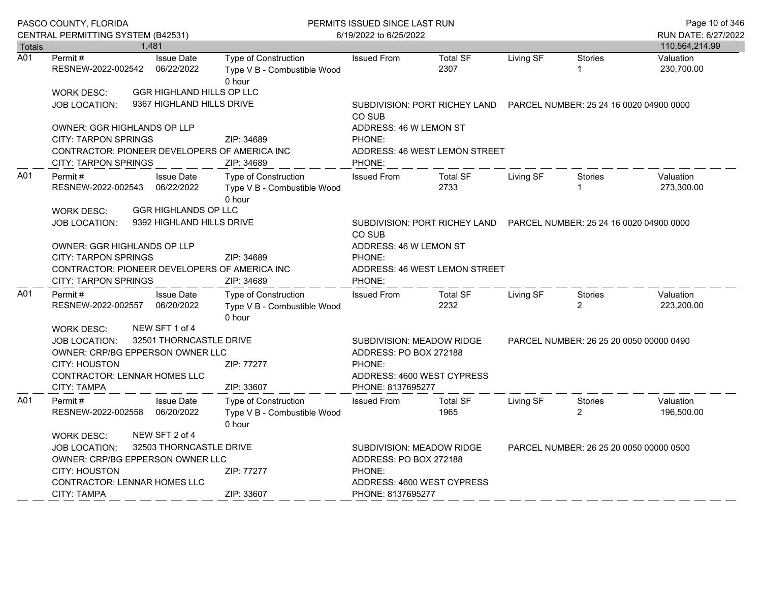| Totals | 1,481 | | | | | | | 110,564,214.99 |
|---|---|---|---|---|---|---|---|---|

**A01**

| Permit # | Issue Date | Type of Construction | Issued From | Total SF | Living SF | Stories | Valuation |
|---|---|---|---|---|---|---|---|
| RESNEW-2022-002542 | 06/22/2022 | Type V B - Combustible Wood 0 hour | | 2307 | | 1 | 230,700.00 |

WORK DESC: GGR HIGHLAND HILLS OP LLC

JOB LOCATION: 9367 HIGHLAND HILLS DRIVE

SUBDIVISION: PORT RICHEY LAND CO SUB

PARCEL NUMBER: 25 24 16 0020 04900 0000

OWNER: GGR HIGHLANDS OP LLP

ADDRESS: 46 W LEMON ST

CITY: TARPON SPRINGS ZIP: 34689 PHONE:

CONTRACTOR: PIONEER DEVELOPERS OF AMERICA INC

ADDRESS: 46 WEST LEMON STREET

CITY: TARPON SPRINGS ZIP: 34689 PHONE:

**A01**

| Permit # | Issue Date | Type of Construction | Issued From | Total SF | Living SF | Stories | Valuation |
|---|---|---|---|---|---|---|---|
| RESNEW-2022-002543 | 06/22/2022 | Type V B - Combustible Wood 0 hour | | 2733 | | 1 | 273,300.00 |

WORK DESC: GGR HIGHLANDS OP LLC

JOB LOCATION: 9392 HIGHLAND HILLS DRIVE

SUBDIVISION: PORT RICHEY LAND CO SUB

PARCEL NUMBER: 25 24 16 0020 04900 0000

OWNER: GGR HIGHLANDS OP LLP

ADDRESS: 46 W LEMON ST

CITY: TARPON SPRINGS ZIP: 34689 PHONE:

CONTRACTOR: PIONEER DEVELOPERS OF AMERICA INC

ADDRESS: 46 WEST LEMON STREET

CITY: TARPON SPRINGS ZIP: 34689 PHONE:

**A01**

| Permit # | Issue Date | Type of Construction | Issued From | Total SF | Living SF | Stories | Valuation |
|---|---|---|---|---|---|---|---|
| RESNEW-2022-002557 | 06/20/2022 | Type V B - Combustible Wood 0 hour | | 2232 | | 2 | 223,200.00 |

WORK DESC: NEW SFT 1 of 4

JOB LOCATION: 32501 THORNCASTLE DRIVE

SUBDIVISION: MEADOW RIDGE

PARCEL NUMBER: 26 25 20 0050 00000 0490

OWNER: CRP/BG EPPERSON OWNER LLC

ADDRESS: PO BOX 272188

CITY: HOUSTON ZIP: 77277 PHONE:

CONTRACTOR: LENNAR HOMES LLC

ADDRESS: 4600 WEST CYPRESS

CITY: TAMPA ZIP: 33607 PHONE: 8137695277

**A01**

| Permit # | Issue Date | Type of Construction | Issued From | Total SF | Living SF | Stories | Valuation |
|---|---|---|---|---|---|---|---|
| RESNEW-2022-002558 | 06/20/2022 | Type V B - Combustible Wood 0 hour | | 1965 | | 2 | 196,500.00 |

WORK DESC: NEW SFT 2 of 4

JOB LOCATION: 32503 THORNCASTLE DRIVE

SUBDIVISION: MEADOW RIDGE

PARCEL NUMBER: 26 25 20 0050 00000 0500

OWNER: CRP/BG EPPERSON OWNER LLC

ADDRESS: PO BOX 272188

CITY: HOUSTON ZIP: 77277 PHONE:

CONTRACTOR: LENNAR HOMES LLC

ADDRESS: 4600 WEST CYPRESS

CITY: TAMPA ZIP: 33607 PHONE: 8137695277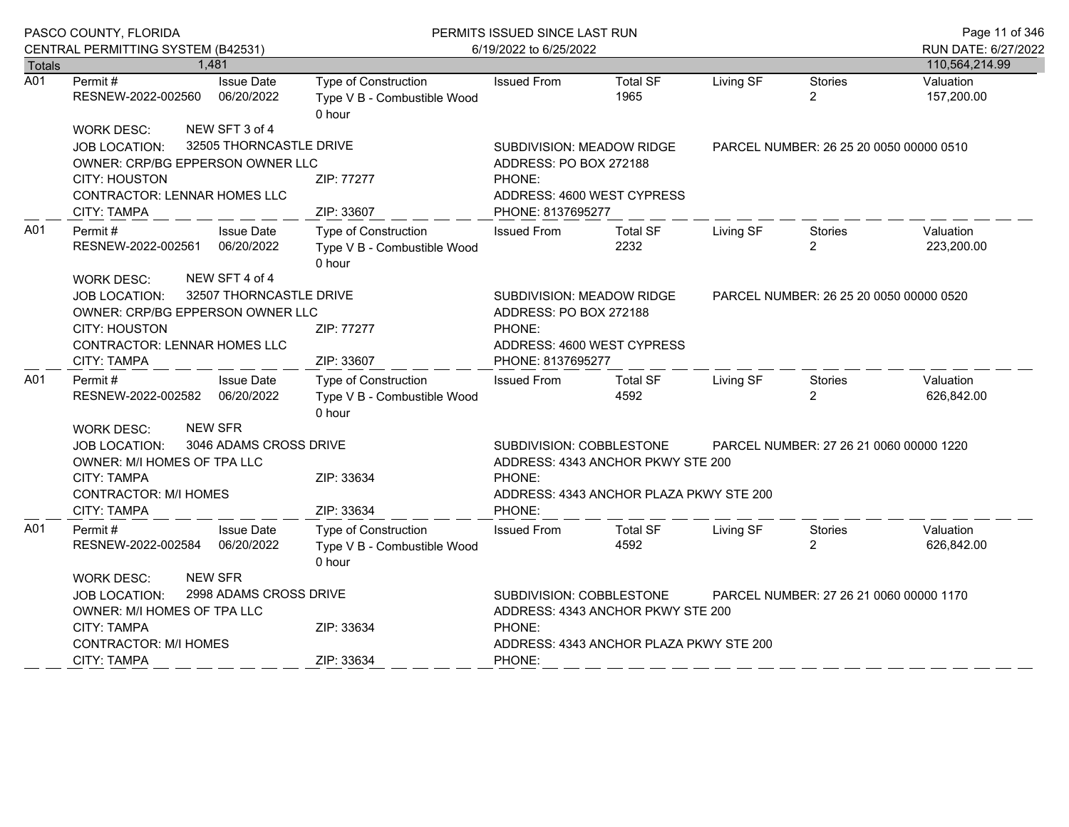PASCO COUNTY, FLORIDA
CENTRAL PERMITTING SYSTEM (B42531)

PERMITS ISSUED SINCE LAST RUN
6/19/2022 to 6/25/2022

RUN DATE: 6/27/2022

| Totals | 1,481 | | | | | | | 110,564,214.99 |
|---|---|---|---|---|---|---|---|---|

---

**A01**

| Permit # | Issue Date | Type of Construction | Issued From | Total SF | Living SF | Stories | Valuation |
|---|---|---|---|---|---|---|---|
| RESNEW-2022-002560 | 06/20/2022 | Type V B - Combustible Wood 0 hour | | 1965 | | 2 | 157,200.00 |

WORK DESC: NEW SFT 3 of 4
JOB LOCATION: 32505 THORNCASTLE DRIVE — SUBDIVISION: MEADOW RIDGE — PARCEL NUMBER: 26 25 20 0050 00000 0510
OWNER: CRP/BG EPPERSON OWNER LLC — ADDRESS: PO BOX 272188
CITY: HOUSTON — ZIP: 77277 — PHONE:
CONTRACTOR: LENNAR HOMES LLC — ADDRESS: 4600 WEST CYPRESS
CITY: TAMPA — ZIP: 33607 — PHONE: 8137695277

---

**A01**

| Permit # | Issue Date | Type of Construction | Issued From | Total SF | Living SF | Stories | Valuation |
|---|---|---|---|---|---|---|---|
| RESNEW-2022-002561 | 06/20/2022 | Type V B - Combustible Wood 0 hour | | 2232 | | 2 | 223,200.00 |

WORK DESC: NEW SFT 4 of 4
JOB LOCATION: 32507 THORNCASTLE DRIVE — SUBDIVISION: MEADOW RIDGE — PARCEL NUMBER: 26 25 20 0050 00000 0520
OWNER: CRP/BG EPPERSON OWNER LLC — ADDRESS: PO BOX 272188
CITY: HOUSTON — ZIP: 77277 — PHONE:
CONTRACTOR: LENNAR HOMES LLC — ADDRESS: 4600 WEST CYPRESS
CITY: TAMPA — ZIP: 33607 — PHONE: 8137695277

---

**A01**

| Permit # | Issue Date | Type of Construction | Issued From | Total SF | Living SF | Stories | Valuation |
|---|---|---|---|---|---|---|---|
| RESNEW-2022-002582 | 06/20/2022 | Type V B - Combustible Wood 0 hour | | 4592 | | 2 | 626,842.00 |

WORK DESC: NEW SFR
JOB LOCATION: 3046 ADAMS CROSS DRIVE — SUBDIVISION: COBBLESTONE — PARCEL NUMBER: 27 26 21 0060 00000 1220
OWNER: M/I HOMES OF TPA LLC — ADDRESS: 4343 ANCHOR PKWY STE 200
CITY: TAMPA — ZIP: 33634 — PHONE:
CONTRACTOR: M/I HOMES — ADDRESS: 4343 ANCHOR PLAZA PKWY STE 200
CITY: TAMPA — ZIP: 33634 — PHONE:

---

**A01**

| Permit # | Issue Date | Type of Construction | Issued From | Total SF | Living SF | Stories | Valuation |
|---|---|---|---|---|---|---|---|
| RESNEW-2022-002584 | 06/20/2022 | Type V B - Combustible Wood 0 hour | | 4592 | | 2 | 626,842.00 |

WORK DESC: NEW SFR
JOB LOCATION: 2998 ADAMS CROSS DRIVE — SUBDIVISION: COBBLESTONE — PARCEL NUMBER: 27 26 21 0060 00000 1170
OWNER: M/I HOMES OF TPA LLC — ADDRESS: 4343 ANCHOR PKWY STE 200
CITY: TAMPA — ZIP: 33634 — PHONE:
CONTRACTOR: M/I HOMES — ADDRESS: 4343 ANCHOR PLAZA PKWY STE 200
CITY: TAMPA — ZIP: 33634 — PHONE: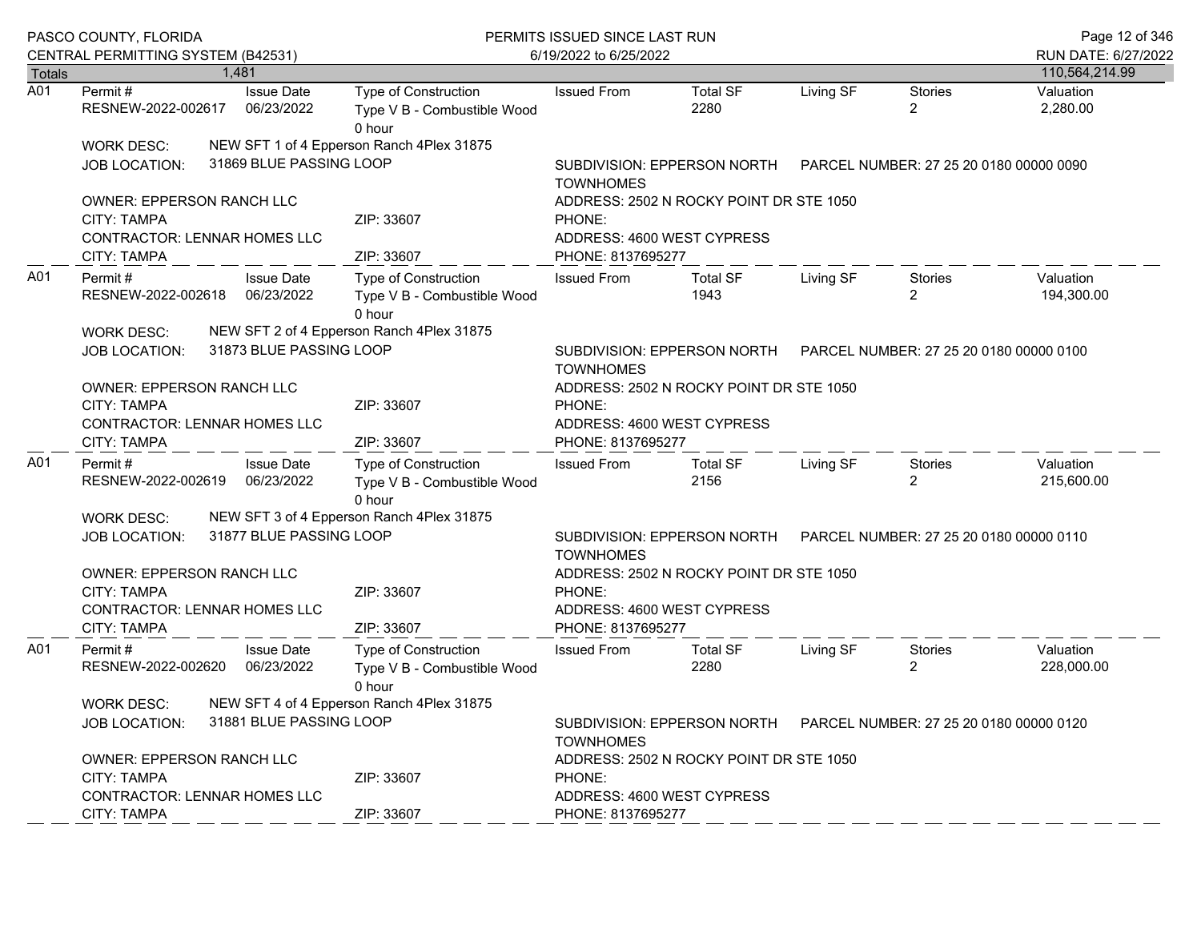| Totals | 1,481 | | | | | | | 110,564,214.99 |
|---|---|---|---|---|---|---|---|---|

**A01**

| Permit # | Issue Date | Type of Construction | Issued From | Total SF | Living SF | Stories | Valuation |
|---|---|---|---|---|---|---|---|
| RESNEW-2022-002617 | 06/23/2022 | Type V B - Combustible Wood 0 hour | | 2280 | | 2 | 2,280.00 |

WORK DESC: NEW SFT 1 of 4 Epperson Ranch 4Plex 31875

JOB LOCATION: 31869 BLUE PASSING LOOP

SUBDIVISION: EPPERSON NORTH TOWNHOMES

PARCEL NUMBER: 27 25 20 0180 00000 0090

OWNER: EPPERSON RANCH LLC
ADDRESS: 2502 N ROCKY POINT DR STE 1050
CITY: TAMPA ZIP: 33607 PHONE:

CONTRACTOR: LENNAR HOMES LLC
ADDRESS: 4600 WEST CYPRESS
CITY: TAMPA ZIP: 33607 PHONE: 8137695277

---

**A01**

| Permit # | Issue Date | Type of Construction | Issued From | Total SF | Living SF | Stories | Valuation |
|---|---|---|---|---|---|---|---|
| RESNEW-2022-002618 | 06/23/2022 | Type V B - Combustible Wood 0 hour | | 1943 | | 2 | 194,300.00 |

WORK DESC: NEW SFT 2 of 4 Epperson Ranch 4Plex 31875

JOB LOCATION: 31873 BLUE PASSING LOOP

SUBDIVISION: EPPERSON NORTH TOWNHOMES

PARCEL NUMBER: 27 25 20 0180 00000 0100

OWNER: EPPERSON RANCH LLC
ADDRESS: 2502 N ROCKY POINT DR STE 1050
CITY: TAMPA ZIP: 33607 PHONE:

CONTRACTOR: LENNAR HOMES LLC
ADDRESS: 4600 WEST CYPRESS
CITY: TAMPA ZIP: 33607 PHONE: 8137695277

---

**A01**

| Permit # | Issue Date | Type of Construction | Issued From | Total SF | Living SF | Stories | Valuation |
|---|---|---|---|---|---|---|---|
| RESNEW-2022-002619 | 06/23/2022 | Type V B - Combustible Wood 0 hour | | 2156 | | 2 | 215,600.00 |

WORK DESC: NEW SFT 3 of 4 Epperson Ranch 4Plex 31875

JOB LOCATION: 31877 BLUE PASSING LOOP

SUBDIVISION: EPPERSON NORTH TOWNHOMES

PARCEL NUMBER: 27 25 20 0180 00000 0110

OWNER: EPPERSON RANCH LLC
ADDRESS: 2502 N ROCKY POINT DR STE 1050
CITY: TAMPA ZIP: 33607 PHONE:

CONTRACTOR: LENNAR HOMES LLC
ADDRESS: 4600 WEST CYPRESS
CITY: TAMPA ZIP: 33607 PHONE: 8137695277

---

**A01**

| Permit # | Issue Date | Type of Construction | Issued From | Total SF | Living SF | Stories | Valuation |
|---|---|---|---|---|---|---|---|
| RESNEW-2022-002620 | 06/23/2022 | Type V B - Combustible Wood 0 hour | | 2280 | | 2 | 228,000.00 |

WORK DESC: NEW SFT 4 of 4 Epperson Ranch 4Plex 31875

JOB LOCATION: 31881 BLUE PASSING LOOP

SUBDIVISION: EPPERSON NORTH TOWNHOMES

PARCEL NUMBER: 27 25 20 0180 00000 0120

OWNER: EPPERSON RANCH LLC
ADDRESS: 2502 N ROCKY POINT DR STE 1050
CITY: TAMPA ZIP: 33607 PHONE:

CONTRACTOR: LENNAR HOMES LLC
ADDRESS: 4600 WEST CYPRESS
CITY: TAMPA ZIP: 33607 PHONE: 8137695277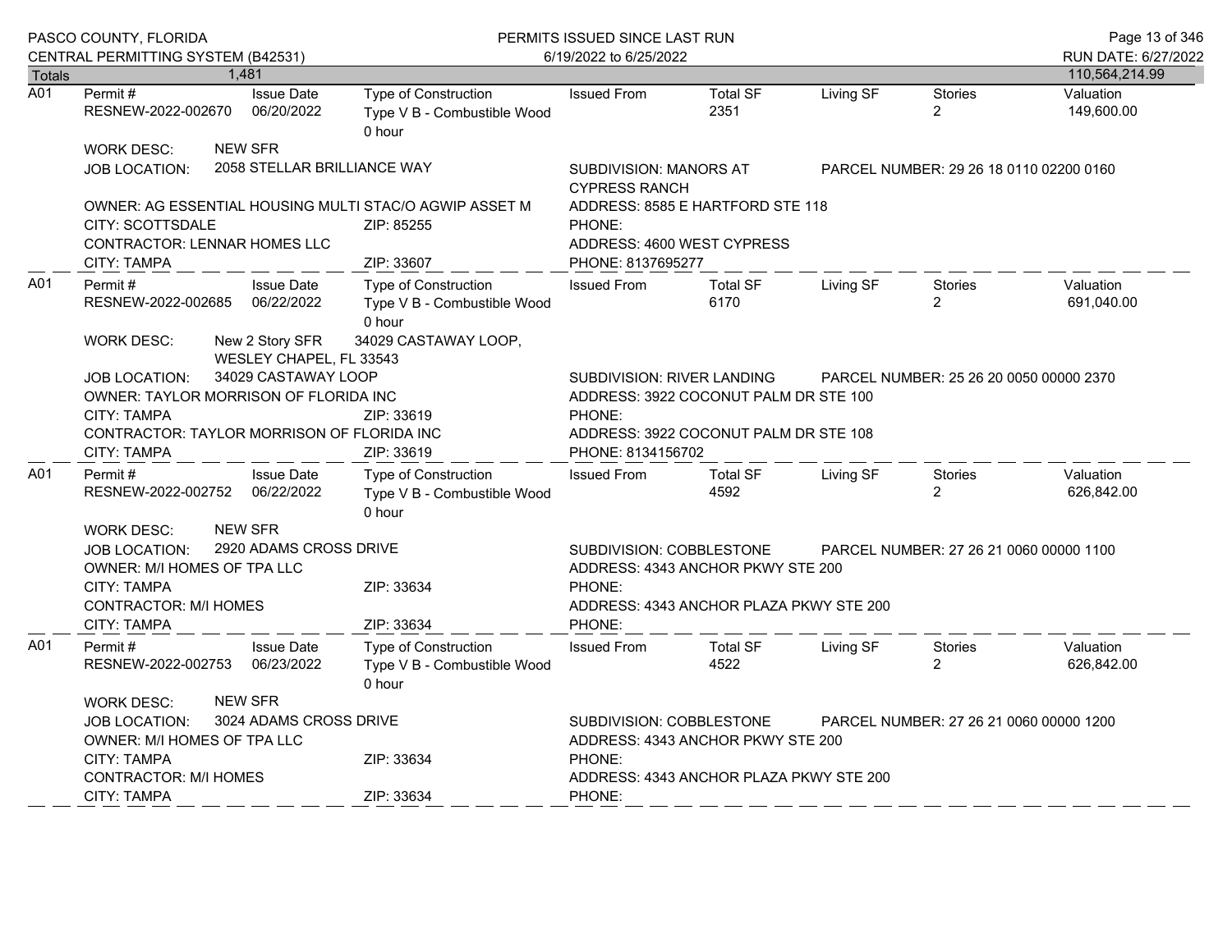| Totals | 1,481 | | | | | | | 110,564,214.99 |
|---|---|---|---|---|---|---|---|---|

**A01**

| Permit # | Issue Date | Type of Construction | Issued From | Total SF | Living SF | Stories | Valuation |
|---|---|---|---|---|---|---|---|
| RESNEW-2022-002670 | 06/20/2022 | Type V B - Combustible Wood 0 hour | | 2351 | | 2 | 149,600.00 |

WORK DESC: NEW SFR

JOB LOCATION: 2058 STELLAR BRILLIANCE WAY — SUBDIVISION: MANORS AT CYPRESS RANCH — PARCEL NUMBER: 29 26 18 0110 02200 0160

OWNER: AG ESSENTIAL HOUSING MULTI STAC/O AGWIP ASSET M — ADDRESS: 8585 E HARTFORD STE 118

CITY: SCOTTSDALE — ZIP: 85255 — PHONE:

CONTRACTOR: LENNAR HOMES LLC — ADDRESS: 4600 WEST CYPRESS

CITY: TAMPA — ZIP: 33607 — PHONE: 8137695277

**A01**

| Permit # | Issue Date | Type of Construction | Issued From | Total SF | Living SF | Stories | Valuation |
|---|---|---|---|---|---|---|---|
| RESNEW-2022-002685 | 06/22/2022 | Type V B - Combustible Wood 0 hour | | 6170 | | 2 | 691,040.00 |

WORK DESC: New 2 Story SFR 34029 CASTAWAY LOOP, WESLEY CHAPEL, FL 33543

JOB LOCATION: 34029 CASTAWAY LOOP — SUBDIVISION: RIVER LANDING — PARCEL NUMBER: 25 26 20 0050 00000 2370

OWNER: TAYLOR MORRISON OF FLORIDA INC — ADDRESS: 3922 COCONUT PALM DR STE 100

CITY: TAMPA — ZIP: 33619 — PHONE:

CONTRACTOR: TAYLOR MORRISON OF FLORIDA INC — ADDRESS: 3922 COCONUT PALM DR STE 108

CITY: TAMPA — ZIP: 33619 — PHONE: 8134156702

**A01**

| Permit # | Issue Date | Type of Construction | Issued From | Total SF | Living SF | Stories | Valuation |
|---|---|---|---|---|---|---|---|
| RESNEW-2022-002752 | 06/22/2022 | Type V B - Combustible Wood 0 hour | | 4592 | | 2 | 626,842.00 |

WORK DESC: NEW SFR

JOB LOCATION: 2920 ADAMS CROSS DRIVE — SUBDIVISION: COBBLESTONE — PARCEL NUMBER: 27 26 21 0060 00000 1100

OWNER: M/I HOMES OF TPA LLC — ADDRESS: 4343 ANCHOR PKWY STE 200

CITY: TAMPA — ZIP: 33634 — PHONE:

CONTRACTOR: M/I HOMES — ADDRESS: 4343 ANCHOR PLAZA PKWY STE 200

CITY: TAMPA — ZIP: 33634 — PHONE:

**A01**

| Permit # | Issue Date | Type of Construction | Issued From | Total SF | Living SF | Stories | Valuation |
|---|---|---|---|---|---|---|---|
| RESNEW-2022-002753 | 06/23/2022 | Type V B - Combustible Wood 0 hour | | 4522 | | 2 | 626,842.00 |

WORK DESC: NEW SFR

JOB LOCATION: 3024 ADAMS CROSS DRIVE — SUBDIVISION: COBBLESTONE — PARCEL NUMBER: 27 26 21 0060 00000 1200

OWNER: M/I HOMES OF TPA LLC — ADDRESS: 4343 ANCHOR PKWY STE 200

CITY: TAMPA — ZIP: 33634 — PHONE:

CONTRACTOR: M/I HOMES — ADDRESS: 4343 ANCHOR PLAZA PKWY STE 200

CITY: TAMPA — ZIP: 33634 — PHONE: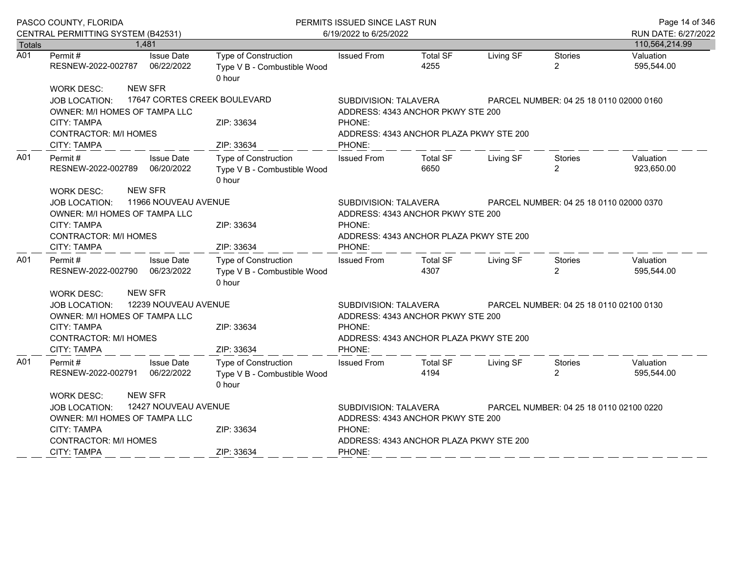| Totals | 1,481 | | | | | | | 110,564,214.99 |
|---|---|---|---|---|---|---|---|---|

**A01**

| Permit # | Issue Date | Type of Construction | Issued From | Total SF | Living SF | Stories | Valuation |
|---|---|---|---|---|---|---|---|
| RESNEW-2022-002787 | 06/22/2022 | Type V B - Combustible Wood 0 hour | | 4255 | | 2 | 595,544.00 |

WORK DESC: NEW SFR
JOB LOCATION: 17647 CORTES CREEK BOULEVARD
SUBDIVISION: TALAVERA
PARCEL NUMBER: 04 25 18 0110 02000 0160
OWNER: M/I HOMES OF TAMPA LLC
ADDRESS: 4343 ANCHOR PKWY STE 200
CITY: TAMPA ZIP: 33634 PHONE:
CONTRACTOR: M/I HOMES
ADDRESS: 4343 ANCHOR PLAZA PKWY STE 200
CITY: TAMPA ZIP: 33634 PHONE:

---

**A01**

| Permit # | Issue Date | Type of Construction | Issued From | Total SF | Living SF | Stories | Valuation |
|---|---|---|---|---|---|---|---|
| RESNEW-2022-002789 | 06/20/2022 | Type V B - Combustible Wood 0 hour | | 6650 | | 2 | 923,650.00 |

WORK DESC: NEW SFR
JOB LOCATION: 11966 NOUVEAU AVENUE
SUBDIVISION: TALAVERA
PARCEL NUMBER: 04 25 18 0110 02000 0370
OWNER: M/I HOMES OF TAMPA LLC
ADDRESS: 4343 ANCHOR PKWY STE 200
CITY: TAMPA ZIP: 33634 PHONE:
CONTRACTOR: M/I HOMES
ADDRESS: 4343 ANCHOR PLAZA PKWY STE 200
CITY: TAMPA ZIP: 33634 PHONE:

---

**A01**

| Permit # | Issue Date | Type of Construction | Issued From | Total SF | Living SF | Stories | Valuation |
|---|---|---|---|---|---|---|---|
| RESNEW-2022-002790 | 06/23/2022 | Type V B - Combustible Wood 0 hour | | 4307 | | 2 | 595,544.00 |

WORK DESC: NEW SFR
JOB LOCATION: 12239 NOUVEAU AVENUE
SUBDIVISION: TALAVERA
PARCEL NUMBER: 04 25 18 0110 02100 0130
OWNER: M/I HOMES OF TAMPA LLC
ADDRESS: 4343 ANCHOR PKWY STE 200
CITY: TAMPA ZIP: 33634 PHONE:
CONTRACTOR: M/I HOMES
ADDRESS: 4343 ANCHOR PLAZA PKWY STE 200
CITY: TAMPA ZIP: 33634 PHONE:

---

**A01**

| Permit # | Issue Date | Type of Construction | Issued From | Total SF | Living SF | Stories | Valuation |
|---|---|---|---|---|---|---|---|
| RESNEW-2022-002791 | 06/22/2022 | Type V B - Combustible Wood 0 hour | | 4194 | | 2 | 595,544.00 |

WORK DESC: NEW SFR
JOB LOCATION: 12427 NOUVEAU AVENUE
SUBDIVISION: TALAVERA
PARCEL NUMBER: 04 25 18 0110 02100 0220
OWNER: M/I HOMES OF TAMPA LLC
ADDRESS: 4343 ANCHOR PKWY STE 200
CITY: TAMPA ZIP: 33634 PHONE:
CONTRACTOR: M/I HOMES
ADDRESS: 4343 ANCHOR PLAZA PKWY STE 200
CITY: TAMPA ZIP: 33634 PHONE: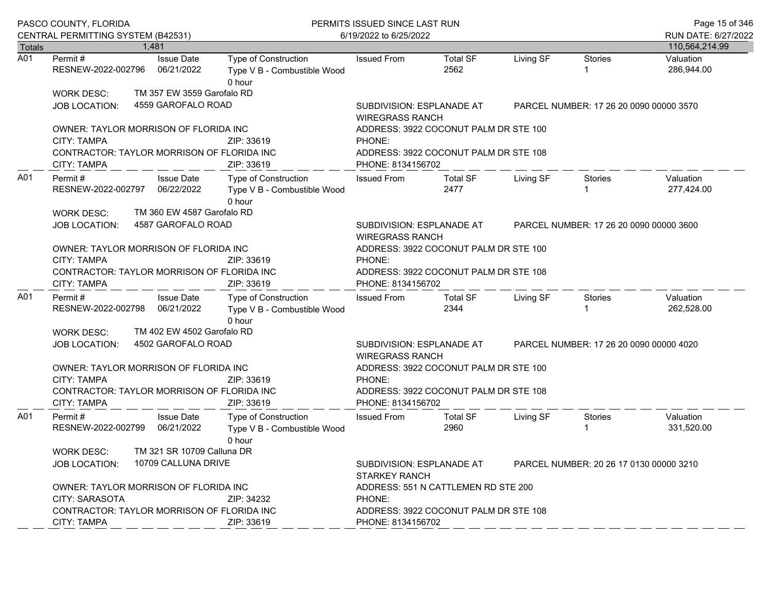| Totals | 1,481 | | | | | | | 110,564,214.99 |
|---|---|---|---|---|---|---|---|---|

**A01**

| Permit # | Issue Date | Type of Construction | Issued From | Total SF | Living SF | Stories | Valuation |
|---|---|---|---|---|---|---|---|
| RESNEW-2022-002796 | 06/21/2022 | Type V B - Combustible Wood 0 hour | | 2562 | | 1 | 286,944.00 |

WORK DESC: TM 357 EW 3559 Garofalo RD

JOB LOCATION: 4559 GAROFALO ROAD

SUBDIVISION: ESPLANADE AT WIREGRASS RANCH

PARCEL NUMBER: 17 26 20 0090 00000 3570

OWNER: TAYLOR MORRISON OF FLORIDA INC
ADDRESS: 3922 COCONUT PALM DR STE 100
CITY: TAMPA ZIP: 33619
PHONE:

CONTRACTOR: TAYLOR MORRISON OF FLORIDA INC
ADDRESS: 3922 COCONUT PALM DR STE 108
CITY: TAMPA ZIP: 33619
PHONE: 8134156702

---

**A01**

| Permit # | Issue Date | Type of Construction | Issued From | Total SF | Living SF | Stories | Valuation |
|---|---|---|---|---|---|---|---|
| RESNEW-2022-002797 | 06/22/2022 | Type V B - Combustible Wood 0 hour | | 2477 | | 1 | 277,424.00 |

WORK DESC: TM 360 EW 4587 Garofalo RD

JOB LOCATION: 4587 GAROFALO ROAD

SUBDIVISION: ESPLANADE AT WIREGRASS RANCH

PARCEL NUMBER: 17 26 20 0090 00000 3600

OWNER: TAYLOR MORRISON OF FLORIDA INC
ADDRESS: 3922 COCONUT PALM DR STE 100
CITY: TAMPA ZIP: 33619
PHONE:

CONTRACTOR: TAYLOR MORRISON OF FLORIDA INC
ADDRESS: 3922 COCONUT PALM DR STE 108
CITY: TAMPA ZIP: 33619
PHONE: 8134156702

---

**A01**

| Permit # | Issue Date | Type of Construction | Issued From | Total SF | Living SF | Stories | Valuation |
|---|---|---|---|---|---|---|---|
| RESNEW-2022-002798 | 06/21/2022 | Type V B - Combustible Wood 0 hour | | 2344 | | 1 | 262,528.00 |

WORK DESC: TM 402 EW 4502 Garofalo RD

JOB LOCATION: 4502 GAROFALO ROAD

SUBDIVISION: ESPLANADE AT WIREGRASS RANCH

PARCEL NUMBER: 17 26 20 0090 00000 4020

OWNER: TAYLOR MORRISON OF FLORIDA INC
ADDRESS: 3922 COCONUT PALM DR STE 100
CITY: TAMPA ZIP: 33619
PHONE:

CONTRACTOR: TAYLOR MORRISON OF FLORIDA INC
ADDRESS: 3922 COCONUT PALM DR STE 108
CITY: TAMPA ZIP: 33619
PHONE: 8134156702

---

**A01**

| Permit # | Issue Date | Type of Construction | Issued From | Total SF | Living SF | Stories | Valuation |
|---|---|---|---|---|---|---|---|
| RESNEW-2022-002799 | 06/21/2022 | Type V B - Combustible Wood 0 hour | | 2960 | | 1 | 331,520.00 |

WORK DESC: TM 321 SR 10709 Calluna DR

JOB LOCATION: 10709 CALLUNA DRIVE

SUBDIVISION: ESPLANADE AT STARKEY RANCH

PARCEL NUMBER: 20 26 17 0130 00000 3210

OWNER: TAYLOR MORRISON OF FLORIDA INC
ADDRESS: 551 N CATTLEMEN RD STE 200
CITY: SARASOTA ZIP: 34232
PHONE:

CONTRACTOR: TAYLOR MORRISON OF FLORIDA INC
ADDRESS: 3922 COCONUT PALM DR STE 108
CITY: TAMPA ZIP: 33619
PHONE: 8134156702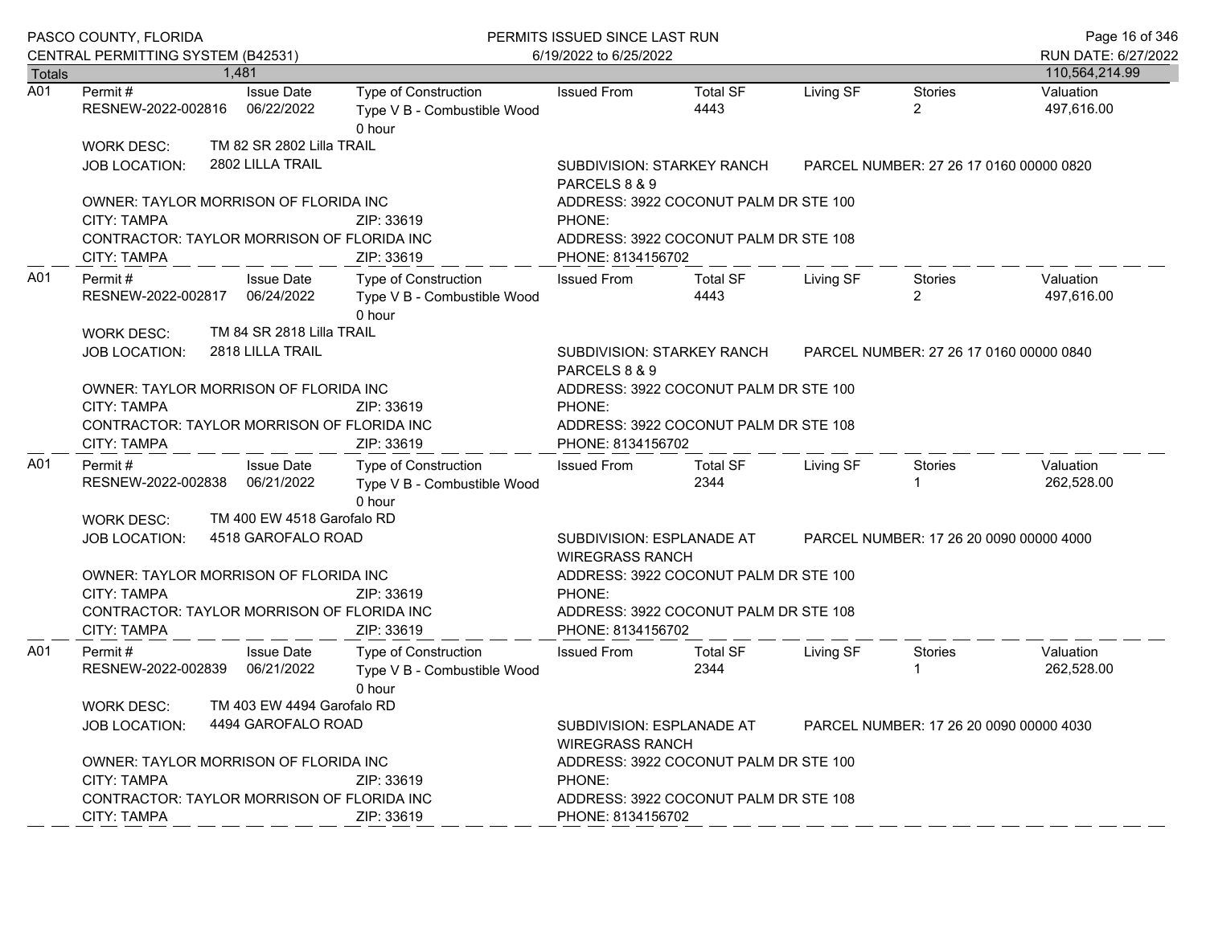PASCO COUNTY, FLORIDA
CENTRAL PERMITTING SYSTEM (B42531)

PERMITS ISSUED SINCE LAST RUN
6/19/2022 to 6/25/2022

RUN DATE: 6/27/2022

| Totals | 1,481 | | | | | | | 110,564,214.99 |
|---|---|---|---|---|---|---|---|---|

---

**A01**

| Permit # | Issue Date | Type of Construction | Issued From | Total SF | Living SF | Stories | Valuation |
|---|---|---|---|---|---|---|---|
| RESNEW-2022-002816 | 06/22/2022 | Type V B - Combustible Wood 0 hour | | 4443 | | 2 | 497,616.00 |

WORK DESC: TM 82 SR 2802 Lilla TRAIL
JOB LOCATION: 2802 LILLA TRAIL
SUBDIVISION: STARKEY RANCH PARCELS 8 & 9
PARCEL NUMBER: 27 26 17 0160 00000 0820

OWNER: TAYLOR MORRISON OF FLORIDA INC
ADDRESS: 3922 COCONUT PALM DR STE 100
CITY: TAMPA ZIP: 33619
PHONE:
CONTRACTOR: TAYLOR MORRISON OF FLORIDA INC
ADDRESS: 3922 COCONUT PALM DR STE 108
CITY: TAMPA ZIP: 33619
PHONE: 8134156702

---

**A01**

| Permit # | Issue Date | Type of Construction | Issued From | Total SF | Living SF | Stories | Valuation |
|---|---|---|---|---|---|---|---|
| RESNEW-2022-002817 | 06/24/2022 | Type V B - Combustible Wood 0 hour | | 4443 | | 2 | 497,616.00 |

WORK DESC: TM 84 SR 2818 Lilla TRAIL
JOB LOCATION: 2818 LILLA TRAIL
SUBDIVISION: STARKEY RANCH PARCELS 8 & 9
PARCEL NUMBER: 27 26 17 0160 00000 0840

OWNER: TAYLOR MORRISON OF FLORIDA INC
ADDRESS: 3922 COCONUT PALM DR STE 100
CITY: TAMPA ZIP: 33619
PHONE:
CONTRACTOR: TAYLOR MORRISON OF FLORIDA INC
ADDRESS: 3922 COCONUT PALM DR STE 108
CITY: TAMPA ZIP: 33619
PHONE: 8134156702

---

**A01**

| Permit # | Issue Date | Type of Construction | Issued From | Total SF | Living SF | Stories | Valuation |
|---|---|---|---|---|---|---|---|
| RESNEW-2022-002838 | 06/21/2022 | Type V B - Combustible Wood 0 hour | | 2344 | | 1 | 262,528.00 |

WORK DESC: TM 400 EW 4518 Garofalo RD
JOB LOCATION: 4518 GAROFALO ROAD
SUBDIVISION: ESPLANADE AT WIREGRASS RANCH
PARCEL NUMBER: 17 26 20 0090 00000 4000

OWNER: TAYLOR MORRISON OF FLORIDA INC
ADDRESS: 3922 COCONUT PALM DR STE 100
CITY: TAMPA ZIP: 33619
PHONE:
CONTRACTOR: TAYLOR MORRISON OF FLORIDA INC
ADDRESS: 3922 COCONUT PALM DR STE 108
CITY: TAMPA ZIP: 33619
PHONE: 8134156702

---

**A01**

| Permit # | Issue Date | Type of Construction | Issued From | Total SF | Living SF | Stories | Valuation |
|---|---|---|---|---|---|---|---|
| RESNEW-2022-002839 | 06/21/2022 | Type V B - Combustible Wood 0 hour | | 2344 | | 1 | 262,528.00 |

WORK DESC: TM 403 EW 4494 Garofalo RD
JOB LOCATION: 4494 GAROFALO ROAD
SUBDIVISION: ESPLANADE AT WIREGRASS RANCH
PARCEL NUMBER: 17 26 20 0090 00000 4030

OWNER: TAYLOR MORRISON OF FLORIDA INC
ADDRESS: 3922 COCONUT PALM DR STE 100
CITY: TAMPA ZIP: 33619
PHONE:
CONTRACTOR: TAYLOR MORRISON OF FLORIDA INC
ADDRESS: 3922 COCONUT PALM DR STE 108
CITY: TAMPA ZIP: 33619
PHONE: 8134156702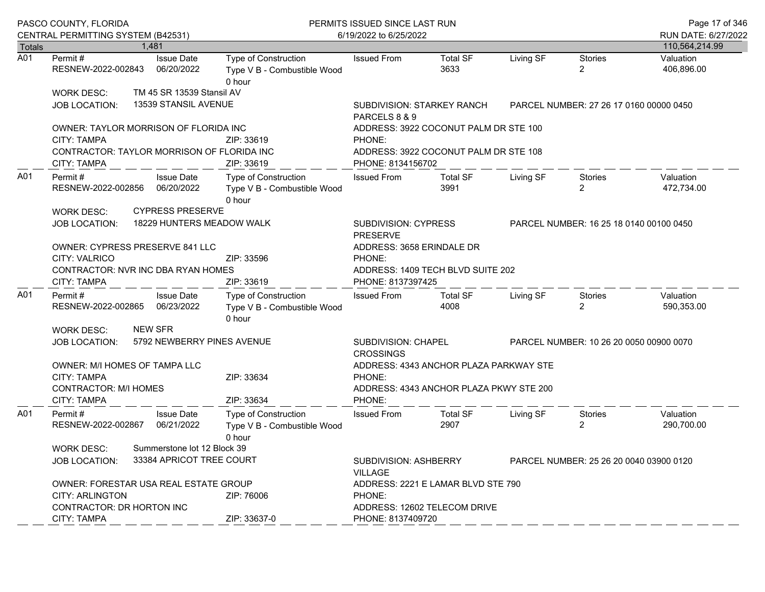PASCO COUNTY, FLORIDA
CENTRAL PERMITTING SYSTEM (B42531)

PERMITS ISSUED SINCE LAST RUN
6/19/2022 to 6/25/2022

RUN DATE: 6/27/2022

| Totals | 1,481 | | | | | | | 110,564,214.99 |
|---|---|---|---|---|---|---|---|---|

---

**A01**

| Permit # | Issue Date | Type of Construction | Issued From | Total SF | Living SF | Stories | Valuation |
|---|---|---|---|---|---|---|---|
| RESNEW-2022-002843 | 06/20/2022 | Type V B - Combustible Wood 0 hour | | 3633 | | 2 | 406,896.00 |

WORK DESC: TM 45 SR 13539 Stansil AV

JOB LOCATION: 13539 STANSIL AVENUE

SUBDIVISION: STARKEY RANCH PARCELS 8 & 9

PARCEL NUMBER: 27 26 17 0160 00000 0450

OWNER: TAYLOR MORRISON OF FLORIDA INC — ADDRESS: 3922 COCONUT PALM DR STE 100
CITY: TAMPA — ZIP: 33619 — PHONE:

CONTRACTOR: TAYLOR MORRISON OF FLORIDA INC — ADDRESS: 3922 COCONUT PALM DR STE 108
CITY: TAMPA — ZIP: 33619 — PHONE: 8134156702

---

**A01**

| Permit # | Issue Date | Type of Construction | Issued From | Total SF | Living SF | Stories | Valuation |
|---|---|---|---|---|---|---|---|
| RESNEW-2022-002856 | 06/20/2022 | Type V B - Combustible Wood 0 hour | | 3991 | | 2 | 472,734.00 |

WORK DESC: CYPRESS PRESERVE

JOB LOCATION: 18229 HUNTERS MEADOW WALK

SUBDIVISION: CYPRESS PRESERVE

PARCEL NUMBER: 16 25 18 0140 00100 0450

OWNER: CYPRESS PRESERVE 841 LLC — ADDRESS: 3658 ERINDALE DR
CITY: VALRICO — ZIP: 33596 — PHONE:

CONTRACTOR: NVR INC DBA RYAN HOMES — ADDRESS: 1409 TECH BLVD SUITE 202
CITY: TAMPA — ZIP: 33619 — PHONE: 8137397425

---

**A01**

| Permit # | Issue Date | Type of Construction | Issued From | Total SF | Living SF | Stories | Valuation |
|---|---|---|---|---|---|---|---|
| RESNEW-2022-002865 | 06/23/2022 | Type V B - Combustible Wood 0 hour | | 4008 | | 2 | 590,353.00 |

WORK DESC: NEW SFR

JOB LOCATION: 5792 NEWBERRY PINES AVENUE

SUBDIVISION: CHAPEL CROSSINGS

PARCEL NUMBER: 10 26 20 0050 00900 0070

OWNER: M/I HOMES OF TAMPA LLC — ADDRESS: 4343 ANCHOR PLAZA PARKWAY STE
CITY: TAMPA — ZIP: 33634 — PHONE:

CONTRACTOR: M/I HOMES — ADDRESS: 4343 ANCHOR PLAZA PKWY STE 200
CITY: TAMPA — ZIP: 33634 — PHONE:

---

**A01**

| Permit # | Issue Date | Type of Construction | Issued From | Total SF | Living SF | Stories | Valuation |
|---|---|---|---|---|---|---|---|
| RESNEW-2022-002867 | 06/21/2022 | Type V B - Combustible Wood 0 hour | | 2907 | | 2 | 290,700.00 |

WORK DESC: Summerstone lot 12 Block 39

JOB LOCATION: 33384 APRICOT TREE COURT

SUBDIVISION: ASHBERRY VILLAGE

PARCEL NUMBER: 25 26 20 0040 03900 0120

OWNER: FORESTAR USA REAL ESTATE GROUP — ADDRESS: 2221 E LAMAR BLVD STE 790
CITY: ARLINGTON — ZIP: 76006 — PHONE:

CONTRACTOR: DR HORTON INC — ADDRESS: 12602 TELECOM DRIVE
CITY: TAMPA — ZIP: 33637-0 — PHONE: 8137409720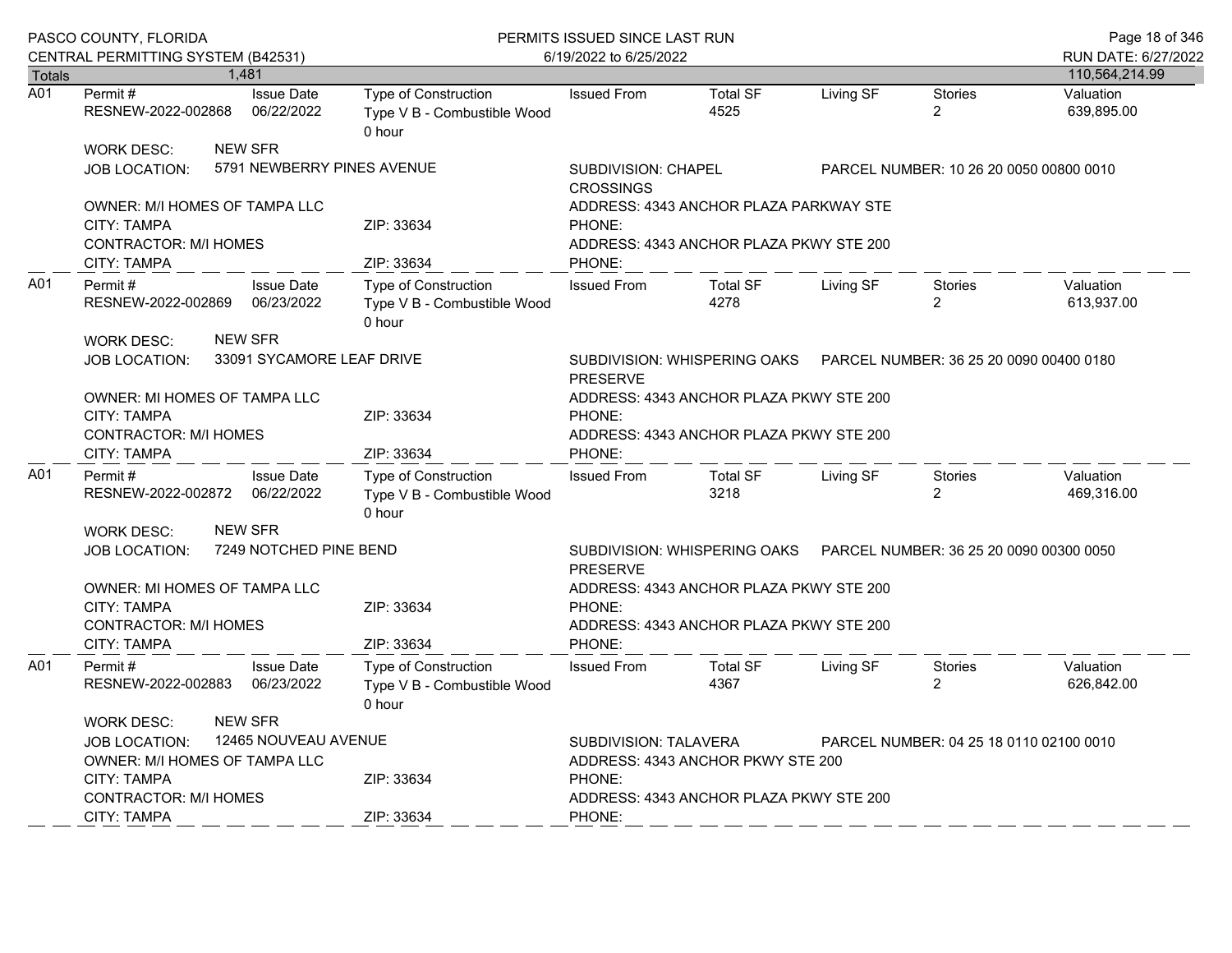PASCO COUNTY, FLORIDA
CENTRAL PERMITTING SYSTEM (B42531)

PERMITS ISSUED SINCE LAST RUN
6/19/2022 to 6/25/2022

RUN DATE: 6/27/2022

| Totals | 1,481 | | | | | | | 110,564,214.99 |
|---|---|---|---|---|---|---|---|---|

---

**A01**

| Permit # | Issue Date | Type of Construction | Issued From | Total SF | Living SF | Stories | Valuation |
|---|---|---|---|---|---|---|---|
| RESNEW-2022-002868 | 06/22/2022 | Type V B - Combustible Wood 0 hour | | 4525 | | 2 | 639,895.00 |

WORK DESC: NEW SFR
JOB LOCATION: 5791 NEWBERRY PINES AVENUE
SUBDIVISION: CHAPEL CROSSINGS
PARCEL NUMBER: 10 26 20 0050 00800 0010
OWNER: M/I HOMES OF TAMPA LLC
ADDRESS: 4343 ANCHOR PLAZA PARKWAY STE
CITY: TAMPA ZIP: 33634 PHONE:
CONTRACTOR: M/I HOMES
ADDRESS: 4343 ANCHOR PLAZA PKWY STE 200
CITY: TAMPA ZIP: 33634 PHONE:

---

**A01**

| Permit # | Issue Date | Type of Construction | Issued From | Total SF | Living SF | Stories | Valuation |
|---|---|---|---|---|---|---|---|
| RESNEW-2022-002869 | 06/23/2022 | Type V B - Combustible Wood 0 hour | | 4278 | | 2 | 613,937.00 |

WORK DESC: NEW SFR
JOB LOCATION: 33091 SYCAMORE LEAF DRIVE
SUBDIVISION: WHISPERING OAKS PRESERVE
PARCEL NUMBER: 36 25 20 0090 00400 0180
OWNER: MI HOMES OF TAMPA LLC
ADDRESS: 4343 ANCHOR PLAZA PKWY STE 200
CITY: TAMPA ZIP: 33634 PHONE:
CONTRACTOR: M/I HOMES
ADDRESS: 4343 ANCHOR PLAZA PKWY STE 200
CITY: TAMPA ZIP: 33634 PHONE:

---

**A01**

| Permit # | Issue Date | Type of Construction | Issued From | Total SF | Living SF | Stories | Valuation |
|---|---|---|---|---|---|---|---|
| RESNEW-2022-002872 | 06/22/2022 | Type V B - Combustible Wood 0 hour | | 3218 | | 2 | 469,316.00 |

WORK DESC: NEW SFR
JOB LOCATION: 7249 NOTCHED PINE BEND
SUBDIVISION: WHISPERING OAKS PRESERVE
PARCEL NUMBER: 36 25 20 0090 00300 0050
OWNER: MI HOMES OF TAMPA LLC
ADDRESS: 4343 ANCHOR PLAZA PKWY STE 200
CITY: TAMPA ZIP: 33634 PHONE:
CONTRACTOR: M/I HOMES
ADDRESS: 4343 ANCHOR PLAZA PKWY STE 200
CITY: TAMPA ZIP: 33634 PHONE:

---

**A01**

| Permit # | Issue Date | Type of Construction | Issued From | Total SF | Living SF | Stories | Valuation |
|---|---|---|---|---|---|---|---|
| RESNEW-2022-002883 | 06/23/2022 | Type V B - Combustible Wood 0 hour | | 4367 | | 2 | 626,842.00 |

WORK DESC: NEW SFR
JOB LOCATION: 12465 NOUVEAU AVENUE
SUBDIVISION: TALAVERA
PARCEL NUMBER: 04 25 18 0110 02100 0010
OWNER: M/I HOMES OF TAMPA LLC
ADDRESS: 4343 ANCHOR PKWY STE 200
CITY: TAMPA ZIP: 33634 PHONE:
CONTRACTOR: M/I HOMES
ADDRESS: 4343 ANCHOR PLAZA PKWY STE 200
CITY: TAMPA ZIP: 33634 PHONE: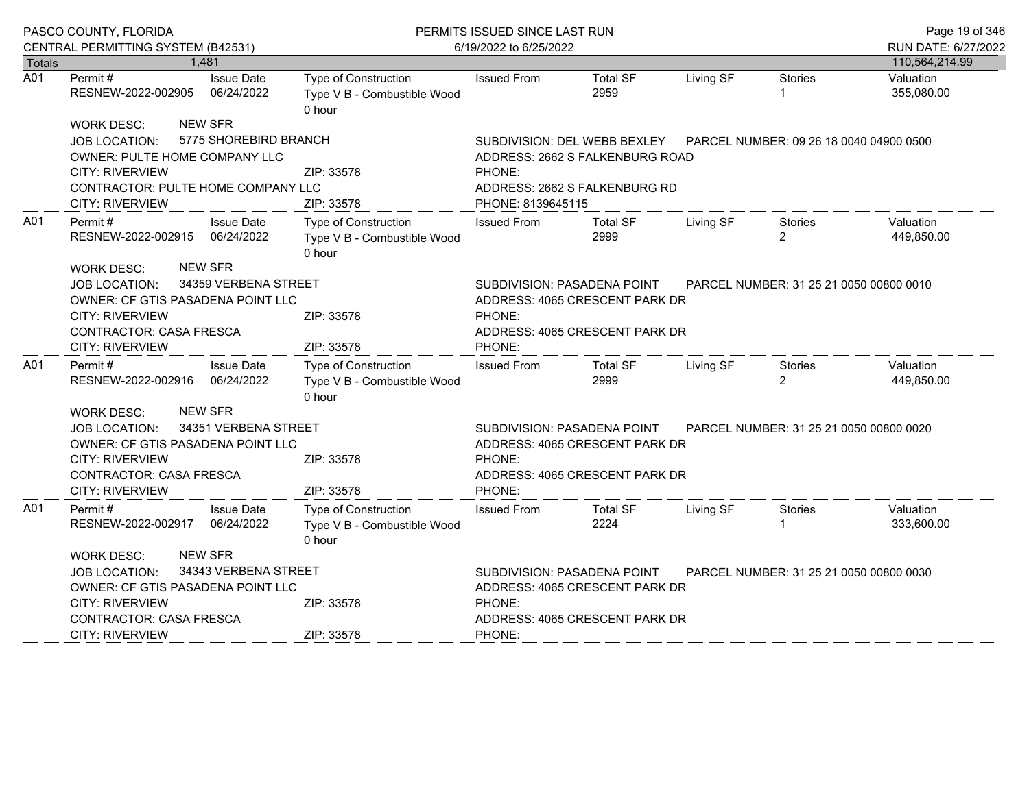| Totals | 1,481 | | | | | | | 110,564,214.99 |
|---|---|---|---|---|---|---|---|---|

**A01**

| Permit # | Issue Date | Type of Construction | Issued From | Total SF | Living SF | Stories | Valuation |
|---|---|---|---|---|---|---|---|
| RESNEW-2022-002905 | 06/24/2022 | Type V B - Combustible Wood 0 hour | | 2959 | | 1 | 355,080.00 |

WORK DESC: NEW SFR
JOB LOCATION: 5775 SHOREBIRD BRANCH
SUBDIVISION: DEL WEBB BEXLEY
PARCEL NUMBER: 09 26 18 0040 04900 0500
OWNER: PULTE HOME COMPANY LLC
ADDRESS: 2662 S FALKENBURG ROAD
CITY: RIVERVIEW ZIP: 33578
PHONE:
CONTRACTOR: PULTE HOME COMPANY LLC
ADDRESS: 2662 S FALKENBURG RD
CITY: RIVERVIEW ZIP: 33578
PHONE: 8139645115

**A01**

| Permit # | Issue Date | Type of Construction | Issued From | Total SF | Living SF | Stories | Valuation |
|---|---|---|---|---|---|---|---|
| RESNEW-2022-002915 | 06/24/2022 | Type V B - Combustible Wood 0 hour | | 2999 | | 2 | 449,850.00 |

WORK DESC: NEW SFR
JOB LOCATION: 34359 VERBENA STREET
SUBDIVISION: PASADENA POINT
PARCEL NUMBER: 31 25 21 0050 00800 0010
OWNER: CF GTIS PASADENA POINT LLC
ADDRESS: 4065 CRESCENT PARK DR
CITY: RIVERVIEW ZIP: 33578
PHONE:
CONTRACTOR: CASA FRESCA
ADDRESS: 4065 CRESCENT PARK DR
CITY: RIVERVIEW ZIP: 33578
PHONE:

**A01**

| Permit # | Issue Date | Type of Construction | Issued From | Total SF | Living SF | Stories | Valuation |
|---|---|---|---|---|---|---|---|
| RESNEW-2022-002916 | 06/24/2022 | Type V B - Combustible Wood 0 hour | | 2999 | | 2 | 449,850.00 |

WORK DESC: NEW SFR
JOB LOCATION: 34351 VERBENA STREET
SUBDIVISION: PASADENA POINT
PARCEL NUMBER: 31 25 21 0050 00800 0020
OWNER: CF GTIS PASADENA POINT LLC
ADDRESS: 4065 CRESCENT PARK DR
CITY: RIVERVIEW ZIP: 33578
PHONE:
CONTRACTOR: CASA FRESCA
ADDRESS: 4065 CRESCENT PARK DR
CITY: RIVERVIEW ZIP: 33578
PHONE:

**A01**

| Permit # | Issue Date | Type of Construction | Issued From | Total SF | Living SF | Stories | Valuation |
|---|---|---|---|---|---|---|---|
| RESNEW-2022-002917 | 06/24/2022 | Type V B - Combustible Wood 0 hour | | 2224 | | 1 | 333,600.00 |

WORK DESC: NEW SFR
JOB LOCATION: 34343 VERBENA STREET
SUBDIVISION: PASADENA POINT
PARCEL NUMBER: 31 25 21 0050 00800 0030
OWNER: CF GTIS PASADENA POINT LLC
ADDRESS: 4065 CRESCENT PARK DR
CITY: RIVERVIEW ZIP: 33578
PHONE:
CONTRACTOR: CASA FRESCA
ADDRESS: 4065 CRESCENT PARK DR
CITY: RIVERVIEW ZIP: 33578
PHONE: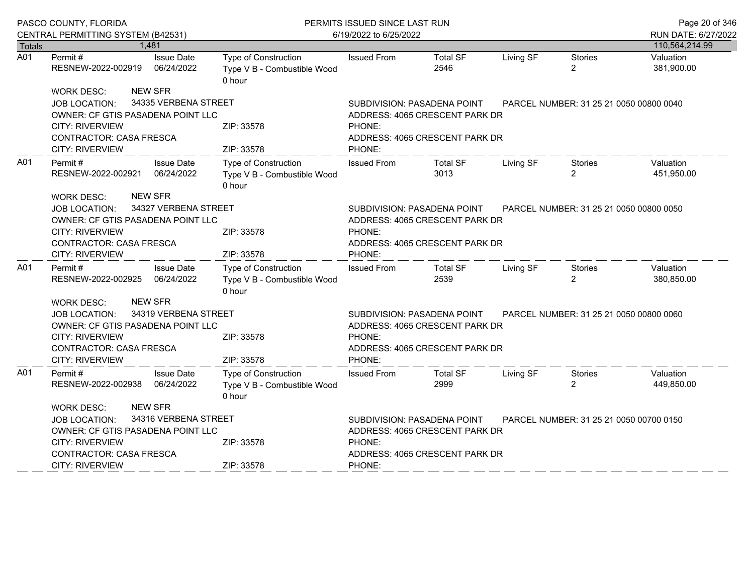**Totals** 1,481 — 110,564,214.99

| | Permit # | Issue Date | Type of Construction | Issued From | Total SF | Living SF | Stories | Valuation |
|---|---|---|---|---|---|---|---|---|
| A01 | RESNEW-2022-002919 | 06/24/2022 | Type V B - Combustible Wood 0 hour | | 2546 | | 2 | 381,900.00 |

WORK DESC: NEW SFR
JOB LOCATION: 34335 VERBENA STREET — SUBDIVISION: PASADENA POINT — PARCEL NUMBER: 31 25 21 0050 00800 0040
OWNER: CF GTIS PASADENA POINT LLC — ADDRESS: 4065 CRESCENT PARK DR
CITY: RIVERVIEW — ZIP: 33578 — PHONE:
CONTRACTOR: CASA FRESCA — ADDRESS: 4065 CRESCENT PARK DR
CITY: RIVERVIEW — ZIP: 33578 — PHONE:

| | Permit # | Issue Date | Type of Construction | Issued From | Total SF | Living SF | Stories | Valuation |
|---|---|---|---|---|---|---|---|---|
| A01 | RESNEW-2022-002921 | 06/24/2022 | Type V B - Combustible Wood 0 hour | | 3013 | | 2 | 451,950.00 |

WORK DESC: NEW SFR
JOB LOCATION: 34327 VERBENA STREET — SUBDIVISION: PASADENA POINT — PARCEL NUMBER: 31 25 21 0050 00800 0050
OWNER: CF GTIS PASADENA POINT LLC — ADDRESS: 4065 CRESCENT PARK DR
CITY: RIVERVIEW — ZIP: 33578 — PHONE:
CONTRACTOR: CASA FRESCA — ADDRESS: 4065 CRESCENT PARK DR
CITY: RIVERVIEW — ZIP: 33578 — PHONE:

| | Permit # | Issue Date | Type of Construction | Issued From | Total SF | Living SF | Stories | Valuation |
|---|---|---|---|---|---|---|---|---|
| A01 | RESNEW-2022-002925 | 06/24/2022 | Type V B - Combustible Wood 0 hour | | 2539 | | 2 | 380,850.00 |

WORK DESC: NEW SFR
JOB LOCATION: 34319 VERBENA STREET — SUBDIVISION: PASADENA POINT — PARCEL NUMBER: 31 25 21 0050 00800 0060
OWNER: CF GTIS PASADENA POINT LLC — ADDRESS: 4065 CRESCENT PARK DR
CITY: RIVERVIEW — ZIP: 33578 — PHONE:
CONTRACTOR: CASA FRESCA — ADDRESS: 4065 CRESCENT PARK DR
CITY: RIVERVIEW — ZIP: 33578 — PHONE:

| | Permit # | Issue Date | Type of Construction | Issued From | Total SF | Living SF | Stories | Valuation |
|---|---|---|---|---|---|---|---|---|
| A01 | RESNEW-2022-002938 | 06/24/2022 | Type V B - Combustible Wood 0 hour | | 2999 | | 2 | 449,850.00 |

WORK DESC: NEW SFR
JOB LOCATION: 34316 VERBENA STREET — SUBDIVISION: PASADENA POINT — PARCEL NUMBER: 31 25 21 0050 00700 0150
OWNER: CF GTIS PASADENA POINT LLC — ADDRESS: 4065 CRESCENT PARK DR
CITY: RIVERVIEW — ZIP: 33578 — PHONE:
CONTRACTOR: CASA FRESCA — ADDRESS: 4065 CRESCENT PARK DR
CITY: RIVERVIEW — ZIP: 33578 — PHONE: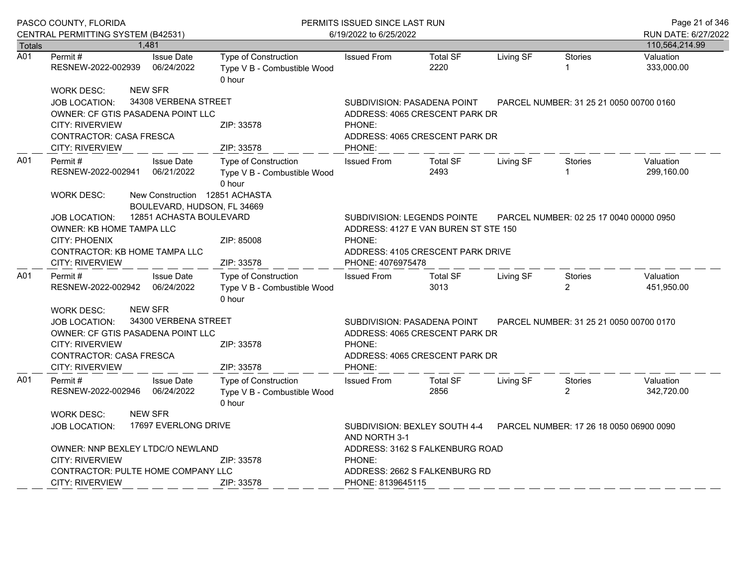PASCO COUNTY, FLORIDA
CENTRAL PERMITTING SYSTEM (B42531)

PERMITS ISSUED SINCE LAST RUN
6/19/2022 to 6/25/2022

RUN DATE: 6/27/2022

| Totals | 1,481 | | | | | | | 110,564,214.99 |
|---|---|---|---|---|---|---|---|---|

---

**A01**

| Permit # | Issue Date | Type of Construction | Issued From | Total SF | Living SF | Stories | Valuation |
|---|---|---|---|---|---|---|---|
| RESNEW-2022-002939 | 06/24/2022 | Type V B - Combustible Wood 0 hour | | 2220 | | 1 | 333,000.00 |

WORK DESC: NEW SFR
JOB LOCATION: 34308 VERBENA STREET — SUBDIVISION: PASADENA POINT — PARCEL NUMBER: 31 25 21 0050 00700 0160
OWNER: CF GTIS PASADENA POINT LLC — ADDRESS: 4065 CRESCENT PARK DR
CITY: RIVERVIEW — ZIP: 33578 — PHONE:
CONTRACTOR: CASA FRESCA — ADDRESS: 4065 CRESCENT PARK DR
CITY: RIVERVIEW — ZIP: 33578 — PHONE:

---

**A01**

| Permit # | Issue Date | Type of Construction | Issued From | Total SF | Living SF | Stories | Valuation |
|---|---|---|---|---|---|---|---|
| RESNEW-2022-002941 | 06/21/2022 | Type V B - Combustible Wood 0 hour | | 2493 | | 1 | 299,160.00 |

WORK DESC: New Construction 12851 ACHASTA BOULEVARD, HUDSON, FL 34669
JOB LOCATION: 12851 ACHASTA BOULEVARD — SUBDIVISION: LEGENDS POINTE — PARCEL NUMBER: 02 25 17 0040 00000 0950
OWNER: KB HOME TAMPA LLC — ADDRESS: 4127 E VAN BUREN ST STE 150
CITY: PHOENIX — ZIP: 85008 — PHONE:
CONTRACTOR: KB HOME TAMPA LLC — ADDRESS: 4105 CRESCENT PARK DRIVE
CITY: RIVERVIEW — ZIP: 33578 — PHONE: 4076975478

---

**A01**

| Permit # | Issue Date | Type of Construction | Issued From | Total SF | Living SF | Stories | Valuation |
|---|---|---|---|---|---|---|---|
| RESNEW-2022-002942 | 06/24/2022 | Type V B - Combustible Wood 0 hour | | 3013 | | 2 | 451,950.00 |

WORK DESC: NEW SFR
JOB LOCATION: 34300 VERBENA STREET — SUBDIVISION: PASADENA POINT — PARCEL NUMBER: 31 25 21 0050 00700 0170
OWNER: CF GTIS PASADENA POINT LLC — ADDRESS: 4065 CRESCENT PARK DR
CITY: RIVERVIEW — ZIP: 33578 — PHONE:
CONTRACTOR: CASA FRESCA — ADDRESS: 4065 CRESCENT PARK DR
CITY: RIVERVIEW — ZIP: 33578 — PHONE:

---

**A01**

| Permit # | Issue Date | Type of Construction | Issued From | Total SF | Living SF | Stories | Valuation |
|---|---|---|---|---|---|---|---|
| RESNEW-2022-002946 | 06/24/2022 | Type V B - Combustible Wood 0 hour | | 2856 | | 2 | 342,720.00 |

WORK DESC: NEW SFR
JOB LOCATION: 17697 EVERLONG DRIVE — SUBDIVISION: BEXLEY SOUTH 4-4 AND NORTH 3-1 — PARCEL NUMBER: 17 26 18 0050 06900 0090
OWNER: NNP BEXLEY LTDC/O NEWLAND — ADDRESS: 3162 S FALKENBURG ROAD
CITY: RIVERVIEW — ZIP: 33578 — PHONE:
CONTRACTOR: PULTE HOME COMPANY LLC — ADDRESS: 2662 S FALKENBURG RD
CITY: RIVERVIEW — ZIP: 33578 — PHONE: 8139645115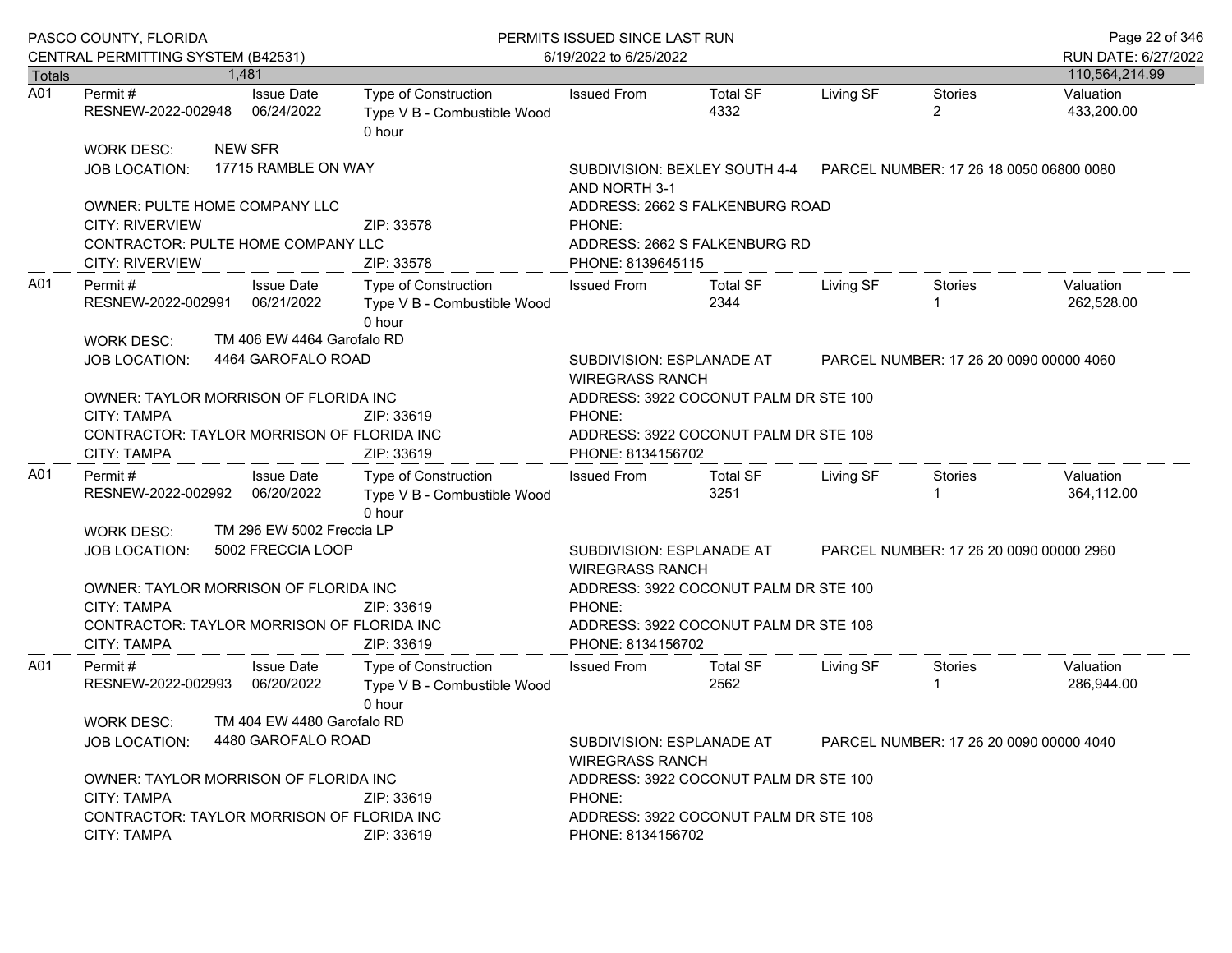| Totals | 1,481 | | | | | | | 110,564,214.99 |
|---|---|---|---|---|---|---|---|---|

**A01**

| Permit # | Issue Date | Type of Construction | Issued From | Total SF | Living SF | Stories | Valuation |
|---|---|---|---|---|---|---|---|
| RESNEW-2022-002948 | 06/24/2022 | Type V B - Combustible Wood 0 hour | | 4332 | | 2 | 433,200.00 |

WORK DESC: NEW SFR

JOB LOCATION: 17715 RAMBLE ON WAY

SUBDIVISION: BEXLEY SOUTH 4-4 AND NORTH 3-1

PARCEL NUMBER: 17 26 18 0050 06800 0080

OWNER: PULTE HOME COMPANY LLC
ADDRESS: 2662 S FALKENBURG ROAD
CITY: RIVERVIEW ZIP: 33578
PHONE:

CONTRACTOR: PULTE HOME COMPANY LLC
ADDRESS: 2662 S FALKENBURG RD
CITY: RIVERVIEW ZIP: 33578
PHONE: 8139645115

---

**A01**

| Permit # | Issue Date | Type of Construction | Issued From | Total SF | Living SF | Stories | Valuation |
|---|---|---|---|---|---|---|---|
| RESNEW-2022-002991 | 06/21/2022 | Type V B - Combustible Wood 0 hour | | 2344 | | 1 | 262,528.00 |

WORK DESC: TM 406 EW 4464 Garofalo RD

JOB LOCATION: 4464 GAROFALO ROAD

SUBDIVISION: ESPLANADE AT WIREGRASS RANCH

PARCEL NUMBER: 17 26 20 0090 00000 4060

OWNER: TAYLOR MORRISON OF FLORIDA INC
ADDRESS: 3922 COCONUT PALM DR STE 100
CITY: TAMPA ZIP: 33619
PHONE:

CONTRACTOR: TAYLOR MORRISON OF FLORIDA INC
ADDRESS: 3922 COCONUT PALM DR STE 108
CITY: TAMPA ZIP: 33619
PHONE: 8134156702

---

**A01**

| Permit # | Issue Date | Type of Construction | Issued From | Total SF | Living SF | Stories | Valuation |
|---|---|---|---|---|---|---|---|
| RESNEW-2022-002992 | 06/20/2022 | Type V B - Combustible Wood 0 hour | | 3251 | | 1 | 364,112.00 |

WORK DESC: TM 296 EW 5002 Freccia LP

JOB LOCATION: 5002 FRECCIA LOOP

SUBDIVISION: ESPLANADE AT WIREGRASS RANCH

PARCEL NUMBER: 17 26 20 0090 00000 2960

OWNER: TAYLOR MORRISON OF FLORIDA INC
ADDRESS: 3922 COCONUT PALM DR STE 100
CITY: TAMPA ZIP: 33619
PHONE:

CONTRACTOR: TAYLOR MORRISON OF FLORIDA INC
ADDRESS: 3922 COCONUT PALM DR STE 108
CITY: TAMPA ZIP: 33619
PHONE: 8134156702

---

**A01**

| Permit # | Issue Date | Type of Construction | Issued From | Total SF | Living SF | Stories | Valuation |
|---|---|---|---|---|---|---|---|
| RESNEW-2022-002993 | 06/20/2022 | Type V B - Combustible Wood 0 hour | | 2562 | | 1 | 286,944.00 |

WORK DESC: TM 404 EW 4480 Garofalo RD

JOB LOCATION: 4480 GAROFALO ROAD

SUBDIVISION: ESPLANADE AT WIREGRASS RANCH

PARCEL NUMBER: 17 26 20 0090 00000 4040

OWNER: TAYLOR MORRISON OF FLORIDA INC
ADDRESS: 3922 COCONUT PALM DR STE 100
CITY: TAMPA ZIP: 33619
PHONE:

CONTRACTOR: TAYLOR MORRISON OF FLORIDA INC
ADDRESS: 3922 COCONUT PALM DR STE 108
CITY: TAMPA ZIP: 33619
PHONE: 8134156702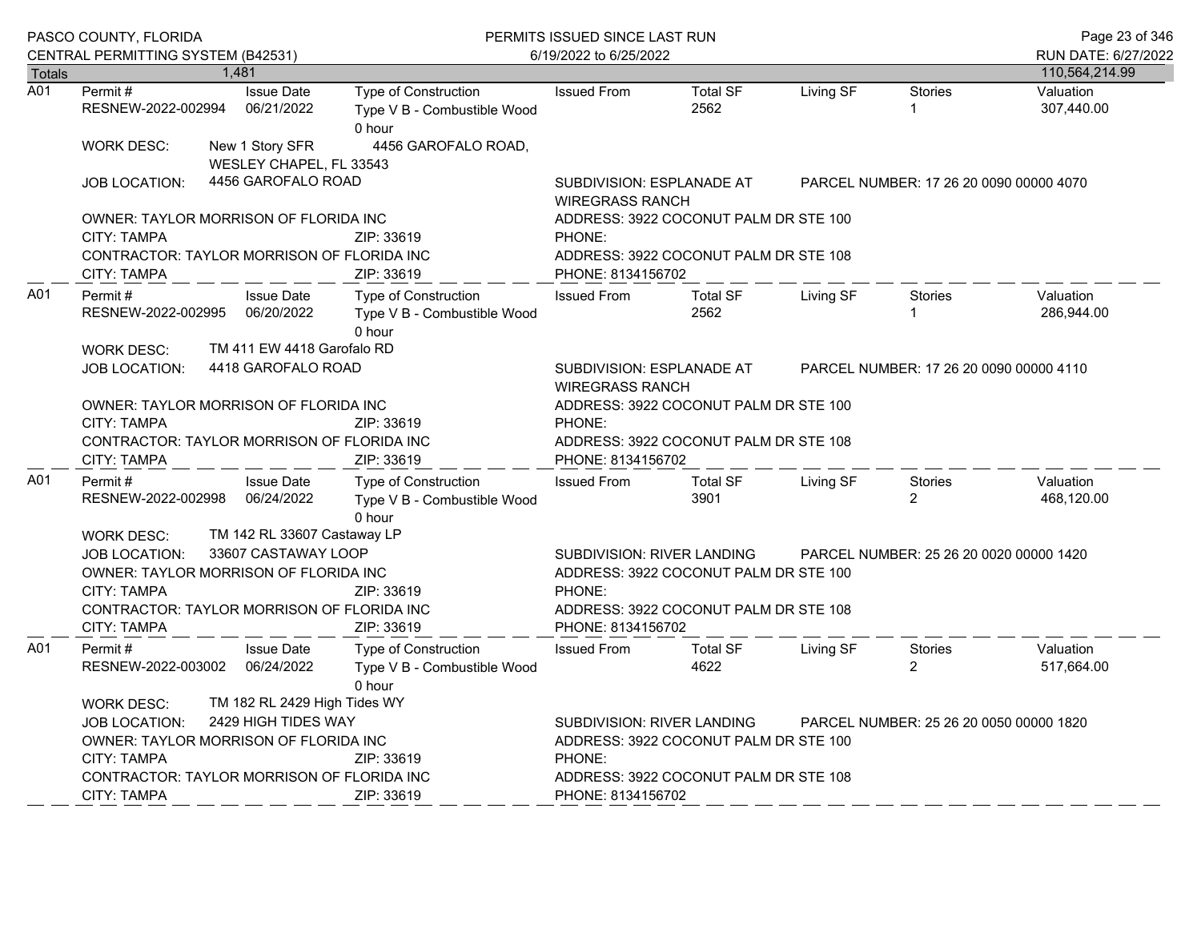| Totals | 1,481 | | | | | | | 110,564,214.99 |
|---|---|---|---|---|---|---|---|---|

**A01**

| Permit # | Issue Date | Type of Construction | Issued From | Total SF | Living SF | Stories | Valuation |
|---|---|---|---|---|---|---|---|
| RESNEW-2022-002994 | 06/21/2022 | Type V B - Combustible Wood 0 hour | | 2562 | | 1 | 307,440.00 |

WORK DESC: New 1 Story SFR 4456 GAROFALO ROAD, WESLEY CHAPEL, FL 33543

JOB LOCATION: 4456 GAROFALO ROAD — SUBDIVISION: ESPLANADE AT WIREGRASS RANCH — PARCEL NUMBER: 17 26 20 0090 00000 4070

OWNER: TAYLOR MORRISON OF FLORIDA INC — ADDRESS: 3922 COCONUT PALM DR STE 100
CITY: TAMPA ZIP: 33619 PHONE:
CONTRACTOR: TAYLOR MORRISON OF FLORIDA INC — ADDRESS: 3922 COCONUT PALM DR STE 108
CITY: TAMPA ZIP: 33619 PHONE: 8134156702

**A01**

| Permit # | Issue Date | Type of Construction | Issued From | Total SF | Living SF | Stories | Valuation |
|---|---|---|---|---|---|---|---|
| RESNEW-2022-002995 | 06/20/2022 | Type V B - Combustible Wood 0 hour | | 2562 | | 1 | 286,944.00 |

WORK DESC: TM 411 EW 4418 Garofalo RD

JOB LOCATION: 4418 GAROFALO ROAD — SUBDIVISION: ESPLANADE AT WIREGRASS RANCH — PARCEL NUMBER: 17 26 20 0090 00000 4110

OWNER: TAYLOR MORRISON OF FLORIDA INC — ADDRESS: 3922 COCONUT PALM DR STE 100
CITY: TAMPA ZIP: 33619 PHONE:
CONTRACTOR: TAYLOR MORRISON OF FLORIDA INC — ADDRESS: 3922 COCONUT PALM DR STE 108
CITY: TAMPA ZIP: 33619 PHONE: 8134156702

**A01**

| Permit # | Issue Date | Type of Construction | Issued From | Total SF | Living SF | Stories | Valuation |
|---|---|---|---|---|---|---|---|
| RESNEW-2022-002998 | 06/24/2022 | Type V B - Combustible Wood 0 hour | | 3901 | | 2 | 468,120.00 |

WORK DESC: TM 142 RL 33607 Castaway LP

JOB LOCATION: 33607 CASTAWAY LOOP — SUBDIVISION: RIVER LANDING — PARCEL NUMBER: 25 26 20 0020 00000 1420

OWNER: TAYLOR MORRISON OF FLORIDA INC — ADDRESS: 3922 COCONUT PALM DR STE 100
CITY: TAMPA ZIP: 33619 PHONE:
CONTRACTOR: TAYLOR MORRISON OF FLORIDA INC — ADDRESS: 3922 COCONUT PALM DR STE 108
CITY: TAMPA ZIP: 33619 PHONE: 8134156702

**A01**

| Permit # | Issue Date | Type of Construction | Issued From | Total SF | Living SF | Stories | Valuation |
|---|---|---|---|---|---|---|---|
| RESNEW-2022-003002 | 06/24/2022 | Type V B - Combustible Wood 0 hour | | 4622 | | 2 | 517,664.00 |

WORK DESC: TM 182 RL 2429 High Tides WY

JOB LOCATION: 2429 HIGH TIDES WAY — SUBDIVISION: RIVER LANDING — PARCEL NUMBER: 25 26 20 0050 00000 1820

OWNER: TAYLOR MORRISON OF FLORIDA INC — ADDRESS: 3922 COCONUT PALM DR STE 100
CITY: TAMPA ZIP: 33619 PHONE:
CONTRACTOR: TAYLOR MORRISON OF FLORIDA INC — ADDRESS: 3922 COCONUT PALM DR STE 108
CITY: TAMPA ZIP: 33619 PHONE: 8134156702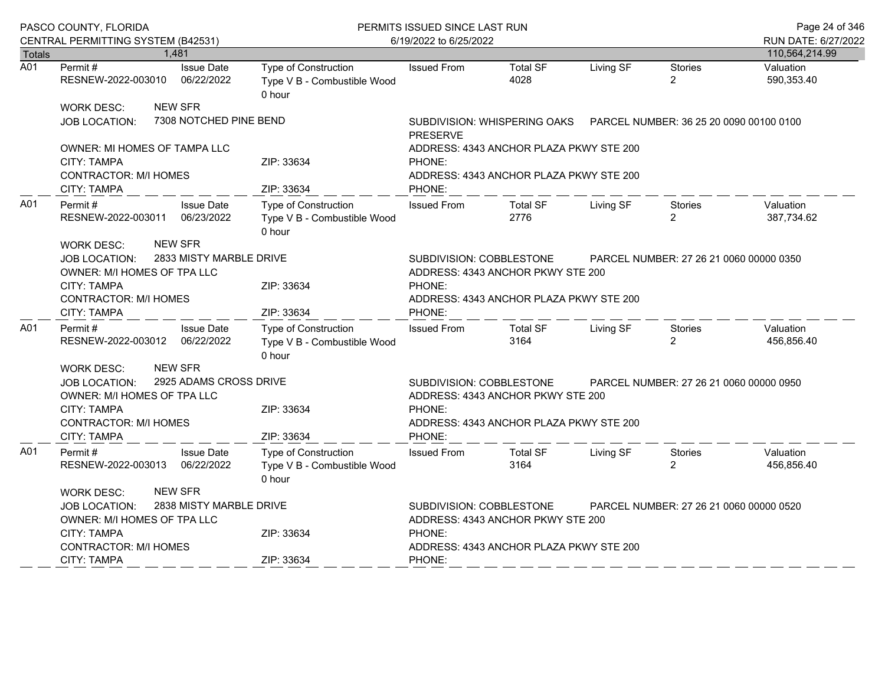| Totals | 1,481 | | | | | | | 110,564,214.99 |
|---|---|---|---|---|---|---|---|---|

**A01**

| Permit # | Issue Date | Type of Construction | Issued From | Total SF | Living SF | Stories | Valuation |
|---|---|---|---|---|---|---|---|
| RESNEW-2022-003010 | 06/22/2022 | Type V B - Combustible Wood 0 hour | | 4028 | | 2 | 590,353.40 |

WORK DESC: NEW SFR
JOB LOCATION: 7308 NOTCHED PINE BEND
SUBDIVISION: WHISPERING OAKS PRESERVE
PARCEL NUMBER: 36 25 20 0090 00100 0100
OWNER: MI HOMES OF TAMPA LLC
ADDRESS: 4343 ANCHOR PLAZA PKWY STE 200
CITY: TAMPA ZIP: 33634 PHONE:
CONTRACTOR: M/I HOMES
ADDRESS: 4343 ANCHOR PLAZA PKWY STE 200
CITY: TAMPA ZIP: 33634 PHONE:

**A01**

| Permit # | Issue Date | Type of Construction | Issued From | Total SF | Living SF | Stories | Valuation |
|---|---|---|---|---|---|---|---|
| RESNEW-2022-003011 | 06/23/2022 | Type V B - Combustible Wood 0 hour | | 2776 | | 2 | 387,734.62 |

WORK DESC: NEW SFR
JOB LOCATION: 2833 MISTY MARBLE DRIVE
SUBDIVISION: COBBLESTONE
PARCEL NUMBER: 27 26 21 0060 00000 0350
OWNER: M/I HOMES OF TPA LLC
ADDRESS: 4343 ANCHOR PKWY STE 200
CITY: TAMPA ZIP: 33634 PHONE:
CONTRACTOR: M/I HOMES
ADDRESS: 4343 ANCHOR PLAZA PKWY STE 200
CITY: TAMPA ZIP: 33634 PHONE:

**A01**

| Permit # | Issue Date | Type of Construction | Issued From | Total SF | Living SF | Stories | Valuation |
|---|---|---|---|---|---|---|---|
| RESNEW-2022-003012 | 06/22/2022 | Type V B - Combustible Wood 0 hour | | 3164 | | 2 | 456,856.40 |

WORK DESC: NEW SFR
JOB LOCATION: 2925 ADAMS CROSS DRIVE
SUBDIVISION: COBBLESTONE
PARCEL NUMBER: 27 26 21 0060 00000 0950
OWNER: M/I HOMES OF TPA LLC
ADDRESS: 4343 ANCHOR PKWY STE 200
CITY: TAMPA ZIP: 33634 PHONE:
CONTRACTOR: M/I HOMES
ADDRESS: 4343 ANCHOR PLAZA PKWY STE 200
CITY: TAMPA ZIP: 33634 PHONE:

**A01**

| Permit # | Issue Date | Type of Construction | Issued From | Total SF | Living SF | Stories | Valuation |
|---|---|---|---|---|---|---|---|
| RESNEW-2022-003013 | 06/22/2022 | Type V B - Combustible Wood 0 hour | | 3164 | | 2 | 456,856.40 |

WORK DESC: NEW SFR
JOB LOCATION: 2838 MISTY MARBLE DRIVE
SUBDIVISION: COBBLESTONE
PARCEL NUMBER: 27 26 21 0060 00000 0520
OWNER: M/I HOMES OF TPA LLC
ADDRESS: 4343 ANCHOR PKWY STE 200
CITY: TAMPA ZIP: 33634 PHONE:
CONTRACTOR: M/I HOMES
ADDRESS: 4343 ANCHOR PLAZA PKWY STE 200
CITY: TAMPA ZIP: 33634 PHONE: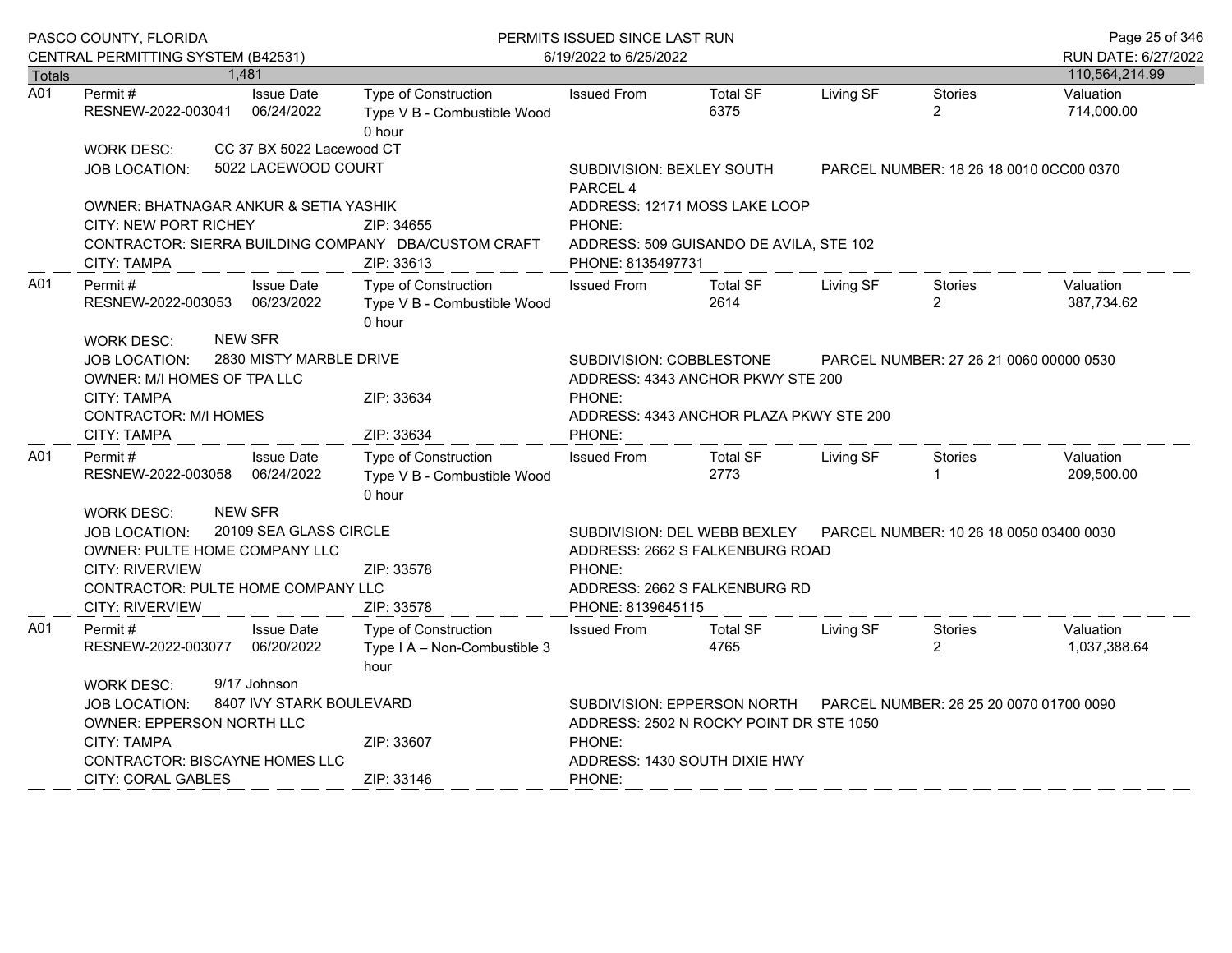| Totals | 1,481 | | | | | | | 110,564,214.99 |
|---|---|---|---|---|---|---|---|---|

**A01**

| Permit # | Issue Date | Type of Construction | Issued From | Total SF | Living SF | Stories | Valuation |
|---|---|---|---|---|---|---|---|
| RESNEW-2022-003041 | 06/24/2022 | Type V B - Combustible Wood 0 hour | | 6375 | | 2 | 714,000.00 |

WORK DESC: CC 37 BX 5022 Lacewood CT
JOB LOCATION: 5022 LACEWOOD COURT
SUBDIVISION: BEXLEY SOUTH PARCEL 4
PARCEL NUMBER: 18 26 18 0010 0CC00 0370
OWNER: BHATNAGAR ANKUR & SETIA YASHIK
ADDRESS: 12171 MOSS LAKE LOOP
CITY: NEW PORT RICHEY ZIP: 34655
PHONE:
CONTRACTOR: SIERRA BUILDING COMPANY DBA/CUSTOM CRAFT
ADDRESS: 509 GUISANDO DE AVILA, STE 102
CITY: TAMPA ZIP: 33613
PHONE: 8135497731

**A01**

| Permit # | Issue Date | Type of Construction | Issued From | Total SF | Living SF | Stories | Valuation |
|---|---|---|---|---|---|---|---|
| RESNEW-2022-003053 | 06/23/2022 | Type V B - Combustible Wood 0 hour | | 2614 | | 2 | 387,734.62 |

WORK DESC: NEW SFR
JOB LOCATION: 2830 MISTY MARBLE DRIVE
SUBDIVISION: COBBLESTONE
PARCEL NUMBER: 27 26 21 0060 00000 0530
OWNER: M/I HOMES OF TPA LLC
ADDRESS: 4343 ANCHOR PKWY STE 200
CITY: TAMPA ZIP: 33634
PHONE:
CONTRACTOR: M/I HOMES
ADDRESS: 4343 ANCHOR PLAZA PKWY STE 200
CITY: TAMPA ZIP: 33634
PHONE:

**A01**

| Permit # | Issue Date | Type of Construction | Issued From | Total SF | Living SF | Stories | Valuation |
|---|---|---|---|---|---|---|---|
| RESNEW-2022-003058 | 06/24/2022 | Type V B - Combustible Wood 0 hour | | 2773 | | 1 | 209,500.00 |

WORK DESC: NEW SFR
JOB LOCATION: 20109 SEA GLASS CIRCLE
SUBDIVISION: DEL WEBB BEXLEY
PARCEL NUMBER: 10 26 18 0050 03400 0030
OWNER: PULTE HOME COMPANY LLC
ADDRESS: 2662 S FALKENBURG ROAD
CITY: RIVERVIEW ZIP: 33578
PHONE:
CONTRACTOR: PULTE HOME COMPANY LLC
ADDRESS: 2662 S FALKENBURG RD
CITY: RIVERVIEW ZIP: 33578
PHONE: 8139645115

**A01**

| Permit # | Issue Date | Type of Construction | Issued From | Total SF | Living SF | Stories | Valuation |
|---|---|---|---|---|---|---|---|
| RESNEW-2022-003077 | 06/20/2022 | Type I A – Non-Combustible 3 hour | | 4765 | | 2 | 1,037,388.64 |

WORK DESC: 9/17 Johnson
JOB LOCATION: 8407 IVY STARK BOULEVARD
SUBDIVISION: EPPERSON NORTH
PARCEL NUMBER: 26 25 20 0070 01700 0090
OWNER: EPPERSON NORTH LLC
ADDRESS: 2502 N ROCKY POINT DR STE 1050
CITY: TAMPA ZIP: 33607
PHONE:
CONTRACTOR: BISCAYNE HOMES LLC
ADDRESS: 1430 SOUTH DIXIE HWY
CITY: CORAL GABLES ZIP: 33146
PHONE: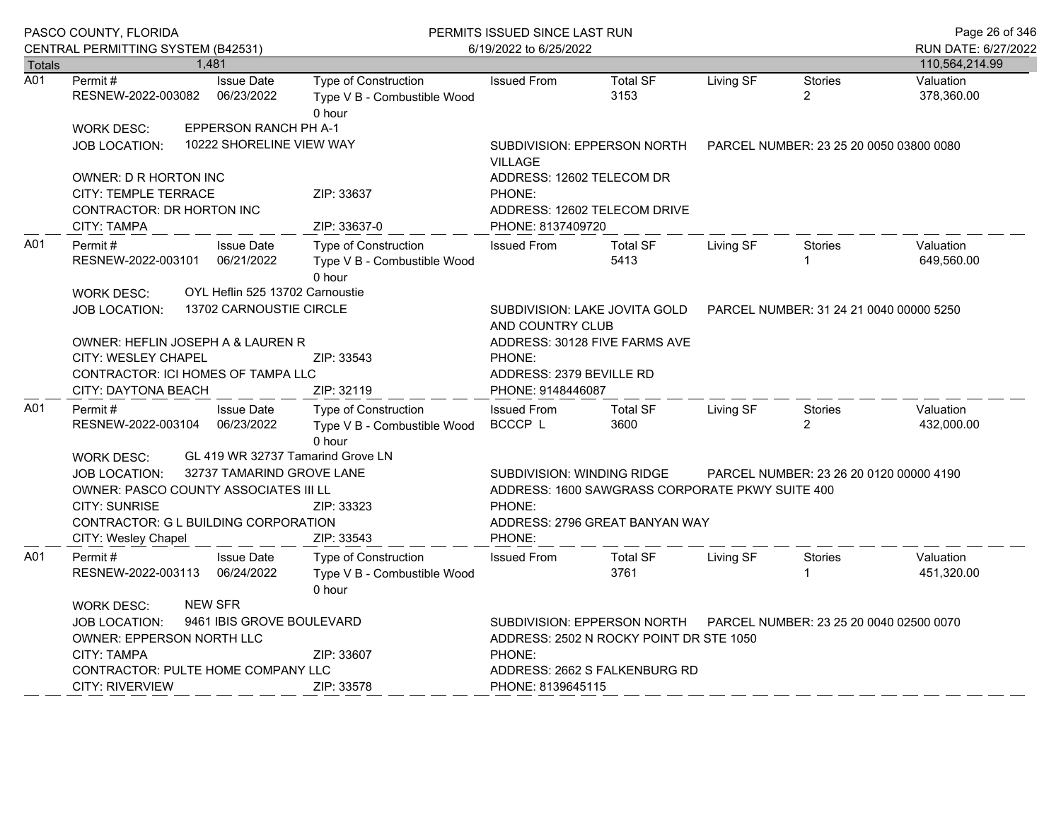Totals 1,481 — 110,564,214.99

**A01**

| Permit # | Issue Date | Type of Construction | Issued From | Total SF | Living SF | Stories | Valuation |
|---|---|---|---|---|---|---|---|
| RESNEW-2022-003082 | 06/23/2022 | Type V B - Combustible Wood 0 hour | | 3153 | | 2 | 378,360.00 |

WORK DESC: EPPERSON RANCH PH A-1
JOB LOCATION: 10222 SHORELINE VIEW WAY
SUBDIVISION: EPPERSON NORTH VILLAGE
PARCEL NUMBER: 23 25 20 0050 03800 0080
OWNER: D R HORTON INC
ADDRESS: 12602 TELECOM DR
CITY: TEMPLE TERRACE ZIP: 33637
PHONE:
CONTRACTOR: DR HORTON INC
ADDRESS: 12602 TELECOM DRIVE
CITY: TAMPA ZIP: 33637-0
PHONE: 8137409720

**A01**

| Permit # | Issue Date | Type of Construction | Issued From | Total SF | Living SF | Stories | Valuation |
|---|---|---|---|---|---|---|---|
| RESNEW-2022-003101 | 06/21/2022 | Type V B - Combustible Wood 0 hour | | 5413 | | 1 | 649,560.00 |

WORK DESC: OYL Heflin 525 13702 Carnoustie
JOB LOCATION: 13702 CARNOUSTIE CIRCLE
SUBDIVISION: LAKE JOVITA GOLD AND COUNTRY CLUB
PARCEL NUMBER: 31 24 21 0040 00000 5250
OWNER: HEFLIN JOSEPH A & LAUREN R
ADDRESS: 30128 FIVE FARMS AVE
CITY: WESLEY CHAPEL ZIP: 33543
PHONE:
CONTRACTOR: ICI HOMES OF TAMPA LLC
ADDRESS: 2379 BEVILLE RD
CITY: DAYTONA BEACH ZIP: 32119
PHONE: 9148446087

**A01**

| Permit # | Issue Date | Type of Construction | Issued From | Total SF | Living SF | Stories | Valuation |
|---|---|---|---|---|---|---|---|
| RESNEW-2022-003104 | 06/23/2022 | Type V B - Combustible Wood 0 hour | BCCCP L | 3600 | | 2 | 432,000.00 |

WORK DESC: GL 419 WR 32737 Tamarind Grove LN
JOB LOCATION: 32737 TAMARIND GROVE LANE
SUBDIVISION: WINDING RIDGE
PARCEL NUMBER: 23 26 20 0120 00000 4190
OWNER: PASCO COUNTY ASSOCIATES III LL
ADDRESS: 1600 SAWGRASS CORPORATE PKWY SUITE 400
CITY: SUNRISE ZIP: 33323
PHONE:
CONTRACTOR: G L BUILDING CORPORATION
ADDRESS: 2796 GREAT BANYAN WAY
CITY: Wesley Chapel ZIP: 33543
PHONE:

**A01**

| Permit # | Issue Date | Type of Construction | Issued From | Total SF | Living SF | Stories | Valuation |
|---|---|---|---|---|---|---|---|
| RESNEW-2022-003113 | 06/24/2022 | Type V B - Combustible Wood 0 hour | | 3761 | | 1 | 451,320.00 |

WORK DESC: NEW SFR
JOB LOCATION: 9461 IBIS GROVE BOULEVARD
SUBDIVISION: EPPERSON NORTH
PARCEL NUMBER: 23 25 20 0040 02500 0070
OWNER: EPPERSON NORTH LLC
ADDRESS: 2502 N ROCKY POINT DR STE 1050
CITY: TAMPA ZIP: 33607
PHONE:
CONTRACTOR: PULTE HOME COMPANY LLC
ADDRESS: 2662 S FALKENBURG RD
CITY: RIVERVIEW ZIP: 33578
PHONE: 8139645115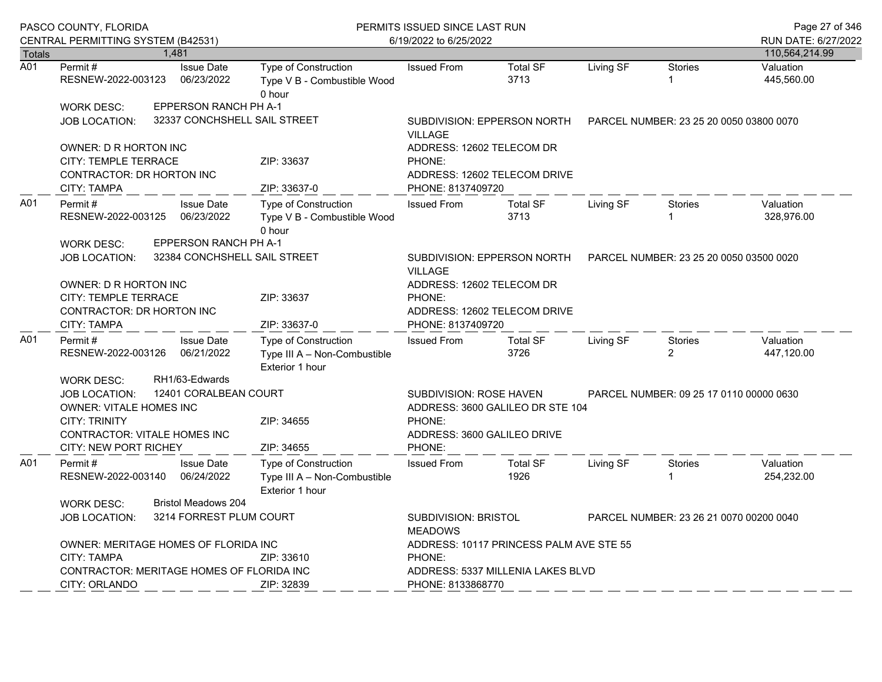PASCO COUNTY, FLORIDA
CENTRAL PERMITTING SYSTEM (B42531)

PERMITS ISSUED SINCE LAST RUN
6/19/2022 to 6/25/2022

RUN DATE: 6/27/2022

| Totals | 1,481 | | | | | | | 110,564,214.99 |
|---|---|---|---|---|---|---|---|---|

| | Permit # | Issue Date | Type of Construction | Issued From | Total SF | Living SF | Stories | Valuation |
|---|---|---|---|---|---|---|---|---|
| A01 | RESNEW-2022-003123 | 06/23/2022 | Type V B - Combustible Wood 0 hour | | 3713 | | 1 | 445,560.00 |

WORK DESC: EPPERSON RANCH PH A-1
JOB LOCATION: 32337 CONCHSHELL SAIL STREET
SUBDIVISION: EPPERSON NORTH VILLAGE
PARCEL NUMBER: 23 25 20 0050 03800 0070
OWNER: D R HORTON INC
ADDRESS: 12602 TELECOM DR
CITY: TEMPLE TERRACE ZIP: 33637
PHONE:
CONTRACTOR: DR HORTON INC
ADDRESS: 12602 TELECOM DRIVE
CITY: TAMPA ZIP: 33637-0
PHONE: 8137409720

| | Permit # | Issue Date | Type of Construction | Issued From | Total SF | Living SF | Stories | Valuation |
|---|---|---|---|---|---|---|---|---|
| A01 | RESNEW-2022-003125 | 06/23/2022 | Type V B - Combustible Wood 0 hour | | 3713 | | 1 | 328,976.00 |

WORK DESC: EPPERSON RANCH PH A-1
JOB LOCATION: 32384 CONCHSHELL SAIL STREET
SUBDIVISION: EPPERSON NORTH VILLAGE
PARCEL NUMBER: 23 25 20 0050 03500 0020
OWNER: D R HORTON INC
ADDRESS: 12602 TELECOM DR
CITY: TEMPLE TERRACE ZIP: 33637
PHONE:
CONTRACTOR: DR HORTON INC
ADDRESS: 12602 TELECOM DRIVE
CITY: TAMPA ZIP: 33637-0
PHONE: 8137409720

| | Permit # | Issue Date | Type of Construction | Issued From | Total SF | Living SF | Stories | Valuation |
|---|---|---|---|---|---|---|---|---|
| A01 | RESNEW-2022-003126 | 06/21/2022 | Type III A – Non-Combustible Exterior 1 hour | | 3726 | | 2 | 447,120.00 |

WORK DESC: RH1/63-Edwards
JOB LOCATION: 12401 CORALBEAN COURT
SUBDIVISION: ROSE HAVEN
PARCEL NUMBER: 09 25 17 0110 00000 0630
OWNER: VITALE HOMES INC
ADDRESS: 3600 GALILEO DR STE 104
CITY: TRINITY ZIP: 34655
PHONE:
CONTRACTOR: VITALE HOMES INC
ADDRESS: 3600 GALILEO DRIVE
CITY: NEW PORT RICHEY ZIP: 34655
PHONE:

| | Permit # | Issue Date | Type of Construction | Issued From | Total SF | Living SF | Stories | Valuation |
|---|---|---|---|---|---|---|---|---|
| A01 | RESNEW-2022-003140 | 06/24/2022 | Type III A – Non-Combustible Exterior 1 hour | | 1926 | | 1 | 254,232.00 |

WORK DESC: Bristol Meadows 204
JOB LOCATION: 3214 FORREST PLUM COURT
SUBDIVISION: BRISTOL MEADOWS
PARCEL NUMBER: 23 26 21 0070 00200 0040
OWNER: MERITAGE HOMES OF FLORIDA INC
ADDRESS: 10117 PRINCESS PALM AVE STE 55
CITY: TAMPA ZIP: 33610
PHONE:
CONTRACTOR: MERITAGE HOMES OF FLORIDA INC
ADDRESS: 5337 MILLENIA LAKES BLVD
CITY: ORLANDO ZIP: 32839
PHONE: 8133868770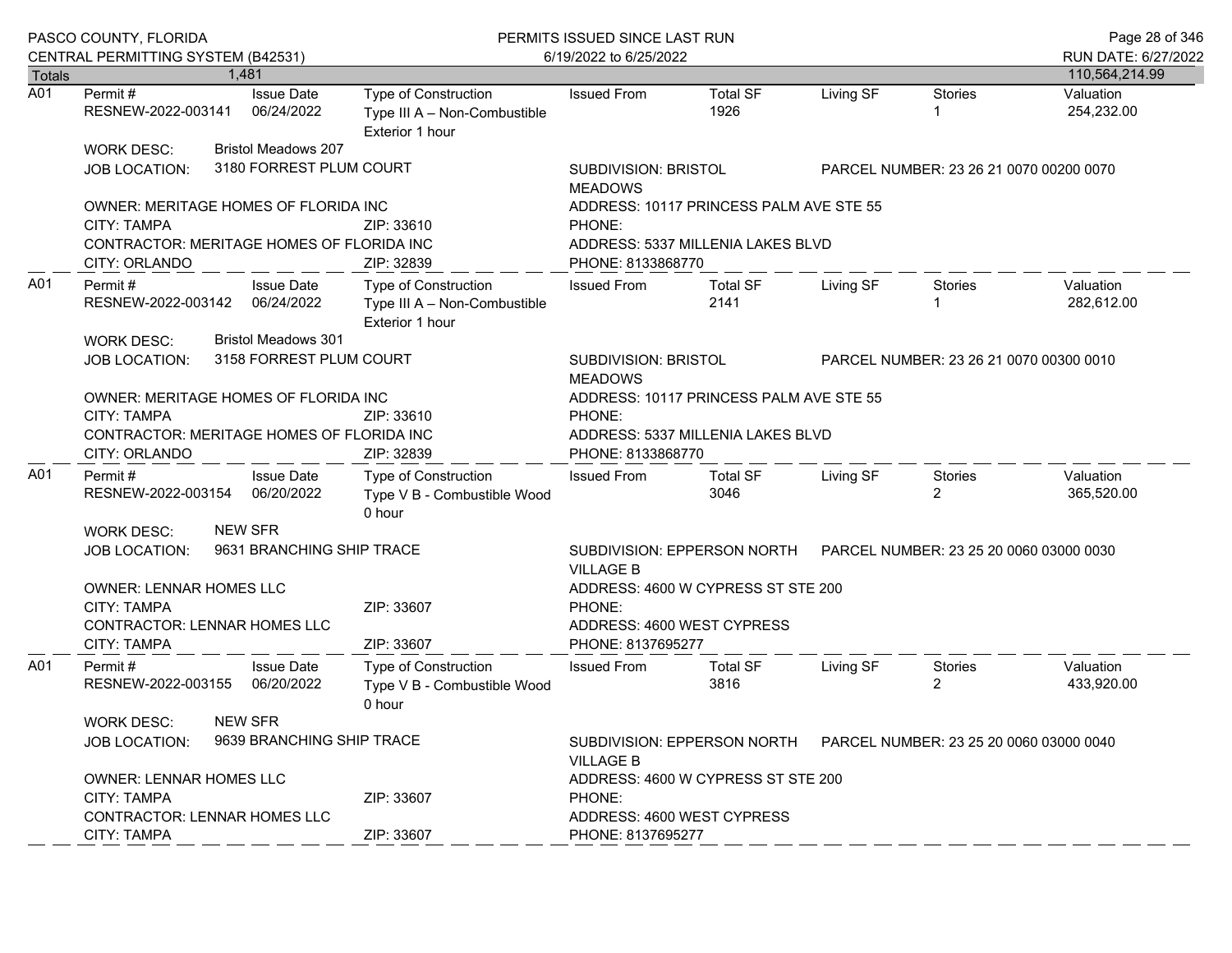| Totals | 1,481 | | | | | | | 110,564,214.99 |
|---|---|---|---|---|---|---|---|---|

**A01**

| Permit # | Issue Date | Type of Construction | Issued From | Total SF | Living SF | Stories | Valuation |
|---|---|---|---|---|---|---|---|
| RESNEW-2022-003141 | 06/24/2022 | Type III A – Non-Combustible Exterior 1 hour | | 1926 | | 1 | 254,232.00 |

WORK DESC: Bristol Meadows 207

JOB LOCATION: 3180 FORREST PLUM COURT

SUBDIVISION: BRISTOL MEADOWS

PARCEL NUMBER: 23 26 21 0070 00200 0070

OWNER: MERITAGE HOMES OF FLORIDA INC

ADDRESS: 10117 PRINCESS PALM AVE STE 55

CITY: TAMPA ZIP: 33610

PHONE:

CONTRACTOR: MERITAGE HOMES OF FLORIDA INC

ADDRESS: 5337 MILLENIA LAKES BLVD

CITY: ORLANDO ZIP: 32839

PHONE: 8133868770

---

**A01**

| Permit # | Issue Date | Type of Construction | Issued From | Total SF | Living SF | Stories | Valuation |
|---|---|---|---|---|---|---|---|
| RESNEW-2022-003142 | 06/24/2022 | Type III A – Non-Combustible Exterior 1 hour | | 2141 | | 1 | 282,612.00 |

WORK DESC: Bristol Meadows 301

JOB LOCATION: 3158 FORREST PLUM COURT

SUBDIVISION: BRISTOL MEADOWS

PARCEL NUMBER: 23 26 21 0070 00300 0010

OWNER: MERITAGE HOMES OF FLORIDA INC

ADDRESS: 10117 PRINCESS PALM AVE STE 55

CITY: TAMPA ZIP: 33610

PHONE:

CONTRACTOR: MERITAGE HOMES OF FLORIDA INC

ADDRESS: 5337 MILLENIA LAKES BLVD

CITY: ORLANDO ZIP: 32839

PHONE: 8133868770

---

**A01**

| Permit # | Issue Date | Type of Construction | Issued From | Total SF | Living SF | Stories | Valuation |
|---|---|---|---|---|---|---|---|
| RESNEW-2022-003154 | 06/20/2022 | Type V B - Combustible Wood 0 hour | | 3046 | | 2 | 365,520.00 |

WORK DESC: NEW SFR

JOB LOCATION: 9631 BRANCHING SHIP TRACE

SUBDIVISION: EPPERSON NORTH VILLAGE B

PARCEL NUMBER: 23 25 20 0060 03000 0030

OWNER: LENNAR HOMES LLC

ADDRESS: 4600 W CYPRESS ST STE 200

CITY: TAMPA ZIP: 33607

PHONE:

CONTRACTOR: LENNAR HOMES LLC

ADDRESS: 4600 WEST CYPRESS

CITY: TAMPA ZIP: 33607

PHONE: 8137695277

---

**A01**

| Permit # | Issue Date | Type of Construction | Issued From | Total SF | Living SF | Stories | Valuation |
|---|---|---|---|---|---|---|---|
| RESNEW-2022-003155 | 06/20/2022 | Type V B - Combustible Wood 0 hour | | 3816 | | 2 | 433,920.00 |

WORK DESC: NEW SFR

JOB LOCATION: 9639 BRANCHING SHIP TRACE

SUBDIVISION: EPPERSON NORTH VILLAGE B

PARCEL NUMBER: 23 25 20 0060 03000 0040

OWNER: LENNAR HOMES LLC

ADDRESS: 4600 W CYPRESS ST STE 200

CITY: TAMPA ZIP: 33607

PHONE:

CONTRACTOR: LENNAR HOMES LLC

ADDRESS: 4600 WEST CYPRESS

CITY: TAMPA ZIP: 33607

PHONE: 8137695277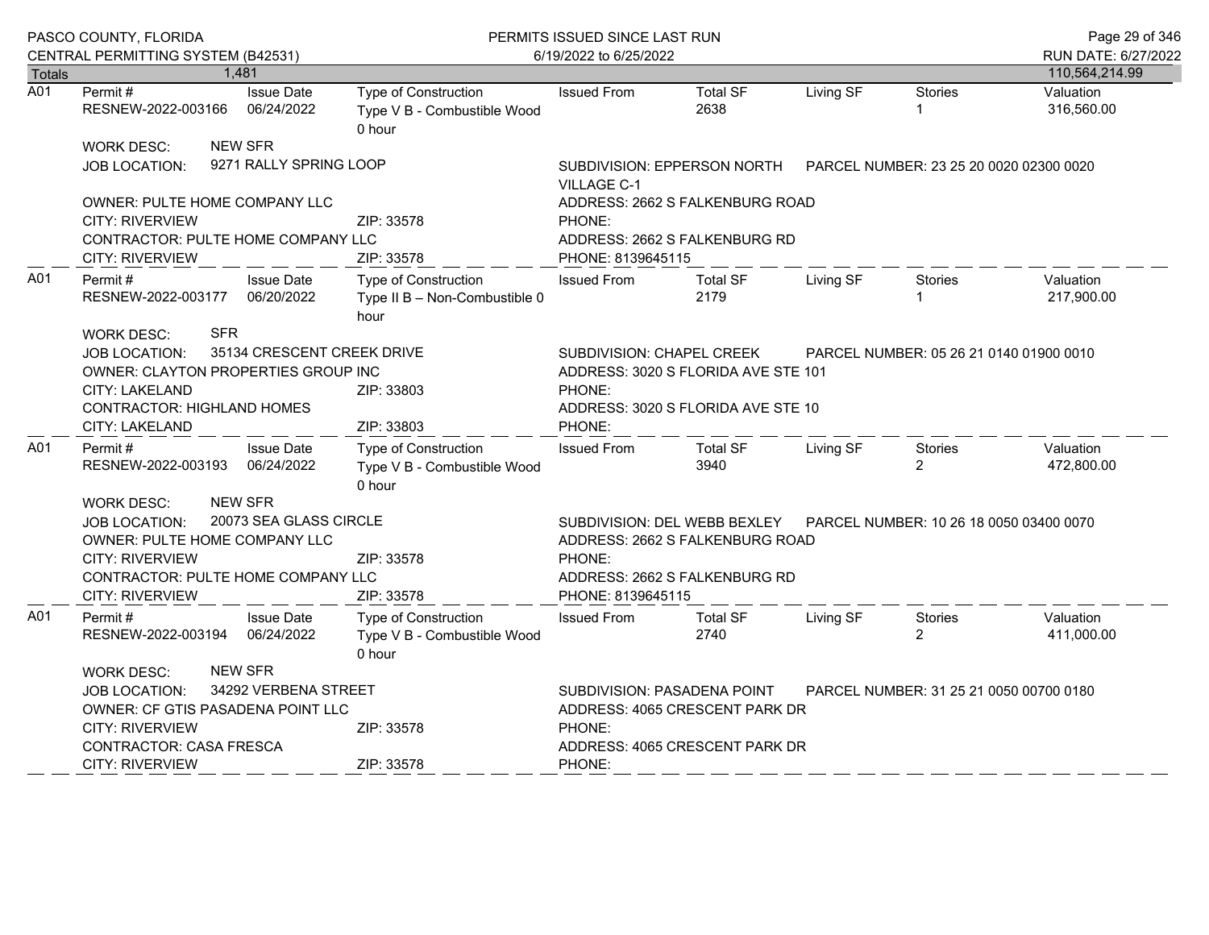PASCO COUNTY, FLORIDA
CENTRAL PERMITTING SYSTEM (B42531)

PERMITS ISSUED SINCE LAST RUN
6/19/2022 to 6/25/2022

RUN DATE: 6/27/2022

| Totals | 1,481 | | | | | | | 110,564,214.99 |
|---|---|---|---|---|---|---|---|---|

---

**A01**

| Permit # | Issue Date | Type of Construction | Issued From | Total SF | Living SF | Stories | Valuation |
|---|---|---|---|---|---|---|---|
| RESNEW-2022-003166 | 06/24/2022 | Type V B - Combustible Wood 0 hour | | 2638 | | 1 | 316,560.00 |

WORK DESC: NEW SFR
JOB LOCATION: 9271 RALLY SPRING LOOP
SUBDIVISION: EPPERSON NORTH VILLAGE C-1
PARCEL NUMBER: 23 25 20 0020 02300 0020
OWNER: PULTE HOME COMPANY LLC
ADDRESS: 2662 S FALKENBURG ROAD
CITY: RIVERVIEW ZIP: 33578
PHONE:
CONTRACTOR: PULTE HOME COMPANY LLC
ADDRESS: 2662 S FALKENBURG RD
CITY: RIVERVIEW ZIP: 33578
PHONE: 8139645115

---

**A01**

| Permit # | Issue Date | Type of Construction | Issued From | Total SF | Living SF | Stories | Valuation |
|---|---|---|---|---|---|---|---|
| RESNEW-2022-003177 | 06/20/2022 | Type II B – Non-Combustible 0 hour | | 2179 | | 1 | 217,900.00 |

WORK DESC: SFR
JOB LOCATION: 35134 CRESCENT CREEK DRIVE
SUBDIVISION: CHAPEL CREEK
PARCEL NUMBER: 05 26 21 0140 01900 0010
OWNER: CLAYTON PROPERTIES GROUP INC
ADDRESS: 3020 S FLORIDA AVE STE 101
CITY: LAKELAND ZIP: 33803
PHONE:
CONTRACTOR: HIGHLAND HOMES
ADDRESS: 3020 S FLORIDA AVE STE 10
CITY: LAKELAND ZIP: 33803
PHONE:

---

**A01**

| Permit # | Issue Date | Type of Construction | Issued From | Total SF | Living SF | Stories | Valuation |
|---|---|---|---|---|---|---|---|
| RESNEW-2022-003193 | 06/24/2022 | Type V B - Combustible Wood 0 hour | | 3940 | | 2 | 472,800.00 |

WORK DESC: NEW SFR
JOB LOCATION: 20073 SEA GLASS CIRCLE
SUBDIVISION: DEL WEBB BEXLEY
PARCEL NUMBER: 10 26 18 0050 03400 0070
OWNER: PULTE HOME COMPANY LLC
ADDRESS: 2662 S FALKENBURG ROAD
CITY: RIVERVIEW ZIP: 33578
PHONE:
CONTRACTOR: PULTE HOME COMPANY LLC
ADDRESS: 2662 S FALKENBURG RD
CITY: RIVERVIEW ZIP: 33578
PHONE: 8139645115

---

**A01**

| Permit # | Issue Date | Type of Construction | Issued From | Total SF | Living SF | Stories | Valuation |
|---|---|---|---|---|---|---|---|
| RESNEW-2022-003194 | 06/24/2022 | Type V B - Combustible Wood 0 hour | | 2740 | | 2 | 411,000.00 |

WORK DESC: NEW SFR
JOB LOCATION: 34292 VERBENA STREET
SUBDIVISION: PASADENA POINT
PARCEL NUMBER: 31 25 21 0050 00700 0180
OWNER: CF GTIS PASADENA POINT LLC
ADDRESS: 4065 CRESCENT PARK DR
CITY: RIVERVIEW ZIP: 33578
PHONE:
CONTRACTOR: CASA FRESCA
ADDRESS: 4065 CRESCENT PARK DR
CITY: RIVERVIEW ZIP: 33578
PHONE: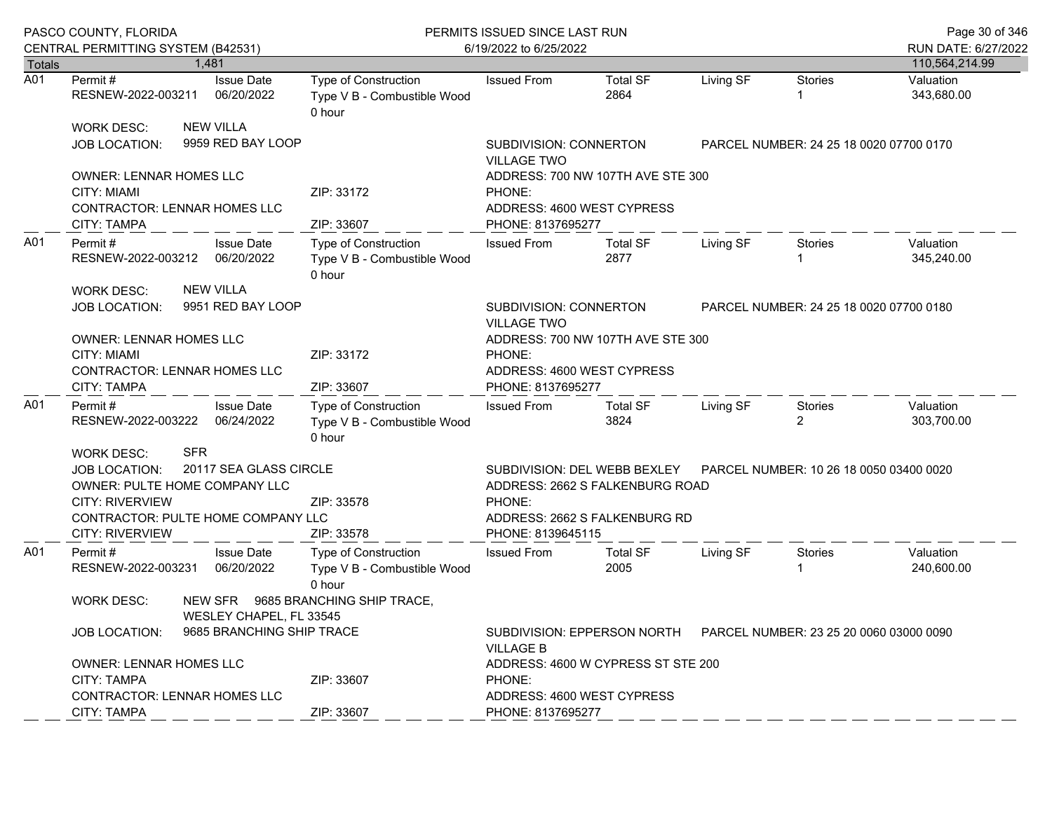PASCO COUNTY, FLORIDA
CENTRAL PERMITTING SYSTEM (B42531)

PERMITS ISSUED SINCE LAST RUN
6/19/2022 to 6/25/2022

RUN DATE: 6/27/2022

| Totals | 1,481 | | | | | | 110,564,214.99 |
|---|---|---|---|---|---|---|---|

**A01**

| Permit # | Issue Date | Type of Construction | Issued From | Total SF | Living SF | Stories | Valuation |
|---|---|---|---|---|---|---|---|
| RESNEW-2022-003211 | 06/20/2022 | Type V B - Combustible Wood 0 hour | | 2864 | | 1 | 343,680.00 |

WORK DESC: NEW VILLA
JOB LOCATION: 9959 RED BAY LOOP
SUBDIVISION: CONNERTON VILLAGE TWO
PARCEL NUMBER: 24 25 18 0020 07700 0170
OWNER: LENNAR HOMES LLC
ADDRESS: 700 NW 107TH AVE STE 300
CITY: MIAMI ZIP: 33172
PHONE:
CONTRACTOR: LENNAR HOMES LLC
ADDRESS: 4600 WEST CYPRESS
CITY: TAMPA ZIP: 33607
PHONE: 8137695277

**A01**

| Permit # | Issue Date | Type of Construction | Issued From | Total SF | Living SF | Stories | Valuation |
|---|---|---|---|---|---|---|---|
| RESNEW-2022-003212 | 06/20/2022 | Type V B - Combustible Wood 0 hour | | 2877 | | 1 | 345,240.00 |

WORK DESC: NEW VILLA
JOB LOCATION: 9951 RED BAY LOOP
SUBDIVISION: CONNERTON VILLAGE TWO
PARCEL NUMBER: 24 25 18 0020 07700 0180
OWNER: LENNAR HOMES LLC
ADDRESS: 700 NW 107TH AVE STE 300
CITY: MIAMI ZIP: 33172
PHONE:
CONTRACTOR: LENNAR HOMES LLC
ADDRESS: 4600 WEST CYPRESS
CITY: TAMPA ZIP: 33607
PHONE: 8137695277

**A01**

| Permit # | Issue Date | Type of Construction | Issued From | Total SF | Living SF | Stories | Valuation |
|---|---|---|---|---|---|---|---|
| RESNEW-2022-003222 | 06/24/2022 | Type V B - Combustible Wood 0 hour | | 3824 | | 2 | 303,700.00 |

WORK DESC: SFR
JOB LOCATION: 20117 SEA GLASS CIRCLE
SUBDIVISION: DEL WEBB BEXLEY
PARCEL NUMBER: 10 26 18 0050 03400 0020
OWNER: PULTE HOME COMPANY LLC
ADDRESS: 2662 S FALKENBURG ROAD
CITY: RIVERVIEW ZIP: 33578
PHONE:
CONTRACTOR: PULTE HOME COMPANY LLC
ADDRESS: 2662 S FALKENBURG RD
CITY: RIVERVIEW ZIP: 33578
PHONE: 8139645115

**A01**

| Permit # | Issue Date | Type of Construction | Issued From | Total SF | Living SF | Stories | Valuation |
|---|---|---|---|---|---|---|---|
| RESNEW-2022-003231 | 06/20/2022 | Type V B - Combustible Wood 0 hour | | 2005 | | 1 | 240,600.00 |

WORK DESC: NEW SFR 9685 BRANCHING SHIP TRACE, WESLEY CHAPEL, FL 33545
JOB LOCATION: 9685 BRANCHING SHIP TRACE
SUBDIVISION: EPPERSON NORTH VILLAGE B
PARCEL NUMBER: 23 25 20 0060 03000 0090
OWNER: LENNAR HOMES LLC
ADDRESS: 4600 W CYPRESS ST STE 200
CITY: TAMPA ZIP: 33607
PHONE:
CONTRACTOR: LENNAR HOMES LLC
ADDRESS: 4600 WEST CYPRESS
CITY: TAMPA ZIP: 33607
PHONE: 8137695277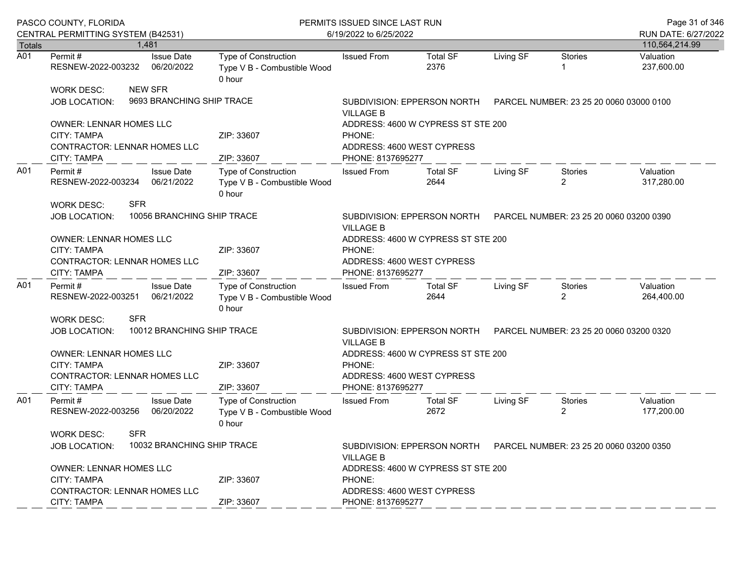| Totals | 1,481 | | | | | | | 110,564,214.99 |
|---|---|---|---|---|---|---|---|---|

**A01**

| Permit # | Issue Date | Type of Construction | Issued From | Total SF | Living SF | Stories | Valuation |
|---|---|---|---|---|---|---|---|
| RESNEW-2022-003232 | 06/20/2022 | Type V B - Combustible Wood 0 hour | | 2376 | | 1 | 237,600.00 |

WORK DESC: NEW SFR
JOB LOCATION: 9693 BRANCHING SHIP TRACE
SUBDIVISION: EPPERSON NORTH VILLAGE B
PARCEL NUMBER: 23 25 20 0060 03000 0100
OWNER: LENNAR HOMES LLC
ADDRESS: 4600 W CYPRESS ST STE 200
CITY: TAMPA ZIP: 33607 PHONE:
CONTRACTOR: LENNAR HOMES LLC
ADDRESS: 4600 WEST CYPRESS
CITY: TAMPA ZIP: 33607 PHONE: 8137695277

---

**A01**

| Permit # | Issue Date | Type of Construction | Issued From | Total SF | Living SF | Stories | Valuation |
|---|---|---|---|---|---|---|---|
| RESNEW-2022-003234 | 06/21/2022 | Type V B - Combustible Wood 0 hour | | 2644 | | 2 | 317,280.00 |

WORK DESC: SFR
JOB LOCATION: 10056 BRANCHING SHIP TRACE
SUBDIVISION: EPPERSON NORTH VILLAGE B
PARCEL NUMBER: 23 25 20 0060 03200 0390
OWNER: LENNAR HOMES LLC
ADDRESS: 4600 W CYPRESS ST STE 200
CITY: TAMPA ZIP: 33607 PHONE:
CONTRACTOR: LENNAR HOMES LLC
ADDRESS: 4600 WEST CYPRESS
CITY: TAMPA ZIP: 33607 PHONE: 8137695277

---

**A01**

| Permit # | Issue Date | Type of Construction | Issued From | Total SF | Living SF | Stories | Valuation |
|---|---|---|---|---|---|---|---|
| RESNEW-2022-003251 | 06/21/2022 | Type V B - Combustible Wood 0 hour | | 2644 | | 2 | 264,400.00 |

WORK DESC: SFR
JOB LOCATION: 10012 BRANCHING SHIP TRACE
SUBDIVISION: EPPERSON NORTH VILLAGE B
PARCEL NUMBER: 23 25 20 0060 03200 0320
OWNER: LENNAR HOMES LLC
ADDRESS: 4600 W CYPRESS ST STE 200
CITY: TAMPA ZIP: 33607 PHONE:
CONTRACTOR: LENNAR HOMES LLC
ADDRESS: 4600 WEST CYPRESS
CITY: TAMPA ZIP: 33607 PHONE: 8137695277

---

**A01**

| Permit # | Issue Date | Type of Construction | Issued From | Total SF | Living SF | Stories | Valuation |
|---|---|---|---|---|---|---|---|
| RESNEW-2022-003256 | 06/20/2022 | Type V B - Combustible Wood 0 hour | | 2672 | | 2 | 177,200.00 |

WORK DESC: SFR
JOB LOCATION: 10032 BRANCHING SHIP TRACE
SUBDIVISION: EPPERSON NORTH VILLAGE B
PARCEL NUMBER: 23 25 20 0060 03200 0350
OWNER: LENNAR HOMES LLC
ADDRESS: 4600 W CYPRESS ST STE 200
CITY: TAMPA ZIP: 33607 PHONE:
CONTRACTOR: LENNAR HOMES LLC
ADDRESS: 4600 WEST CYPRESS
CITY: TAMPA ZIP: 33607 PHONE: 8137695277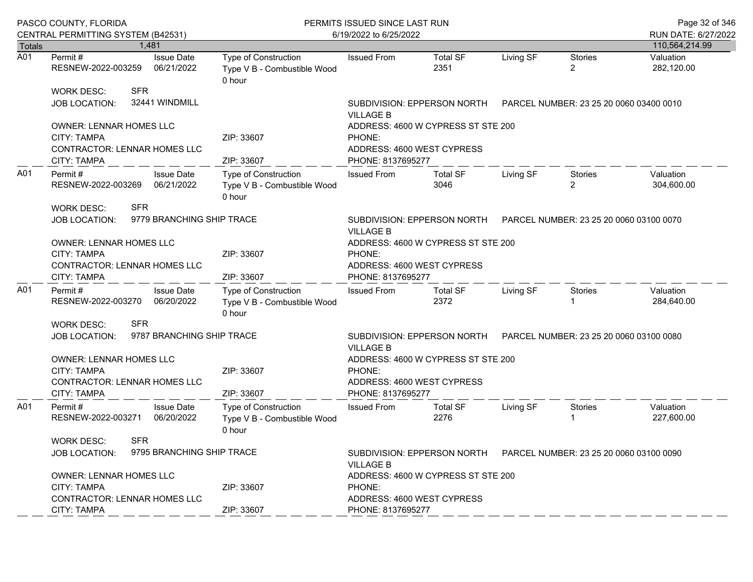| Totals | 1,481 | | | | | | | 110,564,214.99 |
|---|---|---|---|---|---|---|---|---|

**A01**

| Permit # | Issue Date | Type of Construction | Issued From | Total SF | Living SF | Stories | Valuation |
|---|---|---|---|---|---|---|---|
| RESNEW-2022-003259 | 06/21/2022 | Type V B - Combustible Wood 0 hour | | 2351 | | 2 | 282,120.00 |

WORK DESC: SFR

JOB LOCATION: 32441 WINDMILL

SUBDIVISION: EPPERSON NORTH VILLAGE B

PARCEL NUMBER: 23 25 20 0060 03400 0010

OWNER: LENNAR HOMES LLC — ADDRESS: 4600 W CYPRESS ST STE 200

CITY: TAMPA — ZIP: 33607 — PHONE:

CONTRACTOR: LENNAR HOMES LLC — ADDRESS: 4600 WEST CYPRESS

CITY: TAMPA — ZIP: 33607 — PHONE: 8137695277

---

**A01**

| Permit # | Issue Date | Type of Construction | Issued From | Total SF | Living SF | Stories | Valuation |
|---|---|---|---|---|---|---|---|
| RESNEW-2022-003269 | 06/21/2022 | Type V B - Combustible Wood 0 hour | | 3046 | | 2 | 304,600.00 |

WORK DESC: SFR

JOB LOCATION: 9779 BRANCHING SHIP TRACE

SUBDIVISION: EPPERSON NORTH VILLAGE B

PARCEL NUMBER: 23 25 20 0060 03100 0070

OWNER: LENNAR HOMES LLC — ADDRESS: 4600 W CYPRESS ST STE 200

CITY: TAMPA — ZIP: 33607 — PHONE:

CONTRACTOR: LENNAR HOMES LLC — ADDRESS: 4600 WEST CYPRESS

CITY: TAMPA — ZIP: 33607 — PHONE: 8137695277

---

**A01**

| Permit # | Issue Date | Type of Construction | Issued From | Total SF | Living SF | Stories | Valuation |
|---|---|---|---|---|---|---|---|
| RESNEW-2022-003270 | 06/20/2022 | Type V B - Combustible Wood 0 hour | | 2372 | | 1 | 284,640.00 |

WORK DESC: SFR

JOB LOCATION: 9787 BRANCHING SHIP TRACE

SUBDIVISION: EPPERSON NORTH VILLAGE B

PARCEL NUMBER: 23 25 20 0060 03100 0080

OWNER: LENNAR HOMES LLC — ADDRESS: 4600 W CYPRESS ST STE 200

CITY: TAMPA — ZIP: 33607 — PHONE:

CONTRACTOR: LENNAR HOMES LLC — ADDRESS: 4600 WEST CYPRESS

CITY: TAMPA — ZIP: 33607 — PHONE: 8137695277

---

**A01**

| Permit # | Issue Date | Type of Construction | Issued From | Total SF | Living SF | Stories | Valuation |
|---|---|---|---|---|---|---|---|
| RESNEW-2022-003271 | 06/20/2022 | Type V B - Combustible Wood 0 hour | | 2276 | | 1 | 227,600.00 |

WORK DESC: SFR

JOB LOCATION: 9795 BRANCHING SHIP TRACE

SUBDIVISION: EPPERSON NORTH VILLAGE B

PARCEL NUMBER: 23 25 20 0060 03100 0090

OWNER: LENNAR HOMES LLC — ADDRESS: 4600 W CYPRESS ST STE 200

CITY: TAMPA — ZIP: 33607 — PHONE:

CONTRACTOR: LENNAR HOMES LLC — ADDRESS: 4600 WEST CYPRESS

CITY: TAMPA — ZIP: 33607 — PHONE: 8137695277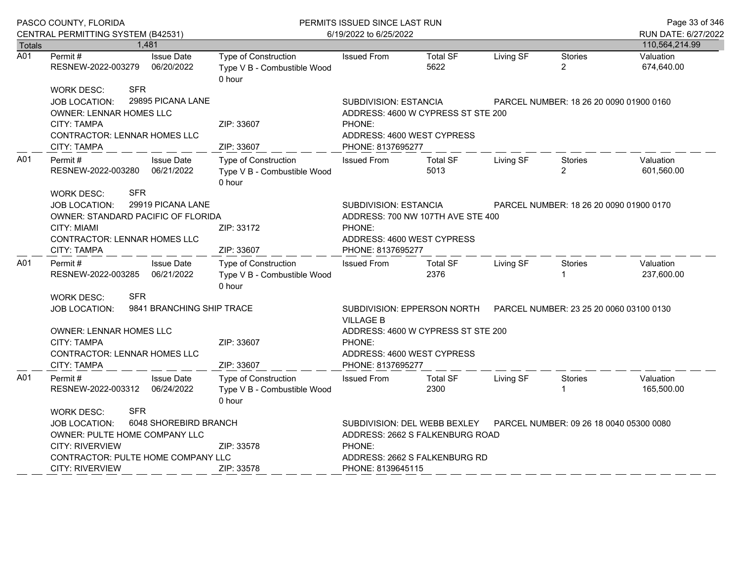PASCO COUNTY, FLORIDA
CENTRAL PERMITTING SYSTEM (B42531)

PERMITS ISSUED SINCE LAST RUN
6/19/2022 to 6/25/2022

RUN DATE: 6/27/2022

| Totals | 1,481 | | | | | | | 110,564,214.99 |
|---|---|---|---|---|---|---|---|---|

---

**A01**

| Permit # | Issue Date | Type of Construction | Issued From | Total SF | Living SF | Stories | Valuation |
|---|---|---|---|---|---|---|---|
| RESNEW-2022-003279 | 06/20/2022 | Type V B - Combustible Wood 0 hour | | 5622 | | 2 | 674,640.00 |

WORK DESC: SFR
JOB LOCATION: 29895 PICANA LANE
SUBDIVISION: ESTANCIA
PARCEL NUMBER: 18 26 20 0090 01900 0160
OWNER: LENNAR HOMES LLC
ADDRESS: 4600 W CYPRESS ST STE 200
CITY: TAMPA ZIP: 33607 PHONE:
CONTRACTOR: LENNAR HOMES LLC
ADDRESS: 4600 WEST CYPRESS
CITY: TAMPA ZIP: 33607 PHONE: 8137695277

---

**A01**

| Permit # | Issue Date | Type of Construction | Issued From | Total SF | Living SF | Stories | Valuation |
|---|---|---|---|---|---|---|---|
| RESNEW-2022-003280 | 06/21/2022 | Type V B - Combustible Wood 0 hour | | 5013 | | 2 | 601,560.00 |

WORK DESC: SFR
JOB LOCATION: 29919 PICANA LANE
SUBDIVISION: ESTANCIA
PARCEL NUMBER: 18 26 20 0090 01900 0170
OWNER: STANDARD PACIFIC OF FLORIDA
ADDRESS: 700 NW 107TH AVE STE 400
CITY: MIAMI ZIP: 33172 PHONE:
CONTRACTOR: LENNAR HOMES LLC
ADDRESS: 4600 WEST CYPRESS
CITY: TAMPA ZIP: 33607 PHONE: 8137695277

---

**A01**

| Permit # | Issue Date | Type of Construction | Issued From | Total SF | Living SF | Stories | Valuation |
|---|---|---|---|---|---|---|---|
| RESNEW-2022-003285 | 06/21/2022 | Type V B - Combustible Wood 0 hour | | 2376 | | 1 | 237,600.00 |

WORK DESC: SFR
JOB LOCATION: 9841 BRANCHING SHIP TRACE
SUBDIVISION: EPPERSON NORTH VILLAGE B
PARCEL NUMBER: 23 25 20 0060 03100 0130
OWNER: LENNAR HOMES LLC
ADDRESS: 4600 W CYPRESS ST STE 200
CITY: TAMPA ZIP: 33607 PHONE:
CONTRACTOR: LENNAR HOMES LLC
ADDRESS: 4600 WEST CYPRESS
CITY: TAMPA ZIP: 33607 PHONE: 8137695277

---

**A01**

| Permit # | Issue Date | Type of Construction | Issued From | Total SF | Living SF | Stories | Valuation |
|---|---|---|---|---|---|---|---|
| RESNEW-2022-003312 | 06/24/2022 | Type V B - Combustible Wood 0 hour | | 2300 | | 1 | 165,500.00 |

WORK DESC: SFR
JOB LOCATION: 6048 SHOREBIRD BRANCH
SUBDIVISION: DEL WEBB BEXLEY
PARCEL NUMBER: 09 26 18 0040 05300 0080
OWNER: PULTE HOME COMPANY LLC
ADDRESS: 2662 S FALKENBURG ROAD
CITY: RIVERVIEW ZIP: 33578 PHONE:
CONTRACTOR: PULTE HOME COMPANY LLC
ADDRESS: 2662 S FALKENBURG RD
CITY: RIVERVIEW ZIP: 33578 PHONE: 8139645115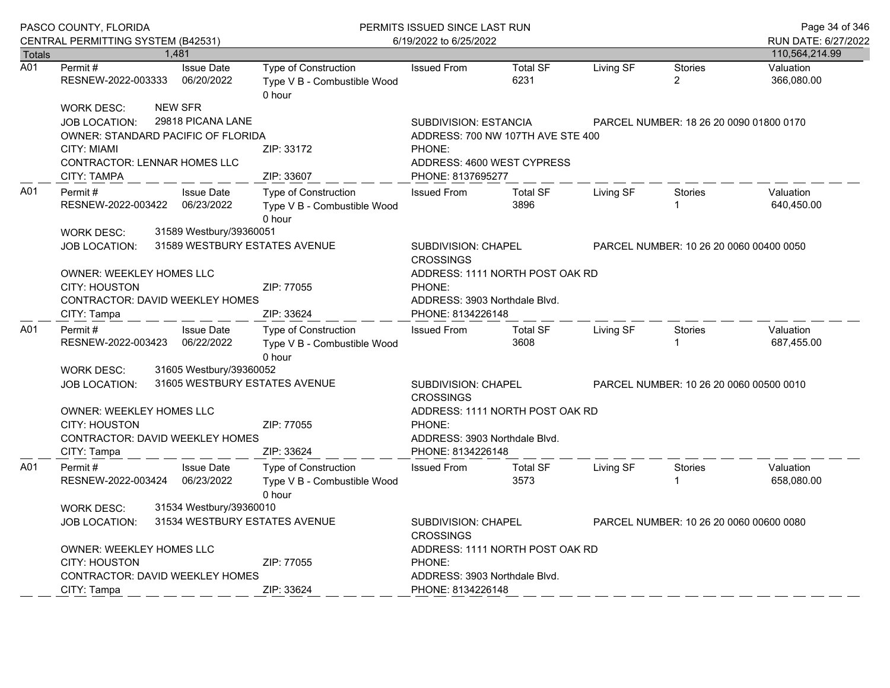| Totals | 1,481 | | | | | | | 110,564,214.99 |
|---|---|---|---|---|---|---|---|---|

**A01**

| Permit # | Issue Date | Type of Construction | Issued From | Total SF | Living SF | Stories | Valuation |
|---|---|---|---|---|---|---|---|
| RESNEW-2022-003333 | 06/20/2022 | Type V B - Combustible Wood 0 hour | | 6231 | | 2 | 366,080.00 |

WORK DESC: NEW SFR
JOB LOCATION: 29818 PICANA LANE
SUBDIVISION: ESTANCIA
PARCEL NUMBER: 18 26 20 0090 01800 0170
OWNER: STANDARD PACIFIC OF FLORIDA
ADDRESS: 700 NW 107TH AVE STE 400
CITY: MIAMI ZIP: 33172
PHONE:
CONTRACTOR: LENNAR HOMES LLC
ADDRESS: 4600 WEST CYPRESS
CITY: TAMPA ZIP: 33607
PHONE: 8137695277

**A01**

| Permit # | Issue Date | Type of Construction | Issued From | Total SF | Living SF | Stories | Valuation |
|---|---|---|---|---|---|---|---|
| RESNEW-2022-003422 | 06/23/2022 | Type V B - Combustible Wood 0 hour | | 3896 | | 1 | 640,450.00 |

WORK DESC: 31589 Westbury/39360051
JOB LOCATION: 31589 WESTBURY ESTATES AVENUE
SUBDIVISION: CHAPEL CROSSINGS
PARCEL NUMBER: 10 26 20 0060 00400 0050
OWNER: WEEKLEY HOMES LLC
ADDRESS: 1111 NORTH POST OAK RD
CITY: HOUSTON ZIP: 77055
PHONE:
CONTRACTOR: DAVID WEEKLEY HOMES
ADDRESS: 3903 Northdale Blvd.
CITY: Tampa ZIP: 33624
PHONE: 8134226148

**A01**

| Permit # | Issue Date | Type of Construction | Issued From | Total SF | Living SF | Stories | Valuation |
|---|---|---|---|---|---|---|---|
| RESNEW-2022-003423 | 06/22/2022 | Type V B - Combustible Wood 0 hour | | 3608 | | 1 | 687,455.00 |

WORK DESC: 31605 Westbury/39360052
JOB LOCATION: 31605 WESTBURY ESTATES AVENUE
SUBDIVISION: CHAPEL CROSSINGS
PARCEL NUMBER: 10 26 20 0060 00500 0010
OWNER: WEEKLEY HOMES LLC
ADDRESS: 1111 NORTH POST OAK RD
CITY: HOUSTON ZIP: 77055
PHONE:
CONTRACTOR: DAVID WEEKLEY HOMES
ADDRESS: 3903 Northdale Blvd.
CITY: Tampa ZIP: 33624
PHONE: 8134226148

**A01**

| Permit # | Issue Date | Type of Construction | Issued From | Total SF | Living SF | Stories | Valuation |
|---|---|---|---|---|---|---|---|
| RESNEW-2022-003424 | 06/23/2022 | Type V B - Combustible Wood 0 hour | | 3573 | | 1 | 658,080.00 |

WORK DESC: 31534 Westbury/39360010
JOB LOCATION: 31534 WESTBURY ESTATES AVENUE
SUBDIVISION: CHAPEL CROSSINGS
PARCEL NUMBER: 10 26 20 0060 00600 0080
OWNER: WEEKLEY HOMES LLC
ADDRESS: 1111 NORTH POST OAK RD
CITY: HOUSTON ZIP: 77055
PHONE:
CONTRACTOR: DAVID WEEKLEY HOMES
ADDRESS: 3903 Northdale Blvd.
CITY: Tampa ZIP: 33624
PHONE: 8134226148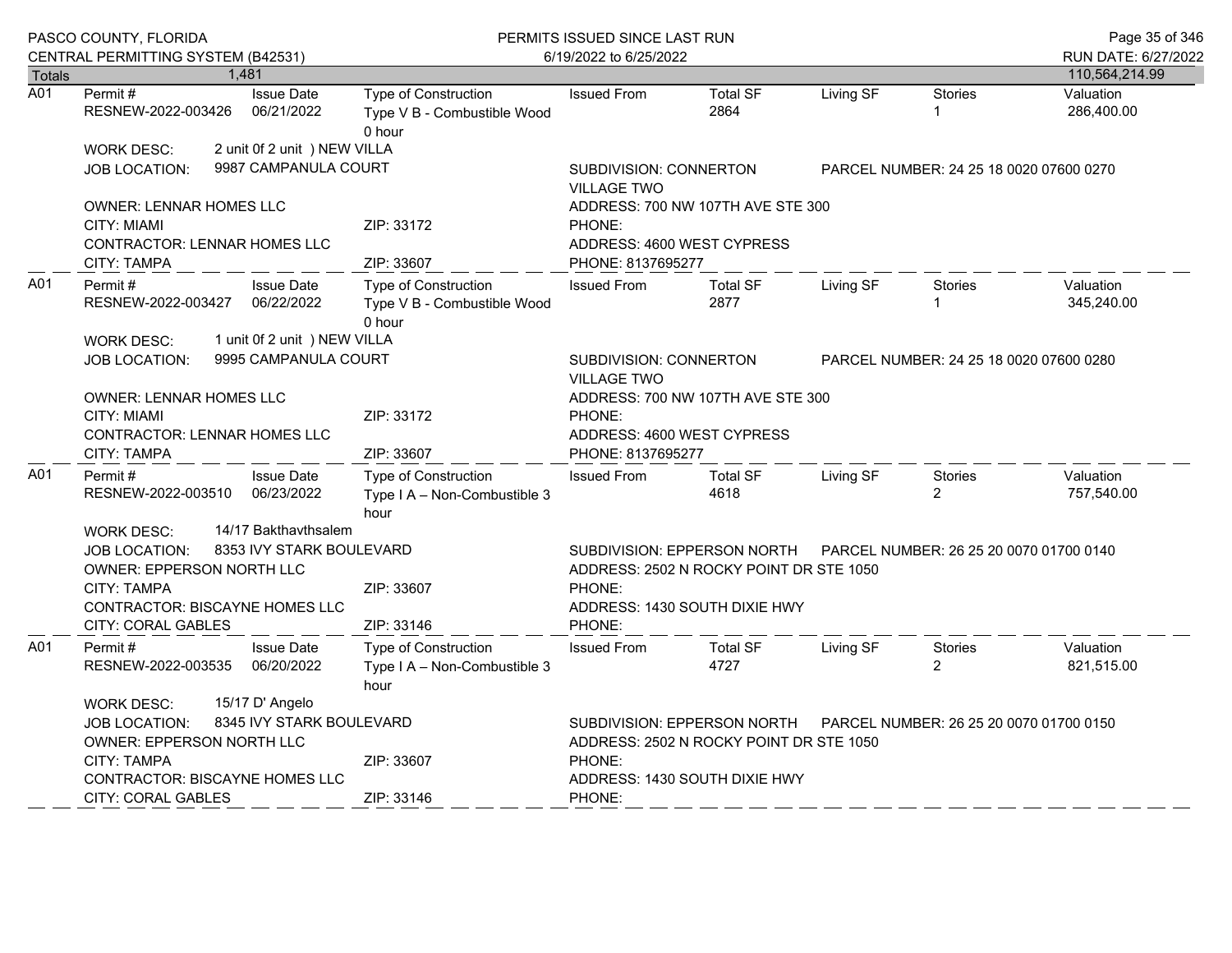PASCO COUNTY, FLORIDA
CENTRAL PERMITTING SYSTEM (B42531)

PERMITS ISSUED SINCE LAST RUN
6/19/2022 to 6/25/2022

RUN DATE: 6/27/2022

**Totals** 1,481 — 110,564,214.99

---

**A01**

| Permit # | Issue Date | Type of Construction | Issued From | Total SF | Living SF | Stories | Valuation |
|---|---|---|---|---|---|---|---|
| RESNEW-2022-003426 | 06/21/2022 | Type V B - Combustible Wood 0 hour | | 2864 | | 1 | 286,400.00 |

WORK DESC: 2 unit 0f 2 unit ) NEW VILLA
JOB LOCATION: 9987 CAMPANULA COURT
SUBDIVISION: CONNERTON VILLAGE TWO
PARCEL NUMBER: 24 25 18 0020 07600 0270
OWNER: LENNAR HOMES LLC
ADDRESS: 700 NW 107TH AVE STE 300
CITY: MIAMI ZIP: 33172
PHONE:
CONTRACTOR: LENNAR HOMES LLC
ADDRESS: 4600 WEST CYPRESS
CITY: TAMPA ZIP: 33607
PHONE: 8137695277

---

**A01**

| Permit # | Issue Date | Type of Construction | Issued From | Total SF | Living SF | Stories | Valuation |
|---|---|---|---|---|---|---|---|
| RESNEW-2022-003427 | 06/22/2022 | Type V B - Combustible Wood 0 hour | | 2877 | | 1 | 345,240.00 |

WORK DESC: 1 unit 0f 2 unit ) NEW VILLA
JOB LOCATION: 9995 CAMPANULA COURT
SUBDIVISION: CONNERTON VILLAGE TWO
PARCEL NUMBER: 24 25 18 0020 07600 0280
OWNER: LENNAR HOMES LLC
ADDRESS: 700 NW 107TH AVE STE 300
CITY: MIAMI ZIP: 33172
PHONE:
CONTRACTOR: LENNAR HOMES LLC
ADDRESS: 4600 WEST CYPRESS
CITY: TAMPA ZIP: 33607
PHONE: 8137695277

---

**A01**

| Permit # | Issue Date | Type of Construction | Issued From | Total SF | Living SF | Stories | Valuation |
|---|---|---|---|---|---|---|---|
| RESNEW-2022-003510 | 06/23/2022 | Type I A – Non-Combustible 3 hour | | 4618 | | 2 | 757,540.00 |

WORK DESC: 14/17 Bakthavthsalem
JOB LOCATION: 8353 IVY STARK BOULEVARD
SUBDIVISION: EPPERSON NORTH
PARCEL NUMBER: 26 25 20 0070 01700 0140
OWNER: EPPERSON NORTH LLC
ADDRESS: 2502 N ROCKY POINT DR STE 1050
CITY: TAMPA ZIP: 33607
PHONE:
CONTRACTOR: BISCAYNE HOMES LLC
ADDRESS: 1430 SOUTH DIXIE HWY
CITY: CORAL GABLES ZIP: 33146
PHONE:

---

**A01**

| Permit # | Issue Date | Type of Construction | Issued From | Total SF | Living SF | Stories | Valuation |
|---|---|---|---|---|---|---|---|
| RESNEW-2022-003535 | 06/20/2022 | Type I A – Non-Combustible 3 hour | | 4727 | | 2 | 821,515.00 |

WORK DESC: 15/17 D' Angelo
JOB LOCATION: 8345 IVY STARK BOULEVARD
SUBDIVISION: EPPERSON NORTH
PARCEL NUMBER: 26 25 20 0070 01700 0150
OWNER: EPPERSON NORTH LLC
ADDRESS: 2502 N ROCKY POINT DR STE 1050
CITY: TAMPA ZIP: 33607
PHONE:
CONTRACTOR: BISCAYNE HOMES LLC
ADDRESS: 1430 SOUTH DIXIE HWY
CITY: CORAL GABLES ZIP: 33146
PHONE: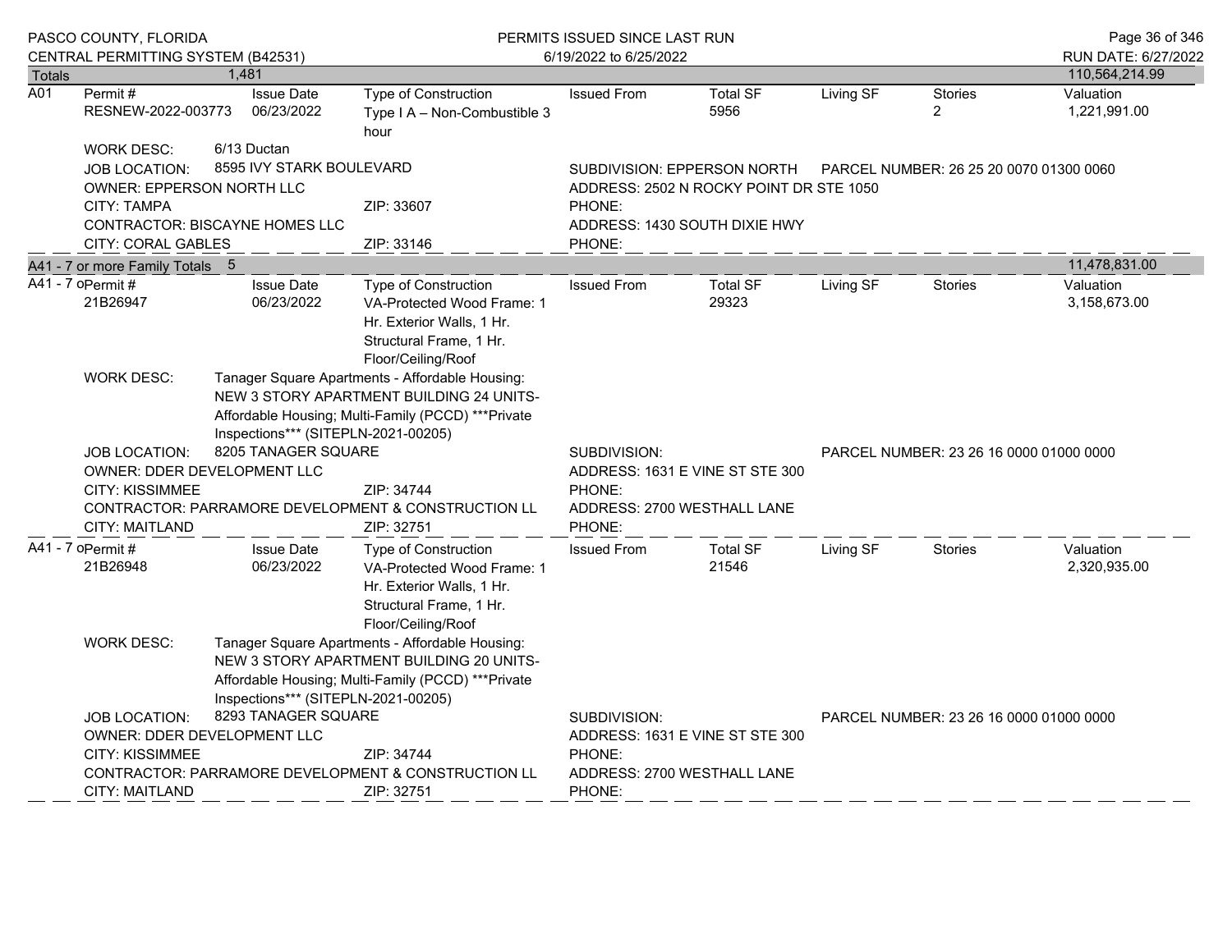| Totals | 1,481 | | | | | | | 110,564,214.99 |
|---|---|---|---|---|---|---|---|---|
| A01 | Permit # RESNEW-2022-003773 | Issue Date 06/23/2022 | Type of Construction Type I A – Non-Combustible 3 hour | Issued From | Total SF 5956 | Living SF | Stories 2 | Valuation 1,221,991.00 |

WORK DESC: 6/13 Ductan

JOB LOCATION: 8595 IVY STARK BOULEVARD | SUBDIVISION: EPPERSON NORTH | PARCEL NUMBER: 26 25 20 0070 01300 0060

OWNER: EPPERSON NORTH LLC | ADDRESS: 2502 N ROCKY POINT DR STE 1050

CITY: TAMPA | ZIP: 33607 | PHONE:

CONTRACTOR: BISCAYNE HOMES LLC | ADDRESS: 1430 SOUTH DIXIE HWY

CITY: CORAL GABLES | ZIP: 33146 | PHONE:

| A41 - 7 or more Family Totals | 5 | | | | | | | 11,478,831.00 |
|---|---|---|---|---|---|---|---|---|
| A41 - 7 o | Permit # 21B26947 | Issue Date 06/23/2022 | Type of Construction VA-Protected Wood Frame: 1 Hr. Exterior Walls, 1 Hr. Structural Frame, 1 Hr. Floor/Ceiling/Roof | Issued From | Total SF 29323 | Living SF | Stories | Valuation 3,158,673.00 |

WORK DESC: Tanager Square Apartments - Affordable Housing: NEW 3 STORY APARTMENT BUILDING 24 UNITS- Affordable Housing; Multi-Family (PCCD) ***Private Inspections*** (SITEPLN-2021-00205)

JOB LOCATION: 8205 TANAGER SQUARE | SUBDIVISION: | PARCEL NUMBER: 23 26 16 0000 01000 0000

OWNER: DDER DEVELOPMENT LLC | ADDRESS: 1631 E VINE ST STE 300

CITY: KISSIMMEE | ZIP: 34744 | PHONE:

CONTRACTOR: PARRAMORE DEVELOPMENT & CONSTRUCTION LL | ADDRESS: 2700 WESTHALL LANE

CITY: MAITLAND | ZIP: 32751 | PHONE:

| A41 - 7 o | Permit # 21B26948 | Issue Date 06/23/2022 | Type of Construction VA-Protected Wood Frame: 1 Hr. Exterior Walls, 1 Hr. Structural Frame, 1 Hr. Floor/Ceiling/Roof | Issued From | Total SF 21546 | Living SF | Stories | Valuation 2,320,935.00 |
|---|---|---|---|---|---|---|---|---|

WORK DESC: Tanager Square Apartments - Affordable Housing: NEW 3 STORY APARTMENT BUILDING 20 UNITS- Affordable Housing; Multi-Family (PCCD) ***Private Inspections*** (SITEPLN-2021-00205)

JOB LOCATION: 8293 TANAGER SQUARE | SUBDIVISION: | PARCEL NUMBER: 23 26 16 0000 01000 0000

OWNER: DDER DEVELOPMENT LLC | ADDRESS: 1631 E VINE ST STE 300

CITY: KISSIMMEE | ZIP: 34744 | PHONE:

CONTRACTOR: PARRAMORE DEVELOPMENT & CONSTRUCTION LL | ADDRESS: 2700 WESTHALL LANE

CITY: MAITLAND | ZIP: 32751 | PHONE: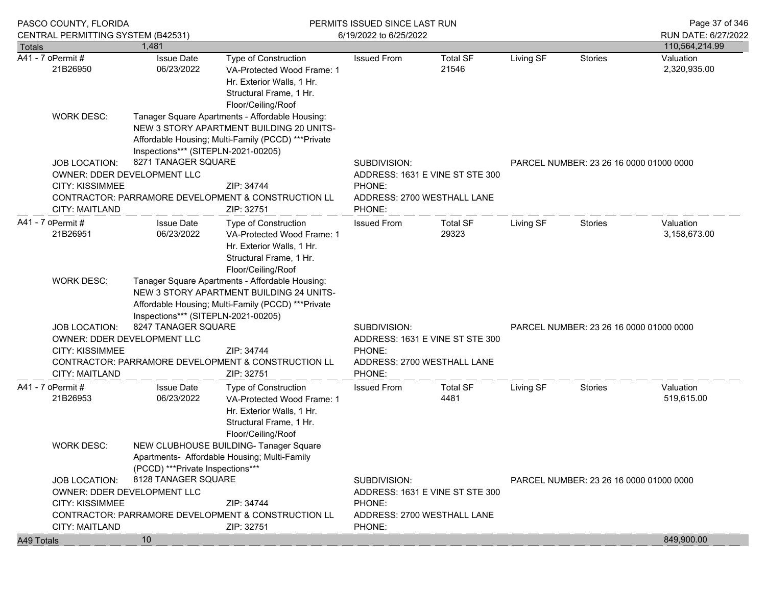| Totals | 1,481 | | | | | | 110,564,214.99 |
|---|---|---|---|---|---|---|---|

**A41 - 7 o**

| Permit # | Issue Date | Type of Construction | Issued From | Total SF | Living SF | Stories | Valuation |
|---|---|---|---|---|---|---|---|
| 21B26950 | 06/23/2022 | VA-Protected Wood Frame: 1 Hr. Exterior Walls, 1 Hr. Structural Frame, 1 Hr. Floor/Ceiling/Roof | | 21546 | | | 2,320,935.00 |

WORK DESC: Tanager Square Apartments - Affordable Housing: NEW 3 STORY APARTMENT BUILDING 20 UNITS- Affordable Housing; Multi-Family (PCCD) ***Private Inspections*** (SITEPLN-2021-00205)

JOB LOCATION: 8271 TANAGER SQUARE
SUBDIVISION:
PARCEL NUMBER: 23 26 16 0000 01000 0000
OWNER: DDER DEVELOPMENT LLC
ADDRESS: 1631 E VINE ST STE 300
CITY: KISSIMMEE ZIP: 34744
PHONE:
CONTRACTOR: PARRAMORE DEVELOPMENT & CONSTRUCTION LL
ADDRESS: 2700 WESTHALL LANE
CITY: MAITLAND ZIP: 32751
PHONE:

**A41 - 7 o**

| Permit # | Issue Date | Type of Construction | Issued From | Total SF | Living SF | Stories | Valuation |
|---|---|---|---|---|---|---|---|
| 21B26951 | 06/23/2022 | VA-Protected Wood Frame: 1 Hr. Exterior Walls, 1 Hr. Structural Frame, 1 Hr. Floor/Ceiling/Roof | | 29323 | | | 3,158,673.00 |

WORK DESC: Tanager Square Apartments - Affordable Housing: NEW 3 STORY APARTMENT BUILDING 24 UNITS- Affordable Housing; Multi-Family (PCCD) ***Private Inspections*** (SITEPLN-2021-00205)

JOB LOCATION: 8247 TANAGER SQUARE
SUBDIVISION:
PARCEL NUMBER: 23 26 16 0000 01000 0000
OWNER: DDER DEVELOPMENT LLC
ADDRESS: 1631 E VINE ST STE 300
CITY: KISSIMMEE ZIP: 34744
PHONE:
CONTRACTOR: PARRAMORE DEVELOPMENT & CONSTRUCTION LL
ADDRESS: 2700 WESTHALL LANE
CITY: MAITLAND ZIP: 32751
PHONE:

**A41 - 7 o**

| Permit # | Issue Date | Type of Construction | Issued From | Total SF | Living SF | Stories | Valuation |
|---|---|---|---|---|---|---|---|
| 21B26953 | 06/23/2022 | VA-Protected Wood Frame: 1 Hr. Exterior Walls, 1 Hr. Structural Frame, 1 Hr. Floor/Ceiling/Roof | | 4481 | | | 519,615.00 |

WORK DESC: NEW CLUBHOUSE BUILDING- Tanager Square Apartments- Affordable Housing; Multi-Family (PCCD) ***Private Inspections***

JOB LOCATION: 8128 TANAGER SQUARE
SUBDIVISION:
PARCEL NUMBER: 23 26 16 0000 01000 0000
OWNER: DDER DEVELOPMENT LLC
ADDRESS: 1631 E VINE ST STE 300
CITY: KISSIMMEE ZIP: 34744
PHONE:
CONTRACTOR: PARRAMORE DEVELOPMENT & CONSTRUCTION LL
ADDRESS: 2700 WESTHALL LANE
CITY: MAITLAND ZIP: 32751
PHONE:

| A49 Totals | 10 | | | | | | 849,900.00 |
|---|---|---|---|---|---|---|---|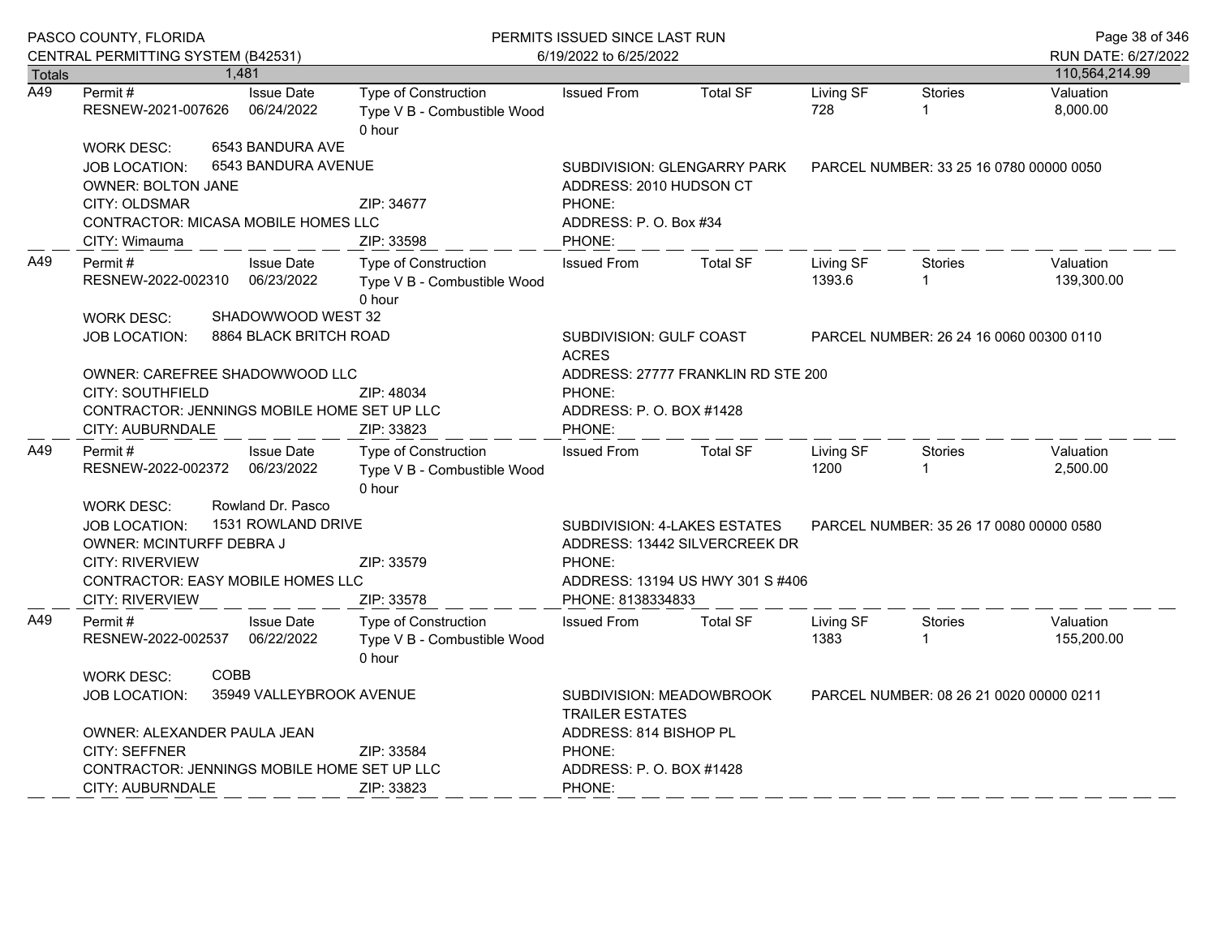| Totals | 1,481 | | | | | | | 110,564,214.99 |
|---|---|---|---|---|---|---|---|---|

**A49**

| Permit # | Issue Date | Type of Construction | Issued From | Total SF | Living SF | Stories | Valuation |
|---|---|---|---|---|---|---|---|
| RESNEW-2021-007626 | 06/24/2022 | Type V B - Combustible Wood 0 hour | | | 728 | 1 | 8,000.00 |

WORK DESC: 6543 BANDURA AVE
JOB LOCATION: 6543 BANDURA AVENUE
SUBDIVISION: GLENGARRY PARK
PARCEL NUMBER: 33 25 16 0780 00000 0050
OWNER: BOLTON JANE
ADDRESS: 2010 HUDSON CT
CITY: OLDSMAR ZIP: 34677 PHONE:
CONTRACTOR: MICASA MOBILE HOMES LLC
ADDRESS: P. O. Box #34
CITY: Wimauma ZIP: 33598 PHONE:

**A49**

| Permit # | Issue Date | Type of Construction | Issued From | Total SF | Living SF | Stories | Valuation |
|---|---|---|---|---|---|---|---|
| RESNEW-2022-002310 | 06/23/2022 | Type V B - Combustible Wood 0 hour | | | 1393.6 | 1 | 139,300.00 |

WORK DESC: SHADOWWOOD WEST 32
JOB LOCATION: 8864 BLACK BRITCH ROAD
SUBDIVISION: GULF COAST ACRES
PARCEL NUMBER: 26 24 16 0060 00300 0110
OWNER: CAREFREE SHADOWWOOD LLC
ADDRESS: 27777 FRANKLIN RD STE 200
CITY: SOUTHFIELD ZIP: 48034 PHONE:
CONTRACTOR: JENNINGS MOBILE HOME SET UP LLC
ADDRESS: P. O. BOX #1428
CITY: AUBURNDALE ZIP: 33823 PHONE:

**A49**

| Permit # | Issue Date | Type of Construction | Issued From | Total SF | Living SF | Stories | Valuation |
|---|---|---|---|---|---|---|---|
| RESNEW-2022-002372 | 06/23/2022 | Type V B - Combustible Wood 0 hour | | | 1200 | 1 | 2,500.00 |

WORK DESC: Rowland Dr. Pasco
JOB LOCATION: 1531 ROWLAND DRIVE
SUBDIVISION: 4-LAKES ESTATES
PARCEL NUMBER: 35 26 17 0080 00000 0580
OWNER: MCINTURFF DEBRA J
ADDRESS: 13442 SILVERCREEK DR
CITY: RIVERVIEW ZIP: 33579 PHONE:
CONTRACTOR: EASY MOBILE HOMES LLC
ADDRESS: 13194 US HWY 301 S #406
CITY: RIVERVIEW ZIP: 33578 PHONE: 8138334833

**A49**

| Permit # | Issue Date | Type of Construction | Issued From | Total SF | Living SF | Stories | Valuation |
|---|---|---|---|---|---|---|---|
| RESNEW-2022-002537 | 06/22/2022 | Type V B - Combustible Wood 0 hour | | | 1383 | 1 | 155,200.00 |

WORK DESC: COBB
JOB LOCATION: 35949 VALLEYBROOK AVENUE
SUBDIVISION: MEADOWBROOK TRAILER ESTATES
PARCEL NUMBER: 08 26 21 0020 00000 0211
OWNER: ALEXANDER PAULA JEAN
ADDRESS: 814 BISHOP PL
CITY: SEFFNER ZIP: 33584 PHONE:
CONTRACTOR: JENNINGS MOBILE HOME SET UP LLC
ADDRESS: P. O. BOX #1428
CITY: AUBURNDALE ZIP: 33823 PHONE: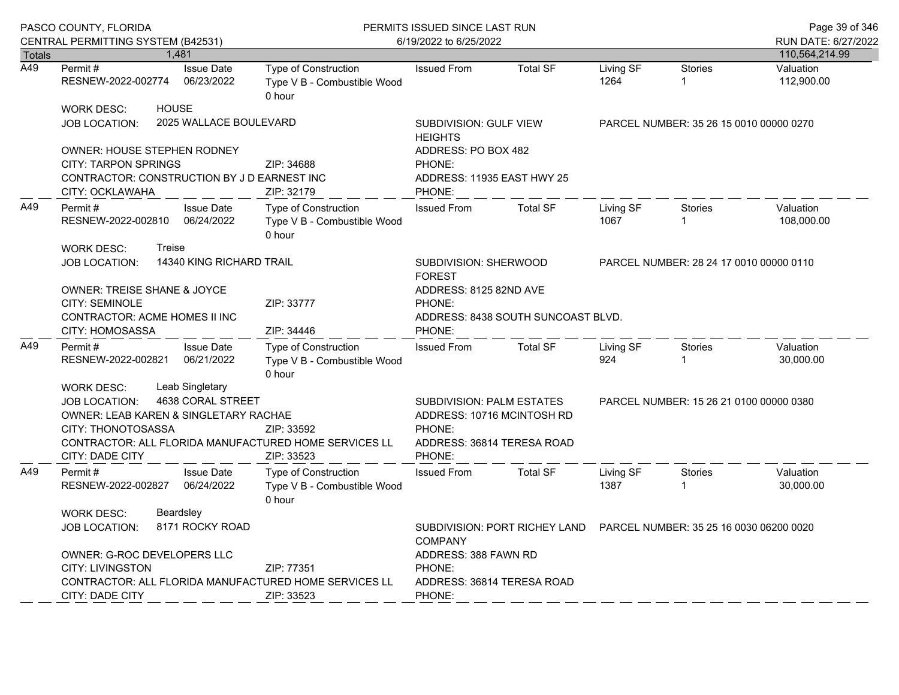PASCO COUNTY, FLORIDA
CENTRAL PERMITTING SYSTEM (B42531)

PERMITS ISSUED SINCE LAST RUN
6/19/2022 to 6/25/2022

RUN DATE: 6/27/2022

| Totals | 1,481 | | | | | | | | 110,564,214.99 |
|---|---|---|---|---|---|---|---|---|---|

---

**A49**

| Permit # | Issue Date | Type of Construction | Issued From | Total SF | Living SF | Stories | Valuation |
|---|---|---|---|---|---|---|---|
| RESNEW-2022-002774 | 06/23/2022 | Type V B - Combustible Wood 0 hour | | | 1264 | 1 | 112,900.00 |

WORK DESC: HOUSE
JOB LOCATION: 2025 WALLACE BOULEVARD
SUBDIVISION: GULF VIEW HEIGHTS
PARCEL NUMBER: 35 26 15 0010 00000 0270
OWNER: HOUSE STEPHEN RODNEY
ADDRESS: PO BOX 482
CITY: TARPON SPRINGS ZIP: 34688
PHONE:
CONTRACTOR: CONSTRUCTION BY J D EARNEST INC
ADDRESS: 11935 EAST HWY 25
CITY: OCKLAWAHA ZIP: 32179
PHONE:

---

**A49**

| Permit # | Issue Date | Type of Construction | Issued From | Total SF | Living SF | Stories | Valuation |
|---|---|---|---|---|---|---|---|
| RESNEW-2022-002810 | 06/24/2022 | Type V B - Combustible Wood 0 hour | | | 1067 | 1 | 108,000.00 |

WORK DESC: Treise
JOB LOCATION: 14340 KING RICHARD TRAIL
SUBDIVISION: SHERWOOD FOREST
PARCEL NUMBER: 28 24 17 0010 00000 0110
OWNER: TREISE SHANE & JOYCE
ADDRESS: 8125 82ND AVE
CITY: SEMINOLE ZIP: 33777
PHONE:
CONTRACTOR: ACME HOMES II INC
ADDRESS: 8438 SOUTH SUNCOAST BLVD.
CITY: HOMOSASSA ZIP: 34446
PHONE:

---

**A49**

| Permit # | Issue Date | Type of Construction | Issued From | Total SF | Living SF | Stories | Valuation |
|---|---|---|---|---|---|---|---|
| RESNEW-2022-002821 | 06/21/2022 | Type V B - Combustible Wood 0 hour | | | 924 | 1 | 30,000.00 |

WORK DESC: Leab Singletary
JOB LOCATION: 4638 CORAL STREET
SUBDIVISION: PALM ESTATES
PARCEL NUMBER: 15 26 21 0100 00000 0380
OWNER: LEAB KAREN & SINGLETARY RACHAE
ADDRESS: 10716 MCINTOSH RD
CITY: THONOTOSASSA ZIP: 33592
PHONE:
CONTRACTOR: ALL FLORIDA MANUFACTURED HOME SERVICES LL
ADDRESS: 36814 TERESA ROAD
CITY: DADE CITY ZIP: 33523
PHONE:

---

**A49**

| Permit # | Issue Date | Type of Construction | Issued From | Total SF | Living SF | Stories | Valuation |
|---|---|---|---|---|---|---|---|
| RESNEW-2022-002827 | 06/24/2022 | Type V B - Combustible Wood 0 hour | | | 1387 | 1 | 30,000.00 |

WORK DESC: Beardsley
JOB LOCATION: 8171 ROCKY ROAD
SUBDIVISION: PORT RICHEY LAND COMPANY
PARCEL NUMBER: 35 25 16 0030 06200 0020
OWNER: G-ROC DEVELOPERS LLC
ADDRESS: 388 FAWN RD
CITY: LIVINGSTON ZIP: 77351
PHONE:
CONTRACTOR: ALL FLORIDA MANUFACTURED HOME SERVICES LL
ADDRESS: 36814 TERESA ROAD
CITY: DADE CITY ZIP: 33523
PHONE: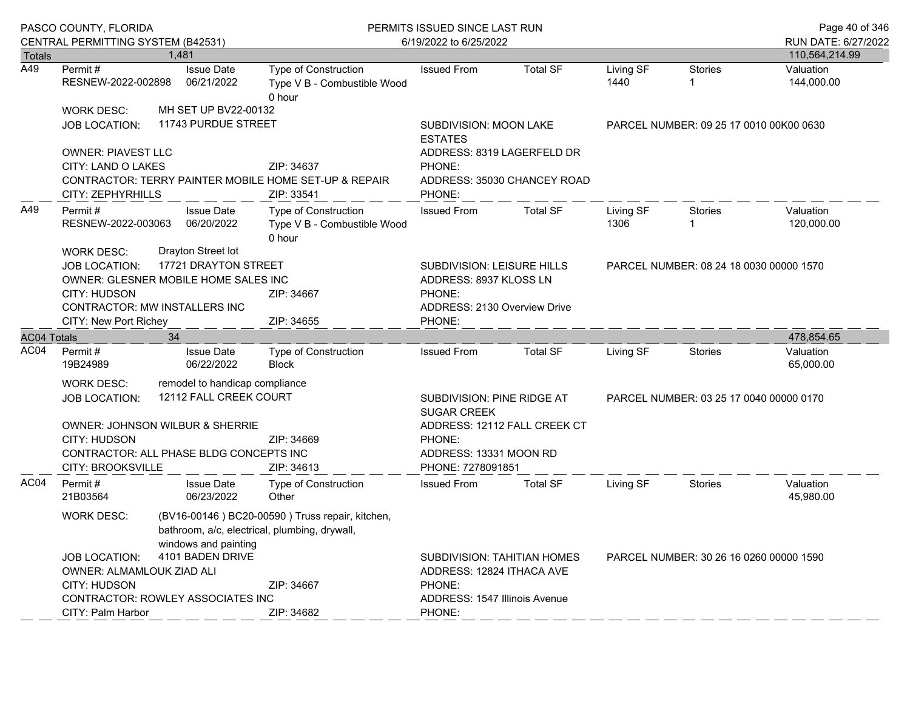| Totals | 1,481 | | | | | | | 110,564,214.99 |
|---|---|---|---|---|---|---|---|---|
| A49 | Permit # RESNEW-2022-002898 | Issue Date 06/21/2022 | Type of Construction Type V B - Combustible Wood 0 hour | Issued From | Total SF | Living SF 1440 | Stories 1 | Valuation 144,000.00 |

WORK DESC: MH SET UP BV22-00132

JOB LOCATION: 11743 PURDUE STREET

SUBDIVISION: MOON LAKE ESTATES

PARCEL NUMBER: 09 25 17 0010 00K00 0630

OWNER: PIAVEST LLC

ADDRESS: 8319 LAGERFELD DR

CITY: LAND O LAKES ZIP: 34637

PHONE:

CONTRACTOR: TERRY PAINTER MOBILE HOME SET-UP & REPAIR

ADDRESS: 35030 CHANCEY ROAD

CITY: ZEPHYRHILLS ZIP: 33541

PHONE:

| | | | | | | | | |
|---|---|---|---|---|---|---|---|---|
| A49 | Permit # RESNEW-2022-003063 | Issue Date 06/20/2022 | Type of Construction Type V B - Combustible Wood 0 hour | Issued From | Total SF | Living SF 1306 | Stories 1 | Valuation 120,000.00 |

WORK DESC: Drayton Street lot

JOB LOCATION: 17721 DRAYTON STREET

SUBDIVISION: LEISURE HILLS

PARCEL NUMBER: 08 24 18 0030 00000 1570

OWNER: GLESNER MOBILE HOME SALES INC

ADDRESS: 8937 KLOSS LN

CITY: HUDSON ZIP: 34667

PHONE:

CONTRACTOR: MW INSTALLERS INC

ADDRESS: 2130 Overview Drive

CITY: New Port Richey ZIP: 34655

PHONE:

| AC04 Totals | 34 | | | | | | | 478,854.65 |
|---|---|---|---|---|---|---|---|---|
| AC04 | Permit # 19B24989 | Issue Date 06/22/2022 | Type of Construction Block | Issued From | Total SF | Living SF | Stories | Valuation 65,000.00 |

WORK DESC: remodel to handicap compliance

JOB LOCATION: 12112 FALL CREEK COURT

SUBDIVISION: PINE RIDGE AT SUGAR CREEK

PARCEL NUMBER: 03 25 17 0040 00000 0170

OWNER: JOHNSON WILBUR & SHERRIE

ADDRESS: 12112 FALL CREEK CT

CITY: HUDSON ZIP: 34669

PHONE:

CONTRACTOR: ALL PHASE BLDG CONCEPTS INC

ADDRESS: 13331 MOON RD

CITY: BROOKSVILLE ZIP: 34613

PHONE: 7278091851

| | | | | | | | | |
|---|---|---|---|---|---|---|---|---|
| AC04 | Permit # 21B03564 | Issue Date 06/23/2022 | Type of Construction Other | Issued From | Total SF | Living SF | Stories | Valuation 45,980.00 |

WORK DESC: (BV16-00146 ) BC20-00590 ) Truss repair, kitchen, bathroom, a/c, electrical, plumbing, drywall, windows and painting

JOB LOCATION: 4101 BADEN DRIVE

SUBDIVISION: TAHITIAN HOMES

PARCEL NUMBER: 30 26 16 0260 00000 1590

OWNER: ALMAMLOUK ZIAD ALI

ADDRESS: 12824 ITHACA AVE

CITY: HUDSON ZIP: 34667

PHONE:

CONTRACTOR: ROWLEY ASSOCIATES INC

ADDRESS: 1547 Illinois Avenue

CITY: Palm Harbor ZIP: 34682

PHONE: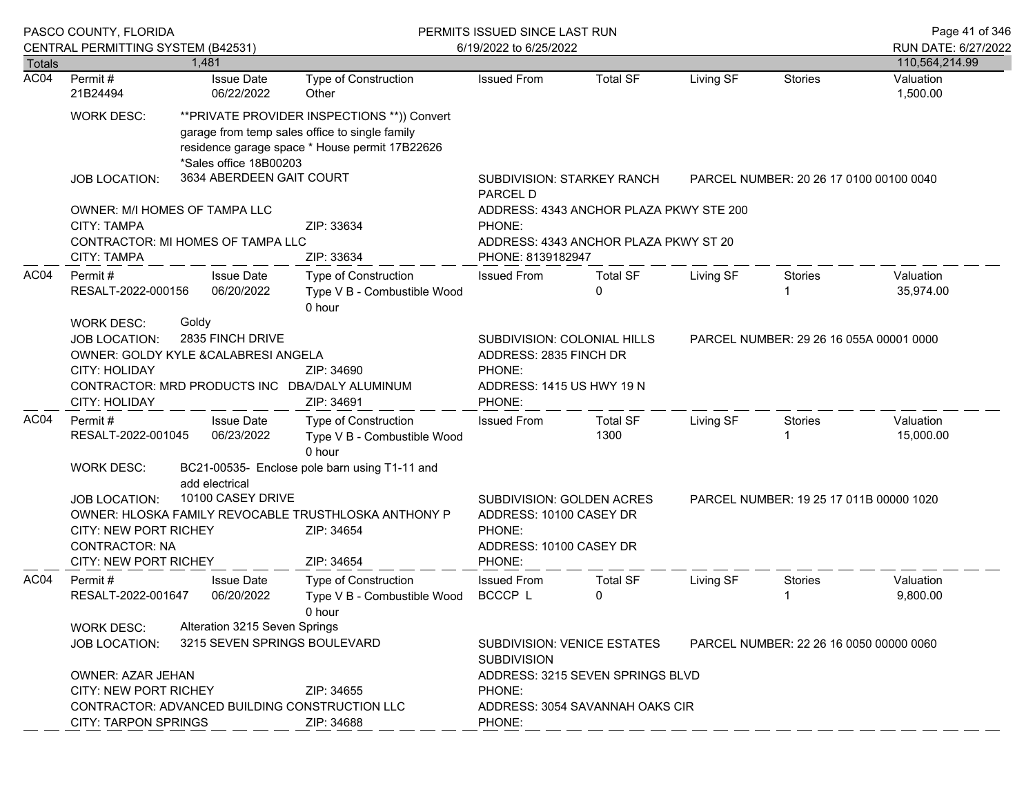PASCO COUNTY, FLORIDA
CENTRAL PERMITTING SYSTEM (B42531)

PERMITS ISSUED SINCE LAST RUN
6/19/2022 to 6/25/2022

RUN DATE: 6/27/2022

| Totals | 1,481 | | | | | | | 110,564,214.99 |
|---|---|---|---|---|---|---|---|---|

---

**AC04**

| Permit # | Issue Date | Type of Construction | Issued From | Total SF | Living SF | Stories | Valuation |
|---|---|---|---|---|---|---|---|
| 21B24494 | 06/22/2022 | Other | | | | | 1,500.00 |

WORK DESC: **PRIVATE PROVIDER INSPECTIONS **)) Convert garage from temp sales office to single family residence garage space * House permit 17B22626 *Sales office 18B00203

JOB LOCATION: 3634 ABERDEEN GAIT COURT
SUBDIVISION: STARKEY RANCH PARCEL D
PARCEL NUMBER: 20 26 17 0100 00100 0040

OWNER: M/I HOMES OF TAMPA LLC
ADDRESS: 4343 ANCHOR PLAZA PKWY STE 200
CITY: TAMPA ZIP: 33634
PHONE:
CONTRACTOR: MI HOMES OF TAMPA LLC
ADDRESS: 4343 ANCHOR PLAZA PKWY ST 20
CITY: TAMPA ZIP: 33634
PHONE: 8139182947

---

**AC04**

| Permit # | Issue Date | Type of Construction | Issued From | Total SF | Living SF | Stories | Valuation |
|---|---|---|---|---|---|---|---|
| RESALT-2022-000156 | 06/20/2022 | Type V B - Combustible Wood 0 hour | | 0 | | 1 | 35,974.00 |

WORK DESC: Goldy

JOB LOCATION: 2835 FINCH DRIVE
SUBDIVISION: COLONIAL HILLS
PARCEL NUMBER: 29 26 16 055A 00001 0000

OWNER: GOLDY KYLE &CALABRESI ANGELA
ADDRESS: 2835 FINCH DR
CITY: HOLIDAY ZIP: 34690
PHONE:
CONTRACTOR: MRD PRODUCTS INC DBA/DALY ALUMINUM
ADDRESS: 1415 US HWY 19 N
CITY: HOLIDAY ZIP: 34691
PHONE:

---

**AC04**

| Permit # | Issue Date | Type of Construction | Issued From | Total SF | Living SF | Stories | Valuation |
|---|---|---|---|---|---|---|---|
| RESALT-2022-001045 | 06/23/2022 | Type V B - Combustible Wood 0 hour | | 1300 | | 1 | 15,000.00 |

WORK DESC: BC21-00535- Enclose pole barn using T1-11 and add electrical

JOB LOCATION: 10100 CASEY DRIVE
SUBDIVISION: GOLDEN ACRES
PARCEL NUMBER: 19 25 17 011B 00000 1020

OWNER: HLOSKA FAMILY REVOCABLE TRUSTHLOSKA ANTHONY P
ADDRESS: 10100 CASEY DR
CITY: NEW PORT RICHEY ZIP: 34654
PHONE:
CONTRACTOR: NA
ADDRESS: 10100 CASEY DR
CITY: NEW PORT RICHEY ZIP: 34654
PHONE:

---

**AC04**

| Permit # | Issue Date | Type of Construction | Issued From | Total SF | Living SF | Stories | Valuation |
|---|---|---|---|---|---|---|---|
| RESALT-2022-001647 | 06/20/2022 | Type V B - Combustible Wood 0 hour | BCCCP L | 0 | | 1 | 9,800.00 |

WORK DESC: Alteration 3215 Seven Springs

JOB LOCATION: 3215 SEVEN SPRINGS BOULEVARD
SUBDIVISION: VENICE ESTATES SUBDIVISION
PARCEL NUMBER: 22 26 16 0050 00000 0060

OWNER: AZAR JEHAN
ADDRESS: 3215 SEVEN SPRINGS BLVD
CITY: NEW PORT RICHEY ZIP: 34655
PHONE:
CONTRACTOR: ADVANCED BUILDING CONSTRUCTION LLC
ADDRESS: 3054 SAVANNAH OAKS CIR
CITY: TARPON SPRINGS ZIP: 34688
PHONE: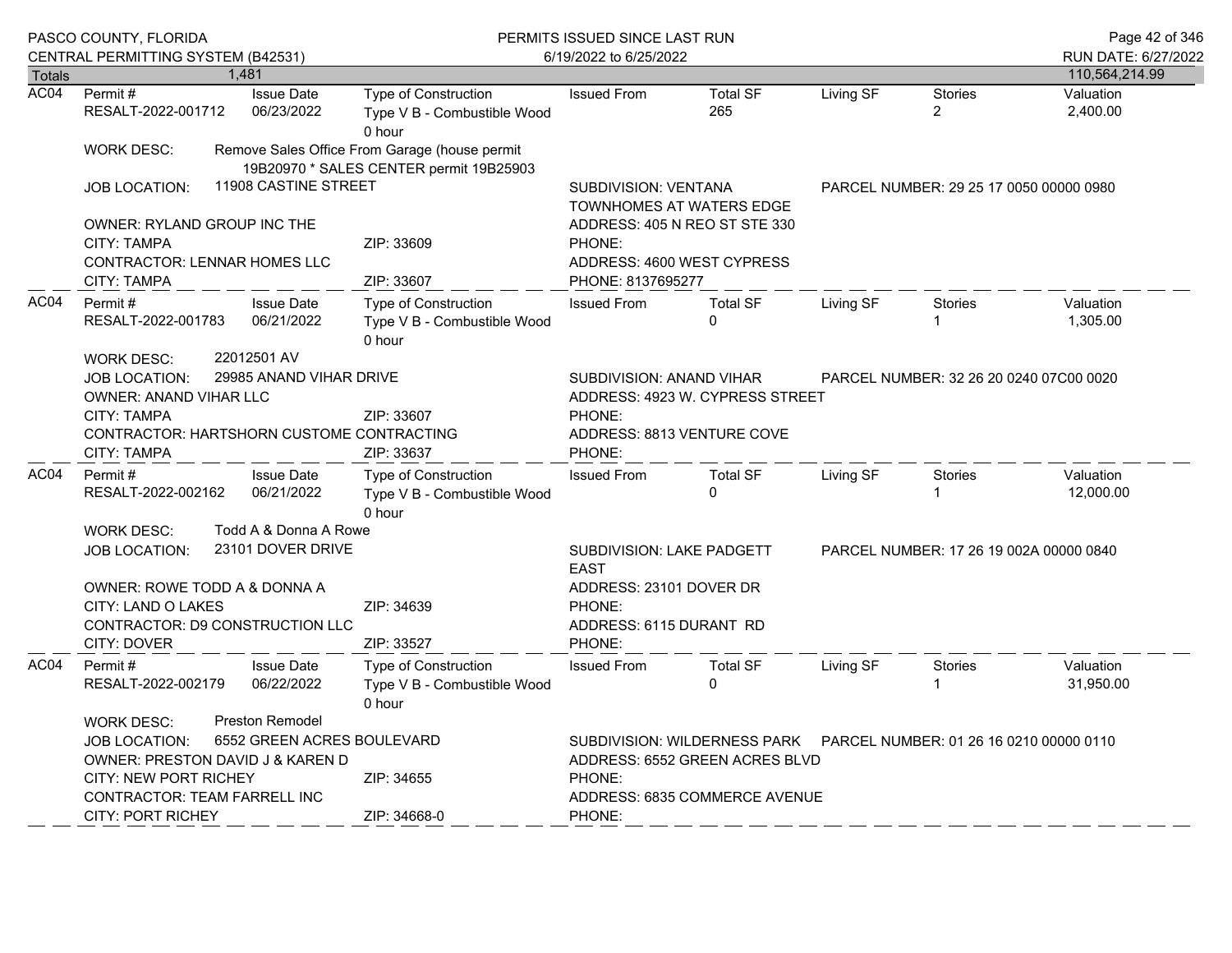| Totals | 1,481 | | | | | | | 110,564,214.99 |
|---|---|---|---|---|---|---|---|---|

**AC04**

| Permit # | Issue Date | Type of Construction | Issued From | Total SF | Living SF | Stories | Valuation |
|---|---|---|---|---|---|---|---|
| RESALT-2022-001712 | 06/23/2022 | Type V B - Combustible Wood 0 hour | | 265 | | 2 | 2,400.00 |

WORK DESC: Remove Sales Office From Garage (house permit 19B20970 * SALES CENTER permit 19B25903

JOB LOCATION: 11908 CASTINE STREET
SUBDIVISION: VENTANA TOWNHOMES AT WATERS EDGE
PARCEL NUMBER: 29 25 17 0050 00000 0980

OWNER: RYLAND GROUP INC THE
ADDRESS: 405 N REO ST STE 330
CITY: TAMPA ZIP: 33609
PHONE:

CONTRACTOR: LENNAR HOMES LLC
ADDRESS: 4600 WEST CYPRESS
CITY: TAMPA ZIP: 33607
PHONE: 8137695277

---

**AC04**

| Permit # | Issue Date | Type of Construction | Issued From | Total SF | Living SF | Stories | Valuation |
|---|---|---|---|---|---|---|---|
| RESALT-2022-001783 | 06/21/2022 | Type V B - Combustible Wood 0 hour | | 0 | | 1 | 1,305.00 |

WORK DESC: 22012501 AV

JOB LOCATION: 29985 ANAND VIHAR DRIVE
SUBDIVISION: ANAND VIHAR
PARCEL NUMBER: 32 26 20 0240 07C00 0020

OWNER: ANAND VIHAR LLC
ADDRESS: 4923 W. CYPRESS STREET
CITY: TAMPA ZIP: 33607
PHONE:

CONTRACTOR: HARTSHORN CUSTOME CONTRACTING
ADDRESS: 8813 VENTURE COVE
CITY: TAMPA ZIP: 33637
PHONE:

---

**AC04**

| Permit # | Issue Date | Type of Construction | Issued From | Total SF | Living SF | Stories | Valuation |
|---|---|---|---|---|---|---|---|
| RESALT-2022-002162 | 06/21/2022 | Type V B - Combustible Wood 0 hour | | 0 | | 1 | 12,000.00 |

WORK DESC: Todd A & Donna A Rowe

JOB LOCATION: 23101 DOVER DRIVE
SUBDIVISION: LAKE PADGETT EAST
PARCEL NUMBER: 17 26 19 002A 00000 0840

OWNER: ROWE TODD A & DONNA A
ADDRESS: 23101 DOVER DR
CITY: LAND O LAKES ZIP: 34639
PHONE:

CONTRACTOR: D9 CONSTRUCTION LLC
ADDRESS: 6115 DURANT RD
CITY: DOVER ZIP: 33527
PHONE:

---

**AC04**

| Permit # | Issue Date | Type of Construction | Issued From | Total SF | Living SF | Stories | Valuation |
|---|---|---|---|---|---|---|---|
| RESALT-2022-002179 | 06/22/2022 | Type V B - Combustible Wood 0 hour | | 0 | | 1 | 31,950.00 |

WORK DESC: Preston Remodel

JOB LOCATION: 6552 GREEN ACRES BOULEVARD
SUBDIVISION: WILDERNESS PARK
PARCEL NUMBER: 01 26 16 0210 00000 0110

OWNER: PRESTON DAVID J & KAREN D
ADDRESS: 6552 GREEN ACRES BLVD
CITY: NEW PORT RICHEY ZIP: 34655
PHONE:

CONTRACTOR: TEAM FARRELL INC
ADDRESS: 6835 COMMERCE AVENUE
CITY: PORT RICHEY ZIP: 34668-0
PHONE: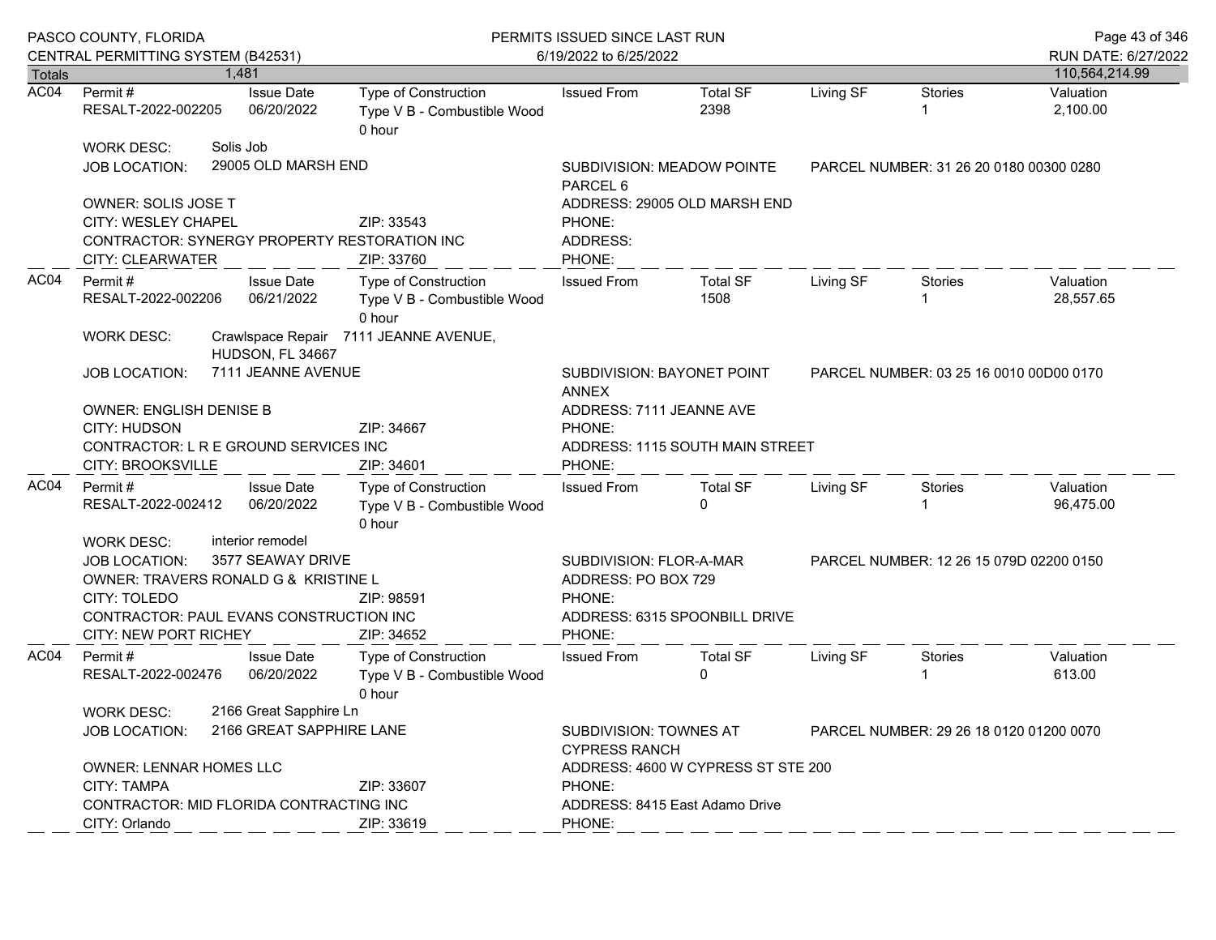PASCO COUNTY, FLORIDA
CENTRAL PERMITTING SYSTEM (B42531)

PERMITS ISSUED SINCE LAST RUN
6/19/2022 to 6/25/2022

RUN DATE: 6/27/2022

**Totals** 1,481 — 110,564,214.99

---

**AC04**

| Permit # | Issue Date | Type of Construction | Issued From | Total SF | Living SF | Stories | Valuation |
|---|---|---|---|---|---|---|---|
| RESALT-2022-002205 | 06/20/2022 | Type V B - Combustible Wood 0 hour | | 2398 | | 1 | 2,100.00 |

WORK DESC: Solis Job
JOB LOCATION: 29005 OLD MARSH END
SUBDIVISION: MEADOW POINTE PARCEL 6
PARCEL NUMBER: 31 26 20 0180 00300 0280
OWNER: SOLIS JOSE T
ADDRESS: 29005 OLD MARSH END
CITY: WESLEY CHAPEL ZIP: 33543
PHONE:
CONTRACTOR: SYNERGY PROPERTY RESTORATION INC
ADDRESS:
CITY: CLEARWATER ZIP: 33760
PHONE:

---

**AC04**

| Permit # | Issue Date | Type of Construction | Issued From | Total SF | Living SF | Stories | Valuation |
|---|---|---|---|---|---|---|---|
| RESALT-2022-002206 | 06/21/2022 | Type V B - Combustible Wood 0 hour | | 1508 | | 1 | 28,557.65 |

WORK DESC: Crawlspace Repair 7111 JEANNE AVENUE, HUDSON, FL 34667
JOB LOCATION: 7111 JEANNE AVENUE
SUBDIVISION: BAYONET POINT ANNEX
PARCEL NUMBER: 03 25 16 0010 00D00 0170
OWNER: ENGLISH DENISE B
ADDRESS: 7111 JEANNE AVE
CITY: HUDSON ZIP: 34667
PHONE:
CONTRACTOR: L R E GROUND SERVICES INC
ADDRESS: 1115 SOUTH MAIN STREET
CITY: BROOKSVILLE ZIP: 34601
PHONE:

---

**AC04**

| Permit # | Issue Date | Type of Construction | Issued From | Total SF | Living SF | Stories | Valuation |
|---|---|---|---|---|---|---|---|
| RESALT-2022-002412 | 06/20/2022 | Type V B - Combustible Wood 0 hour | | 0 | | 1 | 96,475.00 |

WORK DESC: interior remodel
JOB LOCATION: 3577 SEAWAY DRIVE
SUBDIVISION: FLOR-A-MAR
PARCEL NUMBER: 12 26 15 079D 02200 0150
OWNER: TRAVERS RONALD G & KRISTINE L
ADDRESS: PO BOX 729
CITY: TOLEDO ZIP: 98591
PHONE:
CONTRACTOR: PAUL EVANS CONSTRUCTION INC
ADDRESS: 6315 SPOONBILL DRIVE
CITY: NEW PORT RICHEY ZIP: 34652
PHONE:

---

**AC04**

| Permit # | Issue Date | Type of Construction | Issued From | Total SF | Living SF | Stories | Valuation |
|---|---|---|---|---|---|---|---|
| RESALT-2022-002476 | 06/20/2022 | Type V B - Combustible Wood 0 hour | | 0 | | 1 | 613.00 |

WORK DESC: 2166 Great Sapphire Ln
JOB LOCATION: 2166 GREAT SAPPHIRE LANE
SUBDIVISION: TOWNES AT CYPRESS RANCH
PARCEL NUMBER: 29 26 18 0120 01200 0070
OWNER: LENNAR HOMES LLC
ADDRESS: 4600 W CYPRESS ST STE 200
CITY: TAMPA ZIP: 33607
PHONE:
CONTRACTOR: MID FLORIDA CONTRACTING INC
ADDRESS: 8415 East Adamo Drive
CITY: Orlando ZIP: 33619
PHONE: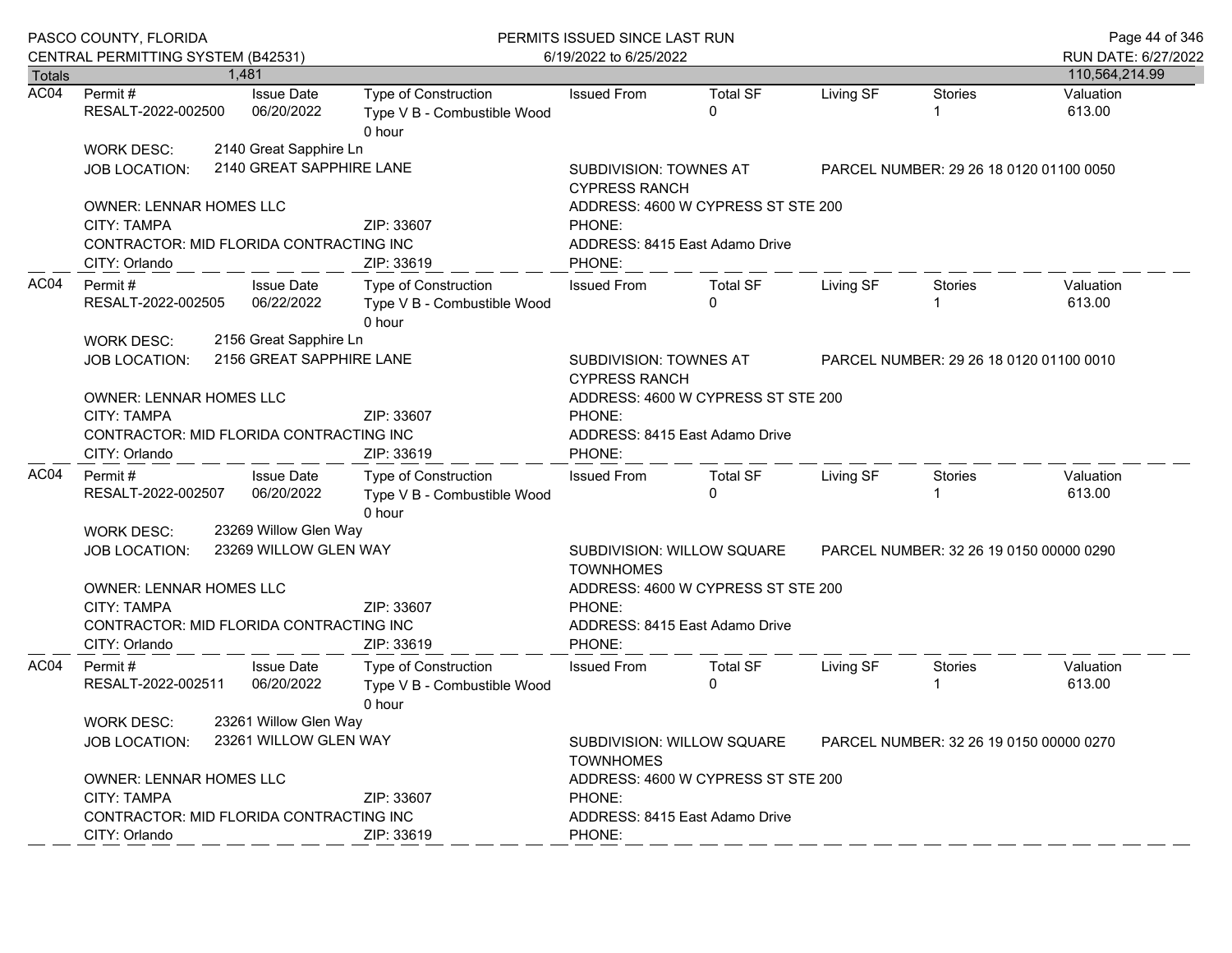PASCO COUNTY, FLORIDA
CENTRAL PERMITTING SYSTEM (B42531)

PERMITS ISSUED SINCE LAST RUN
6/19/2022 to 6/25/2022

RUN DATE: 6/27/2022

**Totals** 1,481 — 110,564,214.99

---

**AC04**

| Permit # | Issue Date | Type of Construction | Issued From | Total SF | Living SF | Stories | Valuation |
|---|---|---|---|---|---|---|---|
| RESALT-2022-002500 | 06/20/2022 | Type V B - Combustible Wood 0 hour | | 0 | | 1 | 613.00 |

WORK DESC: 2140 Great Sapphire Ln
JOB LOCATION: 2140 GREAT SAPPHIRE LANE
SUBDIVISION: TOWNES AT CYPRESS RANCH
PARCEL NUMBER: 29 26 18 0120 01100 0050
OWNER: LENNAR HOMES LLC
ADDRESS: 4600 W CYPRESS ST STE 200
CITY: TAMPA ZIP: 33607
PHONE:
CONTRACTOR: MID FLORIDA CONTRACTING INC
ADDRESS: 8415 East Adamo Drive
CITY: Orlando ZIP: 33619
PHONE:

---

**AC04**

| Permit # | Issue Date | Type of Construction | Issued From | Total SF | Living SF | Stories | Valuation |
|---|---|---|---|---|---|---|---|
| RESALT-2022-002505 | 06/22/2022 | Type V B - Combustible Wood 0 hour | | 0 | | 1 | 613.00 |

WORK DESC: 2156 Great Sapphire Ln
JOB LOCATION: 2156 GREAT SAPPHIRE LANE
SUBDIVISION: TOWNES AT CYPRESS RANCH
PARCEL NUMBER: 29 26 18 0120 01100 0010
OWNER: LENNAR HOMES LLC
ADDRESS: 4600 W CYPRESS ST STE 200
CITY: TAMPA ZIP: 33607
PHONE:
CONTRACTOR: MID FLORIDA CONTRACTING INC
ADDRESS: 8415 East Adamo Drive
CITY: Orlando ZIP: 33619
PHONE:

---

**AC04**

| Permit # | Issue Date | Type of Construction | Issued From | Total SF | Living SF | Stories | Valuation |
|---|---|---|---|---|---|---|---|
| RESALT-2022-002507 | 06/20/2022 | Type V B - Combustible Wood 0 hour | | 0 | | 1 | 613.00 |

WORK DESC: 23269 Willow Glen Way
JOB LOCATION: 23269 WILLOW GLEN WAY
SUBDIVISION: WILLOW SQUARE TOWNHOMES
PARCEL NUMBER: 32 26 19 0150 00000 0290
OWNER: LENNAR HOMES LLC
ADDRESS: 4600 W CYPRESS ST STE 200
CITY: TAMPA ZIP: 33607
PHONE:
CONTRACTOR: MID FLORIDA CONTRACTING INC
ADDRESS: 8415 East Adamo Drive
CITY: Orlando ZIP: 33619
PHONE:

---

**AC04**

| Permit # | Issue Date | Type of Construction | Issued From | Total SF | Living SF | Stories | Valuation |
|---|---|---|---|---|---|---|---|
| RESALT-2022-002511 | 06/20/2022 | Type V B - Combustible Wood 0 hour | | 0 | | 1 | 613.00 |

WORK DESC: 23261 Willow Glen Way
JOB LOCATION: 23261 WILLOW GLEN WAY
SUBDIVISION: WILLOW SQUARE TOWNHOMES
PARCEL NUMBER: 32 26 19 0150 00000 0270
OWNER: LENNAR HOMES LLC
ADDRESS: 4600 W CYPRESS ST STE 200
CITY: TAMPA ZIP: 33607
PHONE:
CONTRACTOR: MID FLORIDA CONTRACTING INC
ADDRESS: 8415 East Adamo Drive
CITY: Orlando ZIP: 33619
PHONE: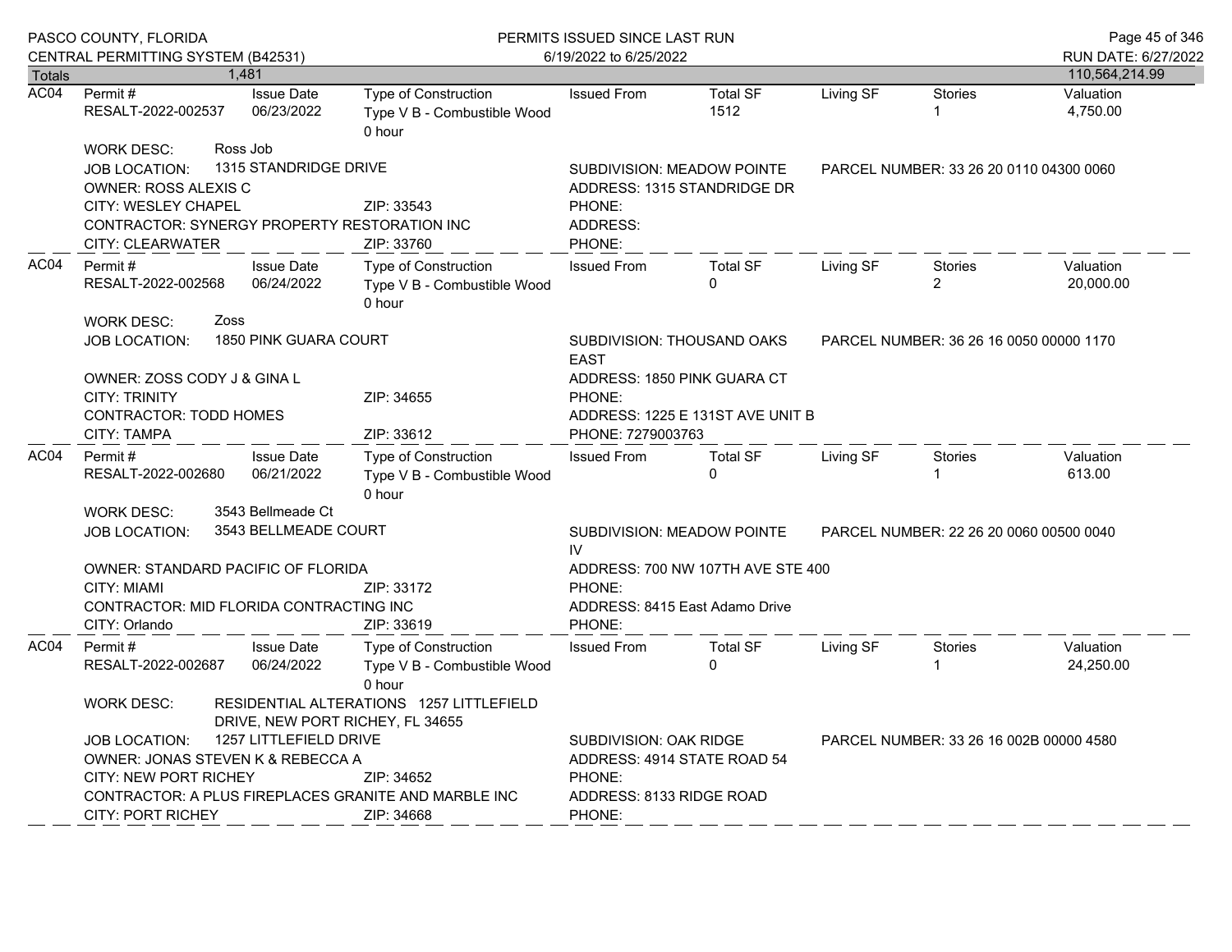| Totals | 1,481 | | | | | | | 110,564,214.99 |
|---|---|---|---|---|---|---|---|---|

**AC04**

| Permit # | Issue Date | Type of Construction | Issued From | Total SF | Living SF | Stories | Valuation |
|---|---|---|---|---|---|---|---|
| RESALT-2022-002537 | 06/23/2022 | Type V B - Combustible Wood 0 hour | | 1512 | | 1 | 4,750.00 |

WORK DESC: Ross Job

JOB LOCATION: 1315 STANDRIDGE DRIVE — SUBDIVISION: MEADOW POINTE — PARCEL NUMBER: 33 26 20 0110 04300 0060

OWNER: ROSS ALEXIS C — ADDRESS: 1315 STANDRIDGE DR

CITY: WESLEY CHAPEL — ZIP: 33543 — PHONE:

CONTRACTOR: SYNERGY PROPERTY RESTORATION INC — ADDRESS:

CITY: CLEARWATER — ZIP: 33760 — PHONE:

---

**AC04**

| Permit # | Issue Date | Type of Construction | Issued From | Total SF | Living SF | Stories | Valuation |
|---|---|---|---|---|---|---|---|
| RESALT-2022-002568 | 06/24/2022 | Type V B - Combustible Wood 0 hour | | 0 | | 2 | 20,000.00 |

WORK DESC: Zoss

JOB LOCATION: 1850 PINK GUARA COURT — SUBDIVISION: THOUSAND OAKS EAST — PARCEL NUMBER: 36 26 16 0050 00000 1170

OWNER: ZOSS CODY J & GINA L — ADDRESS: 1850 PINK GUARA CT

CITY: TRINITY — ZIP: 34655 — PHONE:

CONTRACTOR: TODD HOMES — ADDRESS: 1225 E 131ST AVE UNIT B

CITY: TAMPA — ZIP: 33612 — PHONE: 7279003763

---

**AC04**

| Permit # | Issue Date | Type of Construction | Issued From | Total SF | Living SF | Stories | Valuation |
|---|---|---|---|---|---|---|---|
| RESALT-2022-002680 | 06/21/2022 | Type V B - Combustible Wood 0 hour | | 0 | | 1 | 613.00 |

WORK DESC: 3543 Bellmeade Ct

JOB LOCATION: 3543 BELLMEADE COURT — SUBDIVISION: MEADOW POINTE IV — PARCEL NUMBER: 22 26 20 0060 00500 0040

OWNER: STANDARD PACIFIC OF FLORIDA — ADDRESS: 700 NW 107TH AVE STE 400

CITY: MIAMI — ZIP: 33172 — PHONE:

CONTRACTOR: MID FLORIDA CONTRACTING INC — ADDRESS: 8415 East Adamo Drive

CITY: Orlando — ZIP: 33619 — PHONE:

---

**AC04**

| Permit # | Issue Date | Type of Construction | Issued From | Total SF | Living SF | Stories | Valuation |
|---|---|---|---|---|---|---|---|
| RESALT-2022-002687 | 06/24/2022 | Type V B - Combustible Wood 0 hour | | 0 | | 1 | 24,250.00 |

WORK DESC: RESIDENTIAL ALTERATIONS 1257 LITTLEFIELD DRIVE, NEW PORT RICHEY, FL 34655

JOB LOCATION: 1257 LITTLEFIELD DRIVE — SUBDIVISION: OAK RIDGE — PARCEL NUMBER: 33 26 16 002B 00000 4580

OWNER: JONAS STEVEN K & REBECCA A — ADDRESS: 4914 STATE ROAD 54

CITY: NEW PORT RICHEY — ZIP: 34652 — PHONE:

CONTRACTOR: A PLUS FIREPLACES GRANITE AND MARBLE INC — ADDRESS: 8133 RIDGE ROAD

CITY: PORT RICHEY — ZIP: 34668 — PHONE: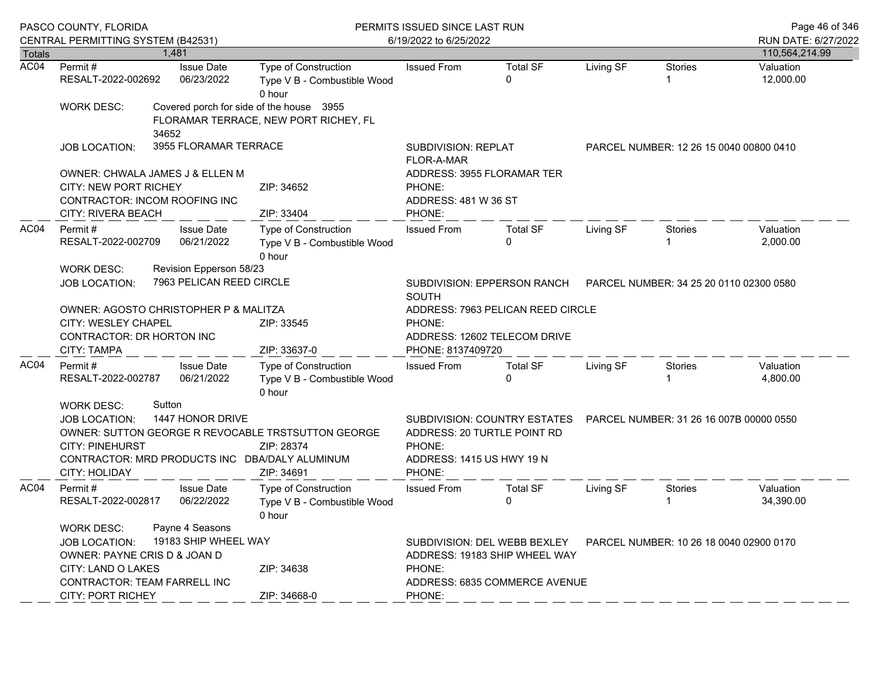| Totals | 1,481 | | | | | | | 110,564,214.99 |
|---|---|---|---|---|---|---|---|---|

**AC04**

| Permit # | Issue Date | Type of Construction | Issued From | Total SF | Living SF | Stories | Valuation |
|---|---|---|---|---|---|---|---|
| RESALT-2022-002692 | 06/23/2022 | Type V B - Combustible Wood 0 hour | | 0 | | 1 | 12,000.00 |

WORK DESC: Covered porch for side of the house 3955 FLORAMAR TERRACE, NEW PORT RICHEY, FL 34652

JOB LOCATION: 3955 FLORAMAR TERRACE | SUBDIVISION: REPLAT FLOR-A-MAR | PARCEL NUMBER: 12 26 15 0040 00800 0410

OWNER: CHWALA JAMES J & ELLEN M | ADDRESS: 3955 FLORAMAR TER
CITY: NEW PORT RICHEY | ZIP: 34652 | PHONE:
CONTRACTOR: INCOM ROOFING INC | ADDRESS: 481 W 36 ST
CITY: RIVERA BEACH | ZIP: 33404 | PHONE:

**AC04**

| Permit # | Issue Date | Type of Construction | Issued From | Total SF | Living SF | Stories | Valuation |
|---|---|---|---|---|---|---|---|
| RESALT-2022-002709 | 06/21/2022 | Type V B - Combustible Wood 0 hour | | 0 | | 1 | 2,000.00 |

WORK DESC: Revision Epperson 58/23

JOB LOCATION: 7963 PELICAN REED CIRCLE | SUBDIVISION: EPPERSON RANCH SOUTH | PARCEL NUMBER: 34 25 20 0110 02300 0580

OWNER: AGOSTO CHRISTOPHER P & MALITZA | ADDRESS: 7963 PELICAN REED CIRCLE
CITY: WESLEY CHAPEL | ZIP: 33545 | PHONE:
CONTRACTOR: DR HORTON INC | ADDRESS: 12602 TELECOM DRIVE
CITY: TAMPA | ZIP: 33637-0 | PHONE: 8137409720

**AC04**

| Permit # | Issue Date | Type of Construction | Issued From | Total SF | Living SF | Stories | Valuation |
|---|---|---|---|---|---|---|---|
| RESALT-2022-002787 | 06/21/2022 | Type V B - Combustible Wood 0 hour | | 0 | | 1 | 4,800.00 |

WORK DESC: Sutton

JOB LOCATION: 1447 HONOR DRIVE | SUBDIVISION: COUNTRY ESTATES | PARCEL NUMBER: 31 26 16 007B 00000 0550

OWNER: SUTTON GEORGE R REVOCABLE TRSTSUTTON GEORGE | ADDRESS: 20 TURTLE POINT RD
CITY: PINEHURST | ZIP: 28374 | PHONE:
CONTRACTOR: MRD PRODUCTS INC DBA/DALY ALUMINUM | ADDRESS: 1415 US HWY 19 N
CITY: HOLIDAY | ZIP: 34691 | PHONE:

**AC04**

| Permit # | Issue Date | Type of Construction | Issued From | Total SF | Living SF | Stories | Valuation |
|---|---|---|---|---|---|---|---|
| RESALT-2022-002817 | 06/22/2022 | Type V B - Combustible Wood 0 hour | | 0 | | 1 | 34,390.00 |

WORK DESC: Payne 4 Seasons

JOB LOCATION: 19183 SHIP WHEEL WAY | SUBDIVISION: DEL WEBB BEXLEY | PARCEL NUMBER: 10 26 18 0040 02900 0170

OWNER: PAYNE CRIS D & JOAN D | ADDRESS: 19183 SHIP WHEEL WAY
CITY: LAND O LAKES | ZIP: 34638 | PHONE:
CONTRACTOR: TEAM FARRELL INC | ADDRESS: 6835 COMMERCE AVENUE
CITY: PORT RICHEY | ZIP: 34668-0 | PHONE: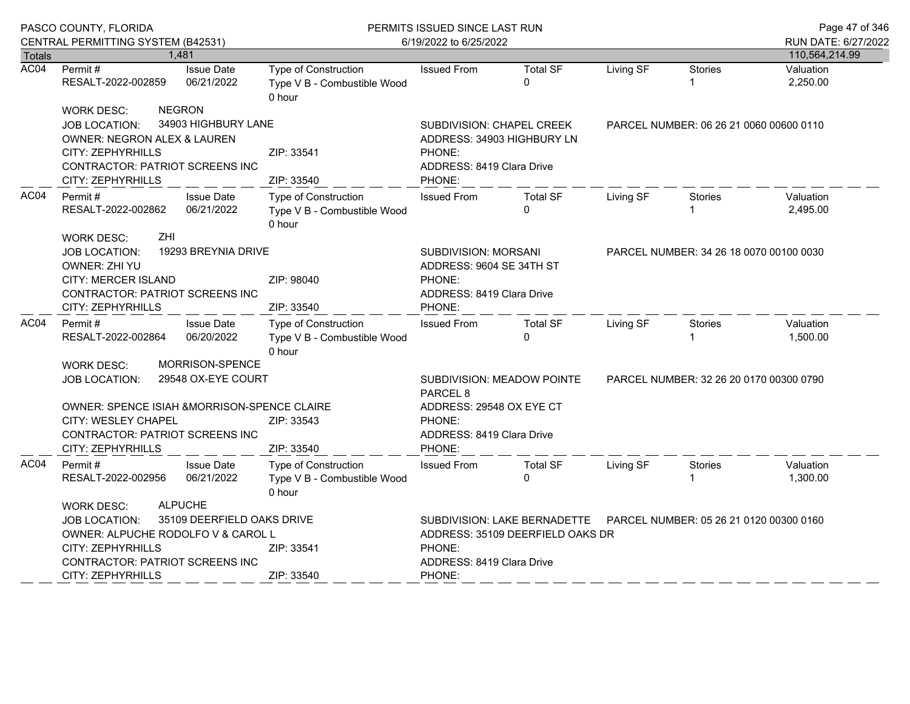Totals 1,481 — 110,564,214.99

| | Permit # | Issue Date | Type of Construction | Issued From | Total SF | Living SF | Stories | Valuation |
|---|---|---|---|---|---|---|---|---|
| AC04 | RESALT-2022-002859 | 06/21/2022 | Type V B - Combustible Wood 0 hour | | 0 | | 1 | 2,250.00 |

WORK DESC: NEGRON

JOB LOCATION: 34903 HIGHBURY LANE — SUBDIVISION: CHAPEL CREEK — PARCEL NUMBER: 06 26 21 0060 00600 0110

OWNER: NEGRON ALEX & LAUREN — ADDRESS: 34903 HIGHBURY LN

CITY: ZEPHYRHILLS ZIP: 33541 PHONE:

CONTRACTOR: PATRIOT SCREENS INC — ADDRESS: 8419 Clara Drive

CITY: ZEPHYRHILLS ZIP: 33540 PHONE:

---

| | Permit # | Issue Date | Type of Construction | Issued From | Total SF | Living SF | Stories | Valuation |
|---|---|---|---|---|---|---|---|---|
| AC04 | RESALT-2022-002862 | 06/21/2022 | Type V B - Combustible Wood 0 hour | | 0 | | 1 | 2,495.00 |

WORK DESC: ZHI

JOB LOCATION: 19293 BREYNIA DRIVE — SUBDIVISION: MORSANI — PARCEL NUMBER: 34 26 18 0070 00100 0030

OWNER: ZHI YU — ADDRESS: 9604 SE 34TH ST

CITY: MERCER ISLAND ZIP: 98040 PHONE:

CONTRACTOR: PATRIOT SCREENS INC — ADDRESS: 8419 Clara Drive

CITY: ZEPHYRHILLS ZIP: 33540 PHONE:

---

| | Permit # | Issue Date | Type of Construction | Issued From | Total SF | Living SF | Stories | Valuation |
|---|---|---|---|---|---|---|---|---|
| AC04 | RESALT-2022-002864 | 06/20/2022 | Type V B - Combustible Wood 0 hour | | 0 | | 1 | 1,500.00 |

WORK DESC: MORRISON-SPENCE

JOB LOCATION: 29548 OX-EYE COURT — SUBDIVISION: MEADOW POINTE PARCEL 8 — PARCEL NUMBER: 32 26 20 0170 00300 0790

OWNER: SPENCE ISIAH &MORRISON-SPENCE CLAIRE — ADDRESS: 29548 OX EYE CT

CITY: WESLEY CHAPEL ZIP: 33543 PHONE:

CONTRACTOR: PATRIOT SCREENS INC — ADDRESS: 8419 Clara Drive

CITY: ZEPHYRHILLS ZIP: 33540 PHONE:

---

| | Permit # | Issue Date | Type of Construction | Issued From | Total SF | Living SF | Stories | Valuation |
|---|---|---|---|---|---|---|---|---|
| AC04 | RESALT-2022-002956 | 06/21/2022 | Type V B - Combustible Wood 0 hour | | 0 | | 1 | 1,300.00 |

WORK DESC: ALPUCHE

JOB LOCATION: 35109 DEERFIELD OAKS DRIVE — SUBDIVISION: LAKE BERNADETTE — PARCEL NUMBER: 05 26 21 0120 00300 0160

OWNER: ALPUCHE RODOLFO V & CAROL L — ADDRESS: 35109 DEERFIELD OAKS DR

CITY: ZEPHYRHILLS ZIP: 33541 PHONE:

CONTRACTOR: PATRIOT SCREENS INC — ADDRESS: 8419 Clara Drive

CITY: ZEPHYRHILLS ZIP: 33540 PHONE: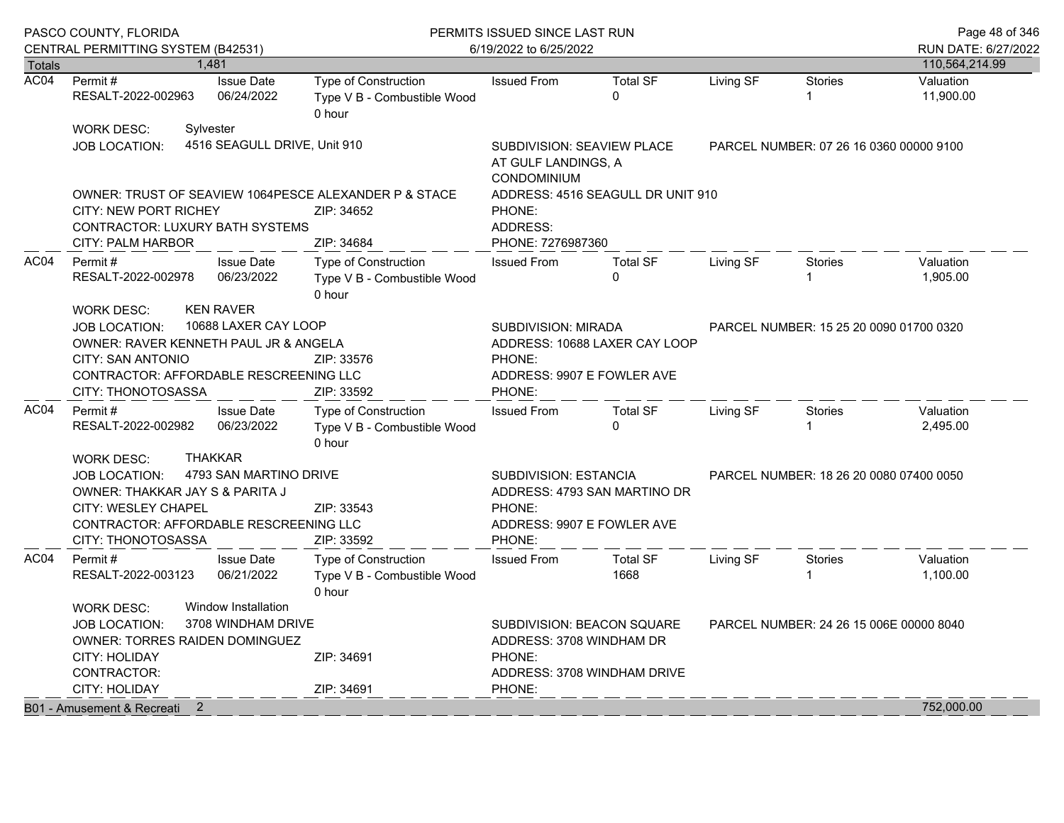| Totals | 1,481 | | | | | | | 110,564,214.99 |
|---|---|---|---|---|---|---|---|---|

**AC04**

| Permit # | Issue Date | Type of Construction | Issued From | Total SF | Living SF | Stories | Valuation |
|---|---|---|---|---|---|---|---|
| RESALT-2022-002963 | 06/24/2022 | Type V B - Combustible Wood 0 hour | | 0 | | 1 | 11,900.00 |

WORK DESC: Sylvester
JOB LOCATION: 4516 SEAGULL DRIVE, Unit 910
SUBDIVISION: SEAVIEW PLACE AT GULF LANDINGS, A CONDOMINIUM
PARCEL NUMBER: 07 26 16 0360 00000 9100
OWNER: TRUST OF SEAVIEW 1064PESCE ALEXANDER P & STACE
ADDRESS: 4516 SEAGULL DR UNIT 910
CITY: NEW PORT RICHEY ZIP: 34652
PHONE:
CONTRACTOR: LUXURY BATH SYSTEMS
ADDRESS:
CITY: PALM HARBOR ZIP: 34684
PHONE: 7276987360

**AC04**

| Permit # | Issue Date | Type of Construction | Issued From | Total SF | Living SF | Stories | Valuation |
|---|---|---|---|---|---|---|---|
| RESALT-2022-002978 | 06/23/2022 | Type V B - Combustible Wood 0 hour | | 0 | | 1 | 1,905.00 |

WORK DESC: KEN RAVER
JOB LOCATION: 10688 LAXER CAY LOOP
SUBDIVISION: MIRADA
PARCEL NUMBER: 15 25 20 0090 01700 0320
OWNER: RAVER KENNETH PAUL JR & ANGELA
ADDRESS: 10688 LAXER CAY LOOP
CITY: SAN ANTONIO ZIP: 33576
PHONE:
CONTRACTOR: AFFORDABLE RESCREENING LLC
ADDRESS: 9907 E FOWLER AVE
CITY: THONOTOSASSA ZIP: 33592
PHONE:

**AC04**

| Permit # | Issue Date | Type of Construction | Issued From | Total SF | Living SF | Stories | Valuation |
|---|---|---|---|---|---|---|---|
| RESALT-2022-002982 | 06/23/2022 | Type V B - Combustible Wood 0 hour | | 0 | | 1 | 2,495.00 |

WORK DESC: THAKKAR
JOB LOCATION: 4793 SAN MARTINO DRIVE
SUBDIVISION: ESTANCIA
PARCEL NUMBER: 18 26 20 0080 07400 0050
OWNER: THAKKAR JAY S & PARITA J
ADDRESS: 4793 SAN MARTINO DR
CITY: WESLEY CHAPEL ZIP: 33543
PHONE:
CONTRACTOR: AFFORDABLE RESCREENING LLC
ADDRESS: 9907 E FOWLER AVE
CITY: THONOTOSASSA ZIP: 33592
PHONE:

**AC04**

| Permit # | Issue Date | Type of Construction | Issued From | Total SF | Living SF | Stories | Valuation |
|---|---|---|---|---|---|---|---|
| RESALT-2022-003123 | 06/21/2022 | Type V B - Combustible Wood 0 hour | | 1668 | | 1 | 1,100.00 |

WORK DESC: Window Installation
JOB LOCATION: 3708 WINDHAM DRIVE
SUBDIVISION: BEACON SQUARE
PARCEL NUMBER: 24 26 15 006E 00000 8040
OWNER: TORRES RAIDEN DOMINGUEZ
ADDRESS: 3708 WINDHAM DR
CITY: HOLIDAY ZIP: 34691
PHONE:
CONTRACTOR:
ADDRESS: 3708 WINDHAM DRIVE
CITY: HOLIDAY ZIP: 34691
PHONE:

| B01 - Amusement & Recreati | 2 | 752,000.00 |
|---|---|---|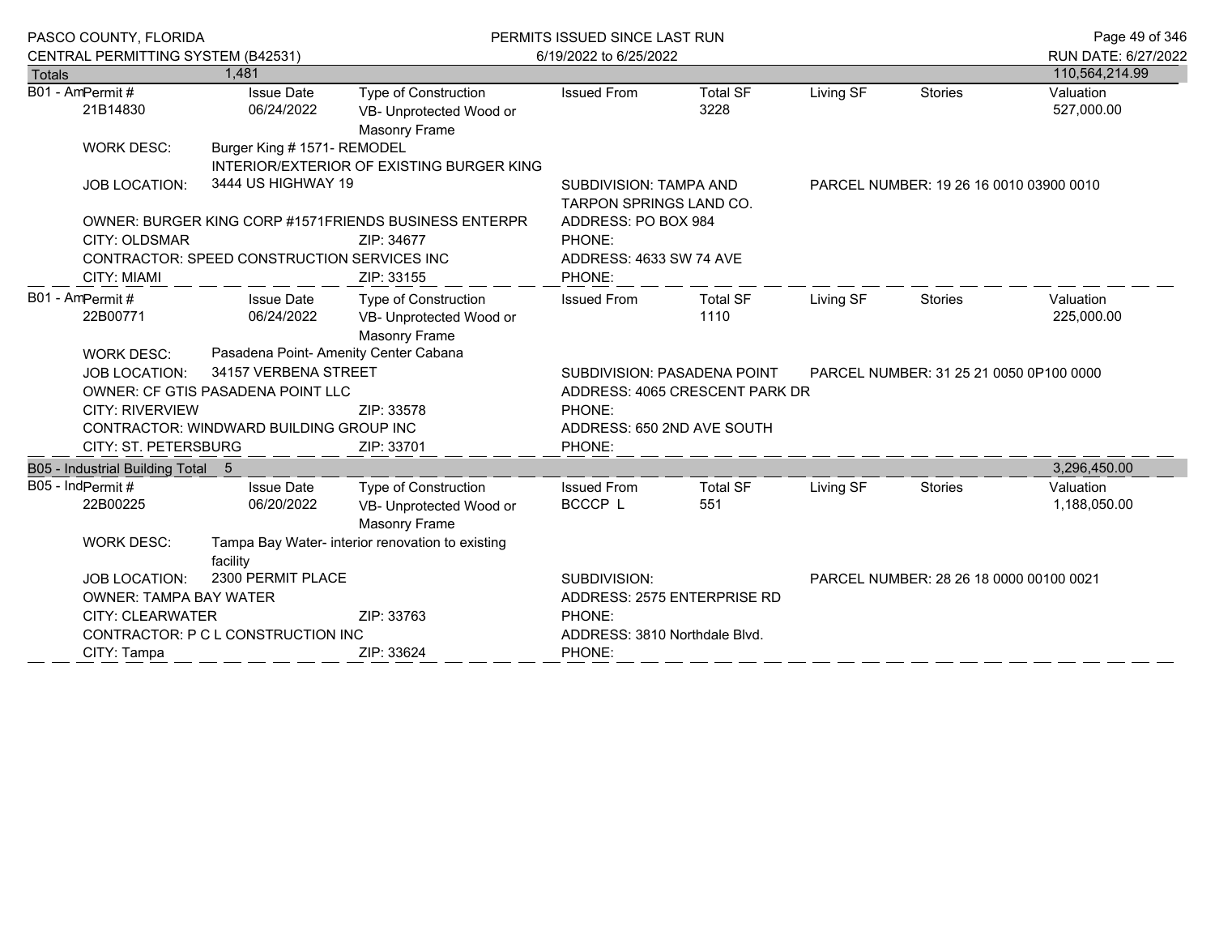| Totals | 1,481 | | | | | | | 110,564,214.99 |
|---|---|---|---|---|---|---|---|---|

**B01 - Am**

| Permit # | Issue Date | Type of Construction | Issued From | Total SF | Living SF | Stories | Valuation |
|---|---|---|---|---|---|---|---|
| 21B14830 | 06/24/2022 | VB- Unprotected Wood or Masonry Frame | | 3228 | | | 527,000.00 |

WORK DESC: Burger King # 1571- REMODEL INTERIOR/EXTERIOR OF EXISTING BURGER KING

JOB LOCATION: 3444 US HIGHWAY 19 — SUBDIVISION: TAMPA AND TARPON SPRINGS LAND CO. — PARCEL NUMBER: 19 26 16 0010 03900 0010

OWNER: BURGER KING CORP #1571FRIENDS BUSINESS ENTERPR — ADDRESS: PO BOX 984

CITY: OLDSMAR ZIP: 34677 PHONE:

CONTRACTOR: SPEED CONSTRUCTION SERVICES INC — ADDRESS: 4633 SW 74 AVE

CITY: MIAMI ZIP: 33155 PHONE:

**B01 - Am**

| Permit # | Issue Date | Type of Construction | Issued From | Total SF | Living SF | Stories | Valuation |
|---|---|---|---|---|---|---|---|
| 22B00771 | 06/24/2022 | VB- Unprotected Wood or Masonry Frame | | 1110 | | | 225,000.00 |

WORK DESC: Pasadena Point- Amenity Center Cabana

JOB LOCATION: 34157 VERBENA STREET — SUBDIVISION: PASADENA POINT — PARCEL NUMBER: 31 25 21 0050 0P100 0000

OWNER: CF GTIS PASADENA POINT LLC — ADDRESS: 4065 CRESCENT PARK DR

CITY: RIVERVIEW ZIP: 33578 PHONE:

CONTRACTOR: WINDWARD BUILDING GROUP INC — ADDRESS: 650 2ND AVE SOUTH

CITY: ST. PETERSBURG ZIP: 33701 PHONE:

| B05 - Industrial Building Total | 5 | | | | | | | 3,296,450.00 |
|---|---|---|---|---|---|---|---|---|

**B05 - Ind**

| Permit # | Issue Date | Type of Construction | Issued From | Total SF | Living SF | Stories | Valuation |
|---|---|---|---|---|---|---|---|
| 22B00225 | 06/20/2022 | VB- Unprotected Wood or Masonry Frame | BCCCP L | 551 | | | 1,188,050.00 |

WORK DESC: Tampa Bay Water- interior renovation to existing facility

JOB LOCATION: 2300 PERMIT PLACE — SUBDIVISION: — PARCEL NUMBER: 28 26 18 0000 00100 0021

OWNER: TAMPA BAY WATER — ADDRESS: 2575 ENTERPRISE RD

CITY: CLEARWATER ZIP: 33763 PHONE:

CONTRACTOR: P C L CONSTRUCTION INC — ADDRESS: 3810 Northdale Blvd.

CITY: Tampa ZIP: 33624 PHONE: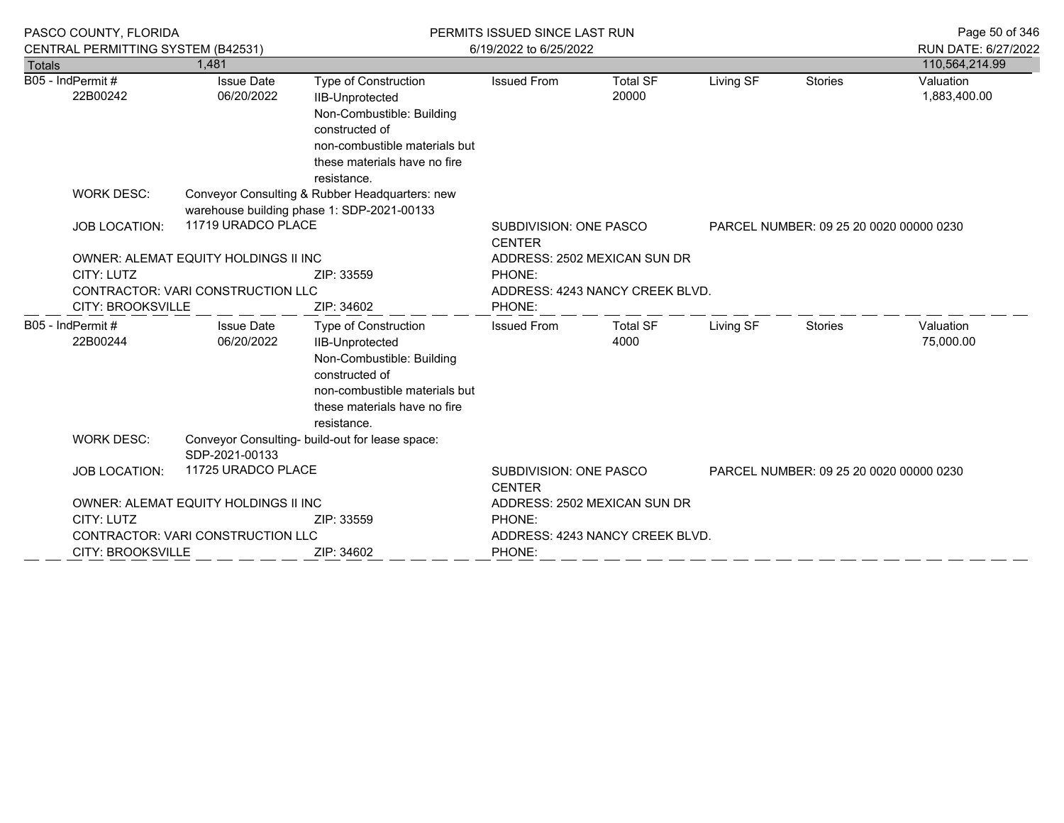| Totals | 1,481 | | | | | | 110,564,214.99 |
|---|---|---|---|---|---|---|---|

**B05 - Ind**

| Permit # | Issue Date | Type of Construction | Issued From | Total SF | Living SF | Stories | Valuation |
|---|---|---|---|---|---|---|---|
| 22B00242 | 06/20/2022 | IIB-Unprotected Non-Combustible: Building constructed of non-combustible materials but these materials have no fire resistance. | | 20000 | | | 1,883,400.00 |

WORK DESC: Conveyor Consulting & Rubber Headquarters: new warehouse building phase 1: SDP-2021-00133

JOB LOCATION: 11719 URADCO PLACE — SUBDIVISION: ONE PASCO CENTER — PARCEL NUMBER: 09 25 20 0020 00000 0230

OWNER: ALEMAT EQUITY HOLDINGS II INC — ADDRESS: 2502 MEXICAN SUN DR
CITY: LUTZ — ZIP: 33559 — PHONE:
CONTRACTOR: VARI CONSTRUCTION LLC — ADDRESS: 4243 NANCY CREEK BLVD.
CITY: BROOKSVILLE — ZIP: 34602 — PHONE:

---

**B05 - Ind**

| Permit # | Issue Date | Type of Construction | Issued From | Total SF | Living SF | Stories | Valuation |
|---|---|---|---|---|---|---|---|
| 22B00244 | 06/20/2022 | IIB-Unprotected Non-Combustible: Building constructed of non-combustible materials but these materials have no fire resistance. | | 4000 | | | 75,000.00 |

WORK DESC: Conveyor Consulting- build-out for lease space: SDP-2021-00133

JOB LOCATION: 11725 URADCO PLACE — SUBDIVISION: ONE PASCO CENTER — PARCEL NUMBER: 09 25 20 0020 00000 0230

OWNER: ALEMAT EQUITY HOLDINGS II INC — ADDRESS: 2502 MEXICAN SUN DR
CITY: LUTZ — ZIP: 33559 — PHONE:
CONTRACTOR: VARI CONSTRUCTION LLC — ADDRESS: 4243 NANCY CREEK BLVD.
CITY: BROOKSVILLE — ZIP: 34602 — PHONE: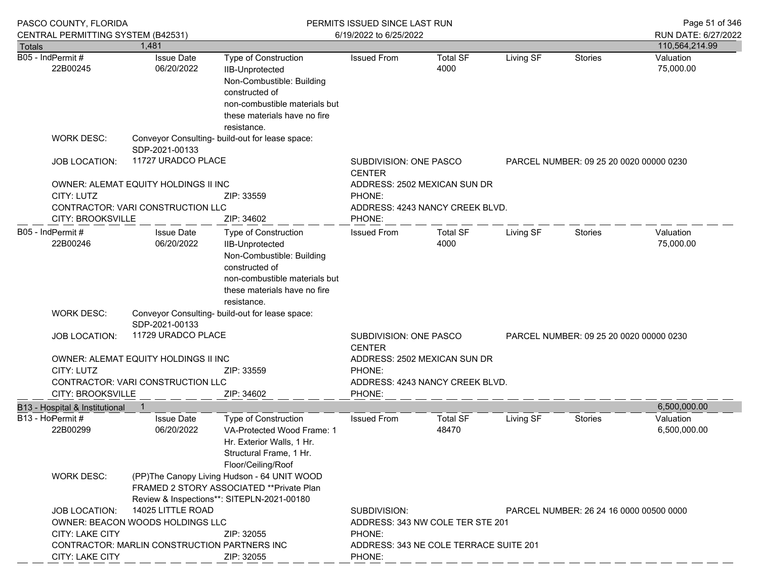| Totals | 1,481 | | | | | | | 110,564,214.99 |
|---|---|---|---|---|---|---|---|---|

**B05 - Ind**

| Permit # | Issue Date | Type of Construction | Issued From | Total SF | Living SF | Stories | Valuation |
|---|---|---|---|---|---|---|---|
| 22B00245 | 06/20/2022 | IIB-Unprotected Non-Combustible: Building constructed of non-combustible materials but these materials have no fire resistance. | | 4000 | | | 75,000.00 |

WORK DESC: Conveyor Consulting- build-out for lease space: SDP-2021-00133

JOB LOCATION: 11727 URADCO PLACE

SUBDIVISION: ONE PASCO CENTER

PARCEL NUMBER: 09 25 20 0020 00000 0230

OWNER: ALEMAT EQUITY HOLDINGS II INC

ADDRESS: 2502 MEXICAN SUN DR

CITY: LUTZ ZIP: 33559

PHONE:

CONTRACTOR: VARI CONSTRUCTION LLC

ADDRESS: 4243 NANCY CREEK BLVD.

CITY: BROOKSVILLE ZIP: 34602

PHONE:

---

**B05 - Ind**

| Permit # | Issue Date | Type of Construction | Issued From | Total SF | Living SF | Stories | Valuation |
|---|---|---|---|---|---|---|---|
| 22B00246 | 06/20/2022 | IIB-Unprotected Non-Combustible: Building constructed of non-combustible materials but these materials have no fire resistance. | | 4000 | | | 75,000.00 |

WORK DESC: Conveyor Consulting- build-out for lease space: SDP-2021-00133

JOB LOCATION: 11729 URADCO PLACE

SUBDIVISION: ONE PASCO CENTER

PARCEL NUMBER: 09 25 20 0020 00000 0230

OWNER: ALEMAT EQUITY HOLDINGS II INC

ADDRESS: 2502 MEXICAN SUN DR

CITY: LUTZ ZIP: 33559

PHONE:

CONTRACTOR: VARI CONSTRUCTION LLC

ADDRESS: 4243 NANCY CREEK BLVD.

CITY: BROOKSVILLE ZIP: 34602

PHONE:

---

| B13 - Hospital & Institutional | 1 | 6,500,000.00 |
|---|---|---|

**B13 - Ho**

| Permit # | Issue Date | Type of Construction | Issued From | Total SF | Living SF | Stories | Valuation |
|---|---|---|---|---|---|---|---|
| 22B00299 | 06/20/2022 | VA-Protected Wood Frame: 1 Hr. Exterior Walls, 1 Hr. Structural Frame, 1 Hr. Floor/Ceiling/Roof | | 48470 | | | 6,500,000.00 |

WORK DESC: (PP)The Canopy Living Hudson - 64 UNIT WOOD FRAMED 2 STORY ASSOCIATED **Private Plan Review & Inspections**: SITEPLN-2021-00180

JOB LOCATION: 14025 LITTLE ROAD

SUBDIVISION:

PARCEL NUMBER: 26 24 16 0000 00500 0000

OWNER: BEACON WOODS HOLDINGS LLC

ADDRESS: 343 NW COLE TER STE 201

CITY: LAKE CITY ZIP: 32055

PHONE:

CONTRACTOR: MARLIN CONSTRUCTION PARTNERS INC

ADDRESS: 343 NE COLE TERRACE SUITE 201

CITY: LAKE CITY ZIP: 32055

PHONE: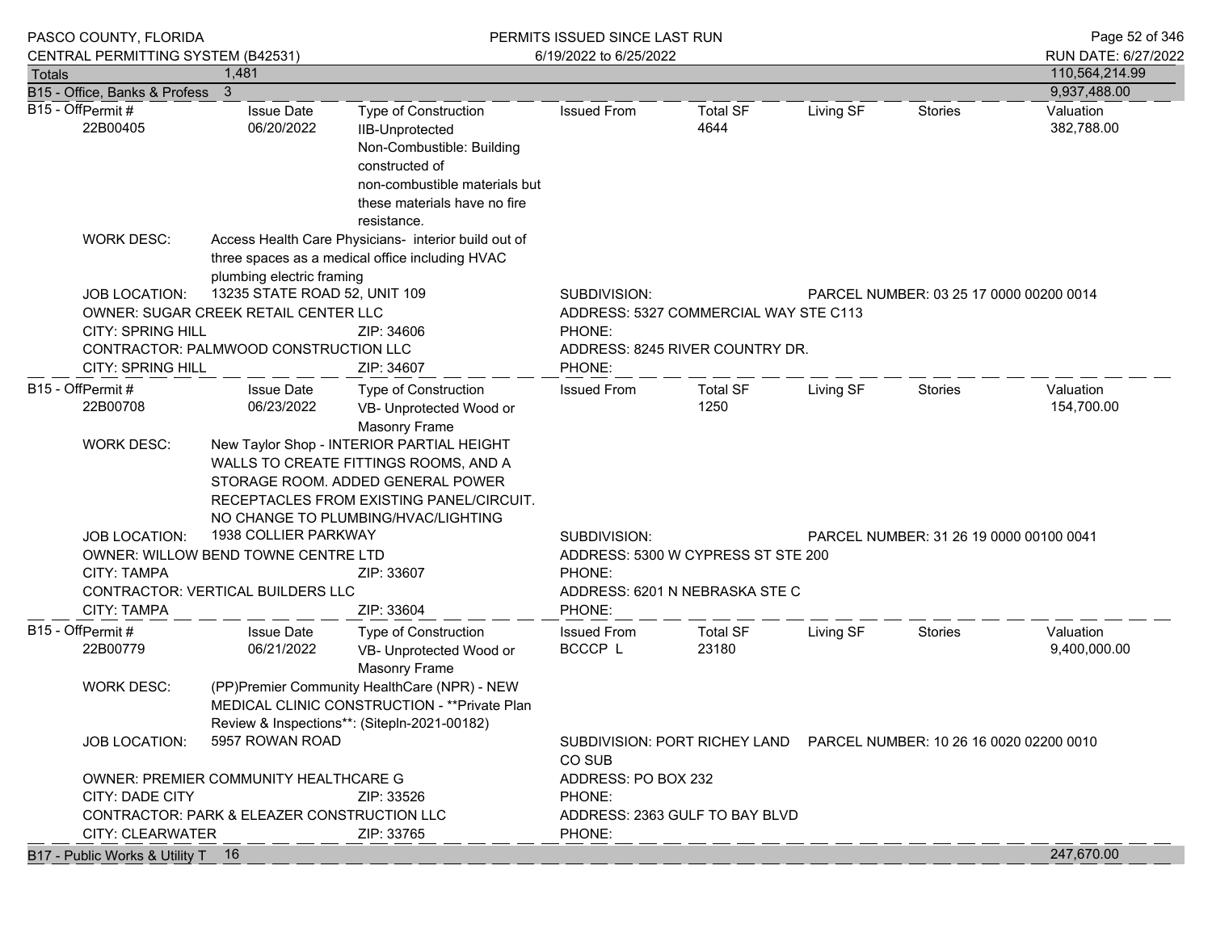| Totals | 1,481 | 110,564,214.99 |
|---|---|---|
| B15 - Office, Banks & Profess | 3 | 9,937,488.00 |

**B15 - Off**

| Permit # | Issue Date | Type of Construction | Issued From | Total SF | Living SF | Stories | Valuation |
|---|---|---|---|---|---|---|---|
| 22B00405 | 06/20/2022 | IIB-Unprotected Non-Combustible: Building constructed of non-combustible materials but these materials have no fire resistance. | | 4644 | | | 382,788.00 |

WORK DESC: Access Health Care Physicians- interior build out of three spaces as a medical office including HVAC plumbing electric framing

JOB LOCATION: 13235 STATE ROAD 52, UNIT 109
SUBDIVISION:
PARCEL NUMBER: 03 25 17 0000 00200 0014

OWNER: SUGAR CREEK RETAIL CENTER LLC
ADDRESS: 5327 COMMERCIAL WAY STE C113
CITY: SPRING HILL ZIP: 34606
PHONE:

CONTRACTOR: PALMWOOD CONSTRUCTION LLC
ADDRESS: 8245 RIVER COUNTRY DR.
CITY: SPRING HILL ZIP: 34607
PHONE:

**B15 - Off**

| Permit # | Issue Date | Type of Construction | Issued From | Total SF | Living SF | Stories | Valuation |
|---|---|---|---|---|---|---|---|
| 22B00708 | 06/23/2022 | VB- Unprotected Wood or Masonry Frame | | 1250 | | | 154,700.00 |

WORK DESC: New Taylor Shop - INTERIOR PARTIAL HEIGHT WALLS TO CREATE FITTINGS ROOMS, AND A STORAGE ROOM. ADDED GENERAL POWER RECEPTACLES FROM EXISTING PANEL/CIRCUIT. NO CHANGE TO PLUMBING/HVAC/LIGHTING

JOB LOCATION: 1938 COLLIER PARKWAY
SUBDIVISION:
PARCEL NUMBER: 31 26 19 0000 00100 0041

OWNER: WILLOW BEND TOWNE CENTRE LTD
ADDRESS: 5300 W CYPRESS ST STE 200
CITY: TAMPA ZIP: 33607
PHONE:

CONTRACTOR: VERTICAL BUILDERS LLC
ADDRESS: 6201 N NEBRASKA STE C
CITY: TAMPA ZIP: 33604
PHONE:

**B15 - Off**

| Permit # | Issue Date | Type of Construction | Issued From | Total SF | Living SF | Stories | Valuation |
|---|---|---|---|---|---|---|---|
| 22B00779 | 06/21/2022 | VB- Unprotected Wood or Masonry Frame | BCCCP L | 23180 | | | 9,400,000.00 |

WORK DESC: (PP)Premier Community HealthCare (NPR) - NEW MEDICAL CLINIC CONSTRUCTION - **Private Plan Review & Inspections**: (Sitepln-2021-00182)

JOB LOCATION: 5957 ROWAN ROAD
SUBDIVISION: PORT RICHEY LAND CO SUB
PARCEL NUMBER: 10 26 16 0020 02200 0010

OWNER: PREMIER COMMUNITY HEALTHCARE G
ADDRESS: PO BOX 232
CITY: DADE CITY ZIP: 33526
PHONE:

CONTRACTOR: PARK & ELEAZER CONSTRUCTION LLC
ADDRESS: 2363 GULF TO BAY BLVD
CITY: CLEARWATER ZIP: 33765
PHONE:

| B17 - Public Works & Utility T | 16 | 247,670.00 |
|---|---|---|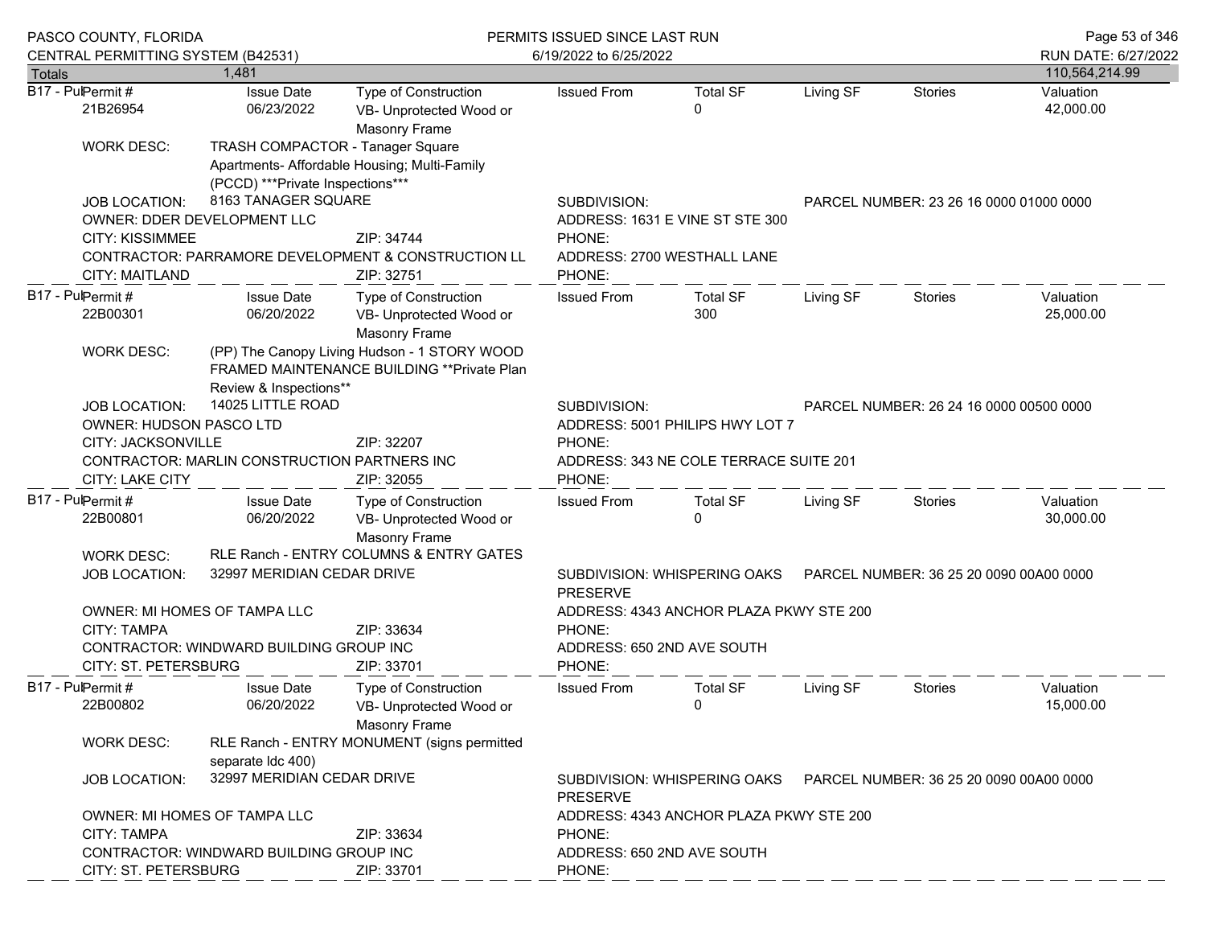| Totals | 1,481 | | | | | | | 110,564,214.99 |
|---|---|---|---|---|---|---|---|---|

**B17 - Pul** Permit # 21B26954 | Issue Date 06/23/2022 | Type of Construction: VB- Unprotected Wood or Masonry Frame | Issued From: | Total SF: 0 | Living SF: | Stories: | Valuation: 42,000.00

WORK DESC: TRASH COMPACTOR - Tanager Square Apartments- Affordable Housing; Multi-Family (PCCD) ***Private Inspections***

JOB LOCATION: 8163 TANAGER SQUARE | SUBDIVISION: | PARCEL NUMBER: 23 26 16 0000 01000 0000

OWNER: DDER DEVELOPMENT LLC | ADDRESS: 1631 E VINE ST STE 300

CITY: KISSIMMEE | ZIP: 34744 | PHONE:

CONTRACTOR: PARRAMORE DEVELOPMENT & CONSTRUCTION LL | ADDRESS: 2700 WESTHALL LANE

CITY: MAITLAND | ZIP: 32751 | PHONE:

---

**B17 - Pul** Permit # 22B00301 | Issue Date 06/20/2022 | Type of Construction: VB- Unprotected Wood or Masonry Frame | Issued From: | Total SF: 300 | Living SF: | Stories: | Valuation: 25,000.00

WORK DESC: (PP) The Canopy Living Hudson - 1 STORY WOOD FRAMED MAINTENANCE BUILDING **Private Plan Review & Inspections**

JOB LOCATION: 14025 LITTLE ROAD | SUBDIVISION: | PARCEL NUMBER: 26 24 16 0000 00500 0000

OWNER: HUDSON PASCO LTD | ADDRESS: 5001 PHILIPS HWY LOT 7

CITY: JACKSONVILLE | ZIP: 32207 | PHONE:

CONTRACTOR: MARLIN CONSTRUCTION PARTNERS INC | ADDRESS: 343 NE COLE TERRACE SUITE 201

CITY: LAKE CITY | ZIP: 32055 | PHONE:

---

**B17 - Pul** Permit # 22B00801 | Issue Date 06/20/2022 | Type of Construction: VB- Unprotected Wood or Masonry Frame | Issued From: | Total SF: 0 | Living SF: | Stories: | Valuation: 30,000.00

WORK DESC: RLE Ranch - ENTRY COLUMNS & ENTRY GATES

JOB LOCATION: 32997 MERIDIAN CEDAR DRIVE | SUBDIVISION: WHISPERING OAKS PRESERVE | PARCEL NUMBER: 36 25 20 0090 00A00 0000

OWNER: MI HOMES OF TAMPA LLC | ADDRESS: 4343 ANCHOR PLAZA PKWY STE 200

CITY: TAMPA | ZIP: 33634 | PHONE:

CONTRACTOR: WINDWARD BUILDING GROUP INC | ADDRESS: 650 2ND AVE SOUTH

CITY: ST. PETERSBURG | ZIP: 33701 | PHONE:

---

**B17 - Pul** Permit # 22B00802 | Issue Date 06/20/2022 | Type of Construction: VB- Unprotected Wood or Masonry Frame | Issued From: | Total SF: 0 | Living SF: | Stories: | Valuation: 15,000.00

WORK DESC: RLE Ranch - ENTRY MONUMENT (signs permitted separate ldc 400)

JOB LOCATION: 32997 MERIDIAN CEDAR DRIVE | SUBDIVISION: WHISPERING OAKS PRESERVE | PARCEL NUMBER: 36 25 20 0090 00A00 0000

OWNER: MI HOMES OF TAMPA LLC | ADDRESS: 4343 ANCHOR PLAZA PKWY STE 200

CITY: TAMPA | ZIP: 33634 | PHONE:

CONTRACTOR: WINDWARD BUILDING GROUP INC | ADDRESS: 650 2ND AVE SOUTH

CITY: ST. PETERSBURG | ZIP: 33701 | PHONE: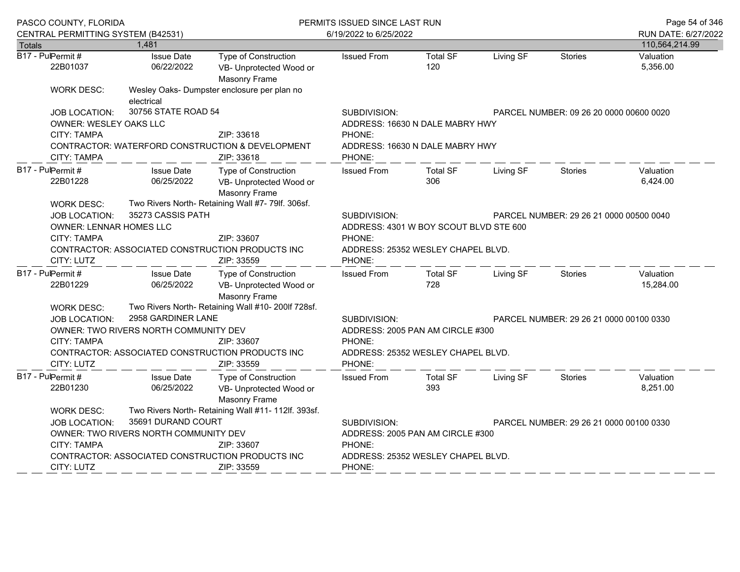Totals: 1,481 — 110,564,214.99

**B17 - Pul** Permit # 22B01037

| Issue Date | Type of Construction | Issued From | Total SF | Living SF | Stories | Valuation |
|---|---|---|---|---|---|---|
| 06/22/2022 | VB- Unprotected Wood or Masonry Frame | | 120 | | | 5,356.00 |

WORK DESC: Wesley Oaks- Dumpster enclosure per plan no electrical
JOB LOCATION: 30756 STATE ROAD 54 — SUBDIVISION: — PARCEL NUMBER: 09 26 20 0000 00600 0020
OWNER: WESLEY OAKS LLC — ADDRESS: 16630 N DALE MABRY HWY
CITY: TAMPA — ZIP: 33618 — PHONE:
CONTRACTOR: WATERFORD CONSTRUCTION & DEVELOPMENT — ADDRESS: 16630 N DALE MABRY HWY
CITY: TAMPA — ZIP: 33618 — PHONE:

---

**B17 - Pul** Permit # 22B01228

| Issue Date | Type of Construction | Issued From | Total SF | Living SF | Stories | Valuation |
|---|---|---|---|---|---|---|
| 06/25/2022 | VB- Unprotected Wood or Masonry Frame | | 306 | | | 6,424.00 |

WORK DESC: Two Rivers North- Retaining Wall #7- 79lf. 306sf.
JOB LOCATION: 35273 CASSIS PATH — SUBDIVISION: — PARCEL NUMBER: 29 26 21 0000 00500 0040
OWNER: LENNAR HOMES LLC — ADDRESS: 4301 W BOY SCOUT BLVD STE 600
CITY: TAMPA — ZIP: 33607 — PHONE:
CONTRACTOR: ASSOCIATED CONSTRUCTION PRODUCTS INC — ADDRESS: 25352 WESLEY CHAPEL BLVD.
CITY: LUTZ — ZIP: 33559 — PHONE:

---

**B17 - Pul** Permit # 22B01229

| Issue Date | Type of Construction | Issued From | Total SF | Living SF | Stories | Valuation |
|---|---|---|---|---|---|---|
| 06/25/2022 | VB- Unprotected Wood or Masonry Frame | | 728 | | | 15,284.00 |

WORK DESC: Two Rivers North- Retaining Wall #10- 200lf 728sf.
JOB LOCATION: 2958 GARDINER LANE — SUBDIVISION: — PARCEL NUMBER: 29 26 21 0000 00100 0330
OWNER: TWO RIVERS NORTH COMMUNITY DEV — ADDRESS: 2005 PAN AM CIRCLE #300
CITY: TAMPA — ZIP: 33607 — PHONE:
CONTRACTOR: ASSOCIATED CONSTRUCTION PRODUCTS INC — ADDRESS: 25352 WESLEY CHAPEL BLVD.
CITY: LUTZ — ZIP: 33559 — PHONE:

---

**B17 - Pul** Permit # 22B01230

| Issue Date | Type of Construction | Issued From | Total SF | Living SF | Stories | Valuation |
|---|---|---|---|---|---|---|
| 06/25/2022 | VB- Unprotected Wood or Masonry Frame | | 393 | | | 8,251.00 |

WORK DESC: Two Rivers North- Retaining Wall #11- 112lf. 393sf.
JOB LOCATION: 35691 DURAND COURT — SUBDIVISION: — PARCEL NUMBER: 29 26 21 0000 00100 0330
OWNER: TWO RIVERS NORTH COMMUNITY DEV — ADDRESS: 2005 PAN AM CIRCLE #300
CITY: TAMPA — ZIP: 33607 — PHONE:
CONTRACTOR: ASSOCIATED CONSTRUCTION PRODUCTS INC — ADDRESS: 25352 WESLEY CHAPEL BLVD.
CITY: LUTZ — ZIP: 33559 — PHONE: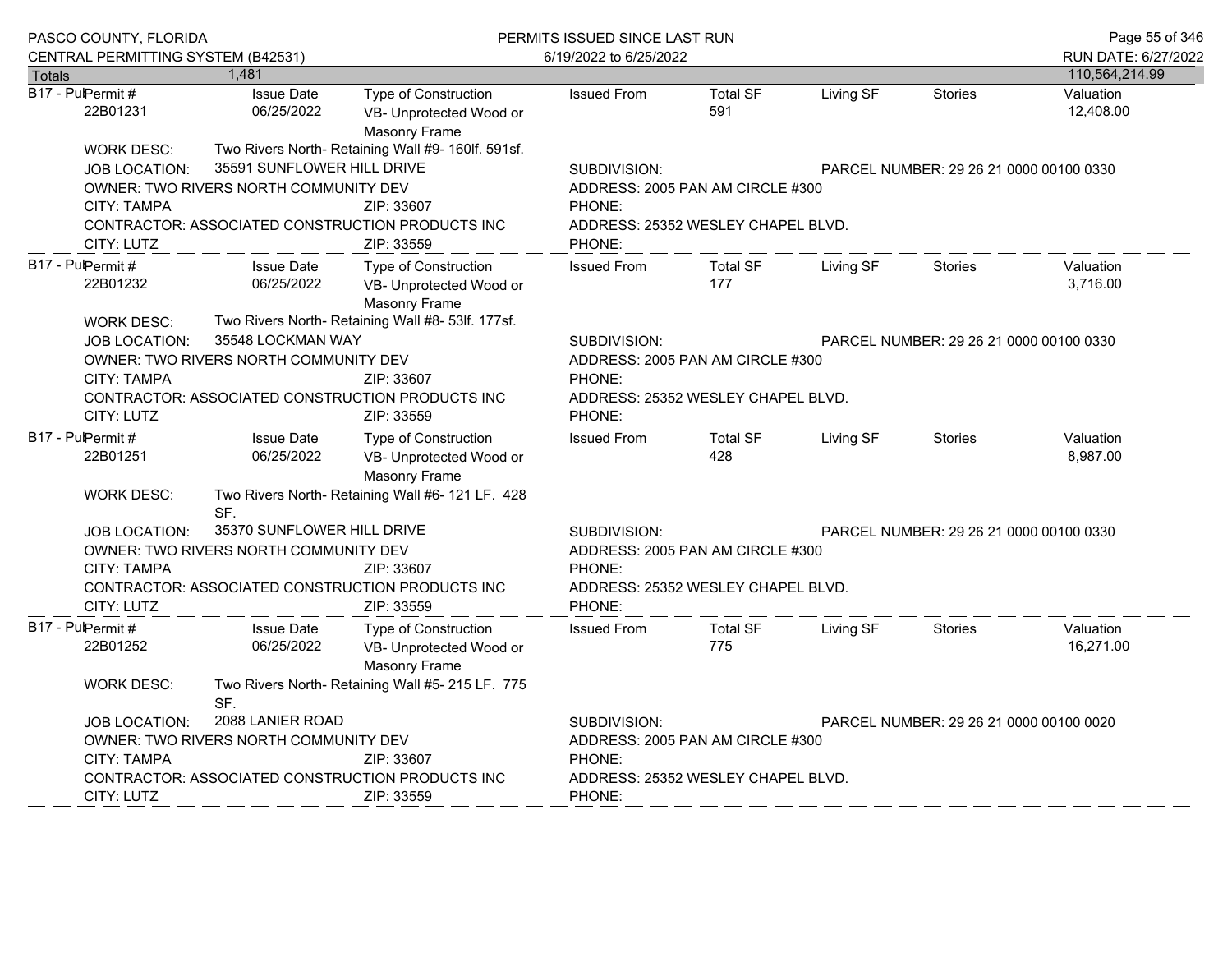PASCO COUNTY, FLORIDA
CENTRAL PERMITTING SYSTEM (B42531)

PERMITS ISSUED SINCE LAST RUN
6/19/2022 to 6/25/2022

RUN DATE: 6/27/2022

| Totals | 1,481 | | | | | | | 110,564,214.99 |
|---|---|---|---|---|---|---|---|---|

| B17 - Pul Permit # | Issue Date | Type of Construction | Issued From | Total SF | Living SF | Stories | Valuation |
|---|---|---|---|---|---|---|---|
| 22B01231 | 06/25/2022 | VB- Unprotected Wood or Masonry Frame | | 591 | | | 12,408.00 |

WORK DESC: Two Rivers North- Retaining Wall #9- 160lf. 591sf.
JOB LOCATION: 35591 SUNFLOWER HILL DRIVE
SUBDIVISION:
PARCEL NUMBER: 29 26 21 0000 00100 0330
OWNER: TWO RIVERS NORTH COMMUNITY DEV
ADDRESS: 2005 PAN AM CIRCLE #300
CITY: TAMPA ZIP: 33607
PHONE:
CONTRACTOR: ASSOCIATED CONSTRUCTION PRODUCTS INC
ADDRESS: 25352 WESLEY CHAPEL BLVD.
CITY: LUTZ ZIP: 33559
PHONE:

| B17 - Pul Permit # | Issue Date | Type of Construction | Issued From | Total SF | Living SF | Stories | Valuation |
|---|---|---|---|---|---|---|---|
| 22B01232 | 06/25/2022 | VB- Unprotected Wood or Masonry Frame | | 177 | | | 3,716.00 |

WORK DESC: Two Rivers North- Retaining Wall #8- 53lf. 177sf.
JOB LOCATION: 35548 LOCKMAN WAY
SUBDIVISION:
PARCEL NUMBER: 29 26 21 0000 00100 0330
OWNER: TWO RIVERS NORTH COMMUNITY DEV
ADDRESS: 2005 PAN AM CIRCLE #300
CITY: TAMPA ZIP: 33607
PHONE:
CONTRACTOR: ASSOCIATED CONSTRUCTION PRODUCTS INC
ADDRESS: 25352 WESLEY CHAPEL BLVD.
CITY: LUTZ ZIP: 33559
PHONE:

| B17 - Pul Permit # | Issue Date | Type of Construction | Issued From | Total SF | Living SF | Stories | Valuation |
|---|---|---|---|---|---|---|---|
| 22B01251 | 06/25/2022 | VB- Unprotected Wood or Masonry Frame | | 428 | | | 8,987.00 |

WORK DESC: Two Rivers North- Retaining Wall #6- 121 LF. 428 SF.
JOB LOCATION: 35370 SUNFLOWER HILL DRIVE
SUBDIVISION:
PARCEL NUMBER: 29 26 21 0000 00100 0330
OWNER: TWO RIVERS NORTH COMMUNITY DEV
ADDRESS: 2005 PAN AM CIRCLE #300
CITY: TAMPA ZIP: 33607
PHONE:
CONTRACTOR: ASSOCIATED CONSTRUCTION PRODUCTS INC
ADDRESS: 25352 WESLEY CHAPEL BLVD.
CITY: LUTZ ZIP: 33559
PHONE:

| B17 - Pul Permit # | Issue Date | Type of Construction | Issued From | Total SF | Living SF | Stories | Valuation |
|---|---|---|---|---|---|---|---|
| 22B01252 | 06/25/2022 | VB- Unprotected Wood or Masonry Frame | | 775 | | | 16,271.00 |

WORK DESC: Two Rivers North- Retaining Wall #5- 215 LF. 775 SF.
JOB LOCATION: 2088 LANIER ROAD
SUBDIVISION:
PARCEL NUMBER: 29 26 21 0000 00100 0020
OWNER: TWO RIVERS NORTH COMMUNITY DEV
ADDRESS: 2005 PAN AM CIRCLE #300
CITY: TAMPA ZIP: 33607
PHONE:
CONTRACTOR: ASSOCIATED CONSTRUCTION PRODUCTS INC
ADDRESS: 25352 WESLEY CHAPEL BLVD.
CITY: LUTZ ZIP: 33559
PHONE: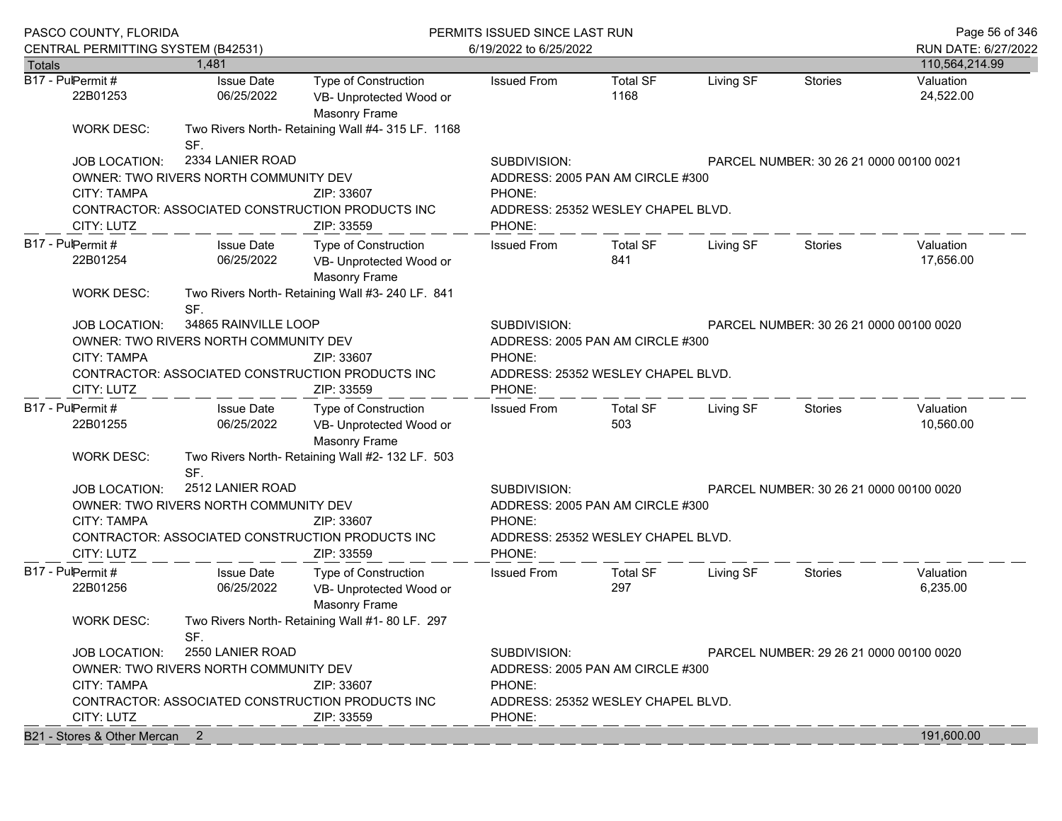| Totals | 1,481 | | | | | | | 110,564,214.99 |
|---|---|---|---|---|---|---|---|---|

**B17 - Pul Permit #** 22B01253

| Issue Date | Type of Construction | Issued From | Total SF | Living SF | Stories | Valuation |
|---|---|---|---|---|---|---|
| 06/25/2022 | VB- Unprotected Wood or Masonry Frame | | 1168 | | | 24,522.00 |

WORK DESC: Two Rivers North- Retaining Wall #4- 315 LF. 1168 SF.

JOB LOCATION: 2334 LANIER ROAD — SUBDIVISION: — PARCEL NUMBER: 30 26 21 0000 00100 0021

OWNER: TWO RIVERS NORTH COMMUNITY DEV — ADDRESS: 2005 PAN AM CIRCLE #300

CITY: TAMPA — ZIP: 33607 — PHONE:

CONTRACTOR: ASSOCIATED CONSTRUCTION PRODUCTS INC — ADDRESS: 25352 WESLEY CHAPEL BLVD.

CITY: LUTZ — ZIP: 33559 — PHONE:

---

**B17 - Pul Permit #** 22B01254

| Issue Date | Type of Construction | Issued From | Total SF | Living SF | Stories | Valuation |
|---|---|---|---|---|---|---|
| 06/25/2022 | VB- Unprotected Wood or Masonry Frame | | 841 | | | 17,656.00 |

WORK DESC: Two Rivers North- Retaining Wall #3- 240 LF. 841 SF.

JOB LOCATION: 34865 RAINVILLE LOOP — SUBDIVISION: — PARCEL NUMBER: 30 26 21 0000 00100 0020

OWNER: TWO RIVERS NORTH COMMUNITY DEV — ADDRESS: 2005 PAN AM CIRCLE #300

CITY: TAMPA — ZIP: 33607 — PHONE:

CONTRACTOR: ASSOCIATED CONSTRUCTION PRODUCTS INC — ADDRESS: 25352 WESLEY CHAPEL BLVD.

CITY: LUTZ — ZIP: 33559 — PHONE:

---

**B17 - Pul Permit #** 22B01255

| Issue Date | Type of Construction | Issued From | Total SF | Living SF | Stories | Valuation |
|---|---|---|---|---|---|---|
| 06/25/2022 | VB- Unprotected Wood or Masonry Frame | | 503 | | | 10,560.00 |

WORK DESC: Two Rivers North- Retaining Wall #2- 132 LF. 503 SF.

JOB LOCATION: 2512 LANIER ROAD — SUBDIVISION: — PARCEL NUMBER: 30 26 21 0000 00100 0020

OWNER: TWO RIVERS NORTH COMMUNITY DEV — ADDRESS: 2005 PAN AM CIRCLE #300

CITY: TAMPA — ZIP: 33607 — PHONE:

CONTRACTOR: ASSOCIATED CONSTRUCTION PRODUCTS INC — ADDRESS: 25352 WESLEY CHAPEL BLVD.

CITY: LUTZ — ZIP: 33559 — PHONE:

---

**B17 - Pul Permit #** 22B01256

| Issue Date | Type of Construction | Issued From | Total SF | Living SF | Stories | Valuation |
|---|---|---|---|---|---|---|
| 06/25/2022 | VB- Unprotected Wood or Masonry Frame | | 297 | | | 6,235.00 |

WORK DESC: Two Rivers North- Retaining Wall #1- 80 LF. 297 SF.

JOB LOCATION: 2550 LANIER ROAD — SUBDIVISION: — PARCEL NUMBER: 29 26 21 0000 00100 0020

OWNER: TWO RIVERS NORTH COMMUNITY DEV — ADDRESS: 2005 PAN AM CIRCLE #300

CITY: TAMPA — ZIP: 33607 — PHONE:

CONTRACTOR: ASSOCIATED CONSTRUCTION PRODUCTS INC — ADDRESS: 25352 WESLEY CHAPEL BLVD.

CITY: LUTZ — ZIP: 33559 — PHONE:

---

| B21 - Stores & Other Mercan | 2 | 191,600.00 |
|---|---|---|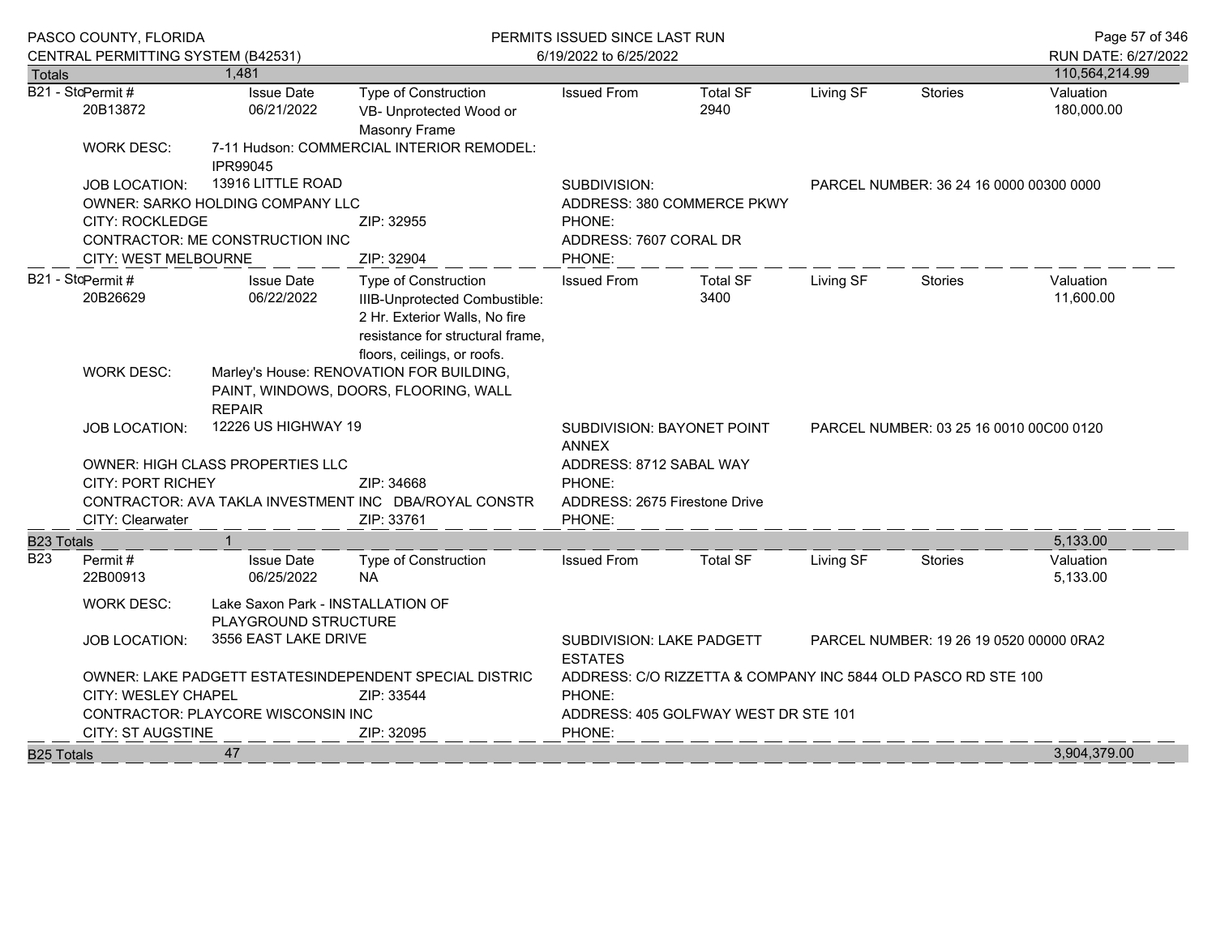| Totals | 1,481 | | | | | | 110,564,214.99 |
|---|---|---|---|---|---|---|---|

**B21 - Sto** Permit # 20B13872

| Issue Date | Type of Construction | Issued From | Total SF | Living SF | Stories | Valuation |
|---|---|---|---|---|---|---|
| 06/21/2022 | VB- Unprotected Wood or Masonry Frame | | 2940 | | | 180,000.00 |

WORK DESC: 7-11 Hudson: COMMERCIAL INTERIOR REMODEL: IPR99045

JOB LOCATION: 13916 LITTLE ROAD — SUBDIVISION: — PARCEL NUMBER: 36 24 16 0000 00300 0000

OWNER: SARKO HOLDING COMPANY LLC — ADDRESS: 380 COMMERCE PKWY

CITY: ROCKLEDGE — ZIP: 32955 — PHONE:

CONTRACTOR: ME CONSTRUCTION INC — ADDRESS: 7607 CORAL DR

CITY: WEST MELBOURNE — ZIP: 32904 — PHONE:

**B21 - Sto** Permit # 20B26629

| Issue Date | Type of Construction | Issued From | Total SF | Living SF | Stories | Valuation |
|---|---|---|---|---|---|---|
| 06/22/2022 | IIIB-Unprotected Combustible: 2 Hr. Exterior Walls, No fire resistance for structural frame, floors, ceilings, or roofs. | | 3400 | | | 11,600.00 |

WORK DESC: Marley's House: RENOVATION FOR BUILDING, PAINT, WINDOWS, DOORS, FLOORING, WALL REPAIR

JOB LOCATION: 12226 US HIGHWAY 19 — SUBDIVISION: BAYONET POINT ANNEX — PARCEL NUMBER: 03 25 16 0010 00C00 0120

OWNER: HIGH CLASS PROPERTIES LLC — ADDRESS: 8712 SABAL WAY

CITY: PORT RICHEY — ZIP: 34668 — PHONE:

CONTRACTOR: AVA TAKLA INVESTMENT INC DBA/ROYAL CONSTR — ADDRESS: 2675 Firestone Drive

CITY: Clearwater — ZIP: 33761 — PHONE:

| B23 Totals | 1 | | | | | | 5,133.00 |
|---|---|---|---|---|---|---|---|

**B23** Permit # 22B00913

| Issue Date | Type of Construction | Issued From | Total SF | Living SF | Stories | Valuation |
|---|---|---|---|---|---|---|
| 06/25/2022 | NA | | | | | 5,133.00 |

WORK DESC: Lake Saxon Park - INSTALLATION OF PLAYGROUND STRUCTURE

JOB LOCATION: 3556 EAST LAKE DRIVE — SUBDIVISION: LAKE PADGETT ESTATES — PARCEL NUMBER: 19 26 19 0520 00000 0RA2

OWNER: LAKE PADGETT ESTATESINDEPENDENT SPECIAL DISTRIC — ADDRESS: C/O RIZZETTA & COMPANY INC 5844 OLD PASCO RD STE 100

CITY: WESLEY CHAPEL — ZIP: 33544 — PHONE:

CONTRACTOR: PLAYCORE WISCONSIN INC — ADDRESS: 405 GOLFWAY WEST DR STE 101

CITY: ST AUGSTINE — ZIP: 32095 — PHONE:

| B25 Totals | 47 | | | | | | 3,904,379.00 |
|---|---|---|---|---|---|---|---|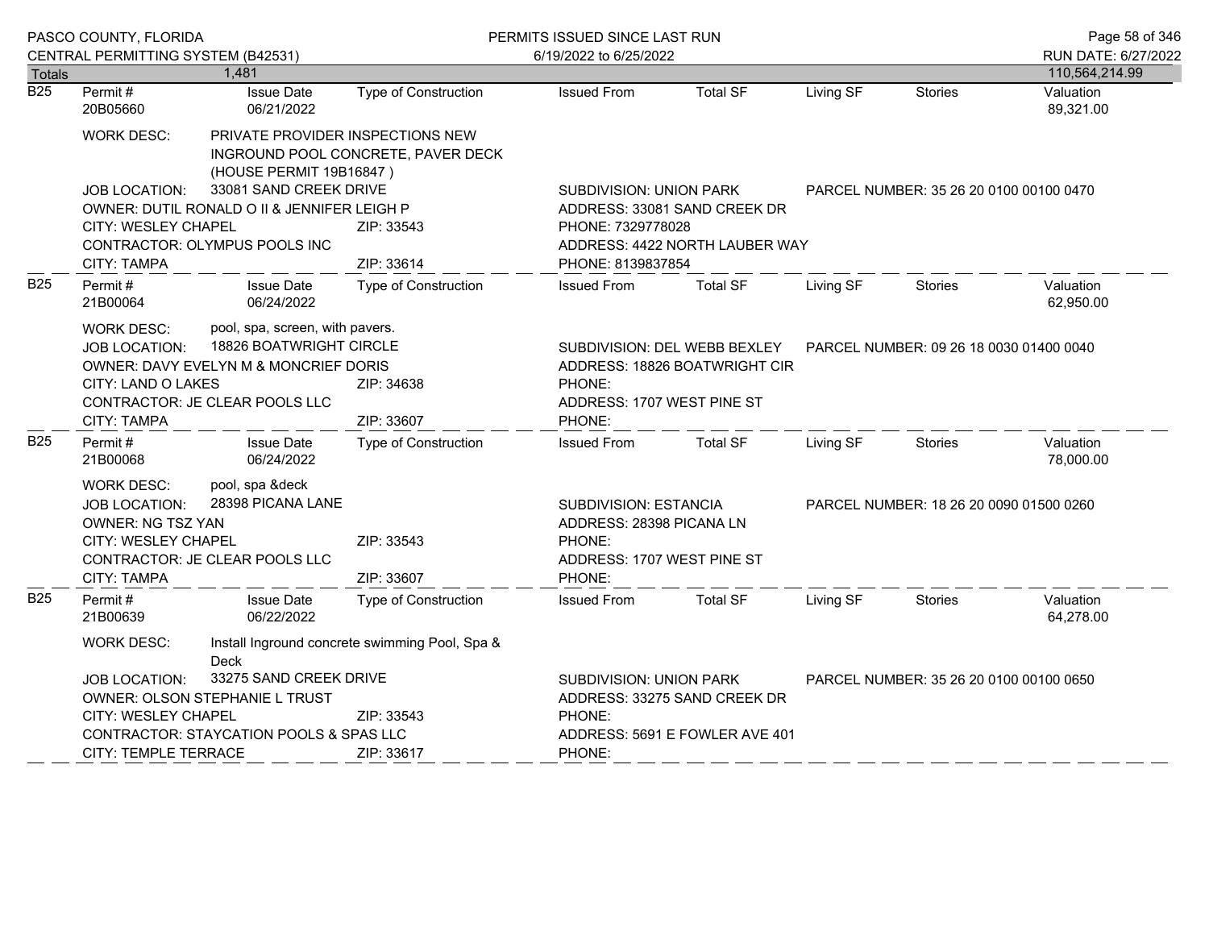| Totals | 1,481 | | | | | | 110,564,214.99 |
|---|---|---|---|---|---|---|---|

**B25**

| Permit # | Issue Date | Type of Construction | Issued From | Total SF | Living SF | Stories | Valuation |
|---|---|---|---|---|---|---|---|
| 20B05660 | 06/21/2022 | | | | | | 89,321.00 |

WORK DESC: PRIVATE PROVIDER INSPECTIONS NEW INGROUND POOL CONCRETE, PAVER DECK (HOUSE PERMIT 19B16847 )

JOB LOCATION: 33081 SAND CREEK DRIVE
SUBDIVISION: UNION PARK
PARCEL NUMBER: 35 26 20 0100 00100 0470

OWNER: DUTIL RONALD O II & JENNIFER LEIGH P
ADDRESS: 33081 SAND CREEK DR
CITY: WESLEY CHAPEL ZIP: 33543
PHONE: 7329778028

CONTRACTOR: OLYMPUS POOLS INC
ADDRESS: 4422 NORTH LAUBER WAY
CITY: TAMPA ZIP: 33614
PHONE: 8139837854

**B25**

| Permit # | Issue Date | Type of Construction | Issued From | Total SF | Living SF | Stories | Valuation |
|---|---|---|---|---|---|---|---|
| 21B00064 | 06/24/2022 | | | | | | 62,950.00 |

WORK DESC: pool, spa, screen, with pavers.

JOB LOCATION: 18826 BOATWRIGHT CIRCLE
SUBDIVISION: DEL WEBB BEXLEY
PARCEL NUMBER: 09 26 18 0030 01400 0040

OWNER: DAVY EVELYN M & MONCRIEF DORIS
ADDRESS: 18826 BOATWRIGHT CIR
CITY: LAND O LAKES ZIP: 34638
PHONE:

CONTRACTOR: JE CLEAR POOLS LLC
ADDRESS: 1707 WEST PINE ST
CITY: TAMPA ZIP: 33607
PHONE:

**B25**

| Permit # | Issue Date | Type of Construction | Issued From | Total SF | Living SF | Stories | Valuation |
|---|---|---|---|---|---|---|---|
| 21B00068 | 06/24/2022 | | | | | | 78,000.00 |

WORK DESC: pool, spa &deck

JOB LOCATION: 28398 PICANA LANE
SUBDIVISION: ESTANCIA
PARCEL NUMBER: 18 26 20 0090 01500 0260

OWNER: NG TSZ YAN
ADDRESS: 28398 PICANA LN
CITY: WESLEY CHAPEL ZIP: 33543
PHONE:

CONTRACTOR: JE CLEAR POOLS LLC
ADDRESS: 1707 WEST PINE ST
CITY: TAMPA ZIP: 33607
PHONE:

**B25**

| Permit # | Issue Date | Type of Construction | Issued From | Total SF | Living SF | Stories | Valuation |
|---|---|---|---|---|---|---|---|
| 21B00639 | 06/22/2022 | | | | | | 64,278.00 |

WORK DESC: Install Inground concrete swimming Pool, Spa & Deck

JOB LOCATION: 33275 SAND CREEK DRIVE
SUBDIVISION: UNION PARK
PARCEL NUMBER: 35 26 20 0100 00100 0650

OWNER: OLSON STEPHANIE L TRUST
ADDRESS: 33275 SAND CREEK DR
CITY: WESLEY CHAPEL ZIP: 33543
PHONE:

CONTRACTOR: STAYCATION POOLS & SPAS LLC
ADDRESS: 5691 E FOWLER AVE 401
CITY: TEMPLE TERRACE ZIP: 33617
PHONE: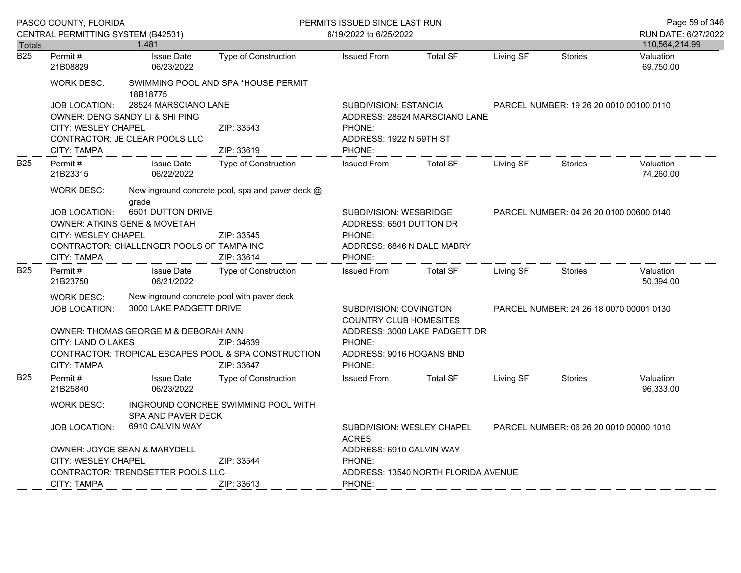| Totals | 1,481 | | | | | | | 110,564,214.99 |
|---|---|---|---|---|---|---|---|---|

**B25**

| Permit # | Issue Date | Type of Construction | Issued From | Total SF | Living SF | Stories | Valuation |
|---|---|---|---|---|---|---|---|
| 21B08829 | 06/23/2022 | | | | | | 69,750.00 |

WORK DESC: SWIMMING POOL AND SPA *HOUSE PERMIT 18B18775

JOB LOCATION: 28524 MARSCIANO LANE
SUBDIVISION: ESTANCIA
PARCEL NUMBER: 19 26 20 0010 00100 0110

OWNER: DENG SANDY LI & SHI PING
ADDRESS: 28524 MARSCIANO LANE
CITY: WESLEY CHAPEL ZIP: 33543
PHONE:

CONTRACTOR: JE CLEAR POOLS LLC
ADDRESS: 1922 N 59TH ST
CITY: TAMPA ZIP: 33619
PHONE:

---

**B25**

| Permit # | Issue Date | Type of Construction | Issued From | Total SF | Living SF | Stories | Valuation |
|---|---|---|---|---|---|---|---|
| 21B23315 | 06/22/2022 | | | | | | 74,260.00 |

WORK DESC: New inground concrete pool, spa and paver deck @ grade

JOB LOCATION: 6501 DUTTON DRIVE
SUBDIVISION: WESBRIDGE
PARCEL NUMBER: 04 26 20 0100 00600 0140

OWNER: ATKINS GENE & MOVETAH
ADDRESS: 6501 DUTTON DR
CITY: WESLEY CHAPEL ZIP: 33545
PHONE:

CONTRACTOR: CHALLENGER POOLS OF TAMPA INC
ADDRESS: 6846 N DALE MABRY
CITY: TAMPA ZIP: 33614
PHONE:

---

**B25**

| Permit # | Issue Date | Type of Construction | Issued From | Total SF | Living SF | Stories | Valuation |
|---|---|---|---|---|---|---|---|
| 21B23750 | 06/21/2022 | | | | | | 50,394.00 |

WORK DESC: New inground concrete pool with paver deck

JOB LOCATION: 3000 LAKE PADGETT DRIVE
SUBDIVISION: COVINGTON COUNTRY CLUB HOMESITES
PARCEL NUMBER: 24 26 18 0070 00001 0130

OWNER: THOMAS GEORGE M & DEBORAH ANN
ADDRESS: 3000 LAKE PADGETT DR
CITY: LAND O LAKES ZIP: 34639
PHONE:

CONTRACTOR: TROPICAL ESCAPES POOL & SPA CONSTRUCTION
ADDRESS: 9016 HOGANS BND
CITY: TAMPA ZIP: 33647
PHONE:

---

**B25**

| Permit # | Issue Date | Type of Construction | Issued From | Total SF | Living SF | Stories | Valuation |
|---|---|---|---|---|---|---|---|
| 21B25840 | 06/23/2022 | | | | | | 96,333.00 |

WORK DESC: INGROUND CONCREE SWIMMING POOL WITH SPA AND PAVER DECK

JOB LOCATION: 6910 CALVIN WAY
SUBDIVISION: WESLEY CHAPEL ACRES
PARCEL NUMBER: 06 26 20 0010 00000 1010

OWNER: JOYCE SEAN & MARYDELL
ADDRESS: 6910 CALVIN WAY
CITY: WESLEY CHAPEL ZIP: 33544
PHONE:

CONTRACTOR: TRENDSETTER POOLS LLC
ADDRESS: 13540 NORTH FLORIDA AVENUE
CITY: TAMPA ZIP: 33613
PHONE: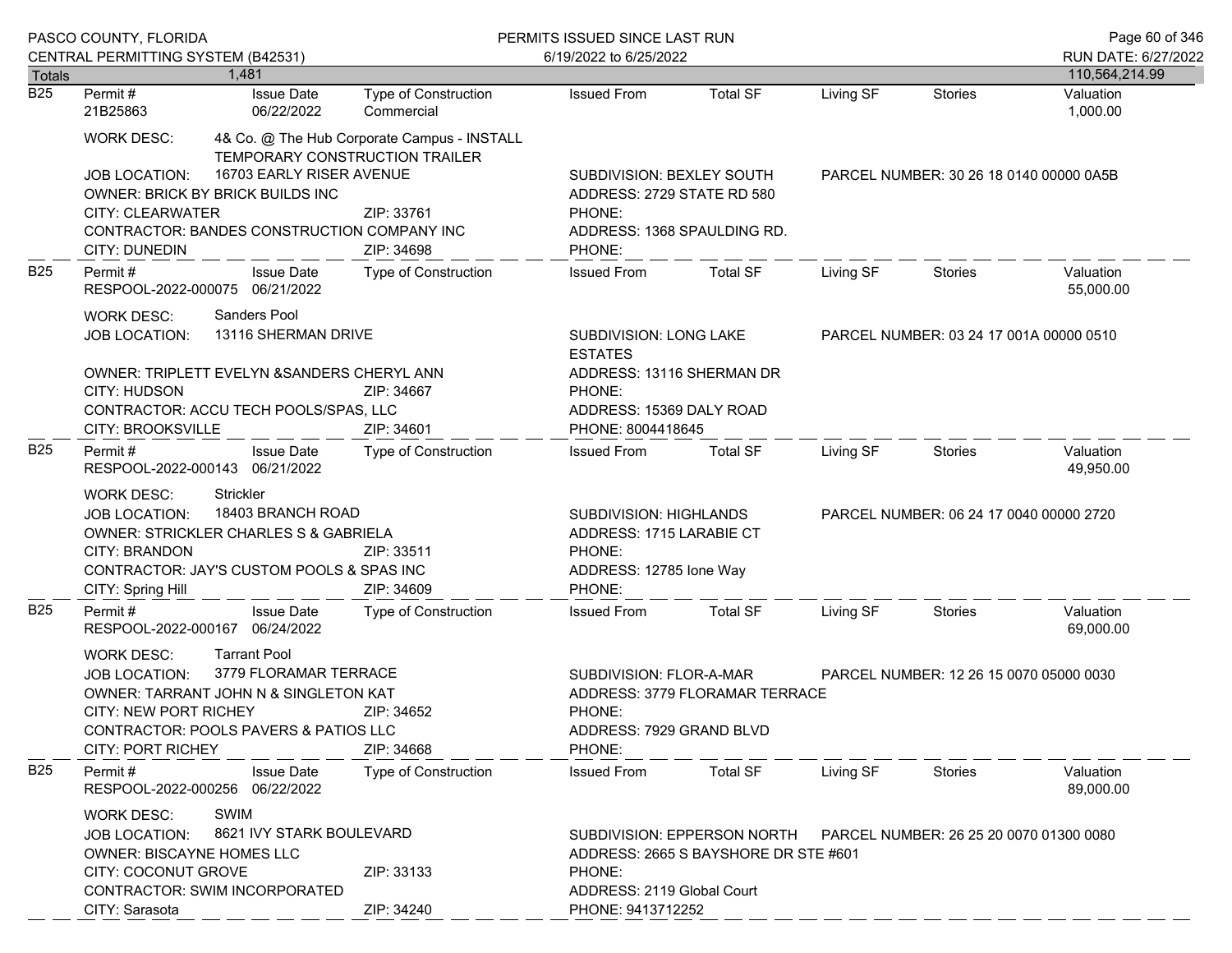PASCO COUNTY, FLORIDA
CENTRAL PERMITTING SYSTEM (B42531)

PERMITS ISSUED SINCE LAST RUN
6/19/2022 to 6/25/2022

RUN DATE: 6/27/2022

Totals 1,481 — 110,564,214.99

---

**B25** | Permit # 21B25863 | Issue Date 06/22/2022 | Type of Construction: Commercial | Issued From | Total SF | Living SF | Stories | Valuation 1,000.00

WORK DESC: 4& Co. @ The Hub Corporate Campus - INSTALL TEMPORARY CONSTRUCTION TRAILER

JOB LOCATION: 16703 EARLY RISER AVENUE
SUBDIVISION: BEXLEY SOUTH
PARCEL NUMBER: 30 26 18 0140 00000 0A5B

OWNER: BRICK BY BRICK BUILDS INC
ADDRESS: 2729 STATE RD 580
CITY: CLEARWATER ZIP: 33761
PHONE:

CONTRACTOR: BANDES CONSTRUCTION COMPANY INC
ADDRESS: 1368 SPAULDING RD.
CITY: DUNEDIN ZIP: 34698
PHONE:

---

**B25** | Permit # RESPOOL-2022-000075 | Issue Date 06/21/2022 | Type of Construction | Issued From | Total SF | Living SF | Stories | Valuation 55,000.00

WORK DESC: Sanders Pool

JOB LOCATION: 13116 SHERMAN DRIVE
SUBDIVISION: LONG LAKE ESTATES
PARCEL NUMBER: 03 24 17 001A 00000 0510

OWNER: TRIPLETT EVELYN &SANDERS CHERYL ANN
ADDRESS: 13116 SHERMAN DR
CITY: HUDSON ZIP: 34667
PHONE:

CONTRACTOR: ACCU TECH POOLS/SPAS, LLC
ADDRESS: 15369 DALY ROAD
CITY: BROOKSVILLE ZIP: 34601
PHONE: 8004418645

---

**B25** | Permit # RESPOOL-2022-000143 | Issue Date 06/21/2022 | Type of Construction | Issued From | Total SF | Living SF | Stories | Valuation 49,950.00

WORK DESC: Strickler

JOB LOCATION: 18403 BRANCH ROAD
SUBDIVISION: HIGHLANDS
PARCEL NUMBER: 06 24 17 0040 00000 2720

OWNER: STRICKLER CHARLES S & GABRIELA
ADDRESS: 1715 LARABIE CT
CITY: BRANDON ZIP: 33511
PHONE:

CONTRACTOR: JAY'S CUSTOM POOLS & SPAS INC
ADDRESS: 12785 Ione Way
CITY: Spring Hill ZIP: 34609
PHONE:

---

**B25** | Permit # RESPOOL-2022-000167 | Issue Date 06/24/2022 | Type of Construction | Issued From | Total SF | Living SF | Stories | Valuation 69,000.00

WORK DESC: Tarrant Pool

JOB LOCATION: 3779 FLORAMAR TERRACE
SUBDIVISION: FLOR-A-MAR
PARCEL NUMBER: 12 26 15 0070 05000 0030

OWNER: TARRANT JOHN N & SINGLETON KAT
ADDRESS: 3779 FLORAMAR TERRACE
CITY: NEW PORT RICHEY ZIP: 34652
PHONE:

CONTRACTOR: POOLS PAVERS & PATIOS LLC
ADDRESS: 7929 GRAND BLVD
CITY: PORT RICHEY ZIP: 34668
PHONE:

---

**B25** | Permit # RESPOOL-2022-000256 | Issue Date 06/22/2022 | Type of Construction | Issued From | Total SF | Living SF | Stories | Valuation 89,000.00

WORK DESC: SWIM

JOB LOCATION: 8621 IVY STARK BOULEVARD
SUBDIVISION: EPPERSON NORTH
PARCEL NUMBER: 26 25 20 0070 01300 0080

OWNER: BISCAYNE HOMES LLC
ADDRESS: 2665 S BAYSHORE DR STE #601
CITY: COCONUT GROVE ZIP: 33133
PHONE:

CONTRACTOR: SWIM INCORPORATED
ADDRESS: 2119 Global Court
CITY: Sarasota ZIP: 34240
PHONE: 9413712252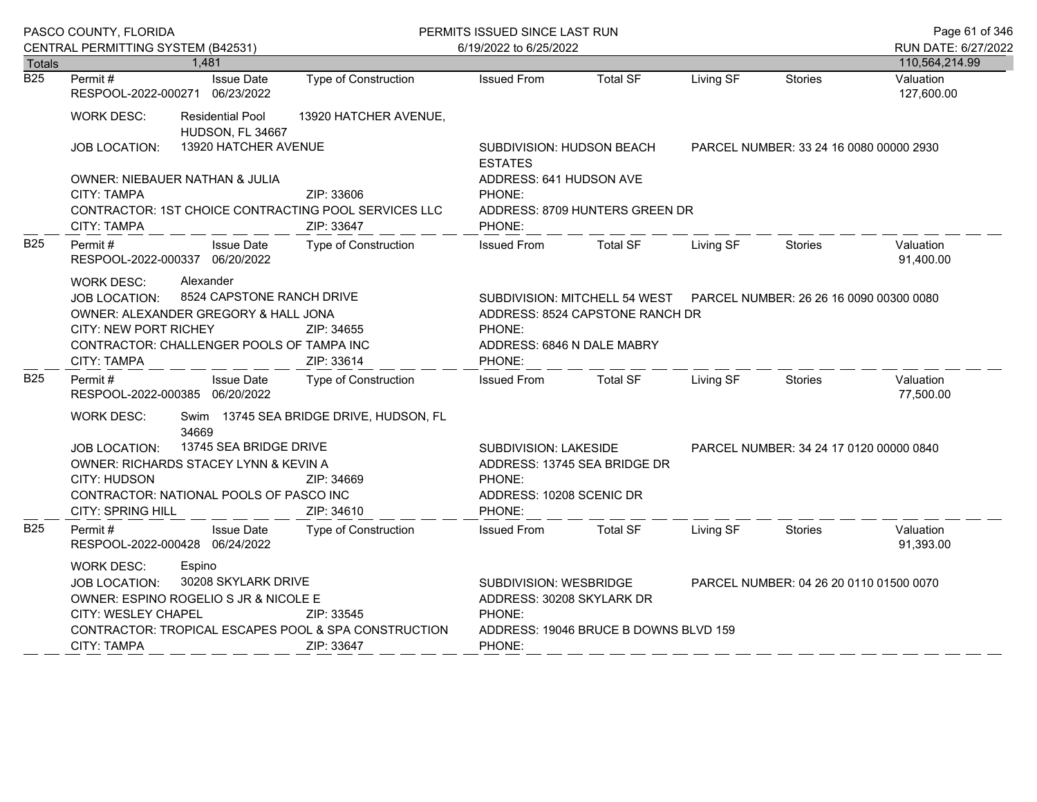PASCO COUNTY, FLORIDA
CENTRAL PERMITTING SYSTEM (B42531)

PERMITS ISSUED SINCE LAST RUN
6/19/2022 to 6/25/2022

RUN DATE: 6/27/2022

| Totals | 1,481 | | | | | | 110,564,214.99 |
|---|---|---|---|---|---|---|---|

---

**B25** Permit # RESPOOL-2022-000271 | Issue Date 06/23/2022 | Type of Construction | Issued From | Total SF | Living SF | Stories | Valuation 127,600.00

WORK DESC: Residential Pool 13920 HATCHER AVENUE, HUDSON, FL 34667

JOB LOCATION: 13920 HATCHER AVENUE
SUBDIVISION: HUDSON BEACH ESTATES
PARCEL NUMBER: 33 24 16 0080 00000 2930

OWNER: NIEBAUER NATHAN & JULIA
ADDRESS: 641 HUDSON AVE
CITY: TAMPA ZIP: 33606
PHONE:

CONTRACTOR: 1ST CHOICE CONTRACTING POOL SERVICES LLC
ADDRESS: 8709 HUNTERS GREEN DR
CITY: TAMPA ZIP: 33647
PHONE:

---

**B25** Permit # RESPOOL-2022-000337 | Issue Date 06/20/2022 | Type of Construction | Issued From | Total SF | Living SF | Stories | Valuation 91,400.00

WORK DESC: Alexander

JOB LOCATION: 8524 CAPSTONE RANCH DRIVE
SUBDIVISION: MITCHELL 54 WEST
PARCEL NUMBER: 26 26 16 0090 00300 0080

OWNER: ALEXANDER GREGORY & HALL JONA
ADDRESS: 8524 CAPSTONE RANCH DR
CITY: NEW PORT RICHEY ZIP: 34655
PHONE:

CONTRACTOR: CHALLENGER POOLS OF TAMPA INC
ADDRESS: 6846 N DALE MABRY
CITY: TAMPA ZIP: 33614
PHONE:

---

**B25** Permit # RESPOOL-2022-000385 | Issue Date 06/20/2022 | Type of Construction | Issued From | Total SF | Living SF | Stories | Valuation 77,500.00

WORK DESC: Swim 13745 SEA BRIDGE DRIVE, HUDSON, FL 34669

JOB LOCATION: 13745 SEA BRIDGE DRIVE
SUBDIVISION: LAKESIDE
PARCEL NUMBER: 34 24 17 0120 00000 0840

OWNER: RICHARDS STACEY LYNN & KEVIN A
ADDRESS: 13745 SEA BRIDGE DR
CITY: HUDSON ZIP: 34669
PHONE:

CONTRACTOR: NATIONAL POOLS OF PASCO INC
ADDRESS: 10208 SCENIC DR
CITY: SPRING HILL ZIP: 34610
PHONE:

---

**B25** Permit # RESPOOL-2022-000428 | Issue Date 06/24/2022 | Type of Construction | Issued From | Total SF | Living SF | Stories | Valuation 91,393.00

WORK DESC: Espino

JOB LOCATION: 30208 SKYLARK DRIVE
SUBDIVISION: WESBRIDGE
PARCEL NUMBER: 04 26 20 0110 01500 0070

OWNER: ESPINO ROGELIO S JR & NICOLE E
ADDRESS: 30208 SKYLARK DR
CITY: WESLEY CHAPEL ZIP: 33545
PHONE:

CONTRACTOR: TROPICAL ESCAPES POOL & SPA CONSTRUCTION
ADDRESS: 19046 BRUCE B DOWNS BLVD 159
CITY: TAMPA ZIP: 33647
PHONE: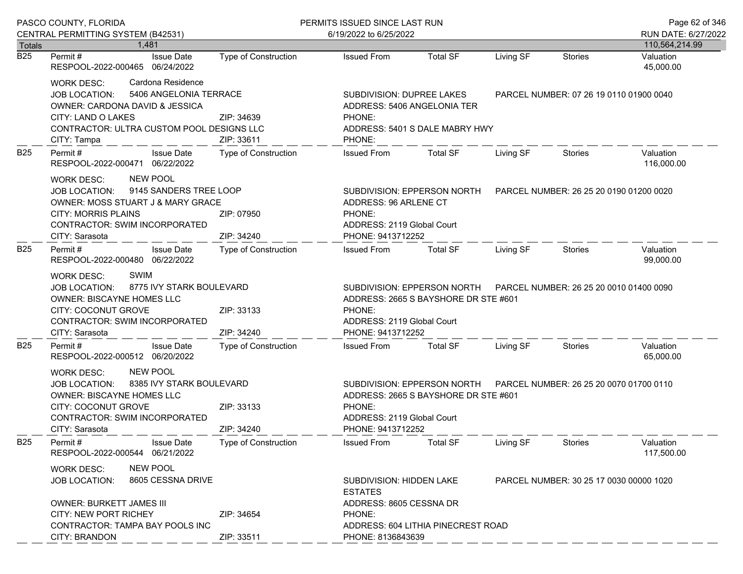| Totals | 1,481 | | | | | | | 110,564,214.99 |
|---|---|---|---|---|---|---|---|---|

**B25** Permit # RESPOOL-2022-000465 | Issue Date 06/24/2022 | Type of Construction | Issued From | Total SF | Living SF | Stories | Valuation 45,000.00

WORK DESC: Cardona Residence
JOB LOCATION: 5406 ANGELONIA TERRACE — SUBDIVISION: DUPREE LAKES — PARCEL NUMBER: 07 26 19 0110 01900 0040
OWNER: CARDONA DAVID & JESSICA — ADDRESS: 5406 ANGELONIA TER
CITY: LAND O LAKES — ZIP: 34639 — PHONE:
CONTRACTOR: ULTRA CUSTOM POOL DESIGNS LLC — ADDRESS: 5401 S DALE MABRY HWY
CITY: Tampa — ZIP: 33611 — PHONE:

---

**B25** Permit # RESPOOL-2022-000471 | Issue Date 06/22/2022 | Type of Construction | Issued From | Total SF | Living SF | Stories | Valuation 116,000.00

WORK DESC: NEW POOL
JOB LOCATION: 9145 SANDERS TREE LOOP — SUBDIVISION: EPPERSON NORTH — PARCEL NUMBER: 26 25 20 0190 01200 0020
OWNER: MOSS STUART J & MARY GRACE — ADDRESS: 96 ARLENE CT
CITY: MORRIS PLAINS — ZIP: 07950 — PHONE:
CONTRACTOR: SWIM INCORPORATED — ADDRESS: 2119 Global Court
CITY: Sarasota — ZIP: 34240 — PHONE: 9413712252

---

**B25** Permit # RESPOOL-2022-000480 | Issue Date 06/22/2022 | Type of Construction | Issued From | Total SF | Living SF | Stories | Valuation 99,000.00

WORK DESC: SWIM
JOB LOCATION: 8775 IVY STARK BOULEVARD — SUBDIVISION: EPPERSON NORTH — PARCEL NUMBER: 26 25 20 0010 01400 0090
OWNER: BISCAYNE HOMES LLC — ADDRESS: 2665 S BAYSHORE DR STE #601
CITY: COCONUT GROVE — ZIP: 33133 — PHONE:
CONTRACTOR: SWIM INCORPORATED — ADDRESS: 2119 Global Court
CITY: Sarasota — ZIP: 34240 — PHONE: 9413712252

---

**B25** Permit # RESPOOL-2022-000512 | Issue Date 06/20/2022 | Type of Construction | Issued From | Total SF | Living SF | Stories | Valuation 65,000.00

WORK DESC: NEW POOL
JOB LOCATION: 8385 IVY STARK BOULEVARD — SUBDIVISION: EPPERSON NORTH — PARCEL NUMBER: 26 25 20 0070 01700 0110
OWNER: BISCAYNE HOMES LLC — ADDRESS: 2665 S BAYSHORE DR STE #601
CITY: COCONUT GROVE — ZIP: 33133 — PHONE:
CONTRACTOR: SWIM INCORPORATED — ADDRESS: 2119 Global Court
CITY: Sarasota — ZIP: 34240 — PHONE: 9413712252

---

**B25** Permit # RESPOOL-2022-000544 | Issue Date 06/21/2022 | Type of Construction | Issued From | Total SF | Living SF | Stories | Valuation 117,500.00

WORK DESC: NEW POOL
JOB LOCATION: 8605 CESSNA DRIVE — SUBDIVISION: HIDDEN LAKE ESTATES — PARCEL NUMBER: 30 25 17 0030 00000 1020
OWNER: BURKETT JAMES III — ADDRESS: 8605 CESSNA DR
CITY: NEW PORT RICHEY — ZIP: 34654 — PHONE:
CONTRACTOR: TAMPA BAY POOLS INC — ADDRESS: 604 LITHIA PINECREST ROAD
CITY: BRANDON — ZIP: 33511 — PHONE: 8136843639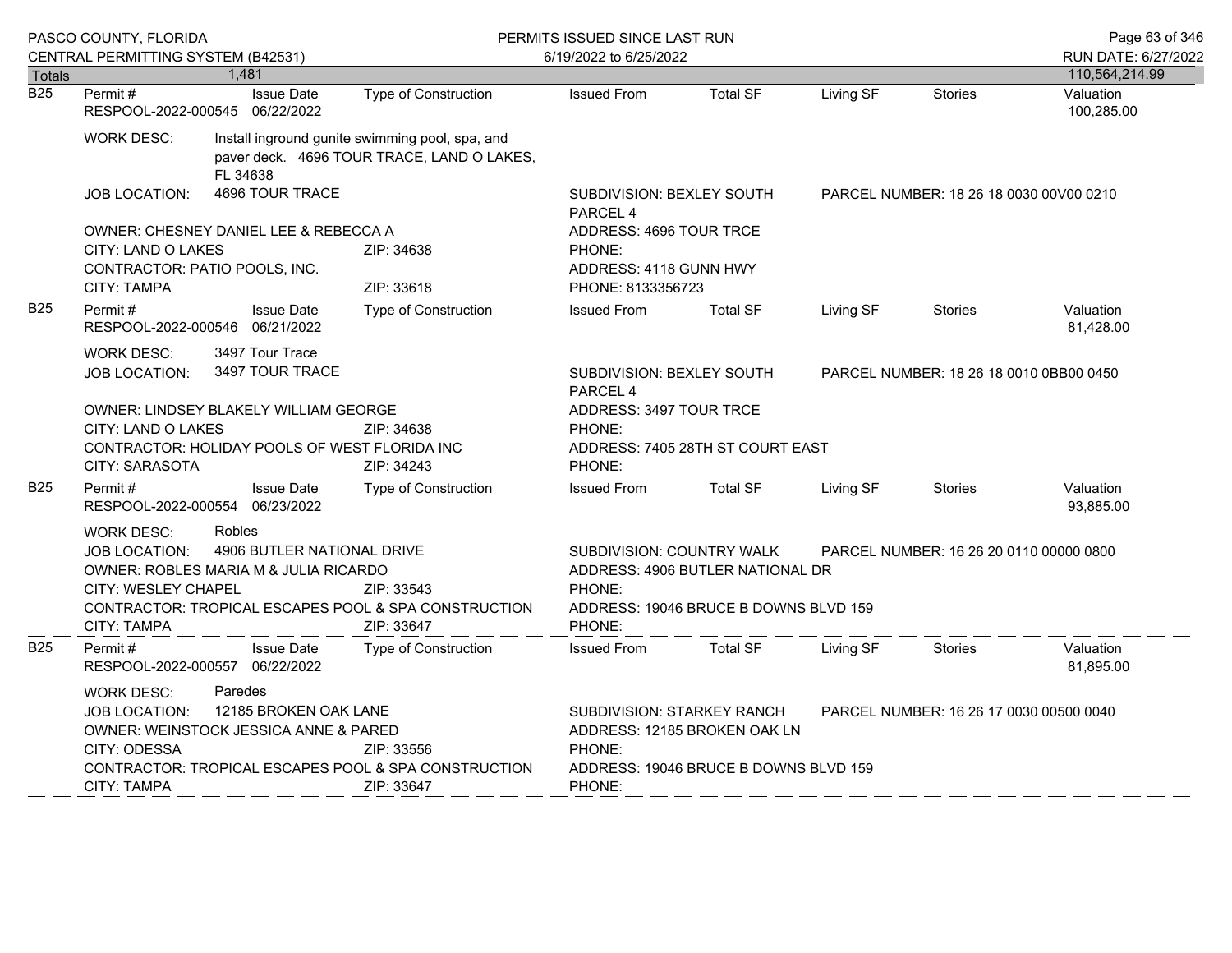| Totals | 1,481 | | | | | | | 110,564,214.99 |
|---|---|---|---|---|---|---|---|---|

**B25** Permit # RESPOOL-2022-000545 | Issue Date 06/22/2022 | Type of Construction | Issued From | Total SF | Living SF | Stories | Valuation 100,285.00

WORK DESC: Install inground gunite swimming pool, spa, and paver deck. 4696 TOUR TRACE, LAND O LAKES, FL 34638

JOB LOCATION: 4696 TOUR TRACE | SUBDIVISION: BEXLEY SOUTH PARCEL 4 | PARCEL NUMBER: 18 26 18 0030 00V00 0210

OWNER: CHESNEY DANIEL LEE & REBECCA A | ADDRESS: 4696 TOUR TRCE

CITY: LAND O LAKES | ZIP: 34638 | PHONE:

CONTRACTOR: PATIO POOLS, INC. | ADDRESS: 4118 GUNN HWY

CITY: TAMPA | ZIP: 33618 | PHONE: 8133356723

---

**B25** Permit # RESPOOL-2022-000546 | Issue Date 06/21/2022 | Type of Construction | Issued From | Total SF | Living SF | Stories | Valuation 81,428.00

WORK DESC: 3497 Tour Trace

JOB LOCATION: 3497 TOUR TRACE | SUBDIVISION: BEXLEY SOUTH PARCEL 4 | PARCEL NUMBER: 18 26 18 0010 0BB00 0450

OWNER: LINDSEY BLAKELY WILLIAM GEORGE | ADDRESS: 3497 TOUR TRCE

CITY: LAND O LAKES | ZIP: 34638 | PHONE:

CONTRACTOR: HOLIDAY POOLS OF WEST FLORIDA INC | ADDRESS: 7405 28TH ST COURT EAST

CITY: SARASOTA | ZIP: 34243 | PHONE:

---

**B25** Permit # RESPOOL-2022-000554 | Issue Date 06/23/2022 | Type of Construction | Issued From | Total SF | Living SF | Stories | Valuation 93,885.00

WORK DESC: Robles

JOB LOCATION: 4906 BUTLER NATIONAL DRIVE | SUBDIVISION: COUNTRY WALK | PARCEL NUMBER: 16 26 20 0110 00000 0800

OWNER: ROBLES MARIA M & JULIA RICARDO | ADDRESS: 4906 BUTLER NATIONAL DR

CITY: WESLEY CHAPEL | ZIP: 33543 | PHONE:

CONTRACTOR: TROPICAL ESCAPES POOL & SPA CONSTRUCTION | ADDRESS: 19046 BRUCE B DOWNS BLVD 159

CITY: TAMPA | ZIP: 33647 | PHONE:

---

**B25** Permit # RESPOOL-2022-000557 | Issue Date 06/22/2022 | Type of Construction | Issued From | Total SF | Living SF | Stories | Valuation 81,895.00

WORK DESC: Paredes

JOB LOCATION: 12185 BROKEN OAK LANE | SUBDIVISION: STARKEY RANCH | PARCEL NUMBER: 16 26 17 0030 00500 0040

OWNER: WEINSTOCK JESSICA ANNE & PARED | ADDRESS: 12185 BROKEN OAK LN

CITY: ODESSA | ZIP: 33556 | PHONE:

CONTRACTOR: TROPICAL ESCAPES POOL & SPA CONSTRUCTION | ADDRESS: 19046 BRUCE B DOWNS BLVD 159

CITY: TAMPA | ZIP: 33647 | PHONE: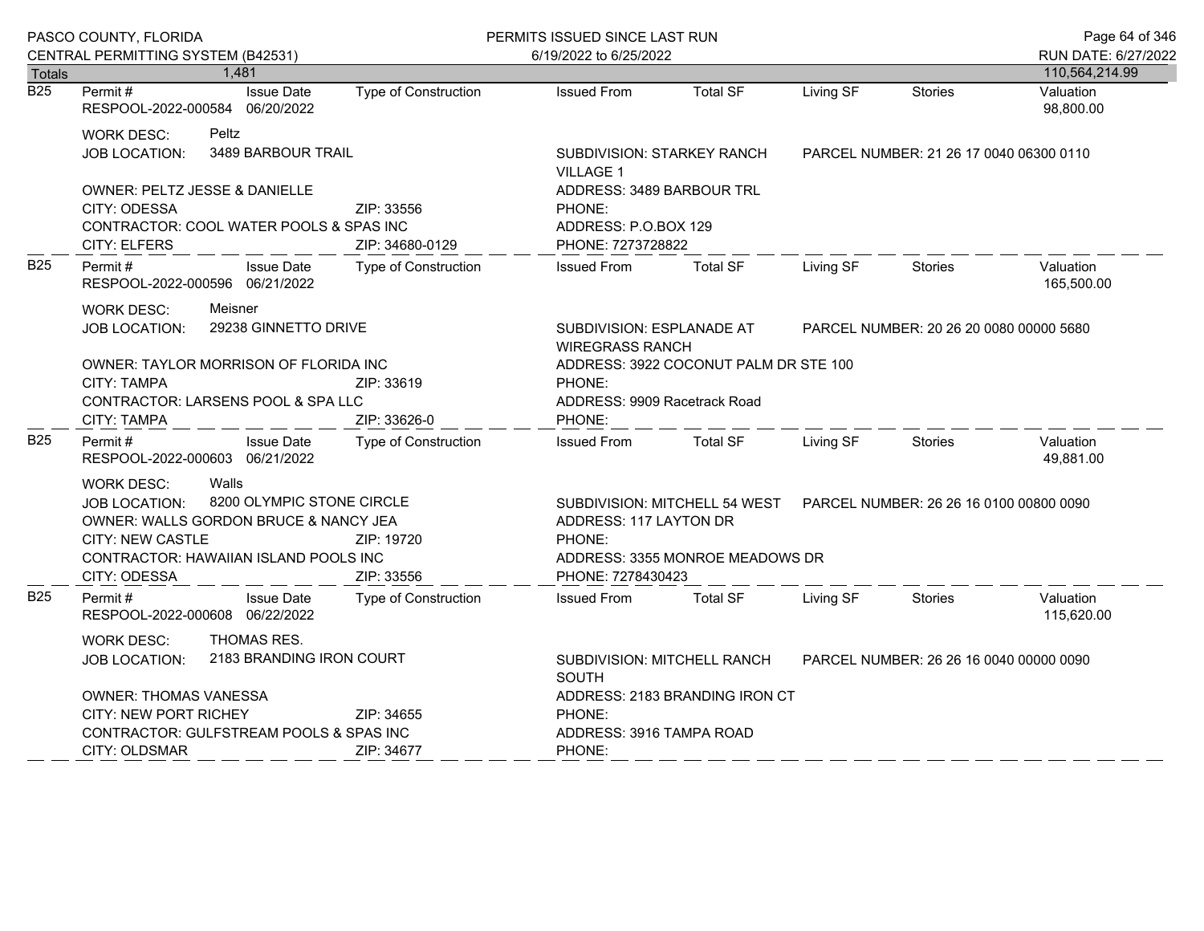PASCO COUNTY, FLORIDA
CENTRAL PERMITTING SYSTEM (B42531)

PERMITS ISSUED SINCE LAST RUN
6/19/2022 to 6/25/2022

RUN DATE: 6/27/2022

| Totals | 1,481 | | | | | | | 110,564,214.99 |
|---|---|---|---|---|---|---|---|---|

---

**B25** | Permit # RESPOOL-2022-000584 | Issue Date 06/20/2022 | Type of Construction | Issued From | Total SF | Living SF | Stories | Valuation 98,800.00

WORK DESC: Peltz
JOB LOCATION: 3489 BARBOUR TRAIL
SUBDIVISION: STARKEY RANCH VILLAGE 1
PARCEL NUMBER: 21 26 17 0040 06300 0110

OWNER: PELTZ JESSE & DANIELLE
ADDRESS: 3489 BARBOUR TRL
CITY: ODESSA ZIP: 33556
PHONE:
CONTRACTOR: COOL WATER POOLS & SPAS INC
ADDRESS: P.O.BOX 129
CITY: ELFERS ZIP: 34680-0129
PHONE: 7273728822

---

**B25** | Permit # RESPOOL-2022-000596 | Issue Date 06/21/2022 | Type of Construction | Issued From | Total SF | Living SF | Stories | Valuation 165,500.00

WORK DESC: Meisner
JOB LOCATION: 29238 GINNETTO DRIVE
SUBDIVISION: ESPLANADE AT WIREGRASS RANCH
PARCEL NUMBER: 20 26 20 0080 00000 5680

OWNER: TAYLOR MORRISON OF FLORIDA INC
ADDRESS: 3922 COCONUT PALM DR STE 100
CITY: TAMPA ZIP: 33619
PHONE:
CONTRACTOR: LARSENS POOL & SPA LLC
ADDRESS: 9909 Racetrack Road
CITY: TAMPA ZIP: 33626-0
PHONE:

---

**B25** | Permit # RESPOOL-2022-000603 | Issue Date 06/21/2022 | Type of Construction | Issued From | Total SF | Living SF | Stories | Valuation 49,881.00

WORK DESC: Walls
JOB LOCATION: 8200 OLYMPIC STONE CIRCLE
SUBDIVISION: MITCHELL 54 WEST
PARCEL NUMBER: 26 26 16 0100 00800 0090

OWNER: WALLS GORDON BRUCE & NANCY JEA
ADDRESS: 117 LAYTON DR
CITY: NEW CASTLE ZIP: 19720
PHONE:
CONTRACTOR: HAWAIIAN ISLAND POOLS INC
ADDRESS: 3355 MONROE MEADOWS DR
CITY: ODESSA ZIP: 33556
PHONE: 7278430423

---

**B25** | Permit # RESPOOL-2022-000608 | Issue Date 06/22/2022 | Type of Construction | Issued From | Total SF | Living SF | Stories | Valuation 115,620.00

WORK DESC: THOMAS RES.
JOB LOCATION: 2183 BRANDING IRON COURT
SUBDIVISION: MITCHELL RANCH SOUTH
PARCEL NUMBER: 26 26 16 0040 00000 0090

OWNER: THOMAS VANESSA
ADDRESS: 2183 BRANDING IRON CT
CITY: NEW PORT RICHEY ZIP: 34655
PHONE:
CONTRACTOR: GULFSTREAM POOLS & SPAS INC
ADDRESS: 3916 TAMPA ROAD
CITY: OLDSMAR ZIP: 34677
PHONE: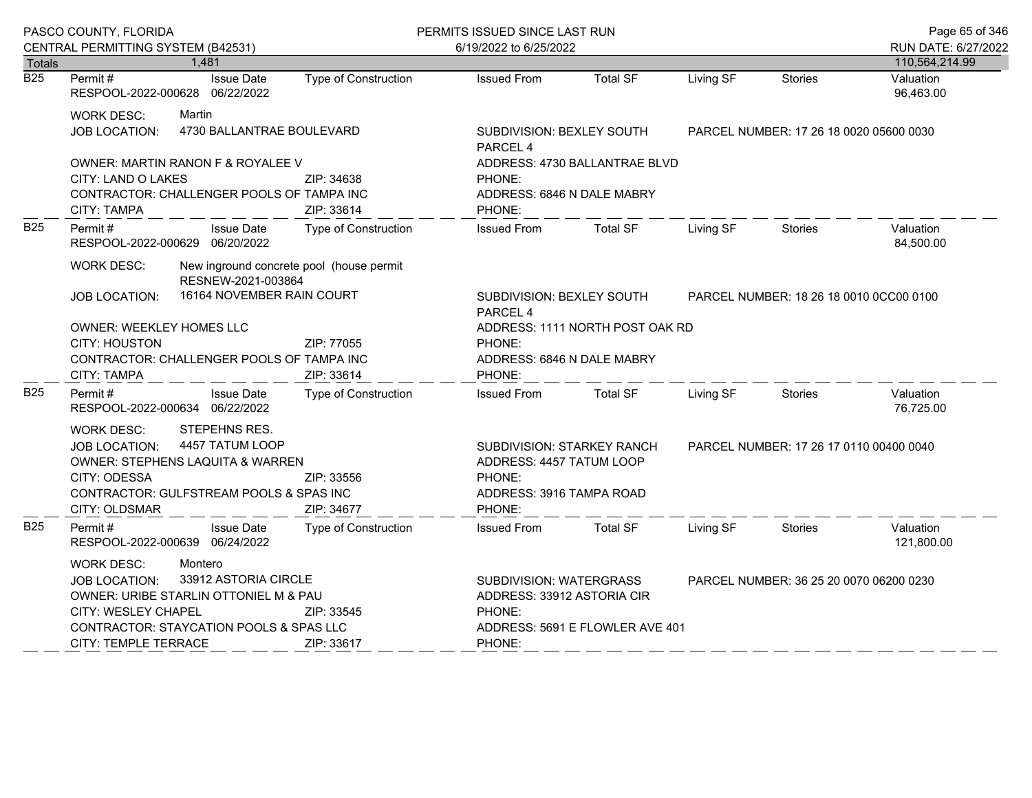PASCO COUNTY, FLORIDA
CENTRAL PERMITTING SYSTEM (B42531)

PERMITS ISSUED SINCE LAST RUN
6/19/2022 to 6/25/2022

RUN DATE: 6/27/2022

**Totals** 1,481 — 110,564,214.99

---

**B25**

| Permit # | Issue Date | Type of Construction | Issued From | Total SF | Living SF | Stories | Valuation |
|---|---|---|---|---|---|---|---|
| RESPOOL-2022-000628 | 06/22/2022 | | | | | | 96,463.00 |

WORK DESC: Martin

JOB LOCATION: 4730 BALLANTRAE BOULEVARD — SUBDIVISION: BEXLEY SOUTH PARCEL 4 — PARCEL NUMBER: 17 26 18 0020 05600 0030

OWNER: MARTIN RANON F & ROYALEE V — ADDRESS: 4730 BALLANTRAE BLVD
CITY: LAND O LAKES — ZIP: 34638 — PHONE:
CONTRACTOR: CHALLENGER POOLS OF TAMPA INC — ADDRESS: 6846 N DALE MABRY
CITY: TAMPA — ZIP: 33614 — PHONE:

---

**B25**

| Permit # | Issue Date | Type of Construction | Issued From | Total SF | Living SF | Stories | Valuation |
|---|---|---|---|---|---|---|---|
| RESPOOL-2022-000629 | 06/20/2022 | | | | | | 84,500.00 |

WORK DESC: New inground concrete pool (house permit RESNEW-2021-003864

JOB LOCATION: 16164 NOVEMBER RAIN COURT — SUBDIVISION: BEXLEY SOUTH PARCEL 4 — PARCEL NUMBER: 18 26 18 0010 0CC00 0100

OWNER: WEEKLEY HOMES LLC — ADDRESS: 1111 NORTH POST OAK RD
CITY: HOUSTON — ZIP: 77055 — PHONE:
CONTRACTOR: CHALLENGER POOLS OF TAMPA INC — ADDRESS: 6846 N DALE MABRY
CITY: TAMPA — ZIP: 33614 — PHONE:

---

**B25**

| Permit # | Issue Date | Type of Construction | Issued From | Total SF | Living SF | Stories | Valuation |
|---|---|---|---|---|---|---|---|
| RESPOOL-2022-000634 | 06/22/2022 | | | | | | 76,725.00 |

WORK DESC: STEPEHNS RES.

JOB LOCATION: 4457 TATUM LOOP — SUBDIVISION: STARKEY RANCH — PARCEL NUMBER: 17 26 17 0110 00400 0040

OWNER: STEPHENS LAQUITA & WARREN — ADDRESS: 4457 TATUM LOOP
CITY: ODESSA — ZIP: 33556 — PHONE:
CONTRACTOR: GULFSTREAM POOLS & SPAS INC — ADDRESS: 3916 TAMPA ROAD
CITY: OLDSMAR — ZIP: 34677 — PHONE:

---

**B25**

| Permit # | Issue Date | Type of Construction | Issued From | Total SF | Living SF | Stories | Valuation |
|---|---|---|---|---|---|---|---|
| RESPOOL-2022-000639 | 06/24/2022 | | | | | | 121,800.00 |

WORK DESC: Montero

JOB LOCATION: 33912 ASTORIA CIRCLE — SUBDIVISION: WATERGRASS — PARCEL NUMBER: 36 25 20 0070 06200 0230

OWNER: URIBE STARLIN OTTONIEL M & PAU — ADDRESS: 33912 ASTORIA CIR
CITY: WESLEY CHAPEL — ZIP: 33545 — PHONE:
CONTRACTOR: STAYCATION POOLS & SPAS LLC — ADDRESS: 5691 E FLOWLER AVE 401
CITY: TEMPLE TERRACE — ZIP: 33617 — PHONE: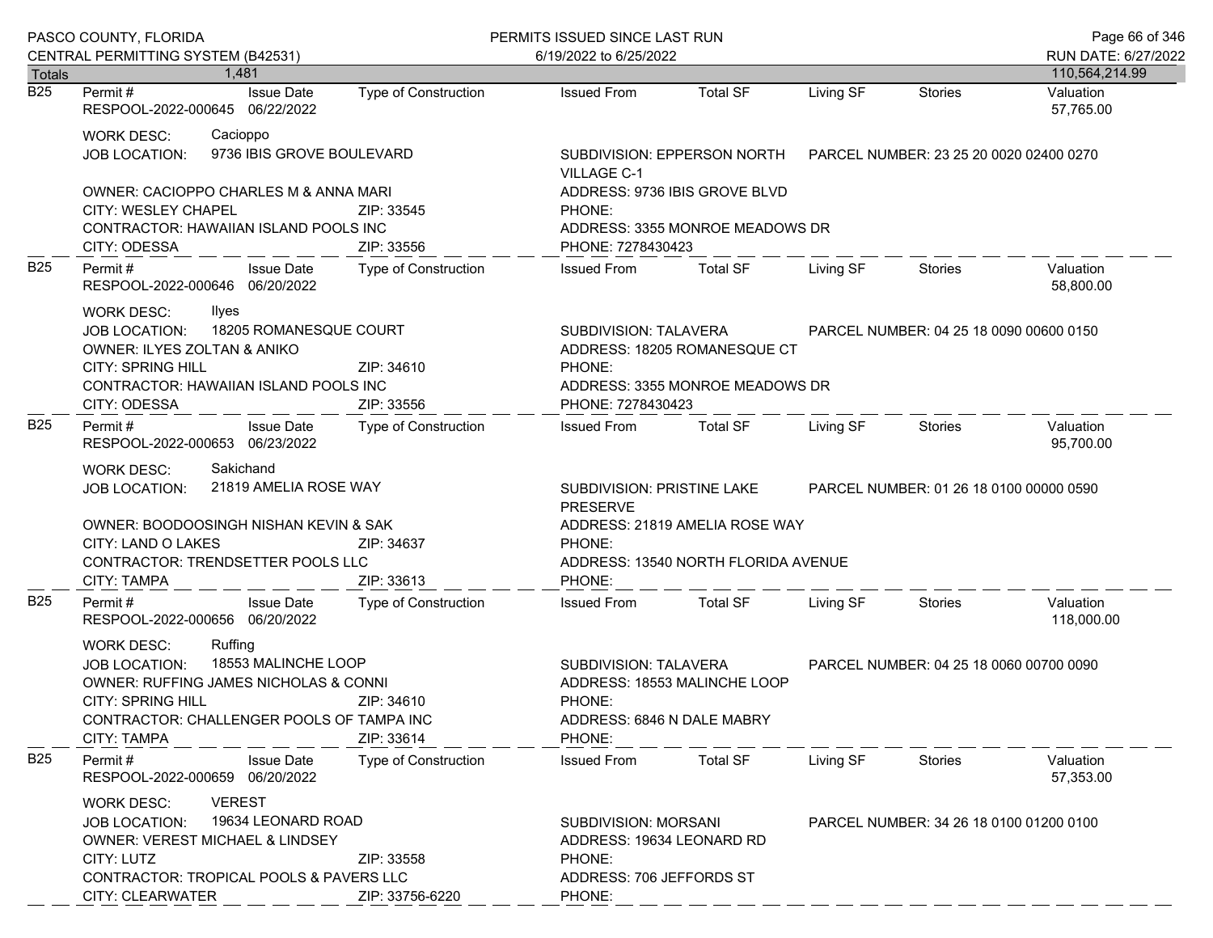| Totals | 1,481 | | | | | | | 110,564,214.99 |
|---|---|---|---|---|---|---|---|---|

**B25**

| Permit # | Issue Date | Type of Construction | Issued From | Total SF | Living SF | Stories | Valuation |
|---|---|---|---|---|---|---|---|
| RESPOOL-2022-000645 | 06/22/2022 | | | | | | 57,765.00 |

WORK DESC: Cacioppo
JOB LOCATION: 9736 IBIS GROVE BOULEVARD
SUBDIVISION: EPPERSON NORTH VILLAGE C-1
PARCEL NUMBER: 23 25 20 0020 02400 0270
OWNER: CACIOPPO CHARLES M & ANNA MARI
ADDRESS: 9736 IBIS GROVE BLVD
CITY: WESLEY CHAPEL ZIP: 33545
PHONE:
CONTRACTOR: HAWAIIAN ISLAND POOLS INC
ADDRESS: 3355 MONROE MEADOWS DR
CITY: ODESSA ZIP: 33556
PHONE: 7278430423

**B25**

| Permit # | Issue Date | Type of Construction | Issued From | Total SF | Living SF | Stories | Valuation |
|---|---|---|---|---|---|---|---|
| RESPOOL-2022-000646 | 06/20/2022 | | | | | | 58,800.00 |

WORK DESC: Ilyes
JOB LOCATION: 18205 ROMANESQUE COURT
SUBDIVISION: TALAVERA
PARCEL NUMBER: 04 25 18 0090 00600 0150
OWNER: ILYES ZOLTAN & ANIKO
ADDRESS: 18205 ROMANESQUE CT
CITY: SPRING HILL ZIP: 34610
PHONE:
CONTRACTOR: HAWAIIAN ISLAND POOLS INC
ADDRESS: 3355 MONROE MEADOWS DR
CITY: ODESSA ZIP: 33556
PHONE: 7278430423

**B25**

| Permit # | Issue Date | Type of Construction | Issued From | Total SF | Living SF | Stories | Valuation |
|---|---|---|---|---|---|---|---|
| RESPOOL-2022-000653 | 06/23/2022 | | | | | | 95,700.00 |

WORK DESC: Sakichand
JOB LOCATION: 21819 AMELIA ROSE WAY
SUBDIVISION: PRISTINE LAKE PRESERVE
PARCEL NUMBER: 01 26 18 0100 00000 0590
OWNER: BOODOOSINGH NISHAN KEVIN & SAK
ADDRESS: 21819 AMELIA ROSE WAY
CITY: LAND O LAKES ZIP: 34637
PHONE:
CONTRACTOR: TRENDSETTER POOLS LLC
ADDRESS: 13540 NORTH FLORIDA AVENUE
CITY: TAMPA ZIP: 33613
PHONE:

**B25**

| Permit # | Issue Date | Type of Construction | Issued From | Total SF | Living SF | Stories | Valuation |
|---|---|---|---|---|---|---|---|
| RESPOOL-2022-000656 | 06/20/2022 | | | | | | 118,000.00 |

WORK DESC: Ruffing
JOB LOCATION: 18553 MALINCHE LOOP
SUBDIVISION: TALAVERA
PARCEL NUMBER: 04 25 18 0060 00700 0090
OWNER: RUFFING JAMES NICHOLAS & CONNI
ADDRESS: 18553 MALINCHE LOOP
CITY: SPRING HILL ZIP: 34610
PHONE:
CONTRACTOR: CHALLENGER POOLS OF TAMPA INC
ADDRESS: 6846 N DALE MABRY
CITY: TAMPA ZIP: 33614
PHONE:

**B25**

| Permit # | Issue Date | Type of Construction | Issued From | Total SF | Living SF | Stories | Valuation |
|---|---|---|---|---|---|---|---|
| RESPOOL-2022-000659 | 06/20/2022 | | | | | | 57,353.00 |

WORK DESC: VEREST
JOB LOCATION: 19634 LEONARD ROAD
SUBDIVISION: MORSANI
PARCEL NUMBER: 34 26 18 0100 01200 0100
OWNER: VEREST MICHAEL & LINDSEY
ADDRESS: 19634 LEONARD RD
CITY: LUTZ ZIP: 33558
PHONE:
CONTRACTOR: TROPICAL POOLS & PAVERS LLC
ADDRESS: 706 JEFFORDS ST
CITY: CLEARWATER ZIP: 33756-6220
PHONE: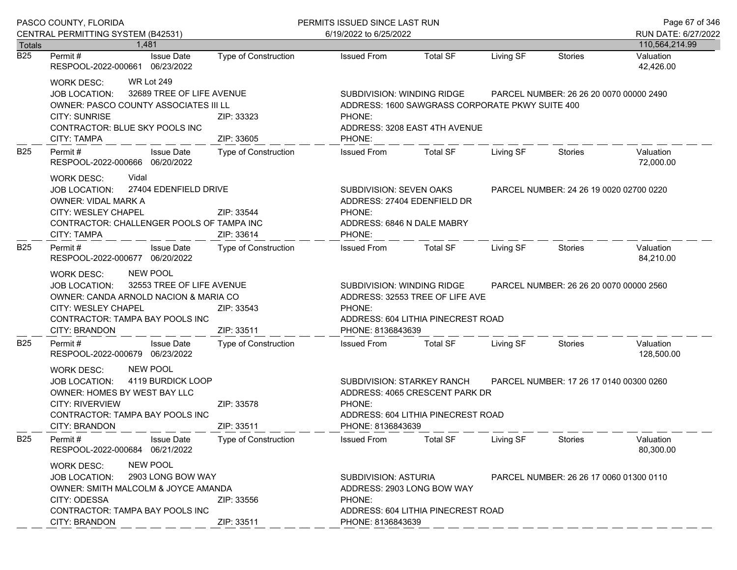| | Permit # | Issue Date | Type of Construction | Issued From | Total SF | Living SF | Stories | Valuation |
|---|---|---|---|---|---|---|---|---|
| Totals | 1,481 | | | | | | | 110,564,214.99 |
| B25 | RESPOOL-2022-000661 | 06/23/2022 | | | | | | 42,426.00 |

WORK DESC: WR Lot 249
JOB LOCATION: 32689 TREE OF LIFE AVENUE
SUBDIVISION: WINDING RIDGE
PARCEL NUMBER: 26 26 20 0070 00000 2490
OWNER: PASCO COUNTY ASSOCIATES III LL
ADDRESS: 1600 SAWGRASS CORPORATE PKWY SUITE 400
CITY: SUNRISE ZIP: 33323
PHONE:
CONTRACTOR: BLUE SKY POOLS INC
ADDRESS: 3208 EAST 4TH AVENUE
CITY: TAMPA ZIP: 33605
PHONE:

| | Permit # | Issue Date | Type of Construction | Issued From | Total SF | Living SF | Stories | Valuation |
|---|---|---|---|---|---|---|---|---|
| B25 | RESPOOL-2022-000666 | 06/20/2022 | | | | | | 72,000.00 |

WORK DESC: Vidal
JOB LOCATION: 27404 EDENFIELD DRIVE
SUBDIVISION: SEVEN OAKS
PARCEL NUMBER: 24 26 19 0020 02700 0220
OWNER: VIDAL MARK A
ADDRESS: 27404 EDENFIELD DR
CITY: WESLEY CHAPEL ZIP: 33544
PHONE:
CONTRACTOR: CHALLENGER POOLS OF TAMPA INC
ADDRESS: 6846 N DALE MABRY
CITY: TAMPA ZIP: 33614
PHONE:

| | Permit # | Issue Date | Type of Construction | Issued From | Total SF | Living SF | Stories | Valuation |
|---|---|---|---|---|---|---|---|---|
| B25 | RESPOOL-2022-000677 | 06/20/2022 | | | | | | 84,210.00 |

WORK DESC: NEW POOL
JOB LOCATION: 32553 TREE OF LIFE AVENUE
SUBDIVISION: WINDING RIDGE
PARCEL NUMBER: 26 26 20 0070 00000 2560
OWNER: CANDA ARNOLD NACION & MARIA CO
ADDRESS: 32553 TREE OF LIFE AVE
CITY: WESLEY CHAPEL ZIP: 33543
PHONE:
CONTRACTOR: TAMPA BAY POOLS INC
ADDRESS: 604 LITHIA PINECREST ROAD
CITY: BRANDON ZIP: 33511
PHONE: 8136843639

| | Permit # | Issue Date | Type of Construction | Issued From | Total SF | Living SF | Stories | Valuation |
|---|---|---|---|---|---|---|---|---|
| B25 | RESPOOL-2022-000679 | 06/23/2022 | | | | | | 128,500.00 |

WORK DESC: NEW POOL
JOB LOCATION: 4119 BURDICK LOOP
SUBDIVISION: STARKEY RANCH
PARCEL NUMBER: 17 26 17 0140 00300 0260
OWNER: HOMES BY WEST BAY LLC
ADDRESS: 4065 CRESCENT PARK DR
CITY: RIVERVIEW ZIP: 33578
PHONE:
CONTRACTOR: TAMPA BAY POOLS INC
ADDRESS: 604 LITHIA PINECREST ROAD
CITY: BRANDON ZIP: 33511
PHONE: 8136843639

| | Permit # | Issue Date | Type of Construction | Issued From | Total SF | Living SF | Stories | Valuation |
|---|---|---|---|---|---|---|---|---|
| B25 | RESPOOL-2022-000684 | 06/21/2022 | | | | | | 80,300.00 |

WORK DESC: NEW POOL
JOB LOCATION: 2903 LONG BOW WAY
SUBDIVISION: ASTURIA
PARCEL NUMBER: 26 26 17 0060 01300 0110
OWNER: SMITH MALCOLM & JOYCE AMANDA
ADDRESS: 2903 LONG BOW WAY
CITY: ODESSA ZIP: 33556
PHONE:
CONTRACTOR: TAMPA BAY POOLS INC
ADDRESS: 604 LITHIA PINECREST ROAD
CITY: BRANDON ZIP: 33511
PHONE: 8136843639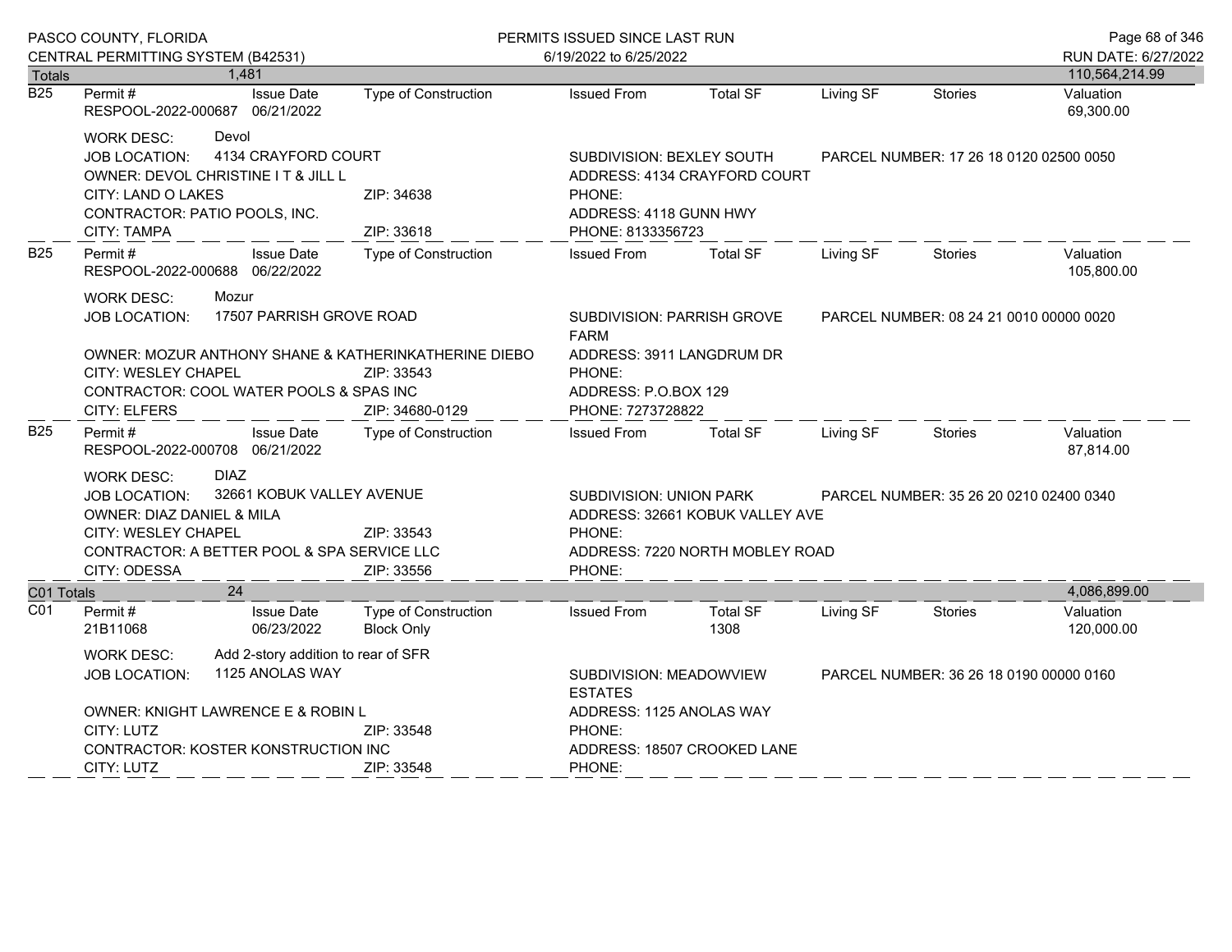PASCO COUNTY, FLORIDA
CENTRAL PERMITTING SYSTEM (B42531)

PERMITS ISSUED SINCE LAST RUN
6/19/2022 to 6/25/2022

RUN DATE: 6/27/2022

| Totals | 1,481 | | | | | | | 110,564,214.99 |
|---|---|---|---|---|---|---|---|---|

**B25**

| Permit # | Issue Date | Type of Construction | Issued From | Total SF | Living SF | Stories | Valuation |
|---|---|---|---|---|---|---|---|
| RESPOOL-2022-000687 | 06/21/2022 | | | | | | 69,300.00 |

WORK DESC: Devol
JOB LOCATION: 4134 CRAYFORD COURT
SUBDIVISION: BEXLEY SOUTH
PARCEL NUMBER: 17 26 18 0120 02500 0050
OWNER: DEVOL CHRISTINE I T & JILL L
ADDRESS: 4134 CRAYFORD COURT
CITY: LAND O LAKES ZIP: 34638
PHONE:
CONTRACTOR: PATIO POOLS, INC.
ADDRESS: 4118 GUNN HWY
CITY: TAMPA ZIP: 33618
PHONE: 8133356723

**B25**

| Permit # | Issue Date | Type of Construction | Issued From | Total SF | Living SF | Stories | Valuation |
|---|---|---|---|---|---|---|---|
| RESPOOL-2022-000688 | 06/22/2022 | | | | | | 105,800.00 |

WORK DESC: Mozur
JOB LOCATION: 17507 PARRISH GROVE ROAD
SUBDIVISION: PARRISH GROVE FARM
PARCEL NUMBER: 08 24 21 0010 00000 0020
OWNER: MOZUR ANTHONY SHANE & KATHERINKATHERINE DIEBO
ADDRESS: 3911 LANGDRUM DR
CITY: WESLEY CHAPEL ZIP: 33543
PHONE:
CONTRACTOR: COOL WATER POOLS & SPAS INC
ADDRESS: P.O.BOX 129
CITY: ELFERS ZIP: 34680-0129
PHONE: 7273728822

**B25**

| Permit # | Issue Date | Type of Construction | Issued From | Total SF | Living SF | Stories | Valuation |
|---|---|---|---|---|---|---|---|
| RESPOOL-2022-000708 | 06/21/2022 | | | | | | 87,814.00 |

WORK DESC: DIAZ
JOB LOCATION: 32661 KOBUK VALLEY AVENUE
SUBDIVISION: UNION PARK
PARCEL NUMBER: 35 26 20 0210 02400 0340
OWNER: DIAZ DANIEL & MILA
ADDRESS: 32661 KOBUK VALLEY AVE
CITY: WESLEY CHAPEL ZIP: 33543
PHONE:
CONTRACTOR: A BETTER POOL & SPA SERVICE LLC
ADDRESS: 7220 NORTH MOBLEY ROAD
CITY: ODESSA ZIP: 33556
PHONE:

| C01 Totals | 24 | | | | | | | 4,086,899.00 |
|---|---|---|---|---|---|---|---|---|

**C01**

| Permit # | Issue Date | Type of Construction | Issued From | Total SF | Living SF | Stories | Valuation |
|---|---|---|---|---|---|---|---|
| 21B11068 | 06/23/2022 | Block Only | | 1308 | | | 120,000.00 |

WORK DESC: Add 2-story addition to rear of SFR
JOB LOCATION: 1125 ANOLAS WAY
SUBDIVISION: MEADOWVIEW ESTATES
PARCEL NUMBER: 36 26 18 0190 00000 0160
OWNER: KNIGHT LAWRENCE E & ROBIN L
ADDRESS: 1125 ANOLAS WAY
CITY: LUTZ ZIP: 33548
PHONE:
CONTRACTOR: KOSTER KONSTRUCTION INC
ADDRESS: 18507 CROOKED LANE
CITY: LUTZ ZIP: 33548
PHONE: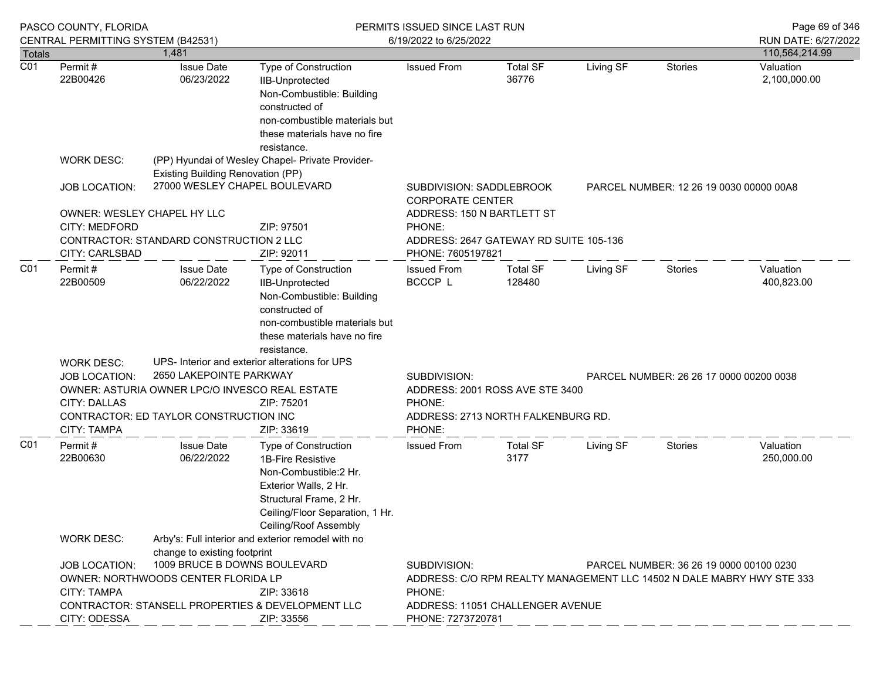| Totals | 1,481 | | | | | | | 110,564,214.99 |
|---|---|---|---|---|---|---|---|---|

**C01**

| Permit # | Issue Date | Type of Construction | Issued From | Total SF | Living SF | Stories | Valuation |
|---|---|---|---|---|---|---|---|
| 22B00426 | 06/23/2022 | IIB-Unprotected Non-Combustible: Building constructed of non-combustible materials but these materials have no fire resistance. | | 36776 | | | 2,100,000.00 |

WORK DESC: (PP) Hyundai of Wesley Chapel- Private Provider- Existing Building Renovation (PP)

JOB LOCATION: 27000 WESLEY CHAPEL BOULEVARD

SUBDIVISION: SADDLEBROOK CORPORATE CENTER

PARCEL NUMBER: 12 26 19 0030 00000 00A8

OWNER: WESLEY CHAPEL HY LLC

ADDRESS: 150 N BARTLETT ST

CITY: MEDFORD ZIP: 97501

PHONE:

CONTRACTOR: STANDARD CONSTRUCTION 2 LLC

ADDRESS: 2647 GATEWAY RD SUITE 105-136

CITY: CARLSBAD ZIP: 92011

PHONE: 7605197821

---

**C01**

| Permit # | Issue Date | Type of Construction | Issued From | Total SF | Living SF | Stories | Valuation |
|---|---|---|---|---|---|---|---|
| 22B00509 | 06/22/2022 | IIB-Unprotected Non-Combustible: Building constructed of non-combustible materials but these materials have no fire resistance. | BCCCP L | 128480 | | | 400,823.00 |

WORK DESC: UPS- Interior and exterior alterations for UPS

JOB LOCATION: 2650 LAKEPOINTE PARKWAY

SUBDIVISION:

PARCEL NUMBER: 26 26 17 0000 00200 0038

OWNER: ASTURIA OWNER LPC/O INVESCO REAL ESTATE

ADDRESS: 2001 ROSS AVE STE 3400

CITY: DALLAS ZIP: 75201

PHONE:

CONTRACTOR: ED TAYLOR CONSTRUCTION INC

ADDRESS: 2713 NORTH FALKENBURG RD.

CITY: TAMPA ZIP: 33619

PHONE:

---

**C01**

| Permit # | Issue Date | Type of Construction | Issued From | Total SF | Living SF | Stories | Valuation |
|---|---|---|---|---|---|---|---|
| 22B00630 | 06/22/2022 | 1B-Fire Resistive Non-Combustible:2 Hr. Exterior Walls, 2 Hr. Structural Frame, 2 Hr. Ceiling/Floor Separation, 1 Hr. Ceiling/Roof Assembly | | 3177 | | | 250,000.00 |

WORK DESC: Arby's: Full interior and exterior remodel with no change to existing footprint

JOB LOCATION: 1009 BRUCE B DOWNS BOULEVARD

SUBDIVISION:

PARCEL NUMBER: 36 26 19 0000 00100 0230

OWNER: NORTHWOODS CENTER FLORIDA LP

ADDRESS: C/O RPM REALTY MANAGEMENT LLC 14502 N DALE MABRY HWY STE 333

CITY: TAMPA ZIP: 33618

PHONE:

CONTRACTOR: STANSELL PROPERTIES & DEVELOPMENT LLC

ADDRESS: 11051 CHALLENGER AVENUE

CITY: ODESSA ZIP: 33556

PHONE: 7273720781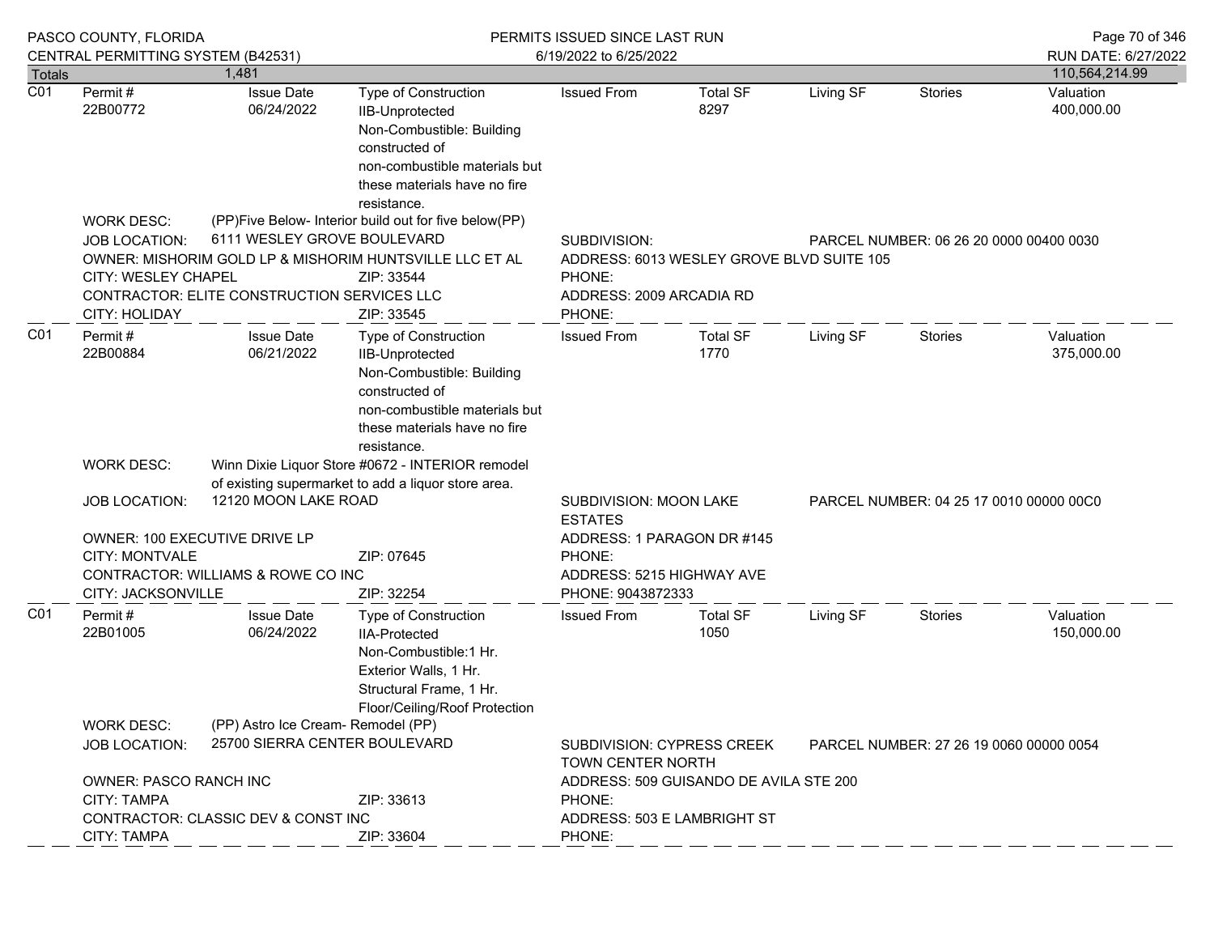| Totals | 1,481 | | | | | | | 110,564,214.99 |
|---|---|---|---|---|---|---|---|---|

**C01**

| Permit # | Issue Date | Type of Construction | Issued From | Total SF | Living SF | Stories | Valuation |
|---|---|---|---|---|---|---|---|
| 22B00772 | 06/24/2022 | IIB-Unprotected Non-Combustible: Building constructed of non-combustible materials but these materials have no fire resistance. | | 8297 | | | 400,000.00 |

WORK DESC: (PP)Five Below- Interior build out for five below(PP)

JOB LOCATION: 6111 WESLEY GROVE BOULEVARD
SUBDIVISION:
PARCEL NUMBER: 06 26 20 0000 00400 0030

OWNER: MISHORIM GOLD LP & MISHORIM HUNTSVILLE LLC ET AL
ADDRESS: 6013 WESLEY GROVE BLVD SUITE 105
CITY: WESLEY CHAPEL ZIP: 33544
PHONE:

CONTRACTOR: ELITE CONSTRUCTION SERVICES LLC
ADDRESS: 2009 ARCADIA RD
CITY: HOLIDAY ZIP: 33545
PHONE:

---

**C01**

| Permit # | Issue Date | Type of Construction | Issued From | Total SF | Living SF | Stories | Valuation |
|---|---|---|---|---|---|---|---|
| 22B00884 | 06/21/2022 | IIB-Unprotected Non-Combustible: Building constructed of non-combustible materials but these materials have no fire resistance. | | 1770 | | | 375,000.00 |

WORK DESC: Winn Dixie Liquor Store #0672 - INTERIOR remodel of existing supermarket to add a liquor store area.

JOB LOCATION: 12120 MOON LAKE ROAD
SUBDIVISION: MOON LAKE ESTATES
PARCEL NUMBER: 04 25 17 0010 00000 00C0

OWNER: 100 EXECUTIVE DRIVE LP
ADDRESS: 1 PARAGON DR #145
CITY: MONTVALE ZIP: 07645
PHONE:

CONTRACTOR: WILLIAMS & ROWE CO INC
ADDRESS: 5215 HIGHWAY AVE
CITY: JACKSONVILLE ZIP: 32254
PHONE: 9043872333

---

**C01**

| Permit # | Issue Date | Type of Construction | Issued From | Total SF | Living SF | Stories | Valuation |
|---|---|---|---|---|---|---|---|
| 22B01005 | 06/24/2022 | IIA-Protected Non-Combustible:1 Hr. Exterior Walls, 1 Hr. Structural Frame, 1 Hr. Floor/Ceiling/Roof Protection | | 1050 | | | 150,000.00 |

WORK DESC: (PP) Astro Ice Cream- Remodel (PP)

JOB LOCATION: 25700 SIERRA CENTER BOULEVARD
SUBDIVISION: CYPRESS CREEK TOWN CENTER NORTH
PARCEL NUMBER: 27 26 19 0060 00000 0054

OWNER: PASCO RANCH INC
ADDRESS: 509 GUISANDO DE AVILA STE 200
CITY: TAMPA ZIP: 33613
PHONE:

CONTRACTOR: CLASSIC DEV & CONST INC
ADDRESS: 503 E LAMBRIGHT ST
CITY: TAMPA ZIP: 33604
PHONE: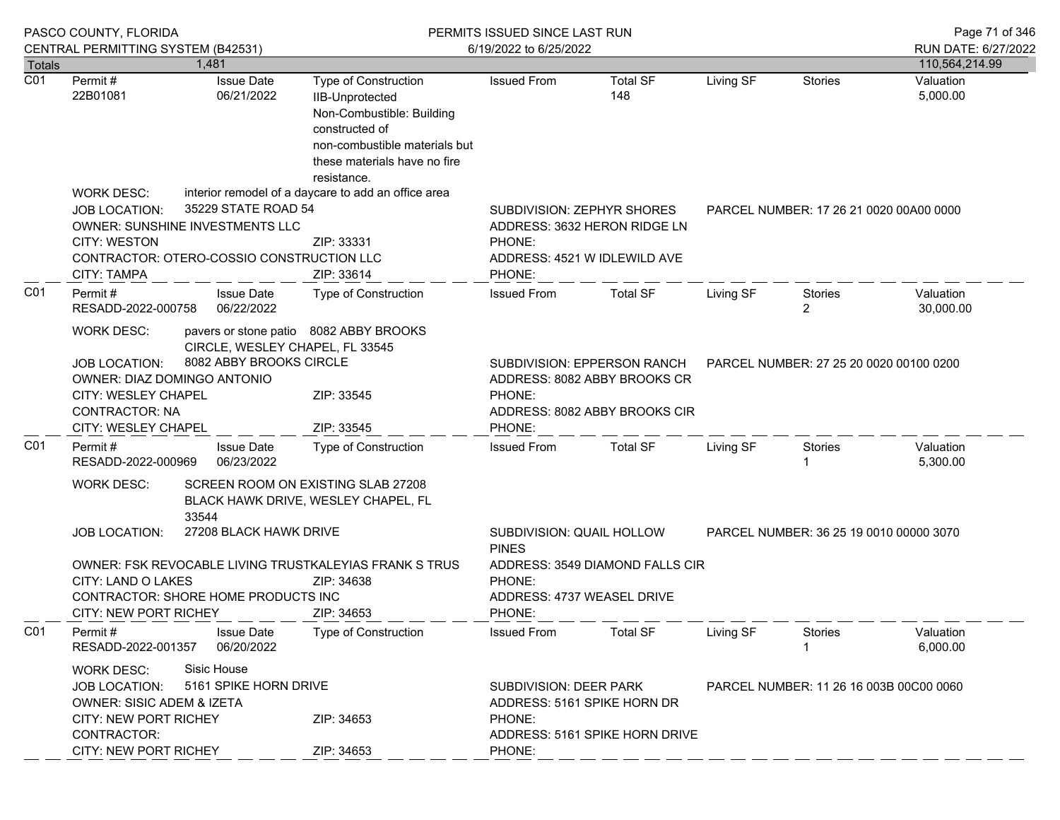PASCO COUNTY, FLORIDA
CENTRAL PERMITTING SYSTEM (B42531)

PERMITS ISSUED SINCE LAST RUN
6/19/2022 to 6/25/2022

RUN DATE: 6/27/2022

| Totals | 1,481 | | | | | | | 110,564,214.99 |
|---|---|---|---|---|---|---|---|---|

---

**C01**

| Permit # | Issue Date | Type of Construction | Issued From | Total SF | Living SF | Stories | Valuation |
|---|---|---|---|---|---|---|---|
| 22B01081 | 06/21/2022 | IIB-Unprotected Non-Combustible: Building constructed of non-combustible materials but these materials have no fire resistance. | | 148 | | | 5,000.00 |

WORK DESC: interior remodel of a daycare to add an office area

JOB LOCATION: 35229 STATE ROAD 54
SUBDIVISION: ZEPHYR SHORES
PARCEL NUMBER: 17 26 21 0020 00A00 0000

OWNER: SUNSHINE INVESTMENTS LLC
ADDRESS: 3632 HERON RIDGE LN
CITY: WESTON ZIP: 33331
PHONE:

CONTRACTOR: OTERO-COSSIO CONSTRUCTION LLC
ADDRESS: 4521 W IDLEWILD AVE
CITY: TAMPA ZIP: 33614
PHONE:

---

**C01**

| Permit # | Issue Date | Type of Construction | Issued From | Total SF | Living SF | Stories | Valuation |
|---|---|---|---|---|---|---|---|
| RESADD-2022-000758 | 06/22/2022 | | | | | 2 | 30,000.00 |

WORK DESC: pavers or stone patio 8082 ABBY BROOKS CIRCLE, WESLEY CHAPEL, FL 33545

JOB LOCATION: 8082 ABBY BROOKS CIRCLE
SUBDIVISION: EPPERSON RANCH
PARCEL NUMBER: 27 25 20 0020 00100 0200

OWNER: DIAZ DOMINGO ANTONIO
ADDRESS: 8082 ABBY BROOKS CR
CITY: WESLEY CHAPEL ZIP: 33545
PHONE:

CONTRACTOR: NA
ADDRESS: 8082 ABBY BROOKS CIR
CITY: WESLEY CHAPEL ZIP: 33545
PHONE:

---

**C01**

| Permit # | Issue Date | Type of Construction | Issued From | Total SF | Living SF | Stories | Valuation |
|---|---|---|---|---|---|---|---|
| RESADD-2022-000969 | 06/23/2022 | | | | | 1 | 5,300.00 |

WORK DESC: SCREEN ROOM ON EXISTING SLAB 27208 BLACK HAWK DRIVE, WESLEY CHAPEL, FL 33544

JOB LOCATION: 27208 BLACK HAWK DRIVE
SUBDIVISION: QUAIL HOLLOW PINES
PARCEL NUMBER: 36 25 19 0010 00000 3070

OWNER: FSK REVOCABLE LIVING TRUSTKALEYIAS FRANK S TRUS
ADDRESS: 3549 DIAMOND FALLS CIR
CITY: LAND O LAKES ZIP: 34638
PHONE:

CONTRACTOR: SHORE HOME PRODUCTS INC
ADDRESS: 4737 WEASEL DRIVE
CITY: NEW PORT RICHEY ZIP: 34653
PHONE:

---

**C01**

| Permit # | Issue Date | Type of Construction | Issued From | Total SF | Living SF | Stories | Valuation |
|---|---|---|---|---|---|---|---|
| RESADD-2022-001357 | 06/20/2022 | | | | | 1 | 6,000.00 |

WORK DESC: Sisic House

JOB LOCATION: 5161 SPIKE HORN DRIVE
SUBDIVISION: DEER PARK
PARCEL NUMBER: 11 26 16 003B 00C00 0060

OWNER: SISIC ADEM & IZETA
ADDRESS: 5161 SPIKE HORN DR
CITY: NEW PORT RICHEY ZIP: 34653
PHONE:

CONTRACTOR:
ADDRESS: 5161 SPIKE HORN DRIVE
CITY: NEW PORT RICHEY ZIP: 34653
PHONE: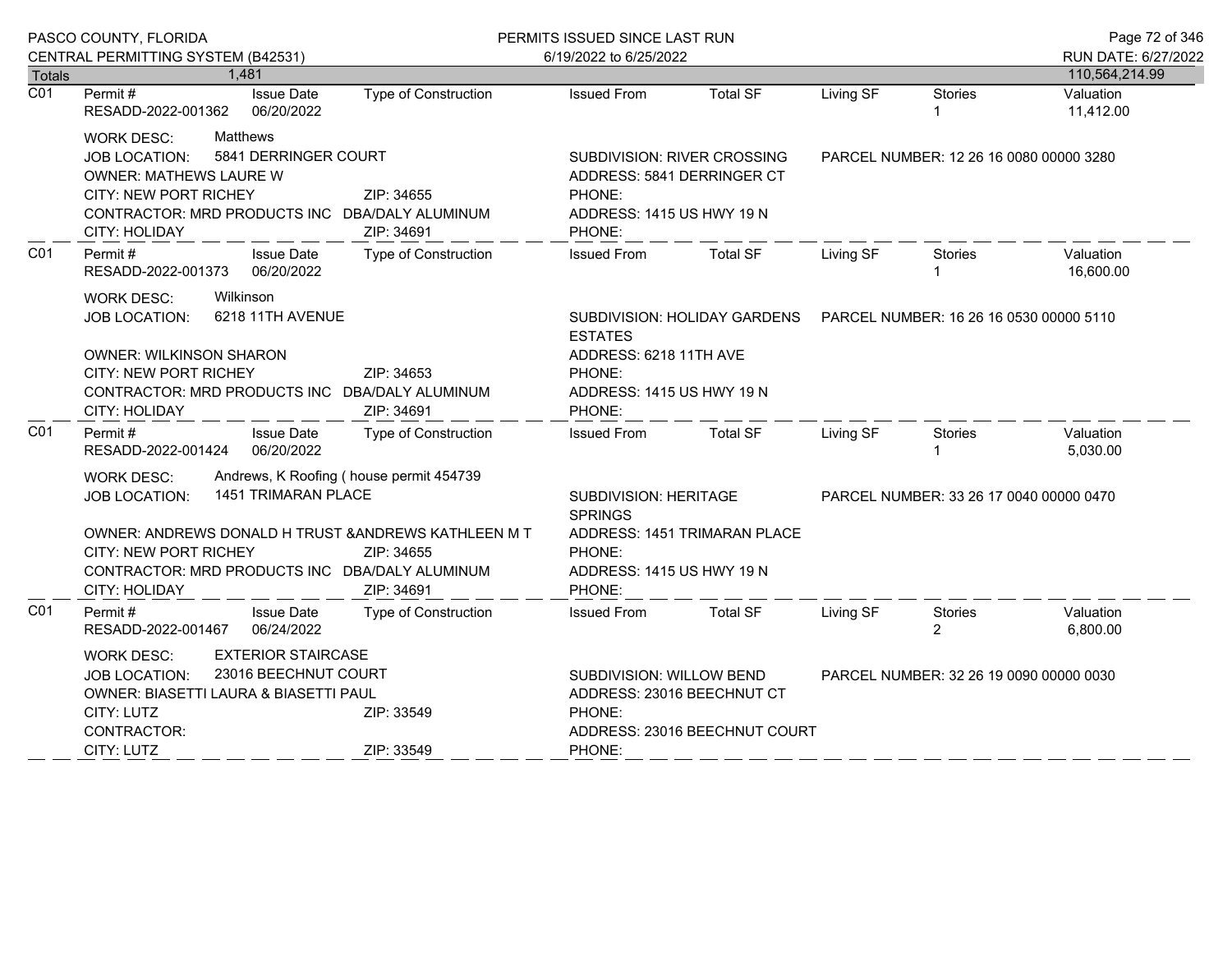PASCO COUNTY, FLORIDA
CENTRAL PERMITTING SYSTEM (B42531)

PERMITS ISSUED SINCE LAST RUN
6/19/2022 to 6/25/2022

RUN DATE: 6/27/2022

Totals 1,481 — 110,564,214.99

---

**C01** | Permit # RESADD-2022-001362 | Issue Date 06/20/2022 | Type of Construction | Issued From | Total SF | Living SF | Stories 1 | Valuation 11,412.00

WORK DESC: Matthews
JOB LOCATION: 5841 DERRINGER COURT — SUBDIVISION: RIVER CROSSING — PARCEL NUMBER: 12 26 16 0080 00000 3280
OWNER: MATHEWS LAURE W — ADDRESS: 5841 DERRINGER CT
CITY: NEW PORT RICHEY ZIP: 34655 — PHONE:
CONTRACTOR: MRD PRODUCTS INC DBA/DALY ALUMINUM — ADDRESS: 1415 US HWY 19 N
CITY: HOLIDAY ZIP: 34691 — PHONE:

---

**C01** | Permit # RESADD-2022-001373 | Issue Date 06/20/2022 | Type of Construction | Issued From | Total SF | Living SF | Stories 1 | Valuation 16,600.00

WORK DESC: Wilkinson
JOB LOCATION: 6218 11TH AVENUE — SUBDIVISION: HOLIDAY GARDENS ESTATES — PARCEL NUMBER: 16 26 16 0530 00000 5110
OWNER: WILKINSON SHARON — ADDRESS: 6218 11TH AVE
CITY: NEW PORT RICHEY ZIP: 34653 — PHONE:
CONTRACTOR: MRD PRODUCTS INC DBA/DALY ALUMINUM — ADDRESS: 1415 US HWY 19 N
CITY: HOLIDAY ZIP: 34691 — PHONE:

---

**C01** | Permit # RESADD-2022-001424 | Issue Date 06/20/2022 | Type of Construction | Issued From | Total SF | Living SF | Stories 1 | Valuation 5,030.00

WORK DESC: Andrews, K Roofing ( house permit 454739
JOB LOCATION: 1451 TRIMARAN PLACE — SUBDIVISION: HERITAGE SPRINGS — PARCEL NUMBER: 33 26 17 0040 00000 0470
OWNER: ANDREWS DONALD H TRUST &ANDREWS KATHLEEN M T — ADDRESS: 1451 TRIMARAN PLACE
CITY: NEW PORT RICHEY ZIP: 34655 — PHONE:
CONTRACTOR: MRD PRODUCTS INC DBA/DALY ALUMINUM — ADDRESS: 1415 US HWY 19 N
CITY: HOLIDAY ZIP: 34691 — PHONE:

---

**C01** | Permit # RESADD-2022-001467 | Issue Date 06/24/2022 | Type of Construction | Issued From | Total SF | Living SF | Stories 2 | Valuation 6,800.00

WORK DESC: EXTERIOR STAIRCASE
JOB LOCATION: 23016 BEECHNUT COURT — SUBDIVISION: WILLOW BEND — PARCEL NUMBER: 32 26 19 0090 00000 0030
OWNER: BIASETTI LAURA & BIASETTI PAUL — ADDRESS: 23016 BEECHNUT CT
CITY: LUTZ ZIP: 33549 — PHONE:
CONTRACTOR: — ADDRESS: 23016 BEECHNUT COURT
CITY: LUTZ ZIP: 33549 — PHONE: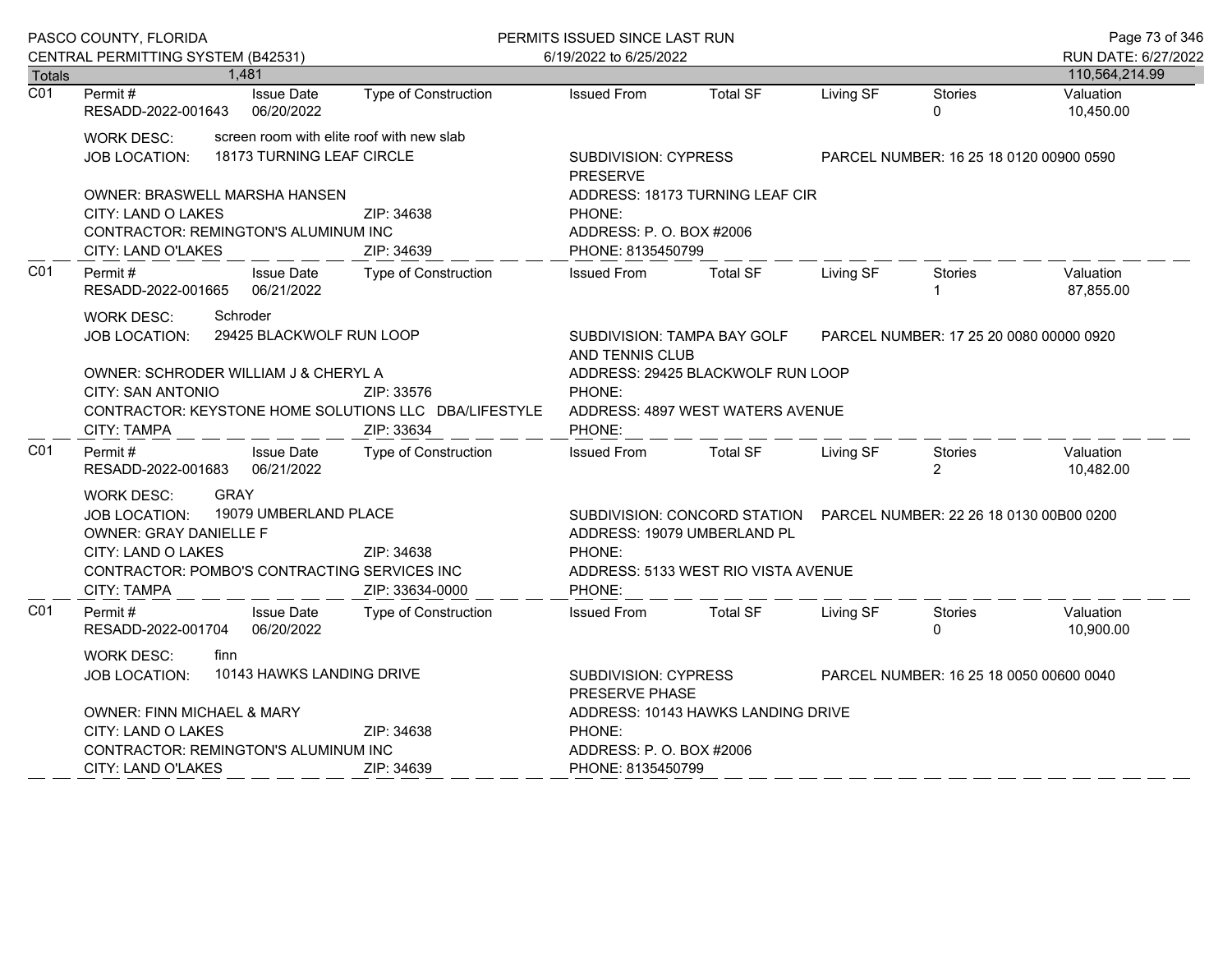| Totals | 1,481 | | | | | | | 110,564,214.99 |
|---|---|---|---|---|---|---|---|---|

## C01

| Permit # | Issue Date | Type of Construction | Issued From | Total SF | Living SF | Stories | Valuation |
|---|---|---|---|---|---|---|---|
| RESADD-2022-001643 | 06/20/2022 | | | | | 0 | 10,450.00 |

WORK DESC: screen room with elite roof with new slab
JOB LOCATION: 18173 TURNING LEAF CIRCLE
SUBDIVISION: CYPRESS PRESERVE
PARCEL NUMBER: 16 25 18 0120 00900 0590

OWNER: BRASWELL MARSHA HANSEN
ADDRESS: 18173 TURNING LEAF CIR
CITY: LAND O LAKES ZIP: 34638
PHONE:
CONTRACTOR: REMINGTON'S ALUMINUM INC
ADDRESS: P. O. BOX #2006
CITY: LAND O'LAKES ZIP: 34639
PHONE: 8135450799

## C01

| Permit # | Issue Date | Type of Construction | Issued From | Total SF | Living SF | Stories | Valuation |
|---|---|---|---|---|---|---|---|
| RESADD-2022-001665 | 06/21/2022 | | | | | 1 | 87,855.00 |

WORK DESC: Schroder
JOB LOCATION: 29425 BLACKWOLF RUN LOOP
SUBDIVISION: TAMPA BAY GOLF AND TENNIS CLUB
PARCEL NUMBER: 17 25 20 0080 00000 0920

OWNER: SCHRODER WILLIAM J & CHERYL A
ADDRESS: 29425 BLACKWOLF RUN LOOP
CITY: SAN ANTONIO ZIP: 33576
PHONE:
CONTRACTOR: KEYSTONE HOME SOLUTIONS LLC DBA/LIFESTYLE
ADDRESS: 4897 WEST WATERS AVENUE
CITY: TAMPA ZIP: 33634
PHONE:

## C01

| Permit # | Issue Date | Type of Construction | Issued From | Total SF | Living SF | Stories | Valuation |
|---|---|---|---|---|---|---|---|
| RESADD-2022-001683 | 06/21/2022 | | | | | 2 | 10,482.00 |

WORK DESC: GRAY
JOB LOCATION: 19079 UMBERLAND PLACE
SUBDIVISION: CONCORD STATION
PARCEL NUMBER: 22 26 18 0130 00B00 0200

OWNER: GRAY DANIELLE F
ADDRESS: 19079 UMBERLAND PL
CITY: LAND O LAKES ZIP: 34638
PHONE:
CONTRACTOR: POMBO'S CONTRACTING SERVICES INC
ADDRESS: 5133 WEST RIO VISTA AVENUE
CITY: TAMPA ZIP: 33634-0000
PHONE:

## C01

| Permit # | Issue Date | Type of Construction | Issued From | Total SF | Living SF | Stories | Valuation |
|---|---|---|---|---|---|---|---|
| RESADD-2022-001704 | 06/20/2022 | | | | | 0 | 10,900.00 |

WORK DESC: finn
JOB LOCATION: 10143 HAWKS LANDING DRIVE
SUBDIVISION: CYPRESS PRESERVE PHASE
PARCEL NUMBER: 16 25 18 0050 00600 0040

OWNER: FINN MICHAEL & MARY
ADDRESS: 10143 HAWKS LANDING DRIVE
CITY: LAND O LAKES ZIP: 34638
PHONE:
CONTRACTOR: REMINGTON'S ALUMINUM INC
ADDRESS: P. O. BOX #2006
CITY: LAND O'LAKES ZIP: 34639
PHONE: 8135450799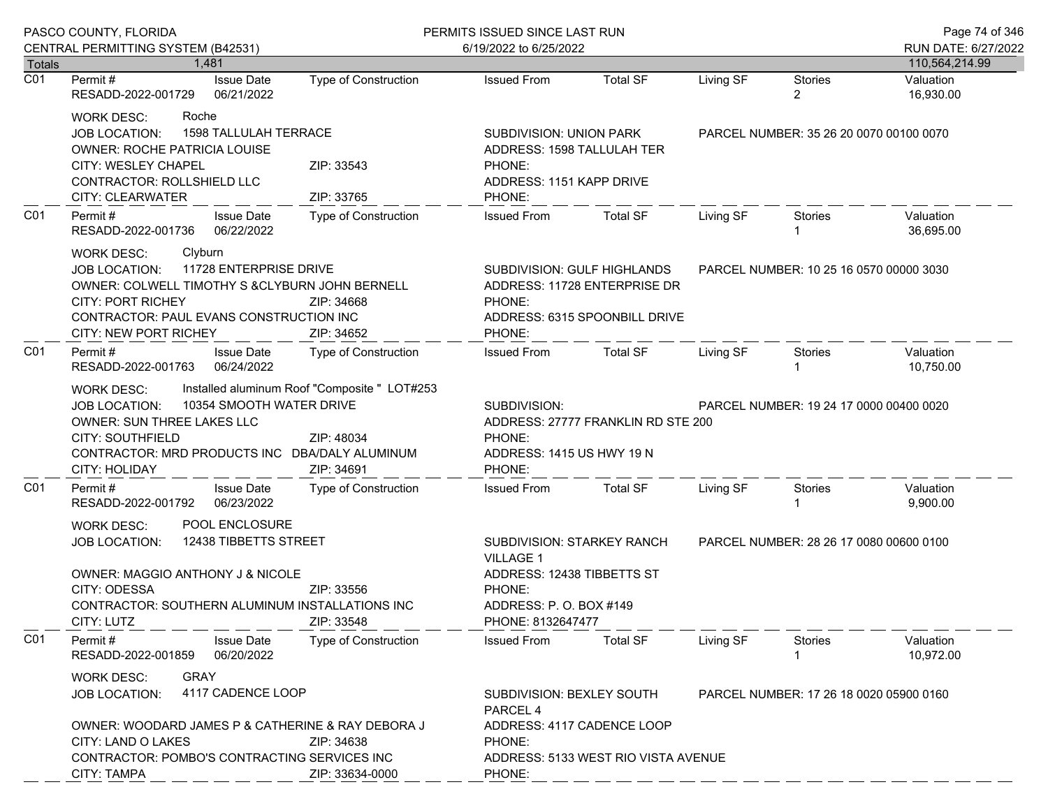PASCO COUNTY, FLORIDA
CENTRAL PERMITTING SYSTEM (B42531)

PERMITS ISSUED SINCE LAST RUN
6/19/2022 to 6/25/2022

RUN DATE: 6/27/2022

| Totals | 1,481 | | | | | | 110,564,214.99 |
|---|---|---|---|---|---|---|---|

---

**C01**

| Permit # | Issue Date | Type of Construction | Issued From | Total SF | Living SF | Stories | Valuation |
|---|---|---|---|---|---|---|---|
| RESADD-2022-001729 | 06/21/2022 | | | | | 2 | 16,930.00 |

WORK DESC: Roche
JOB LOCATION: 1598 TALLULAH TERRACE
SUBDIVISION: UNION PARK
PARCEL NUMBER: 35 26 20 0070 00100 0070
OWNER: ROCHE PATRICIA LOUISE
ADDRESS: 1598 TALLULAH TER
CITY: WESLEY CHAPEL ZIP: 33543
PHONE:
CONTRACTOR: ROLLSHIELD LLC
ADDRESS: 1151 KAPP DRIVE
CITY: CLEARWATER ZIP: 33765
PHONE:

---

**C01**

| Permit # | Issue Date | Type of Construction | Issued From | Total SF | Living SF | Stories | Valuation |
|---|---|---|---|---|---|---|---|
| RESADD-2022-001736 | 06/22/2022 | | | | | 1 | 36,695.00 |

WORK DESC: Clyburn
JOB LOCATION: 11728 ENTERPRISE DRIVE
SUBDIVISION: GULF HIGHLANDS
PARCEL NUMBER: 10 25 16 0570 00000 3030
OWNER: COLWELL TIMOTHY S &CLYBURN JOHN BERNELL
ADDRESS: 11728 ENTERPRISE DR
CITY: PORT RICHEY ZIP: 34668
PHONE:
CONTRACTOR: PAUL EVANS CONSTRUCTION INC
ADDRESS: 6315 SPOONBILL DRIVE
CITY: NEW PORT RICHEY ZIP: 34652
PHONE:

---

**C01**

| Permit # | Issue Date | Type of Construction | Issued From | Total SF | Living SF | Stories | Valuation |
|---|---|---|---|---|---|---|---|
| RESADD-2022-001763 | 06/24/2022 | | | | | 1 | 10,750.00 |

WORK DESC: Installed aluminum Roof "Composite " LOT#253
JOB LOCATION: 10354 SMOOTH WATER DRIVE
SUBDIVISION:
PARCEL NUMBER: 19 24 17 0000 00400 0020
OWNER: SUN THREE LAKES LLC
ADDRESS: 27777 FRANKLIN RD STE 200
CITY: SOUTHFIELD ZIP: 48034
PHONE:
CONTRACTOR: MRD PRODUCTS INC DBA/DALY ALUMINUM
ADDRESS: 1415 US HWY 19 N
CITY: HOLIDAY ZIP: 34691
PHONE:

---

**C01**

| Permit # | Issue Date | Type of Construction | Issued From | Total SF | Living SF | Stories | Valuation |
|---|---|---|---|---|---|---|---|
| RESADD-2022-001792 | 06/23/2022 | | | | | 1 | 9,900.00 |

WORK DESC: POOL ENCLOSURE
JOB LOCATION: 12438 TIBBETTS STREET
SUBDIVISION: STARKEY RANCH VILLAGE 1
PARCEL NUMBER: 28 26 17 0080 00600 0100
OWNER: MAGGIO ANTHONY J & NICOLE
ADDRESS: 12438 TIBBETTS ST
CITY: ODESSA ZIP: 33556
PHONE:
CONTRACTOR: SOUTHERN ALUMINUM INSTALLATIONS INC
ADDRESS: P. O. BOX #149
CITY: LUTZ ZIP: 33548
PHONE: 8132647477

---

**C01**

| Permit # | Issue Date | Type of Construction | Issued From | Total SF | Living SF | Stories | Valuation |
|---|---|---|---|---|---|---|---|
| RESADD-2022-001859 | 06/20/2022 | | | | | 1 | 10,972.00 |

WORK DESC: GRAY
JOB LOCATION: 4117 CADENCE LOOP
SUBDIVISION: BEXLEY SOUTH PARCEL 4
PARCEL NUMBER: 17 26 18 0020 05900 0160
OWNER: WOODARD JAMES P & CATHERINE & RAY DEBORA J
ADDRESS: 4117 CADENCE LOOP
CITY: LAND O LAKES ZIP: 34638
PHONE:
CONTRACTOR: POMBO'S CONTRACTING SERVICES INC
ADDRESS: 5133 WEST RIO VISTA AVENUE
CITY: TAMPA ZIP: 33634-0000
PHONE: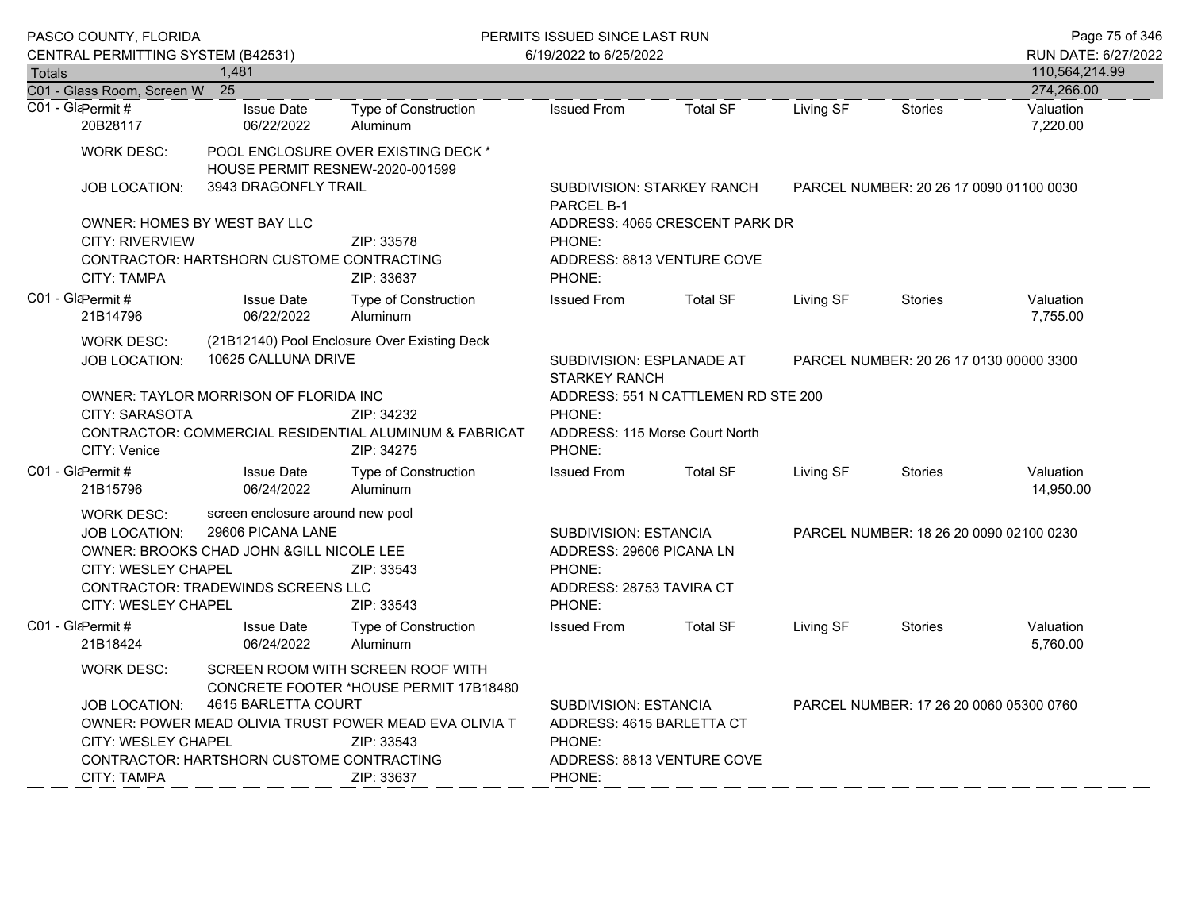| Totals | 1,481 | | 110,564,214.99 |
|---|---|---|---|
| C01 - Glass Room, Screen W | 25 | | 274,266.00 |

**C01 - Gla**

| Permit # | Issue Date | Type of Construction | Issued From | Total SF | Living SF | Stories | Valuation |
|---|---|---|---|---|---|---|---|
| 20B28117 | 06/22/2022 | Aluminum | | | | | 7,220.00 |

WORK DESC: POOL ENCLOSURE OVER EXISTING DECK * HOUSE PERMIT RESNEW-2020-001599

JOB LOCATION: 3943 DRAGONFLY TRAIL

SUBDIVISION: STARKEY RANCH PARCEL B-1

PARCEL NUMBER: 20 26 17 0090 01100 0030

OWNER: HOMES BY WEST BAY LLC — ADDRESS: 4065 CRESCENT PARK DR

CITY: RIVERVIEW — ZIP: 33578 — PHONE:

CONTRACTOR: HARTSHORN CUSTOME CONTRACTING — ADDRESS: 8813 VENTURE COVE

CITY: TAMPA — ZIP: 33637 — PHONE:

---

**C01 - Gla**

| Permit # | Issue Date | Type of Construction | Issued From | Total SF | Living SF | Stories | Valuation |
|---|---|---|---|---|---|---|---|
| 21B14796 | 06/22/2022 | Aluminum | | | | | 7,755.00 |

WORK DESC: (21B12140) Pool Enclosure Over Existing Deck

JOB LOCATION: 10625 CALLUNA DRIVE

SUBDIVISION: ESPLANADE AT STARKEY RANCH

PARCEL NUMBER: 20 26 17 0130 00000 3300

OWNER: TAYLOR MORRISON OF FLORIDA INC — ADDRESS: 551 N CATTLEMEN RD STE 200

CITY: SARASOTA — ZIP: 34232 — PHONE:

CONTRACTOR: COMMERCIAL RESIDENTIAL ALUMINUM & FABRICAT — ADDRESS: 115 Morse Court North

CITY: Venice — ZIP: 34275 — PHONE:

---

**C01 - Gla**

| Permit # | Issue Date | Type of Construction | Issued From | Total SF | Living SF | Stories | Valuation |
|---|---|---|---|---|---|---|---|
| 21B15796 | 06/24/2022 | Aluminum | | | | | 14,950.00 |

WORK DESC: screen enclosure around new pool

JOB LOCATION: 29606 PICANA LANE

SUBDIVISION: ESTANCIA

PARCEL NUMBER: 18 26 20 0090 02100 0230

OWNER: BROOKS CHAD JOHN &GILL NICOLE LEE — ADDRESS: 29606 PICANA LN

CITY: WESLEY CHAPEL — ZIP: 33543 — PHONE:

CONTRACTOR: TRADEWINDS SCREENS LLC — ADDRESS: 28753 TAVIRA CT

CITY: WESLEY CHAPEL — ZIP: 33543 — PHONE:

---

**C01 - Gla**

| Permit # | Issue Date | Type of Construction | Issued From | Total SF | Living SF | Stories | Valuation |
|---|---|---|---|---|---|---|---|
| 21B18424 | 06/24/2022 | Aluminum | | | | | 5,760.00 |

WORK DESC: SCREEN ROOM WITH SCREEN ROOF WITH CONCRETE FOOTER *HOUSE PERMIT 17B18480

JOB LOCATION: 4615 BARLETTA COURT

SUBDIVISION: ESTANCIA

PARCEL NUMBER: 17 26 20 0060 05300 0760

OWNER: POWER MEAD OLIVIA TRUST POWER MEAD EVA OLIVIA T — ADDRESS: 4615 BARLETTA CT

CITY: WESLEY CHAPEL — ZIP: 33543 — PHONE:

CONTRACTOR: HARTSHORN CUSTOME CONTRACTING — ADDRESS: 8813 VENTURE COVE

CITY: TAMPA — ZIP: 33637 — PHONE: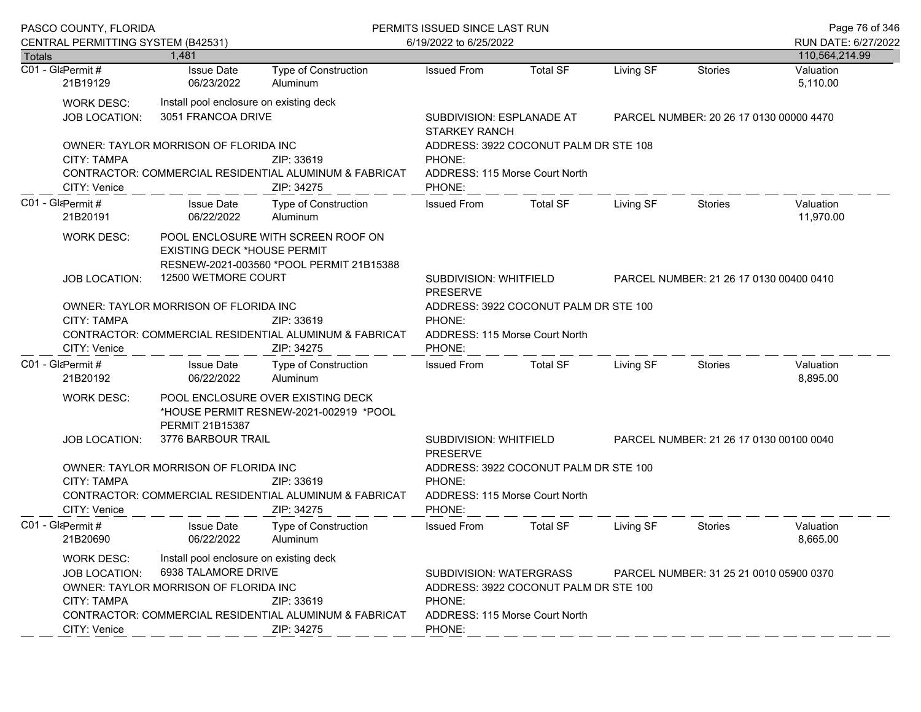| Totals | 1,481 | | | | | | | 110,564,214.99 |
|---|---|---|---|---|---|---|---|---|

**C01 - Gla**

| Permit # | Issue Date | Type of Construction | Issued From | Total SF | Living SF | Stories | Valuation |
|---|---|---|---|---|---|---|---|
| 21B19129 | 06/23/2022 | Aluminum | | | | | 5,110.00 |

WORK DESC: Install pool enclosure on existing deck

JOB LOCATION: 3051 FRANCOA DRIVE

SUBDIVISION: ESPLANADE AT STARKEY RANCH

PARCEL NUMBER: 20 26 17 0130 00000 4470

OWNER: TAYLOR MORRISON OF FLORIDA INC
ADDRESS: 3922 COCONUT PALM DR STE 108
CITY: TAMPA ZIP: 33619
PHONE:

CONTRACTOR: COMMERCIAL RESIDENTIAL ALUMINUM & FABRICAT
ADDRESS: 115 Morse Court North
CITY: Venice ZIP: 34275
PHONE:

---

**C01 - Gla**

| Permit # | Issue Date | Type of Construction | Issued From | Total SF | Living SF | Stories | Valuation |
|---|---|---|---|---|---|---|---|
| 21B20191 | 06/22/2022 | Aluminum | | | | | 11,970.00 |

WORK DESC: POOL ENCLOSURE WITH SCREEN ROOF ON EXISTING DECK *HOUSE PERMIT RESNEW-2021-003560 *POOL PERMIT 21B15388

JOB LOCATION: 12500 WETMORE COURT

SUBDIVISION: WHITFIELD PRESERVE

PARCEL NUMBER: 21 26 17 0130 00400 0410

OWNER: TAYLOR MORRISON OF FLORIDA INC
ADDRESS: 3922 COCONUT PALM DR STE 100
CITY: TAMPA ZIP: 33619
PHONE:

CONTRACTOR: COMMERCIAL RESIDENTIAL ALUMINUM & FABRICAT
ADDRESS: 115 Morse Court North
CITY: Venice ZIP: 34275
PHONE:

---

**C01 - Gla**

| Permit # | Issue Date | Type of Construction | Issued From | Total SF | Living SF | Stories | Valuation |
|---|---|---|---|---|---|---|---|
| 21B20192 | 06/22/2022 | Aluminum | | | | | 8,895.00 |

WORK DESC: POOL ENCLOSURE OVER EXISTING DECK *HOUSE PERMIT RESNEW-2021-002919 *POOL PERMIT 21B15387

JOB LOCATION: 3776 BARBOUR TRAIL

SUBDIVISION: WHITFIELD PRESERVE

PARCEL NUMBER: 21 26 17 0130 00100 0040

OWNER: TAYLOR MORRISON OF FLORIDA INC
ADDRESS: 3922 COCONUT PALM DR STE 100
CITY: TAMPA ZIP: 33619
PHONE:

CONTRACTOR: COMMERCIAL RESIDENTIAL ALUMINUM & FABRICAT
ADDRESS: 115 Morse Court North
CITY: Venice ZIP: 34275
PHONE:

---

**C01 - Gla**

| Permit # | Issue Date | Type of Construction | Issued From | Total SF | Living SF | Stories | Valuation |
|---|---|---|---|---|---|---|---|
| 21B20690 | 06/22/2022 | Aluminum | | | | | 8,665.00 |

WORK DESC: Install pool enclosure on existing deck

JOB LOCATION: 6938 TALAMORE DRIVE

SUBDIVISION: WATERGRASS

PARCEL NUMBER: 31 25 21 0010 05900 0370

OWNER: TAYLOR MORRISON OF FLORIDA INC
ADDRESS: 3922 COCONUT PALM DR STE 100
CITY: TAMPA ZIP: 33619
PHONE:

CONTRACTOR: COMMERCIAL RESIDENTIAL ALUMINUM & FABRICAT
ADDRESS: 115 Morse Court North
CITY: Venice ZIP: 34275
PHONE: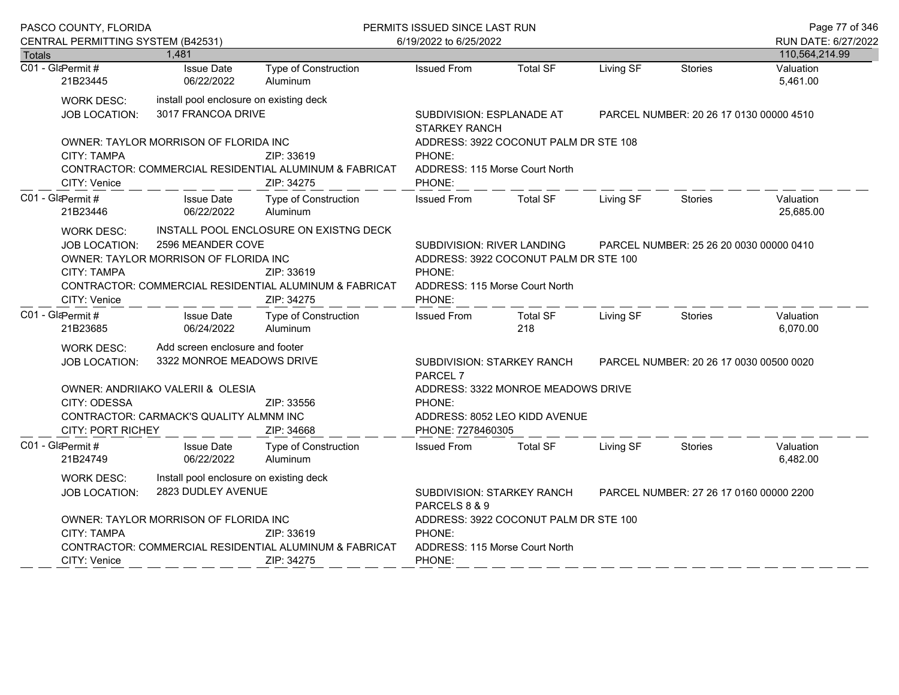PASCO COUNTY, FLORIDA
CENTRAL PERMITTING SYSTEM (B42531)

PERMITS ISSUED SINCE LAST RUN
6/19/2022 to 6/25/2022

RUN DATE: 6/27/2022

| Totals | 1,481 | | | | | | | 110,564,214.99 |
|---|---|---|---|---|---|---|---|---|

---

**C01 - Gla**

| Permit # | Issue Date | Type of Construction | Issued From | Total SF | Living SF | Stories | Valuation |
|---|---|---|---|---|---|---|---|
| 21B23445 | 06/22/2022 | Aluminum | | | | | 5,461.00 |

WORK DESC: install pool enclosure on existing deck
JOB LOCATION: 3017 FRANCOA DRIVE
SUBDIVISION: ESPLANADE AT STARKEY RANCH
PARCEL NUMBER: 20 26 17 0130 00000 4510
OWNER: TAYLOR MORRISON OF FLORIDA INC
ADDRESS: 3922 COCONUT PALM DR STE 108
CITY: TAMPA ZIP: 33619
PHONE:
CONTRACTOR: COMMERCIAL RESIDENTIAL ALUMINUM & FABRICAT
ADDRESS: 115 Morse Court North
CITY: Venice ZIP: 34275
PHONE:

---

**C01 - Gla**

| Permit # | Issue Date | Type of Construction | Issued From | Total SF | Living SF | Stories | Valuation |
|---|---|---|---|---|---|---|---|
| 21B23446 | 06/22/2022 | Aluminum | | | | | 25,685.00 |

WORK DESC: INSTALL POOL ENCLOSURE ON EXISTNG DECK
JOB LOCATION: 2596 MEANDER COVE
SUBDIVISION: RIVER LANDING
PARCEL NUMBER: 25 26 20 0030 00000 0410
OWNER: TAYLOR MORRISON OF FLORIDA INC
ADDRESS: 3922 COCONUT PALM DR STE 100
CITY: TAMPA ZIP: 33619
PHONE:
CONTRACTOR: COMMERCIAL RESIDENTIAL ALUMINUM & FABRICAT
ADDRESS: 115 Morse Court North
CITY: Venice ZIP: 34275
PHONE:

---

**C01 - Gla**

| Permit # | Issue Date | Type of Construction | Issued From | Total SF | Living SF | Stories | Valuation |
|---|---|---|---|---|---|---|---|
| 21B23685 | 06/24/2022 | Aluminum | | 218 | | | 6,070.00 |

WORK DESC: Add screen enclosure and footer
JOB LOCATION: 3322 MONROE MEADOWS DRIVE
SUBDIVISION: STARKEY RANCH PARCEL 7
PARCEL NUMBER: 20 26 17 0030 00500 0020
OWNER: ANDRIIAKO VALERII & OLESIA
ADDRESS: 3322 MONROE MEADOWS DRIVE
CITY: ODESSA ZIP: 33556
PHONE:
CONTRACTOR: CARMACK'S QUALITY ALMNM INC
ADDRESS: 8052 LEO KIDD AVENUE
CITY: PORT RICHEY ZIP: 34668
PHONE: 7278460305

---

**C01 - Gla**

| Permit # | Issue Date | Type of Construction | Issued From | Total SF | Living SF | Stories | Valuation |
|---|---|---|---|---|---|---|---|
| 21B24749 | 06/22/2022 | Aluminum | | | | | 6,482.00 |

WORK DESC: Install pool enclosure on existing deck
JOB LOCATION: 2823 DUDLEY AVENUE
SUBDIVISION: STARKEY RANCH PARCELS 8 & 9
PARCEL NUMBER: 27 26 17 0160 00000 2200
OWNER: TAYLOR MORRISON OF FLORIDA INC
ADDRESS: 3922 COCONUT PALM DR STE 100
CITY: TAMPA ZIP: 33619
PHONE:
CONTRACTOR: COMMERCIAL RESIDENTIAL ALUMINUM & FABRICAT
ADDRESS: 115 Morse Court North
CITY: Venice ZIP: 34275
PHONE: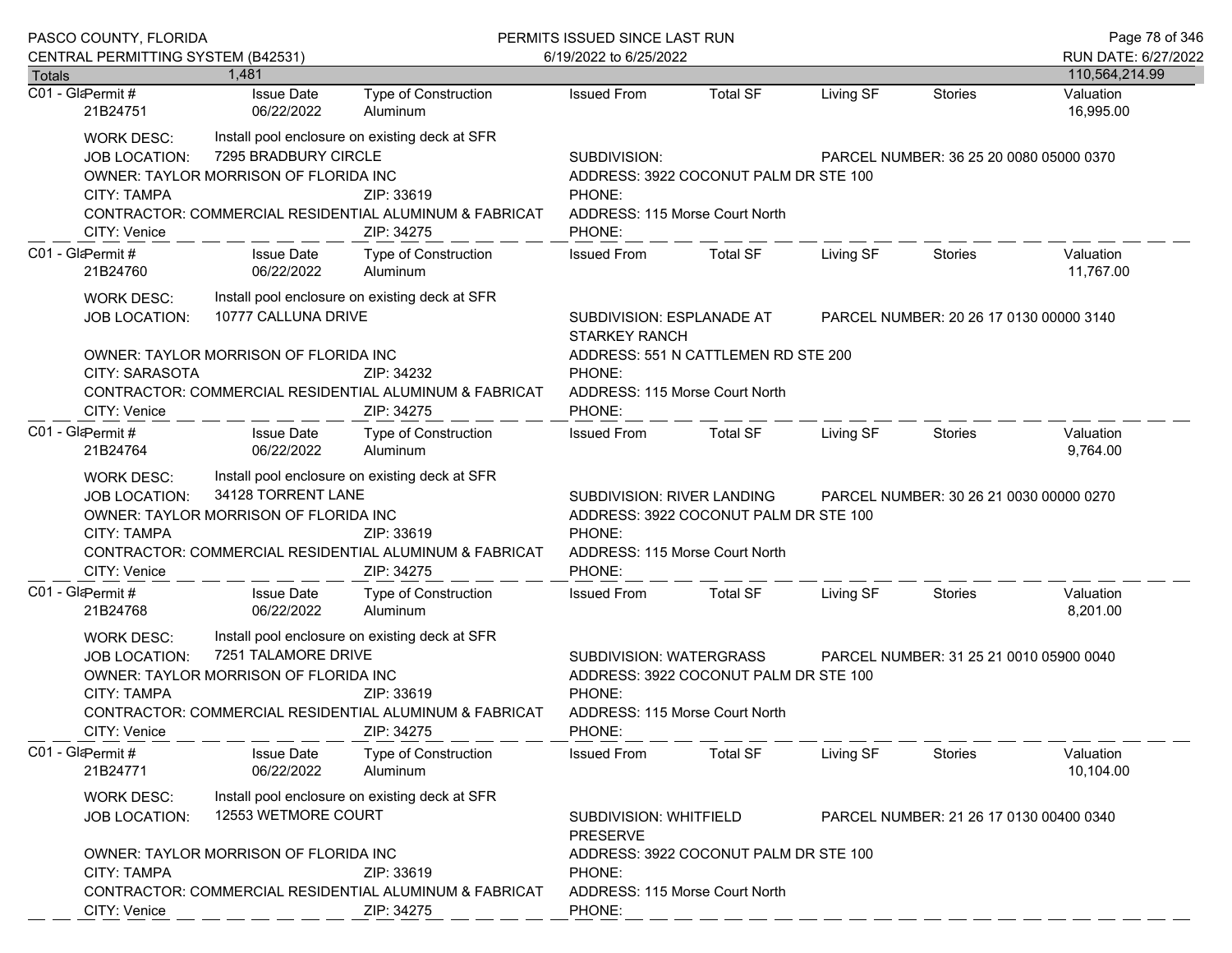Totals 1,481 — 110,564,214.99

| | Permit # | Issue Date | Type of Construction | Issued From | Total SF | Living SF | Stories | Valuation |
|---|---|---|---|---|---|---|---|---|
| C01 - Gla | 21B24751 | 06/22/2022 | Aluminum | | | | | 16,995.00 |

WORK DESC: Install pool enclosure on existing deck at SFR
JOB LOCATION: 7295 BRADBURY CIRCLE — SUBDIVISION: — PARCEL NUMBER: 36 25 20 0080 05000 0370
OWNER: TAYLOR MORRISON OF FLORIDA INC — ADDRESS: 3922 COCONUT PALM DR STE 100
CITY: TAMPA ZIP: 33619 PHONE:
CONTRACTOR: COMMERCIAL RESIDENTIAL ALUMINUM & FABRICAT — ADDRESS: 115 Morse Court North
CITY: Venice ZIP: 34275 PHONE:

| | Permit # | Issue Date | Type of Construction | Issued From | Total SF | Living SF | Stories | Valuation |
|---|---|---|---|---|---|---|---|---|
| C01 - Gla | 21B24760 | 06/22/2022 | Aluminum | | | | | 11,767.00 |

WORK DESC: Install pool enclosure on existing deck at SFR
JOB LOCATION: 10777 CALLUNA DRIVE — SUBDIVISION: ESPLANADE AT STARKEY RANCH — PARCEL NUMBER: 20 26 17 0130 00000 3140
OWNER: TAYLOR MORRISON OF FLORIDA INC — ADDRESS: 551 N CATTLEMEN RD STE 200
CITY: SARASOTA ZIP: 34232 PHONE:
CONTRACTOR: COMMERCIAL RESIDENTIAL ALUMINUM & FABRICAT — ADDRESS: 115 Morse Court North
CITY: Venice ZIP: 34275 PHONE:

| | Permit # | Issue Date | Type of Construction | Issued From | Total SF | Living SF | Stories | Valuation |
|---|---|---|---|---|---|---|---|---|
| C01 - Gla | 21B24764 | 06/22/2022 | Aluminum | | | | | 9,764.00 |

WORK DESC: Install pool enclosure on existing deck at SFR
JOB LOCATION: 34128 TORRENT LANE — SUBDIVISION: RIVER LANDING — PARCEL NUMBER: 30 26 21 0030 00000 0270
OWNER: TAYLOR MORRISON OF FLORIDA INC — ADDRESS: 3922 COCONUT PALM DR STE 100
CITY: TAMPA ZIP: 33619 PHONE:
CONTRACTOR: COMMERCIAL RESIDENTIAL ALUMINUM & FABRICAT — ADDRESS: 115 Morse Court North
CITY: Venice ZIP: 34275 PHONE:

| | Permit # | Issue Date | Type of Construction | Issued From | Total SF | Living SF | Stories | Valuation |
|---|---|---|---|---|---|---|---|---|
| C01 - Gla | 21B24768 | 06/22/2022 | Aluminum | | | | | 8,201.00 |

WORK DESC: Install pool enclosure on existing deck at SFR
JOB LOCATION: 7251 TALAMORE DRIVE — SUBDIVISION: WATERGRASS — PARCEL NUMBER: 31 25 21 0010 05900 0040
OWNER: TAYLOR MORRISON OF FLORIDA INC — ADDRESS: 3922 COCONUT PALM DR STE 100
CITY: TAMPA ZIP: 33619 PHONE:
CONTRACTOR: COMMERCIAL RESIDENTIAL ALUMINUM & FABRICAT — ADDRESS: 115 Morse Court North
CITY: Venice ZIP: 34275 PHONE:

| | Permit # | Issue Date | Type of Construction | Issued From | Total SF | Living SF | Stories | Valuation |
|---|---|---|---|---|---|---|---|---|
| C01 - Gla | 21B24771 | 06/22/2022 | Aluminum | | | | | 10,104.00 |

WORK DESC: Install pool enclosure on existing deck at SFR
JOB LOCATION: 12553 WETMORE COURT — SUBDIVISION: WHITFIELD PRESERVE — PARCEL NUMBER: 21 26 17 0130 00400 0340
OWNER: TAYLOR MORRISON OF FLORIDA INC — ADDRESS: 3922 COCONUT PALM DR STE 100
CITY: TAMPA ZIP: 33619 PHONE:
CONTRACTOR: COMMERCIAL RESIDENTIAL ALUMINUM & FABRICAT — ADDRESS: 115 Morse Court North
CITY: Venice ZIP: 34275 PHONE: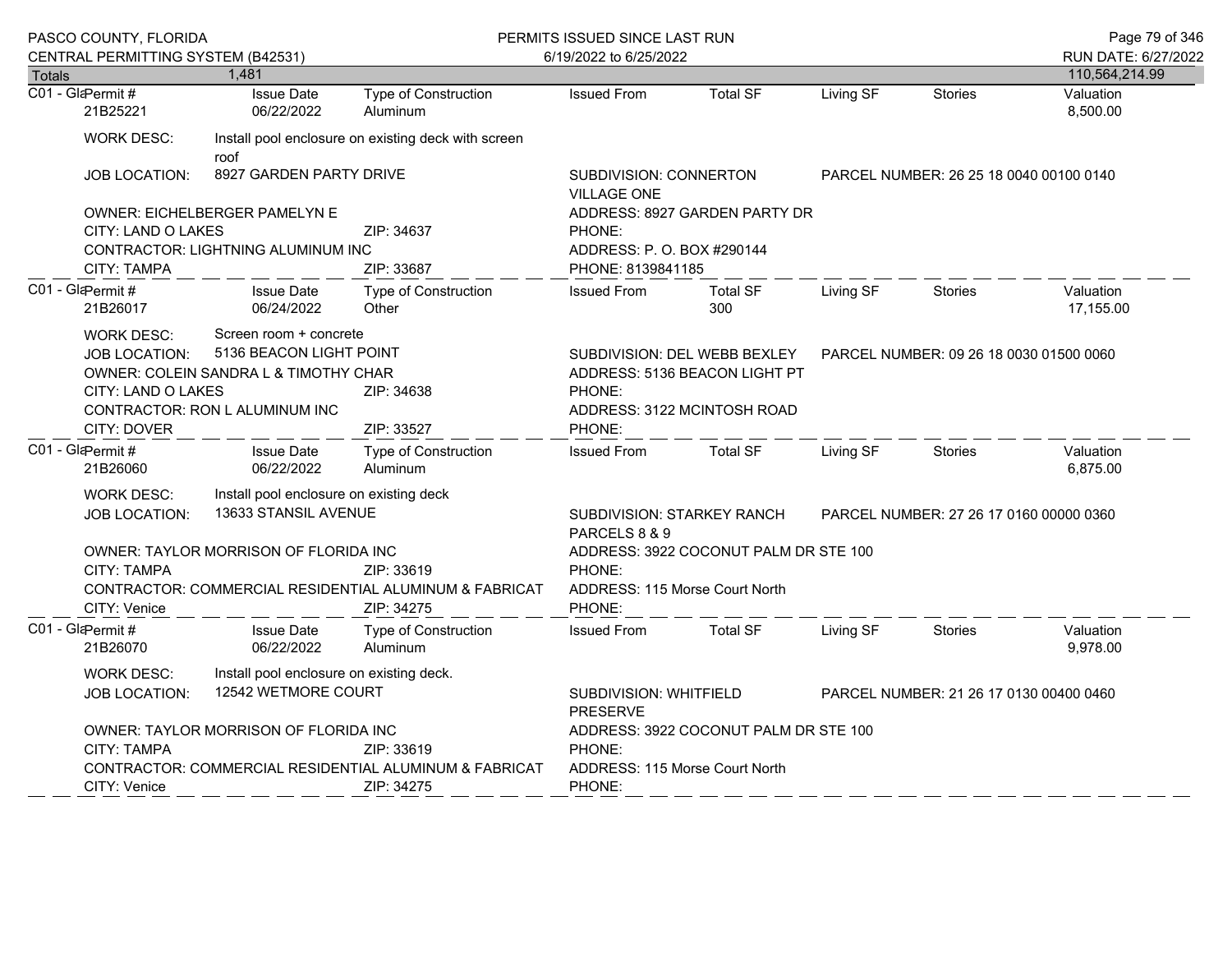PASCO COUNTY, FLORIDA
CENTRAL PERMITTING SYSTEM (B42531)

PERMITS ISSUED SINCE LAST RUN
6/19/2022 to 6/25/2022

RUN DATE: 6/27/2022

| Totals | 1,481 | | | | | | 110,564,214.99 |
|---|---|---|---|---|---|---|---|

---

**C01 - Gla**

| Permit # | Issue Date | Type of Construction | Issued From | Total SF | Living SF | Stories | Valuation |
|---|---|---|---|---|---|---|---|
| 21B25221 | 06/22/2022 | Aluminum | | | | | 8,500.00 |

WORK DESC: Install pool enclosure on existing deck with screen roof

JOB LOCATION: 8927 GARDEN PARTY DRIVE — SUBDIVISION: CONNERTON VILLAGE ONE — PARCEL NUMBER: 26 25 18 0040 00100 0140

OWNER: EICHELBERGER PAMELYN E — ADDRESS: 8927 GARDEN PARTY DR
CITY: LAND O LAKES — ZIP: 34637 — PHONE:
CONTRACTOR: LIGHTNING ALUMINUM INC — ADDRESS: P. O. BOX #290144
CITY: TAMPA — ZIP: 33687 — PHONE: 8139841185

---

**C01 - Gla**

| Permit # | Issue Date | Type of Construction | Issued From | Total SF | Living SF | Stories | Valuation |
|---|---|---|---|---|---|---|---|
| 21B26017 | 06/24/2022 | Other | | 300 | | | 17,155.00 |

WORK DESC: Screen room + concrete

JOB LOCATION: 5136 BEACON LIGHT POINT — SUBDIVISION: DEL WEBB BEXLEY — PARCEL NUMBER: 09 26 18 0030 01500 0060

OWNER: COLEIN SANDRA L & TIMOTHY CHAR — ADDRESS: 5136 BEACON LIGHT PT
CITY: LAND O LAKES — ZIP: 34638 — PHONE:
CONTRACTOR: RON L ALUMINUM INC — ADDRESS: 3122 MCINTOSH ROAD
CITY: DOVER — ZIP: 33527 — PHONE:

---

**C01 - Gla**

| Permit # | Issue Date | Type of Construction | Issued From | Total SF | Living SF | Stories | Valuation |
|---|---|---|---|---|---|---|---|
| 21B26060 | 06/22/2022 | Aluminum | | | | | 6,875.00 |

WORK DESC: Install pool enclosure on existing deck

JOB LOCATION: 13633 STANSIL AVENUE — SUBDIVISION: STARKEY RANCH PARCELS 8 & 9 — PARCEL NUMBER: 27 26 17 0160 00000 0360

OWNER: TAYLOR MORRISON OF FLORIDA INC — ADDRESS: 3922 COCONUT PALM DR STE 100
CITY: TAMPA — ZIP: 33619 — PHONE:
CONTRACTOR: COMMERCIAL RESIDENTIAL ALUMINUM & FABRICAT — ADDRESS: 115 Morse Court North
CITY: Venice — ZIP: 34275 — PHONE:

---

**C01 - Gla**

| Permit # | Issue Date | Type of Construction | Issued From | Total SF | Living SF | Stories | Valuation |
|---|---|---|---|---|---|---|---|
| 21B26070 | 06/22/2022 | Aluminum | | | | | 9,978.00 |

WORK DESC: Install pool enclosure on existing deck.

JOB LOCATION: 12542 WETMORE COURT — SUBDIVISION: WHITFIELD PRESERVE — PARCEL NUMBER: 21 26 17 0130 00400 0460

OWNER: TAYLOR MORRISON OF FLORIDA INC — ADDRESS: 3922 COCONUT PALM DR STE 100
CITY: TAMPA — ZIP: 33619 — PHONE:
CONTRACTOR: COMMERCIAL RESIDENTIAL ALUMINUM & FABRICAT — ADDRESS: 115 Morse Court North
CITY: Venice — ZIP: 34275 — PHONE: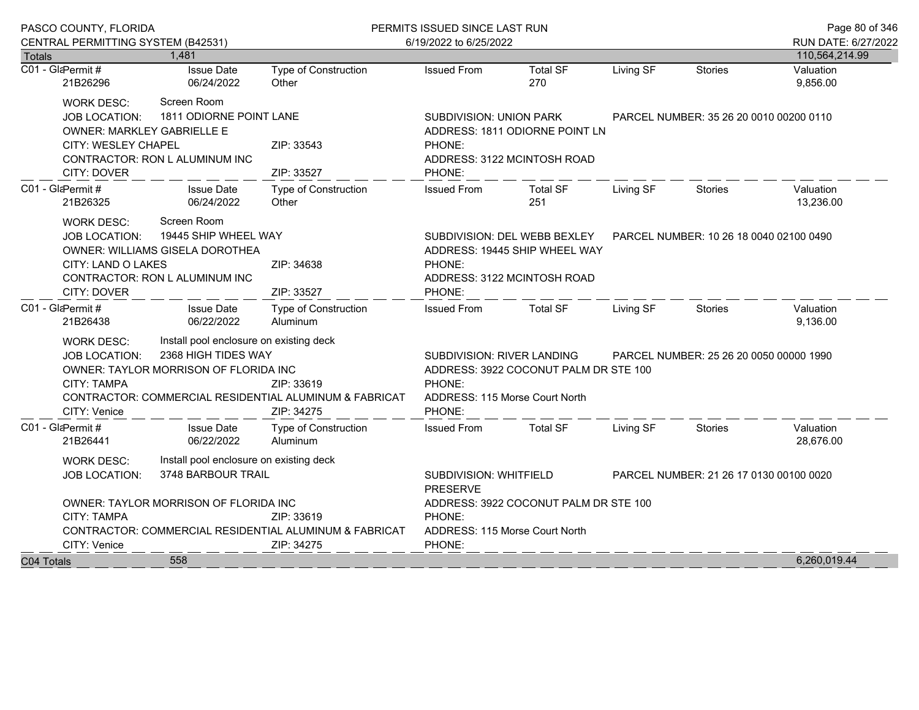PASCO COUNTY, FLORIDA — PERMITS ISSUED SINCE LAST RUN
CENTRAL PERMITTING SYSTEM (B42531) — 6/19/2022 to 6/25/2022 — RUN DATE: 6/27/2022

**Totals** 1,481 — 110,564,214.99

| | Permit # | Issue Date | Type of Construction | Issued From | Total SF | Living SF | Stories | Valuation |
|---|---|---|---|---|---|---|---|---|
| C01 - Gla | 21B26296 | 06/24/2022 | Other | | 270 | | | 9,856.00 |

WORK DESC: Screen Room
JOB LOCATION: 1811 ODIORNE POINT LANE — SUBDIVISION: UNION PARK — PARCEL NUMBER: 35 26 20 0010 00200 0110
OWNER: MARKLEY GABRIELLE E — ADDRESS: 1811 ODIORNE POINT LN
CITY: WESLEY CHAPEL — ZIP: 33543 — PHONE:
CONTRACTOR: RON L ALUMINUM INC — ADDRESS: 3122 MCINTOSH ROAD
CITY: DOVER — ZIP: 33527 — PHONE:

| | Permit # | Issue Date | Type of Construction | Issued From | Total SF | Living SF | Stories | Valuation |
|---|---|---|---|---|---|---|---|---|
| C01 - Gla | 21B26325 | 06/24/2022 | Other | | 251 | | | 13,236.00 |

WORK DESC: Screen Room
JOB LOCATION: 19445 SHIP WHEEL WAY — SUBDIVISION: DEL WEBB BEXLEY — PARCEL NUMBER: 10 26 18 0040 02100 0490
OWNER: WILLIAMS GISELA DOROTHEA — ADDRESS: 19445 SHIP WHEEL WAY
CITY: LAND O LAKES — ZIP: 34638 — PHONE:
CONTRACTOR: RON L ALUMINUM INC — ADDRESS: 3122 MCINTOSH ROAD
CITY: DOVER — ZIP: 33527 — PHONE:

| | Permit # | Issue Date | Type of Construction | Issued From | Total SF | Living SF | Stories | Valuation |
|---|---|---|---|---|---|---|---|---|
| C01 - Gla | 21B26438 | 06/22/2022 | Aluminum | | | | | 9,136.00 |

WORK DESC: Install pool enclosure on existing deck
JOB LOCATION: 2368 HIGH TIDES WAY — SUBDIVISION: RIVER LANDING — PARCEL NUMBER: 25 26 20 0050 00000 1990
OWNER: TAYLOR MORRISON OF FLORIDA INC — ADDRESS: 3922 COCONUT PALM DR STE 100
CITY: TAMPA — ZIP: 33619 — PHONE:
CONTRACTOR: COMMERCIAL RESIDENTIAL ALUMINUM & FABRICAT — ADDRESS: 115 Morse Court North
CITY: Venice — ZIP: 34275 — PHONE:

| | Permit # | Issue Date | Type of Construction | Issued From | Total SF | Living SF | Stories | Valuation |
|---|---|---|---|---|---|---|---|---|
| C01 - Gla | 21B26441 | 06/22/2022 | Aluminum | | | | | 28,676.00 |

WORK DESC: Install pool enclosure on existing deck
JOB LOCATION: 3748 BARBOUR TRAIL — SUBDIVISION: WHITFIELD PRESERVE — PARCEL NUMBER: 21 26 17 0130 00100 0020
OWNER: TAYLOR MORRISON OF FLORIDA INC — ADDRESS: 3922 COCONUT PALM DR STE 100
CITY: TAMPA — ZIP: 33619 — PHONE:
CONTRACTOR: COMMERCIAL RESIDENTIAL ALUMINUM & FABRICAT — ADDRESS: 115 Morse Court North
CITY: Venice — ZIP: 34275 — PHONE:

**C04 Totals** 558 — 6,260,019.44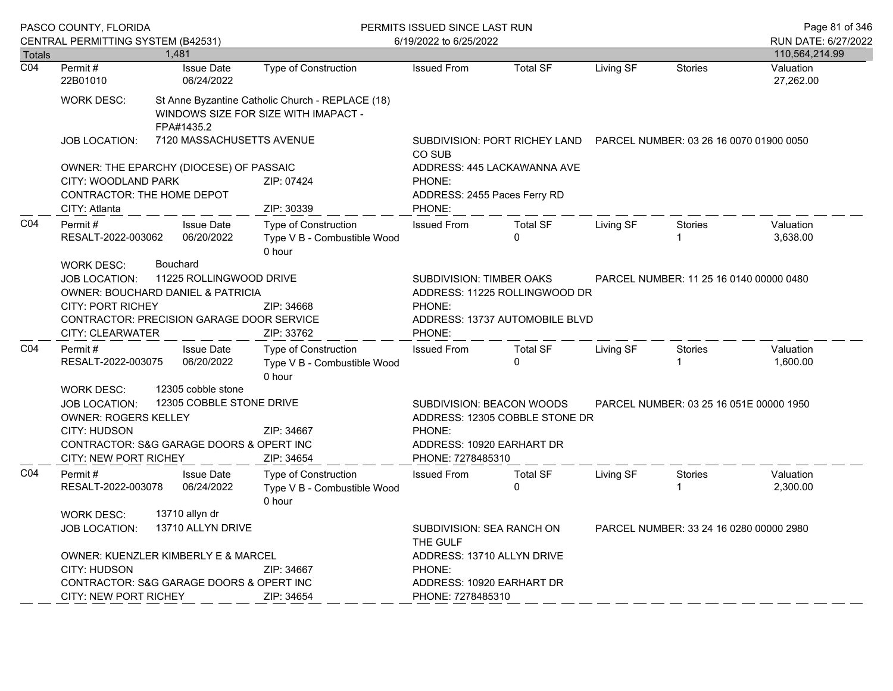| Totals | 1,481 | | | | | | | 110,564,214.99 |
|---|---|---|---|---|---|---|---|---|

**C04**

| Permit # | Issue Date | Type of Construction | Issued From | Total SF | Living SF | Stories | Valuation |
|---|---|---|---|---|---|---|---|
| 22B01010 | 06/24/2022 | | | | | | 27,262.00 |

WORK DESC: St Anne Byzantine Catholic Church - REPLACE (18) WINDOWS SIZE FOR SIZE WITH IMAPACT - FPA#1435.2

JOB LOCATION: 7120 MASSACHUSETTS AVENUE

SUBDIVISION: PORT RICHEY LAND CO SUB

PARCEL NUMBER: 03 26 16 0070 01900 0050

OWNER: THE EPARCHY (DIOCESE) OF PASSAIC

ADDRESS: 445 LACKAWANNA AVE

CITY: WOODLAND PARK ZIP: 07424

PHONE:

CONTRACTOR: THE HOME DEPOT

ADDRESS: 2455 Paces Ferry RD

CITY: Atlanta ZIP: 30339

PHONE:

---

**C04**

| Permit # | Issue Date | Type of Construction | Issued From | Total SF | Living SF | Stories | Valuation |
|---|---|---|---|---|---|---|---|
| RESALT-2022-003062 | 06/20/2022 | Type V B - Combustible Wood 0 hour | | 0 | | 1 | 3,638.00 |

WORK DESC: Bouchard

JOB LOCATION: 11225 ROLLINGWOOD DRIVE

SUBDIVISION: TIMBER OAKS

PARCEL NUMBER: 11 25 16 0140 00000 0480

OWNER: BOUCHARD DANIEL & PATRICIA

ADDRESS: 11225 ROLLINGWOOD DR

CITY: PORT RICHEY ZIP: 34668

PHONE:

CONTRACTOR: PRECISION GARAGE DOOR SERVICE

ADDRESS: 13737 AUTOMOBILE BLVD

CITY: CLEARWATER ZIP: 33762

PHONE:

---

**C04**

| Permit # | Issue Date | Type of Construction | Issued From | Total SF | Living SF | Stories | Valuation |
|---|---|---|---|---|---|---|---|
| RESALT-2022-003075 | 06/20/2022 | Type V B - Combustible Wood 0 hour | | 0 | | 1 | 1,600.00 |

WORK DESC: 12305 cobble stone

JOB LOCATION: 12305 COBBLE STONE DRIVE

SUBDIVISION: BEACON WOODS

PARCEL NUMBER: 03 25 16 051E 00000 1950

OWNER: ROGERS KELLEY

ADDRESS: 12305 COBBLE STONE DR

CITY: HUDSON ZIP: 34667

PHONE:

CONTRACTOR: S&G GARAGE DOORS & OPERT INC

ADDRESS: 10920 EARHART DR

CITY: NEW PORT RICHEY ZIP: 34654

PHONE: 7278485310

---

**C04**

| Permit # | Issue Date | Type of Construction | Issued From | Total SF | Living SF | Stories | Valuation |
|---|---|---|---|---|---|---|---|
| RESALT-2022-003078 | 06/24/2022 | Type V B - Combustible Wood 0 hour | | 0 | | 1 | 2,300.00 |

WORK DESC: 13710 allyn dr

JOB LOCATION: 13710 ALLYN DRIVE

SUBDIVISION: SEA RANCH ON THE GULF

PARCEL NUMBER: 33 24 16 0280 00000 2980

OWNER: KUENZLER KIMBERLY E & MARCEL

ADDRESS: 13710 ALLYN DRIVE

CITY: HUDSON ZIP: 34667

PHONE:

CONTRACTOR: S&G GARAGE DOORS & OPERT INC

ADDRESS: 10920 EARHART DR

CITY: NEW PORT RICHEY ZIP: 34654

PHONE: 7278485310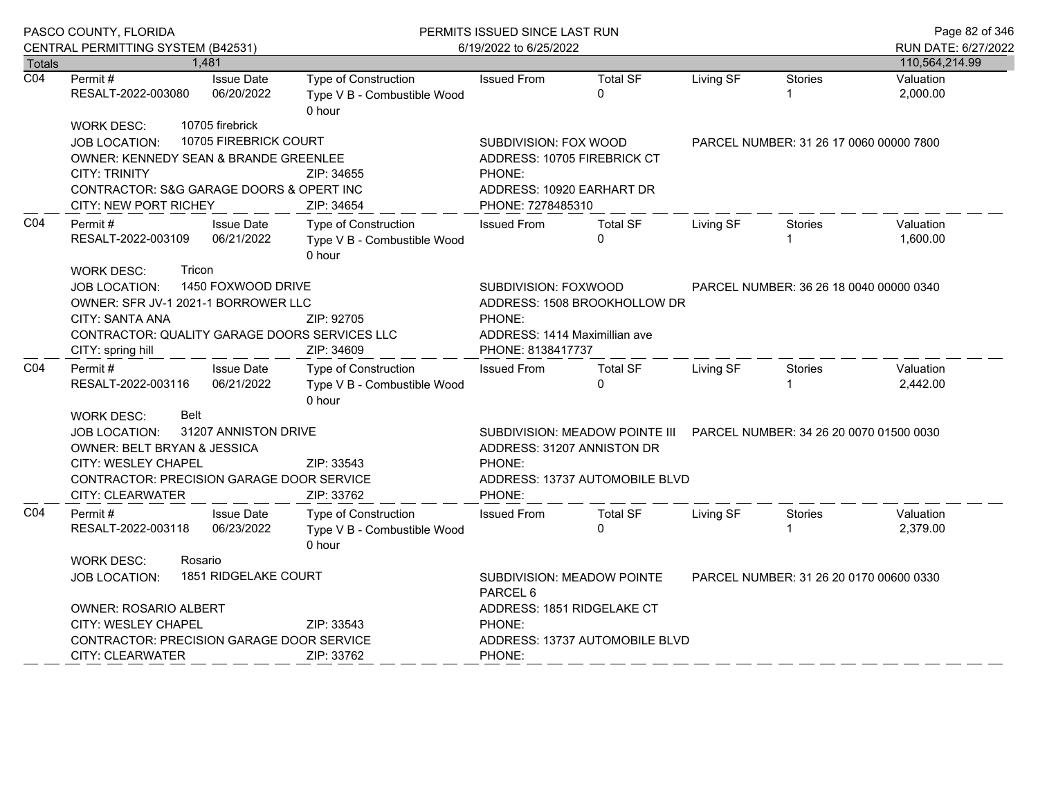| Totals | 1,481 | | | | | | | 110,564,214.99 |
|---|---|---|---|---|---|---|---|---|

**C04**

| Permit # | Issue Date | Type of Construction | Issued From | Total SF | Living SF | Stories | Valuation |
|---|---|---|---|---|---|---|---|
| RESALT-2022-003080 | 06/20/2022 | Type V B - Combustible Wood 0 hour | | 0 | | 1 | 2,000.00 |

WORK DESC: 10705 firebrick
JOB LOCATION: 10705 FIREBRICK COURT
SUBDIVISION: FOX WOOD
PARCEL NUMBER: 31 26 17 0060 00000 7800
OWNER: KENNEDY SEAN & BRANDE GREENLEE
ADDRESS: 10705 FIREBRICK CT
CITY: TRINITY ZIP: 34655
PHONE:
CONTRACTOR: S&G GARAGE DOORS & OPERT INC
ADDRESS: 10920 EARHART DR
CITY: NEW PORT RICHEY ZIP: 34654
PHONE: 7278485310

**C04**

| Permit # | Issue Date | Type of Construction | Issued From | Total SF | Living SF | Stories | Valuation |
|---|---|---|---|---|---|---|---|
| RESALT-2022-003109 | 06/21/2022 | Type V B - Combustible Wood 0 hour | | 0 | | 1 | 1,600.00 |

WORK DESC: Tricon
JOB LOCATION: 1450 FOXWOOD DRIVE
SUBDIVISION: FOXWOOD
PARCEL NUMBER: 36 26 18 0040 00000 0340
OWNER: SFR JV-1 2021-1 BORROWER LLC
ADDRESS: 1508 BROOKHOLLOW DR
CITY: SANTA ANA ZIP: 92705
PHONE:
CONTRACTOR: QUALITY GARAGE DOORS SERVICES LLC
ADDRESS: 1414 Maximillian ave
CITY: spring hill ZIP: 34609
PHONE: 8138417737

**C04**

| Permit # | Issue Date | Type of Construction | Issued From | Total SF | Living SF | Stories | Valuation |
|---|---|---|---|---|---|---|---|
| RESALT-2022-003116 | 06/21/2022 | Type V B - Combustible Wood 0 hour | | 0 | | 1 | 2,442.00 |

WORK DESC: Belt
JOB LOCATION: 31207 ANNISTON DRIVE
SUBDIVISION: MEADOW POINTE III
PARCEL NUMBER: 34 26 20 0070 01500 0030
OWNER: BELT BRYAN & JESSICA
ADDRESS: 31207 ANNISTON DR
CITY: WESLEY CHAPEL ZIP: 33543
PHONE:
CONTRACTOR: PRECISION GARAGE DOOR SERVICE
ADDRESS: 13737 AUTOMOBILE BLVD
CITY: CLEARWATER ZIP: 33762
PHONE:

**C04**

| Permit # | Issue Date | Type of Construction | Issued From | Total SF | Living SF | Stories | Valuation |
|---|---|---|---|---|---|---|---|
| RESALT-2022-003118 | 06/23/2022 | Type V B - Combustible Wood 0 hour | | 0 | | 1 | 2,379.00 |

WORK DESC: Rosario
JOB LOCATION: 1851 RIDGELAKE COURT
SUBDIVISION: MEADOW POINTE PARCEL 6
PARCEL NUMBER: 31 26 20 0170 00600 0330
OWNER: ROSARIO ALBERT
ADDRESS: 1851 RIDGELAKE CT
CITY: WESLEY CHAPEL ZIP: 33543
PHONE:
CONTRACTOR: PRECISION GARAGE DOOR SERVICE
ADDRESS: 13737 AUTOMOBILE BLVD
CITY: CLEARWATER ZIP: 33762
PHONE: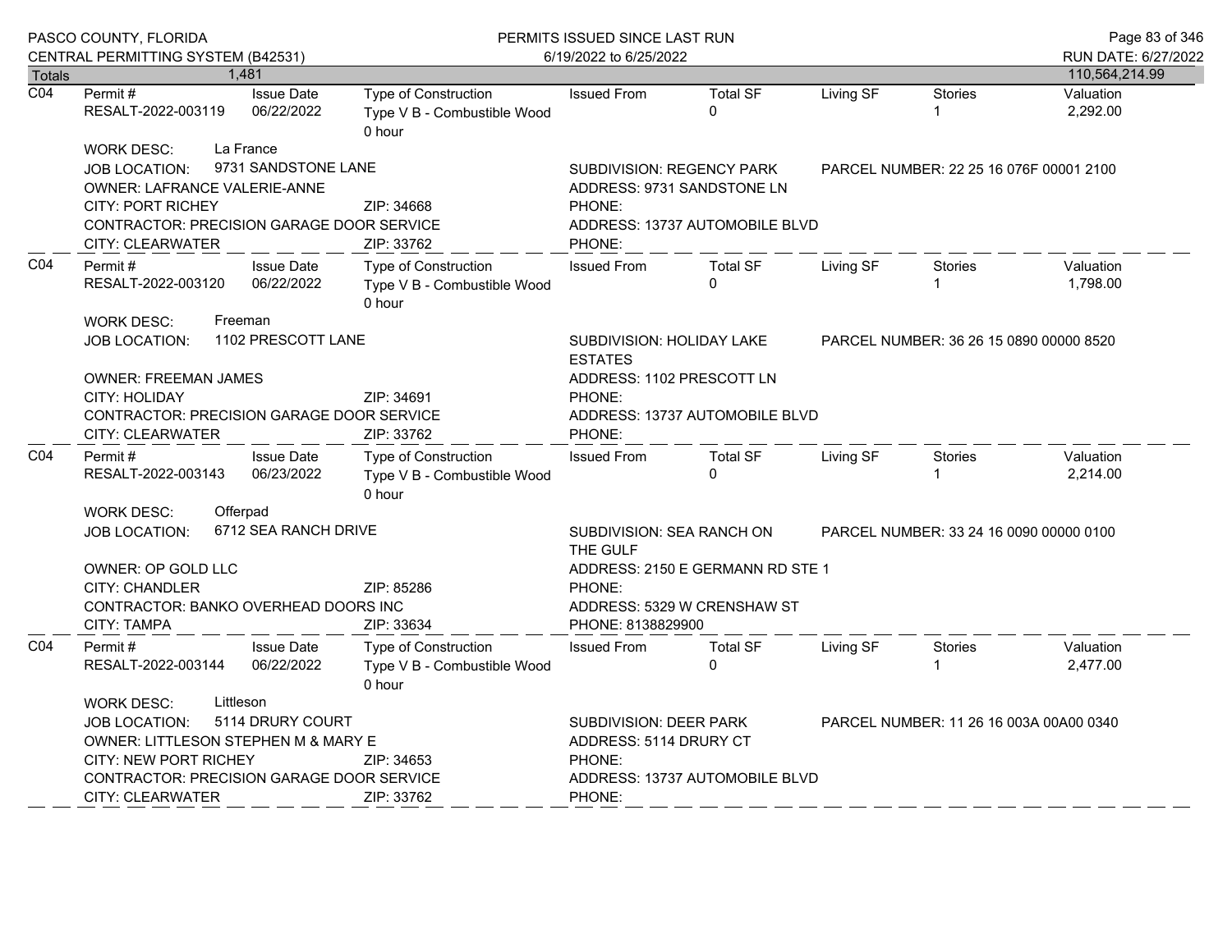| Totals | 1,481 | | | | | | | 110,564,214.99 |
|---|---|---|---|---|---|---|---|---|

**C04**

| Permit # | Issue Date | Type of Construction | Issued From | Total SF | Living SF | Stories | Valuation |
|---|---|---|---|---|---|---|---|
| RESALT-2022-003119 | 06/22/2022 | Type V B - Combustible Wood 0 hour | | 0 | | 1 | 2,292.00 |

WORK DESC: La France

JOB LOCATION: 9731 SANDSTONE LANE — SUBDIVISION: REGENCY PARK — PARCEL NUMBER: 22 25 16 076F 00001 2100

OWNER: LAFRANCE VALERIE-ANNE — ADDRESS: 9731 SANDSTONE LN

CITY: PORT RICHEY — ZIP: 34668 — PHONE:

CONTRACTOR: PRECISION GARAGE DOOR SERVICE — ADDRESS: 13737 AUTOMOBILE BLVD

CITY: CLEARWATER — ZIP: 33762 — PHONE:

---

**C04**

| Permit # | Issue Date | Type of Construction | Issued From | Total SF | Living SF | Stories | Valuation |
|---|---|---|---|---|---|---|---|
| RESALT-2022-003120 | 06/22/2022 | Type V B - Combustible Wood 0 hour | | 0 | | 1 | 1,798.00 |

WORK DESC: Freeman

JOB LOCATION: 1102 PRESCOTT LANE — SUBDIVISION: HOLIDAY LAKE ESTATES — PARCEL NUMBER: 36 26 15 0890 00000 8520

OWNER: FREEMAN JAMES — ADDRESS: 1102 PRESCOTT LN

CITY: HOLIDAY — ZIP: 34691 — PHONE:

CONTRACTOR: PRECISION GARAGE DOOR SERVICE — ADDRESS: 13737 AUTOMOBILE BLVD

CITY: CLEARWATER — ZIP: 33762 — PHONE:

---

**C04**

| Permit # | Issue Date | Type of Construction | Issued From | Total SF | Living SF | Stories | Valuation |
|---|---|---|---|---|---|---|---|
| RESALT-2022-003143 | 06/23/2022 | Type V B - Combustible Wood 0 hour | | 0 | | 1 | 2,214.00 |

WORK DESC: Offerpad

JOB LOCATION: 6712 SEA RANCH DRIVE — SUBDIVISION: SEA RANCH ON THE GULF — PARCEL NUMBER: 33 24 16 0090 00000 0100

OWNER: OP GOLD LLC — ADDRESS: 2150 E GERMANN RD STE 1

CITY: CHANDLER — ZIP: 85286 — PHONE:

CONTRACTOR: BANKO OVERHEAD DOORS INC — ADDRESS: 5329 W CRENSHAW ST

CITY: TAMPA — ZIP: 33634 — PHONE: 8138829900

---

**C04**

| Permit # | Issue Date | Type of Construction | Issued From | Total SF | Living SF | Stories | Valuation |
|---|---|---|---|---|---|---|---|
| RESALT-2022-003144 | 06/22/2022 | Type V B - Combustible Wood 0 hour | | 0 | | 1 | 2,477.00 |

WORK DESC: Littleson

JOB LOCATION: 5114 DRURY COURT — SUBDIVISION: DEER PARK — PARCEL NUMBER: 11 26 16 003A 00A00 0340

OWNER: LITTLESON STEPHEN M & MARY E — ADDRESS: 5114 DRURY CT

CITY: NEW PORT RICHEY — ZIP: 34653 — PHONE:

CONTRACTOR: PRECISION GARAGE DOOR SERVICE — ADDRESS: 13737 AUTOMOBILE BLVD

CITY: CLEARWATER — ZIP: 33762 — PHONE: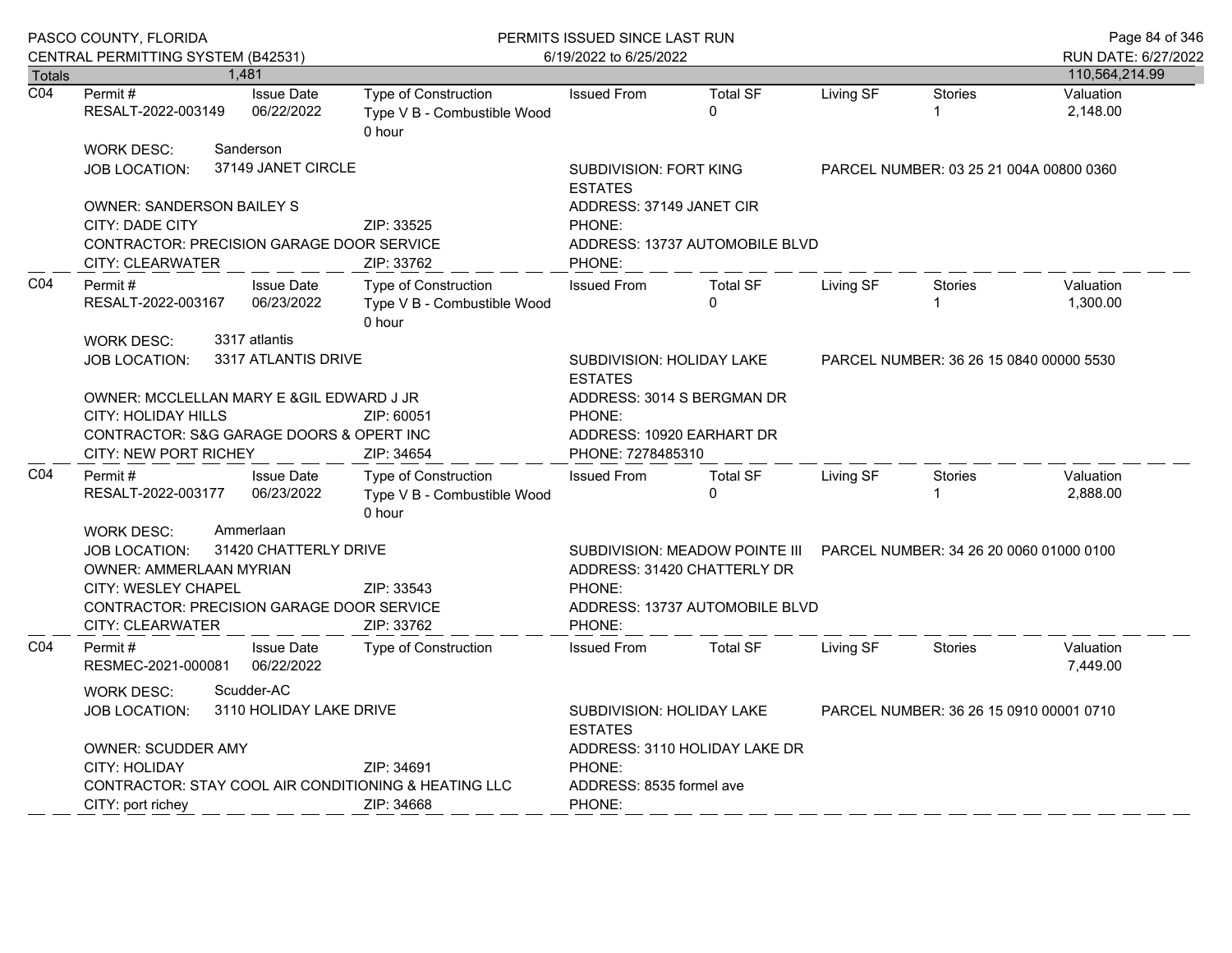PASCO COUNTY, FLORIDA
CENTRAL PERMITTING SYSTEM (B42531)

PERMITS ISSUED SINCE LAST RUN
6/19/2022 to 6/25/2022

RUN DATE: 6/27/2022

| Totals | 1,481 | | | | | | | 110,564,214.99 |
|---|---|---|---|---|---|---|---|---|

---

**C04**

| Permit # | Issue Date | Type of Construction | Issued From | Total SF | Living SF | Stories | Valuation |
|---|---|---|---|---|---|---|---|
| RESALT-2022-003149 | 06/22/2022 | Type V B - Combustible Wood 0 hour | | 0 | | 1 | 2,148.00 |

WORK DESC: Sanderson
JOB LOCATION: 37149 JANET CIRCLE
SUBDIVISION: FORT KING ESTATES
PARCEL NUMBER: 03 25 21 004A 00800 0360
OWNER: SANDERSON BAILEY S
ADDRESS: 37149 JANET CIR
CITY: DADE CITY ZIP: 33525
PHONE:
CONTRACTOR: PRECISION GARAGE DOOR SERVICE
ADDRESS: 13737 AUTOMOBILE BLVD
CITY: CLEARWATER ZIP: 33762
PHONE:

---

**C04**

| Permit # | Issue Date | Type of Construction | Issued From | Total SF | Living SF | Stories | Valuation |
|---|---|---|---|---|---|---|---|
| RESALT-2022-003167 | 06/23/2022 | Type V B - Combustible Wood 0 hour | | 0 | | 1 | 1,300.00 |

WORK DESC: 3317 atlantis
JOB LOCATION: 3317 ATLANTIS DRIVE
SUBDIVISION: HOLIDAY LAKE ESTATES
PARCEL NUMBER: 36 26 15 0840 00000 5530
OWNER: MCCLELLAN MARY E &GIL EDWARD J JR
ADDRESS: 3014 S BERGMAN DR
CITY: HOLIDAY HILLS ZIP: 60051
PHONE:
CONTRACTOR: S&G GARAGE DOORS & OPERT INC
ADDRESS: 10920 EARHART DR
CITY: NEW PORT RICHEY ZIP: 34654
PHONE: 7278485310

---

**C04**

| Permit # | Issue Date | Type of Construction | Issued From | Total SF | Living SF | Stories | Valuation |
|---|---|---|---|---|---|---|---|
| RESALT-2022-003177 | 06/23/2022 | Type V B - Combustible Wood 0 hour | | 0 | | 1 | 2,888.00 |

WORK DESC: Ammerlaan
JOB LOCATION: 31420 CHATTERLY DRIVE
SUBDIVISION: MEADOW POINTE III
PARCEL NUMBER: 34 26 20 0060 01000 0100
OWNER: AMMERLAAN MYRIAN
ADDRESS: 31420 CHATTERLY DR
CITY: WESLEY CHAPEL ZIP: 33543
PHONE:
CONTRACTOR: PRECISION GARAGE DOOR SERVICE
ADDRESS: 13737 AUTOMOBILE BLVD
CITY: CLEARWATER ZIP: 33762
PHONE:

---

**C04**

| Permit # | Issue Date | Type of Construction | Issued From | Total SF | Living SF | Stories | Valuation |
|---|---|---|---|---|---|---|---|
| RESMEC-2021-000081 | 06/22/2022 | | | | | | 7,449.00 |

WORK DESC: Scudder-AC
JOB LOCATION: 3110 HOLIDAY LAKE DRIVE
SUBDIVISION: HOLIDAY LAKE ESTATES
PARCEL NUMBER: 36 26 15 0910 00001 0710
OWNER: SCUDDER AMY
ADDRESS: 3110 HOLIDAY LAKE DR
CITY: HOLIDAY ZIP: 34691
PHONE:
CONTRACTOR: STAY COOL AIR CONDITIONING & HEATING LLC
ADDRESS: 8535 formel ave
CITY: port richey ZIP: 34668
PHONE: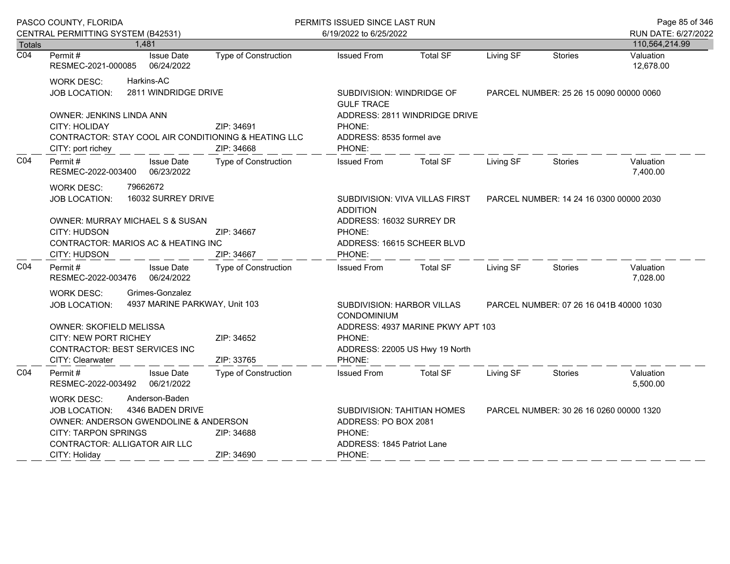PASCO COUNTY, FLORIDA
CENTRAL PERMITTING SYSTEM (B42531)

PERMITS ISSUED SINCE LAST RUN
6/19/2022 to 6/25/2022

RUN DATE: 6/27/2022

| Totals | 1,481 | | | 110,564,214.99 |
|---|---|---|---|---|

---

**C04**

| Permit # | Issue Date | Type of Construction | Issued From | Total SF | Living SF | Stories | Valuation |
|---|---|---|---|---|---|---|---|
| RESMEC-2021-000085 | 06/24/2022 | | | | | | 12,678.00 |

WORK DESC: Harkins-AC
JOB LOCATION: 2811 WINDRIDGE DRIVE
SUBDIVISION: WINDRIDGE OF GULF TRACE
PARCEL NUMBER: 25 26 15 0090 00000 0060
OWNER: JENKINS LINDA ANN
ADDRESS: 2811 WINDRIDGE DRIVE
CITY: HOLIDAY ZIP: 34691
PHONE:
CONTRACTOR: STAY COOL AIR CONDITIONING & HEATING LLC
ADDRESS: 8535 formel ave
CITY: port richey ZIP: 34668
PHONE:

---

**C04**

| Permit # | Issue Date | Type of Construction | Issued From | Total SF | Living SF | Stories | Valuation |
|---|---|---|---|---|---|---|---|
| RESMEC-2022-003400 | 06/23/2022 | | | | | | 7,400.00 |

WORK DESC: 79662672
JOB LOCATION: 16032 SURREY DRIVE
SUBDIVISION: VIVA VILLAS FIRST ADDITION
PARCEL NUMBER: 14 24 16 0300 00000 2030
OWNER: MURRAY MICHAEL S & SUSAN
ADDRESS: 16032 SURREY DR
CITY: HUDSON ZIP: 34667
PHONE:
CONTRACTOR: MARIOS AC & HEATING INC
ADDRESS: 16615 SCHEER BLVD
CITY: HUDSON ZIP: 34667
PHONE:

---

**C04**

| Permit # | Issue Date | Type of Construction | Issued From | Total SF | Living SF | Stories | Valuation |
|---|---|---|---|---|---|---|---|
| RESMEC-2022-003476 | 06/24/2022 | | | | | | 7,028.00 |

WORK DESC: Grimes-Gonzalez
JOB LOCATION: 4937 MARINE PARKWAY, Unit 103
SUBDIVISION: HARBOR VILLAS CONDOMINIUM
PARCEL NUMBER: 07 26 16 041B 40000 1030
OWNER: SKOFIELD MELISSA
ADDRESS: 4937 MARINE PKWY APT 103
CITY: NEW PORT RICHEY ZIP: 34652
PHONE:
CONTRACTOR: BEST SERVICES INC
ADDRESS: 22005 US Hwy 19 North
CITY: Clearwater ZIP: 33765
PHONE:

---

**C04**

| Permit # | Issue Date | Type of Construction | Issued From | Total SF | Living SF | Stories | Valuation |
|---|---|---|---|---|---|---|---|
| RESMEC-2022-003492 | 06/21/2022 | | | | | | 5,500.00 |

WORK DESC: Anderson-Baden
JOB LOCATION: 4346 BADEN DRIVE
SUBDIVISION: TAHITIAN HOMES
PARCEL NUMBER: 30 26 16 0260 00000 1320
OWNER: ANDERSON GWENDOLINE & ANDERSON
ADDRESS: PO BOX 2081
CITY: TARPON SPRINGS ZIP: 34688
PHONE:
CONTRACTOR: ALLIGATOR AIR LLC
ADDRESS: 1845 Patriot Lane
CITY: Holiday ZIP: 34690
PHONE: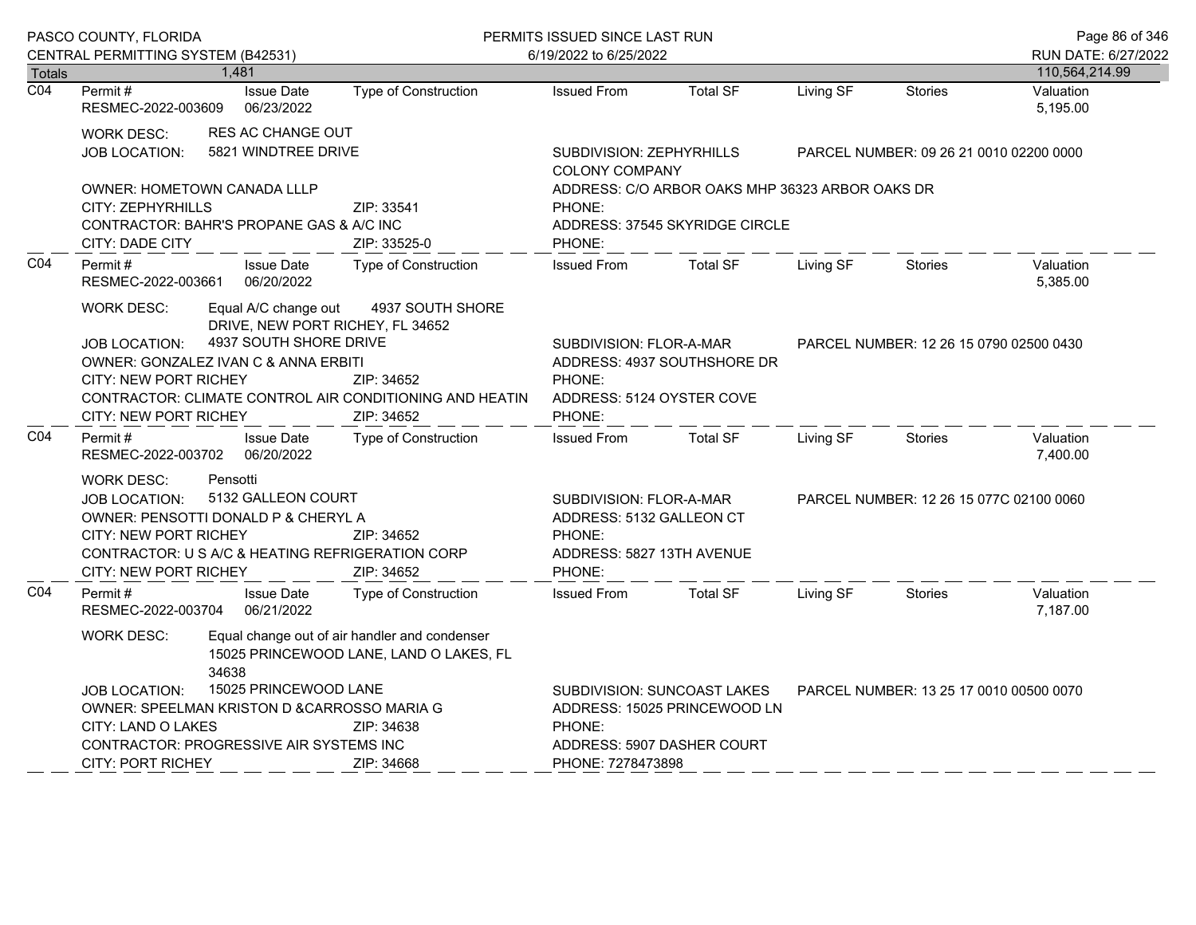| Totals | 1,481 | | | | | | | 110,564,214.99 |
|---|---|---|---|---|---|---|---|---|

**C04** Permit # RESMEC-2022-003609 | Issue Date 06/23/2022 | Type of Construction | Issued From | Total SF | Living SF | Stories | Valuation 5,195.00

WORK DESC: RES AC CHANGE OUT
JOB LOCATION: 5821 WINDTREE DRIVE
SUBDIVISION: ZEPHYRHILLS COLONY COMPANY
PARCEL NUMBER: 09 26 21 0010 02200 0000
OWNER: HOMETOWN CANADA LLLP
ADDRESS: C/O ARBOR OAKS MHP 36323 ARBOR OAKS DR
CITY: ZEPHYRHILLS ZIP: 33541
PHONE:
CONTRACTOR: BAHR'S PROPANE GAS & A/C INC
ADDRESS: 37545 SKYRIDGE CIRCLE
CITY: DADE CITY ZIP: 33525-0
PHONE:

---

**C04** Permit # RESMEC-2022-003661 | Issue Date 06/20/2022 | Type of Construction | Issued From | Total SF | Living SF | Stories | Valuation 5,385.00

WORK DESC: Equal A/C change out 4937 SOUTH SHORE DRIVE, NEW PORT RICHEY, FL 34652
JOB LOCATION: 4937 SOUTH SHORE DRIVE
SUBDIVISION: FLOR-A-MAR
PARCEL NUMBER: 12 26 15 0790 02500 0430
OWNER: GONZALEZ IVAN C & ANNA ERBITI
ADDRESS: 4937 SOUTHSHORE DR
CITY: NEW PORT RICHEY ZIP: 34652
PHONE:
CONTRACTOR: CLIMATE CONTROL AIR CONDITIONING AND HEATIN
ADDRESS: 5124 OYSTER COVE
CITY: NEW PORT RICHEY ZIP: 34652
PHONE:

---

**C04** Permit # RESMEC-2022-003702 | Issue Date 06/20/2022 | Type of Construction | Issued From | Total SF | Living SF | Stories | Valuation 7,400.00

WORK DESC: Pensotti
JOB LOCATION: 5132 GALLEON COURT
SUBDIVISION: FLOR-A-MAR
PARCEL NUMBER: 12 26 15 077C 02100 0060
OWNER: PENSOTTI DONALD P & CHERYL A
ADDRESS: 5132 GALLEON CT
CITY: NEW PORT RICHEY ZIP: 34652
PHONE:
CONTRACTOR: U S A/C & HEATING REFRIGERATION CORP
ADDRESS: 5827 13TH AVENUE
CITY: NEW PORT RICHEY ZIP: 34652
PHONE:

---

**C04** Permit # RESMEC-2022-003704 | Issue Date 06/21/2022 | Type of Construction | Issued From | Total SF | Living SF | Stories | Valuation 7,187.00

WORK DESC: Equal change out of air handler and condenser 15025 PRINCEWOOD LANE, LAND O LAKES, FL 34638
JOB LOCATION: 15025 PRINCEWOOD LANE
SUBDIVISION: SUNCOAST LAKES
PARCEL NUMBER: 13 25 17 0010 00500 0070
OWNER: SPEELMAN KRISTON D &CARROSSO MARIA G
ADDRESS: 15025 PRINCEWOOD LN
CITY: LAND O LAKES ZIP: 34638
PHONE:
CONTRACTOR: PROGRESSIVE AIR SYSTEMS INC
ADDRESS: 5907 DASHER COURT
CITY: PORT RICHEY ZIP: 34668
PHONE: 7278473898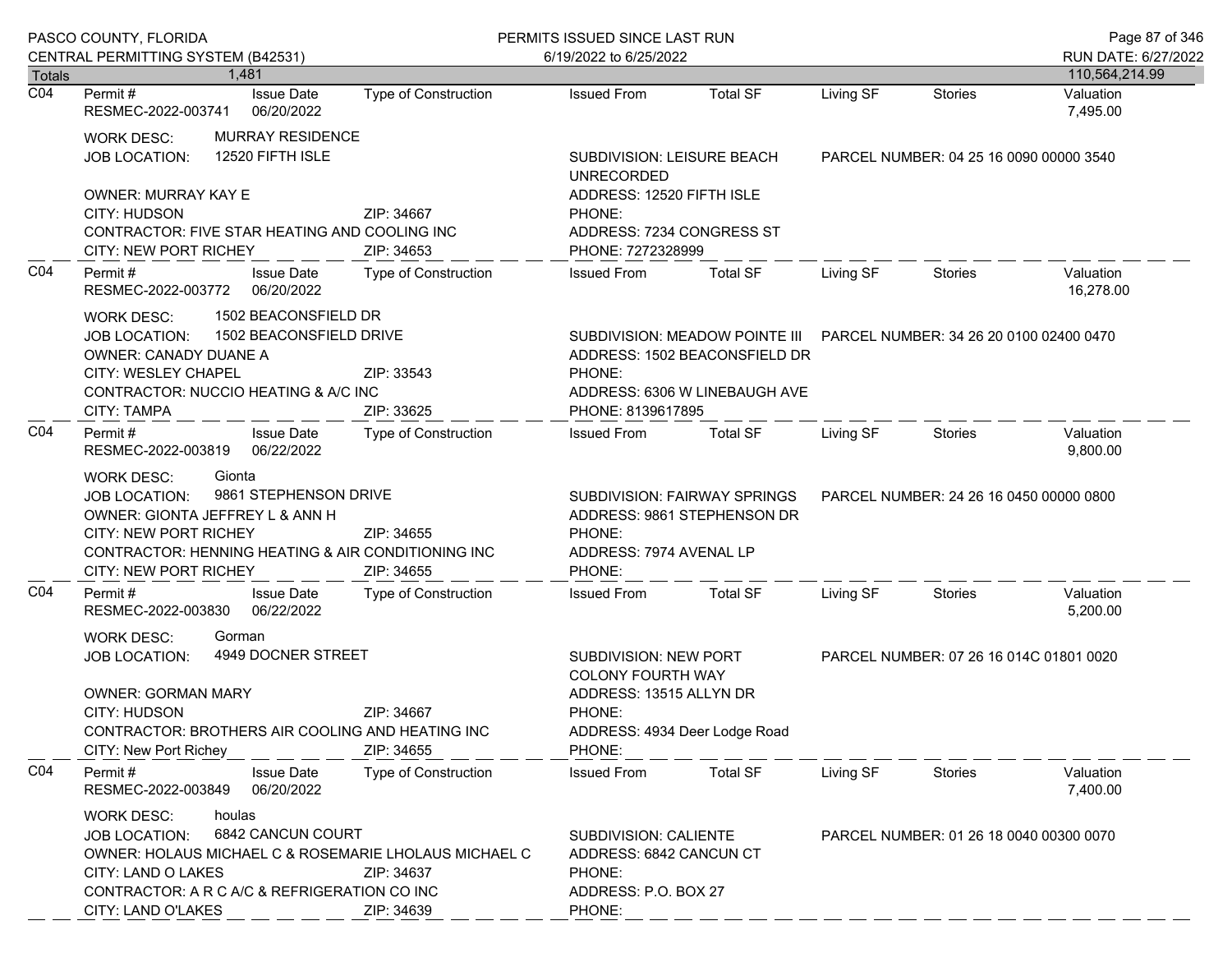| Totals | 1,481 | | | | | | | 110,564,214.99 |
|---|---|---|---|---|---|---|---|---|

**C04**

| Permit # | Issue Date | Type of Construction | Issued From | Total SF | Living SF | Stories | Valuation |
|---|---|---|---|---|---|---|---|
| RESMEC-2022-003741 | 06/20/2022 | | | | | | 7,495.00 |

WORK DESC: MURRAY RESIDENCE
JOB LOCATION: 12520 FIFTH ISLE
SUBDIVISION: LEISURE BEACH UNRECORDED
PARCEL NUMBER: 04 25 16 0090 00000 3540
OWNER: MURRAY KAY E
ADDRESS: 12520 FIFTH ISLE
CITY: HUDSON ZIP: 34667
PHONE:
CONTRACTOR: FIVE STAR HEATING AND COOLING INC
ADDRESS: 7234 CONGRESS ST
CITY: NEW PORT RICHEY ZIP: 34653
PHONE: 7272328999

**C04**

| Permit # | Issue Date | Type of Construction | Issued From | Total SF | Living SF | Stories | Valuation |
|---|---|---|---|---|---|---|---|
| RESMEC-2022-003772 | 06/20/2022 | | | | | | 16,278.00 |

WORK DESC: 1502 BEACONSFIELD DR
JOB LOCATION: 1502 BEACONSFIELD DRIVE
SUBDIVISION: MEADOW POINTE III
PARCEL NUMBER: 34 26 20 0100 02400 0470
OWNER: CANADY DUANE A
ADDRESS: 1502 BEACONSFIELD DR
CITY: WESLEY CHAPEL ZIP: 33543
PHONE:
CONTRACTOR: NUCCIO HEATING & A/C INC
ADDRESS: 6306 W LINEBAUGH AVE
CITY: TAMPA ZIP: 33625
PHONE: 8139617895

**C04**

| Permit # | Issue Date | Type of Construction | Issued From | Total SF | Living SF | Stories | Valuation |
|---|---|---|---|---|---|---|---|
| RESMEC-2022-003819 | 06/22/2022 | | | | | | 9,800.00 |

WORK DESC: Gionta
JOB LOCATION: 9861 STEPHENSON DRIVE
SUBDIVISION: FAIRWAY SPRINGS
PARCEL NUMBER: 24 26 16 0450 00000 0800
OWNER: GIONTA JEFFREY L & ANN H
ADDRESS: 9861 STEPHENSON DR
CITY: NEW PORT RICHEY ZIP: 34655
PHONE:
CONTRACTOR: HENNING HEATING & AIR CONDITIONING INC
ADDRESS: 7974 AVENAL LP
CITY: NEW PORT RICHEY ZIP: 34655
PHONE:

**C04**

| Permit # | Issue Date | Type of Construction | Issued From | Total SF | Living SF | Stories | Valuation |
|---|---|---|---|---|---|---|---|
| RESMEC-2022-003830 | 06/22/2022 | | | | | | 5,200.00 |

WORK DESC: Gorman
JOB LOCATION: 4949 DOCNER STREET
SUBDIVISION: NEW PORT COLONY FOURTH WAY
PARCEL NUMBER: 07 26 16 014C 01801 0020
OWNER: GORMAN MARY
ADDRESS: 13515 ALLYN DR
CITY: HUDSON ZIP: 34667
PHONE:
CONTRACTOR: BROTHERS AIR COOLING AND HEATING INC
ADDRESS: 4934 Deer Lodge Road
CITY: New Port Richey ZIP: 34655
PHONE:

**C04**

| Permit # | Issue Date | Type of Construction | Issued From | Total SF | Living SF | Stories | Valuation |
|---|---|---|---|---|---|---|---|
| RESMEC-2022-003849 | 06/20/2022 | | | | | | 7,400.00 |

WORK DESC: houlas
JOB LOCATION: 6842 CANCUN COURT
SUBDIVISION: CALIENTE
PARCEL NUMBER: 01 26 18 0040 00300 0070
OWNER: HOLAUS MICHAEL C & ROSEMARIE LHOLAUS MICHAEL C
ADDRESS: 6842 CANCUN CT
CITY: LAND O LAKES ZIP: 34637
PHONE:
CONTRACTOR: A R C A/C & REFRIGERATION CO INC
ADDRESS: P.O. BOX 27
CITY: LAND O'LAKES ZIP: 34639
PHONE: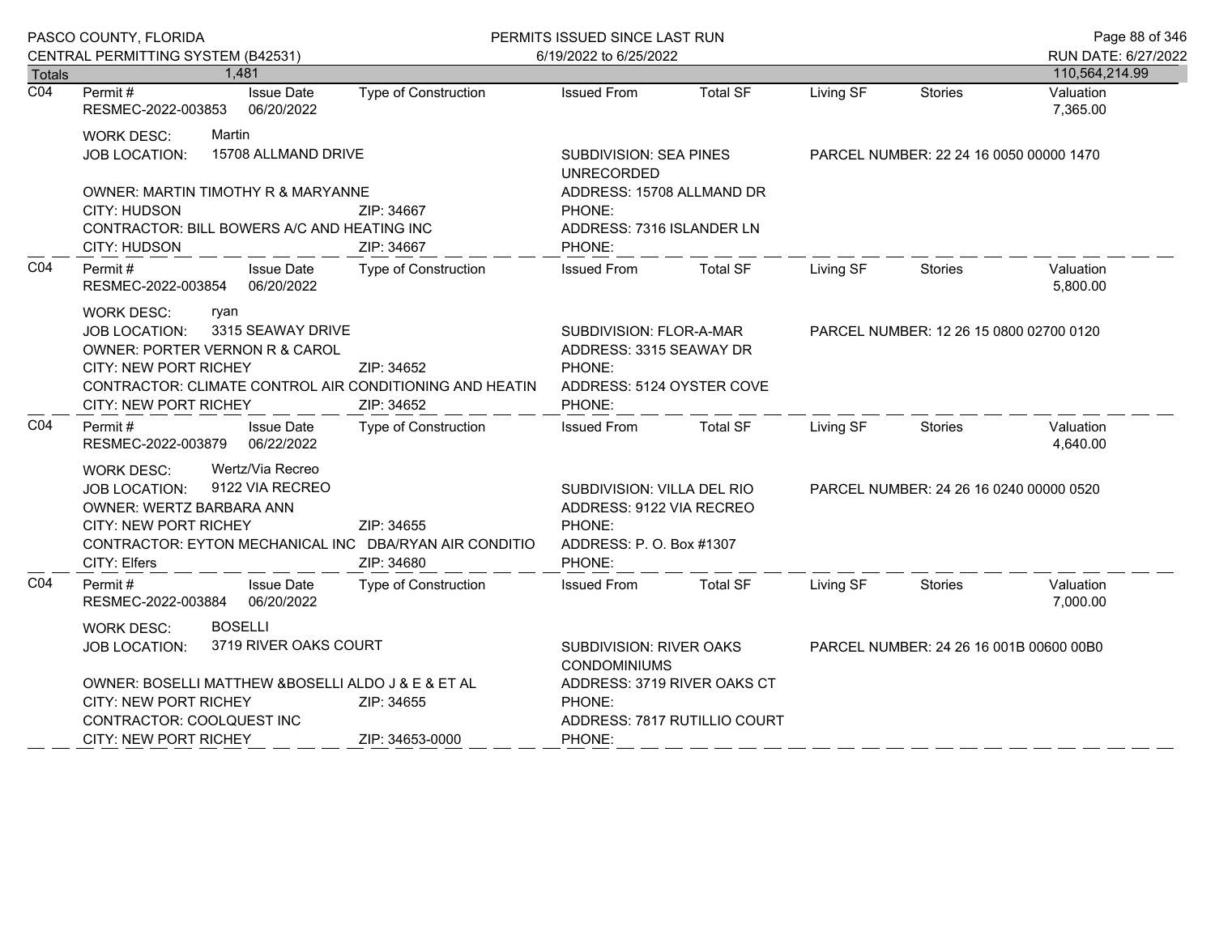PASCO COUNTY, FLORIDA
CENTRAL PERMITTING SYSTEM (B42531)

PERMITS ISSUED SINCE LAST RUN
6/19/2022 to 6/25/2022

RUN DATE: 6/27/2022

| Totals | 1,481 | | | | | | | 110,564,214.99 |
|---|---|---|---|---|---|---|---|---|

---

**C04**

| Permit # | Issue Date | Type of Construction | Issued From | Total SF | Living SF | Stories | Valuation |
|---|---|---|---|---|---|---|---|
| RESMEC-2022-003853 | 06/20/2022 | | | | | | 7,365.00 |

WORK DESC: Martin
JOB LOCATION: 15708 ALLMAND DRIVE
SUBDIVISION: SEA PINES UNRECORDED
PARCEL NUMBER: 22 24 16 0050 00000 1470
OWNER: MARTIN TIMOTHY R & MARYANNE
ADDRESS: 15708 ALLMAND DR
CITY: HUDSON ZIP: 34667
PHONE:
CONTRACTOR: BILL BOWERS A/C AND HEATING INC
ADDRESS: 7316 ISLANDER LN
CITY: HUDSON ZIP: 34667
PHONE:

---

**C04**

| Permit # | Issue Date | Type of Construction | Issued From | Total SF | Living SF | Stories | Valuation |
|---|---|---|---|---|---|---|---|
| RESMEC-2022-003854 | 06/20/2022 | | | | | | 5,800.00 |

WORK DESC: ryan
JOB LOCATION: 3315 SEAWAY DRIVE
SUBDIVISION: FLOR-A-MAR
PARCEL NUMBER: 12 26 15 0800 02700 0120
OWNER: PORTER VERNON R & CAROL
ADDRESS: 3315 SEAWAY DR
CITY: NEW PORT RICHEY ZIP: 34652
PHONE:
CONTRACTOR: CLIMATE CONTROL AIR CONDITIONING AND HEATIN
ADDRESS: 5124 OYSTER COVE
CITY: NEW PORT RICHEY ZIP: 34652
PHONE:

---

**C04**

| Permit # | Issue Date | Type of Construction | Issued From | Total SF | Living SF | Stories | Valuation |
|---|---|---|---|---|---|---|---|
| RESMEC-2022-003879 | 06/22/2022 | | | | | | 4,640.00 |

WORK DESC: Wertz/Via Recreo
JOB LOCATION: 9122 VIA RECREO
SUBDIVISION: VILLA DEL RIO
PARCEL NUMBER: 24 26 16 0240 00000 0520
OWNER: WERTZ BARBARA ANN
ADDRESS: 9122 VIA RECREO
CITY: NEW PORT RICHEY ZIP: 34655
PHONE:
CONTRACTOR: EYTON MECHANICAL INC DBA/RYAN AIR CONDITIO
ADDRESS: P. O. Box #1307
CITY: Elfers ZIP: 34680
PHONE:

---

**C04**

| Permit # | Issue Date | Type of Construction | Issued From | Total SF | Living SF | Stories | Valuation |
|---|---|---|---|---|---|---|---|
| RESMEC-2022-003884 | 06/20/2022 | | | | | | 7,000.00 |

WORK DESC: BOSELLI
JOB LOCATION: 3719 RIVER OAKS COURT
SUBDIVISION: RIVER OAKS CONDOMINIUMS
PARCEL NUMBER: 24 26 16 001B 00600 00B0
OWNER: BOSELLI MATTHEW &BOSELLI ALDO J & E & ET AL
ADDRESS: 3719 RIVER OAKS CT
CITY: NEW PORT RICHEY ZIP: 34655
PHONE:
CONTRACTOR: COOLQUEST INC
ADDRESS: 7817 RUTILLIO COURT
CITY: NEW PORT RICHEY ZIP: 34653-0000
PHONE: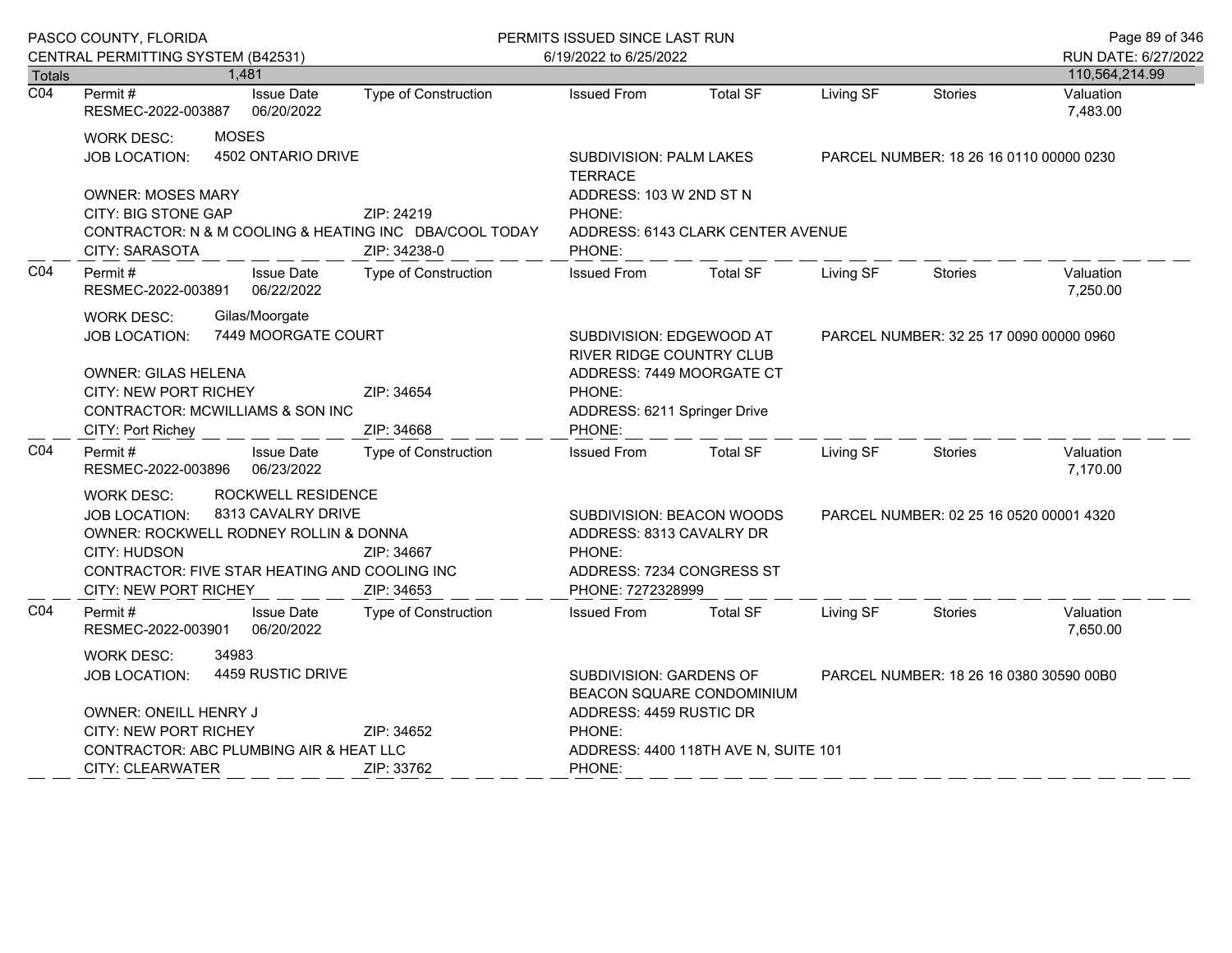PASCO COUNTY, FLORIDA
CENTRAL PERMITTING SYSTEM (B42531)

PERMITS ISSUED SINCE LAST RUN
6/19/2022 to 6/25/2022

RUN DATE: 6/27/2022

| Totals | 1,481 | | | | | | | 110,564,214.99 |
|---|---|---|---|---|---|---|---|---|

---

**C04**

| Permit # | Issue Date | Type of Construction | Issued From | Total SF | Living SF | Stories | Valuation |
|---|---|---|---|---|---|---|---|
| RESMEC-2022-003887 | 06/20/2022 | | | | | | 7,483.00 |

WORK DESC: MOSES
JOB LOCATION: 4502 ONTARIO DRIVE
SUBDIVISION: PALM LAKES TERRACE
PARCEL NUMBER: 18 26 16 0110 00000 0230
OWNER: MOSES MARY
ADDRESS: 103 W 2ND ST N
CITY: BIG STONE GAP ZIP: 24219
PHONE:
CONTRACTOR: N & M COOLING & HEATING INC DBA/COOL TODAY
ADDRESS: 6143 CLARK CENTER AVENUE
CITY: SARASOTA ZIP: 34238-0
PHONE:

---

**C04**

| Permit # | Issue Date | Type of Construction | Issued From | Total SF | Living SF | Stories | Valuation |
|---|---|---|---|---|---|---|---|
| RESMEC-2022-003891 | 06/22/2022 | | | | | | 7,250.00 |

WORK DESC: Gilas/Moorgate
JOB LOCATION: 7449 MOORGATE COURT
SUBDIVISION: EDGEWOOD AT RIVER RIDGE COUNTRY CLUB
PARCEL NUMBER: 32 25 17 0090 00000 0960
OWNER: GILAS HELENA
ADDRESS: 7449 MOORGATE CT
CITY: NEW PORT RICHEY ZIP: 34654
PHONE:
CONTRACTOR: MCWILLIAMS & SON INC
ADDRESS: 6211 Springer Drive
CITY: Port Richey ZIP: 34668
PHONE:

---

**C04**

| Permit # | Issue Date | Type of Construction | Issued From | Total SF | Living SF | Stories | Valuation |
|---|---|---|---|---|---|---|---|
| RESMEC-2022-003896 | 06/23/2022 | | | | | | 7,170.00 |

WORK DESC: ROCKWELL RESIDENCE
JOB LOCATION: 8313 CAVALRY DRIVE
SUBDIVISION: BEACON WOODS
PARCEL NUMBER: 02 25 16 0520 00001 4320
OWNER: ROCKWELL RODNEY ROLLIN & DONNA
ADDRESS: 8313 CAVALRY DR
CITY: HUDSON ZIP: 34667
PHONE:
CONTRACTOR: FIVE STAR HEATING AND COOLING INC
ADDRESS: 7234 CONGRESS ST
CITY: NEW PORT RICHEY ZIP: 34653
PHONE: 7272328999

---

**C04**

| Permit # | Issue Date | Type of Construction | Issued From | Total SF | Living SF | Stories | Valuation |
|---|---|---|---|---|---|---|---|
| RESMEC-2022-003901 | 06/20/2022 | | | | | | 7,650.00 |

WORK DESC: 34983
JOB LOCATION: 4459 RUSTIC DRIVE
SUBDIVISION: GARDENS OF BEACON SQUARE CONDOMINIUM
PARCEL NUMBER: 18 26 16 0380 30590 00B0
OWNER: ONEILL HENRY J
ADDRESS: 4459 RUSTIC DR
CITY: NEW PORT RICHEY ZIP: 34652
PHONE:
CONTRACTOR: ABC PLUMBING AIR & HEAT LLC
ADDRESS: 4400 118TH AVE N, SUITE 101
CITY: CLEARWATER ZIP: 33762
PHONE: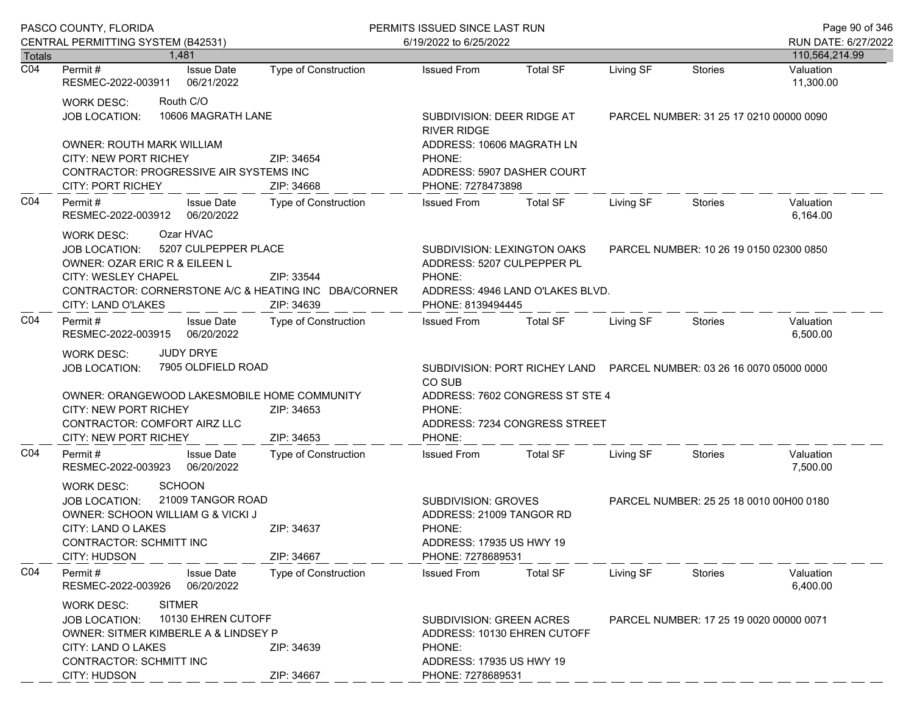| Totals | 1,481 | | | | | | | | 110,564,214.99 |
|---|---|---|---|---|---|---|---|---|---|

**C04** — Permit # RESMEC-2022-003911 | Issue Date 06/21/2022 | Type of Construction: | Issued From: | Total SF: | Living SF: | Stories: | Valuation 11,300.00

WORK DESC: Routh C/O
JOB LOCATION: 10606 MAGRATH LANE
SUBDIVISION: DEER RIDGE AT RIVER RIDGE
PARCEL NUMBER: 31 25 17 0210 00000 0090
OWNER: ROUTH MARK WILLIAM
ADDRESS: 10606 MAGRATH LN
CITY: NEW PORT RICHEY — ZIP: 34654
PHONE:
CONTRACTOR: PROGRESSIVE AIR SYSTEMS INC
ADDRESS: 5907 DASHER COURT
CITY: PORT RICHEY — ZIP: 34668
PHONE: 7278473898

---

**C04** — Permit # RESMEC-2022-003912 | Issue Date 06/20/2022 | Type of Construction: | Issued From: | Total SF: | Living SF: | Stories: | Valuation 6,164.00

WORK DESC: Ozar HVAC
JOB LOCATION: 5207 CULPEPPER PLACE
SUBDIVISION: LEXINGTON OAKS
PARCEL NUMBER: 10 26 19 0150 02300 0850
OWNER: OZAR ERIC R & EILEEN L
ADDRESS: 5207 CULPEPPER PL
CITY: WESLEY CHAPEL — ZIP: 33544
PHONE:
CONTRACTOR: CORNERSTONE A/C & HEATING INC DBA/CORNER
ADDRESS: 4946 LAND O'LAKES BLVD.
CITY: LAND O'LAKES — ZIP: 34639
PHONE: 8139494445

---

**C04** — Permit # RESMEC-2022-003915 | Issue Date 06/20/2022 | Type of Construction: | Issued From: | Total SF: | Living SF: | Stories: | Valuation 6,500.00

WORK DESC: JUDY DRYE
JOB LOCATION: 7905 OLDFIELD ROAD
SUBDIVISION: PORT RICHEY LAND CO SUB
PARCEL NUMBER: 03 26 16 0070 05000 0000
OWNER: ORANGEWOOD LAKESMOBILE HOME COMMUNITY
ADDRESS: 7602 CONGRESS ST STE 4
CITY: NEW PORT RICHEY — ZIP: 34653
PHONE:
CONTRACTOR: COMFORT AIRZ LLC
ADDRESS: 7234 CONGRESS STREET
CITY: NEW PORT RICHEY — ZIP: 34653
PHONE:

---

**C04** — Permit # RESMEC-2022-003923 | Issue Date 06/20/2022 | Type of Construction: | Issued From: | Total SF: | Living SF: | Stories: | Valuation 7,500.00

WORK DESC: SCHOON
JOB LOCATION: 21009 TANGOR ROAD
SUBDIVISION: GROVES
PARCEL NUMBER: 25 25 18 0010 00H00 0180
OWNER: SCHOON WILLIAM G & VICKI J
ADDRESS: 21009 TANGOR RD
CITY: LAND O LAKES — ZIP: 34637
PHONE:
CONTRACTOR: SCHMITT INC
ADDRESS: 17935 US HWY 19
CITY: HUDSON — ZIP: 34667
PHONE: 7278689531

---

**C04** — Permit # RESMEC-2022-003926 | Issue Date 06/20/2022 | Type of Construction: | Issued From: | Total SF: | Living SF: | Stories: | Valuation 6,400.00

WORK DESC: SITMER
JOB LOCATION: 10130 EHREN CUTOFF
SUBDIVISION: GREEN ACRES
PARCEL NUMBER: 17 25 19 0020 00000 0071
OWNER: SITMER KIMBERLE A & LINDSEY P
ADDRESS: 10130 EHREN CUTOFF
CITY: LAND O LAKES — ZIP: 34639
PHONE:
CONTRACTOR: SCHMITT INC
ADDRESS: 17935 US HWY 19
CITY: HUDSON — ZIP: 34667
PHONE: 7278689531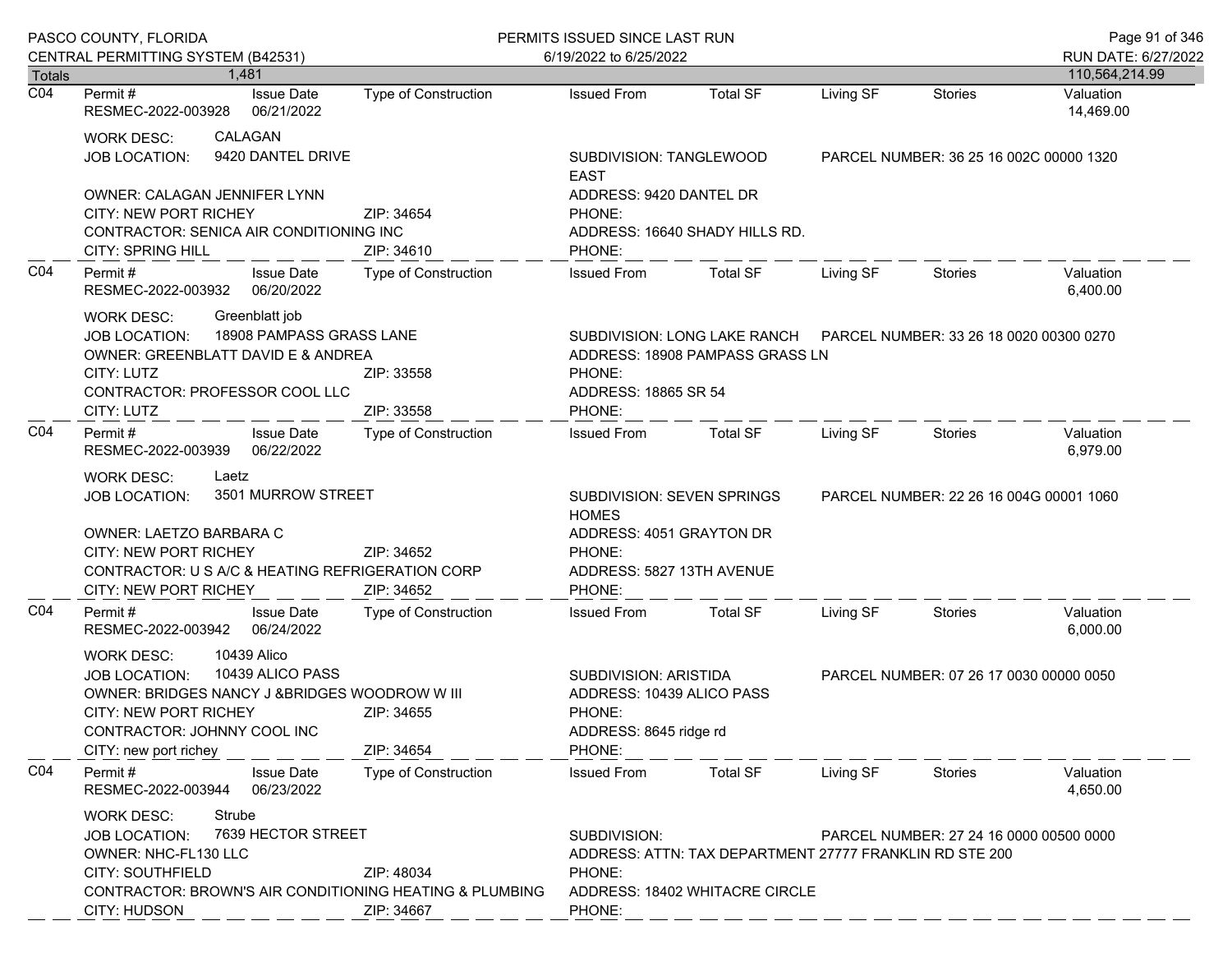PASCO COUNTY, FLORIDA
CENTRAL PERMITTING SYSTEM (B42531)

PERMITS ISSUED SINCE LAST RUN
6/19/2022 to 6/25/2022

RUN DATE: 6/27/2022

| Totals | 1,481 | | | | | | | 110,564,214.99 |
|---|---|---|---|---|---|---|---|---|

---

**C04**

| Permit # | Issue Date | Type of Construction | Issued From | Total SF | Living SF | Stories | Valuation |
|---|---|---|---|---|---|---|---|
| RESMEC-2022-003928 | 06/21/2022 | | | | | | 14,469.00 |

WORK DESC: CALAGAN
JOB LOCATION: 9420 DANTEL DRIVE — SUBDIVISION: TANGLEWOOD EAST — PARCEL NUMBER: 36 25 16 002C 00000 1320
OWNER: CALAGAN JENNIFER LYNN — ADDRESS: 9420 DANTEL DR
CITY: NEW PORT RICHEY — ZIP: 34654 — PHONE:
CONTRACTOR: SENICA AIR CONDITIONING INC — ADDRESS: 16640 SHADY HILLS RD.
CITY: SPRING HILL — ZIP: 34610 — PHONE:

---

**C04**

| Permit # | Issue Date | Type of Construction | Issued From | Total SF | Living SF | Stories | Valuation |
|---|---|---|---|---|---|---|---|
| RESMEC-2022-003932 | 06/20/2022 | | | | | | 6,400.00 |

WORK DESC: Greenblatt job
JOB LOCATION: 18908 PAMPASS GRASS LANE — SUBDIVISION: LONG LAKE RANCH — PARCEL NUMBER: 33 26 18 0020 00300 0270
OWNER: GREENBLATT DAVID E & ANDREA — ADDRESS: 18908 PAMPASS GRASS LN
CITY: LUTZ — ZIP: 33558 — PHONE:
CONTRACTOR: PROFESSOR COOL LLC — ADDRESS: 18865 SR 54
CITY: LUTZ — ZIP: 33558 — PHONE:

---

**C04**

| Permit # | Issue Date | Type of Construction | Issued From | Total SF | Living SF | Stories | Valuation |
|---|---|---|---|---|---|---|---|
| RESMEC-2022-003939 | 06/22/2022 | | | | | | 6,979.00 |

WORK DESC: Laetz
JOB LOCATION: 3501 MURROW STREET — SUBDIVISION: SEVEN SPRINGS HOMES — PARCEL NUMBER: 22 26 16 004G 00001 1060
OWNER: LAETZO BARBARA C — ADDRESS: 4051 GRAYTON DR
CITY: NEW PORT RICHEY — ZIP: 34652 — PHONE:
CONTRACTOR: U S A/C & HEATING REFRIGERATION CORP — ADDRESS: 5827 13TH AVENUE
CITY: NEW PORT RICHEY — ZIP: 34652 — PHONE:

---

**C04**

| Permit # | Issue Date | Type of Construction | Issued From | Total SF | Living SF | Stories | Valuation |
|---|---|---|---|---|---|---|---|
| RESMEC-2022-003942 | 06/24/2022 | | | | | | 6,000.00 |

WORK DESC: 10439 Alico
JOB LOCATION: 10439 ALICO PASS — SUBDIVISION: ARISTIDA — PARCEL NUMBER: 07 26 17 0030 00000 0050
OWNER: BRIDGES NANCY J &BRIDGES WOODROW W III — ADDRESS: 10439 ALICO PASS
CITY: NEW PORT RICHEY — ZIP: 34655 — PHONE:
CONTRACTOR: JOHNNY COOL INC — ADDRESS: 8645 ridge rd
CITY: new port richey — ZIP: 34654 — PHONE:

---

**C04**

| Permit # | Issue Date | Type of Construction | Issued From | Total SF | Living SF | Stories | Valuation |
|---|---|---|---|---|---|---|---|
| RESMEC-2022-003944 | 06/23/2022 | | | | | | 4,650.00 |

WORK DESC: Strube
JOB LOCATION: 7639 HECTOR STREET — SUBDIVISION: — PARCEL NUMBER: 27 24 16 0000 00500 0000
OWNER: NHC-FL130 LLC — ADDRESS: ATTN: TAX DEPARTMENT 27777 FRANKLIN RD STE 200
CITY: SOUTHFIELD — ZIP: 48034 — PHONE:
CONTRACTOR: BROWN'S AIR CONDITIONING HEATING & PLUMBING — ADDRESS: 18402 WHITACRE CIRCLE
CITY: HUDSON — ZIP: 34667 — PHONE: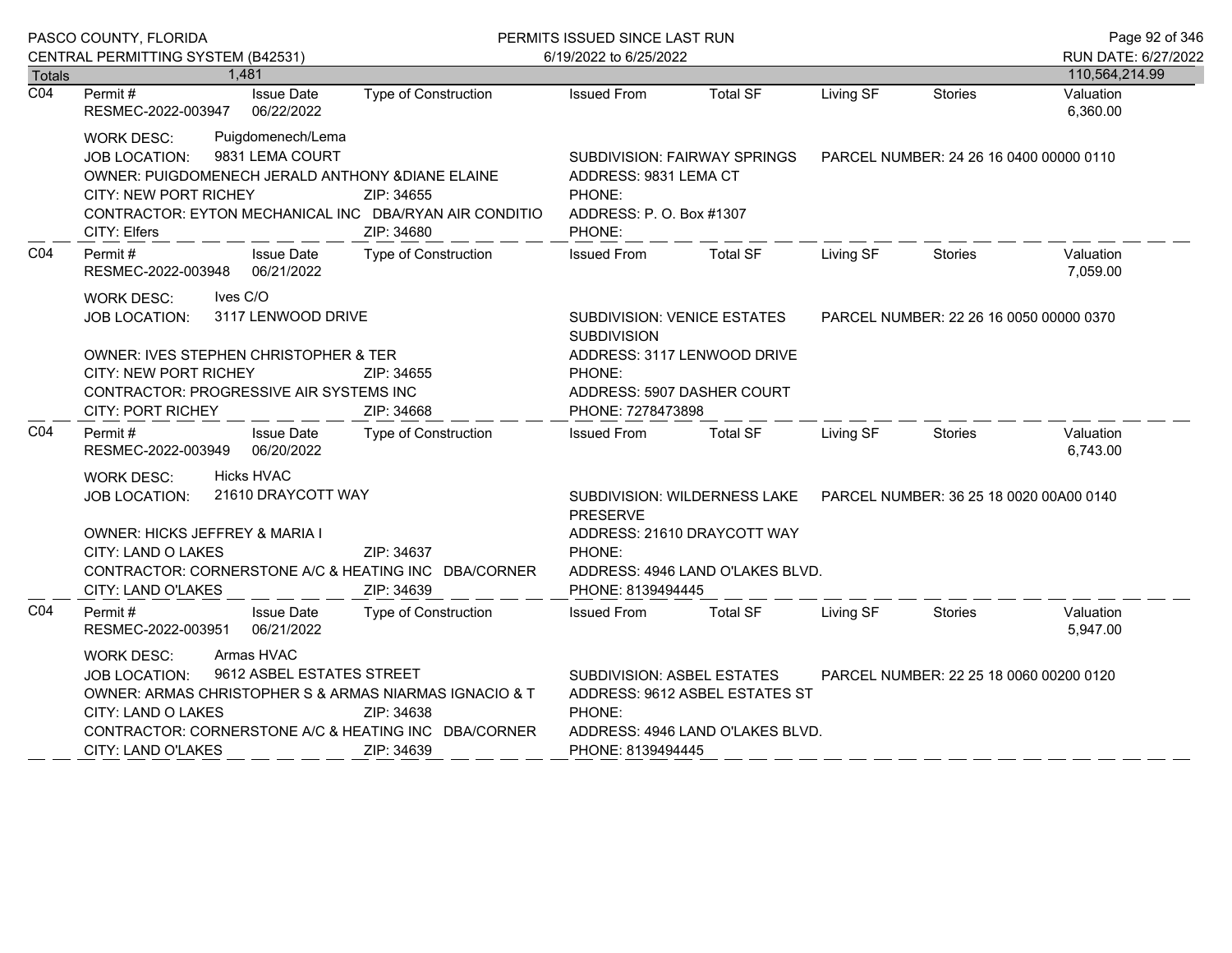PASCO COUNTY, FLORIDA
CENTRAL PERMITTING SYSTEM (B42531)

PERMITS ISSUED SINCE LAST RUN
6/19/2022 to 6/25/2022

RUN DATE: 6/27/2022

| Totals | 1,481 | | | | | | | 110,564,214.99 |
|---|---|---|---|---|---|---|---|---|

---

**C04** | Permit # RESMEC-2022-003947 | Issue Date 06/22/2022 | Type of Construction | Issued From | Total SF | Living SF | Stories | Valuation 6,360.00

WORK DESC: Puigdomenech/Lema
JOB LOCATION: 9831 LEMA COURT
SUBDIVISION: FAIRWAY SPRINGS
PARCEL NUMBER: 24 26 16 0400 00000 0110
OWNER: PUIGDOMENECH JERALD ANTHONY &DIANE ELAINE
ADDRESS: 9831 LEMA CT
CITY: NEW PORT RICHEY ZIP: 34655
PHONE:
CONTRACTOR: EYTON MECHANICAL INC DBA/RYAN AIR CONDITIO
ADDRESS: P. O. Box #1307
CITY: Elfers ZIP: 34680
PHONE:

---

**C04** | Permit # RESMEC-2022-003948 | Issue Date 06/21/2022 | Type of Construction | Issued From | Total SF | Living SF | Stories | Valuation 7,059.00

WORK DESC: Ives C/O
JOB LOCATION: 3117 LENWOOD DRIVE
SUBDIVISION: VENICE ESTATES SUBDIVISION
PARCEL NUMBER: 22 26 16 0050 00000 0370
OWNER: IVES STEPHEN CHRISTOPHER & TER
ADDRESS: 3117 LENWOOD DRIVE
CITY: NEW PORT RICHEY ZIP: 34655
PHONE:
CONTRACTOR: PROGRESSIVE AIR SYSTEMS INC
ADDRESS: 5907 DASHER COURT
CITY: PORT RICHEY ZIP: 34668
PHONE: 7278473898

---

**C04** | Permit # RESMEC-2022-003949 | Issue Date 06/20/2022 | Type of Construction | Issued From | Total SF | Living SF | Stories | Valuation 6,743.00

WORK DESC: Hicks HVAC
JOB LOCATION: 21610 DRAYCOTT WAY
SUBDIVISION: WILDERNESS LAKE PRESERVE
PARCEL NUMBER: 36 25 18 0020 00A00 0140
OWNER: HICKS JEFFREY & MARIA I
ADDRESS: 21610 DRAYCOTT WAY
CITY: LAND O LAKES ZIP: 34637
PHONE:
CONTRACTOR: CORNERSTONE A/C & HEATING INC DBA/CORNER
ADDRESS: 4946 LAND O'LAKES BLVD.
CITY: LAND O'LAKES ZIP: 34639
PHONE: 8139494445

---

**C04** | Permit # RESMEC-2022-003951 | Issue Date 06/21/2022 | Type of Construction | Issued From | Total SF | Living SF | Stories | Valuation 5,947.00

WORK DESC: Armas HVAC
JOB LOCATION: 9612 ASBEL ESTATES STREET
SUBDIVISION: ASBEL ESTATES
PARCEL NUMBER: 22 25 18 0060 00200 0120
OWNER: ARMAS CHRISTOPHER S & ARMAS NIARMAS IGNACIO & T
ADDRESS: 9612 ASBEL ESTATES ST
CITY: LAND O LAKES ZIP: 34638
PHONE:
CONTRACTOR: CORNERSTONE A/C & HEATING INC DBA/CORNER
ADDRESS: 4946 LAND O'LAKES BLVD.
CITY: LAND O'LAKES ZIP: 34639
PHONE: 8139494445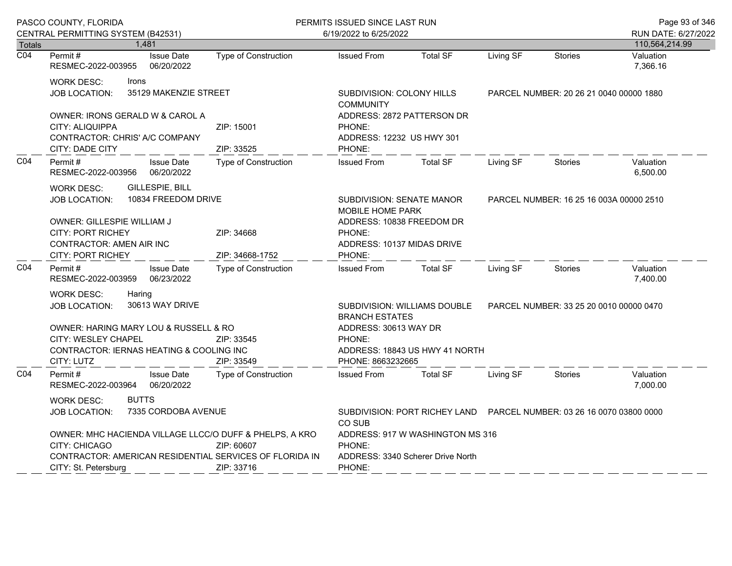PASCO COUNTY, FLORIDA
CENTRAL PERMITTING SYSTEM (B42531)

PERMITS ISSUED SINCE LAST RUN
6/19/2022 to 6/25/2022

RUN DATE: 6/27/2022

| Totals | 1,481 | | | | | | | 110,564,214.99 |
|---|---|---|---|---|---|---|---|---|

---

**C04**

| Permit # | Issue Date | Type of Construction | Issued From | Total SF | Living SF | Stories | Valuation |
|---|---|---|---|---|---|---|---|
| RESMEC-2022-003955 | 06/20/2022 | | | | | | 7,366.16 |

WORK DESC: Irons
JOB LOCATION: 35129 MAKENZIE STREET
SUBDIVISION: COLONY HILLS COMMUNITY
PARCEL NUMBER: 20 26 21 0040 00000 1880

OWNER: IRONS GERALD W & CAROL A
ADDRESS: 2872 PATTERSON DR
CITY: ALIQUIPPA ZIP: 15001
PHONE:
CONTRACTOR: CHRIS' A/C COMPANY
ADDRESS: 12232 US HWY 301
CITY: DADE CITY ZIP: 33525
PHONE:

---

**C04**

| Permit # | Issue Date | Type of Construction | Issued From | Total SF | Living SF | Stories | Valuation |
|---|---|---|---|---|---|---|---|
| RESMEC-2022-003956 | 06/20/2022 | | | | | | 6,500.00 |

WORK DESC: GILLESPIE, BILL
JOB LOCATION: 10834 FREEDOM DRIVE
SUBDIVISION: SENATE MANOR MOBILE HOME PARK
PARCEL NUMBER: 16 25 16 003A 00000 2510

OWNER: GILLESPIE WILLIAM J
ADDRESS: 10838 FREEDOM DR
CITY: PORT RICHEY ZIP: 34668
PHONE:
CONTRACTOR: AMEN AIR INC
ADDRESS: 10137 MIDAS DRIVE
CITY: PORT RICHEY ZIP: 34668-1752
PHONE:

---

**C04**

| Permit # | Issue Date | Type of Construction | Issued From | Total SF | Living SF | Stories | Valuation |
|---|---|---|---|---|---|---|---|
| RESMEC-2022-003959 | 06/23/2022 | | | | | | 7,400.00 |

WORK DESC: Haring
JOB LOCATION: 30613 WAY DRIVE
SUBDIVISION: WILLIAMS DOUBLE BRANCH ESTATES
PARCEL NUMBER: 33 25 20 0010 00000 0470

OWNER: HARING MARY LOU & RUSSELL & RO
ADDRESS: 30613 WAY DR
CITY: WESLEY CHAPEL ZIP: 33545
PHONE:
CONTRACTOR: IERNAS HEATING & COOLING INC
ADDRESS: 18843 US HWY 41 NORTH
CITY: LUTZ ZIP: 33549
PHONE: 8663232665

---

**C04**

| Permit # | Issue Date | Type of Construction | Issued From | Total SF | Living SF | Stories | Valuation |
|---|---|---|---|---|---|---|---|
| RESMEC-2022-003964 | 06/20/2022 | | | | | | 7,000.00 |

WORK DESC: BUTTS
JOB LOCATION: 7335 CORDOBA AVENUE
SUBDIVISION: PORT RICHEY LAND CO SUB
PARCEL NUMBER: 03 26 16 0070 03800 0000

OWNER: MHC HACIENDA VILLAGE LLCC/O DUFF & PHELPS, A KRO
ADDRESS: 917 W WASHINGTON MS 316
CITY: CHICAGO ZIP: 60607
PHONE:
CONTRACTOR: AMERICAN RESIDENTIAL SERVICES OF FLORIDA IN
ADDRESS: 3340 Scherer Drive North
CITY: St. Petersburg ZIP: 33716
PHONE: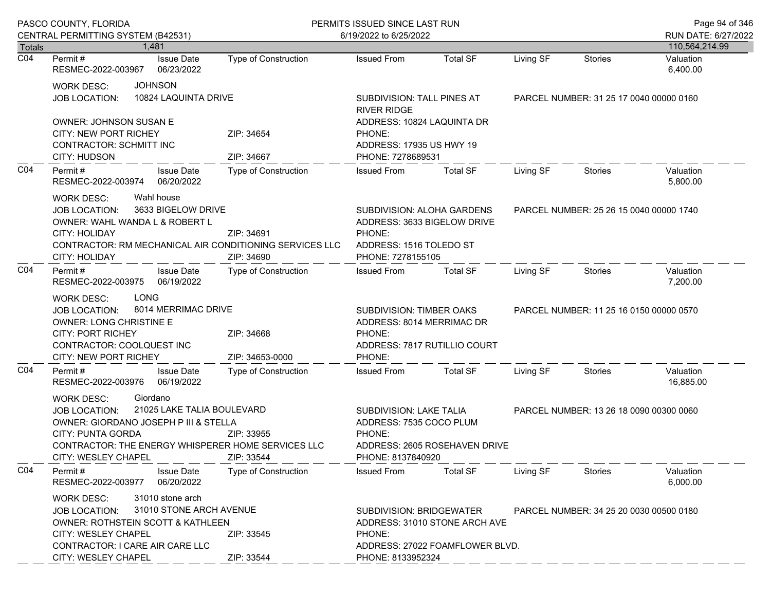| Totals | 1,481 | | | | | | | 110,564,214.99 |
|---|---|---|---|---|---|---|---|---|

## C04

| Permit # | Issue Date | Type of Construction | Issued From | Total SF | Living SF | Stories | Valuation |
|---|---|---|---|---|---|---|---|
| RESMEC-2022-003967 | 06/23/2022 | | | | | | 6,400.00 |

WORK DESC: JOHNSON
JOB LOCATION: 10824 LAQUINTA DRIVE
SUBDIVISION: TALL PINES AT RIVER RIDGE
PARCEL NUMBER: 31 25 17 0040 00000 0160
OWNER: JOHNSON SUSAN E
ADDRESS: 10824 LAQUINTA DR
CITY: NEW PORT RICHEY ZIP: 34654
PHONE:
CONTRACTOR: SCHMITT INC
ADDRESS: 17935 US HWY 19
CITY: HUDSON ZIP: 34667
PHONE: 7278689531

## C04

| Permit # | Issue Date | Type of Construction | Issued From | Total SF | Living SF | Stories | Valuation |
|---|---|---|---|---|---|---|---|
| RESMEC-2022-003974 | 06/20/2022 | | | | | | 5,800.00 |

WORK DESC: Wahl house
JOB LOCATION: 3633 BIGELOW DRIVE
SUBDIVISION: ALOHA GARDENS
PARCEL NUMBER: 25 26 15 0040 00000 1740
OWNER: WAHL WANDA L & ROBERT L
ADDRESS: 3633 BIGELOW DRIVE
CITY: HOLIDAY ZIP: 34691
PHONE:
CONTRACTOR: RM MECHANICAL AIR CONDITIONING SERVICES LLC
ADDRESS: 1516 TOLEDO ST
CITY: HOLIDAY ZIP: 34690
PHONE: 7278155105

## C04

| Permit # | Issue Date | Type of Construction | Issued From | Total SF | Living SF | Stories | Valuation |
|---|---|---|---|---|---|---|---|
| RESMEC-2022-003975 | 06/19/2022 | | | | | | 7,200.00 |

WORK DESC: LONG
JOB LOCATION: 8014 MERRIMAC DRIVE
SUBDIVISION: TIMBER OAKS
PARCEL NUMBER: 11 25 16 0150 00000 0570
OWNER: LONG CHRISTINE E
ADDRESS: 8014 MERRIMAC DR
CITY: PORT RICHEY ZIP: 34668
PHONE:
CONTRACTOR: COOLQUEST INC
ADDRESS: 7817 RUTILLIO COURT
CITY: NEW PORT RICHEY ZIP: 34653-0000
PHONE:

## C04

| Permit # | Issue Date | Type of Construction | Issued From | Total SF | Living SF | Stories | Valuation |
|---|---|---|---|---|---|---|---|
| RESMEC-2022-003976 | 06/19/2022 | | | | | | 16,885.00 |

WORK DESC: Giordano
JOB LOCATION: 21025 LAKE TALIA BOULEVARD
SUBDIVISION: LAKE TALIA
PARCEL NUMBER: 13 26 18 0090 00300 0060
OWNER: GIORDANO JOSEPH P III & STELLA
ADDRESS: 7535 COCO PLUM
CITY: PUNTA GORDA ZIP: 33955
PHONE:
CONTRACTOR: THE ENERGY WHISPERER HOME SERVICES LLC
ADDRESS: 2605 ROSEHAVEN DRIVE
CITY: WESLEY CHAPEL ZIP: 33544
PHONE: 8137840920

## C04

| Permit # | Issue Date | Type of Construction | Issued From | Total SF | Living SF | Stories | Valuation |
|---|---|---|---|---|---|---|---|
| RESMEC-2022-003977 | 06/20/2022 | | | | | | 6,000.00 |

WORK DESC: 31010 stone arch
JOB LOCATION: 31010 STONE ARCH AVENUE
SUBDIVISION: BRIDGEWATER
PARCEL NUMBER: 34 25 20 0030 00500 0180
OWNER: ROTHSTEIN SCOTT & KATHLEEN
ADDRESS: 31010 STONE ARCH AVE
CITY: WESLEY CHAPEL ZIP: 33545
PHONE:
CONTRACTOR: I CARE AIR CARE LLC
ADDRESS: 27022 FOAMFLOWER BLVD.
CITY: WESLEY CHAPEL ZIP: 33544
PHONE: 8133952324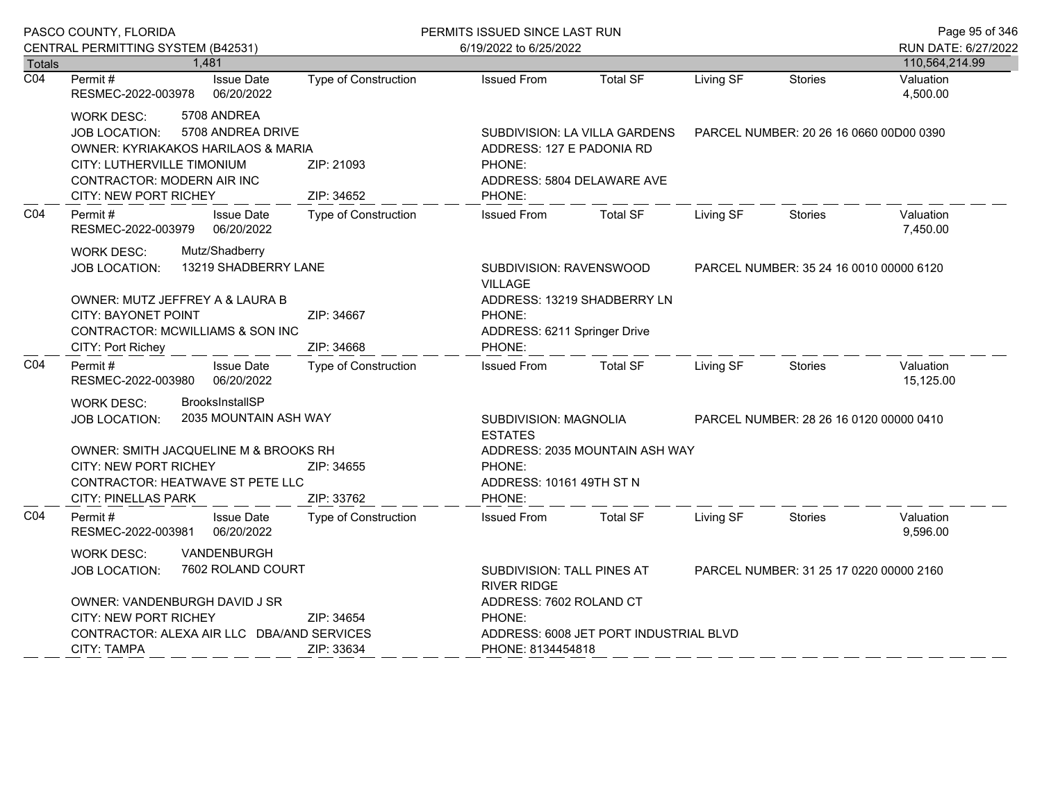PASCO COUNTY, FLORIDA
CENTRAL PERMITTING SYSTEM (B42531)

PERMITS ISSUED SINCE LAST RUN
6/19/2022 to 6/25/2022

RUN DATE: 6/27/2022

| Totals | 1,481 | | | | | | | 110,564,214.99 |
|---|---|---|---|---|---|---|---|---|

---

**C04** Permit # RESMEC-2022-003978 | Issue Date 06/20/2022 | Type of Construction | Issued From | Total SF | Living SF | Stories | Valuation 4,500.00

WORK DESC: 5708 ANDREA
JOB LOCATION: 5708 ANDREA DRIVE — SUBDIVISION: LA VILLA GARDENS — PARCEL NUMBER: 20 26 16 0660 00D00 0390
OWNER: KYRIAKAKOS HARILAOS & MARIA — ADDRESS: 127 E PADONIA RD
CITY: LUTHERVILLE TIMONIUM ZIP: 21093 — PHONE:
CONTRACTOR: MODERN AIR INC — ADDRESS: 5804 DELAWARE AVE
CITY: NEW PORT RICHEY ZIP: 34652 — PHONE:

---

**C04** Permit # RESMEC-2022-003979 | Issue Date 06/20/2022 | Type of Construction | Issued From | Total SF | Living SF | Stories | Valuation 7,450.00

WORK DESC: Mutz/Shadberry
JOB LOCATION: 13219 SHADBERRY LANE — SUBDIVISION: RAVENSWOOD VILLAGE — PARCEL NUMBER: 35 24 16 0010 00000 6120
OWNER: MUTZ JEFFREY A & LAURA B — ADDRESS: 13219 SHADBERRY LN
CITY: BAYONET POINT ZIP: 34667 — PHONE:
CONTRACTOR: MCWILLIAMS & SON INC — ADDRESS: 6211 Springer Drive
CITY: Port Richey ZIP: 34668 — PHONE:

---

**C04** Permit # RESMEC-2022-003980 | Issue Date 06/20/2022 | Type of Construction | Issued From | Total SF | Living SF | Stories | Valuation 15,125.00

WORK DESC: BrooksInstallSP
JOB LOCATION: 2035 MOUNTAIN ASH WAY — SUBDIVISION: MAGNOLIA ESTATES — PARCEL NUMBER: 28 26 16 0120 00000 0410
OWNER: SMITH JACQUELINE M & BROOKS RH — ADDRESS: 2035 MOUNTAIN ASH WAY
CITY: NEW PORT RICHEY ZIP: 34655 — PHONE:
CONTRACTOR: HEATWAVE ST PETE LLC — ADDRESS: 10161 49TH ST N
CITY: PINELLAS PARK ZIP: 33762 — PHONE:

---

**C04** Permit # RESMEC-2022-003981 | Issue Date 06/20/2022 | Type of Construction | Issued From | Total SF | Living SF | Stories | Valuation 9,596.00

WORK DESC: VANDENBURGH
JOB LOCATION: 7602 ROLAND COURT — SUBDIVISION: TALL PINES AT RIVER RIDGE — PARCEL NUMBER: 31 25 17 0220 00000 2160
OWNER: VANDENBURGH DAVID J SR — ADDRESS: 7602 ROLAND CT
CITY: NEW PORT RICHEY ZIP: 34654 — PHONE:
CONTRACTOR: ALEXA AIR LLC DBA/AND SERVICES — ADDRESS: 6008 JET PORT INDUSTRIAL BLVD
CITY: TAMPA ZIP: 33634 — PHONE: 8134454818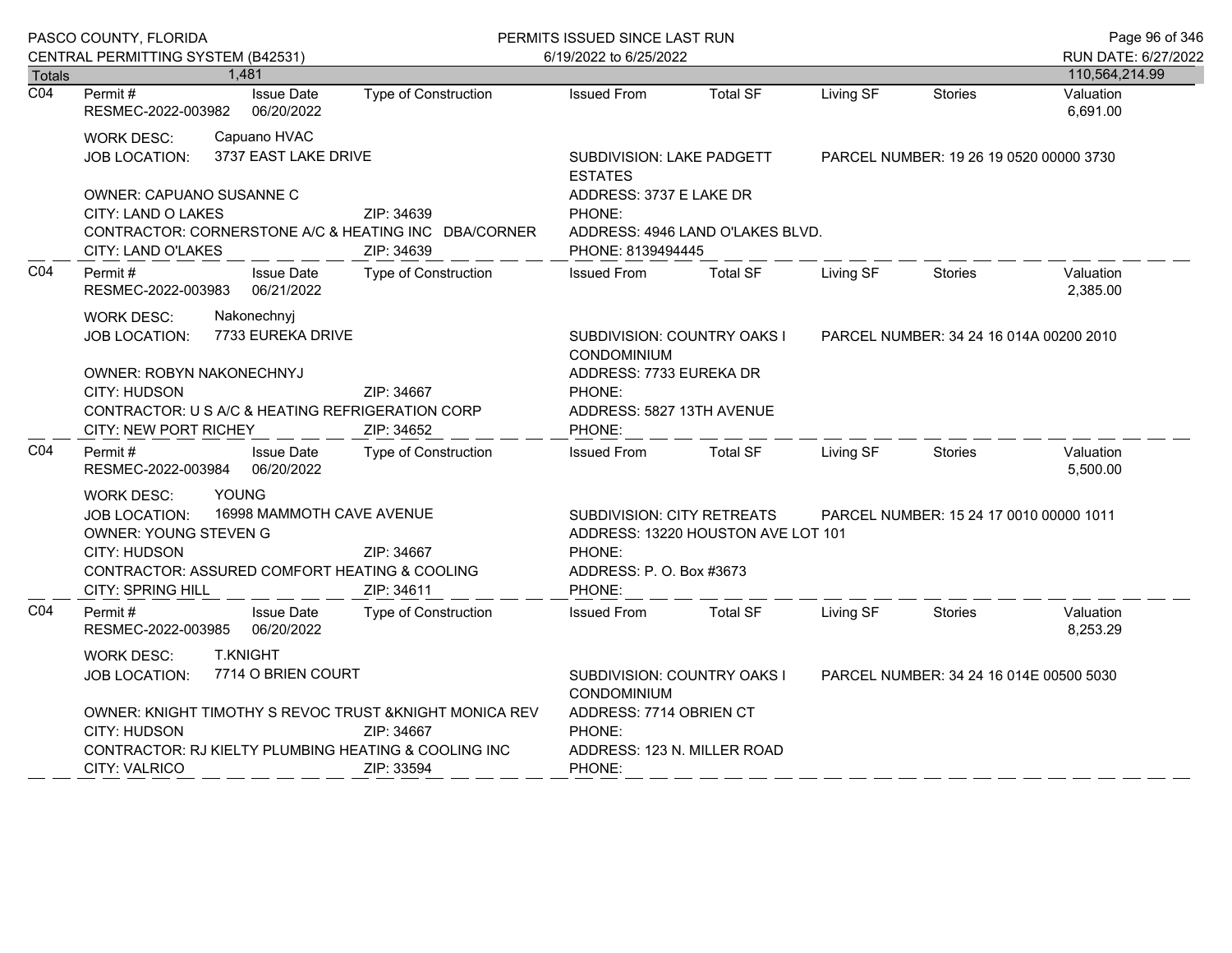| Totals | 1,481 | | | | | | | 110,564,214.99 |
|---|---|---|---|---|---|---|---|---|

**C04**

| Permit # | Issue Date | Type of Construction | Issued From | Total SF | Living SF | Stories | Valuation |
|---|---|---|---|---|---|---|---|
| RESMEC-2022-003982 | 06/20/2022 | | | | | | 6,691.00 |

WORK DESC: Capuano HVAC
JOB LOCATION: 3737 EAST LAKE DRIVE
SUBDIVISION: LAKE PADGETT ESTATES
PARCEL NUMBER: 19 26 19 0520 00000 3730
OWNER: CAPUANO SUSANNE C
ADDRESS: 3737 E LAKE DR
CITY: LAND O LAKES ZIP: 34639
PHONE:
CONTRACTOR: CORNERSTONE A/C & HEATING INC DBA/CORNER
ADDRESS: 4946 LAND O'LAKES BLVD.
CITY: LAND O'LAKES ZIP: 34639
PHONE: 8139494445

**C04**

| Permit # | Issue Date | Type of Construction | Issued From | Total SF | Living SF | Stories | Valuation |
|---|---|---|---|---|---|---|---|
| RESMEC-2022-003983 | 06/21/2022 | | | | | | 2,385.00 |

WORK DESC: Nakonechnyj
JOB LOCATION: 7733 EUREKA DRIVE
SUBDIVISION: COUNTRY OAKS I CONDOMINIUM
PARCEL NUMBER: 34 24 16 014A 00200 2010
OWNER: ROBYN NAKONECHNYJ
ADDRESS: 7733 EUREKA DR
CITY: HUDSON ZIP: 34667
PHONE:
CONTRACTOR: U S A/C & HEATING REFRIGERATION CORP
ADDRESS: 5827 13TH AVENUE
CITY: NEW PORT RICHEY ZIP: 34652
PHONE:

**C04**

| Permit # | Issue Date | Type of Construction | Issued From | Total SF | Living SF | Stories | Valuation |
|---|---|---|---|---|---|---|---|
| RESMEC-2022-003984 | 06/20/2022 | | | | | | 5,500.00 |

WORK DESC: YOUNG
JOB LOCATION: 16998 MAMMOTH CAVE AVENUE
SUBDIVISION: CITY RETREATS
PARCEL NUMBER: 15 24 17 0010 00000 1011
OWNER: YOUNG STEVEN G
ADDRESS: 13220 HOUSTON AVE LOT 101
CITY: HUDSON ZIP: 34667
PHONE:
CONTRACTOR: ASSURED COMFORT HEATING & COOLING
ADDRESS: P. O. Box #3673
CITY: SPRING HILL ZIP: 34611
PHONE:

**C04**

| Permit # | Issue Date | Type of Construction | Issued From | Total SF | Living SF | Stories | Valuation |
|---|---|---|---|---|---|---|---|
| RESMEC-2022-003985 | 06/20/2022 | | | | | | 8,253.29 |

WORK DESC: T.KNIGHT
JOB LOCATION: 7714 O BRIEN COURT
SUBDIVISION: COUNTRY OAKS I CONDOMINIUM
PARCEL NUMBER: 34 24 16 014E 00500 5030
OWNER: KNIGHT TIMOTHY S REVOC TRUST &KNIGHT MONICA REV
ADDRESS: 7714 OBRIEN CT
CITY: HUDSON ZIP: 34667
PHONE:
CONTRACTOR: RJ KIELTY PLUMBING HEATING & COOLING INC
ADDRESS: 123 N. MILLER ROAD
CITY: VALRICO ZIP: 33594
PHONE: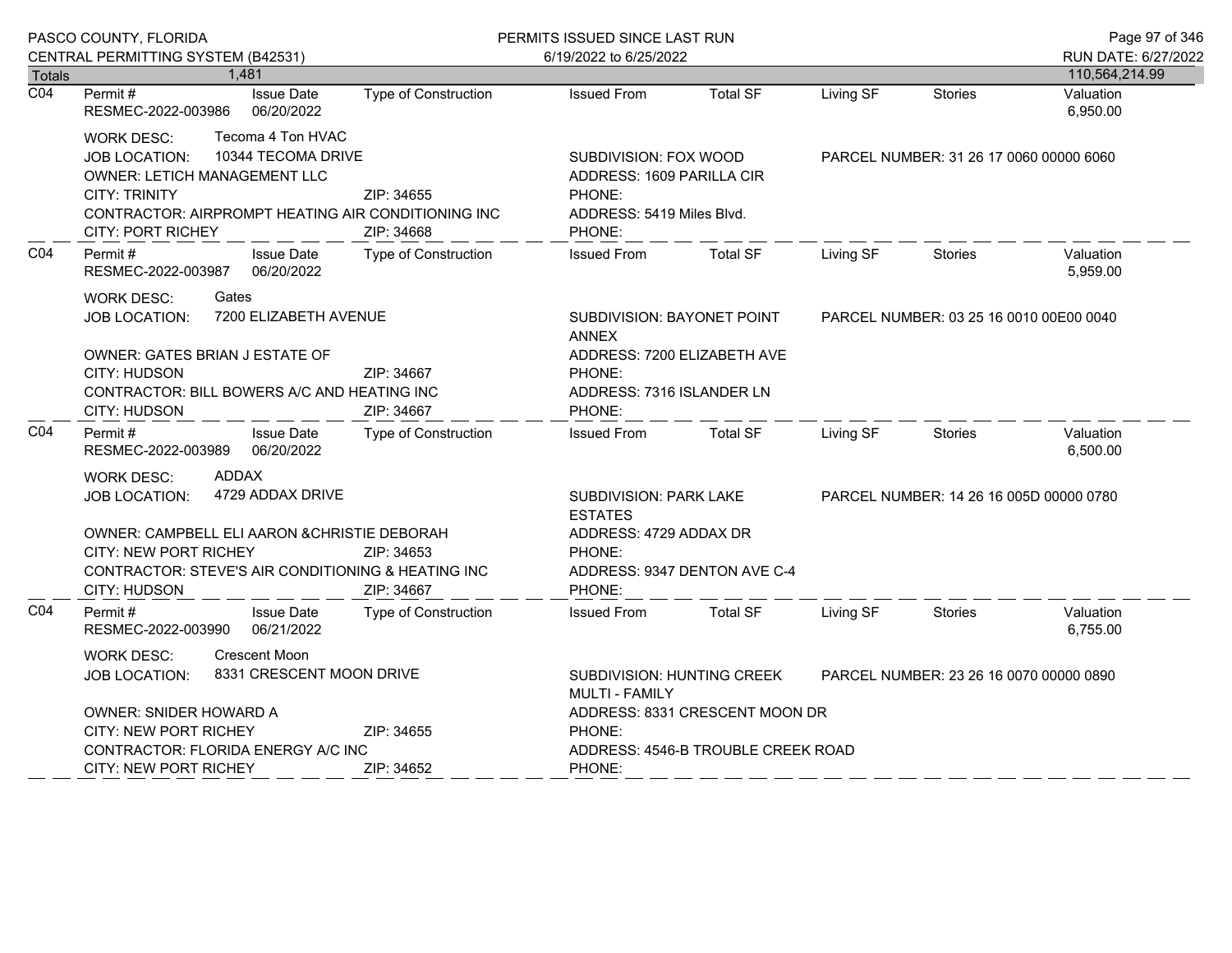PASCO COUNTY, FLORIDA
CENTRAL PERMITTING SYSTEM (B42531)

PERMITS ISSUED SINCE LAST RUN
6/19/2022 to 6/25/2022

RUN DATE: 6/27/2022

| Totals | 1,481 | | | | | | | 110,564,214.99 |
|---|---|---|---|---|---|---|---|---|

---

**C04**

| Permit # | Issue Date | Type of Construction | Issued From | Total SF | Living SF | Stories | Valuation |
|---|---|---|---|---|---|---|---|
| RESMEC-2022-003986 | 06/20/2022 | | | | | | 6,950.00 |

WORK DESC: Tecoma 4 Ton HVAC
JOB LOCATION: 10344 TECOMA DRIVE
SUBDIVISION: FOX WOOD
PARCEL NUMBER: 31 26 17 0060 00000 6060
OWNER: LETICH MANAGEMENT LLC
ADDRESS: 1609 PARILLA CIR
CITY: TRINITY ZIP: 34655
PHONE:
CONTRACTOR: AIRPROMPT HEATING AIR CONDITIONING INC
ADDRESS: 5419 Miles Blvd.
CITY: PORT RICHEY ZIP: 34668
PHONE:

---

**C04**

| Permit # | Issue Date | Type of Construction | Issued From | Total SF | Living SF | Stories | Valuation |
|---|---|---|---|---|---|---|---|
| RESMEC-2022-003987 | 06/20/2022 | | | | | | 5,959.00 |

WORK DESC: Gates
JOB LOCATION: 7200 ELIZABETH AVENUE
SUBDIVISION: BAYONET POINT ANNEX
PARCEL NUMBER: 03 25 16 0010 00E00 0040
OWNER: GATES BRIAN J ESTATE OF
ADDRESS: 7200 ELIZABETH AVE
CITY: HUDSON ZIP: 34667
PHONE:
CONTRACTOR: BILL BOWERS A/C AND HEATING INC
ADDRESS: 7316 ISLANDER LN
CITY: HUDSON ZIP: 34667
PHONE:

---

**C04**

| Permit # | Issue Date | Type of Construction | Issued From | Total SF | Living SF | Stories | Valuation |
|---|---|---|---|---|---|---|---|
| RESMEC-2022-003989 | 06/20/2022 | | | | | | 6,500.00 |

WORK DESC: ADDAX
JOB LOCATION: 4729 ADDAX DRIVE
SUBDIVISION: PARK LAKE ESTATES
PARCEL NUMBER: 14 26 16 005D 00000 0780
OWNER: CAMPBELL ELI AARON &CHRISTIE DEBORAH
ADDRESS: 4729 ADDAX DR
CITY: NEW PORT RICHEY ZIP: 34653
PHONE:
CONTRACTOR: STEVE'S AIR CONDITIONING & HEATING INC
ADDRESS: 9347 DENTON AVE C-4
CITY: HUDSON ZIP: 34667
PHONE:

---

**C04**

| Permit # | Issue Date | Type of Construction | Issued From | Total SF | Living SF | Stories | Valuation |
|---|---|---|---|---|---|---|---|
| RESMEC-2022-003990 | 06/21/2022 | | | | | | 6,755.00 |

WORK DESC: Crescent Moon
JOB LOCATION: 8331 CRESCENT MOON DRIVE
SUBDIVISION: HUNTING CREEK MULTI - FAMILY
PARCEL NUMBER: 23 26 16 0070 00000 0890
OWNER: SNIDER HOWARD A
ADDRESS: 8331 CRESCENT MOON DR
CITY: NEW PORT RICHEY ZIP: 34655
PHONE:
CONTRACTOR: FLORIDA ENERGY A/C INC
ADDRESS: 4546-B TROUBLE CREEK ROAD
CITY: NEW PORT RICHEY ZIP: 34652
PHONE: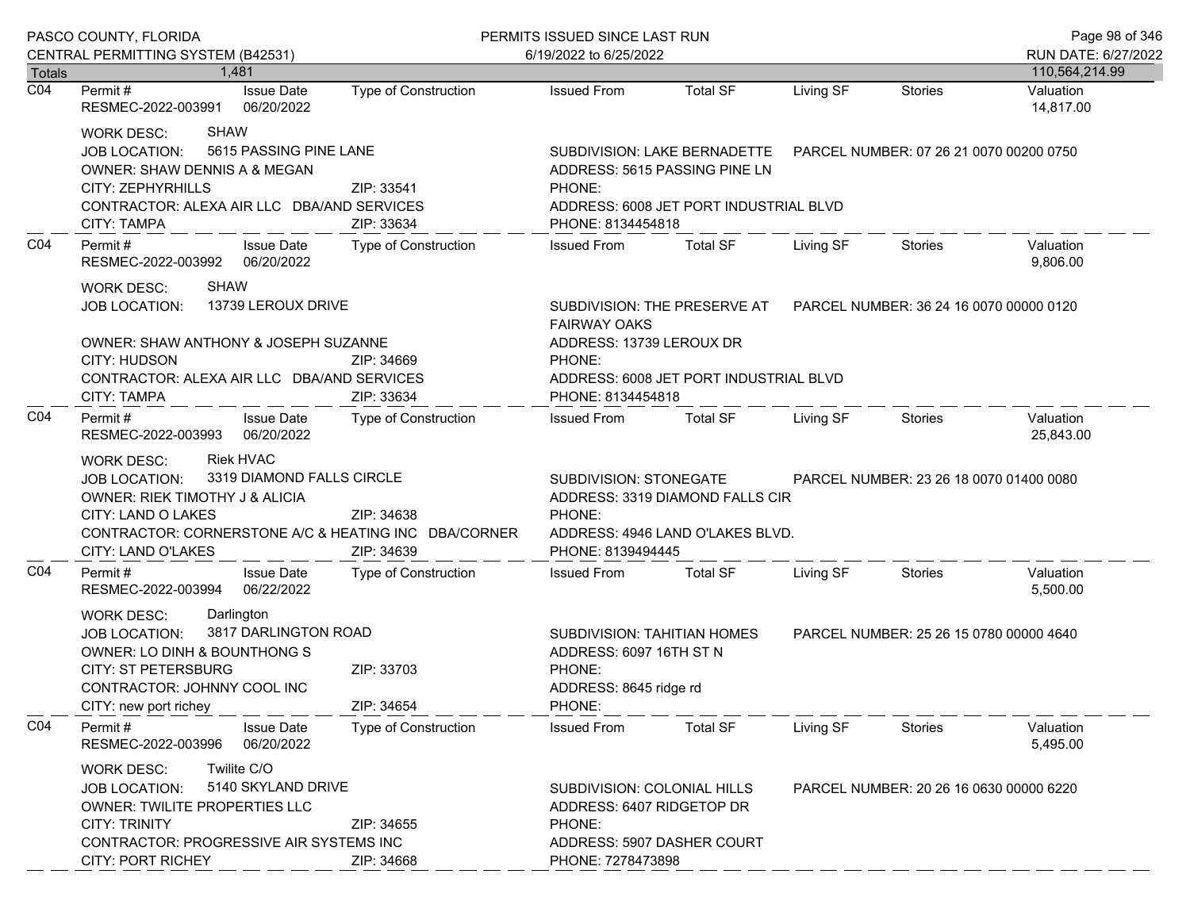| Totals | 1,481 | | | | | | | 110,564,214.99 |
|---|---|---|---|---|---|---|---|---|

**C04** Permit # RESMEC-2022-003991 | Issue Date 06/20/2022 | Type of Construction | Issued From | Total SF | Living SF | Stories | Valuation 14,817.00

WORK DESC: SHAW
JOB LOCATION: 5615 PASSING PINE LANE — SUBDIVISION: LAKE BERNADETTE — PARCEL NUMBER: 07 26 21 0070 00200 0750
OWNER: SHAW DENNIS A & MEGAN — ADDRESS: 5615 PASSING PINE LN
CITY: ZEPHYRHILLS ZIP: 33541 — PHONE:
CONTRACTOR: ALEXA AIR LLC DBA/AND SERVICES — ADDRESS: 6008 JET PORT INDUSTRIAL BLVD
CITY: TAMPA ZIP: 33634 — PHONE: 8134454818

**C04** Permit # RESMEC-2022-003992 | Issue Date 06/20/2022 | Type of Construction | Issued From | Total SF | Living SF | Stories | Valuation 9,806.00

WORK DESC: SHAW
JOB LOCATION: 13739 LEROUX DRIVE — SUBDIVISION: THE PRESERVE AT FAIRWAY OAKS — PARCEL NUMBER: 36 24 16 0070 00000 0120
OWNER: SHAW ANTHONY & JOSEPH SUZANNE — ADDRESS: 13739 LEROUX DR
CITY: HUDSON ZIP: 34669 — PHONE:
CONTRACTOR: ALEXA AIR LLC DBA/AND SERVICES — ADDRESS: 6008 JET PORT INDUSTRIAL BLVD
CITY: TAMPA ZIP: 33634 — PHONE: 8134454818

**C04** Permit # RESMEC-2022-003993 | Issue Date 06/20/2022 | Type of Construction | Issued From | Total SF | Living SF | Stories | Valuation 25,843.00

WORK DESC: Riek HVAC
JOB LOCATION: 3319 DIAMOND FALLS CIRCLE — SUBDIVISION: STONEGATE — PARCEL NUMBER: 23 26 18 0070 01400 0080
OWNER: RIEK TIMOTHY J & ALICIA — ADDRESS: 3319 DIAMOND FALLS CIR
CITY: LAND O LAKES ZIP: 34638 — PHONE:
CONTRACTOR: CORNERSTONE A/C & HEATING INC DBA/CORNER — ADDRESS: 4946 LAND O'LAKES BLVD.
CITY: LAND O'LAKES ZIP: 34639 — PHONE: 8139494445

**C04** Permit # RESMEC-2022-003994 | Issue Date 06/22/2022 | Type of Construction | Issued From | Total SF | Living SF | Stories | Valuation 5,500.00

WORK DESC: Darlington
JOB LOCATION: 3817 DARLINGTON ROAD — SUBDIVISION: TAHITIAN HOMES — PARCEL NUMBER: 25 26 15 0780 00000 4640
OWNER: LO DINH & BOUNTHONG S — ADDRESS: 6097 16TH ST N
CITY: ST PETERSBURG ZIP: 33703 — PHONE:
CONTRACTOR: JOHNNY COOL INC — ADDRESS: 8645 ridge rd
CITY: new port richey ZIP: 34654 — PHONE:

**C04** Permit # RESMEC-2022-003996 | Issue Date 06/20/2022 | Type of Construction | Issued From | Total SF | Living SF | Stories | Valuation 5,495.00

WORK DESC: Twilite C/O
JOB LOCATION: 5140 SKYLAND DRIVE — SUBDIVISION: COLONIAL HILLS — PARCEL NUMBER: 20 26 16 0630 00000 6220
OWNER: TWILITE PROPERTIES LLC — ADDRESS: 6407 RIDGETOP DR
CITY: TRINITY ZIP: 34655 — PHONE:
CONTRACTOR: PROGRESSIVE AIR SYSTEMS INC — ADDRESS: 5907 DASHER COURT
CITY: PORT RICHEY ZIP: 34668 — PHONE: 7278473898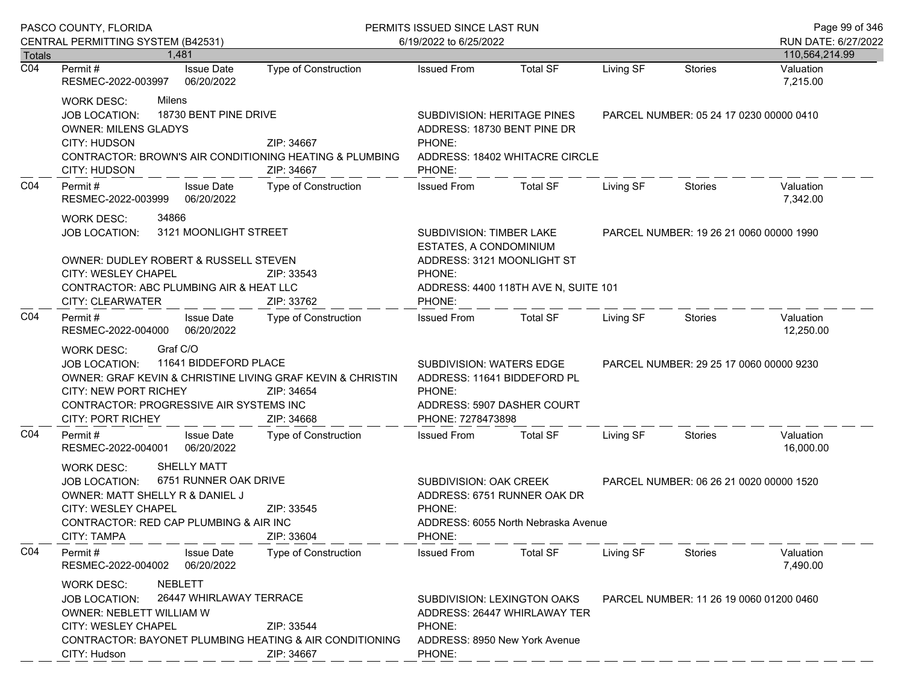PASCO COUNTY, FLORIDA
CENTRAL PERMITTING SYSTEM (B42531)

PERMITS ISSUED SINCE LAST RUN
6/19/2022 to 6/25/2022

RUN DATE: 6/27/2022

| Totals | 1,481 | | | | | | | 110,564,214.99 |
|---|---|---|---|---|---|---|---|---|

---

**C04** | Permit # RESMEC-2022-003997 | Issue Date 06/20/2022 | Type of Construction | Issued From | Total SF | Living SF | Stories | Valuation 7,215.00

WORK DESC: Milens
JOB LOCATION: 18730 BENT PINE DRIVE — SUBDIVISION: HERITAGE PINES — PARCEL NUMBER: 05 24 17 0230 00000 0410
OWNER: MILENS GLADYS — ADDRESS: 18730 BENT PINE DR
CITY: HUDSON ZIP: 34667 — PHONE:
CONTRACTOR: BROWN'S AIR CONDITIONING HEATING & PLUMBING — ADDRESS: 18402 WHITACRE CIRCLE
CITY: HUDSON ZIP: 34667 — PHONE:

---

**C04** | Permit # RESMEC-2022-003999 | Issue Date 06/20/2022 | Type of Construction | Issued From | Total SF | Living SF | Stories | Valuation 7,342.00

WORK DESC: 34866
JOB LOCATION: 3121 MOONLIGHT STREET — SUBDIVISION: TIMBER LAKE ESTATES, A CONDOMINIUM — PARCEL NUMBER: 19 26 21 0060 00000 1990
OWNER: DUDLEY ROBERT & RUSSELL STEVEN — ADDRESS: 3121 MOONLIGHT ST
CITY: WESLEY CHAPEL ZIP: 33543 — PHONE:
CONTRACTOR: ABC PLUMBING AIR & HEAT LLC — ADDRESS: 4400 118TH AVE N, SUITE 101
CITY: CLEARWATER ZIP: 33762 — PHONE:

---

**C04** | Permit # RESMEC-2022-004000 | Issue Date 06/20/2022 | Type of Construction | Issued From | Total SF | Living SF | Stories | Valuation 12,250.00

WORK DESC: Graf C/O
JOB LOCATION: 11641 BIDDEFORD PLACE — SUBDIVISION: WATERS EDGE — PARCEL NUMBER: 29 25 17 0060 00000 9230
OWNER: GRAF KEVIN & CHRISTINE LIVING GRAF KEVIN & CHRISTIN — ADDRESS: 11641 BIDDEFORD PL
CITY: NEW PORT RICHEY ZIP: 34654 — PHONE:
CONTRACTOR: PROGRESSIVE AIR SYSTEMS INC — ADDRESS: 5907 DASHER COURT
CITY: PORT RICHEY ZIP: 34668 — PHONE: 7278473898

---

**C04** | Permit # RESMEC-2022-004001 | Issue Date 06/20/2022 | Type of Construction | Issued From | Total SF | Living SF | Stories | Valuation 16,000.00

WORK DESC: SHELLY MATT
JOB LOCATION: 6751 RUNNER OAK DRIVE — SUBDIVISION: OAK CREEK — PARCEL NUMBER: 06 26 21 0020 00000 1520
OWNER: MATT SHELLY R & DANIEL J — ADDRESS: 6751 RUNNER OAK DR
CITY: WESLEY CHAPEL ZIP: 33545 — PHONE:
CONTRACTOR: RED CAP PLUMBING & AIR INC — ADDRESS: 6055 North Nebraska Avenue
CITY: TAMPA ZIP: 33604 — PHONE:

---

**C04** | Permit # RESMEC-2022-004002 | Issue Date 06/20/2022 | Type of Construction | Issued From | Total SF | Living SF | Stories | Valuation 7,490.00

WORK DESC: NEBLETT
JOB LOCATION: 26447 WHIRLAWAY TERRACE — SUBDIVISION: LEXINGTON OAKS — PARCEL NUMBER: 11 26 19 0060 01200 0460
OWNER: NEBLETT WILLIAM W — ADDRESS: 26447 WHIRLAWAY TER
CITY: WESLEY CHAPEL ZIP: 33544 — PHONE:
CONTRACTOR: BAYONET PLUMBING HEATING & AIR CONDITIONING — ADDRESS: 8950 New York Avenue
CITY: Hudson ZIP: 34667 — PHONE: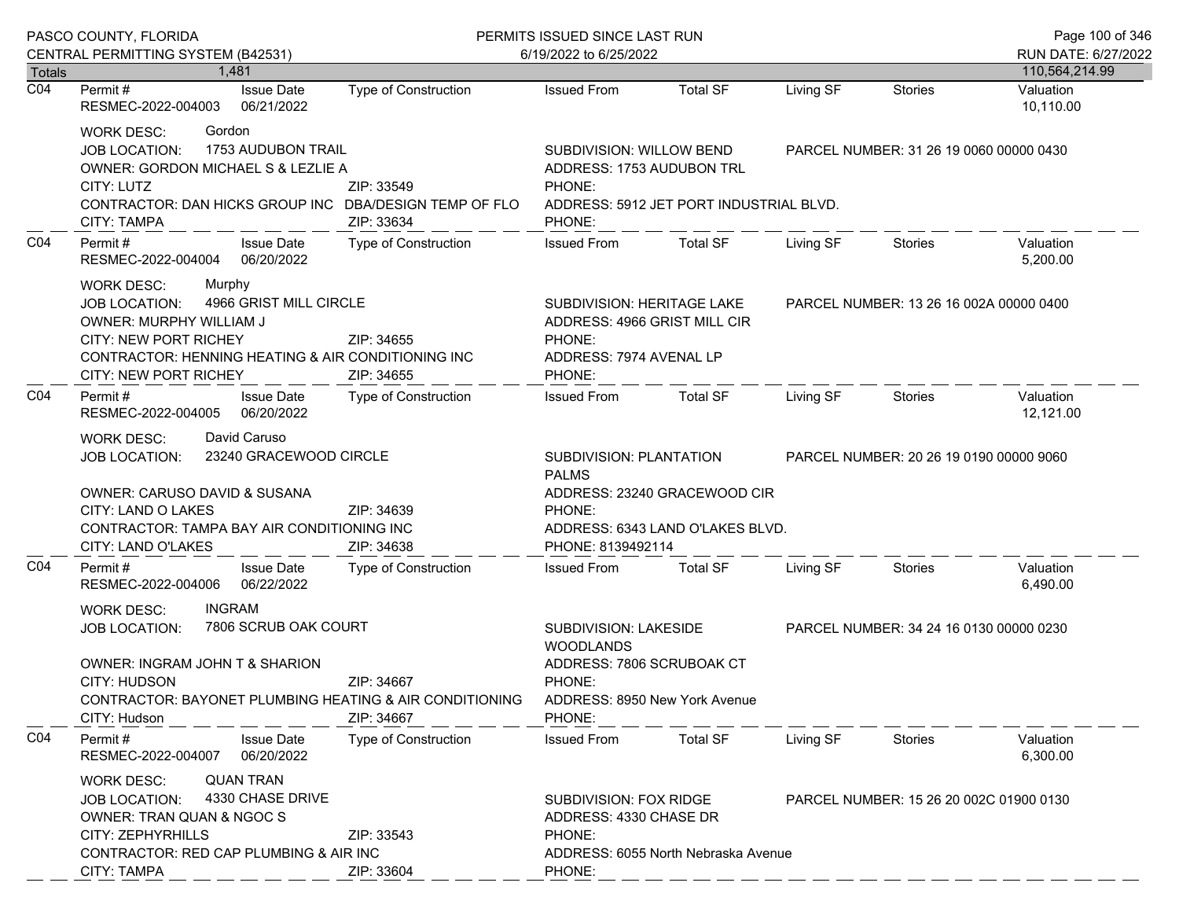PASCO COUNTY, FLORIDA
CENTRAL PERMITTING SYSTEM (B42531)

PERMITS ISSUED SINCE LAST RUN
6/19/2022 to 6/25/2022

RUN DATE: 6/27/2022

| Totals | 1,481 | | | | | | | 110,564,214.99 |
|---|---|---|---|---|---|---|---|---|

| | Permit # | Issue Date | Type of Construction | Issued From | Total SF | Living SF | Stories | Valuation |
|---|---|---|---|---|---|---|---|---|
| C04 | RESMEC-2022-004003 | 06/21/2022 | | | | | | 10,110.00 |

WORK DESC: Gordon
JOB LOCATION: 1753 AUDUBON TRAIL
SUBDIVISION: WILLOW BEND
PARCEL NUMBER: 31 26 19 0060 00000 0430
OWNER: GORDON MICHAEL S & LEZLIE A
ADDRESS: 1753 AUDUBON TRL
CITY: LUTZ ZIP: 33549
PHONE:
CONTRACTOR: DAN HICKS GROUP INC DBA/DESIGN TEMP OF FLO
ADDRESS: 5912 JET PORT INDUSTRIAL BLVD.
CITY: TAMPA ZIP: 33634
PHONE:

| | Permit # | Issue Date | Type of Construction | Issued From | Total SF | Living SF | Stories | Valuation |
|---|---|---|---|---|---|---|---|---|
| C04 | RESMEC-2022-004004 | 06/20/2022 | | | | | | 5,200.00 |

WORK DESC: Murphy
JOB LOCATION: 4966 GRIST MILL CIRCLE
SUBDIVISION: HERITAGE LAKE
PARCEL NUMBER: 13 26 16 002A 00000 0400
OWNER: MURPHY WILLIAM J
ADDRESS: 4966 GRIST MILL CIR
CITY: NEW PORT RICHEY ZIP: 34655
PHONE:
CONTRACTOR: HENNING HEATING & AIR CONDITIONING INC
ADDRESS: 7974 AVENAL LP
CITY: NEW PORT RICHEY ZIP: 34655
PHONE:

| | Permit # | Issue Date | Type of Construction | Issued From | Total SF | Living SF | Stories | Valuation |
|---|---|---|---|---|---|---|---|---|
| C04 | RESMEC-2022-004005 | 06/20/2022 | | | | | | 12,121.00 |

WORK DESC: David Caruso
JOB LOCATION: 23240 GRACEWOOD CIRCLE
SUBDIVISION: PLANTATION PALMS
PARCEL NUMBER: 20 26 19 0190 00000 9060
OWNER: CARUSO DAVID & SUSANA
ADDRESS: 23240 GRACEWOOD CIR
CITY: LAND O LAKES ZIP: 34639
PHONE:
CONTRACTOR: TAMPA BAY AIR CONDITIONING INC
ADDRESS: 6343 LAND O'LAKES BLVD.
CITY: LAND O'LAKES ZIP: 34638
PHONE: 8139492114

| | Permit # | Issue Date | Type of Construction | Issued From | Total SF | Living SF | Stories | Valuation |
|---|---|---|---|---|---|---|---|---|
| C04 | RESMEC-2022-004006 | 06/22/2022 | | | | | | 6,490.00 |

WORK DESC: INGRAM
JOB LOCATION: 7806 SCRUB OAK COURT
SUBDIVISION: LAKESIDE WOODLANDS
PARCEL NUMBER: 34 24 16 0130 00000 0230
OWNER: INGRAM JOHN T & SHARION
ADDRESS: 7806 SCRUBOAK CT
CITY: HUDSON ZIP: 34667
PHONE:
CONTRACTOR: BAYONET PLUMBING HEATING & AIR CONDITIONING
ADDRESS: 8950 New York Avenue
CITY: Hudson ZIP: 34667
PHONE:

| | Permit # | Issue Date | Type of Construction | Issued From | Total SF | Living SF | Stories | Valuation |
|---|---|---|---|---|---|---|---|---|
| C04 | RESMEC-2022-004007 | 06/20/2022 | | | | | | 6,300.00 |

WORK DESC: QUAN TRAN
JOB LOCATION: 4330 CHASE DRIVE
SUBDIVISION: FOX RIDGE
PARCEL NUMBER: 15 26 20 002C 01900 0130
OWNER: TRAN QUAN & NGOC S
ADDRESS: 4330 CHASE DR
CITY: ZEPHYRHILLS ZIP: 33543
PHONE:
CONTRACTOR: RED CAP PLUMBING & AIR INC
ADDRESS: 6055 North Nebraska Avenue
CITY: TAMPA ZIP: 33604
PHONE: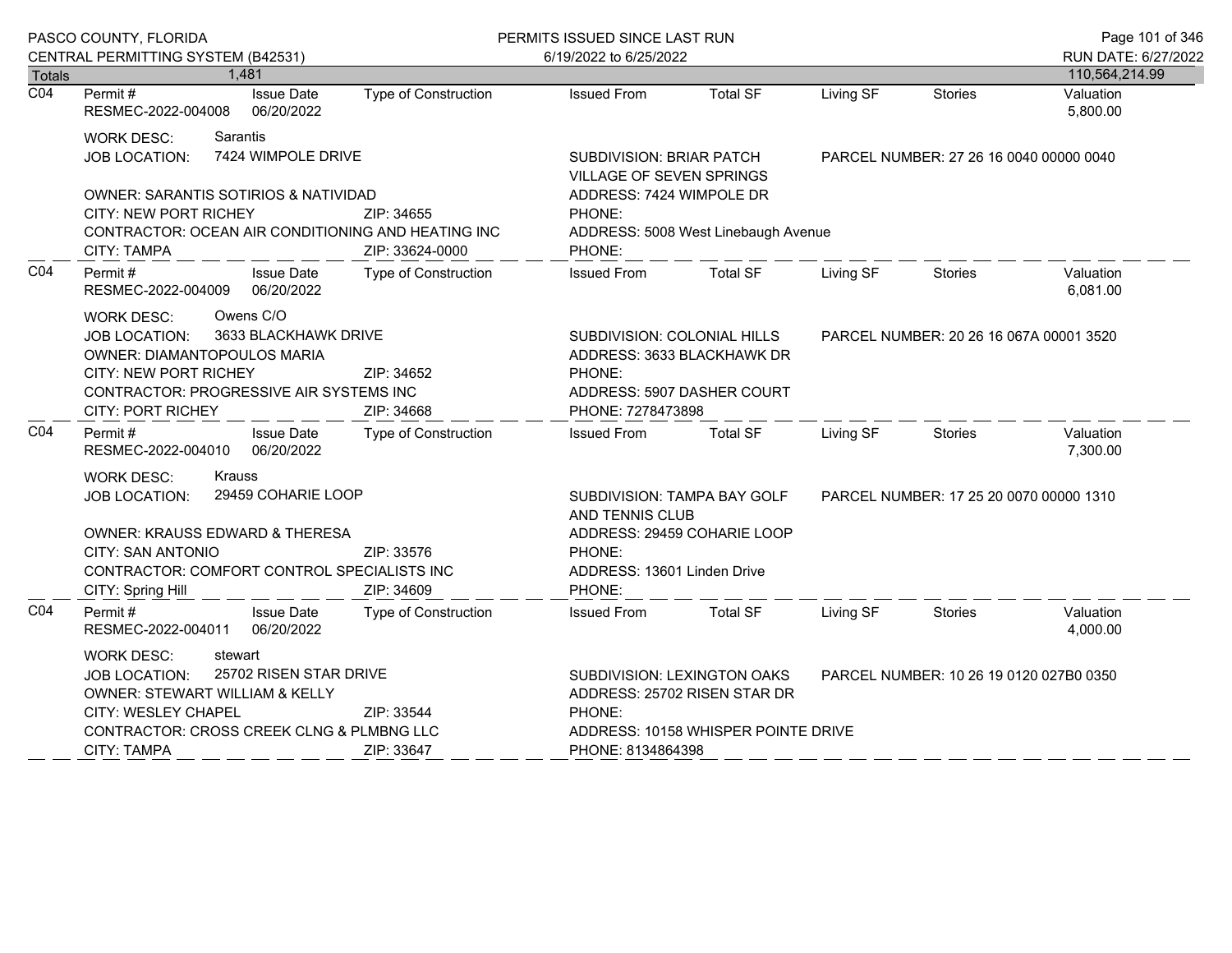| Totals | 1,481 | | | | | | 110,564,214.99 |
|---|---|---|---|---|---|---|---|

**C04**

| Permit # | Issue Date | Type of Construction | Issued From | Total SF | Living SF | Stories | Valuation |
|---|---|---|---|---|---|---|---|
| RESMEC-2022-004008 | 06/20/2022 | | | | | | 5,800.00 |

WORK DESC: Sarantis
JOB LOCATION: 7424 WIMPOLE DRIVE
SUBDIVISION: BRIAR PATCH VILLAGE OF SEVEN SPRINGS
PARCEL NUMBER: 27 26 16 0040 00000 0040
OWNER: SARANTIS SOTIRIOS & NATIVIDAD
ADDRESS: 7424 WIMPOLE DR
CITY: NEW PORT RICHEY ZIP: 34655
PHONE:
CONTRACTOR: OCEAN AIR CONDITIONING AND HEATING INC
ADDRESS: 5008 West Linebaugh Avenue
CITY: TAMPA ZIP: 33624-0000
PHONE:

**C04**

| Permit # | Issue Date | Type of Construction | Issued From | Total SF | Living SF | Stories | Valuation |
|---|---|---|---|---|---|---|---|
| RESMEC-2022-004009 | 06/20/2022 | | | | | | 6,081.00 |

WORK DESC: Owens C/O
JOB LOCATION: 3633 BLACKHAWK DRIVE
SUBDIVISION: COLONIAL HILLS
PARCEL NUMBER: 20 26 16 067A 00001 3520
OWNER: DIAMANTOPOULOS MARIA
ADDRESS: 3633 BLACKHAWK DR
CITY: NEW PORT RICHEY ZIP: 34652
PHONE:
CONTRACTOR: PROGRESSIVE AIR SYSTEMS INC
ADDRESS: 5907 DASHER COURT
CITY: PORT RICHEY ZIP: 34668
PHONE: 7278473898

**C04**

| Permit # | Issue Date | Type of Construction | Issued From | Total SF | Living SF | Stories | Valuation |
|---|---|---|---|---|---|---|---|
| RESMEC-2022-004010 | 06/20/2022 | | | | | | 7,300.00 |

WORK DESC: Krauss
JOB LOCATION: 29459 COHARIE LOOP
SUBDIVISION: TAMPA BAY GOLF AND TENNIS CLUB
PARCEL NUMBER: 17 25 20 0070 00000 1310
OWNER: KRAUSS EDWARD & THERESA
ADDRESS: 29459 COHARIE LOOP
CITY: SAN ANTONIO ZIP: 33576
PHONE:
CONTRACTOR: COMFORT CONTROL SPECIALISTS INC
ADDRESS: 13601 Linden Drive
CITY: Spring Hill ZIP: 34609
PHONE:

**C04**

| Permit # | Issue Date | Type of Construction | Issued From | Total SF | Living SF | Stories | Valuation |
|---|---|---|---|---|---|---|---|
| RESMEC-2022-004011 | 06/20/2022 | | | | | | 4,000.00 |

WORK DESC: stewart
JOB LOCATION: 25702 RISEN STAR DRIVE
SUBDIVISION: LEXINGTON OAKS
PARCEL NUMBER: 10 26 19 0120 027B0 0350
OWNER: STEWART WILLIAM & KELLY
ADDRESS: 25702 RISEN STAR DR
CITY: WESLEY CHAPEL ZIP: 33544
PHONE:
CONTRACTOR: CROSS CREEK CLNG & PLMBNG LLC
ADDRESS: 10158 WHISPER POINTE DRIVE
CITY: TAMPA ZIP: 33647
PHONE: 8134864398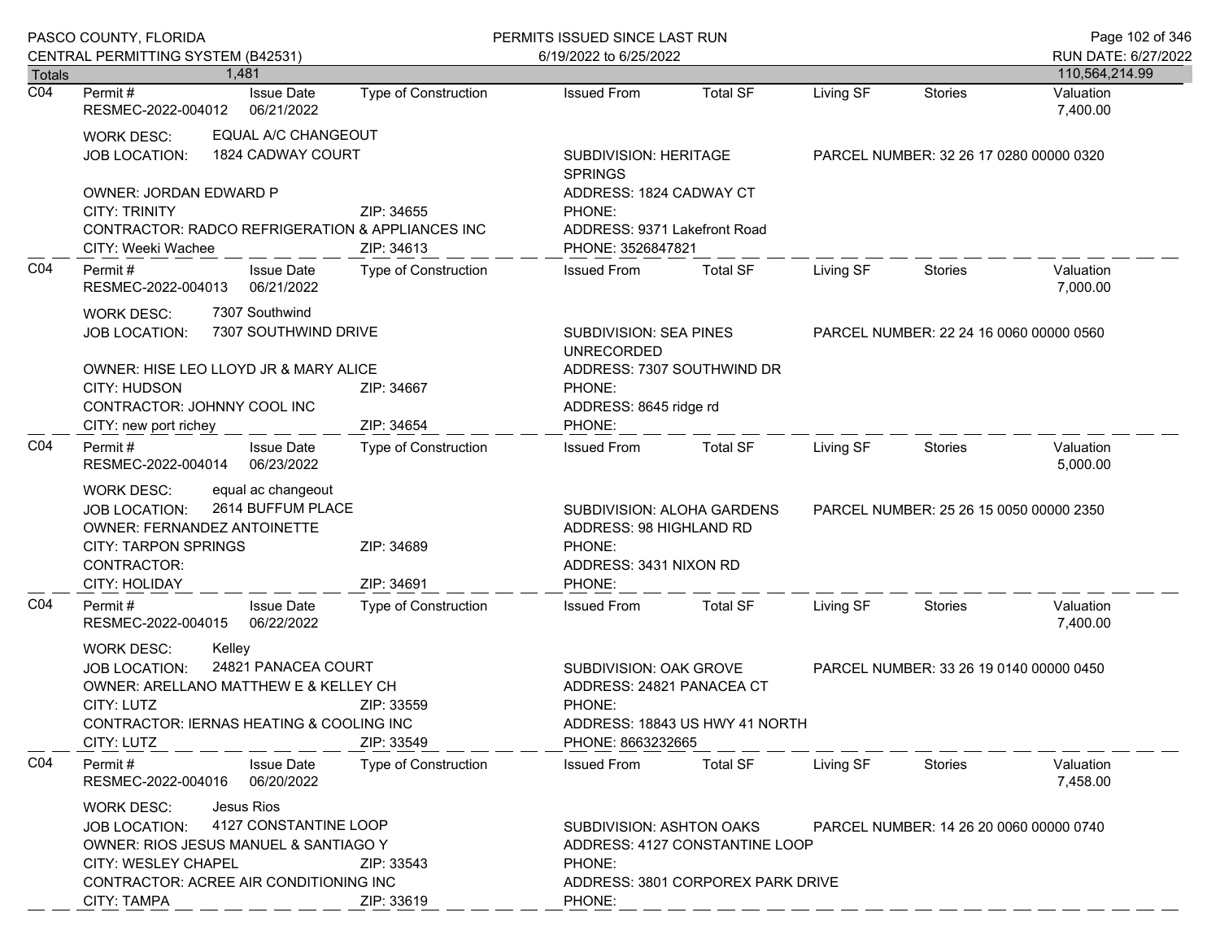PASCO COUNTY, FLORIDA
CENTRAL PERMITTING SYSTEM (B42531)

PERMITS ISSUED SINCE LAST RUN
6/19/2022 to 6/25/2022

RUN DATE: 6/27/2022

**Totals** 1,481 — 110,564,214.99

---

**C04**

| Permit # | Issue Date | Type of Construction | Issued From | Total SF | Living SF | Stories | Valuation |
|---|---|---|---|---|---|---|---|
| RESMEC-2022-004012 | 06/21/2022 | | | | | | 7,400.00 |

WORK DESC: EQUAL A/C CHANGEOUT
JOB LOCATION: 1824 CADWAY COURT
SUBDIVISION: HERITAGE SPRINGS
PARCEL NUMBER: 32 26 17 0280 00000 0320
OWNER: JORDAN EDWARD P
ADDRESS: 1824 CADWAY CT
CITY: TRINITY ZIP: 34655
PHONE:
CONTRACTOR: RADCO REFRIGERATION & APPLIANCES INC
ADDRESS: 9371 Lakefront Road
CITY: Weeki Wachee ZIP: 34613
PHONE: 3526847821

---

**C04**

| Permit # | Issue Date | Type of Construction | Issued From | Total SF | Living SF | Stories | Valuation |
|---|---|---|---|---|---|---|---|
| RESMEC-2022-004013 | 06/21/2022 | | | | | | 7,000.00 |

WORK DESC: 7307 Southwind
JOB LOCATION: 7307 SOUTHWIND DRIVE
SUBDIVISION: SEA PINES UNRECORDED
PARCEL NUMBER: 22 24 16 0060 00000 0560
OWNER: HISE LEO LLOYD JR & MARY ALICE
ADDRESS: 7307 SOUTHWIND DR
CITY: HUDSON ZIP: 34667
PHONE:
CONTRACTOR: JOHNNY COOL INC
ADDRESS: 8645 ridge rd
CITY: new port richey ZIP: 34654
PHONE:

---

**C04**

| Permit # | Issue Date | Type of Construction | Issued From | Total SF | Living SF | Stories | Valuation |
|---|---|---|---|---|---|---|---|
| RESMEC-2022-004014 | 06/23/2022 | | | | | | 5,000.00 |

WORK DESC: equal ac changeout
JOB LOCATION: 2614 BUFFUM PLACE
SUBDIVISION: ALOHA GARDENS
PARCEL NUMBER: 25 26 15 0050 00000 2350
OWNER: FERNANDEZ ANTOINETTE
ADDRESS: 98 HIGHLAND RD
CITY: TARPON SPRINGS ZIP: 34689
PHONE:
CONTRACTOR:
ADDRESS: 3431 NIXON RD
CITY: HOLIDAY ZIP: 34691
PHONE:

---

**C04**

| Permit # | Issue Date | Type of Construction | Issued From | Total SF | Living SF | Stories | Valuation |
|---|---|---|---|---|---|---|---|
| RESMEC-2022-004015 | 06/22/2022 | | | | | | 7,400.00 |

WORK DESC: Kelley
JOB LOCATION: 24821 PANACEA COURT
SUBDIVISION: OAK GROVE
PARCEL NUMBER: 33 26 19 0140 00000 0450
OWNER: ARELLANO MATTHEW E & KELLEY CH
ADDRESS: 24821 PANACEA CT
CITY: LUTZ ZIP: 33559
PHONE:
CONTRACTOR: IERNAS HEATING & COOLING INC
ADDRESS: 18843 US HWY 41 NORTH
CITY: LUTZ ZIP: 33549
PHONE: 8663232665

---

**C04**

| Permit # | Issue Date | Type of Construction | Issued From | Total SF | Living SF | Stories | Valuation |
|---|---|---|---|---|---|---|---|
| RESMEC-2022-004016 | 06/20/2022 | | | | | | 7,458.00 |

WORK DESC: Jesus Rios
JOB LOCATION: 4127 CONSTANTINE LOOP
SUBDIVISION: ASHTON OAKS
PARCEL NUMBER: 14 26 20 0060 00000 0740
OWNER: RIOS JESUS MANUEL & SANTIAGO Y
ADDRESS: 4127 CONSTANTINE LOOP
CITY: WESLEY CHAPEL ZIP: 33543
PHONE:
CONTRACTOR: ACREE AIR CONDITIONING INC
ADDRESS: 3801 CORPOREX PARK DRIVE
CITY: TAMPA ZIP: 33619
PHONE: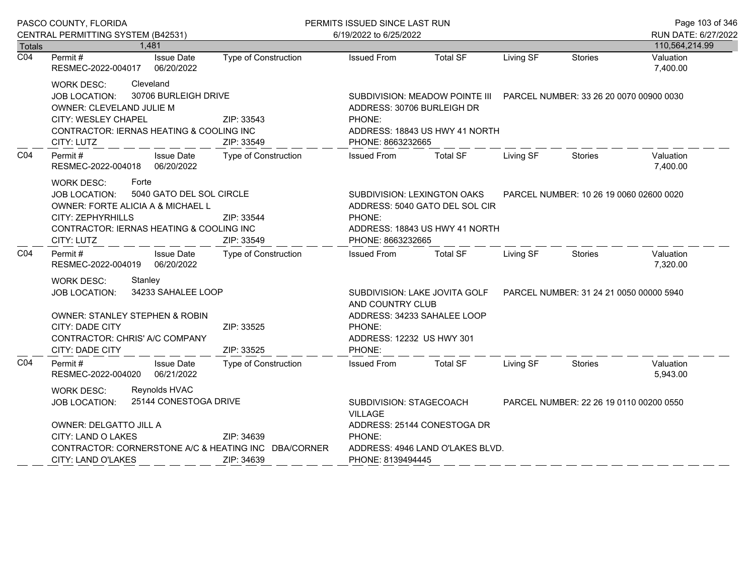| Totals | 1,481 | | | | | | | | 110,564,214.99 |
|---|---|---|---|---|---|---|---|---|---|

**C04** — Permit # RESMEC-2022-004017 | Issue Date 06/20/2022 | Type of Construction | Issued From | Total SF | Living SF | Stories | Valuation 7,400.00

WORK DESC: Cleveland
JOB LOCATION: 30706 BURLEIGH DRIVE
SUBDIVISION: MEADOW POINTE III
PARCEL NUMBER: 33 26 20 0070 00900 0030
OWNER: CLEVELAND JULIE M
ADDRESS: 30706 BURLEIGH DR
CITY: WESLEY CHAPEL ZIP: 33543
PHONE:
CONTRACTOR: IERNAS HEATING & COOLING INC
ADDRESS: 18843 US HWY 41 NORTH
CITY: LUTZ ZIP: 33549
PHONE: 8663232665

**C04** — Permit # RESMEC-2022-004018 | Issue Date 06/20/2022 | Type of Construction | Issued From | Total SF | Living SF | Stories | Valuation 7,400.00

WORK DESC: Forte
JOB LOCATION: 5040 GATO DEL SOL CIRCLE
SUBDIVISION: LEXINGTON OAKS
PARCEL NUMBER: 10 26 19 0060 02600 0020
OWNER: FORTE ALICIA A & MICHAEL L
ADDRESS: 5040 GATO DEL SOL CIR
CITY: ZEPHYRHILLS ZIP: 33544
PHONE:
CONTRACTOR: IERNAS HEATING & COOLING INC
ADDRESS: 18843 US HWY 41 NORTH
CITY: LUTZ ZIP: 33549
PHONE: 8663232665

**C04** — Permit # RESMEC-2022-004019 | Issue Date 06/20/2022 | Type of Construction | Issued From | Total SF | Living SF | Stories | Valuation 7,320.00

WORK DESC: Stanley
JOB LOCATION: 34233 SAHALEE LOOP
SUBDIVISION: LAKE JOVITA GOLF AND COUNTRY CLUB
PARCEL NUMBER: 31 24 21 0050 00000 5940
OWNER: STANLEY STEPHEN & ROBIN
ADDRESS: 34233 SAHALEE LOOP
CITY: DADE CITY ZIP: 33525
PHONE:
CONTRACTOR: CHRIS' A/C COMPANY
ADDRESS: 12232 US HWY 301
CITY: DADE CITY ZIP: 33525
PHONE:

**C04** — Permit # RESMEC-2022-004020 | Issue Date 06/21/2022 | Type of Construction | Issued From | Total SF | Living SF | Stories | Valuation 5,943.00

WORK DESC: Reynolds HVAC
JOB LOCATION: 25144 CONESTOGA DRIVE
SUBDIVISION: STAGECOACH VILLAGE
PARCEL NUMBER: 22 26 19 0110 00200 0550
OWNER: DELGATTO JILL A
ADDRESS: 25144 CONESTOGA DR
CITY: LAND O LAKES ZIP: 34639
PHONE:
CONTRACTOR: CORNERSTONE A/C & HEATING INC DBA/CORNER
ADDRESS: 4946 LAND O'LAKES BLVD.
CITY: LAND O'LAKES ZIP: 34639
PHONE: 8139494445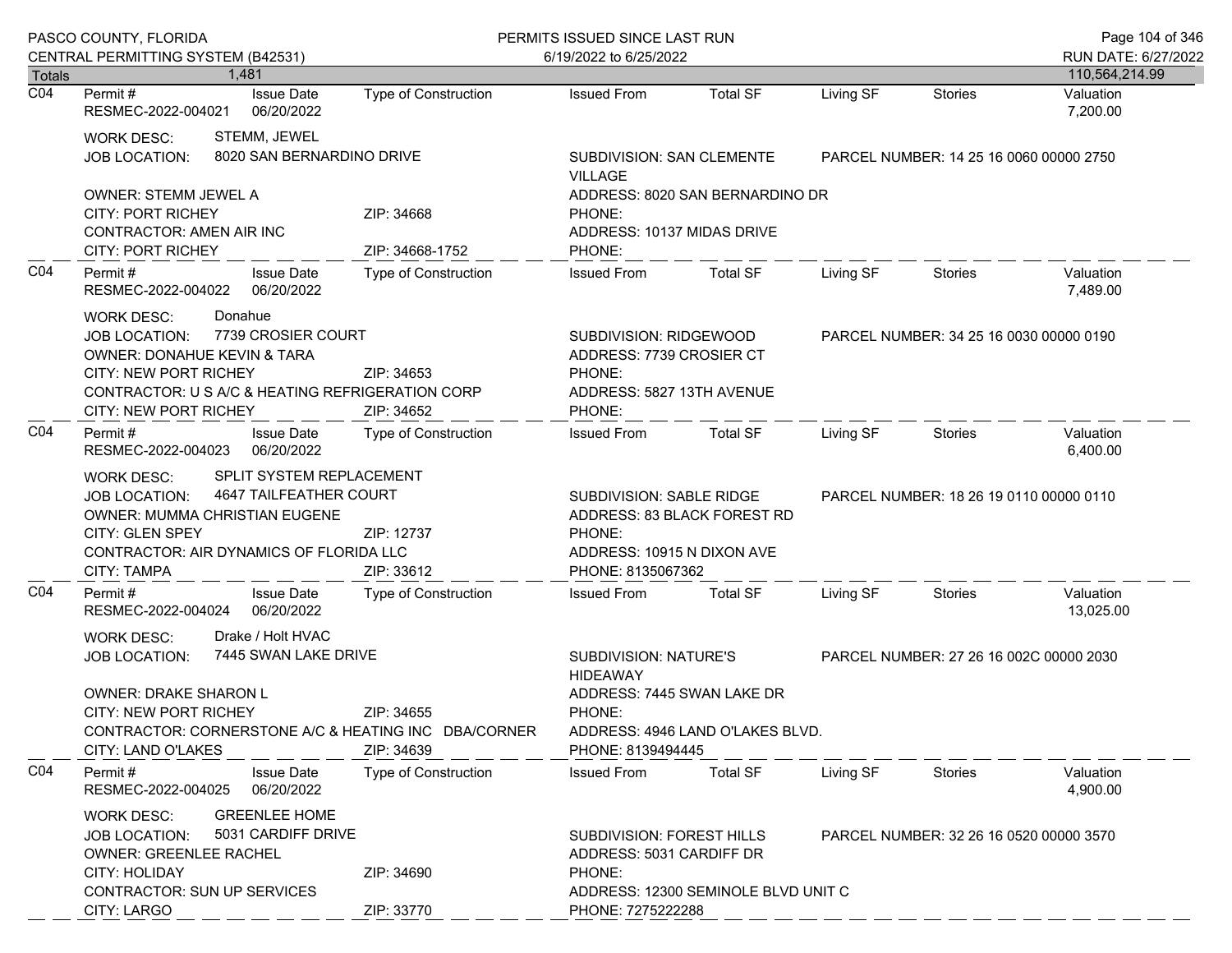| Totals | 1,481 | | | | | | | 110,564,214.99 |
|---|---|---|---|---|---|---|---|---|

**C04** Permit # RESMEC-2022-004021 | Issue Date 06/20/2022 | Type of Construction | Issued From | Total SF | Living SF | Stories | Valuation 7,200.00

WORK DESC: STEMM, JEWEL
JOB LOCATION: 8020 SAN BERNARDINO DRIVE — SUBDIVISION: SAN CLEMENTE VILLAGE — PARCEL NUMBER: 14 25 16 0060 00000 2750
OWNER: STEMM JEWEL A — ADDRESS: 8020 SAN BERNARDINO DR
CITY: PORT RICHEY — ZIP: 34668 — PHONE:
CONTRACTOR: AMEN AIR INC — ADDRESS: 10137 MIDAS DRIVE
CITY: PORT RICHEY — ZIP: 34668-1752 — PHONE:

---

**C04** Permit # RESMEC-2022-004022 | Issue Date 06/20/2022 | Type of Construction | Issued From | Total SF | Living SF | Stories | Valuation 7,489.00

WORK DESC: Donahue
JOB LOCATION: 7739 CROSIER COURT — SUBDIVISION: RIDGEWOOD — PARCEL NUMBER: 34 25 16 0030 00000 0190
OWNER: DONAHUE KEVIN & TARA — ADDRESS: 7739 CROSIER CT
CITY: NEW PORT RICHEY — ZIP: 34653 — PHONE:
CONTRACTOR: U S A/C & HEATING REFRIGERATION CORP — ADDRESS: 5827 13TH AVENUE
CITY: NEW PORT RICHEY — ZIP: 34652 — PHONE:

---

**C04** Permit # RESMEC-2022-004023 | Issue Date 06/20/2022 | Type of Construction | Issued From | Total SF | Living SF | Stories | Valuation 6,400.00

WORK DESC: SPLIT SYSTEM REPLACEMENT
JOB LOCATION: 4647 TAILFEATHER COURT — SUBDIVISION: SABLE RIDGE — PARCEL NUMBER: 18 26 19 0110 00000 0110
OWNER: MUMMA CHRISTIAN EUGENE — ADDRESS: 83 BLACK FOREST RD
CITY: GLEN SPEY — ZIP: 12737 — PHONE:
CONTRACTOR: AIR DYNAMICS OF FLORIDA LLC — ADDRESS: 10915 N DIXON AVE
CITY: TAMPA — ZIP: 33612 — PHONE: 8135067362

---

**C04** Permit # RESMEC-2022-004024 | Issue Date 06/20/2022 | Type of Construction | Issued From | Total SF | Living SF | Stories | Valuation 13,025.00

WORK DESC: Drake / Holt HVAC
JOB LOCATION: 7445 SWAN LAKE DRIVE — SUBDIVISION: NATURE'S HIDEAWAY — PARCEL NUMBER: 27 26 16 002C 00000 2030
OWNER: DRAKE SHARON L — ADDRESS: 7445 SWAN LAKE DR
CITY: NEW PORT RICHEY — ZIP: 34655 — PHONE:
CONTRACTOR: CORNERSTONE A/C & HEATING INC DBA/CORNER — ADDRESS: 4946 LAND O'LAKES BLVD.
CITY: LAND O'LAKES — ZIP: 34639 — PHONE: 8139494445

---

**C04** Permit # RESMEC-2022-004025 | Issue Date 06/20/2022 | Type of Construction | Issued From | Total SF | Living SF | Stories | Valuation 4,900.00

WORK DESC: GREENLEE HOME
JOB LOCATION: 5031 CARDIFF DRIVE — SUBDIVISION: FOREST HILLS — PARCEL NUMBER: 32 26 16 0520 00000 3570
OWNER: GREENLEE RACHEL — ADDRESS: 5031 CARDIFF DR
CITY: HOLIDAY — ZIP: 34690 — PHONE:
CONTRACTOR: SUN UP SERVICES — ADDRESS: 12300 SEMINOLE BLVD UNIT C
CITY: LARGO — ZIP: 33770 — PHONE: 7275222288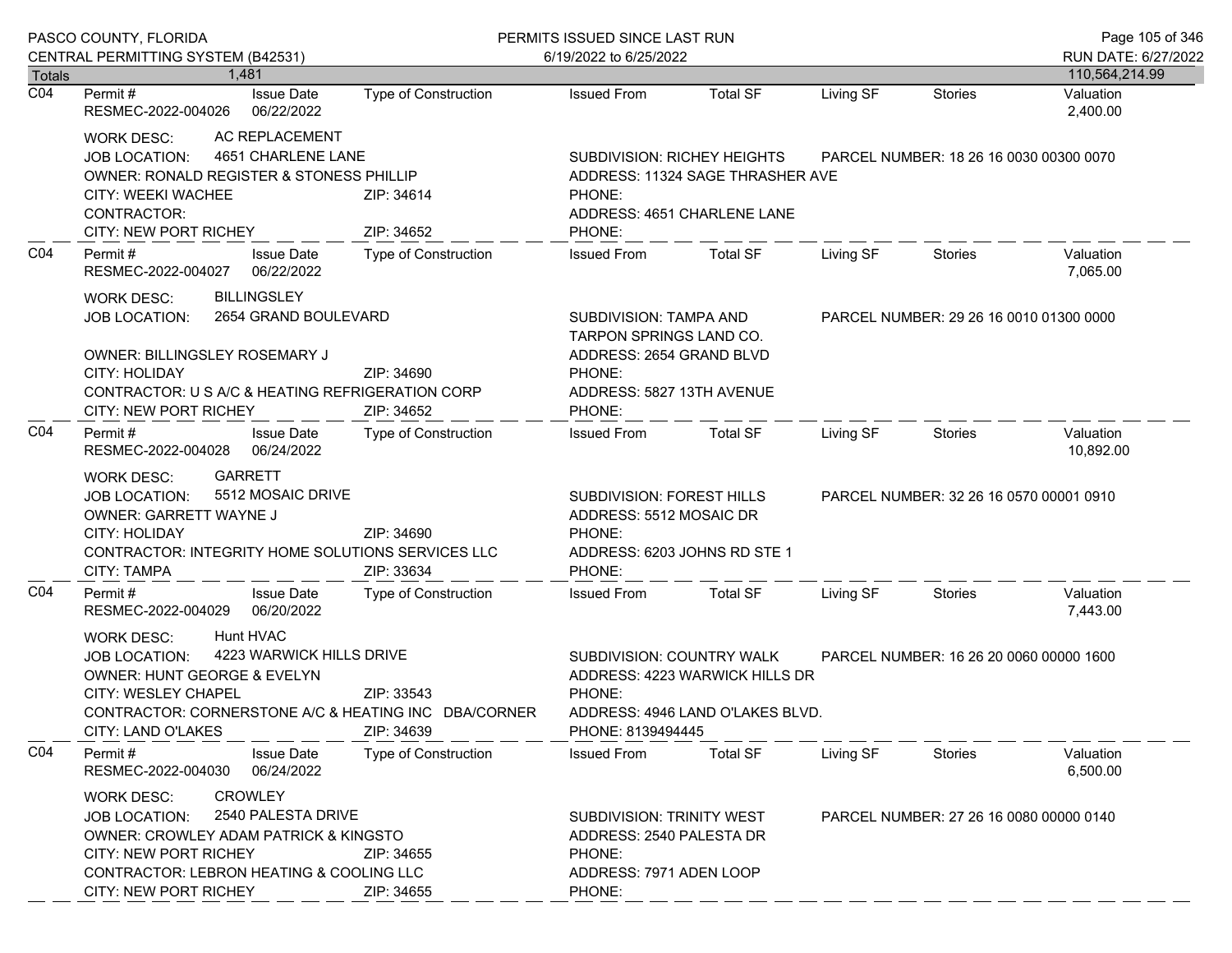PASCO COUNTY, FLORIDA
CENTRAL PERMITTING SYSTEM (B42531)

PERMITS ISSUED SINCE LAST RUN
6/19/2022 to 6/25/2022

RUN DATE: 6/27/2022

| Totals | 1,481 | | | | | | | 110,564,214.99 |
|---|---|---|---|---|---|---|---|---|

---

**C04**

| Permit # | Issue Date | Type of Construction | Issued From | Total SF | Living SF | Stories | Valuation |
|---|---|---|---|---|---|---|---|
| RESMEC-2022-004026 | 06/22/2022 | | | | | | 2,400.00 |

WORK DESC: AC REPLACEMENT
JOB LOCATION: 4651 CHARLENE LANE — SUBDIVISION: RICHEY HEIGHTS — PARCEL NUMBER: 18 26 16 0030 00300 0070
OWNER: RONALD REGISTER & STONESS PHILLIP — ADDRESS: 11324 SAGE THRASHER AVE
CITY: WEEKI WACHEE — ZIP: 34614 — PHONE:
CONTRACTOR: — ADDRESS: 4651 CHARLENE LANE
CITY: NEW PORT RICHEY — ZIP: 34652 — PHONE:

---

**C04**

| Permit # | Issue Date | Type of Construction | Issued From | Total SF | Living SF | Stories | Valuation |
|---|---|---|---|---|---|---|---|
| RESMEC-2022-004027 | 06/22/2022 | | | | | | 7,065.00 |

WORK DESC: BILLINGSLEY
JOB LOCATION: 2654 GRAND BOULEVARD — SUBDIVISION: TAMPA AND TARPON SPRINGS LAND CO. — PARCEL NUMBER: 29 26 16 0010 01300 0000
OWNER: BILLINGSLEY ROSEMARY J — ADDRESS: 2654 GRAND BLVD
CITY: HOLIDAY — ZIP: 34690 — PHONE:
CONTRACTOR: U S A/C & HEATING REFRIGERATION CORP — ADDRESS: 5827 13TH AVENUE
CITY: NEW PORT RICHEY — ZIP: 34652 — PHONE:

---

**C04**

| Permit # | Issue Date | Type of Construction | Issued From | Total SF | Living SF | Stories | Valuation |
|---|---|---|---|---|---|---|---|
| RESMEC-2022-004028 | 06/24/2022 | | | | | | 10,892.00 |

WORK DESC: GARRETT
JOB LOCATION: 5512 MOSAIC DRIVE — SUBDIVISION: FOREST HILLS — PARCEL NUMBER: 32 26 16 0570 00001 0910
OWNER: GARRETT WAYNE J — ADDRESS: 5512 MOSAIC DR
CITY: HOLIDAY — ZIP: 34690 — PHONE:
CONTRACTOR: INTEGRITY HOME SOLUTIONS SERVICES LLC — ADDRESS: 6203 JOHNS RD STE 1
CITY: TAMPA — ZIP: 33634 — PHONE:

---

**C04**

| Permit # | Issue Date | Type of Construction | Issued From | Total SF | Living SF | Stories | Valuation |
|---|---|---|---|---|---|---|---|
| RESMEC-2022-004029 | 06/20/2022 | | | | | | 7,443.00 |

WORK DESC: Hunt HVAC
JOB LOCATION: 4223 WARWICK HILLS DRIVE — SUBDIVISION: COUNTRY WALK — PARCEL NUMBER: 16 26 20 0060 00000 1600
OWNER: HUNT GEORGE & EVELYN — ADDRESS: 4223 WARWICK HILLS DR
CITY: WESLEY CHAPEL — ZIP: 33543 — PHONE:
CONTRACTOR: CORNERSTONE A/C & HEATING INC DBA/CORNER — ADDRESS: 4946 LAND O'LAKES BLVD.
CITY: LAND O'LAKES — ZIP: 34639 — PHONE: 8139494445

---

**C04**

| Permit # | Issue Date | Type of Construction | Issued From | Total SF | Living SF | Stories | Valuation |
|---|---|---|---|---|---|---|---|
| RESMEC-2022-004030 | 06/24/2022 | | | | | | 6,500.00 |

WORK DESC: CROWLEY
JOB LOCATION: 2540 PALESTA DRIVE — SUBDIVISION: TRINITY WEST — PARCEL NUMBER: 27 26 16 0080 00000 0140
OWNER: CROWLEY ADAM PATRICK & KINGSTO — ADDRESS: 2540 PALESTA DR
CITY: NEW PORT RICHEY — ZIP: 34655 — PHONE:
CONTRACTOR: LEBRON HEATING & COOLING LLC — ADDRESS: 7971 ADEN LOOP
CITY: NEW PORT RICHEY — ZIP: 34655 — PHONE: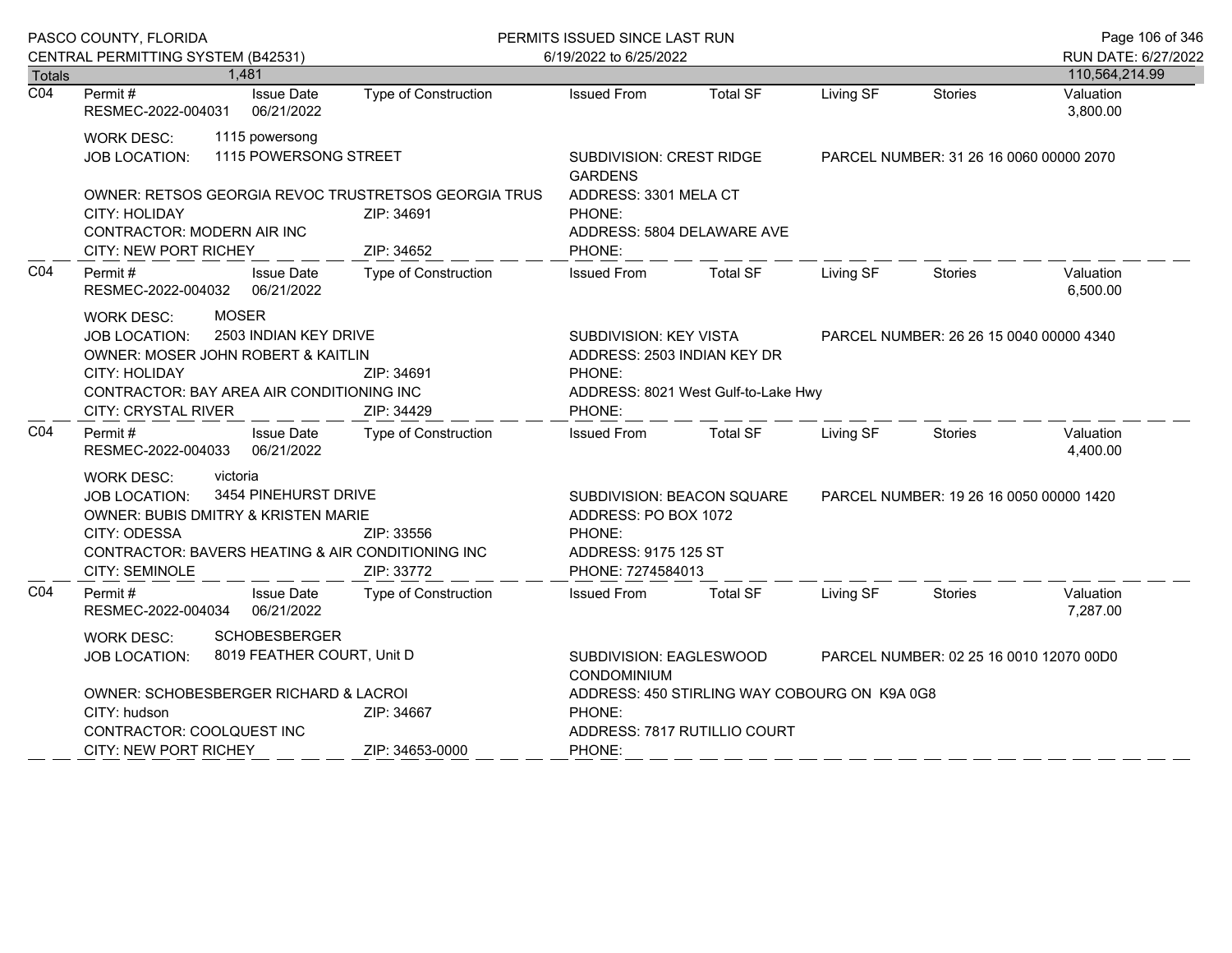PASCO COUNTY, FLORIDA
CENTRAL PERMITTING SYSTEM (B42531)

PERMITS ISSUED SINCE LAST RUN
6/19/2022 to 6/25/2022

RUN DATE: 6/27/2022

Totals 1,481 — 110,564,214.99

---

**C04**

| Permit # | Issue Date | Type of Construction | Issued From | Total SF | Living SF | Stories | Valuation |
|---|---|---|---|---|---|---|---|
| RESMEC-2022-004031 | 06/21/2022 | | | | | | 3,800.00 |

WORK DESC: 1115 powersong
JOB LOCATION: 1115 POWERSONG STREET
SUBDIVISION: CREST RIDGE GARDENS
PARCEL NUMBER: 31 26 16 0060 00000 2070
OWNER: RETSOS GEORGIA REVOC TRUSTRETSOS GEORGIA TRUS
ADDRESS: 3301 MELA CT
CITY: HOLIDAY ZIP: 34691
PHONE:
CONTRACTOR: MODERN AIR INC
ADDRESS: 5804 DELAWARE AVE
CITY: NEW PORT RICHEY ZIP: 34652
PHONE:

---

**C04**

| Permit # | Issue Date | Type of Construction | Issued From | Total SF | Living SF | Stories | Valuation |
|---|---|---|---|---|---|---|---|
| RESMEC-2022-004032 | 06/21/2022 | | | | | | 6,500.00 |

WORK DESC: MOSER
JOB LOCATION: 2503 INDIAN KEY DRIVE
SUBDIVISION: KEY VISTA
PARCEL NUMBER: 26 26 15 0040 00000 4340
OWNER: MOSER JOHN ROBERT & KAITLIN
ADDRESS: 2503 INDIAN KEY DR
CITY: HOLIDAY ZIP: 34691
PHONE:
CONTRACTOR: BAY AREA AIR CONDITIONING INC
ADDRESS: 8021 West Gulf-to-Lake Hwy
CITY: CRYSTAL RIVER ZIP: 34429
PHONE:

---

**C04**

| Permit # | Issue Date | Type of Construction | Issued From | Total SF | Living SF | Stories | Valuation |
|---|---|---|---|---|---|---|---|
| RESMEC-2022-004033 | 06/21/2022 | | | | | | 4,400.00 |

WORK DESC: victoria
JOB LOCATION: 3454 PINEHURST DRIVE
SUBDIVISION: BEACON SQUARE
PARCEL NUMBER: 19 26 16 0050 00000 1420
OWNER: BUBIS DMITRY & KRISTEN MARIE
ADDRESS: PO BOX 1072
CITY: ODESSA ZIP: 33556
PHONE:
CONTRACTOR: BAVERS HEATING & AIR CONDITIONING INC
ADDRESS: 9175 125 ST
CITY: SEMINOLE ZIP: 33772
PHONE: 7274584013

---

**C04**

| Permit # | Issue Date | Type of Construction | Issued From | Total SF | Living SF | Stories | Valuation |
|---|---|---|---|---|---|---|---|
| RESMEC-2022-004034 | 06/21/2022 | | | | | | 7,287.00 |

WORK DESC: SCHOBESBERGER
JOB LOCATION: 8019 FEATHER COURT, Unit D
SUBDIVISION: EAGLESWOOD CONDOMINIUM
PARCEL NUMBER: 02 25 16 0010 12070 00D0
OWNER: SCHOBESBERGER RICHARD & LACROI
ADDRESS: 450 STIRLING WAY COBOURG ON K9A 0G8
CITY: hudson ZIP: 34667
PHONE:
CONTRACTOR: COOLQUEST INC
ADDRESS: 7817 RUTILLIO COURT
CITY: NEW PORT RICHEY ZIP: 34653-0000
PHONE: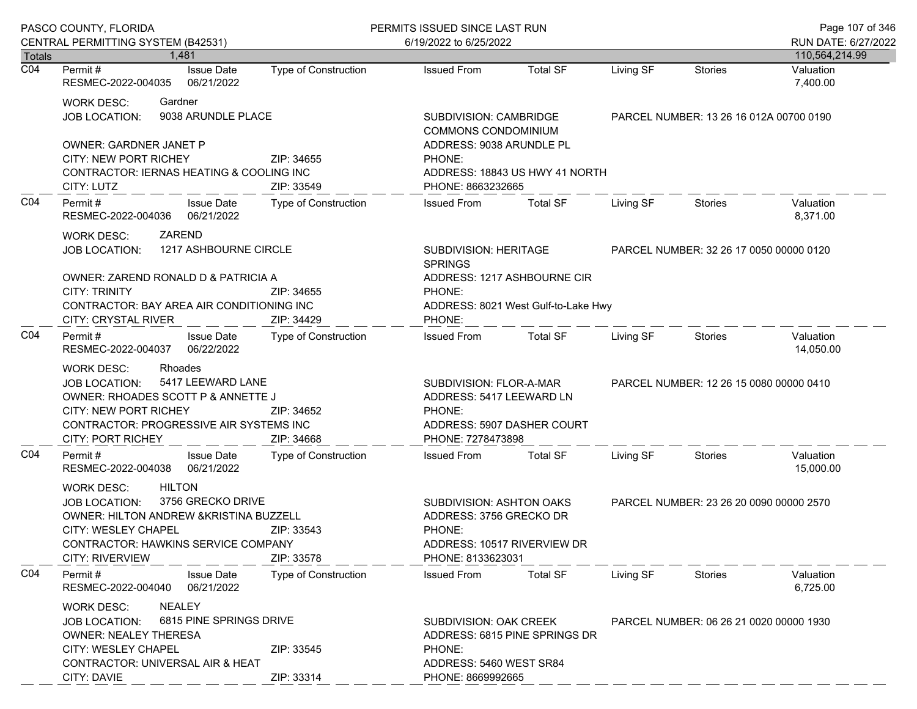Totals 1,481 — 110,564,214.99

---

**C04**

| Permit # | Issue Date | Type of Construction | Issued From | Total SF | Living SF | Stories | Valuation |
|---|---|---|---|---|---|---|---|
| RESMEC-2022-004035 | 06/21/2022 | | | | | | 7,400.00 |

WORK DESC: Gardner
JOB LOCATION: 9038 ARUNDLE PLACE
SUBDIVISION: CAMBRIDGE COMMONS CONDOMINIUM
PARCEL NUMBER: 13 26 16 012A 00700 0190
OWNER: GARDNER JANET P
ADDRESS: 9038 ARUNDLE PL
CITY: NEW PORT RICHEY ZIP: 34655
PHONE:
CONTRACTOR: IERNAS HEATING & COOLING INC
ADDRESS: 18843 US HWY 41 NORTH
CITY: LUTZ ZIP: 33549
PHONE: 8663232665

---

**C04**

| Permit # | Issue Date | Type of Construction | Issued From | Total SF | Living SF | Stories | Valuation |
|---|---|---|---|---|---|---|---|
| RESMEC-2022-004036 | 06/21/2022 | | | | | | 8,371.00 |

WORK DESC: ZAREND
JOB LOCATION: 1217 ASHBOURNE CIRCLE
SUBDIVISION: HERITAGE SPRINGS
PARCEL NUMBER: 32 26 17 0050 00000 0120
OWNER: ZAREND RONALD D & PATRICIA A
ADDRESS: 1217 ASHBOURNE CIR
CITY: TRINITY ZIP: 34655
PHONE:
CONTRACTOR: BAY AREA AIR CONDITIONING INC
ADDRESS: 8021 West Gulf-to-Lake Hwy
CITY: CRYSTAL RIVER ZIP: 34429
PHONE:

---

**C04**

| Permit # | Issue Date | Type of Construction | Issued From | Total SF | Living SF | Stories | Valuation |
|---|---|---|---|---|---|---|---|
| RESMEC-2022-004037 | 06/22/2022 | | | | | | 14,050.00 |

WORK DESC: Rhoades
JOB LOCATION: 5417 LEEWARD LANE
SUBDIVISION: FLOR-A-MAR
PARCEL NUMBER: 12 26 15 0080 00000 0410
OWNER: RHOADES SCOTT P & ANNETTE J
ADDRESS: 5417 LEEWARD LN
CITY: NEW PORT RICHEY ZIP: 34652
PHONE:
CONTRACTOR: PROGRESSIVE AIR SYSTEMS INC
ADDRESS: 5907 DASHER COURT
CITY: PORT RICHEY ZIP: 34668
PHONE: 7278473898

---

**C04**

| Permit # | Issue Date | Type of Construction | Issued From | Total SF | Living SF | Stories | Valuation |
|---|---|---|---|---|---|---|---|
| RESMEC-2022-004038 | 06/21/2022 | | | | | | 15,000.00 |

WORK DESC: HILTON
JOB LOCATION: 3756 GRECKO DRIVE
SUBDIVISION: ASHTON OAKS
PARCEL NUMBER: 23 26 20 0090 00000 2570
OWNER: HILTON ANDREW &KRISTINA BUZZELL
ADDRESS: 3756 GRECKO DR
CITY: WESLEY CHAPEL ZIP: 33543
PHONE:
CONTRACTOR: HAWKINS SERVICE COMPANY
ADDRESS: 10517 RIVERVIEW DR
CITY: RIVERVIEW ZIP: 33578
PHONE: 8133623031

---

**C04**

| Permit # | Issue Date | Type of Construction | Issued From | Total SF | Living SF | Stories | Valuation |
|---|---|---|---|---|---|---|---|
| RESMEC-2022-004040 | 06/21/2022 | | | | | | 6,725.00 |

WORK DESC: NEALEY
JOB LOCATION: 6815 PINE SPRINGS DRIVE
SUBDIVISION: OAK CREEK
PARCEL NUMBER: 06 26 21 0020 00000 1930
OWNER: NEALEY THERESA
ADDRESS: 6815 PINE SPRINGS DR
CITY: WESLEY CHAPEL ZIP: 33545
PHONE:
CONTRACTOR: UNIVERSAL AIR & HEAT
ADDRESS: 5460 WEST SR84
CITY: DAVIE ZIP: 33314
PHONE: 8669992665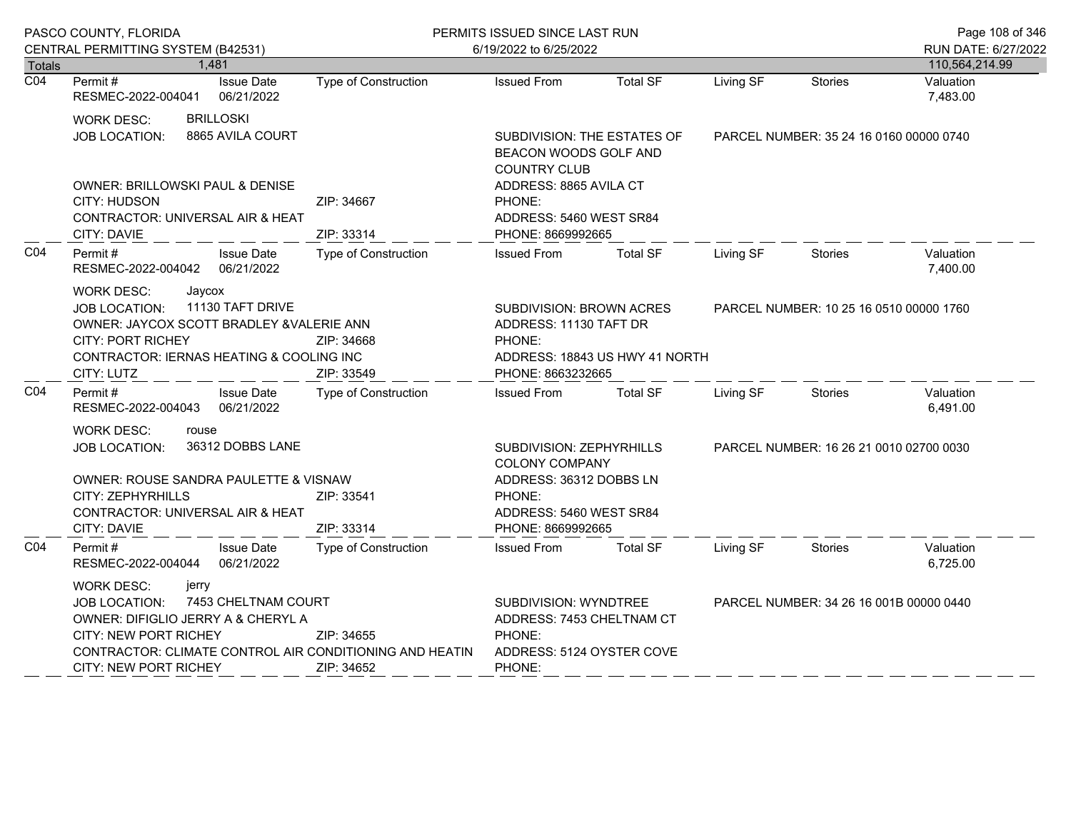PASCO COUNTY, FLORIDA
CENTRAL PERMITTING SYSTEM (B42531)

PERMITS ISSUED SINCE LAST RUN
6/19/2022 to 6/25/2022

RUN DATE: 6/27/2022

| Totals | 1,481 | | | | | | | 110,564,214.99 |
|---|---|---|---|---|---|---|---|---|

---

**C04**

| Permit # | Issue Date | Type of Construction | Issued From | Total SF | Living SF | Stories | Valuation |
|---|---|---|---|---|---|---|---|
| RESMEC-2022-004041 | 06/21/2022 | | | | | | 7,483.00 |

WORK DESC: BRILLOSKI
JOB LOCATION: 8865 AVILA COURT
SUBDIVISION: THE ESTATES OF BEACON WOODS GOLF AND COUNTRY CLUB
PARCEL NUMBER: 35 24 16 0160 00000 0740

OWNER: BRILLOWSKI PAUL & DENISE
ADDRESS: 8865 AVILA CT
CITY: HUDSON ZIP: 34667
PHONE:
CONTRACTOR: UNIVERSAL AIR & HEAT
ADDRESS: 5460 WEST SR84
CITY: DAVIE ZIP: 33314
PHONE: 8669992665

---

**C04**

| Permit # | Issue Date | Type of Construction | Issued From | Total SF | Living SF | Stories | Valuation |
|---|---|---|---|---|---|---|---|
| RESMEC-2022-004042 | 06/21/2022 | | | | | | 7,400.00 |

WORK DESC: Jaycox
JOB LOCATION: 11130 TAFT DRIVE
SUBDIVISION: BROWN ACRES
PARCEL NUMBER: 10 25 16 0510 00000 1760

OWNER: JAYCOX SCOTT BRADLEY &VALERIE ANN
ADDRESS: 11130 TAFT DR
CITY: PORT RICHEY ZIP: 34668
PHONE:
CONTRACTOR: IERNAS HEATING & COOLING INC
ADDRESS: 18843 US HWY 41 NORTH
CITY: LUTZ ZIP: 33549
PHONE: 8663232665

---

**C04**

| Permit # | Issue Date | Type of Construction | Issued From | Total SF | Living SF | Stories | Valuation |
|---|---|---|---|---|---|---|---|
| RESMEC-2022-004043 | 06/21/2022 | | | | | | 6,491.00 |

WORK DESC: rouse
JOB LOCATION: 36312 DOBBS LANE
SUBDIVISION: ZEPHYRHILLS COLONY COMPANY
PARCEL NUMBER: 16 26 21 0010 02700 0030

OWNER: ROUSE SANDRA PAULETTE & VISNAW
ADDRESS: 36312 DOBBS LN
CITY: ZEPHYRHILLS ZIP: 33541
PHONE:
CONTRACTOR: UNIVERSAL AIR & HEAT
ADDRESS: 5460 WEST SR84
CITY: DAVIE ZIP: 33314
PHONE: 8669992665

---

**C04**

| Permit # | Issue Date | Type of Construction | Issued From | Total SF | Living SF | Stories | Valuation |
|---|---|---|---|---|---|---|---|
| RESMEC-2022-004044 | 06/21/2022 | | | | | | 6,725.00 |

WORK DESC: jerry
JOB LOCATION: 7453 CHELTNAM COURT
SUBDIVISION: WYNDTREE
PARCEL NUMBER: 34 26 16 001B 00000 0440

OWNER: DIFIGLIO JERRY A & CHERYL A
ADDRESS: 7453 CHELTNAM CT
CITY: NEW PORT RICHEY ZIP: 34655
PHONE:
CONTRACTOR: CLIMATE CONTROL AIR CONDITIONING AND HEATIN
ADDRESS: 5124 OYSTER COVE
CITY: NEW PORT RICHEY ZIP: 34652
PHONE: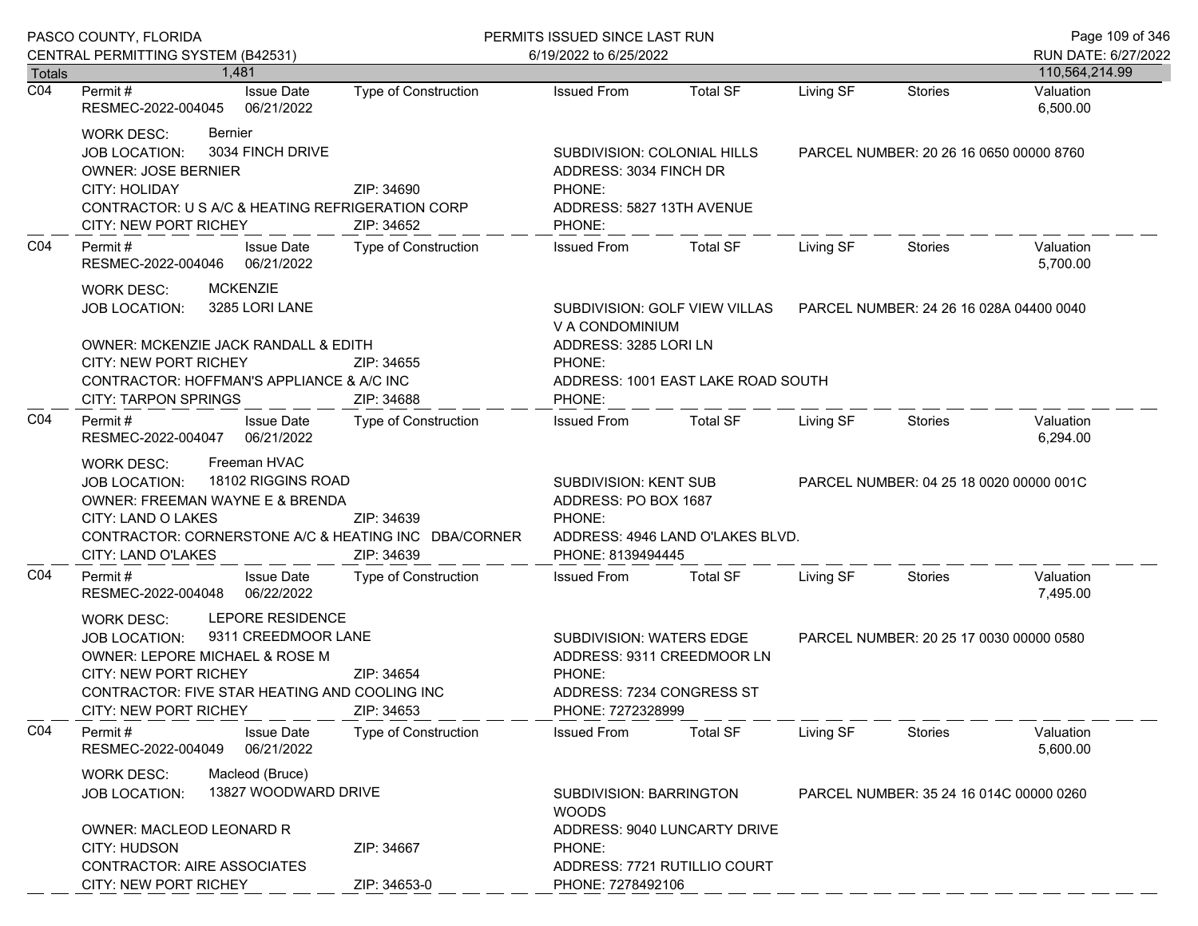| Totals | 1,481 | | | | | | | 110,564,214.99 |
|---|---|---|---|---|---|---|---|---|

**C04** — Permit # RESMEC-2022-004045 | Issue Date 06/21/2022 | Type of Construction: | Issued From: | Total SF: | Living SF: | Stories: | Valuation 6,500.00

WORK DESC: Bernier
JOB LOCATION: 3034 FINCH DRIVE — SUBDIVISION: COLONIAL HILLS — PARCEL NUMBER: 20 26 16 0650 00000 8760
OWNER: JOSE BERNIER — ADDRESS: 3034 FINCH DR
CITY: HOLIDAY — ZIP: 34690 — PHONE:
CONTRACTOR: U S A/C & HEATING REFRIGERATION CORP — ADDRESS: 5827 13TH AVENUE
CITY: NEW PORT RICHEY — ZIP: 34652 — PHONE:

**C04** — Permit # RESMEC-2022-004046 | Issue Date 06/21/2022 | Type of Construction: | Issued From: | Total SF: | Living SF: | Stories: | Valuation 5,700.00

WORK DESC: MCKENZIE
JOB LOCATION: 3285 LORI LANE — SUBDIVISION: GOLF VIEW VILLAS V A CONDOMINIUM — PARCEL NUMBER: 24 26 16 028A 04400 0040
OWNER: MCKENZIE JACK RANDALL & EDITH — ADDRESS: 3285 LORI LN
CITY: NEW PORT RICHEY — ZIP: 34655 — PHONE:
CONTRACTOR: HOFFMAN'S APPLIANCE & A/C INC — ADDRESS: 1001 EAST LAKE ROAD SOUTH
CITY: TARPON SPRINGS — ZIP: 34688 — PHONE:

**C04** — Permit # RESMEC-2022-004047 | Issue Date 06/21/2022 | Type of Construction: | Issued From: | Total SF: | Living SF: | Stories: | Valuation 6,294.00

WORK DESC: Freeman HVAC
JOB LOCATION: 18102 RIGGINS ROAD — SUBDIVISION: KENT SUB — PARCEL NUMBER: 04 25 18 0020 00000 001C
OWNER: FREEMAN WAYNE E & BRENDA — ADDRESS: PO BOX 1687
CITY: LAND O LAKES — ZIP: 34639 — PHONE:
CONTRACTOR: CORNERSTONE A/C & HEATING INC DBA/CORNER — ADDRESS: 4946 LAND O'LAKES BLVD.
CITY: LAND O'LAKES — ZIP: 34639 — PHONE: 8139494445

**C04** — Permit # RESMEC-2022-004048 | Issue Date 06/22/2022 | Type of Construction: | Issued From: | Total SF: | Living SF: | Stories: | Valuation 7,495.00

WORK DESC: LEPORE RESIDENCE
JOB LOCATION: 9311 CREEDMOOR LANE — SUBDIVISION: WATERS EDGE — PARCEL NUMBER: 20 25 17 0030 00000 0580
OWNER: LEPORE MICHAEL & ROSE M — ADDRESS: 9311 CREEDMOOR LN
CITY: NEW PORT RICHEY — ZIP: 34654 — PHONE:
CONTRACTOR: FIVE STAR HEATING AND COOLING INC — ADDRESS: 7234 CONGRESS ST
CITY: NEW PORT RICHEY — ZIP: 34653 — PHONE: 7272328999

**C04** — Permit # RESMEC-2022-004049 | Issue Date 06/21/2022 | Type of Construction: | Issued From: | Total SF: | Living SF: | Stories: | Valuation 5,600.00

WORK DESC: Macleod (Bruce)
JOB LOCATION: 13827 WOODWARD DRIVE — SUBDIVISION: BARRINGTON WOODS — PARCEL NUMBER: 35 24 16 014C 00000 0260
OWNER: MACLEOD LEONARD R — ADDRESS: 9040 LUNCARTY DRIVE
CITY: HUDSON — ZIP: 34667 — PHONE:
CONTRACTOR: AIRE ASSOCIATES — ADDRESS: 7721 RUTILLIO COURT
CITY: NEW PORT RICHEY — ZIP: 34653-0 — PHONE: 7278492106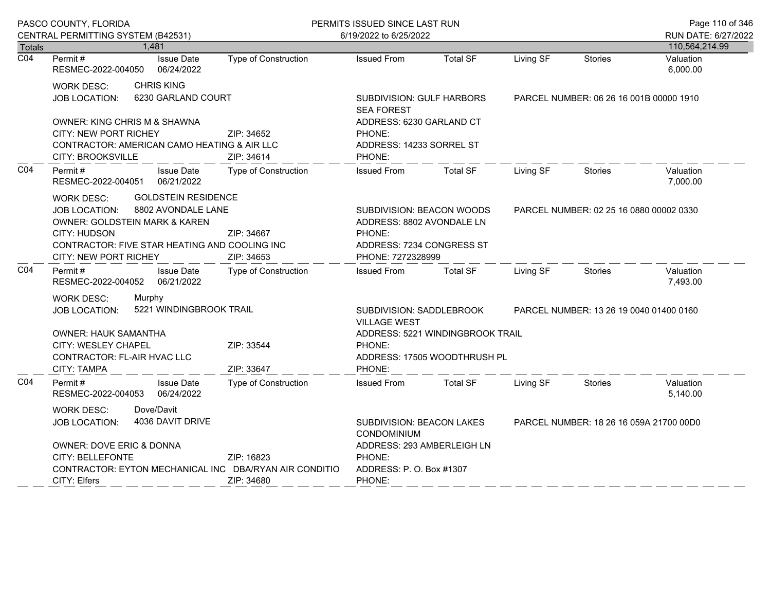| Totals | 1,481 | | | | | | | 110,564,214.99 |
|---|---|---|---|---|---|---|---|---|

**C04**

| Permit # | Issue Date | Type of Construction | Issued From | Total SF | Living SF | Stories | Valuation |
|---|---|---|---|---|---|---|---|
| RESMEC-2022-004050 | 06/24/2022 | | | | | | 6,000.00 |

WORK DESC: CHRIS KING
JOB LOCATION: 6230 GARLAND COURT
SUBDIVISION: GULF HARBORS SEA FOREST
PARCEL NUMBER: 06 26 16 001B 00000 1910
OWNER: KING CHRIS M & SHAWNA
ADDRESS: 6230 GARLAND CT
CITY: NEW PORT RICHEY ZIP: 34652
PHONE:
CONTRACTOR: AMERICAN CAMO HEATING & AIR LLC
ADDRESS: 14233 SORREL ST
CITY: BROOKSVILLE ZIP: 34614
PHONE:

**C04**

| Permit # | Issue Date | Type of Construction | Issued From | Total SF | Living SF | Stories | Valuation |
|---|---|---|---|---|---|---|---|
| RESMEC-2022-004051 | 06/21/2022 | | | | | | 7,000.00 |

WORK DESC: GOLDSTEIN RESIDENCE
JOB LOCATION: 8802 AVONDALE LANE
SUBDIVISION: BEACON WOODS
PARCEL NUMBER: 02 25 16 0880 00002 0330
OWNER: GOLDSTEIN MARK & KAREN
ADDRESS: 8802 AVONDALE LN
CITY: HUDSON ZIP: 34667
PHONE:
CONTRACTOR: FIVE STAR HEATING AND COOLING INC
ADDRESS: 7234 CONGRESS ST
CITY: NEW PORT RICHEY ZIP: 34653
PHONE: 7272328999

**C04**

| Permit # | Issue Date | Type of Construction | Issued From | Total SF | Living SF | Stories | Valuation |
|---|---|---|---|---|---|---|---|
| RESMEC-2022-004052 | 06/21/2022 | | | | | | 7,493.00 |

WORK DESC: Murphy
JOB LOCATION: 5221 WINDINGBROOK TRAIL
SUBDIVISION: SADDLEBROOK VILLAGE WEST
PARCEL NUMBER: 13 26 19 0040 01400 0160
OWNER: HAUK SAMANTHA
ADDRESS: 5221 WINDINGBROOK TRAIL
CITY: WESLEY CHAPEL ZIP: 33544
PHONE:
CONTRACTOR: FL-AIR HVAC LLC
ADDRESS: 17505 WOODTHRUSH PL
CITY: TAMPA ZIP: 33647
PHONE:

**C04**

| Permit # | Issue Date | Type of Construction | Issued From | Total SF | Living SF | Stories | Valuation |
|---|---|---|---|---|---|---|---|
| RESMEC-2022-004053 | 06/24/2022 | | | | | | 5,140.00 |

WORK DESC: Dove/Davit
JOB LOCATION: 4036 DAVIT DRIVE
SUBDIVISION: BEACON LAKES CONDOMINIUM
PARCEL NUMBER: 18 26 16 059A 21700 00D0
OWNER: DOVE ERIC & DONNA
ADDRESS: 293 AMBERLEIGH LN
CITY: BELLEFONTE ZIP: 16823
PHONE:
CONTRACTOR: EYTON MECHANICAL INC DBA/RYAN AIR CONDITIO
ADDRESS: P. O. Box #1307
CITY: Elfers ZIP: 34680
PHONE: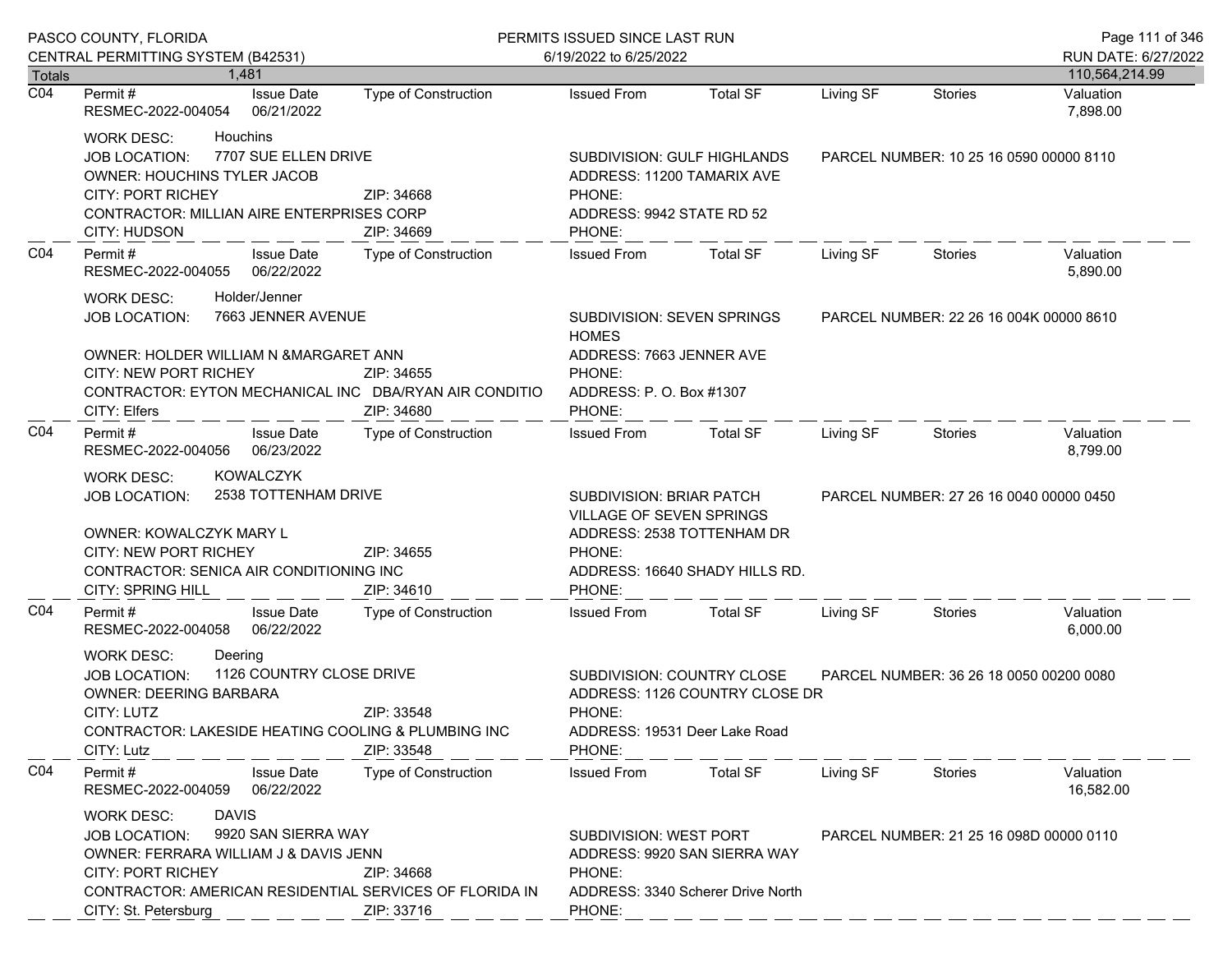PASCO COUNTY, FLORIDA
CENTRAL PERMITTING SYSTEM (B42531)

PERMITS ISSUED SINCE LAST RUN
6/19/2022 to 6/25/2022

RUN DATE: 6/27/2022

| Totals | 1,481 | | | | | | | 110,564,214.99 |
|---|---|---|---|---|---|---|---|---|

---

**C04**

| Permit # | Issue Date | Type of Construction | Issued From | Total SF | Living SF | Stories | Valuation |
|---|---|---|---|---|---|---|---|
| RESMEC-2022-004054 | 06/21/2022 | | | | | | 7,898.00 |

WORK DESC: Houchins
JOB LOCATION: 7707 SUE ELLEN DRIVE
SUBDIVISION: GULF HIGHLANDS
PARCEL NUMBER: 10 25 16 0590 00000 8110
OWNER: HOUCHINS TYLER JACOB
ADDRESS: 11200 TAMARIX AVE
CITY: PORT RICHEY ZIP: 34668
PHONE:
CONTRACTOR: MILLIAN AIRE ENTERPRISES CORP
ADDRESS: 9942 STATE RD 52
CITY: HUDSON ZIP: 34669
PHONE:

---

**C04**

| Permit # | Issue Date | Type of Construction | Issued From | Total SF | Living SF | Stories | Valuation |
|---|---|---|---|---|---|---|---|
| RESMEC-2022-004055 | 06/22/2022 | | | | | | 5,890.00 |

WORK DESC: Holder/Jenner
JOB LOCATION: 7663 JENNER AVENUE
SUBDIVISION: SEVEN SPRINGS HOMES
PARCEL NUMBER: 22 26 16 004K 00000 8610
OWNER: HOLDER WILLIAM N &MARGARET ANN
ADDRESS: 7663 JENNER AVE
CITY: NEW PORT RICHEY ZIP: 34655
PHONE:
CONTRACTOR: EYTON MECHANICAL INC DBA/RYAN AIR CONDITIO
ADDRESS: P. O. Box #1307
CITY: Elfers ZIP: 34680
PHONE:

---

**C04**

| Permit # | Issue Date | Type of Construction | Issued From | Total SF | Living SF | Stories | Valuation |
|---|---|---|---|---|---|---|---|
| RESMEC-2022-004056 | 06/23/2022 | | | | | | 8,799.00 |

WORK DESC: KOWALCZYK
JOB LOCATION: 2538 TOTTENHAM DRIVE
SUBDIVISION: BRIAR PATCH VILLAGE OF SEVEN SPRINGS
PARCEL NUMBER: 27 26 16 0040 00000 0450
OWNER: KOWALCZYK MARY L
ADDRESS: 2538 TOTTENHAM DR
CITY: NEW PORT RICHEY ZIP: 34655
PHONE:
CONTRACTOR: SENICA AIR CONDITIONING INC
ADDRESS: 16640 SHADY HILLS RD.
CITY: SPRING HILL ZIP: 34610
PHONE:

---

**C04**

| Permit # | Issue Date | Type of Construction | Issued From | Total SF | Living SF | Stories | Valuation |
|---|---|---|---|---|---|---|---|
| RESMEC-2022-004058 | 06/22/2022 | | | | | | 6,000.00 |

WORK DESC: Deering
JOB LOCATION: 1126 COUNTRY CLOSE DRIVE
SUBDIVISION: COUNTRY CLOSE
PARCEL NUMBER: 36 26 18 0050 00200 0080
OWNER: DEERING BARBARA
ADDRESS: 1126 COUNTRY CLOSE DR
CITY: LUTZ ZIP: 33548
PHONE:
CONTRACTOR: LAKESIDE HEATING COOLING & PLUMBING INC
ADDRESS: 19531 Deer Lake Road
CITY: Lutz ZIP: 33548
PHONE:

---

**C04**

| Permit # | Issue Date | Type of Construction | Issued From | Total SF | Living SF | Stories | Valuation |
|---|---|---|---|---|---|---|---|
| RESMEC-2022-004059 | 06/22/2022 | | | | | | 16,582.00 |

WORK DESC: DAVIS
JOB LOCATION: 9920 SAN SIERRA WAY
SUBDIVISION: WEST PORT
PARCEL NUMBER: 21 25 16 098D 00000 0110
OWNER: FERRARA WILLIAM J & DAVIS JENN
ADDRESS: 9920 SAN SIERRA WAY
CITY: PORT RICHEY ZIP: 34668
PHONE:
CONTRACTOR: AMERICAN RESIDENTIAL SERVICES OF FLORIDA IN
ADDRESS: 3340 Scherer Drive North
CITY: St. Petersburg ZIP: 33716
PHONE: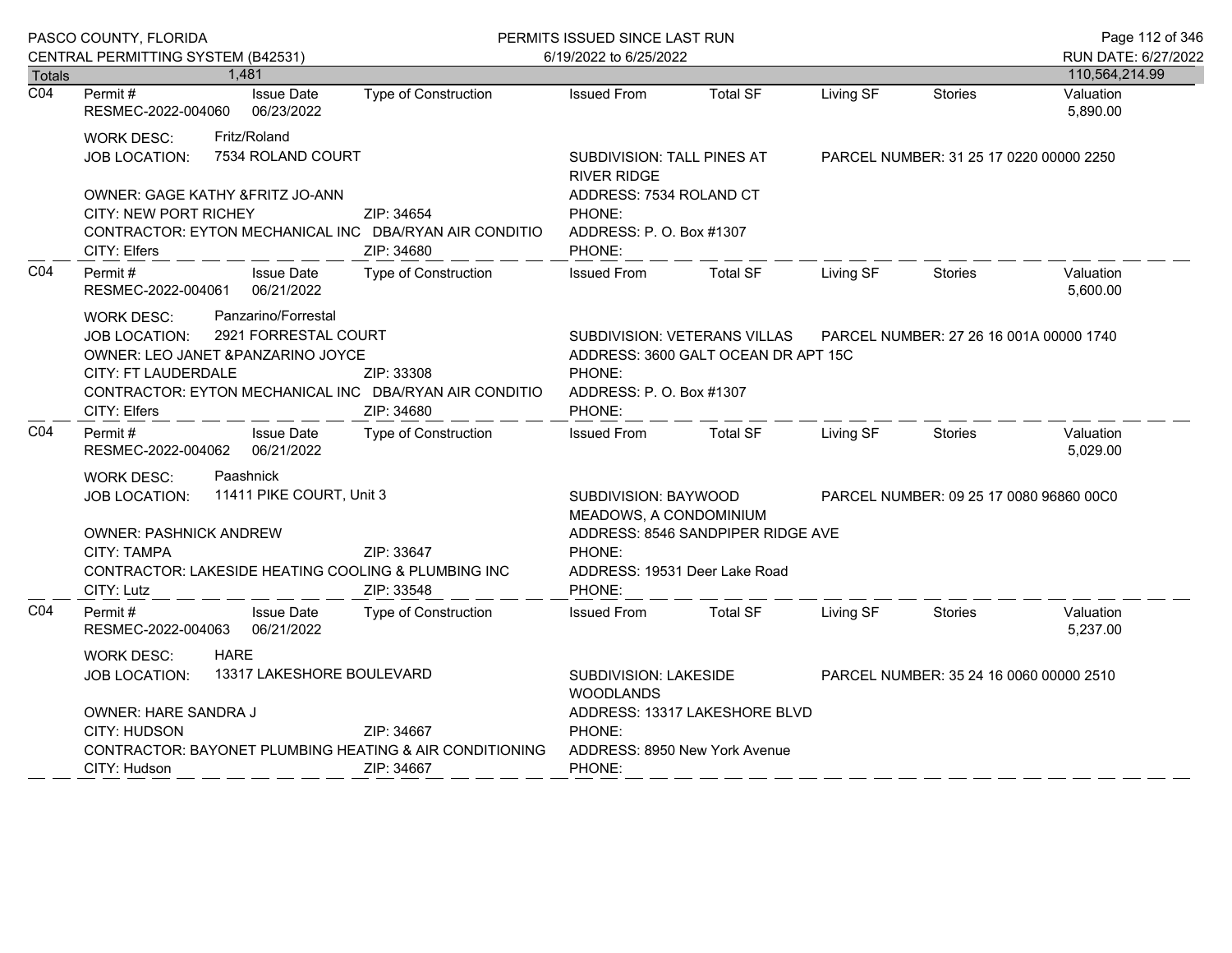PASCO COUNTY, FLORIDA
CENTRAL PERMITTING SYSTEM (B42531)

PERMITS ISSUED SINCE LAST RUN
6/19/2022 to 6/25/2022

RUN DATE: 6/27/2022

| Totals | 1,481 | | | | | | | 110,564,214.99 |
|---|---|---|---|---|---|---|---|---|

---

**C04** Permit # RESMEC-2022-004060 | Issue Date 06/23/2022 | Type of Construction | Issued From | Total SF | Living SF | Stories | Valuation 5,890.00

WORK DESC: Fritz/Roland
JOB LOCATION: 7534 ROLAND COURT
SUBDIVISION: TALL PINES AT RIVER RIDGE
PARCEL NUMBER: 31 25 17 0220 00000 2250
OWNER: GAGE KATHY &FRITZ JO-ANN
ADDRESS: 7534 ROLAND CT
CITY: NEW PORT RICHEY ZIP: 34654
PHONE:
CONTRACTOR: EYTON MECHANICAL INC DBA/RYAN AIR CONDITIO
ADDRESS: P. O. Box #1307
CITY: Elfers ZIP: 34680
PHONE:

---

**C04** Permit # RESMEC-2022-004061 | Issue Date 06/21/2022 | Type of Construction | Issued From | Total SF | Living SF | Stories | Valuation 5,600.00

WORK DESC: Panzarino/Forrestal
JOB LOCATION: 2921 FORRESTAL COURT
SUBDIVISION: VETERANS VILLAS
PARCEL NUMBER: 27 26 16 001A 00000 1740
OWNER: LEO JANET &PANZARINO JOYCE
ADDRESS: 3600 GALT OCEAN DR APT 15C
CITY: FT LAUDERDALE ZIP: 33308
PHONE:
CONTRACTOR: EYTON MECHANICAL INC DBA/RYAN AIR CONDITIO
ADDRESS: P. O. Box #1307
CITY: Elfers ZIP: 34680
PHONE:

---

**C04** Permit # RESMEC-2022-004062 | Issue Date 06/21/2022 | Type of Construction | Issued From | Total SF | Living SF | Stories | Valuation 5,029.00

WORK DESC: Paashnick
JOB LOCATION: 11411 PIKE COURT, Unit 3
SUBDIVISION: BAYWOOD MEADOWS, A CONDOMINIUM
PARCEL NUMBER: 09 25 17 0080 96860 00C0
OWNER: PASHNICK ANDREW
ADDRESS: 8546 SANDPIPER RIDGE AVE
CITY: TAMPA ZIP: 33647
PHONE:
CONTRACTOR: LAKESIDE HEATING COOLING & PLUMBING INC
ADDRESS: 19531 Deer Lake Road
CITY: Lutz ZIP: 33548
PHONE:

---

**C04** Permit # RESMEC-2022-004063 | Issue Date 06/21/2022 | Type of Construction | Issued From | Total SF | Living SF | Stories | Valuation 5,237.00

WORK DESC: HARE
JOB LOCATION: 13317 LAKESHORE BOULEVARD
SUBDIVISION: LAKESIDE WOODLANDS
PARCEL NUMBER: 35 24 16 0060 00000 2510
OWNER: HARE SANDRA J
ADDRESS: 13317 LAKESHORE BLVD
CITY: HUDSON ZIP: 34667
PHONE:
CONTRACTOR: BAYONET PLUMBING HEATING & AIR CONDITIONING
ADDRESS: 8950 New York Avenue
CITY: Hudson ZIP: 34667
PHONE: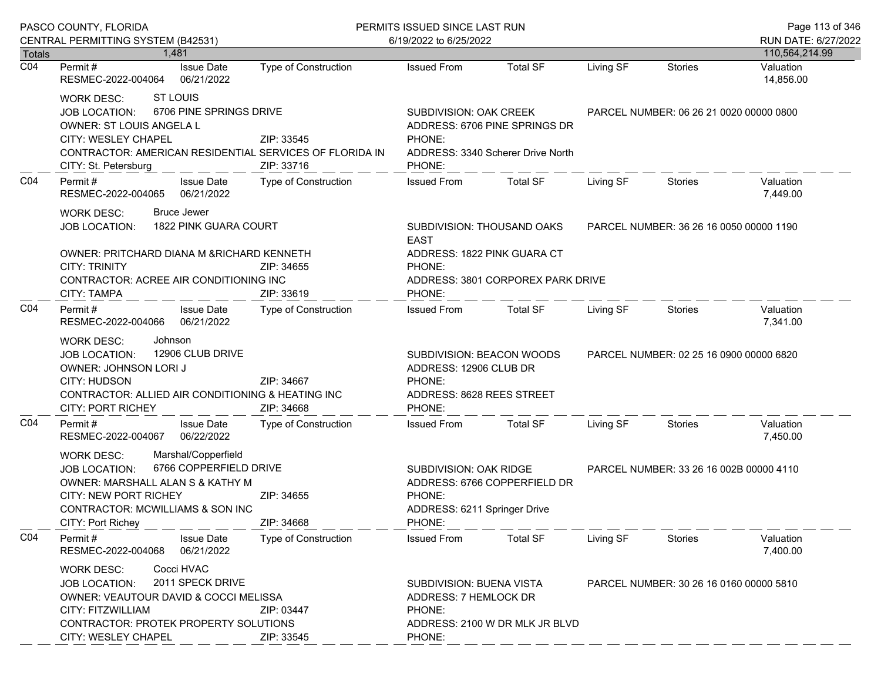| Totals | 1,481 | | | | | | | 110,564,214.99 |
|---|---|---|---|---|---|---|---|---|

**C04** Permit # RESMEC-2022-004064 | Issue Date 06/21/2022 | Type of Construction | Issued From | Total SF | Living SF | Stories | Valuation 14,856.00

WORK DESC: ST LOUIS
JOB LOCATION: 6706 PINE SPRINGS DRIVE — SUBDIVISION: OAK CREEK — PARCEL NUMBER: 06 26 21 0020 00000 0800
OWNER: ST LOUIS ANGELA L — ADDRESS: 6706 PINE SPRINGS DR
CITY: WESLEY CHAPEL — ZIP: 33545 — PHONE:
CONTRACTOR: AMERICAN RESIDENTIAL SERVICES OF FLORIDA IN — ADDRESS: 3340 Scherer Drive North
CITY: St. Petersburg — ZIP: 33716 — PHONE:

---

**C04** Permit # RESMEC-2022-004065 | Issue Date 06/21/2022 | Type of Construction | Issued From | Total SF | Living SF | Stories | Valuation 7,449.00

WORK DESC: Bruce Jewer
JOB LOCATION: 1822 PINK GUARA COURT — SUBDIVISION: THOUSAND OAKS EAST — PARCEL NUMBER: 36 26 16 0050 00000 1190
OWNER: PRITCHARD DIANA M &RICHARD KENNETH — ADDRESS: 1822 PINK GUARA CT
CITY: TRINITY — ZIP: 34655 — PHONE:
CONTRACTOR: ACREE AIR CONDITIONING INC — ADDRESS: 3801 CORPOREX PARK DRIVE
CITY: TAMPA — ZIP: 33619 — PHONE:

---

**C04** Permit # RESMEC-2022-004066 | Issue Date 06/21/2022 | Type of Construction | Issued From | Total SF | Living SF | Stories | Valuation 7,341.00

WORK DESC: Johnson
JOB LOCATION: 12906 CLUB DRIVE — SUBDIVISION: BEACON WOODS — PARCEL NUMBER: 02 25 16 0900 00000 6820
OWNER: JOHNSON LORI J — ADDRESS: 12906 CLUB DR
CITY: HUDSON — ZIP: 34667 — PHONE:
CONTRACTOR: ALLIED AIR CONDITIONING & HEATING INC — ADDRESS: 8628 REES STREET
CITY: PORT RICHEY — ZIP: 34668 — PHONE:

---

**C04** Permit # RESMEC-2022-004067 | Issue Date 06/22/2022 | Type of Construction | Issued From | Total SF | Living SF | Stories | Valuation 7,450.00

WORK DESC: Marshal/Copperfield
JOB LOCATION: 6766 COPPERFIELD DRIVE — SUBDIVISION: OAK RIDGE — PARCEL NUMBER: 33 26 16 002B 00000 4110
OWNER: MARSHALL ALAN S & KATHY M — ADDRESS: 6766 COPPERFIELD DR
CITY: NEW PORT RICHEY — ZIP: 34655 — PHONE:
CONTRACTOR: MCWILLIAMS & SON INC — ADDRESS: 6211 Springer Drive
CITY: Port Richey — ZIP: 34668 — PHONE:

---

**C04** Permit # RESMEC-2022-004068 | Issue Date 06/21/2022 | Type of Construction | Issued From | Total SF | Living SF | Stories | Valuation 7,400.00

WORK DESC: Cocci HVAC
JOB LOCATION: 2011 SPECK DRIVE — SUBDIVISION: BUENA VISTA — PARCEL NUMBER: 30 26 16 0160 00000 5810
OWNER: VEAUTOUR DAVID & COCCI MELISSA — ADDRESS: 7 HEMLOCK DR
CITY: FITZWILLIAM — ZIP: 03447 — PHONE:
CONTRACTOR: PROTEK PROPERTY SOLUTIONS — ADDRESS: 2100 W DR MLK JR BLVD
CITY: WESLEY CHAPEL — ZIP: 33545 — PHONE: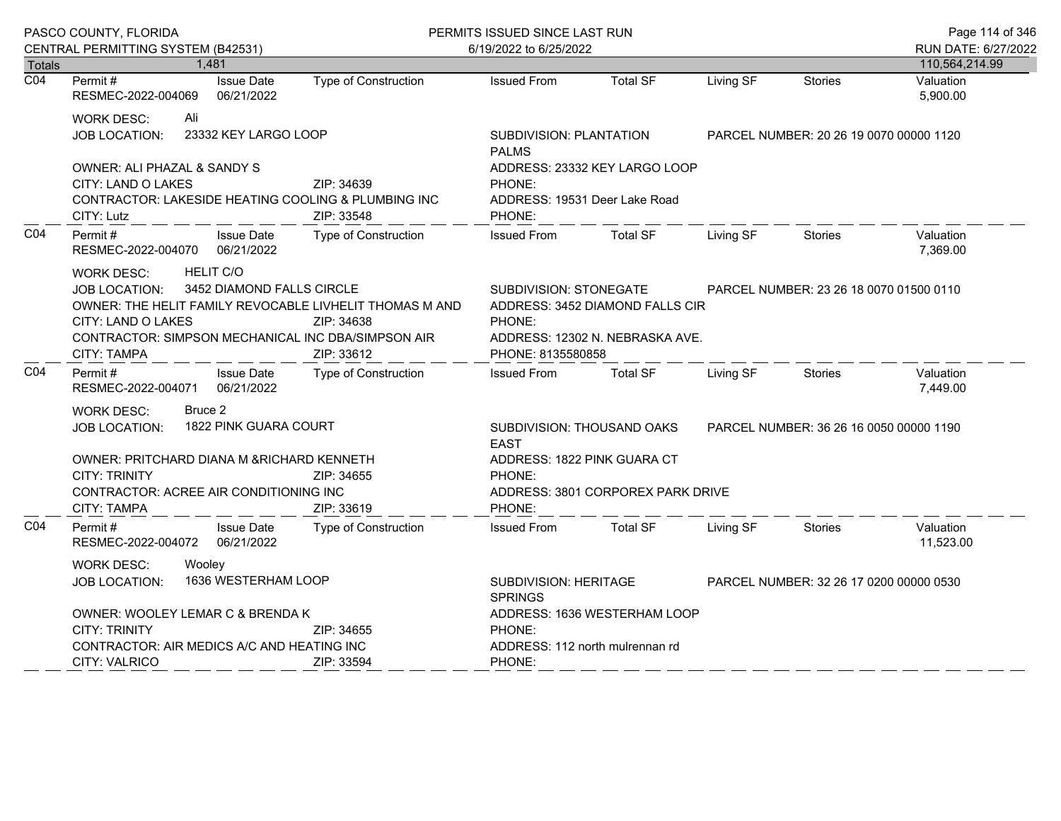| Totals | 1,481 | | | | | | | 110,564,214.99 |
|---|---|---|---|---|---|---|---|---|

**C04**

| Permit # | Issue Date | Type of Construction | Issued From | Total SF | Living SF | Stories | Valuation |
|---|---|---|---|---|---|---|---|
| RESMEC-2022-004069 | 06/21/2022 | | | | | | 5,900.00 |

WORK DESC: Ali

JOB LOCATION: 23332 KEY LARGO LOOP

SUBDIVISION: PLANTATION PALMS

PARCEL NUMBER: 20 26 19 0070 00000 1120

OWNER: ALI PHAZAL & SANDY S

ADDRESS: 23332 KEY LARGO LOOP

CITY: LAND O LAKES ZIP: 34639

PHONE:

CONTRACTOR: LAKESIDE HEATING COOLING & PLUMBING INC

ADDRESS: 19531 Deer Lake Road

CITY: Lutz ZIP: 33548

PHONE:

**C04**

| Permit # | Issue Date | Type of Construction | Issued From | Total SF | Living SF | Stories | Valuation |
|---|---|---|---|---|---|---|---|
| RESMEC-2022-004070 | 06/21/2022 | | | | | | 7,369.00 |

WORK DESC: HELIT C/O

JOB LOCATION: 3452 DIAMOND FALLS CIRCLE

SUBDIVISION: STONEGATE

PARCEL NUMBER: 23 26 18 0070 01500 0110

OWNER: THE HELIT FAMILY REVOCABLE LIVHELIT THOMAS M AND

ADDRESS: 3452 DIAMOND FALLS CIR

CITY: LAND O LAKES ZIP: 34638

PHONE:

CONTRACTOR: SIMPSON MECHANICAL INC DBA/SIMPSON AIR

ADDRESS: 12302 N. NEBRASKA AVE.

CITY: TAMPA ZIP: 33612

PHONE: 8135580858

**C04**

| Permit # | Issue Date | Type of Construction | Issued From | Total SF | Living SF | Stories | Valuation |
|---|---|---|---|---|---|---|---|
| RESMEC-2022-004071 | 06/21/2022 | | | | | | 7,449.00 |

WORK DESC: Bruce 2

JOB LOCATION: 1822 PINK GUARA COURT

SUBDIVISION: THOUSAND OAKS EAST

PARCEL NUMBER: 36 26 16 0050 00000 1190

OWNER: PRITCHARD DIANA M &RICHARD KENNETH

ADDRESS: 1822 PINK GUARA CT

CITY: TRINITY ZIP: 34655

PHONE:

CONTRACTOR: ACREE AIR CONDITIONING INC

ADDRESS: 3801 CORPOREX PARK DRIVE

CITY: TAMPA ZIP: 33619

PHONE:

**C04**

| Permit # | Issue Date | Type of Construction | Issued From | Total SF | Living SF | Stories | Valuation |
|---|---|---|---|---|---|---|---|
| RESMEC-2022-004072 | 06/21/2022 | | | | | | 11,523.00 |

WORK DESC: Wooley

JOB LOCATION: 1636 WESTERHAM LOOP

SUBDIVISION: HERITAGE SPRINGS

PARCEL NUMBER: 32 26 17 0200 00000 0530

OWNER: WOOLEY LEMAR C & BRENDA K

ADDRESS: 1636 WESTERHAM LOOP

CITY: TRINITY ZIP: 34655

PHONE:

CONTRACTOR: AIR MEDICS A/C AND HEATING INC

ADDRESS: 112 north mulrennan rd

CITY: VALRICO ZIP: 33594

PHONE: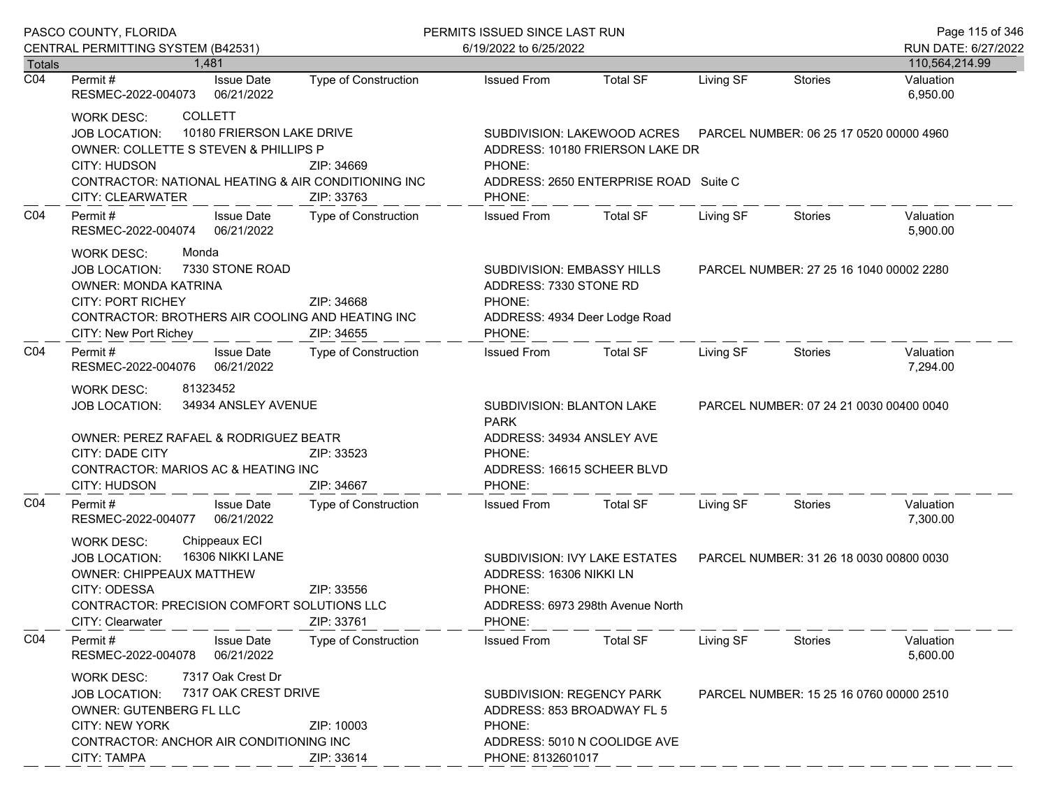Totals 1,481 — 110,564,214.99

**C04** — Permit # RESMEC-2022-004073 — Issue Date 06/21/2022 — Type of Construction: — Issued From: — Total SF: — Living SF: — Stories: — Valuation 6,950.00

WORK DESC: COLLETT
JOB LOCATION: 10180 FRIERSON LAKE DRIVE
SUBDIVISION: LAKEWOOD ACRES — PARCEL NUMBER: 06 25 17 0520 00000 4960
OWNER: COLLETTE S STEVEN & PHILLIPS P — ADDRESS: 10180 FRIERSON LAKE DR
CITY: HUDSON — ZIP: 34669 — PHONE:
CONTRACTOR: NATIONAL HEATING & AIR CONDITIONING INC — ADDRESS: 2650 ENTERPRISE ROAD Suite C
CITY: CLEARWATER — ZIP: 33763 — PHONE:

**C04** — Permit # RESMEC-2022-004074 — Issue Date 06/21/2022 — Type of Construction: — Issued From: — Total SF: — Living SF: — Stories: — Valuation 5,900.00

WORK DESC: Monda
JOB LOCATION: 7330 STONE ROAD
SUBDIVISION: EMBASSY HILLS — PARCEL NUMBER: 27 25 16 1040 00002 2280
OWNER: MONDA KATRINA — ADDRESS: 7330 STONE RD
CITY: PORT RICHEY — ZIP: 34668 — PHONE:
CONTRACTOR: BROTHERS AIR COOLING AND HEATING INC — ADDRESS: 4934 Deer Lodge Road
CITY: New Port Richey — ZIP: 34655 — PHONE:

**C04** — Permit # RESMEC-2022-004076 — Issue Date 06/21/2022 — Type of Construction: — Issued From: — Total SF: — Living SF: — Stories: — Valuation 7,294.00

WORK DESC: 81323452
JOB LOCATION: 34934 ANSLEY AVENUE
SUBDIVISION: BLANTON LAKE PARK — PARCEL NUMBER: 07 24 21 0030 00400 0040
OWNER: PEREZ RAFAEL & RODRIGUEZ BEATR — ADDRESS: 34934 ANSLEY AVE
CITY: DADE CITY — ZIP: 33523 — PHONE:
CONTRACTOR: MARIOS AC & HEATING INC — ADDRESS: 16615 SCHEER BLVD
CITY: HUDSON — ZIP: 34667 — PHONE:

**C04** — Permit # RESMEC-2022-004077 — Issue Date 06/21/2022 — Type of Construction: — Issued From: — Total SF: — Living SF: — Stories: — Valuation 7,300.00

WORK DESC: Chippeaux ECI
JOB LOCATION: 16306 NIKKI LANE
SUBDIVISION: IVY LAKE ESTATES — PARCEL NUMBER: 31 26 18 0030 00800 0030
OWNER: CHIPPEAUX MATTHEW — ADDRESS: 16306 NIKKI LN
CITY: ODESSA — ZIP: 33556 — PHONE:
CONTRACTOR: PRECISION COMFORT SOLUTIONS LLC — ADDRESS: 6973 298th Avenue North
CITY: Clearwater — ZIP: 33761 — PHONE:

**C04** — Permit # RESMEC-2022-004078 — Issue Date 06/21/2022 — Type of Construction: — Issued From: — Total SF: — Living SF: — Stories: — Valuation 5,600.00

WORK DESC: 7317 Oak Crest Dr
JOB LOCATION: 7317 OAK CREST DRIVE
SUBDIVISION: REGENCY PARK — PARCEL NUMBER: 15 25 16 0760 00000 2510
OWNER: GUTENBERG FL LLC — ADDRESS: 853 BROADWAY FL 5
CITY: NEW YORK — ZIP: 10003 — PHONE:
CONTRACTOR: ANCHOR AIR CONDITIONING INC — ADDRESS: 5010 N COOLIDGE AVE
CITY: TAMPA — ZIP: 33614 — PHONE: 8132601017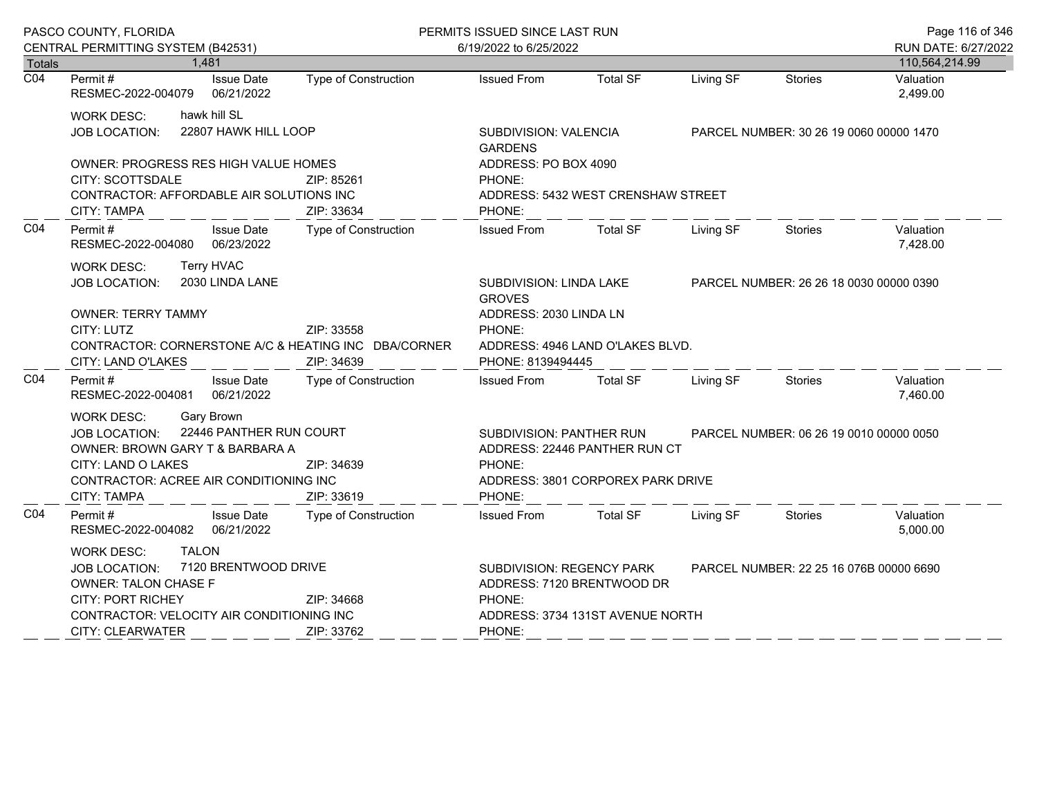| Totals | 1,481 | | | | | | | 110,564,214.99 |
|---|---|---|---|---|---|---|---|---|

**C04** Permit # RESMEC-2022-004079 | Issue Date 06/21/2022 | Type of Construction: | Issued From: | Total SF: | Living SF: | Stories: | Valuation 2,499.00

WORK DESC: hawk hill SL
JOB LOCATION: 22807 HAWK HILL LOOP — SUBDIVISION: VALENCIA GARDENS — PARCEL NUMBER: 30 26 19 0060 00000 1470
OWNER: PROGRESS RES HIGH VALUE HOMES — ADDRESS: PO BOX 4090
CITY: SCOTTSDALE — ZIP: 85261 — PHONE:
CONTRACTOR: AFFORDABLE AIR SOLUTIONS INC — ADDRESS: 5432 WEST CRENSHAW STREET
CITY: TAMPA — ZIP: 33634 — PHONE:

---

**C04** Permit # RESMEC-2022-004080 | Issue Date 06/23/2022 | Type of Construction: | Issued From: | Total SF: | Living SF: | Stories: | Valuation 7,428.00

WORK DESC: Terry HVAC
JOB LOCATION: 2030 LINDA LANE — SUBDIVISION: LINDA LAKE GROVES — PARCEL NUMBER: 26 26 18 0030 00000 0390
OWNER: TERRY TAMMY — ADDRESS: 2030 LINDA LN
CITY: LUTZ — ZIP: 33558 — PHONE:
CONTRACTOR: CORNERSTONE A/C & HEATING INC DBA/CORNER — ADDRESS: 4946 LAND O'LAKES BLVD.
CITY: LAND O'LAKES — ZIP: 34639 — PHONE: 8139494445

---

**C04** Permit # RESMEC-2022-004081 | Issue Date 06/21/2022 | Type of Construction: | Issued From: | Total SF: | Living SF: | Stories: | Valuation 7,460.00

WORK DESC: Gary Brown
JOB LOCATION: 22446 PANTHER RUN COURT — SUBDIVISION: PANTHER RUN — PARCEL NUMBER: 06 26 19 0010 00000 0050
OWNER: BROWN GARY T & BARBARA A — ADDRESS: 22446 PANTHER RUN CT
CITY: LAND O LAKES — ZIP: 34639 — PHONE:
CONTRACTOR: ACREE AIR CONDITIONING INC — ADDRESS: 3801 CORPOREX PARK DRIVE
CITY: TAMPA — ZIP: 33619 — PHONE:

---

**C04** Permit # RESMEC-2022-004082 | Issue Date 06/21/2022 | Type of Construction: | Issued From: | Total SF: | Living SF: | Stories: | Valuation 5,000.00

WORK DESC: TALON
JOB LOCATION: 7120 BRENTWOOD DRIVE — SUBDIVISION: REGENCY PARK — PARCEL NUMBER: 22 25 16 076B 00000 6690
OWNER: TALON CHASE F — ADDRESS: 7120 BRENTWOOD DR
CITY: PORT RICHEY — ZIP: 34668 — PHONE:
CONTRACTOR: VELOCITY AIR CONDITIONING INC — ADDRESS: 3734 131ST AVENUE NORTH
CITY: CLEARWATER — ZIP: 33762 — PHONE: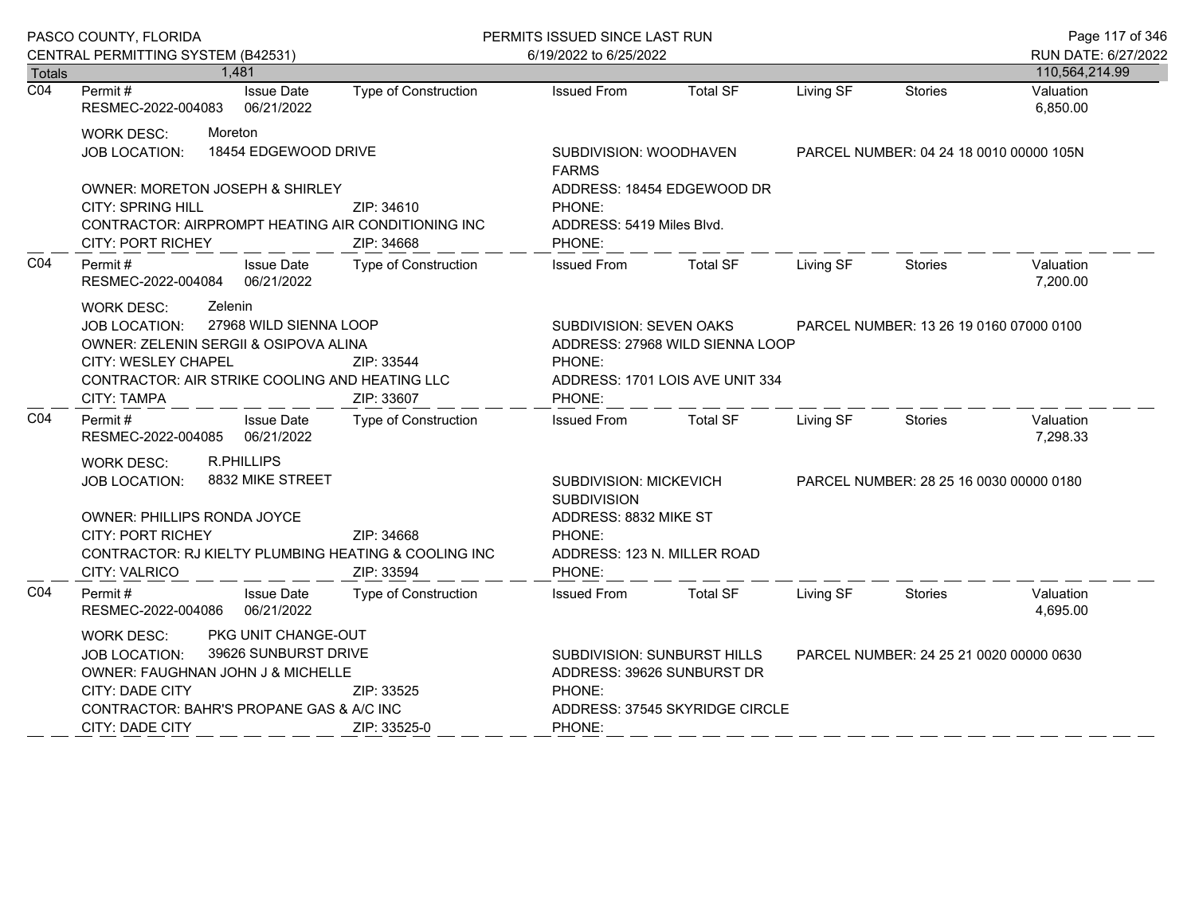| Totals | 1,481 | | | | | | | 110,564,214.99 |
|---|---|---|---|---|---|---|---|---|

**C04** Permit # RESMEC-2022-004083 | Issue Date 06/21/2022 | Type of Construction | Issued From | Total SF | Living SF | Stories | Valuation 6,850.00

WORK DESC: Moreton
JOB LOCATION: 18454 EDGEWOOD DRIVE | SUBDIVISION: WOODHAVEN FARMS | PARCEL NUMBER: 04 24 18 0010 00000 105N
OWNER: MORETON JOSEPH & SHIRLEY | ADDRESS: 18454 EDGEWOOD DR
CITY: SPRING HILL ZIP: 34610 | PHONE:
CONTRACTOR: AIRPROMPT HEATING AIR CONDITIONING INC | ADDRESS: 5419 Miles Blvd.
CITY: PORT RICHEY ZIP: 34668 | PHONE:

**C04** Permit # RESMEC-2022-004084 | Issue Date 06/21/2022 | Type of Construction | Issued From | Total SF | Living SF | Stories | Valuation 7,200.00

WORK DESC: Zelenin
JOB LOCATION: 27968 WILD SIENNA LOOP | SUBDIVISION: SEVEN OAKS | PARCEL NUMBER: 13 26 19 0160 07000 0100
OWNER: ZELENIN SERGII & OSIPOVA ALINA | ADDRESS: 27968 WILD SIENNA LOOP
CITY: WESLEY CHAPEL ZIP: 33544 | PHONE:
CONTRACTOR: AIR STRIKE COOLING AND HEATING LLC | ADDRESS: 1701 LOIS AVE UNIT 334
CITY: TAMPA ZIP: 33607 | PHONE:

**C04** Permit # RESMEC-2022-004085 | Issue Date 06/21/2022 | Type of Construction | Issued From | Total SF | Living SF | Stories | Valuation 7,298.33

WORK DESC: R.PHILLIPS
JOB LOCATION: 8832 MIKE STREET | SUBDIVISION: MICKEVICH SUBDIVISION | PARCEL NUMBER: 28 25 16 0030 00000 0180
OWNER: PHILLIPS RONDA JOYCE | ADDRESS: 8832 MIKE ST
CITY: PORT RICHEY ZIP: 34668 | PHONE:
CONTRACTOR: RJ KIELTY PLUMBING HEATING & COOLING INC | ADDRESS: 123 N. MILLER ROAD
CITY: VALRICO ZIP: 33594 | PHONE:

**C04** Permit # RESMEC-2022-004086 | Issue Date 06/21/2022 | Type of Construction | Issued From | Total SF | Living SF | Stories | Valuation 4,695.00

WORK DESC: PKG UNIT CHANGE-OUT
JOB LOCATION: 39626 SUNBURST DRIVE | SUBDIVISION: SUNBURST HILLS | PARCEL NUMBER: 24 25 21 0020 00000 0630
OWNER: FAUGHNAN JOHN J & MICHELLE | ADDRESS: 39626 SUNBURST DR
CITY: DADE CITY ZIP: 33525 | PHONE:
CONTRACTOR: BAHR'S PROPANE GAS & A/C INC | ADDRESS: 37545 SKYRIDGE CIRCLE
CITY: DADE CITY ZIP: 33525-0 | PHONE: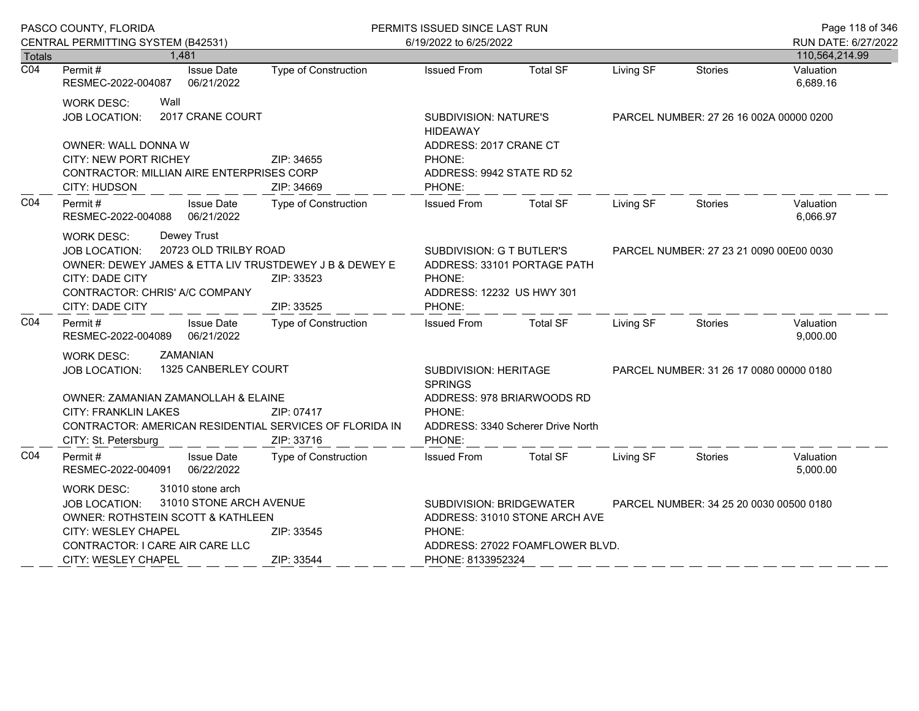PASCO COUNTY, FLORIDA
CENTRAL PERMITTING SYSTEM (B42531)

PERMITS ISSUED SINCE LAST RUN
6/19/2022 to 6/25/2022

RUN DATE: 6/27/2022

| Totals | 1,481 | | | | | | | 110,564,214.99 |
|---|---|---|---|---|---|---|---|---|

---

**C04**

| Permit # | Issue Date | Type of Construction | Issued From | Total SF | Living SF | Stories | Valuation |
|---|---|---|---|---|---|---|---|
| RESMEC-2022-004087 | 06/21/2022 | | | | | | 6,689.16 |

WORK DESC: Wall
JOB LOCATION: 2017 CRANE COURT
SUBDIVISION: NATURE'S HIDEAWAY
PARCEL NUMBER: 27 26 16 002A 00000 0200
OWNER: WALL DONNA W
ADDRESS: 2017 CRANE CT
CITY: NEW PORT RICHEY ZIP: 34655
PHONE:
CONTRACTOR: MILLIAN AIRE ENTERPRISES CORP
ADDRESS: 9942 STATE RD 52
CITY: HUDSON ZIP: 34669
PHONE:

---

**C04**

| Permit # | Issue Date | Type of Construction | Issued From | Total SF | Living SF | Stories | Valuation |
|---|---|---|---|---|---|---|---|
| RESMEC-2022-004088 | 06/21/2022 | | | | | | 6,066.97 |

WORK DESC: Dewey Trust
JOB LOCATION: 20723 OLD TRILBY ROAD
SUBDIVISION: G T BUTLER'S
PARCEL NUMBER: 27 23 21 0090 00E00 0030
OWNER: DEWEY JAMES & ETTA LIV TRUSTDEWEY J B & DEWEY E
ADDRESS: 33101 PORTAGE PATH
CITY: DADE CITY ZIP: 33523
PHONE:
CONTRACTOR: CHRIS' A/C COMPANY
ADDRESS: 12232 US HWY 301
CITY: DADE CITY ZIP: 33525
PHONE:

---

**C04**

| Permit # | Issue Date | Type of Construction | Issued From | Total SF | Living SF | Stories | Valuation |
|---|---|---|---|---|---|---|---|
| RESMEC-2022-004089 | 06/21/2022 | | | | | | 9,000.00 |

WORK DESC: ZAMANIAN
JOB LOCATION: 1325 CANBERLEY COURT
SUBDIVISION: HERITAGE SPRINGS
PARCEL NUMBER: 31 26 17 0080 00000 0180
OWNER: ZAMANIAN ZAMANOLLAH & ELAINE
ADDRESS: 978 BRIARWOODS RD
CITY: FRANKLIN LAKES ZIP: 07417
PHONE:
CONTRACTOR: AMERICAN RESIDENTIAL SERVICES OF FLORIDA IN
ADDRESS: 3340 Scherer Drive North
CITY: St. Petersburg ZIP: 33716
PHONE:

---

**C04**

| Permit # | Issue Date | Type of Construction | Issued From | Total SF | Living SF | Stories | Valuation |
|---|---|---|---|---|---|---|---|
| RESMEC-2022-004091 | 06/22/2022 | | | | | | 5,000.00 |

WORK DESC: 31010 stone arch
JOB LOCATION: 31010 STONE ARCH AVENUE
SUBDIVISION: BRIDGEWATER
PARCEL NUMBER: 34 25 20 0030 00500 0180
OWNER: ROTHSTEIN SCOTT & KATHLEEN
ADDRESS: 31010 STONE ARCH AVE
CITY: WESLEY CHAPEL ZIP: 33545
PHONE:
CONTRACTOR: I CARE AIR CARE LLC
ADDRESS: 27022 FOAMFLOWER BLVD.
CITY: WESLEY CHAPEL ZIP: 33544
PHONE: 8133952324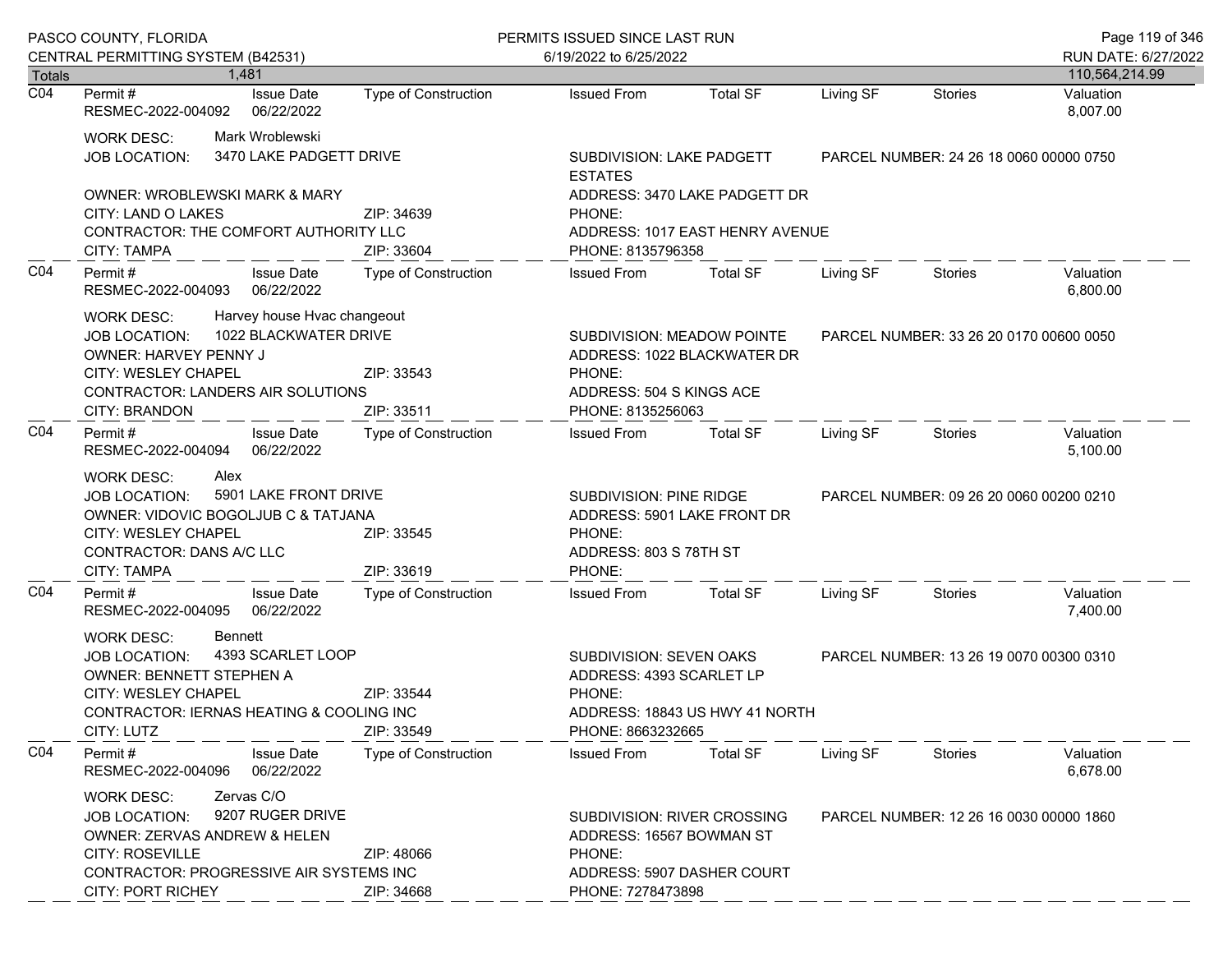PASCO COUNTY, FLORIDA
CENTRAL PERMITTING SYSTEM (B42531)

PERMITS ISSUED SINCE LAST RUN
6/19/2022 to 6/25/2022

RUN DATE: 6/27/2022

| Totals | 1,481 | | | | | | | 110,564,214.99 |
|---|---|---|---|---|---|---|---|---|

---

**C04**

| Permit # | Issue Date | Type of Construction | Issued From | Total SF | Living SF | Stories | Valuation |
|---|---|---|---|---|---|---|---|
| RESMEC-2022-004092 | 06/22/2022 | | | | | | 8,007.00 |

WORK DESC: Mark Wroblewski
JOB LOCATION: 3470 LAKE PADGETT DRIVE
SUBDIVISION: LAKE PADGETT ESTATES
PARCEL NUMBER: 24 26 18 0060 00000 0750
OWNER: WROBLEWSKI MARK & MARY
ADDRESS: 3470 LAKE PADGETT DR
CITY: LAND O LAKES ZIP: 34639
PHONE:
CONTRACTOR: THE COMFORT AUTHORITY LLC
ADDRESS: 1017 EAST HENRY AVENUE
CITY: TAMPA ZIP: 33604
PHONE: 8135796358

---

**C04**

| Permit # | Issue Date | Type of Construction | Issued From | Total SF | Living SF | Stories | Valuation |
|---|---|---|---|---|---|---|---|
| RESMEC-2022-004093 | 06/22/2022 | | | | | | 6,800.00 |

WORK DESC: Harvey house Hvac changeout
JOB LOCATION: 1022 BLACKWATER DRIVE
SUBDIVISION: MEADOW POINTE
PARCEL NUMBER: 33 26 20 0170 00600 0050
OWNER: HARVEY PENNY J
ADDRESS: 1022 BLACKWATER DR
CITY: WESLEY CHAPEL ZIP: 33543
PHONE:
CONTRACTOR: LANDERS AIR SOLUTIONS
ADDRESS: 504 S KINGS ACE
CITY: BRANDON ZIP: 33511
PHONE: 8135256063

---

**C04**

| Permit # | Issue Date | Type of Construction | Issued From | Total SF | Living SF | Stories | Valuation |
|---|---|---|---|---|---|---|---|
| RESMEC-2022-004094 | 06/22/2022 | | | | | | 5,100.00 |

WORK DESC: Alex
JOB LOCATION: 5901 LAKE FRONT DRIVE
SUBDIVISION: PINE RIDGE
PARCEL NUMBER: 09 26 20 0060 00200 0210
OWNER: VIDOVIC BOGOLJUB C & TATJANA
ADDRESS: 5901 LAKE FRONT DR
CITY: WESLEY CHAPEL ZIP: 33545
PHONE:
CONTRACTOR: DANS A/C LLC
ADDRESS: 803 S 78TH ST
CITY: TAMPA ZIP: 33619
PHONE:

---

**C04**

| Permit # | Issue Date | Type of Construction | Issued From | Total SF | Living SF | Stories | Valuation |
|---|---|---|---|---|---|---|---|
| RESMEC-2022-004095 | 06/22/2022 | | | | | | 7,400.00 |

WORK DESC: Bennett
JOB LOCATION: 4393 SCARLET LOOP
SUBDIVISION: SEVEN OAKS
PARCEL NUMBER: 13 26 19 0070 00300 0310
OWNER: BENNETT STEPHEN A
ADDRESS: 4393 SCARLET LP
CITY: WESLEY CHAPEL ZIP: 33544
PHONE:
CONTRACTOR: IERNAS HEATING & COOLING INC
ADDRESS: 18843 US HWY 41 NORTH
CITY: LUTZ ZIP: 33549
PHONE: 8663232665

---

**C04**

| Permit # | Issue Date | Type of Construction | Issued From | Total SF | Living SF | Stories | Valuation |
|---|---|---|---|---|---|---|---|
| RESMEC-2022-004096 | 06/22/2022 | | | | | | 6,678.00 |

WORK DESC: Zervas C/O
JOB LOCATION: 9207 RUGER DRIVE
SUBDIVISION: RIVER CROSSING
PARCEL NUMBER: 12 26 16 0030 00000 1860
OWNER: ZERVAS ANDREW & HELEN
ADDRESS: 16567 BOWMAN ST
CITY: ROSEVILLE ZIP: 48066
PHONE:
CONTRACTOR: PROGRESSIVE AIR SYSTEMS INC
ADDRESS: 5907 DASHER COURT
CITY: PORT RICHEY ZIP: 34668
PHONE: 7278473898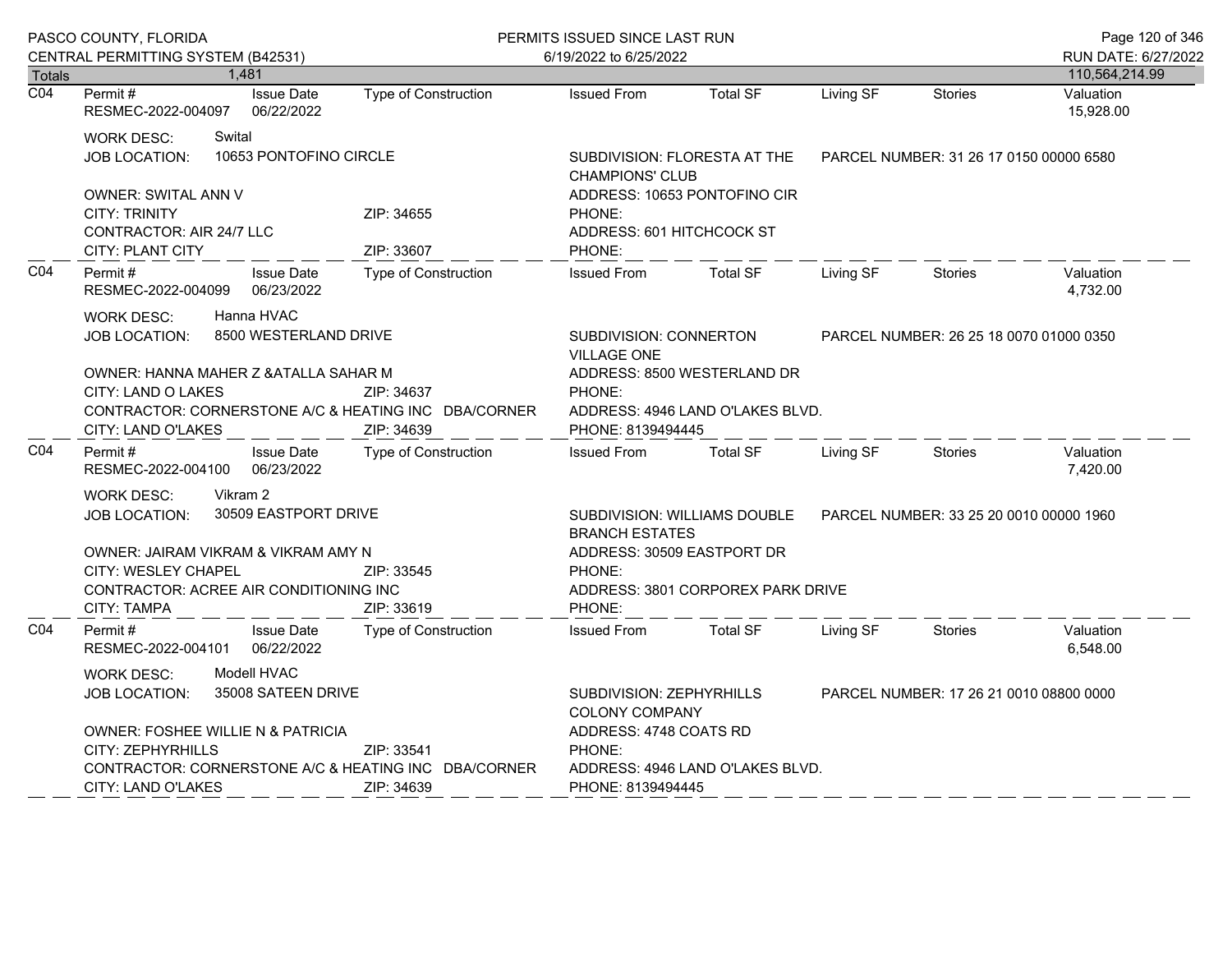PASCO COUNTY, FLORIDA
CENTRAL PERMITTING SYSTEM (B42531)

PERMITS ISSUED SINCE LAST RUN
6/19/2022 to 6/25/2022

RUN DATE: 6/27/2022

Totals 1,481 110,564,214.99

---

**C04**

| Permit # | Issue Date | Type of Construction | Issued From | Total SF | Living SF | Stories | Valuation |
|---|---|---|---|---|---|---|---|
| RESMEC-2022-004097 | 06/22/2022 | | | | | | 15,928.00 |

WORK DESC: Swital
JOB LOCATION: 10653 PONTOFINO CIRCLE
SUBDIVISION: FLORESTA AT THE CHAMPIONS' CLUB
PARCEL NUMBER: 31 26 17 0150 00000 6580

OWNER: SWITAL ANN V
ADDRESS: 10653 PONTOFINO CIR
CITY: TRINITY ZIP: 34655
PHONE:
CONTRACTOR: AIR 24/7 LLC
ADDRESS: 601 HITCHCOCK ST
CITY: PLANT CITY ZIP: 33607
PHONE:

---

**C04**

| Permit # | Issue Date | Type of Construction | Issued From | Total SF | Living SF | Stories | Valuation |
|---|---|---|---|---|---|---|---|
| RESMEC-2022-004099 | 06/23/2022 | | | | | | 4,732.00 |

WORK DESC: Hanna HVAC
JOB LOCATION: 8500 WESTERLAND DRIVE
SUBDIVISION: CONNERTON VILLAGE ONE
PARCEL NUMBER: 26 25 18 0070 01000 0350

OWNER: HANNA MAHER Z &ATALLA SAHAR M
ADDRESS: 8500 WESTERLAND DR
CITY: LAND O LAKES ZIP: 34637
PHONE:
CONTRACTOR: CORNERSTONE A/C & HEATING INC DBA/CORNER
ADDRESS: 4946 LAND O'LAKES BLVD.
CITY: LAND O'LAKES ZIP: 34639
PHONE: 8139494445

---

**C04**

| Permit # | Issue Date | Type of Construction | Issued From | Total SF | Living SF | Stories | Valuation |
|---|---|---|---|---|---|---|---|
| RESMEC-2022-004100 | 06/23/2022 | | | | | | 7,420.00 |

WORK DESC: Vikram 2
JOB LOCATION: 30509 EASTPORT DRIVE
SUBDIVISION: WILLIAMS DOUBLE BRANCH ESTATES
PARCEL NUMBER: 33 25 20 0010 00000 1960

OWNER: JAIRAM VIKRAM & VIKRAM AMY N
ADDRESS: 30509 EASTPORT DR
CITY: WESLEY CHAPEL ZIP: 33545
PHONE:
CONTRACTOR: ACREE AIR CONDITIONING INC
ADDRESS: 3801 CORPOREX PARK DRIVE
CITY: TAMPA ZIP: 33619
PHONE:

---

**C04**

| Permit # | Issue Date | Type of Construction | Issued From | Total SF | Living SF | Stories | Valuation |
|---|---|---|---|---|---|---|---|
| RESMEC-2022-004101 | 06/22/2022 | | | | | | 6,548.00 |

WORK DESC: Modell HVAC
JOB LOCATION: 35008 SATEEN DRIVE
SUBDIVISION: ZEPHYRHILLS COLONY COMPANY
PARCEL NUMBER: 17 26 21 0010 08800 0000

OWNER: FOSHEE WILLIE N & PATRICIA
ADDRESS: 4748 COATS RD
CITY: ZEPHYRHILLS ZIP: 33541
PHONE:
CONTRACTOR: CORNERSTONE A/C & HEATING INC DBA/CORNER
ADDRESS: 4946 LAND O'LAKES BLVD.
CITY: LAND O'LAKES ZIP: 34639
PHONE: 8139494445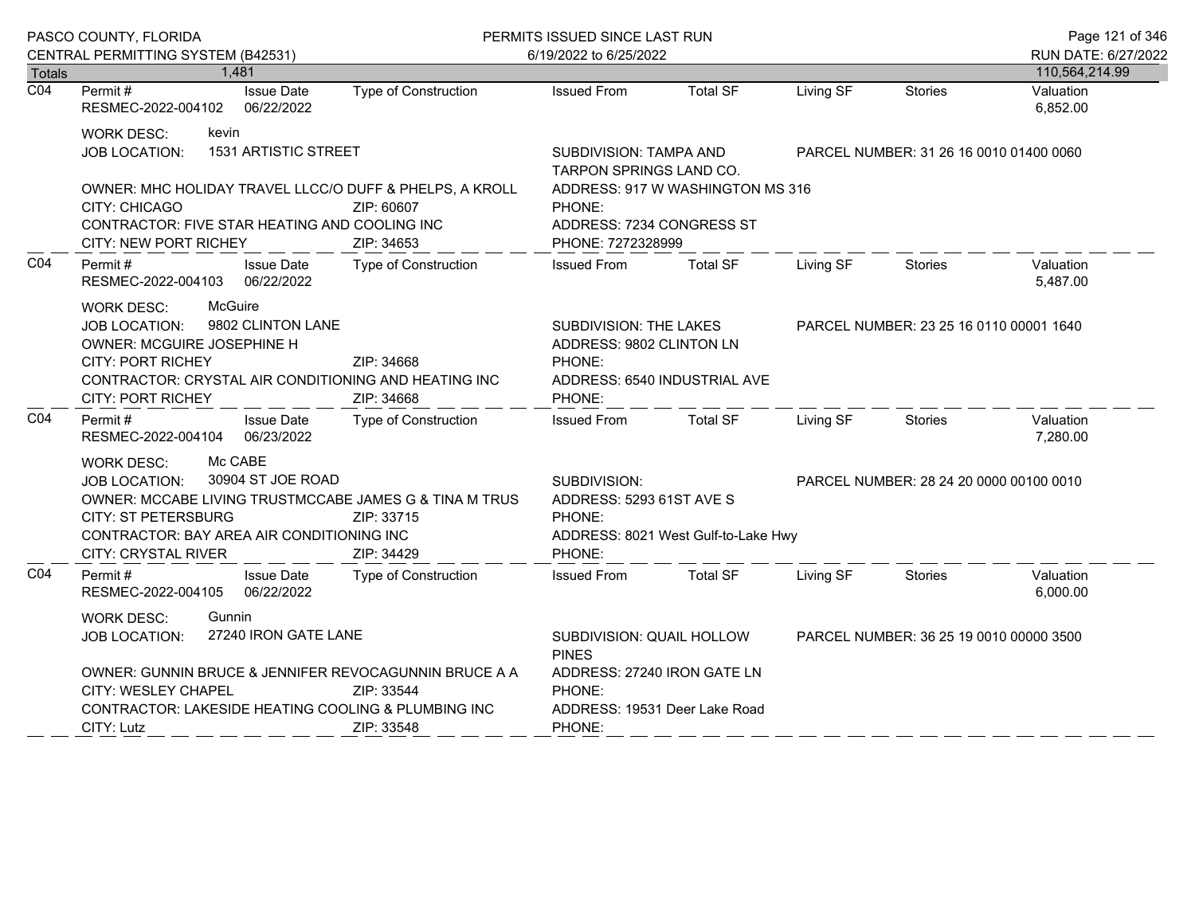PASCO COUNTY, FLORIDA
CENTRAL PERMITTING SYSTEM (B42531)

PERMITS ISSUED SINCE LAST RUN
6/19/2022 to 6/25/2022

RUN DATE: 6/27/2022

| Totals | 1,481 | | | | | | | 110,564,214.99 |
|---|---|---|---|---|---|---|---|---|

---

**C04**

| Permit # | Issue Date | Type of Construction | Issued From | Total SF | Living SF | Stories | Valuation |
|---|---|---|---|---|---|---|---|
| RESMEC-2022-004102 | 06/22/2022 | | | | | | 6,852.00 |

WORK DESC: kevin
JOB LOCATION: 1531 ARTISTIC STREET
SUBDIVISION: TAMPA AND TARPON SPRINGS LAND CO.
PARCEL NUMBER: 31 26 16 0010 01400 0060
OWNER: MHC HOLIDAY TRAVEL LLCC/O DUFF & PHELPS, A KROLL
ADDRESS: 917 W WASHINGTON MS 316
CITY: CHICAGO ZIP: 60607
PHONE:
CONTRACTOR: FIVE STAR HEATING AND COOLING INC
ADDRESS: 7234 CONGRESS ST
CITY: NEW PORT RICHEY ZIP: 34653
PHONE: 7272328999

---

**C04**

| Permit # | Issue Date | Type of Construction | Issued From | Total SF | Living SF | Stories | Valuation |
|---|---|---|---|---|---|---|---|
| RESMEC-2022-004103 | 06/22/2022 | | | | | | 5,487.00 |

WORK DESC: McGuire
JOB LOCATION: 9802 CLINTON LANE
SUBDIVISION: THE LAKES
PARCEL NUMBER: 23 25 16 0110 00001 1640
OWNER: MCGUIRE JOSEPHINE H
ADDRESS: 9802 CLINTON LN
CITY: PORT RICHEY ZIP: 34668
PHONE:
CONTRACTOR: CRYSTAL AIR CONDITIONING AND HEATING INC
ADDRESS: 6540 INDUSTRIAL AVE
CITY: PORT RICHEY ZIP: 34668
PHONE:

---

**C04**

| Permit # | Issue Date | Type of Construction | Issued From | Total SF | Living SF | Stories | Valuation |
|---|---|---|---|---|---|---|---|
| RESMEC-2022-004104 | 06/23/2022 | | | | | | 7,280.00 |

WORK DESC: Mc CABE
JOB LOCATION: 30904 ST JOE ROAD
SUBDIVISION:
PARCEL NUMBER: 28 24 20 0000 00100 0010
OWNER: MCCABE LIVING TRUSTMCCABE JAMES G & TINA M TRUS
ADDRESS: 5293 61ST AVE S
CITY: ST PETERSBURG ZIP: 33715
PHONE:
CONTRACTOR: BAY AREA AIR CONDITIONING INC
ADDRESS: 8021 West Gulf-to-Lake Hwy
CITY: CRYSTAL RIVER ZIP: 34429
PHONE:

---

**C04**

| Permit # | Issue Date | Type of Construction | Issued From | Total SF | Living SF | Stories | Valuation |
|---|---|---|---|---|---|---|---|
| RESMEC-2022-004105 | 06/22/2022 | | | | | | 6,000.00 |

WORK DESC: Gunnin
JOB LOCATION: 27240 IRON GATE LANE
SUBDIVISION: QUAIL HOLLOW PINES
PARCEL NUMBER: 36 25 19 0010 00000 3500
OWNER: GUNNIN BRUCE & JENNIFER REVOCAGUNNIN BRUCE A A
ADDRESS: 27240 IRON GATE LN
CITY: WESLEY CHAPEL ZIP: 33544
PHONE:
CONTRACTOR: LAKESIDE HEATING COOLING & PLUMBING INC
ADDRESS: 19531 Deer Lake Road
CITY: Lutz ZIP: 33548
PHONE: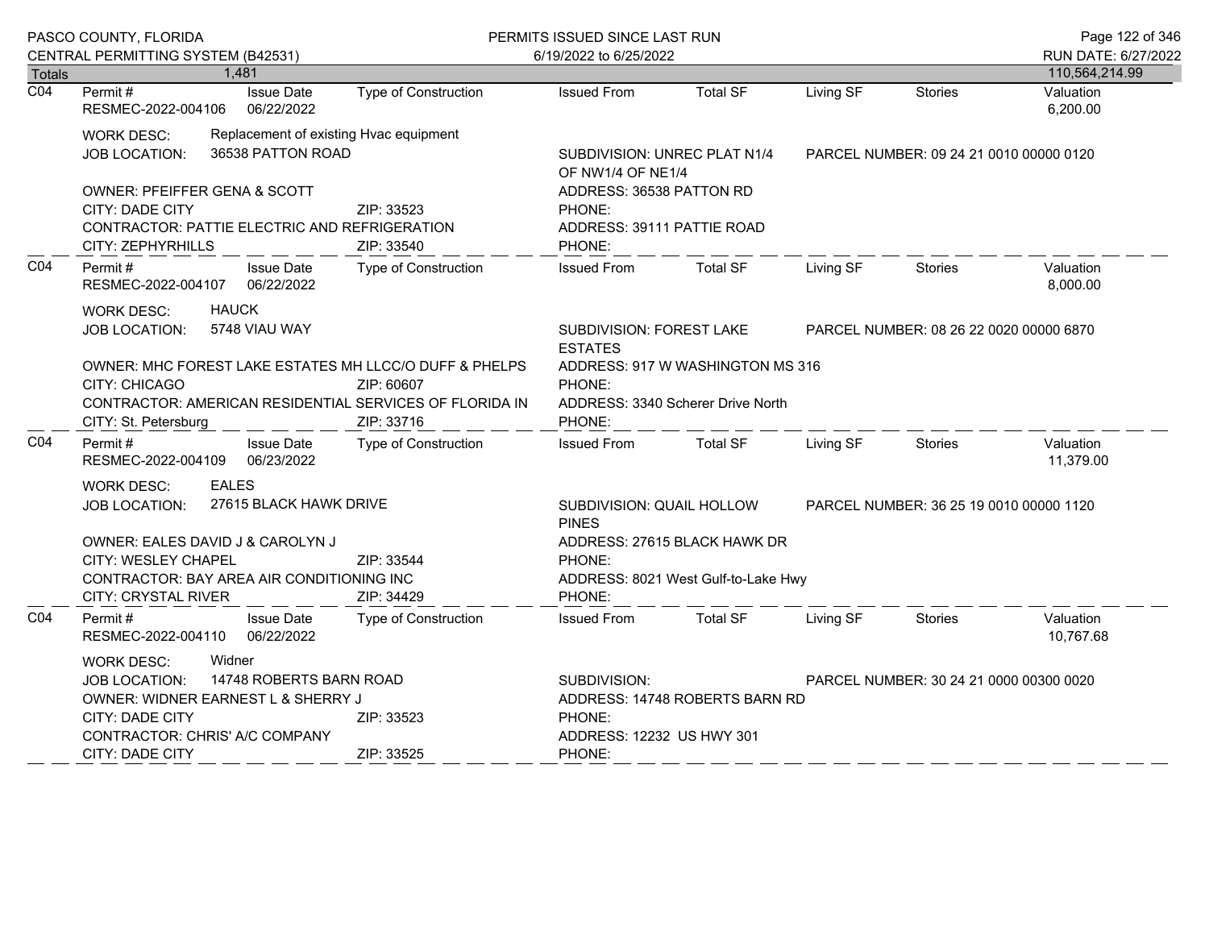| Totals | 1,481 | | | | | | | 110,564,214.99 |
|---|---|---|---|---|---|---|---|---|

**C04**

| Permit # | Issue Date | Type of Construction | Issued From | Total SF | Living SF | Stories | Valuation |
|---|---|---|---|---|---|---|---|
| RESMEC-2022-004106 | 06/22/2022 | | | | | | 6,200.00 |

WORK DESC: Replacement of existing Hvac equipment
JOB LOCATION: 36538 PATTON ROAD
SUBDIVISION: UNREC PLAT N1/4 OF NW1/4 OF NE1/4
PARCEL NUMBER: 09 24 21 0010 00000 0120
OWNER: PFEIFFER GENA & SCOTT
ADDRESS: 36538 PATTON RD
CITY: DADE CITY ZIP: 33523
PHONE:
CONTRACTOR: PATTIE ELECTRIC AND REFRIGERATION
ADDRESS: 39111 PATTIE ROAD
CITY: ZEPHYRHILLS ZIP: 33540
PHONE:

**C04**

| Permit # | Issue Date | Type of Construction | Issued From | Total SF | Living SF | Stories | Valuation |
|---|---|---|---|---|---|---|---|
| RESMEC-2022-004107 | 06/22/2022 | | | | | | 8,000.00 |

WORK DESC: HAUCK
JOB LOCATION: 5748 VIAU WAY
SUBDIVISION: FOREST LAKE ESTATES
PARCEL NUMBER: 08 26 22 0020 00000 6870
OWNER: MHC FOREST LAKE ESTATES MH LLCC/O DUFF & PHELPS
ADDRESS: 917 W WASHINGTON MS 316
CITY: CHICAGO ZIP: 60607
PHONE:
CONTRACTOR: AMERICAN RESIDENTIAL SERVICES OF FLORIDA IN
ADDRESS: 3340 Scherer Drive North
CITY: St. Petersburg ZIP: 33716
PHONE:

**C04**

| Permit # | Issue Date | Type of Construction | Issued From | Total SF | Living SF | Stories | Valuation |
|---|---|---|---|---|---|---|---|
| RESMEC-2022-004109 | 06/23/2022 | | | | | | 11,379.00 |

WORK DESC: EALES
JOB LOCATION: 27615 BLACK HAWK DRIVE
SUBDIVISION: QUAIL HOLLOW PINES
PARCEL NUMBER: 36 25 19 0010 00000 1120
OWNER: EALES DAVID J & CAROLYN J
ADDRESS: 27615 BLACK HAWK DR
CITY: WESLEY CHAPEL ZIP: 33544
PHONE:
CONTRACTOR: BAY AREA AIR CONDITIONING INC
ADDRESS: 8021 West Gulf-to-Lake Hwy
CITY: CRYSTAL RIVER ZIP: 34429
PHONE:

**C04**

| Permit # | Issue Date | Type of Construction | Issued From | Total SF | Living SF | Stories | Valuation |
|---|---|---|---|---|---|---|---|
| RESMEC-2022-004110 | 06/22/2022 | | | | | | 10,767.68 |

WORK DESC: Widner
JOB LOCATION: 14748 ROBERTS BARN ROAD
SUBDIVISION:
PARCEL NUMBER: 30 24 21 0000 00300 0020
OWNER: WIDNER EARNEST L & SHERRY J
ADDRESS: 14748 ROBERTS BARN RD
CITY: DADE CITY ZIP: 33523
PHONE:
CONTRACTOR: CHRIS' A/C COMPANY
ADDRESS: 12232 US HWY 301
CITY: DADE CITY ZIP: 33525
PHONE: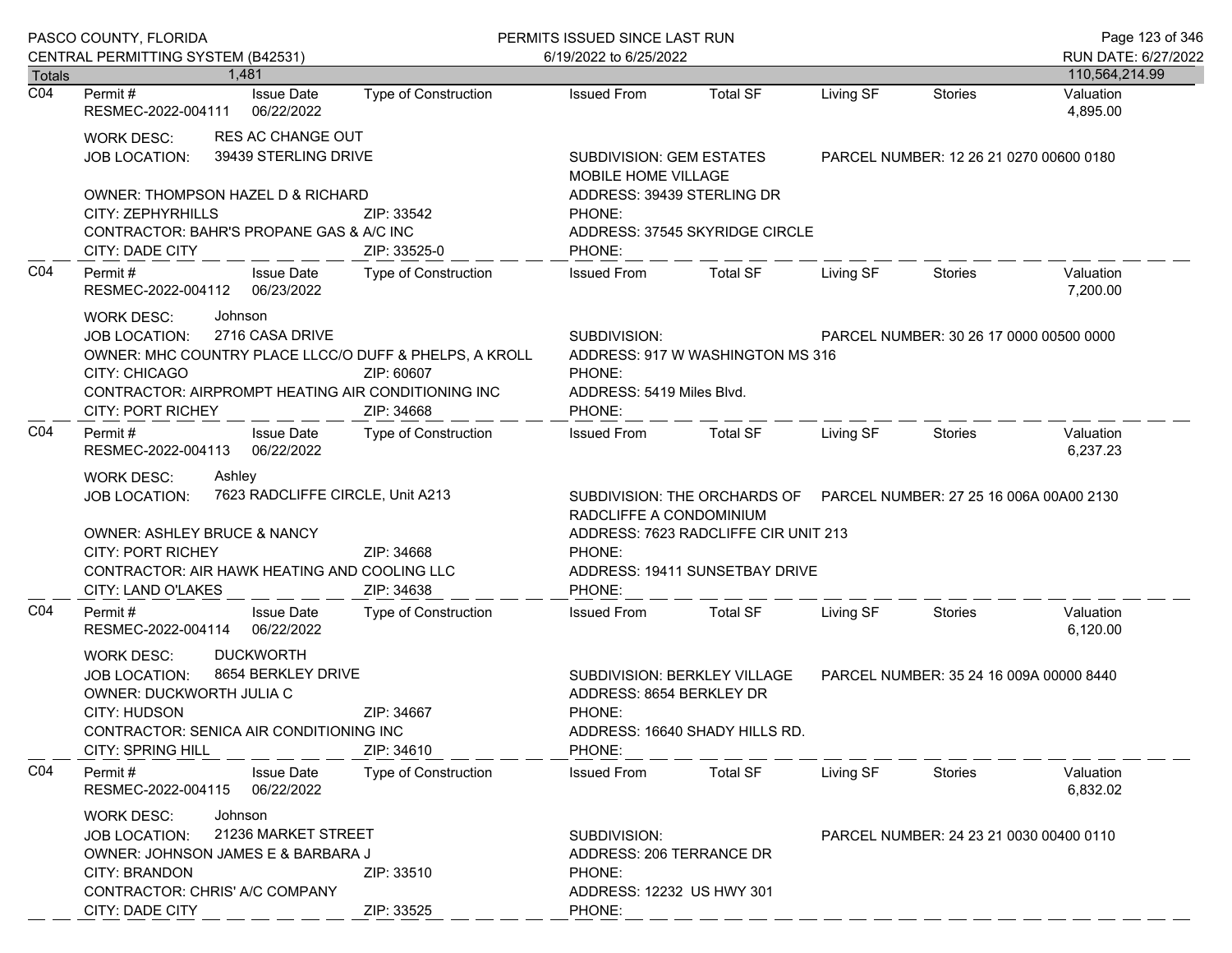| Totals | 1,481 | | | | | | | 110,564,214.99 |
|---|---|---|---|---|---|---|---|---|

**C04** | Permit # RESMEC-2022-004111 | Issue Date 06/22/2022 | Type of Construction | Issued From | Total SF | Living SF | Stories | Valuation 4,895.00

WORK DESC: RES AC CHANGE OUT
JOB LOCATION: 39439 STERLING DRIVE
SUBDIVISION: GEM ESTATES MOBILE HOME VILLAGE
PARCEL NUMBER: 12 26 21 0270 00600 0180
OWNER: THOMPSON HAZEL D & RICHARD
ADDRESS: 39439 STERLING DR
CITY: ZEPHYRHILLS ZIP: 33542
PHONE:
CONTRACTOR: BAHR'S PROPANE GAS & A/C INC
ADDRESS: 37545 SKYRIDGE CIRCLE
CITY: DADE CITY ZIP: 33525-0
PHONE:

---

**C04** | Permit # RESMEC-2022-004112 | Issue Date 06/23/2022 | Type of Construction | Issued From | Total SF | Living SF | Stories | Valuation 7,200.00

WORK DESC: Johnson
JOB LOCATION: 2716 CASA DRIVE
SUBDIVISION:
PARCEL NUMBER: 30 26 17 0000 00500 0000
OWNER: MHC COUNTRY PLACE LLCC/O DUFF & PHELPS, A KROLL
ADDRESS: 917 W WASHINGTON MS 316
CITY: CHICAGO ZIP: 60607
PHONE:
CONTRACTOR: AIRPROMPT HEATING AIR CONDITIONING INC
ADDRESS: 5419 Miles Blvd.
CITY: PORT RICHEY ZIP: 34668
PHONE:

---

**C04** | Permit # RESMEC-2022-004113 | Issue Date 06/22/2022 | Type of Construction | Issued From | Total SF | Living SF | Stories | Valuation 6,237.23

WORK DESC: Ashley
JOB LOCATION: 7623 RADCLIFFE CIRCLE, Unit A213
SUBDIVISION: THE ORCHARDS OF RADCLIFFE A CONDOMINIUM
PARCEL NUMBER: 27 25 16 006A 00A00 2130
OWNER: ASHLEY BRUCE & NANCY
ADDRESS: 7623 RADCLIFFE CIR UNIT 213
CITY: PORT RICHEY ZIP: 34668
PHONE:
CONTRACTOR: AIR HAWK HEATING AND COOLING LLC
ADDRESS: 19411 SUNSETBAY DRIVE
CITY: LAND O'LAKES ZIP: 34638
PHONE:

---

**C04** | Permit # RESMEC-2022-004114 | Issue Date 06/22/2022 | Type of Construction | Issued From | Total SF | Living SF | Stories | Valuation 6,120.00

WORK DESC: DUCKWORTH
JOB LOCATION: 8654 BERKLEY DRIVE
SUBDIVISION: BERKLEY VILLAGE
PARCEL NUMBER: 35 24 16 009A 00000 8440
OWNER: DUCKWORTH JULIA C
ADDRESS: 8654 BERKLEY DR
CITY: HUDSON ZIP: 34667
PHONE:
CONTRACTOR: SENICA AIR CONDITIONING INC
ADDRESS: 16640 SHADY HILLS RD.
CITY: SPRING HILL ZIP: 34610
PHONE:

---

**C04** | Permit # RESMEC-2022-004115 | Issue Date 06/22/2022 | Type of Construction | Issued From | Total SF | Living SF | Stories | Valuation 6,832.02

WORK DESC: Johnson
JOB LOCATION: 21236 MARKET STREET
SUBDIVISION:
PARCEL NUMBER: 24 23 21 0030 00400 0110
OWNER: JOHNSON JAMES E & BARBARA J
ADDRESS: 206 TERRANCE DR
CITY: BRANDON ZIP: 33510
PHONE:
CONTRACTOR: CHRIS' A/C COMPANY
ADDRESS: 12232 US HWY 301
CITY: DADE CITY ZIP: 33525
PHONE: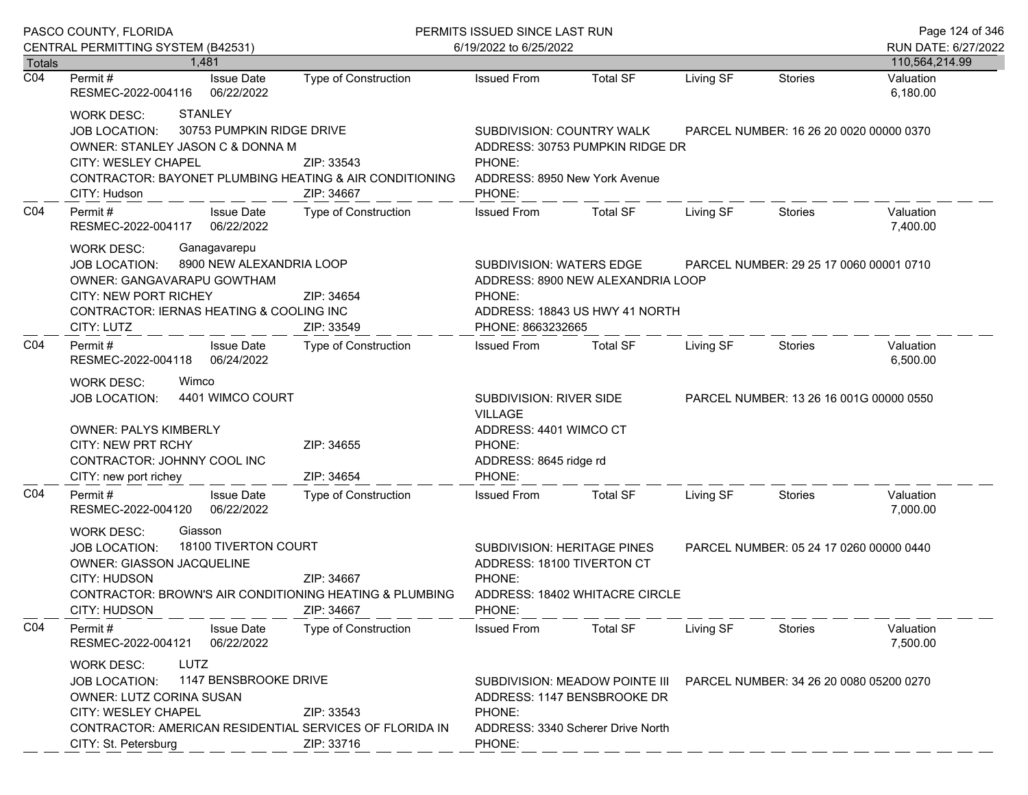# PASCO COUNTY, FLORIDA
CENTRAL PERMITTING SYSTEM (B42531)

PERMITS ISSUED SINCE LAST RUN
6/19/2022 to 6/25/2022

RUN DATE: 6/27/2022

**Totals** 1,481 — 110,564,214.99

---

**C04**

| Permit # | Issue Date | Type of Construction | Issued From | Total SF | Living SF | Stories | Valuation |
|---|---|---|---|---|---|---|---|
| RESMEC-2022-004116 | 06/22/2022 | | | | | | 6,180.00 |

WORK DESC: STANLEY
JOB LOCATION: 30753 PUMPKIN RIDGE DRIVE — SUBDIVISION: COUNTRY WALK — PARCEL NUMBER: 16 26 20 0020 00000 0370
OWNER: STANLEY JASON C & DONNA M — ADDRESS: 30753 PUMPKIN RIDGE DR
CITY: WESLEY CHAPEL — ZIP: 33543 — PHONE:
CONTRACTOR: BAYONET PLUMBING HEATING & AIR CONDITIONING — ADDRESS: 8950 New York Avenue
CITY: Hudson — ZIP: 34667 — PHONE:

---

**C04**

| Permit # | Issue Date | Type of Construction | Issued From | Total SF | Living SF | Stories | Valuation |
|---|---|---|---|---|---|---|---|
| RESMEC-2022-004117 | 06/22/2022 | | | | | | 7,400.00 |

WORK DESC: Ganagavarepu
JOB LOCATION: 8900 NEW ALEXANDRIA LOOP — SUBDIVISION: WATERS EDGE — PARCEL NUMBER: 29 25 17 0060 00001 0710
OWNER: GANGAVARAPU GOWTHAM — ADDRESS: 8900 NEW ALEXANDRIA LOOP
CITY: NEW PORT RICHEY — ZIP: 34654 — PHONE:
CONTRACTOR: IERNAS HEATING & COOLING INC — ADDRESS: 18843 US HWY 41 NORTH
CITY: LUTZ — ZIP: 33549 — PHONE: 8663232665

---

**C04**

| Permit # | Issue Date | Type of Construction | Issued From | Total SF | Living SF | Stories | Valuation |
|---|---|---|---|---|---|---|---|
| RESMEC-2022-004118 | 06/24/2022 | | | | | | 6,500.00 |

WORK DESC: Wimco
JOB LOCATION: 4401 WIMCO COURT — SUBDIVISION: RIVER SIDE VILLAGE — PARCEL NUMBER: 13 26 16 001G 00000 0550
OWNER: PALYS KIMBERLY — ADDRESS: 4401 WIMCO CT
CITY: NEW PRT RCHY — ZIP: 34655 — PHONE:
CONTRACTOR: JOHNNY COOL INC — ADDRESS: 8645 ridge rd
CITY: new port richey — ZIP: 34654 — PHONE:

---

**C04**

| Permit # | Issue Date | Type of Construction | Issued From | Total SF | Living SF | Stories | Valuation |
|---|---|---|---|---|---|---|---|
| RESMEC-2022-004120 | 06/22/2022 | | | | | | 7,000.00 |

WORK DESC: Giasson
JOB LOCATION: 18100 TIVERTON COURT — SUBDIVISION: HERITAGE PINES — PARCEL NUMBER: 05 24 17 0260 00000 0440
OWNER: GIASSON JACQUELINE — ADDRESS: 18100 TIVERTON CT
CITY: HUDSON — ZIP: 34667 — PHONE:
CONTRACTOR: BROWN'S AIR CONDITIONING HEATING & PLUMBING — ADDRESS: 18402 WHITACRE CIRCLE
CITY: HUDSON — ZIP: 34667 — PHONE:

---

**C04**

| Permit # | Issue Date | Type of Construction | Issued From | Total SF | Living SF | Stories | Valuation |
|---|---|---|---|---|---|---|---|
| RESMEC-2022-004121 | 06/22/2022 | | | | | | 7,500.00 |

WORK DESC: LUTZ
JOB LOCATION: 1147 BENSBROOKE DRIVE — SUBDIVISION: MEADOW POINTE III — PARCEL NUMBER: 34 26 20 0080 05200 0270
OWNER: LUTZ CORINA SUSAN — ADDRESS: 1147 BENSBROOKE DR
CITY: WESLEY CHAPEL — ZIP: 33543 — PHONE:
CONTRACTOR: AMERICAN RESIDENTIAL SERVICES OF FLORIDA IN — ADDRESS: 3340 Scherer Drive North
CITY: St. Petersburg — ZIP: 33716 — PHONE: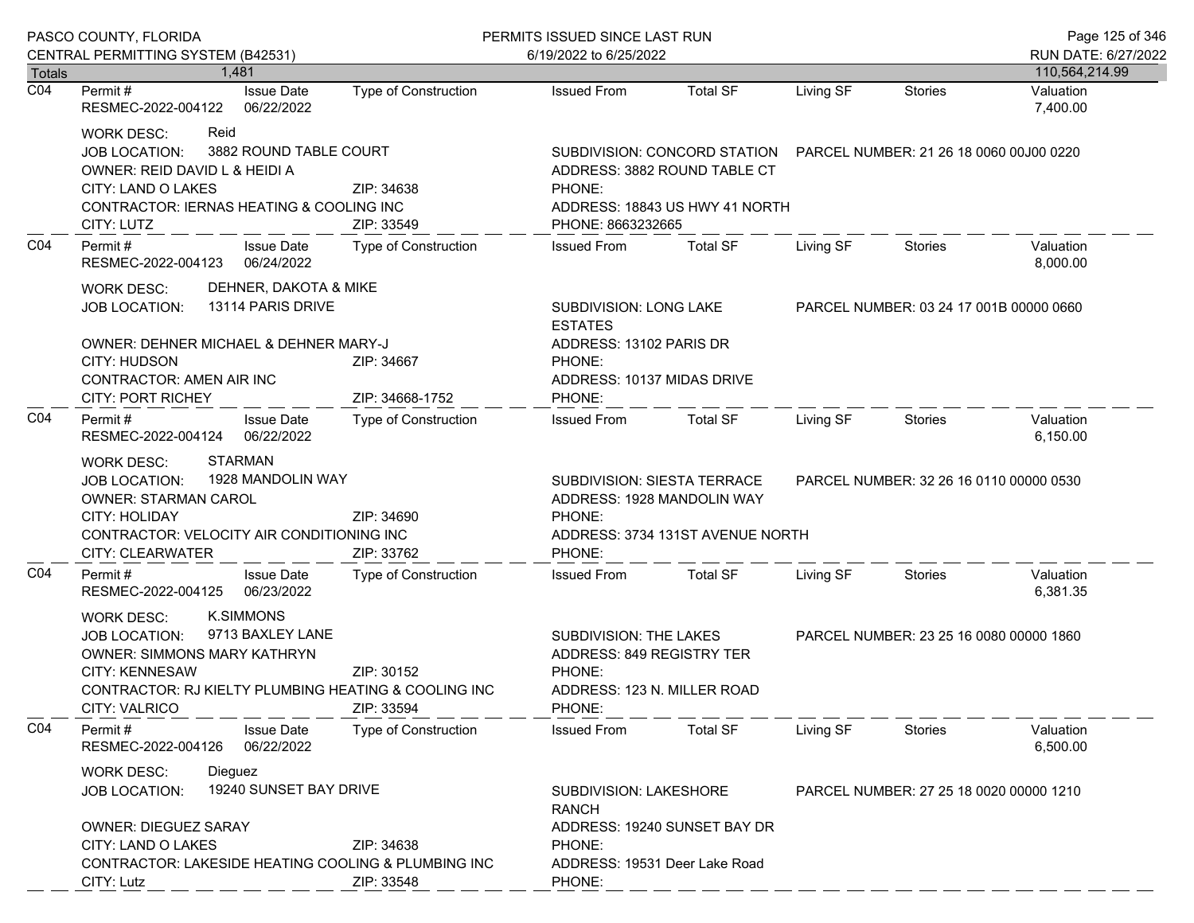PASCO COUNTY, FLORIDA
CENTRAL PERMITTING SYSTEM (B42531)

PERMITS ISSUED SINCE LAST RUN
6/19/2022 to 6/25/2022

RUN DATE: 6/27/2022

| Totals | 1,481 | | | | | | | 110,564,214.99 |
|---|---|---|---|---|---|---|---|---|

---

| | Permit # | Issue Date | Type of Construction | Issued From | Total SF | Living SF | Stories | Valuation |
|---|---|---|---|---|---|---|---|---|
| C04 | RESMEC-2022-004122 | 06/22/2022 | | | | | | 7,400.00 |

WORK DESC: Reid
JOB LOCATION: 3882 ROUND TABLE COURT — SUBDIVISION: CONCORD STATION — PARCEL NUMBER: 21 26 18 0060 00J00 0220
OWNER: REID DAVID L & HEIDI A — ADDRESS: 3882 ROUND TABLE CT
CITY: LAND O LAKES — ZIP: 34638 — PHONE:
CONTRACTOR: IERNAS HEATING & COOLING INC — ADDRESS: 18843 US HWY 41 NORTH
CITY: LUTZ — ZIP: 33549 — PHONE: 8663232665

---

| | Permit # | Issue Date | Type of Construction | Issued From | Total SF | Living SF | Stories | Valuation |
|---|---|---|---|---|---|---|---|---|
| C04 | RESMEC-2022-004123 | 06/24/2022 | | | | | | 8,000.00 |

WORK DESC: DEHNER, DAKOTA & MIKE
JOB LOCATION: 13114 PARIS DRIVE — SUBDIVISION: LONG LAKE ESTATES — PARCEL NUMBER: 03 24 17 001B 00000 0660
OWNER: DEHNER MICHAEL & DEHNER MARY-J — ADDRESS: 13102 PARIS DR
CITY: HUDSON — ZIP: 34667 — PHONE:
CONTRACTOR: AMEN AIR INC — ADDRESS: 10137 MIDAS DRIVE
CITY: PORT RICHEY — ZIP: 34668-1752 — PHONE:

---

| | Permit # | Issue Date | Type of Construction | Issued From | Total SF | Living SF | Stories | Valuation |
|---|---|---|---|---|---|---|---|---|
| C04 | RESMEC-2022-004124 | 06/22/2022 | | | | | | 6,150.00 |

WORK DESC: STARMAN
JOB LOCATION: 1928 MANDOLIN WAY — SUBDIVISION: SIESTA TERRACE — PARCEL NUMBER: 32 26 16 0110 00000 0530
OWNER: STARMAN CAROL — ADDRESS: 1928 MANDOLIN WAY
CITY: HOLIDAY — ZIP: 34690 — PHONE:
CONTRACTOR: VELOCITY AIR CONDITIONING INC — ADDRESS: 3734 131ST AVENUE NORTH
CITY: CLEARWATER — ZIP: 33762 — PHONE:

---

| | Permit # | Issue Date | Type of Construction | Issued From | Total SF | Living SF | Stories | Valuation |
|---|---|---|---|---|---|---|---|---|
| C04 | RESMEC-2022-004125 | 06/23/2022 | | | | | | 6,381.35 |

WORK DESC: K.SIMMONS
JOB LOCATION: 9713 BAXLEY LANE — SUBDIVISION: THE LAKES — PARCEL NUMBER: 23 25 16 0080 00000 1860
OWNER: SIMMONS MARY KATHRYN — ADDRESS: 849 REGISTRY TER
CITY: KENNESAW — ZIP: 30152 — PHONE:
CONTRACTOR: RJ KIELTY PLUMBING HEATING & COOLING INC — ADDRESS: 123 N. MILLER ROAD
CITY: VALRICO — ZIP: 33594 — PHONE:

---

| | Permit # | Issue Date | Type of Construction | Issued From | Total SF | Living SF | Stories | Valuation |
|---|---|---|---|---|---|---|---|---|
| C04 | RESMEC-2022-004126 | 06/22/2022 | | | | | | 6,500.00 |

WORK DESC: Dieguez
JOB LOCATION: 19240 SUNSET BAY DRIVE — SUBDIVISION: LAKESHORE RANCH — PARCEL NUMBER: 27 25 18 0020 00000 1210
OWNER: DIEGUEZ SARAY — ADDRESS: 19240 SUNSET BAY DR
CITY: LAND O LAKES — ZIP: 34638 — PHONE:
CONTRACTOR: LAKESIDE HEATING COOLING & PLUMBING INC — ADDRESS: 19531 Deer Lake Road
CITY: Lutz — ZIP: 33548 — PHONE: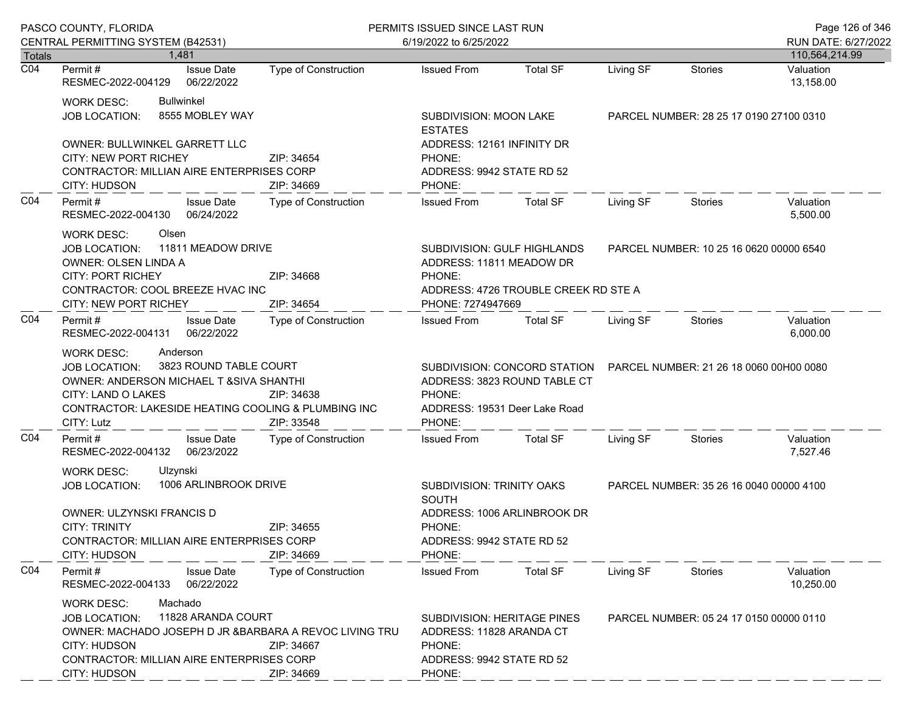| Totals | 1,481 | | | | | | | 110,564,214.99 |
|---|---|---|---|---|---|---|---|---|

**C04** — Permit # RESMEC-2022-004129 | Issue Date 06/22/2022 | Type of Construction: | Issued From: | Total SF: | Living SF: | Stories: | Valuation: 13,158.00

- WORK DESC: Bullwinkel
- JOB LOCATION: 8555 MOBLEY WAY
- SUBDIVISION: MOON LAKE ESTATES
- PARCEL NUMBER: 28 25 17 0190 27100 0310
- OWNER: BULLWINKEL GARRETT LLC
- ADDRESS: 12161 INFINITY DR
- CITY: NEW PORT RICHEY ZIP: 34654
- PHONE:
- CONTRACTOR: MILLIAN AIRE ENTERPRISES CORP
- ADDRESS: 9942 STATE RD 52
- CITY: HUDSON ZIP: 34669
- PHONE:

**C04** — Permit # RESMEC-2022-004130 | Issue Date 06/24/2022 | Type of Construction: | Issued From: | Total SF: | Living SF: | Stories: | Valuation: 5,500.00

- WORK DESC: Olsen
- JOB LOCATION: 11811 MEADOW DRIVE
- SUBDIVISION: GULF HIGHLANDS
- PARCEL NUMBER: 10 25 16 0620 00000 6540
- OWNER: OLSEN LINDA A
- ADDRESS: 11811 MEADOW DR
- CITY: PORT RICHEY ZIP: 34668
- PHONE:
- CONTRACTOR: COOL BREEZE HVAC INC
- ADDRESS: 4726 TROUBLE CREEK RD STE A
- CITY: NEW PORT RICHEY ZIP: 34654
- PHONE: 7274947669

**C04** — Permit # RESMEC-2022-004131 | Issue Date 06/22/2022 | Type of Construction: | Issued From: | Total SF: | Living SF: | Stories: | Valuation: 6,000.00

- WORK DESC: Anderson
- JOB LOCATION: 3823 ROUND TABLE COURT
- SUBDIVISION: CONCORD STATION
- PARCEL NUMBER: 21 26 18 0060 00H00 0080
- OWNER: ANDERSON MICHAEL T &SIVA SHANTHI
- ADDRESS: 3823 ROUND TABLE CT
- CITY: LAND O LAKES ZIP: 34638
- PHONE:
- CONTRACTOR: LAKESIDE HEATING COOLING & PLUMBING INC
- ADDRESS: 19531 Deer Lake Road
- CITY: Lutz ZIP: 33548
- PHONE:

**C04** — Permit # RESMEC-2022-004132 | Issue Date 06/23/2022 | Type of Construction: | Issued From: | Total SF: | Living SF: | Stories: | Valuation: 7,527.46

- WORK DESC: Ulzynski
- JOB LOCATION: 1006 ARLINBROOK DRIVE
- SUBDIVISION: TRINITY OAKS SOUTH
- PARCEL NUMBER: 35 26 16 0040 00000 4100
- OWNER: ULZYNSKI FRANCIS D
- ADDRESS: 1006 ARLINBROOK DR
- CITY: TRINITY ZIP: 34655
- PHONE:
- CONTRACTOR: MILLIAN AIRE ENTERPRISES CORP
- ADDRESS: 9942 STATE RD 52
- CITY: HUDSON ZIP: 34669
- PHONE:

**C04** — Permit # RESMEC-2022-004133 | Issue Date 06/22/2022 | Type of Construction: | Issued From: | Total SF: | Living SF: | Stories: | Valuation: 10,250.00

- WORK DESC: Machado
- JOB LOCATION: 11828 ARANDA COURT
- SUBDIVISION: HERITAGE PINES
- PARCEL NUMBER: 05 24 17 0150 00000 0110
- OWNER: MACHADO JOSEPH D JR &BARBARA A REVOC LIVING TRU
- ADDRESS: 11828 ARANDA CT
- CITY: HUDSON ZIP: 34667
- PHONE:
- CONTRACTOR: MILLIAN AIRE ENTERPRISES CORP
- ADDRESS: 9942 STATE RD 52
- CITY: HUDSON ZIP: 34669
- PHONE: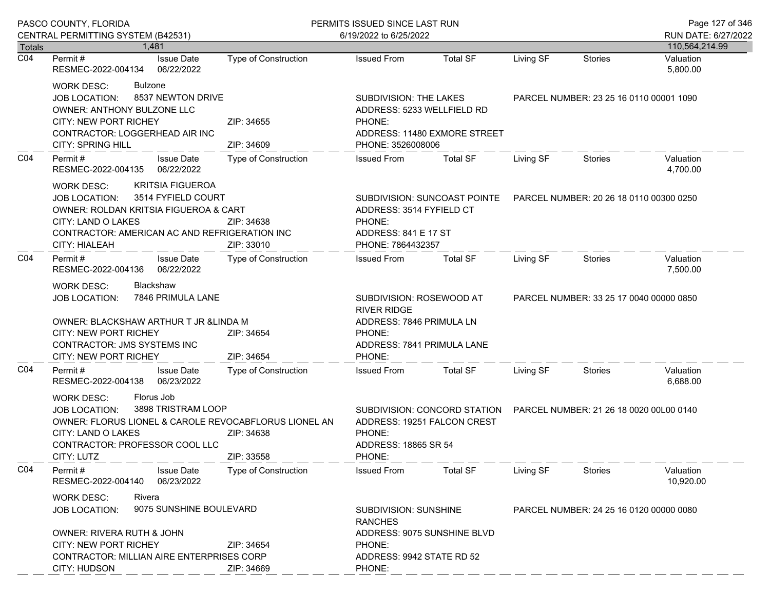PASCO COUNTY, FLORIDA
CENTRAL PERMITTING SYSTEM (B42531)

PERMITS ISSUED SINCE LAST RUN
6/19/2022 to 6/25/2022

RUN DATE: 6/27/2022

| Totals | 1,481 | | | | | | | 110,564,214.99 |
|---|---|---|---|---|---|---|---|---|

---

**C04** | Permit #: RESMEC-2022-004134 | Issue Date: 06/22/2022 | Type of Construction: | Issued From: | Total SF: | Living SF: | Stories: | Valuation: 5,800.00

WORK DESC: Bulzone
JOB LOCATION: 8537 NEWTON DRIVE
SUBDIVISION: THE LAKES
PARCEL NUMBER: 23 25 16 0110 00001 1090
OWNER: ANTHONY BULZONE LLC
ADDRESS: 5233 WELLFIELD RD
CITY: NEW PORT RICHEY ZIP: 34655
PHONE:
CONTRACTOR: LOGGERHEAD AIR INC
ADDRESS: 11480 EXMORE STREET
CITY: SPRING HILL ZIP: 34609
PHONE: 3526008006

---

**C04** | Permit #: RESMEC-2022-004135 | Issue Date: 06/22/2022 | Type of Construction: | Issued From: | Total SF: | Living SF: | Stories: | Valuation: 4,700.00

WORK DESC: KRITSIA FIGUEROA
JOB LOCATION: 3514 FYFIELD COURT
SUBDIVISION: SUNCOAST POINTE
PARCEL NUMBER: 20 26 18 0110 00300 0250
OWNER: ROLDAN KRITSIA FIGUEROA & CART
ADDRESS: 3514 FYFIELD CT
CITY: LAND O LAKES ZIP: 34638
PHONE:
CONTRACTOR: AMERICAN AC AND REFRIGERATION INC
ADDRESS: 841 E 17 ST
CITY: HIALEAH ZIP: 33010
PHONE: 7864432357

---

**C04** | Permit #: RESMEC-2022-004136 | Issue Date: 06/22/2022 | Type of Construction: | Issued From: | Total SF: | Living SF: | Stories: | Valuation: 7,500.00

WORK DESC: Blackshaw
JOB LOCATION: 7846 PRIMULA LANE
SUBDIVISION: ROSEWOOD AT RIVER RIDGE
PARCEL NUMBER: 33 25 17 0040 00000 0850
OWNER: BLACKSHAW ARTHUR T JR &LINDA M
ADDRESS: 7846 PRIMULA LN
CITY: NEW PORT RICHEY ZIP: 34654
PHONE:
CONTRACTOR: JMS SYSTEMS INC
ADDRESS: 7841 PRIMULA LANE
CITY: NEW PORT RICHEY ZIP: 34654
PHONE:

---

**C04** | Permit #: RESMEC-2022-004138 | Issue Date: 06/23/2022 | Type of Construction: | Issued From: | Total SF: | Living SF: | Stories: | Valuation: 6,688.00

WORK DESC: Florus Job
JOB LOCATION: 3898 TRISTRAM LOOP
SUBDIVISION: CONCORD STATION
PARCEL NUMBER: 21 26 18 0020 00L00 0140
OWNER: FLORUS LIONEL & CAROLE REVOCABFLORUS LIONEL AN
ADDRESS: 19251 FALCON CREST
CITY: LAND O LAKES ZIP: 34638
PHONE:
CONTRACTOR: PROFESSOR COOL LLC
ADDRESS: 18865 SR 54
CITY: LUTZ ZIP: 33558
PHONE:

---

**C04** | Permit #: RESMEC-2022-004140 | Issue Date: 06/23/2022 | Type of Construction: | Issued From: | Total SF: | Living SF: | Stories: | Valuation: 10,920.00

WORK DESC: Rivera
JOB LOCATION: 9075 SUNSHINE BOULEVARD
SUBDIVISION: SUNSHINE RANCHES
PARCEL NUMBER: 24 25 16 0120 00000 0080
OWNER: RIVERA RUTH & JOHN
ADDRESS: 9075 SUNSHINE BLVD
CITY: NEW PORT RICHEY ZIP: 34654
PHONE:
CONTRACTOR: MILLIAN AIRE ENTERPRISES CORP
ADDRESS: 9942 STATE RD 52
CITY: HUDSON ZIP: 34669
PHONE: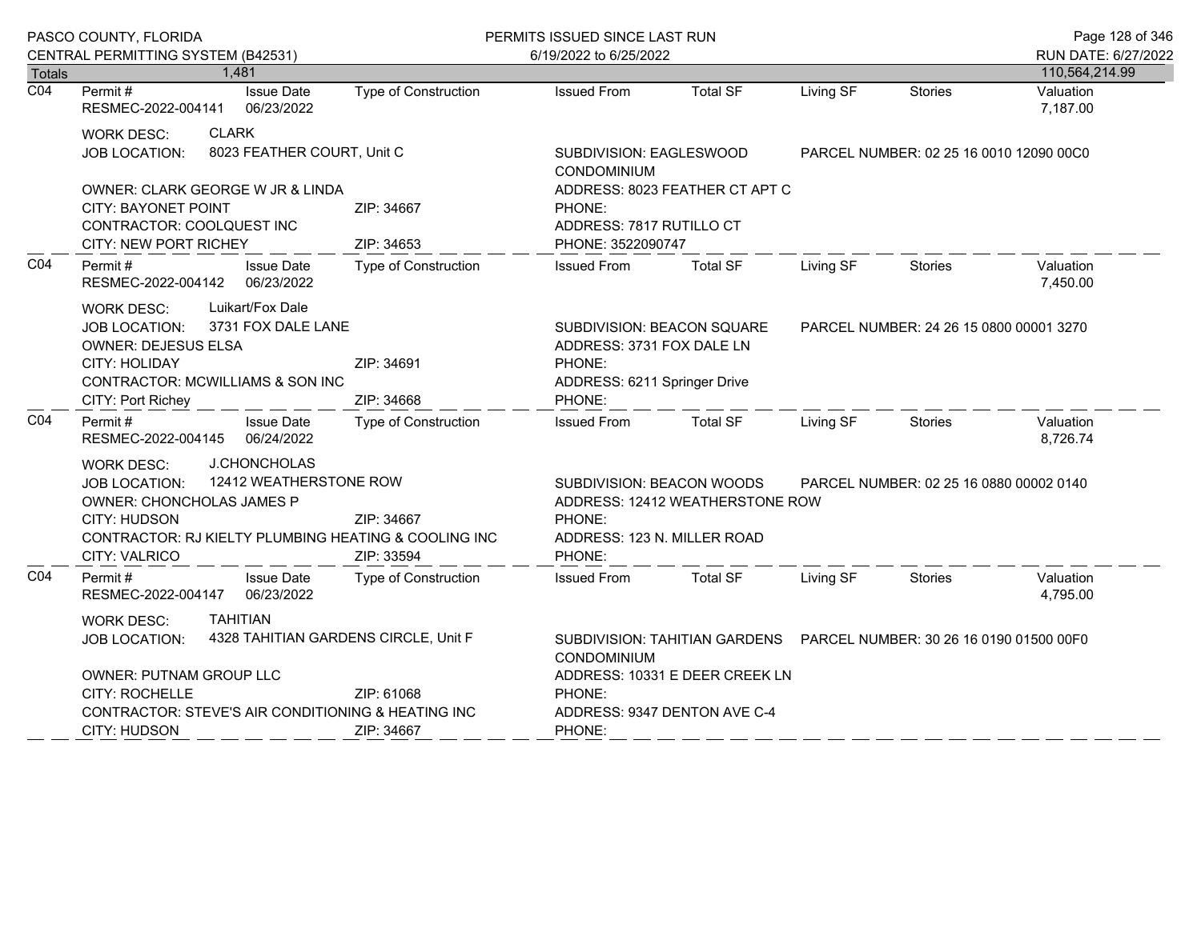| Totals | 1,481 | | | | | | | 110,564,214.99 |
|---|---|---|---|---|---|---|---|---|

**C04** | Permit # RESMEC-2022-004141 | Issue Date 06/23/2022 | Type of Construction | Issued From | Total SF | Living SF | Stories | Valuation 7,187.00

WORK DESC: CLARK
JOB LOCATION: 8023 FEATHER COURT, Unit C
SUBDIVISION: EAGLESWOOD CONDOMINIUM
PARCEL NUMBER: 02 25 16 0010 12090 00C0
OWNER: CLARK GEORGE W JR & LINDA
ADDRESS: 8023 FEATHER CT APT C
CITY: BAYONET POINT ZIP: 34667
PHONE:
CONTRACTOR: COOLQUEST INC
ADDRESS: 7817 RUTILLO CT
CITY: NEW PORT RICHEY ZIP: 34653
PHONE: 3522090747

---

**C04** | Permit # RESMEC-2022-004142 | Issue Date 06/23/2022 | Type of Construction | Issued From | Total SF | Living SF | Stories | Valuation 7,450.00

WORK DESC: Luikart/Fox Dale
JOB LOCATION: 3731 FOX DALE LANE
SUBDIVISION: BEACON SQUARE
PARCEL NUMBER: 24 26 15 0800 00001 3270
OWNER: DEJESUS ELSA
ADDRESS: 3731 FOX DALE LN
CITY: HOLIDAY ZIP: 34691
PHONE:
CONTRACTOR: MCWILLIAMS & SON INC
ADDRESS: 6211 Springer Drive
CITY: Port Richey ZIP: 34668
PHONE:

---

**C04** | Permit # RESMEC-2022-004145 | Issue Date 06/24/2022 | Type of Construction | Issued From | Total SF | Living SF | Stories | Valuation 8,726.74

WORK DESC: J.CHONCHOLAS
JOB LOCATION: 12412 WEATHERSTONE ROW
SUBDIVISION: BEACON WOODS
PARCEL NUMBER: 02 25 16 0880 00002 0140
OWNER: CHONCHOLAS JAMES P
ADDRESS: 12412 WEATHERSTONE ROW
CITY: HUDSON ZIP: 34667
PHONE:
CONTRACTOR: RJ KIELTY PLUMBING HEATING & COOLING INC
ADDRESS: 123 N. MILLER ROAD
CITY: VALRICO ZIP: 33594
PHONE:

---

**C04** | Permit # RESMEC-2022-004147 | Issue Date 06/23/2022 | Type of Construction | Issued From | Total SF | Living SF | Stories | Valuation 4,795.00

WORK DESC: TAHITIAN
JOB LOCATION: 4328 TAHITIAN GARDENS CIRCLE, Unit F
SUBDIVISION: TAHITIAN GARDENS CONDOMINIUM
PARCEL NUMBER: 30 26 16 0190 01500 00F0
OWNER: PUTNAM GROUP LLC
ADDRESS: 10331 E DEER CREEK LN
CITY: ROCHELLE ZIP: 61068
PHONE:
CONTRACTOR: STEVE'S AIR CONDITIONING & HEATING INC
ADDRESS: 9347 DENTON AVE C-4
CITY: HUDSON ZIP: 34667
PHONE: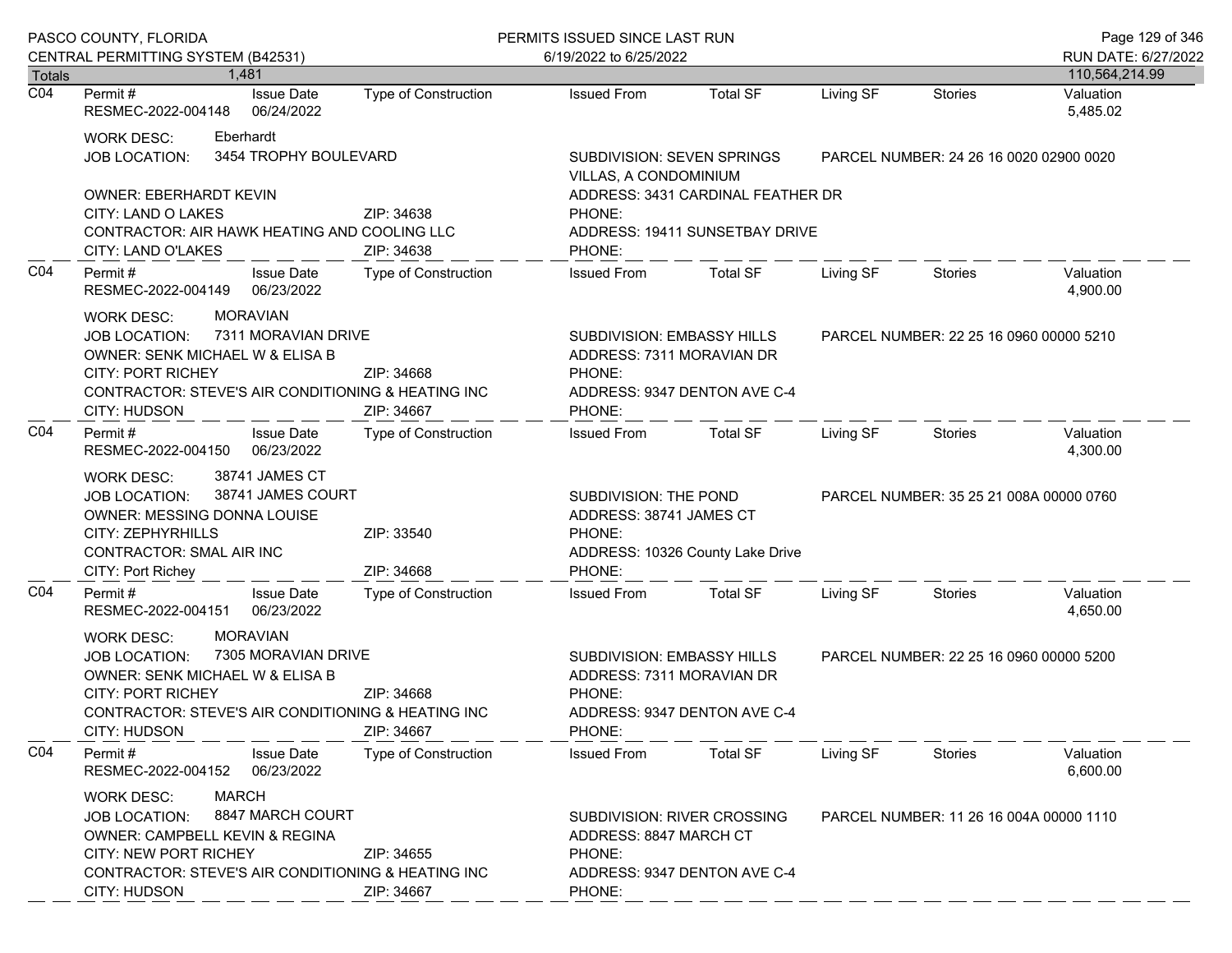PASCO COUNTY, FLORIDA
CENTRAL PERMITTING SYSTEM (B42531)

PERMITS ISSUED SINCE LAST RUN
6/19/2022 to 6/25/2022

RUN DATE: 6/27/2022

| Totals | 1,481 | | | | | | 110,564,214.99 |
|---|---|---|---|---|---|---|---|

---

**C04**

| Permit # | Issue Date | Type of Construction | Issued From | Total SF | Living SF | Stories | Valuation |
|---|---|---|---|---|---|---|---|
| RESMEC-2022-004148 | 06/24/2022 | | | | | | 5,485.02 |

WORK DESC: Eberhardt
JOB LOCATION: 3454 TROPHY BOULEVARD — SUBDIVISION: SEVEN SPRINGS VILLAS, A CONDOMINIUM — PARCEL NUMBER: 24 26 16 0020 02900 0020
OWNER: EBERHARDT KEVIN — ADDRESS: 3431 CARDINAL FEATHER DR
CITY: LAND O LAKES — ZIP: 34638 — PHONE:
CONTRACTOR: AIR HAWK HEATING AND COOLING LLC — ADDRESS: 19411 SUNSETBAY DRIVE
CITY: LAND O'LAKES — ZIP: 34638 — PHONE:

---

**C04**

| Permit # | Issue Date | Type of Construction | Issued From | Total SF | Living SF | Stories | Valuation |
|---|---|---|---|---|---|---|---|
| RESMEC-2022-004149 | 06/23/2022 | | | | | | 4,900.00 |

WORK DESC: MORAVIAN
JOB LOCATION: 7311 MORAVIAN DRIVE — SUBDIVISION: EMBASSY HILLS — PARCEL NUMBER: 22 25 16 0960 00000 5210
OWNER: SENK MICHAEL W & ELISA B — ADDRESS: 7311 MORAVIAN DR
CITY: PORT RICHEY — ZIP: 34668 — PHONE:
CONTRACTOR: STEVE'S AIR CONDITIONING & HEATING INC — ADDRESS: 9347 DENTON AVE C-4
CITY: HUDSON — ZIP: 34667 — PHONE:

---

**C04**

| Permit # | Issue Date | Type of Construction | Issued From | Total SF | Living SF | Stories | Valuation |
|---|---|---|---|---|---|---|---|
| RESMEC-2022-004150 | 06/23/2022 | | | | | | 4,300.00 |

WORK DESC: 38741 JAMES CT
JOB LOCATION: 38741 JAMES COURT — SUBDIVISION: THE POND — PARCEL NUMBER: 35 25 21 008A 00000 0760
OWNER: MESSING DONNA LOUISE — ADDRESS: 38741 JAMES CT
CITY: ZEPHYRHILLS — ZIP: 33540 — PHONE:
CONTRACTOR: SMAL AIR INC — ADDRESS: 10326 County Lake Drive
CITY: Port Richey — ZIP: 34668 — PHONE:

---

**C04**

| Permit # | Issue Date | Type of Construction | Issued From | Total SF | Living SF | Stories | Valuation |
|---|---|---|---|---|---|---|---|
| RESMEC-2022-004151 | 06/23/2022 | | | | | | 4,650.00 |

WORK DESC: MORAVIAN
JOB LOCATION: 7305 MORAVIAN DRIVE — SUBDIVISION: EMBASSY HILLS — PARCEL NUMBER: 22 25 16 0960 00000 5200
OWNER: SENK MICHAEL W & ELISA B — ADDRESS: 7311 MORAVIAN DR
CITY: PORT RICHEY — ZIP: 34668 — PHONE:
CONTRACTOR: STEVE'S AIR CONDITIONING & HEATING INC — ADDRESS: 9347 DENTON AVE C-4
CITY: HUDSON — ZIP: 34667 — PHONE:

---

**C04**

| Permit # | Issue Date | Type of Construction | Issued From | Total SF | Living SF | Stories | Valuation |
|---|---|---|---|---|---|---|---|
| RESMEC-2022-004152 | 06/23/2022 | | | | | | 6,600.00 |

WORK DESC: MARCH
JOB LOCATION: 8847 MARCH COURT — SUBDIVISION: RIVER CROSSING — PARCEL NUMBER: 11 26 16 004A 00000 1110
OWNER: CAMPBELL KEVIN & REGINA — ADDRESS: 8847 MARCH CT
CITY: NEW PORT RICHEY — ZIP: 34655 — PHONE:
CONTRACTOR: STEVE'S AIR CONDITIONING & HEATING INC — ADDRESS: 9347 DENTON AVE C-4
CITY: HUDSON — ZIP: 34667 — PHONE: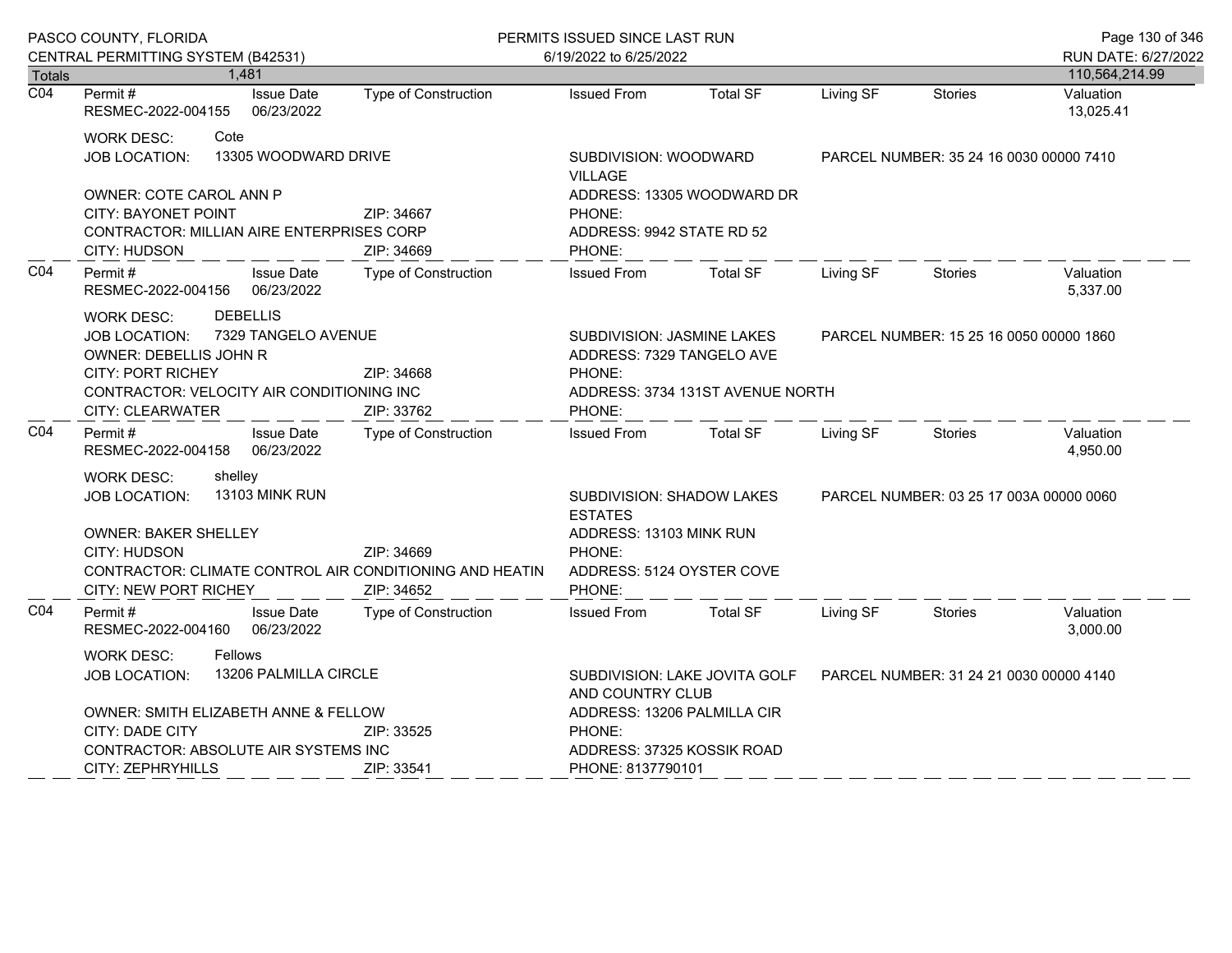| Totals | 1,481 | | | | | | | 110,564,214.99 |
|---|---|---|---|---|---|---|---|---|

**C04** Permit # RESMEC-2022-004155 | Issue Date 06/23/2022 | Type of Construction | Issued From | Total SF | Living SF | Stories | Valuation 13,025.41

WORK DESC: Cote
JOB LOCATION: 13305 WOODWARD DRIVE — SUBDIVISION: WOODWARD VILLAGE — PARCEL NUMBER: 35 24 16 0030 00000 7410
OWNER: COTE CAROL ANN P — ADDRESS: 13305 WOODWARD DR
CITY: BAYONET POINT — ZIP: 34667 — PHONE:
CONTRACTOR: MILLIAN AIRE ENTERPRISES CORP — ADDRESS: 9942 STATE RD 52
CITY: HUDSON — ZIP: 34669 — PHONE:

---

**C04** Permit # RESMEC-2022-004156 | Issue Date 06/23/2022 | Type of Construction | Issued From | Total SF | Living SF | Stories | Valuation 5,337.00

WORK DESC: DEBELLIS
JOB LOCATION: 7329 TANGELO AVENUE — SUBDIVISION: JASMINE LAKES — PARCEL NUMBER: 15 25 16 0050 00000 1860
OWNER: DEBELLIS JOHN R — ADDRESS: 7329 TANGELO AVE
CITY: PORT RICHEY — ZIP: 34668 — PHONE:
CONTRACTOR: VELOCITY AIR CONDITIONING INC — ADDRESS: 3734 131ST AVENUE NORTH
CITY: CLEARWATER — ZIP: 33762 — PHONE:

---

**C04** Permit # RESMEC-2022-004158 | Issue Date 06/23/2022 | Type of Construction | Issued From | Total SF | Living SF | Stories | Valuation 4,950.00

WORK DESC: shelley
JOB LOCATION: 13103 MINK RUN — SUBDIVISION: SHADOW LAKES ESTATES — PARCEL NUMBER: 03 25 17 003A 00000 0060
OWNER: BAKER SHELLEY — ADDRESS: 13103 MINK RUN
CITY: HUDSON — ZIP: 34669 — PHONE:
CONTRACTOR: CLIMATE CONTROL AIR CONDITIONING AND HEATIN — ADDRESS: 5124 OYSTER COVE
CITY: NEW PORT RICHEY — ZIP: 34652 — PHONE:

---

**C04** Permit # RESMEC-2022-004160 | Issue Date 06/23/2022 | Type of Construction | Issued From | Total SF | Living SF | Stories | Valuation 3,000.00

WORK DESC: Fellows
JOB LOCATION: 13206 PALMILLA CIRCLE — SUBDIVISION: LAKE JOVITA GOLF AND COUNTRY CLUB — PARCEL NUMBER: 31 24 21 0030 00000 4140
OWNER: SMITH ELIZABETH ANNE & FELLOW — ADDRESS: 13206 PALMILLA CIR
CITY: DADE CITY — ZIP: 33525 — PHONE:
CONTRACTOR: ABSOLUTE AIR SYSTEMS INC — ADDRESS: 37325 KOSSIK ROAD
CITY: ZEPHRYHILLS — ZIP: 33541 — PHONE: 8137790101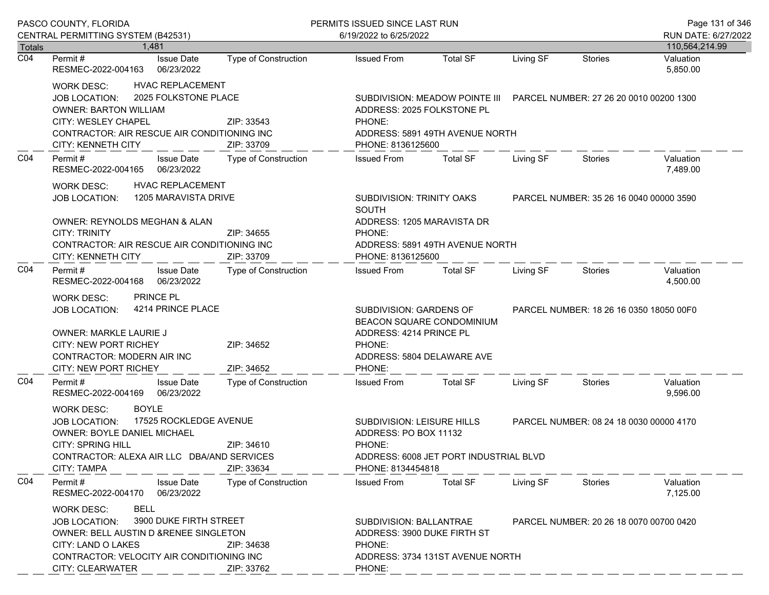| Totals | 1,481 | | | | | | | 110,564,214.99 |
|---|---|---|---|---|---|---|---|---|

**C04** Permit # RESMEC-2022-004163 | Issue Date 06/23/2022 | Type of Construction | Issued From | Total SF | Living SF | Stories | Valuation 5,850.00

WORK DESC: HVAC REPLACEMENT
JOB LOCATION: 2025 FOLKSTONE PLACE
SUBDIVISION: MEADOW POINTE III
PARCEL NUMBER: 27 26 20 0010 00200 1300
OWNER: BARTON WILLIAM
ADDRESS: 2025 FOLKSTONE PL
CITY: WESLEY CHAPEL ZIP: 33543
PHONE:
CONTRACTOR: AIR RESCUE AIR CONDITIONING INC
ADDRESS: 5891 49TH AVENUE NORTH
CITY: KENNETH CITY ZIP: 33709
PHONE: 8136125600

---

**C04** Permit # RESMEC-2022-004165 | Issue Date 06/23/2022 | Type of Construction | Issued From | Total SF | Living SF | Stories | Valuation 7,489.00

WORK DESC: HVAC REPLACEMENT
JOB LOCATION: 1205 MARAVISTA DRIVE
SUBDIVISION: TRINITY OAKS SOUTH
PARCEL NUMBER: 35 26 16 0040 00000 3590
OWNER: REYNOLDS MEGHAN & ALAN
ADDRESS: 1205 MARAVISTA DR
CITY: TRINITY ZIP: 34655
PHONE:
CONTRACTOR: AIR RESCUE AIR CONDITIONING INC
ADDRESS: 5891 49TH AVENUE NORTH
CITY: KENNETH CITY ZIP: 33709
PHONE: 8136125600

---

**C04** Permit # RESMEC-2022-004168 | Issue Date 06/23/2022 | Type of Construction | Issued From | Total SF | Living SF | Stories | Valuation 4,500.00

WORK DESC: PRINCE PL
JOB LOCATION: 4214 PRINCE PLACE
SUBDIVISION: GARDENS OF BEACON SQUARE CONDOMINIUM
PARCEL NUMBER: 18 26 16 0350 18050 00F0
OWNER: MARKLE LAURIE J
ADDRESS: 4214 PRINCE PL
CITY: NEW PORT RICHEY ZIP: 34652
PHONE:
CONTRACTOR: MODERN AIR INC
ADDRESS: 5804 DELAWARE AVE
CITY: NEW PORT RICHEY ZIP: 34652
PHONE:

---

**C04** Permit # RESMEC-2022-004169 | Issue Date 06/23/2022 | Type of Construction | Issued From | Total SF | Living SF | Stories | Valuation 9,596.00

WORK DESC: BOYLE
JOB LOCATION: 17525 ROCKLEDGE AVENUE
SUBDIVISION: LEISURE HILLS
PARCEL NUMBER: 08 24 18 0030 00000 4170
OWNER: BOYLE DANIEL MICHAEL
ADDRESS: PO BOX 11132
CITY: SPRING HILL ZIP: 34610
PHONE:
CONTRACTOR: ALEXA AIR LLC DBA/AND SERVICES
ADDRESS: 6008 JET PORT INDUSTRIAL BLVD
CITY: TAMPA ZIP: 33634
PHONE: 8134454818

---

**C04** Permit # RESMEC-2022-004170 | Issue Date 06/23/2022 | Type of Construction | Issued From | Total SF | Living SF | Stories | Valuation 7,125.00

WORK DESC: BELL
JOB LOCATION: 3900 DUKE FIRTH STREET
SUBDIVISION: BALLANTRAE
PARCEL NUMBER: 20 26 18 0070 00700 0420
OWNER: BELL AUSTIN D &RENEE SINGLETON
ADDRESS: 3900 DUKE FIRTH ST
CITY: LAND O LAKES ZIP: 34638
PHONE:
CONTRACTOR: VELOCITY AIR CONDITIONING INC
ADDRESS: 3734 131ST AVENUE NORTH
CITY: CLEARWATER ZIP: 33762
PHONE: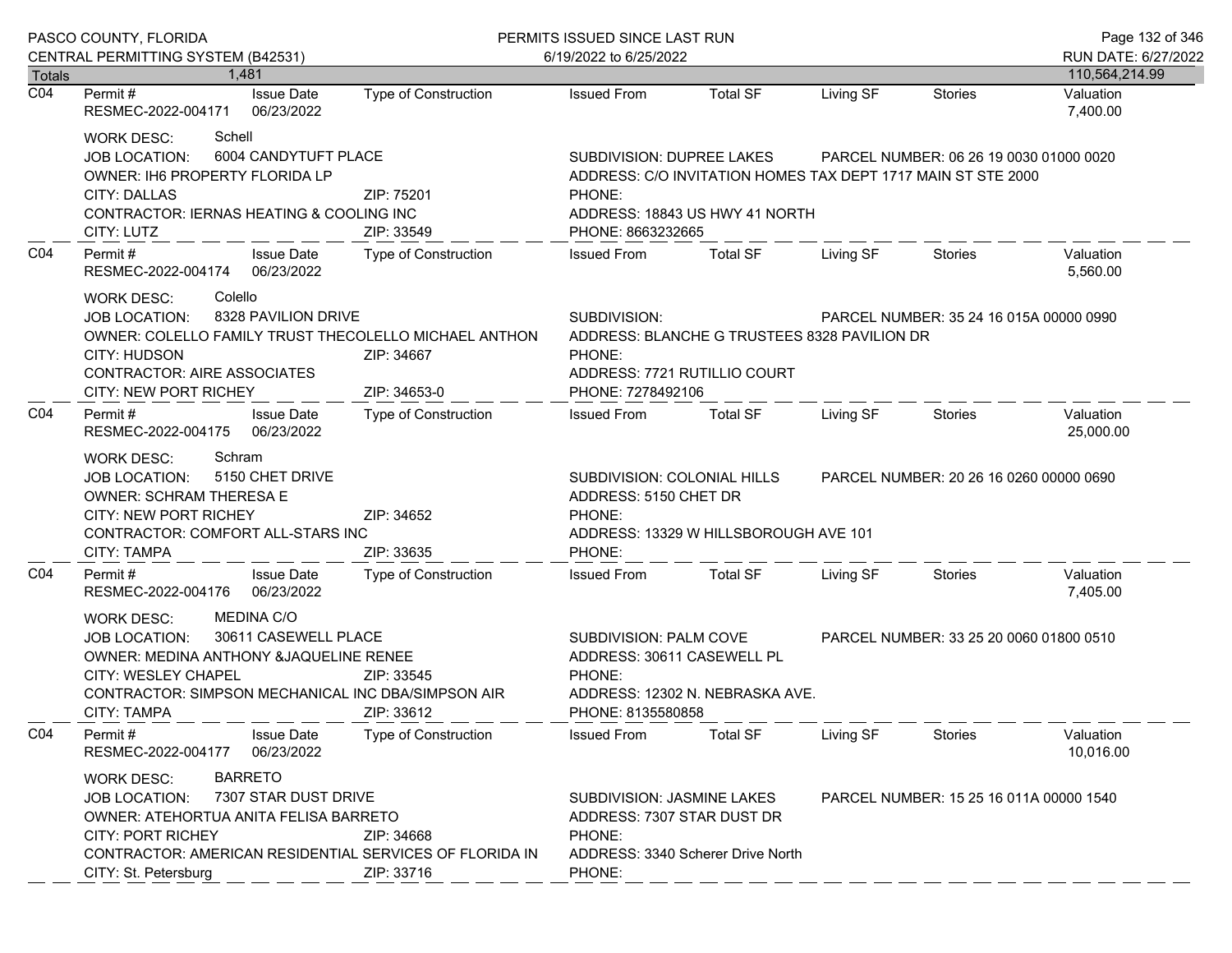| Totals | 1,481 | | | | | | | 110,564,214.99 |
|---|---|---|---|---|---|---|---|---|

**C04**

| Permit # | Issue Date | Type of Construction | Issued From | Total SF | Living SF | Stories | Valuation |
|---|---|---|---|---|---|---|---|
| RESMEC-2022-004171 | 06/23/2022 | | | | | | 7,400.00 |

WORK DESC: Schell
JOB LOCATION: 6004 CANDYTUFT PLACE
SUBDIVISION: DUPREE LAKES
PARCEL NUMBER: 06 26 19 0030 01000 0020
OWNER: IH6 PROPERTY FLORIDA LP
ADDRESS: C/O INVITATION HOMES TAX DEPT 1717 MAIN ST STE 2000
CITY: DALLAS ZIP: 75201
PHONE:
CONTRACTOR: IERNAS HEATING & COOLING INC
ADDRESS: 18843 US HWY 41 NORTH
CITY: LUTZ ZIP: 33549
PHONE: 8663232665

**C04**

| Permit # | Issue Date | Type of Construction | Issued From | Total SF | Living SF | Stories | Valuation |
|---|---|---|---|---|---|---|---|
| RESMEC-2022-004174 | 06/23/2022 | | | | | | 5,560.00 |

WORK DESC: Colello
JOB LOCATION: 8328 PAVILION DRIVE
SUBDIVISION:
PARCEL NUMBER: 35 24 16 015A 00000 0990
OWNER: COLELLO FAMILY TRUST THECOLELLO MICHAEL ANTHON
ADDRESS: BLANCHE G TRUSTEES 8328 PAVILION DR
CITY: HUDSON ZIP: 34667
PHONE:
CONTRACTOR: AIRE ASSOCIATES
ADDRESS: 7721 RUTILLIO COURT
CITY: NEW PORT RICHEY ZIP: 34653-0
PHONE: 7278492106

**C04**

| Permit # | Issue Date | Type of Construction | Issued From | Total SF | Living SF | Stories | Valuation |
|---|---|---|---|---|---|---|---|
| RESMEC-2022-004175 | 06/23/2022 | | | | | | 25,000.00 |

WORK DESC: Schram
JOB LOCATION: 5150 CHET DRIVE
SUBDIVISION: COLONIAL HILLS
PARCEL NUMBER: 20 26 16 0260 00000 0690
OWNER: SCHRAM THERESA E
ADDRESS: 5150 CHET DR
CITY: NEW PORT RICHEY ZIP: 34652
PHONE:
CONTRACTOR: COMFORT ALL-STARS INC
ADDRESS: 13329 W HILLSBOROUGH AVE 101
CITY: TAMPA ZIP: 33635
PHONE:

**C04**

| Permit # | Issue Date | Type of Construction | Issued From | Total SF | Living SF | Stories | Valuation |
|---|---|---|---|---|---|---|---|
| RESMEC-2022-004176 | 06/23/2022 | | | | | | 7,405.00 |

WORK DESC: MEDINA C/O
JOB LOCATION: 30611 CASEWELL PLACE
SUBDIVISION: PALM COVE
PARCEL NUMBER: 33 25 20 0060 01800 0510
OWNER: MEDINA ANTHONY &JAQUELINE RENEE
ADDRESS: 30611 CASEWELL PL
CITY: WESLEY CHAPEL ZIP: 33545
PHONE:
CONTRACTOR: SIMPSON MECHANICAL INC DBA/SIMPSON AIR
ADDRESS: 12302 N. NEBRASKA AVE.
CITY: TAMPA ZIP: 33612
PHONE: 8135580858

**C04**

| Permit # | Issue Date | Type of Construction | Issued From | Total SF | Living SF | Stories | Valuation |
|---|---|---|---|---|---|---|---|
| RESMEC-2022-004177 | 06/23/2022 | | | | | | 10,016.00 |

WORK DESC: BARRETO
JOB LOCATION: 7307 STAR DUST DRIVE
SUBDIVISION: JASMINE LAKES
PARCEL NUMBER: 15 25 16 011A 00000 1540
OWNER: ATEHORTUA ANITA FELISA BARRETO
ADDRESS: 7307 STAR DUST DR
CITY: PORT RICHEY ZIP: 34668
PHONE:
CONTRACTOR: AMERICAN RESIDENTIAL SERVICES OF FLORIDA IN
ADDRESS: 3340 Scherer Drive North
CITY: St. Petersburg ZIP: 33716
PHONE: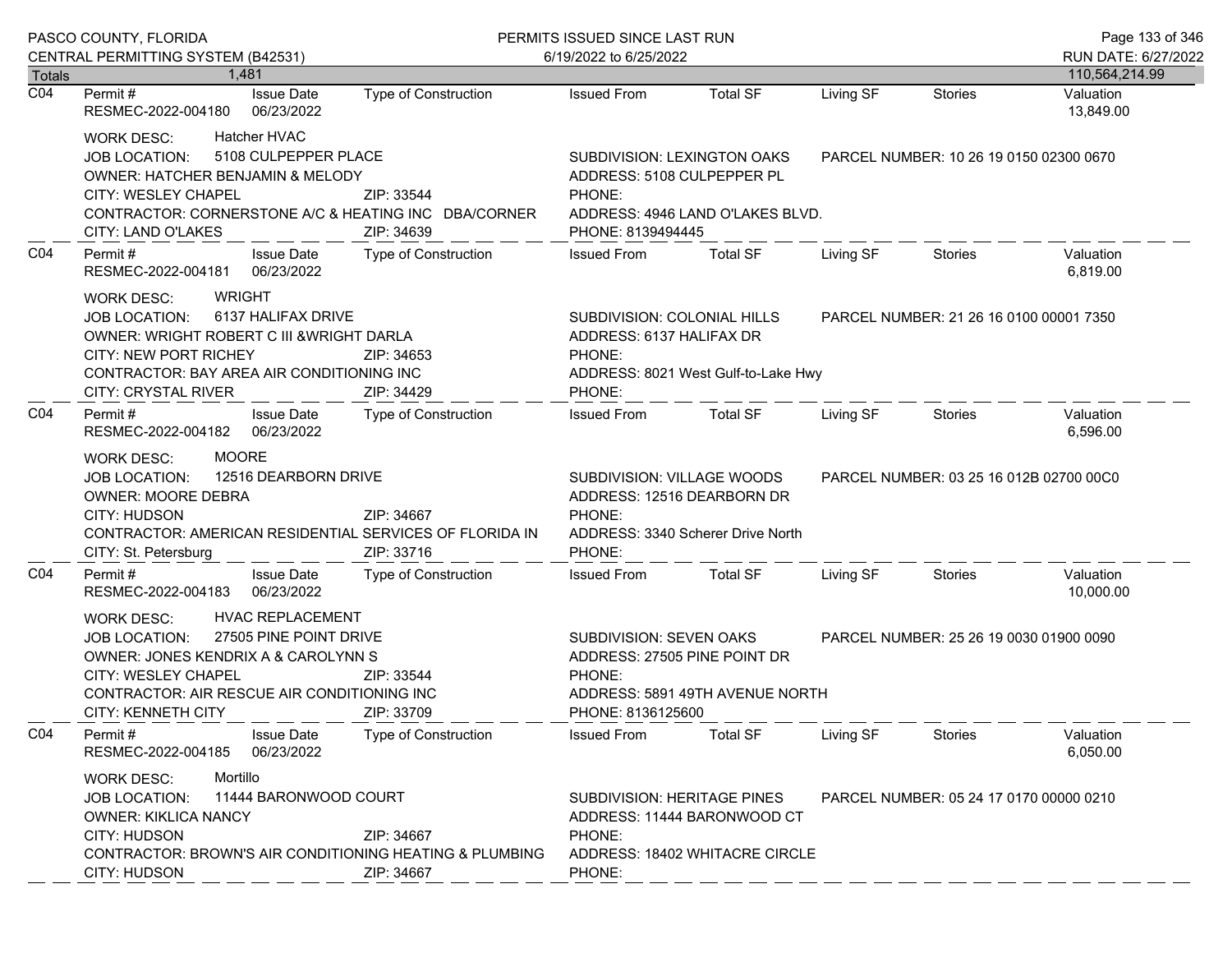| Totals | 1,481 | | | | | | | 110,564,214.99 |
|---|---|---|---|---|---|---|---|---|

**C04** Permit # RESMEC-2022-004180 | Issue Date 06/23/2022 | Type of Construction | Issued From | Total SF | Living SF | Stories | Valuation 13,849.00

WORK DESC: Hatcher HVAC
JOB LOCATION: 5108 CULPEPPER PLACE
SUBDIVISION: LEXINGTON OAKS
PARCEL NUMBER: 10 26 19 0150 02300 0670
OWNER: HATCHER BENJAMIN & MELODY
ADDRESS: 5108 CULPEPPER PL
CITY: WESLEY CHAPEL ZIP: 33544
PHONE:
CONTRACTOR: CORNERSTONE A/C & HEATING INC DBA/CORNER
ADDRESS: 4946 LAND O'LAKES BLVD.
CITY: LAND O'LAKES ZIP: 34639
PHONE: 8139494445

---

**C04** Permit # RESMEC-2022-004181 | Issue Date 06/23/2022 | Type of Construction | Issued From | Total SF | Living SF | Stories | Valuation 6,819.00

WORK DESC: WRIGHT
JOB LOCATION: 6137 HALIFAX DRIVE
SUBDIVISION: COLONIAL HILLS
PARCEL NUMBER: 21 26 16 0100 00001 7350
OWNER: WRIGHT ROBERT C III &WRIGHT DARLA
ADDRESS: 6137 HALIFAX DR
CITY: NEW PORT RICHEY ZIP: 34653
PHONE:
CONTRACTOR: BAY AREA AIR CONDITIONING INC
ADDRESS: 8021 West Gulf-to-Lake Hwy
CITY: CRYSTAL RIVER ZIP: 34429
PHONE:

---

**C04** Permit # RESMEC-2022-004182 | Issue Date 06/23/2022 | Type of Construction | Issued From | Total SF | Living SF | Stories | Valuation 6,596.00

WORK DESC: MOORE
JOB LOCATION: 12516 DEARBORN DRIVE
SUBDIVISION: VILLAGE WOODS
PARCEL NUMBER: 03 25 16 012B 02700 00C0
OWNER: MOORE DEBRA
ADDRESS: 12516 DEARBORN DR
CITY: HUDSON ZIP: 34667
PHONE:
CONTRACTOR: AMERICAN RESIDENTIAL SERVICES OF FLORIDA IN
ADDRESS: 3340 Scherer Drive North
CITY: St. Petersburg ZIP: 33716
PHONE:

---

**C04** Permit # RESMEC-2022-004183 | Issue Date 06/23/2022 | Type of Construction | Issued From | Total SF | Living SF | Stories | Valuation 10,000.00

WORK DESC: HVAC REPLACEMENT
JOB LOCATION: 27505 PINE POINT DRIVE
SUBDIVISION: SEVEN OAKS
PARCEL NUMBER: 25 26 19 0030 01900 0090
OWNER: JONES KENDRIX A & CAROLYNN S
ADDRESS: 27505 PINE POINT DR
CITY: WESLEY CHAPEL ZIP: 33544
PHONE:
CONTRACTOR: AIR RESCUE AIR CONDITIONING INC
ADDRESS: 5891 49TH AVENUE NORTH
CITY: KENNETH CITY ZIP: 33709
PHONE: 8136125600

---

**C04** Permit # RESMEC-2022-004185 | Issue Date 06/23/2022 | Type of Construction | Issued From | Total SF | Living SF | Stories | Valuation 6,050.00

WORK DESC: Mortillo
JOB LOCATION: 11444 BARONWOOD COURT
SUBDIVISION: HERITAGE PINES
PARCEL NUMBER: 05 24 17 0170 00000 0210
OWNER: KIKLICA NANCY
ADDRESS: 11444 BARONWOOD CT
CITY: HUDSON ZIP: 34667
PHONE:
CONTRACTOR: BROWN'S AIR CONDITIONING HEATING & PLUMBING
ADDRESS: 18402 WHITACRE CIRCLE
CITY: HUDSON ZIP: 34667
PHONE: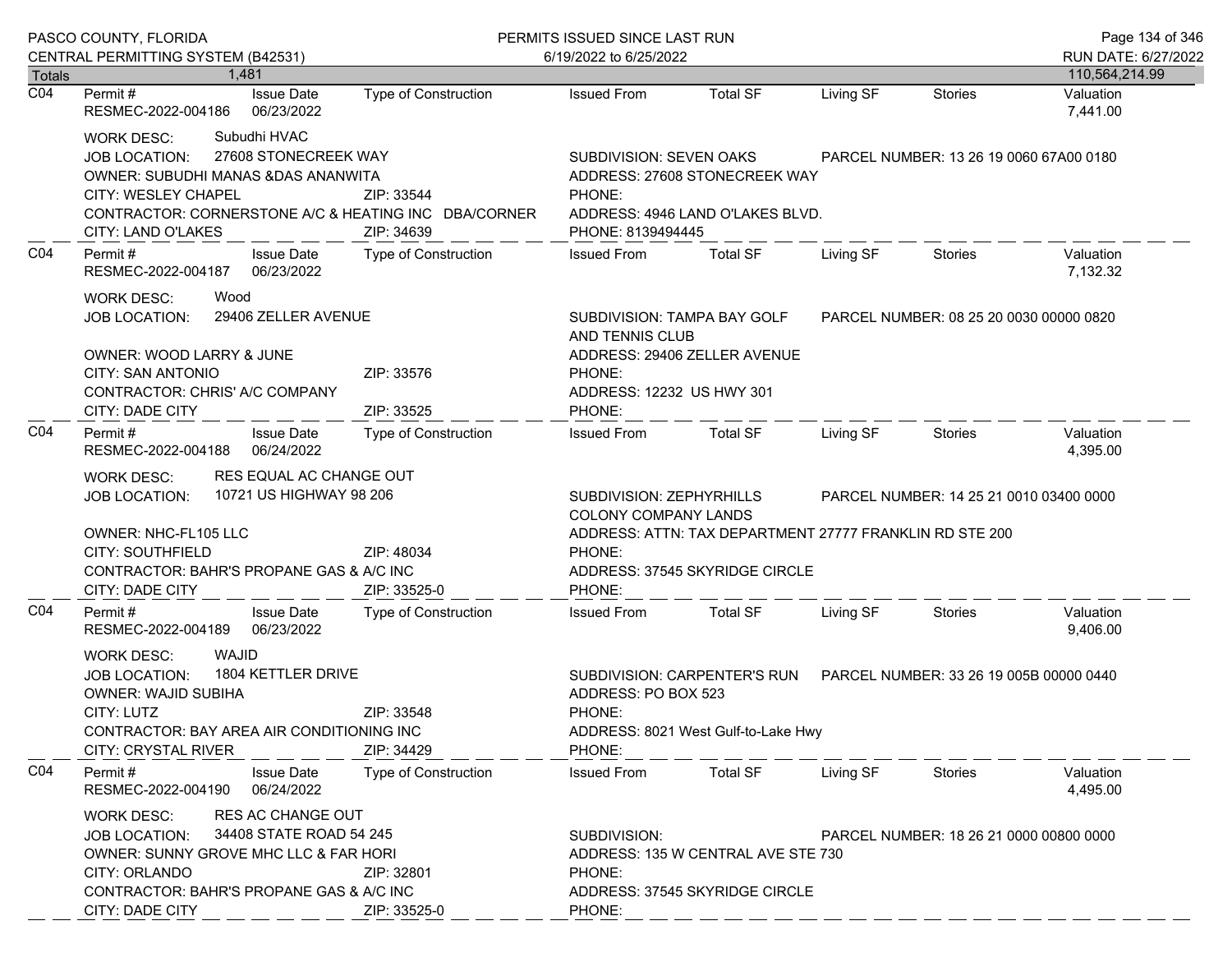PASCO COUNTY, FLORIDA
CENTRAL PERMITTING SYSTEM (B42531)

PERMITS ISSUED SINCE LAST RUN
6/19/2022 to 6/25/2022

RUN DATE: 6/27/2022

| Totals | 1,481 | | | | | | | 110,564,214.99 |
|---|---|---|---|---|---|---|---|---|

---

**C04**

| Permit # | Issue Date | Type of Construction | Issued From | Total SF | Living SF | Stories | Valuation |
|---|---|---|---|---|---|---|---|
| RESMEC-2022-004186 | 06/23/2022 | | | | | | 7,441.00 |

WORK DESC: Subudhi HVAC
JOB LOCATION: 27608 STONECREEK WAY
SUBDIVISION: SEVEN OAKS
PARCEL NUMBER: 13 26 19 0060 67A00 0180
OWNER: SUBUDHI MANAS &DAS ANANWITA
ADDRESS: 27608 STONECREEK WAY
CITY: WESLEY CHAPEL ZIP: 33544
PHONE:
CONTRACTOR: CORNERSTONE A/C & HEATING INC DBA/CORNER
ADDRESS: 4946 LAND O'LAKES BLVD.
CITY: LAND O'LAKES ZIP: 34639
PHONE: 8139494445

---

**C04**

| Permit # | Issue Date | Type of Construction | Issued From | Total SF | Living SF | Stories | Valuation |
|---|---|---|---|---|---|---|---|
| RESMEC-2022-004187 | 06/23/2022 | | | | | | 7,132.32 |

WORK DESC: Wood
JOB LOCATION: 29406 ZELLER AVENUE
SUBDIVISION: TAMPA BAY GOLF AND TENNIS CLUB
PARCEL NUMBER: 08 25 20 0030 00000 0820
OWNER: WOOD LARRY & JUNE
ADDRESS: 29406 ZELLER AVENUE
CITY: SAN ANTONIO ZIP: 33576
PHONE:
CONTRACTOR: CHRIS' A/C COMPANY
ADDRESS: 12232 US HWY 301
CITY: DADE CITY ZIP: 33525
PHONE:

---

**C04**

| Permit # | Issue Date | Type of Construction | Issued From | Total SF | Living SF | Stories | Valuation |
|---|---|---|---|---|---|---|---|
| RESMEC-2022-004188 | 06/24/2022 | | | | | | 4,395.00 |

WORK DESC: RES EQUAL AC CHANGE OUT
JOB LOCATION: 10721 US HIGHWAY 98 206
SUBDIVISION: ZEPHYRHILLS COLONY COMPANY LANDS
PARCEL NUMBER: 14 25 21 0010 03400 0000
OWNER: NHC-FL105 LLC
ADDRESS: ATTN: TAX DEPARTMENT 27777 FRANKLIN RD STE 200
CITY: SOUTHFIELD ZIP: 48034
PHONE:
CONTRACTOR: BAHR'S PROPANE GAS & A/C INC
ADDRESS: 37545 SKYRIDGE CIRCLE
CITY: DADE CITY ZIP: 33525-0
PHONE:

---

**C04**

| Permit # | Issue Date | Type of Construction | Issued From | Total SF | Living SF | Stories | Valuation |
|---|---|---|---|---|---|---|---|
| RESMEC-2022-004189 | 06/23/2022 | | | | | | 9,406.00 |

WORK DESC: WAJID
JOB LOCATION: 1804 KETTLER DRIVE
SUBDIVISION: CARPENTER'S RUN
PARCEL NUMBER: 33 26 19 005B 00000 0440
OWNER: WAJID SUBIHA
ADDRESS: PO BOX 523
CITY: LUTZ ZIP: 33548
PHONE:
CONTRACTOR: BAY AREA AIR CONDITIONING INC
ADDRESS: 8021 West Gulf-to-Lake Hwy
CITY: CRYSTAL RIVER ZIP: 34429
PHONE:

---

**C04**

| Permit # | Issue Date | Type of Construction | Issued From | Total SF | Living SF | Stories | Valuation |
|---|---|---|---|---|---|---|---|
| RESMEC-2022-004190 | 06/24/2022 | | | | | | 4,495.00 |

WORK DESC: RES AC CHANGE OUT
JOB LOCATION: 34408 STATE ROAD 54 245
SUBDIVISION:
PARCEL NUMBER: 18 26 21 0000 00800 0000
OWNER: SUNNY GROVE MHC LLC & FAR HORI
ADDRESS: 135 W CENTRAL AVE STE 730
CITY: ORLANDO ZIP: 32801
PHONE:
CONTRACTOR: BAHR'S PROPANE GAS & A/C INC
ADDRESS: 37545 SKYRIDGE CIRCLE
CITY: DADE CITY ZIP: 33525-0
PHONE: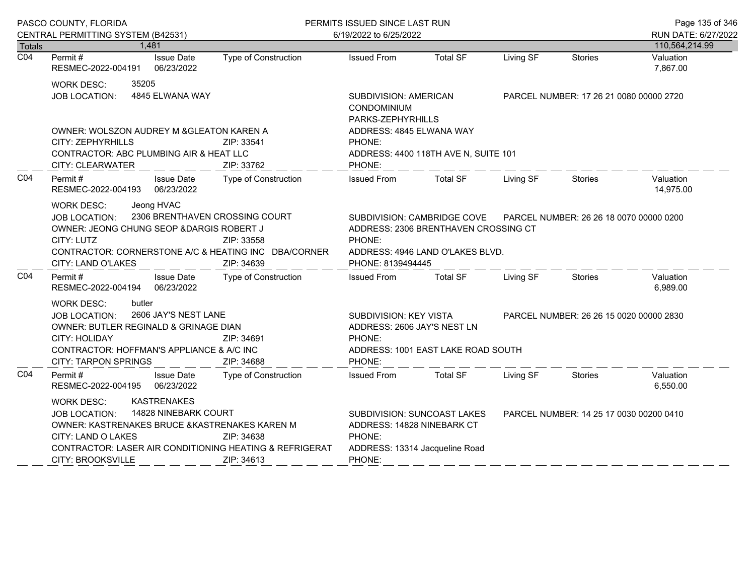PASCO COUNTY, FLORIDA
CENTRAL PERMITTING SYSTEM (B42531)

PERMITS ISSUED SINCE LAST RUN
6/19/2022 to 6/25/2022

RUN DATE: 6/27/2022

| Totals | 1,481 | | | | | | | 110,564,214.99 |
|---|---|---|---|---|---|---|---|---|

---

**C04**

| Permit # | Issue Date | Type of Construction | Issued From | Total SF | Living SF | Stories | Valuation |
|---|---|---|---|---|---|---|---|
| RESMEC-2022-004191 | 06/23/2022 | | | | | | 7,867.00 |

WORK DESC: 35205
JOB LOCATION: 4845 ELWANA WAY
SUBDIVISION: AMERICAN CONDOMINIUM PARKS-ZEPHYRHILLS
PARCEL NUMBER: 17 26 21 0080 00000 2720
OWNER: WOLSZON AUDREY M &GLEATON KAREN A
ADDRESS: 4845 ELWANA WAY
CITY: ZEPHYRHILLS ZIP: 33541
PHONE:
CONTRACTOR: ABC PLUMBING AIR & HEAT LLC
ADDRESS: 4400 118TH AVE N, SUITE 101
CITY: CLEARWATER ZIP: 33762
PHONE:

---

**C04**

| Permit # | Issue Date | Type of Construction | Issued From | Total SF | Living SF | Stories | Valuation |
|---|---|---|---|---|---|---|---|
| RESMEC-2022-004193 | 06/23/2022 | | | | | | 14,975.00 |

WORK DESC: Jeong HVAC
JOB LOCATION: 2306 BRENTHAVEN CROSSING COURT
SUBDIVISION: CAMBRIDGE COVE
PARCEL NUMBER: 26 26 18 0070 00000 0200
OWNER: JEONG CHUNG SEOP &DARGIS ROBERT J
ADDRESS: 2306 BRENTHAVEN CROSSING CT
CITY: LUTZ ZIP: 33558
PHONE:
CONTRACTOR: CORNERSTONE A/C & HEATING INC DBA/CORNER
ADDRESS: 4946 LAND O'LAKES BLVD.
CITY: LAND O'LAKES ZIP: 34639
PHONE: 8139494445

---

**C04**

| Permit # | Issue Date | Type of Construction | Issued From | Total SF | Living SF | Stories | Valuation |
|---|---|---|---|---|---|---|---|
| RESMEC-2022-004194 | 06/23/2022 | | | | | | 6,989.00 |

WORK DESC: butler
JOB LOCATION: 2606 JAY'S NEST LANE
SUBDIVISION: KEY VISTA
PARCEL NUMBER: 26 26 15 0020 00000 2830
OWNER: BUTLER REGINALD & GRINAGE DIAN
ADDRESS: 2606 JAY'S NEST LN
CITY: HOLIDAY ZIP: 34691
PHONE:
CONTRACTOR: HOFFMAN'S APPLIANCE & A/C INC
ADDRESS: 1001 EAST LAKE ROAD SOUTH
CITY: TARPON SPRINGS ZIP: 34688
PHONE:

---

**C04**

| Permit # | Issue Date | Type of Construction | Issued From | Total SF | Living SF | Stories | Valuation |
|---|---|---|---|---|---|---|---|
| RESMEC-2022-004195 | 06/23/2022 | | | | | | 6,550.00 |

WORK DESC: KASTRENAKES
JOB LOCATION: 14828 NINEBARK COURT
SUBDIVISION: SUNCOAST LAKES
PARCEL NUMBER: 14 25 17 0030 00200 0410
OWNER: KASTRENAKES BRUCE &KASTRENAKES KAREN M
ADDRESS: 14828 NINEBARK CT
CITY: LAND O LAKES ZIP: 34638
PHONE:
CONTRACTOR: LASER AIR CONDITIONING HEATING & REFRIGERAT
ADDRESS: 13314 Jacqueline Road
CITY: BROOKSVILLE ZIP: 34613
PHONE: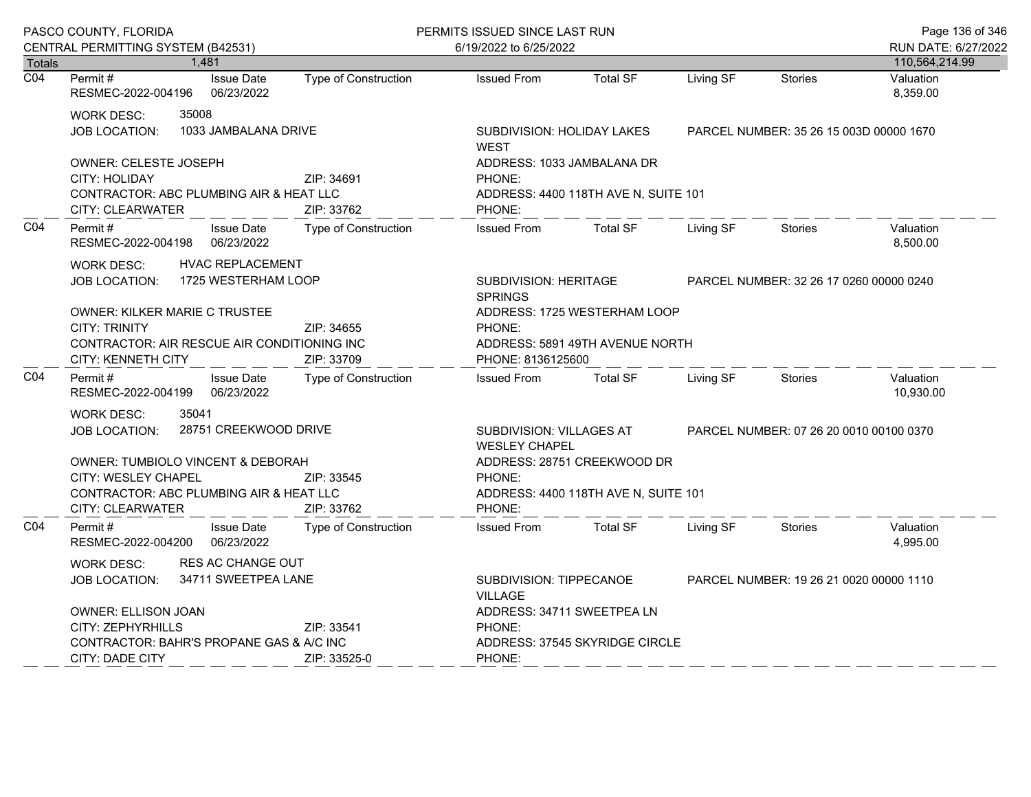| Totals | 1,481 | | | | | | | 110,564,214.99 |
|---|---|---|---|---|---|---|---|---|

**C04**

| Permit # | Issue Date | Type of Construction | Issued From | Total SF | Living SF | Stories | Valuation |
|---|---|---|---|---|---|---|---|
| RESMEC-2022-004196 | 06/23/2022 | | | | | | 8,359.00 |

WORK DESC: 35008
JOB LOCATION: 1033 JAMBALANA DRIVE
SUBDIVISION: HOLIDAY LAKES WEST
PARCEL NUMBER: 35 26 15 003D 00000 1670

OWNER: CELESTE JOSEPH
ADDRESS: 1033 JAMBALANA DR
CITY: HOLIDAY ZIP: 34691
PHONE:
CONTRACTOR: ABC PLUMBING AIR & HEAT LLC
ADDRESS: 4400 118TH AVE N, SUITE 101
CITY: CLEARWATER ZIP: 33762
PHONE:

**C04**

| Permit # | Issue Date | Type of Construction | Issued From | Total SF | Living SF | Stories | Valuation |
|---|---|---|---|---|---|---|---|
| RESMEC-2022-004198 | 06/23/2022 | | | | | | 8,500.00 |

WORK DESC: HVAC REPLACEMENT
JOB LOCATION: 1725 WESTERHAM LOOP
SUBDIVISION: HERITAGE SPRINGS
PARCEL NUMBER: 32 26 17 0260 00000 0240

OWNER: KILKER MARIE C TRUSTEE
ADDRESS: 1725 WESTERHAM LOOP
CITY: TRINITY ZIP: 34655
PHONE:
CONTRACTOR: AIR RESCUE AIR CONDITIONING INC
ADDRESS: 5891 49TH AVENUE NORTH
CITY: KENNETH CITY ZIP: 33709
PHONE: 8136125600

**C04**

| Permit # | Issue Date | Type of Construction | Issued From | Total SF | Living SF | Stories | Valuation |
|---|---|---|---|---|---|---|---|
| RESMEC-2022-004199 | 06/23/2022 | | | | | | 10,930.00 |

WORK DESC: 35041
JOB LOCATION: 28751 CREEKWOOD DRIVE
SUBDIVISION: VILLAGES AT WESLEY CHAPEL
PARCEL NUMBER: 07 26 20 0010 00100 0370

OWNER: TUMBIOLO VINCENT & DEBORAH
ADDRESS: 28751 CREEKWOOD DR
CITY: WESLEY CHAPEL ZIP: 33545
PHONE:
CONTRACTOR: ABC PLUMBING AIR & HEAT LLC
ADDRESS: 4400 118TH AVE N, SUITE 101
CITY: CLEARWATER ZIP: 33762
PHONE:

**C04**

| Permit # | Issue Date | Type of Construction | Issued From | Total SF | Living SF | Stories | Valuation |
|---|---|---|---|---|---|---|---|
| RESMEC-2022-004200 | 06/23/2022 | | | | | | 4,995.00 |

WORK DESC: RES AC CHANGE OUT
JOB LOCATION: 34711 SWEETPEA LANE
SUBDIVISION: TIPPECANOE VILLAGE
PARCEL NUMBER: 19 26 21 0020 00000 1110

OWNER: ELLISON JOAN
ADDRESS: 34711 SWEETPEA LN
CITY: ZEPHYRHILLS ZIP: 33541
PHONE:
CONTRACTOR: BAHR'S PROPANE GAS & A/C INC
ADDRESS: 37545 SKYRIDGE CIRCLE
CITY: DADE CITY ZIP: 33525-0
PHONE: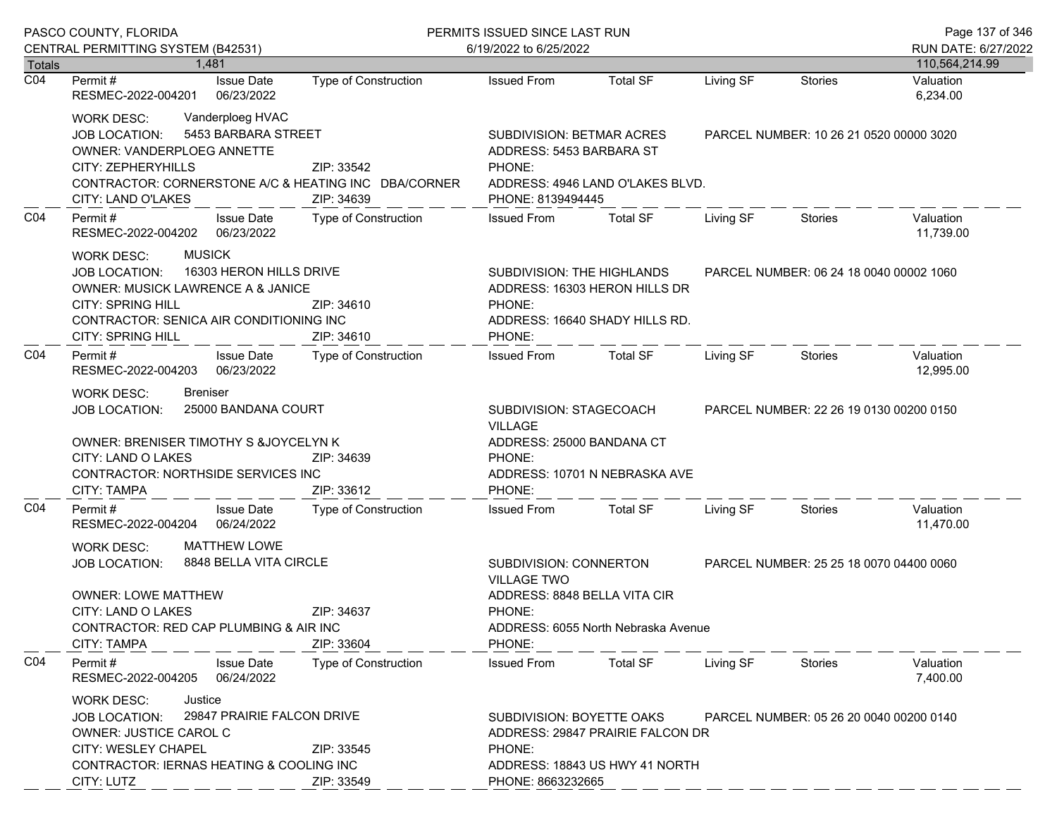| Totals | 1,481 | | | | | | | 110,564,214.99 |
|---|---|---|---|---|---|---|---|---|

**C04**

| Permit # | Issue Date | Type of Construction | Issued From | Total SF | Living SF | Stories | Valuation |
|---|---|---|---|---|---|---|---|
| RESMEC-2022-004201 | 06/23/2022 | | | | | | 6,234.00 |

WORK DESC: Vanderploeg HVAC
JOB LOCATION: 5453 BARBARA STREET
SUBDIVISION: BETMAR ACRES
PARCEL NUMBER: 10 26 21 0520 00000 3020
OWNER: VANDERPLOEG ANNETTE
ADDRESS: 5453 BARBARA ST
CITY: ZEPHERYHILLS ZIP: 33542
PHONE:
CONTRACTOR: CORNERSTONE A/C & HEATING INC DBA/CORNER
ADDRESS: 4946 LAND O'LAKES BLVD.
CITY: LAND O'LAKES ZIP: 34639
PHONE: 8139494445

**C04**

| Permit # | Issue Date | Type of Construction | Issued From | Total SF | Living SF | Stories | Valuation |
|---|---|---|---|---|---|---|---|
| RESMEC-2022-004202 | 06/23/2022 | | | | | | 11,739.00 |

WORK DESC: MUSICK
JOB LOCATION: 16303 HERON HILLS DRIVE
SUBDIVISION: THE HIGHLANDS
PARCEL NUMBER: 06 24 18 0040 00002 1060
OWNER: MUSICK LAWRENCE A & JANICE
ADDRESS: 16303 HERON HILLS DR
CITY: SPRING HILL ZIP: 34610
PHONE:
CONTRACTOR: SENICA AIR CONDITIONING INC
ADDRESS: 16640 SHADY HILLS RD.
CITY: SPRING HILL ZIP: 34610
PHONE:

**C04**

| Permit # | Issue Date | Type of Construction | Issued From | Total SF | Living SF | Stories | Valuation |
|---|---|---|---|---|---|---|---|
| RESMEC-2022-004203 | 06/23/2022 | | | | | | 12,995.00 |

WORK DESC: Breniser
JOB LOCATION: 25000 BANDANA COURT
SUBDIVISION: STAGECOACH VILLAGE
PARCEL NUMBER: 22 26 19 0130 00200 0150
OWNER: BRENISER TIMOTHY S &JOYCELYN K
ADDRESS: 25000 BANDANA CT
CITY: LAND O LAKES ZIP: 34639
PHONE:
CONTRACTOR: NORTHSIDE SERVICES INC
ADDRESS: 10701 N NEBRASKA AVE
CITY: TAMPA ZIP: 33612
PHONE:

**C04**

| Permit # | Issue Date | Type of Construction | Issued From | Total SF | Living SF | Stories | Valuation |
|---|---|---|---|---|---|---|---|
| RESMEC-2022-004204 | 06/24/2022 | | | | | | 11,470.00 |

WORK DESC: MATTHEW LOWE
JOB LOCATION: 8848 BELLA VITA CIRCLE
SUBDIVISION: CONNERTON VILLAGE TWO
PARCEL NUMBER: 25 25 18 0070 04400 0060
OWNER: LOWE MATTHEW
ADDRESS: 8848 BELLA VITA CIR
CITY: LAND O LAKES ZIP: 34637
PHONE:
CONTRACTOR: RED CAP PLUMBING & AIR INC
ADDRESS: 6055 North Nebraska Avenue
CITY: TAMPA ZIP: 33604
PHONE:

**C04**

| Permit # | Issue Date | Type of Construction | Issued From | Total SF | Living SF | Stories | Valuation |
|---|---|---|---|---|---|---|---|
| RESMEC-2022-004205 | 06/24/2022 | | | | | | 7,400.00 |

WORK DESC: Justice
JOB LOCATION: 29847 PRAIRIE FALCON DRIVE
SUBDIVISION: BOYETTE OAKS
PARCEL NUMBER: 05 26 20 0040 00200 0140
OWNER: JUSTICE CAROL C
ADDRESS: 29847 PRAIRIE FALCON DR
CITY: WESLEY CHAPEL ZIP: 33545
PHONE:
CONTRACTOR: IERNAS HEATING & COOLING INC
ADDRESS: 18843 US HWY 41 NORTH
CITY: LUTZ ZIP: 33549
PHONE: 8663232665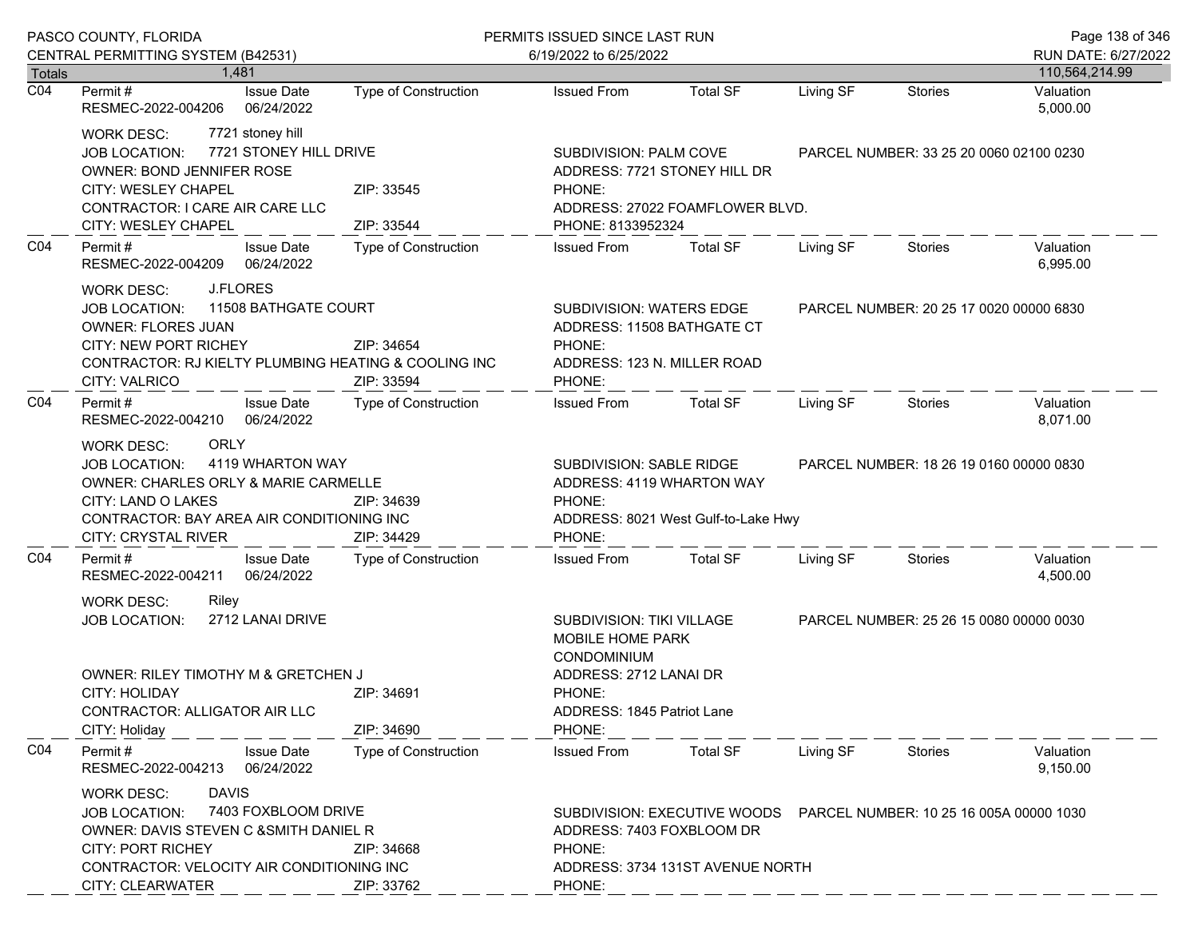| Totals | 1,481 | | | | | | | 110,564,214.99 |
|---|---|---|---|---|---|---|---|---|

**C04** | Permit #: RESMEC-2022-004206 | Issue Date: 06/24/2022 | Type of Construction: | Issued From: | Total SF: | Living SF: | Stories: | Valuation: 5,000.00

WORK DESC: 7721 stoney hill
JOB LOCATION: 7721 STONEY HILL DRIVE — SUBDIVISION: PALM COVE — PARCEL NUMBER: 33 25 20 0060 02100 0230
OWNER: BOND JENNIFER ROSE — ADDRESS: 7721 STONEY HILL DR
CITY: WESLEY CHAPEL — ZIP: 33545 — PHONE:
CONTRACTOR: I CARE AIR CARE LLC — ADDRESS: 27022 FOAMFLOWER BLVD.
CITY: WESLEY CHAPEL — ZIP: 33544 — PHONE: 8133952324

**C04** | Permit #: RESMEC-2022-004209 | Issue Date: 06/24/2022 | Type of Construction: | Issued From: | Total SF: | Living SF: | Stories: | Valuation: 6,995.00

WORK DESC: J.FLORES
JOB LOCATION: 11508 BATHGATE COURT — SUBDIVISION: WATERS EDGE — PARCEL NUMBER: 20 25 17 0020 00000 6830
OWNER: FLORES JUAN — ADDRESS: 11508 BATHGATE CT
CITY: NEW PORT RICHEY — ZIP: 34654 — PHONE:
CONTRACTOR: RJ KIELTY PLUMBING HEATING & COOLING INC — ADDRESS: 123 N. MILLER ROAD
CITY: VALRICO — ZIP: 33594 — PHONE:

**C04** | Permit #: RESMEC-2022-004210 | Issue Date: 06/24/2022 | Type of Construction: | Issued From: | Total SF: | Living SF: | Stories: | Valuation: 8,071.00

WORK DESC: ORLY
JOB LOCATION: 4119 WHARTON WAY — SUBDIVISION: SABLE RIDGE — PARCEL NUMBER: 18 26 19 0160 00000 0830
OWNER: CHARLES ORLY & MARIE CARMELLE — ADDRESS: 4119 WHARTON WAY
CITY: LAND O LAKES — ZIP: 34639 — PHONE:
CONTRACTOR: BAY AREA AIR CONDITIONING INC — ADDRESS: 8021 West Gulf-to-Lake Hwy
CITY: CRYSTAL RIVER — ZIP: 34429 — PHONE:

**C04** | Permit #: RESMEC-2022-004211 | Issue Date: 06/24/2022 | Type of Construction: | Issued From: | Total SF: | Living SF: | Stories: | Valuation: 4,500.00

WORK DESC: Riley
JOB LOCATION: 2712 LANAI DRIVE — SUBDIVISION: TIKI VILLAGE MOBILE HOME PARK CONDOMINIUM — PARCEL NUMBER: 25 26 15 0080 00000 0030
OWNER: RILEY TIMOTHY M & GRETCHEN J — ADDRESS: 2712 LANAI DR
CITY: HOLIDAY — ZIP: 34691 — PHONE:
CONTRACTOR: ALLIGATOR AIR LLC — ADDRESS: 1845 Patriot Lane
CITY: Holiday — ZIP: 34690 — PHONE:

**C04** | Permit #: RESMEC-2022-004213 | Issue Date: 06/24/2022 | Type of Construction: | Issued From: | Total SF: | Living SF: | Stories: | Valuation: 9,150.00

WORK DESC: DAVIS
JOB LOCATION: 7403 FOXBLOOM DRIVE — SUBDIVISION: EXECUTIVE WOODS — PARCEL NUMBER: 10 25 16 005A 00000 1030
OWNER: DAVIS STEVEN C &SMITH DANIEL R — ADDRESS: 7403 FOXBLOOM DR
CITY: PORT RICHEY — ZIP: 34668 — PHONE:
CONTRACTOR: VELOCITY AIR CONDITIONING INC — ADDRESS: 3734 131ST AVENUE NORTH
CITY: CLEARWATER — ZIP: 33762 — PHONE: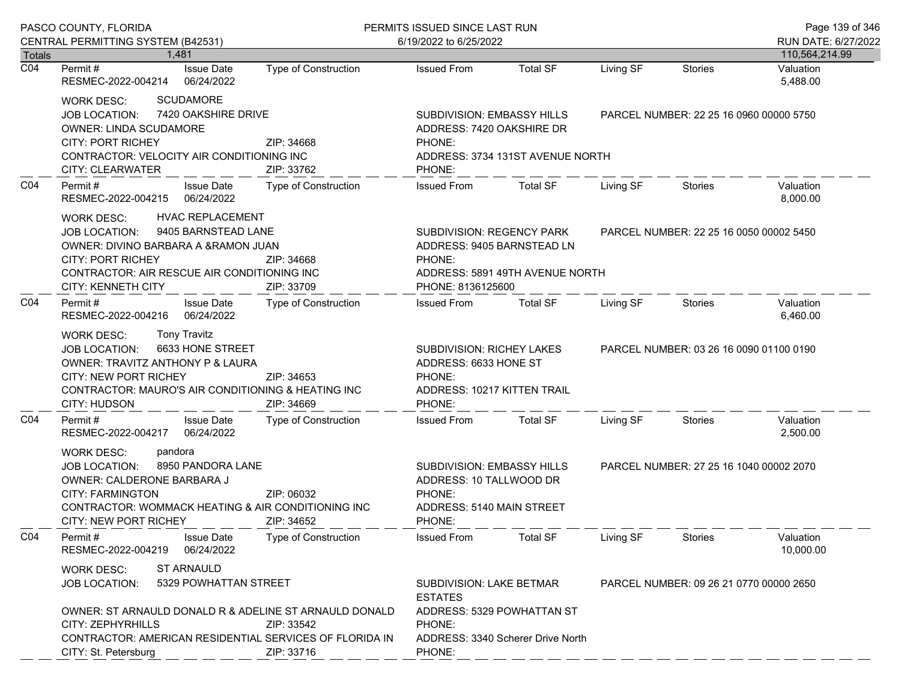PASCO COUNTY, FLORIDA
CENTRAL PERMITTING SYSTEM (B42531)

PERMITS ISSUED SINCE LAST RUN
6/19/2022 to 6/25/2022

RUN DATE: 6/27/2022

| Totals | 1,481 | | | | | | | 110,564,214.99 |
|---|---|---|---|---|---|---|---|---|

---

| | Permit # | Issue Date | Type of Construction | Issued From | Total SF | Living SF | Stories | Valuation |
|---|---|---|---|---|---|---|---|---|
| C04 | RESMEC-2022-004214 | 06/24/2022 | | | | | | 5,488.00 |

WORK DESC: SCUDAMORE
JOB LOCATION: 7420 OAKSHIRE DRIVE
OWNER: LINDA SCUDAMORE
CITY: PORT RICHEY ZIP: 34668
CONTRACTOR: VELOCITY AIR CONDITIONING INC
CITY: CLEARWATER ZIP: 33762

SUBDIVISION: EMBASSY HILLS
ADDRESS: 7420 OAKSHIRE DR
PHONE:
ADDRESS: 3734 131ST AVENUE NORTH
PHONE:

PARCEL NUMBER: 22 25 16 0960 00000 5750

---

| | Permit # | Issue Date | Type of Construction | Issued From | Total SF | Living SF | Stories | Valuation |
|---|---|---|---|---|---|---|---|---|
| C04 | RESMEC-2022-004215 | 06/24/2022 | | | | | | 8,000.00 |

WORK DESC: HVAC REPLACEMENT
JOB LOCATION: 9405 BARNSTEAD LANE
OWNER: DIVINO BARBARA A &RAMON JUAN
CITY: PORT RICHEY ZIP: 34668
CONTRACTOR: AIR RESCUE AIR CONDITIONING INC
CITY: KENNETH CITY ZIP: 33709

SUBDIVISION: REGENCY PARK
ADDRESS: 9405 BARNSTEAD LN
PHONE:
ADDRESS: 5891 49TH AVENUE NORTH
PHONE: 8136125600

PARCEL NUMBER: 22 25 16 0050 00002 5450

---

| | Permit # | Issue Date | Type of Construction | Issued From | Total SF | Living SF | Stories | Valuation |
|---|---|---|---|---|---|---|---|---|
| C04 | RESMEC-2022-004216 | 06/24/2022 | | | | | | 6,460.00 |

WORK DESC: Tony Travitz
JOB LOCATION: 6633 HONE STREET
OWNER: TRAVITZ ANTHONY P & LAURA
CITY: NEW PORT RICHEY ZIP: 34653
CONTRACTOR: MAURO'S AIR CONDITIONING & HEATING INC
CITY: HUDSON ZIP: 34669

SUBDIVISION: RICHEY LAKES
ADDRESS: 6633 HONE ST
PHONE:
ADDRESS: 10217 KITTEN TRAIL
PHONE:

PARCEL NUMBER: 03 26 16 0090 01100 0190

---

| | Permit # | Issue Date | Type of Construction | Issued From | Total SF | Living SF | Stories | Valuation |
|---|---|---|---|---|---|---|---|---|
| C04 | RESMEC-2022-004217 | 06/24/2022 | | | | | | 2,500.00 |

WORK DESC: pandora
JOB LOCATION: 8950 PANDORA LANE
OWNER: CALDERONE BARBARA J
CITY: FARMINGTON ZIP: 06032
CONTRACTOR: WOMMACK HEATING & AIR CONDITIONING INC
CITY: NEW PORT RICHEY ZIP: 34652

SUBDIVISION: EMBASSY HILLS
ADDRESS: 10 TALLWOOD DR
PHONE:
ADDRESS: 5140 MAIN STREET
PHONE:

PARCEL NUMBER: 27 25 16 1040 00002 2070

---

| | Permit # | Issue Date | Type of Construction | Issued From | Total SF | Living SF | Stories | Valuation |
|---|---|---|---|---|---|---|---|---|
| C04 | RESMEC-2022-004219 | 06/24/2022 | | | | | | 10,000.00 |

WORK DESC: ST ARNAULD
JOB LOCATION: 5329 POWHATTAN STREET
OWNER: ST ARNAULD DONALD R & ADELINE ST ARNAULD DONALD
CITY: ZEPHYRHILLS ZIP: 33542
CONTRACTOR: AMERICAN RESIDENTIAL SERVICES OF FLORIDA IN
CITY: St. Petersburg ZIP: 33716

SUBDIVISION: LAKE BETMAR ESTATES
ADDRESS: 5329 POWHATTAN ST
PHONE:
ADDRESS: 3340 Scherer Drive North
PHONE:

PARCEL NUMBER: 09 26 21 0770 00000 2650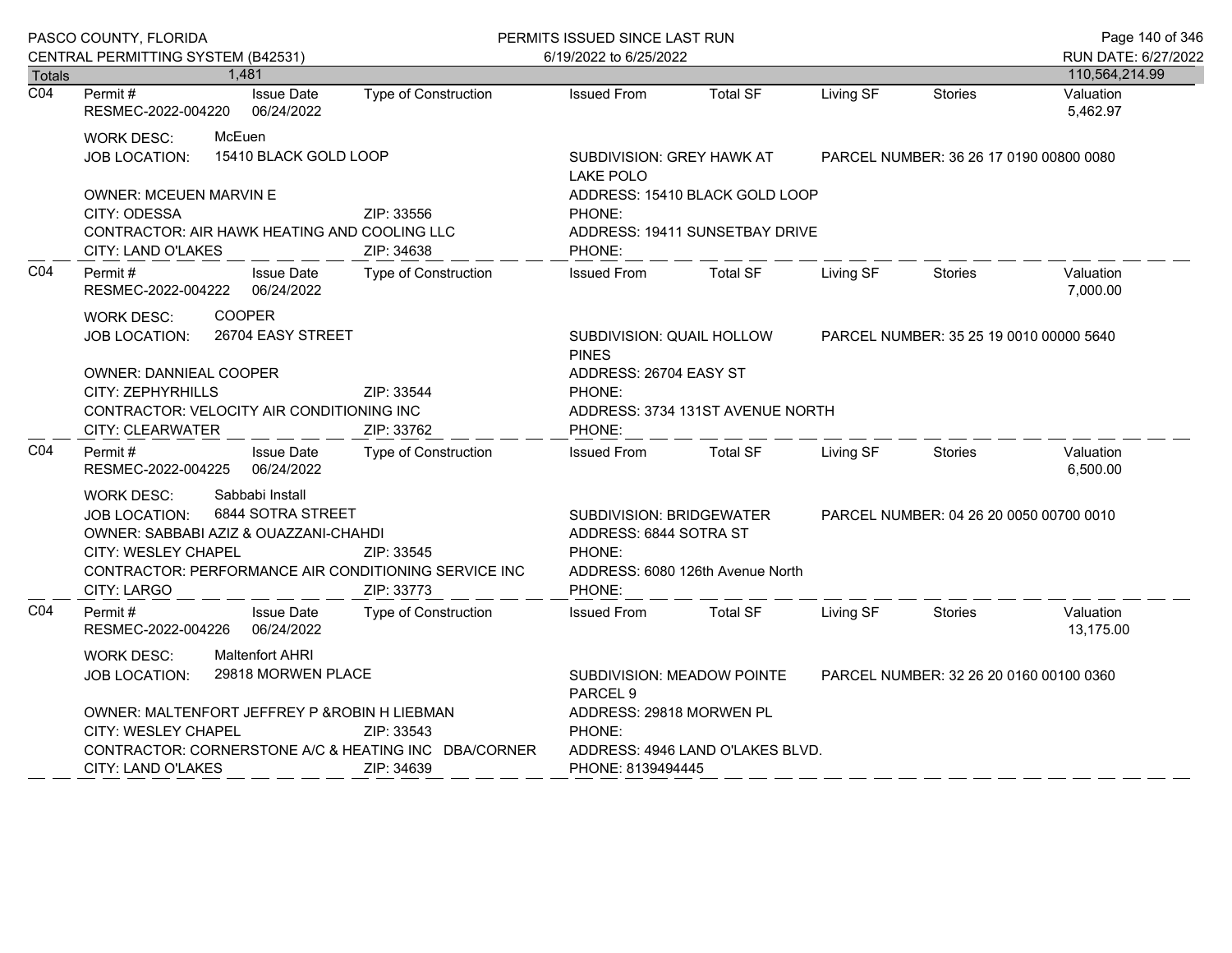PASCO COUNTY, FLORIDA
CENTRAL PERMITTING SYSTEM (B42531)

PERMITS ISSUED SINCE LAST RUN
6/19/2022 to 6/25/2022

RUN DATE: 6/27/2022

| Totals | 1,481 | | | | | | | 110,564,214.99 |
|---|---|---|---|---|---|---|---|---|

---

**C04**

| Permit # | Issue Date | Type of Construction | Issued From | Total SF | Living SF | Stories | Valuation |
|---|---|---|---|---|---|---|---|
| RESMEC-2022-004220 | 06/24/2022 | | | | | | 5,462.97 |

WORK DESC: McEuen
JOB LOCATION: 15410 BLACK GOLD LOOP
SUBDIVISION: GREY HAWK AT LAKE POLO
PARCEL NUMBER: 36 26 17 0190 00800 0080
OWNER: MCEUEN MARVIN E
ADDRESS: 15410 BLACK GOLD LOOP
CITY: ODESSA ZIP: 33556
PHONE:
CONTRACTOR: AIR HAWK HEATING AND COOLING LLC
ADDRESS: 19411 SUNSETBAY DRIVE
CITY: LAND O'LAKES ZIP: 34638
PHONE:

---

**C04**

| Permit # | Issue Date | Type of Construction | Issued From | Total SF | Living SF | Stories | Valuation |
|---|---|---|---|---|---|---|---|
| RESMEC-2022-004222 | 06/24/2022 | | | | | | 7,000.00 |

WORK DESC: COOPER
JOB LOCATION: 26704 EASY STREET
SUBDIVISION: QUAIL HOLLOW PINES
PARCEL NUMBER: 35 25 19 0010 00000 5640
OWNER: DANNIEAL COOPER
ADDRESS: 26704 EASY ST
CITY: ZEPHYRHILLS ZIP: 33544
PHONE:
CONTRACTOR: VELOCITY AIR CONDITIONING INC
ADDRESS: 3734 131ST AVENUE NORTH
CITY: CLEARWATER ZIP: 33762
PHONE:

---

**C04**

| Permit # | Issue Date | Type of Construction | Issued From | Total SF | Living SF | Stories | Valuation |
|---|---|---|---|---|---|---|---|
| RESMEC-2022-004225 | 06/24/2022 | | | | | | 6,500.00 |

WORK DESC: Sabbabi Install
JOB LOCATION: 6844 SOTRA STREET
SUBDIVISION: BRIDGEWATER
PARCEL NUMBER: 04 26 20 0050 00700 0010
OWNER: SABBABI AZIZ & OUAZZANI-CHAHDI
ADDRESS: 6844 SOTRA ST
CITY: WESLEY CHAPEL ZIP: 33545
PHONE:
CONTRACTOR: PERFORMANCE AIR CONDITIONING SERVICE INC
ADDRESS: 6080 126th Avenue North
CITY: LARGO ZIP: 33773
PHONE:

---

**C04**

| Permit # | Issue Date | Type of Construction | Issued From | Total SF | Living SF | Stories | Valuation |
|---|---|---|---|---|---|---|---|
| RESMEC-2022-004226 | 06/24/2022 | | | | | | 13,175.00 |

WORK DESC: Maltenfort AHRI
JOB LOCATION: 29818 MORWEN PLACE
SUBDIVISION: MEADOW POINTE PARCEL 9
PARCEL NUMBER: 32 26 20 0160 00100 0360
OWNER: MALTENFORT JEFFREY P &ROBIN H LIEBMAN
ADDRESS: 29818 MORWEN PL
CITY: WESLEY CHAPEL ZIP: 33543
PHONE:
CONTRACTOR: CORNERSTONE A/C & HEATING INC DBA/CORNER
ADDRESS: 4946 LAND O'LAKES BLVD.
CITY: LAND O'LAKES ZIP: 34639
PHONE: 8139494445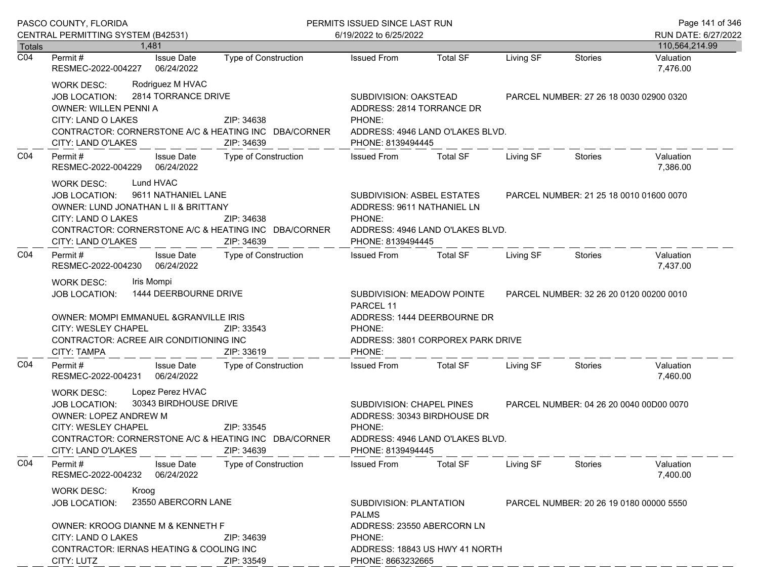Totals 1,481 — 110,564,214.99

| | Permit # | Issue Date | Type of Construction | Issued From | Total SF | Living SF | Stories | Valuation |
|---|---|---|---|---|---|---|---|---|
| C04 | RESMEC-2022-004227 | 06/24/2022 | | | | | | 7,476.00 |

WORK DESC: Rodriguez M HVAC
JOB LOCATION: 2814 TORRANCE DRIVE
SUBDIVISION: OAKSTEAD
PARCEL NUMBER: 27 26 18 0030 02900 0320
OWNER: WILLEN PENNI A
ADDRESS: 2814 TORRANCE DR
CITY: LAND O LAKES ZIP: 34638
PHONE:
CONTRACTOR: CORNERSTONE A/C & HEATING INC DBA/CORNER
ADDRESS: 4946 LAND O'LAKES BLVD.
CITY: LAND O'LAKES ZIP: 34639
PHONE: 8139494445

| | Permit # | Issue Date | Type of Construction | Issued From | Total SF | Living SF | Stories | Valuation |
|---|---|---|---|---|---|---|---|---|
| C04 | RESMEC-2022-004229 | 06/24/2022 | | | | | | 7,386.00 |

WORK DESC: Lund HVAC
JOB LOCATION: 9611 NATHANIEL LANE
SUBDIVISION: ASBEL ESTATES
PARCEL NUMBER: 21 25 18 0010 01600 0070
OWNER: LUND JONATHAN L II & BRITTANY
ADDRESS: 9611 NATHANIEL LN
CITY: LAND O LAKES ZIP: 34638
PHONE:
CONTRACTOR: CORNERSTONE A/C & HEATING INC DBA/CORNER
ADDRESS: 4946 LAND O'LAKES BLVD.
CITY: LAND O'LAKES ZIP: 34639
PHONE: 8139494445

| | Permit # | Issue Date | Type of Construction | Issued From | Total SF | Living SF | Stories | Valuation |
|---|---|---|---|---|---|---|---|---|
| C04 | RESMEC-2022-004230 | 06/24/2022 | | | | | | 7,437.00 |

WORK DESC: Iris Mompi
JOB LOCATION: 1444 DEERBOURNE DRIVE
SUBDIVISION: MEADOW POINTE PARCEL 11
PARCEL NUMBER: 32 26 20 0120 00200 0010
OWNER: MOMPI EMMANUEL &GRANVILLE IRIS
ADDRESS: 1444 DEERBOURNE DR
CITY: WESLEY CHAPEL ZIP: 33543
PHONE:
CONTRACTOR: ACREE AIR CONDITIONING INC
ADDRESS: 3801 CORPOREX PARK DRIVE
CITY: TAMPA ZIP: 33619
PHONE:

| | Permit # | Issue Date | Type of Construction | Issued From | Total SF | Living SF | Stories | Valuation |
|---|---|---|---|---|---|---|---|---|
| C04 | RESMEC-2022-004231 | 06/24/2022 | | | | | | 7,460.00 |

WORK DESC: Lopez Perez HVAC
JOB LOCATION: 30343 BIRDHOUSE DRIVE
SUBDIVISION: CHAPEL PINES
PARCEL NUMBER: 04 26 20 0040 00D00 0070
OWNER: LOPEZ ANDREW M
ADDRESS: 30343 BIRDHOUSE DR
CITY: WESLEY CHAPEL ZIP: 33545
PHONE:
CONTRACTOR: CORNERSTONE A/C & HEATING INC DBA/CORNER
ADDRESS: 4946 LAND O'LAKES BLVD.
CITY: LAND O'LAKES ZIP: 34639
PHONE: 8139494445

| | Permit # | Issue Date | Type of Construction | Issued From | Total SF | Living SF | Stories | Valuation |
|---|---|---|---|---|---|---|---|---|
| C04 | RESMEC-2022-004232 | 06/24/2022 | | | | | | 7,400.00 |

WORK DESC: Kroog
JOB LOCATION: 23550 ABERCORN LANE
SUBDIVISION: PLANTATION PALMS
PARCEL NUMBER: 20 26 19 0180 00000 5550
OWNER: KROOG DIANNE M & KENNETH F
ADDRESS: 23550 ABERCORN LN
CITY: LAND O LAKES ZIP: 34639
PHONE:
CONTRACTOR: IERNAS HEATING & COOLING INC
ADDRESS: 18843 US HWY 41 NORTH
CITY: LUTZ ZIP: 33549
PHONE: 8663232665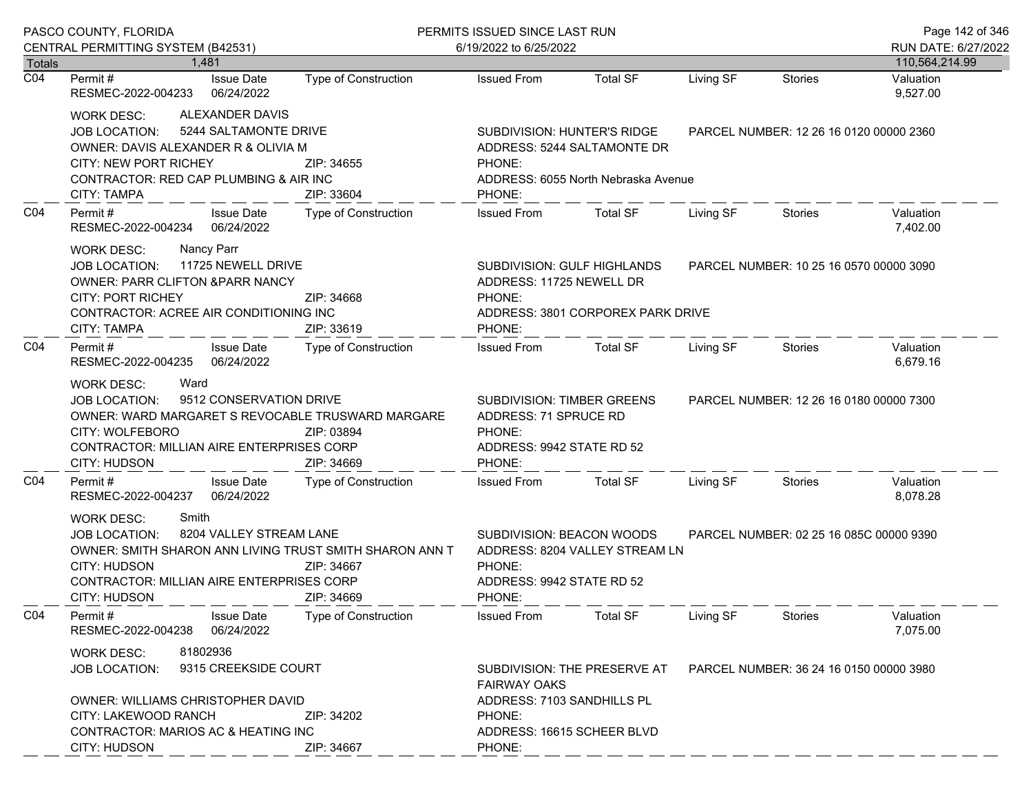**PASCO COUNTY, FLORIDA**
**CENTRAL PERMITTING SYSTEM (B42531)**

**PERMITS ISSUED SINCE LAST RUN**
**6/19/2022 to 6/25/2022**

RUN DATE: 6/27/2022

| Totals | 1,481 | | | | | | | 110,564,214.99 |
|---|---|---|---|---|---|---|---|---|

---

**C04**

| Permit # | Issue Date | Type of Construction | Issued From | Total SF | Living SF | Stories | Valuation |
|---|---|---|---|---|---|---|---|
| RESMEC-2022-004233 | 06/24/2022 | | | | | | 9,527.00 |

WORK DESC: ALEXANDER DAVIS
JOB LOCATION: 5244 SALTAMONTE DRIVE — SUBDIVISION: HUNTER'S RIDGE — PARCEL NUMBER: 12 26 16 0120 00000 2360
OWNER: DAVIS ALEXANDER R & OLIVIA M — ADDRESS: 5244 SALTAMONTE DR
CITY: NEW PORT RICHEY ZIP: 34655 — PHONE:
CONTRACTOR: RED CAP PLUMBING & AIR INC — ADDRESS: 6055 North Nebraska Avenue
CITY: TAMPA ZIP: 33604 — PHONE:

---

**C04**

| Permit # | Issue Date | Type of Construction | Issued From | Total SF | Living SF | Stories | Valuation |
|---|---|---|---|---|---|---|---|
| RESMEC-2022-004234 | 06/24/2022 | | | | | | 7,402.00 |

WORK DESC: Nancy Parr
JOB LOCATION: 11725 NEWELL DRIVE — SUBDIVISION: GULF HIGHLANDS — PARCEL NUMBER: 10 25 16 0570 00000 3090
OWNER: PARR CLIFTON &PARR NANCY — ADDRESS: 11725 NEWELL DR
CITY: PORT RICHEY ZIP: 34668 — PHONE:
CONTRACTOR: ACREE AIR CONDITIONING INC — ADDRESS: 3801 CORPOREX PARK DRIVE
CITY: TAMPA ZIP: 33619 — PHONE:

---

**C04**

| Permit # | Issue Date | Type of Construction | Issued From | Total SF | Living SF | Stories | Valuation |
|---|---|---|---|---|---|---|---|
| RESMEC-2022-004235 | 06/24/2022 | | | | | | 6,679.16 |

WORK DESC: Ward
JOB LOCATION: 9512 CONSERVATION DRIVE — SUBDIVISION: TIMBER GREENS — PARCEL NUMBER: 12 26 16 0180 00000 7300
OWNER: WARD MARGARET S REVOCABLE TRUSWARD MARGARE — ADDRESS: 71 SPRUCE RD
CITY: WOLFEBORO ZIP: 03894 — PHONE:
CONTRACTOR: MILLIAN AIRE ENTERPRISES CORP — ADDRESS: 9942 STATE RD 52
CITY: HUDSON ZIP: 34669 — PHONE:

---

**C04**

| Permit # | Issue Date | Type of Construction | Issued From | Total SF | Living SF | Stories | Valuation |
|---|---|---|---|---|---|---|---|
| RESMEC-2022-004237 | 06/24/2022 | | | | | | 8,078.28 |

WORK DESC: Smith
JOB LOCATION: 8204 VALLEY STREAM LANE — SUBDIVISION: BEACON WOODS — PARCEL NUMBER: 02 25 16 085C 00000 9390
OWNER: SMITH SHARON ANN LIVING TRUST SMITH SHARON ANN T — ADDRESS: 8204 VALLEY STREAM LN
CITY: HUDSON ZIP: 34667 — PHONE:
CONTRACTOR: MILLIAN AIRE ENTERPRISES CORP — ADDRESS: 9942 STATE RD 52
CITY: HUDSON ZIP: 34669 — PHONE:

---

**C04**

| Permit # | Issue Date | Type of Construction | Issued From | Total SF | Living SF | Stories | Valuation |
|---|---|---|---|---|---|---|---|
| RESMEC-2022-004238 | 06/24/2022 | | | | | | 7,075.00 |

WORK DESC: 81802936
JOB LOCATION: 9315 CREEKSIDE COURT — SUBDIVISION: THE PRESERVE AT FAIRWAY OAKS — PARCEL NUMBER: 36 24 16 0150 00000 3980
OWNER: WILLIAMS CHRISTOPHER DAVID — ADDRESS: 7103 SANDHILLS PL
CITY: LAKEWOOD RANCH ZIP: 34202 — PHONE:
CONTRACTOR: MARIOS AC & HEATING INC — ADDRESS: 16615 SCHEER BLVD
CITY: HUDSON ZIP: 34667 — PHONE: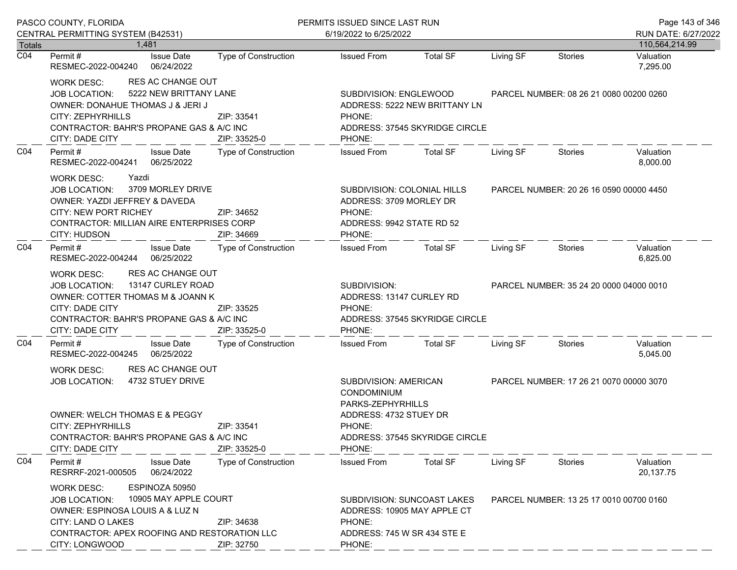**Totals** 1,481 — 110,564,214.99

---

**C04**

| Permit # | Issue Date | Type of Construction | Issued From | Total SF | Living SF | Stories | Valuation |
|---|---|---|---|---|---|---|---|
| RESMEC-2022-004240 | 06/24/2022 | | | | | | 7,295.00 |

WORK DESC: RES AC CHANGE OUT
JOB LOCATION: 5222 NEW BRITTANY LANE
SUBDIVISION: ENGLEWOOD
PARCEL NUMBER: 08 26 21 0080 00200 0260
OWNER: DONAHUE THOMAS J & JERI J
ADDRESS: 5222 NEW BRITTANY LN
CITY: ZEPHYRHILLS ZIP: 33541
PHONE:
CONTRACTOR: BAHR'S PROPANE GAS & A/C INC
ADDRESS: 37545 SKYRIDGE CIRCLE
CITY: DADE CITY ZIP: 33525-0
PHONE:

---

**C04**

| Permit # | Issue Date | Type of Construction | Issued From | Total SF | Living SF | Stories | Valuation |
|---|---|---|---|---|---|---|---|
| RESMEC-2022-004241 | 06/25/2022 | | | | | | 8,000.00 |

WORK DESC: Yazdi
JOB LOCATION: 3709 MORLEY DRIVE
SUBDIVISION: COLONIAL HILLS
PARCEL NUMBER: 20 26 16 0590 00000 4450
OWNER: YAZDI JEFFREY & DAVEDA
ADDRESS: 3709 MORLEY DR
CITY: NEW PORT RICHEY ZIP: 34652
PHONE:
CONTRACTOR: MILLIAN AIRE ENTERPRISES CORP
ADDRESS: 9942 STATE RD 52
CITY: HUDSON ZIP: 34669
PHONE:

---

**C04**

| Permit # | Issue Date | Type of Construction | Issued From | Total SF | Living SF | Stories | Valuation |
|---|---|---|---|---|---|---|---|
| RESMEC-2022-004244 | 06/25/2022 | | | | | | 6,825.00 |

WORK DESC: RES AC CHANGE OUT
JOB LOCATION: 13147 CURLEY ROAD
SUBDIVISION:
PARCEL NUMBER: 35 24 20 0000 04000 0010
OWNER: COTTER THOMAS M & JOANN K
ADDRESS: 13147 CURLEY RD
CITY: DADE CITY ZIP: 33525
PHONE:
CONTRACTOR: BAHR'S PROPANE GAS & A/C INC
ADDRESS: 37545 SKYRIDGE CIRCLE
CITY: DADE CITY ZIP: 33525-0
PHONE:

---

**C04**

| Permit # | Issue Date | Type of Construction | Issued From | Total SF | Living SF | Stories | Valuation |
|---|---|---|---|---|---|---|---|
| RESMEC-2022-004245 | 06/25/2022 | | | | | | 5,045.00 |

WORK DESC: RES AC CHANGE OUT
JOB LOCATION: 4732 STUEY DRIVE
SUBDIVISION: AMERICAN CONDOMINIUM PARKS-ZEPHYRHILLS
PARCEL NUMBER: 17 26 21 0070 00000 3070
OWNER: WELCH THOMAS E & PEGGY
ADDRESS: 4732 STUEY DR
CITY: ZEPHYRHILLS ZIP: 33541
PHONE:
CONTRACTOR: BAHR'S PROPANE GAS & A/C INC
ADDRESS: 37545 SKYRIDGE CIRCLE
CITY: DADE CITY ZIP: 33525-0
PHONE:

---

**C04**

| Permit # | Issue Date | Type of Construction | Issued From | Total SF | Living SF | Stories | Valuation |
|---|---|---|---|---|---|---|---|
| RESRRF-2021-000505 | 06/24/2022 | | | | | | 20,137.75 |

WORK DESC: ESPINOZA 50950
JOB LOCATION: 10905 MAY APPLE COURT
SUBDIVISION: SUNCOAST LAKES
PARCEL NUMBER: 13 25 17 0010 00700 0160
OWNER: ESPINOSA LOUIS A & LUZ N
ADDRESS: 10905 MAY APPLE CT
CITY: LAND O LAKES ZIP: 34638
PHONE:
CONTRACTOR: APEX ROOFING AND RESTORATION LLC
ADDRESS: 745 W SR 434 STE E
CITY: LONGWOOD ZIP: 32750
PHONE: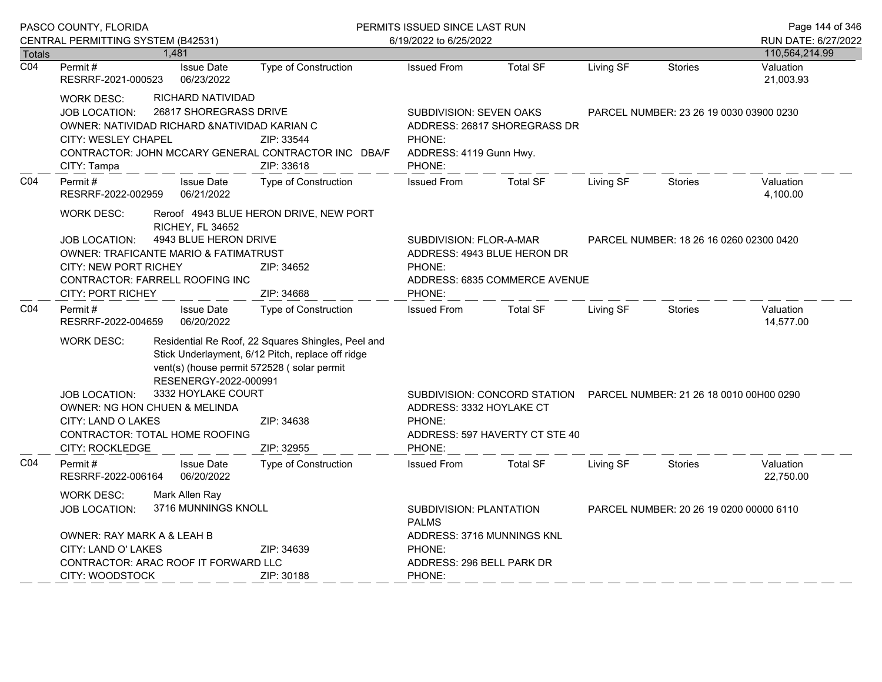PASCO COUNTY, FLORIDA
CENTRAL PERMITTING SYSTEM (B42531)

PERMITS ISSUED SINCE LAST RUN
6/19/2022 to 6/25/2022

RUN DATE: 6/27/2022

| Totals | 1,481 | | | | | | | 110,564,214.99 |
|---|---|---|---|---|---|---|---|---|

---

**C04** Permit # RESRRF-2021-000523 | Issue Date 06/23/2022 | Type of Construction | Issued From | Total SF | Living SF | Stories | Valuation 21,003.93

WORK DESC: RICHARD NATIVIDAD
JOB LOCATION: 26817 SHOREGRASS DRIVE
SUBDIVISION: SEVEN OAKS
PARCEL NUMBER: 23 26 19 0030 03900 0230
OWNER: NATIVIDAD RICHARD &NATIVIDAD KARIAN C
ADDRESS: 26817 SHOREGRASS DR
CITY: WESLEY CHAPEL ZIP: 33544
PHONE:
CONTRACTOR: JOHN MCCARY GENERAL CONTRACTOR INC DBA/F
ADDRESS: 4119 Gunn Hwy.
CITY: Tampa ZIP: 33618
PHONE:

---

**C04** Permit # RESRRF-2022-002959 | Issue Date 06/21/2022 | Type of Construction | Issued From | Total SF | Living SF | Stories | Valuation 4,100.00

WORK DESC: Reroof 4943 BLUE HERON DRIVE, NEW PORT RICHEY, FL 34652
JOB LOCATION: 4943 BLUE HERON DRIVE
SUBDIVISION: FLOR-A-MAR
PARCEL NUMBER: 18 26 16 0260 02300 0420
OWNER: TRAFICANTE MARIO & FATIMATRUST
ADDRESS: 4943 BLUE HERON DR
CITY: NEW PORT RICHEY ZIP: 34652
PHONE:
CONTRACTOR: FARRELL ROOFING INC
ADDRESS: 6835 COMMERCE AVENUE
CITY: PORT RICHEY ZIP: 34668
PHONE:

---

**C04** Permit # RESRRF-2022-004659 | Issue Date 06/20/2022 | Type of Construction | Issued From | Total SF | Living SF | Stories | Valuation 14,577.00

WORK DESC: Residential Re Roof, 22 Squares Shingles, Peel and Stick Underlayment, 6/12 Pitch, replace off ridge vent(s) (house permit 572528 ( solar permit RESENERGY-2022-000991
JOB LOCATION: 3332 HOYLAKE COURT
SUBDIVISION: CONCORD STATION
PARCEL NUMBER: 21 26 18 0010 00H00 0290
OWNER: NG HON CHUEN & MELINDA
ADDRESS: 3332 HOYLAKE CT
CITY: LAND O LAKES ZIP: 34638
PHONE:
CONTRACTOR: TOTAL HOME ROOFING
ADDRESS: 597 HAVERTY CT STE 40
CITY: ROCKLEDGE ZIP: 32955
PHONE:

---

**C04** Permit # RESRRF-2022-006164 | Issue Date 06/20/2022 | Type of Construction | Issued From | Total SF | Living SF | Stories | Valuation 22,750.00

WORK DESC: Mark Allen Ray
JOB LOCATION: 3716 MUNNINGS KNOLL
SUBDIVISION: PLANTATION PALMS
PARCEL NUMBER: 20 26 19 0200 00000 6110
OWNER: RAY MARK A & LEAH B
ADDRESS: 3716 MUNNINGS KNL
CITY: LAND O' LAKES ZIP: 34639
PHONE:
CONTRACTOR: ARAC ROOF IT FORWARD LLC
ADDRESS: 296 BELL PARK DR
CITY: WOODSTOCK ZIP: 30188
PHONE: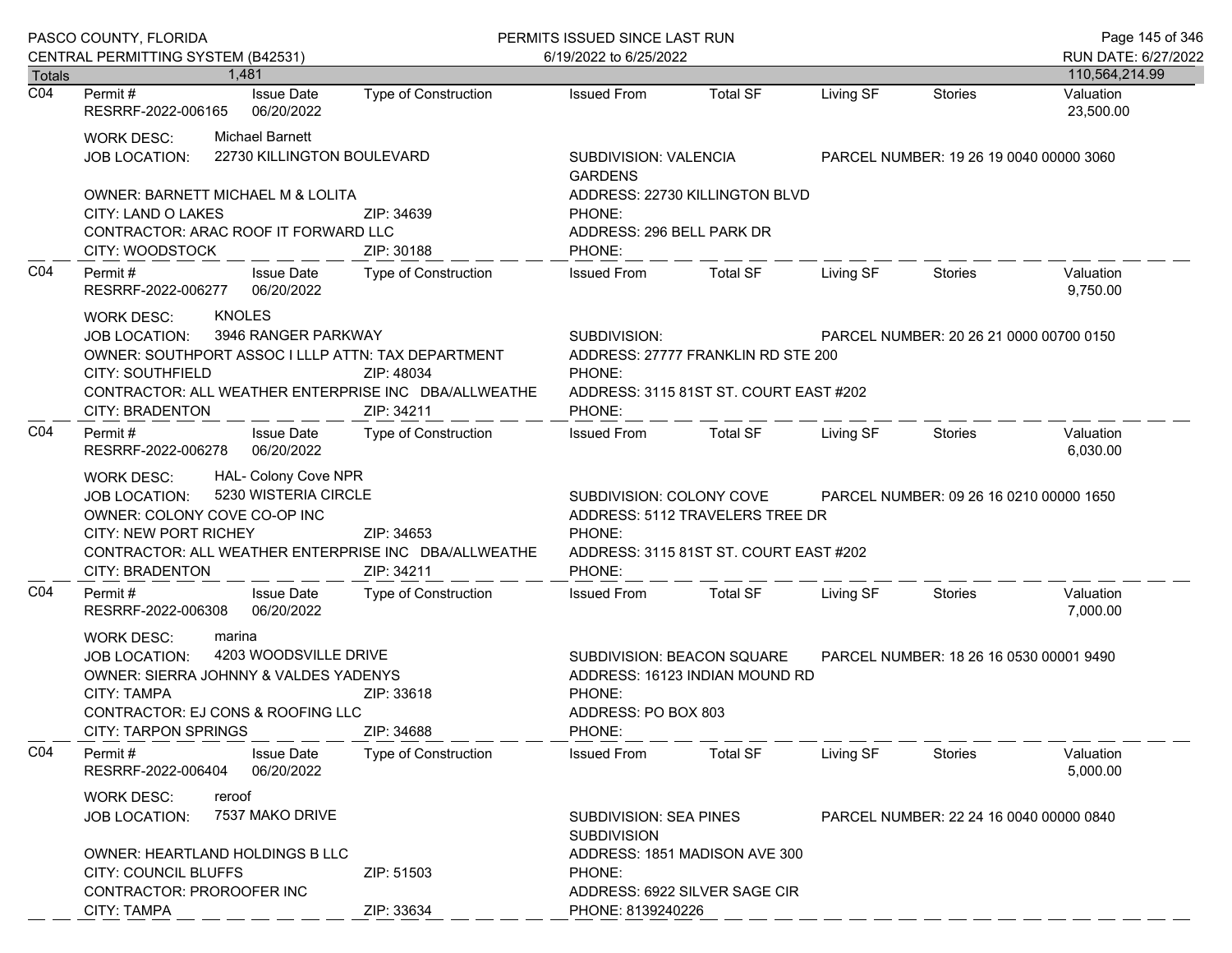| Totals | 1,481 | | | | | | | 110,564,214.99 |
|---|---|---|---|---|---|---|---|---|

**C04**

| Permit # | Issue Date | Type of Construction | Issued From | Total SF | Living SF | Stories | Valuation |
|---|---|---|---|---|---|---|---|
| RESRRF-2022-006165 | 06/20/2022 | | | | | | 23,500.00 |

WORK DESC: Michael Barnett
JOB LOCATION: 22730 KILLINGTON BOULEVARD
SUBDIVISION: VALENCIA GARDENS
PARCEL NUMBER: 19 26 19 0040 00000 3060
OWNER: BARNETT MICHAEL M & LOLITA
ADDRESS: 22730 KILLINGTON BLVD
CITY: LAND O LAKES ZIP: 34639
PHONE:
CONTRACTOR: ARAC ROOF IT FORWARD LLC
ADDRESS: 296 BELL PARK DR
CITY: WOODSTOCK ZIP: 30188
PHONE:

**C04**

| Permit # | Issue Date | Type of Construction | Issued From | Total SF | Living SF | Stories | Valuation |
|---|---|---|---|---|---|---|---|
| RESRRF-2022-006277 | 06/20/2022 | | | | | | 9,750.00 |

WORK DESC: KNOLES
JOB LOCATION: 3946 RANGER PARKWAY
SUBDIVISION:
PARCEL NUMBER: 20 26 21 0000 00700 0150
OWNER: SOUTHPORT ASSOC I LLLP ATTN: TAX DEPARTMENT
ADDRESS: 27777 FRANKLIN RD STE 200
CITY: SOUTHFIELD ZIP: 48034
PHONE:
CONTRACTOR: ALL WEATHER ENTERPRISE INC DBA/ALLWEATHE
ADDRESS: 3115 81ST ST. COURT EAST #202
CITY: BRADENTON ZIP: 34211
PHONE:

**C04**

| Permit # | Issue Date | Type of Construction | Issued From | Total SF | Living SF | Stories | Valuation |
|---|---|---|---|---|---|---|---|
| RESRRF-2022-006278 | 06/20/2022 | | | | | | 6,030.00 |

WORK DESC: HAL- Colony Cove NPR
JOB LOCATION: 5230 WISTERIA CIRCLE
SUBDIVISION: COLONY COVE
PARCEL NUMBER: 09 26 16 0210 00000 1650
OWNER: COLONY COVE CO-OP INC
ADDRESS: 5112 TRAVELERS TREE DR
CITY: NEW PORT RICHEY ZIP: 34653
PHONE:
CONTRACTOR: ALL WEATHER ENTERPRISE INC DBA/ALLWEATHE
ADDRESS: 3115 81ST ST. COURT EAST #202
CITY: BRADENTON ZIP: 34211
PHONE:

**C04**

| Permit # | Issue Date | Type of Construction | Issued From | Total SF | Living SF | Stories | Valuation |
|---|---|---|---|---|---|---|---|
| RESRRF-2022-006308 | 06/20/2022 | | | | | | 7,000.00 |

WORK DESC: marina
JOB LOCATION: 4203 WOODSVILLE DRIVE
SUBDIVISION: BEACON SQUARE
PARCEL NUMBER: 18 26 16 0530 00001 9490
OWNER: SIERRA JOHNNY & VALDES YADENYS
ADDRESS: 16123 INDIAN MOUND RD
CITY: TAMPA ZIP: 33618
PHONE:
CONTRACTOR: EJ CONS & ROOFING LLC
ADDRESS: PO BOX 803
CITY: TARPON SPRINGS ZIP: 34688
PHONE:

**C04**

| Permit # | Issue Date | Type of Construction | Issued From | Total SF | Living SF | Stories | Valuation |
|---|---|---|---|---|---|---|---|
| RESRRF-2022-006404 | 06/20/2022 | | | | | | 5,000.00 |

WORK DESC: reroof
JOB LOCATION: 7537 MAKO DRIVE
SUBDIVISION: SEA PINES SUBDIVISION
PARCEL NUMBER: 22 24 16 0040 00000 0840
OWNER: HEARTLAND HOLDINGS B LLC
ADDRESS: 1851 MADISON AVE 300
CITY: COUNCIL BLUFFS ZIP: 51503
PHONE:
CONTRACTOR: PROROOFER INC
ADDRESS: 6922 SILVER SAGE CIR
CITY: TAMPA ZIP: 33634
PHONE: 8139240226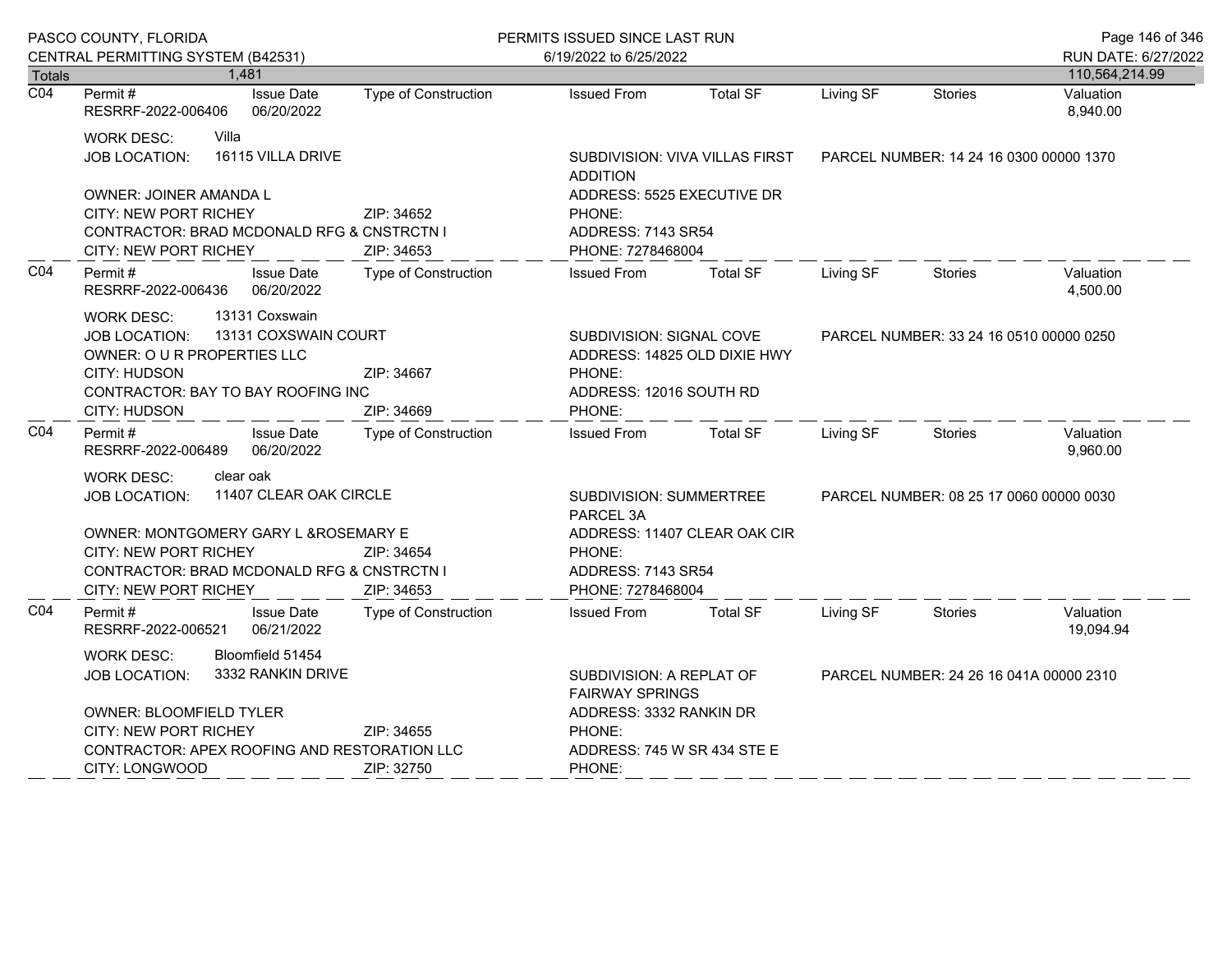| Totals | 1,481 | | | | | | | 110,564,214.99 |
|---|---|---|---|---|---|---|---|---|

**C04** Permit # RESRRF-2022-006406 | Issue Date 06/20/2022 | Type of Construction | Issued From | Total SF | Living SF | Stories | Valuation 8,940.00

WORK DESC: Villa
JOB LOCATION: 16115 VILLA DRIVE — SUBDIVISION: VIVA VILLAS FIRST ADDITION — PARCEL NUMBER: 14 24 16 0300 00000 1370
OWNER: JOINER AMANDA L — ADDRESS: 5525 EXECUTIVE DR
CITY: NEW PORT RICHEY ZIP: 34652 — PHONE:
CONTRACTOR: BRAD MCDONALD RFG & CNSTRCTN I — ADDRESS: 7143 SR54
CITY: NEW PORT RICHEY ZIP: 34653 — PHONE: 7278468004

**C04** Permit # RESRRF-2022-006436 | Issue Date 06/20/2022 | Type of Construction | Issued From | Total SF | Living SF | Stories | Valuation 4,500.00

WORK DESC: 13131 Coxswain
JOB LOCATION: 13131 COXSWAIN COURT — SUBDIVISION: SIGNAL COVE — PARCEL NUMBER: 33 24 16 0510 00000 0250
OWNER: O U R PROPERTIES LLC — ADDRESS: 14825 OLD DIXIE HWY
CITY: HUDSON ZIP: 34667 — PHONE:
CONTRACTOR: BAY TO BAY ROOFING INC — ADDRESS: 12016 SOUTH RD
CITY: HUDSON ZIP: 34669 — PHONE:

**C04** Permit # RESRRF-2022-006489 | Issue Date 06/20/2022 | Type of Construction | Issued From | Total SF | Living SF | Stories | Valuation 9,960.00

WORK DESC: clear oak
JOB LOCATION: 11407 CLEAR OAK CIRCLE — SUBDIVISION: SUMMERTREE PARCEL 3A — PARCEL NUMBER: 08 25 17 0060 00000 0030
OWNER: MONTGOMERY GARY L &ROSEMARY E — ADDRESS: 11407 CLEAR OAK CIR
CITY: NEW PORT RICHEY ZIP: 34654 — PHONE:
CONTRACTOR: BRAD MCDONALD RFG & CNSTRCTN I — ADDRESS: 7143 SR54
CITY: NEW PORT RICHEY ZIP: 34653 — PHONE: 7278468004

**C04** Permit # RESRRF-2022-006521 | Issue Date 06/21/2022 | Type of Construction | Issued From | Total SF | Living SF | Stories | Valuation 19,094.94

WORK DESC: Bloomfield 51454
JOB LOCATION: 3332 RANKIN DRIVE — SUBDIVISION: A REPLAT OF FAIRWAY SPRINGS — PARCEL NUMBER: 24 26 16 041A 00000 2310
OWNER: BLOOMFIELD TYLER — ADDRESS: 3332 RANKIN DR
CITY: NEW PORT RICHEY ZIP: 34655 — PHONE:
CONTRACTOR: APEX ROOFING AND RESTORATION LLC — ADDRESS: 745 W SR 434 STE E
CITY: LONGWOOD ZIP: 32750 — PHONE: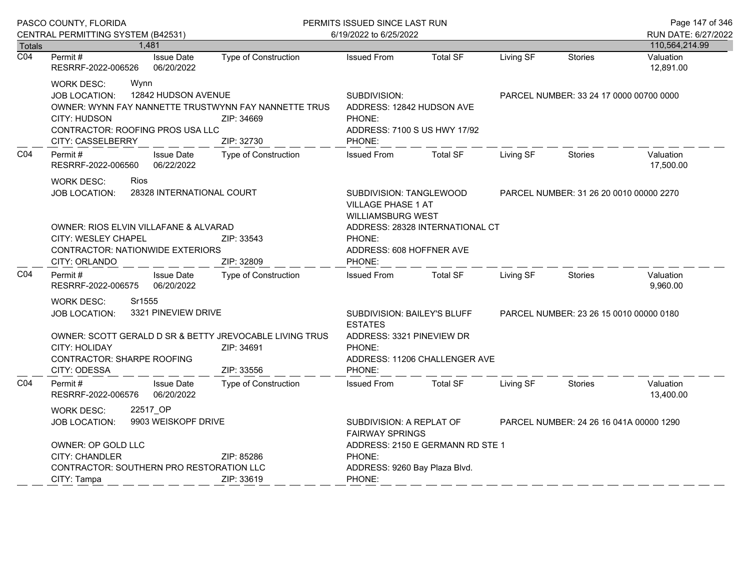PASCO COUNTY, FLORIDA
CENTRAL PERMITTING SYSTEM (B42531)

PERMITS ISSUED SINCE LAST RUN
6/19/2022 to 6/25/2022

RUN DATE: 6/27/2022

| Totals | 1,481 | | | | | | | 110,564,214.99 |
|---|---|---|---|---|---|---|---|---|

**C04**

| Permit # | Issue Date | Type of Construction | Issued From | Total SF | Living SF | Stories | Valuation |
|---|---|---|---|---|---|---|---|
| RESRRF-2022-006526 | 06/20/2022 | | | | | | 12,891.00 |

WORK DESC: Wynn
JOB LOCATION: 12842 HUDSON AVENUE
SUBDIVISION:
PARCEL NUMBER: 33 24 17 0000 00700 0000
OWNER: WYNN FAY NANNETTE TRUSTWYNN FAY NANNETTE TRUS
ADDRESS: 12842 HUDSON AVE
CITY: HUDSON ZIP: 34669
PHONE:
CONTRACTOR: ROOFING PROS USA LLC
ADDRESS: 7100 S US HWY 17/92
CITY: CASSELBERRY ZIP: 32730
PHONE:

**C04**

| Permit # | Issue Date | Type of Construction | Issued From | Total SF | Living SF | Stories | Valuation |
|---|---|---|---|---|---|---|---|
| RESRRF-2022-006560 | 06/22/2022 | | | | | | 17,500.00 |

WORK DESC: Rios
JOB LOCATION: 28328 INTERNATIONAL COURT
SUBDIVISION: TANGLEWOOD VILLAGE PHASE 1 AT WILLIAMSBURG WEST
PARCEL NUMBER: 31 26 20 0010 00000 2270
OWNER: RIOS ELVIN VILLAFANE & ALVARAD
ADDRESS: 28328 INTERNATIONAL CT
CITY: WESLEY CHAPEL ZIP: 33543
PHONE:
CONTRACTOR: NATIONWIDE EXTERIORS
ADDRESS: 608 HOFFNER AVE
CITY: ORLANDO ZIP: 32809
PHONE:

**C04**

| Permit # | Issue Date | Type of Construction | Issued From | Total SF | Living SF | Stories | Valuation |
|---|---|---|---|---|---|---|---|
| RESRRF-2022-006575 | 06/20/2022 | | | | | | 9,960.00 |

WORK DESC: Sr1555
JOB LOCATION: 3321 PINEVIEW DRIVE
SUBDIVISION: BAILEY'S BLUFF ESTATES
PARCEL NUMBER: 23 26 15 0010 00000 0180
OWNER: SCOTT GERALD D SR & BETTY JREVOCABLE LIVING TRUS
ADDRESS: 3321 PINEVIEW DR
CITY: HOLIDAY ZIP: 34691
PHONE:
CONTRACTOR: SHARPE ROOFING
ADDRESS: 11206 CHALLENGER AVE
CITY: ODESSA ZIP: 33556
PHONE:

**C04**

| Permit # | Issue Date | Type of Construction | Issued From | Total SF | Living SF | Stories | Valuation |
|---|---|---|---|---|---|---|---|
| RESRRF-2022-006576 | 06/20/2022 | | | | | | 13,400.00 |

WORK DESC: 22517_OP
JOB LOCATION: 9903 WEISKOPF DRIVE
SUBDIVISION: A REPLAT OF FAIRWAY SPRINGS
PARCEL NUMBER: 24 26 16 041A 00000 1290
OWNER: OP GOLD LLC
ADDRESS: 2150 E GERMANN RD STE 1
CITY: CHANDLER ZIP: 85286
PHONE:
CONTRACTOR: SOUTHERN PRO RESTORATION LLC
ADDRESS: 9260 Bay Plaza Blvd.
CITY: Tampa ZIP: 33619
PHONE: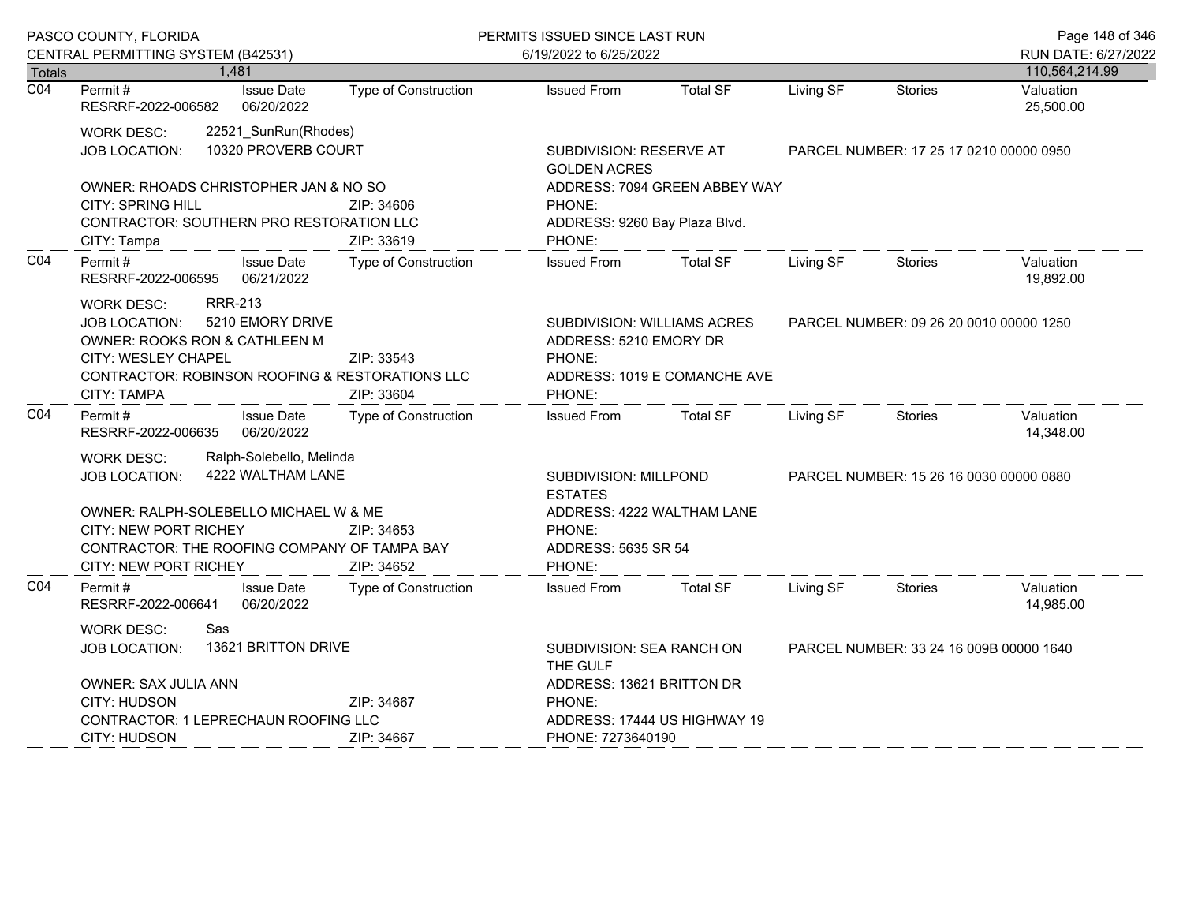| Totals | 1,481 | | | | | | | 110,564,214.99 |
|---|---|---|---|---|---|---|---|---|
| **C04** | **Permit #** | **Issue Date** | **Type of Construction** | **Issued From** | **Total SF** | **Living SF** | **Stories** | **Valuation** |
| | RESRRF-2022-006582 | 06/20/2022 | | | | | | 25,500.00 |

WORK DESC: 22521_SunRun(Rhodes)
JOB LOCATION: 10320 PROVERB COURT
SUBDIVISION: RESERVE AT GOLDEN ACRES
PARCEL NUMBER: 17 25 17 0210 00000 0950
OWNER: RHOADS CHRISTOPHER JAN & NO SO
ADDRESS: 7094 GREEN ABBEY WAY
CITY: SPRING HILL ZIP: 34606
PHONE:
CONTRACTOR: SOUTHERN PRO RESTORATION LLC
ADDRESS: 9260 Bay Plaza Blvd.
CITY: Tampa ZIP: 33619
PHONE:

| C04 | Permit # | Issue Date | Type of Construction | Issued From | Total SF | Living SF | Stories | Valuation |
|---|---|---|---|---|---|---|---|---|
| | RESRRF-2022-006595 | 06/21/2022 | | | | | | 19,892.00 |

WORK DESC: RRR-213
JOB LOCATION: 5210 EMORY DRIVE
SUBDIVISION: WILLIAMS ACRES
PARCEL NUMBER: 09 26 20 0010 00000 1250
OWNER: ROOKS RON & CATHLEEN M
ADDRESS: 5210 EMORY DR
CITY: WESLEY CHAPEL ZIP: 33543
PHONE:
CONTRACTOR: ROBINSON ROOFING & RESTORATIONS LLC
ADDRESS: 1019 E COMANCHE AVE
CITY: TAMPA ZIP: 33604
PHONE:

| C04 | Permit # | Issue Date | Type of Construction | Issued From | Total SF | Living SF | Stories | Valuation |
|---|---|---|---|---|---|---|---|---|
| | RESRRF-2022-006635 | 06/20/2022 | | | | | | 14,348.00 |

WORK DESC: Ralph-Solebello, Melinda
JOB LOCATION: 4222 WALTHAM LANE
SUBDIVISION: MILLPOND ESTATES
PARCEL NUMBER: 15 26 16 0030 00000 0880
OWNER: RALPH-SOLEBELLO MICHAEL W & ME
ADDRESS: 4222 WALTHAM LANE
CITY: NEW PORT RICHEY ZIP: 34653
PHONE:
CONTRACTOR: THE ROOFING COMPANY OF TAMPA BAY
ADDRESS: 5635 SR 54
CITY: NEW PORT RICHEY ZIP: 34652
PHONE:

| C04 | Permit # | Issue Date | Type of Construction | Issued From | Total SF | Living SF | Stories | Valuation |
|---|---|---|---|---|---|---|---|---|
| | RESRRF-2022-006641 | 06/20/2022 | | | | | | 14,985.00 |

WORK DESC: Sas
JOB LOCATION: 13621 BRITTON DRIVE
SUBDIVISION: SEA RANCH ON THE GULF
PARCEL NUMBER: 33 24 16 009B 00000 1640
OWNER: SAX JULIA ANN
ADDRESS: 13621 BRITTON DR
CITY: HUDSON ZIP: 34667
PHONE:
CONTRACTOR: 1 LEPRECHAUN ROOFING LLC
ADDRESS: 17444 US HIGHWAY 19
CITY: HUDSON ZIP: 34667
PHONE: 7273640190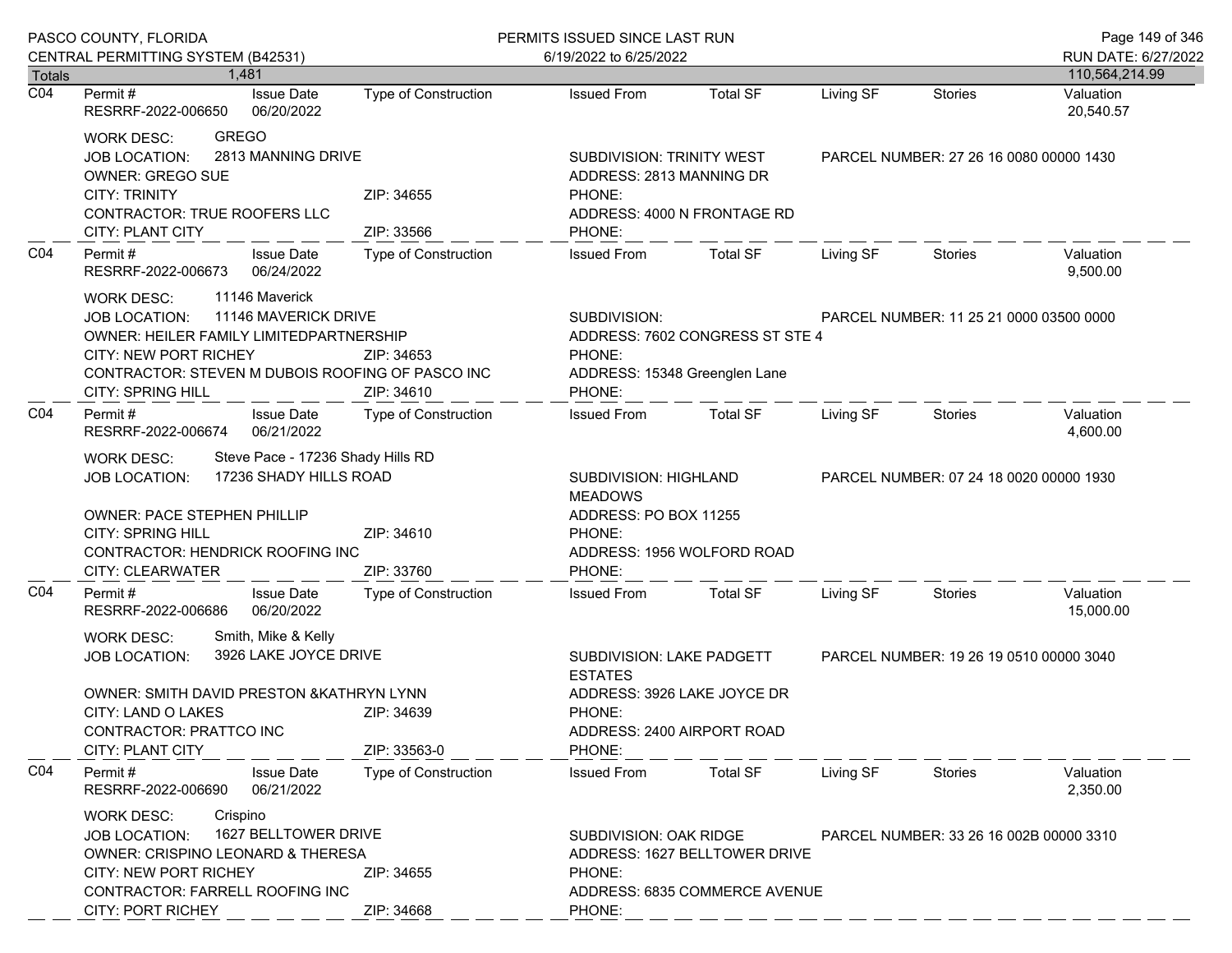| Totals | 1,481 | | | | | | | 110,564,214.99 |
|---|---|---|---|---|---|---|---|---|

**C04**

| Permit # | Issue Date | Type of Construction | Issued From | Total SF | Living SF | Stories | Valuation |
|---|---|---|---|---|---|---|---|
| RESRRF-2022-006650 | 06/20/2022 | | | | | | 20,540.57 |

WORK DESC: GREGO
JOB LOCATION: 2813 MANNING DRIVE — SUBDIVISION: TRINITY WEST — PARCEL NUMBER: 27 26 16 0080 00000 1430
OWNER: GREGO SUE — ADDRESS: 2813 MANNING DR
CITY: TRINITY — ZIP: 34655 — PHONE:
CONTRACTOR: TRUE ROOFERS LLC — ADDRESS: 4000 N FRONTAGE RD
CITY: PLANT CITY — ZIP: 33566 — PHONE:

**C04**

| Permit # | Issue Date | Type of Construction | Issued From | Total SF | Living SF | Stories | Valuation |
|---|---|---|---|---|---|---|---|
| RESRRF-2022-006673 | 06/24/2022 | | | | | | 9,500.00 |

WORK DESC: 11146 Maverick
JOB LOCATION: 11146 MAVERICK DRIVE — SUBDIVISION: — PARCEL NUMBER: 11 25 21 0000 03500 0000
OWNER: HEILER FAMILY LIMITEDPARTNERSHIP — ADDRESS: 7602 CONGRESS ST STE 4
CITY: NEW PORT RICHEY — ZIP: 34653 — PHONE:
CONTRACTOR: STEVEN M DUBOIS ROOFING OF PASCO INC — ADDRESS: 15348 Greenglen Lane
CITY: SPRING HILL — ZIP: 34610 — PHONE:

**C04**

| Permit # | Issue Date | Type of Construction | Issued From | Total SF | Living SF | Stories | Valuation |
|---|---|---|---|---|---|---|---|
| RESRRF-2022-006674 | 06/21/2022 | | | | | | 4,600.00 |

WORK DESC: Steve Pace - 17236 Shady Hills RD
JOB LOCATION: 17236 SHADY HILLS ROAD — SUBDIVISION: HIGHLAND MEADOWS — PARCEL NUMBER: 07 24 18 0020 00000 1930
OWNER: PACE STEPHEN PHILLIP — ADDRESS: PO BOX 11255
CITY: SPRING HILL — ZIP: 34610 — PHONE:
CONTRACTOR: HENDRICK ROOFING INC — ADDRESS: 1956 WOLFORD ROAD
CITY: CLEARWATER — ZIP: 33760 — PHONE:

**C04**

| Permit # | Issue Date | Type of Construction | Issued From | Total SF | Living SF | Stories | Valuation |
|---|---|---|---|---|---|---|---|
| RESRRF-2022-006686 | 06/20/2022 | | | | | | 15,000.00 |

WORK DESC: Smith, Mike & Kelly
JOB LOCATION: 3926 LAKE JOYCE DRIVE — SUBDIVISION: LAKE PADGETT ESTATES — PARCEL NUMBER: 19 26 19 0510 00000 3040
OWNER: SMITH DAVID PRESTON &KATHRYN LYNN — ADDRESS: 3926 LAKE JOYCE DR
CITY: LAND O LAKES — ZIP: 34639 — PHONE:
CONTRACTOR: PRATTCO INC — ADDRESS: 2400 AIRPORT ROAD
CITY: PLANT CITY — ZIP: 33563-0 — PHONE:

**C04**

| Permit # | Issue Date | Type of Construction | Issued From | Total SF | Living SF | Stories | Valuation |
|---|---|---|---|---|---|---|---|
| RESRRF-2022-006690 | 06/21/2022 | | | | | | 2,350.00 |

WORK DESC: Crispino
JOB LOCATION: 1627 BELLTOWER DRIVE — SUBDIVISION: OAK RIDGE — PARCEL NUMBER: 33 26 16 002B 00000 3310
OWNER: CRISPINO LEONARD & THERESA — ADDRESS: 1627 BELLTOWER DRIVE
CITY: NEW PORT RICHEY — ZIP: 34655 — PHONE:
CONTRACTOR: FARRELL ROOFING INC — ADDRESS: 6835 COMMERCE AVENUE
CITY: PORT RICHEY — ZIP: 34668 — PHONE: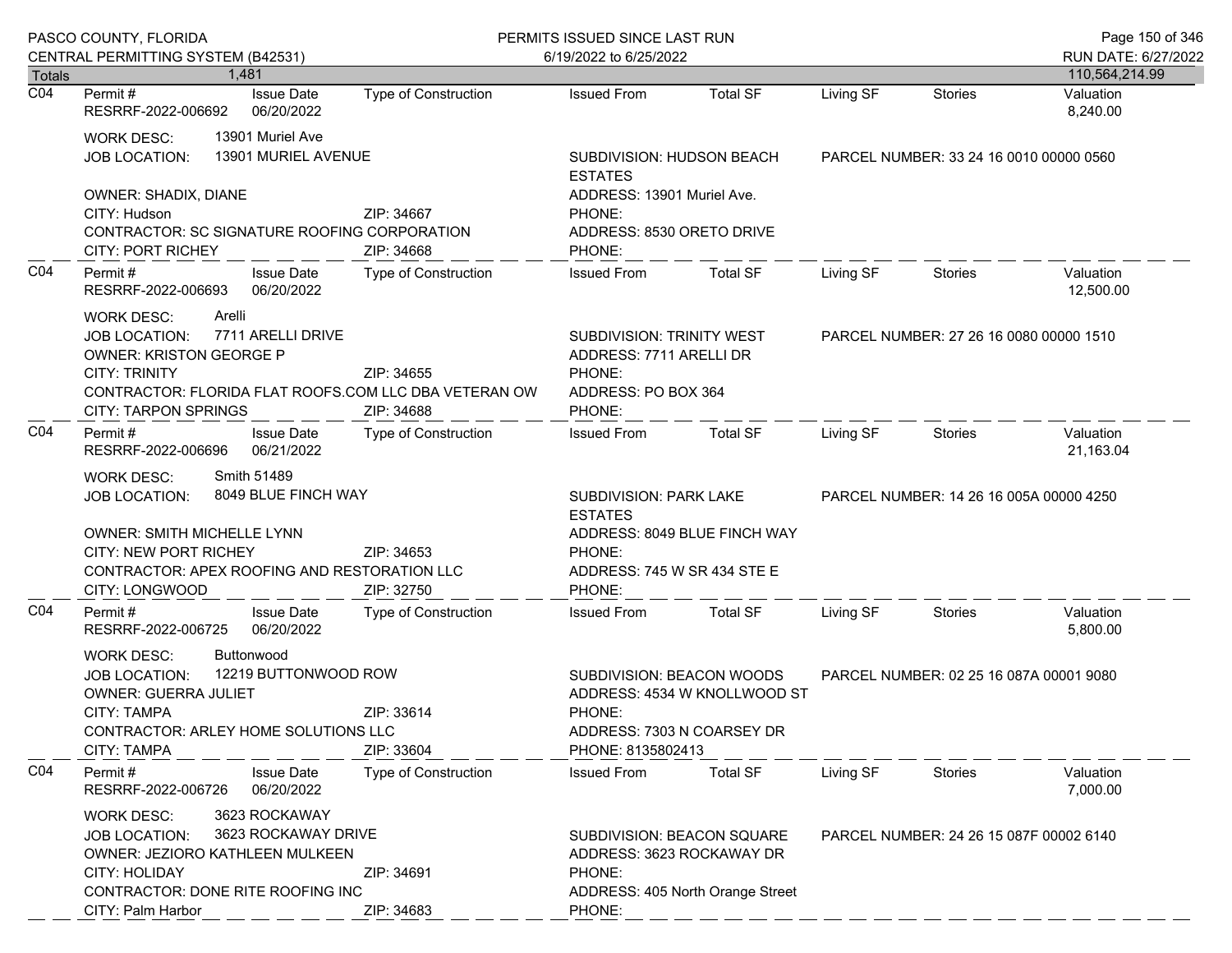| Totals | 1,481 | | | | | | | 110,564,214.99 |
|---|---|---|---|---|---|---|---|---|

**C04**

| Permit # | Issue Date | Type of Construction | Issued From | Total SF | Living SF | Stories | Valuation |
|---|---|---|---|---|---|---|---|
| RESRRF-2022-006692 | 06/20/2022 | | | | | | 8,240.00 |

WORK DESC: 13901 Muriel Ave
JOB LOCATION: 13901 MURIEL AVENUE
SUBDIVISION: HUDSON BEACH ESTATES
PARCEL NUMBER: 33 24 16 0010 00000 0560
OWNER: SHADIX, DIANE
ADDRESS: 13901 Muriel Ave.
CITY: Hudson ZIP: 34667
PHONE:
CONTRACTOR: SC SIGNATURE ROOFING CORPORATION
ADDRESS: 8530 ORETO DRIVE
CITY: PORT RICHEY ZIP: 34668
PHONE:

**C04**

| Permit # | Issue Date | Type of Construction | Issued From | Total SF | Living SF | Stories | Valuation |
|---|---|---|---|---|---|---|---|
| RESRRF-2022-006693 | 06/20/2022 | | | | | | 12,500.00 |

WORK DESC: Arelli
JOB LOCATION: 7711 ARELLI DRIVE
SUBDIVISION: TRINITY WEST
PARCEL NUMBER: 27 26 16 0080 00000 1510
OWNER: KRISTON GEORGE P
ADDRESS: 7711 ARELLI DR
CITY: TRINITY ZIP: 34655
PHONE:
CONTRACTOR: FLORIDA FLAT ROOFS.COM LLC DBA VETERAN OW
ADDRESS: PO BOX 364
CITY: TARPON SPRINGS ZIP: 34688
PHONE:

**C04**

| Permit # | Issue Date | Type of Construction | Issued From | Total SF | Living SF | Stories | Valuation |
|---|---|---|---|---|---|---|---|
| RESRRF-2022-006696 | 06/21/2022 | | | | | | 21,163.04 |

WORK DESC: Smith 51489
JOB LOCATION: 8049 BLUE FINCH WAY
SUBDIVISION: PARK LAKE ESTATES
PARCEL NUMBER: 14 26 16 005A 00000 4250
OWNER: SMITH MICHELLE LYNN
ADDRESS: 8049 BLUE FINCH WAY
CITY: NEW PORT RICHEY ZIP: 34653
PHONE:
CONTRACTOR: APEX ROOFING AND RESTORATION LLC
ADDRESS: 745 W SR 434 STE E
CITY: LONGWOOD ZIP: 32750
PHONE:

**C04**

| Permit # | Issue Date | Type of Construction | Issued From | Total SF | Living SF | Stories | Valuation |
|---|---|---|---|---|---|---|---|
| RESRRF-2022-006725 | 06/20/2022 | | | | | | 5,800.00 |

WORK DESC: Buttonwood
JOB LOCATION: 12219 BUTTONWOOD ROW
SUBDIVISION: BEACON WOODS
PARCEL NUMBER: 02 25 16 087A 00001 9080
OWNER: GUERRA JULIET
ADDRESS: 4534 W KNOLLWOOD ST
CITY: TAMPA ZIP: 33614
PHONE:
CONTRACTOR: ARLEY HOME SOLUTIONS LLC
ADDRESS: 7303 N COARSEY DR
CITY: TAMPA ZIP: 33604
PHONE: 8135802413

**C04**

| Permit # | Issue Date | Type of Construction | Issued From | Total SF | Living SF | Stories | Valuation |
|---|---|---|---|---|---|---|---|
| RESRRF-2022-006726 | 06/20/2022 | | | | | | 7,000.00 |

WORK DESC: 3623 ROCKAWAY
JOB LOCATION: 3623 ROCKAWAY DRIVE
SUBDIVISION: BEACON SQUARE
PARCEL NUMBER: 24 26 15 087F 00002 6140
OWNER: JEZIORO KATHLEEN MULKEEN
ADDRESS: 3623 ROCKAWAY DR
CITY: HOLIDAY ZIP: 34691
PHONE:
CONTRACTOR: DONE RITE ROOFING INC
ADDRESS: 405 North Orange Street
CITY: Palm Harbor ZIP: 34683
PHONE: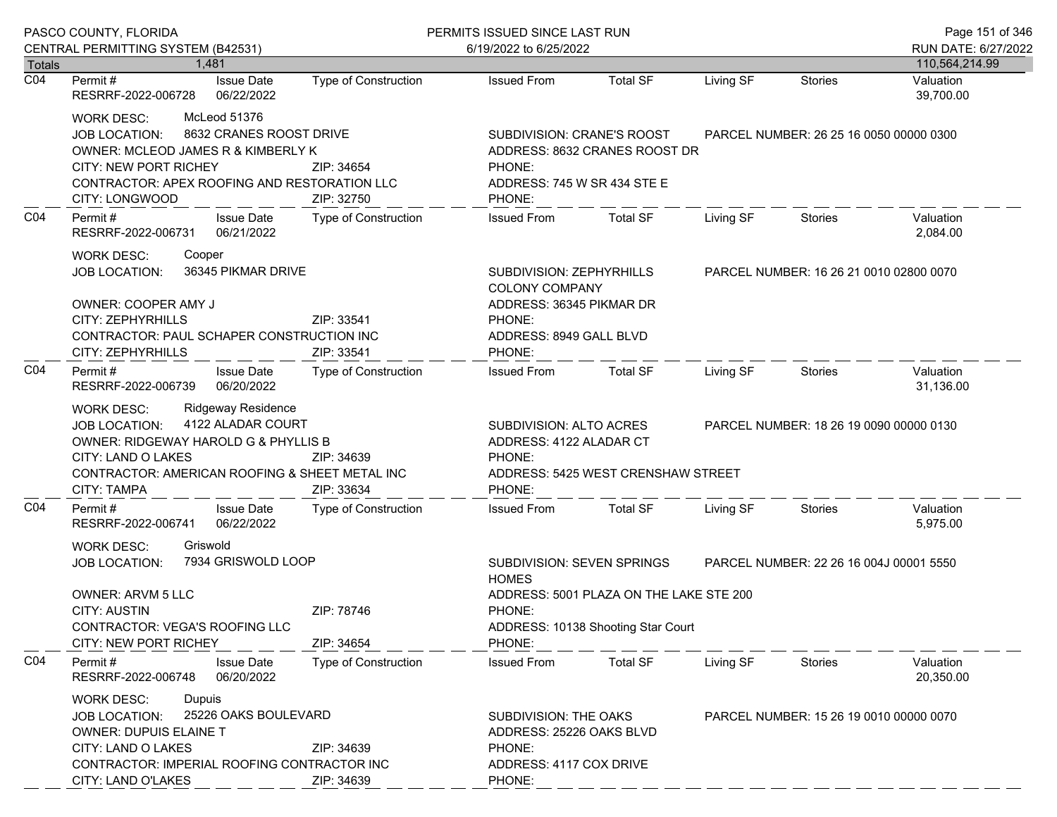| Totals | 1,481 | | | | | | | 110,564,214.99 |
|---|---|---|---|---|---|---|---|---|

**C04**

| Permit # | Issue Date | Type of Construction | Issued From | Total SF | Living SF | Stories | Valuation |
|---|---|---|---|---|---|---|---|
| RESRRF-2022-006728 | 06/22/2022 | | | | | | 39,700.00 |

WORK DESC: McLeod 51376
JOB LOCATION: 8632 CRANES ROOST DRIVE
SUBDIVISION: CRANE'S ROOST
PARCEL NUMBER: 26 25 16 0050 00000 0300
OWNER: MCLEOD JAMES R & KIMBERLY K
ADDRESS: 8632 CRANES ROOST DR
CITY: NEW PORT RICHEY ZIP: 34654
PHONE:
CONTRACTOR: APEX ROOFING AND RESTORATION LLC
ADDRESS: 745 W SR 434 STE E
CITY: LONGWOOD ZIP: 32750
PHONE:

**C04**

| Permit # | Issue Date | Type of Construction | Issued From | Total SF | Living SF | Stories | Valuation |
|---|---|---|---|---|---|---|---|
| RESRRF-2022-006731 | 06/21/2022 | | | | | | 2,084.00 |

WORK DESC: Cooper
JOB LOCATION: 36345 PIKMAR DRIVE
SUBDIVISION: ZEPHYRHILLS COLONY COMPANY
PARCEL NUMBER: 16 26 21 0010 02800 0070
OWNER: COOPER AMY J
ADDRESS: 36345 PIKMAR DR
CITY: ZEPHYRHILLS ZIP: 33541
PHONE:
CONTRACTOR: PAUL SCHAPER CONSTRUCTION INC
ADDRESS: 8949 GALL BLVD
CITY: ZEPHYRHILLS ZIP: 33541
PHONE:

**C04**

| Permit # | Issue Date | Type of Construction | Issued From | Total SF | Living SF | Stories | Valuation |
|---|---|---|---|---|---|---|---|
| RESRRF-2022-006739 | 06/20/2022 | | | | | | 31,136.00 |

WORK DESC: Ridgeway Residence
JOB LOCATION: 4122 ALADAR COURT
SUBDIVISION: ALTO ACRES
PARCEL NUMBER: 18 26 19 0090 00000 0130
OWNER: RIDGEWAY HAROLD G & PHYLLIS B
ADDRESS: 4122 ALADAR CT
CITY: LAND O LAKES ZIP: 34639
PHONE:
CONTRACTOR: AMERICAN ROOFING & SHEET METAL INC
ADDRESS: 5425 WEST CRENSHAW STREET
CITY: TAMPA ZIP: 33634
PHONE:

**C04**

| Permit # | Issue Date | Type of Construction | Issued From | Total SF | Living SF | Stories | Valuation |
|---|---|---|---|---|---|---|---|
| RESRRF-2022-006741 | 06/22/2022 | | | | | | 5,975.00 |

WORK DESC: Griswold
JOB LOCATION: 7934 GRISWOLD LOOP
SUBDIVISION: SEVEN SPRINGS HOMES
PARCEL NUMBER: 22 26 16 004J 00001 5550
OWNER: ARVM 5 LLC
ADDRESS: 5001 PLAZA ON THE LAKE STE 200
CITY: AUSTIN ZIP: 78746
PHONE:
CONTRACTOR: VEGA'S ROOFING LLC
ADDRESS: 10138 Shooting Star Court
CITY: NEW PORT RICHEY ZIP: 34654
PHONE:

**C04**

| Permit # | Issue Date | Type of Construction | Issued From | Total SF | Living SF | Stories | Valuation |
|---|---|---|---|---|---|---|---|
| RESRRF-2022-006748 | 06/20/2022 | | | | | | 20,350.00 |

WORK DESC: Dupuis
JOB LOCATION: 25226 OAKS BOULEVARD
SUBDIVISION: THE OAKS
PARCEL NUMBER: 15 26 19 0010 00000 0070
OWNER: DUPUIS ELAINE T
ADDRESS: 25226 OAKS BLVD
CITY: LAND O LAKES ZIP: 34639
PHONE:
CONTRACTOR: IMPERIAL ROOFING CONTRACTOR INC
ADDRESS: 4117 COX DRIVE
CITY: LAND O'LAKES ZIP: 34639
PHONE: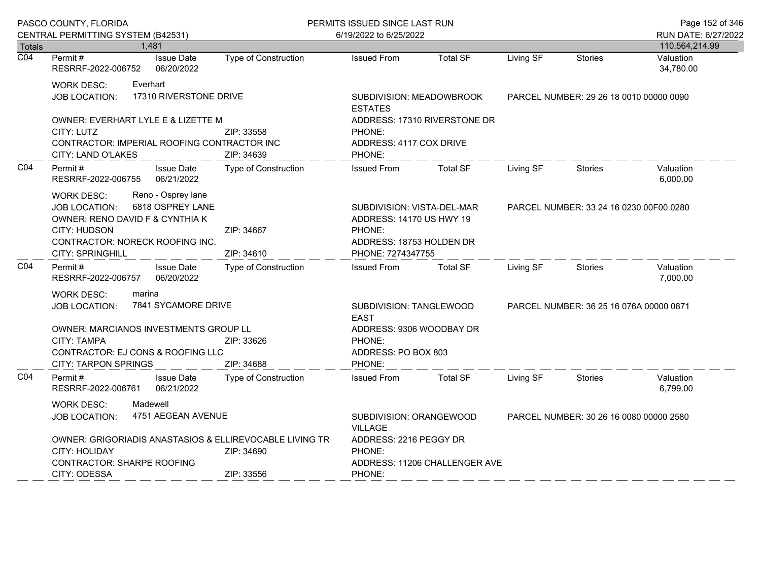| Totals | 1,481 | | | | | | | 110,564,214.99 |
|---|---|---|---|---|---|---|---|---|

**C04**

| Permit # | Issue Date | Type of Construction | Issued From | Total SF | Living SF | Stories | Valuation |
|---|---|---|---|---|---|---|---|
| RESRRF-2022-006752 | 06/20/2022 | | | | | | 34,780.00 |

WORK DESC: Everhart
JOB LOCATION: 17310 RIVERSTONE DRIVE
SUBDIVISION: MEADOWBROOK ESTATES
PARCEL NUMBER: 29 26 18 0010 00000 0090
OWNER: EVERHART LYLE E & LIZETTE M
ADDRESS: 17310 RIVERSTONE DR
CITY: LUTZ ZIP: 33558
PHONE:
CONTRACTOR: IMPERIAL ROOFING CONTRACTOR INC
ADDRESS: 4117 COX DRIVE
CITY: LAND O'LAKES ZIP: 34639
PHONE:

**C04**

| Permit # | Issue Date | Type of Construction | Issued From | Total SF | Living SF | Stories | Valuation |
|---|---|---|---|---|---|---|---|
| RESRRF-2022-006755 | 06/21/2022 | | | | | | 6,000.00 |

WORK DESC: Reno - Osprey lane
JOB LOCATION: 6818 OSPREY LANE
SUBDIVISION: VISTA-DEL-MAR
PARCEL NUMBER: 33 24 16 0230 00F00 0280
OWNER: RENO DAVID F & CYNTHIA K
ADDRESS: 14170 US HWY 19
CITY: HUDSON ZIP: 34667
PHONE:
CONTRACTOR: NORECK ROOFING INC.
ADDRESS: 18753 HOLDEN DR
CITY: SPRINGHILL ZIP: 34610
PHONE: 7274347755

**C04**

| Permit # | Issue Date | Type of Construction | Issued From | Total SF | Living SF | Stories | Valuation |
|---|---|---|---|---|---|---|---|
| RESRRF-2022-006757 | 06/20/2022 | | | | | | 7,000.00 |

WORK DESC: marina
JOB LOCATION: 7841 SYCAMORE DRIVE
SUBDIVISION: TANGLEWOOD EAST
PARCEL NUMBER: 36 25 16 076A 00000 0871
OWNER: MARCIANOS INVESTMENTS GROUP LL
ADDRESS: 9306 WOODBAY DR
CITY: TAMPA ZIP: 33626
PHONE:
CONTRACTOR: EJ CONS & ROOFING LLC
ADDRESS: PO BOX 803
CITY: TARPON SPRINGS ZIP: 34688
PHONE:

**C04**

| Permit # | Issue Date | Type of Construction | Issued From | Total SF | Living SF | Stories | Valuation |
|---|---|---|---|---|---|---|---|
| RESRRF-2022-006761 | 06/21/2022 | | | | | | 6,799.00 |

WORK DESC: Madewell
JOB LOCATION: 4751 AEGEAN AVENUE
SUBDIVISION: ORANGEWOOD VILLAGE
PARCEL NUMBER: 30 26 16 0080 00000 2580
OWNER: GRIGORIADIS ANASTASIOS & ELLIREVOCABLE LIVING TR
ADDRESS: 2216 PEGGY DR
CITY: HOLIDAY ZIP: 34690
PHONE:
CONTRACTOR: SHARPE ROOFING
ADDRESS: 11206 CHALLENGER AVE
CITY: ODESSA ZIP: 33556
PHONE: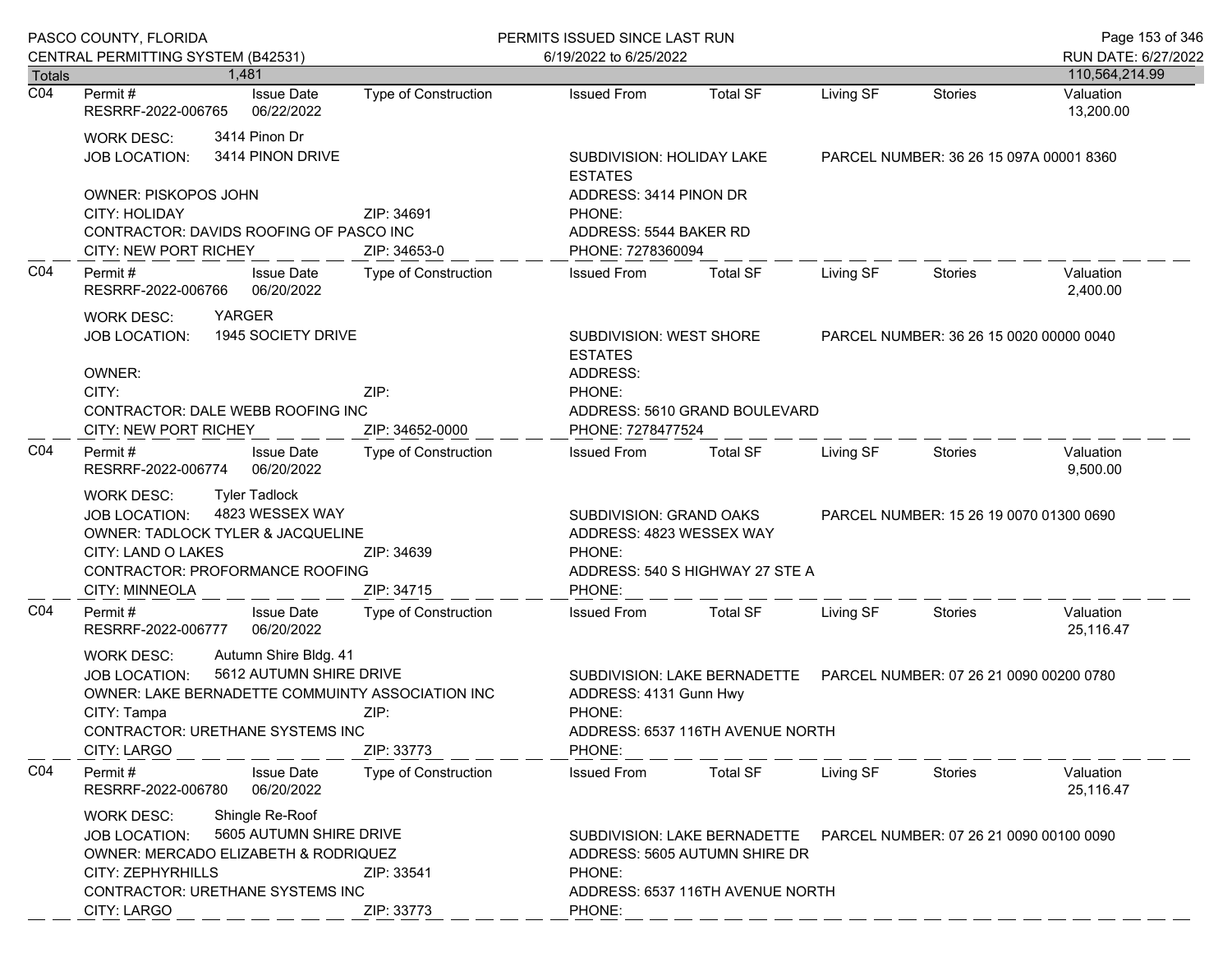| Totals | 1,481 | | | | | | | 110,564,214.99 |
|---|---|---|---|---|---|---|---|---|

**C04**

| Permit # | Issue Date | Type of Construction | Issued From | Total SF | Living SF | Stories | Valuation |
|---|---|---|---|---|---|---|---|
| RESRRF-2022-006765 | 06/22/2022 | | | | | | 13,200.00 |

WORK DESC: 3414 Pinon Dr
JOB LOCATION: 3414 PINON DRIVE
SUBDIVISION: HOLIDAY LAKE ESTATES
PARCEL NUMBER: 36 26 15 097A 00001 8360
OWNER: PISKOPOS JOHN
ADDRESS: 3414 PINON DR
CITY: HOLIDAY ZIP: 34691
PHONE:
CONTRACTOR: DAVIDS ROOFING OF PASCO INC
ADDRESS: 5544 BAKER RD
CITY: NEW PORT RICHEY ZIP: 34653-0
PHONE: 7278360094

---

**C04**

| Permit # | Issue Date | Type of Construction | Issued From | Total SF | Living SF | Stories | Valuation |
|---|---|---|---|---|---|---|---|
| RESRRF-2022-006766 | 06/20/2022 | | | | | | 2,400.00 |

WORK DESC: YARGER
JOB LOCATION: 1945 SOCIETY DRIVE
SUBDIVISION: WEST SHORE ESTATES
PARCEL NUMBER: 36 26 15 0020 00000 0040
OWNER:
ADDRESS:
CITY: ZIP:
PHONE:
CONTRACTOR: DALE WEBB ROOFING INC
ADDRESS: 5610 GRAND BOULEVARD
CITY: NEW PORT RICHEY ZIP: 34652-0000
PHONE: 7278477524

---

**C04**

| Permit # | Issue Date | Type of Construction | Issued From | Total SF | Living SF | Stories | Valuation |
|---|---|---|---|---|---|---|---|
| RESRRF-2022-006774 | 06/20/2022 | | | | | | 9,500.00 |

WORK DESC: Tyler Tadlock
JOB LOCATION: 4823 WESSEX WAY
SUBDIVISION: GRAND OAKS
PARCEL NUMBER: 15 26 19 0070 01300 0690
OWNER: TADLOCK TYLER & JACQUELINE
ADDRESS: 4823 WESSEX WAY
CITY: LAND O LAKES ZIP: 34639
PHONE:
CONTRACTOR: PROFORMANCE ROOFING
ADDRESS: 540 S HIGHWAY 27 STE A
CITY: MINNEOLA ZIP: 34715
PHONE:

---

**C04**

| Permit # | Issue Date | Type of Construction | Issued From | Total SF | Living SF | Stories | Valuation |
|---|---|---|---|---|---|---|---|
| RESRRF-2022-006777 | 06/20/2022 | | | | | | 25,116.47 |

WORK DESC: Autumn Shire Bldg. 41
JOB LOCATION: 5612 AUTUMN SHIRE DRIVE
SUBDIVISION: LAKE BERNADETTE
PARCEL NUMBER: 07 26 21 0090 00200 0780
OWNER: LAKE BERNADETTE COMMUINTY ASSOCIATION INC
ADDRESS: 4131 Gunn Hwy
CITY: Tampa ZIP:
PHONE:
CONTRACTOR: URETHANE SYSTEMS INC
ADDRESS: 6537 116TH AVENUE NORTH
CITY: LARGO ZIP: 33773
PHONE:

---

**C04**

| Permit # | Issue Date | Type of Construction | Issued From | Total SF | Living SF | Stories | Valuation |
|---|---|---|---|---|---|---|---|
| RESRRF-2022-006780 | 06/20/2022 | | | | | | 25,116.47 |

WORK DESC: Shingle Re-Roof
JOB LOCATION: 5605 AUTUMN SHIRE DRIVE
SUBDIVISION: LAKE BERNADETTE
PARCEL NUMBER: 07 26 21 0090 00100 0090
OWNER: MERCADO ELIZABETH & RODRIQUEZ
ADDRESS: 5605 AUTUMN SHIRE DR
CITY: ZEPHYRHILLS ZIP: 33541
PHONE:
CONTRACTOR: URETHANE SYSTEMS INC
ADDRESS: 6537 116TH AVENUE NORTH
CITY: LARGO ZIP: 33773
PHONE: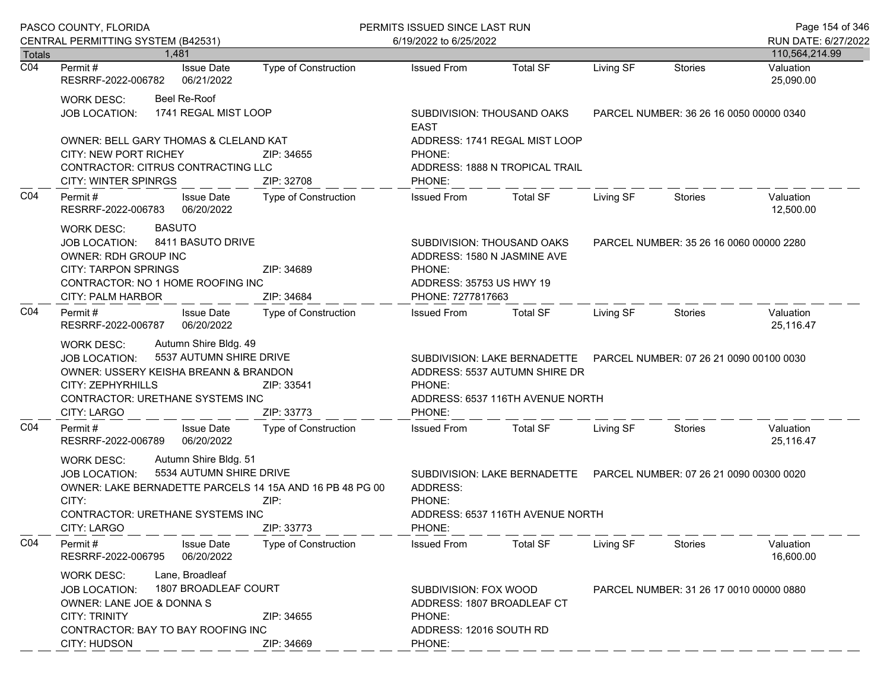Totals 1,481 110,564,214.99

## C04

| Permit # | Issue Date | Type of Construction | Issued From | Total SF | Living SF | Stories | Valuation |
|---|---|---|---|---|---|---|---|
| RESRRF-2022-006782 | 06/21/2022 | | | | | | 25,090.00 |

WORK DESC: Beel Re-Roof
JOB LOCATION: 1741 REGAL MIST LOOP
SUBDIVISION: THOUSAND OAKS EAST
PARCEL NUMBER: 36 26 16 0050 00000 0340

OWNER: BELL GARY THOMAS & CLELAND KAT
ADDRESS: 1741 REGAL MIST LOOP
CITY: NEW PORT RICHEY ZIP: 34655
PHONE:
CONTRACTOR: CITRUS CONTRACTING LLC
ADDRESS: 1888 N TROPICAL TRAIL
CITY: WINTER SPINRGS ZIP: 32708
PHONE:

## C04

| Permit # | Issue Date | Type of Construction | Issued From | Total SF | Living SF | Stories | Valuation |
|---|---|---|---|---|---|---|---|
| RESRRF-2022-006783 | 06/20/2022 | | | | | | 12,500.00 |

WORK DESC: BASUTO
JOB LOCATION: 8411 BASUTO DRIVE
SUBDIVISION: THOUSAND OAKS
PARCEL NUMBER: 35 26 16 0060 00000 2280

OWNER: RDH GROUP INC
ADDRESS: 1580 N JASMINE AVE
CITY: TARPON SPRINGS ZIP: 34689
PHONE:
CONTRACTOR: NO 1 HOME ROOFING INC
ADDRESS: 35753 US HWY 19
CITY: PALM HARBOR ZIP: 34684
PHONE: 7277817663

## C04

| Permit # | Issue Date | Type of Construction | Issued From | Total SF | Living SF | Stories | Valuation |
|---|---|---|---|---|---|---|---|
| RESRRF-2022-006787 | 06/20/2022 | | | | | | 25,116.47 |

WORK DESC: Autumn Shire Bldg. 49
JOB LOCATION: 5537 AUTUMN SHIRE DRIVE
SUBDIVISION: LAKE BERNADETTE
PARCEL NUMBER: 07 26 21 0090 00100 0030

OWNER: USSERY KEISHA BREANN & BRANDON
ADDRESS: 5537 AUTUMN SHIRE DR
CITY: ZEPHYRHILLS ZIP: 33541
PHONE:
CONTRACTOR: URETHANE SYSTEMS INC
ADDRESS: 6537 116TH AVENUE NORTH
CITY: LARGO ZIP: 33773
PHONE:

## C04

| Permit # | Issue Date | Type of Construction | Issued From | Total SF | Living SF | Stories | Valuation |
|---|---|---|---|---|---|---|---|
| RESRRF-2022-006789 | 06/20/2022 | | | | | | 25,116.47 |

WORK DESC: Autumn Shire Bldg. 51
JOB LOCATION: 5534 AUTUMN SHIRE DRIVE
SUBDIVISION: LAKE BERNADETTE
PARCEL NUMBER: 07 26 21 0090 00300 0020

OWNER: LAKE BERNADETTE PARCELS 14 15A AND 16 PB 48 PG 00
ADDRESS:
CITY: ZIP:
PHONE:
CONTRACTOR: URETHANE SYSTEMS INC
ADDRESS: 6537 116TH AVENUE NORTH
CITY: LARGO ZIP: 33773
PHONE:

## C04

| Permit # | Issue Date | Type of Construction | Issued From | Total SF | Living SF | Stories | Valuation |
|---|---|---|---|---|---|---|---|
| RESRRF-2022-006795 | 06/20/2022 | | | | | | 16,600.00 |

WORK DESC: Lane, Broadleaf
JOB LOCATION: 1807 BROADLEAF COURT
SUBDIVISION: FOX WOOD
PARCEL NUMBER: 31 26 17 0010 00000 0880

OWNER: LANE JOE & DONNA S
ADDRESS: 1807 BROADLEAF CT
CITY: TRINITY ZIP: 34655
PHONE:
CONTRACTOR: BAY TO BAY ROOFING INC
ADDRESS: 12016 SOUTH RD
CITY: HUDSON ZIP: 34669
PHONE: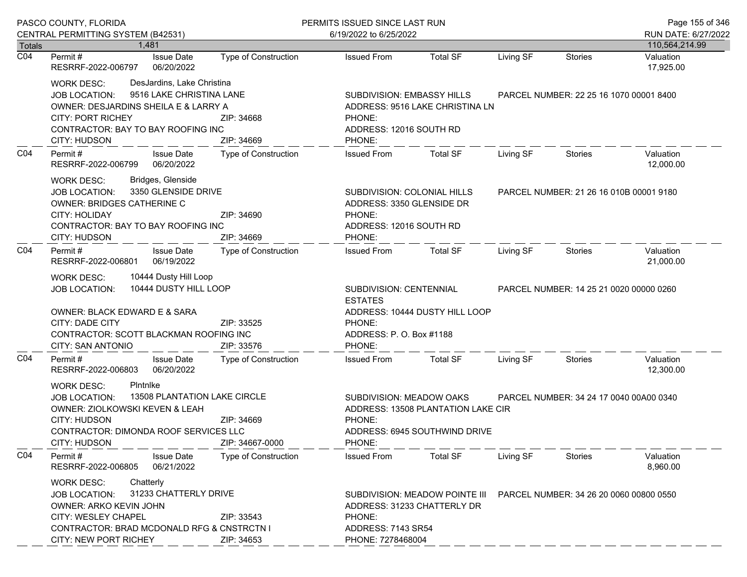PASCO COUNTY, FLORIDA
CENTRAL PERMITTING SYSTEM (B42531)

PERMITS ISSUED SINCE LAST RUN
6/19/2022 to 6/25/2022

RUN DATE: 6/27/2022

| Totals | 1,481 | | | | | | | 110,564,214.99 |
|---|---|---|---|---|---|---|---|---|

---

**C04**

| Permit # | Issue Date | Type of Construction | Issued From | Total SF | Living SF | Stories | Valuation |
|---|---|---|---|---|---|---|---|
| RESRRF-2022-006797 | 06/20/2022 | | | | | | 17,925.00 |

WORK DESC: DesJardins, Lake Christina
JOB LOCATION: 9516 LAKE CHRISTINA LANE
SUBDIVISION: EMBASSY HILLS
PARCEL NUMBER: 22 25 16 1070 00001 8400
OWNER: DESJARDINS SHEILA E & LARRY A
ADDRESS: 9516 LAKE CHRISTINA LN
CITY: PORT RICHEY ZIP: 34668
PHONE:
CONTRACTOR: BAY TO BAY ROOFING INC
ADDRESS: 12016 SOUTH RD
CITY: HUDSON ZIP: 34669
PHONE:

---

**C04**

| Permit # | Issue Date | Type of Construction | Issued From | Total SF | Living SF | Stories | Valuation |
|---|---|---|---|---|---|---|---|
| RESRRF-2022-006799 | 06/20/2022 | | | | | | 12,000.00 |

WORK DESC: Bridges, Glenside
JOB LOCATION: 3350 GLENSIDE DRIVE
SUBDIVISION: COLONIAL HILLS
PARCEL NUMBER: 21 26 16 010B 00001 9180
OWNER: BRIDGES CATHERINE C
ADDRESS: 3350 GLENSIDE DR
CITY: HOLIDAY ZIP: 34690
PHONE:
CONTRACTOR: BAY TO BAY ROOFING INC
ADDRESS: 12016 SOUTH RD
CITY: HUDSON ZIP: 34669
PHONE:

---

**C04**

| Permit # | Issue Date | Type of Construction | Issued From | Total SF | Living SF | Stories | Valuation |
|---|---|---|---|---|---|---|---|
| RESRRF-2022-006801 | 06/19/2022 | | | | | | 21,000.00 |

WORK DESC: 10444 Dusty Hill Loop
JOB LOCATION: 10444 DUSTY HILL LOOP
SUBDIVISION: CENTENNIAL ESTATES
PARCEL NUMBER: 14 25 21 0020 00000 0260
OWNER: BLACK EDWARD E & SARA
ADDRESS: 10444 DUSTY HILL LOOP
CITY: DADE CITY ZIP: 33525
PHONE:
CONTRACTOR: SCOTT BLACKMAN ROOFING INC
ADDRESS: P. O. Box #1188
CITY: SAN ANTONIO ZIP: 33576
PHONE:

---

**C04**

| Permit # | Issue Date | Type of Construction | Issued From | Total SF | Living SF | Stories | Valuation |
|---|---|---|---|---|---|---|---|
| RESRRF-2022-006803 | 06/20/2022 | | | | | | 12,300.00 |

WORK DESC: Plntnlke
JOB LOCATION: 13508 PLANTATION LAKE CIRCLE
SUBDIVISION: MEADOW OAKS
PARCEL NUMBER: 34 24 17 0040 00A00 0340
OWNER: ZIOLKOWSKI KEVEN & LEAH
ADDRESS: 13508 PLANTATION LAKE CIR
CITY: HUDSON ZIP: 34669
PHONE:
CONTRACTOR: DIMONDA ROOF SERVICES LLC
ADDRESS: 6945 SOUTHWIND DRIVE
CITY: HUDSON ZIP: 34667-0000
PHONE:

---

**C04**

| Permit # | Issue Date | Type of Construction | Issued From | Total SF | Living SF | Stories | Valuation |
|---|---|---|---|---|---|---|---|
| RESRRF-2022-006805 | 06/21/2022 | | | | | | 8,960.00 |

WORK DESC: Chatterly
JOB LOCATION: 31233 CHATTERLY DRIVE
SUBDIVISION: MEADOW POINTE III
PARCEL NUMBER: 34 26 20 0060 00800 0550
OWNER: ARKO KEVIN JOHN
ADDRESS: 31233 CHATTERLY DR
CITY: WESLEY CHAPEL ZIP: 33543
PHONE:
CONTRACTOR: BRAD MCDONALD RFG & CNSTRCTN I
ADDRESS: 7143 SR54
CITY: NEW PORT RICHEY ZIP: 34653
PHONE: 7278468004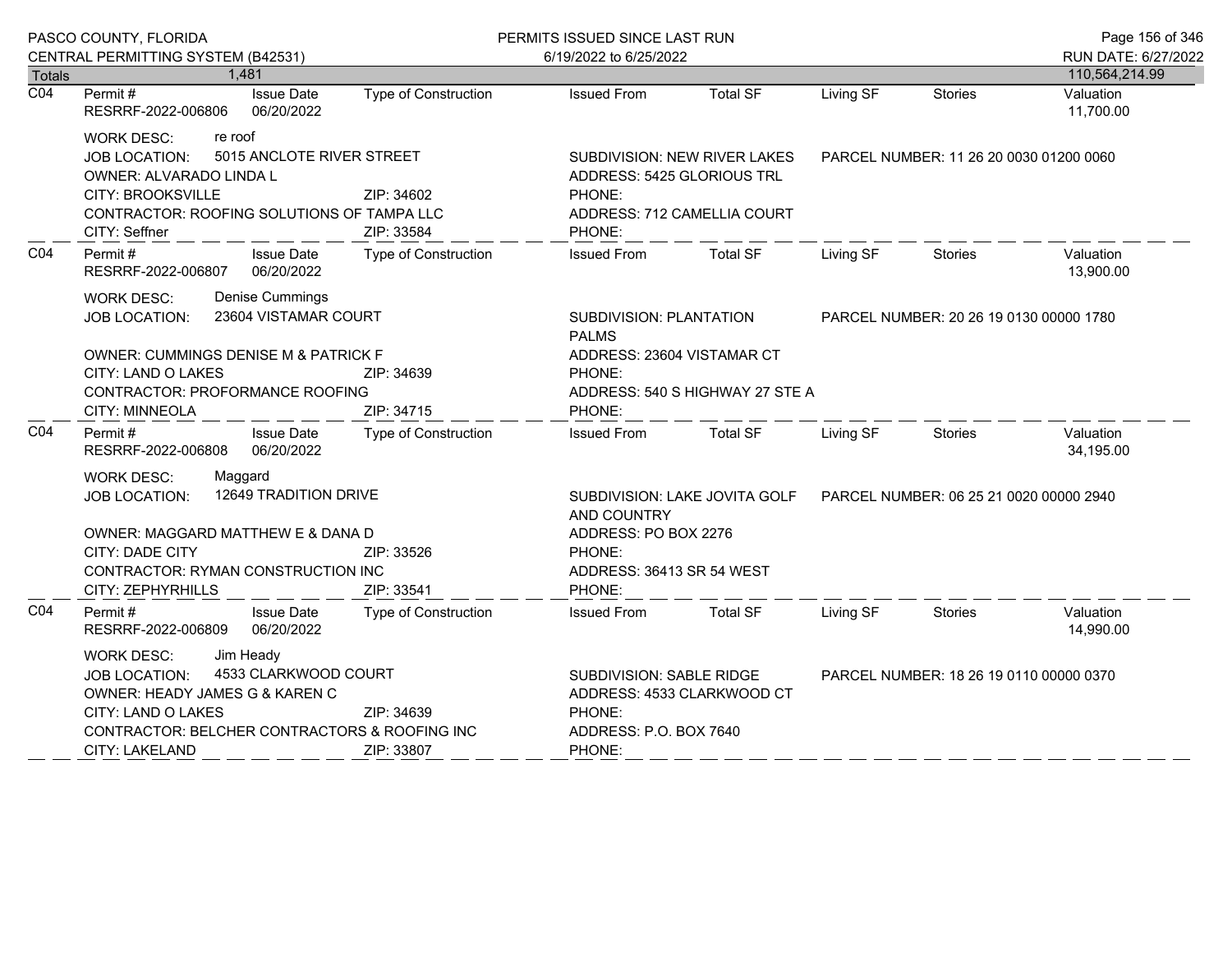| Totals | 1,481 | | | | | | | 110,564,214.99 |
|---|---|---|---|---|---|---|---|---|

**C04** Permit # RESRRF-2022-006806 | Issue Date 06/20/2022 | Type of Construction | Issued From | Total SF | Living SF | Stories | Valuation 11,700.00

WORK DESC: re roof
JOB LOCATION: 5015 ANCLOTE RIVER STREET
SUBDIVISION: NEW RIVER LAKES
PARCEL NUMBER: 11 26 20 0030 01200 0060
OWNER: ALVARADO LINDA L
ADDRESS: 5425 GLORIOUS TRL
CITY: BROOKSVILLE ZIP: 34602
PHONE:
CONTRACTOR: ROOFING SOLUTIONS OF TAMPA LLC
ADDRESS: 712 CAMELLIA COURT
CITY: Seffner ZIP: 33584
PHONE:

---

**C04** Permit # RESRRF-2022-006807 | Issue Date 06/20/2022 | Type of Construction | Issued From | Total SF | Living SF | Stories | Valuation 13,900.00

WORK DESC: Denise Cummings
JOB LOCATION: 23604 VISTAMAR COURT
SUBDIVISION: PLANTATION PALMS
PARCEL NUMBER: 20 26 19 0130 00000 1780
OWNER: CUMMINGS DENISE M & PATRICK F
ADDRESS: 23604 VISTAMAR CT
CITY: LAND O LAKES ZIP: 34639
PHONE:
CONTRACTOR: PROFORMANCE ROOFING
ADDRESS: 540 S HIGHWAY 27 STE A
CITY: MINNEOLA ZIP: 34715
PHONE:

---

**C04** Permit # RESRRF-2022-006808 | Issue Date 06/20/2022 | Type of Construction | Issued From | Total SF | Living SF | Stories | Valuation 34,195.00

WORK DESC: Maggard
JOB LOCATION: 12649 TRADITION DRIVE
SUBDIVISION: LAKE JOVITA GOLF AND COUNTRY
PARCEL NUMBER: 06 25 21 0020 00000 2940
OWNER: MAGGARD MATTHEW E & DANA D
ADDRESS: PO BOX 2276
CITY: DADE CITY ZIP: 33526
PHONE:
CONTRACTOR: RYMAN CONSTRUCTION INC
ADDRESS: 36413 SR 54 WEST
CITY: ZEPHYRHILLS ZIP: 33541
PHONE:

---

**C04** Permit # RESRRF-2022-006809 | Issue Date 06/20/2022 | Type of Construction | Issued From | Total SF | Living SF | Stories | Valuation 14,990.00

WORK DESC: Jim Heady
JOB LOCATION: 4533 CLARKWOOD COURT
SUBDIVISION: SABLE RIDGE
PARCEL NUMBER: 18 26 19 0110 00000 0370
OWNER: HEADY JAMES G & KAREN C
ADDRESS: 4533 CLARKWOOD CT
CITY: LAND O LAKES ZIP: 34639
PHONE:
CONTRACTOR: BELCHER CONTRACTORS & ROOFING INC
ADDRESS: P.O. BOX 7640
CITY: LAKELAND ZIP: 33807
PHONE: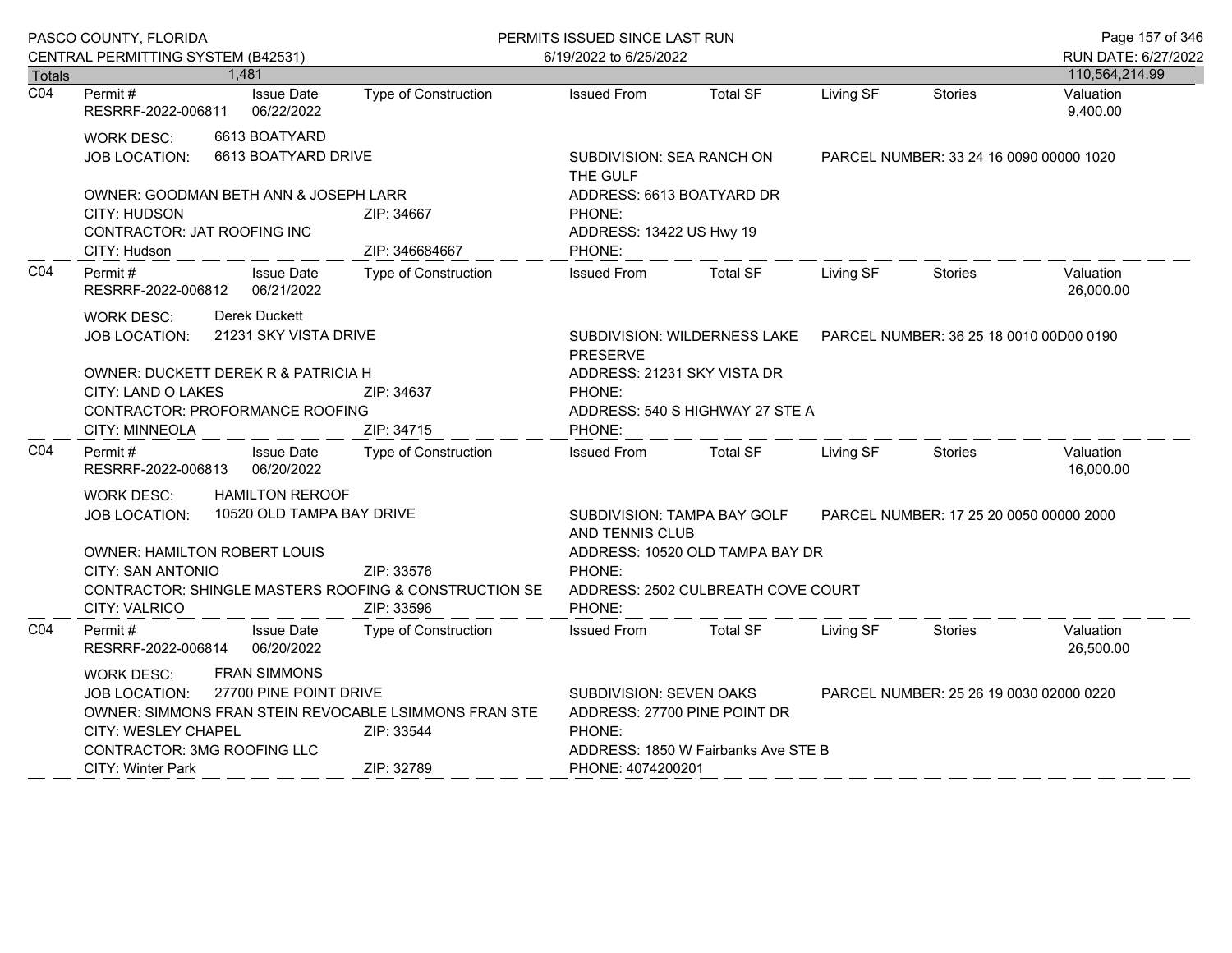PASCO COUNTY, FLORIDA
CENTRAL PERMITTING SYSTEM (B42531)

PERMITS ISSUED SINCE LAST RUN
6/19/2022 to 6/25/2022

RUN DATE: 6/27/2022

| Totals | 1,481 | | | | | | | 110,564,214.99 |
|---|---|---|---|---|---|---|---|---|

---

**C04**

| Permit # | Issue Date | Type of Construction | Issued From | Total SF | Living SF | Stories | Valuation |
|---|---|---|---|---|---|---|---|
| RESRRF-2022-006811 | 06/22/2022 | | | | | | 9,400.00 |

WORK DESC: 6613 BOATYARD
JOB LOCATION: 6613 BOATYARD DRIVE
SUBDIVISION: SEA RANCH ON THE GULF
PARCEL NUMBER: 33 24 16 0090 00000 1020

OWNER: GOODMAN BETH ANN & JOSEPH LARR
ADDRESS: 6613 BOATYARD DR
CITY: HUDSON ZIP: 34667
PHONE:
CONTRACTOR: JAT ROOFING INC
ADDRESS: 13422 US Hwy 19
CITY: Hudson ZIP: 346684667
PHONE:

---

**C04**

| Permit # | Issue Date | Type of Construction | Issued From | Total SF | Living SF | Stories | Valuation |
|---|---|---|---|---|---|---|---|
| RESRRF-2022-006812 | 06/21/2022 | | | | | | 26,000.00 |

WORK DESC: Derek Duckett
JOB LOCATION: 21231 SKY VISTA DRIVE
SUBDIVISION: WILDERNESS LAKE PRESERVE
PARCEL NUMBER: 36 25 18 0010 00D00 0190

OWNER: DUCKETT DEREK R & PATRICIA H
ADDRESS: 21231 SKY VISTA DR
CITY: LAND O LAKES ZIP: 34637
PHONE:
CONTRACTOR: PROFORMANCE ROOFING
ADDRESS: 540 S HIGHWAY 27 STE A
CITY: MINNEOLA ZIP: 34715
PHONE:

---

**C04**

| Permit # | Issue Date | Type of Construction | Issued From | Total SF | Living SF | Stories | Valuation |
|---|---|---|---|---|---|---|---|
| RESRRF-2022-006813 | 06/20/2022 | | | | | | 16,000.00 |

WORK DESC: HAMILTON REROOF
JOB LOCATION: 10520 OLD TAMPA BAY DRIVE
SUBDIVISION: TAMPA BAY GOLF AND TENNIS CLUB
PARCEL NUMBER: 17 25 20 0050 00000 2000

OWNER: HAMILTON ROBERT LOUIS
ADDRESS: 10520 OLD TAMPA BAY DR
CITY: SAN ANTONIO ZIP: 33576
PHONE:
CONTRACTOR: SHINGLE MASTERS ROOFING & CONSTRUCTION SE
ADDRESS: 2502 CULBREATH COVE COURT
CITY: VALRICO ZIP: 33596
PHONE:

---

**C04**

| Permit # | Issue Date | Type of Construction | Issued From | Total SF | Living SF | Stories | Valuation |
|---|---|---|---|---|---|---|---|
| RESRRF-2022-006814 | 06/20/2022 | | | | | | 26,500.00 |

WORK DESC: FRAN SIMMONS
JOB LOCATION: 27700 PINE POINT DRIVE
SUBDIVISION: SEVEN OAKS
PARCEL NUMBER: 25 26 19 0030 02000 0220

OWNER: SIMMONS FRAN STEIN REVOCABLE LSIMMONS FRAN STE
ADDRESS: 27700 PINE POINT DR
CITY: WESLEY CHAPEL ZIP: 33544
PHONE:
CONTRACTOR: 3MG ROOFING LLC
ADDRESS: 1850 W Fairbanks Ave STE B
CITY: Winter Park ZIP: 32789
PHONE: 4074200201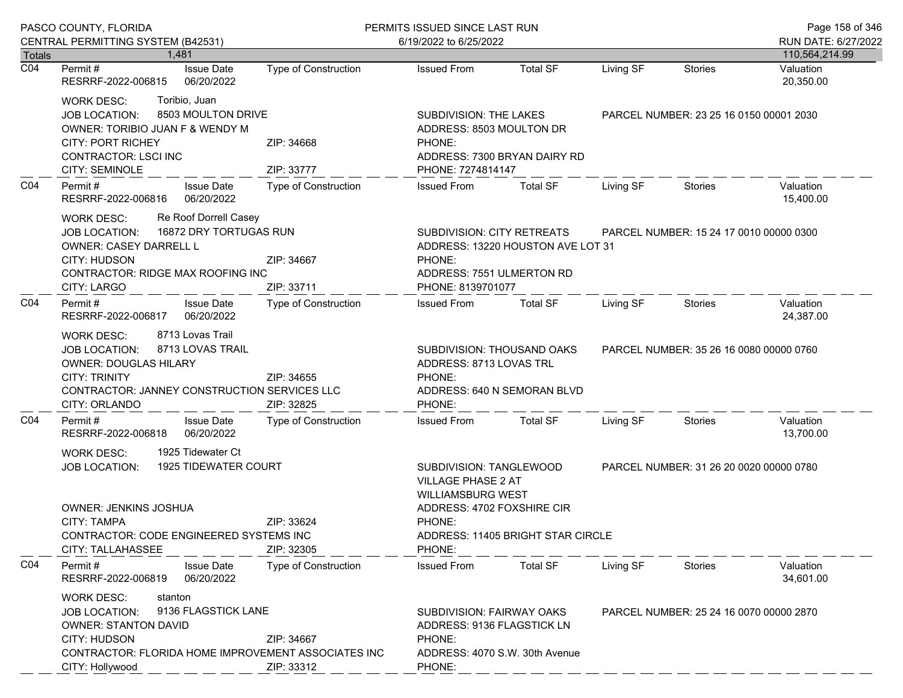| Totals | 1,481 | | | | | | | 110,564,214.99 |
|---|---|---|---|---|---|---|---|---|

**C04** Permit # RESRRF-2022-006815 | Issue Date 06/20/2022 | Type of Construction | Issued From | Total SF | Living SF | Stories | Valuation 20,350.00

WORK DESC: Toribio, Juan
JOB LOCATION: 8503 MOULTON DRIVE — SUBDIVISION: THE LAKES — PARCEL NUMBER: 23 25 16 0150 00001 2030
OWNER: TORIBIO JUAN F & WENDY M — ADDRESS: 8503 MOULTON DR
CITY: PORT RICHEY ZIP: 34668 — PHONE:
CONTRACTOR: LSCI INC — ADDRESS: 7300 BRYAN DAIRY RD
CITY: SEMINOLE ZIP: 33777 — PHONE: 7274814147

**C04** Permit # RESRRF-2022-006816 | Issue Date 06/20/2022 | Type of Construction | Issued From | Total SF | Living SF | Stories | Valuation 15,400.00

WORK DESC: Re Roof Dorrell Casey
JOB LOCATION: 16872 DRY TORTUGAS RUN — SUBDIVISION: CITY RETREATS — PARCEL NUMBER: 15 24 17 0010 00000 0300
OWNER: CASEY DARRELL L — ADDRESS: 13220 HOUSTON AVE LOT 31
CITY: HUDSON ZIP: 34667 — PHONE:
CONTRACTOR: RIDGE MAX ROOFING INC — ADDRESS: 7551 ULMERTON RD
CITY: LARGO ZIP: 33711 — PHONE: 8139701077

**C04** Permit # RESRRF-2022-006817 | Issue Date 06/20/2022 | Type of Construction | Issued From | Total SF | Living SF | Stories | Valuation 24,387.00

WORK DESC: 8713 Lovas Trail
JOB LOCATION: 8713 LOVAS TRAIL — SUBDIVISION: THOUSAND OAKS — PARCEL NUMBER: 35 26 16 0080 00000 0760
OWNER: DOUGLAS HILARY — ADDRESS: 8713 LOVAS TRL
CITY: TRINITY ZIP: 34655 — PHONE:
CONTRACTOR: JANNEY CONSTRUCTION SERVICES LLC — ADDRESS: 640 N SEMORAN BLVD
CITY: ORLANDO ZIP: 32825 — PHONE:

**C04** Permit # RESRRF-2022-006818 | Issue Date 06/20/2022 | Type of Construction | Issued From | Total SF | Living SF | Stories | Valuation 13,700.00

WORK DESC: 1925 Tidewater Ct
JOB LOCATION: 1925 TIDEWATER COURT — SUBDIVISION: TANGLEWOOD VILLAGE PHASE 2 AT WILLIAMSBURG WEST — PARCEL NUMBER: 31 26 20 0020 00000 0780
OWNER: JENKINS JOSHUA — ADDRESS: 4702 FOXSHIRE CIR
CITY: TAMPA ZIP: 33624 — PHONE:
CONTRACTOR: CODE ENGINEERED SYSTEMS INC — ADDRESS: 11405 BRIGHT STAR CIRCLE
CITY: TALLAHASSEE ZIP: 32305 — PHONE:

**C04** Permit # RESRRF-2022-006819 | Issue Date 06/20/2022 | Type of Construction | Issued From | Total SF | Living SF | Stories | Valuation 34,601.00

WORK DESC: stanton
JOB LOCATION: 9136 FLAGSTICK LANE — SUBDIVISION: FAIRWAY OAKS — PARCEL NUMBER: 25 24 16 0070 00000 2870
OWNER: STANTON DAVID — ADDRESS: 9136 FLAGSTICK LN
CITY: HUDSON ZIP: 34667 — PHONE:
CONTRACTOR: FLORIDA HOME IMPROVEMENT ASSOCIATES INC — ADDRESS: 4070 S.W. 30th Avenue
CITY: Hollywood ZIP: 33312 — PHONE: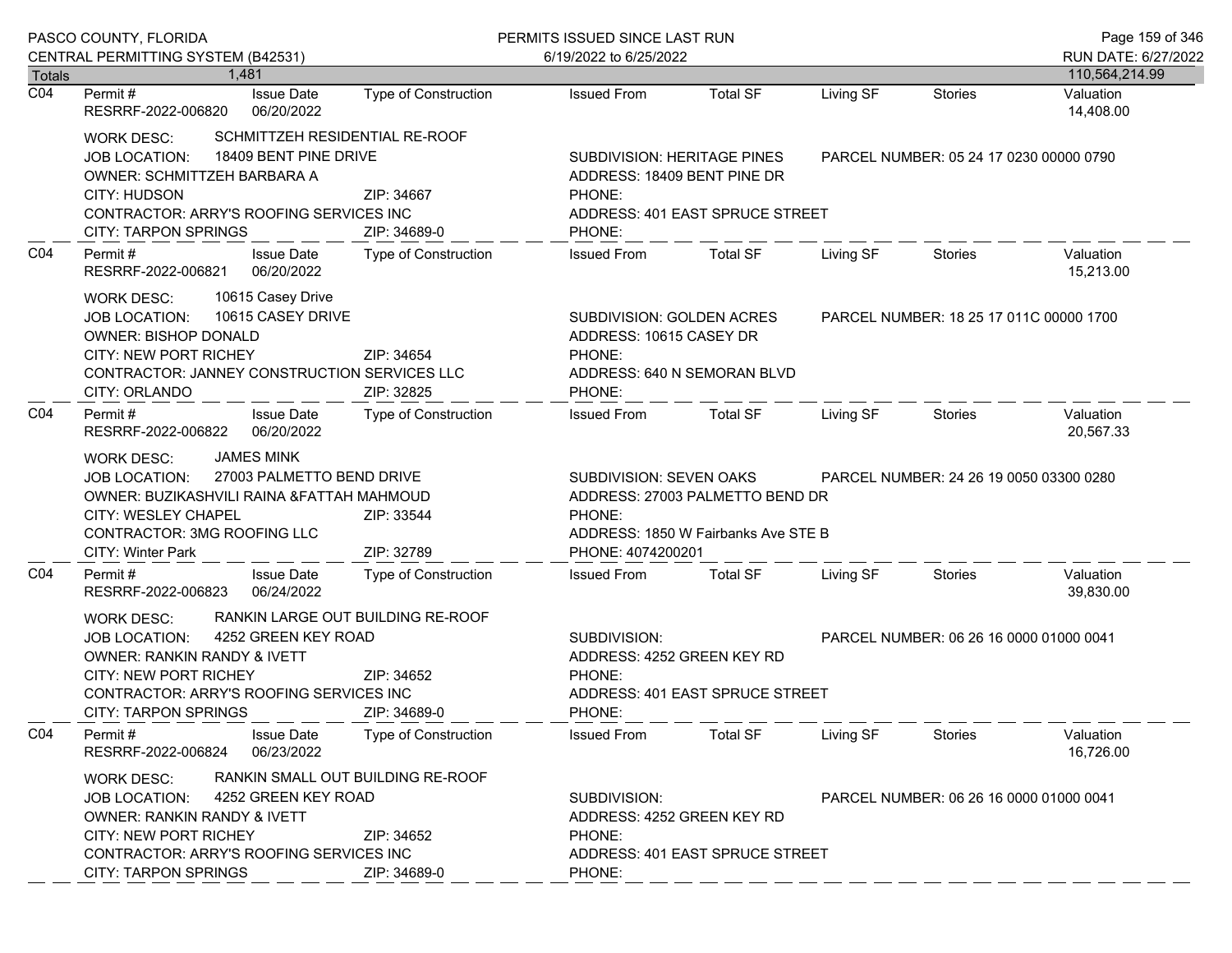| | Permit # | Issue Date | Type of Construction | Issued From | Total SF | Living SF | Stories | Valuation |
|---|---|---|---|---|---|---|---|---|
| C04 | RESRRF-2022-006820 | 06/20/2022 | | | | | | 14,408.00 |

WORK DESC: SCHMITTZEH RESIDENTIAL RE-ROOF
JOB LOCATION: 18409 BENT PINE DRIVE
OWNER: SCHMITTZEH BARBARA A
CITY: HUDSON ZIP: 34667
CONTRACTOR: ARRY'S ROOFING SERVICES INC
CITY: TARPON SPRINGS ZIP: 34689-0

SUBDIVISION: HERITAGE PINES
ADDRESS: 18409 BENT PINE DR
PHONE:
ADDRESS: 401 EAST SPRUCE STREET
PHONE:

PARCEL NUMBER: 05 24 17 0230 00000 0790

| | Permit # | Issue Date | Type of Construction | Issued From | Total SF | Living SF | Stories | Valuation |
|---|---|---|---|---|---|---|---|---|
| C04 | RESRRF-2022-006821 | 06/20/2022 | | | | | | 15,213.00 |

WORK DESC: 10615 Casey Drive
JOB LOCATION: 10615 CASEY DRIVE
OWNER: BISHOP DONALD
CITY: NEW PORT RICHEY ZIP: 34654
CONTRACTOR: JANNEY CONSTRUCTION SERVICES LLC
CITY: ORLANDO ZIP: 32825

SUBDIVISION: GOLDEN ACRES
ADDRESS: 10615 CASEY DR
PHONE:
ADDRESS: 640 N SEMORAN BLVD
PHONE:

PARCEL NUMBER: 18 25 17 011C 00000 1700

| | Permit # | Issue Date | Type of Construction | Issued From | Total SF | Living SF | Stories | Valuation |
|---|---|---|---|---|---|---|---|---|
| C04 | RESRRF-2022-006822 | 06/20/2022 | | | | | | 20,567.33 |

WORK DESC: JAMES MINK
JOB LOCATION: 27003 PALMETTO BEND DRIVE
OWNER: BUZIKASHVILI RAINA &FATTAH MAHMOUD
CITY: WESLEY CHAPEL ZIP: 33544
CONTRACTOR: 3MG ROOFING LLC
CITY: Winter Park ZIP: 32789

SUBDIVISION: SEVEN OAKS
ADDRESS: 27003 PALMETTO BEND DR
PHONE:
ADDRESS: 1850 W Fairbanks Ave STE B
PHONE: 4074200201

PARCEL NUMBER: 24 26 19 0050 03300 0280

| | Permit # | Issue Date | Type of Construction | Issued From | Total SF | Living SF | Stories | Valuation |
|---|---|---|---|---|---|---|---|---|
| C04 | RESRRF-2022-006823 | 06/24/2022 | | | | | | 39,830.00 |

WORK DESC: RANKIN LARGE OUT BUILDING RE-ROOF
JOB LOCATION: 4252 GREEN KEY ROAD
OWNER: RANKIN RANDY & IVETT
CITY: NEW PORT RICHEY ZIP: 34652
CONTRACTOR: ARRY'S ROOFING SERVICES INC
CITY: TARPON SPRINGS ZIP: 34689-0

SUBDIVISION:
ADDRESS: 4252 GREEN KEY RD
PHONE:
ADDRESS: 401 EAST SPRUCE STREET
PHONE:

PARCEL NUMBER: 06 26 16 0000 01000 0041

| | Permit # | Issue Date | Type of Construction | Issued From | Total SF | Living SF | Stories | Valuation |
|---|---|---|---|---|---|---|---|---|
| C04 | RESRRF-2022-006824 | 06/23/2022 | | | | | | 16,726.00 |

WORK DESC: RANKIN SMALL OUT BUILDING RE-ROOF
JOB LOCATION: 4252 GREEN KEY ROAD
OWNER: RANKIN RANDY & IVETT
CITY: NEW PORT RICHEY ZIP: 34652
CONTRACTOR: ARRY'S ROOFING SERVICES INC
CITY: TARPON SPRINGS ZIP: 34689-0

SUBDIVISION:
ADDRESS: 4252 GREEN KEY RD
PHONE:
ADDRESS: 401 EAST SPRUCE STREET
PHONE:

PARCEL NUMBER: 06 26 16 0000 01000 0041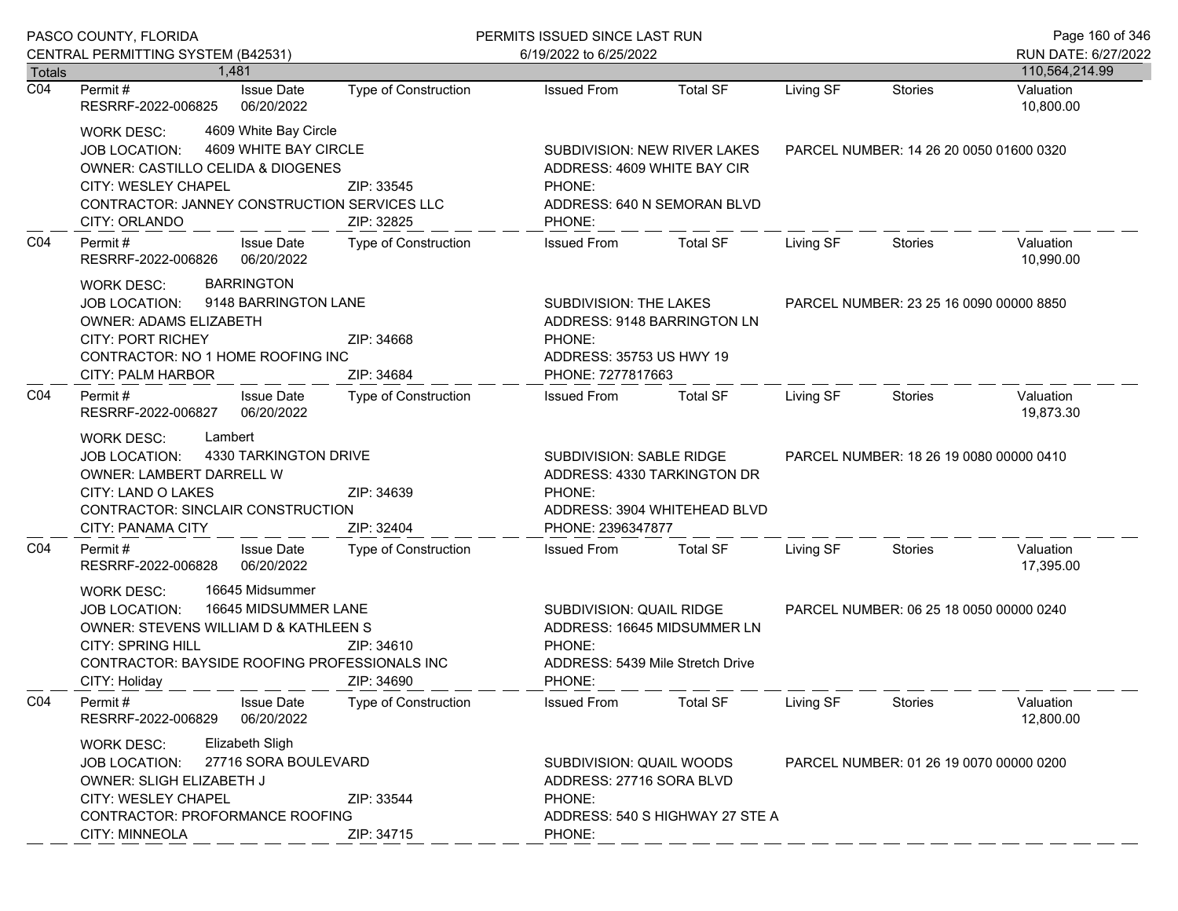Totals 1,481 — 110,564,214.99

| | Permit # | Issue Date | Type of Construction | Issued From | Total SF | Living SF | Stories | Valuation |
|---|---|---|---|---|---|---|---|---|
| C04 | RESRRF-2022-006825 | 06/20/2022 | | | | | | 10,800.00 |

WORK DESC: 4609 White Bay Circle
JOB LOCATION: 4609 WHITE BAY CIRCLE — SUBDIVISION: NEW RIVER LAKES — PARCEL NUMBER: 14 26 20 0050 01600 0320
OWNER: CASTILLO CELIDA & DIOGENES — ADDRESS: 4609 WHITE BAY CIR
CITY: WESLEY CHAPEL ZIP: 33545 PHONE:
CONTRACTOR: JANNEY CONSTRUCTION SERVICES LLC — ADDRESS: 640 N SEMORAN BLVD
CITY: ORLANDO ZIP: 32825 PHONE:

| | Permit # | Issue Date | Type of Construction | Issued From | Total SF | Living SF | Stories | Valuation |
|---|---|---|---|---|---|---|---|---|
| C04 | RESRRF-2022-006826 | 06/20/2022 | | | | | | 10,990.00 |

WORK DESC: BARRINGTON
JOB LOCATION: 9148 BARRINGTON LANE — SUBDIVISION: THE LAKES — PARCEL NUMBER: 23 25 16 0090 00000 8850
OWNER: ADAMS ELIZABETH — ADDRESS: 9148 BARRINGTON LN
CITY: PORT RICHEY ZIP: 34668 PHONE:
CONTRACTOR: NO 1 HOME ROOFING INC — ADDRESS: 35753 US HWY 19
CITY: PALM HARBOR ZIP: 34684 PHONE: 7277817663

| | Permit # | Issue Date | Type of Construction | Issued From | Total SF | Living SF | Stories | Valuation |
|---|---|---|---|---|---|---|---|---|
| C04 | RESRRF-2022-006827 | 06/20/2022 | | | | | | 19,873.30 |

WORK DESC: Lambert
JOB LOCATION: 4330 TARKINGTON DRIVE — SUBDIVISION: SABLE RIDGE — PARCEL NUMBER: 18 26 19 0080 00000 0410
OWNER: LAMBERT DARRELL W — ADDRESS: 4330 TARKINGTON DR
CITY: LAND O LAKES ZIP: 34639 PHONE:
CONTRACTOR: SINCLAIR CONSTRUCTION — ADDRESS: 3904 WHITEHEAD BLVD
CITY: PANAMA CITY ZIP: 32404 PHONE: 2396347877

| | Permit # | Issue Date | Type of Construction | Issued From | Total SF | Living SF | Stories | Valuation |
|---|---|---|---|---|---|---|---|---|
| C04 | RESRRF-2022-006828 | 06/20/2022 | | | | | | 17,395.00 |

WORK DESC: 16645 Midsummer
JOB LOCATION: 16645 MIDSUMMER LANE — SUBDIVISION: QUAIL RIDGE — PARCEL NUMBER: 06 25 18 0050 00000 0240
OWNER: STEVENS WILLIAM D & KATHLEEN S — ADDRESS: 16645 MIDSUMMER LN
CITY: SPRING HILL ZIP: 34610 PHONE:
CONTRACTOR: BAYSIDE ROOFING PROFESSIONALS INC — ADDRESS: 5439 Mile Stretch Drive
CITY: Holiday ZIP: 34690 PHONE:

| | Permit # | Issue Date | Type of Construction | Issued From | Total SF | Living SF | Stories | Valuation |
|---|---|---|---|---|---|---|---|---|
| C04 | RESRRF-2022-006829 | 06/20/2022 | | | | | | 12,800.00 |

WORK DESC: Elizabeth Sligh
JOB LOCATION: 27716 SORA BOULEVARD — SUBDIVISION: QUAIL WOODS — PARCEL NUMBER: 01 26 19 0070 00000 0200
OWNER: SLIGH ELIZABETH J — ADDRESS: 27716 SORA BLVD
CITY: WESLEY CHAPEL ZIP: 33544 PHONE:
CONTRACTOR: PROFORMANCE ROOFING — ADDRESS: 540 S HIGHWAY 27 STE A
CITY: MINNEOLA ZIP: 34715 PHONE: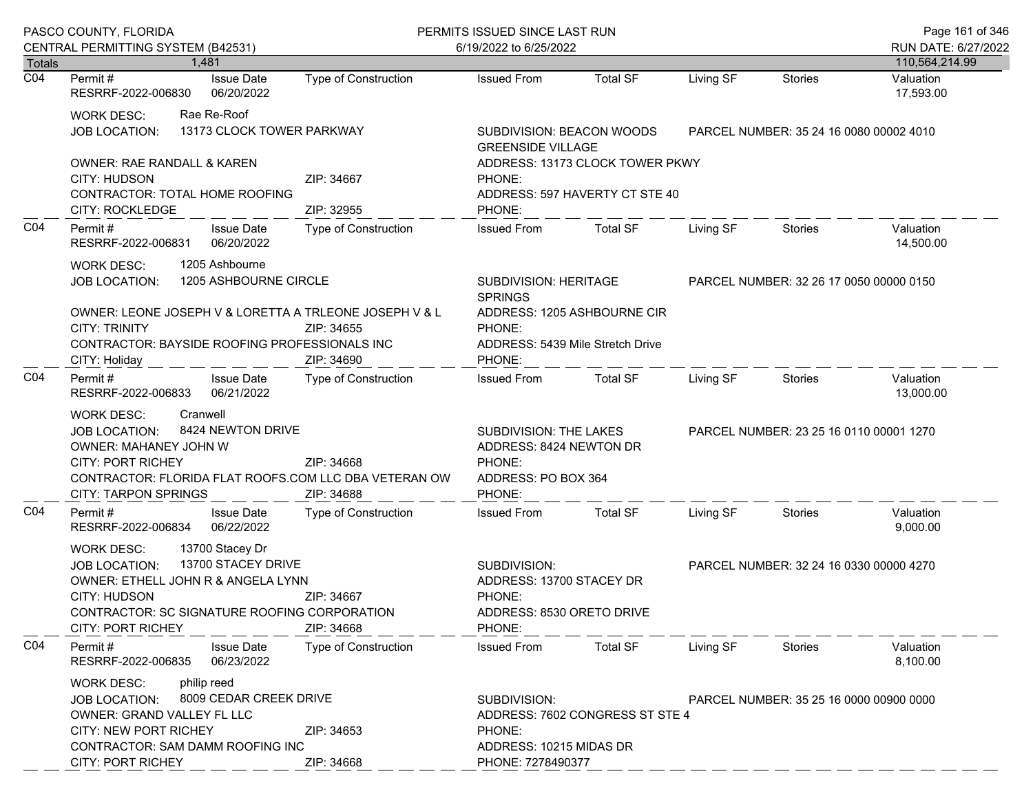PASCO COUNTY, FLORIDA
CENTRAL PERMITTING SYSTEM (B42531)

PERMITS ISSUED SINCE LAST RUN
6/19/2022 to 6/25/2022

RUN DATE: 6/27/2022

| Totals | 1,481 | | | | | | | 110,564,214.99 |
|---|---|---|---|---|---|---|---|---|

---

**C04** | Permit # RESRRF-2022-006830 | Issue Date 06/20/2022 | Type of Construction | Issued From | Total SF | Living SF | Stories | Valuation 17,593.00

WORK DESC: Rae Re-Roof
JOB LOCATION: 13173 CLOCK TOWER PARKWAY
SUBDIVISION: BEACON WOODS GREENSIDE VILLAGE
PARCEL NUMBER: 35 24 16 0080 00002 4010
OWNER: RAE RANDALL & KAREN
ADDRESS: 13173 CLOCK TOWER PKWY
CITY: HUDSON ZIP: 34667
PHONE:
CONTRACTOR: TOTAL HOME ROOFING
ADDRESS: 597 HAVERTY CT STE 40
CITY: ROCKLEDGE ZIP: 32955
PHONE:

---

**C04** | Permit # RESRRF-2022-006831 | Issue Date 06/20/2022 | Type of Construction | Issued From | Total SF | Living SF | Stories | Valuation 14,500.00

WORK DESC: 1205 Ashbourne
JOB LOCATION: 1205 ASHBOURNE CIRCLE
SUBDIVISION: HERITAGE SPRINGS
PARCEL NUMBER: 32 26 17 0050 00000 0150
OWNER: LEONE JOSEPH V & LORETTA A TRLEONE JOSEPH V & L
ADDRESS: 1205 ASHBOURNE CIR
CITY: TRINITY ZIP: 34655
PHONE:
CONTRACTOR: BAYSIDE ROOFING PROFESSIONALS INC
ADDRESS: 5439 Mile Stretch Drive
CITY: Holiday ZIP: 34690
PHONE:

---

**C04** | Permit # RESRRF-2022-006833 | Issue Date 06/21/2022 | Type of Construction | Issued From | Total SF | Living SF | Stories | Valuation 13,000.00

WORK DESC: Cranwell
JOB LOCATION: 8424 NEWTON DRIVE
SUBDIVISION: THE LAKES
PARCEL NUMBER: 23 25 16 0110 00001 1270
OWNER: MAHANEY JOHN W
ADDRESS: 8424 NEWTON DR
CITY: PORT RICHEY ZIP: 34668
PHONE:
CONTRACTOR: FLORIDA FLAT ROOFS.COM LLC DBA VETERAN OW
ADDRESS: PO BOX 364
CITY: TARPON SPRINGS ZIP: 34688
PHONE:

---

**C04** | Permit # RESRRF-2022-006834 | Issue Date 06/22/2022 | Type of Construction | Issued From | Total SF | Living SF | Stories | Valuation 9,000.00

WORK DESC: 13700 Stacey Dr
JOB LOCATION: 13700 STACEY DRIVE
SUBDIVISION:
PARCEL NUMBER: 32 24 16 0330 00000 4270
OWNER: ETHELL JOHN R & ANGELA LYNN
ADDRESS: 13700 STACEY DR
CITY: HUDSON ZIP: 34667
PHONE:
CONTRACTOR: SC SIGNATURE ROOFING CORPORATION
ADDRESS: 8530 ORETO DRIVE
CITY: PORT RICHEY ZIP: 34668
PHONE:

---

**C04** | Permit # RESRRF-2022-006835 | Issue Date 06/23/2022 | Type of Construction | Issued From | Total SF | Living SF | Stories | Valuation 8,100.00

WORK DESC: philip reed
JOB LOCATION: 8009 CEDAR CREEK DRIVE
SUBDIVISION:
PARCEL NUMBER: 35 25 16 0000 00900 0000
OWNER: GRAND VALLEY FL LLC
ADDRESS: 7602 CONGRESS ST STE 4
CITY: NEW PORT RICHEY ZIP: 34653
PHONE:
CONTRACTOR: SAM DAMM ROOFING INC
ADDRESS: 10215 MIDAS DR
CITY: PORT RICHEY ZIP: 34668
PHONE: 7278490377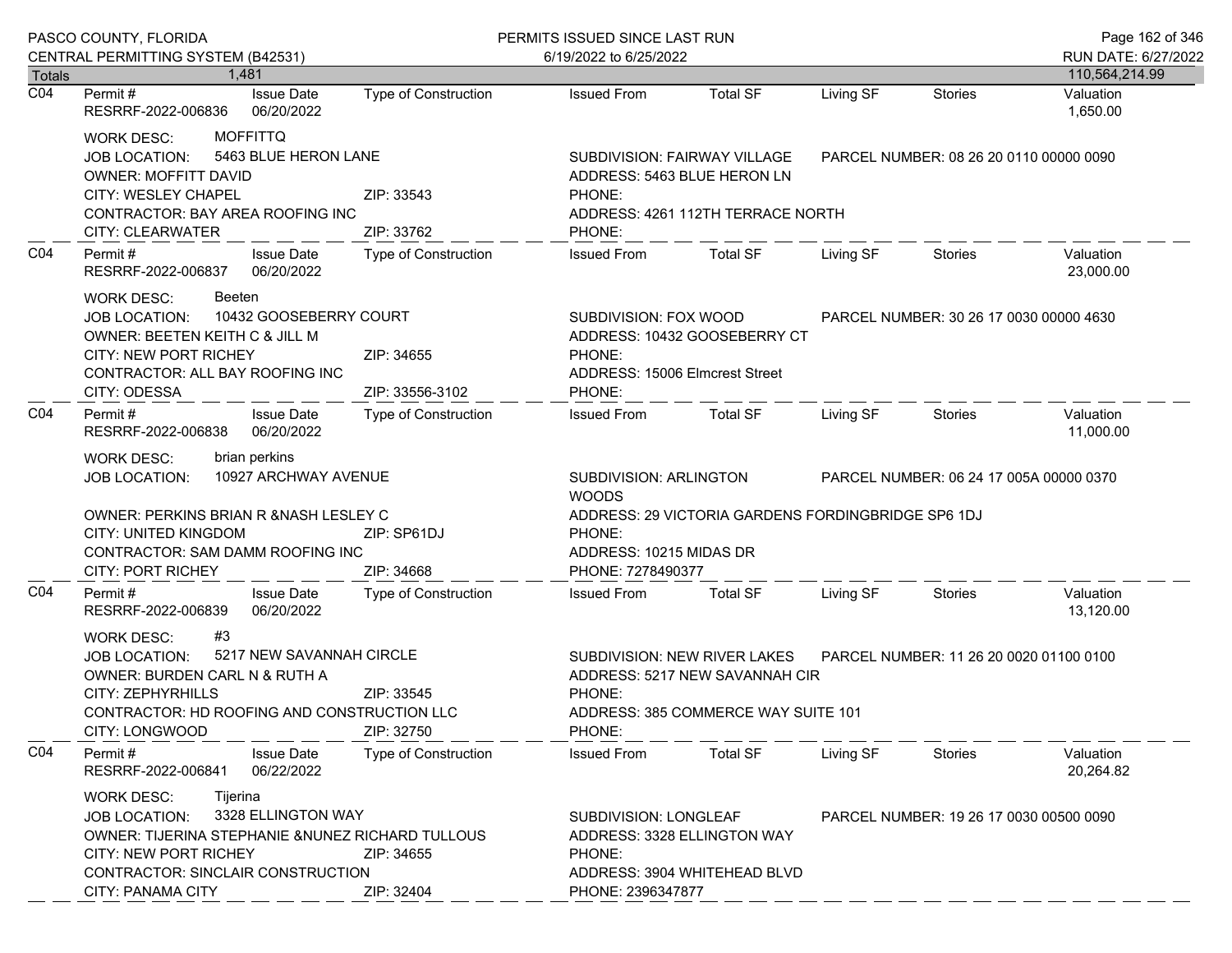| Totals | 1,481 | | | | | | | 110,564,214.99 |
|---|---|---|---|---|---|---|---|---|

**C04** Permit # RESRRF-2022-006836 | Issue Date 06/20/2022 | Type of Construction | Issued From | Total SF | Living SF | Stories | Valuation 1,650.00

WORK DESC: MOFFITTQ
JOB LOCATION: 5463 BLUE HERON LANE — SUBDIVISION: FAIRWAY VILLAGE — PARCEL NUMBER: 08 26 20 0110 00000 0090
OWNER: MOFFITT DAVID — ADDRESS: 5463 BLUE HERON LN
CITY: WESLEY CHAPEL — ZIP: 33543 — PHONE:
CONTRACTOR: BAY AREA ROOFING INC — ADDRESS: 4261 112TH TERRACE NORTH
CITY: CLEARWATER — ZIP: 33762 — PHONE:

---

**C04** Permit # RESRRF-2022-006837 | Issue Date 06/20/2022 | Type of Construction | Issued From | Total SF | Living SF | Stories | Valuation 23,000.00

WORK DESC: Beeten
JOB LOCATION: 10432 GOOSEBERRY COURT — SUBDIVISION: FOX WOOD — PARCEL NUMBER: 30 26 17 0030 00000 4630
OWNER: BEETEN KEITH C & JILL M — ADDRESS: 10432 GOOSEBERRY CT
CITY: NEW PORT RICHEY — ZIP: 34655 — PHONE:
CONTRACTOR: ALL BAY ROOFING INC — ADDRESS: 15006 Elmcrest Street
CITY: ODESSA — ZIP: 33556-3102 — PHONE:

---

**C04** Permit # RESRRF-2022-006838 | Issue Date 06/20/2022 | Type of Construction | Issued From | Total SF | Living SF | Stories | Valuation 11,000.00

WORK DESC: brian perkins
JOB LOCATION: 10927 ARCHWAY AVENUE — SUBDIVISION: ARLINGTON WOODS — PARCEL NUMBER: 06 24 17 005A 00000 0370
OWNER: PERKINS BRIAN R &NASH LESLEY C — ADDRESS: 29 VICTORIA GARDENS FORDINGBRIDGE SP6 1DJ
CITY: UNITED KINGDOM — ZIP: SP61DJ — PHONE:
CONTRACTOR: SAM DAMM ROOFING INC — ADDRESS: 10215 MIDAS DR
CITY: PORT RICHEY — ZIP: 34668 — PHONE: 7278490377

---

**C04** Permit # RESRRF-2022-006839 | Issue Date 06/20/2022 | Type of Construction | Issued From | Total SF | Living SF | Stories | Valuation 13,120.00

WORK DESC: #3
JOB LOCATION: 5217 NEW SAVANNAH CIRCLE — SUBDIVISION: NEW RIVER LAKES — PARCEL NUMBER: 11 26 20 0020 01100 0100
OWNER: BURDEN CARL N & RUTH A — ADDRESS: 5217 NEW SAVANNAH CIR
CITY: ZEPHYRHILLS — ZIP: 33545 — PHONE:
CONTRACTOR: HD ROOFING AND CONSTRUCTION LLC — ADDRESS: 385 COMMERCE WAY SUITE 101
CITY: LONGWOOD — ZIP: 32750 — PHONE:

---

**C04** Permit # RESRRF-2022-006841 | Issue Date 06/22/2022 | Type of Construction | Issued From | Total SF | Living SF | Stories | Valuation 20,264.82

WORK DESC: Tijerina
JOB LOCATION: 3328 ELLINGTON WAY — SUBDIVISION: LONGLEAF — PARCEL NUMBER: 19 26 17 0030 00500 0090
OWNER: TIJERINA STEPHANIE &NUNEZ RICHARD TULLOUS — ADDRESS: 3328 ELLINGTON WAY
CITY: NEW PORT RICHEY — ZIP: 34655 — PHONE:
CONTRACTOR: SINCLAIR CONSTRUCTION — ADDRESS: 3904 WHITEHEAD BLVD
CITY: PANAMA CITY — ZIP: 32404 — PHONE: 2396347877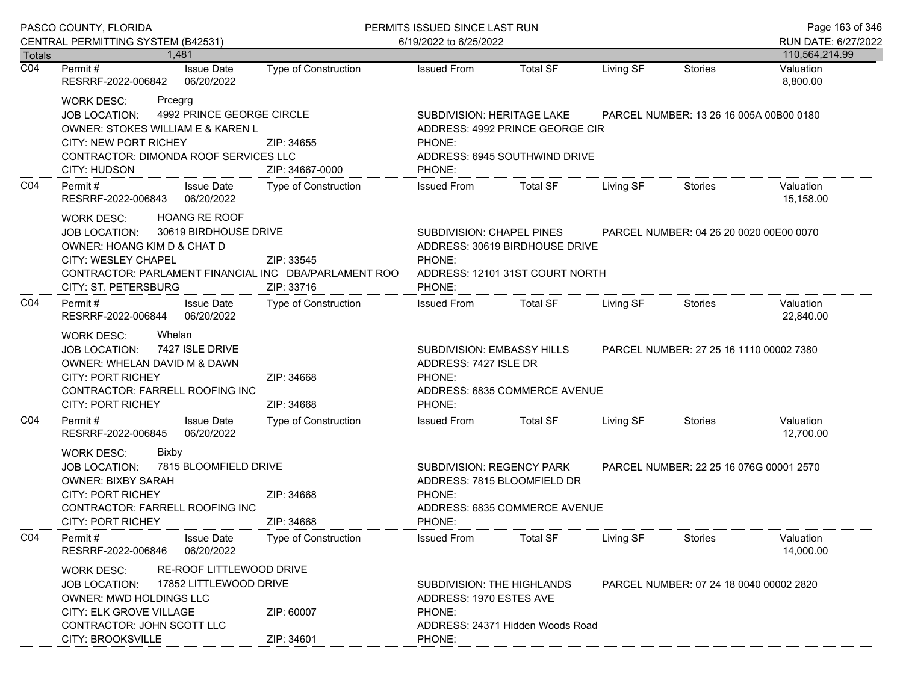PASCO COUNTY, FLORIDA
CENTRAL PERMITTING SYSTEM (B42531)

PERMITS ISSUED SINCE LAST RUN
6/19/2022 to 6/25/2022

RUN DATE: 6/27/2022

| Totals | 1,481 | | | | | | | 110,564,214.99 |
|---|---|---|---|---|---|---|---|---|

---

| | Permit # | Issue Date | Type of Construction | Issued From | Total SF | Living SF | Stories | Valuation |
|---|---|---|---|---|---|---|---|---|
| C04 | RESRRF-2022-006842 | 06/20/2022 | | | | | | 8,800.00 |

WORK DESC: Prcegrg
JOB LOCATION: 4992 PRINCE GEORGE CIRCLE — SUBDIVISION: HERITAGE LAKE — PARCEL NUMBER: 13 26 16 005A 00B00 0180
OWNER: STOKES WILLIAM E & KAREN L — ADDRESS: 4992 PRINCE GEORGE CIR
CITY: NEW PORT RICHEY — ZIP: 34655 — PHONE:
CONTRACTOR: DIMONDA ROOF SERVICES LLC — ADDRESS: 6945 SOUTHWIND DRIVE
CITY: HUDSON — ZIP: 34667-0000 — PHONE:

---

| | Permit # | Issue Date | Type of Construction | Issued From | Total SF | Living SF | Stories | Valuation |
|---|---|---|---|---|---|---|---|---|
| C04 | RESRRF-2022-006843 | 06/20/2022 | | | | | | 15,158.00 |

WORK DESC: HOANG RE ROOF
JOB LOCATION: 30619 BIRDHOUSE DRIVE — SUBDIVISION: CHAPEL PINES — PARCEL NUMBER: 04 26 20 0020 00E00 0070
OWNER: HOANG KIM D & CHAT D — ADDRESS: 30619 BIRDHOUSE DRIVE
CITY: WESLEY CHAPEL — ZIP: 33545 — PHONE:
CONTRACTOR: PARLAMENT FINANCIAL INC DBA/PARLAMENT ROO — ADDRESS: 12101 31ST COURT NORTH
CITY: ST. PETERSBURG — ZIP: 33716 — PHONE:

---

| | Permit # | Issue Date | Type of Construction | Issued From | Total SF | Living SF | Stories | Valuation |
|---|---|---|---|---|---|---|---|---|
| C04 | RESRRF-2022-006844 | 06/20/2022 | | | | | | 22,840.00 |

WORK DESC: Whelan
JOB LOCATION: 7427 ISLE DRIVE — SUBDIVISION: EMBASSY HILLS — PARCEL NUMBER: 27 25 16 1110 00002 7380
OWNER: WHELAN DAVID M & DAWN — ADDRESS: 7427 ISLE DR
CITY: PORT RICHEY — ZIP: 34668 — PHONE:
CONTRACTOR: FARRELL ROOFING INC — ADDRESS: 6835 COMMERCE AVENUE
CITY: PORT RICHEY — ZIP: 34668 — PHONE:

---

| | Permit # | Issue Date | Type of Construction | Issued From | Total SF | Living SF | Stories | Valuation |
|---|---|---|---|---|---|---|---|---|
| C04 | RESRRF-2022-006845 | 06/20/2022 | | | | | | 12,700.00 |

WORK DESC: Bixby
JOB LOCATION: 7815 BLOOMFIELD DRIVE — SUBDIVISION: REGENCY PARK — PARCEL NUMBER: 22 25 16 076G 00001 2570
OWNER: BIXBY SARAH — ADDRESS: 7815 BLOOMFIELD DR
CITY: PORT RICHEY — ZIP: 34668 — PHONE:
CONTRACTOR: FARRELL ROOFING INC — ADDRESS: 6835 COMMERCE AVENUE
CITY: PORT RICHEY — ZIP: 34668 — PHONE:

---

| | Permit # | Issue Date | Type of Construction | Issued From | Total SF | Living SF | Stories | Valuation |
|---|---|---|---|---|---|---|---|---|
| C04 | RESRRF-2022-006846 | 06/20/2022 | | | | | | 14,000.00 |

WORK DESC: RE-ROOF LITTLEWOOD DRIVE
JOB LOCATION: 17852 LITTLEWOOD DRIVE — SUBDIVISION: THE HIGHLANDS — PARCEL NUMBER: 07 24 18 0040 00002 2820
OWNER: MWD HOLDINGS LLC — ADDRESS: 1970 ESTES AVE
CITY: ELK GROVE VILLAGE — ZIP: 60007 — PHONE:
CONTRACTOR: JOHN SCOTT LLC — ADDRESS: 24371 Hidden Woods Road
CITY: BROOKSVILLE — ZIP: 34601 — PHONE: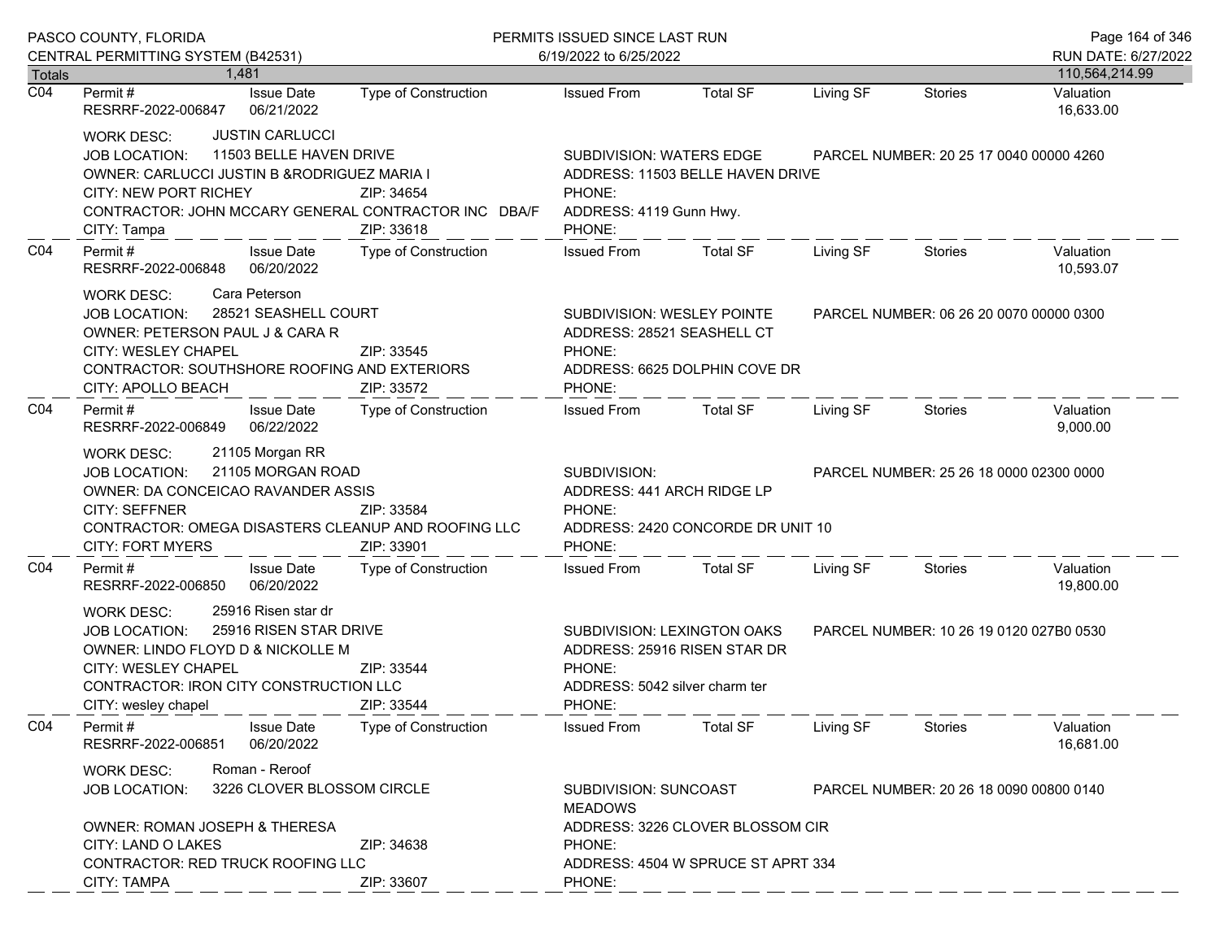Totals 1,481 — 110,564,214.99

---

**C04** — Permit #: RESRRF-2022-006847 | Issue Date: 06/21/2022 | Type of Construction: | Issued From: | Total SF: | Living SF: | Stories: | Valuation: 16,633.00

WORK DESC: JUSTIN CARLUCCI
JOB LOCATION: 11503 BELLE HAVEN DRIVE
SUBDIVISION: WATERS EDGE
PARCEL NUMBER: 20 25 17 0040 00000 4260
OWNER: CARLUCCI JUSTIN B &RODRIGUEZ MARIA I
ADDRESS: 11503 BELLE HAVEN DRIVE
CITY: NEW PORT RICHEY ZIP: 34654
PHONE:
CONTRACTOR: JOHN MCCARY GENERAL CONTRACTOR INC DBA/F
ADDRESS: 4119 Gunn Hwy.
CITY: Tampa ZIP: 33618
PHONE:

---

**C04** — Permit #: RESRRF-2022-006848 | Issue Date: 06/20/2022 | Type of Construction: | Issued From: | Total SF: | Living SF: | Stories: | Valuation: 10,593.07

WORK DESC: Cara Peterson
JOB LOCATION: 28521 SEASHELL COURT
SUBDIVISION: WESLEY POINTE
PARCEL NUMBER: 06 26 20 0070 00000 0300
OWNER: PETERSON PAUL J & CARA R
ADDRESS: 28521 SEASHELL CT
CITY: WESLEY CHAPEL ZIP: 33545
PHONE:
CONTRACTOR: SOUTHSHORE ROOFING AND EXTERIORS
ADDRESS: 6625 DOLPHIN COVE DR
CITY: APOLLO BEACH ZIP: 33572
PHONE:

---

**C04** — Permit #: RESRRF-2022-006849 | Issue Date: 06/22/2022 | Type of Construction: | Issued From: | Total SF: | Living SF: | Stories: | Valuation: 9,000.00

WORK DESC: 21105 Morgan RR
JOB LOCATION: 21105 MORGAN ROAD
SUBDIVISION:
PARCEL NUMBER: 25 26 18 0000 02300 0000
OWNER: DA CONCEICAO RAVANDER ASSIS
ADDRESS: 441 ARCH RIDGE LP
CITY: SEFFNER ZIP: 33584
PHONE:
CONTRACTOR: OMEGA DISASTERS CLEANUP AND ROOFING LLC
ADDRESS: 2420 CONCORDE DR UNIT 10
CITY: FORT MYERS ZIP: 33901
PHONE:

---

**C04** — Permit #: RESRRF-2022-006850 | Issue Date: 06/20/2022 | Type of Construction: | Issued From: | Total SF: | Living SF: | Stories: | Valuation: 19,800.00

WORK DESC: 25916 Risen star dr
JOB LOCATION: 25916 RISEN STAR DRIVE
SUBDIVISION: LEXINGTON OAKS
PARCEL NUMBER: 10 26 19 0120 027B0 0530
OWNER: LINDO FLOYD D & NICKOLLE M
ADDRESS: 25916 RISEN STAR DR
CITY: WESLEY CHAPEL ZIP: 33544
PHONE:
CONTRACTOR: IRON CITY CONSTRUCTION LLC
ADDRESS: 5042 silver charm ter
CITY: wesley chapel ZIP: 33544
PHONE:

---

**C04** — Permit #: RESRRF-2022-006851 | Issue Date: 06/20/2022 | Type of Construction: | Issued From: | Total SF: | Living SF: | Stories: | Valuation: 16,681.00

WORK DESC: Roman - Reroof
JOB LOCATION: 3226 CLOVER BLOSSOM CIRCLE
SUBDIVISION: SUNCOAST MEADOWS
PARCEL NUMBER: 20 26 18 0090 00800 0140
OWNER: ROMAN JOSEPH & THERESA
ADDRESS: 3226 CLOVER BLOSSOM CIR
CITY: LAND O LAKES ZIP: 34638
PHONE:
CONTRACTOR: RED TRUCK ROOFING LLC
ADDRESS: 4504 W SPRUCE ST APRT 334
CITY: TAMPA ZIP: 33607
PHONE: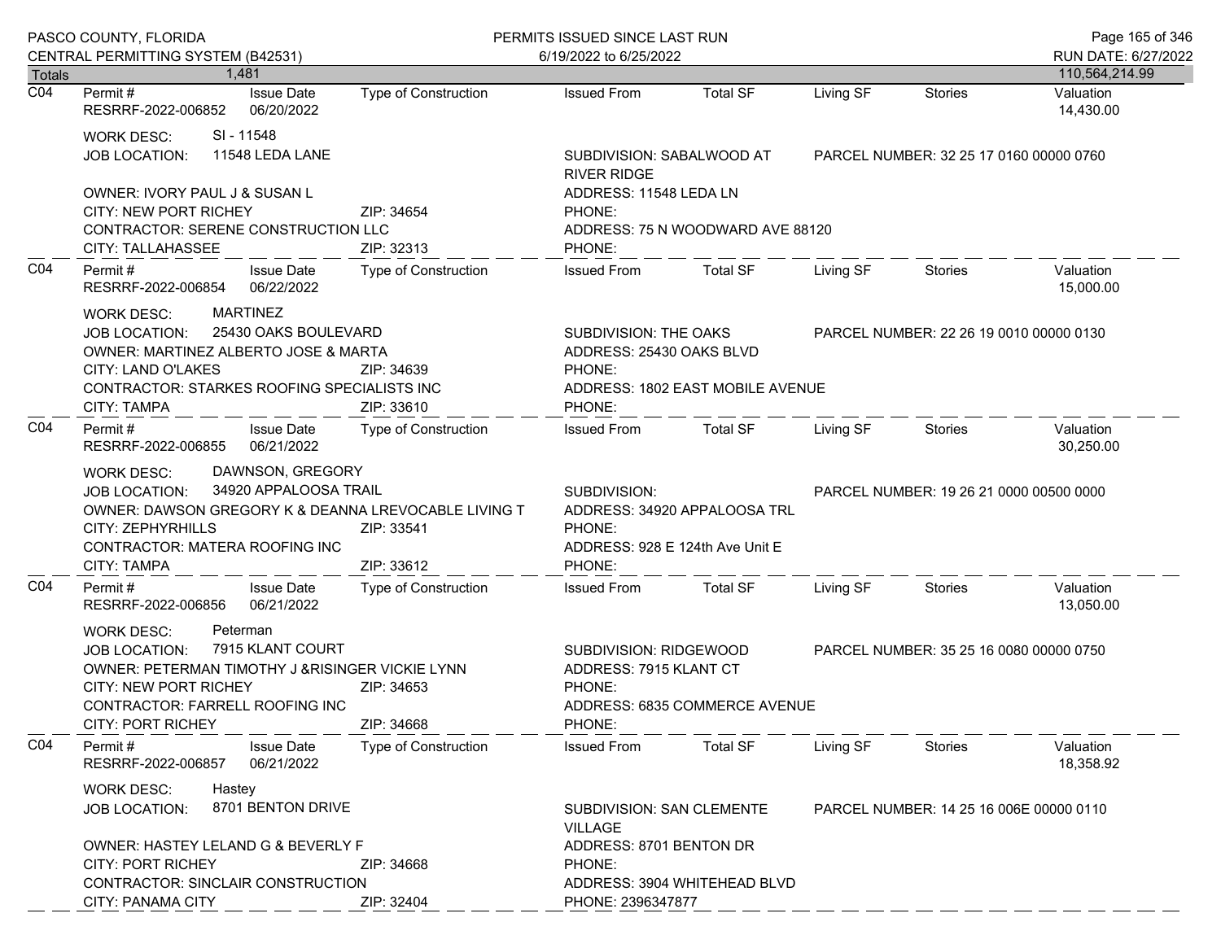| Totals | 1,481 | | | | | | | | 110,564,214.99 |
|---|---|---|---|---|---|---|---|---|---|

**C04** — Permit # RESRRF-2022-006852 | Issue Date 06/20/2022 | Type of Construction: | Issued From: | Total SF: | Living SF: | Stories: | Valuation 14,430.00

WORK DESC: SI - 11548
JOB LOCATION: 11548 LEDA LANE
SUBDIVISION: SABALWOOD AT RIVER RIDGE
PARCEL NUMBER: 32 25 17 0160 00000 0760
OWNER: IVORY PAUL J & SUSAN L
ADDRESS: 11548 LEDA LN
CITY: NEW PORT RICHEY ZIP: 34654
PHONE:
CONTRACTOR: SERENE CONSTRUCTION LLC
ADDRESS: 75 N WOODWARD AVE 88120
CITY: TALLAHASSEE ZIP: 32313
PHONE:

---

**C04** — Permit # RESRRF-2022-006854 | Issue Date 06/22/2022 | Type of Construction: | Issued From: | Total SF: | Living SF: | Stories: | Valuation 15,000.00

WORK DESC: MARTINEZ
JOB LOCATION: 25430 OAKS BOULEVARD
SUBDIVISION: THE OAKS
PARCEL NUMBER: 22 26 19 0010 00000 0130
OWNER: MARTINEZ ALBERTO JOSE & MARTA
ADDRESS: 25430 OAKS BLVD
CITY: LAND O'LAKES ZIP: 34639
PHONE:
CONTRACTOR: STARKES ROOFING SPECIALISTS INC
ADDRESS: 1802 EAST MOBILE AVENUE
CITY: TAMPA ZIP: 33610
PHONE:

---

**C04** — Permit # RESRRF-2022-006855 | Issue Date 06/21/2022 | Type of Construction: | Issued From: | Total SF: | Living SF: | Stories: | Valuation 30,250.00

WORK DESC: DAWNSON, GREGORY
JOB LOCATION: 34920 APPALOOSA TRAIL
SUBDIVISION:
PARCEL NUMBER: 19 26 21 0000 00500 0000
OWNER: DAWSON GREGORY K & DEANNA LREVOCABLE LIVING T
ADDRESS: 34920 APPALOOSA TRL
CITY: ZEPHYRHILLS ZIP: 33541
PHONE:
CONTRACTOR: MATERA ROOFING INC
ADDRESS: 928 E 124th Ave Unit E
CITY: TAMPA ZIP: 33612
PHONE:

---

**C04** — Permit # RESRRF-2022-006856 | Issue Date 06/21/2022 | Type of Construction: | Issued From: | Total SF: | Living SF: | Stories: | Valuation 13,050.00

WORK DESC: Peterman
JOB LOCATION: 7915 KLANT COURT
SUBDIVISION: RIDGEWOOD
PARCEL NUMBER: 35 25 16 0080 00000 0750
OWNER: PETERMAN TIMOTHY J &RISINGER VICKIE LYNN
ADDRESS: 7915 KLANT CT
CITY: NEW PORT RICHEY ZIP: 34653
PHONE:
CONTRACTOR: FARRELL ROOFING INC
ADDRESS: 6835 COMMERCE AVENUE
CITY: PORT RICHEY ZIP: 34668
PHONE:

---

**C04** — Permit # RESRRF-2022-006857 | Issue Date 06/21/2022 | Type of Construction: | Issued From: | Total SF: | Living SF: | Stories: | Valuation 18,358.92

WORK DESC: Hastey
JOB LOCATION: 8701 BENTON DRIVE
SUBDIVISION: SAN CLEMENTE VILLAGE
PARCEL NUMBER: 14 25 16 006E 00000 0110
OWNER: HASTEY LELAND G & BEVERLY F
ADDRESS: 8701 BENTON DR
CITY: PORT RICHEY ZIP: 34668
PHONE:
CONTRACTOR: SINCLAIR CONSTRUCTION
ADDRESS: 3904 WHITEHEAD BLVD
CITY: PANAMA CITY ZIP: 32404
PHONE: 2396347877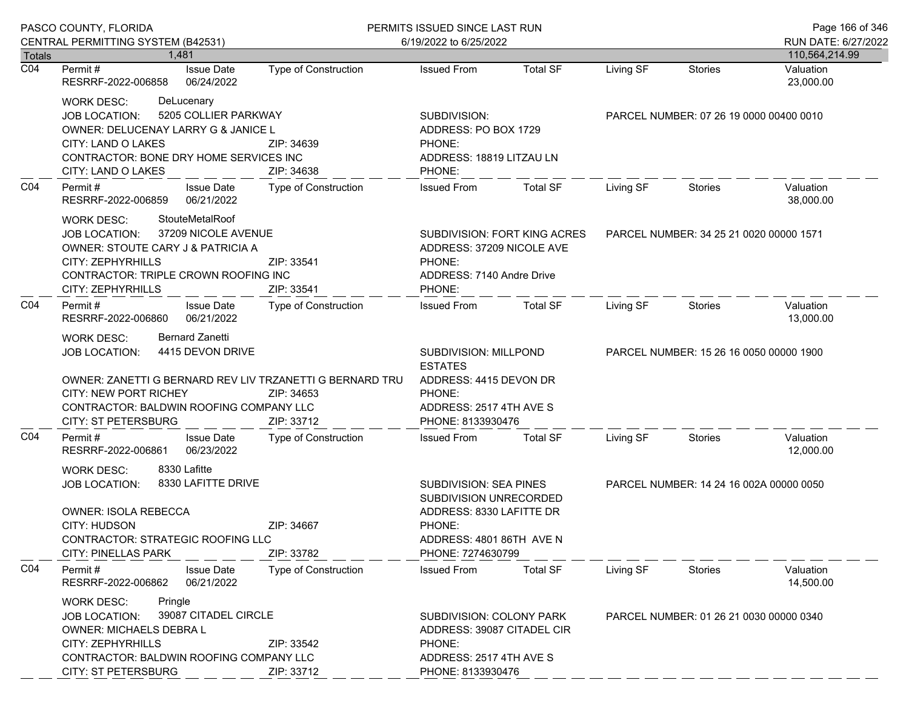Totals 1,481 — 110,564,214.99

---

**C04** | Permit #: RESRRF-2022-006858 | Issue Date: 06/24/2022 | Type of Construction: | Issued From: | Total SF: | Living SF: | Stories: | Valuation: 23,000.00

WORK DESC: DeLucenary
JOB LOCATION: 5205 COLLIER PARKWAY
SUBDIVISION:
PARCEL NUMBER: 07 26 19 0000 00400 0010
OWNER: DELUCENAY LARRY G & JANICE L
ADDRESS: PO BOX 1729
CITY: LAND O LAKES ZIP: 34639
PHONE:
CONTRACTOR: BONE DRY HOME SERVICES INC
ADDRESS: 18819 LITZAU LN
CITY: LAND O LAKES ZIP: 34638
PHONE:

---

**C04** | Permit #: RESRRF-2022-006859 | Issue Date: 06/21/2022 | Type of Construction: | Issued From: | Total SF: | Living SF: | Stories: | Valuation: 38,000.00

WORK DESC: StouteMetalRoof
JOB LOCATION: 37209 NICOLE AVENUE
SUBDIVISION: FORT KING ACRES
PARCEL NUMBER: 34 25 21 0020 00000 1571
OWNER: STOUTE CARY J & PATRICIA A
ADDRESS: 37209 NICOLE AVE
CITY: ZEPHYRHILLS ZIP: 33541
PHONE:
CONTRACTOR: TRIPLE CROWN ROOFING INC
ADDRESS: 7140 Andre Drive
CITY: ZEPHYRHILLS ZIP: 33541
PHONE:

---

**C04** | Permit #: RESRRF-2022-006860 | Issue Date: 06/21/2022 | Type of Construction: | Issued From: | Total SF: | Living SF: | Stories: | Valuation: 13,000.00

WORK DESC: Bernard Zanetti
JOB LOCATION: 4415 DEVON DRIVE
SUBDIVISION: MILLPOND ESTATES
PARCEL NUMBER: 15 26 16 0050 00000 1900
OWNER: ZANETTI G BERNARD REV LIV TRZANETTI G BERNARD TRU
ADDRESS: 4415 DEVON DR
CITY: NEW PORT RICHEY ZIP: 34653
PHONE:
CONTRACTOR: BALDWIN ROOFING COMPANY LLC
ADDRESS: 2517 4TH AVE S
CITY: ST PETERSBURG ZIP: 33712
PHONE: 8133930476

---

**C04** | Permit #: RESRRF-2022-006861 | Issue Date: 06/23/2022 | Type of Construction: | Issued From: | Total SF: | Living SF: | Stories: | Valuation: 12,000.00

WORK DESC: 8330 Lafitte
JOB LOCATION: 8330 LAFITTE DRIVE
SUBDIVISION: SEA PINES SUBDIVISION UNRECORDED
PARCEL NUMBER: 14 24 16 002A 00000 0050
OWNER: ISOLA REBECCA
ADDRESS: 8330 LAFITTE DR
CITY: HUDSON ZIP: 34667
PHONE:
CONTRACTOR: STRATEGIC ROOFING LLC
ADDRESS: 4801 86TH AVE N
CITY: PINELLAS PARK ZIP: 33782
PHONE: 7274630799

---

**C04** | Permit #: RESRRF-2022-006862 | Issue Date: 06/21/2022 | Type of Construction: | Issued From: | Total SF: | Living SF: | Stories: | Valuation: 14,500.00

WORK DESC: Pringle
JOB LOCATION: 39087 CITADEL CIRCLE
SUBDIVISION: COLONY PARK
PARCEL NUMBER: 01 26 21 0030 00000 0340
OWNER: MICHAELS DEBRA L
ADDRESS: 39087 CITADEL CIR
CITY: ZEPHYRHILLS ZIP: 33542
PHONE:
CONTRACTOR: BALDWIN ROOFING COMPANY LLC
ADDRESS: 2517 4TH AVE S
CITY: ST PETERSBURG ZIP: 33712
PHONE: 8133930476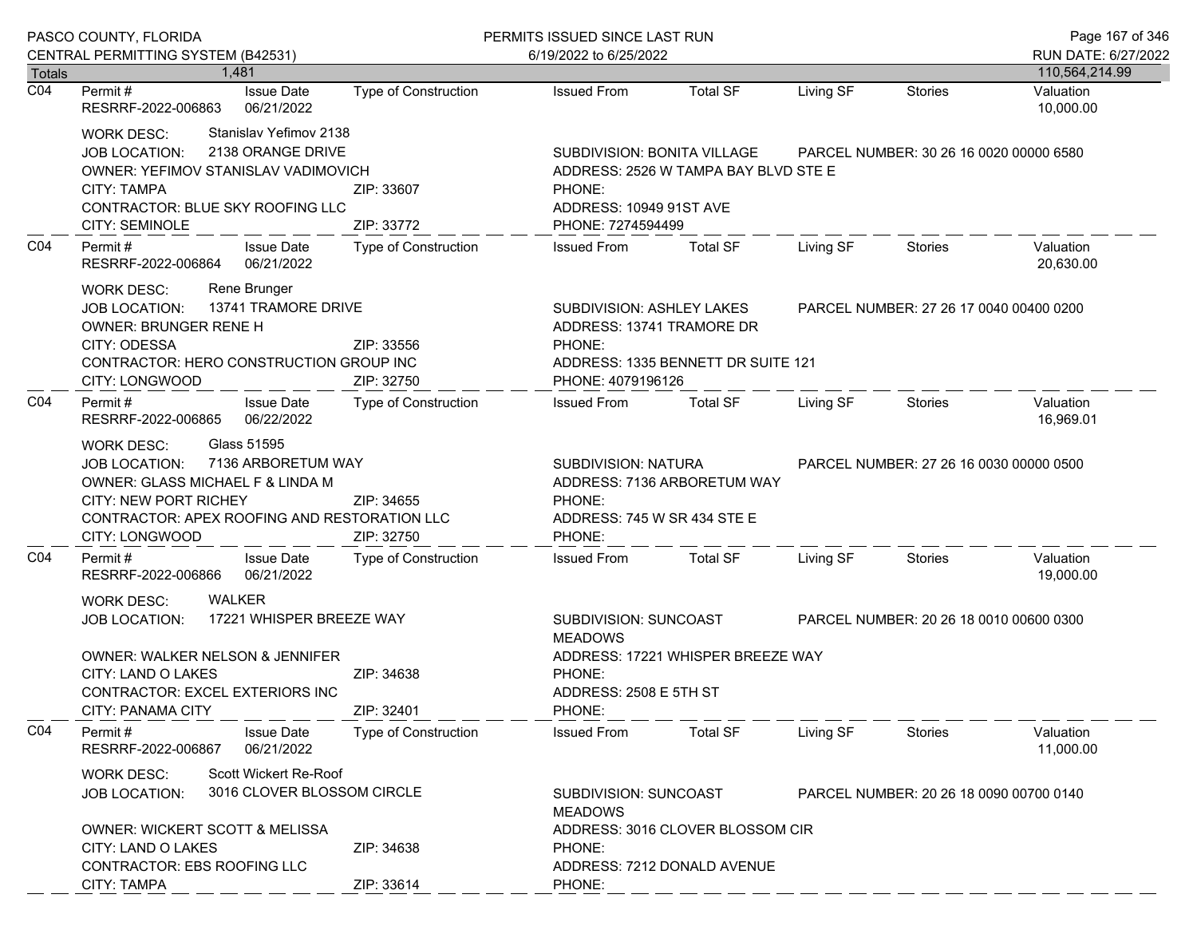PASCO COUNTY, FLORIDA
CENTRAL PERMITTING SYSTEM (B42531)

PERMITS ISSUED SINCE LAST RUN
6/19/2022 to 6/25/2022

RUN DATE: 6/27/2022

| Totals | 1,481 | | | | | | | 110,564,214.99 |
|---|---|---|---|---|---|---|---|---|

---

**C04** | Permit #: RESRRF-2022-006863 | Issue Date: 06/21/2022 | Type of Construction: | Issued From: | Total SF: | Living SF: | Stories: | Valuation: 10,000.00

WORK DESC: Stanislav Yefimov 2138
JOB LOCATION: 2138 ORANGE DRIVE
SUBDIVISION: BONITA VILLAGE
PARCEL NUMBER: 30 26 16 0020 00000 6580
OWNER: YEFIMOV STANISLAV VADIMOVICH
ADDRESS: 2526 W TAMPA BAY BLVD STE E
CITY: TAMPA ZIP: 33607
PHONE:
CONTRACTOR: BLUE SKY ROOFING LLC
ADDRESS: 10949 91ST AVE
CITY: SEMINOLE ZIP: 33772
PHONE: 7274594499

---

**C04** | Permit #: RESRRF-2022-006864 | Issue Date: 06/21/2022 | Type of Construction: | Issued From: | Total SF: | Living SF: | Stories: | Valuation: 20,630.00

WORK DESC: Rene Brunger
JOB LOCATION: 13741 TRAMORE DRIVE
SUBDIVISION: ASHLEY LAKES
PARCEL NUMBER: 27 26 17 0040 00400 0200
OWNER: BRUNGER RENE H
ADDRESS: 13741 TRAMORE DR
CITY: ODESSA ZIP: 33556
PHONE:
CONTRACTOR: HERO CONSTRUCTION GROUP INC
ADDRESS: 1335 BENNETT DR SUITE 121
CITY: LONGWOOD ZIP: 32750
PHONE: 4079196126

---

**C04** | Permit #: RESRRF-2022-006865 | Issue Date: 06/22/2022 | Type of Construction: | Issued From: | Total SF: | Living SF: | Stories: | Valuation: 16,969.01

WORK DESC: Glass 51595
JOB LOCATION: 7136 ARBORETUM WAY
SUBDIVISION: NATURA
PARCEL NUMBER: 27 26 16 0030 00000 0500
OWNER: GLASS MICHAEL F & LINDA M
ADDRESS: 7136 ARBORETUM WAY
CITY: NEW PORT RICHEY ZIP: 34655
PHONE:
CONTRACTOR: APEX ROOFING AND RESTORATION LLC
ADDRESS: 745 W SR 434 STE E
CITY: LONGWOOD ZIP: 32750
PHONE:

---

**C04** | Permit #: RESRRF-2022-006866 | Issue Date: 06/21/2022 | Type of Construction: | Issued From: | Total SF: | Living SF: | Stories: | Valuation: 19,000.00

WORK DESC: WALKER
JOB LOCATION: 17221 WHISPER BREEZE WAY
SUBDIVISION: SUNCOAST MEADOWS
PARCEL NUMBER: 20 26 18 0010 00600 0300
OWNER: WALKER NELSON & JENNIFER
ADDRESS: 17221 WHISPER BREEZE WAY
CITY: LAND O LAKES ZIP: 34638
PHONE:
CONTRACTOR: EXCEL EXTERIORS INC
ADDRESS: 2508 E 5TH ST
CITY: PANAMA CITY ZIP: 32401
PHONE:

---

**C04** | Permit #: RESRRF-2022-006867 | Issue Date: 06/21/2022 | Type of Construction: | Issued From: | Total SF: | Living SF: | Stories: | Valuation: 11,000.00

WORK DESC: Scott Wickert Re-Roof
JOB LOCATION: 3016 CLOVER BLOSSOM CIRCLE
SUBDIVISION: SUNCOAST MEADOWS
PARCEL NUMBER: 20 26 18 0090 00700 0140
OWNER: WICKERT SCOTT & MELISSA
ADDRESS: 3016 CLOVER BLOSSOM CIR
CITY: LAND O LAKES ZIP: 34638
PHONE:
CONTRACTOR: EBS ROOFING LLC
ADDRESS: 7212 DONALD AVENUE
CITY: TAMPA ZIP: 33614
PHONE: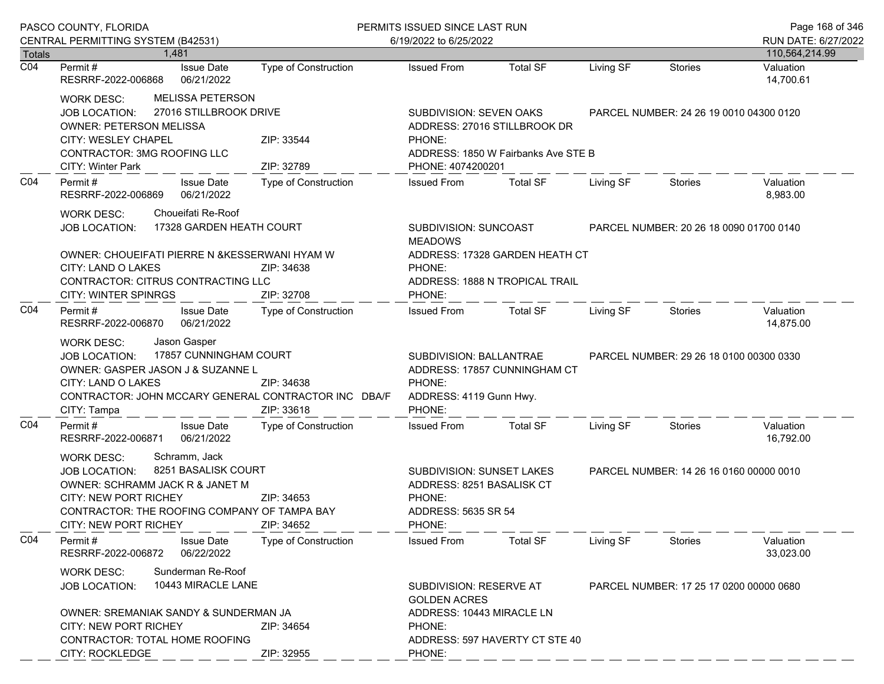| Totals | 1,481 | | | | | | | 110,564,214.99 |
|---|---|---|---|---|---|---|---|---|

**C04** Permit # RESRRF-2022-006868 | Issue Date 06/21/2022 | Type of Construction | Issued From | Total SF | Living SF | Stories | Valuation 14,700.61

WORK DESC: MELISSA PETERSON
JOB LOCATION: 27016 STILLBROOK DRIVE
SUBDIVISION: SEVEN OAKS
PARCEL NUMBER: 24 26 19 0010 04300 0120
OWNER: PETERSON MELISSA
ADDRESS: 27016 STILLBROOK DR
CITY: WESLEY CHAPEL ZIP: 33544
PHONE:
CONTRACTOR: 3MG ROOFING LLC
ADDRESS: 1850 W Fairbanks Ave STE B
CITY: Winter Park ZIP: 32789
PHONE: 4074200201

---

**C04** Permit # RESRRF-2022-006869 | Issue Date 06/21/2022 | Type of Construction | Issued From | Total SF | Living SF | Stories | Valuation 8,983.00

WORK DESC: Choueifati Re-Roof
JOB LOCATION: 17328 GARDEN HEATH COURT
SUBDIVISION: SUNCOAST MEADOWS
PARCEL NUMBER: 20 26 18 0090 01700 0140
OWNER: CHOUEIFATI PIERRE N &KESSERWANI HYAM W
ADDRESS: 17328 GARDEN HEATH CT
CITY: LAND O LAKES ZIP: 34638
PHONE:
CONTRACTOR: CITRUS CONTRACTING LLC
ADDRESS: 1888 N TROPICAL TRAIL
CITY: WINTER SPINRGS ZIP: 32708
PHONE:

---

**C04** Permit # RESRRF-2022-006870 | Issue Date 06/21/2022 | Type of Construction | Issued From | Total SF | Living SF | Stories | Valuation 14,875.00

WORK DESC: Jason Gasper
JOB LOCATION: 17857 CUNNINGHAM COURT
SUBDIVISION: BALLANTRAE
PARCEL NUMBER: 29 26 18 0100 00300 0330
OWNER: GASPER JASON J & SUZANNE L
ADDRESS: 17857 CUNNINGHAM CT
CITY: LAND O LAKES ZIP: 34638
PHONE:
CONTRACTOR: JOHN MCCARY GENERAL CONTRACTOR INC DBA/F
ADDRESS: 4119 Gunn Hwy.
CITY: Tampa ZIP: 33618
PHONE:

---

**C04** Permit # RESRRF-2022-006871 | Issue Date 06/21/2022 | Type of Construction | Issued From | Total SF | Living SF | Stories | Valuation 16,792.00

WORK DESC: Schramm, Jack
JOB LOCATION: 8251 BASALISK COURT
SUBDIVISION: SUNSET LAKES
PARCEL NUMBER: 14 26 16 0160 00000 0010
OWNER: SCHRAMM JACK R & JANET M
ADDRESS: 8251 BASALISK CT
CITY: NEW PORT RICHEY ZIP: 34653
PHONE:
CONTRACTOR: THE ROOFING COMPANY OF TAMPA BAY
ADDRESS: 5635 SR 54
CITY: NEW PORT RICHEY ZIP: 34652
PHONE:

---

**C04** Permit # RESRRF-2022-006872 | Issue Date 06/22/2022 | Type of Construction | Issued From | Total SF | Living SF | Stories | Valuation 33,023.00

WORK DESC: Sunderman Re-Roof
JOB LOCATION: 10443 MIRACLE LANE
SUBDIVISION: RESERVE AT GOLDEN ACRES
PARCEL NUMBER: 17 25 17 0200 00000 0680
OWNER: SREMANIAK SANDY & SUNDERMAN JA
ADDRESS: 10443 MIRACLE LN
CITY: NEW PORT RICHEY ZIP: 34654
PHONE:
CONTRACTOR: TOTAL HOME ROOFING
ADDRESS: 597 HAVERTY CT STE 40
CITY: ROCKLEDGE ZIP: 32955
PHONE: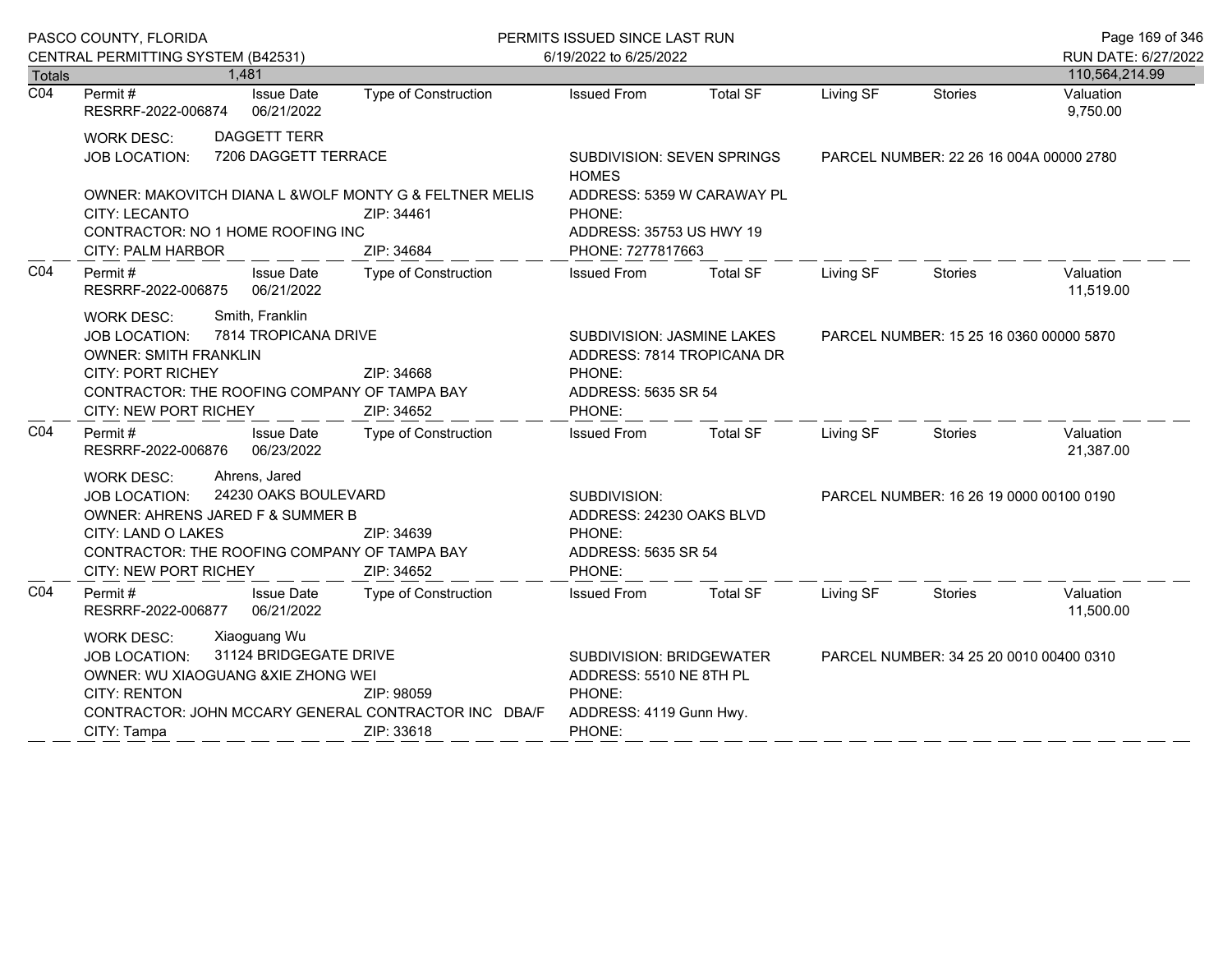PASCO COUNTY, FLORIDA
CENTRAL PERMITTING SYSTEM (B42531)

PERMITS ISSUED SINCE LAST RUN
6/19/2022 to 6/25/2022

RUN DATE: 6/27/2022

| Totals | 1,481 | | | | | | | 110,564,214.99 |
|---|---|---|---|---|---|---|---|---|

---

**C04**

| Permit # | Issue Date | Type of Construction | Issued From | Total SF | Living SF | Stories | Valuation |
|---|---|---|---|---|---|---|---|
| RESRRF-2022-006874 | 06/21/2022 | | | | | | 9,750.00 |

WORK DESC: DAGGETT TERR
JOB LOCATION: 7206 DAGGETT TERRACE
SUBDIVISION: SEVEN SPRINGS HOMES
PARCEL NUMBER: 22 26 16 004A 00000 2780
OWNER: MAKOVITCH DIANA L &WOLF MONTY G & FELTNER MELIS
ADDRESS: 5359 W CARAWAY PL
CITY: LECANTO ZIP: 34461
PHONE:
CONTRACTOR: NO 1 HOME ROOFING INC
ADDRESS: 35753 US HWY 19
CITY: PALM HARBOR ZIP: 34684
PHONE: 7277817663

---

**C04**

| Permit # | Issue Date | Type of Construction | Issued From | Total SF | Living SF | Stories | Valuation |
|---|---|---|---|---|---|---|---|
| RESRRF-2022-006875 | 06/21/2022 | | | | | | 11,519.00 |

WORK DESC: Smith, Franklin
JOB LOCATION: 7814 TROPICANA DRIVE
SUBDIVISION: JASMINE LAKES
PARCEL NUMBER: 15 25 16 0360 00000 5870
OWNER: SMITH FRANKLIN
ADDRESS: 7814 TROPICANA DR
CITY: PORT RICHEY ZIP: 34668
PHONE:
CONTRACTOR: THE ROOFING COMPANY OF TAMPA BAY
ADDRESS: 5635 SR 54
CITY: NEW PORT RICHEY ZIP: 34652
PHONE:

---

**C04**

| Permit # | Issue Date | Type of Construction | Issued From | Total SF | Living SF | Stories | Valuation |
|---|---|---|---|---|---|---|---|
| RESRRF-2022-006876 | 06/23/2022 | | | | | | 21,387.00 |

WORK DESC: Ahrens, Jared
JOB LOCATION: 24230 OAKS BOULEVARD
SUBDIVISION:
PARCEL NUMBER: 16 26 19 0000 00100 0190
OWNER: AHRENS JARED F & SUMMER B
ADDRESS: 24230 OAKS BLVD
CITY: LAND O LAKES ZIP: 34639
PHONE:
CONTRACTOR: THE ROOFING COMPANY OF TAMPA BAY
ADDRESS: 5635 SR 54
CITY: NEW PORT RICHEY ZIP: 34652
PHONE:

---

**C04**

| Permit # | Issue Date | Type of Construction | Issued From | Total SF | Living SF | Stories | Valuation |
|---|---|---|---|---|---|---|---|
| RESRRF-2022-006877 | 06/21/2022 | | | | | | 11,500.00 |

WORK DESC: Xiaoguang Wu
JOB LOCATION: 31124 BRIDGEGATE DRIVE
SUBDIVISION: BRIDGEWATER
PARCEL NUMBER: 34 25 20 0010 00400 0310
OWNER: WU XIAOGUANG &XIE ZHONG WEI
ADDRESS: 5510 NE 8TH PL
CITY: RENTON ZIP: 98059
PHONE:
CONTRACTOR: JOHN MCCARY GENERAL CONTRACTOR INC DBA/F
ADDRESS: 4119 Gunn Hwy.
CITY: Tampa ZIP: 33618
PHONE: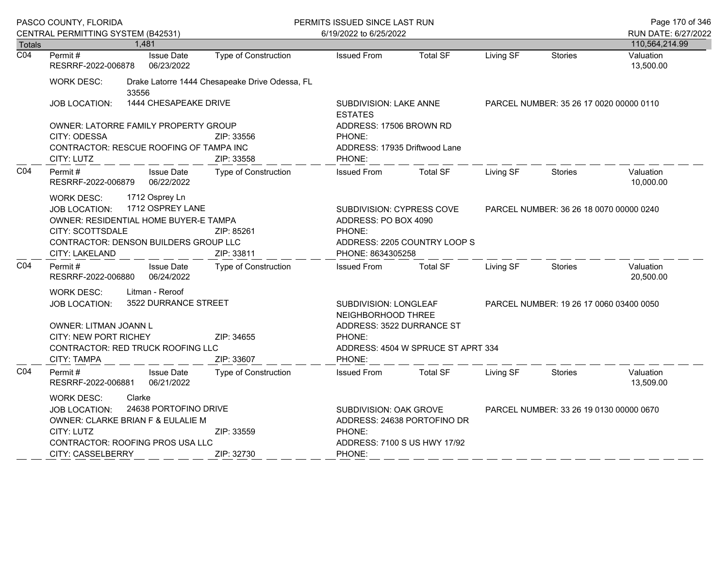| Totals | 1,481 | | | | | | | 110,564,214.99 |
|---|---|---|---|---|---|---|---|---|

**C04**

| Permit # | Issue Date | Type of Construction | Issued From | Total SF | Living SF | Stories | Valuation |
|---|---|---|---|---|---|---|---|
| RESRRF-2022-006878 | 06/23/2022 | | | | | | 13,500.00 |

WORK DESC: Drake Latorre 1444 Chesapeake Drive Odessa, FL 33556

JOB LOCATION: 1444 CHESAPEAKE DRIVE | SUBDIVISION: LAKE ANNE ESTATES | PARCEL NUMBER: 35 26 17 0020 00000 0110

OWNER: LATORRE FAMILY PROPERTY GROUP | ADDRESS: 17506 BROWN RD
CITY: ODESSA | ZIP: 33556 | PHONE:
CONTRACTOR: RESCUE ROOFING OF TAMPA INC | ADDRESS: 17935 Driftwood Lane
CITY: LUTZ | ZIP: 33558 | PHONE:

**C04**

| Permit # | Issue Date | Type of Construction | Issued From | Total SF | Living SF | Stories | Valuation |
|---|---|---|---|---|---|---|---|
| RESRRF-2022-006879 | 06/22/2022 | | | | | | 10,000.00 |

WORK DESC: 1712 Osprey Ln

JOB LOCATION: 1712 OSPREY LANE | SUBDIVISION: CYPRESS COVE | PARCEL NUMBER: 36 26 18 0070 00000 0240

OWNER: RESIDENTIAL HOME BUYER-E TAMPA | ADDRESS: PO BOX 4090
CITY: SCOTTSDALE | ZIP: 85261 | PHONE:
CONTRACTOR: DENSON BUILDERS GROUP LLC | ADDRESS: 2205 COUNTRY LOOP S
CITY: LAKELAND | ZIP: 33811 | PHONE: 8634305258

**C04**

| Permit # | Issue Date | Type of Construction | Issued From | Total SF | Living SF | Stories | Valuation |
|---|---|---|---|---|---|---|---|
| RESRRF-2022-006880 | 06/24/2022 | | | | | | 20,500.00 |

WORK DESC: Litman - Reroof

JOB LOCATION: 3522 DURRANCE STREET | SUBDIVISION: LONGLEAF NEIGHBORHOOD THREE | PARCEL NUMBER: 19 26 17 0060 03400 0050

OWNER: LITMAN JOANN L | ADDRESS: 3522 DURRANCE ST
CITY: NEW PORT RICHEY | ZIP: 34655 | PHONE:
CONTRACTOR: RED TRUCK ROOFING LLC | ADDRESS: 4504 W SPRUCE ST APRT 334
CITY: TAMPA | ZIP: 33607 | PHONE:

**C04**

| Permit # | Issue Date | Type of Construction | Issued From | Total SF | Living SF | Stories | Valuation |
|---|---|---|---|---|---|---|---|
| RESRRF-2022-006881 | 06/21/2022 | | | | | | 13,509.00 |

WORK DESC: Clarke

JOB LOCATION: 24638 PORTOFINO DRIVE | SUBDIVISION: OAK GROVE | PARCEL NUMBER: 33 26 19 0130 00000 0670

OWNER: CLARKE BRIAN F & EULALIE M | ADDRESS: 24638 PORTOFINO DR
CITY: LUTZ | ZIP: 33559 | PHONE:
CONTRACTOR: ROOFING PROS USA LLC | ADDRESS: 7100 S US HWY 17/92
CITY: CASSELBERRY | ZIP: 32730 | PHONE: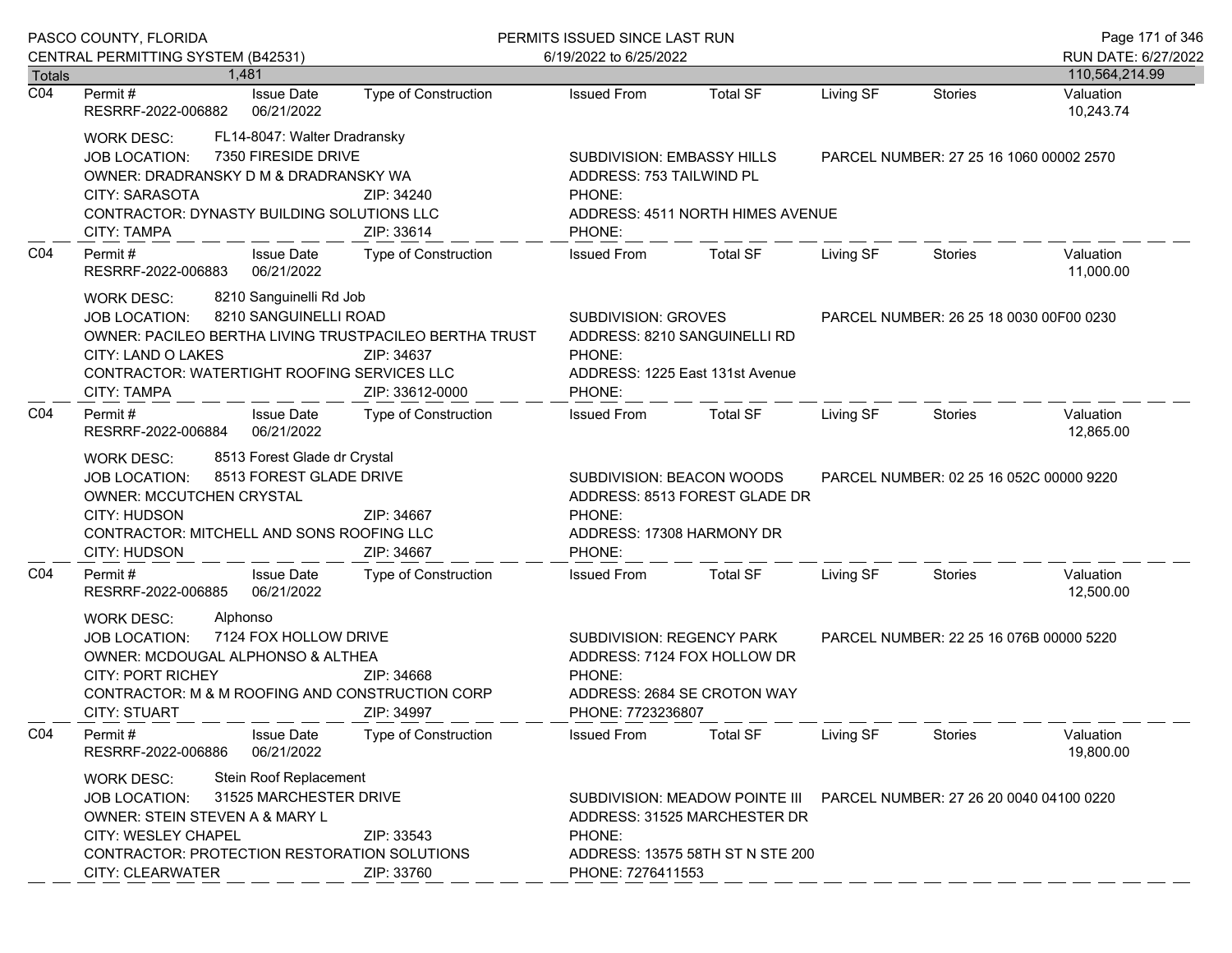PASCO COUNTY, FLORIDA
CENTRAL PERMITTING SYSTEM (B42531)

PERMITS ISSUED SINCE LAST RUN
6/19/2022 to 6/25/2022

RUN DATE: 6/27/2022

| Totals | 1,481 | | | | | | | 110,564,214.99 |
|---|---|---|---|---|---|---|---|---|

---

**C04**

| Permit # | Issue Date | Type of Construction | Issued From | Total SF | Living SF | Stories | Valuation |
|---|---|---|---|---|---|---|---|
| RESRRF-2022-006882 | 06/21/2022 | | | | | | 10,243.74 |

WORK DESC: FL14-8047: Walter Dradransky
JOB LOCATION: 7350 FIRESIDE DRIVE — SUBDIVISION: EMBASSY HILLS — PARCEL NUMBER: 27 25 16 1060 00002 2570
OWNER: DRADRANSKY D M & DRADRANSKY WA — ADDRESS: 753 TAILWIND PL
CITY: SARASOTA — ZIP: 34240 — PHONE:
CONTRACTOR: DYNASTY BUILDING SOLUTIONS LLC — ADDRESS: 4511 NORTH HIMES AVENUE
CITY: TAMPA — ZIP: 33614 — PHONE:

---

**C04**

| Permit # | Issue Date | Type of Construction | Issued From | Total SF | Living SF | Stories | Valuation |
|---|---|---|---|---|---|---|---|
| RESRRF-2022-006883 | 06/21/2022 | | | | | | 11,000.00 |

WORK DESC: 8210 Sanguinelli Rd Job
JOB LOCATION: 8210 SANGUINELLI ROAD — SUBDIVISION: GROVES — PARCEL NUMBER: 26 25 18 0030 00F00 0230
OWNER: PACILEO BERTHA LIVING TRUSTPACILEO BERTHA TRUST — ADDRESS: 8210 SANGUINELLI RD
CITY: LAND O LAKES — ZIP: 34637 — PHONE:
CONTRACTOR: WATERTIGHT ROOFING SERVICES LLC — ADDRESS: 1225 East 131st Avenue
CITY: TAMPA — ZIP: 33612-0000 — PHONE:

---

**C04**

| Permit # | Issue Date | Type of Construction | Issued From | Total SF | Living SF | Stories | Valuation |
|---|---|---|---|---|---|---|---|
| RESRRF-2022-006884 | 06/21/2022 | | | | | | 12,865.00 |

WORK DESC: 8513 Forest Glade dr Crystal
JOB LOCATION: 8513 FOREST GLADE DRIVE — SUBDIVISION: BEACON WOODS — PARCEL NUMBER: 02 25 16 052C 00000 9220
OWNER: MCCUTCHEN CRYSTAL — ADDRESS: 8513 FOREST GLADE DR
CITY: HUDSON — ZIP: 34667 — PHONE:
CONTRACTOR: MITCHELL AND SONS ROOFING LLC — ADDRESS: 17308 HARMONY DR
CITY: HUDSON — ZIP: 34667 — PHONE:

---

**C04**

| Permit # | Issue Date | Type of Construction | Issued From | Total SF | Living SF | Stories | Valuation |
|---|---|---|---|---|---|---|---|
| RESRRF-2022-006885 | 06/21/2022 | | | | | | 12,500.00 |

WORK DESC: Alphonso
JOB LOCATION: 7124 FOX HOLLOW DRIVE — SUBDIVISION: REGENCY PARK — PARCEL NUMBER: 22 25 16 076B 00000 5220
OWNER: MCDOUGAL ALPHONSO & ALTHEA — ADDRESS: 7124 FOX HOLLOW DR
CITY: PORT RICHEY — ZIP: 34668 — PHONE:
CONTRACTOR: M & M ROOFING AND CONSTRUCTION CORP — ADDRESS: 2684 SE CROTON WAY
CITY: STUART — ZIP: 34997 — PHONE: 7723236807

---

**C04**

| Permit # | Issue Date | Type of Construction | Issued From | Total SF | Living SF | Stories | Valuation |
|---|---|---|---|---|---|---|---|
| RESRRF-2022-006886 | 06/21/2022 | | | | | | 19,800.00 |

WORK DESC: Stein Roof Replacement
JOB LOCATION: 31525 MARCHESTER DRIVE — SUBDIVISION: MEADOW POINTE III — PARCEL NUMBER: 27 26 20 0040 04100 0220
OWNER: STEIN STEVEN A & MARY L — ADDRESS: 31525 MARCHESTER DR
CITY: WESLEY CHAPEL — ZIP: 33543 — PHONE:
CONTRACTOR: PROTECTION RESTORATION SOLUTIONS — ADDRESS: 13575 58TH ST N STE 200
CITY: CLEARWATER — ZIP: 33760 — PHONE: 7276411553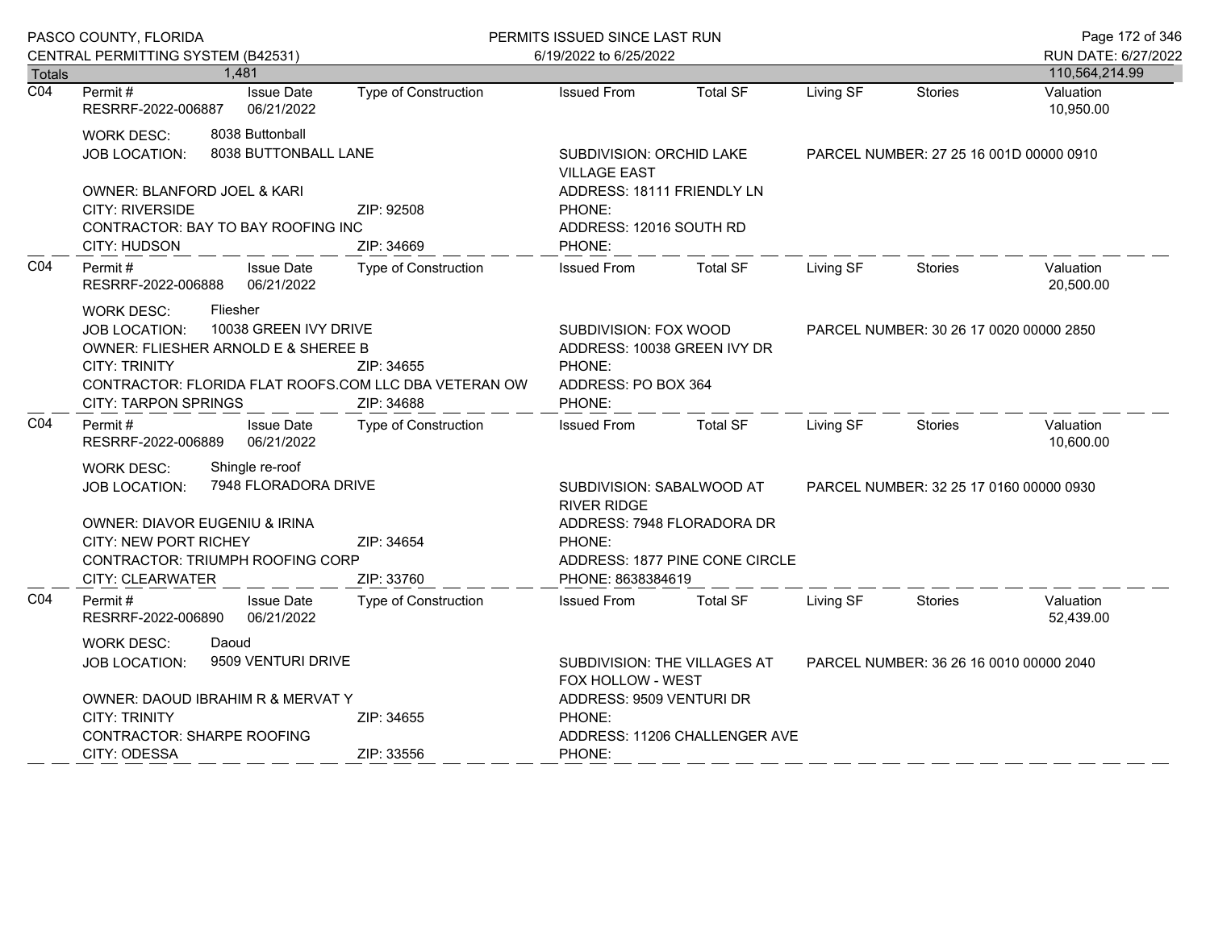Totals 1,481 110,564,214.99

**C04**

| Permit # | Issue Date | Type of Construction | Issued From | Total SF | Living SF | Stories | Valuation |
|---|---|---|---|---|---|---|---|
| RESRRF-2022-006887 | 06/21/2022 | | | | | | 10,950.00 |

WORK DESC: 8038 Buttonball
JOB LOCATION: 8038 BUTTONBALL LANE
SUBDIVISION: ORCHID LAKE VILLAGE EAST
PARCEL NUMBER: 27 25 16 001D 00000 0910
OWNER: BLANFORD JOEL & KARI
ADDRESS: 18111 FRIENDLY LN
CITY: RIVERSIDE ZIP: 92508
PHONE:
CONTRACTOR: BAY TO BAY ROOFING INC
ADDRESS: 12016 SOUTH RD
CITY: HUDSON ZIP: 34669
PHONE:

**C04**

| Permit # | Issue Date | Type of Construction | Issued From | Total SF | Living SF | Stories | Valuation |
|---|---|---|---|---|---|---|---|
| RESRRF-2022-006888 | 06/21/2022 | | | | | | 20,500.00 |

WORK DESC: Fliesher
JOB LOCATION: 10038 GREEN IVY DRIVE
SUBDIVISION: FOX WOOD
PARCEL NUMBER: 30 26 17 0020 00000 2850
OWNER: FLIESHER ARNOLD E & SHEREE B
ADDRESS: 10038 GREEN IVY DR
CITY: TRINITY ZIP: 34655
PHONE:
CONTRACTOR: FLORIDA FLAT ROOFS.COM LLC DBA VETERAN OW
ADDRESS: PO BOX 364
CITY: TARPON SPRINGS ZIP: 34688
PHONE:

**C04**

| Permit # | Issue Date | Type of Construction | Issued From | Total SF | Living SF | Stories | Valuation |
|---|---|---|---|---|---|---|---|
| RESRRF-2022-006889 | 06/21/2022 | | | | | | 10,600.00 |

WORK DESC: Shingle re-roof
JOB LOCATION: 7948 FLORADORA DRIVE
SUBDIVISION: SABALWOOD AT RIVER RIDGE
PARCEL NUMBER: 32 25 17 0160 00000 0930
OWNER: DIAVOR EUGENIU & IRINA
ADDRESS: 7948 FLORADORA DR
CITY: NEW PORT RICHEY ZIP: 34654
PHONE:
CONTRACTOR: TRIUMPH ROOFING CORP
ADDRESS: 1877 PINE CONE CIRCLE
CITY: CLEARWATER ZIP: 33760
PHONE: 8638384619

**C04**

| Permit # | Issue Date | Type of Construction | Issued From | Total SF | Living SF | Stories | Valuation |
|---|---|---|---|---|---|---|---|
| RESRRF-2022-006890 | 06/21/2022 | | | | | | 52,439.00 |

WORK DESC: Daoud
JOB LOCATION: 9509 VENTURI DRIVE
SUBDIVISION: THE VILLAGES AT FOX HOLLOW - WEST
PARCEL NUMBER: 36 26 16 0010 00000 2040
OWNER: DAOUD IBRAHIM R & MERVAT Y
ADDRESS: 9509 VENTURI DR
CITY: TRINITY ZIP: 34655
PHONE:
CONTRACTOR: SHARPE ROOFING
ADDRESS: 11206 CHALLENGER AVE
CITY: ODESSA ZIP: 33556
PHONE: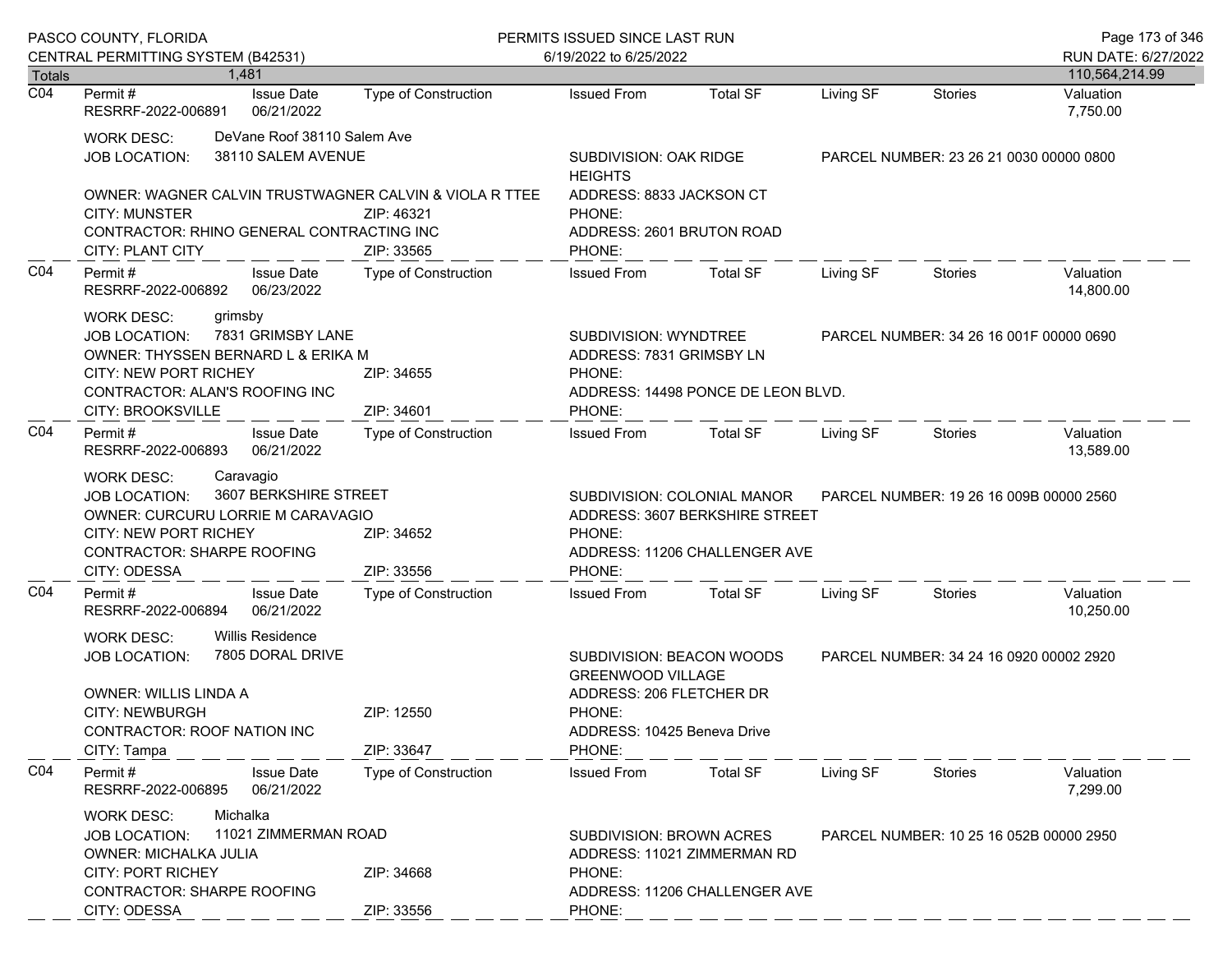Totals 1,481 — 110,564,214.99

---

**C04**

| Permit # | Issue Date | Type of Construction | Issued From | Total SF | Living SF | Stories | Valuation |
|---|---|---|---|---|---|---|---|
| RESRRF-2022-006891 | 06/21/2022 | | | | | | 7,750.00 |

WORK DESC: DeVane Roof 38110 Salem Ave
JOB LOCATION: 38110 SALEM AVENUE
SUBDIVISION: OAK RIDGE HEIGHTS
PARCEL NUMBER: 23 26 21 0030 00000 0800
OWNER: WAGNER CALVIN TRUSTWAGNER CALVIN & VIOLA R TTEE
ADDRESS: 8833 JACKSON CT
CITY: MUNSTER ZIP: 46321
PHONE:
CONTRACTOR: RHINO GENERAL CONTRACTING INC
ADDRESS: 2601 BRUTON ROAD
CITY: PLANT CITY ZIP: 33565
PHONE:

---

**C04**

| Permit # | Issue Date | Type of Construction | Issued From | Total SF | Living SF | Stories | Valuation |
|---|---|---|---|---|---|---|---|
| RESRRF-2022-006892 | 06/23/2022 | | | | | | 14,800.00 |

WORK DESC: grimsby
JOB LOCATION: 7831 GRIMSBY LANE
SUBDIVISION: WYNDTREE
PARCEL NUMBER: 34 26 16 001F 00000 0690
OWNER: THYSSEN BERNARD L & ERIKA M
ADDRESS: 7831 GRIMSBY LN
CITY: NEW PORT RICHEY ZIP: 34655
PHONE:
CONTRACTOR: ALAN'S ROOFING INC
ADDRESS: 14498 PONCE DE LEON BLVD.
CITY: BROOKSVILLE ZIP: 34601
PHONE:

---

**C04**

| Permit # | Issue Date | Type of Construction | Issued From | Total SF | Living SF | Stories | Valuation |
|---|---|---|---|---|---|---|---|
| RESRRF-2022-006893 | 06/21/2022 | | | | | | 13,589.00 |

WORK DESC: Caravagio
JOB LOCATION: 3607 BERKSHIRE STREET
SUBDIVISION: COLONIAL MANOR
PARCEL NUMBER: 19 26 16 009B 00000 2560
OWNER: CURCURU LORRIE M CARAVAGIO
ADDRESS: 3607 BERKSHIRE STREET
CITY: NEW PORT RICHEY ZIP: 34652
PHONE:
CONTRACTOR: SHARPE ROOFING
ADDRESS: 11206 CHALLENGER AVE
CITY: ODESSA ZIP: 33556
PHONE:

---

**C04**

| Permit # | Issue Date | Type of Construction | Issued From | Total SF | Living SF | Stories | Valuation |
|---|---|---|---|---|---|---|---|
| RESRRF-2022-006894 | 06/21/2022 | | | | | | 10,250.00 |

WORK DESC: Willis Residence
JOB LOCATION: 7805 DORAL DRIVE
SUBDIVISION: BEACON WOODS GREENWOOD VILLAGE
PARCEL NUMBER: 34 24 16 0920 00002 2920
OWNER: WILLIS LINDA A
ADDRESS: 206 FLETCHER DR
CITY: NEWBURGH ZIP: 12550
PHONE:
CONTRACTOR: ROOF NATION INC
ADDRESS: 10425 Beneva Drive
CITY: Tampa ZIP: 33647
PHONE:

---

**C04**

| Permit # | Issue Date | Type of Construction | Issued From | Total SF | Living SF | Stories | Valuation |
|---|---|---|---|---|---|---|---|
| RESRRF-2022-006895 | 06/21/2022 | | | | | | 7,299.00 |

WORK DESC: Michalka
JOB LOCATION: 11021 ZIMMERMAN ROAD
SUBDIVISION: BROWN ACRES
PARCEL NUMBER: 10 25 16 052B 00000 2950
OWNER: MICHALKA JULIA
ADDRESS: 11021 ZIMMERMAN RD
CITY: PORT RICHEY ZIP: 34668
PHONE:
CONTRACTOR: SHARPE ROOFING
ADDRESS: 11206 CHALLENGER AVE
CITY: ODESSA ZIP: 33556
PHONE: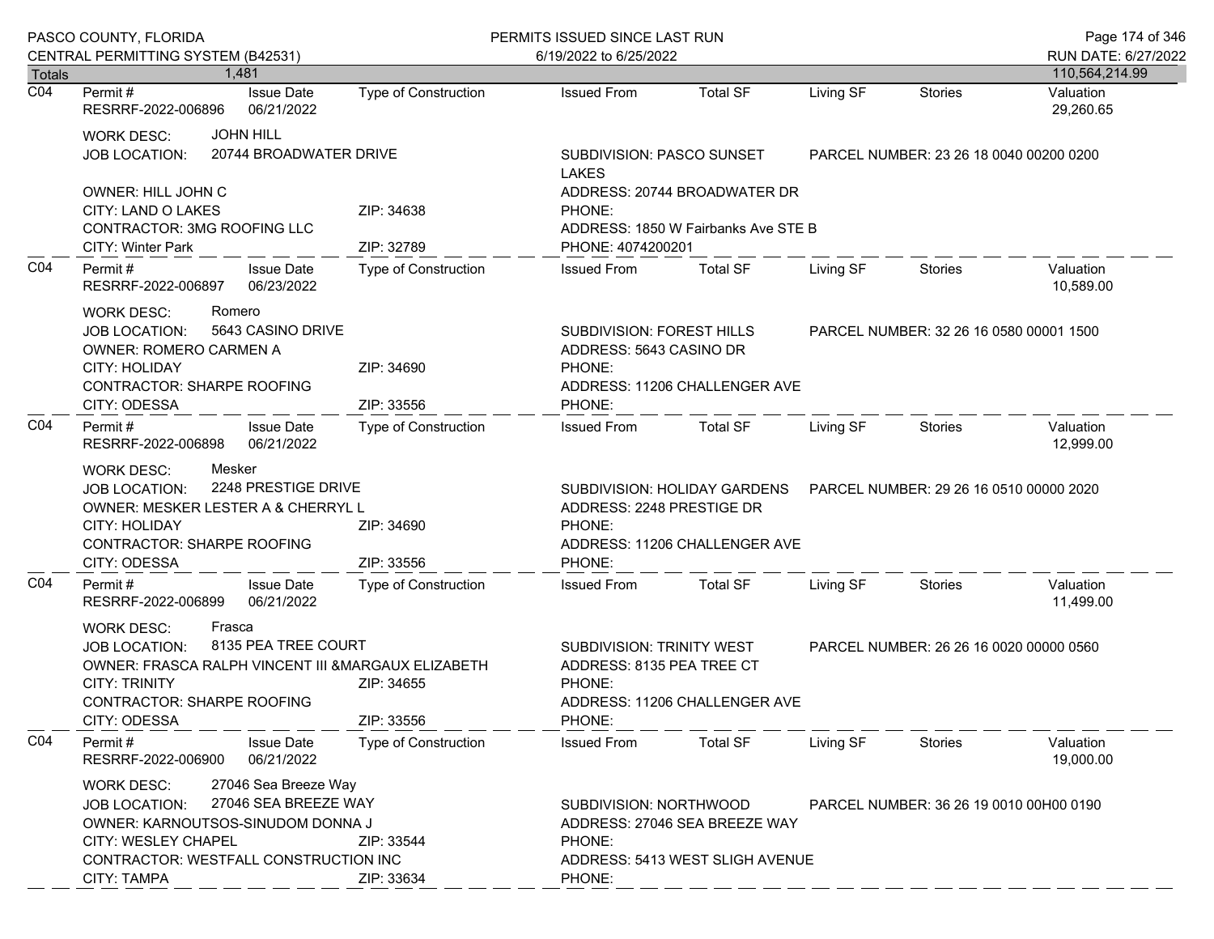PASCO COUNTY, FLORIDA
CENTRAL PERMITTING SYSTEM (B42531)

PERMITS ISSUED SINCE LAST RUN
6/19/2022 to 6/25/2022

RUN DATE: 6/27/2022

| Totals | 1,481 | | | | | | | 110,564,214.99 |
|---|---|---|---|---|---|---|---|---|

---

**C04** | Permit #: RESRRF-2022-006896 | Issue Date: 06/21/2022 | Type of Construction | Issued From | Total SF | Living SF | Stories | Valuation: 29,260.65

WORK DESC: JOHN HILL
JOB LOCATION: 20744 BROADWATER DRIVE — SUBDIVISION: PASCO SUNSET LAKES — PARCEL NUMBER: 23 26 18 0040 00200 0200
OWNER: HILL JOHN C — ADDRESS: 20744 BROADWATER DR
CITY: LAND O LAKES — ZIP: 34638 — PHONE:
CONTRACTOR: 3MG ROOFING LLC — ADDRESS: 1850 W Fairbanks Ave STE B
CITY: Winter Park — ZIP: 32789 — PHONE: 4074200201

---

**C04** | Permit #: RESRRF-2022-006897 | Issue Date: 06/23/2022 | Type of Construction | Issued From | Total SF | Living SF | Stories | Valuation: 10,589.00

WORK DESC: Romero
JOB LOCATION: 5643 CASINO DRIVE — SUBDIVISION: FOREST HILLS — PARCEL NUMBER: 32 26 16 0580 00001 1500
OWNER: ROMERO CARMEN A — ADDRESS: 5643 CASINO DR
CITY: HOLIDAY — ZIP: 34690 — PHONE:
CONTRACTOR: SHARPE ROOFING — ADDRESS: 11206 CHALLENGER AVE
CITY: ODESSA — ZIP: 33556 — PHONE:

---

**C04** | Permit #: RESRRF-2022-006898 | Issue Date: 06/21/2022 | Type of Construction | Issued From | Total SF | Living SF | Stories | Valuation: 12,999.00

WORK DESC: Mesker
JOB LOCATION: 2248 PRESTIGE DRIVE — SUBDIVISION: HOLIDAY GARDENS — PARCEL NUMBER: 29 26 16 0510 00000 2020
OWNER: MESKER LESTER A & CHERRYL L — ADDRESS: 2248 PRESTIGE DR
CITY: HOLIDAY — ZIP: 34690 — PHONE:
CONTRACTOR: SHARPE ROOFING — ADDRESS: 11206 CHALLENGER AVE
CITY: ODESSA — ZIP: 33556 — PHONE:

---

**C04** | Permit #: RESRRF-2022-006899 | Issue Date: 06/21/2022 | Type of Construction | Issued From | Total SF | Living SF | Stories | Valuation: 11,499.00

WORK DESC: Frasca
JOB LOCATION: 8135 PEA TREE COURT — SUBDIVISION: TRINITY WEST — PARCEL NUMBER: 26 26 16 0020 00000 0560
OWNER: FRASCA RALPH VINCENT III &MARGAUX ELIZABETH — ADDRESS: 8135 PEA TREE CT
CITY: TRINITY — ZIP: 34655 — PHONE:
CONTRACTOR: SHARPE ROOFING — ADDRESS: 11206 CHALLENGER AVE
CITY: ODESSA — ZIP: 33556 — PHONE:

---

**C04** | Permit #: RESRRF-2022-006900 | Issue Date: 06/21/2022 | Type of Construction | Issued From | Total SF | Living SF | Stories | Valuation: 19,000.00

WORK DESC: 27046 Sea Breeze Way
JOB LOCATION: 27046 SEA BREEZE WAY — SUBDIVISION: NORTHWOOD — PARCEL NUMBER: 36 26 19 0010 00H00 0190
OWNER: KARNOUTSOS-SINUDOM DONNA J — ADDRESS: 27046 SEA BREEZE WAY
CITY: WESLEY CHAPEL — ZIP: 33544 — PHONE:
CONTRACTOR: WESTFALL CONSTRUCTION INC — ADDRESS: 5413 WEST SLIGH AVENUE
CITY: TAMPA — ZIP: 33634 — PHONE: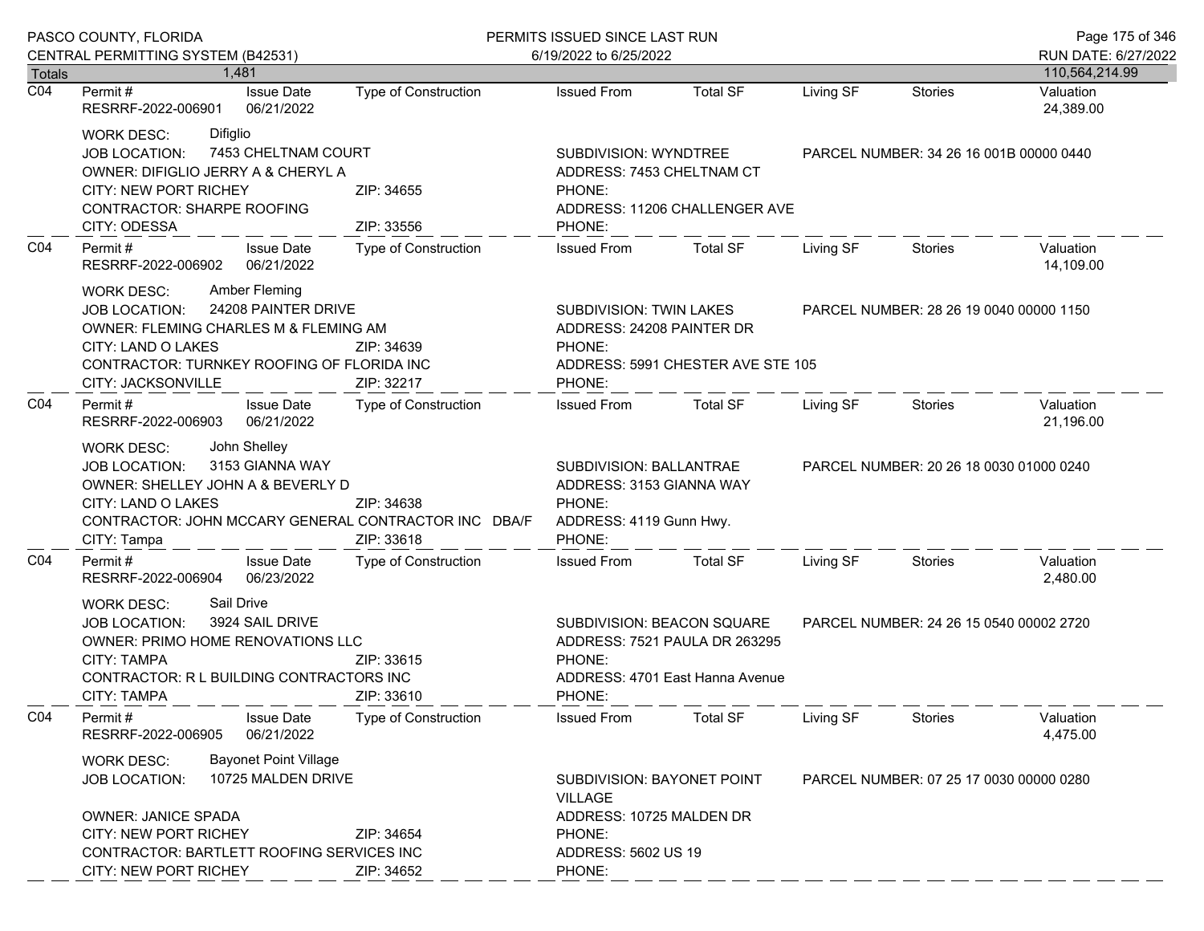PASCO COUNTY, FLORIDA
CENTRAL PERMITTING SYSTEM (B42531)

PERMITS ISSUED SINCE LAST RUN
6/19/2022 to 6/25/2022

RUN DATE: 6/27/2022

| Totals | 1,481 | | | | | | | 110,564,214.99 |
|---|---|---|---|---|---|---|---|---|

---

**C04** | Permit # RESRRF-2022-006901 | Issue Date 06/21/2022 | Type of Construction | Issued From | Total SF | Living SF | Stories | Valuation 24,389.00

WORK DESC: Difiglio
JOB LOCATION: 7453 CHELTNAM COURT
SUBDIVISION: WYNDTREE
PARCEL NUMBER: 34 26 16 001B 00000 0440
OWNER: DIFIGLIO JERRY A & CHERYL A
ADDRESS: 7453 CHELTNAM CT
CITY: NEW PORT RICHEY ZIP: 34655
PHONE:
CONTRACTOR: SHARPE ROOFING
ADDRESS: 11206 CHALLENGER AVE
CITY: ODESSA ZIP: 33556
PHONE:

---

**C04** | Permit # RESRRF-2022-006902 | Issue Date 06/21/2022 | Type of Construction | Issued From | Total SF | Living SF | Stories | Valuation 14,109.00

WORK DESC: Amber Fleming
JOB LOCATION: 24208 PAINTER DRIVE
SUBDIVISION: TWIN LAKES
PARCEL NUMBER: 28 26 19 0040 00000 1150
OWNER: FLEMING CHARLES M & FLEMING AM
ADDRESS: 24208 PAINTER DR
CITY: LAND O LAKES ZIP: 34639
PHONE:
CONTRACTOR: TURNKEY ROOFING OF FLORIDA INC
ADDRESS: 5991 CHESTER AVE STE 105
CITY: JACKSONVILLE ZIP: 32217
PHONE:

---

**C04** | Permit # RESRRF-2022-006903 | Issue Date 06/21/2022 | Type of Construction | Issued From | Total SF | Living SF | Stories | Valuation 21,196.00

WORK DESC: John Shelley
JOB LOCATION: 3153 GIANNA WAY
SUBDIVISION: BALLANTRAE
PARCEL NUMBER: 20 26 18 0030 01000 0240
OWNER: SHELLEY JOHN A & BEVERLY D
ADDRESS: 3153 GIANNA WAY
CITY: LAND O LAKES ZIP: 34638
PHONE:
CONTRACTOR: JOHN MCCARY GENERAL CONTRACTOR INC DBA/F
ADDRESS: 4119 Gunn Hwy.
CITY: Tampa ZIP: 33618
PHONE:

---

**C04** | Permit # RESRRF-2022-006904 | Issue Date 06/23/2022 | Type of Construction | Issued From | Total SF | Living SF | Stories | Valuation 2,480.00

WORK DESC: Sail Drive
JOB LOCATION: 3924 SAIL DRIVE
SUBDIVISION: BEACON SQUARE
PARCEL NUMBER: 24 26 15 0540 00002 2720
OWNER: PRIMO HOME RENOVATIONS LLC
ADDRESS: 7521 PAULA DR 263295
CITY: TAMPA ZIP: 33615
PHONE:
CONTRACTOR: R L BUILDING CONTRACTORS INC
ADDRESS: 4701 East Hanna Avenue
CITY: TAMPA ZIP: 33610
PHONE:

---

**C04** | Permit # RESRRF-2022-006905 | Issue Date 06/21/2022 | Type of Construction | Issued From | Total SF | Living SF | Stories | Valuation 4,475.00

WORK DESC: Bayonet Point Village
JOB LOCATION: 10725 MALDEN DRIVE
SUBDIVISION: BAYONET POINT VILLAGE
PARCEL NUMBER: 07 25 17 0030 00000 0280
OWNER: JANICE SPADA
ADDRESS: 10725 MALDEN DR
CITY: NEW PORT RICHEY ZIP: 34654
PHONE:
CONTRACTOR: BARTLETT ROOFING SERVICES INC
ADDRESS: 5602 US 19
CITY: NEW PORT RICHEY ZIP: 34652
PHONE: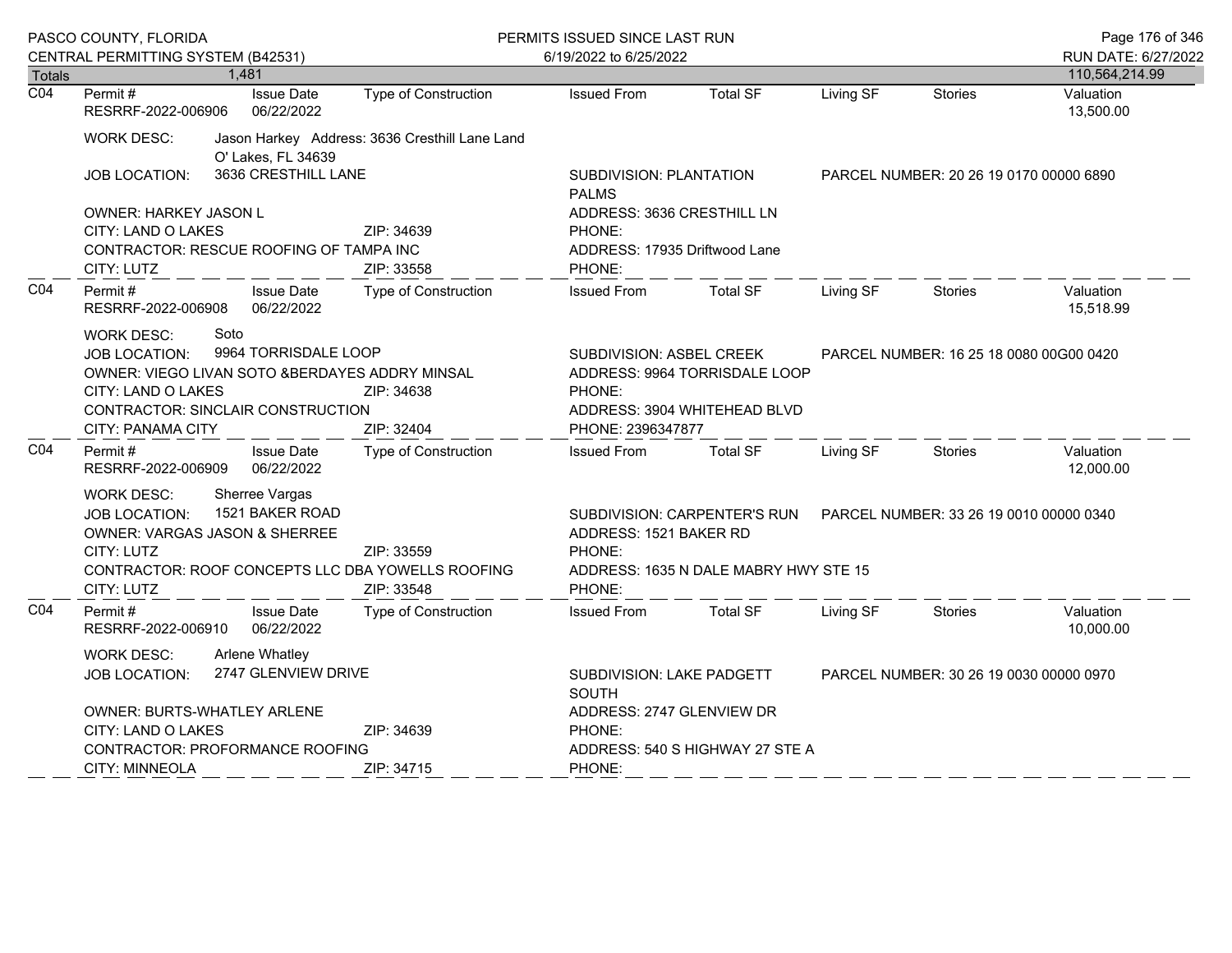Totals 1,481 — 110,564,214.99

| | Permit # | Issue Date | Type of Construction | Issued From | Total SF | Living SF | Stories | Valuation |
|---|---|---|---|---|---|---|---|---|
| C04 | RESRRF-2022-006906 | 06/22/2022 | | | | | | 13,500.00 |

WORK DESC: Jason Harkey Address: 3636 Cresthill Lane Land O' Lakes, FL 34639

JOB LOCATION: 3636 CRESTHILL LANE — SUBDIVISION: PLANTATION PALMS — PARCEL NUMBER: 20 26 19 0170 00000 6890

OWNER: HARKEY JASON L — ADDRESS: 3636 CRESTHILL LN
CITY: LAND O LAKES ZIP: 34639 — PHONE:
CONTRACTOR: RESCUE ROOFING OF TAMPA INC — ADDRESS: 17935 Driftwood Lane
CITY: LUTZ ZIP: 33558 — PHONE:

| | Permit # | Issue Date | Type of Construction | Issued From | Total SF | Living SF | Stories | Valuation |
|---|---|---|---|---|---|---|---|---|
| C04 | RESRRF-2022-006908 | 06/22/2022 | | | | | | 15,518.99 |

WORK DESC: Soto

JOB LOCATION: 9964 TORRISDALE LOOP — SUBDIVISION: ASBEL CREEK — PARCEL NUMBER: 16 25 18 0080 00G00 0420

OWNER: VIEGO LIVAN SOTO &BERDAYES ADDRY MINSAL — ADDRESS: 9964 TORRISDALE LOOP
CITY: LAND O LAKES ZIP: 34638 — PHONE:
CONTRACTOR: SINCLAIR CONSTRUCTION — ADDRESS: 3904 WHITEHEAD BLVD
CITY: PANAMA CITY ZIP: 32404 — PHONE: 2396347877

| | Permit # | Issue Date | Type of Construction | Issued From | Total SF | Living SF | Stories | Valuation |
|---|---|---|---|---|---|---|---|---|
| C04 | RESRRF-2022-006909 | 06/22/2022 | | | | | | 12,000.00 |

WORK DESC: Sherree Vargas

JOB LOCATION: 1521 BAKER ROAD — SUBDIVISION: CARPENTER'S RUN — PARCEL NUMBER: 33 26 19 0010 00000 0340

OWNER: VARGAS JASON & SHERREE — ADDRESS: 1521 BAKER RD
CITY: LUTZ ZIP: 33559 — PHONE:
CONTRACTOR: ROOF CONCEPTS LLC DBA YOWELLS ROOFING — ADDRESS: 1635 N DALE MABRY HWY STE 15
CITY: LUTZ ZIP: 33548 — PHONE:

| | Permit # | Issue Date | Type of Construction | Issued From | Total SF | Living SF | Stories | Valuation |
|---|---|---|---|---|---|---|---|---|
| C04 | RESRRF-2022-006910 | 06/22/2022 | | | | | | 10,000.00 |

WORK DESC: Arlene Whatley

JOB LOCATION: 2747 GLENVIEW DRIVE — SUBDIVISION: LAKE PADGETT SOUTH — PARCEL NUMBER: 30 26 19 0030 00000 0970

OWNER: BURTS-WHATLEY ARLENE — ADDRESS: 2747 GLENVIEW DR
CITY: LAND O LAKES ZIP: 34639 — PHONE:
CONTRACTOR: PROFORMANCE ROOFING — ADDRESS: 540 S HIGHWAY 27 STE A
CITY: MINNEOLA ZIP: 34715 — PHONE: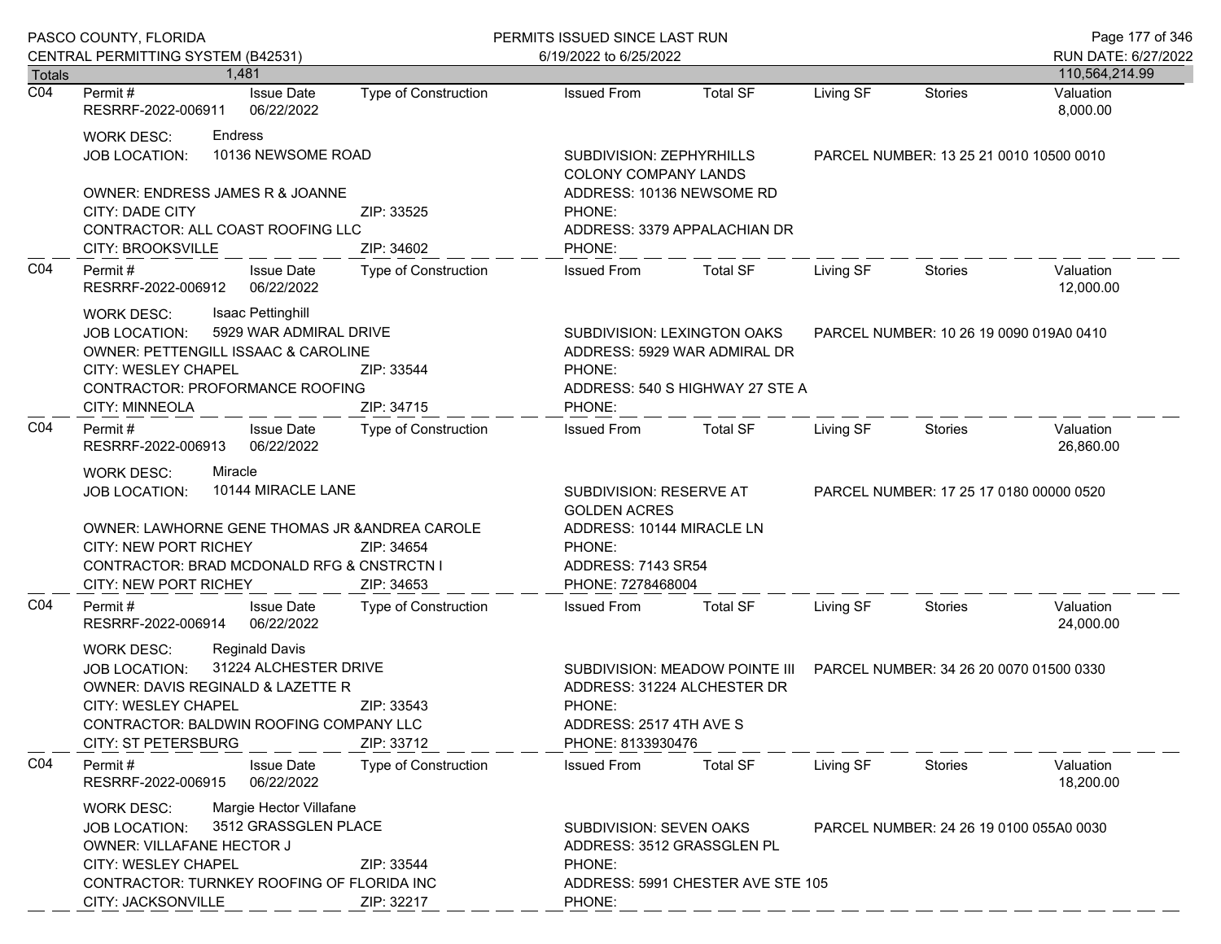| Totals | 1,481 | | | | | | | 110,564,214.99 |
|---|---|---|---|---|---|---|---|---|

**C04** Permit # RESRRF-2022-006911 | Issue Date 06/22/2022 | Type of Construction | Issued From | Total SF | Living SF | Stories | Valuation 8,000.00

WORK DESC: Endress
JOB LOCATION: 10136 NEWSOME ROAD
SUBDIVISION: ZEPHYRHILLS COLONY COMPANY LANDS
PARCEL NUMBER: 13 25 21 0010 10500 0010
OWNER: ENDRESS JAMES R & JOANNE
ADDRESS: 10136 NEWSOME RD
CITY: DADE CITY ZIP: 33525
PHONE:
CONTRACTOR: ALL COAST ROOFING LLC
ADDRESS: 3379 APPALACHIAN DR
CITY: BROOKSVILLE ZIP: 34602
PHONE:

---

**C04** Permit # RESRRF-2022-006912 | Issue Date 06/22/2022 | Type of Construction | Issued From | Total SF | Living SF | Stories | Valuation 12,000.00

WORK DESC: Isaac Pettinghill
JOB LOCATION: 5929 WAR ADMIRAL DRIVE
SUBDIVISION: LEXINGTON OAKS
PARCEL NUMBER: 10 26 19 0090 019A0 0410
OWNER: PETTENGILL ISSAAC & CAROLINE
ADDRESS: 5929 WAR ADMIRAL DR
CITY: WESLEY CHAPEL ZIP: 33544
PHONE:
CONTRACTOR: PROFORMANCE ROOFING
ADDRESS: 540 S HIGHWAY 27 STE A
CITY: MINNEOLA ZIP: 34715
PHONE:

---

**C04** Permit # RESRRF-2022-006913 | Issue Date 06/22/2022 | Type of Construction | Issued From | Total SF | Living SF | Stories | Valuation 26,860.00

WORK DESC: Miracle
JOB LOCATION: 10144 MIRACLE LANE
SUBDIVISION: RESERVE AT GOLDEN ACRES
PARCEL NUMBER: 17 25 17 0180 00000 0520
OWNER: LAWHORNE GENE THOMAS JR &ANDREA CAROLE
ADDRESS: 10144 MIRACLE LN
CITY: NEW PORT RICHEY ZIP: 34654
PHONE:
CONTRACTOR: BRAD MCDONALD RFG & CNSTRCTN I
ADDRESS: 7143 SR54
CITY: NEW PORT RICHEY ZIP: 34653
PHONE: 7278468004

---

**C04** Permit # RESRRF-2022-006914 | Issue Date 06/22/2022 | Type of Construction | Issued From | Total SF | Living SF | Stories | Valuation 24,000.00

WORK DESC: Reginald Davis
JOB LOCATION: 31224 ALCHESTER DRIVE
SUBDIVISION: MEADOW POINTE III
PARCEL NUMBER: 34 26 20 0070 01500 0330
OWNER: DAVIS REGINALD & LAZETTE R
ADDRESS: 31224 ALCHESTER DR
CITY: WESLEY CHAPEL ZIP: 33543
PHONE:
CONTRACTOR: BALDWIN ROOFING COMPANY LLC
ADDRESS: 2517 4TH AVE S
CITY: ST PETERSBURG ZIP: 33712
PHONE: 8133930476

---

**C04** Permit # RESRRF-2022-006915 | Issue Date 06/22/2022 | Type of Construction | Issued From | Total SF | Living SF | Stories | Valuation 18,200.00

WORK DESC: Margie Hector Villafane
JOB LOCATION: 3512 GRASSGLEN PLACE
SUBDIVISION: SEVEN OAKS
PARCEL NUMBER: 24 26 19 0100 055A0 0030
OWNER: VILLAFANE HECTOR J
ADDRESS: 3512 GRASSGLEN PL
CITY: WESLEY CHAPEL ZIP: 33544
PHONE:
CONTRACTOR: TURNKEY ROOFING OF FLORIDA INC
ADDRESS: 5991 CHESTER AVE STE 105
CITY: JACKSONVILLE ZIP: 32217
PHONE: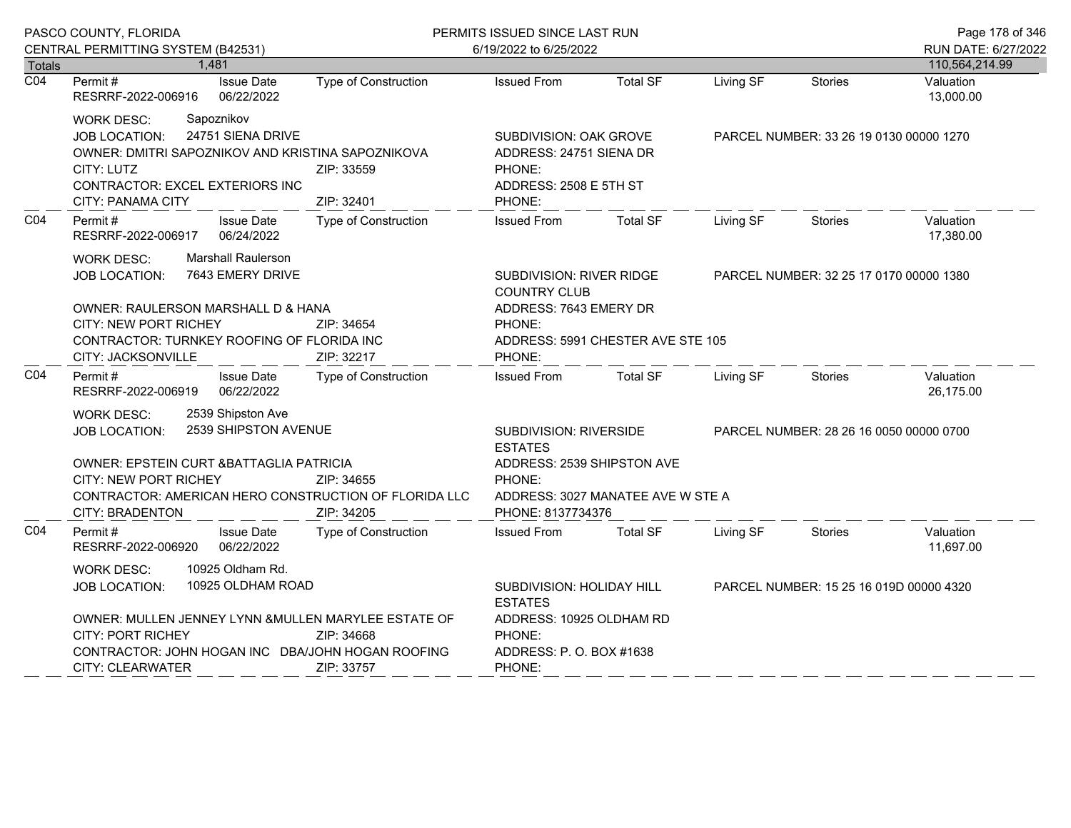PASCO COUNTY, FLORIDA
CENTRAL PERMITTING SYSTEM (B42531)

PERMITS ISSUED SINCE LAST RUN
6/19/2022 to 6/25/2022

RUN DATE: 6/27/2022

| Totals | 1,481 | | | | | | | 110,564,214.99 |
|---|---|---|---|---|---|---|---|---|

---

**C04** | Permit # RESRRF-2022-006916 | Issue Date 06/22/2022 | Type of Construction | Issued From | Total SF | Living SF | Stories | Valuation 13,000.00

WORK DESC: Sapoznikov
JOB LOCATION: 24751 SIENA DRIVE — SUBDIVISION: OAK GROVE — PARCEL NUMBER: 33 26 19 0130 00000 1270
OWNER: DMITRI SAPOZNIKOV AND KRISTINA SAPOZNIKOVA — ADDRESS: 24751 SIENA DR
CITY: LUTZ — ZIP: 33559 — PHONE:
CONTRACTOR: EXCEL EXTERIORS INC — ADDRESS: 2508 E 5TH ST
CITY: PANAMA CITY — ZIP: 32401 — PHONE:

---

**C04** | Permit # RESRRF-2022-006917 | Issue Date 06/24/2022 | Type of Construction | Issued From | Total SF | Living SF | Stories | Valuation 17,380.00

WORK DESC: Marshall Raulerson
JOB LOCATION: 7643 EMERY DRIVE — SUBDIVISION: RIVER RIDGE COUNTRY CLUB — PARCEL NUMBER: 32 25 17 0170 00000 1380
OWNER: RAULERSON MARSHALL D & HANA — ADDRESS: 7643 EMERY DR
CITY: NEW PORT RICHEY — ZIP: 34654 — PHONE:
CONTRACTOR: TURNKEY ROOFING OF FLORIDA INC — ADDRESS: 5991 CHESTER AVE STE 105
CITY: JACKSONVILLE — ZIP: 32217 — PHONE:

---

**C04** | Permit # RESRRF-2022-006919 | Issue Date 06/22/2022 | Type of Construction | Issued From | Total SF | Living SF | Stories | Valuation 26,175.00

WORK DESC: 2539 Shipston Ave
JOB LOCATION: 2539 SHIPSTON AVENUE — SUBDIVISION: RIVERSIDE ESTATES — PARCEL NUMBER: 28 26 16 0050 00000 0700
OWNER: EPSTEIN CURT &BATTAGLIA PATRICIA — ADDRESS: 2539 SHIPSTON AVE
CITY: NEW PORT RICHEY — ZIP: 34655 — PHONE:
CONTRACTOR: AMERICAN HERO CONSTRUCTION OF FLORIDA LLC — ADDRESS: 3027 MANATEE AVE W STE A
CITY: BRADENTON — ZIP: 34205 — PHONE: 8137734376

---

**C04** | Permit # RESRRF-2022-006920 | Issue Date 06/22/2022 | Type of Construction | Issued From | Total SF | Living SF | Stories | Valuation 11,697.00

WORK DESC: 10925 Oldham Rd.
JOB LOCATION: 10925 OLDHAM ROAD — SUBDIVISION: HOLIDAY HILL ESTATES — PARCEL NUMBER: 15 25 16 019D 00000 4320
OWNER: MULLEN JENNEY LYNN &MULLEN MARYLEE ESTATE OF — ADDRESS: 10925 OLDHAM RD
CITY: PORT RICHEY — ZIP: 34668 — PHONE:
CONTRACTOR: JOHN HOGAN INC DBA/JOHN HOGAN ROOFING — ADDRESS: P. O. BOX #1638
CITY: CLEARWATER — ZIP: 33757 — PHONE: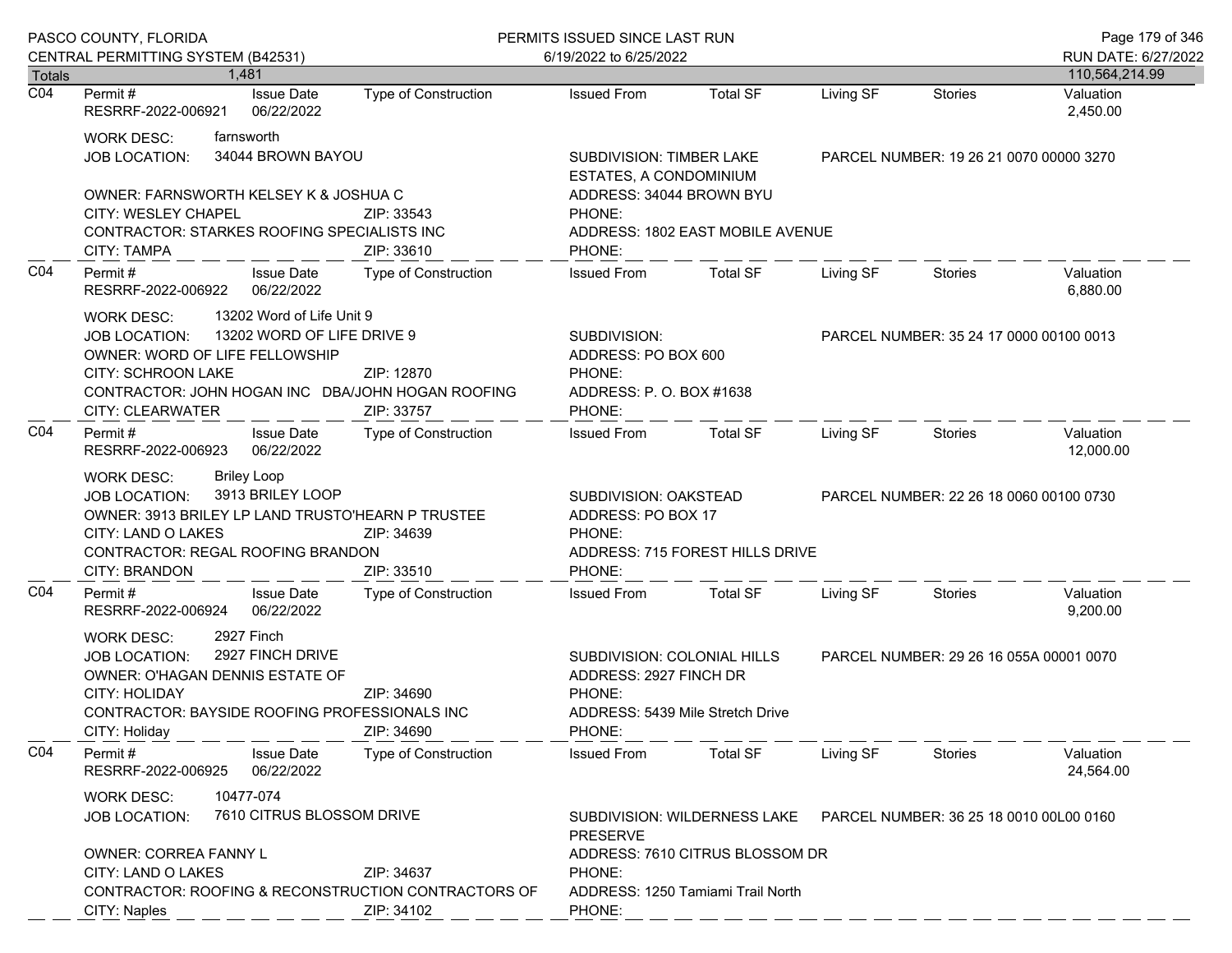Totals 1,481 — 110,564,214.99

---

**C04** Permit # RESRRF-2022-006921 | Issue Date 06/22/2022 | Type of Construction | Issued From | Total SF | Living SF | Stories | Valuation 2,450.00

WORK DESC: farnsworth
JOB LOCATION: 34044 BROWN BAYOU
SUBDIVISION: TIMBER LAKE ESTATES, A CONDOMINIUM
PARCEL NUMBER: 19 26 21 0070 00000 3270
OWNER: FARNSWORTH KELSEY K & JOSHUA C
ADDRESS: 34044 BROWN BYU
CITY: WESLEY CHAPEL ZIP: 33543
PHONE:
CONTRACTOR: STARKES ROOFING SPECIALISTS INC
ADDRESS: 1802 EAST MOBILE AVENUE
CITY: TAMPA ZIP: 33610
PHONE:

---

**C04** Permit # RESRRF-2022-006922 | Issue Date 06/22/2022 | Type of Construction | Issued From | Total SF | Living SF | Stories | Valuation 6,880.00

WORK DESC: 13202 Word of Life Unit 9
JOB LOCATION: 13202 WORD OF LIFE DRIVE 9
SUBDIVISION:
PARCEL NUMBER: 35 24 17 0000 00100 0013
OWNER: WORD OF LIFE FELLOWSHIP
ADDRESS: PO BOX 600
CITY: SCHROON LAKE ZIP: 12870
PHONE:
CONTRACTOR: JOHN HOGAN INC DBA/JOHN HOGAN ROOFING
ADDRESS: P. O. BOX #1638
CITY: CLEARWATER ZIP: 33757
PHONE:

---

**C04** Permit # RESRRF-2022-006923 | Issue Date 06/22/2022 | Type of Construction | Issued From | Total SF | Living SF | Stories | Valuation 12,000.00

WORK DESC: Briley Loop
JOB LOCATION: 3913 BRILEY LOOP
SUBDIVISION: OAKSTEAD
PARCEL NUMBER: 22 26 18 0060 00100 0730
OWNER: 3913 BRILEY LP LAND TRUSTO'HEARN P TRUSTEE
ADDRESS: PO BOX 17
CITY: LAND O LAKES ZIP: 34639
PHONE:
CONTRACTOR: REGAL ROOFING BRANDON
ADDRESS: 715 FOREST HILLS DRIVE
CITY: BRANDON ZIP: 33510
PHONE:

---

**C04** Permit # RESRRF-2022-006924 | Issue Date 06/22/2022 | Type of Construction | Issued From | Total SF | Living SF | Stories | Valuation 9,200.00

WORK DESC: 2927 Finch
JOB LOCATION: 2927 FINCH DRIVE
SUBDIVISION: COLONIAL HILLS
PARCEL NUMBER: 29 26 16 055A 00001 0070
OWNER: O'HAGAN DENNIS ESTATE OF
ADDRESS: 2927 FINCH DR
CITY: HOLIDAY ZIP: 34690
PHONE:
CONTRACTOR: BAYSIDE ROOFING PROFESSIONALS INC
ADDRESS: 5439 Mile Stretch Drive
CITY: Holiday ZIP: 34690
PHONE:

---

**C04** Permit # RESRRF-2022-006925 | Issue Date 06/22/2022 | Type of Construction | Issued From | Total SF | Living SF | Stories | Valuation 24,564.00

WORK DESC: 10477-074
JOB LOCATION: 7610 CITRUS BLOSSOM DRIVE
SUBDIVISION: WILDERNESS LAKE PRESERVE
PARCEL NUMBER: 36 25 18 0010 00L00 0160
OWNER: CORREA FANNY L
ADDRESS: 7610 CITRUS BLOSSOM DR
CITY: LAND O LAKES ZIP: 34637
PHONE:
CONTRACTOR: ROOFING & RECONSTRUCTION CONTRACTORS OF
ADDRESS: 1250 Tamiami Trail North
CITY: Naples ZIP: 34102
PHONE: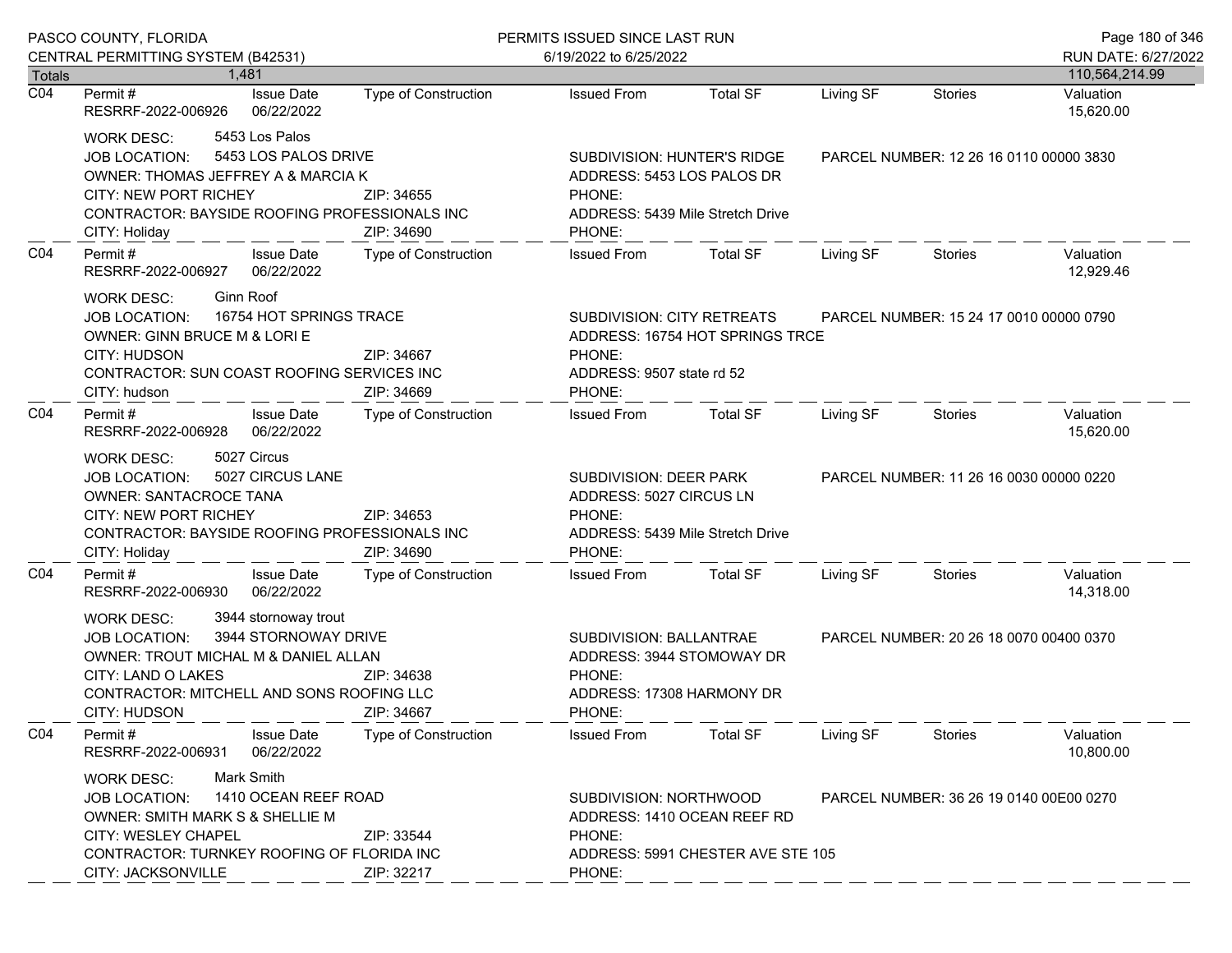| Totals | 1,481 | | | | | | | 110,564,214.99 |
|---|---|---|---|---|---|---|---|---|

**C04** — Permit # RESRRF-2022-006926 | Issue Date 06/22/2022 | Type of Construction | Issued From | Total SF | Living SF | Stories | Valuation 15,620.00

WORK DESC: 5453 Los Palos
JOB LOCATION: 5453 LOS PALOS DRIVE
SUBDIVISION: HUNTER'S RIDGE
PARCEL NUMBER: 12 26 16 0110 00000 3830
OWNER: THOMAS JEFFREY A & MARCIA K
ADDRESS: 5453 LOS PALOS DR
CITY: NEW PORT RICHEY ZIP: 34655
PHONE:
CONTRACTOR: BAYSIDE ROOFING PROFESSIONALS INC
ADDRESS: 5439 Mile Stretch Drive
CITY: Holiday ZIP: 34690
PHONE:

---

**C04** — Permit # RESRRF-2022-006927 | Issue Date 06/22/2022 | Type of Construction | Issued From | Total SF | Living SF | Stories | Valuation 12,929.46

WORK DESC: Ginn Roof
JOB LOCATION: 16754 HOT SPRINGS TRACE
SUBDIVISION: CITY RETREATS
PARCEL NUMBER: 15 24 17 0010 00000 0790
OWNER: GINN BRUCE M & LORI E
ADDRESS: 16754 HOT SPRINGS TRCE
CITY: HUDSON ZIP: 34667
PHONE:
CONTRACTOR: SUN COAST ROOFING SERVICES INC
ADDRESS: 9507 state rd 52
CITY: hudson ZIP: 34669
PHONE:

---

**C04** — Permit # RESRRF-2022-006928 | Issue Date 06/22/2022 | Type of Construction | Issued From | Total SF | Living SF | Stories | Valuation 15,620.00

WORK DESC: 5027 Circus
JOB LOCATION: 5027 CIRCUS LANE
SUBDIVISION: DEER PARK
PARCEL NUMBER: 11 26 16 0030 00000 0220
OWNER: SANTACROCE TANA
ADDRESS: 5027 CIRCUS LN
CITY: NEW PORT RICHEY ZIP: 34653
PHONE:
CONTRACTOR: BAYSIDE ROOFING PROFESSIONALS INC
ADDRESS: 5439 Mile Stretch Drive
CITY: Holiday ZIP: 34690
PHONE:

---

**C04** — Permit # RESRRF-2022-006930 | Issue Date 06/22/2022 | Type of Construction | Issued From | Total SF | Living SF | Stories | Valuation 14,318.00

WORK DESC: 3944 stornoway trout
JOB LOCATION: 3944 STORNOWAY DRIVE
SUBDIVISION: BALLANTRAE
PARCEL NUMBER: 20 26 18 0070 00400 0370
OWNER: TROUT MICHAL M & DANIEL ALLAN
ADDRESS: 3944 STOMOWAY DR
CITY: LAND O LAKES ZIP: 34638
PHONE:
CONTRACTOR: MITCHELL AND SONS ROOFING LLC
ADDRESS: 17308 HARMONY DR
CITY: HUDSON ZIP: 34667
PHONE:

---

**C04** — Permit # RESRRF-2022-006931 | Issue Date 06/22/2022 | Type of Construction | Issued From | Total SF | Living SF | Stories | Valuation 10,800.00

WORK DESC: Mark Smith
JOB LOCATION: 1410 OCEAN REEF ROAD
SUBDIVISION: NORTHWOOD
PARCEL NUMBER: 36 26 19 0140 00E00 0270
OWNER: SMITH MARK S & SHELLIE M
ADDRESS: 1410 OCEAN REEF RD
CITY: WESLEY CHAPEL ZIP: 33544
PHONE:
CONTRACTOR: TURNKEY ROOFING OF FLORIDA INC
ADDRESS: 5991 CHESTER AVE STE 105
CITY: JACKSONVILLE ZIP: 32217
PHONE: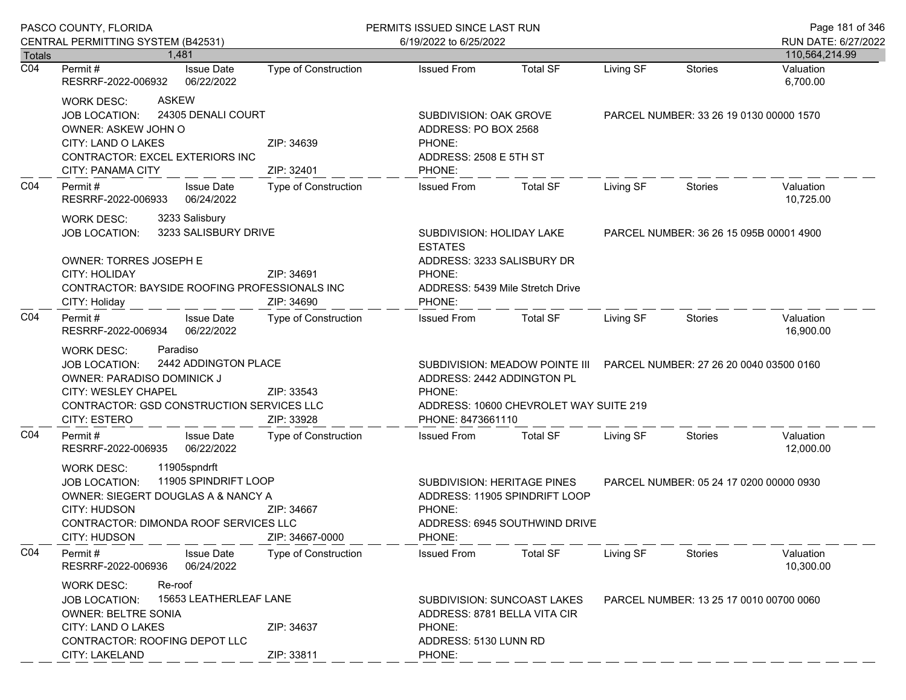Totals 1,481 — 110,564,214.99

## C04

| Permit # | Issue Date | Type of Construction | Issued From | Total SF | Living SF | Stories | Valuation |
|---|---|---|---|---|---|---|---|
| RESRRF-2022-006932 | 06/22/2022 | | | | | | 6,700.00 |

WORK DESC: ASKEW
JOB LOCATION: 24305 DENALI COURT
SUBDIVISION: OAK GROVE
PARCEL NUMBER: 33 26 19 0130 00000 1570
OWNER: ASKEW JOHN O
ADDRESS: PO BOX 2568
CITY: LAND O LAKES ZIP: 34639
PHONE:
CONTRACTOR: EXCEL EXTERIORS INC
ADDRESS: 2508 E 5TH ST
CITY: PANAMA CITY ZIP: 32401
PHONE:

## C04

| Permit # | Issue Date | Type of Construction | Issued From | Total SF | Living SF | Stories | Valuation |
|---|---|---|---|---|---|---|---|
| RESRRF-2022-006933 | 06/24/2022 | | | | | | 10,725.00 |

WORK DESC: 3233 Salisbury
JOB LOCATION: 3233 SALISBURY DRIVE
SUBDIVISION: HOLIDAY LAKE ESTATES
PARCEL NUMBER: 36 26 15 095B 00001 4900
OWNER: TORRES JOSEPH E
ADDRESS: 3233 SALISBURY DR
CITY: HOLIDAY ZIP: 34691
PHONE:
CONTRACTOR: BAYSIDE ROOFING PROFESSIONALS INC
ADDRESS: 5439 Mile Stretch Drive
CITY: Holiday ZIP: 34690
PHONE:

## C04

| Permit # | Issue Date | Type of Construction | Issued From | Total SF | Living SF | Stories | Valuation |
|---|---|---|---|---|---|---|---|
| RESRRF-2022-006934 | 06/22/2022 | | | | | | 16,900.00 |

WORK DESC: Paradiso
JOB LOCATION: 2442 ADDINGTON PLACE
SUBDIVISION: MEADOW POINTE III
PARCEL NUMBER: 27 26 20 0040 03500 0160
OWNER: PARADISO DOMINICK J
ADDRESS: 2442 ADDINGTON PL
CITY: WESLEY CHAPEL ZIP: 33543
PHONE:
CONTRACTOR: GSD CONSTRUCTION SERVICES LLC
ADDRESS: 10600 CHEVROLET WAY SUITE 219
CITY: ESTERO ZIP: 33928
PHONE: 8473661110

## C04

| Permit # | Issue Date | Type of Construction | Issued From | Total SF | Living SF | Stories | Valuation |
|---|---|---|---|---|---|---|---|
| RESRRF-2022-006935 | 06/22/2022 | | | | | | 12,000.00 |

WORK DESC: 11905spndrft
JOB LOCATION: 11905 SPINDRIFT LOOP
SUBDIVISION: HERITAGE PINES
PARCEL NUMBER: 05 24 17 0200 00000 0930
OWNER: SIEGERT DOUGLAS A & NANCY A
ADDRESS: 11905 SPINDRIFT LOOP
CITY: HUDSON ZIP: 34667
PHONE:
CONTRACTOR: DIMONDA ROOF SERVICES LLC
ADDRESS: 6945 SOUTHWIND DRIVE
CITY: HUDSON ZIP: 34667-0000
PHONE:

## C04

| Permit # | Issue Date | Type of Construction | Issued From | Total SF | Living SF | Stories | Valuation |
|---|---|---|---|---|---|---|---|
| RESRRF-2022-006936 | 06/24/2022 | | | | | | 10,300.00 |

WORK DESC: Re-roof
JOB LOCATION: 15653 LEATHERLEAF LANE
SUBDIVISION: SUNCOAST LAKES
PARCEL NUMBER: 13 25 17 0010 00700 0060
OWNER: BELTRE SONIA
ADDRESS: 8781 BELLA VITA CIR
CITY: LAND O LAKES ZIP: 34637
PHONE:
CONTRACTOR: ROOFING DEPOT LLC
ADDRESS: 5130 LUNN RD
CITY: LAKELAND ZIP: 33811
PHONE: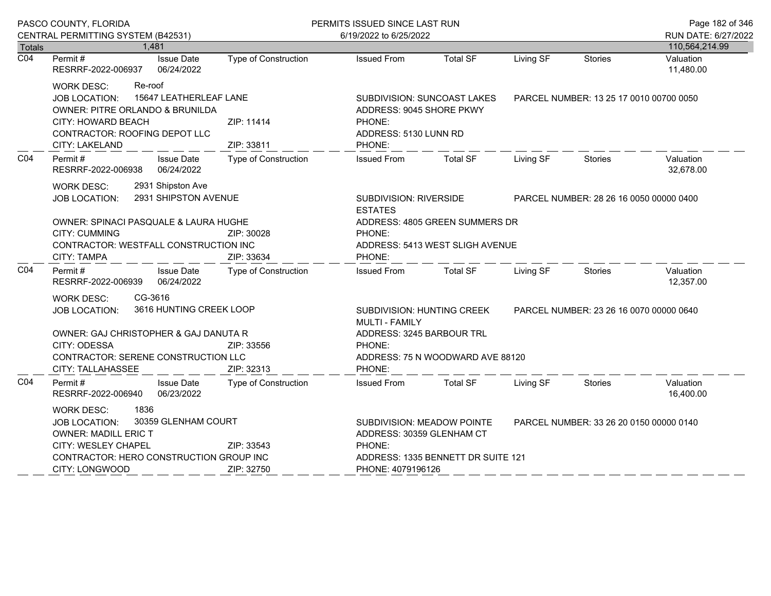PASCO COUNTY, FLORIDA
CENTRAL PERMITTING SYSTEM (B42531)

PERMITS ISSUED SINCE LAST RUN
6/19/2022 to 6/25/2022

RUN DATE: 6/27/2022

| Totals | 1,481 | | | | | | | 110,564,214.99 |
|---|---|---|---|---|---|---|---|---|

---

**C04**

| Permit # | Issue Date | Type of Construction | Issued From | Total SF | Living SF | Stories | Valuation |
|---|---|---|---|---|---|---|---|
| RESRRF-2022-006937 | 06/24/2022 | | | | | | 11,480.00 |

WORK DESC: Re-roof
JOB LOCATION: 15647 LEATHERLEAF LANE — SUBDIVISION: SUNCOAST LAKES — PARCEL NUMBER: 13 25 17 0010 00700 0050
OWNER: PITRE ORLANDO & BRUNILDA — ADDRESS: 9045 SHORE PKWY
CITY: HOWARD BEACH — ZIP: 11414 — PHONE:
CONTRACTOR: ROOFING DEPOT LLC — ADDRESS: 5130 LUNN RD
CITY: LAKELAND — ZIP: 33811 — PHONE:

---

**C04**

| Permit # | Issue Date | Type of Construction | Issued From | Total SF | Living SF | Stories | Valuation |
|---|---|---|---|---|---|---|---|
| RESRRF-2022-006938 | 06/24/2022 | | | | | | 32,678.00 |

WORK DESC: 2931 Shipston Ave
JOB LOCATION: 2931 SHIPSTON AVENUE — SUBDIVISION: RIVERSIDE ESTATES — PARCEL NUMBER: 28 26 16 0050 00000 0400
OWNER: SPINACI PASQUALE & LAURA HUGHE — ADDRESS: 4805 GREEN SUMMERS DR
CITY: CUMMING — ZIP: 30028 — PHONE:
CONTRACTOR: WESTFALL CONSTRUCTION INC — ADDRESS: 5413 WEST SLIGH AVENUE
CITY: TAMPA — ZIP: 33634 — PHONE:

---

**C04**

| Permit # | Issue Date | Type of Construction | Issued From | Total SF | Living SF | Stories | Valuation |
|---|---|---|---|---|---|---|---|
| RESRRF-2022-006939 | 06/24/2022 | | | | | | 12,357.00 |

WORK DESC: CG-3616
JOB LOCATION: 3616 HUNTING CREEK LOOP — SUBDIVISION: HUNTING CREEK MULTI - FAMILY — PARCEL NUMBER: 23 26 16 0070 00000 0640
OWNER: GAJ CHRISTOPHER & GAJ DANUTA R — ADDRESS: 3245 BARBOUR TRL
CITY: ODESSA — ZIP: 33556 — PHONE:
CONTRACTOR: SERENE CONSTRUCTION LLC — ADDRESS: 75 N WOODWARD AVE 88120
CITY: TALLAHASSEE — ZIP: 32313 — PHONE:

---

**C04**

| Permit # | Issue Date | Type of Construction | Issued From | Total SF | Living SF | Stories | Valuation |
|---|---|---|---|---|---|---|---|
| RESRRF-2022-006940 | 06/23/2022 | | | | | | 16,400.00 |

WORK DESC: 1836
JOB LOCATION: 30359 GLENHAM COURT — SUBDIVISION: MEADOW POINTE — PARCEL NUMBER: 33 26 20 0150 00000 0140
OWNER: MADILL ERIC T — ADDRESS: 30359 GLENHAM CT
CITY: WESLEY CHAPEL — ZIP: 33543 — PHONE:
CONTRACTOR: HERO CONSTRUCTION GROUP INC — ADDRESS: 1335 BENNETT DR SUITE 121
CITY: LONGWOOD — ZIP: 32750 — PHONE: 4079196126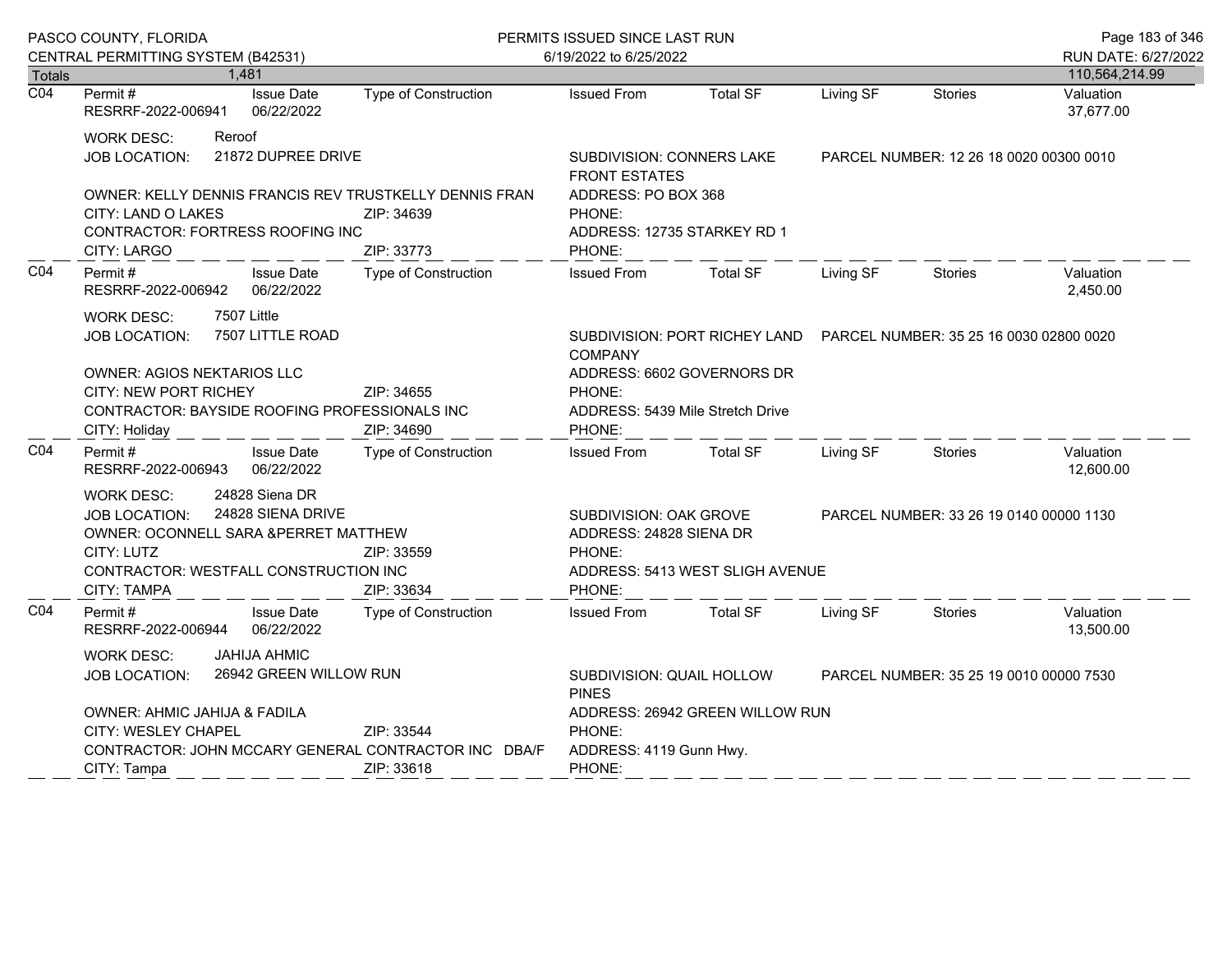| Totals | 1,481 | | | | | | | 110,564,214.99 |
|---|---|---|---|---|---|---|---|---|

**C04** Permit # RESRRF-2022-006941 | Issue Date 06/22/2022 | Type of Construction | Issued From | Total SF | Living SF | Stories | Valuation 37,677.00

WORK DESC: Reroof
JOB LOCATION: 21872 DUPREE DRIVE
SUBDIVISION: CONNERS LAKE FRONT ESTATES
PARCEL NUMBER: 12 26 18 0020 00300 0010
OWNER: KELLY DENNIS FRANCIS REV TRUSTKELLY DENNIS FRAN
ADDRESS: PO BOX 368
CITY: LAND O LAKES ZIP: 34639
PHONE:
CONTRACTOR: FORTRESS ROOFING INC
ADDRESS: 12735 STARKEY RD 1
CITY: LARGO ZIP: 33773
PHONE:

---

**C04** Permit # RESRRF-2022-006942 | Issue Date 06/22/2022 | Type of Construction | Issued From | Total SF | Living SF | Stories | Valuation 2,450.00

WORK DESC: 7507 Little
JOB LOCATION: 7507 LITTLE ROAD
SUBDIVISION: PORT RICHEY LAND COMPANY
PARCEL NUMBER: 35 25 16 0030 02800 0020
OWNER: AGIOS NEKTARIOS LLC
ADDRESS: 6602 GOVERNORS DR
CITY: NEW PORT RICHEY ZIP: 34655
PHONE:
CONTRACTOR: BAYSIDE ROOFING PROFESSIONALS INC
ADDRESS: 5439 Mile Stretch Drive
CITY: Holiday ZIP: 34690
PHONE:

---

**C04** Permit # RESRRF-2022-006943 | Issue Date 06/22/2022 | Type of Construction | Issued From | Total SF | Living SF | Stories | Valuation 12,600.00

WORK DESC: 24828 Siena DR
JOB LOCATION: 24828 SIENA DRIVE
SUBDIVISION: OAK GROVE
PARCEL NUMBER: 33 26 19 0140 00000 1130
OWNER: OCONNELL SARA &PERRET MATTHEW
ADDRESS: 24828 SIENA DR
CITY: LUTZ ZIP: 33559
PHONE:
CONTRACTOR: WESTFALL CONSTRUCTION INC
ADDRESS: 5413 WEST SLIGH AVENUE
CITY: TAMPA ZIP: 33634
PHONE:

---

**C04** Permit # RESRRF-2022-006944 | Issue Date 06/22/2022 | Type of Construction | Issued From | Total SF | Living SF | Stories | Valuation 13,500.00

WORK DESC: JAHIJA AHMIC
JOB LOCATION: 26942 GREEN WILLOW RUN
SUBDIVISION: QUAIL HOLLOW PINES
PARCEL NUMBER: 35 25 19 0010 00000 7530
OWNER: AHMIC JAHIJA & FADILA
ADDRESS: 26942 GREEN WILLOW RUN
CITY: WESLEY CHAPEL ZIP: 33544
PHONE:
CONTRACTOR: JOHN MCCARY GENERAL CONTRACTOR INC DBA/F
ADDRESS: 4119 Gunn Hwy.
CITY: Tampa ZIP: 33618
PHONE: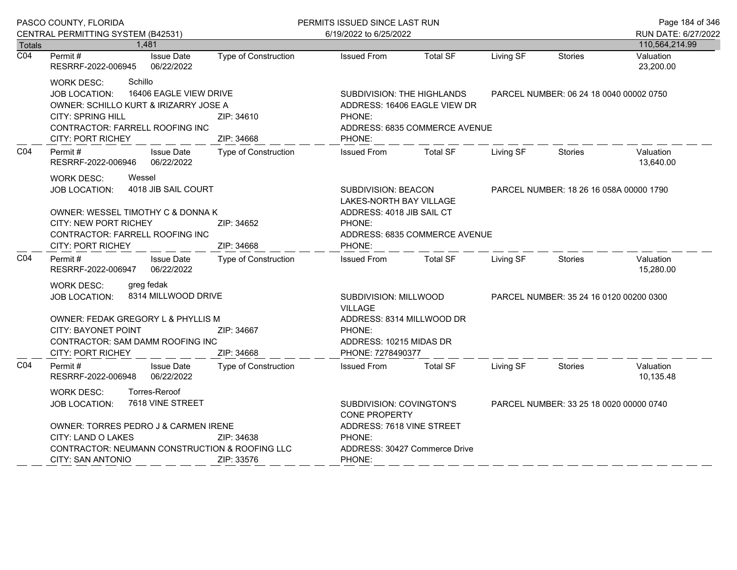PASCO COUNTY, FLORIDA
CENTRAL PERMITTING SYSTEM (B42531)

PERMITS ISSUED SINCE LAST RUN
6/19/2022 to 6/25/2022

RUN DATE: 6/27/2022

| Totals | 1,481 | | | | | | | 110,564,214.99 |
|---|---|---|---|---|---|---|---|---|

---

**C04**

| Permit # | Issue Date | Type of Construction | Issued From | Total SF | Living SF | Stories | Valuation |
|---|---|---|---|---|---|---|---|
| RESRRF-2022-006945 | 06/22/2022 | | | | | | 23,200.00 |

WORK DESC: Schillo
JOB LOCATION: 16406 EAGLE VIEW DRIVE
SUBDIVISION: THE HIGHLANDS
PARCEL NUMBER: 06 24 18 0040 00002 0750
OWNER: SCHILLO KURT & IRIZARRY JOSE A
ADDRESS: 16406 EAGLE VIEW DR
CITY: SPRING HILL ZIP: 34610
PHONE:
CONTRACTOR: FARRELL ROOFING INC
ADDRESS: 6835 COMMERCE AVENUE
CITY: PORT RICHEY ZIP: 34668
PHONE:

---

**C04**

| Permit # | Issue Date | Type of Construction | Issued From | Total SF | Living SF | Stories | Valuation |
|---|---|---|---|---|---|---|---|
| RESRRF-2022-006946 | 06/22/2022 | | | | | | 13,640.00 |

WORK DESC: Wessel
JOB LOCATION: 4018 JIB SAIL COURT
SUBDIVISION: BEACON LAKES-NORTH BAY VILLAGE
PARCEL NUMBER: 18 26 16 058A 00000 1790
OWNER: WESSEL TIMOTHY C & DONNA K
ADDRESS: 4018 JIB SAIL CT
CITY: NEW PORT RICHEY ZIP: 34652
PHONE:
CONTRACTOR: FARRELL ROOFING INC
ADDRESS: 6835 COMMERCE AVENUE
CITY: PORT RICHEY ZIP: 34668
PHONE:

---

**C04**

| Permit # | Issue Date | Type of Construction | Issued From | Total SF | Living SF | Stories | Valuation |
|---|---|---|---|---|---|---|---|
| RESRRF-2022-006947 | 06/22/2022 | | | | | | 15,280.00 |

WORK DESC: greg fedak
JOB LOCATION: 8314 MILLWOOD DRIVE
SUBDIVISION: MILLWOOD VILLAGE
PARCEL NUMBER: 35 24 16 0120 00200 0300
OWNER: FEDAK GREGORY L & PHYLLIS M
ADDRESS: 8314 MILLWOOD DR
CITY: BAYONET POINT ZIP: 34667
PHONE:
CONTRACTOR: SAM DAMM ROOFING INC
ADDRESS: 10215 MIDAS DR
CITY: PORT RICHEY ZIP: 34668
PHONE: 7278490377

---

**C04**

| Permit # | Issue Date | Type of Construction | Issued From | Total SF | Living SF | Stories | Valuation |
|---|---|---|---|---|---|---|---|
| RESRRF-2022-006948 | 06/22/2022 | | | | | | 10,135.48 |

WORK DESC: Torres-Reroof
JOB LOCATION: 7618 VINE STREET
SUBDIVISION: COVINGTON'S CONE PROPERTY
PARCEL NUMBER: 33 25 18 0020 00000 0740
OWNER: TORRES PEDRO J & CARMEN IRENE
ADDRESS: 7618 VINE STREET
CITY: LAND O LAKES ZIP: 34638
PHONE:
CONTRACTOR: NEUMANN CONSTRUCTION & ROOFING LLC
ADDRESS: 30427 Commerce Drive
CITY: SAN ANTONIO ZIP: 33576
PHONE: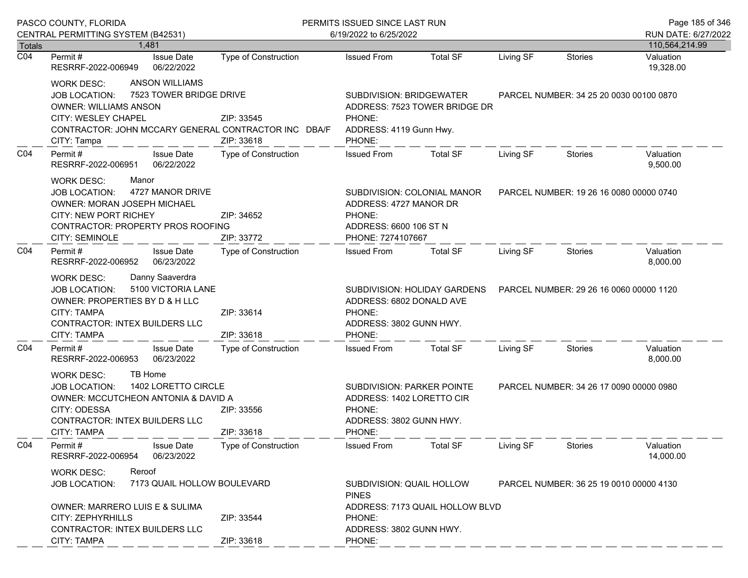| | Permit # | Issue Date | Type of Construction | Issued From | Total SF | Living SF | Stories | Valuation |
|---|---|---|---|---|---|---|---|---|
| C04 | RESRRF-2022-006949 | 06/22/2022 | | | | | | 19,328.00 |

WORK DESC: ANSON WILLIAMS
JOB LOCATION: 7523 TOWER BRIDGE DRIVE
SUBDIVISION: BRIDGEWATER
PARCEL NUMBER: 34 25 20 0030 00100 0870
OWNER: WILLIAMS ANSON
ADDRESS: 7523 TOWER BRIDGE DR
CITY: WESLEY CHAPEL ZIP: 33545
PHONE:
CONTRACTOR: JOHN MCCARY GENERAL CONTRACTOR INC DBA/F
ADDRESS: 4119 Gunn Hwy.
CITY: Tampa ZIP: 33618
PHONE:

| | Permit # | Issue Date | Type of Construction | Issued From | Total SF | Living SF | Stories | Valuation |
|---|---|---|---|---|---|---|---|---|
| C04 | RESRRF-2022-006951 | 06/22/2022 | | | | | | 9,500.00 |

WORK DESC: Manor
JOB LOCATION: 4727 MANOR DRIVE
SUBDIVISION: COLONIAL MANOR
PARCEL NUMBER: 19 26 16 0080 00000 0740
OWNER: MORAN JOSEPH MICHAEL
ADDRESS: 4727 MANOR DR
CITY: NEW PORT RICHEY ZIP: 34652
PHONE:
CONTRACTOR: PROPERTY PROS ROOFING
ADDRESS: 6600 106 ST N
CITY: SEMINOLE ZIP: 33772
PHONE: 7274107667

| | Permit # | Issue Date | Type of Construction | Issued From | Total SF | Living SF | Stories | Valuation |
|---|---|---|---|---|---|---|---|---|
| C04 | RESRRF-2022-006952 | 06/23/2022 | | | | | | 8,000.00 |

WORK DESC: Danny Saaverdra
JOB LOCATION: 5100 VICTORIA LANE
SUBDIVISION: HOLIDAY GARDENS
PARCEL NUMBER: 29 26 16 0060 00000 1120
OWNER: PROPERTIES BY D & H LLC
ADDRESS: 6802 DONALD AVE
CITY: TAMPA ZIP: 33614
PHONE:
CONTRACTOR: INTEX BUILDERS LLC
ADDRESS: 3802 GUNN HWY.
CITY: TAMPA ZIP: 33618
PHONE:

| | Permit # | Issue Date | Type of Construction | Issued From | Total SF | Living SF | Stories | Valuation |
|---|---|---|---|---|---|---|---|---|
| C04 | RESRRF-2022-006953 | 06/23/2022 | | | | | | 8,000.00 |

WORK DESC: TB Home
JOB LOCATION: 1402 LORETTO CIRCLE
SUBDIVISION: PARKER POINTE
PARCEL NUMBER: 34 26 17 0090 00000 0980
OWNER: MCCUTCHEON ANTONIA & DAVID A
ADDRESS: 1402 LORETTO CIR
CITY: ODESSA ZIP: 33556
PHONE:
CONTRACTOR: INTEX BUILDERS LLC
ADDRESS: 3802 GUNN HWY.
CITY: TAMPA ZIP: 33618
PHONE:

| | Permit # | Issue Date | Type of Construction | Issued From | Total SF | Living SF | Stories | Valuation |
|---|---|---|---|---|---|---|---|---|
| C04 | RESRRF-2022-006954 | 06/23/2022 | | | | | | 14,000.00 |

WORK DESC: Reroof
JOB LOCATION: 7173 QUAIL HOLLOW BOULEVARD
SUBDIVISION: QUAIL HOLLOW PINES
PARCEL NUMBER: 36 25 19 0010 00000 4130
OWNER: MARRERO LUIS E & SULIMA
ADDRESS: 7173 QUAIL HOLLOW BLVD
CITY: ZEPHYRHILLS ZIP: 33544
PHONE:
CONTRACTOR: INTEX BUILDERS LLC
ADDRESS: 3802 GUNN HWY.
CITY: TAMPA ZIP: 33618
PHONE: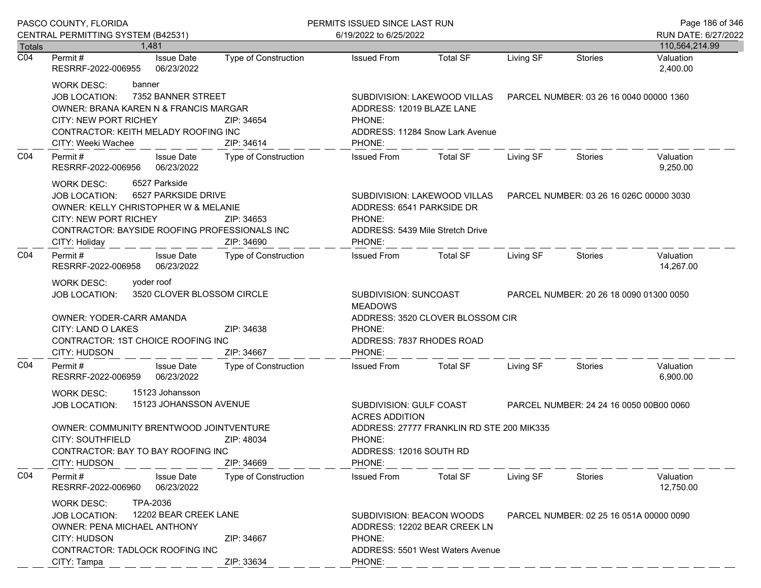| Totals | 1,481 | | | | | | | | 110,564,214.99 |
|---|---|---|---|---|---|---|---|---|---|

**C04** Permit # RESRRF-2022-006955 | Issue Date 06/23/2022 | Type of Construction | Issued From | Total SF | Living SF | Stories | Valuation 2,400.00

WORK DESC: banner
JOB LOCATION: 7352 BANNER STREET
SUBDIVISION: LAKEWOOD VILLAS
PARCEL NUMBER: 03 26 16 0040 00000 1360
OWNER: BRANA KAREN N & FRANCIS MARGAR
ADDRESS: 12019 BLAZE LANE
CITY: NEW PORT RICHEY ZIP: 34654
PHONE:
CONTRACTOR: KEITH MELADY ROOFING INC
ADDRESS: 11284 Snow Lark Avenue
CITY: Weeki Wachee ZIP: 34614
PHONE:

---

**C04** Permit # RESRRF-2022-006956 | Issue Date 06/23/2022 | Type of Construction | Issued From | Total SF | Living SF | Stories | Valuation 9,250.00

WORK DESC: 6527 Parkside
JOB LOCATION: 6527 PARKSIDE DRIVE
SUBDIVISION: LAKEWOOD VILLAS
PARCEL NUMBER: 03 26 16 026C 00000 3030
OWNER: KELLY CHRISTOPHER W & MELANIE
ADDRESS: 6541 PARKSIDE DR
CITY: NEW PORT RICHEY ZIP: 34653
PHONE:
CONTRACTOR: BAYSIDE ROOFING PROFESSIONALS INC
ADDRESS: 5439 Mile Stretch Drive
CITY: Holiday ZIP: 34690
PHONE:

---

**C04** Permit # RESRRF-2022-006958 | Issue Date 06/23/2022 | Type of Construction | Issued From | Total SF | Living SF | Stories | Valuation 14,267.00

WORK DESC: yoder roof
JOB LOCATION: 3520 CLOVER BLOSSOM CIRCLE
SUBDIVISION: SUNCOAST MEADOWS
PARCEL NUMBER: 20 26 18 0090 01300 0050
OWNER: YODER-CARR AMANDA
ADDRESS: 3520 CLOVER BLOSSOM CIR
CITY: LAND O LAKES ZIP: 34638
PHONE:
CONTRACTOR: 1ST CHOICE ROOFING INC
ADDRESS: 7837 RHODES ROAD
CITY: HUDSON ZIP: 34667
PHONE:

---

**C04** Permit # RESRRF-2022-006959 | Issue Date 06/23/2022 | Type of Construction | Issued From | Total SF | Living SF | Stories | Valuation 6,900.00

WORK DESC: 15123 Johansson
JOB LOCATION: 15123 JOHANSSON AVENUE
SUBDIVISION: GULF COAST ACRES ADDITION
PARCEL NUMBER: 24 24 16 0050 00B00 0060
OWNER: COMMUNITY BRENTWOOD JOINTVENTURE
ADDRESS: 27777 FRANKLIN RD STE 200 MIK335
CITY: SOUTHFIELD ZIP: 48034
PHONE:
CONTRACTOR: BAY TO BAY ROOFING INC
ADDRESS: 12016 SOUTH RD
CITY: HUDSON ZIP: 34669
PHONE:

---

**C04** Permit # RESRRF-2022-006960 | Issue Date 06/23/2022 | Type of Construction | Issued From | Total SF | Living SF | Stories | Valuation 12,750.00

WORK DESC: TPA-2036
JOB LOCATION: 12202 BEAR CREEK LANE
SUBDIVISION: BEACON WOODS
PARCEL NUMBER: 02 25 16 051A 00000 0090
OWNER: PENA MICHAEL ANTHONY
ADDRESS: 12202 BEAR CREEK LN
CITY: HUDSON ZIP: 34667
PHONE:
CONTRACTOR: TADLOCK ROOFING INC
ADDRESS: 5501 West Waters Avenue
CITY: Tampa ZIP: 33634
PHONE: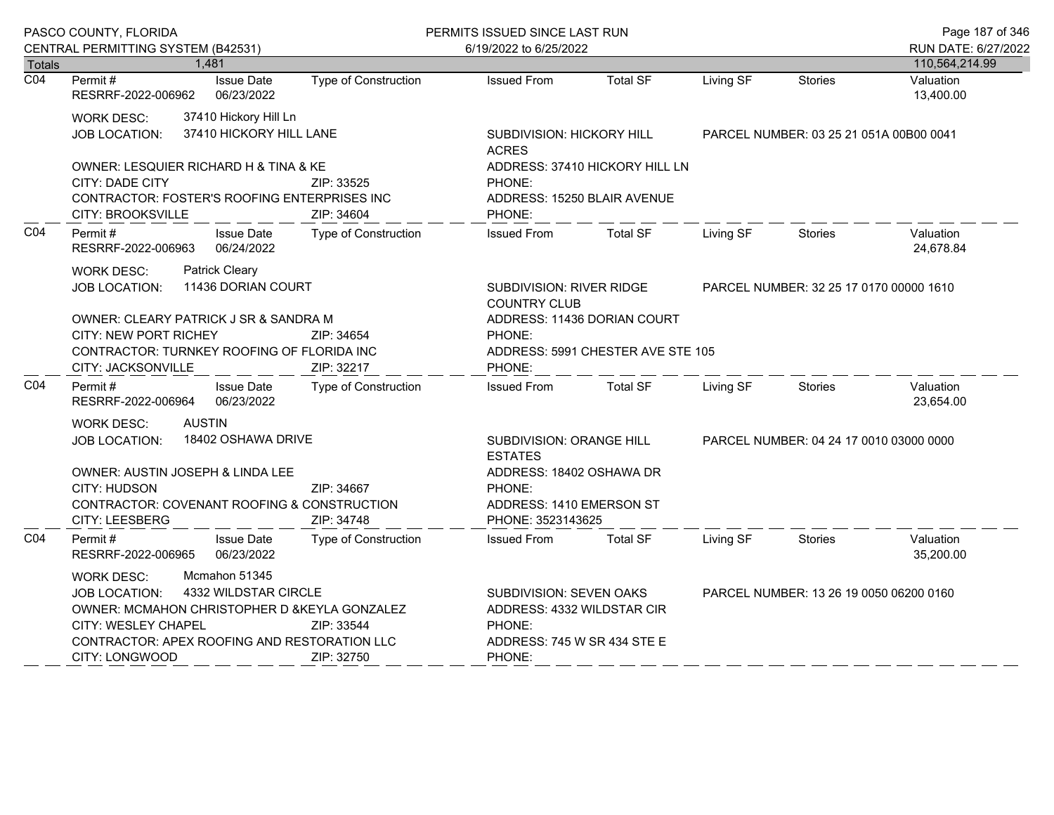PASCO COUNTY, FLORIDA
CENTRAL PERMITTING SYSTEM (B42531)

PERMITS ISSUED SINCE LAST RUN
6/19/2022 to 6/25/2022

RUN DATE: 6/27/2022

| Totals | 1,481 | | | | | | | 110,564,214.99 |
|---|---|---|---|---|---|---|---|---|

---

**C04**

| Permit # | Issue Date | Type of Construction | Issued From | Total SF | Living SF | Stories | Valuation |
|---|---|---|---|---|---|---|---|
| RESRRF-2022-006962 | 06/23/2022 | | | | | | 13,400.00 |

WORK DESC: 37410 Hickory Hill Ln
JOB LOCATION: 37410 HICKORY HILL LANE
SUBDIVISION: HICKORY HILL ACRES
PARCEL NUMBER: 03 25 21 051A 00B00 0041

OWNER: LESQUIER RICHARD H & TINA & KE
ADDRESS: 37410 HICKORY HILL LN
CITY: DADE CITY  ZIP: 33525
PHONE:
CONTRACTOR: FOSTER'S ROOFING ENTERPRISES INC
ADDRESS: 15250 BLAIR AVENUE
CITY: BROOKSVILLE  ZIP: 34604
PHONE:

---

**C04**

| Permit # | Issue Date | Type of Construction | Issued From | Total SF | Living SF | Stories | Valuation |
|---|---|---|---|---|---|---|---|
| RESRRF-2022-006963 | 06/24/2022 | | | | | | 24,678.84 |

WORK DESC: Patrick Cleary
JOB LOCATION: 11436 DORIAN COURT
SUBDIVISION: RIVER RIDGE COUNTRY CLUB
PARCEL NUMBER: 32 25 17 0170 00000 1610

OWNER: CLEARY PATRICK J SR & SANDRA M
ADDRESS: 11436 DORIAN COURT
CITY: NEW PORT RICHEY  ZIP: 34654
PHONE:
CONTRACTOR: TURNKEY ROOFING OF FLORIDA INC
ADDRESS: 5991 CHESTER AVE STE 105
CITY: JACKSONVILLE  ZIP: 32217
PHONE:

---

**C04**

| Permit # | Issue Date | Type of Construction | Issued From | Total SF | Living SF | Stories | Valuation |
|---|---|---|---|---|---|---|---|
| RESRRF-2022-006964 | 06/23/2022 | | | | | | 23,654.00 |

WORK DESC: AUSTIN
JOB LOCATION: 18402 OSHAWA DRIVE
SUBDIVISION: ORANGE HILL ESTATES
PARCEL NUMBER: 04 24 17 0010 03000 0000

OWNER: AUSTIN JOSEPH & LINDA LEE
ADDRESS: 18402 OSHAWA DR
CITY: HUDSON  ZIP: 34667
PHONE:
CONTRACTOR: COVENANT ROOFING & CONSTRUCTION
ADDRESS: 1410 EMERSON ST
CITY: LEESBERG  ZIP: 34748
PHONE: 3523143625

---

**C04**

| Permit # | Issue Date | Type of Construction | Issued From | Total SF | Living SF | Stories | Valuation |
|---|---|---|---|---|---|---|---|
| RESRRF-2022-006965 | 06/23/2022 | | | | | | 35,200.00 |

WORK DESC: Mcmahon 51345
JOB LOCATION: 4332 WILDSTAR CIRCLE
SUBDIVISION: SEVEN OAKS
PARCEL NUMBER: 13 26 19 0050 06200 0160

OWNER: MCMAHON CHRISTOPHER D &KEYLA GONZALEZ
ADDRESS: 4332 WILDSTAR CIR
CITY: WESLEY CHAPEL  ZIP: 33544
PHONE:
CONTRACTOR: APEX ROOFING AND RESTORATION LLC
ADDRESS: 745 W SR 434 STE E
CITY: LONGWOOD  ZIP: 32750
PHONE: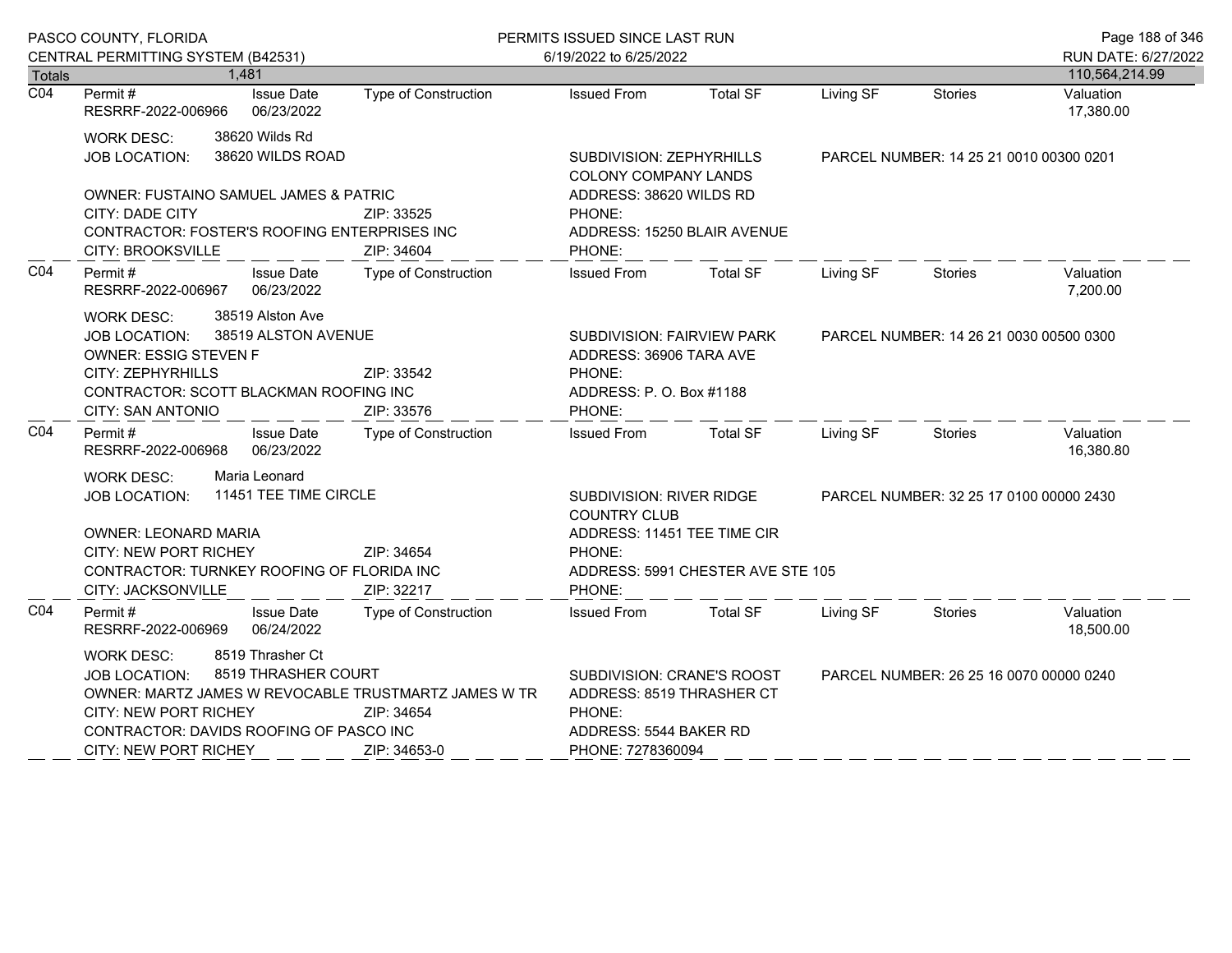PASCO COUNTY, FLORIDA
CENTRAL PERMITTING SYSTEM (B42531)

PERMITS ISSUED SINCE LAST RUN
6/19/2022 to 6/25/2022

RUN DATE: 6/27/2022

| Totals | 1,481 | | | | | | | 110,564,214.99 |
|---|---|---|---|---|---|---|---|---|

---

**C04**

| Permit # | Issue Date | Type of Construction | Issued From | Total SF | Living SF | Stories | Valuation |
|---|---|---|---|---|---|---|---|
| RESRRF-2022-006966 | 06/23/2022 | | | | | | 17,380.00 |

WORK DESC: 38620 Wilds Rd
JOB LOCATION: 38620 WILDS ROAD
SUBDIVISION: ZEPHYRHILLS COLONY COMPANY LANDS
PARCEL NUMBER: 14 25 21 0010 00300 0201
OWNER: FUSTAINO SAMUEL JAMES & PATRIC
ADDRESS: 38620 WILDS RD
CITY: DADE CITY ZIP: 33525
PHONE:
CONTRACTOR: FOSTER'S ROOFING ENTERPRISES INC
ADDRESS: 15250 BLAIR AVENUE
CITY: BROOKSVILLE ZIP: 34604
PHONE:

---

**C04**

| Permit # | Issue Date | Type of Construction | Issued From | Total SF | Living SF | Stories | Valuation |
|---|---|---|---|---|---|---|---|
| RESRRF-2022-006967 | 06/23/2022 | | | | | | 7,200.00 |

WORK DESC: 38519 Alston Ave
JOB LOCATION: 38519 ALSTON AVENUE
SUBDIVISION: FAIRVIEW PARK
PARCEL NUMBER: 14 26 21 0030 00500 0300
OWNER: ESSIG STEVEN F
ADDRESS: 36906 TARA AVE
CITY: ZEPHYRHILLS ZIP: 33542
PHONE:
CONTRACTOR: SCOTT BLACKMAN ROOFING INC
ADDRESS: P. O. Box #1188
CITY: SAN ANTONIO ZIP: 33576
PHONE:

---

**C04**

| Permit # | Issue Date | Type of Construction | Issued From | Total SF | Living SF | Stories | Valuation |
|---|---|---|---|---|---|---|---|
| RESRRF-2022-006968 | 06/23/2022 | | | | | | 16,380.80 |

WORK DESC: Maria Leonard
JOB LOCATION: 11451 TEE TIME CIRCLE
SUBDIVISION: RIVER RIDGE COUNTRY CLUB
PARCEL NUMBER: 32 25 17 0100 00000 2430
OWNER: LEONARD MARIA
ADDRESS: 11451 TEE TIME CIR
CITY: NEW PORT RICHEY ZIP: 34654
PHONE:
CONTRACTOR: TURNKEY ROOFING OF FLORIDA INC
ADDRESS: 5991 CHESTER AVE STE 105
CITY: JACKSONVILLE ZIP: 32217
PHONE:

---

**C04**

| Permit # | Issue Date | Type of Construction | Issued From | Total SF | Living SF | Stories | Valuation |
|---|---|---|---|---|---|---|---|
| RESRRF-2022-006969 | 06/24/2022 | | | | | | 18,500.00 |

WORK DESC: 8519 Thrasher Ct
JOB LOCATION: 8519 THRASHER COURT
SUBDIVISION: CRANE'S ROOST
PARCEL NUMBER: 26 25 16 0070 00000 0240
OWNER: MARTZ JAMES W REVOCABLE TRUSTMARTZ JAMES W TR
ADDRESS: 8519 THRASHER CT
CITY: NEW PORT RICHEY ZIP: 34654
PHONE:
CONTRACTOR: DAVIDS ROOFING OF PASCO INC
ADDRESS: 5544 BAKER RD
CITY: NEW PORT RICHEY ZIP: 34653-0
PHONE: 7278360094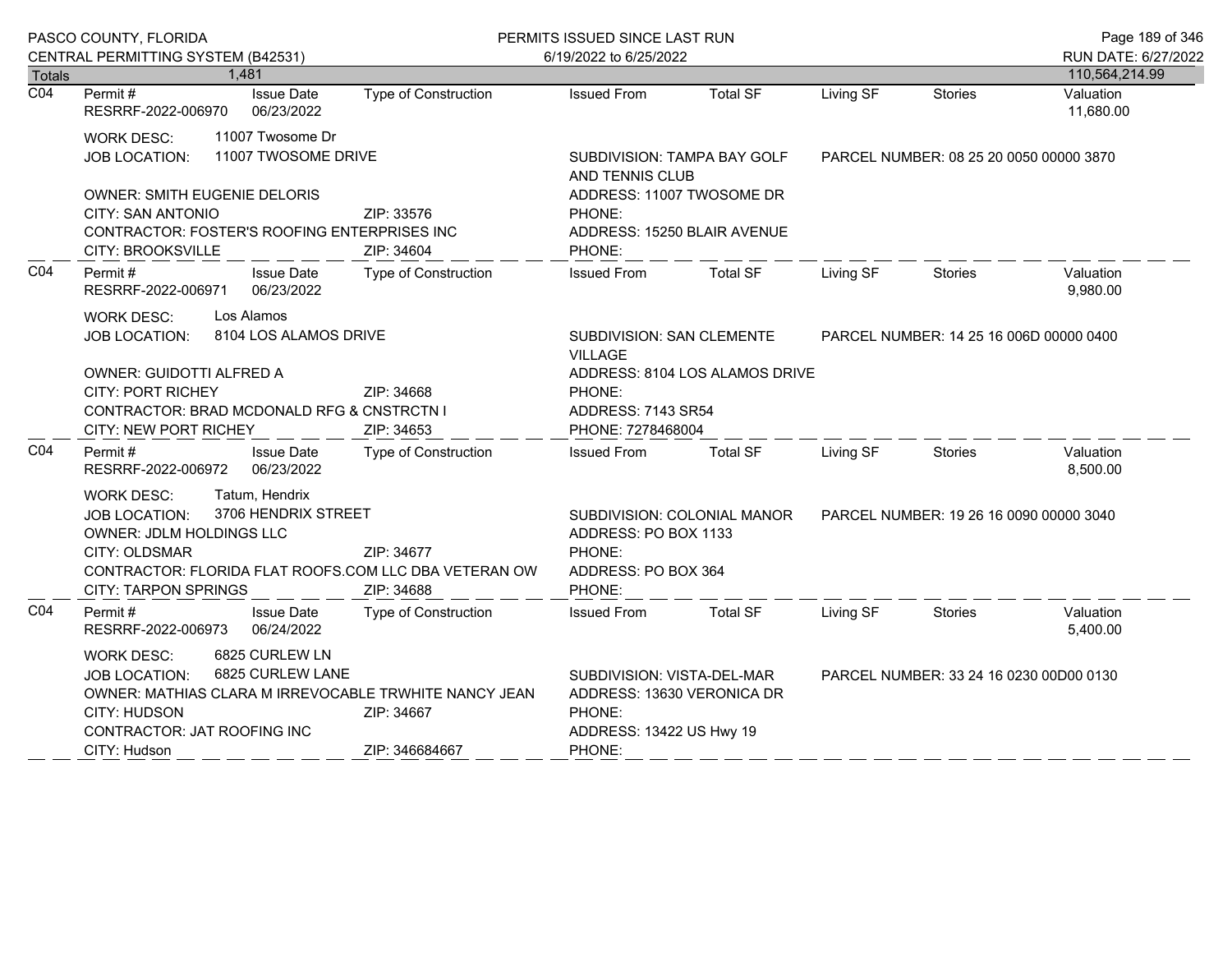PASCO COUNTY, FLORIDA
CENTRAL PERMITTING SYSTEM (B42531)

PERMITS ISSUED SINCE LAST RUN
6/19/2022 to 6/25/2022

RUN DATE: 6/27/2022

| Totals | 1,481 | | | | | | | 110,564,214.99 |
|---|---|---|---|---|---|---|---|---|

| C04 | Permit # | Issue Date | Type of Construction | Issued From | Total SF | Living SF | Stories | Valuation |
|---|---|---|---|---|---|---|---|---|
| | RESRRF-2022-006970 | 06/23/2022 | | | | | | 11,680.00 |

WORK DESC: 11007 Twosome Dr
JOB LOCATION: 11007 TWOSOME DRIVE
SUBDIVISION: TAMPA BAY GOLF AND TENNIS CLUB
PARCEL NUMBER: 08 25 20 0050 00000 3870
OWNER: SMITH EUGENIE DELORIS
ADDRESS: 11007 TWOSOME DR
CITY: SAN ANTONIO ZIP: 33576
PHONE:
CONTRACTOR: FOSTER'S ROOFING ENTERPRISES INC
ADDRESS: 15250 BLAIR AVENUE
CITY: BROOKSVILLE ZIP: 34604
PHONE:

| C04 | Permit # | Issue Date | Type of Construction | Issued From | Total SF | Living SF | Stories | Valuation |
|---|---|---|---|---|---|---|---|---|
| | RESRRF-2022-006971 | 06/23/2022 | | | | | | 9,980.00 |

WORK DESC: Los Alamos
JOB LOCATION: 8104 LOS ALAMOS DRIVE
SUBDIVISION: SAN CLEMENTE VILLAGE
PARCEL NUMBER: 14 25 16 006D 00000 0400
OWNER: GUIDOTTI ALFRED A
ADDRESS: 8104 LOS ALAMOS DRIVE
CITY: PORT RICHEY ZIP: 34668
PHONE:
CONTRACTOR: BRAD MCDONALD RFG & CNSTRCTN I
ADDRESS: 7143 SR54
CITY: NEW PORT RICHEY ZIP: 34653
PHONE: 7278468004

| C04 | Permit # | Issue Date | Type of Construction | Issued From | Total SF | Living SF | Stories | Valuation |
|---|---|---|---|---|---|---|---|---|
| | RESRRF-2022-006972 | 06/23/2022 | | | | | | 8,500.00 |

WORK DESC: Tatum, Hendrix
JOB LOCATION: 3706 HENDRIX STREET
SUBDIVISION: COLONIAL MANOR
PARCEL NUMBER: 19 26 16 0090 00000 3040
OWNER: JDLM HOLDINGS LLC
ADDRESS: PO BOX 1133
CITY: OLDSMAR ZIP: 34677
PHONE:
CONTRACTOR: FLORIDA FLAT ROOFS.COM LLC DBA VETERAN OW
ADDRESS: PO BOX 364
CITY: TARPON SPRINGS ZIP: 34688
PHONE:

| C04 | Permit # | Issue Date | Type of Construction | Issued From | Total SF | Living SF | Stories | Valuation |
|---|---|---|---|---|---|---|---|---|
| | RESRRF-2022-006973 | 06/24/2022 | | | | | | 5,400.00 |

WORK DESC: 6825 CURLEW LN
JOB LOCATION: 6825 CURLEW LANE
SUBDIVISION: VISTA-DEL-MAR
PARCEL NUMBER: 33 24 16 0230 00D00 0130
OWNER: MATHIAS CLARA M IRREVOCABLE TRWHITE NANCY JEAN
ADDRESS: 13630 VERONICA DR
CITY: HUDSON ZIP: 34667
PHONE:
CONTRACTOR: JAT ROOFING INC
ADDRESS: 13422 US Hwy 19
CITY: Hudson ZIP: 346684667
PHONE: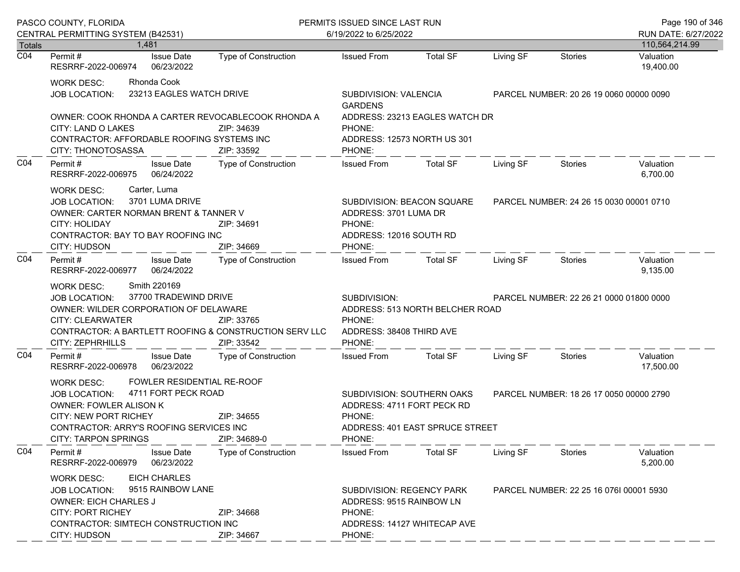| Totals | 1,481 | | | | | | | 110,564,214.99 |
|---|---|---|---|---|---|---|---|---|

## C04

| Permit # | Issue Date | Type of Construction | Issued From | Total SF | Living SF | Stories | Valuation |
|---|---|---|---|---|---|---|---|
| RESRRF-2022-006974 | 06/23/2022 | | | | | | 19,400.00 |

WORK DESC: Rhonda Cook
JOB LOCATION: 23213 EAGLES WATCH DRIVE — SUBDIVISION: VALENCIA GARDENS — PARCEL NUMBER: 20 26 19 0060 00000 0090
OWNER: COOK RHONDA A CARTER REVOCABLECOOK RHONDA A — ADDRESS: 23213 EAGLES WATCH DR
CITY: LAND O LAKES — ZIP: 34639 — PHONE:
CONTRACTOR: AFFORDABLE ROOFING SYSTEMS INC — ADDRESS: 12573 NORTH US 301
CITY: THONOTOSASSA — ZIP: 33592 — PHONE:

## C04

| Permit # | Issue Date | Type of Construction | Issued From | Total SF | Living SF | Stories | Valuation |
|---|---|---|---|---|---|---|---|
| RESRRF-2022-006975 | 06/24/2022 | | | | | | 6,700.00 |

WORK DESC: Carter, Luma
JOB LOCATION: 3701 LUMA DRIVE — SUBDIVISION: BEACON SQUARE — PARCEL NUMBER: 24 26 15 0030 00001 0710
OWNER: CARTER NORMAN BRENT & TANNER V — ADDRESS: 3701 LUMA DR
CITY: HOLIDAY — ZIP: 34691 — PHONE:
CONTRACTOR: BAY TO BAY ROOFING INC — ADDRESS: 12016 SOUTH RD
CITY: HUDSON — ZIP: 34669 — PHONE:

## C04

| Permit # | Issue Date | Type of Construction | Issued From | Total SF | Living SF | Stories | Valuation |
|---|---|---|---|---|---|---|---|
| RESRRF-2022-006977 | 06/24/2022 | | | | | | 9,135.00 |

WORK DESC: Smith 220169
JOB LOCATION: 37700 TRADEWIND DRIVE — SUBDIVISION: — PARCEL NUMBER: 22 26 21 0000 01800 0000
OWNER: WILDER CORPORATION OF DELAWARE — ADDRESS: 513 NORTH BELCHER ROAD
CITY: CLEARWATER — ZIP: 33765 — PHONE:
CONTRACTOR: A BARTLETT ROOFING & CONSTRUCTION SERV LLC — ADDRESS: 38408 THIRD AVE
CITY: ZEPHRHILLS — ZIP: 33542 — PHONE:

## C04

| Permit # | Issue Date | Type of Construction | Issued From | Total SF | Living SF | Stories | Valuation |
|---|---|---|---|---|---|---|---|
| RESRRF-2022-006978 | 06/23/2022 | | | | | | 17,500.00 |

WORK DESC: FOWLER RESIDENTIAL RE-ROOF
JOB LOCATION: 4711 FORT PECK ROAD — SUBDIVISION: SOUTHERN OAKS — PARCEL NUMBER: 18 26 17 0050 00000 2790
OWNER: FOWLER ALISON K — ADDRESS: 4711 FORT PECK RD
CITY: NEW PORT RICHEY — ZIP: 34655 — PHONE:
CONTRACTOR: ARRY'S ROOFING SERVICES INC — ADDRESS: 401 EAST SPRUCE STREET
CITY: TARPON SPRINGS — ZIP: 34689-0 — PHONE:

## C04

| Permit # | Issue Date | Type of Construction | Issued From | Total SF | Living SF | Stories | Valuation |
|---|---|---|---|---|---|---|---|
| RESRRF-2022-006979 | 06/23/2022 | | | | | | 5,200.00 |

WORK DESC: EICH CHARLES
JOB LOCATION: 9515 RAINBOW LANE — SUBDIVISION: REGENCY PARK — PARCEL NUMBER: 22 25 16 076I 00001 5930
OWNER: EICH CHARLES J — ADDRESS: 9515 RAINBOW LN
CITY: PORT RICHEY — ZIP: 34668 — PHONE:
CONTRACTOR: SIMTECH CONSTRUCTION INC — ADDRESS: 14127 WHITECAP AVE
CITY: HUDSON — ZIP: 34667 — PHONE: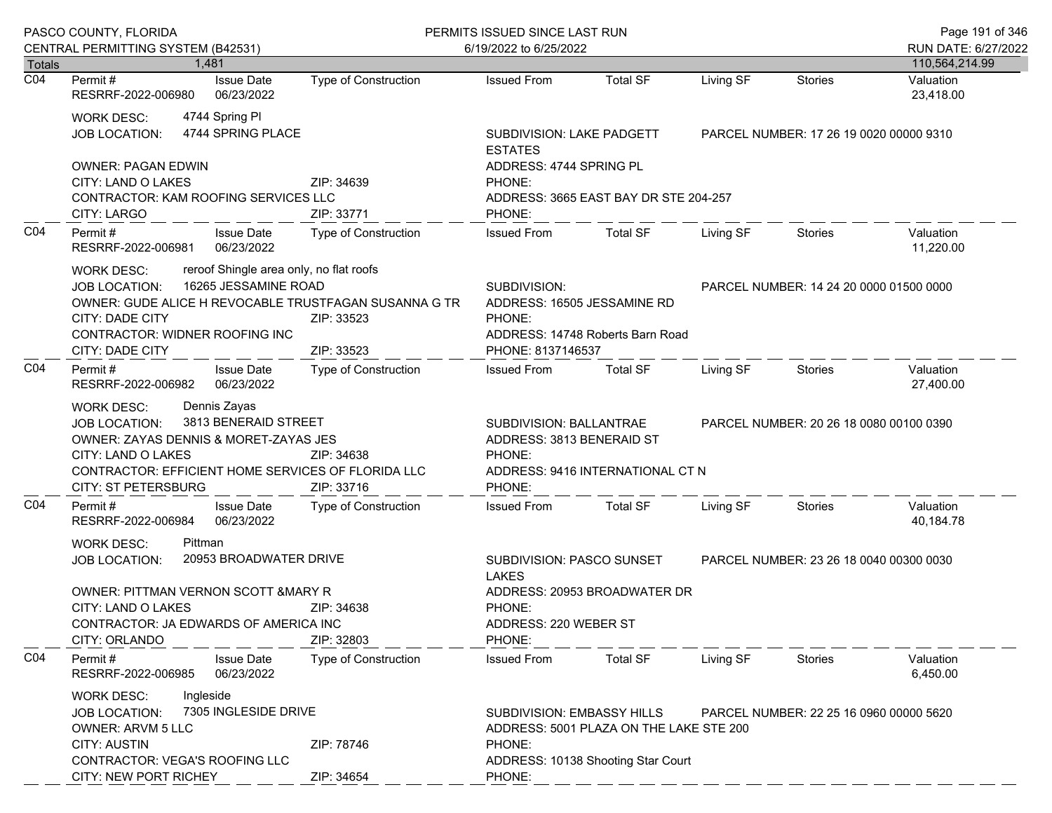Totals 1,481 — 110,564,214.99

**C04**

| Permit # | Issue Date | Type of Construction | Issued From | Total SF | Living SF | Stories | Valuation |
|---|---|---|---|---|---|---|---|
| RESRRF-2022-006980 | 06/23/2022 | | | | | | 23,418.00 |

WORK DESC: 4744 Spring Pl
JOB LOCATION: 4744 SPRING PLACE
SUBDIVISION: LAKE PADGETT ESTATES
PARCEL NUMBER: 17 26 19 0020 00000 9310
OWNER: PAGAN EDWIN
ADDRESS: 4744 SPRING PL
CITY: LAND O LAKES ZIP: 34639
PHONE:
CONTRACTOR: KAM ROOFING SERVICES LLC
ADDRESS: 3665 EAST BAY DR STE 204-257
CITY: LARGO ZIP: 33771
PHONE:

**C04**

| Permit # | Issue Date | Type of Construction | Issued From | Total SF | Living SF | Stories | Valuation |
|---|---|---|---|---|---|---|---|
| RESRRF-2022-006981 | 06/23/2022 | | | | | | 11,220.00 |

WORK DESC: reroof Shingle area only, no flat roofs
JOB LOCATION: 16265 JESSAMINE ROAD
SUBDIVISION:
PARCEL NUMBER: 14 24 20 0000 01500 0000
OWNER: GUDE ALICE H REVOCABLE TRUSTFAGAN SUSANNA G TR
ADDRESS: 16505 JESSAMINE RD
CITY: DADE CITY ZIP: 33523
PHONE:
CONTRACTOR: WIDNER ROOFING INC
ADDRESS: 14748 Roberts Barn Road
CITY: DADE CITY ZIP: 33523
PHONE: 8137146537

**C04**

| Permit # | Issue Date | Type of Construction | Issued From | Total SF | Living SF | Stories | Valuation |
|---|---|---|---|---|---|---|---|
| RESRRF-2022-006982 | 06/23/2022 | | | | | | 27,400.00 |

WORK DESC: Dennis Zayas
JOB LOCATION: 3813 BENERAID STREET
SUBDIVISION: BALLANTRAE
PARCEL NUMBER: 20 26 18 0080 00100 0390
OWNER: ZAYAS DENNIS & MORET-ZAYAS JES
ADDRESS: 3813 BENERAID ST
CITY: LAND O LAKES ZIP: 34638
PHONE:
CONTRACTOR: EFFICIENT HOME SERVICES OF FLORIDA LLC
ADDRESS: 9416 INTERNATIONAL CT N
CITY: ST PETERSBURG ZIP: 33716
PHONE:

**C04**

| Permit # | Issue Date | Type of Construction | Issued From | Total SF | Living SF | Stories | Valuation |
|---|---|---|---|---|---|---|---|
| RESRRF-2022-006984 | 06/23/2022 | | | | | | 40,184.78 |

WORK DESC: Pittman
JOB LOCATION: 20953 BROADWATER DRIVE
SUBDIVISION: PASCO SUNSET LAKES
PARCEL NUMBER: 23 26 18 0040 00300 0030
OWNER: PITTMAN VERNON SCOTT &MARY R
ADDRESS: 20953 BROADWATER DR
CITY: LAND O LAKES ZIP: 34638
PHONE:
CONTRACTOR: JA EDWARDS OF AMERICA INC
ADDRESS: 220 WEBER ST
CITY: ORLANDO ZIP: 32803
PHONE:

**C04**

| Permit # | Issue Date | Type of Construction | Issued From | Total SF | Living SF | Stories | Valuation |
|---|---|---|---|---|---|---|---|
| RESRRF-2022-006985 | 06/23/2022 | | | | | | 6,450.00 |

WORK DESC: Ingleside
JOB LOCATION: 7305 INGLESIDE DRIVE
SUBDIVISION: EMBASSY HILLS
PARCEL NUMBER: 22 25 16 0960 00000 5620
OWNER: ARVM 5 LLC
ADDRESS: 5001 PLAZA ON THE LAKE STE 200
CITY: AUSTIN ZIP: 78746
PHONE:
CONTRACTOR: VEGA'S ROOFING LLC
ADDRESS: 10138 Shooting Star Court
CITY: NEW PORT RICHEY ZIP: 34654
PHONE: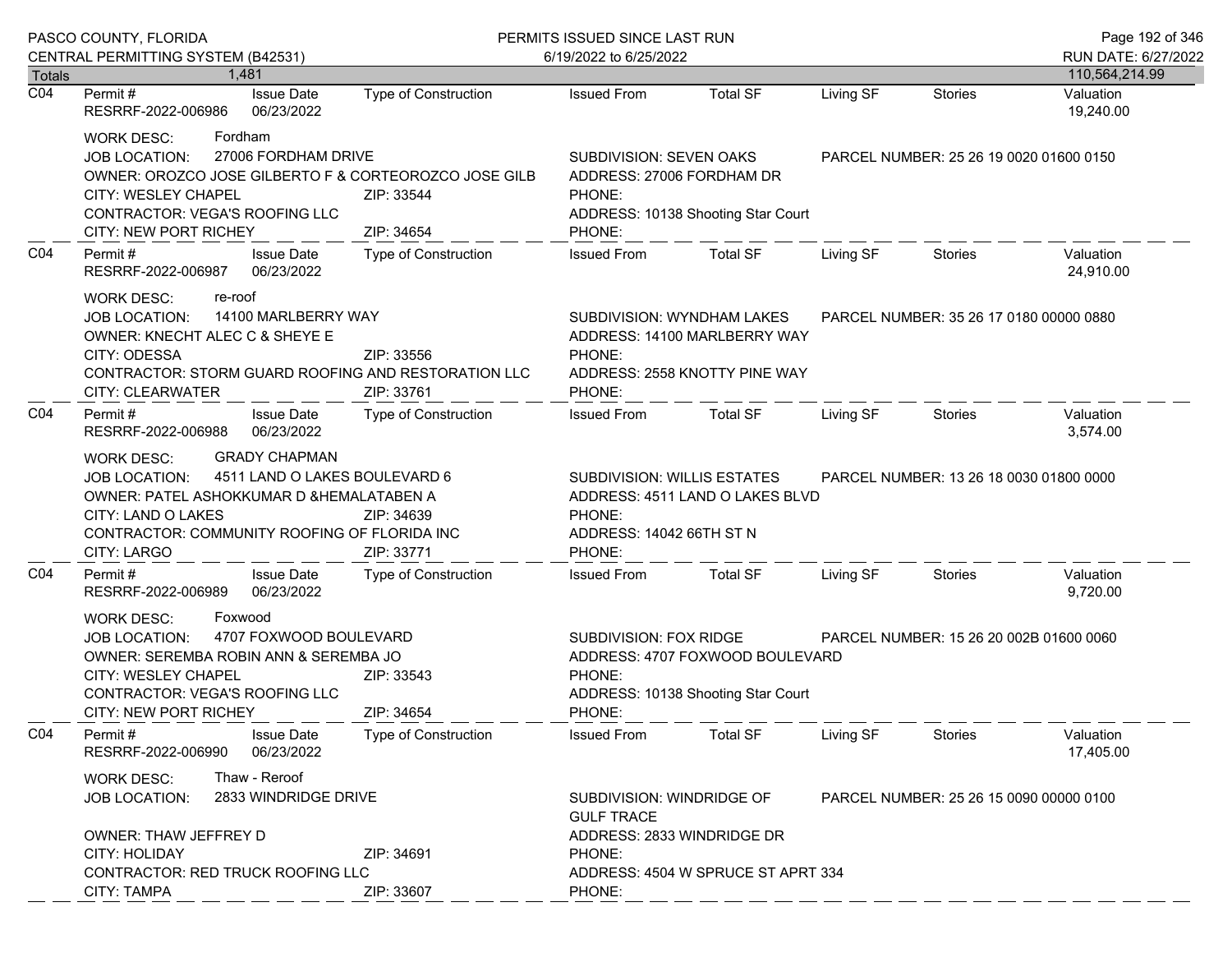Totals 1,481 — 110,564,214.99

| | Permit # | Issue Date | Type of Construction | Issued From | Total SF | Living SF | Stories | Valuation |
|---|---|---|---|---|---|---|---|---|
| C04 | RESRRF-2022-006986 | 06/23/2022 | | | | | | 19,240.00 |

WORK DESC: Fordham
JOB LOCATION: 27006 FORDHAM DRIVE — SUBDIVISION: SEVEN OAKS — PARCEL NUMBER: 25 26 19 0020 01600 0150
OWNER: OROZCO JOSE GILBERTO F & CORTEOROZCO JOSE GILB — ADDRESS: 27006 FORDHAM DR
CITY: WESLEY CHAPEL — ZIP: 33544 — PHONE:
CONTRACTOR: VEGA'S ROOFING LLC — ADDRESS: 10138 Shooting Star Court
CITY: NEW PORT RICHEY — ZIP: 34654 — PHONE:

| | Permit # | Issue Date | Type of Construction | Issued From | Total SF | Living SF | Stories | Valuation |
|---|---|---|---|---|---|---|---|---|
| C04 | RESRRF-2022-006987 | 06/23/2022 | | | | | | 24,910.00 |

WORK DESC: re-roof
JOB LOCATION: 14100 MARLBERRY WAY — SUBDIVISION: WYNDHAM LAKES — PARCEL NUMBER: 35 26 17 0180 00000 0880
OWNER: KNECHT ALEC C & SHEYE E — ADDRESS: 14100 MARLBERRY WAY
CITY: ODESSA — ZIP: 33556 — PHONE:
CONTRACTOR: STORM GUARD ROOFING AND RESTORATION LLC — ADDRESS: 2558 KNOTTY PINE WAY
CITY: CLEARWATER — ZIP: 33761 — PHONE:

| | Permit # | Issue Date | Type of Construction | Issued From | Total SF | Living SF | Stories | Valuation |
|---|---|---|---|---|---|---|---|---|
| C04 | RESRRF-2022-006988 | 06/23/2022 | | | | | | 3,574.00 |

WORK DESC: GRADY CHAPMAN
JOB LOCATION: 4511 LAND O LAKES BOULEVARD 6 — SUBDIVISION: WILLIS ESTATES — PARCEL NUMBER: 13 26 18 0030 01800 0000
OWNER: PATEL ASHOKKUMAR D &HEMALATABEN A — ADDRESS: 4511 LAND O LAKES BLVD
CITY: LAND O LAKES — ZIP: 34639 — PHONE:
CONTRACTOR: COMMUNITY ROOFING OF FLORIDA INC — ADDRESS: 14042 66TH ST N
CITY: LARGO — ZIP: 33771 — PHONE:

| | Permit # | Issue Date | Type of Construction | Issued From | Total SF | Living SF | Stories | Valuation |
|---|---|---|---|---|---|---|---|---|
| C04 | RESRRF-2022-006989 | 06/23/2022 | | | | | | 9,720.00 |

WORK DESC: Foxwood
JOB LOCATION: 4707 FOXWOOD BOULEVARD — SUBDIVISION: FOX RIDGE — PARCEL NUMBER: 15 26 20 002B 01600 0060
OWNER: SEREMBA ROBIN ANN & SEREMBA JO — ADDRESS: 4707 FOXWOOD BOULEVARD
CITY: WESLEY CHAPEL — ZIP: 33543 — PHONE:
CONTRACTOR: VEGA'S ROOFING LLC — ADDRESS: 10138 Shooting Star Court
CITY: NEW PORT RICHEY — ZIP: 34654 — PHONE:

| | Permit # | Issue Date | Type of Construction | Issued From | Total SF | Living SF | Stories | Valuation |
|---|---|---|---|---|---|---|---|---|
| C04 | RESRRF-2022-006990 | 06/23/2022 | | | | | | 17,405.00 |

WORK DESC: Thaw - Reroof
JOB LOCATION: 2833 WINDRIDGE DRIVE — SUBDIVISION: WINDRIDGE OF GULF TRACE — PARCEL NUMBER: 25 26 15 0090 00000 0100
OWNER: THAW JEFFREY D — ADDRESS: 2833 WINDRIDGE DR
CITY: HOLIDAY — ZIP: 34691 — PHONE:
CONTRACTOR: RED TRUCK ROOFING LLC — ADDRESS: 4504 W SPRUCE ST APRT 334
CITY: TAMPA — ZIP: 33607 — PHONE: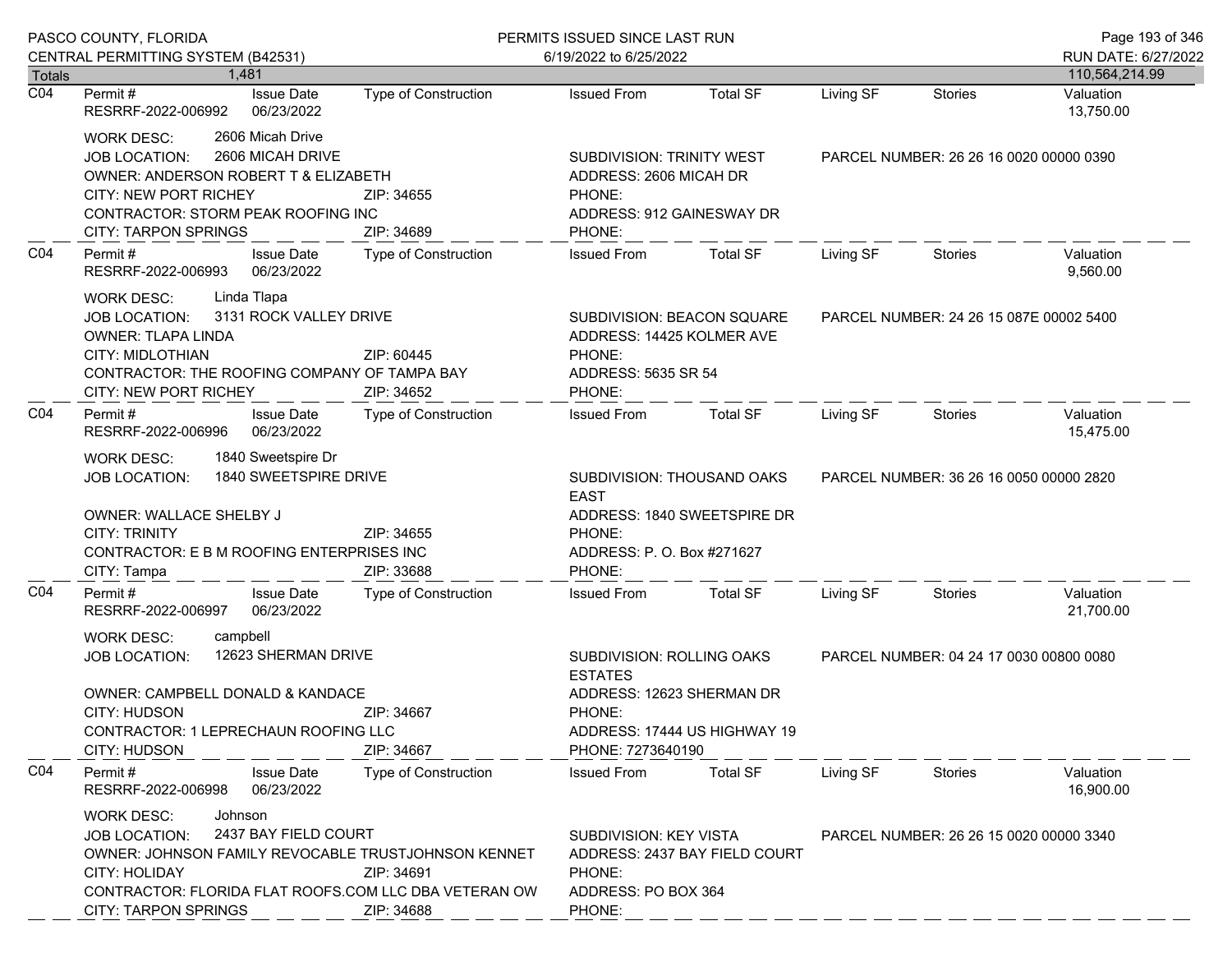PASCO COUNTY, FLORIDA
CENTRAL PERMITTING SYSTEM (B42531)

PERMITS ISSUED SINCE LAST RUN
6/19/2022 to 6/25/2022

RUN DATE: 6/27/2022

| Totals | 1,481 | | | | | | | 110,564,214.99 |
|---|---|---|---|---|---|---|---|---|

---

**C04**

| Permit # | Issue Date | Type of Construction | Issued From | Total SF | Living SF | Stories | Valuation |
|---|---|---|---|---|---|---|---|
| RESRRF-2022-006992 | 06/23/2022 | | | | | | 13,750.00 |

WORK DESC: 2606 Micah Drive
JOB LOCATION: 2606 MICAH DRIVE
SUBDIVISION: TRINITY WEST
PARCEL NUMBER: 26 26 16 0020 00000 0390
OWNER: ANDERSON ROBERT T & ELIZABETH
ADDRESS: 2606 MICAH DR
CITY: NEW PORT RICHEY ZIP: 34655
PHONE:
CONTRACTOR: STORM PEAK ROOFING INC
ADDRESS: 912 GAINESWAY DR
CITY: TARPON SPRINGS ZIP: 34689
PHONE:

---

**C04**

| Permit # | Issue Date | Type of Construction | Issued From | Total SF | Living SF | Stories | Valuation |
|---|---|---|---|---|---|---|---|
| RESRRF-2022-006993 | 06/23/2022 | | | | | | 9,560.00 |

WORK DESC: Linda Tlapa
JOB LOCATION: 3131 ROCK VALLEY DRIVE
SUBDIVISION: BEACON SQUARE
PARCEL NUMBER: 24 26 15 087E 00002 5400
OWNER: TLAPA LINDA
ADDRESS: 14425 KOLMER AVE
CITY: MIDLOTHIAN ZIP: 60445
PHONE:
CONTRACTOR: THE ROOFING COMPANY OF TAMPA BAY
ADDRESS: 5635 SR 54
CITY: NEW PORT RICHEY ZIP: 34652
PHONE:

---

**C04**

| Permit # | Issue Date | Type of Construction | Issued From | Total SF | Living SF | Stories | Valuation |
|---|---|---|---|---|---|---|---|
| RESRRF-2022-006996 | 06/23/2022 | | | | | | 15,475.00 |

WORK DESC: 1840 Sweetspire Dr
JOB LOCATION: 1840 SWEETSPIRE DRIVE
SUBDIVISION: THOUSAND OAKS EAST
PARCEL NUMBER: 36 26 16 0050 00000 2820
OWNER: WALLACE SHELBY J
ADDRESS: 1840 SWEETSPIRE DR
CITY: TRINITY ZIP: 34655
PHONE:
CONTRACTOR: E B M ROOFING ENTERPRISES INC
ADDRESS: P. O. Box #271627
CITY: Tampa ZIP: 33688
PHONE:

---

**C04**

| Permit # | Issue Date | Type of Construction | Issued From | Total SF | Living SF | Stories | Valuation |
|---|---|---|---|---|---|---|---|
| RESRRF-2022-006997 | 06/23/2022 | | | | | | 21,700.00 |

WORK DESC: campbell
JOB LOCATION: 12623 SHERMAN DRIVE
SUBDIVISION: ROLLING OAKS ESTATES
PARCEL NUMBER: 04 24 17 0030 00800 0080
OWNER: CAMPBELL DONALD & KANDACE
ADDRESS: 12623 SHERMAN DR
CITY: HUDSON ZIP: 34667
PHONE:
CONTRACTOR: 1 LEPRECHAUN ROOFING LLC
ADDRESS: 17444 US HIGHWAY 19
CITY: HUDSON ZIP: 34667
PHONE: 7273640190

---

**C04**

| Permit # | Issue Date | Type of Construction | Issued From | Total SF | Living SF | Stories | Valuation |
|---|---|---|---|---|---|---|---|
| RESRRF-2022-006998 | 06/23/2022 | | | | | | 16,900.00 |

WORK DESC: Johnson
JOB LOCATION: 2437 BAY FIELD COURT
SUBDIVISION: KEY VISTA
PARCEL NUMBER: 26 26 15 0020 00000 3340
OWNER: JOHNSON FAMILY REVOCABLE TRUSTJOHNSON KENNET
ADDRESS: 2437 BAY FIELD COURT
CITY: HOLIDAY ZIP: 34691
PHONE:
CONTRACTOR: FLORIDA FLAT ROOFS.COM LLC DBA VETERAN OW
ADDRESS: PO BOX 364
CITY: TARPON SPRINGS ZIP: 34688
PHONE: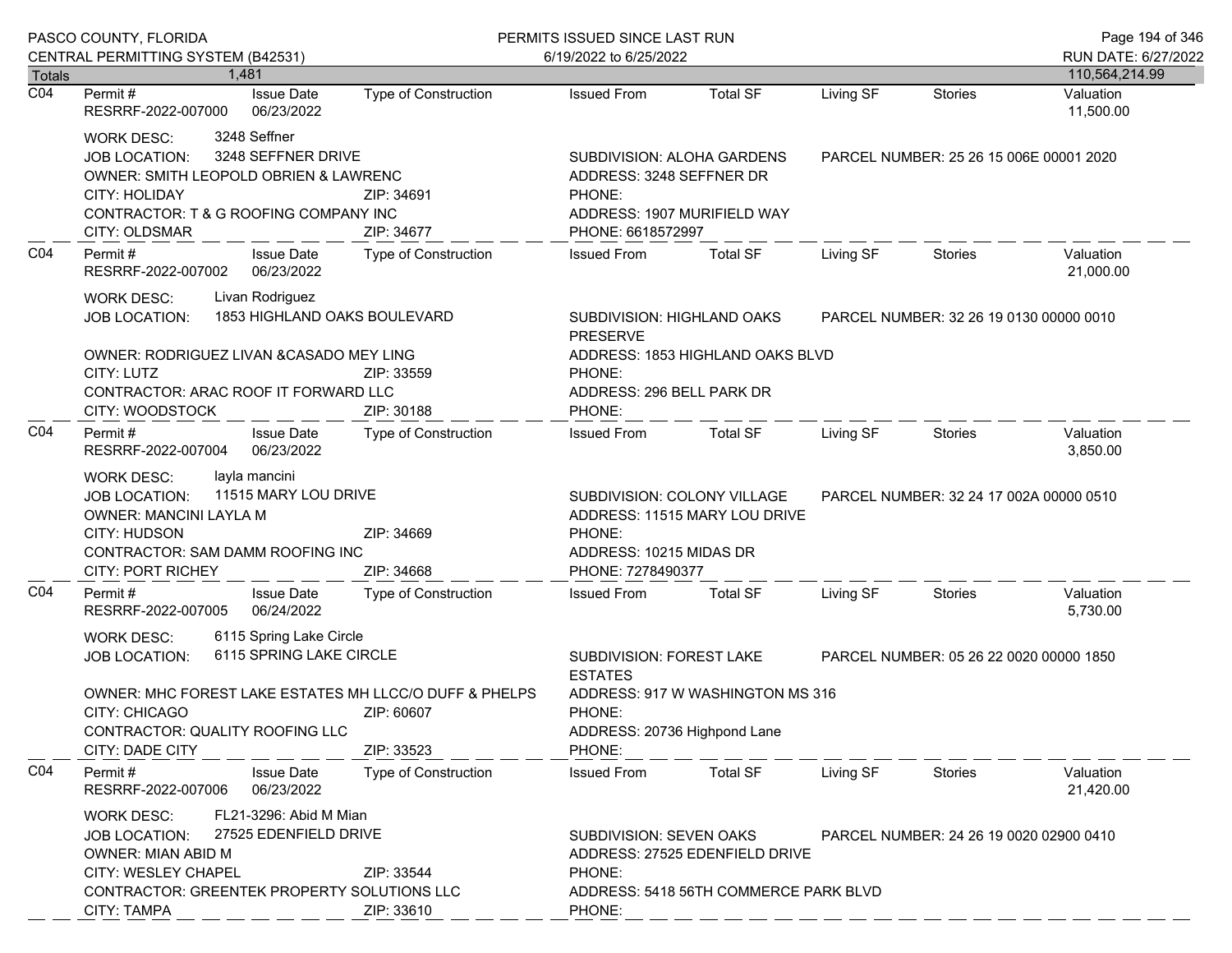PASCO COUNTY, FLORIDA
CENTRAL PERMITTING SYSTEM (B42531)

PERMITS ISSUED SINCE LAST RUN
6/19/2022 to 6/25/2022

RUN DATE: 6/27/2022

| Totals | 1,481 | | | | | | | 110,564,214.99 |
|---|---|---|---|---|---|---|---|---|

---

**C04** | Permit # RESRRF-2022-007000 | Issue Date 06/23/2022 | Type of Construction | Issued From | Total SF | Living SF | Stories | Valuation 11,500.00

WORK DESC: 3248 Seffner
JOB LOCATION: 3248 SEFFNER DRIVE — SUBDIVISION: ALOHA GARDENS — PARCEL NUMBER: 25 26 15 006E 00001 2020
OWNER: SMITH LEOPOLD OBRIEN & LAWRENC — ADDRESS: 3248 SEFFNER DR
CITY: HOLIDAY ZIP: 34691 — PHONE:
CONTRACTOR: T & G ROOFING COMPANY INC — ADDRESS: 1907 MURIFIELD WAY
CITY: OLDSMAR ZIP: 34677 — PHONE: 6618572997

---

**C04** | Permit # RESRRF-2022-007002 | Issue Date 06/23/2022 | Type of Construction | Issued From | Total SF | Living SF | Stories | Valuation 21,000.00

WORK DESC: Livan Rodriguez
JOB LOCATION: 1853 HIGHLAND OAKS BOULEVARD — SUBDIVISION: HIGHLAND OAKS PRESERVE — PARCEL NUMBER: 32 26 19 0130 00000 0010
OWNER: RODRIGUEZ LIVAN &CASADO MEY LING — ADDRESS: 1853 HIGHLAND OAKS BLVD
CITY: LUTZ ZIP: 33559 — PHONE:
CONTRACTOR: ARAC ROOF IT FORWARD LLC — ADDRESS: 296 BELL PARK DR
CITY: WOODSTOCK ZIP: 30188 — PHONE:

---

**C04** | Permit # RESRRF-2022-007004 | Issue Date 06/23/2022 | Type of Construction | Issued From | Total SF | Living SF | Stories | Valuation 3,850.00

WORK DESC: layla mancini
JOB LOCATION: 11515 MARY LOU DRIVE — SUBDIVISION: COLONY VILLAGE — PARCEL NUMBER: 32 24 17 002A 00000 0510
OWNER: MANCINI LAYLA M — ADDRESS: 11515 MARY LOU DRIVE
CITY: HUDSON ZIP: 34669 — PHONE:
CONTRACTOR: SAM DAMM ROOFING INC — ADDRESS: 10215 MIDAS DR
CITY: PORT RICHEY ZIP: 34668 — PHONE: 7278490377

---

**C04** | Permit # RESRRF-2022-007005 | Issue Date 06/24/2022 | Type of Construction | Issued From | Total SF | Living SF | Stories | Valuation 5,730.00

WORK DESC: 6115 Spring Lake Circle
JOB LOCATION: 6115 SPRING LAKE CIRCLE — SUBDIVISION: FOREST LAKE ESTATES — PARCEL NUMBER: 05 26 22 0020 00000 1850
OWNER: MHC FOREST LAKE ESTATES MH LLCC/O DUFF & PHELPS — ADDRESS: 917 W WASHINGTON MS 316
CITY: CHICAGO ZIP: 60607 — PHONE:
CONTRACTOR: QUALITY ROOFING LLC — ADDRESS: 20736 Highpond Lane
CITY: DADE CITY ZIP: 33523 — PHONE:

---

**C04** | Permit # RESRRF-2022-007006 | Issue Date 06/23/2022 | Type of Construction | Issued From | Total SF | Living SF | Stories | Valuation 21,420.00

WORK DESC: FL21-3296: Abid M Mian
JOB LOCATION: 27525 EDENFIELD DRIVE — SUBDIVISION: SEVEN OAKS — PARCEL NUMBER: 24 26 19 0020 02900 0410
OWNER: MIAN ABID M — ADDRESS: 27525 EDENFIELD DRIVE
CITY: WESLEY CHAPEL ZIP: 33544 — PHONE:
CONTRACTOR: GREENTEK PROPERTY SOLUTIONS LLC — ADDRESS: 5418 56TH COMMERCE PARK BLVD
CITY: TAMPA ZIP: 33610 — PHONE: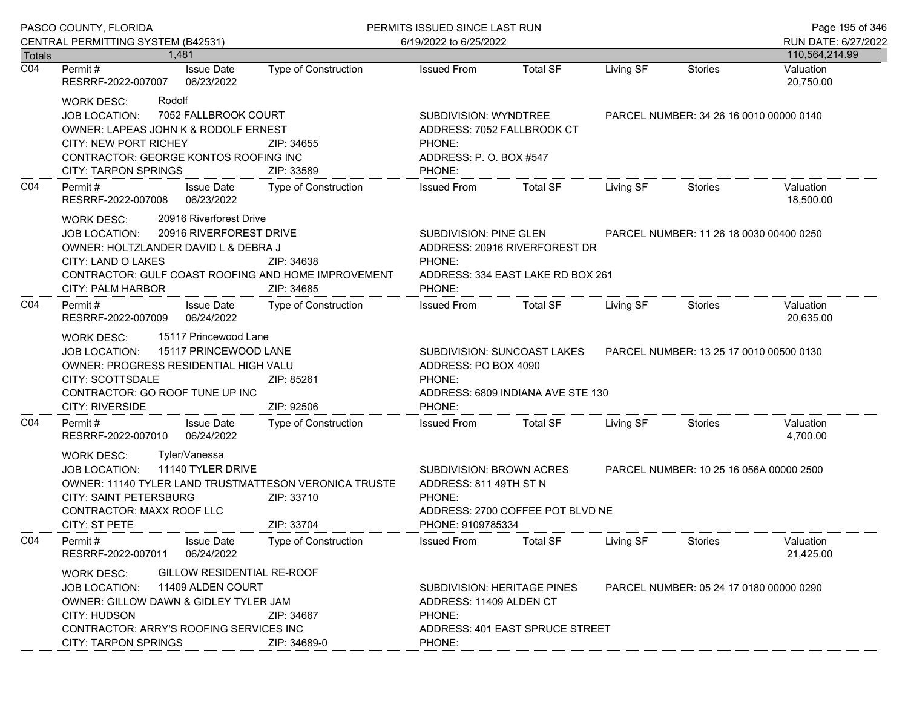| Totals | 1,481 | | | | | | | 110,564,214.99 |
|---|---|---|---|---|---|---|---|---|

**C04** Permit # RESRRF-2022-007007 | Issue Date 06/23/2022 | Type of Construction | Issued From | Total SF | Living SF | Stories | Valuation 20,750.00

WORK DESC: Rodolf
JOB LOCATION: 7052 FALLBROOK COURT — SUBDIVISION: WYNDTREE — PARCEL NUMBER: 34 26 16 0010 00000 0140
OWNER: LAPEAS JOHN K & RODOLF ERNEST — ADDRESS: 7052 FALLBROOK CT
CITY: NEW PORT RICHEY ZIP: 34655 — PHONE:
CONTRACTOR: GEORGE KONTOS ROOFING INC — ADDRESS: P. O. BOX #547
CITY: TARPON SPRINGS ZIP: 33589 — PHONE:

**C04** Permit # RESRRF-2022-007008 | Issue Date 06/23/2022 | Type of Construction | Issued From | Total SF | Living SF | Stories | Valuation 18,500.00

WORK DESC: 20916 Riverforest Drive
JOB LOCATION: 20916 RIVERFOREST DRIVE — SUBDIVISION: PINE GLEN — PARCEL NUMBER: 11 26 18 0030 00400 0250
OWNER: HOLTZLANDER DAVID L & DEBRA J — ADDRESS: 20916 RIVERFOREST DR
CITY: LAND O LAKES ZIP: 34638 — PHONE:
CONTRACTOR: GULF COAST ROOFING AND HOME IMPROVEMENT — ADDRESS: 334 EAST LAKE RD BOX 261
CITY: PALM HARBOR ZIP: 34685 — PHONE:

**C04** Permit # RESRRF-2022-007009 | Issue Date 06/24/2022 | Type of Construction | Issued From | Total SF | Living SF | Stories | Valuation 20,635.00

WORK DESC: 15117 Princewood Lane
JOB LOCATION: 15117 PRINCEWOOD LANE — SUBDIVISION: SUNCOAST LAKES — PARCEL NUMBER: 13 25 17 0010 00500 0130
OWNER: PROGRESS RESIDENTIAL HIGH VALU — ADDRESS: PO BOX 4090
CITY: SCOTTSDALE ZIP: 85261 — PHONE:
CONTRACTOR: GO ROOF TUNE UP INC — ADDRESS: 6809 INDIANA AVE STE 130
CITY: RIVERSIDE ZIP: 92506 — PHONE:

**C04** Permit # RESRRF-2022-007010 | Issue Date 06/24/2022 | Type of Construction | Issued From | Total SF | Living SF | Stories | Valuation 4,700.00

WORK DESC: Tyler/Vanessa
JOB LOCATION: 11140 TYLER DRIVE — SUBDIVISION: BROWN ACRES — PARCEL NUMBER: 10 25 16 056A 00000 2500
OWNER: 11140 TYLER LAND TRUSTMATTESON VERONICA TRUSTE — ADDRESS: 811 49TH ST N
CITY: SAINT PETERSBURG ZIP: 33710 — PHONE:
CONTRACTOR: MAXX ROOF LLC — ADDRESS: 2700 COFFEE POT BLVD NE
CITY: ST PETE ZIP: 33704 — PHONE: 9109785334

**C04** Permit # RESRRF-2022-007011 | Issue Date 06/24/2022 | Type of Construction | Issued From | Total SF | Living SF | Stories | Valuation 21,425.00

WORK DESC: GILLOW RESIDENTIAL RE-ROOF
JOB LOCATION: 11409 ALDEN COURT — SUBDIVISION: HERITAGE PINES — PARCEL NUMBER: 05 24 17 0180 00000 0290
OWNER: GILLOW DAWN & GIDLEY TYLER JAM — ADDRESS: 11409 ALDEN CT
CITY: HUDSON ZIP: 34667 — PHONE:
CONTRACTOR: ARRY'S ROOFING SERVICES INC — ADDRESS: 401 EAST SPRUCE STREET
CITY: TARPON SPRINGS ZIP: 34689-0 — PHONE: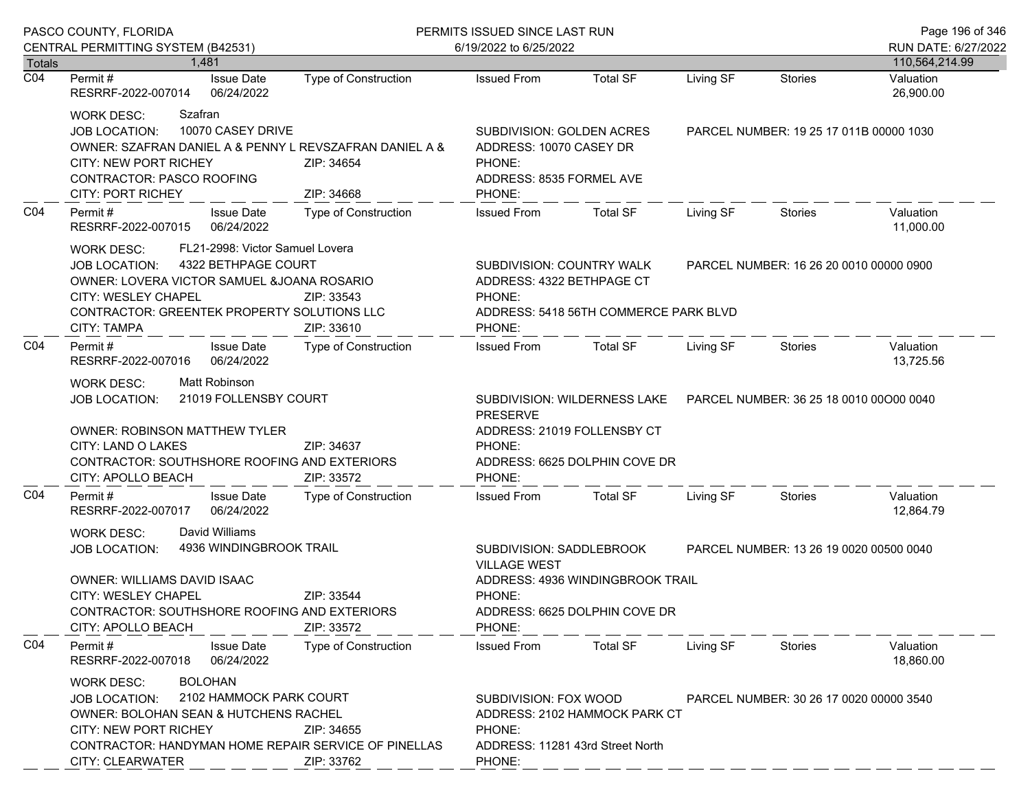PASCO COUNTY, FLORIDA
CENTRAL PERMITTING SYSTEM (B42531)

PERMITS ISSUED SINCE LAST RUN
6/19/2022 to 6/25/2022

RUN DATE: 6/27/2022

| Totals | 1,481 | | | | | | | 110,564,214.99 |
|---|---|---|---|---|---|---|---|---|

---

| | Permit # | Issue Date | Type of Construction | Issued From | Total SF | Living SF | Stories | Valuation |
|---|---|---|---|---|---|---|---|---|
| C04 | RESRRF-2022-007014 | 06/24/2022 | | | | | | 26,900.00 |

WORK DESC: Szafran
JOB LOCATION: 10070 CASEY DRIVE
SUBDIVISION: GOLDEN ACRES
PARCEL NUMBER: 19 25 17 011B 00000 1030
OWNER: SZAFRAN DANIEL A & PENNY L REVSZAFRAN DANIEL A &
ADDRESS: 10070 CASEY DR
CITY: NEW PORT RICHEY ZIP: 34654
PHONE:
CONTRACTOR: PASCO ROOFING
ADDRESS: 8535 FORMEL AVE
CITY: PORT RICHEY ZIP: 34668
PHONE:

---

| | Permit # | Issue Date | Type of Construction | Issued From | Total SF | Living SF | Stories | Valuation |
|---|---|---|---|---|---|---|---|---|
| C04 | RESRRF-2022-007015 | 06/24/2022 | | | | | | 11,000.00 |

WORK DESC: FL21-2998: Victor Samuel Lovera
JOB LOCATION: 4322 BETHPAGE COURT
SUBDIVISION: COUNTRY WALK
PARCEL NUMBER: 16 26 20 0010 00000 0900
OWNER: LOVERA VICTOR SAMUEL &JOANA ROSARIO
ADDRESS: 4322 BETHPAGE CT
CITY: WESLEY CHAPEL ZIP: 33543
PHONE:
CONTRACTOR: GREENTEK PROPERTY SOLUTIONS LLC
ADDRESS: 5418 56TH COMMERCE PARK BLVD
CITY: TAMPA ZIP: 33610
PHONE:

---

| | Permit # | Issue Date | Type of Construction | Issued From | Total SF | Living SF | Stories | Valuation |
|---|---|---|---|---|---|---|---|---|
| C04 | RESRRF-2022-007016 | 06/24/2022 | | | | | | 13,725.56 |

WORK DESC: Matt Robinson
JOB LOCATION: 21019 FOLLENSBY COURT
SUBDIVISION: WILDERNESS LAKE PRESERVE
PARCEL NUMBER: 36 25 18 0010 00O00 0040
OWNER: ROBINSON MATTHEW TYLER
ADDRESS: 21019 FOLLENSBY CT
CITY: LAND O LAKES ZIP: 34637
PHONE:
CONTRACTOR: SOUTHSHORE ROOFING AND EXTERIORS
ADDRESS: 6625 DOLPHIN COVE DR
CITY: APOLLO BEACH ZIP: 33572
PHONE:

---

| | Permit # | Issue Date | Type of Construction | Issued From | Total SF | Living SF | Stories | Valuation |
|---|---|---|---|---|---|---|---|---|
| C04 | RESRRF-2022-007017 | 06/24/2022 | | | | | | 12,864.79 |

WORK DESC: David Williams
JOB LOCATION: 4936 WINDINGBROOK TRAIL
SUBDIVISION: SADDLEBROOK VILLAGE WEST
PARCEL NUMBER: 13 26 19 0020 00500 0040
OWNER: WILLIAMS DAVID ISAAC
ADDRESS: 4936 WINDINGBROOK TRAIL
CITY: WESLEY CHAPEL ZIP: 33544
PHONE:
CONTRACTOR: SOUTHSHORE ROOFING AND EXTERIORS
ADDRESS: 6625 DOLPHIN COVE DR
CITY: APOLLO BEACH ZIP: 33572
PHONE:

---

| | Permit # | Issue Date | Type of Construction | Issued From | Total SF | Living SF | Stories | Valuation |
|---|---|---|---|---|---|---|---|---|
| C04 | RESRRF-2022-007018 | 06/24/2022 | | | | | | 18,860.00 |

WORK DESC: BOLOHAN
JOB LOCATION: 2102 HAMMOCK PARK COURT
SUBDIVISION: FOX WOOD
PARCEL NUMBER: 30 26 17 0020 00000 3540
OWNER: BOLOHAN SEAN & HUTCHENS RACHEL
ADDRESS: 2102 HAMMOCK PARK CT
CITY: NEW PORT RICHEY ZIP: 34655
PHONE:
CONTRACTOR: HANDYMAN HOME REPAIR SERVICE OF PINELLAS
ADDRESS: 11281 43rd Street North
CITY: CLEARWATER ZIP: 33762
PHONE: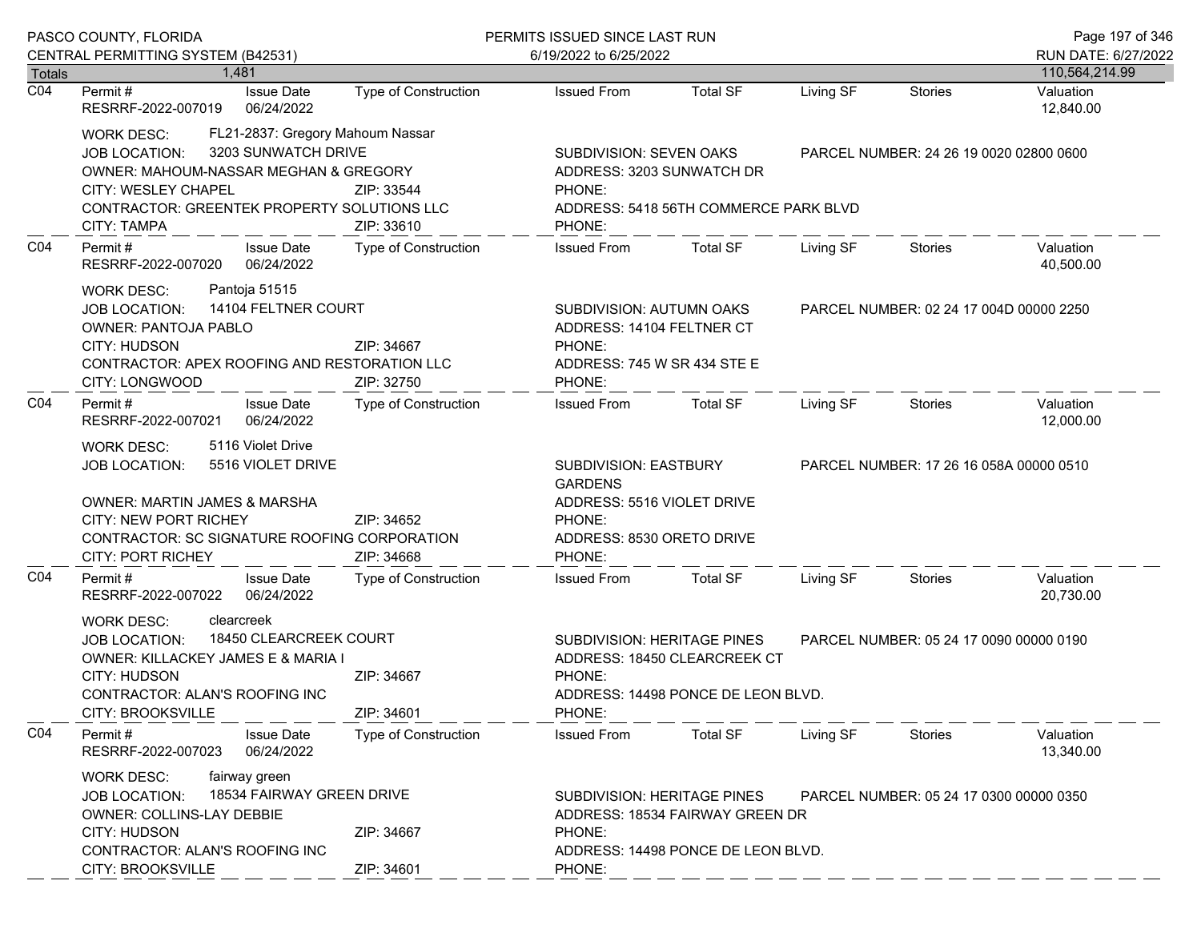PASCO COUNTY, FLORIDA
CENTRAL PERMITTING SYSTEM (B42531)

PERMITS ISSUED SINCE LAST RUN
6/19/2022 to 6/25/2022

RUN DATE: 6/27/2022

| Totals | 1,481 | | | | | | | 110,564,214.99 |
|---|---|---|---|---|---|---|---|---|

---

**C04** | Permit #: RESRRF-2022-007019 | Issue Date: 06/24/2022 | Type of Construction: | Issued From: | Total SF: | Living SF: | Stories: | Valuation: 12,840.00

- WORK DESC: FL21-2837: Gregory Mahoum Nassar
- JOB LOCATION: 3203 SUNWATCH DRIVE
- SUBDIVISION: SEVEN OAKS
- PARCEL NUMBER: 24 26 19 0020 02800 0600
- OWNER: MAHOUM-NASSAR MEGHAN & GREGORY
- ADDRESS: 3203 SUNWATCH DR
- CITY: WESLEY CHAPEL ZIP: 33544
- PHONE:
- CONTRACTOR: GREENTEK PROPERTY SOLUTIONS LLC
- ADDRESS: 5418 56TH COMMERCE PARK BLVD
- CITY: TAMPA ZIP: 33610
- PHONE:

---

**C04** | Permit #: RESRRF-2022-007020 | Issue Date: 06/24/2022 | Type of Construction: | Issued From: | Total SF: | Living SF: | Stories: | Valuation: 40,500.00

- WORK DESC: Pantoja 51515
- JOB LOCATION: 14104 FELTNER COURT
- SUBDIVISION: AUTUMN OAKS
- PARCEL NUMBER: 02 24 17 004D 00000 2250
- OWNER: PANTOJA PABLO
- ADDRESS: 14104 FELTNER CT
- CITY: HUDSON ZIP: 34667
- PHONE:
- CONTRACTOR: APEX ROOFING AND RESTORATION LLC
- ADDRESS: 745 W SR 434 STE E
- CITY: LONGWOOD ZIP: 32750
- PHONE:

---

**C04** | Permit #: RESRRF-2022-007021 | Issue Date: 06/24/2022 | Type of Construction: | Issued From: | Total SF: | Living SF: | Stories: | Valuation: 12,000.00

- WORK DESC: 5116 Violet Drive
- JOB LOCATION: 5516 VIOLET DRIVE
- SUBDIVISION: EASTBURY GARDENS
- PARCEL NUMBER: 17 26 16 058A 00000 0510
- OWNER: MARTIN JAMES & MARSHA
- ADDRESS: 5516 VIOLET DRIVE
- CITY: NEW PORT RICHEY ZIP: 34652
- PHONE:
- CONTRACTOR: SC SIGNATURE ROOFING CORPORATION
- ADDRESS: 8530 ORETO DRIVE
- CITY: PORT RICHEY ZIP: 34668
- PHONE:

---

**C04** | Permit #: RESRRF-2022-007022 | Issue Date: 06/24/2022 | Type of Construction: | Issued From: | Total SF: | Living SF: | Stories: | Valuation: 20,730.00

- WORK DESC: clearcreek
- JOB LOCATION: 18450 CLEARCREEK COURT
- SUBDIVISION: HERITAGE PINES
- PARCEL NUMBER: 05 24 17 0090 00000 0190
- OWNER: KILLACKEY JAMES E & MARIA I
- ADDRESS: 18450 CLEARCREEK CT
- CITY: HUDSON ZIP: 34667
- PHONE:
- CONTRACTOR: ALAN'S ROOFING INC
- ADDRESS: 14498 PONCE DE LEON BLVD.
- CITY: BROOKSVILLE ZIP: 34601
- PHONE:

---

**C04** | Permit #: RESRRF-2022-007023 | Issue Date: 06/24/2022 | Type of Construction: | Issued From: | Total SF: | Living SF: | Stories: | Valuation: 13,340.00

- WORK DESC: fairway green
- JOB LOCATION: 18534 FAIRWAY GREEN DRIVE
- SUBDIVISION: HERITAGE PINES
- PARCEL NUMBER: 05 24 17 0300 00000 0350
- OWNER: COLLINS-LAY DEBBIE
- ADDRESS: 18534 FAIRWAY GREEN DR
- CITY: HUDSON ZIP: 34667
- PHONE:
- CONTRACTOR: ALAN'S ROOFING INC
- ADDRESS: 14498 PONCE DE LEON BLVD.
- CITY: BROOKSVILLE ZIP: 34601
- PHONE: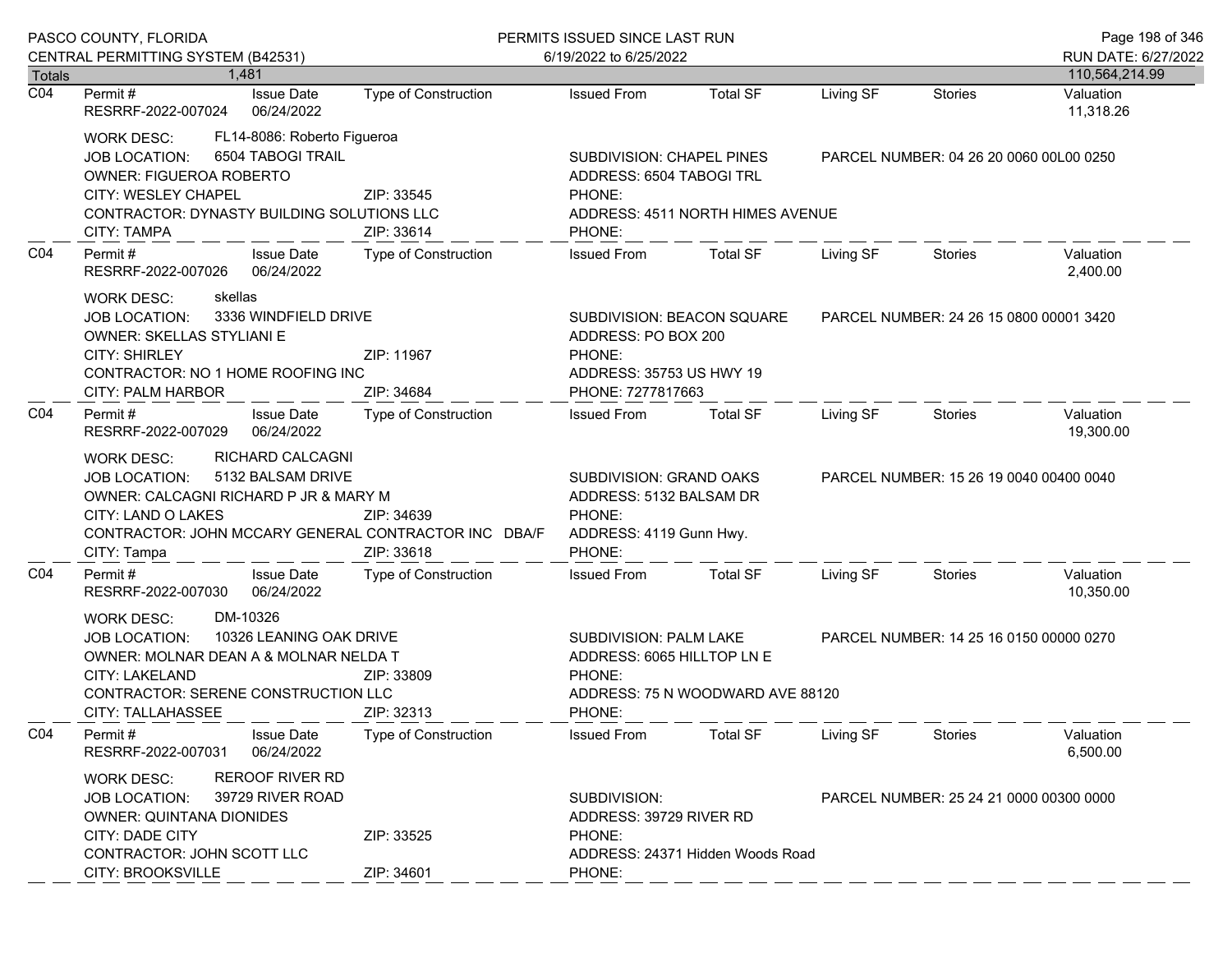| Totals | 1,481 | | | | | | | 110,564,214.99 |
|---|---|---|---|---|---|---|---|---|
| C04 | Permit # RESRRF-2022-007024 | Issue Date 06/24/2022 | Type of Construction | Issued From | Total SF | Living SF | Stories | Valuation 11,318.26 |

WORK DESC: FL14-8086: Roberto Figueroa
JOB LOCATION: 6504 TABOGI TRAIL — SUBDIVISION: CHAPEL PINES — PARCEL NUMBER: 04 26 20 0060 00L00 0250
OWNER: FIGUEROA ROBERTO — ADDRESS: 6504 TABOGI TRL
CITY: WESLEY CHAPEL — ZIP: 33545 — PHONE:
CONTRACTOR: DYNASTY BUILDING SOLUTIONS LLC — ADDRESS: 4511 NORTH HIMES AVENUE
CITY: TAMPA — ZIP: 33614 — PHONE:

| C04 | Permit # RESRRF-2022-007026 | Issue Date 06/24/2022 | Type of Construction | Issued From | Total SF | Living SF | Stories | Valuation 2,400.00 |
|---|---|---|---|---|---|---|---|---|

WORK DESC: skellas
JOB LOCATION: 3336 WINDFIELD DRIVE — SUBDIVISION: BEACON SQUARE — PARCEL NUMBER: 24 26 15 0800 00001 3420
OWNER: SKELLAS STYLIANI E — ADDRESS: PO BOX 200
CITY: SHIRLEY — ZIP: 11967 — PHONE:
CONTRACTOR: NO 1 HOME ROOFING INC — ADDRESS: 35753 US HWY 19
CITY: PALM HARBOR — ZIP: 34684 — PHONE: 7277817663

| C04 | Permit # RESRRF-2022-007029 | Issue Date 06/24/2022 | Type of Construction | Issued From | Total SF | Living SF | Stories | Valuation 19,300.00 |
|---|---|---|---|---|---|---|---|---|

WORK DESC: RICHARD CALCAGNI
JOB LOCATION: 5132 BALSAM DRIVE — SUBDIVISION: GRAND OAKS — PARCEL NUMBER: 15 26 19 0040 00400 0040
OWNER: CALCAGNI RICHARD P JR & MARY M — ADDRESS: 5132 BALSAM DR
CITY: LAND O LAKES — ZIP: 34639 — PHONE:
CONTRACTOR: JOHN MCCARY GENERAL CONTRACTOR INC DBA/F — ADDRESS: 4119 Gunn Hwy.
CITY: Tampa — ZIP: 33618 — PHONE:

| C04 | Permit # RESRRF-2022-007030 | Issue Date 06/24/2022 | Type of Construction | Issued From | Total SF | Living SF | Stories | Valuation 10,350.00 |
|---|---|---|---|---|---|---|---|---|

WORK DESC: DM-10326
JOB LOCATION: 10326 LEANING OAK DRIVE — SUBDIVISION: PALM LAKE — PARCEL NUMBER: 14 25 16 0150 00000 0270
OWNER: MOLNAR DEAN A & MOLNAR NELDA T — ADDRESS: 6065 HILLTOP LN E
CITY: LAKELAND — ZIP: 33809 — PHONE:
CONTRACTOR: SERENE CONSTRUCTION LLC — ADDRESS: 75 N WOODWARD AVE 88120
CITY: TALLAHASSEE — ZIP: 32313 — PHONE:

| C04 | Permit # RESRRF-2022-007031 | Issue Date 06/24/2022 | Type of Construction | Issued From | Total SF | Living SF | Stories | Valuation 6,500.00 |
|---|---|---|---|---|---|---|---|---|

WORK DESC: REROOF RIVER RD
JOB LOCATION: 39729 RIVER ROAD — SUBDIVISION: — PARCEL NUMBER: 25 24 21 0000 00300 0000
OWNER: QUINTANA DIONIDES — ADDRESS: 39729 RIVER RD
CITY: DADE CITY — ZIP: 33525 — PHONE:
CONTRACTOR: JOHN SCOTT LLC — ADDRESS: 24371 Hidden Woods Road
CITY: BROOKSVILLE — ZIP: 34601 — PHONE: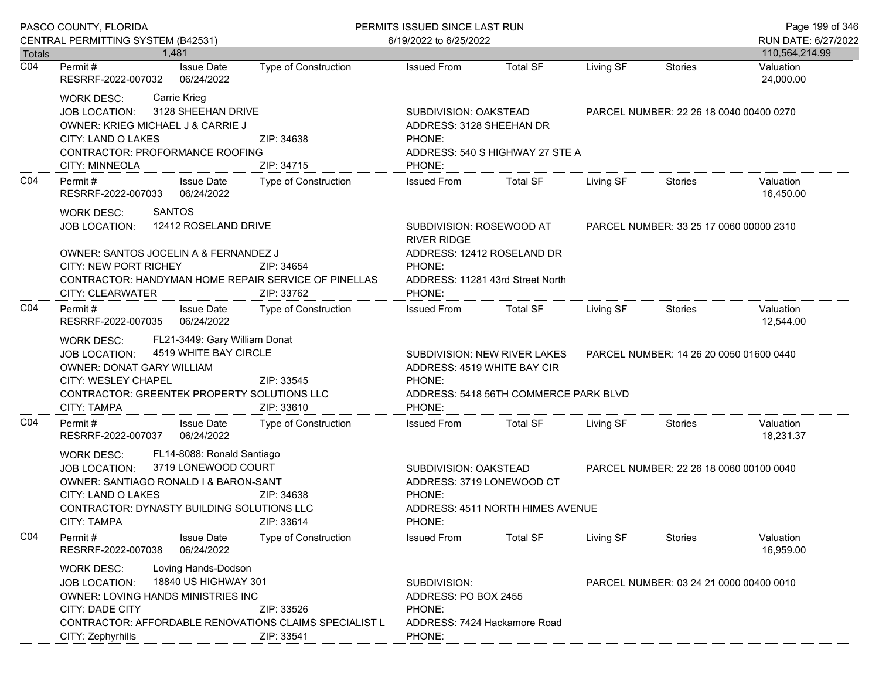PASCO COUNTY, FLORIDA — CENTRAL PERMITTING SYSTEM (B42531)

PERMITS ISSUED SINCE LAST RUN — 6/19/2022 to 6/25/2022

RUN DATE: 6/27/2022

| Totals | 1,481 | | | | | | | 110,564,214.99 |
|---|---|---|---|---|---|---|---|---|

---

| | Permit # | Issue Date | Type of Construction | Issued From | Total SF | Living SF | Stories | Valuation |
|---|---|---|---|---|---|---|---|---|
| C04 | RESRRF-2022-007032 | 06/24/2022 | | | | | | 24,000.00 |

WORK DESC: Carrie Krieg
JOB LOCATION: 3128 SHEEHAN DRIVE
SUBDIVISION: OAKSTEAD
PARCEL NUMBER: 22 26 18 0040 00400 0270
OWNER: KRIEG MICHAEL J & CARRIE J
ADDRESS: 3128 SHEEHAN DR
CITY: LAND O LAKES ZIP: 34638
PHONE:
CONTRACTOR: PROFORMANCE ROOFING
ADDRESS: 540 S HIGHWAY 27 STE A
CITY: MINNEOLA ZIP: 34715
PHONE:

---

| | Permit # | Issue Date | Type of Construction | Issued From | Total SF | Living SF | Stories | Valuation |
|---|---|---|---|---|---|---|---|---|
| C04 | RESRRF-2022-007033 | 06/24/2022 | | | | | | 16,450.00 |

WORK DESC: SANTOS
JOB LOCATION: 12412 ROSELAND DRIVE
SUBDIVISION: ROSEWOOD AT RIVER RIDGE
PARCEL NUMBER: 33 25 17 0060 00000 2310
OWNER: SANTOS JOCELIN A & FERNANDEZ J
ADDRESS: 12412 ROSELAND DR
CITY: NEW PORT RICHEY ZIP: 34654
PHONE:
CONTRACTOR: HANDYMAN HOME REPAIR SERVICE OF PINELLAS
ADDRESS: 11281 43rd Street North
CITY: CLEARWATER ZIP: 33762
PHONE:

---

| | Permit # | Issue Date | Type of Construction | Issued From | Total SF | Living SF | Stories | Valuation |
|---|---|---|---|---|---|---|---|---|
| C04 | RESRRF-2022-007035 | 06/24/2022 | | | | | | 12,544.00 |

WORK DESC: FL21-3449: Gary William Donat
JOB LOCATION: 4519 WHITE BAY CIRCLE
SUBDIVISION: NEW RIVER LAKES
PARCEL NUMBER: 14 26 20 0050 01600 0440
OWNER: DONAT GARY WILLIAM
ADDRESS: 4519 WHITE BAY CIR
CITY: WESLEY CHAPEL ZIP: 33545
PHONE:
CONTRACTOR: GREENTEK PROPERTY SOLUTIONS LLC
ADDRESS: 5418 56TH COMMERCE PARK BLVD
CITY: TAMPA ZIP: 33610
PHONE:

---

| | Permit # | Issue Date | Type of Construction | Issued From | Total SF | Living SF | Stories | Valuation |
|---|---|---|---|---|---|---|---|---|
| C04 | RESRRF-2022-007037 | 06/24/2022 | | | | | | 18,231.37 |

WORK DESC: FL14-8088: Ronald Santiago
JOB LOCATION: 3719 LONEWOOD COURT
SUBDIVISION: OAKSTEAD
PARCEL NUMBER: 22 26 18 0060 00100 0040
OWNER: SANTIAGO RONALD I & BARON-SANT
ADDRESS: 3719 LONEWOOD CT
CITY: LAND O LAKES ZIP: 34638
PHONE:
CONTRACTOR: DYNASTY BUILDING SOLUTIONS LLC
ADDRESS: 4511 NORTH HIMES AVENUE
CITY: TAMPA ZIP: 33614
PHONE:

---

| | Permit # | Issue Date | Type of Construction | Issued From | Total SF | Living SF | Stories | Valuation |
|---|---|---|---|---|---|---|---|---|
| C04 | RESRRF-2022-007038 | 06/24/2022 | | | | | | 16,959.00 |

WORK DESC: Loving Hands-Dodson
JOB LOCATION: 18840 US HIGHWAY 301
SUBDIVISION:
PARCEL NUMBER: 03 24 21 0000 00400 0010
OWNER: LOVING HANDS MINISTRIES INC
ADDRESS: PO BOX 2455
CITY: DADE CITY ZIP: 33526
PHONE:
CONTRACTOR: AFFORDABLE RENOVATIONS CLAIMS SPECIALIST L
ADDRESS: 7424 Hackamore Road
CITY: Zephyrhills ZIP: 33541
PHONE: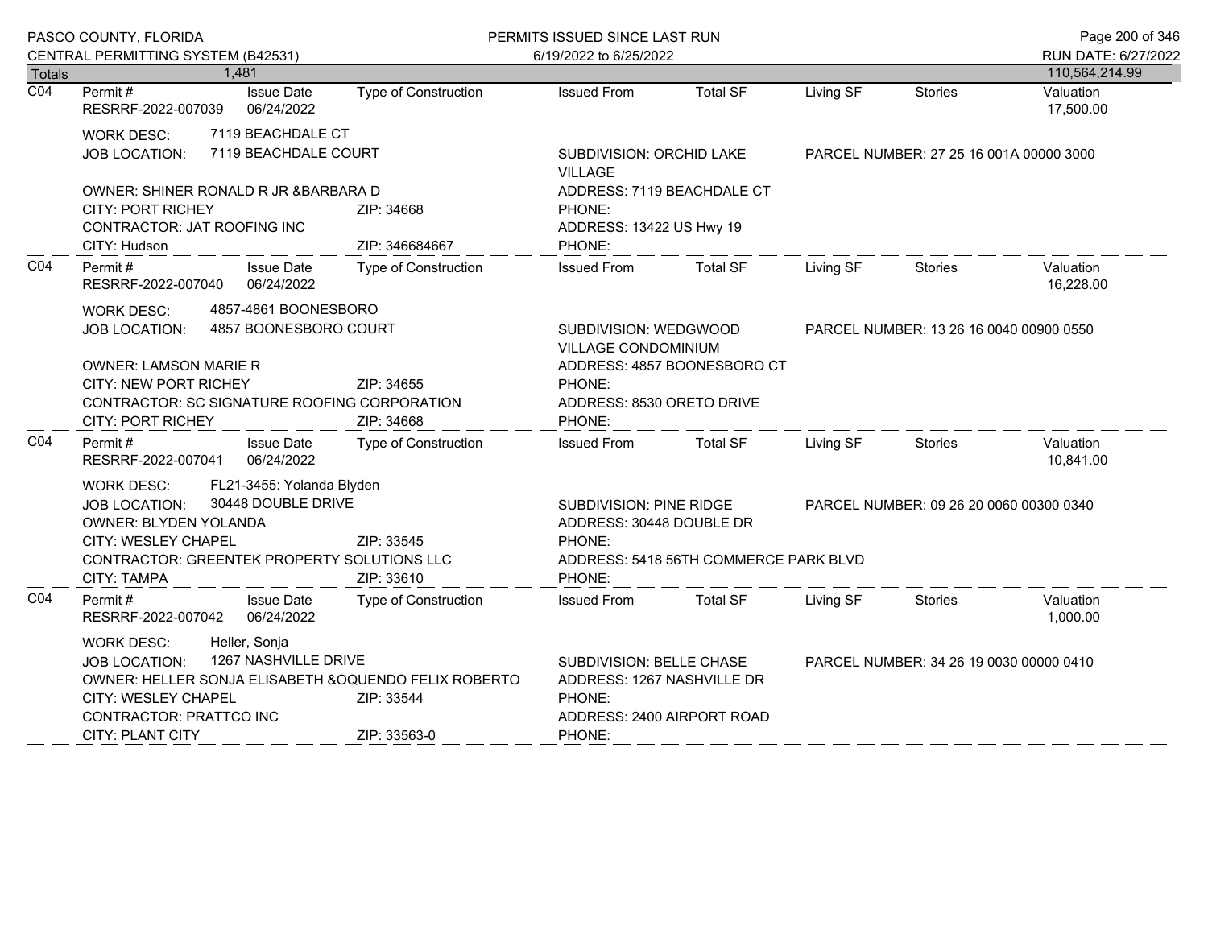| Totals | 1,481 | | | | | | | 110,564,214.99 |
|---|---|---|---|---|---|---|---|---|

**C04**

| Permit # | Issue Date | Type of Construction | Issued From | Total SF | Living SF | Stories | Valuation |
|---|---|---|---|---|---|---|---|
| RESRRF-2022-007039 | 06/24/2022 | | | | | | 17,500.00 |

WORK DESC: 7119 BEACHDALE CT
JOB LOCATION: 7119 BEACHDALE COURT
SUBDIVISION: ORCHID LAKE VILLAGE
PARCEL NUMBER: 27 25 16 001A 00000 3000
OWNER: SHINER RONALD R JR &BARBARA D
ADDRESS: 7119 BEACHDALE CT
CITY: PORT RICHEY ZIP: 34668
PHONE:
CONTRACTOR: JAT ROOFING INC
ADDRESS: 13422 US Hwy 19
CITY: Hudson ZIP: 346684667
PHONE:

**C04**

| Permit # | Issue Date | Type of Construction | Issued From | Total SF | Living SF | Stories | Valuation |
|---|---|---|---|---|---|---|---|
| RESRRF-2022-007040 | 06/24/2022 | | | | | | 16,228.00 |

WORK DESC: 4857-4861 BOONESBORO
JOB LOCATION: 4857 BOONESBORO COURT
SUBDIVISION: WEDGWOOD VILLAGE CONDOMINIUM
PARCEL NUMBER: 13 26 16 0040 00900 0550
OWNER: LAMSON MARIE R
ADDRESS: 4857 BOONESBORO CT
CITY: NEW PORT RICHEY ZIP: 34655
PHONE:
CONTRACTOR: SC SIGNATURE ROOFING CORPORATION
ADDRESS: 8530 ORETO DRIVE
CITY: PORT RICHEY ZIP: 34668
PHONE:

**C04**

| Permit # | Issue Date | Type of Construction | Issued From | Total SF | Living SF | Stories | Valuation |
|---|---|---|---|---|---|---|---|
| RESRRF-2022-007041 | 06/24/2022 | | | | | | 10,841.00 |

WORK DESC: FL21-3455: Yolanda Blyden
JOB LOCATION: 30448 DOUBLE DRIVE
SUBDIVISION: PINE RIDGE
PARCEL NUMBER: 09 26 20 0060 00300 0340
OWNER: BLYDEN YOLANDA
ADDRESS: 30448 DOUBLE DR
CITY: WESLEY CHAPEL ZIP: 33545
PHONE:
CONTRACTOR: GREENTEK PROPERTY SOLUTIONS LLC
ADDRESS: 5418 56TH COMMERCE PARK BLVD
CITY: TAMPA ZIP: 33610
PHONE:

**C04**

| Permit # | Issue Date | Type of Construction | Issued From | Total SF | Living SF | Stories | Valuation |
|---|---|---|---|---|---|---|---|
| RESRRF-2022-007042 | 06/24/2022 | | | | | | 1,000.00 |

WORK DESC: Heller, Sonja
JOB LOCATION: 1267 NASHVILLE DRIVE
SUBDIVISION: BELLE CHASE
PARCEL NUMBER: 34 26 19 0030 00000 0410
OWNER: HELLER SONJA ELISABETH &OQUENDO FELIX ROBERTO
ADDRESS: 1267 NASHVILLE DR
CITY: WESLEY CHAPEL ZIP: 33544
PHONE:
CONTRACTOR: PRATTCO INC
ADDRESS: 2400 AIRPORT ROAD
CITY: PLANT CITY ZIP: 33563-0
PHONE: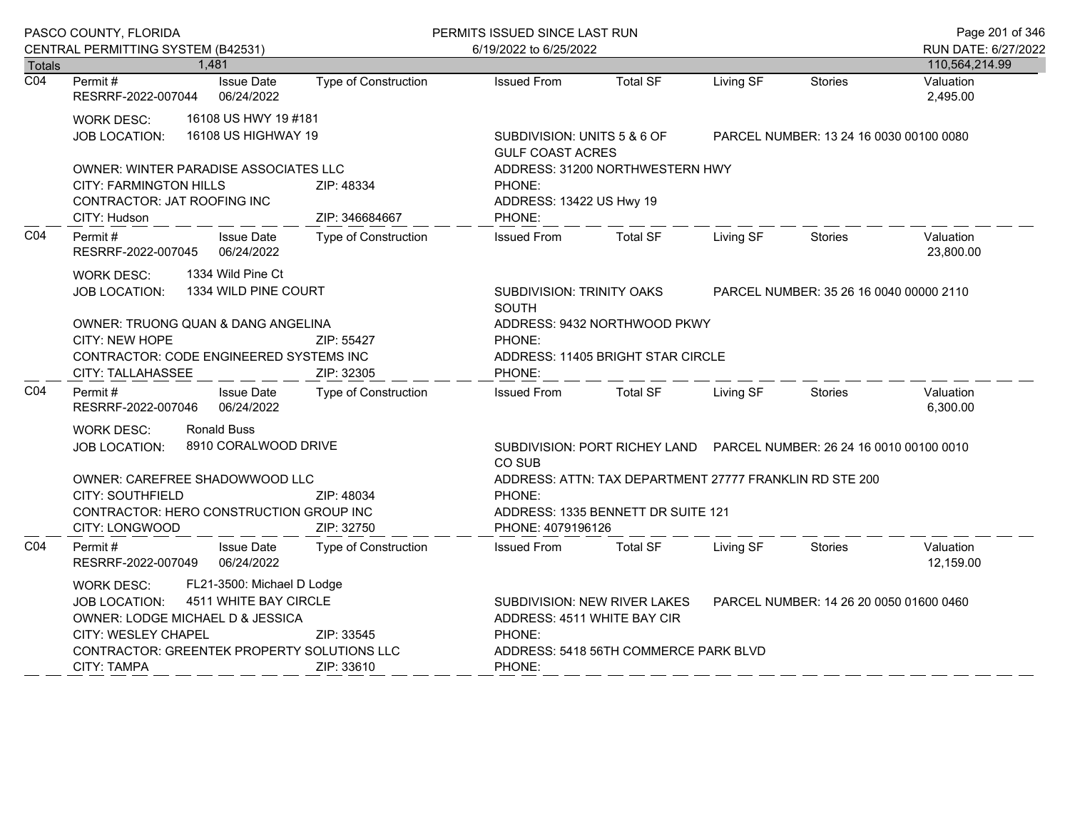PASCO COUNTY, FLORIDA
CENTRAL PERMITTING SYSTEM (B42531)

PERMITS ISSUED SINCE LAST RUN
6/19/2022 to 6/25/2022

RUN DATE: 6/27/2022

| Totals | 1,481 | | | | | | | 110,564,214.99 |
|---|---|---|---|---|---|---|---|---|

---

**C04**

| Permit # | Issue Date | Type of Construction | Issued From | Total SF | Living SF | Stories | Valuation |
|---|---|---|---|---|---|---|---|
| RESRRF-2022-007044 | 06/24/2022 | | | | | | 2,495.00 |

WORK DESC: 16108 US HWY 19 #181
JOB LOCATION: 16108 US HIGHWAY 19
SUBDIVISION: UNITS 5 & 6 OF GULF COAST ACRES
PARCEL NUMBER: 13 24 16 0030 00100 0080
OWNER: WINTER PARADISE ASSOCIATES LLC
ADDRESS: 31200 NORTHWESTERN HWY
CITY: FARMINGTON HILLS ZIP: 48334
PHONE:
CONTRACTOR: JAT ROOFING INC
ADDRESS: 13422 US Hwy 19
CITY: Hudson ZIP: 346684667
PHONE:

---

**C04**

| Permit # | Issue Date | Type of Construction | Issued From | Total SF | Living SF | Stories | Valuation |
|---|---|---|---|---|---|---|---|
| RESRRF-2022-007045 | 06/24/2022 | | | | | | 23,800.00 |

WORK DESC: 1334 Wild Pine Ct
JOB LOCATION: 1334 WILD PINE COURT
SUBDIVISION: TRINITY OAKS SOUTH
PARCEL NUMBER: 35 26 16 0040 00000 2110
OWNER: TRUONG QUAN & DANG ANGELINA
ADDRESS: 9432 NORTHWOOD PKWY
CITY: NEW HOPE ZIP: 55427
PHONE:
CONTRACTOR: CODE ENGINEERED SYSTEMS INC
ADDRESS: 11405 BRIGHT STAR CIRCLE
CITY: TALLAHASSEE ZIP: 32305
PHONE:

---

**C04**

| Permit # | Issue Date | Type of Construction | Issued From | Total SF | Living SF | Stories | Valuation |
|---|---|---|---|---|---|---|---|
| RESRRF-2022-007046 | 06/24/2022 | | | | | | 6,300.00 |

WORK DESC: Ronald Buss
JOB LOCATION: 8910 CORALWOOD DRIVE
SUBDIVISION: PORT RICHEY LAND CO SUB
PARCEL NUMBER: 26 24 16 0010 00100 0010
OWNER: CAREFREE SHADOWWOOD LLC
ADDRESS: ATTN: TAX DEPARTMENT 27777 FRANKLIN RD STE 200
CITY: SOUTHFIELD ZIP: 48034
PHONE:
CONTRACTOR: HERO CONSTRUCTION GROUP INC
ADDRESS: 1335 BENNETT DR SUITE 121
CITY: LONGWOOD ZIP: 32750
PHONE: 4079196126

---

**C04**

| Permit # | Issue Date | Type of Construction | Issued From | Total SF | Living SF | Stories | Valuation |
|---|---|---|---|---|---|---|---|
| RESRRF-2022-007049 | 06/24/2022 | | | | | | 12,159.00 |

WORK DESC: FL21-3500: Michael D Lodge
JOB LOCATION: 4511 WHITE BAY CIRCLE
SUBDIVISION: NEW RIVER LAKES
PARCEL NUMBER: 14 26 20 0050 01600 0460
OWNER: LODGE MICHAEL D & JESSICA
ADDRESS: 4511 WHITE BAY CIR
CITY: WESLEY CHAPEL ZIP: 33545
PHONE:
CONTRACTOR: GREENTEK PROPERTY SOLUTIONS LLC
ADDRESS: 5418 56TH COMMERCE PARK BLVD
CITY: TAMPA ZIP: 33610
PHONE: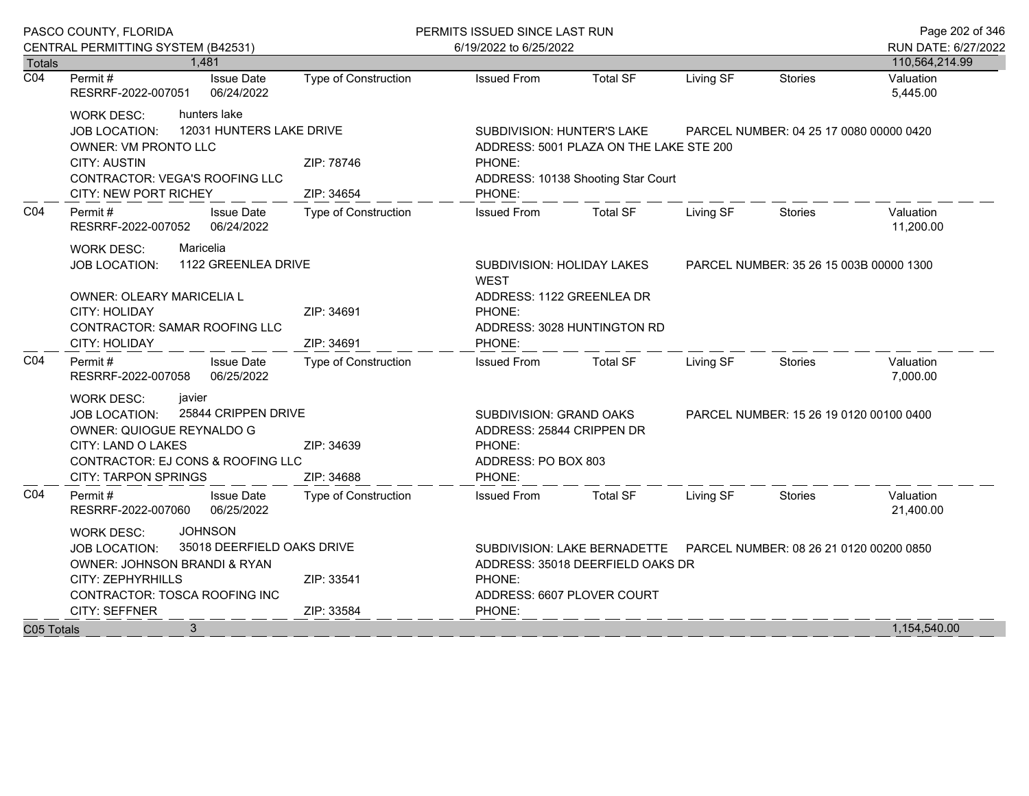PASCO COUNTY, FLORIDA
CENTRAL PERMITTING SYSTEM (B42531)

PERMITS ISSUED SINCE LAST RUN
6/19/2022 to 6/25/2022

RUN DATE: 6/27/2022

| Totals | 1,481 | | | | | | | 110,564,214.99 |
|---|---|---|---|---|---|---|---|---|

| | Permit # | Issue Date | Type of Construction | Issued From | Total SF | Living SF | Stories | Valuation |
|---|---|---|---|---|---|---|---|---|
| C04 | RESRRF-2022-007051 | 06/24/2022 | | | | | | 5,445.00 |

WORK DESC: hunters lake
JOB LOCATION: 12031 HUNTERS LAKE DRIVE
SUBDIVISION: HUNTER'S LAKE
PARCEL NUMBER: 04 25 17 0080 00000 0420
OWNER: VM PRONTO LLC
ADDRESS: 5001 PLAZA ON THE LAKE STE 200
CITY: AUSTIN ZIP: 78746
PHONE:
CONTRACTOR: VEGA'S ROOFING LLC
ADDRESS: 10138 Shooting Star Court
CITY: NEW PORT RICHEY ZIP: 34654
PHONE:

| | Permit # | Issue Date | Type of Construction | Issued From | Total SF | Living SF | Stories | Valuation |
|---|---|---|---|---|---|---|---|---|
| C04 | RESRRF-2022-007052 | 06/24/2022 | | | | | | 11,200.00 |

WORK DESC: Maricelia
JOB LOCATION: 1122 GREENLEA DRIVE
SUBDIVISION: HOLIDAY LAKES WEST
PARCEL NUMBER: 35 26 15 003B 00000 1300
OWNER: OLEARY MARICELIA L
ADDRESS: 1122 GREENLEA DR
CITY: HOLIDAY ZIP: 34691
PHONE:
CONTRACTOR: SAMAR ROOFING LLC
ADDRESS: 3028 HUNTINGTON RD
CITY: HOLIDAY ZIP: 34691
PHONE:

| | Permit # | Issue Date | Type of Construction | Issued From | Total SF | Living SF | Stories | Valuation |
|---|---|---|---|---|---|---|---|---|
| C04 | RESRRF-2022-007058 | 06/25/2022 | | | | | | 7,000.00 |

WORK DESC: javier
JOB LOCATION: 25844 CRIPPEN DRIVE
SUBDIVISION: GRAND OAKS
PARCEL NUMBER: 15 26 19 0120 00100 0400
OWNER: QUIOGUE REYNALDO G
ADDRESS: 25844 CRIPPEN DR
CITY: LAND O LAKES ZIP: 34639
PHONE:
CONTRACTOR: EJ CONS & ROOFING LLC
ADDRESS: PO BOX 803
CITY: TARPON SPRINGS ZIP: 34688
PHONE:

| | Permit # | Issue Date | Type of Construction | Issued From | Total SF | Living SF | Stories | Valuation |
|---|---|---|---|---|---|---|---|---|
| C04 | RESRRF-2022-007060 | 06/25/2022 | | | | | | 21,400.00 |

WORK DESC: JOHNSON
JOB LOCATION: 35018 DEERFIELD OAKS DRIVE
SUBDIVISION: LAKE BERNADETTE
PARCEL NUMBER: 08 26 21 0120 00200 0850
OWNER: JOHNSON BRANDI & RYAN
ADDRESS: 35018 DEERFIELD OAKS DR
CITY: ZEPHYRHILLS ZIP: 33541
PHONE:
CONTRACTOR: TOSCA ROOFING INC
ADDRESS: 6607 PLOVER COURT
CITY: SEFFNER ZIP: 33584
PHONE:

| C05 Totals | 3 | | | | | | | 1,154,540.00 |
|---|---|---|---|---|---|---|---|---|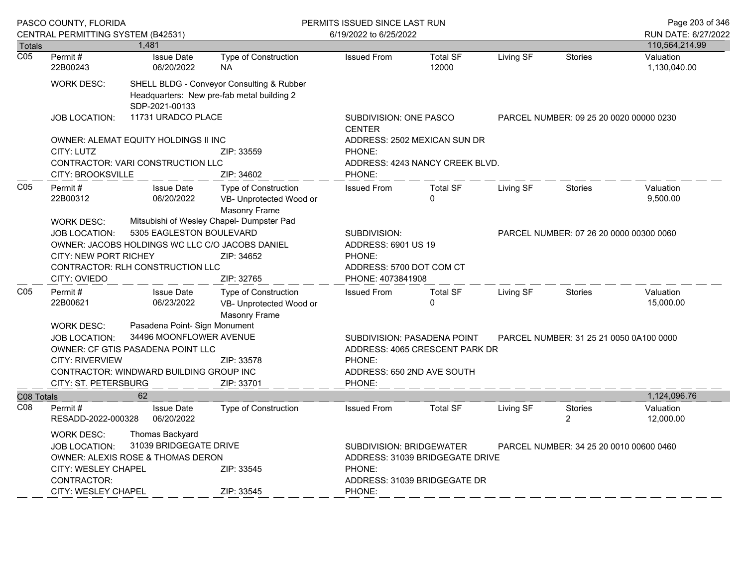| Totals | 1,481 | | | | | | | 110,564,214.99 |
|---|---|---|---|---|---|---|---|---|

**C05**

| Permit # | Issue Date | Type of Construction | Issued From | Total SF | Living SF | Stories | Valuation |
|---|---|---|---|---|---|---|---|
| 22B00243 | 06/20/2022 | NA | | 12000 | | | 1,130,040.00 |

WORK DESC: SHELL BLDG - Conveyor Consulting & Rubber Headquarters: New pre-fab metal building 2 SDP-2021-00133

JOB LOCATION: 11731 URADCO PLACE

SUBDIVISION: ONE PASCO CENTER

PARCEL NUMBER: 09 25 20 0020 00000 0230

OWNER: ALEMAT EQUITY HOLDINGS II INC

ADDRESS: 2502 MEXICAN SUN DR

CITY: LUTZ ZIP: 33559 PHONE:

CONTRACTOR: VARI CONSTRUCTION LLC

ADDRESS: 4243 NANCY CREEK BLVD.

CITY: BROOKSVILLE ZIP: 34602 PHONE:

**C05**

| Permit # | Issue Date | Type of Construction | Issued From | Total SF | Living SF | Stories | Valuation |
|---|---|---|---|---|---|---|---|
| 22B00312 | 06/20/2022 | VB- Unprotected Wood or Masonry Frame | | 0 | | | 9,500.00 |

WORK DESC: Mitsubishi of Wesley Chapel- Dumpster Pad

JOB LOCATION: 5305 EAGLESTON BOULEVARD

SUBDIVISION:

PARCEL NUMBER: 07 26 20 0000 00300 0060

OWNER: JACOBS HOLDINGS WC LLC C/O JACOBS DANIEL

ADDRESS: 6901 US 19

CITY: NEW PORT RICHEY ZIP: 34652 PHONE:

CONTRACTOR: RLH CONSTRUCTION LLC

ADDRESS: 5700 DOT COM CT

CITY: OVIEDO ZIP: 32765 PHONE: 4073841908

**C05**

| Permit # | Issue Date | Type of Construction | Issued From | Total SF | Living SF | Stories | Valuation |
|---|---|---|---|---|---|---|---|
| 22B00621 | 06/23/2022 | VB- Unprotected Wood or Masonry Frame | | 0 | | | 15,000.00 |

WORK DESC: Pasadena Point- Sign Monument

JOB LOCATION: 34496 MOONFLOWER AVENUE

SUBDIVISION: PASADENA POINT

PARCEL NUMBER: 31 25 21 0050 0A100 0000

OWNER: CF GTIS PASADENA POINT LLC

ADDRESS: 4065 CRESCENT PARK DR

CITY: RIVERVIEW ZIP: 33578 PHONE:

CONTRACTOR: WINDWARD BUILDING GROUP INC

ADDRESS: 650 2ND AVE SOUTH

CITY: ST. PETERSBURG ZIP: 33701 PHONE:

| C08 Totals | 62 | | | | | | | 1,124,096.76 |
|---|---|---|---|---|---|---|---|---|

**C08**

| Permit # | Issue Date | Type of Construction | Issued From | Total SF | Living SF | Stories | Valuation |
|---|---|---|---|---|---|---|---|
| RESADD-2022-000328 | 06/20/2022 | | | | | 2 | 12,000.00 |

WORK DESC: Thomas Backyard

JOB LOCATION: 31039 BRIDGEGATE DRIVE

SUBDIVISION: BRIDGEWATER

PARCEL NUMBER: 34 25 20 0010 00600 0460

OWNER: ALEXIS ROSE & THOMAS DERON

ADDRESS: 31039 BRIDGEGATE DRIVE

CITY: WESLEY CHAPEL ZIP: 33545 PHONE:

CONTRACTOR:

ADDRESS: 31039 BRIDGEGATE DR

CITY: WESLEY CHAPEL ZIP: 33545 PHONE: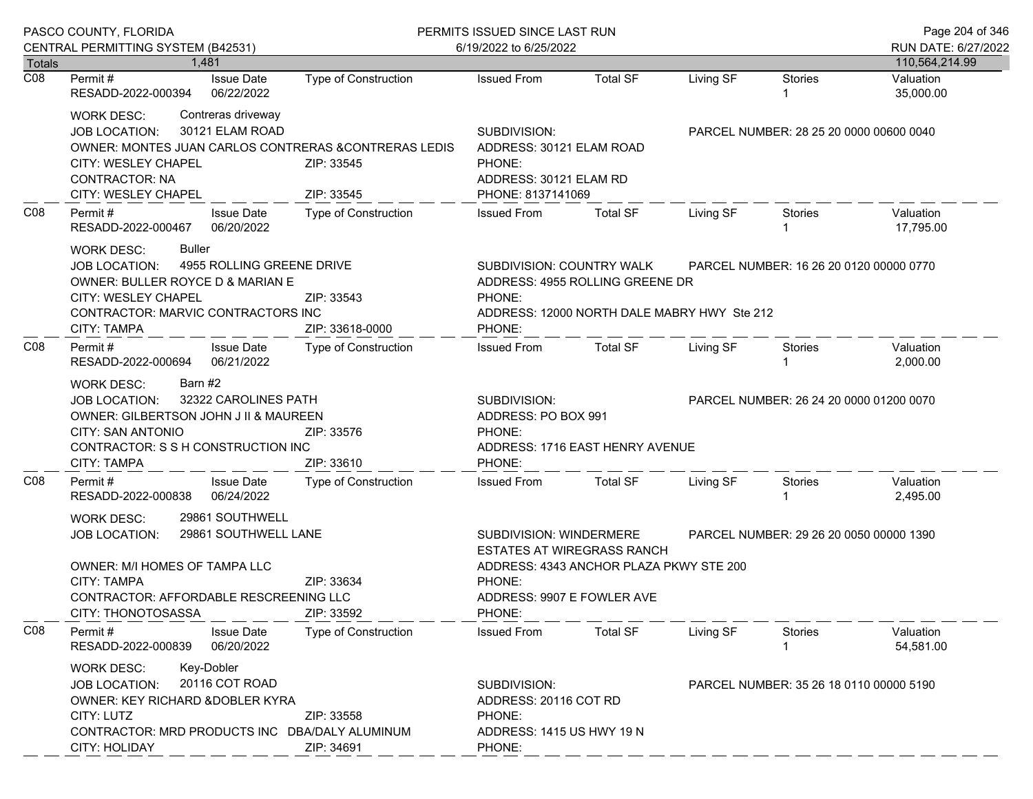PASCO COUNTY, FLORIDA
CENTRAL PERMITTING SYSTEM (B42531)

PERMITS ISSUED SINCE LAST RUN
6/19/2022 to 6/25/2022

RUN DATE: 6/27/2022

| Totals | 1,481 | | | | | | | 110,564,214.99 |
|---|---|---|---|---|---|---|---|---|

---

**C08** | Permit #: RESADD-2022-000394 | Issue Date: 06/22/2022 | Type of Construction: | Issued From: | Total SF: | Living SF: | Stories: 1 | Valuation: 35,000.00

WORK DESC: Contreras driveway
JOB LOCATION: 30121 ELAM ROAD | SUBDIVISION: | PARCEL NUMBER: 28 25 20 0000 00600 0040
OWNER: MONTES JUAN CARLOS CONTRERAS &CONTRERAS LEDIS | ADDRESS: 30121 ELAM ROAD
CITY: WESLEY CHAPEL | ZIP: 33545 | PHONE:
CONTRACTOR: NA | ADDRESS: 30121 ELAM RD
CITY: WESLEY CHAPEL | ZIP: 33545 | PHONE: 8137141069

---

**C08** | Permit #: RESADD-2022-000467 | Issue Date: 06/20/2022 | Type of Construction: | Issued From: | Total SF: | Living SF: | Stories: 1 | Valuation: 17,795.00

WORK DESC: Buller
JOB LOCATION: 4955 ROLLING GREENE DRIVE | SUBDIVISION: COUNTRY WALK | PARCEL NUMBER: 16 26 20 0120 00000 0770
OWNER: BULLER ROYCE D & MARIAN E | ADDRESS: 4955 ROLLING GREENE DR
CITY: WESLEY CHAPEL | ZIP: 33543 | PHONE:
CONTRACTOR: MARVIC CONTRACTORS INC | ADDRESS: 12000 NORTH DALE MABRY HWY Ste 212
CITY: TAMPA | ZIP: 33618-0000 | PHONE:

---

**C08** | Permit #: RESADD-2022-000694 | Issue Date: 06/21/2022 | Type of Construction: | Issued From: | Total SF: | Living SF: | Stories: 1 | Valuation: 2,000.00

WORK DESC: Barn #2
JOB LOCATION: 32322 CAROLINES PATH | SUBDIVISION: | PARCEL NUMBER: 26 24 20 0000 01200 0070
OWNER: GILBERTSON JOHN J II & MAUREEN | ADDRESS: PO BOX 991
CITY: SAN ANTONIO | ZIP: 33576 | PHONE:
CONTRACTOR: S S H CONSTRUCTION INC | ADDRESS: 1716 EAST HENRY AVENUE
CITY: TAMPA | ZIP: 33610 | PHONE:

---

**C08** | Permit #: RESADD-2022-000838 | Issue Date: 06/24/2022 | Type of Construction: | Issued From: | Total SF: | Living SF: | Stories: 1 | Valuation: 2,495.00

WORK DESC: 29861 SOUTHWELL
JOB LOCATION: 29861 SOUTHWELL LANE | SUBDIVISION: WINDERMERE ESTATES AT WIREGRASS RANCH | PARCEL NUMBER: 29 26 20 0050 00000 1390
OWNER: M/I HOMES OF TAMPA LLC | ADDRESS: 4343 ANCHOR PLAZA PKWY STE 200
CITY: TAMPA | ZIP: 33634 | PHONE:
CONTRACTOR: AFFORDABLE RESCREENING LLC | ADDRESS: 9907 E FOWLER AVE
CITY: THONOTOSASSA | ZIP: 33592 | PHONE:

---

**C08** | Permit #: RESADD-2022-000839 | Issue Date: 06/20/2022 | Type of Construction: | Issued From: | Total SF: | Living SF: | Stories: 1 | Valuation: 54,581.00

WORK DESC: Key-Dobler
JOB LOCATION: 20116 COT ROAD | SUBDIVISION: | PARCEL NUMBER: 35 26 18 0110 00000 5190
OWNER: KEY RICHARD &DOBLER KYRA | ADDRESS: 20116 COT RD
CITY: LUTZ | ZIP: 33558 | PHONE:
CONTRACTOR: MRD PRODUCTS INC DBA/DALY ALUMINUM | ADDRESS: 1415 US HWY 19 N
CITY: HOLIDAY | ZIP: 34691 | PHONE: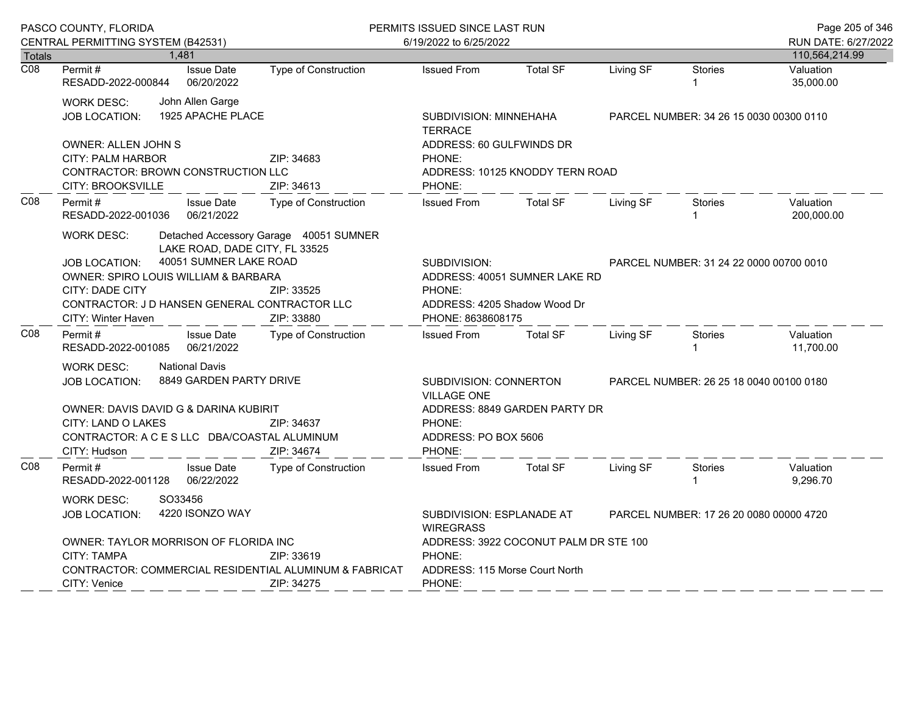PASCO COUNTY, FLORIDA
CENTRAL PERMITTING SYSTEM (B42531)

PERMITS ISSUED SINCE LAST RUN
6/19/2022 to 6/25/2022

RUN DATE: 6/27/2022

Totals 1,481 — 110,564,214.99

---

**C08**

| Permit # | Issue Date | Type of Construction | Issued From | Total SF | Living SF | Stories | Valuation |
|---|---|---|---|---|---|---|---|
| RESADD-2022-000844 | 06/20/2022 | | | | | 1 | 35,000.00 |

WORK DESC: John Allen Garge
JOB LOCATION: 1925 APACHE PLACE
SUBDIVISION: MINNEHAHA TERRACE
PARCEL NUMBER: 34 26 15 0030 00300 0110
OWNER: ALLEN JOHN S
ADDRESS: 60 GULFWINDS DR
CITY: PALM HARBOR — ZIP: 34683
PHONE:
CONTRACTOR: BROWN CONSTRUCTION LLC
ADDRESS: 10125 KNODDY TERN ROAD
CITY: BROOKSVILLE — ZIP: 34613
PHONE:

---

**C08**

| Permit # | Issue Date | Type of Construction | Issued From | Total SF | Living SF | Stories | Valuation |
|---|---|---|---|---|---|---|---|
| RESADD-2022-001036 | 06/21/2022 | | | | | 1 | 200,000.00 |

WORK DESC: Detached Accessory Garage 40051 SUMNER LAKE ROAD, DADE CITY, FL 33525
JOB LOCATION: 40051 SUMNER LAKE ROAD
SUBDIVISION:
PARCEL NUMBER: 31 24 22 0000 00700 0010
OWNER: SPIRO LOUIS WILLIAM & BARBARA
ADDRESS: 40051 SUMNER LAKE RD
CITY: DADE CITY — ZIP: 33525
PHONE:
CONTRACTOR: J D HANSEN GENERAL CONTRACTOR LLC
ADDRESS: 4205 Shadow Wood Dr
CITY: Winter Haven — ZIP: 33880
PHONE: 8638608175

---

**C08**

| Permit # | Issue Date | Type of Construction | Issued From | Total SF | Living SF | Stories | Valuation |
|---|---|---|---|---|---|---|---|
| RESADD-2022-001085 | 06/21/2022 | | | | | 1 | 11,700.00 |

WORK DESC: National Davis
JOB LOCATION: 8849 GARDEN PARTY DRIVE
SUBDIVISION: CONNERTON VILLAGE ONE
PARCEL NUMBER: 26 25 18 0040 00100 0180
OWNER: DAVIS DAVID G & DARINA KUBIRIT
ADDRESS: 8849 GARDEN PARTY DR
CITY: LAND O LAKES — ZIP: 34637
PHONE:
CONTRACTOR: A C E S LLC DBA/COASTAL ALUMINUM
ADDRESS: PO BOX 5606
CITY: Hudson — ZIP: 34674
PHONE:

---

**C08**

| Permit # | Issue Date | Type of Construction | Issued From | Total SF | Living SF | Stories | Valuation |
|---|---|---|---|---|---|---|---|
| RESADD-2022-001128 | 06/22/2022 | | | | | 1 | 9,296.70 |

WORK DESC: SO33456
JOB LOCATION: 4220 ISONZO WAY
SUBDIVISION: ESPLANADE AT WIREGRASS
PARCEL NUMBER: 17 26 20 0080 00000 4720
OWNER: TAYLOR MORRISON OF FLORIDA INC
ADDRESS: 3922 COCONUT PALM DR STE 100
CITY: TAMPA — ZIP: 33619
PHONE:
CONTRACTOR: COMMERCIAL RESIDENTIAL ALUMINUM & FABRICAT
ADDRESS: 115 Morse Court North
CITY: Venice — ZIP: 34275
PHONE: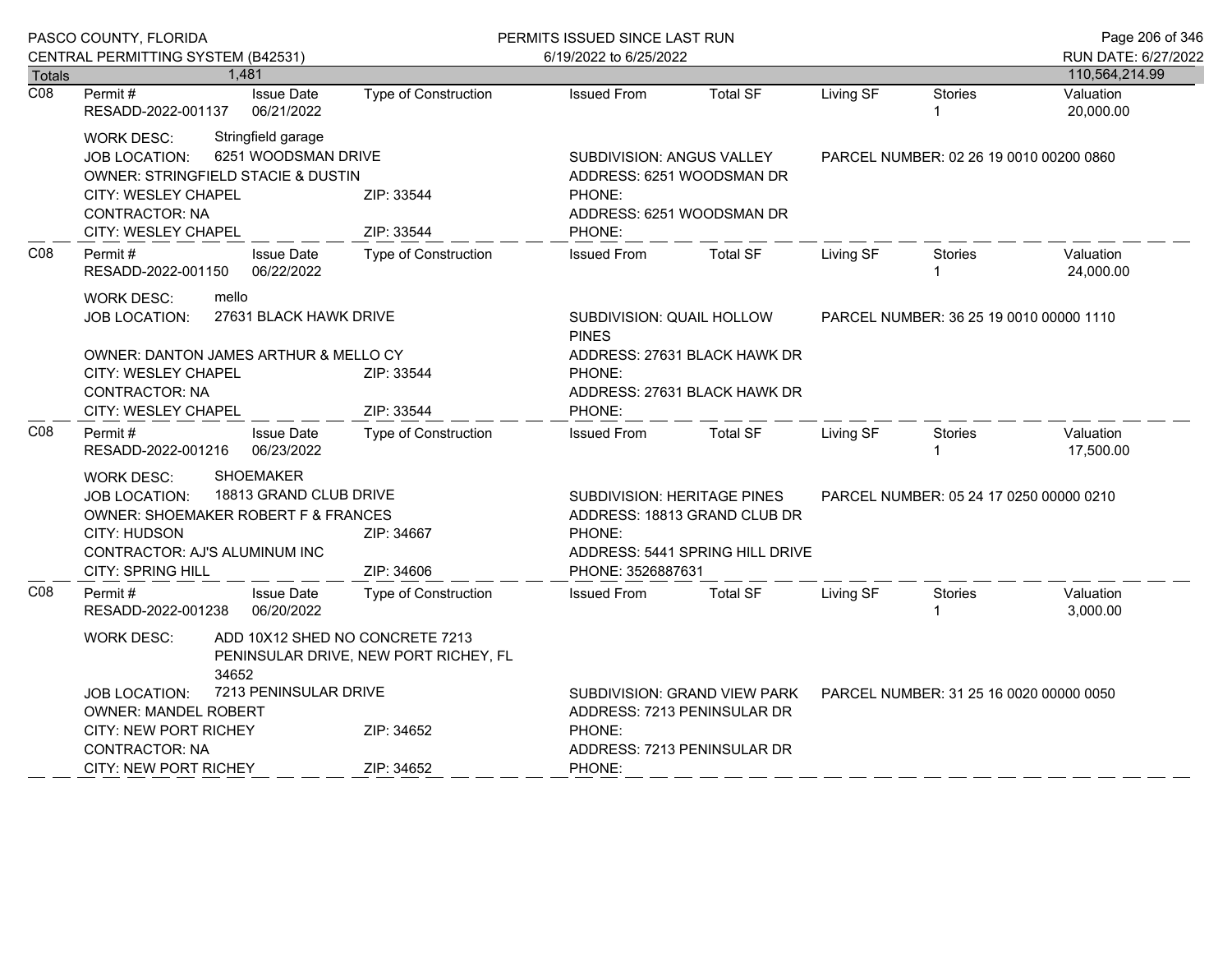PASCO COUNTY, FLORIDA
CENTRAL PERMITTING SYSTEM (B42531)

PERMITS ISSUED SINCE LAST RUN
6/19/2022 to 6/25/2022

RUN DATE: 6/27/2022

| Totals | 1,481 | | | | | | | 110,564,214.99 |
|---|---|---|---|---|---|---|---|---|

---

**C08**

| Permit # | Issue Date | Type of Construction | Issued From | Total SF | Living SF | Stories | Valuation |
|---|---|---|---|---|---|---|---|
| RESADD-2022-001137 | 06/21/2022 | | | | | 1 | 20,000.00 |

WORK DESC: Stringfield garage
JOB LOCATION: 6251 WOODSMAN DRIVE — SUBDIVISION: ANGUS VALLEY — PARCEL NUMBER: 02 26 19 0010 00200 0860
OWNER: STRINGFIELD STACIE & DUSTIN — ADDRESS: 6251 WOODSMAN DR
CITY: WESLEY CHAPEL ZIP: 33544 — PHONE:
CONTRACTOR: NA — ADDRESS: 6251 WOODSMAN DR
CITY: WESLEY CHAPEL ZIP: 33544 — PHONE:

---

**C08**

| Permit # | Issue Date | Type of Construction | Issued From | Total SF | Living SF | Stories | Valuation |
|---|---|---|---|---|---|---|---|
| RESADD-2022-001150 | 06/22/2022 | | | | | 1 | 24,000.00 |

WORK DESC: mello
JOB LOCATION: 27631 BLACK HAWK DRIVE — SUBDIVISION: QUAIL HOLLOW PINES — PARCEL NUMBER: 36 25 19 0010 00000 1110
OWNER: DANTON JAMES ARTHUR & MELLO CY — ADDRESS: 27631 BLACK HAWK DR
CITY: WESLEY CHAPEL ZIP: 33544 — PHONE:
CONTRACTOR: NA — ADDRESS: 27631 BLACK HAWK DR
CITY: WESLEY CHAPEL ZIP: 33544 — PHONE:

---

**C08**

| Permit # | Issue Date | Type of Construction | Issued From | Total SF | Living SF | Stories | Valuation |
|---|---|---|---|---|---|---|---|
| RESADD-2022-001216 | 06/23/2022 | | | | | 1 | 17,500.00 |

WORK DESC: SHOEMAKER
JOB LOCATION: 18813 GRAND CLUB DRIVE — SUBDIVISION: HERITAGE PINES — PARCEL NUMBER: 05 24 17 0250 00000 0210
OWNER: SHOEMAKER ROBERT F & FRANCES — ADDRESS: 18813 GRAND CLUB DR
CITY: HUDSON ZIP: 34667 — PHONE:
CONTRACTOR: AJ'S ALUMINUM INC — ADDRESS: 5441 SPRING HILL DRIVE
CITY: SPRING HILL ZIP: 34606 — PHONE: 3526887631

---

**C08**

| Permit # | Issue Date | Type of Construction | Issued From | Total SF | Living SF | Stories | Valuation |
|---|---|---|---|---|---|---|---|
| RESADD-2022-001238 | 06/20/2022 | | | | | 1 | 3,000.00 |

WORK DESC: ADD 10X12 SHED NO CONCRETE 7213 PENINSULAR DRIVE, NEW PORT RICHEY, FL 34652
JOB LOCATION: 7213 PENINSULAR DRIVE — SUBDIVISION: GRAND VIEW PARK — PARCEL NUMBER: 31 25 16 0020 00000 0050
OWNER: MANDEL ROBERT — ADDRESS: 7213 PENINSULAR DR
CITY: NEW PORT RICHEY ZIP: 34652 — PHONE:
CONTRACTOR: NA — ADDRESS: 7213 PENINSULAR DR
CITY: NEW PORT RICHEY ZIP: 34652 — PHONE: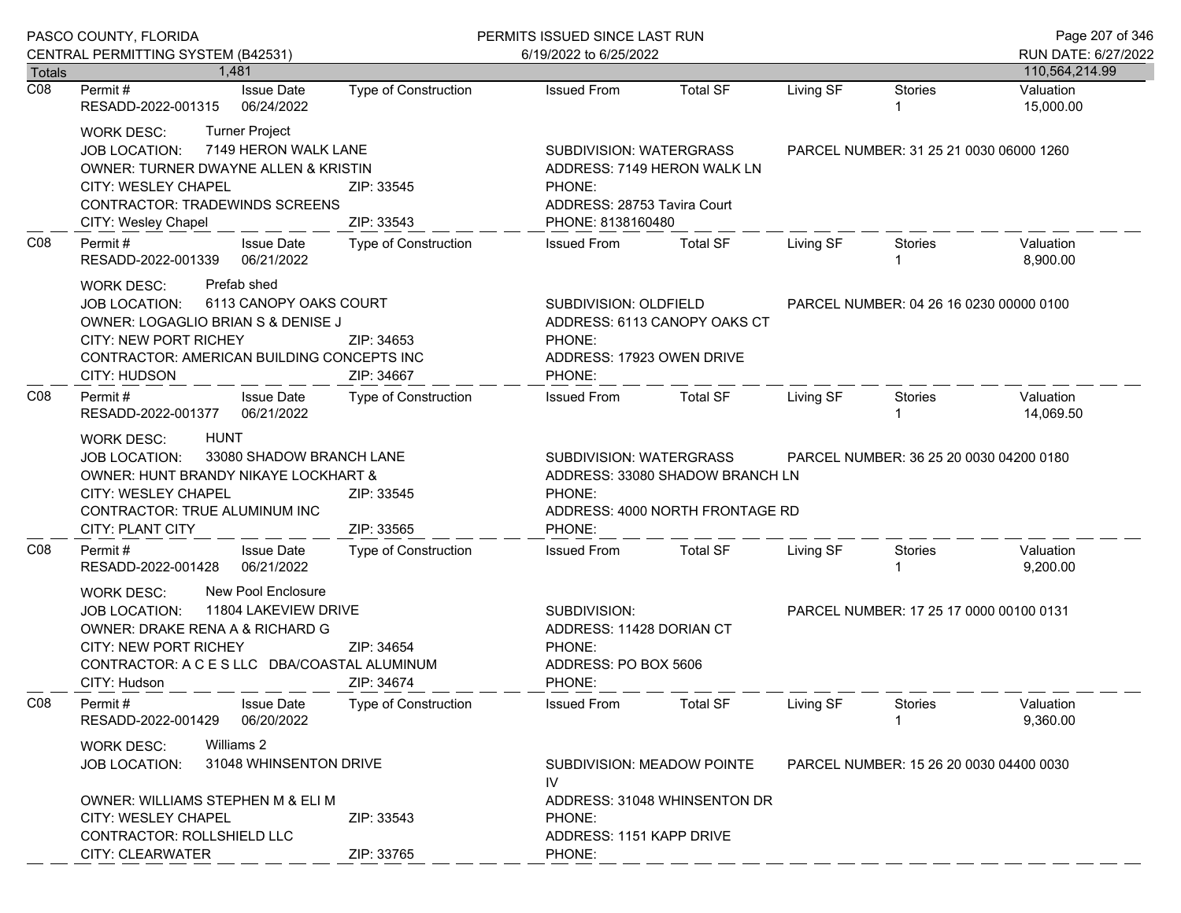| Totals | 1,481 | | | | | | | 110,564,214.99 |
|---|---|---|---|---|---|---|---|---|

**C08**

| Permit # | Issue Date | Type of Construction | Issued From | Total SF | Living SF | Stories | Valuation |
|---|---|---|---|---|---|---|---|
| RESADD-2022-001315 | 06/24/2022 | | | | | 1 | 15,000.00 |

WORK DESC: Turner Project
JOB LOCATION: 7149 HERON WALK LANE
SUBDIVISION: WATERGRASS
PARCEL NUMBER: 31 25 21 0030 06000 1260
OWNER: TURNER DWAYNE ALLEN & KRISTIN
ADDRESS: 7149 HERON WALK LN
CITY: WESLEY CHAPEL ZIP: 33545
PHONE:
CONTRACTOR: TRADEWINDS SCREENS
ADDRESS: 28753 Tavira Court
CITY: Wesley Chapel ZIP: 33543
PHONE: 8138160480

**C08**

| Permit # | Issue Date | Type of Construction | Issued From | Total SF | Living SF | Stories | Valuation |
|---|---|---|---|---|---|---|---|
| RESADD-2022-001339 | 06/21/2022 | | | | | 1 | 8,900.00 |

WORK DESC: Prefab shed
JOB LOCATION: 6113 CANOPY OAKS COURT
SUBDIVISION: OLDFIELD
PARCEL NUMBER: 04 26 16 0230 00000 0100
OWNER: LOGAGLIO BRIAN S & DENISE J
ADDRESS: 6113 CANOPY OAKS CT
CITY: NEW PORT RICHEY ZIP: 34653
PHONE:
CONTRACTOR: AMERICAN BUILDING CONCEPTS INC
ADDRESS: 17923 OWEN DRIVE
CITY: HUDSON ZIP: 34667
PHONE:

**C08**

| Permit # | Issue Date | Type of Construction | Issued From | Total SF | Living SF | Stories | Valuation |
|---|---|---|---|---|---|---|---|
| RESADD-2022-001377 | 06/21/2022 | | | | | 1 | 14,069.50 |

WORK DESC: HUNT
JOB LOCATION: 33080 SHADOW BRANCH LANE
SUBDIVISION: WATERGRASS
PARCEL NUMBER: 36 25 20 0030 04200 0180
OWNER: HUNT BRANDY NIKAYE LOCKHART &
ADDRESS: 33080 SHADOW BRANCH LN
CITY: WESLEY CHAPEL ZIP: 33545
PHONE:
CONTRACTOR: TRUE ALUMINUM INC
ADDRESS: 4000 NORTH FRONTAGE RD
CITY: PLANT CITY ZIP: 33565
PHONE:

**C08**

| Permit # | Issue Date | Type of Construction | Issued From | Total SF | Living SF | Stories | Valuation |
|---|---|---|---|---|---|---|---|
| RESADD-2022-001428 | 06/21/2022 | | | | | 1 | 9,200.00 |

WORK DESC: New Pool Enclosure
JOB LOCATION: 11804 LAKEVIEW DRIVE
SUBDIVISION:
PARCEL NUMBER: 17 25 17 0000 00100 0131
OWNER: DRAKE RENA A & RICHARD G
ADDRESS: 11428 DORIAN CT
CITY: NEW PORT RICHEY ZIP: 34654
PHONE:
CONTRACTOR: A C E S LLC DBA/COASTAL ALUMINUM
ADDRESS: PO BOX 5606
CITY: Hudson ZIP: 34674
PHONE:

**C08**

| Permit # | Issue Date | Type of Construction | Issued From | Total SF | Living SF | Stories | Valuation |
|---|---|---|---|---|---|---|---|
| RESADD-2022-001429 | 06/20/2022 | | | | | 1 | 9,360.00 |

WORK DESC: Williams 2
JOB LOCATION: 31048 WHINSENTON DRIVE
SUBDIVISION: MEADOW POINTE IV
PARCEL NUMBER: 15 26 20 0030 04400 0030
OWNER: WILLIAMS STEPHEN M & ELI M
ADDRESS: 31048 WHINSENTON DR
CITY: WESLEY CHAPEL ZIP: 33543
PHONE:
CONTRACTOR: ROLLSHIELD LLC
ADDRESS: 1151 KAPP DRIVE
CITY: CLEARWATER ZIP: 33765
PHONE: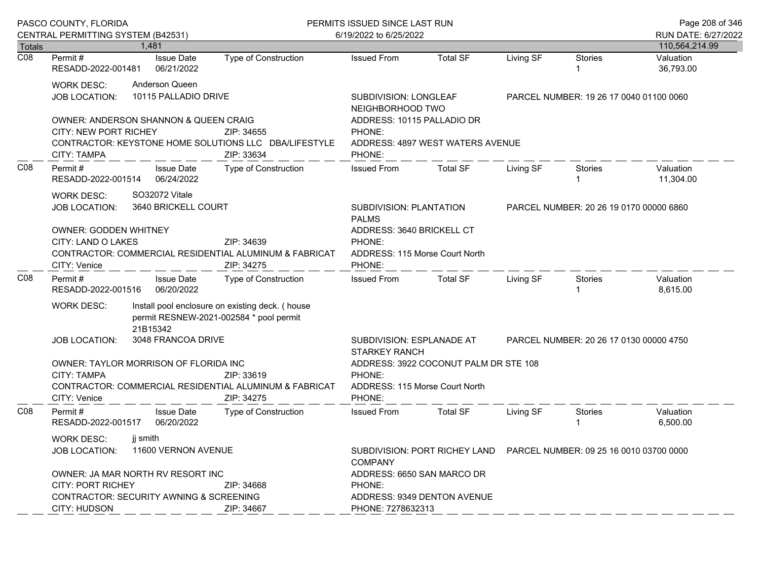PASCO COUNTY, FLORIDA
CENTRAL PERMITTING SYSTEM (B42531)

PERMITS ISSUED SINCE LAST RUN
6/19/2022 to 6/25/2022

RUN DATE: 6/27/2022

| Totals | 1,481 | | | | | | | 110,564,214.99 |
|---|---|---|---|---|---|---|---|---|

---

**C08**

| Permit # | Issue Date | Type of Construction | Issued From | Total SF | Living SF | Stories | Valuation |
|---|---|---|---|---|---|---|---|
| RESADD-2022-001481 | 06/21/2022 | | | | | 1 | 36,793.00 |

WORK DESC: Anderson Queen
JOB LOCATION: 10115 PALLADIO DRIVE
SUBDIVISION: LONGLEAF NEIGHBORHOOD TWO
PARCEL NUMBER: 19 26 17 0040 01100 0060

OWNER: ANDERSON SHANNON & QUEEN CRAIG
ADDRESS: 10115 PALLADIO DR
CITY: NEW PORT RICHEY ZIP: 34655
PHONE:
CONTRACTOR: KEYSTONE HOME SOLUTIONS LLC DBA/LIFESTYLE
ADDRESS: 4897 WEST WATERS AVENUE
CITY: TAMPA ZIP: 33634
PHONE:

---

**C08**

| Permit # | Issue Date | Type of Construction | Issued From | Total SF | Living SF | Stories | Valuation |
|---|---|---|---|---|---|---|---|
| RESADD-2022-001514 | 06/24/2022 | | | | | 1 | 11,304.00 |

WORK DESC: SO32072 Vitale
JOB LOCATION: 3640 BRICKELL COURT
SUBDIVISION: PLANTATION PALMS
PARCEL NUMBER: 20 26 19 0170 00000 6860

OWNER: GODDEN WHITNEY
ADDRESS: 3640 BRICKELL CT
CITY: LAND O LAKES ZIP: 34639
PHONE:
CONTRACTOR: COMMERCIAL RESIDENTIAL ALUMINUM & FABRICAT
ADDRESS: 115 Morse Court North
CITY: Venice ZIP: 34275
PHONE:

---

**C08**

| Permit # | Issue Date | Type of Construction | Issued From | Total SF | Living SF | Stories | Valuation |
|---|---|---|---|---|---|---|---|
| RESADD-2022-001516 | 06/20/2022 | | | | | 1 | 8,615.00 |

WORK DESC: Install pool enclosure on existing deck. ( house permit RESNEW-2021-002584 * pool permit 21B15342
JOB LOCATION: 3048 FRANCOA DRIVE
SUBDIVISION: ESPLANADE AT STARKEY RANCH
PARCEL NUMBER: 20 26 17 0130 00000 4750

OWNER: TAYLOR MORRISON OF FLORIDA INC
ADDRESS: 3922 COCONUT PALM DR STE 108
CITY: TAMPA ZIP: 33619
PHONE:
CONTRACTOR: COMMERCIAL RESIDENTIAL ALUMINUM & FABRICAT
ADDRESS: 115 Morse Court North
CITY: Venice ZIP: 34275
PHONE:

---

**C08**

| Permit # | Issue Date | Type of Construction | Issued From | Total SF | Living SF | Stories | Valuation |
|---|---|---|---|---|---|---|---|
| RESADD-2022-001517 | 06/20/2022 | | | | | 1 | 6,500.00 |

WORK DESC: jj smith
JOB LOCATION: 11600 VERNON AVENUE
SUBDIVISION: PORT RICHEY LAND COMPANY
PARCEL NUMBER: 09 25 16 0010 03700 0000

OWNER: JA MAR NORTH RV RESORT INC
ADDRESS: 6650 SAN MARCO DR
CITY: PORT RICHEY ZIP: 34668
PHONE:
CONTRACTOR: SECURITY AWNING & SCREENING
ADDRESS: 9349 DENTON AVENUE
CITY: HUDSON ZIP: 34667
PHONE: 7278632313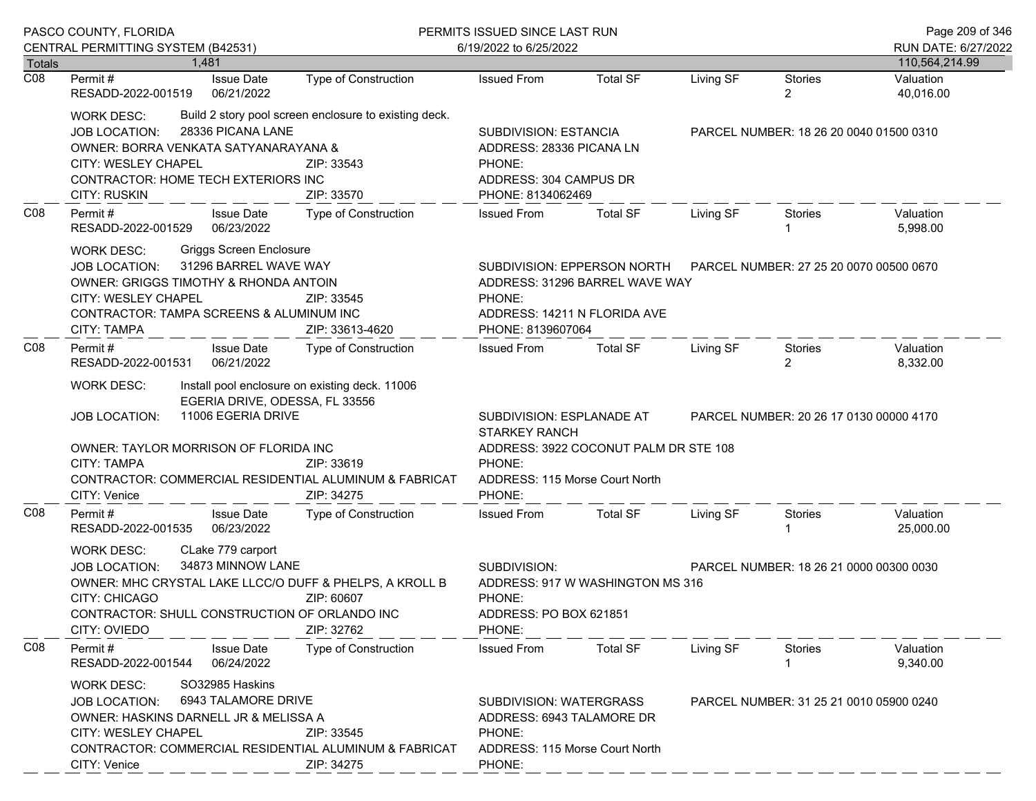**Totals** 1,481 — 110,564,214.99

---

**C08**

| Permit # | Issue Date | Type of Construction | Issued From | Total SF | Living SF | Stories | Valuation |
|---|---|---|---|---|---|---|---|
| RESADD-2022-001519 | 06/21/2022 | | | | | 2 | 40,016.00 |

WORK DESC: Build 2 story pool screen enclosure to existing deck.
JOB LOCATION: 28336 PICANA LANE — SUBDIVISION: ESTANCIA — PARCEL NUMBER: 18 26 20 0040 01500 0310
OWNER: BORRA VENKATA SATYANARAYANA & — ADDRESS: 28336 PICANA LN
CITY: WESLEY CHAPEL — ZIP: 33543 — PHONE:
CONTRACTOR: HOME TECH EXTERIORS INC — ADDRESS: 304 CAMPUS DR
CITY: RUSKIN — ZIP: 33570 — PHONE: 8134062469

---

**C08**

| Permit # | Issue Date | Type of Construction | Issued From | Total SF | Living SF | Stories | Valuation |
|---|---|---|---|---|---|---|---|
| RESADD-2022-001529 | 06/23/2022 | | | | | 1 | 5,998.00 |

WORK DESC: Griggs Screen Enclosure
JOB LOCATION: 31296 BARREL WAVE WAY — SUBDIVISION: EPPERSON NORTH — PARCEL NUMBER: 27 25 20 0070 00500 0670
OWNER: GRIGGS TIMOTHY & RHONDA ANTOIN — ADDRESS: 31296 BARREL WAVE WAY
CITY: WESLEY CHAPEL — ZIP: 33545 — PHONE:
CONTRACTOR: TAMPA SCREENS & ALUMINUM INC — ADDRESS: 14211 N FLORIDA AVE
CITY: TAMPA — ZIP: 33613-4620 — PHONE: 8139607064

---

**C08**

| Permit # | Issue Date | Type of Construction | Issued From | Total SF | Living SF | Stories | Valuation |
|---|---|---|---|---|---|---|---|
| RESADD-2022-001531 | 06/21/2022 | | | | | 2 | 8,332.00 |

WORK DESC: Install pool enclosure on existing deck. 11006 EGERIA DRIVE, ODESSA, FL 33556
JOB LOCATION: 11006 EGERIA DRIVE — SUBDIVISION: ESPLANADE AT STARKEY RANCH — PARCEL NUMBER: 20 26 17 0130 00000 4170
OWNER: TAYLOR MORRISON OF FLORIDA INC — ADDRESS: 3922 COCONUT PALM DR STE 108
CITY: TAMPA — ZIP: 33619 — PHONE:
CONTRACTOR: COMMERCIAL RESIDENTIAL ALUMINUM & FABRICAT — ADDRESS: 115 Morse Court North
CITY: Venice — ZIP: 34275 — PHONE:

---

**C08**

| Permit # | Issue Date | Type of Construction | Issued From | Total SF | Living SF | Stories | Valuation |
|---|---|---|---|---|---|---|---|
| RESADD-2022-001535 | 06/23/2022 | | | | | 1 | 25,000.00 |

WORK DESC: CLake 779 carport
JOB LOCATION: 34873 MINNOW LANE — SUBDIVISION: — PARCEL NUMBER: 18 26 21 0000 00300 0030
OWNER: MHC CRYSTAL LAKE LLCC/O DUFF & PHELPS, A KROLL B — ADDRESS: 917 W WASHINGTON MS 316
CITY: CHICAGO — ZIP: 60607 — PHONE:
CONTRACTOR: SHULL CONSTRUCTION OF ORLANDO INC — ADDRESS: PO BOX 621851
CITY: OVIEDO — ZIP: 32762 — PHONE:

---

**C08**

| Permit # | Issue Date | Type of Construction | Issued From | Total SF | Living SF | Stories | Valuation |
|---|---|---|---|---|---|---|---|
| RESADD-2022-001544 | 06/24/2022 | | | | | 1 | 9,340.00 |

WORK DESC: SO32985 Haskins
JOB LOCATION: 6943 TALAMORE DRIVE — SUBDIVISION: WATERGRASS — PARCEL NUMBER: 31 25 21 0010 05900 0240
OWNER: HASKINS DARNELL JR & MELISSA A — ADDRESS: 6943 TALAMORE DR
CITY: WESLEY CHAPEL — ZIP: 33545 — PHONE:
CONTRACTOR: COMMERCIAL RESIDENTIAL ALUMINUM & FABRICAT — ADDRESS: 115 Morse Court North
CITY: Venice — ZIP: 34275 — PHONE: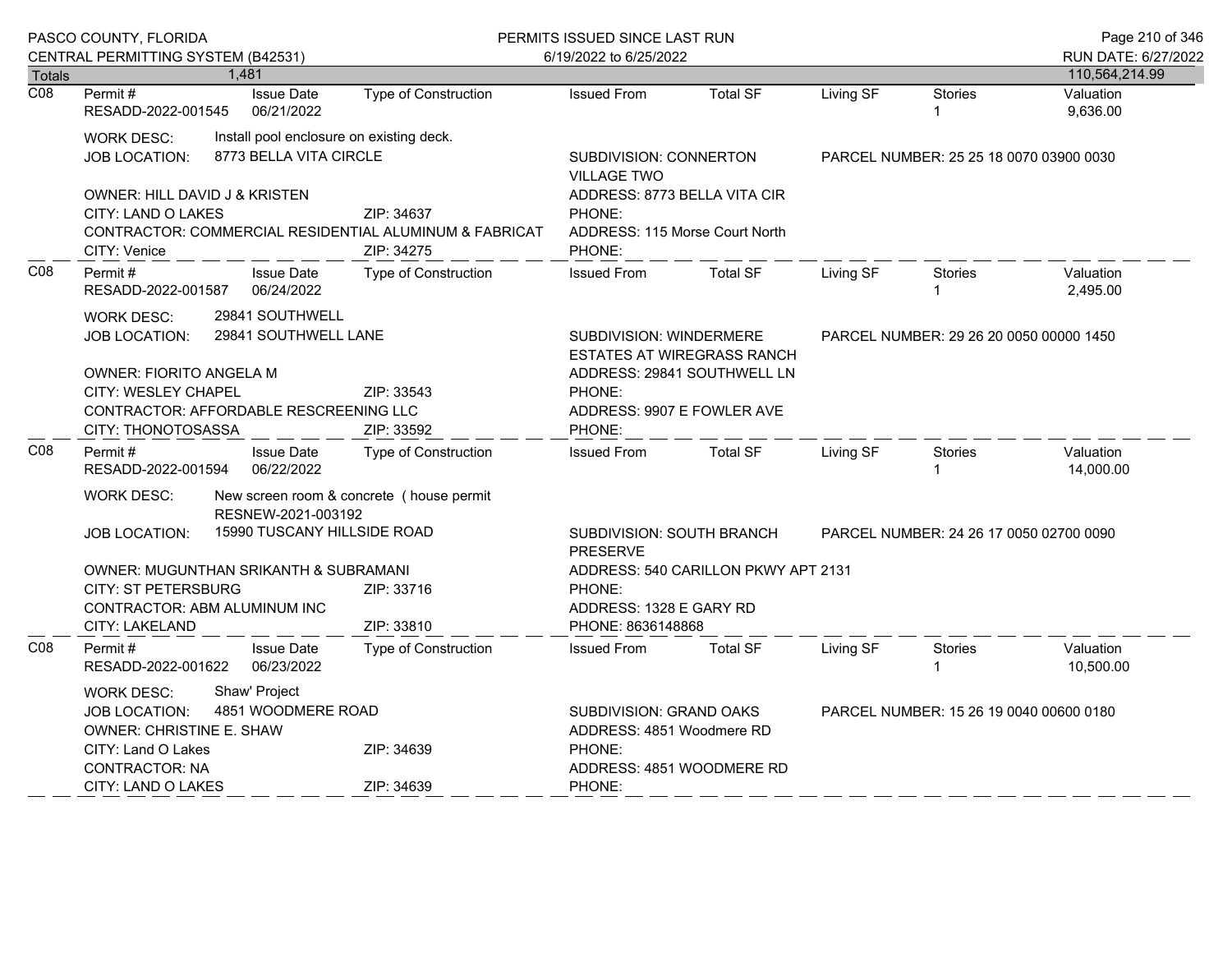PASCO COUNTY, FLORIDA
CENTRAL PERMITTING SYSTEM (B42531)

PERMITS ISSUED SINCE LAST RUN
6/19/2022 to 6/25/2022

RUN DATE: 6/27/2022

| Totals | 1,481 | | | | | | | 110,564,214.99 |
|---|---|---|---|---|---|---|---|---|

---

**C08**

| Permit # | Issue Date | Type of Construction | Issued From | Total SF | Living SF | Stories | Valuation |
|---|---|---|---|---|---|---|---|
| RESADD-2022-001545 | 06/21/2022 | | | | | 1 | 9,636.00 |

WORK DESC: Install pool enclosure on existing deck.
JOB LOCATION: 8773 BELLA VITA CIRCLE
SUBDIVISION: CONNERTON VILLAGE TWO
PARCEL NUMBER: 25 25 18 0070 03900 0030
OWNER: HILL DAVID J & KRISTEN
ADDRESS: 8773 BELLA VITA CIR
CITY: LAND O LAKES ZIP: 34637
PHONE:
CONTRACTOR: COMMERCIAL RESIDENTIAL ALUMINUM & FABRICAT
ADDRESS: 115 Morse Court North
CITY: Venice ZIP: 34275
PHONE:

---

**C08**

| Permit # | Issue Date | Type of Construction | Issued From | Total SF | Living SF | Stories | Valuation |
|---|---|---|---|---|---|---|---|
| RESADD-2022-001587 | 06/24/2022 | | | | | 1 | 2,495.00 |

WORK DESC: 29841 SOUTHWELL
JOB LOCATION: 29841 SOUTHWELL LANE
SUBDIVISION: WINDERMERE ESTATES AT WIREGRASS RANCH
PARCEL NUMBER: 29 26 20 0050 00000 1450
OWNER: FIORITO ANGELA M
ADDRESS: 29841 SOUTHWELL LN
CITY: WESLEY CHAPEL ZIP: 33543
PHONE:
CONTRACTOR: AFFORDABLE RESCREENING LLC
ADDRESS: 9907 E FOWLER AVE
CITY: THONOTOSASSA ZIP: 33592
PHONE:

---

**C08**

| Permit # | Issue Date | Type of Construction | Issued From | Total SF | Living SF | Stories | Valuation |
|---|---|---|---|---|---|---|---|
| RESADD-2022-001594 | 06/22/2022 | | | | | 1 | 14,000.00 |

WORK DESC: New screen room & concrete ( house permit RESNEW-2021-003192
JOB LOCATION: 15990 TUSCANY HILLSIDE ROAD
SUBDIVISION: SOUTH BRANCH PRESERVE
PARCEL NUMBER: 24 26 17 0050 02700 0090
OWNER: MUGUNTHAN SRIKANTH & SUBRAMANI
ADDRESS: 540 CARILLON PKWY APT 2131
CITY: ST PETERSBURG ZIP: 33716
PHONE:
CONTRACTOR: ABM ALUMINUM INC
ADDRESS: 1328 E GARY RD
CITY: LAKELAND ZIP: 33810
PHONE: 8636148868

---

**C08**

| Permit # | Issue Date | Type of Construction | Issued From | Total SF | Living SF | Stories | Valuation |
|---|---|---|---|---|---|---|---|
| RESADD-2022-001622 | 06/23/2022 | | | | | 1 | 10,500.00 |

WORK DESC: Shaw' Project
JOB LOCATION: 4851 WOODMERE ROAD
SUBDIVISION: GRAND OAKS
PARCEL NUMBER: 15 26 19 0040 00600 0180
OWNER: CHRISTINE E. SHAW
ADDRESS: 4851 Woodmere RD
CITY: Land O Lakes ZIP: 34639
PHONE:
CONTRACTOR: NA
ADDRESS: 4851 WOODMERE RD
CITY: LAND O LAKES ZIP: 34639
PHONE: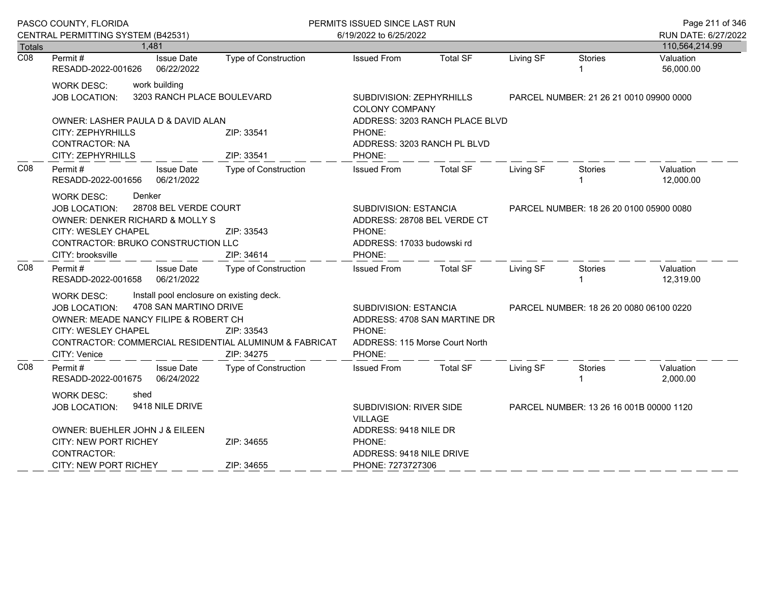PASCO COUNTY, FLORIDA
CENTRAL PERMITTING SYSTEM (B42531)

PERMITS ISSUED SINCE LAST RUN
6/19/2022 to 6/25/2022

RUN DATE: 6/27/2022

| Totals | 1,481 | | | | | | | 110,564,214.99 |
|---|---|---|---|---|---|---|---|---|

---

**C08**

| Permit # | Issue Date | Type of Construction | Issued From | Total SF | Living SF | Stories | Valuation |
|---|---|---|---|---|---|---|---|
| RESADD-2022-001626 | 06/22/2022 | | | | | 1 | 56,000.00 |

WORK DESC: work building
JOB LOCATION: 3203 RANCH PLACE BOULEVARD
SUBDIVISION: ZEPHYRHILLS COLONY COMPANY
PARCEL NUMBER: 21 26 21 0010 09900 0000
OWNER: LASHER PAULA D & DAVID ALAN
ADDRESS: 3203 RANCH PLACE BLVD
CITY: ZEPHYRHILLS ZIP: 33541
PHONE:
CONTRACTOR: NA
ADDRESS: 3203 RANCH PL BLVD
CITY: ZEPHYRHILLS ZIP: 33541
PHONE:

---

**C08**

| Permit # | Issue Date | Type of Construction | Issued From | Total SF | Living SF | Stories | Valuation |
|---|---|---|---|---|---|---|---|
| RESADD-2022-001656 | 06/21/2022 | | | | | 1 | 12,000.00 |

WORK DESC: Denker
JOB LOCATION: 28708 BEL VERDE COURT
SUBDIVISION: ESTANCIA
PARCEL NUMBER: 18 26 20 0100 05900 0080
OWNER: DENKER RICHARD & MOLLY S
ADDRESS: 28708 BEL VERDE CT
CITY: WESLEY CHAPEL ZIP: 33543
PHONE:
CONTRACTOR: BRUKO CONSTRUCTION LLC
ADDRESS: 17033 budowski rd
CITY: brooksville ZIP: 34614
PHONE:

---

**C08**

| Permit # | Issue Date | Type of Construction | Issued From | Total SF | Living SF | Stories | Valuation |
|---|---|---|---|---|---|---|---|
| RESADD-2022-001658 | 06/21/2022 | | | | | 1 | 12,319.00 |

WORK DESC: Install pool enclosure on existing deck.
JOB LOCATION: 4708 SAN MARTINO DRIVE
SUBDIVISION: ESTANCIA
PARCEL NUMBER: 18 26 20 0080 06100 0220
OWNER: MEADE NANCY FILIPE & ROBERT CH
ADDRESS: 4708 SAN MARTINE DR
CITY: WESLEY CHAPEL ZIP: 33543
PHONE:
CONTRACTOR: COMMERCIAL RESIDENTIAL ALUMINUM & FABRICAT
ADDRESS: 115 Morse Court North
CITY: Venice ZIP: 34275
PHONE:

---

**C08**

| Permit # | Issue Date | Type of Construction | Issued From | Total SF | Living SF | Stories | Valuation |
|---|---|---|---|---|---|---|---|
| RESADD-2022-001675 | 06/24/2022 | | | | | 1 | 2,000.00 |

WORK DESC: shed
JOB LOCATION: 9418 NILE DRIVE
SUBDIVISION: RIVER SIDE VILLAGE
PARCEL NUMBER: 13 26 16 001B 00000 1120
OWNER: BUEHLER JOHN J & EILEEN
ADDRESS: 9418 NILE DR
CITY: NEW PORT RICHEY ZIP: 34655
PHONE:
CONTRACTOR:
ADDRESS: 9418 NILE DRIVE
CITY: NEW PORT RICHEY ZIP: 34655
PHONE: 7273727306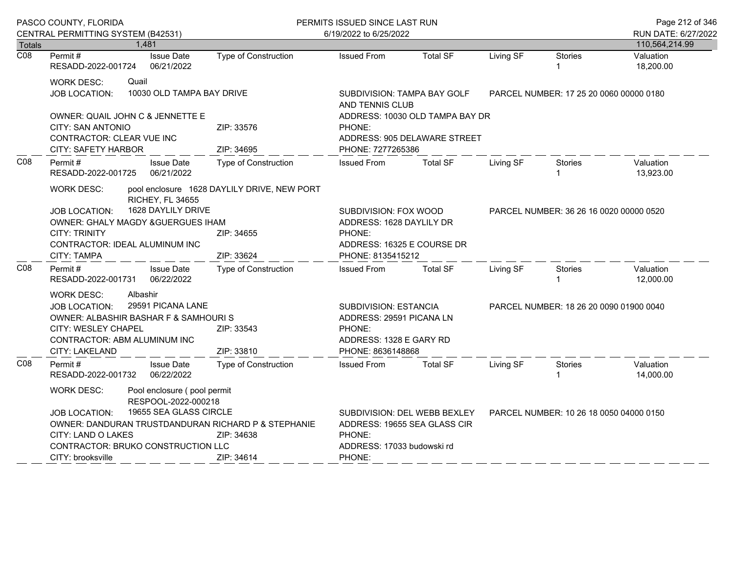PASCO COUNTY, FLORIDA
CENTRAL PERMITTING SYSTEM (B42531)

PERMITS ISSUED SINCE LAST RUN
6/19/2022 to 6/25/2022

RUN DATE: 6/27/2022

| Totals | 1,481 | | | | | | | 110,564,214.99 |
|---|---|---|---|---|---|---|---|---|

---

**C08**

| Permit # | Issue Date | Type of Construction | Issued From | Total SF | Living SF | Stories | Valuation |
|---|---|---|---|---|---|---|---|
| RESADD-2022-001724 | 06/21/2022 | | | | | 1 | 18,200.00 |

WORK DESC: Quail
JOB LOCATION: 10030 OLD TAMPA BAY DRIVE
SUBDIVISION: TAMPA BAY GOLF AND TENNIS CLUB
PARCEL NUMBER: 17 25 20 0060 00000 0180
OWNER: QUAIL JOHN C & JENNETTE E
ADDRESS: 10030 OLD TAMPA BAY DR
CITY: SAN ANTONIO ZIP: 33576
PHONE:
CONTRACTOR: CLEAR VUE INC
ADDRESS: 905 DELAWARE STREET
CITY: SAFETY HARBOR ZIP: 34695
PHONE: 7277265386

---

**C08**

| Permit # | Issue Date | Type of Construction | Issued From | Total SF | Living SF | Stories | Valuation |
|---|---|---|---|---|---|---|---|
| RESADD-2022-001725 | 06/21/2022 | | | | | 1 | 13,923.00 |

WORK DESC: pool enclosure 1628 DAYLILY DRIVE, NEW PORT RICHEY, FL 34655
JOB LOCATION: 1628 DAYLILY DRIVE
SUBDIVISION: FOX WOOD
PARCEL NUMBER: 36 26 16 0020 00000 0520
OWNER: GHALY MAGDY &GUERGUES IHAM
ADDRESS: 1628 DAYLILY DR
CITY: TRINITY ZIP: 34655
PHONE:
CONTRACTOR: IDEAL ALUMINUM INC
ADDRESS: 16325 E COURSE DR
CITY: TAMPA ZIP: 33624
PHONE: 8135415212

---

**C08**

| Permit # | Issue Date | Type of Construction | Issued From | Total SF | Living SF | Stories | Valuation |
|---|---|---|---|---|---|---|---|
| RESADD-2022-001731 | 06/22/2022 | | | | | 1 | 12,000.00 |

WORK DESC: Albashir
JOB LOCATION: 29591 PICANA LANE
SUBDIVISION: ESTANCIA
PARCEL NUMBER: 18 26 20 0090 01900 0040
OWNER: ALBASHIR BASHAR F & SAMHOURI S
ADDRESS: 29591 PICANA LN
CITY: WESLEY CHAPEL ZIP: 33543
PHONE:
CONTRACTOR: ABM ALUMINUM INC
ADDRESS: 1328 E GARY RD
CITY: LAKELAND ZIP: 33810
PHONE: 8636148868

---

**C08**

| Permit # | Issue Date | Type of Construction | Issued From | Total SF | Living SF | Stories | Valuation |
|---|---|---|---|---|---|---|---|
| RESADD-2022-001732 | 06/22/2022 | | | | | 1 | 14,000.00 |

WORK DESC: Pool enclosure ( pool permit RESPOOL-2022-000218
JOB LOCATION: 19655 SEA GLASS CIRCLE
SUBDIVISION: DEL WEBB BEXLEY
PARCEL NUMBER: 10 26 18 0050 04000 0150
OWNER: DANDURAN TRUSTDANDURAN RICHARD P & STEPHANIE
ADDRESS: 19655 SEA GLASS CIR
CITY: LAND O LAKES ZIP: 34638
PHONE:
CONTRACTOR: BRUKO CONSTRUCTION LLC
ADDRESS: 17033 budowski rd
CITY: brooksville ZIP: 34614
PHONE: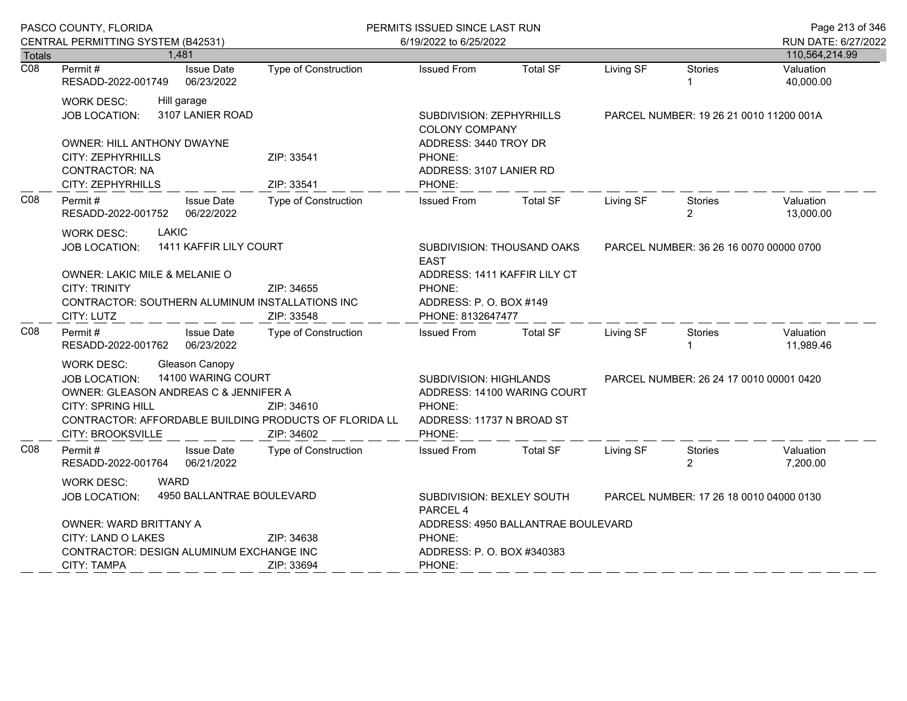| Totals | 1,481 | | | | | | | 110,564,214.99 |
|---|---|---|---|---|---|---|---|---|

**C08**

| Permit # | Issue Date | Type of Construction | Issued From | Total SF | Living SF | Stories | Valuation |
|---|---|---|---|---|---|---|---|
| RESADD-2022-001749 | 06/23/2022 | | | | | 1 | 40,000.00 |

WORK DESC: Hill garage
JOB LOCATION: 3107 LANIER ROAD
SUBDIVISION: ZEPHYRHILLS COLONY COMPANY
PARCEL NUMBER: 19 26 21 0010 11200 001A
OWNER: HILL ANTHONY DWAYNE
ADDRESS: 3440 TROY DR
CITY: ZEPHYRHILLS ZIP: 33541
PHONE:
CONTRACTOR: NA
ADDRESS: 3107 LANIER RD
CITY: ZEPHYRHILLS ZIP: 33541
PHONE:

**C08**

| Permit # | Issue Date | Type of Construction | Issued From | Total SF | Living SF | Stories | Valuation |
|---|---|---|---|---|---|---|---|
| RESADD-2022-001752 | 06/22/2022 | | | | | 2 | 13,000.00 |

WORK DESC: LAKIC
JOB LOCATION: 1411 KAFFIR LILY COURT
SUBDIVISION: THOUSAND OAKS EAST
PARCEL NUMBER: 36 26 16 0070 00000 0700
OWNER: LAKIC MILE & MELANIE O
ADDRESS: 1411 KAFFIR LILY CT
CITY: TRINITY ZIP: 34655
PHONE:
CONTRACTOR: SOUTHERN ALUMINUM INSTALLATIONS INC
ADDRESS: P. O. BOX #149
CITY: LUTZ ZIP: 33548
PHONE: 8132647477

**C08**

| Permit # | Issue Date | Type of Construction | Issued From | Total SF | Living SF | Stories | Valuation |
|---|---|---|---|---|---|---|---|
| RESADD-2022-001762 | 06/23/2022 | | | | | 1 | 11,989.46 |

WORK DESC: Gleason Canopy
JOB LOCATION: 14100 WARING COURT
SUBDIVISION: HIGHLANDS
PARCEL NUMBER: 26 24 17 0010 00001 0420
OWNER: GLEASON ANDREAS C & JENNIFER A
ADDRESS: 14100 WARING COURT
CITY: SPRING HILL ZIP: 34610
PHONE:
CONTRACTOR: AFFORDABLE BUILDING PRODUCTS OF FLORIDA LL
ADDRESS: 11737 N BROAD ST
CITY: BROOKSVILLE ZIP: 34602
PHONE:

**C08**

| Permit # | Issue Date | Type of Construction | Issued From | Total SF | Living SF | Stories | Valuation |
|---|---|---|---|---|---|---|---|
| RESADD-2022-001764 | 06/21/2022 | | | | | 2 | 7,200.00 |

WORK DESC: WARD
JOB LOCATION: 4950 BALLANTRAE BOULEVARD
SUBDIVISION: BEXLEY SOUTH PARCEL 4
PARCEL NUMBER: 17 26 18 0010 04000 0130
OWNER: WARD BRITTANY A
ADDRESS: 4950 BALLANTRAE BOULEVARD
CITY: LAND O LAKES ZIP: 34638
PHONE:
CONTRACTOR: DESIGN ALUMINUM EXCHANGE INC
ADDRESS: P. O. BOX #340383
CITY: TAMPA ZIP: 33694
PHONE: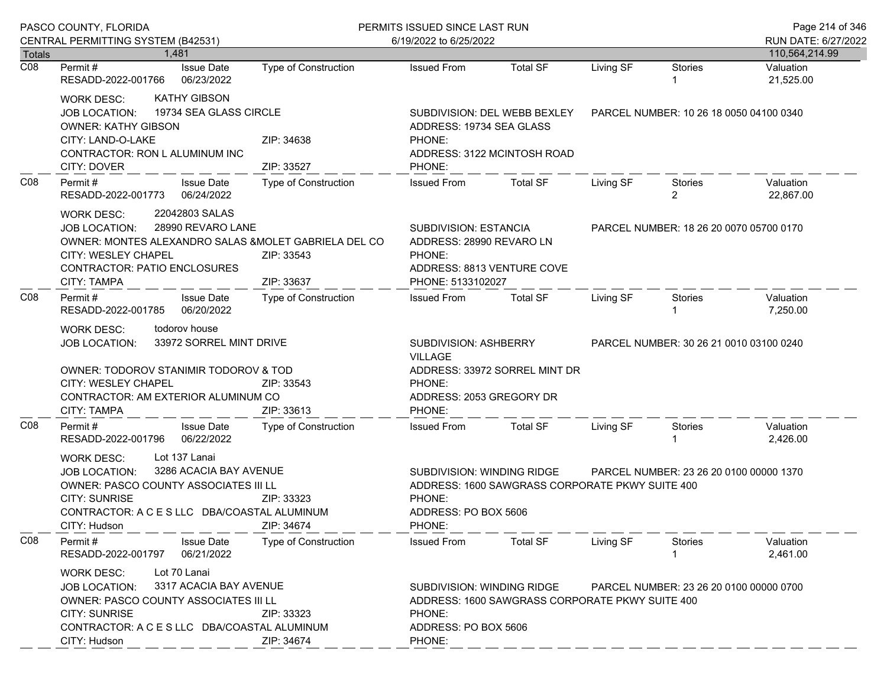| Totals | 1,481 | | | | | | | 110,564,214.99 |
|---|---|---|---|---|---|---|---|---|

**C08**

| Permit # | Issue Date | Type of Construction | Issued From | Total SF | Living SF | Stories | Valuation |
|---|---|---|---|---|---|---|---|
| RESADD-2022-001766 | 06/23/2022 | | | | | 1 | 21,525.00 |

WORK DESC: KATHY GIBSON
JOB LOCATION: 19734 SEA GLASS CIRCLE
SUBDIVISION: DEL WEBB BEXLEY
PARCEL NUMBER: 10 26 18 0050 04100 0340
OWNER: KATHY GIBSON
ADDRESS: 19734 SEA GLASS
CITY: LAND-O-LAKE ZIP: 34638
PHONE:
CONTRACTOR: RON L ALUMINUM INC
ADDRESS: 3122 MCINTOSH ROAD
CITY: DOVER ZIP: 33527
PHONE:

**C08**

| Permit # | Issue Date | Type of Construction | Issued From | Total SF | Living SF | Stories | Valuation |
|---|---|---|---|---|---|---|---|
| RESADD-2022-001773 | 06/24/2022 | | | | | 2 | 22,867.00 |

WORK DESC: 22042803 SALAS
JOB LOCATION: 28990 REVARO LANE
SUBDIVISION: ESTANCIA
PARCEL NUMBER: 18 26 20 0070 05700 0170
OWNER: MONTES ALEXANDRO SALAS &MOLET GABRIELA DEL CO
ADDRESS: 28990 REVARO LN
CITY: WESLEY CHAPEL ZIP: 33543
PHONE:
CONTRACTOR: PATIO ENCLOSURES
ADDRESS: 8813 VENTURE COVE
CITY: TAMPA ZIP: 33637
PHONE: 5133102027

**C08**

| Permit # | Issue Date | Type of Construction | Issued From | Total SF | Living SF | Stories | Valuation |
|---|---|---|---|---|---|---|---|
| RESADD-2022-001785 | 06/20/2022 | | | | | 1 | 7,250.00 |

WORK DESC: todorov house
JOB LOCATION: 33972 SORREL MINT DRIVE
SUBDIVISION: ASHBERRY VILLAGE
PARCEL NUMBER: 30 26 21 0010 03100 0240
OWNER: TODOROV STANIMIR TODOROV & TOD
ADDRESS: 33972 SORREL MINT DR
CITY: WESLEY CHAPEL ZIP: 33543
PHONE:
CONTRACTOR: AM EXTERIOR ALUMINUM CO
ADDRESS: 2053 GREGORY DR
CITY: TAMPA ZIP: 33613
PHONE:

**C08**

| Permit # | Issue Date | Type of Construction | Issued From | Total SF | Living SF | Stories | Valuation |
|---|---|---|---|---|---|---|---|
| RESADD-2022-001796 | 06/22/2022 | | | | | 1 | 2,426.00 |

WORK DESC: Lot 137 Lanai
JOB LOCATION: 3286 ACACIA BAY AVENUE
SUBDIVISION: WINDING RIDGE
PARCEL NUMBER: 23 26 20 0100 00000 1370
OWNER: PASCO COUNTY ASSOCIATES III LL
ADDRESS: 1600 SAWGRASS CORPORATE PKWY SUITE 400
CITY: SUNRISE ZIP: 33323
PHONE:
CONTRACTOR: A C E S LLC DBA/COASTAL ALUMINUM
ADDRESS: PO BOX 5606
CITY: Hudson ZIP: 34674
PHONE:

**C08**

| Permit # | Issue Date | Type of Construction | Issued From | Total SF | Living SF | Stories | Valuation |
|---|---|---|---|---|---|---|---|
| RESADD-2022-001797 | 06/21/2022 | | | | | 1 | 2,461.00 |

WORK DESC: Lot 70 Lanai
JOB LOCATION: 3317 ACACIA BAY AVENUE
SUBDIVISION: WINDING RIDGE
PARCEL NUMBER: 23 26 20 0100 00000 0700
OWNER: PASCO COUNTY ASSOCIATES III LL
ADDRESS: 1600 SAWGRASS CORPORATE PKWY SUITE 400
CITY: SUNRISE ZIP: 33323
PHONE:
CONTRACTOR: A C E S LLC DBA/COASTAL ALUMINUM
ADDRESS: PO BOX 5606
CITY: Hudson ZIP: 34674
PHONE: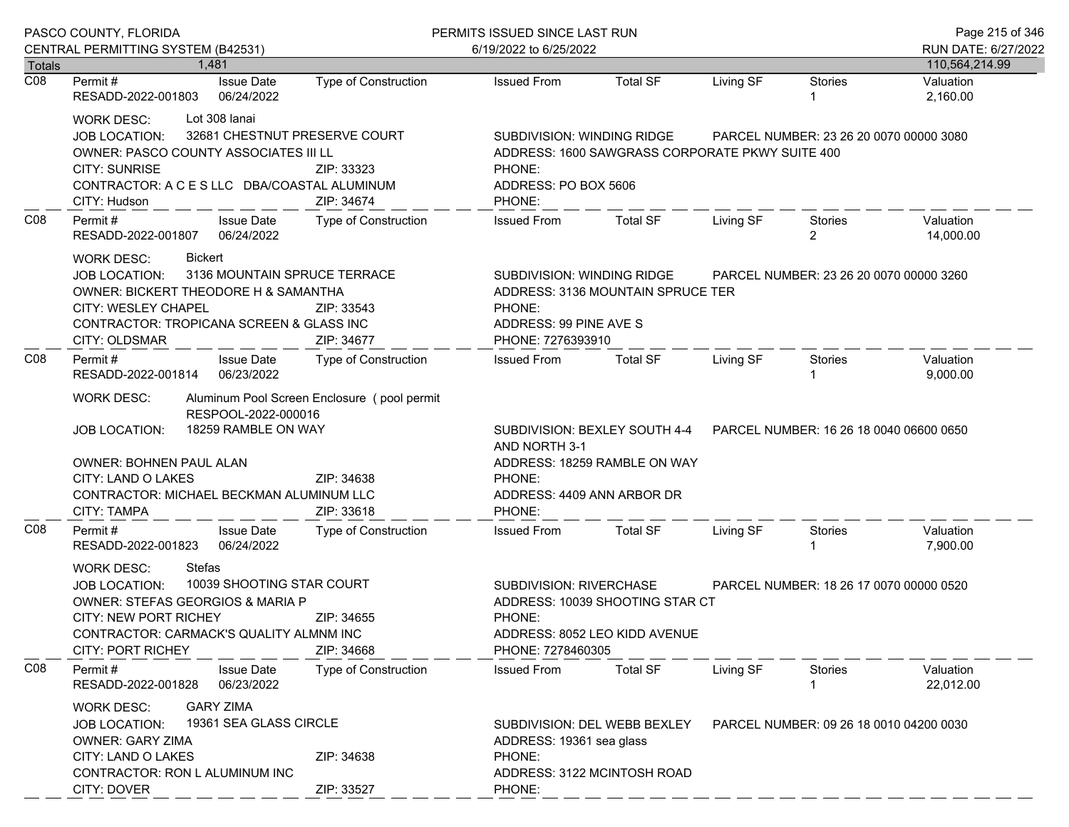PASCO COUNTY, FLORIDA
CENTRAL PERMITTING SYSTEM (B42531)

PERMITS ISSUED SINCE LAST RUN
6/19/2022 to 6/25/2022

RUN DATE: 6/27/2022

| Totals | 1,481 | | | | | | | 110,564,214.99 |
|---|---|---|---|---|---|---|---|---|

---

**C08**

| Permit # | Issue Date | Type of Construction | Issued From | Total SF | Living SF | Stories | Valuation |
|---|---|---|---|---|---|---|---|
| RESADD-2022-001803 | 06/24/2022 | | | | | 1 | 2,160.00 |

WORK DESC: Lot 308 lanai
JOB LOCATION: 32681 CHESTNUT PRESERVE COURT — SUBDIVISION: WINDING RIDGE — PARCEL NUMBER: 23 26 20 0070 00000 3080
OWNER: PASCO COUNTY ASSOCIATES III LL — ADDRESS: 1600 SAWGRASS CORPORATE PKWY SUITE 400
CITY: SUNRISE ZIP: 33323 — PHONE:
CONTRACTOR: A C E S LLC DBA/COASTAL ALUMINUM — ADDRESS: PO BOX 5606
CITY: Hudson ZIP: 34674 — PHONE:

---

**C08**

| Permit # | Issue Date | Type of Construction | Issued From | Total SF | Living SF | Stories | Valuation |
|---|---|---|---|---|---|---|---|
| RESADD-2022-001807 | 06/24/2022 | | | | | 2 | 14,000.00 |

WORK DESC: Bickert
JOB LOCATION: 3136 MOUNTAIN SPRUCE TERRACE — SUBDIVISION: WINDING RIDGE — PARCEL NUMBER: 23 26 20 0070 00000 3260
OWNER: BICKERT THEODORE H & SAMANTHA — ADDRESS: 3136 MOUNTAIN SPRUCE TER
CITY: WESLEY CHAPEL ZIP: 33543 — PHONE:
CONTRACTOR: TROPICANA SCREEN & GLASS INC — ADDRESS: 99 PINE AVE S
CITY: OLDSMAR ZIP: 34677 — PHONE: 7276393910

---

**C08**

| Permit # | Issue Date | Type of Construction | Issued From | Total SF | Living SF | Stories | Valuation |
|---|---|---|---|---|---|---|---|
| RESADD-2022-001814 | 06/23/2022 | | | | | 1 | 9,000.00 |

WORK DESC: Aluminum Pool Screen Enclosure ( pool permit RESPOOL-2022-000016
JOB LOCATION: 18259 RAMBLE ON WAY — SUBDIVISION: BEXLEY SOUTH 4-4 AND NORTH 3-1 — PARCEL NUMBER: 16 26 18 0040 06600 0650
OWNER: BOHNEN PAUL ALAN — ADDRESS: 18259 RAMBLE ON WAY
CITY: LAND O LAKES ZIP: 34638 — PHONE:
CONTRACTOR: MICHAEL BECKMAN ALUMINUM LLC — ADDRESS: 4409 ANN ARBOR DR
CITY: TAMPA ZIP: 33618 — PHONE:

---

**C08**

| Permit # | Issue Date | Type of Construction | Issued From | Total SF | Living SF | Stories | Valuation |
|---|---|---|---|---|---|---|---|
| RESADD-2022-001823 | 06/24/2022 | | | | | 1 | 7,900.00 |

WORK DESC: Stefas
JOB LOCATION: 10039 SHOOTING STAR COURT — SUBDIVISION: RIVERCHASE — PARCEL NUMBER: 18 26 17 0070 00000 0520
OWNER: STEFAS GEORGIOS & MARIA P — ADDRESS: 10039 SHOOTING STAR CT
CITY: NEW PORT RICHEY ZIP: 34655 — PHONE:
CONTRACTOR: CARMACK'S QUALITY ALMNM INC — ADDRESS: 8052 LEO KIDD AVENUE
CITY: PORT RICHEY ZIP: 34668 — PHONE: 7278460305

---

**C08**

| Permit # | Issue Date | Type of Construction | Issued From | Total SF | Living SF | Stories | Valuation |
|---|---|---|---|---|---|---|---|
| RESADD-2022-001828 | 06/23/2022 | | | | | 1 | 22,012.00 |

WORK DESC: GARY ZIMA
JOB LOCATION: 19361 SEA GLASS CIRCLE — SUBDIVISION: DEL WEBB BEXLEY — PARCEL NUMBER: 09 26 18 0010 04200 0030
OWNER: GARY ZIMA — ADDRESS: 19361 sea glass
CITY: LAND O LAKES ZIP: 34638 — PHONE:
CONTRACTOR: RON L ALUMINUM INC — ADDRESS: 3122 MCINTOSH ROAD
CITY: DOVER ZIP: 33527 — PHONE: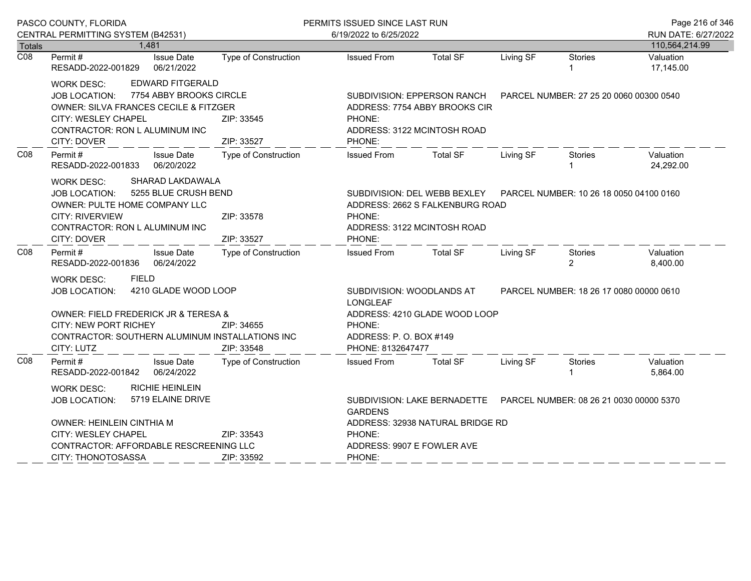**PASCO COUNTY, FLORIDA**
**CENTRAL PERMITTING SYSTEM (B42531)**

**PERMITS ISSUED SINCE LAST RUN**
6/19/2022 to 6/25/2022

RUN DATE: 6/27/2022

| Totals | 1,481 | | | | | | | 110,564,214.99 |
|---|---|---|---|---|---|---|---|---|

---

**C08**

| Permit # | Issue Date | Type of Construction | Issued From | Total SF | Living SF | Stories | Valuation |
|---|---|---|---|---|---|---|---|
| RESADD-2022-001829 | 06/21/2022 | | | | | 1 | 17,145.00 |

WORK DESC: EDWARD FITGERALD
JOB LOCATION: 7754 ABBY BROOKS CIRCLE — SUBDIVISION: EPPERSON RANCH — PARCEL NUMBER: 27 25 20 0060 00300 0540
OWNER: SILVA FRANCES CECILE & FITZGER — ADDRESS: 7754 ABBY BROOKS CIR
CITY: WESLEY CHAPEL — ZIP: 33545 — PHONE:
CONTRACTOR: RON L ALUMINUM INC — ADDRESS: 3122 MCINTOSH ROAD
CITY: DOVER — ZIP: 33527 — PHONE:

---

**C08**

| Permit # | Issue Date | Type of Construction | Issued From | Total SF | Living SF | Stories | Valuation |
|---|---|---|---|---|---|---|---|
| RESADD-2022-001833 | 06/20/2022 | | | | | 1 | 24,292.00 |

WORK DESC: SHARAD LAKDAWALA
JOB LOCATION: 5255 BLUE CRUSH BEND — SUBDIVISION: DEL WEBB BEXLEY — PARCEL NUMBER: 10 26 18 0050 04100 0160
OWNER: PULTE HOME COMPANY LLC — ADDRESS: 2662 S FALKENBURG ROAD
CITY: RIVERVIEW — ZIP: 33578 — PHONE:
CONTRACTOR: RON L ALUMINUM INC — ADDRESS: 3122 MCINTOSH ROAD
CITY: DOVER — ZIP: 33527 — PHONE:

---

**C08**

| Permit # | Issue Date | Type of Construction | Issued From | Total SF | Living SF | Stories | Valuation |
|---|---|---|---|---|---|---|---|
| RESADD-2022-001836 | 06/24/2022 | | | | | 2 | 8,400.00 |

WORK DESC: FIELD
JOB LOCATION: 4210 GLADE WOOD LOOP — SUBDIVISION: WOODLANDS AT LONGLEAF — PARCEL NUMBER: 18 26 17 0080 00000 0610
OWNER: FIELD FREDERICK JR & TERESA & — ADDRESS: 4210 GLADE WOOD LOOP
CITY: NEW PORT RICHEY — ZIP: 34655 — PHONE:
CONTRACTOR: SOUTHERN ALUMINUM INSTALLATIONS INC — ADDRESS: P. O. BOX #149
CITY: LUTZ — ZIP: 33548 — PHONE: 8132647477

---

**C08**

| Permit # | Issue Date | Type of Construction | Issued From | Total SF | Living SF | Stories | Valuation |
|---|---|---|---|---|---|---|---|
| RESADD-2022-001842 | 06/24/2022 | | | | | 1 | 5,864.00 |

WORK DESC: RICHIE HEINLEIN
JOB LOCATION: 5719 ELAINE DRIVE — SUBDIVISION: LAKE BERNADETTE GARDENS — PARCEL NUMBER: 08 26 21 0030 00000 5370
OWNER: HEINLEIN CINTHIA M — ADDRESS: 32938 NATURAL BRIDGE RD
CITY: WESLEY CHAPEL — ZIP: 33543 — PHONE:
CONTRACTOR: AFFORDABLE RESCREENING LLC — ADDRESS: 9907 E FOWLER AVE
CITY: THONOTOSASSA — ZIP: 33592 — PHONE: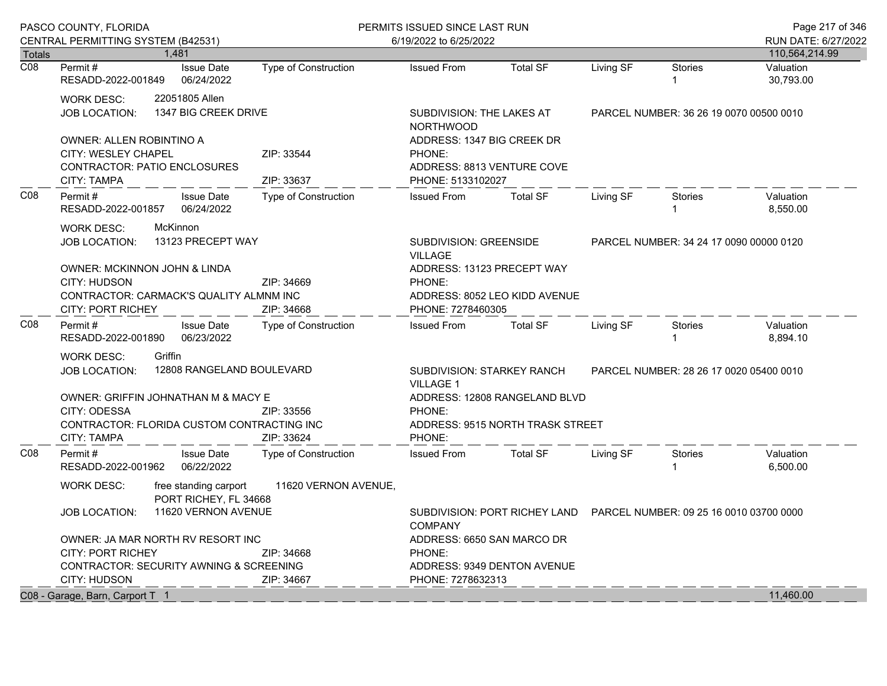PASCO COUNTY, FLORIDA
CENTRAL PERMITTING SYSTEM (B42531)

PERMITS ISSUED SINCE LAST RUN
6/19/2022 to 6/25/2022

RUN DATE: 6/27/2022

| Totals | 1,481 | | | | | | | 110,564,214.99 |
|---|---|---|---|---|---|---|---|---|

---

**C08**

| Permit # | Issue Date | Type of Construction | Issued From | Total SF | Living SF | Stories | Valuation |
|---|---|---|---|---|---|---|---|
| RESADD-2022-001849 | 06/24/2022 | | | | | 1 | 30,793.00 |

WORK DESC: 22051805 Allen
JOB LOCATION: 1347 BIG CREEK DRIVE
SUBDIVISION: THE LAKES AT NORTHWOOD
PARCEL NUMBER: 36 26 19 0070 00500 0010

OWNER: ALLEN ROBINTINO A
ADDRESS: 1347 BIG CREEK DR
CITY: WESLEY CHAPEL ZIP: 33544
PHONE:
CONTRACTOR: PATIO ENCLOSURES
ADDRESS: 8813 VENTURE COVE
CITY: TAMPA ZIP: 33637
PHONE: 5133102027

---

**C08**

| Permit # | Issue Date | Type of Construction | Issued From | Total SF | Living SF | Stories | Valuation |
|---|---|---|---|---|---|---|---|
| RESADD-2022-001857 | 06/24/2022 | | | | | 1 | 8,550.00 |

WORK DESC: McKinnon
JOB LOCATION: 13123 PRECEPT WAY
SUBDIVISION: GREENSIDE VILLAGE
PARCEL NUMBER: 34 24 17 0090 00000 0120

OWNER: MCKINNON JOHN & LINDA
ADDRESS: 13123 PRECEPT WAY
CITY: HUDSON ZIP: 34669
PHONE:
CONTRACTOR: CARMACK'S QUALITY ALMNM INC
ADDRESS: 8052 LEO KIDD AVENUE
CITY: PORT RICHEY ZIP: 34668
PHONE: 7278460305

---

**C08**

| Permit # | Issue Date | Type of Construction | Issued From | Total SF | Living SF | Stories | Valuation |
|---|---|---|---|---|---|---|---|
| RESADD-2022-001890 | 06/23/2022 | | | | | 1 | 8,894.10 |

WORK DESC: Griffin
JOB LOCATION: 12808 RANGELAND BOULEVARD
SUBDIVISION: STARKEY RANCH VILLAGE 1
PARCEL NUMBER: 28 26 17 0020 05400 0010

OWNER: GRIFFIN JOHNATHAN M & MACY E
ADDRESS: 12808 RANGELAND BLVD
CITY: ODESSA ZIP: 33556
PHONE:
CONTRACTOR: FLORIDA CUSTOM CONTRACTING INC
ADDRESS: 9515 NORTH TRASK STREET
CITY: TAMPA ZIP: 33624
PHONE:

---

**C08**

| Permit # | Issue Date | Type of Construction | Issued From | Total SF | Living SF | Stories | Valuation |
|---|---|---|---|---|---|---|---|
| RESADD-2022-001962 | 06/22/2022 | | | | | 1 | 6,500.00 |

WORK DESC: free standing carport 11620 VERNON AVENUE, PORT RICHEY, FL 34668
JOB LOCATION: 11620 VERNON AVENUE
SUBDIVISION: PORT RICHEY LAND COMPANY
PARCEL NUMBER: 09 25 16 0010 03700 0000

OWNER: JA MAR NORTH RV RESORT INC
ADDRESS: 6650 SAN MARCO DR
CITY: PORT RICHEY ZIP: 34668
PHONE:
CONTRACTOR: SECURITY AWNING & SCREENING
ADDRESS: 9349 DENTON AVENUE
CITY: HUDSON ZIP: 34667
PHONE: 7278632313

---

| C08 - Garage, Barn, Carport T | 1 | 11,460.00 |
|---|---|---|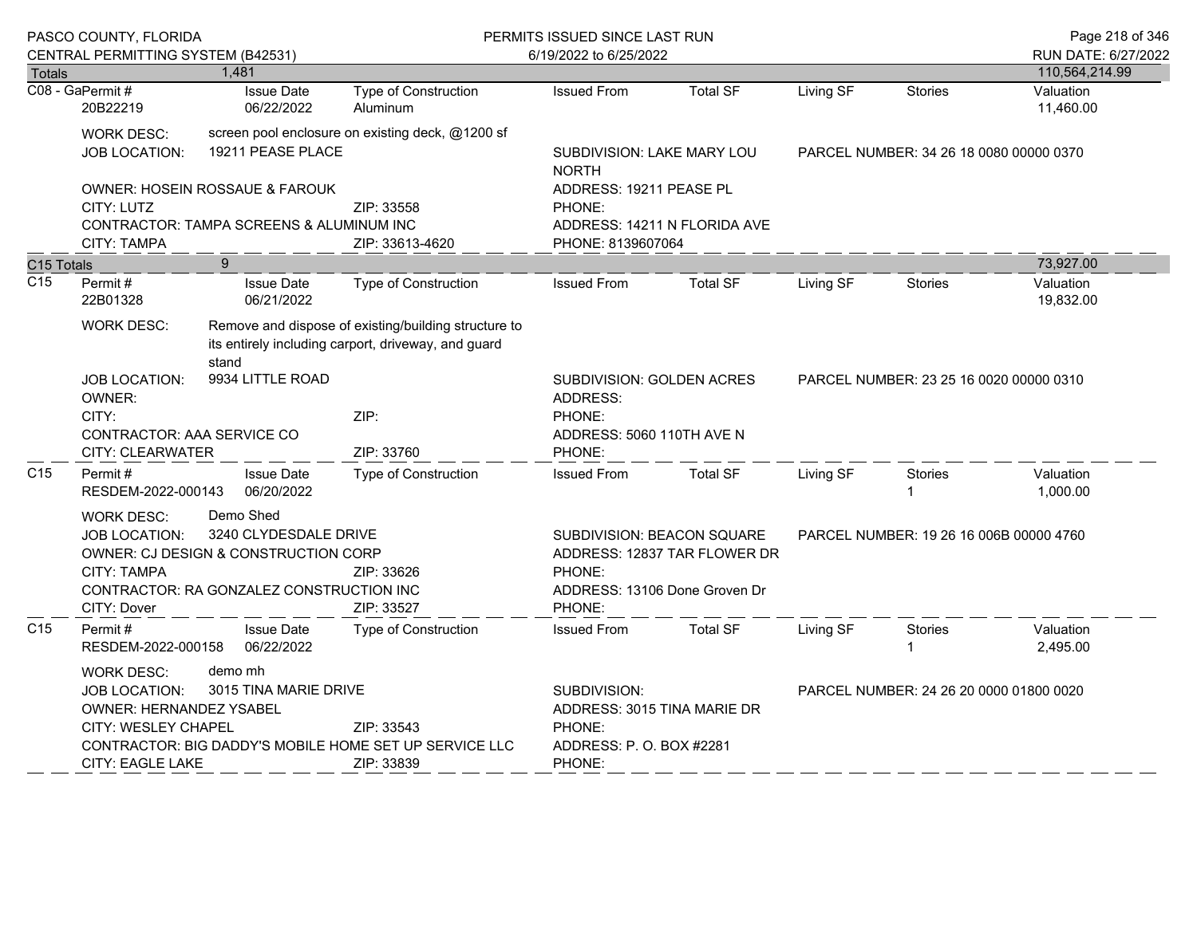PASCO COUNTY, FLORIDA
CENTRAL PERMITTING SYSTEM (B42531)

PERMITS ISSUED SINCE LAST RUN
6/19/2022 to 6/25/2022

RUN DATE: 6/27/2022

| Totals | 1,481 | | | | | | | 110,564,214.99 |
|---|---|---|---|---|---|---|---|---|

**C08 - Ga**

| Permit # | Issue Date | Type of Construction | Issued From | Total SF | Living SF | Stories | Valuation |
|---|---|---|---|---|---|---|---|
| 20B22219 | 06/22/2022 | Aluminum | | | | | 11,460.00 |

WORK DESC: screen pool enclosure on existing deck, @1200 sf
JOB LOCATION: 19211 PEASE PLACE — SUBDIVISION: LAKE MARY LOU NORTH — PARCEL NUMBER: 34 26 18 0080 00000 0370
OWNER: HOSEIN ROSSAUE & FAROUK — ADDRESS: 19211 PEASE PL
CITY: LUTZ — ZIP: 33558 — PHONE:
CONTRACTOR: TAMPA SCREENS & ALUMINUM INC — ADDRESS: 14211 N FLORIDA AVE
CITY: TAMPA — ZIP: 33613-4620 — PHONE: 8139607064

| C15 Totals | 9 | | | | | | | 73,927.00 |
|---|---|---|---|---|---|---|---|---|

**C15**

| Permit # | Issue Date | Type of Construction | Issued From | Total SF | Living SF | Stories | Valuation |
|---|---|---|---|---|---|---|---|
| 22B01328 | 06/21/2022 | | | | | | 19,832.00 |

WORK DESC: Remove and dispose of existing/building structure to its entirely including carport, driveway, and guard stand
JOB LOCATION: 9934 LITTLE ROAD — SUBDIVISION: GOLDEN ACRES — PARCEL NUMBER: 23 25 16 0020 00000 0310
OWNER: — ADDRESS:
CITY: — ZIP: — PHONE:
CONTRACTOR: AAA SERVICE CO — ADDRESS: 5060 110TH AVE N
CITY: CLEARWATER — ZIP: 33760 — PHONE:

**C15**

| Permit # | Issue Date | Type of Construction | Issued From | Total SF | Living SF | Stories | Valuation |
|---|---|---|---|---|---|---|---|
| RESDEM-2022-000143 | 06/20/2022 | | | | | 1 | 1,000.00 |

WORK DESC: Demo Shed
JOB LOCATION: 3240 CLYDESDALE DRIVE — SUBDIVISION: BEACON SQUARE — PARCEL NUMBER: 19 26 16 006B 00000 4760
OWNER: CJ DESIGN & CONSTRUCTION CORP — ADDRESS: 12837 TAR FLOWER DR
CITY: TAMPA — ZIP: 33626 — PHONE:
CONTRACTOR: RA GONZALEZ CONSTRUCTION INC — ADDRESS: 13106 Done Groven Dr
CITY: Dover — ZIP: 33527 — PHONE:

**C15**

| Permit # | Issue Date | Type of Construction | Issued From | Total SF | Living SF | Stories | Valuation |
|---|---|---|---|---|---|---|---|
| RESDEM-2022-000158 | 06/22/2022 | | | | | 1 | 2,495.00 |

WORK DESC: demo mh
JOB LOCATION: 3015 TINA MARIE DRIVE — SUBDIVISION: — PARCEL NUMBER: 24 26 20 0000 01800 0020
OWNER: HERNANDEZ YSABEL — ADDRESS: 3015 TINA MARIE DR
CITY: WESLEY CHAPEL — ZIP: 33543 — PHONE:
CONTRACTOR: BIG DADDY'S MOBILE HOME SET UP SERVICE LLC — ADDRESS: P. O. BOX #2281
CITY: EAGLE LAKE — ZIP: 33839 — PHONE: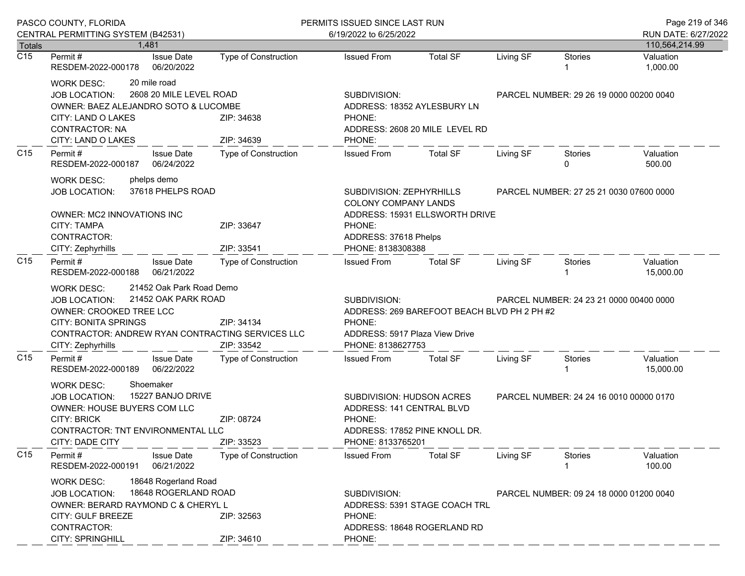| Totals | 1,481 | | | | | | | | 110,564,214.99 |
|---|---|---|---|---|---|---|---|---|---|

**C15**

| Permit # | Issue Date | Type of Construction | Issued From | Total SF | Living SF | Stories | Valuation |
|---|---|---|---|---|---|---|---|
| RESDEM-2022-000178 | 06/20/2022 | | | | | 1 | 1,000.00 |

WORK DESC: 20 mile road
JOB LOCATION: 2608 20 MILE LEVEL ROAD
SUBDIVISION:
PARCEL NUMBER: 29 26 19 0000 00200 0040
OWNER: BAEZ ALEJANDRO SOTO & LUCOMBE
ADDRESS: 18352 AYLESBURY LN
CITY: LAND O LAKES ZIP: 34638
PHONE:
CONTRACTOR: NA
ADDRESS: 2608 20 MILE LEVEL RD
CITY: LAND O LAKES ZIP: 34639
PHONE:

**C15**

| Permit # | Issue Date | Type of Construction | Issued From | Total SF | Living SF | Stories | Valuation |
|---|---|---|---|---|---|---|---|
| RESDEM-2022-000187 | 06/24/2022 | | | | | 0 | 500.00 |

WORK DESC: phelps demo
JOB LOCATION: 37618 PHELPS ROAD
SUBDIVISION: ZEPHYRHILLS COLONY COMPANY LANDS
PARCEL NUMBER: 27 25 21 0030 07600 0000
OWNER: MC2 INNOVATIONS INC
ADDRESS: 15931 ELLSWORTH DRIVE
CITY: TAMPA ZIP: 33647
PHONE:
CONTRACTOR:
ADDRESS: 37618 Phelps
CITY: Zephyrhills ZIP: 33541
PHONE: 8138308388

**C15**

| Permit # | Issue Date | Type of Construction | Issued From | Total SF | Living SF | Stories | Valuation |
|---|---|---|---|---|---|---|---|
| RESDEM-2022-000188 | 06/21/2022 | | | | | 1 | 15,000.00 |

WORK DESC: 21452 Oak Park Road Demo
JOB LOCATION: 21452 OAK PARK ROAD
SUBDIVISION:
PARCEL NUMBER: 24 23 21 0000 00400 0000
OWNER: CROOKED TREE LCC
ADDRESS: 269 BAREFOOT BEACH BLVD PH 2 PH #2
CITY: BONITA SPRINGS ZIP: 34134
PHONE:
CONTRACTOR: ANDREW RYAN CONTRACTING SERVICES LLC
ADDRESS: 5917 Plaza View Drive
CITY: Zephyrhills ZIP: 33542
PHONE: 8138627753

**C15**

| Permit # | Issue Date | Type of Construction | Issued From | Total SF | Living SF | Stories | Valuation |
|---|---|---|---|---|---|---|---|
| RESDEM-2022-000189 | 06/22/2022 | | | | | 1 | 15,000.00 |

WORK DESC: Shoemaker
JOB LOCATION: 15227 BANJO DRIVE
SUBDIVISION: HUDSON ACRES
PARCEL NUMBER: 24 24 16 0010 00000 0170
OWNER: HOUSE BUYERS COM LLC
ADDRESS: 141 CENTRAL BLVD
CITY: BRICK ZIP: 08724
PHONE:
CONTRACTOR: TNT ENVIRONMENTAL LLC
ADDRESS: 17852 PINE KNOLL DR.
CITY: DADE CITY ZIP: 33523
PHONE: 8133765201

**C15**

| Permit # | Issue Date | Type of Construction | Issued From | Total SF | Living SF | Stories | Valuation |
|---|---|---|---|---|---|---|---|
| RESDEM-2022-000191 | 06/21/2022 | | | | | 1 | 100.00 |

WORK DESC: 18648 Rogerland Road
JOB LOCATION: 18648 ROGERLAND ROAD
SUBDIVISION:
PARCEL NUMBER: 09 24 18 0000 01200 0040
OWNER: BERARD RAYMOND C & CHERYL L
ADDRESS: 5391 STAGE COACH TRL
CITY: GULF BREEZE ZIP: 32563
PHONE:
CONTRACTOR:
ADDRESS: 18648 ROGERLAND RD
CITY: SPRINGHILL ZIP: 34610
PHONE: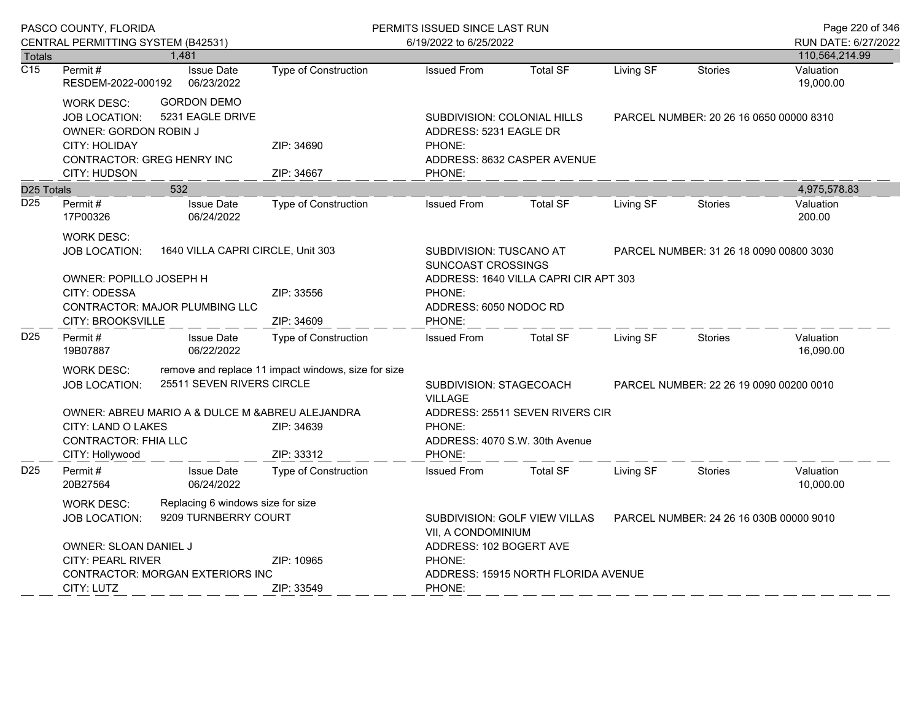PASCO COUNTY, FLORIDA
CENTRAL PERMITTING SYSTEM (B42531)

PERMITS ISSUED SINCE LAST RUN
6/19/2022 to 6/25/2022

RUN DATE: 6/27/2022

**Totals** 1,481 — 110,564,214.99

**C15**

| Permit # | Issue Date | Type of Construction | Issued From | Total SF | Living SF | Stories | Valuation |
|---|---|---|---|---|---|---|---|
| RESDEM-2022-000192 | 06/23/2022 | | | | | | 19,000.00 |

WORK DESC: GORDON DEMO
JOB LOCATION: 5231 EAGLE DRIVE
SUBDIVISION: COLONIAL HILLS
PARCEL NUMBER: 20 26 16 0650 00000 8310
OWNER: GORDON ROBIN J
ADDRESS: 5231 EAGLE DR
CITY: HOLIDAY ZIP: 34690
PHONE:
CONTRACTOR: GREG HENRY INC
ADDRESS: 8632 CASPER AVENUE
CITY: HUDSON ZIP: 34667
PHONE:

**D25 Totals** 532 — 4,975,578.83

**D25**

| Permit # | Issue Date | Type of Construction | Issued From | Total SF | Living SF | Stories | Valuation |
|---|---|---|---|---|---|---|---|
| 17P00326 | 06/24/2022 | | | | | | 200.00 |

WORK DESC:
JOB LOCATION: 1640 VILLA CAPRI CIRCLE, Unit 303
SUBDIVISION: TUSCANO AT SUNCOAST CROSSINGS
PARCEL NUMBER: 31 26 18 0090 00800 3030
OWNER: POPILLO JOSEPH H
ADDRESS: 1640 VILLA CAPRI CIR APT 303
CITY: ODESSA ZIP: 33556
PHONE:
CONTRACTOR: MAJOR PLUMBING LLC
ADDRESS: 6050 NODOC RD
CITY: BROOKSVILLE ZIP: 34609
PHONE:

**D25**

| Permit # | Issue Date | Type of Construction | Issued From | Total SF | Living SF | Stories | Valuation |
|---|---|---|---|---|---|---|---|
| 19B07887 | 06/22/2022 | | | | | | 16,090.00 |

WORK DESC: remove and replace 11 impact windows, size for size
JOB LOCATION: 25511 SEVEN RIVERS CIRCLE
SUBDIVISION: STAGECOACH VILLAGE
PARCEL NUMBER: 22 26 19 0090 00200 0010
OWNER: ABREU MARIO A & DULCE M &ABREU ALEJANDRA
ADDRESS: 25511 SEVEN RIVERS CIR
CITY: LAND O LAKES ZIP: 34639
PHONE:
CONTRACTOR: FHIA LLC
ADDRESS: 4070 S.W. 30th Avenue
CITY: Hollywood ZIP: 33312
PHONE:

**D25**

| Permit # | Issue Date | Type of Construction | Issued From | Total SF | Living SF | Stories | Valuation |
|---|---|---|---|---|---|---|---|
| 20B27564 | 06/24/2022 | | | | | | 10,000.00 |

WORK DESC: Replacing 6 windows size for size
JOB LOCATION: 9209 TURNBERRY COURT
SUBDIVISION: GOLF VIEW VILLAS VII, A CONDOMINIUM
PARCEL NUMBER: 24 26 16 030B 00000 9010
OWNER: SLOAN DANIEL J
ADDRESS: 102 BOGERT AVE
CITY: PEARL RIVER ZIP: 10965
PHONE:
CONTRACTOR: MORGAN EXTERIORS INC
ADDRESS: 15915 NORTH FLORIDA AVENUE
CITY: LUTZ ZIP: 33549
PHONE: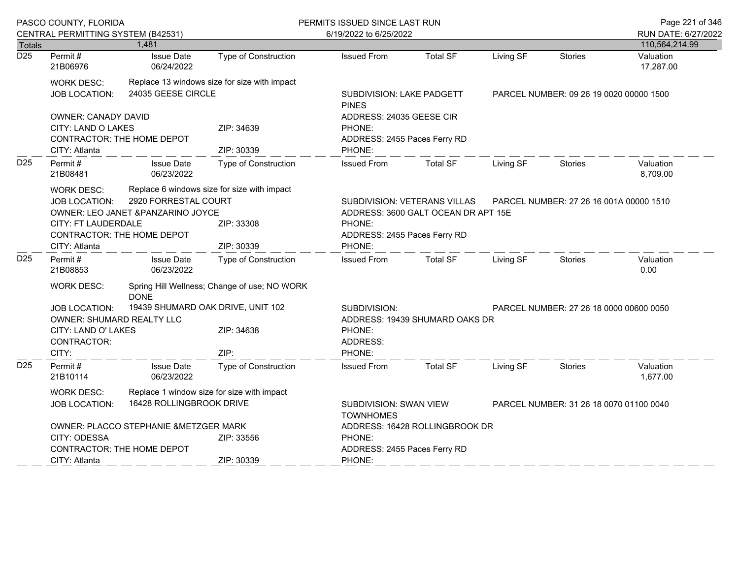| Totals | 1,481 | | | | | | 110,564,214.99 |
|---|---|---|---|---|---|---|---|

**D25**

| Permit # | Issue Date | Type of Construction | Issued From | Total SF | Living SF | Stories | Valuation |
|---|---|---|---|---|---|---|---|
| 21B06976 | 06/24/2022 | | | | | | 17,287.00 |

WORK DESC: Replace 13 windows size for size with impact
JOB LOCATION: 24035 GEESE CIRCLE
SUBDIVISION: LAKE PADGETT PINES
PARCEL NUMBER: 09 26 19 0020 00000 1500
OWNER: CANADY DAVID
ADDRESS: 24035 GEESE CIR
CITY: LAND O LAKES ZIP: 34639
PHONE:
CONTRACTOR: THE HOME DEPOT
ADDRESS: 2455 Paces Ferry RD
CITY: Atlanta ZIP: 30339
PHONE:

**D25**

| Permit # | Issue Date | Type of Construction | Issued From | Total SF | Living SF | Stories | Valuation |
|---|---|---|---|---|---|---|---|
| 21B08481 | 06/23/2022 | | | | | | 8,709.00 |

WORK DESC: Replace 6 windows size for size with impact
JOB LOCATION: 2920 FORRESTAL COURT
SUBDIVISION: VETERANS VILLAS
PARCEL NUMBER: 27 26 16 001A 00000 1510
OWNER: LEO JANET &PANZARINO JOYCE
ADDRESS: 3600 GALT OCEAN DR APT 15E
CITY: FT LAUDERDALE ZIP: 33308
PHONE:
CONTRACTOR: THE HOME DEPOT
ADDRESS: 2455 Paces Ferry RD
CITY: Atlanta ZIP: 30339
PHONE:

**D25**

| Permit # | Issue Date | Type of Construction | Issued From | Total SF | Living SF | Stories | Valuation |
|---|---|---|---|---|---|---|---|
| 21B08853 | 06/23/2022 | | | | | | 0.00 |

WORK DESC: Spring Hill Wellness; Change of use; NO WORK DONE
JOB LOCATION: 19439 SHUMARD OAK DRIVE, UNIT 102
SUBDIVISION:
PARCEL NUMBER: 27 26 18 0000 00600 0050
OWNER: SHUMARD REALTY LLC
ADDRESS: 19439 SHUMARD OAKS DR
CITY: LAND O' LAKES ZIP: 34638
PHONE:
CONTRACTOR:
ADDRESS:
CITY: ZIP:
PHONE:

**D25**

| Permit # | Issue Date | Type of Construction | Issued From | Total SF | Living SF | Stories | Valuation |
|---|---|---|---|---|---|---|---|
| 21B10114 | 06/23/2022 | | | | | | 1,677.00 |

WORK DESC: Replace 1 window size for size with impact
JOB LOCATION: 16428 ROLLINGBROOK DRIVE
SUBDIVISION: SWAN VIEW TOWNHOMES
PARCEL NUMBER: 31 26 18 0070 01100 0040
OWNER: PLACCO STEPHANIE &METZGER MARK
ADDRESS: 16428 ROLLINGBROOK DR
CITY: ODESSA ZIP: 33556
PHONE:
CONTRACTOR: THE HOME DEPOT
ADDRESS: 2455 Paces Ferry RD
CITY: Atlanta ZIP: 30339
PHONE: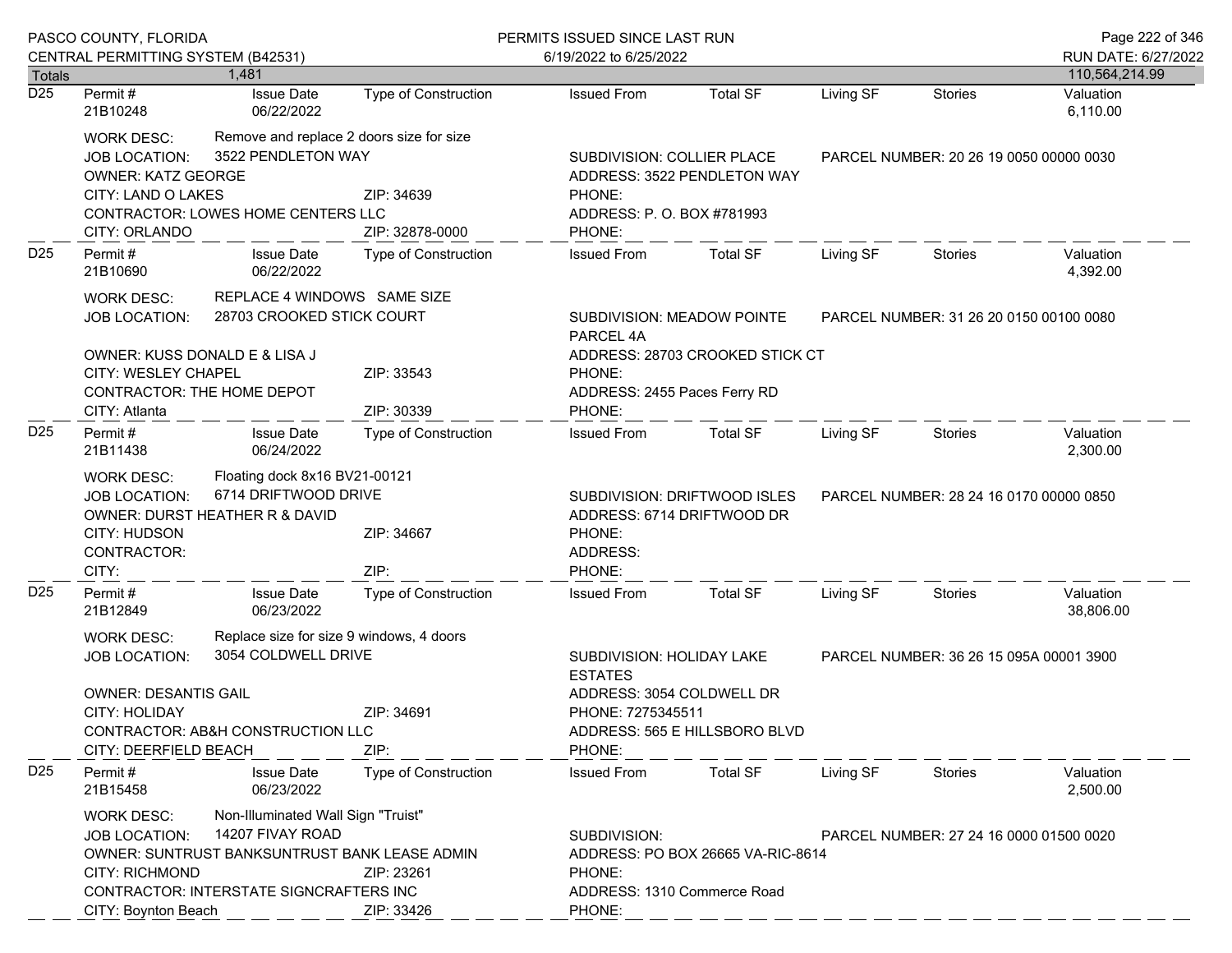Totals 1,481 — 110,564,214.99

---

**D25**

| Permit # | Issue Date | Type of Construction | Issued From | Total SF | Living SF | Stories | Valuation |
|---|---|---|---|---|---|---|---|
| 21B10248 | 06/22/2022 | | | | | | 6,110.00 |

WORK DESC: Remove and replace 2 doors size for size
JOB LOCATION: 3522 PENDLETON WAY
SUBDIVISION: COLLIER PLACE
PARCEL NUMBER: 20 26 19 0050 00000 0030
OWNER: KATZ GEORGE
ADDRESS: 3522 PENDLETON WAY
CITY: LAND O LAKES ZIP: 34639
PHONE:
CONTRACTOR: LOWES HOME CENTERS LLC
ADDRESS: P. O. BOX #781993
CITY: ORLANDO ZIP: 32878-0000
PHONE:

---

**D25**

| Permit # | Issue Date | Type of Construction | Issued From | Total SF | Living SF | Stories | Valuation |
|---|---|---|---|---|---|---|---|
| 21B10690 | 06/22/2022 | | | | | | 4,392.00 |

WORK DESC: REPLACE 4 WINDOWS SAME SIZE
JOB LOCATION: 28703 CROOKED STICK COURT
SUBDIVISION: MEADOW POINTE PARCEL 4A
PARCEL NUMBER: 31 26 20 0150 00100 0080
OWNER: KUSS DONALD E & LISA J
ADDRESS: 28703 CROOKED STICK CT
CITY: WESLEY CHAPEL ZIP: 33543
PHONE:
CONTRACTOR: THE HOME DEPOT
ADDRESS: 2455 Paces Ferry RD
CITY: Atlanta ZIP: 30339
PHONE:

---

**D25**

| Permit # | Issue Date | Type of Construction | Issued From | Total SF | Living SF | Stories | Valuation |
|---|---|---|---|---|---|---|---|
| 21B11438 | 06/24/2022 | | | | | | 2,300.00 |

WORK DESC: Floating dock 8x16 BV21-00121
JOB LOCATION: 6714 DRIFTWOOD DRIVE
SUBDIVISION: DRIFTWOOD ISLES
PARCEL NUMBER: 28 24 16 0170 00000 0850
OWNER: DURST HEATHER R & DAVID
ADDRESS: 6714 DRIFTWOOD DR
CITY: HUDSON ZIP: 34667
PHONE:
CONTRACTOR:
ADDRESS:
CITY: ZIP:
PHONE:

---

**D25**

| Permit # | Issue Date | Type of Construction | Issued From | Total SF | Living SF | Stories | Valuation |
|---|---|---|---|---|---|---|---|
| 21B12849 | 06/23/2022 | | | | | | 38,806.00 |

WORK DESC: Replace size for size 9 windows, 4 doors
JOB LOCATION: 3054 COLDWELL DRIVE
SUBDIVISION: HOLIDAY LAKE ESTATES
PARCEL NUMBER: 36 26 15 095A 00001 3900
OWNER: DESANTIS GAIL
ADDRESS: 3054 COLDWELL DR
CITY: HOLIDAY ZIP: 34691
PHONE: 7275345511
CONTRACTOR: AB&H CONSTRUCTION LLC
ADDRESS: 565 E HILLSBORO BLVD
CITY: DEERFIELD BEACH ZIP:
PHONE:

---

**D25**

| Permit # | Issue Date | Type of Construction | Issued From | Total SF | Living SF | Stories | Valuation |
|---|---|---|---|---|---|---|---|
| 21B15458 | 06/23/2022 | | | | | | 2,500.00 |

WORK DESC: Non-Illuminated Wall Sign "Truist"
JOB LOCATION: 14207 FIVAY ROAD
SUBDIVISION:
PARCEL NUMBER: 27 24 16 0000 01500 0020
OWNER: SUNTRUST BANKSUNTRUST BANK LEASE ADMIN
ADDRESS: PO BOX 26665 VA-RIC-8614
CITY: RICHMOND ZIP: 23261
PHONE:
CONTRACTOR: INTERSTATE SIGNCRAFTERS INC
ADDRESS: 1310 Commerce Road
CITY: Boynton Beach ZIP: 33426
PHONE: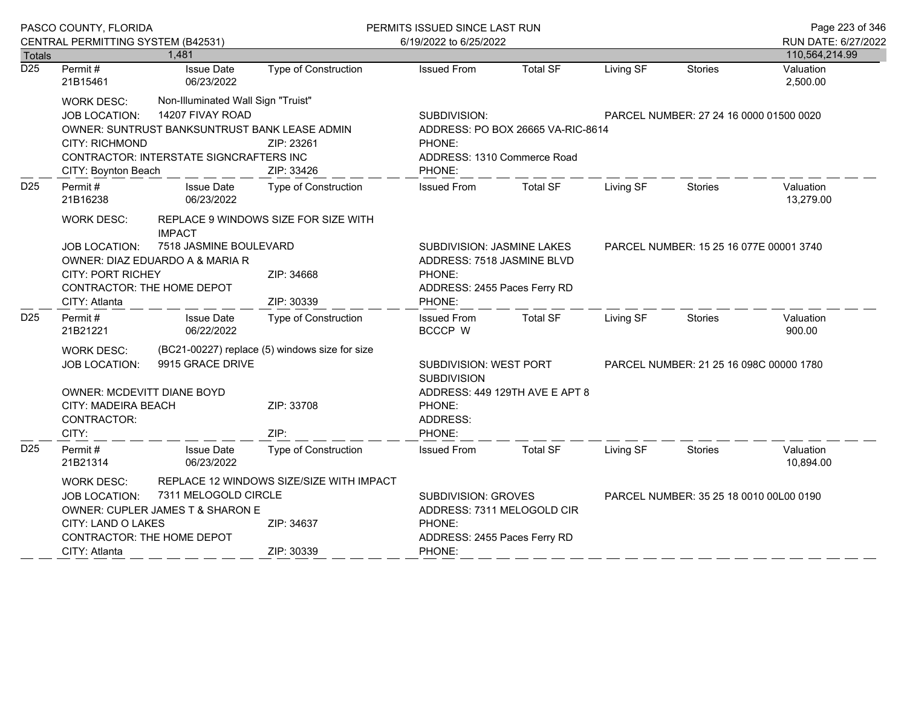PASCO COUNTY, FLORIDA
CENTRAL PERMITTING SYSTEM (B42531)

PERMITS ISSUED SINCE LAST RUN
6/19/2022 to 6/25/2022

RUN DATE: 6/27/2022

| Totals | 1,481 | | | | | | | 110,564,214.99 |
|---|---|---|---|---|---|---|---|---|

---

**D25** | Permit # 21B15461 | Issue Date 06/23/2022 | Type of Construction: | Issued From: | Total SF: | Living SF: | Stories: | Valuation 2,500.00

- WORK DESC: Non-Illuminated Wall Sign "Truist"
- JOB LOCATION: 14207 FIVAY ROAD
- SUBDIVISION:
- PARCEL NUMBER: 27 24 16 0000 01500 0020
- OWNER: SUNTRUST BANKSUNTRUST BANK LEASE ADMIN
- ADDRESS: PO BOX 26665 VA-RIC-8614
- CITY: RICHMOND ZIP: 23261
- PHONE:
- CONTRACTOR: INTERSTATE SIGNCRAFTERS INC
- ADDRESS: 1310 Commerce Road
- CITY: Boynton Beach ZIP: 33426
- PHONE:

---

**D25** | Permit # 21B16238 | Issue Date 06/23/2022 | Type of Construction: | Issued From: | Total SF: | Living SF: | Stories: | Valuation 13,279.00

- WORK DESC: REPLACE 9 WINDOWS SIZE FOR SIZE WITH IMPACT
- JOB LOCATION: 7518 JASMINE BOULEVARD
- SUBDIVISION: JASMINE LAKES
- PARCEL NUMBER: 15 25 16 077E 00001 3740
- OWNER: DIAZ EDUARDO A & MARIA R
- ADDRESS: 7518 JASMINE BLVD
- CITY: PORT RICHEY ZIP: 34668
- PHONE:
- CONTRACTOR: THE HOME DEPOT
- ADDRESS: 2455 Paces Ferry RD
- CITY: Atlanta ZIP: 30339
- PHONE:

---

**D25** | Permit # 21B21221 | Issue Date 06/22/2022 | Type of Construction: | Issued From: BCCCP W | Total SF: | Living SF: | Stories: | Valuation 900.00

- WORK DESC: (BC21-00227) replace (5) windows size for size
- JOB LOCATION: 9915 GRACE DRIVE
- SUBDIVISION: WEST PORT SUBDIVISION
- PARCEL NUMBER: 21 25 16 098C 00000 1780
- OWNER: MCDEVITT DIANE BOYD
- ADDRESS: 449 129TH AVE E APT 8
- CITY: MADEIRA BEACH ZIP: 33708
- PHONE:
- CONTRACTOR:
- ADDRESS:
- CITY: ZIP:
- PHONE:

---

**D25** | Permit # 21B21314 | Issue Date 06/23/2022 | Type of Construction: | Issued From: | Total SF: | Living SF: | Stories: | Valuation 10,894.00

- WORK DESC: REPLACE 12 WINDOWS SIZE/SIZE WITH IMPACT
- JOB LOCATION: 7311 MELOGOLD CIRCLE
- SUBDIVISION: GROVES
- PARCEL NUMBER: 35 25 18 0010 00L00 0190
- OWNER: CUPLER JAMES T & SHARON E
- ADDRESS: 7311 MELOGOLD CIR
- CITY: LAND O LAKES ZIP: 34637
- PHONE:
- CONTRACTOR: THE HOME DEPOT
- ADDRESS: 2455 Paces Ferry RD
- CITY: Atlanta ZIP: 30339
- PHONE: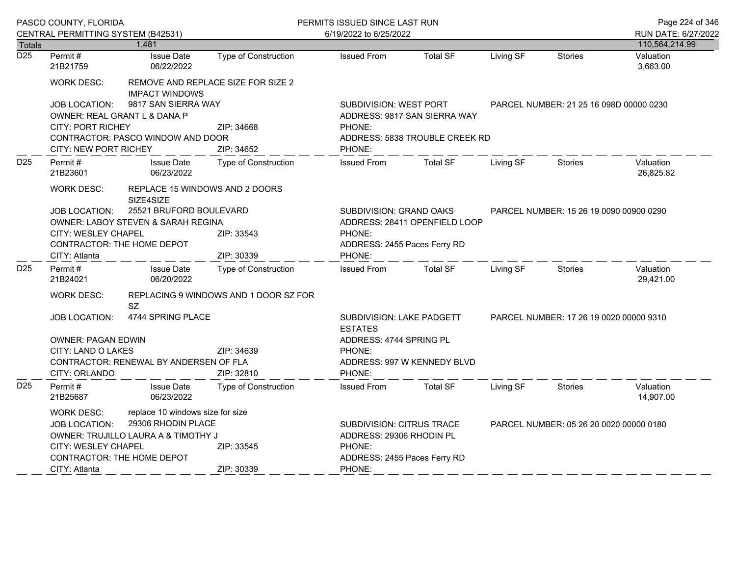PASCO COUNTY, FLORIDA
CENTRAL PERMITTING SYSTEM (B42531)

PERMITS ISSUED SINCE LAST RUN
6/19/2022 to 6/25/2022

RUN DATE: 6/27/2022

| Totals | 1,481 | | | | | | | 110,564,214.99 |
|---|---|---|---|---|---|---|---|---|

---

**D25** | Permit # 21B21759 | Issue Date 06/22/2022 | Type of Construction | Issued From | Total SF | Living SF | Stories | Valuation 3,663.00

WORK DESC: REMOVE AND REPLACE SIZE FOR SIZE 2 IMPACT WINDOWS

JOB LOCATION: 9817 SAN SIERRA WAY
OWNER: REAL GRANT L & DANA P
CITY: PORT RICHEY — ZIP: 34668
CONTRACTOR: PASCO WINDOW AND DOOR
CITY: NEW PORT RICHEY — ZIP: 34652

SUBDIVISION: WEST PORT
ADDRESS: 9817 SAN SIERRA WAY
PHONE:
ADDRESS: 5838 TROUBLE CREEK RD
PHONE:

PARCEL NUMBER: 21 25 16 098D 00000 0230

---

**D25** | Permit # 21B23601 | Issue Date 06/23/2022 | Type of Construction | Issued From | Total SF | Living SF | Stories | Valuation 26,825.82

WORK DESC: REPLACE 15 WINDOWS AND 2 DOORS SIZE4SIZE

JOB LOCATION: 25521 BRUFORD BOULEVARD
OWNER: LABOY STEVEN & SARAH REGINA
CITY: WESLEY CHAPEL — ZIP: 33543
CONTRACTOR: THE HOME DEPOT
CITY: Atlanta — ZIP: 30339

SUBDIVISION: GRAND OAKS
ADDRESS: 28411 OPENFIELD LOOP
PHONE:
ADDRESS: 2455 Paces Ferry RD
PHONE:

PARCEL NUMBER: 15 26 19 0090 00900 0290

---

**D25** | Permit # 21B24021 | Issue Date 06/20/2022 | Type of Construction | Issued From | Total SF | Living SF | Stories | Valuation 29,421.00

WORK DESC: REPLACING 9 WINDOWS AND 1 DOOR SZ FOR SZ

JOB LOCATION: 4744 SPRING PLACE
OWNER: PAGAN EDWIN
CITY: LAND O LAKES — ZIP: 34639
CONTRACTOR: RENEWAL BY ANDERSEN OF FLA
CITY: ORLANDO — ZIP: 32810

SUBDIVISION: LAKE PADGETT ESTATES
ADDRESS: 4744 SPRING PL
PHONE:
ADDRESS: 997 W KENNEDY BLVD
PHONE:

PARCEL NUMBER: 17 26 19 0020 00000 9310

---

**D25** | Permit # 21B25687 | Issue Date 06/23/2022 | Type of Construction | Issued From | Total SF | Living SF | Stories | Valuation 14,907.00

WORK DESC: replace 10 windows size for size

JOB LOCATION: 29306 RHODIN PLACE
OWNER: TRUJILLO LAURA A & TIMOTHY J
CITY: WESLEY CHAPEL — ZIP: 33545
CONTRACTOR: THE HOME DEPOT
CITY: Atlanta — ZIP: 30339

SUBDIVISION: CITRUS TRACE
ADDRESS: 29306 RHODIN PL
PHONE:
ADDRESS: 2455 Paces Ferry RD
PHONE:

PARCEL NUMBER: 05 26 20 0020 00000 0180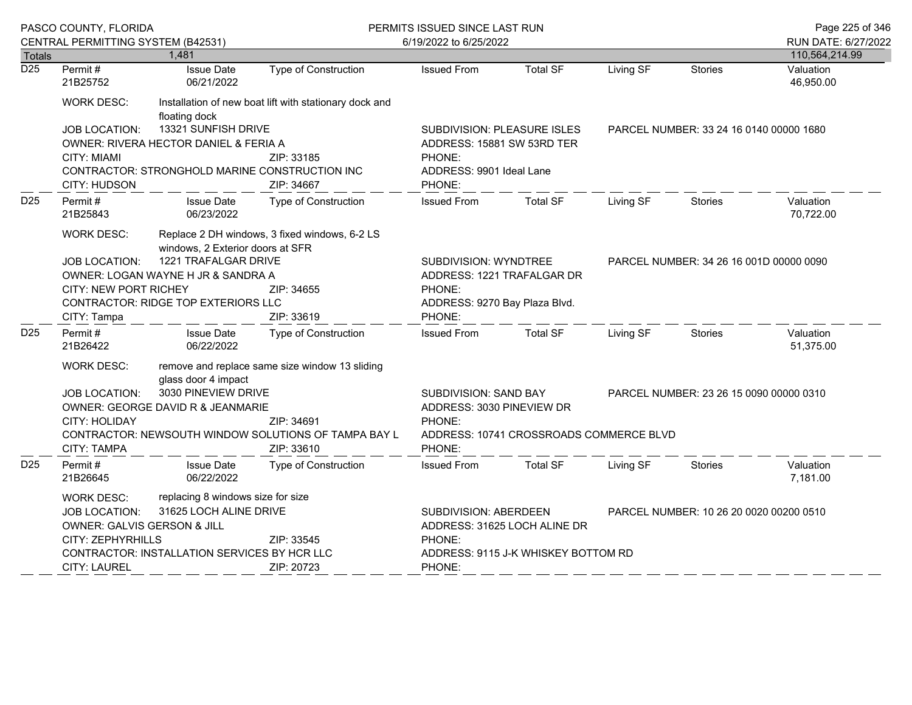| Totals | 1,481 | | | | | | | 110,564,214.99 |
|---|---|---|---|---|---|---|---|---|

**D25** Permit # 21B25752 | Issue Date 06/21/2022 | Type of Construction: | Issued From: | Total SF: | Living SF: | Stories: | Valuation 46,950.00

WORK DESC: Installation of new boat lift with stationary dock and floating dock

JOB LOCATION: 13321 SUNFISH DRIVE
SUBDIVISION: PLEASURE ISLES
PARCEL NUMBER: 33 24 16 0140 00000 1680

OWNER: RIVERA HECTOR DANIEL & FERIA A
ADDRESS: 15881 SW 53RD TER
CITY: MIAMI ZIP: 33185
PHONE:

CONTRACTOR: STRONGHOLD MARINE CONSTRUCTION INC
ADDRESS: 9901 Ideal Lane
CITY: HUDSON ZIP: 34667
PHONE:

---

**D25** Permit # 21B25843 | Issue Date 06/23/2022 | Type of Construction: | Issued From: | Total SF: | Living SF: | Stories: | Valuation 70,722.00

WORK DESC: Replace 2 DH windows, 3 fixed windows, 6-2 LS windows, 2 Exterior doors at SFR

JOB LOCATION: 1221 TRAFALGAR DRIVE
SUBDIVISION: WYNDTREE
PARCEL NUMBER: 34 26 16 001D 00000 0090

OWNER: LOGAN WAYNE H JR & SANDRA A
ADDRESS: 1221 TRAFALGAR DR
CITY: NEW PORT RICHEY ZIP: 34655
PHONE:

CONTRACTOR: RIDGE TOP EXTERIORS LLC
ADDRESS: 9270 Bay Plaza Blvd.
CITY: Tampa ZIP: 33619
PHONE:

---

**D25** Permit # 21B26422 | Issue Date 06/22/2022 | Type of Construction: | Issued From: | Total SF: | Living SF: | Stories: | Valuation 51,375.00

WORK DESC: remove and replace same size window 13 sliding glass door 4 impact

JOB LOCATION: 3030 PINEVIEW DRIVE
SUBDIVISION: SAND BAY
PARCEL NUMBER: 23 26 15 0090 00000 0310

OWNER: GEORGE DAVID R & JEANMARIE
ADDRESS: 3030 PINEVIEW DR
CITY: HOLIDAY ZIP: 34691
PHONE:

CONTRACTOR: NEWSOUTH WINDOW SOLUTIONS OF TAMPA BAY L
ADDRESS: 10741 CROSSROADS COMMERCE BLVD
CITY: TAMPA ZIP: 33610
PHONE:

---

**D25** Permit # 21B26645 | Issue Date 06/22/2022 | Type of Construction: | Issued From: | Total SF: | Living SF: | Stories: | Valuation 7,181.00

WORK DESC: replacing 8 windows size for size

JOB LOCATION: 31625 LOCH ALINE DRIVE
SUBDIVISION: ABERDEEN
PARCEL NUMBER: 10 26 20 0020 00200 0510

OWNER: GALVIS GERSON & JILL
ADDRESS: 31625 LOCH ALINE DR
CITY: ZEPHYRHILLS ZIP: 33545
PHONE:

CONTRACTOR: INSTALLATION SERVICES BY HCR LLC
ADDRESS: 9115 J-K WHISKEY BOTTOM RD
CITY: LAUREL ZIP: 20723
PHONE: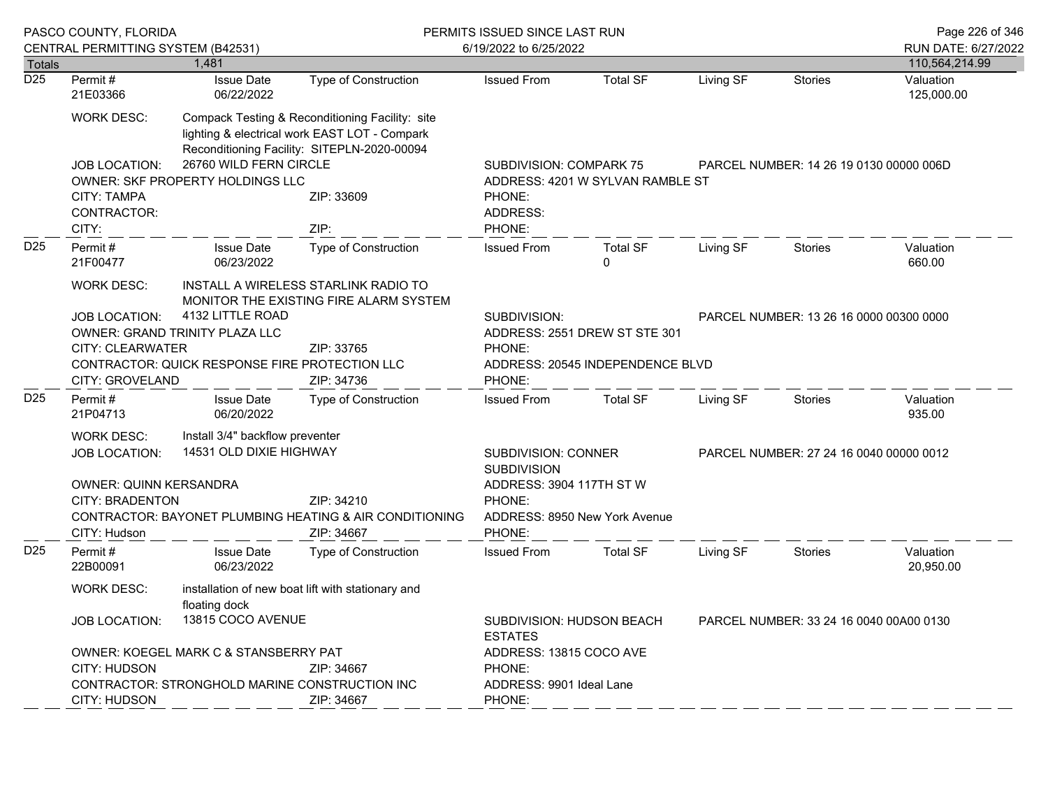| Totals | 1,481 | | | | | | | 110,564,214.99 |
|---|---|---|---|---|---|---|---|---|

**D25**

| Permit # | Issue Date | Type of Construction | Issued From | Total SF | Living SF | Stories | Valuation |
|---|---|---|---|---|---|---|---|
| 21E03366 | 06/22/2022 | | | | | | 125,000.00 |

WORK DESC: Compack Testing & Reconditioning Facility: site lighting & electrical work EAST LOT - Compark Reconditioning Facility: SITEPLN-2020-00094

JOB LOCATION: 26760 WILD FERN CIRCLE — SUBDIVISION: COMPARK 75 — PARCEL NUMBER: 14 26 19 0130 00000 006D

OWNER: SKF PROPERTY HOLDINGS LLC — ADDRESS: 4201 W SYLVAN RAMBLE ST

CITY: TAMPA — ZIP: 33609 — PHONE:

CONTRACTOR: — ADDRESS:

CITY: — ZIP: — PHONE:

---

**D25**

| Permit # | Issue Date | Type of Construction | Issued From | Total SF | Living SF | Stories | Valuation |
|---|---|---|---|---|---|---|---|
| 21F00477 | 06/23/2022 | | | 0 | | | 660.00 |

WORK DESC: INSTALL A WIRELESS STARLINK RADIO TO MONITOR THE EXISTING FIRE ALARM SYSTEM

JOB LOCATION: 4132 LITTLE ROAD — SUBDIVISION: — PARCEL NUMBER: 13 26 16 0000 00300 0000

OWNER: GRAND TRINITY PLAZA LLC — ADDRESS: 2551 DREW ST STE 301

CITY: CLEARWATER — ZIP: 33765 — PHONE:

CONTRACTOR: QUICK RESPONSE FIRE PROTECTION LLC — ADDRESS: 20545 INDEPENDENCE BLVD

CITY: GROVELAND — ZIP: 34736 — PHONE:

---

**D25**

| Permit # | Issue Date | Type of Construction | Issued From | Total SF | Living SF | Stories | Valuation |
|---|---|---|---|---|---|---|---|
| 21P04713 | 06/20/2022 | | | | | | 935.00 |

WORK DESC: Install 3/4" backflow preventer

JOB LOCATION: 14531 OLD DIXIE HIGHWAY — SUBDIVISION: CONNER SUBDIVISION — PARCEL NUMBER: 27 24 16 0040 00000 0012

OWNER: QUINN KERSANDRA — ADDRESS: 3904 117TH ST W

CITY: BRADENTON — ZIP: 34210 — PHONE:

CONTRACTOR: BAYONET PLUMBING HEATING & AIR CONDITIONING — ADDRESS: 8950 New York Avenue

CITY: Hudson — ZIP: 34667 — PHONE:

---

**D25**

| Permit # | Issue Date | Type of Construction | Issued From | Total SF | Living SF | Stories | Valuation |
|---|---|---|---|---|---|---|---|
| 22B00091 | 06/23/2022 | | | | | | 20,950.00 |

WORK DESC: installation of new boat lift with stationary and floating dock

JOB LOCATION: 13815 COCO AVENUE — SUBDIVISION: HUDSON BEACH ESTATES — PARCEL NUMBER: 33 24 16 0040 00A00 0130

OWNER: KOEGEL MARK C & STANSBERRY PAT — ADDRESS: 13815 COCO AVE

CITY: HUDSON — ZIP: 34667 — PHONE:

CONTRACTOR: STRONGHOLD MARINE CONSTRUCTION INC — ADDRESS: 9901 Ideal Lane

CITY: HUDSON — ZIP: 34667 — PHONE: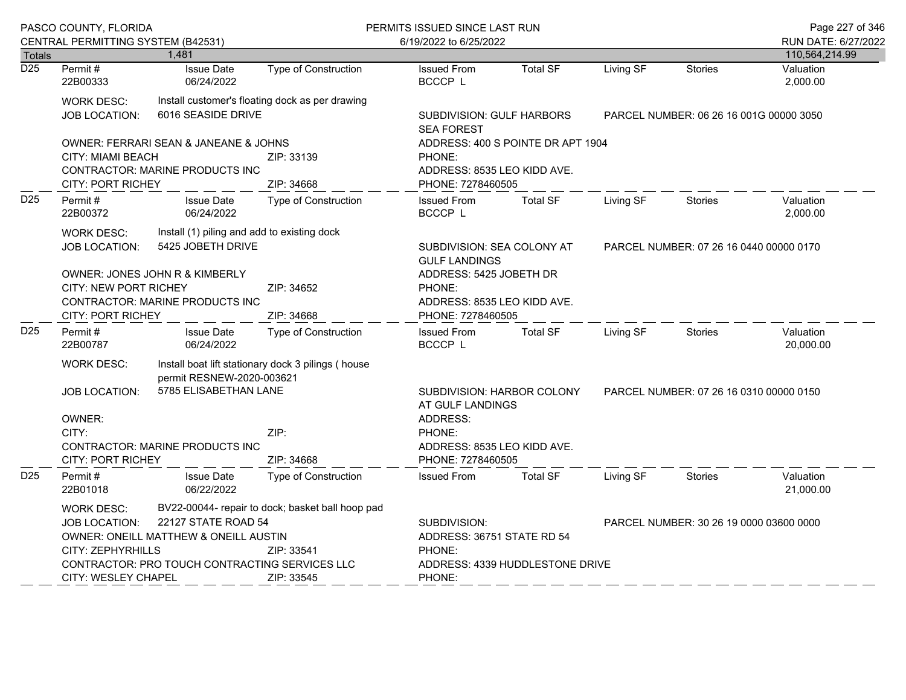| Totals | 1,481 | | | | | | 110,564,214.99 |
|---|---|---|---|---|---|---|---|

**D25**

| Permit # | Issue Date | Type of Construction | Issued From | Total SF | Living SF | Stories | Valuation |
|---|---|---|---|---|---|---|---|
| 22B00333 | 06/24/2022 | | BCCCP L | | | | 2,000.00 |

WORK DESC: Install customer's floating dock as per drawing
JOB LOCATION: 6016 SEASIDE DRIVE
SUBDIVISION: GULF HARBORS SEA FOREST
PARCEL NUMBER: 06 26 16 001G 00000 3050
OWNER: FERRARI SEAN & JANEANE & JOHNS
ADDRESS: 400 S POINTE DR APT 1904
CITY: MIAMI BEACH ZIP: 33139
PHONE:
CONTRACTOR: MARINE PRODUCTS INC
ADDRESS: 8535 LEO KIDD AVE.
CITY: PORT RICHEY ZIP: 34668
PHONE: 7278460505

**D25**

| Permit # | Issue Date | Type of Construction | Issued From | Total SF | Living SF | Stories | Valuation |
|---|---|---|---|---|---|---|---|
| 22B00372 | 06/24/2022 | | BCCCP L | | | | 2,000.00 |

WORK DESC: Install (1) piling and add to existing dock
JOB LOCATION: 5425 JOBETH DRIVE
SUBDIVISION: SEA COLONY AT GULF LANDINGS
PARCEL NUMBER: 07 26 16 0440 00000 0170
OWNER: JONES JOHN R & KIMBERLY
ADDRESS: 5425 JOBETH DR
CITY: NEW PORT RICHEY ZIP: 34652
PHONE:
CONTRACTOR: MARINE PRODUCTS INC
ADDRESS: 8535 LEO KIDD AVE.
CITY: PORT RICHEY ZIP: 34668
PHONE: 7278460505

**D25**

| Permit # | Issue Date | Type of Construction | Issued From | Total SF | Living SF | Stories | Valuation |
|---|---|---|---|---|---|---|---|
| 22B00787 | 06/24/2022 | | BCCCP L | | | | 20,000.00 |

WORK DESC: Install boat lift stationary dock 3 pilings ( house permit RESNEW-2020-003621
JOB LOCATION: 5785 ELISABETHAN LANE
SUBDIVISION: HARBOR COLONY AT GULF LANDINGS
PARCEL NUMBER: 07 26 16 0310 00000 0150
OWNER:
ADDRESS:
CITY: ZIP:
PHONE:
CONTRACTOR: MARINE PRODUCTS INC
ADDRESS: 8535 LEO KIDD AVE.
CITY: PORT RICHEY ZIP: 34668
PHONE: 7278460505

**D25**

| Permit # | Issue Date | Type of Construction | Issued From | Total SF | Living SF | Stories | Valuation |
|---|---|---|---|---|---|---|---|
| 22B01018 | 06/22/2022 | | | | | | 21,000.00 |

WORK DESC: BV22-00044- repair to dock; basket ball hoop pad
JOB LOCATION: 22127 STATE ROAD 54
SUBDIVISION:
PARCEL NUMBER: 30 26 19 0000 03600 0000
OWNER: ONEILL MATTHEW & ONEILL AUSTIN
ADDRESS: 36751 STATE RD 54
CITY: ZEPHYRHILLS ZIP: 33541
PHONE:
CONTRACTOR: PRO TOUCH CONTRACTING SERVICES LLC
ADDRESS: 4339 HUDDLESTONE DRIVE
CITY: WESLEY CHAPEL ZIP: 33545
PHONE: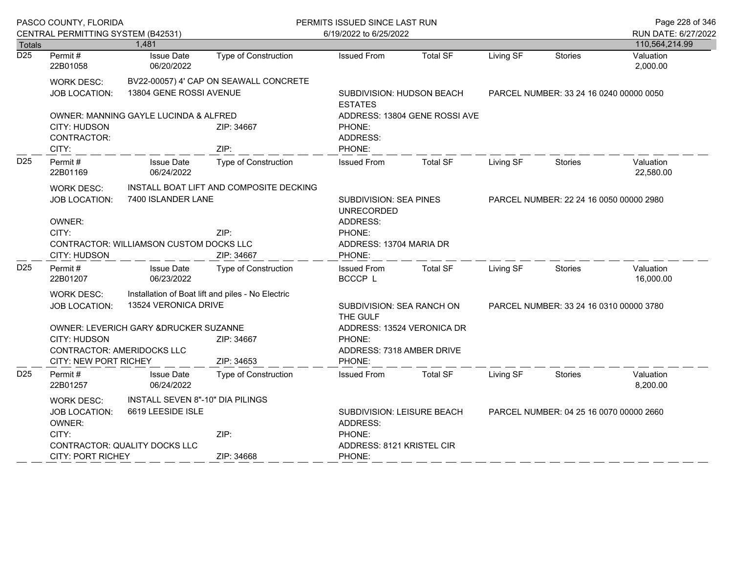PASCO COUNTY, FLORIDA
CENTRAL PERMITTING SYSTEM (B42531)

PERMITS ISSUED SINCE LAST RUN
6/19/2022 to 6/25/2022

RUN DATE: 6/27/2022

| Totals | 1,481 | | | | | | 110,564,214.99 |
|---|---|---|---|---|---|---|---|

## D25

| Permit # | Issue Date | Type of Construction | Issued From | Total SF | Living SF | Stories | Valuation |
|---|---|---|---|---|---|---|---|
| 22B01058 | 06/20/2022 | | | | | | 2,000.00 |

WORK DESC: BV22-00057) 4' CAP ON SEAWALL CONCRETE
JOB LOCATION: 13804 GENE ROSSI AVENUE
SUBDIVISION: HUDSON BEACH ESTATES
PARCEL NUMBER: 33 24 16 0240 00000 0050
OWNER: MANNING GAYLE LUCINDA & ALFRED
ADDRESS: 13804 GENE ROSSI AVE
CITY: HUDSON ZIP: 34667
PHONE:
CONTRACTOR:
ADDRESS:
CITY: ZIP:
PHONE:

## D25

| Permit # | Issue Date | Type of Construction | Issued From | Total SF | Living SF | Stories | Valuation |
|---|---|---|---|---|---|---|---|
| 22B01169 | 06/24/2022 | | | | | | 22,580.00 |

WORK DESC: INSTALL BOAT LIFT AND COMPOSITE DECKING
JOB LOCATION: 7400 ISLANDER LANE
SUBDIVISION: SEA PINES UNRECORDED
PARCEL NUMBER: 22 24 16 0050 00000 2980
OWNER:
ADDRESS:
CITY: ZIP:
PHONE:
CONTRACTOR: WILLIAMSON CUSTOM DOCKS LLC
ADDRESS: 13704 MARIA DR
CITY: HUDSON ZIP: 34667
PHONE:

## D25

| Permit # | Issue Date | Type of Construction | Issued From | Total SF | Living SF | Stories | Valuation |
|---|---|---|---|---|---|---|---|
| 22B01207 | 06/23/2022 | | BCCCP L | | | | 16,000.00 |

WORK DESC: Installation of Boat lift and piles - No Electric
JOB LOCATION: 13524 VERONICA DRIVE
SUBDIVISION: SEA RANCH ON THE GULF
PARCEL NUMBER: 33 24 16 0310 00000 3780
OWNER: LEVERICH GARY &DRUCKER SUZANNE
ADDRESS: 13524 VERONICA DR
CITY: HUDSON ZIP: 34667
PHONE:
CONTRACTOR: AMERIDOCKS LLC
ADDRESS: 7318 AMBER DRIVE
CITY: NEW PORT RICHEY ZIP: 34653
PHONE:

## D25

| Permit # | Issue Date | Type of Construction | Issued From | Total SF | Living SF | Stories | Valuation |
|---|---|---|---|---|---|---|---|
| 22B01257 | 06/24/2022 | | | | | | 8,200.00 |

WORK DESC: INSTALL SEVEN 8"-10" DIA PILINGS
JOB LOCATION: 6619 LEESIDE ISLE
SUBDIVISION: LEISURE BEACH
PARCEL NUMBER: 04 25 16 0070 00000 2660
OWNER:
ADDRESS:
CITY: ZIP:
PHONE:
CONTRACTOR: QUALITY DOCKS LLC
ADDRESS: 8121 KRISTEL CIR
CITY: PORT RICHEY ZIP: 34668
PHONE: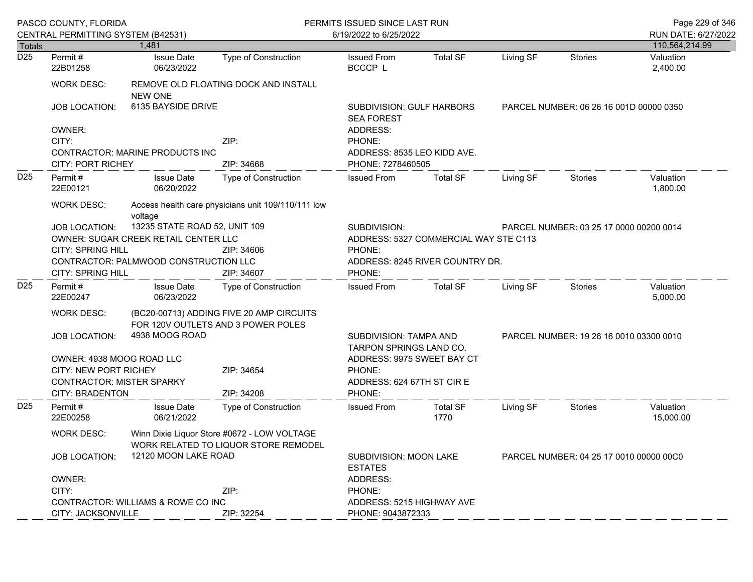PASCO COUNTY, FLORIDA
CENTRAL PERMITTING SYSTEM (B42531)

PERMITS ISSUED SINCE LAST RUN
6/19/2022 to 6/25/2022

RUN DATE: 6/27/2022

| Totals | 1,481 | | | | | | 110,564,214.99 |
|---|---|---|---|---|---|---|---|

---

**D25**

| Permit # | Issue Date | Type of Construction | Issued From | Total SF | Living SF | Stories | Valuation |
|---|---|---|---|---|---|---|---|
| 22B01258 | 06/23/2022 | | BCCCP L | | | | 2,400.00 |

WORK DESC: REMOVE OLD FLOATING DOCK AND INSTALL NEW ONE

JOB LOCATION: 6135 BAYSIDE DRIVE
SUBDIVISION: GULF HARBORS SEA FOREST
PARCEL NUMBER: 06 26 16 001D 00000 0350

OWNER:
ADDRESS:
CITY:
ZIP:
PHONE:

CONTRACTOR: MARINE PRODUCTS INC
ADDRESS: 8535 LEO KIDD AVE.
CITY: PORT RICHEY
ZIP: 34668
PHONE: 7278460505

---

**D25**

| Permit # | Issue Date | Type of Construction | Issued From | Total SF | Living SF | Stories | Valuation |
|---|---|---|---|---|---|---|---|
| 22E00121 | 06/20/2022 | | | | | | 1,800.00 |

WORK DESC: Access health care physicians unit 109/110/111 low voltage

JOB LOCATION: 13235 STATE ROAD 52, UNIT 109
SUBDIVISION:
PARCEL NUMBER: 03 25 17 0000 00200 0014

OWNER: SUGAR CREEK RETAIL CENTER LLC
ADDRESS: 5327 COMMERCIAL WAY STE C113
CITY: SPRING HILL
ZIP: 34606
PHONE:

CONTRACTOR: PALMWOOD CONSTRUCTION LLC
ADDRESS: 8245 RIVER COUNTRY DR.
CITY: SPRING HILL
ZIP: 34607
PHONE:

---

**D25**

| Permit # | Issue Date | Type of Construction | Issued From | Total SF | Living SF | Stories | Valuation |
|---|---|---|---|---|---|---|---|
| 22E00247 | 06/23/2022 | | | | | | 5,000.00 |

WORK DESC: (BC20-00713) ADDING FIVE 20 AMP CIRCUITS FOR 120V OUTLETS AND 3 POWER POLES

JOB LOCATION: 4938 MOOG ROAD
SUBDIVISION: TAMPA AND TARPON SPRINGS LAND CO.
PARCEL NUMBER: 19 26 16 0010 03300 0010

OWNER: 4938 MOOG ROAD LLC
ADDRESS: 9975 SWEET BAY CT
CITY: NEW PORT RICHEY
ZIP: 34654
PHONE:

CONTRACTOR: MISTER SPARKY
ADDRESS: 624 67TH ST CIR E
CITY: BRADENTON
ZIP: 34208
PHONE:

---

**D25**

| Permit # | Issue Date | Type of Construction | Issued From | Total SF | Living SF | Stories | Valuation |
|---|---|---|---|---|---|---|---|
| 22E00258 | 06/21/2022 | | | 1770 | | | 15,000.00 |

WORK DESC: Winn Dixie Liquor Store #0672 - LOW VOLTAGE WORK RELATED TO LIQUOR STORE REMODEL

JOB LOCATION: 12120 MOON LAKE ROAD
SUBDIVISION: MOON LAKE ESTATES
PARCEL NUMBER: 04 25 17 0010 00000 00C0

OWNER:
ADDRESS:
CITY:
ZIP:
PHONE:

CONTRACTOR: WILLIAMS & ROWE CO INC
ADDRESS: 5215 HIGHWAY AVE
CITY: JACKSONVILLE
ZIP: 32254
PHONE: 9043872333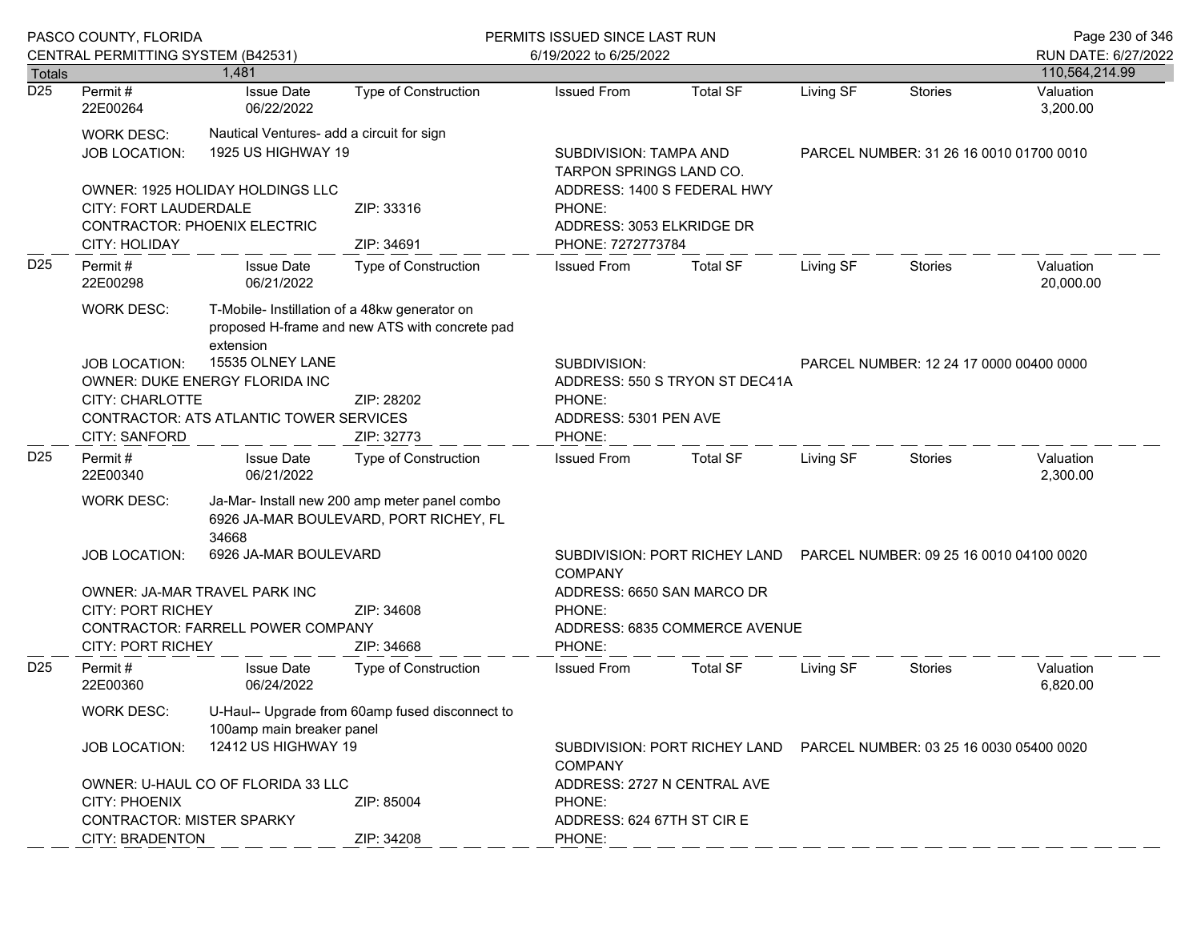| Totals | 1,481 | | | | | | | 110,564,214.99 |
|---|---|---|---|---|---|---|---|---|

**D25**

| Permit # | Issue Date | Type of Construction | Issued From | Total SF | Living SF | Stories | Valuation |
|---|---|---|---|---|---|---|---|
| 22E00264 | 06/22/2022 | | | | | | 3,200.00 |

WORK DESC: Nautical Ventures- add a circuit for sign

JOB LOCATION: 1925 US HIGHWAY 19

SUBDIVISION: TAMPA AND TARPON SPRINGS LAND CO.

PARCEL NUMBER: 31 26 16 0010 01700 0010

OWNER: 1925 HOLIDAY HOLDINGS LLC — ADDRESS: 1400 S FEDERAL HWY

CITY: FORT LAUDERDALE — ZIP: 33316 — PHONE:

CONTRACTOR: PHOENIX ELECTRIC — ADDRESS: 3053 ELKRIDGE DR

CITY: HOLIDAY — ZIP: 34691 — PHONE: 7272773784

---

**D25**

| Permit # | Issue Date | Type of Construction | Issued From | Total SF | Living SF | Stories | Valuation |
|---|---|---|---|---|---|---|---|
| 22E00298 | 06/21/2022 | | | | | | 20,000.00 |

WORK DESC: T-Mobile- Instillation of a 48kw generator on proposed H-frame and new ATS with concrete pad extension

JOB LOCATION: 15535 OLNEY LANE

SUBDIVISION:

PARCEL NUMBER: 12 24 17 0000 00400 0000

OWNER: DUKE ENERGY FLORIDA INC — ADDRESS: 550 S TRYON ST DEC41A

CITY: CHARLOTTE — ZIP: 28202 — PHONE:

CONTRACTOR: ATS ATLANTIC TOWER SERVICES — ADDRESS: 5301 PEN AVE

CITY: SANFORD — ZIP: 32773 — PHONE:

---

**D25**

| Permit # | Issue Date | Type of Construction | Issued From | Total SF | Living SF | Stories | Valuation |
|---|---|---|---|---|---|---|---|
| 22E00340 | 06/21/2022 | | | | | | 2,300.00 |

WORK DESC: Ja-Mar- Install new 200 amp meter panel combo 6926 JA-MAR BOULEVARD, PORT RICHEY, FL 34668

JOB LOCATION: 6926 JA-MAR BOULEVARD

SUBDIVISION: PORT RICHEY LAND COMPANY

PARCEL NUMBER: 09 25 16 0010 04100 0020

OWNER: JA-MAR TRAVEL PARK INC — ADDRESS: 6650 SAN MARCO DR

CITY: PORT RICHEY — ZIP: 34608 — PHONE:

CONTRACTOR: FARRELL POWER COMPANY — ADDRESS: 6835 COMMERCE AVENUE

CITY: PORT RICHEY — ZIP: 34668 — PHONE:

---

**D25**

| Permit # | Issue Date | Type of Construction | Issued From | Total SF | Living SF | Stories | Valuation |
|---|---|---|---|---|---|---|---|
| 22E00360 | 06/24/2022 | | | | | | 6,820.00 |

WORK DESC: U-Haul-- Upgrade from 60amp fused disconnect to 100amp main breaker panel

JOB LOCATION: 12412 US HIGHWAY 19

SUBDIVISION: PORT RICHEY LAND COMPANY

PARCEL NUMBER: 03 25 16 0030 05400 0020

OWNER: U-HAUL CO OF FLORIDA 33 LLC — ADDRESS: 2727 N CENTRAL AVE

CITY: PHOENIX — ZIP: 85004 — PHONE:

CONTRACTOR: MISTER SPARKY — ADDRESS: 624 67TH ST CIR E

CITY: BRADENTON — ZIP: 34208 — PHONE: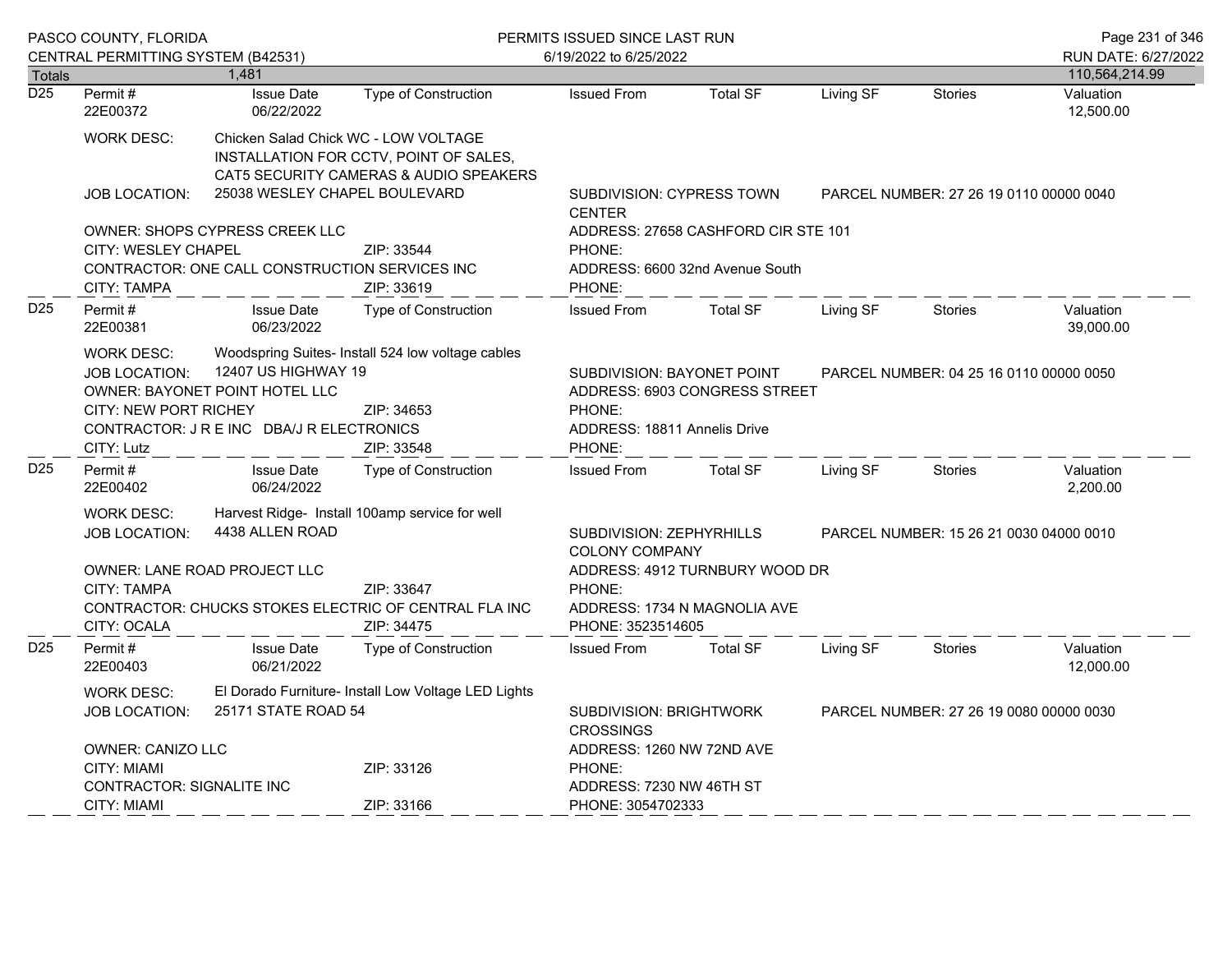PASCO COUNTY, FLORIDA
CENTRAL PERMITTING SYSTEM (B42531)

PERMITS ISSUED SINCE LAST RUN
6/19/2022 to 6/25/2022

RUN DATE: 6/27/2022

| Totals | 1,481 | | | | | | 110,564,214.99 |
|---|---|---|---|---|---|---|---|

---

**D25**

| Permit # | Issue Date | Type of Construction | Issued From | Total SF | Living SF | Stories | Valuation |
|---|---|---|---|---|---|---|---|
| 22E00372 | 06/22/2022 | | | | | | 12,500.00 |

WORK DESC: Chicken Salad Chick WC - LOW VOLTAGE INSTALLATION FOR CCTV, POINT OF SALES, CAT5 SECURITY CAMERAS & AUDIO SPEAKERS

JOB LOCATION: 25038 WESLEY CHAPEL BOULEVARD

SUBDIVISION: CYPRESS TOWN CENTER

PARCEL NUMBER: 27 26 19 0110 00000 0040

OWNER: SHOPS CYPRESS CREEK LLC
ADDRESS: 27658 CASHFORD CIR STE 101
CITY: WESLEY CHAPEL ZIP: 33544
PHONE:

CONTRACTOR: ONE CALL CONSTRUCTION SERVICES INC
ADDRESS: 6600 32nd Avenue South
CITY: TAMPA ZIP: 33619
PHONE:

---

**D25**

| Permit # | Issue Date | Type of Construction | Issued From | Total SF | Living SF | Stories | Valuation |
|---|---|---|---|---|---|---|---|
| 22E00381 | 06/23/2022 | | | | | | 39,000.00 |

WORK DESC: Woodspring Suites- Install 524 low voltage cables

JOB LOCATION: 12407 US HIGHWAY 19

SUBDIVISION: BAYONET POINT

PARCEL NUMBER: 04 25 16 0110 00000 0050

OWNER: BAYONET POINT HOTEL LLC
ADDRESS: 6903 CONGRESS STREET
CITY: NEW PORT RICHEY ZIP: 34653
PHONE:

CONTRACTOR: J R E INC DBA/J R ELECTRONICS
ADDRESS: 18811 Annelis Drive
CITY: Lutz ZIP: 33548
PHONE:

---

**D25**

| Permit # | Issue Date | Type of Construction | Issued From | Total SF | Living SF | Stories | Valuation |
|---|---|---|---|---|---|---|---|
| 22E00402 | 06/24/2022 | | | | | | 2,200.00 |

WORK DESC: Harvest Ridge- Install 100amp service for well

JOB LOCATION: 4438 ALLEN ROAD

SUBDIVISION: ZEPHYRHILLS COLONY COMPANY

PARCEL NUMBER: 15 26 21 0030 04000 0010

OWNER: LANE ROAD PROJECT LLC
ADDRESS: 4912 TURNBURY WOOD DR
CITY: TAMPA ZIP: 33647
PHONE:

CONTRACTOR: CHUCKS STOKES ELECTRIC OF CENTRAL FLA INC
ADDRESS: 1734 N MAGNOLIA AVE
CITY: OCALA ZIP: 34475
PHONE: 3523514605

---

**D25**

| Permit # | Issue Date | Type of Construction | Issued From | Total SF | Living SF | Stories | Valuation |
|---|---|---|---|---|---|---|---|
| 22E00403 | 06/21/2022 | | | | | | 12,000.00 |

WORK DESC: El Dorado Furniture- Install Low Voltage LED Lights

JOB LOCATION: 25171 STATE ROAD 54

SUBDIVISION: BRIGHTWORK CROSSINGS

PARCEL NUMBER: 27 26 19 0080 00000 0030

OWNER: CANIZO LLC
ADDRESS: 1260 NW 72ND AVE
CITY: MIAMI ZIP: 33126
PHONE:

CONTRACTOR: SIGNALITE INC
ADDRESS: 7230 NW 46TH ST
CITY: MIAMI ZIP: 33166
PHONE: 3054702333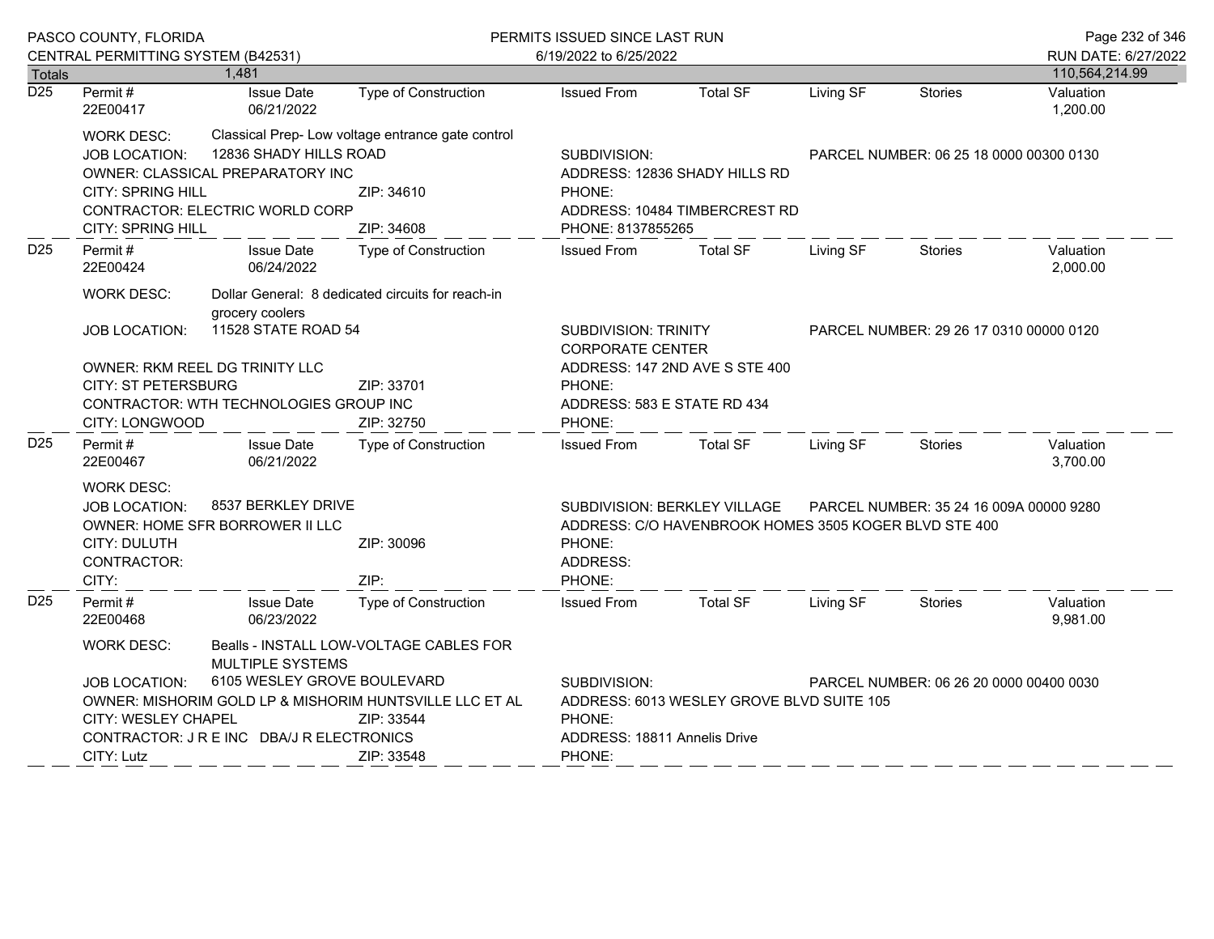PASCO COUNTY, FLORIDA
CENTRAL PERMITTING SYSTEM (B42531)

PERMITS ISSUED SINCE LAST RUN
6/19/2022 to 6/25/2022

RUN DATE: 6/27/2022

**Totals** 1,481 — 110,564,214.99

---

**D25**

| Permit # | Issue Date | Type of Construction | Issued From | Total SF | Living SF | Stories | Valuation |
|---|---|---|---|---|---|---|---|
| 22E00417 | 06/21/2022 | | | | | | 1,200.00 |

WORK DESC: Classical Prep- Low voltage entrance gate control
JOB LOCATION: 12836 SHADY HILLS ROAD
SUBDIVISION:
PARCEL NUMBER: 06 25 18 0000 00300 0130
OWNER: CLASSICAL PREPARATORY INC
ADDRESS: 12836 SHADY HILLS RD
CITY: SPRING HILL ZIP: 34610
PHONE:
CONTRACTOR: ELECTRIC WORLD CORP
ADDRESS: 10484 TIMBERCREST RD
CITY: SPRING HILL ZIP: 34608
PHONE: 8137855265

---

**D25**

| Permit # | Issue Date | Type of Construction | Issued From | Total SF | Living SF | Stories | Valuation |
|---|---|---|---|---|---|---|---|
| 22E00424 | 06/24/2022 | | | | | | 2,000.00 |

WORK DESC: Dollar General: 8 dedicated circuits for reach-in grocery coolers
JOB LOCATION: 11528 STATE ROAD 54
SUBDIVISION: TRINITY CORPORATE CENTER
PARCEL NUMBER: 29 26 17 0310 00000 0120
OWNER: RKM REEL DG TRINITY LLC
ADDRESS: 147 2ND AVE S STE 400
CITY: ST PETERSBURG ZIP: 33701
PHONE:
CONTRACTOR: WTH TECHNOLOGIES GROUP INC
ADDRESS: 583 E STATE RD 434
CITY: LONGWOOD ZIP: 32750
PHONE:

---

**D25**

| Permit # | Issue Date | Type of Construction | Issued From | Total SF | Living SF | Stories | Valuation |
|---|---|---|---|---|---|---|---|
| 22E00467 | 06/21/2022 | | | | | | 3,700.00 |

WORK DESC:
JOB LOCATION: 8537 BERKLEY DRIVE
SUBDIVISION: BERKLEY VILLAGE
PARCEL NUMBER: 35 24 16 009A 00000 9280
OWNER: HOME SFR BORROWER II LLC
ADDRESS: C/O HAVENBROOK HOMES 3505 KOGER BLVD STE 400
CITY: DULUTH ZIP: 30096
PHONE:
CONTRACTOR:
ADDRESS:
CITY: ZIP:
PHONE:

---

**D25**

| Permit # | Issue Date | Type of Construction | Issued From | Total SF | Living SF | Stories | Valuation |
|---|---|---|---|---|---|---|---|
| 22E00468 | 06/23/2022 | | | | | | 9,981.00 |

WORK DESC: Bealls - INSTALL LOW-VOLTAGE CABLES FOR MULTIPLE SYSTEMS
JOB LOCATION: 6105 WESLEY GROVE BOULEVARD
SUBDIVISION:
PARCEL NUMBER: 06 26 20 0000 00400 0030
OWNER: MISHORIM GOLD LP & MISHORIM HUNTSVILLE LLC ET AL
ADDRESS: 6013 WESLEY GROVE BLVD SUITE 105
CITY: WESLEY CHAPEL ZIP: 33544
PHONE:
CONTRACTOR: J R E INC DBA/J R ELECTRONICS
ADDRESS: 18811 Annelis Drive
CITY: Lutz ZIP: 33548
PHONE: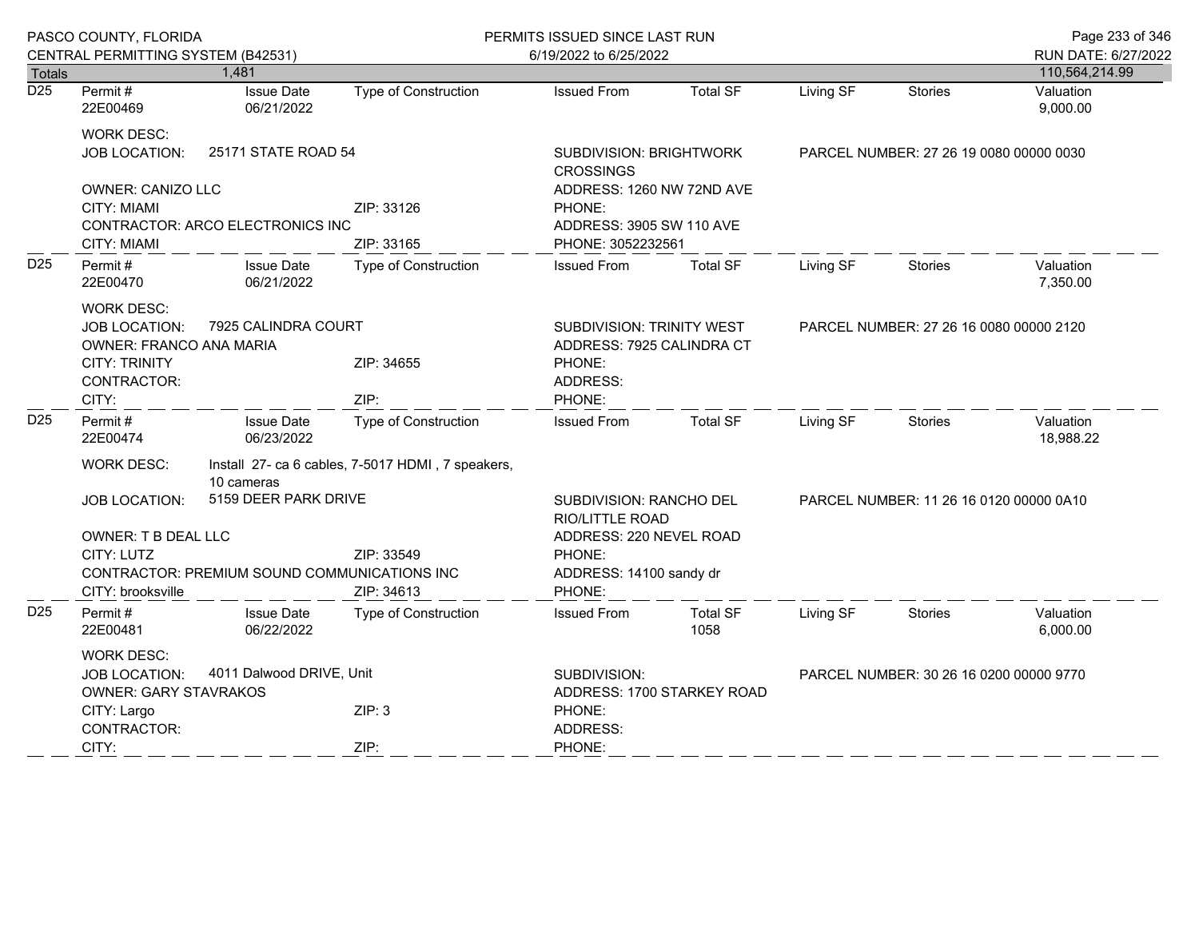# PASCO COUNTY, FLORIDA
## CENTRAL PERMITTING SYSTEM (B42531)
## PERMITS ISSUED SINCE LAST RUN
6/19/2022 to 6/25/2022

RUN DATE: 6/27/2022

| Totals | 1,481 | | | | | | | 110,564,214.99 |
|---|---|---|---|---|---|---|---|---|

---

**D25**

| Permit # | Issue Date | Type of Construction | Issued From | Total SF | Living SF | Stories | Valuation |
|---|---|---|---|---|---|---|---|
| 22E00469 | 06/21/2022 | | | | | | 9,000.00 |

WORK DESC:

JOB LOCATION: 25171 STATE ROAD 54
SUBDIVISION: BRIGHTWORK CROSSINGS
PARCEL NUMBER: 27 26 19 0080 00000 0030

OWNER: CANIZO LLC
ADDRESS: 1260 NW 72ND AVE
CITY: MIAMI ZIP: 33126
PHONE:

CONTRACTOR: ARCO ELECTRONICS INC
ADDRESS: 3905 SW 110 AVE
CITY: MIAMI ZIP: 33165
PHONE: 3052232561

---

**D25**

| Permit # | Issue Date | Type of Construction | Issued From | Total SF | Living SF | Stories | Valuation |
|---|---|---|---|---|---|---|---|
| 22E00470 | 06/21/2022 | | | | | | 7,350.00 |

WORK DESC:

JOB LOCATION: 7925 CALINDRA COURT
SUBDIVISION: TRINITY WEST
PARCEL NUMBER: 27 26 16 0080 00000 2120

OWNER: FRANCO ANA MARIA
ADDRESS: 7925 CALINDRA CT
CITY: TRINITY ZIP: 34655
PHONE:

CONTRACTOR:
ADDRESS:
CITY: ZIP:
PHONE:

---

**D25**

| Permit # | Issue Date | Type of Construction | Issued From | Total SF | Living SF | Stories | Valuation |
|---|---|---|---|---|---|---|---|
| 22E00474 | 06/23/2022 | | | | | | 18,988.22 |

WORK DESC: Install 27- ca 6 cables, 7-5017 HDMI , 7 speakers, 10 cameras

JOB LOCATION: 5159 DEER PARK DRIVE
SUBDIVISION: RANCHO DEL RIO/LITTLE ROAD
PARCEL NUMBER: 11 26 16 0120 00000 0A10

OWNER: T B DEAL LLC
ADDRESS: 220 NEVEL ROAD
CITY: LUTZ ZIP: 33549
PHONE:

CONTRACTOR: PREMIUM SOUND COMMUNICATIONS INC
ADDRESS: 14100 sandy dr
CITY: brooksville ZIP: 34613
PHONE:

---

**D25**

| Permit # | Issue Date | Type of Construction | Issued From | Total SF | Living SF | Stories | Valuation |
|---|---|---|---|---|---|---|---|
| 22E00481 | 06/22/2022 | | | 1058 | | | 6,000.00 |

WORK DESC:

JOB LOCATION: 4011 Dalwood DRIVE, Unit
SUBDIVISION:
PARCEL NUMBER: 30 26 16 0200 00000 9770

OWNER: GARY STAVRAKOS
ADDRESS: 1700 STARKEY ROAD
CITY: Largo ZIP: 3
PHONE:

CONTRACTOR:
ADDRESS:
CITY: ZIP:
PHONE: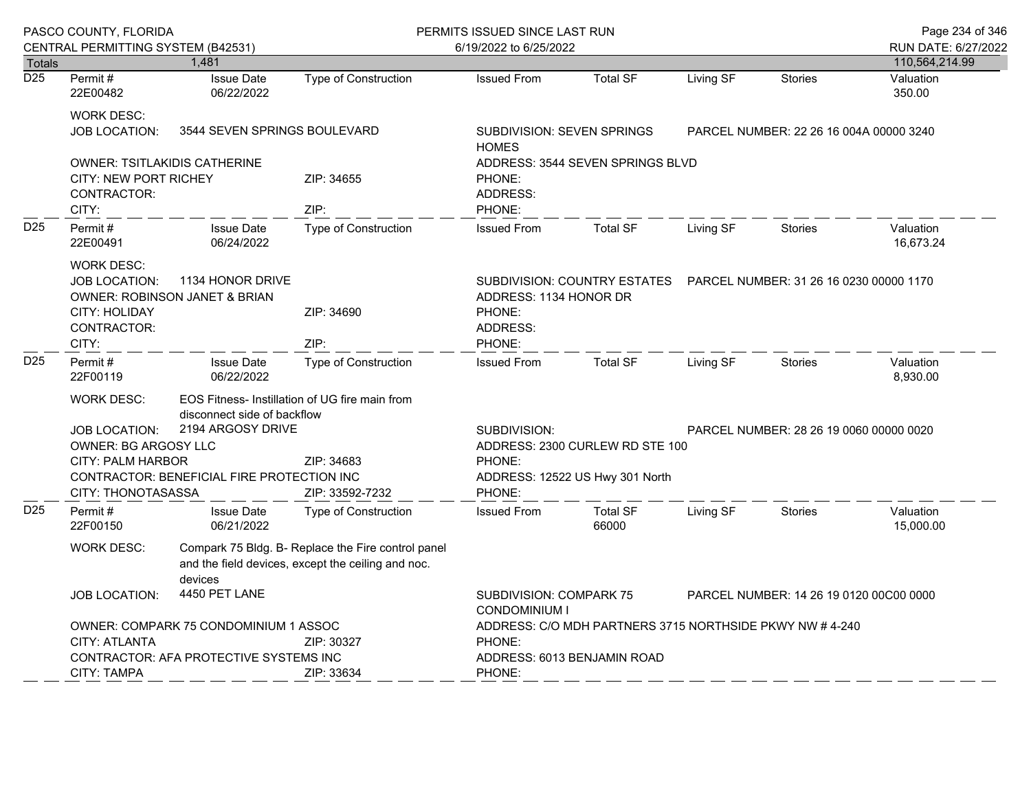| Totals | 1,481 | | | | | | | 110,564,214.99 |
|---|---|---|---|---|---|---|---|---|

## D25

| Permit # | Issue Date | Type of Construction | Issued From | Total SF | Living SF | Stories | Valuation |
|---|---|---|---|---|---|---|---|
| 22E00482 | 06/22/2022 | | | | | | 350.00 |

WORK DESC:

JOB LOCATION: 3544 SEVEN SPRINGS BOULEVARD
SUBDIVISION: SEVEN SPRINGS HOMES
PARCEL NUMBER: 22 26 16 004A 00000 3240

OWNER: TSITLAKIDIS CATHERINE
ADDRESS: 3544 SEVEN SPRINGS BLVD
CITY: NEW PORT RICHEY
ZIP: 34655
PHONE:
CONTRACTOR:
ADDRESS:
CITY:
ZIP:
PHONE:

## D25

| Permit # | Issue Date | Type of Construction | Issued From | Total SF | Living SF | Stories | Valuation |
|---|---|---|---|---|---|---|---|
| 22E00491 | 06/24/2022 | | | | | | 16,673.24 |

WORK DESC:

JOB LOCATION: 1134 HONOR DRIVE
SUBDIVISION: COUNTRY ESTATES
PARCEL NUMBER: 31 26 16 0230 00000 1170

OWNER: ROBINSON JANET & BRIAN
ADDRESS: 1134 HONOR DR
CITY: HOLIDAY
ZIP: 34690
PHONE:
CONTRACTOR:
ADDRESS:
CITY:
ZIP:
PHONE:

## D25

| Permit # | Issue Date | Type of Construction | Issued From | Total SF | Living SF | Stories | Valuation |
|---|---|---|---|---|---|---|---|
| 22F00119 | 06/22/2022 | | | | | | 8,930.00 |

WORK DESC: EOS Fitness- Instillation of UG fire main from disconnect side of backflow

JOB LOCATION: 2194 ARGOSY DRIVE
SUBDIVISION:
PARCEL NUMBER: 28 26 19 0060 00000 0020

OWNER: BG ARGOSY LLC
ADDRESS: 2300 CURLEW RD STE 100
CITY: PALM HARBOR
ZIP: 34683
PHONE:
CONTRACTOR: BENEFICIAL FIRE PROTECTION INC
ADDRESS: 12522 US Hwy 301 North
CITY: THONOTASASSA
ZIP: 33592-7232
PHONE:

## D25

| Permit # | Issue Date | Type of Construction | Issued From | Total SF | Living SF | Stories | Valuation |
|---|---|---|---|---|---|---|---|
| 22F00150 | 06/21/2022 | | | 66000 | | | 15,000.00 |

WORK DESC: Compark 75 Bldg. B- Replace the Fire control panel and the field devices, except the ceiling and noc. devices

JOB LOCATION: 4450 PET LANE
SUBDIVISION: COMPARK 75 CONDOMINIUM I
PARCEL NUMBER: 14 26 19 0120 00C00 0000

OWNER: COMPARK 75 CONDOMINIUM 1 ASSOC
ADDRESS: C/O MDH PARTNERS 3715 NORTHSIDE PKWY NW # 4-240
CITY: ATLANTA
ZIP: 30327
PHONE:
CONTRACTOR: AFA PROTECTIVE SYSTEMS INC
ADDRESS: 6013 BENJAMIN ROAD
CITY: TAMPA
ZIP: 33634
PHONE: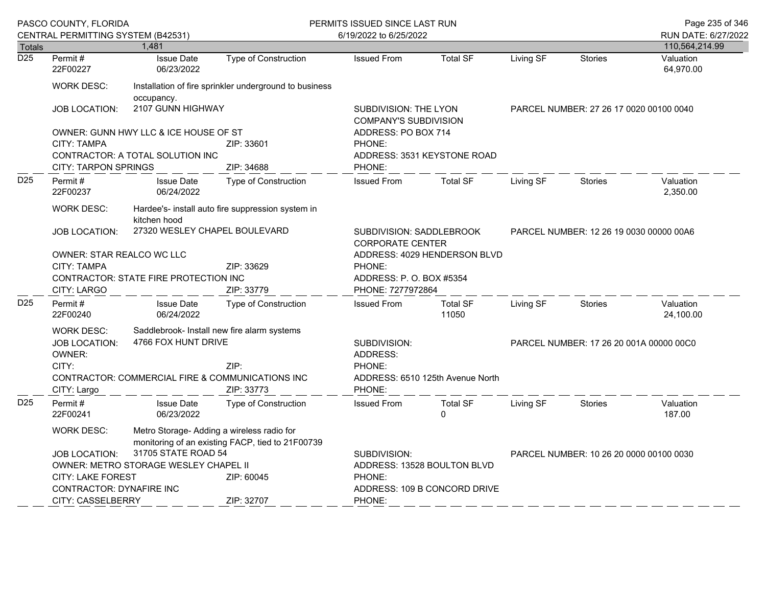| Totals | 1,481 | | | | | | | 110,564,214.99 |
|---|---|---|---|---|---|---|---|---|

**D25**

| Permit # | Issue Date | Type of Construction | Issued From | Total SF | Living SF | Stories | Valuation |
|---|---|---|---|---|---|---|---|
| 22F00227 | 06/23/2022 | | | | | | 64,970.00 |

WORK DESC: Installation of fire sprinkler underground to business occupancy.

JOB LOCATION: 2107 GUNN HIGHWAY

SUBDIVISION: THE LYON COMPANY'S SUBDIVISION

PARCEL NUMBER: 27 26 17 0020 00100 0040

OWNER: GUNN HWY LLC & ICE HOUSE OF ST
ADDRESS: PO BOX 714
CITY: TAMPA ZIP: 33601
PHONE:

CONTRACTOR: A TOTAL SOLUTION INC
ADDRESS: 3531 KEYSTONE ROAD
CITY: TARPON SPRINGS ZIP: 34688
PHONE:

---

**D25**

| Permit # | Issue Date | Type of Construction | Issued From | Total SF | Living SF | Stories | Valuation |
|---|---|---|---|---|---|---|---|
| 22F00237 | 06/24/2022 | | | | | | 2,350.00 |

WORK DESC: Hardee's- install auto fire suppression system in kitchen hood

JOB LOCATION: 27320 WESLEY CHAPEL BOULEVARD

SUBDIVISION: SADDLEBROOK CORPORATE CENTER

PARCEL NUMBER: 12 26 19 0030 00000 00A6

OWNER: STAR REALCO WC LLC
ADDRESS: 4029 HENDERSON BLVD
CITY: TAMPA ZIP: 33629
PHONE:

CONTRACTOR: STATE FIRE PROTECTION INC
ADDRESS: P. O. BOX #5354
CITY: LARGO ZIP: 33779
PHONE: 7277972864

---

**D25**

| Permit # | Issue Date | Type of Construction | Issued From | Total SF | Living SF | Stories | Valuation |
|---|---|---|---|---|---|---|---|
| 22F00240 | 06/24/2022 | | | 11050 | | | 24,100.00 |

WORK DESC: Saddlebrook- Install new fire alarm systems

JOB LOCATION: 4766 FOX HUNT DRIVE

SUBDIVISION:

PARCEL NUMBER: 17 26 20 001A 00000 00C0

OWNER:
ADDRESS:
CITY: ZIP:
PHONE:

CONTRACTOR: COMMERCIAL FIRE & COMMUNICATIONS INC
ADDRESS: 6510 125th Avenue North
CITY: Largo ZIP: 33773
PHONE:

---

**D25**

| Permit # | Issue Date | Type of Construction | Issued From | Total SF | Living SF | Stories | Valuation |
|---|---|---|---|---|---|---|---|
| 22F00241 | 06/23/2022 | | | 0 | | | 187.00 |

WORK DESC: Metro Storage- Adding a wireless radio for monitoring of an existing FACP, tied to 21F00739

JOB LOCATION: 31705 STATE ROAD 54

SUBDIVISION:

PARCEL NUMBER: 10 26 20 0000 00100 0030

OWNER: METRO STORAGE WESLEY CHAPEL II
ADDRESS: 13528 BOULTON BLVD
CITY: LAKE FOREST ZIP: 60045
PHONE:

CONTRACTOR: DYNAFIRE INC
ADDRESS: 109 B CONCORD DRIVE
CITY: CASSELBERRY ZIP: 32707
PHONE: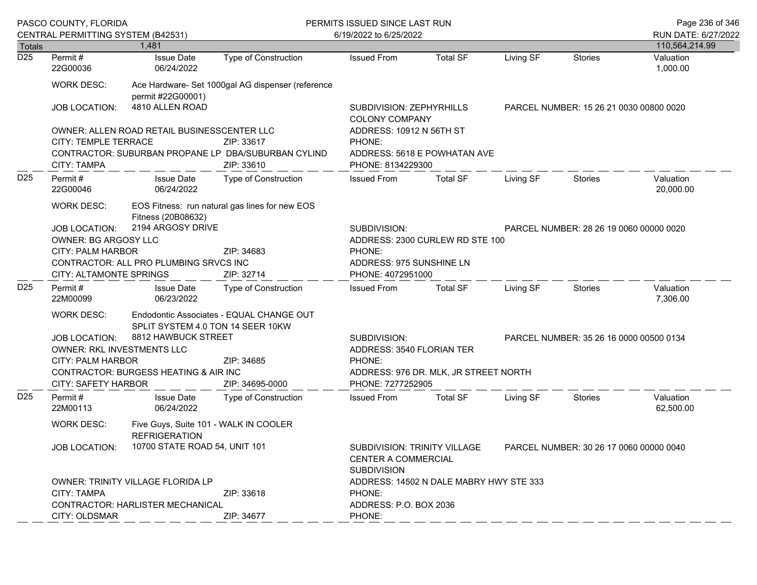| Totals | 1,481 | | | | | | | 110,564,214.99 |
|---|---|---|---|---|---|---|---|---|

**D25**

| Permit # | Issue Date | Type of Construction | Issued From | Total SF | Living SF | Stories | Valuation |
|---|---|---|---|---|---|---|---|
| 22G00036 | 06/24/2022 | | | | | | 1,000.00 |

WORK DESC: Ace Hardware- Set 1000gal AG dispenser (reference permit #22G00001)

JOB LOCATION: 4810 ALLEN ROAD

SUBDIVISION: ZEPHYRHILLS COLONY COMPANY

PARCEL NUMBER: 15 26 21 0030 00800 0020

OWNER: ALLEN ROAD RETAIL BUSINESSCENTER LLC

ADDRESS: 10912 N 56TH ST

CITY: TEMPLE TERRACE ZIP: 33617

PHONE:

CONTRACTOR: SUBURBAN PROPANE LP DBA/SUBURBAN CYLIND

ADDRESS: 5618 E POWHATAN AVE

CITY: TAMPA ZIP: 33610

PHONE: 8134229300

---

**D25**

| Permit # | Issue Date | Type of Construction | Issued From | Total SF | Living SF | Stories | Valuation |
|---|---|---|---|---|---|---|---|
| 22G00046 | 06/24/2022 | | | | | | 20,000.00 |

WORK DESC: EOS Fitness: run natural gas lines for new EOS Fitness (20B08632)

JOB LOCATION: 2194 ARGOSY DRIVE

SUBDIVISION:

PARCEL NUMBER: 28 26 19 0060 00000 0020

OWNER: BG ARGOSY LLC

ADDRESS: 2300 CURLEW RD STE 100

CITY: PALM HARBOR ZIP: 34683

PHONE:

CONTRACTOR: ALL PRO PLUMBING SRVCS INC

ADDRESS: 975 SUNSHINE LN

CITY: ALTAMONTE SPRINGS ZIP: 32714

PHONE: 4072951000

---

**D25**

| Permit # | Issue Date | Type of Construction | Issued From | Total SF | Living SF | Stories | Valuation |
|---|---|---|---|---|---|---|---|
| 22M00099 | 06/23/2022 | | | | | | 7,306.00 |

WORK DESC: Endodontic Associates - EQUAL CHANGE OUT SPLIT SYSTEM 4.0 TON 14 SEER 10KW

JOB LOCATION: 8812 HAWBUCK STREET

SUBDIVISION:

PARCEL NUMBER: 35 26 16 0000 00500 0134

OWNER: RKL INVESTMENTS LLC

ADDRESS: 3540 FLORIAN TER

CITY: PALM HARBOR ZIP: 34685

PHONE:

CONTRACTOR: BURGESS HEATING & AIR INC

ADDRESS: 976 DR. MLK, JR STREET NORTH

CITY: SAFETY HARBOR ZIP: 34695-0000

PHONE: 7277252905

---

**D25**

| Permit # | Issue Date | Type of Construction | Issued From | Total SF | Living SF | Stories | Valuation |
|---|---|---|---|---|---|---|---|
| 22M00113 | 06/24/2022 | | | | | | 62,500.00 |

WORK DESC: Five Guys, Suite 101 - WALK IN COOLER REFRIGERATION

JOB LOCATION: 10700 STATE ROAD 54, UNIT 101

SUBDIVISION: TRINITY VILLAGE CENTER A COMMERCIAL SUBDIVISION

PARCEL NUMBER: 30 26 17 0060 00000 0040

OWNER: TRINITY VILLAGE FLORIDA LP

ADDRESS: 14502 N DALE MABRY HWY STE 333

CITY: TAMPA ZIP: 33618

PHONE:

CONTRACTOR: HARLISTER MECHANICAL

ADDRESS: P.O. BOX 2036

CITY: OLDSMAR ZIP: 34677

PHONE: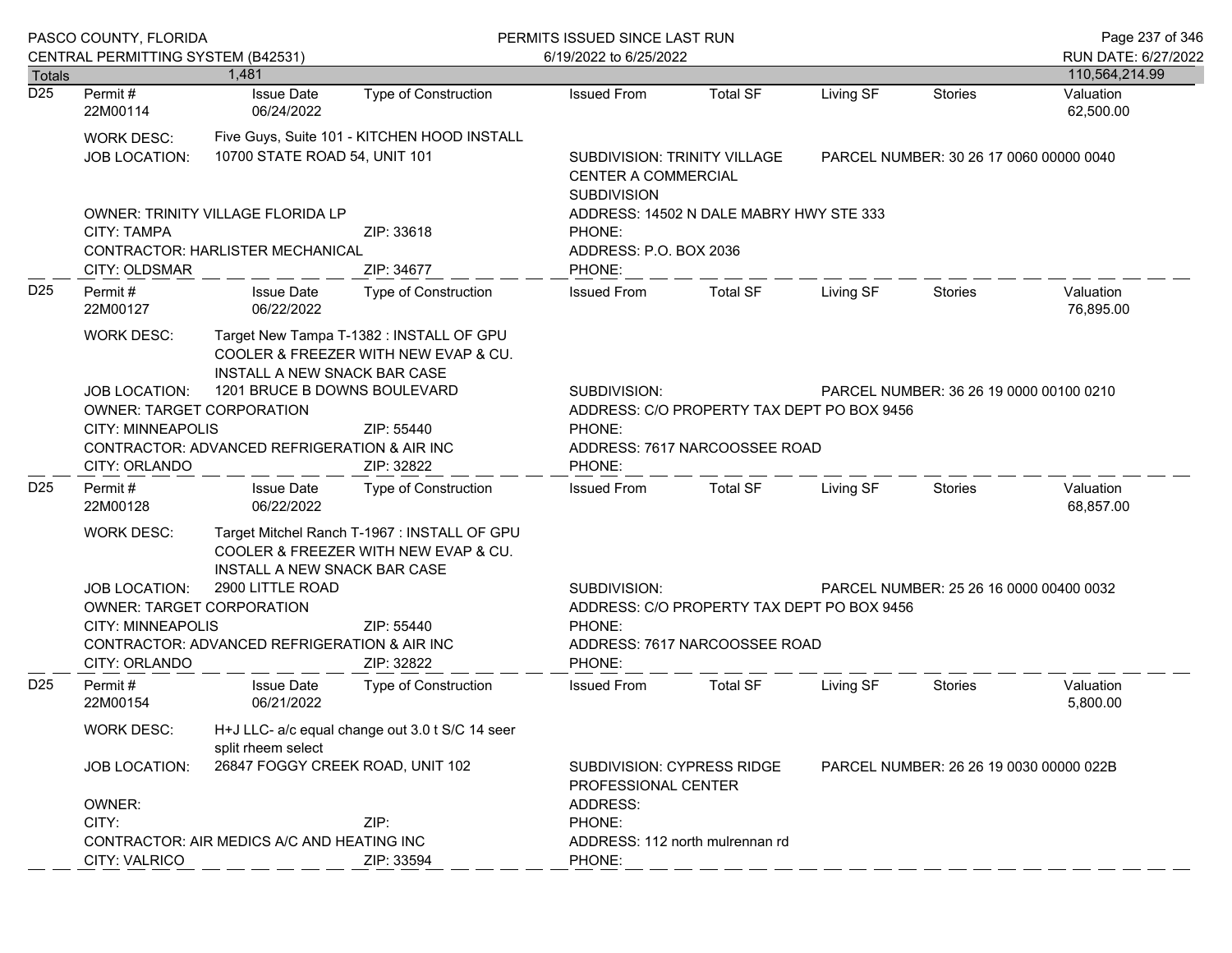Totals 1,481 — 110,564,214.99

---

**D25**

| Permit # | Issue Date | Type of Construction | Issued From | Total SF | Living SF | Stories | Valuation |
|---|---|---|---|---|---|---|---|
| 22M00114 | 06/24/2022 | | | | | | 62,500.00 |

WORK DESC: Five Guys, Suite 101 - KITCHEN HOOD INSTALL

JOB LOCATION: 10700 STATE ROAD 54, UNIT 101

SUBDIVISION: TRINITY VILLAGE CENTER A COMMERCIAL SUBDIVISION

PARCEL NUMBER: 30 26 17 0060 00000 0040

OWNER: TRINITY VILLAGE FLORIDA LP — ADDRESS: 14502 N DALE MABRY HWY STE 333

CITY: TAMPA — ZIP: 33618 — PHONE:

CONTRACTOR: HARLISTER MECHANICAL — ADDRESS: P.O. BOX 2036

CITY: OLDSMAR — ZIP: 34677 — PHONE:

---

**D25**

| Permit # | Issue Date | Type of Construction | Issued From | Total SF | Living SF | Stories | Valuation |
|---|---|---|---|---|---|---|---|
| 22M00127 | 06/22/2022 | | | | | | 76,895.00 |

WORK DESC: Target New Tampa T-1382 : INSTALL OF GPU COOLER & FREEZER WITH NEW EVAP & CU. INSTALL A NEW SNACK BAR CASE

JOB LOCATION: 1201 BRUCE B DOWNS BOULEVARD

SUBDIVISION:

PARCEL NUMBER: 36 26 19 0000 00100 0210

OWNER: TARGET CORPORATION — ADDRESS: C/O PROPERTY TAX DEPT PO BOX 9456

CITY: MINNEAPOLIS — ZIP: 55440 — PHONE:

CONTRACTOR: ADVANCED REFRIGERATION & AIR INC — ADDRESS: 7617 NARCOOSSEE ROAD

CITY: ORLANDO — ZIP: 32822 — PHONE:

---

**D25**

| Permit # | Issue Date | Type of Construction | Issued From | Total SF | Living SF | Stories | Valuation |
|---|---|---|---|---|---|---|---|
| 22M00128 | 06/22/2022 | | | | | | 68,857.00 |

WORK DESC: Target Mitchel Ranch T-1967 : INSTALL OF GPU COOLER & FREEZER WITH NEW EVAP & CU. INSTALL A NEW SNACK BAR CASE

JOB LOCATION: 2900 LITTLE ROAD

SUBDIVISION:

PARCEL NUMBER: 25 26 16 0000 00400 0032

OWNER: TARGET CORPORATION — ADDRESS: C/O PROPERTY TAX DEPT PO BOX 9456

CITY: MINNEAPOLIS — ZIP: 55440 — PHONE:

CONTRACTOR: ADVANCED REFRIGERATION & AIR INC — ADDRESS: 7617 NARCOOSSEE ROAD

CITY: ORLANDO — ZIP: 32822 — PHONE:

---

**D25**

| Permit # | Issue Date | Type of Construction | Issued From | Total SF | Living SF | Stories | Valuation |
|---|---|---|---|---|---|---|---|
| 22M00154 | 06/21/2022 | | | | | | 5,800.00 |

WORK DESC: H+J LLC- a/c equal change out 3.0 t S/C 14 seer split rheem select

JOB LOCATION: 26847 FOGGY CREEK ROAD, UNIT 102

SUBDIVISION: CYPRESS RIDGE PROFESSIONAL CENTER

PARCEL NUMBER: 26 26 19 0030 00000 022B

OWNER: — ADDRESS:

CITY: — ZIP: — PHONE:

CONTRACTOR: AIR MEDICS A/C AND HEATING INC — ADDRESS: 112 north mulrennan rd

CITY: VALRICO — ZIP: 33594 — PHONE: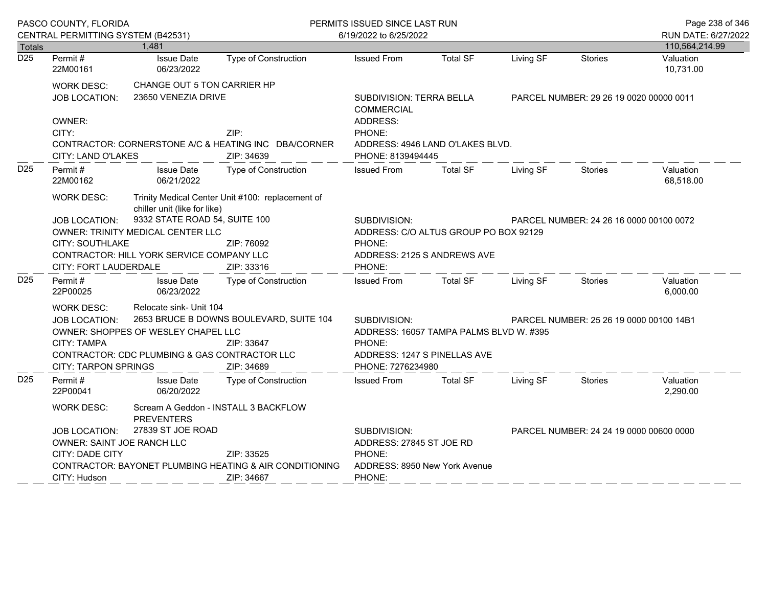PASCO COUNTY, FLORIDA
CENTRAL PERMITTING SYSTEM (B42531)

PERMITS ISSUED SINCE LAST RUN
6/19/2022 to 6/25/2022

RUN DATE: 6/27/2022

| Totals | 1,481 | | | | | | | 110,564,214.99 |
|---|---|---|---|---|---|---|---|---|

---

**D25** | Permit # 22M00161 | Issue Date 06/23/2022 | Type of Construction | Issued From | Total SF | Living SF | Stories | Valuation 10,731.00

WORK DESC: CHANGE OUT 5 TON CARRIER HP
JOB LOCATION: 23650 VENEZIA DRIVE
SUBDIVISION: TERRA BELLA COMMERCIAL
PARCEL NUMBER: 29 26 19 0020 00000 0011
OWNER:
ADDRESS:
CITY:
ZIP:
PHONE:
CONTRACTOR: CORNERSTONE A/C & HEATING INC DBA/CORNER
ADDRESS: 4946 LAND O'LAKES BLVD.
CITY: LAND O'LAKES
ZIP: 34639
PHONE: 8139494445

---

**D25** | Permit # 22M00162 | Issue Date 06/21/2022 | Type of Construction | Issued From | Total SF | Living SF | Stories | Valuation 68,518.00

WORK DESC: Trinity Medical Center Unit #100: replacement of chiller unit (like for like)
JOB LOCATION: 9332 STATE ROAD 54, SUITE 100
SUBDIVISION:
PARCEL NUMBER: 24 26 16 0000 00100 0072
OWNER: TRINITY MEDICAL CENTER LLC
ADDRESS: C/O ALTUS GROUP PO BOX 92129
CITY: SOUTHLAKE
ZIP: 76092
PHONE:
CONTRACTOR: HILL YORK SERVICE COMPANY LLC
ADDRESS: 2125 S ANDREWS AVE
CITY: FORT LAUDERDALE
ZIP: 33316
PHONE:

---

**D25** | Permit # 22P00025 | Issue Date 06/23/2022 | Type of Construction | Issued From | Total SF | Living SF | Stories | Valuation 6,000.00

WORK DESC: Relocate sink- Unit 104
JOB LOCATION: 2653 BRUCE B DOWNS BOULEVARD, SUITE 104
SUBDIVISION:
PARCEL NUMBER: 25 26 19 0000 00100 14B1
OWNER: SHOPPES OF WESLEY CHAPEL LLC
ADDRESS: 16057 TAMPA PALMS BLVD W. #395
CITY: TAMPA
ZIP: 33647
PHONE:
CONTRACTOR: CDC PLUMBING & GAS CONTRACTOR LLC
ADDRESS: 1247 S PINELLAS AVE
CITY: TARPON SPRINGS
ZIP: 34689
PHONE: 7276234980

---

**D25** | Permit # 22P00041 | Issue Date 06/20/2022 | Type of Construction | Issued From | Total SF | Living SF | Stories | Valuation 2,290.00

WORK DESC: Scream A Geddon - INSTALL 3 BACKFLOW PREVENTERS
JOB LOCATION: 27839 ST JOE ROAD
SUBDIVISION:
PARCEL NUMBER: 24 24 19 0000 00600 0000
OWNER: SAINT JOE RANCH LLC
ADDRESS: 27845 ST JOE RD
CITY: DADE CITY
ZIP: 33525
PHONE:
CONTRACTOR: BAYONET PLUMBING HEATING & AIR CONDITIONING
ADDRESS: 8950 New York Avenue
CITY: Hudson
ZIP: 34667
PHONE: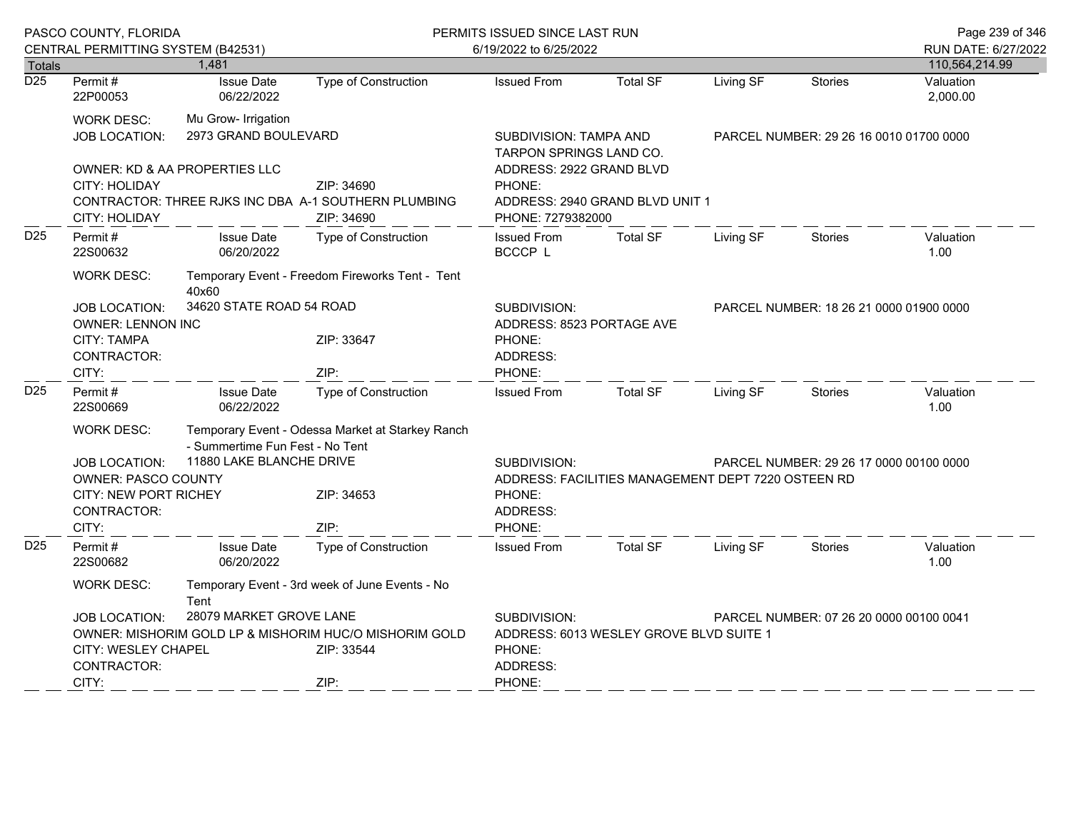| Totals | 1,481 | | | | | | 110,564,214.99 |
|---|---|---|---|---|---|---|---|

**D25**

| Permit # | Issue Date | Type of Construction | Issued From | Total SF | Living SF | Stories | Valuation |
|---|---|---|---|---|---|---|---|
| 22P00053 | 06/22/2022 | | | | | | 2,000.00 |

WORK DESC: Mu Grow- Irrigation
JOB LOCATION: 2973 GRAND BOULEVARD
SUBDIVISION: TAMPA AND TARPON SPRINGS LAND CO.
PARCEL NUMBER: 29 26 16 0010 01700 0000
OWNER: KD & AA PROPERTIES LLC
ADDRESS: 2922 GRAND BLVD
CITY: HOLIDAY ZIP: 34690
PHONE:
CONTRACTOR: THREE RJKS INC DBA A-1 SOUTHERN PLUMBING
ADDRESS: 2940 GRAND BLVD UNIT 1
CITY: HOLIDAY ZIP: 34690
PHONE: 7279382000

**D25**

| Permit # | Issue Date | Type of Construction | Issued From | Total SF | Living SF | Stories | Valuation |
|---|---|---|---|---|---|---|---|
| 22S00632 | 06/20/2022 | | BCCCP L | | | | 1.00 |

WORK DESC: Temporary Event - Freedom Fireworks Tent - Tent 40x60
JOB LOCATION: 34620 STATE ROAD 54 ROAD
SUBDIVISION:
PARCEL NUMBER: 18 26 21 0000 01900 0000
OWNER: LENNON INC
ADDRESS: 8523 PORTAGE AVE
CITY: TAMPA ZIP: 33647
PHONE:
CONTRACTOR:
ADDRESS:
CITY: ZIP:
PHONE:

**D25**

| Permit # | Issue Date | Type of Construction | Issued From | Total SF | Living SF | Stories | Valuation |
|---|---|---|---|---|---|---|---|
| 22S00669 | 06/22/2022 | | | | | | 1.00 |

WORK DESC: Temporary Event - Odessa Market at Starkey Ranch - Summertime Fun Fest - No Tent
JOB LOCATION: 11880 LAKE BLANCHE DRIVE
SUBDIVISION:
PARCEL NUMBER: 29 26 17 0000 00100 0000
OWNER: PASCO COUNTY
ADDRESS: FACILITIES MANAGEMENT DEPT 7220 OSTEEN RD
CITY: NEW PORT RICHEY ZIP: 34653
PHONE:
CONTRACTOR:
ADDRESS:
CITY: ZIP:
PHONE:

**D25**

| Permit # | Issue Date | Type of Construction | Issued From | Total SF | Living SF | Stories | Valuation |
|---|---|---|---|---|---|---|---|
| 22S00682 | 06/20/2022 | | | | | | 1.00 |

WORK DESC: Temporary Event - 3rd week of June Events - No Tent
JOB LOCATION: 28079 MARKET GROVE LANE
SUBDIVISION:
PARCEL NUMBER: 07 26 20 0000 00100 0041
OWNER: MISHORIM GOLD LP & MISHORIM HUC/O MISHORIM GOLD
ADDRESS: 6013 WESLEY GROVE BLVD SUITE 1
CITY: WESLEY CHAPEL ZIP: 33544
PHONE:
CONTRACTOR:
ADDRESS:
CITY: ZIP:
PHONE: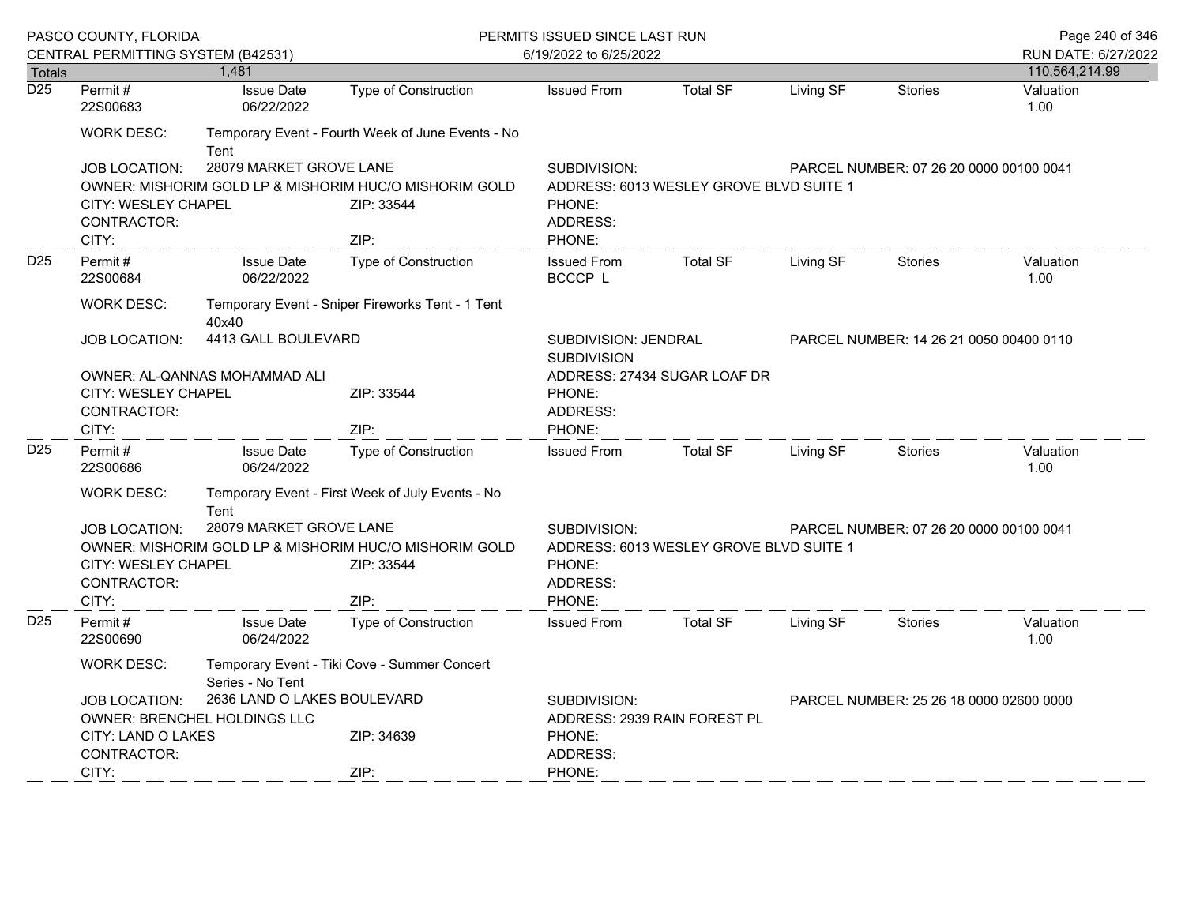PASCO COUNTY, FLORIDA
CENTRAL PERMITTING SYSTEM (B42531)

PERMITS ISSUED SINCE LAST RUN
6/19/2022 to 6/25/2022

RUN DATE: 6/27/2022

| Totals | 1,481 | | | | | | | 110,564,214.99 |
|---|---|---|---|---|---|---|---|---|

---

**D25**

| Permit # | Issue Date | Type of Construction | Issued From | Total SF | Living SF | Stories | Valuation |
|---|---|---|---|---|---|---|---|
| 22S00683 | 06/22/2022 | | | | | | 1.00 |

WORK DESC: Temporary Event - Fourth Week of June Events - No Tent

JOB LOCATION: 28079 MARKET GROVE LANE
SUBDIVISION:
PARCEL NUMBER: 07 26 20 0000 00100 0041

OWNER: MISHORIM GOLD LP & MISHORIM HUC/O MISHORIM GOLD
ADDRESS: 6013 WESLEY GROVE BLVD SUITE 1
CITY: WESLEY CHAPEL ZIP: 33544
PHONE:
CONTRACTOR:
ADDRESS:
CITY: ZIP:
PHONE:

---

**D25**

| Permit # | Issue Date | Type of Construction | Issued From | Total SF | Living SF | Stories | Valuation |
|---|---|---|---|---|---|---|---|
| 22S00684 | 06/22/2022 | | BCCCP L | | | | 1.00 |

WORK DESC: Temporary Event - Sniper Fireworks Tent - 1 Tent 40x40

JOB LOCATION: 4413 GALL BOULEVARD
SUBDIVISION: JENDRAL SUBDIVISION
PARCEL NUMBER: 14 26 21 0050 00400 0110

OWNER: AL-QANNAS MOHAMMAD ALI
ADDRESS: 27434 SUGAR LOAF DR
CITY: WESLEY CHAPEL ZIP: 33544
PHONE:
CONTRACTOR:
ADDRESS:
CITY: ZIP:
PHONE:

---

**D25**

| Permit # | Issue Date | Type of Construction | Issued From | Total SF | Living SF | Stories | Valuation |
|---|---|---|---|---|---|---|---|
| 22S00686 | 06/24/2022 | | | | | | 1.00 |

WORK DESC: Temporary Event - First Week of July Events - No Tent

JOB LOCATION: 28079 MARKET GROVE LANE
SUBDIVISION:
PARCEL NUMBER: 07 26 20 0000 00100 0041

OWNER: MISHORIM GOLD LP & MISHORIM HUC/O MISHORIM GOLD
ADDRESS: 6013 WESLEY GROVE BLVD SUITE 1
CITY: WESLEY CHAPEL ZIP: 33544
PHONE:
CONTRACTOR:
ADDRESS:
CITY: ZIP:
PHONE:

---

**D25**

| Permit # | Issue Date | Type of Construction | Issued From | Total SF | Living SF | Stories | Valuation |
|---|---|---|---|---|---|---|---|
| 22S00690 | 06/24/2022 | | | | | | 1.00 |

WORK DESC: Temporary Event - Tiki Cove - Summer Concert Series - No Tent

JOB LOCATION: 2636 LAND O LAKES BOULEVARD
SUBDIVISION:
PARCEL NUMBER: 25 26 18 0000 02600 0000

OWNER: BRENCHEL HOLDINGS LLC
ADDRESS: 2939 RAIN FOREST PL
CITY: LAND O LAKES ZIP: 34639
PHONE:
CONTRACTOR:
ADDRESS:
CITY: ZIP:
PHONE: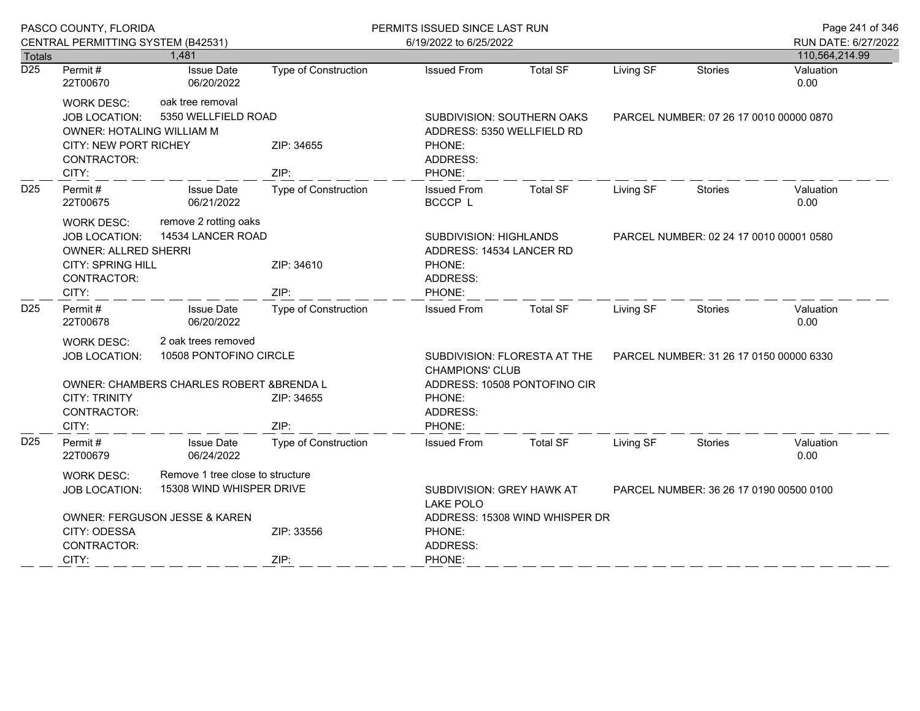PASCO COUNTY, FLORIDA
CENTRAL PERMITTING SYSTEM (B42531)

PERMITS ISSUED SINCE LAST RUN
6/19/2022 to 6/25/2022

RUN DATE: 6/27/2022

| Totals | 1,481 | | | | | | | 110,564,214.99 |
|---|---|---|---|---|---|---|---|---|

---

| | Permit # | Issue Date | Type of Construction | Issued From | Total SF | Living SF | Stories | Valuation |
|---|---|---|---|---|---|---|---|---|
| D25 | 22T00670 | 06/20/2022 | | | | | | 0.00 |

WORK DESC: oak tree removal
JOB LOCATION: 5350 WELLFIELD ROAD
SUBDIVISION: SOUTHERN OAKS
PARCEL NUMBER: 07 26 17 0010 00000 0870
OWNER: HOTALING WILLIAM M
ADDRESS: 5350 WELLFIELD RD
CITY: NEW PORT RICHEY ZIP: 34655
PHONE:
CONTRACTOR:
ADDRESS:
CITY: ZIP:
PHONE:

---

| | Permit # | Issue Date | Type of Construction | Issued From | Total SF | Living SF | Stories | Valuation |
|---|---|---|---|---|---|---|---|---|
| D25 | 22T00675 | 06/21/2022 | | BCCCP L | | | | 0.00 |

WORK DESC: remove 2 rotting oaks
JOB LOCATION: 14534 LANCER ROAD
SUBDIVISION: HIGHLANDS
PARCEL NUMBER: 02 24 17 0010 00001 0580
OWNER: ALLRED SHERRI
ADDRESS: 14534 LANCER RD
CITY: SPRING HILL ZIP: 34610
PHONE:
CONTRACTOR:
ADDRESS:
CITY: ZIP:
PHONE:

---

| | Permit # | Issue Date | Type of Construction | Issued From | Total SF | Living SF | Stories | Valuation |
|---|---|---|---|---|---|---|---|---|
| D25 | 22T00678 | 06/20/2022 | | | | | | 0.00 |

WORK DESC: 2 oak trees removed
JOB LOCATION: 10508 PONTOFINO CIRCLE
SUBDIVISION: FLORESTA AT THE CHAMPIONS' CLUB
PARCEL NUMBER: 31 26 17 0150 00000 6330
OWNER: CHAMBERS CHARLES ROBERT &BRENDA L
ADDRESS: 10508 PONTOFINO CIR
CITY: TRINITY ZIP: 34655
PHONE:
CONTRACTOR:
ADDRESS:
CITY: ZIP:
PHONE:

---

| | Permit # | Issue Date | Type of Construction | Issued From | Total SF | Living SF | Stories | Valuation |
|---|---|---|---|---|---|---|---|---|
| D25 | 22T00679 | 06/24/2022 | | | | | | 0.00 |

WORK DESC: Remove 1 tree close to structure
JOB LOCATION: 15308 WIND WHISPER DRIVE
SUBDIVISION: GREY HAWK AT LAKE POLO
PARCEL NUMBER: 36 26 17 0190 00500 0100
OWNER: FERGUSON JESSE & KAREN
ADDRESS: 15308 WIND WHISPER DR
CITY: ODESSA ZIP: 33556
PHONE:
CONTRACTOR:
ADDRESS:
CITY: ZIP:
PHONE: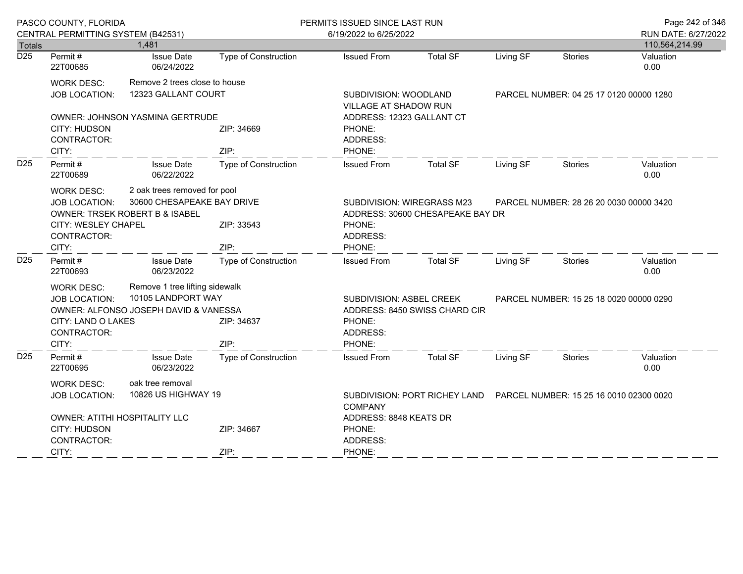| Totals | 1,481 | | | | | | | 110,564,214.99 |
|---|---|---|---|---|---|---|---|---|

**D25**

| Permit # | Issue Date | Type of Construction | Issued From | Total SF | Living SF | Stories | Valuation |
|---|---|---|---|---|---|---|---|
| 22T00685 | 06/24/2022 | | | | | | 0.00 |

WORK DESC: Remove 2 trees close to house
JOB LOCATION: 12323 GALLANT COURT
SUBDIVISION: WOODLAND VILLAGE AT SHADOW RUN
PARCEL NUMBER: 04 25 17 0120 00000 1280
OWNER: JOHNSON YASMINA GERTRUDE
ADDRESS: 12323 GALLANT CT
CITY: HUDSON ZIP: 34669
PHONE:
CONTRACTOR:
ADDRESS:
CITY: ZIP:
PHONE:

**D25**

| Permit # | Issue Date | Type of Construction | Issued From | Total SF | Living SF | Stories | Valuation |
|---|---|---|---|---|---|---|---|
| 22T00689 | 06/22/2022 | | | | | | 0.00 |

WORK DESC: 2 oak trees removed for pool
JOB LOCATION: 30600 CHESAPEAKE BAY DRIVE
SUBDIVISION: WIREGRASS M23
PARCEL NUMBER: 28 26 20 0030 00000 3420
OWNER: TRSEK ROBERT B & ISABEL
ADDRESS: 30600 CHESAPEAKE BAY DR
CITY: WESLEY CHAPEL ZIP: 33543
PHONE:
CONTRACTOR:
ADDRESS:
CITY: ZIP:
PHONE:

**D25**

| Permit # | Issue Date | Type of Construction | Issued From | Total SF | Living SF | Stories | Valuation |
|---|---|---|---|---|---|---|---|
| 22T00693 | 06/23/2022 | | | | | | 0.00 |

WORK DESC: Remove 1 tree lifting sidewalk
JOB LOCATION: 10105 LANDPORT WAY
SUBDIVISION: ASBEL CREEK
PARCEL NUMBER: 15 25 18 0020 00000 0290
OWNER: ALFONSO JOSEPH DAVID & VANESSA
ADDRESS: 8450 SWISS CHARD CIR
CITY: LAND O LAKES ZIP: 34637
PHONE:
CONTRACTOR:
ADDRESS:
CITY: ZIP:
PHONE:

**D25**

| Permit # | Issue Date | Type of Construction | Issued From | Total SF | Living SF | Stories | Valuation |
|---|---|---|---|---|---|---|---|
| 22T00695 | 06/23/2022 | | | | | | 0.00 |

WORK DESC: oak tree removal
JOB LOCATION: 10826 US HIGHWAY 19
SUBDIVISION: PORT RICHEY LAND COMPANY
PARCEL NUMBER: 15 25 16 0010 02300 0020
OWNER: ATITHI HOSPITALITY LLC
ADDRESS: 8848 KEATS DR
CITY: HUDSON ZIP: 34667
PHONE:
CONTRACTOR:
ADDRESS:
CITY: ZIP:
PHONE: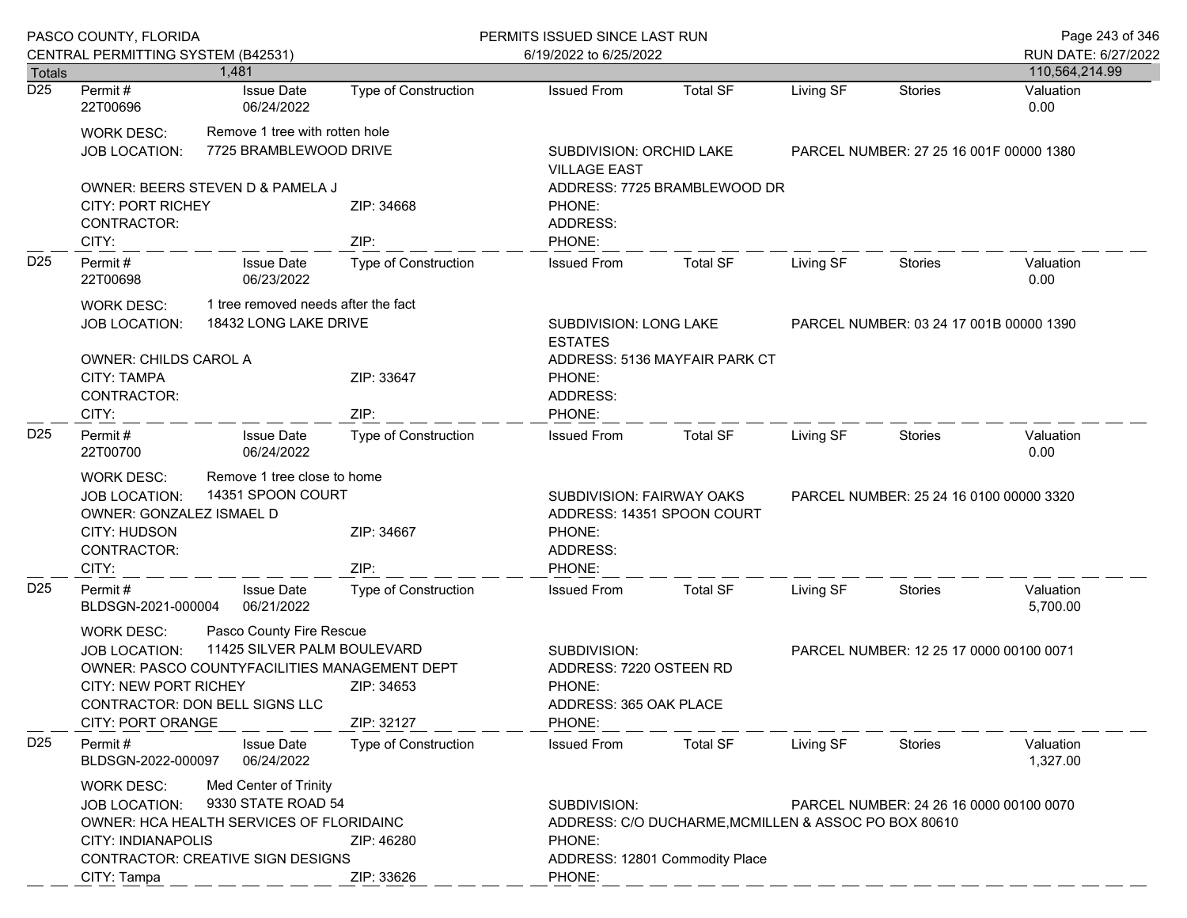| Totals | 1,481 | | | | | | | 110,564,214.99 |
|---|---|---|---|---|---|---|---|---|

**D25**

| Permit # | Issue Date | Type of Construction | Issued From | Total SF | Living SF | Stories | Valuation |
|---|---|---|---|---|---|---|---|
| 22T00696 | 06/24/2022 | | | | | | 0.00 |

WORK DESC: Remove 1 tree with rotten hole
JOB LOCATION: 7725 BRAMBLEWOOD DRIVE
SUBDIVISION: ORCHID LAKE VILLAGE EAST
PARCEL NUMBER: 27 25 16 001F 00000 1380
OWNER: BEERS STEVEN D & PAMELA J
ADDRESS: 7725 BRAMBLEWOOD DR
CITY: PORT RICHEY ZIP: 34668
PHONE:
CONTRACTOR:
ADDRESS:
CITY: ZIP:
PHONE:

---

**D25**

| Permit # | Issue Date | Type of Construction | Issued From | Total SF | Living SF | Stories | Valuation |
|---|---|---|---|---|---|---|---|
| 22T00698 | 06/23/2022 | | | | | | 0.00 |

WORK DESC: 1 tree removed needs after the fact
JOB LOCATION: 18432 LONG LAKE DRIVE
SUBDIVISION: LONG LAKE ESTATES
PARCEL NUMBER: 03 24 17 001B 00000 1390
OWNER: CHILDS CAROL A
ADDRESS: 5136 MAYFAIR PARK CT
CITY: TAMPA ZIP: 33647
PHONE:
CONTRACTOR:
ADDRESS:
CITY: ZIP:
PHONE:

---

**D25**

| Permit # | Issue Date | Type of Construction | Issued From | Total SF | Living SF | Stories | Valuation |
|---|---|---|---|---|---|---|---|
| 22T00700 | 06/24/2022 | | | | | | 0.00 |

WORK DESC: Remove 1 tree close to home
JOB LOCATION: 14351 SPOON COURT
SUBDIVISION: FAIRWAY OAKS
PARCEL NUMBER: 25 24 16 0100 00000 3320
OWNER: GONZALEZ ISMAEL D
ADDRESS: 14351 SPOON COURT
CITY: HUDSON ZIP: 34667
PHONE:
CONTRACTOR:
ADDRESS:
CITY: ZIP:
PHONE:

---

**D25**

| Permit # | Issue Date | Type of Construction | Issued From | Total SF | Living SF | Stories | Valuation |
|---|---|---|---|---|---|---|---|
| BLDSGN-2021-000004 | 06/21/2022 | | | | | | 5,700.00 |

WORK DESC: Pasco County Fire Rescue
JOB LOCATION: 11425 SILVER PALM BOULEVARD
SUBDIVISION:
PARCEL NUMBER: 12 25 17 0000 00100 0071
OWNER: PASCO COUNTYFACILITIES MANAGEMENT DEPT
ADDRESS: 7220 OSTEEN RD
CITY: NEW PORT RICHEY ZIP: 34653
PHONE:
CONTRACTOR: DON BELL SIGNS LLC
ADDRESS: 365 OAK PLACE
CITY: PORT ORANGE ZIP: 32127
PHONE:

---

**D25**

| Permit # | Issue Date | Type of Construction | Issued From | Total SF | Living SF | Stories | Valuation |
|---|---|---|---|---|---|---|---|
| BLDSGN-2022-000097 | 06/24/2022 | | | | | | 1,327.00 |

WORK DESC: Med Center of Trinity
JOB LOCATION: 9330 STATE ROAD 54
SUBDIVISION:
PARCEL NUMBER: 24 26 16 0000 00100 0070
OWNER: HCA HEALTH SERVICES OF FLORIDAINC
ADDRESS: C/O DUCHARME,MCMILLEN & ASSOC PO BOX 80610
CITY: INDIANAPOLIS ZIP: 46280
PHONE:
CONTRACTOR: CREATIVE SIGN DESIGNS
ADDRESS: 12801 Commodity Place
CITY: Tampa ZIP: 33626
PHONE: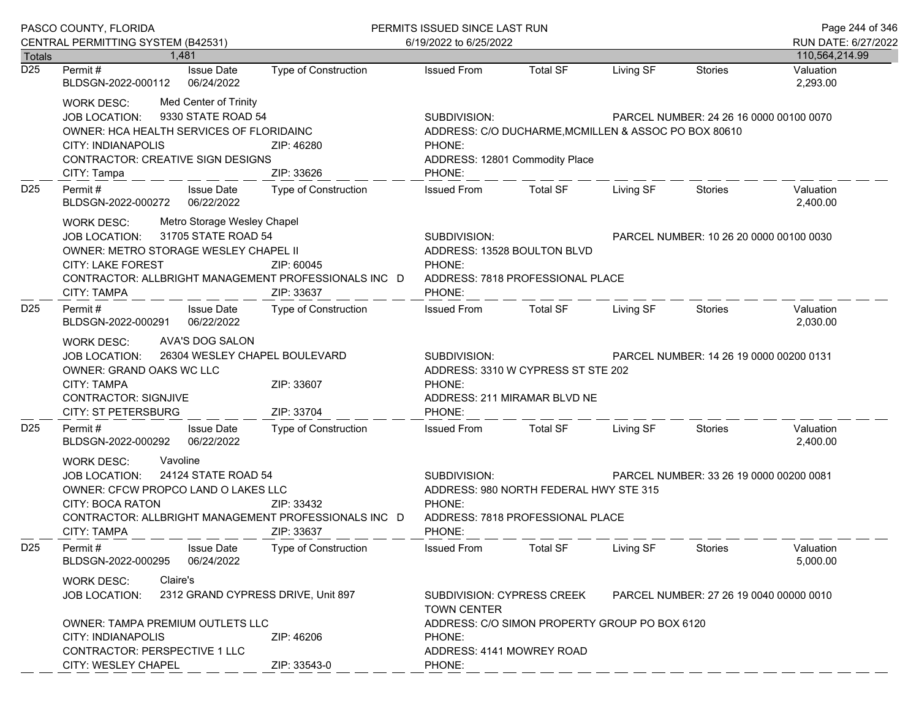| Totals | 1,481 | | | | | | | 110,564,214.99 |
|---|---|---|---|---|---|---|---|---|

**D25** Permit # BLDSGN-2022-000112 | Issue Date 06/24/2022 | Type of Construction | Issued From | Total SF | Living SF | Stories | Valuation 2,293.00

WORK DESC: Med Center of Trinity
JOB LOCATION: 9330 STATE ROAD 54 | SUBDIVISION: | PARCEL NUMBER: 24 26 16 0000 00100 0070
OWNER: HCA HEALTH SERVICES OF FLORIDAINC | ADDRESS: C/O DUCHARME,MCMILLEN & ASSOC PO BOX 80610
CITY: INDIANAPOLIS ZIP: 46280 | PHONE:
CONTRACTOR: CREATIVE SIGN DESIGNS | ADDRESS: 12801 Commodity Place
CITY: Tampa ZIP: 33626 | PHONE:

---

**D25** Permit # BLDSGN-2022-000272 | Issue Date 06/22/2022 | Type of Construction | Issued From | Total SF | Living SF | Stories | Valuation 2,400.00

WORK DESC: Metro Storage Wesley Chapel
JOB LOCATION: 31705 STATE ROAD 54 | SUBDIVISION: | PARCEL NUMBER: 10 26 20 0000 00100 0030
OWNER: METRO STORAGE WESLEY CHAPEL II | ADDRESS: 13528 BOULTON BLVD
CITY: LAKE FOREST ZIP: 60045 | PHONE:
CONTRACTOR: ALLBRIGHT MANAGEMENT PROFESSIONALS INC D | ADDRESS: 7818 PROFESSIONAL PLACE
CITY: TAMPA ZIP: 33637 | PHONE:

---

**D25** Permit # BLDSGN-2022-000291 | Issue Date 06/22/2022 | Type of Construction | Issued From | Total SF | Living SF | Stories | Valuation 2,030.00

WORK DESC: AVA'S DOG SALON
JOB LOCATION: 26304 WESLEY CHAPEL BOULEVARD | SUBDIVISION: | PARCEL NUMBER: 14 26 19 0000 00200 0131
OWNER: GRAND OAKS WC LLC | ADDRESS: 3310 W CYPRESS ST STE 202
CITY: TAMPA ZIP: 33607 | PHONE:
CONTRACTOR: SIGNJIVE | ADDRESS: 211 MIRAMAR BLVD NE
CITY: ST PETERSBURG ZIP: 33704 | PHONE:

---

**D25** Permit # BLDSGN-2022-000292 | Issue Date 06/22/2022 | Type of Construction | Issued From | Total SF | Living SF | Stories | Valuation 2,400.00

WORK DESC: Vavoline
JOB LOCATION: 24124 STATE ROAD 54 | SUBDIVISION: | PARCEL NUMBER: 33 26 19 0000 00200 0081
OWNER: CFCW PROPCO LAND O LAKES LLC | ADDRESS: 980 NORTH FEDERAL HWY STE 315
CITY: BOCA RATON ZIP: 33432 | PHONE:
CONTRACTOR: ALLBRIGHT MANAGEMENT PROFESSIONALS INC D | ADDRESS: 7818 PROFESSIONAL PLACE
CITY: TAMPA ZIP: 33637 | PHONE:

---

**D25** Permit # BLDSGN-2022-000295 | Issue Date 06/24/2022 | Type of Construction | Issued From | Total SF | Living SF | Stories | Valuation 5,000.00

WORK DESC: Claire's
JOB LOCATION: 2312 GRAND CYPRESS DRIVE, Unit 897 | SUBDIVISION: CYPRESS CREEK TOWN CENTER | PARCEL NUMBER: 27 26 19 0040 00000 0010
OWNER: TAMPA PREMIUM OUTLETS LLC | ADDRESS: C/O SIMON PROPERTY GROUP PO BOX 6120
CITY: INDIANAPOLIS ZIP: 46206 | PHONE:
CONTRACTOR: PERSPECTIVE 1 LLC | ADDRESS: 4141 MOWREY ROAD
CITY: WESLEY CHAPEL ZIP: 33543-0 | PHONE: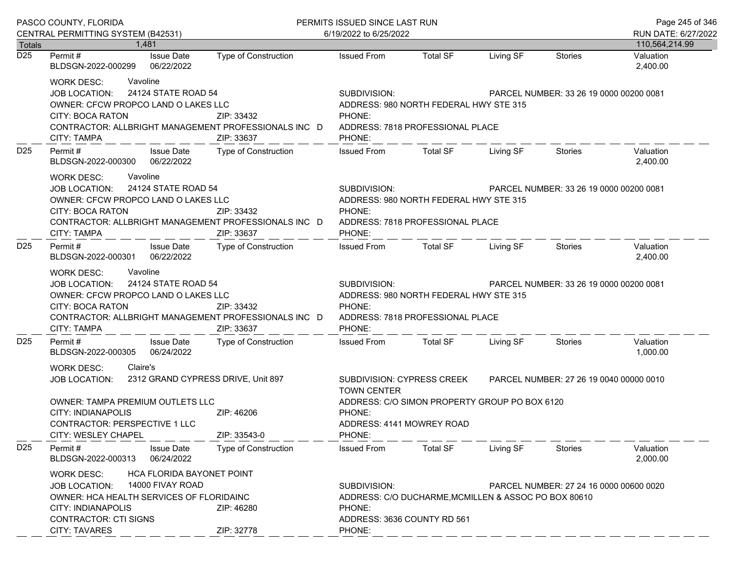Totals 1,481 — 110,564,214.99

**D25**

| Permit # | Issue Date | Type of Construction | Issued From | Total SF | Living SF | Stories | Valuation |
|---|---|---|---|---|---|---|---|
| BLDSGN-2022-000299 | 06/22/2022 | | | | | | 2,400.00 |

WORK DESC: Vavoline
JOB LOCATION: 24124 STATE ROAD 54 — SUBDIVISION: — PARCEL NUMBER: 33 26 19 0000 00200 0081
OWNER: CFCW PROPCO LAND O LAKES LLC — ADDRESS: 980 NORTH FEDERAL HWY STE 315
CITY: BOCA RATON — ZIP: 33432 — PHONE:
CONTRACTOR: ALLBRIGHT MANAGEMENT PROFESSIONALS INC D — ADDRESS: 7818 PROFESSIONAL PLACE
CITY: TAMPA — ZIP: 33637 — PHONE:

**D25**

| Permit # | Issue Date | Type of Construction | Issued From | Total SF | Living SF | Stories | Valuation |
|---|---|---|---|---|---|---|---|
| BLDSGN-2022-000300 | 06/22/2022 | | | | | | 2,400.00 |

WORK DESC: Vavoline
JOB LOCATION: 24124 STATE ROAD 54 — SUBDIVISION: — PARCEL NUMBER: 33 26 19 0000 00200 0081
OWNER: CFCW PROPCO LAND O LAKES LLC — ADDRESS: 980 NORTH FEDERAL HWY STE 315
CITY: BOCA RATON — ZIP: 33432 — PHONE:
CONTRACTOR: ALLBRIGHT MANAGEMENT PROFESSIONALS INC D — ADDRESS: 7818 PROFESSIONAL PLACE
CITY: TAMPA — ZIP: 33637 — PHONE:

**D25**

| Permit # | Issue Date | Type of Construction | Issued From | Total SF | Living SF | Stories | Valuation |
|---|---|---|---|---|---|---|---|
| BLDSGN-2022-000301 | 06/22/2022 | | | | | | 2,400.00 |

WORK DESC: Vavoline
JOB LOCATION: 24124 STATE ROAD 54 — SUBDIVISION: — PARCEL NUMBER: 33 26 19 0000 00200 0081
OWNER: CFCW PROPCO LAND O LAKES LLC — ADDRESS: 980 NORTH FEDERAL HWY STE 315
CITY: BOCA RATON — ZIP: 33432 — PHONE:
CONTRACTOR: ALLBRIGHT MANAGEMENT PROFESSIONALS INC D — ADDRESS: 7818 PROFESSIONAL PLACE
CITY: TAMPA — ZIP: 33637 — PHONE:

**D25**

| Permit # | Issue Date | Type of Construction | Issued From | Total SF | Living SF | Stories | Valuation |
|---|---|---|---|---|---|---|---|
| BLDSGN-2022-000305 | 06/24/2022 | | | | | | 1,000.00 |

WORK DESC: Claire's
JOB LOCATION: 2312 GRAND CYPRESS DRIVE, Unit 897 — SUBDIVISION: CYPRESS CREEK TOWN CENTER — PARCEL NUMBER: 27 26 19 0040 00000 0010
OWNER: TAMPA PREMIUM OUTLETS LLC — ADDRESS: C/O SIMON PROPERTY GROUP PO BOX 6120
CITY: INDIANAPOLIS — ZIP: 46206 — PHONE:
CONTRACTOR: PERSPECTIVE 1 LLC — ADDRESS: 4141 MOWREY ROAD
CITY: WESLEY CHAPEL — ZIP: 33543-0 — PHONE:

**D25**

| Permit # | Issue Date | Type of Construction | Issued From | Total SF | Living SF | Stories | Valuation |
|---|---|---|---|---|---|---|---|
| BLDSGN-2022-000313 | 06/24/2022 | | | | | | 2,000.00 |

WORK DESC: HCA FLORIDA BAYONET POINT
JOB LOCATION: 14000 FIVAY ROAD — SUBDIVISION: — PARCEL NUMBER: 27 24 16 0000 00600 0020
OWNER: HCA HEALTH SERVICES OF FLORIDAINC — ADDRESS: C/O DUCHARME,MCMILLEN & ASSOC PO BOX 80610
CITY: INDIANAPOLIS — ZIP: 46280 — PHONE:
CONTRACTOR: CTI SIGNS — ADDRESS: 3636 COUNTY RD 561
CITY: TAVARES — ZIP: 32778 — PHONE: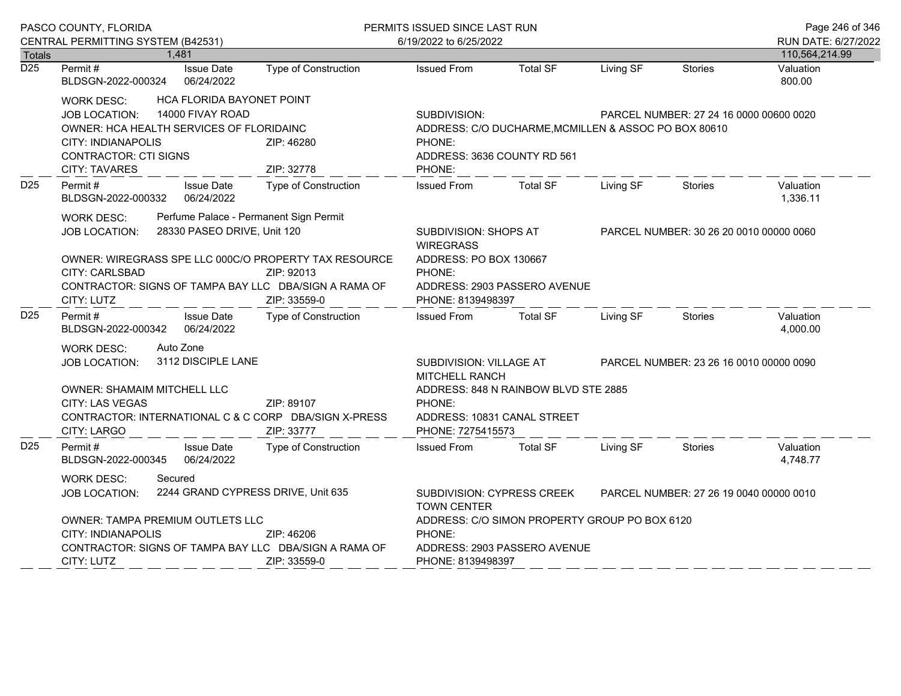| Totals | 1,481 | | | | | | | 110,564,214.99 |
|---|---|---|---|---|---|---|---|---|

**D25**

| Permit # | Issue Date | Type of Construction | Issued From | Total SF | Living SF | Stories | Valuation |
|---|---|---|---|---|---|---|---|
| BLDSGN-2022-000324 | 06/24/2022 | | | | | | 800.00 |

WORK DESC: HCA FLORIDA BAYONET POINT
JOB LOCATION: 14000 FIVAY ROAD — SUBDIVISION: — PARCEL NUMBER: 27 24 16 0000 00600 0020
OWNER: HCA HEALTH SERVICES OF FLORIDAINC — ADDRESS: C/O DUCHARME,MCMILLEN & ASSOC PO BOX 80610
CITY: INDIANAPOLIS — ZIP: 46280 — PHONE:
CONTRACTOR: CTI SIGNS — ADDRESS: 3636 COUNTY RD 561
CITY: TAVARES — ZIP: 32778 — PHONE:

**D25**

| Permit # | Issue Date | Type of Construction | Issued From | Total SF | Living SF | Stories | Valuation |
|---|---|---|---|---|---|---|---|
| BLDSGN-2022-000332 | 06/24/2022 | | | | | | 1,336.11 |

WORK DESC: Perfume Palace - Permanent Sign Permit
JOB LOCATION: 28330 PASEO DRIVE, Unit 120 — SUBDIVISION: SHOPS AT WIREGRASS — PARCEL NUMBER: 30 26 20 0010 00000 0060
OWNER: WIREGRASS SPE LLC 000C/O PROPERTY TAX RESOURCE — ADDRESS: PO BOX 130667
CITY: CARLSBAD — ZIP: 92013 — PHONE:
CONTRACTOR: SIGNS OF TAMPA BAY LLC DBA/SIGN A RAMA OF — ADDRESS: 2903 PASSERO AVENUE
CITY: LUTZ — ZIP: 33559-0 — PHONE: 8139498397

**D25**

| Permit # | Issue Date | Type of Construction | Issued From | Total SF | Living SF | Stories | Valuation |
|---|---|---|---|---|---|---|---|
| BLDSGN-2022-000342 | 06/24/2022 | | | | | | 4,000.00 |

WORK DESC: Auto Zone
JOB LOCATION: 3112 DISCIPLE LANE — SUBDIVISION: VILLAGE AT MITCHELL RANCH — PARCEL NUMBER: 23 26 16 0010 00000 0090
OWNER: SHAMAIM MITCHELL LLC — ADDRESS: 848 N RAINBOW BLVD STE 2885
CITY: LAS VEGAS — ZIP: 89107 — PHONE:
CONTRACTOR: INTERNATIONAL C & C CORP DBA/SIGN X-PRESS — ADDRESS: 10831 CANAL STREET
CITY: LARGO — ZIP: 33777 — PHONE: 7275415573

**D25**

| Permit # | Issue Date | Type of Construction | Issued From | Total SF | Living SF | Stories | Valuation |
|---|---|---|---|---|---|---|---|
| BLDSGN-2022-000345 | 06/24/2022 | | | | | | 4,748.77 |

WORK DESC: Secured
JOB LOCATION: 2244 GRAND CYPRESS DRIVE, Unit 635 — SUBDIVISION: CYPRESS CREEK TOWN CENTER — PARCEL NUMBER: 27 26 19 0040 00000 0010
OWNER: TAMPA PREMIUM OUTLETS LLC — ADDRESS: C/O SIMON PROPERTY GROUP PO BOX 6120
CITY: INDIANAPOLIS — ZIP: 46206 — PHONE:
CONTRACTOR: SIGNS OF TAMPA BAY LLC DBA/SIGN A RAMA OF — ADDRESS: 2903 PASSERO AVENUE
CITY: LUTZ — ZIP: 33559-0 — PHONE: 8139498397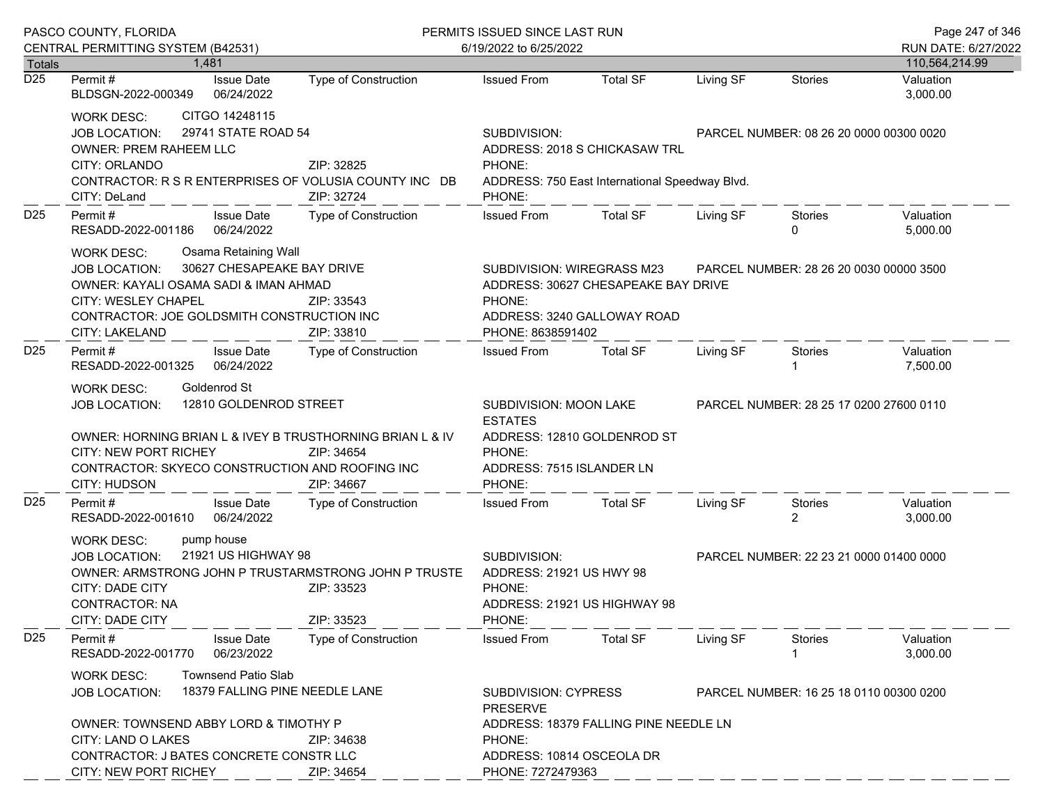| Totals | 1,481 | | | | | | | 110,564,214.99 |
|---|---|---|---|---|---|---|---|---|

**D25**

| Permit # | Issue Date | Type of Construction | Issued From | Total SF | Living SF | Stories | Valuation |
|---|---|---|---|---|---|---|---|
| BLDSGN-2022-000349 | 06/24/2022 | | | | | | 3,000.00 |

WORK DESC: CITGO 14248115
JOB LOCATION: 29741 STATE ROAD 54
SUBDIVISION:
PARCEL NUMBER: 08 26 20 0000 00300 0020
OWNER: PREM RAHEEM LLC
ADDRESS: 2018 S CHICKASAW TRL
CITY: ORLANDO ZIP: 32825
PHONE:
CONTRACTOR: R S R ENTERPRISES OF VOLUSIA COUNTY INC DB
ADDRESS: 750 East International Speedway Blvd.
CITY: DeLand ZIP: 32724
PHONE:

**D25**

| Permit # | Issue Date | Type of Construction | Issued From | Total SF | Living SF | Stories | Valuation |
|---|---|---|---|---|---|---|---|
| RESADD-2022-001186 | 06/24/2022 | | | | | 0 | 5,000.00 |

WORK DESC: Osama Retaining Wall
JOB LOCATION: 30627 CHESAPEAKE BAY DRIVE
SUBDIVISION: WIREGRASS M23
PARCEL NUMBER: 28 26 20 0030 00000 3500
OWNER: KAYALI OSAMA SADI & IMAN AHMAD
ADDRESS: 30627 CHESAPEAKE BAY DRIVE
CITY: WESLEY CHAPEL ZIP: 33543
PHONE:
CONTRACTOR: JOE GOLDSMITH CONSTRUCTION INC
ADDRESS: 3240 GALLOWAY ROAD
CITY: LAKELAND ZIP: 33810
PHONE: 8638591402

**D25**

| Permit # | Issue Date | Type of Construction | Issued From | Total SF | Living SF | Stories | Valuation |
|---|---|---|---|---|---|---|---|
| RESADD-2022-001325 | 06/24/2022 | | | | | 1 | 7,500.00 |

WORK DESC: Goldenrod St
JOB LOCATION: 12810 GOLDENROD STREET
SUBDIVISION: MOON LAKE ESTATES
PARCEL NUMBER: 28 25 17 0200 27600 0110
OWNER: HORNING BRIAN L & IVEY B TRUSTHORNING BRIAN L & IV
ADDRESS: 12810 GOLDENROD ST
CITY: NEW PORT RICHEY ZIP: 34654
PHONE:
CONTRACTOR: SKYECO CONSTRUCTION AND ROOFING INC
ADDRESS: 7515 ISLANDER LN
CITY: HUDSON ZIP: 34667
PHONE:

**D25**

| Permit # | Issue Date | Type of Construction | Issued From | Total SF | Living SF | Stories | Valuation |
|---|---|---|---|---|---|---|---|
| RESADD-2022-001610 | 06/24/2022 | | | | | 2 | 3,000.00 |

WORK DESC: pump house
JOB LOCATION: 21921 US HIGHWAY 98
SUBDIVISION:
PARCEL NUMBER: 22 23 21 0000 01400 0000
OWNER: ARMSTRONG JOHN P TRUSTARMSTRONG JOHN P TRUSTE
ADDRESS: 21921 US HWY 98
CITY: DADE CITY ZIP: 33523
PHONE:
CONTRACTOR: NA
ADDRESS: 21921 US HIGHWAY 98
CITY: DADE CITY ZIP: 33523
PHONE:

**D25**

| Permit # | Issue Date | Type of Construction | Issued From | Total SF | Living SF | Stories | Valuation |
|---|---|---|---|---|---|---|---|
| RESADD-2022-001770 | 06/23/2022 | | | | | 1 | 3,000.00 |

WORK DESC: Townsend Patio Slab
JOB LOCATION: 18379 FALLING PINE NEEDLE LANE
SUBDIVISION: CYPRESS PRESERVE
PARCEL NUMBER: 16 25 18 0110 00300 0200
OWNER: TOWNSEND ABBY LORD & TIMOTHY P
ADDRESS: 18379 FALLING PINE NEEDLE LN
CITY: LAND O LAKES ZIP: 34638
PHONE:
CONTRACTOR: J BATES CONCRETE CONSTR LLC
ADDRESS: 10814 OSCEOLA DR
CITY: NEW PORT RICHEY ZIP: 34654
PHONE: 7272479363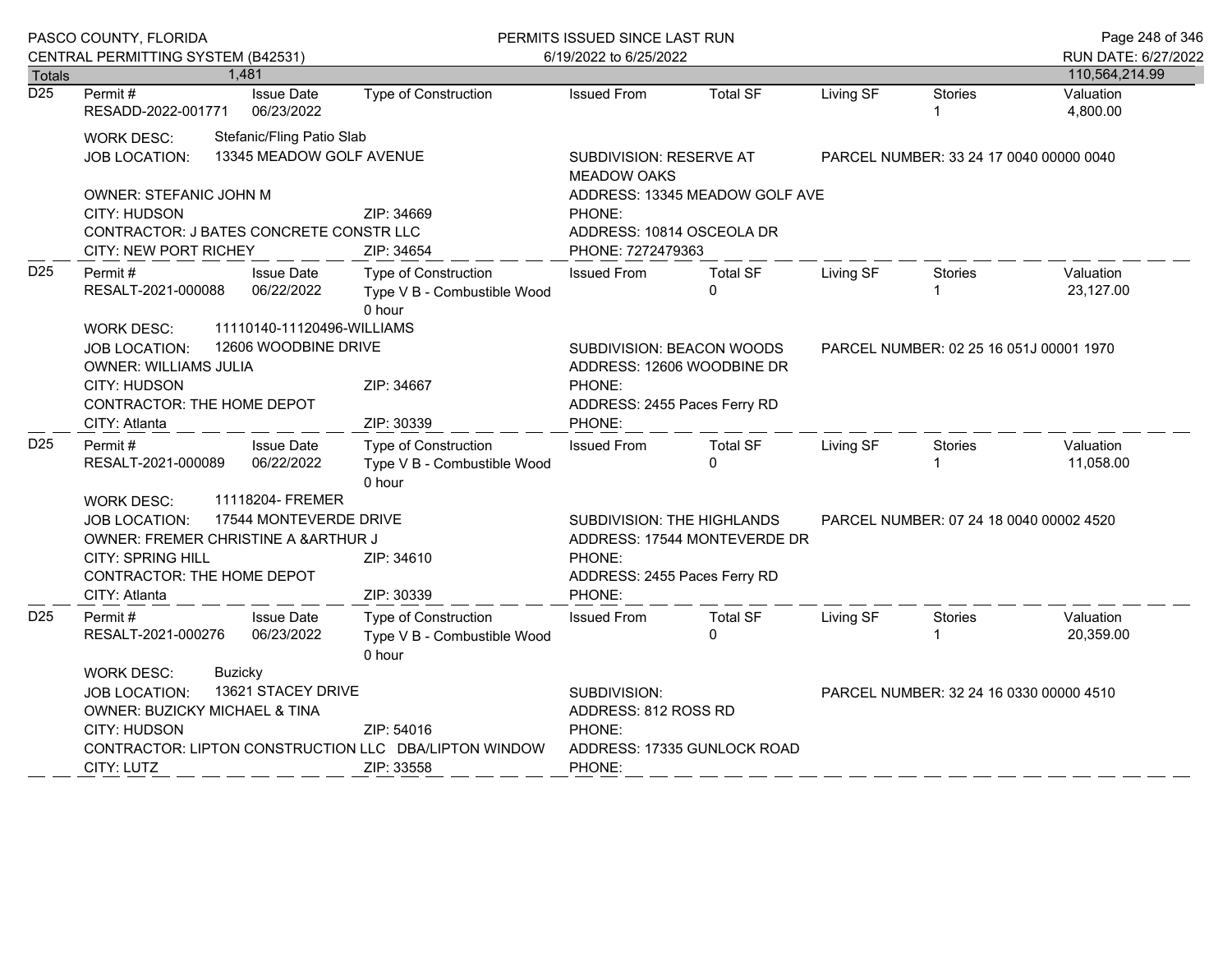| Totals | 1,481 | | | | | | | 110,564,214.99 |
|---|---|---|---|---|---|---|---|---|

**D25**

| Permit # | Issue Date | Type of Construction | Issued From | Total SF | Living SF | Stories | Valuation |
|---|---|---|---|---|---|---|---|
| RESADD-2022-001771 | 06/23/2022 | | | | | 1 | 4,800.00 |

WORK DESC: Stefanic/Fling Patio Slab
JOB LOCATION: 13345 MEADOW GOLF AVENUE
SUBDIVISION: RESERVE AT MEADOW OAKS
PARCEL NUMBER: 33 24 17 0040 00000 0040
OWNER: STEFANIC JOHN M
ADDRESS: 13345 MEADOW GOLF AVE
CITY: HUDSON ZIP: 34669
PHONE:
CONTRACTOR: J BATES CONCRETE CONSTR LLC
ADDRESS: 10814 OSCEOLA DR
CITY: NEW PORT RICHEY ZIP: 34654
PHONE: 7272479363

**D25**

| Permit # | Issue Date | Type of Construction | Issued From | Total SF | Living SF | Stories | Valuation |
|---|---|---|---|---|---|---|---|
| RESALT-2021-000088 | 06/22/2022 | Type V B - Combustible Wood 0 hour | | 0 | | 1 | 23,127.00 |

WORK DESC: 11110140-11120496-WILLIAMS
JOB LOCATION: 12606 WOODBINE DRIVE
SUBDIVISION: BEACON WOODS
PARCEL NUMBER: 02 25 16 051J 00001 1970
OWNER: WILLIAMS JULIA
ADDRESS: 12606 WOODBINE DR
CITY: HUDSON ZIP: 34667
PHONE:
CONTRACTOR: THE HOME DEPOT
ADDRESS: 2455 Paces Ferry RD
CITY: Atlanta ZIP: 30339
PHONE:

**D25**

| Permit # | Issue Date | Type of Construction | Issued From | Total SF | Living SF | Stories | Valuation |
|---|---|---|---|---|---|---|---|
| RESALT-2021-000089 | 06/22/2022 | Type V B - Combustible Wood 0 hour | | 0 | | 1 | 11,058.00 |

WORK DESC: 11118204- FREMER
JOB LOCATION: 17544 MONTEVERDE DRIVE
SUBDIVISION: THE HIGHLANDS
PARCEL NUMBER: 07 24 18 0040 00002 4520
OWNER: FREMER CHRISTINE A &ARTHUR J
ADDRESS: 17544 MONTEVERDE DR
CITY: SPRING HILL ZIP: 34610
PHONE:
CONTRACTOR: THE HOME DEPOT
ADDRESS: 2455 Paces Ferry RD
CITY: Atlanta ZIP: 30339
PHONE:

**D25**

| Permit # | Issue Date | Type of Construction | Issued From | Total SF | Living SF | Stories | Valuation |
|---|---|---|---|---|---|---|---|
| RESALT-2021-000276 | 06/23/2022 | Type V B - Combustible Wood 0 hour | | 0 | | 1 | 20,359.00 |

WORK DESC: Buzicky
JOB LOCATION: 13621 STACEY DRIVE
SUBDIVISION:
PARCEL NUMBER: 32 24 16 0330 00000 4510
OWNER: BUZICKY MICHAEL & TINA
ADDRESS: 812 ROSS RD
CITY: HUDSON ZIP: 54016
PHONE:
CONTRACTOR: LIPTON CONSTRUCTION LLC DBA/LIPTON WINDOW
ADDRESS: 17335 GUNLOCK ROAD
CITY: LUTZ ZIP: 33558
PHONE: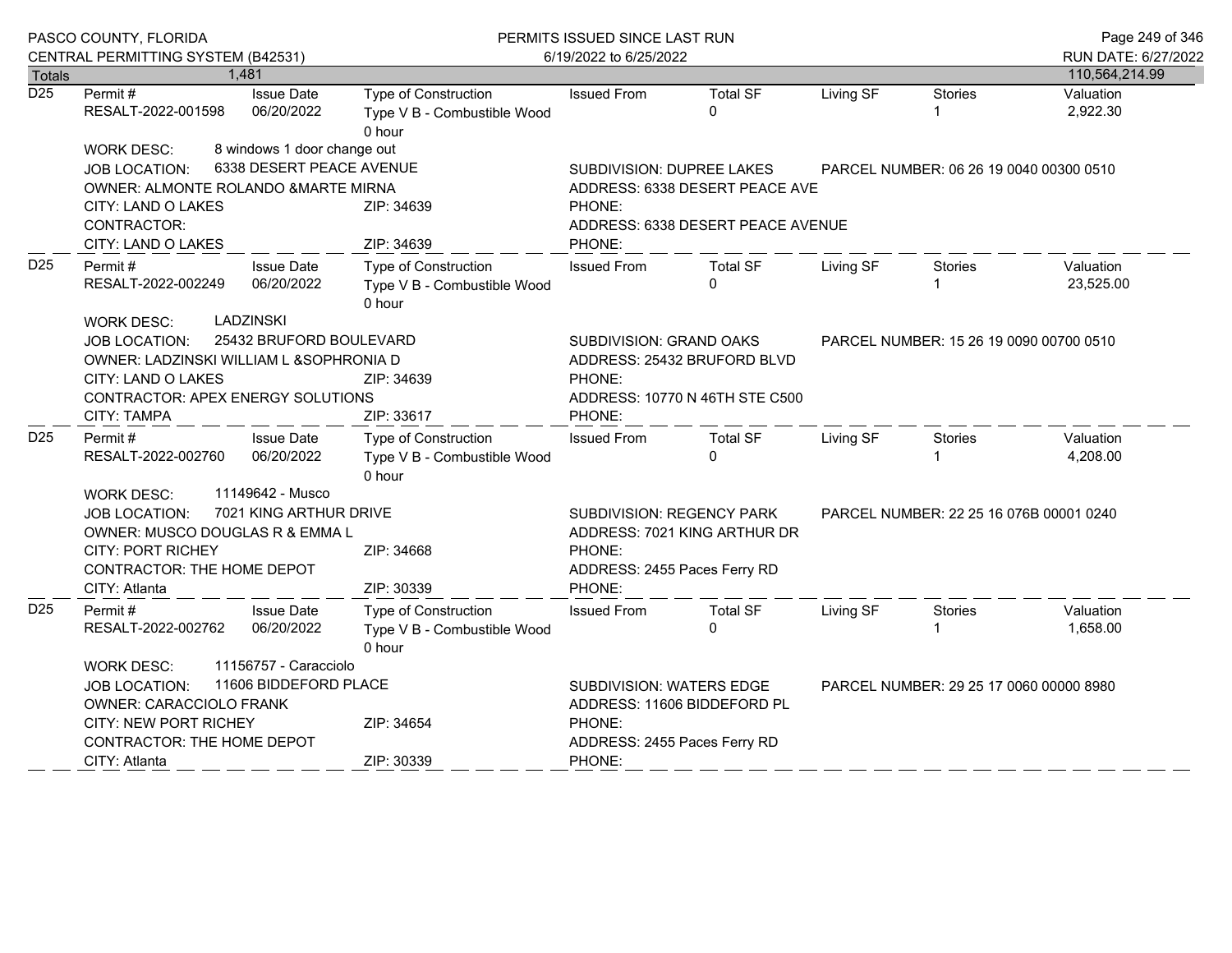| Totals | 1,481 | | | | | | | 110,564,214.99 |
|---|---|---|---|---|---|---|---|---|

**D25**

| Permit # | Issue Date | Type of Construction | Issued From | Total SF | Living SF | Stories | Valuation |
|---|---|---|---|---|---|---|---|
| RESALT-2022-001598 | 06/20/2022 | Type V B - Combustible Wood 0 hour | | 0 | | 1 | 2,922.30 |

WORK DESC: 8 windows 1 door change out

JOB LOCATION: 6338 DESERT PEACE AVENUE — SUBDIVISION: DUPREE LAKES — PARCEL NUMBER: 06 26 19 0040 00300 0510

OWNER: ALMONTE ROLANDO &MARTE MIRNA — ADDRESS: 6338 DESERT PEACE AVE

CITY: LAND O LAKES — ZIP: 34639 — PHONE:

CONTRACTOR: — ADDRESS: 6338 DESERT PEACE AVENUE

CITY: LAND O LAKES — ZIP: 34639 — PHONE:

---

**D25**

| Permit # | Issue Date | Type of Construction | Issued From | Total SF | Living SF | Stories | Valuation |
|---|---|---|---|---|---|---|---|
| RESALT-2022-002249 | 06/20/2022 | Type V B - Combustible Wood 0 hour | | 0 | | 1 | 23,525.00 |

WORK DESC: LADZINSKI

JOB LOCATION: 25432 BRUFORD BOULEVARD — SUBDIVISION: GRAND OAKS — PARCEL NUMBER: 15 26 19 0090 00700 0510

OWNER: LADZINSKI WILLIAM L &SOPHRONIA D — ADDRESS: 25432 BRUFORD BLVD

CITY: LAND O LAKES — ZIP: 34639 — PHONE:

CONTRACTOR: APEX ENERGY SOLUTIONS — ADDRESS: 10770 N 46TH STE C500

CITY: TAMPA — ZIP: 33617 — PHONE:

---

**D25**

| Permit # | Issue Date | Type of Construction | Issued From | Total SF | Living SF | Stories | Valuation |
|---|---|---|---|---|---|---|---|
| RESALT-2022-002760 | 06/20/2022 | Type V B - Combustible Wood 0 hour | | 0 | | 1 | 4,208.00 |

WORK DESC: 11149642 - Musco

JOB LOCATION: 7021 KING ARTHUR DRIVE — SUBDIVISION: REGENCY PARK — PARCEL NUMBER: 22 25 16 076B 00001 0240

OWNER: MUSCO DOUGLAS R & EMMA L — ADDRESS: 7021 KING ARTHUR DR

CITY: PORT RICHEY — ZIP: 34668 — PHONE:

CONTRACTOR: THE HOME DEPOT — ADDRESS: 2455 Paces Ferry RD

CITY: Atlanta — ZIP: 30339 — PHONE:

---

**D25**

| Permit # | Issue Date | Type of Construction | Issued From | Total SF | Living SF | Stories | Valuation |
|---|---|---|---|---|---|---|---|
| RESALT-2022-002762 | 06/20/2022 | Type V B - Combustible Wood 0 hour | | 0 | | 1 | 1,658.00 |

WORK DESC: 11156757 - Caracciolo

JOB LOCATION: 11606 BIDDEFORD PLACE — SUBDIVISION: WATERS EDGE — PARCEL NUMBER: 29 25 17 0060 00000 8980

OWNER: CARACCIOLO FRANK — ADDRESS: 11606 BIDDEFORD PL

CITY: NEW PORT RICHEY — ZIP: 34654 — PHONE:

CONTRACTOR: THE HOME DEPOT — ADDRESS: 2455 Paces Ferry RD

CITY: Atlanta — ZIP: 30339 — PHONE: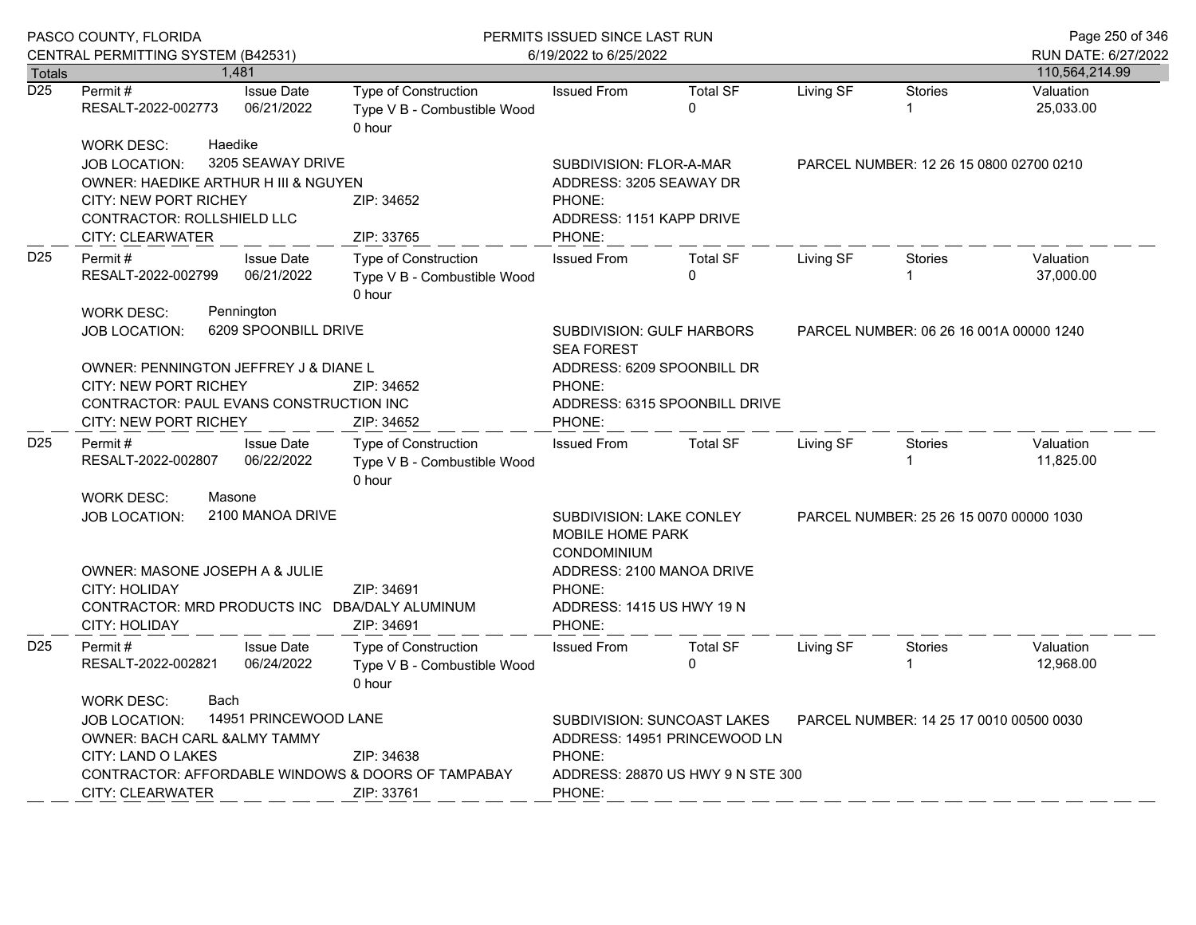| Totals | 1,481 | | | | | | | 110,564,214.99 |
|---|---|---|---|---|---|---|---|---|

**D25**

| Permit # | Issue Date | Type of Construction | Issued From | Total SF | Living SF | Stories | Valuation |
|---|---|---|---|---|---|---|---|
| RESALT-2022-002773 | 06/21/2022 | Type V B - Combustible Wood 0 hour | | 0 | | 1 | 25,033.00 |

WORK DESC: Haedike
JOB LOCATION: 3205 SEAWAY DRIVE — SUBDIVISION: FLOR-A-MAR — PARCEL NUMBER: 12 26 15 0800 02700 0210
OWNER: HAEDIKE ARTHUR H III & NGUYEN — ADDRESS: 3205 SEAWAY DR
CITY: NEW PORT RICHEY — ZIP: 34652 — PHONE:
CONTRACTOR: ROLLSHIELD LLC — ADDRESS: 1151 KAPP DRIVE
CITY: CLEARWATER — ZIP: 33765 — PHONE:

**D25**

| Permit # | Issue Date | Type of Construction | Issued From | Total SF | Living SF | Stories | Valuation |
|---|---|---|---|---|---|---|---|
| RESALT-2022-002799 | 06/21/2022 | Type V B - Combustible Wood 0 hour | | 0 | | 1 | 37,000.00 |

WORK DESC: Pennington
JOB LOCATION: 6209 SPOONBILL DRIVE — SUBDIVISION: GULF HARBORS SEA FOREST — PARCEL NUMBER: 06 26 16 001A 00000 1240
OWNER: PENNINGTON JEFFREY J & DIANE L — ADDRESS: 6209 SPOONBILL DR
CITY: NEW PORT RICHEY — ZIP: 34652 — PHONE:
CONTRACTOR: PAUL EVANS CONSTRUCTION INC — ADDRESS: 6315 SPOONBILL DRIVE
CITY: NEW PORT RICHEY — ZIP: 34652 — PHONE:

**D25**

| Permit # | Issue Date | Type of Construction | Issued From | Total SF | Living SF | Stories | Valuation |
|---|---|---|---|---|---|---|---|
| RESALT-2022-002807 | 06/22/2022 | Type V B - Combustible Wood 0 hour | | | | 1 | 11,825.00 |

WORK DESC: Masone
JOB LOCATION: 2100 MANOA DRIVE — SUBDIVISION: LAKE CONLEY MOBILE HOME PARK CONDOMINIUM — PARCEL NUMBER: 25 26 15 0070 00000 1030
OWNER: MASONE JOSEPH A & JULIE — ADDRESS: 2100 MANOA DRIVE
CITY: HOLIDAY — ZIP: 34691 — PHONE:
CONTRACTOR: MRD PRODUCTS INC DBA/DALY ALUMINUM — ADDRESS: 1415 US HWY 19 N
CITY: HOLIDAY — ZIP: 34691 — PHONE:

**D25**

| Permit # | Issue Date | Type of Construction | Issued From | Total SF | Living SF | Stories | Valuation |
|---|---|---|---|---|---|---|---|
| RESALT-2022-002821 | 06/24/2022 | Type V B - Combustible Wood 0 hour | | 0 | | 1 | 12,968.00 |

WORK DESC: Bach
JOB LOCATION: 14951 PRINCEWOOD LANE — SUBDIVISION: SUNCOAST LAKES — PARCEL NUMBER: 14 25 17 0010 00500 0030
OWNER: BACH CARL &ALMY TAMMY — ADDRESS: 14951 PRINCEWOOD LN
CITY: LAND O LAKES — ZIP: 34638 — PHONE:
CONTRACTOR: AFFORDABLE WINDOWS & DOORS OF TAMPABAY — ADDRESS: 28870 US HWY 9 N STE 300
CITY: CLEARWATER — ZIP: 33761 — PHONE: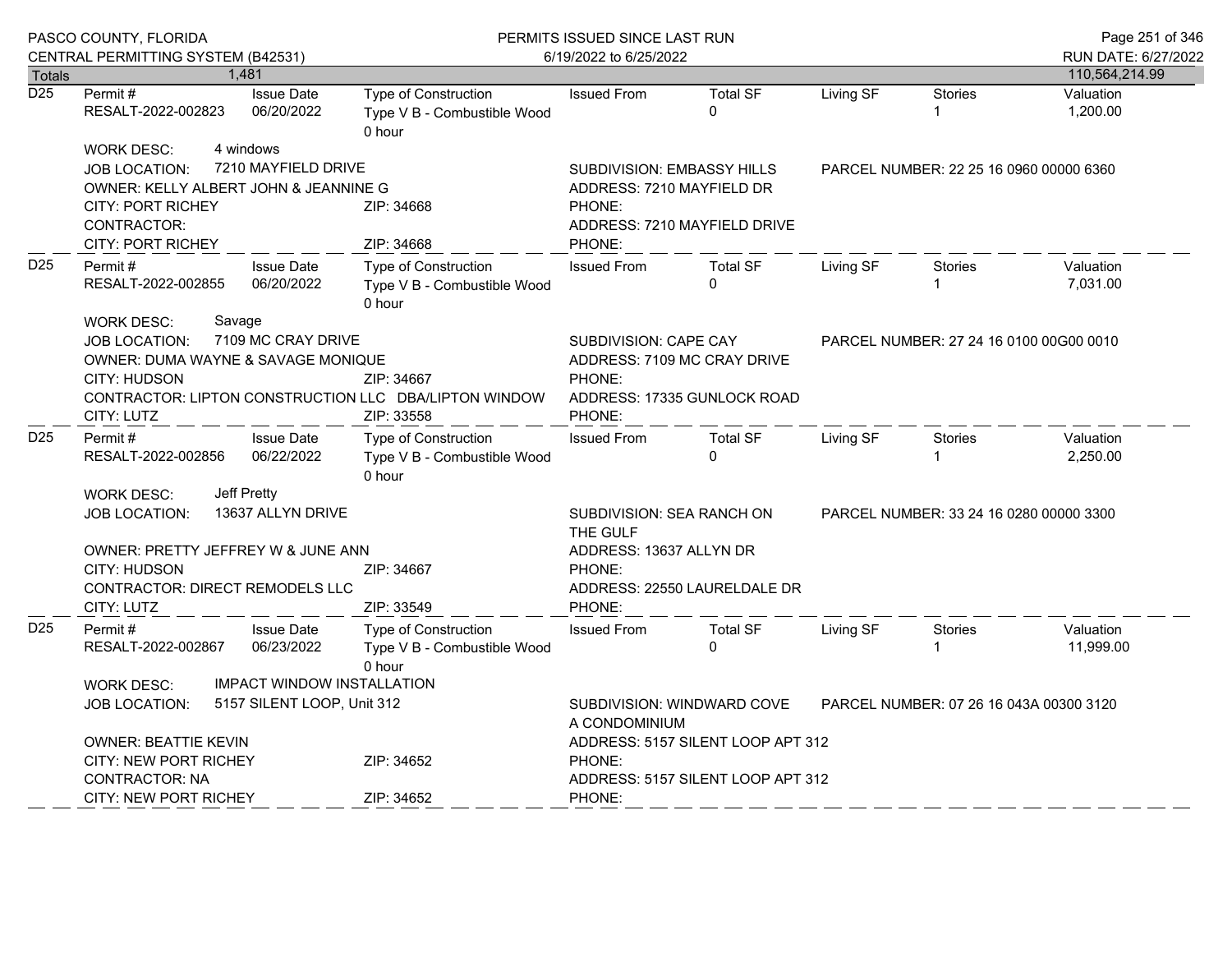| Totals | 1,481 | | | | | | | 110,564,214.99 |
|---|---|---|---|---|---|---|---|---|

**D25**

| Permit # | Issue Date | Type of Construction | Issued From | Total SF | Living SF | Stories | Valuation |
|---|---|---|---|---|---|---|---|
| RESALT-2022-002823 | 06/20/2022 | Type V B - Combustible Wood 0 hour | | 0 | | 1 | 1,200.00 |

WORK DESC: 4 windows

JOB LOCATION: 7210 MAYFIELD DRIVE — SUBDIVISION: EMBASSY HILLS — PARCEL NUMBER: 22 25 16 0960 00000 6360

OWNER: KELLY ALBERT JOHN & JEANNINE G — ADDRESS: 7210 MAYFIELD DR

CITY: PORT RICHEY — ZIP: 34668 — PHONE:

CONTRACTOR: — ADDRESS: 7210 MAYFIELD DRIVE

CITY: PORT RICHEY — ZIP: 34668 — PHONE:

---

**D25**

| Permit # | Issue Date | Type of Construction | Issued From | Total SF | Living SF | Stories | Valuation |
|---|---|---|---|---|---|---|---|
| RESALT-2022-002855 | 06/20/2022 | Type V B - Combustible Wood 0 hour | | 0 | | 1 | 7,031.00 |

WORK DESC: Savage

JOB LOCATION: 7109 MC CRAY DRIVE — SUBDIVISION: CAPE CAY — PARCEL NUMBER: 27 24 16 0100 00G00 0010

OWNER: DUMA WAYNE & SAVAGE MONIQUE — ADDRESS: 7109 MC CRAY DRIVE

CITY: HUDSON — ZIP: 34667 — PHONE:

CONTRACTOR: LIPTON CONSTRUCTION LLC DBA/LIPTON WINDOW — ADDRESS: 17335 GUNLOCK ROAD

CITY: LUTZ — ZIP: 33558 — PHONE:

---

**D25**

| Permit # | Issue Date | Type of Construction | Issued From | Total SF | Living SF | Stories | Valuation |
|---|---|---|---|---|---|---|---|
| RESALT-2022-002856 | 06/22/2022 | Type V B - Combustible Wood 0 hour | | 0 | | 1 | 2,250.00 |

WORK DESC: Jeff Pretty

JOB LOCATION: 13637 ALLYN DRIVE — SUBDIVISION: SEA RANCH ON THE GULF — PARCEL NUMBER: 33 24 16 0280 00000 3300

OWNER: PRETTY JEFFREY W & JUNE ANN — ADDRESS: 13637 ALLYN DR

CITY: HUDSON — ZIP: 34667 — PHONE:

CONTRACTOR: DIRECT REMODELS LLC — ADDRESS: 22550 LAURELDALE DR

CITY: LUTZ — ZIP: 33549 — PHONE:

---

**D25**

| Permit # | Issue Date | Type of Construction | Issued From | Total SF | Living SF | Stories | Valuation |
|---|---|---|---|---|---|---|---|
| RESALT-2022-002867 | 06/23/2022 | Type V B - Combustible Wood 0 hour | | 0 | | 1 | 11,999.00 |

WORK DESC: IMPACT WINDOW INSTALLATION

JOB LOCATION: 5157 SILENT LOOP, Unit 312 — SUBDIVISION: WINDWARD COVE A CONDOMINIUM — PARCEL NUMBER: 07 26 16 043A 00300 3120

OWNER: BEATTIE KEVIN — ADDRESS: 5157 SILENT LOOP APT 312

CITY: NEW PORT RICHEY — ZIP: 34652 — PHONE:

CONTRACTOR: NA — ADDRESS: 5157 SILENT LOOP APT 312

CITY: NEW PORT RICHEY — ZIP: 34652 — PHONE: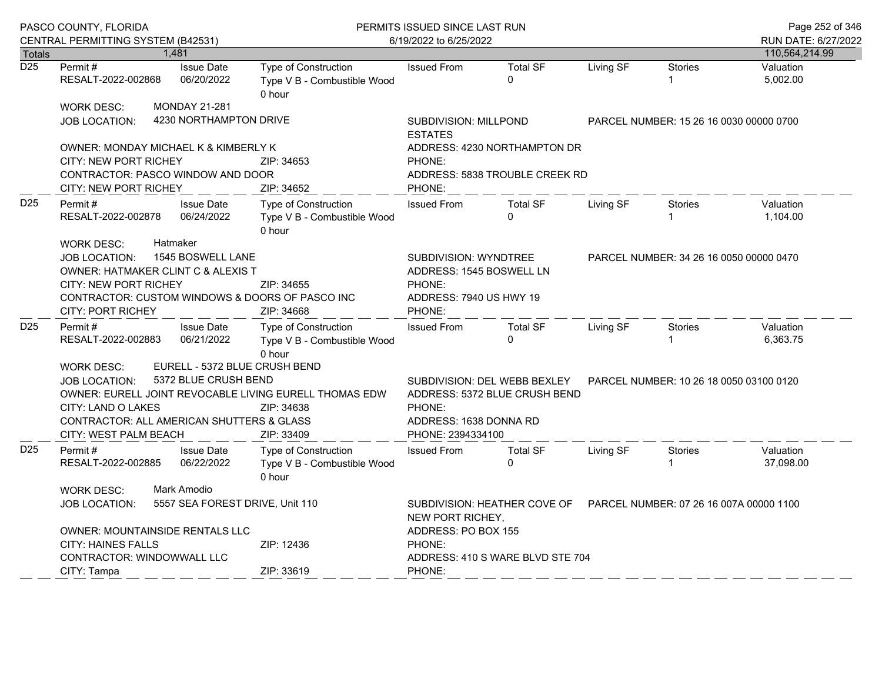PASCO COUNTY, FLORIDA
CENTRAL PERMITTING SYSTEM (B42531)

PERMITS ISSUED SINCE LAST RUN
6/19/2022 to 6/25/2022

RUN DATE: 6/27/2022

| Totals | 1,481 | | | | | | | 110,564,214.99 |
|---|---|---|---|---|---|---|---|---|

---

| D25 | Permit # | Issue Date | Type of Construction | Issued From | Total SF | Living SF | Stories | Valuation |
|---|---|---|---|---|---|---|---|---|
| | RESALT-2022-002868 | 06/20/2022 | Type V B - Combustible Wood 0 hour | | 0 | | 1 | 5,002.00 |

WORK DESC: MONDAY 21-281
JOB LOCATION: 4230 NORTHAMPTON DRIVE
SUBDIVISION: MILLPOND ESTATES
PARCEL NUMBER: 15 26 16 0030 00000 0700
OWNER: MONDAY MICHAEL K & KIMBERLY K
ADDRESS: 4230 NORTHAMPTON DR
CITY: NEW PORT RICHEY ZIP: 34653
PHONE:
CONTRACTOR: PASCO WINDOW AND DOOR
ADDRESS: 5838 TROUBLE CREEK RD
CITY: NEW PORT RICHEY ZIP: 34652
PHONE:

---

| D25 | Permit # | Issue Date | Type of Construction | Issued From | Total SF | Living SF | Stories | Valuation |
|---|---|---|---|---|---|---|---|---|
| | RESALT-2022-002878 | 06/24/2022 | Type V B - Combustible Wood 0 hour | | 0 | | 1 | 1,104.00 |

WORK DESC: Hatmaker
JOB LOCATION: 1545 BOSWELL LANE
SUBDIVISION: WYNDTREE
PARCEL NUMBER: 34 26 16 0050 00000 0470
OWNER: HATMAKER CLINT C & ALEXIS T
ADDRESS: 1545 BOSWELL LN
CITY: NEW PORT RICHEY ZIP: 34655
PHONE:
CONTRACTOR: CUSTOM WINDOWS & DOORS OF PASCO INC
ADDRESS: 7940 US HWY 19
CITY: PORT RICHEY ZIP: 34668
PHONE:

---

| D25 | Permit # | Issue Date | Type of Construction | Issued From | Total SF | Living SF | Stories | Valuation |
|---|---|---|---|---|---|---|---|---|
| | RESALT-2022-002883 | 06/21/2022 | Type V B - Combustible Wood 0 hour | | 0 | | 1 | 6,363.75 |

WORK DESC: EURELL - 5372 BLUE CRUSH BEND
JOB LOCATION: 5372 BLUE CRUSH BEND
SUBDIVISION: DEL WEBB BEXLEY
PARCEL NUMBER: 10 26 18 0050 03100 0120
OWNER: EURELL JOINT REVOCABLE LIVING EURELL THOMAS EDW
ADDRESS: 5372 BLUE CRUSH BEND
CITY: LAND O LAKES ZIP: 34638
PHONE:
CONTRACTOR: ALL AMERICAN SHUTTERS & GLASS
ADDRESS: 1638 DONNA RD
CITY: WEST PALM BEACH ZIP: 33409
PHONE: 2394334100

---

| D25 | Permit # | Issue Date | Type of Construction | Issued From | Total SF | Living SF | Stories | Valuation |
|---|---|---|---|---|---|---|---|---|
| | RESALT-2022-002885 | 06/22/2022 | Type V B - Combustible Wood 0 hour | | 0 | | 1 | 37,098.00 |

WORK DESC: Mark Amodio
JOB LOCATION: 5557 SEA FOREST DRIVE, Unit 110
SUBDIVISION: HEATHER COVE OF NEW PORT RICHEY,
PARCEL NUMBER: 07 26 16 007A 00000 1100
OWNER: MOUNTAINSIDE RENTALS LLC
ADDRESS: PO BOX 155
CITY: HAINES FALLS ZIP: 12436
PHONE:
CONTRACTOR: WINDOWWALL LLC
ADDRESS: 410 S WARE BLVD STE 704
CITY: Tampa ZIP: 33619
PHONE: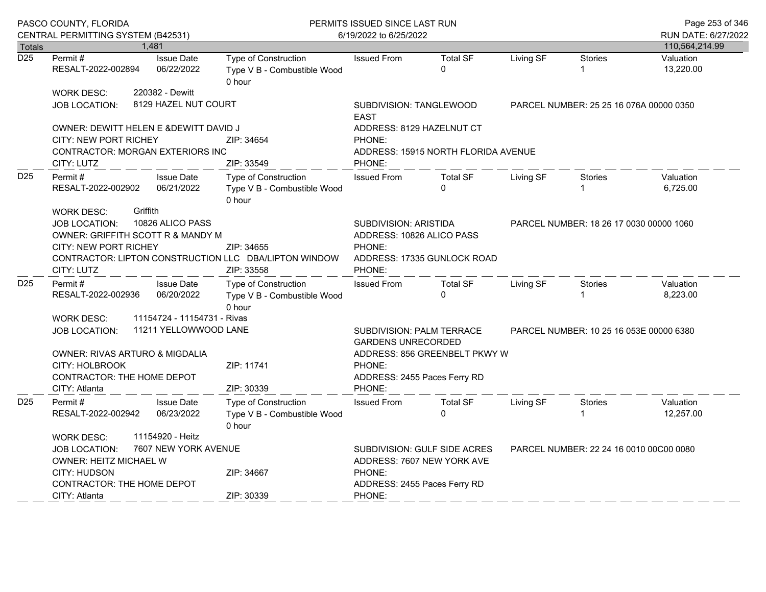| Totals | 1,481 | | | | | | | 110,564,214.99 |
|---|---|---|---|---|---|---|---|---|

**D25**

| Permit # | Issue Date | Type of Construction | Issued From | Total SF | Living SF | Stories | Valuation |
|---|---|---|---|---|---|---|---|
| RESALT-2022-002894 | 06/22/2022 | Type V B - Combustible Wood 0 hour | | 0 | | 1 | 13,220.00 |

WORK DESC: 220382 - Dewitt
JOB LOCATION: 8129 HAZEL NUT COURT
SUBDIVISION: TANGLEWOOD EAST
PARCEL NUMBER: 25 25 16 076A 00000 0350
OWNER: DEWITT HELEN E &DEWITT DAVID J
ADDRESS: 8129 HAZELNUT CT
CITY: NEW PORT RICHEY ZIP: 34654
PHONE:
CONTRACTOR: MORGAN EXTERIORS INC
ADDRESS: 15915 NORTH FLORIDA AVENUE
CITY: LUTZ ZIP: 33549
PHONE:

**D25**

| Permit # | Issue Date | Type of Construction | Issued From | Total SF | Living SF | Stories | Valuation |
|---|---|---|---|---|---|---|---|
| RESALT-2022-002902 | 06/21/2022 | Type V B - Combustible Wood 0 hour | | 0 | | 1 | 6,725.00 |

WORK DESC: Griffith
JOB LOCATION: 10826 ALICO PASS
SUBDIVISION: ARISTIDA
PARCEL NUMBER: 18 26 17 0030 00000 1060
OWNER: GRIFFITH SCOTT R & MANDY M
ADDRESS: 10826 ALICO PASS
CITY: NEW PORT RICHEY ZIP: 34655
PHONE:
CONTRACTOR: LIPTON CONSTRUCTION LLC DBA/LIPTON WINDOW
ADDRESS: 17335 GUNLOCK ROAD
CITY: LUTZ ZIP: 33558
PHONE:

**D25**

| Permit # | Issue Date | Type of Construction | Issued From | Total SF | Living SF | Stories | Valuation |
|---|---|---|---|---|---|---|---|
| RESALT-2022-002936 | 06/20/2022 | Type V B - Combustible Wood 0 hour | | 0 | | 1 | 8,223.00 |

WORK DESC: 11154724 - 11154731 - Rivas
JOB LOCATION: 11211 YELLOWWOOD LANE
SUBDIVISION: PALM TERRACE GARDENS UNRECORDED
PARCEL NUMBER: 10 25 16 053E 00000 6380
OWNER: RIVAS ARTURO & MIGDALIA
ADDRESS: 856 GREENBELT PKWY W
CITY: HOLBROOK ZIP: 11741
PHONE:
CONTRACTOR: THE HOME DEPOT
ADDRESS: 2455 Paces Ferry RD
CITY: Atlanta ZIP: 30339
PHONE:

**D25**

| Permit # | Issue Date | Type of Construction | Issued From | Total SF | Living SF | Stories | Valuation |
|---|---|---|---|---|---|---|---|
| RESALT-2022-002942 | 06/23/2022 | Type V B - Combustible Wood 0 hour | | 0 | | 1 | 12,257.00 |

WORK DESC: 11154920 - Heitz
JOB LOCATION: 7607 NEW YORK AVENUE
SUBDIVISION: GULF SIDE ACRES
PARCEL NUMBER: 22 24 16 0010 00C00 0080
OWNER: HEITZ MICHAEL W
ADDRESS: 7607 NEW YORK AVE
CITY: HUDSON ZIP: 34667
PHONE:
CONTRACTOR: THE HOME DEPOT
ADDRESS: 2455 Paces Ferry RD
CITY: Atlanta ZIP: 30339
PHONE: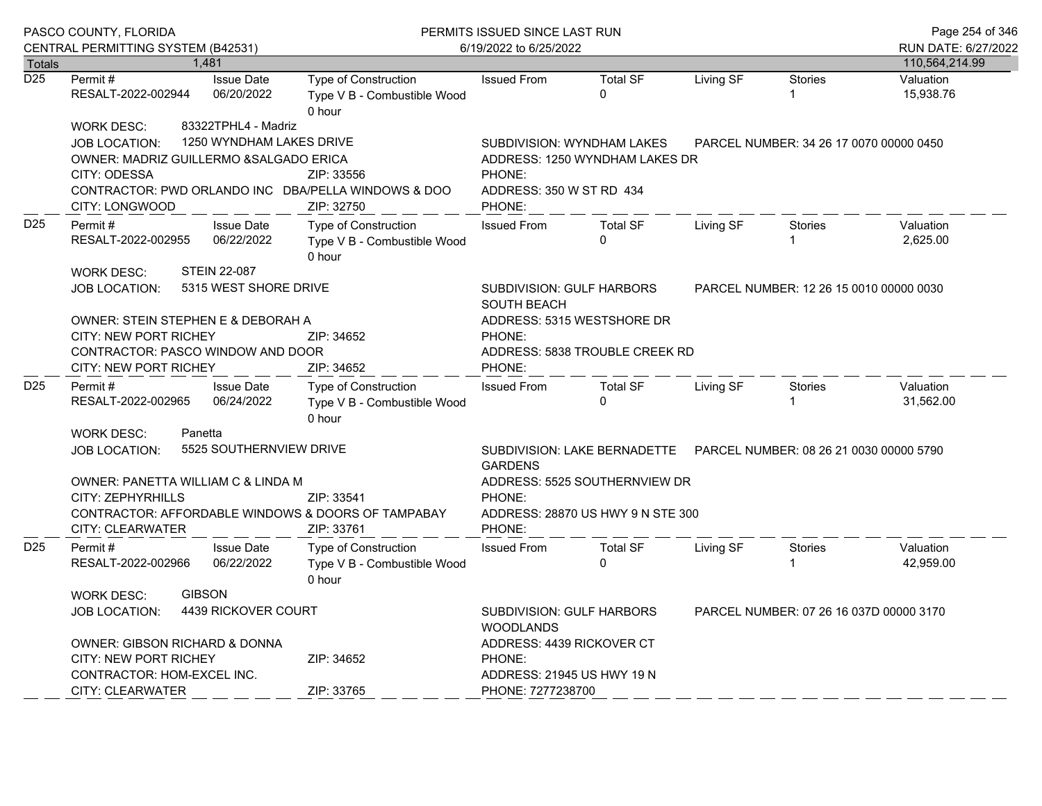| Totals | 1,481 | | | | | | | 110,564,214.99 |
|---|---|---|---|---|---|---|---|---|

**D25**

| Permit # | Issue Date | Type of Construction | Issued From | Total SF | Living SF | Stories | Valuation |
|---|---|---|---|---|---|---|---|
| RESALT-2022-002944 | 06/20/2022 | Type V B - Combustible Wood 0 hour | | 0 | | 1 | 15,938.76 |

WORK DESC: 83322TPHL4 - Madriz

JOB LOCATION: 1250 WYNDHAM LAKES DRIVE — SUBDIVISION: WYNDHAM LAKES — PARCEL NUMBER: 34 26 17 0070 00000 0450

OWNER: MADRIZ GUILLERMO &SALGADO ERICA — ADDRESS: 1250 WYNDHAM LAKES DR

CITY: ODESSA — ZIP: 33556 — PHONE:

CONTRACTOR: PWD ORLANDO INC DBA/PELLA WINDOWS & DOO — ADDRESS: 350 W ST RD 434

CITY: LONGWOOD — ZIP: 32750 — PHONE:

**D25**

| Permit # | Issue Date | Type of Construction | Issued From | Total SF | Living SF | Stories | Valuation |
|---|---|---|---|---|---|---|---|
| RESALT-2022-002955 | 06/22/2022 | Type V B - Combustible Wood 0 hour | | 0 | | 1 | 2,625.00 |

WORK DESC: STEIN 22-087

JOB LOCATION: 5315 WEST SHORE DRIVE — SUBDIVISION: GULF HARBORS SOUTH BEACH — PARCEL NUMBER: 12 26 15 0010 00000 0030

OWNER: STEIN STEPHEN E & DEBORAH A — ADDRESS: 5315 WESTSHORE DR

CITY: NEW PORT RICHEY — ZIP: 34652 — PHONE:

CONTRACTOR: PASCO WINDOW AND DOOR — ADDRESS: 5838 TROUBLE CREEK RD

CITY: NEW PORT RICHEY — ZIP: 34652 — PHONE:

**D25**

| Permit # | Issue Date | Type of Construction | Issued From | Total SF | Living SF | Stories | Valuation |
|---|---|---|---|---|---|---|---|
| RESALT-2022-002965 | 06/24/2022 | Type V B - Combustible Wood 0 hour | | 0 | | 1 | 31,562.00 |

WORK DESC: Panetta

JOB LOCATION: 5525 SOUTHERNVIEW DRIVE — SUBDIVISION: LAKE BERNADETTE GARDENS — PARCEL NUMBER: 08 26 21 0030 00000 5790

OWNER: PANETTA WILLIAM C & LINDA M — ADDRESS: 5525 SOUTHERNVIEW DR

CITY: ZEPHYRHILLS — ZIP: 33541 — PHONE:

CONTRACTOR: AFFORDABLE WINDOWS & DOORS OF TAMPABAY — ADDRESS: 28870 US HWY 9 N STE 300

CITY: CLEARWATER — ZIP: 33761 — PHONE:

**D25**

| Permit # | Issue Date | Type of Construction | Issued From | Total SF | Living SF | Stories | Valuation |
|---|---|---|---|---|---|---|---|
| RESALT-2022-002966 | 06/22/2022 | Type V B - Combustible Wood 0 hour | | 0 | | 1 | 42,959.00 |

WORK DESC: GIBSON

JOB LOCATION: 4439 RICKOVER COURT — SUBDIVISION: GULF HARBORS WOODLANDS — PARCEL NUMBER: 07 26 16 037D 00000 3170

OWNER: GIBSON RICHARD & DONNA — ADDRESS: 4439 RICKOVER CT

CITY: NEW PORT RICHEY — ZIP: 34652 — PHONE:

CONTRACTOR: HOM-EXCEL INC. — ADDRESS: 21945 US HWY 19 N

CITY: CLEARWATER — ZIP: 33765 — PHONE: 7277238700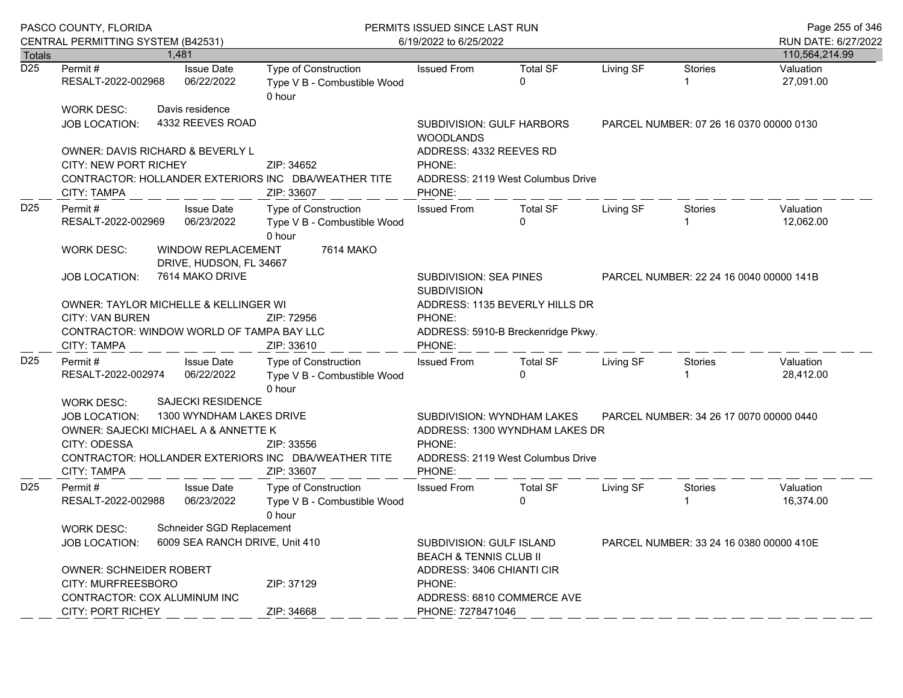| Totals | 1,481 | | | | | | | 110,564,214.99 |
|---|---|---|---|---|---|---|---|---|

**D25**

| Permit # | Issue Date | Type of Construction | Issued From | Total SF | Living SF | Stories | Valuation |
|---|---|---|---|---|---|---|---|
| RESALT-2022-002968 | 06/22/2022 | Type V B - Combustible Wood 0 hour | | 0 | | 1 | 27,091.00 |

WORK DESC: Davis residence
JOB LOCATION: 4332 REEVES ROAD
SUBDIVISION: GULF HARBORS WOODLANDS
PARCEL NUMBER: 07 26 16 0370 00000 0130
OWNER: DAVIS RICHARD & BEVERLY L
ADDRESS: 4332 REEVES RD
CITY: NEW PORT RICHEY ZIP: 34652
PHONE:
CONTRACTOR: HOLLANDER EXTERIORS INC DBA/WEATHER TITE
ADDRESS: 2119 West Columbus Drive
CITY: TAMPA ZIP: 33607
PHONE:

**D25**

| Permit # | Issue Date | Type of Construction | Issued From | Total SF | Living SF | Stories | Valuation |
|---|---|---|---|---|---|---|---|
| RESALT-2022-002969 | 06/23/2022 | Type V B - Combustible Wood 0 hour | | 0 | | 1 | 12,062.00 |

WORK DESC: WINDOW REPLACEMENT 7614 MAKO DRIVE, HUDSON, FL 34667
JOB LOCATION: 7614 MAKO DRIVE
SUBDIVISION: SEA PINES SUBDIVISION
PARCEL NUMBER: 22 24 16 0040 00000 141B
OWNER: TAYLOR MICHELLE & KELLINGER WI
ADDRESS: 1135 BEVERLY HILLS DR
CITY: VAN BUREN ZIP: 72956
PHONE:
CONTRACTOR: WINDOW WORLD OF TAMPA BAY LLC
ADDRESS: 5910-B Breckenridge Pkwy.
CITY: TAMPA ZIP: 33610
PHONE:

**D25**

| Permit # | Issue Date | Type of Construction | Issued From | Total SF | Living SF | Stories | Valuation |
|---|---|---|---|---|---|---|---|
| RESALT-2022-002974 | 06/22/2022 | Type V B - Combustible Wood 0 hour | | 0 | | 1 | 28,412.00 |

WORK DESC: SAJECKI RESIDENCE
JOB LOCATION: 1300 WYNDHAM LAKES DRIVE
SUBDIVISION: WYNDHAM LAKES
PARCEL NUMBER: 34 26 17 0070 00000 0440
OWNER: SAJECKI MICHAEL A & ANNETTE K
ADDRESS: 1300 WYNDHAM LAKES DR
CITY: ODESSA ZIP: 33556
PHONE:
CONTRACTOR: HOLLANDER EXTERIORS INC DBA/WEATHER TITE
ADDRESS: 2119 West Columbus Drive
CITY: TAMPA ZIP: 33607
PHONE:

**D25**

| Permit # | Issue Date | Type of Construction | Issued From | Total SF | Living SF | Stories | Valuation |
|---|---|---|---|---|---|---|---|
| RESALT-2022-002988 | 06/23/2022 | Type V B - Combustible Wood 0 hour | | 0 | | 1 | 16,374.00 |

WORK DESC: Schneider SGD Replacement
JOB LOCATION: 6009 SEA RANCH DRIVE, Unit 410
SUBDIVISION: GULF ISLAND BEACH & TENNIS CLUB II
PARCEL NUMBER: 33 24 16 0380 00000 410E
OWNER: SCHNEIDER ROBERT
ADDRESS: 3406 CHIANTI CIR
CITY: MURFREESBORO ZIP: 37129
PHONE:
CONTRACTOR: COX ALUMINUM INC
ADDRESS: 6810 COMMERCE AVE
CITY: PORT RICHEY ZIP: 34668
PHONE: 7278471046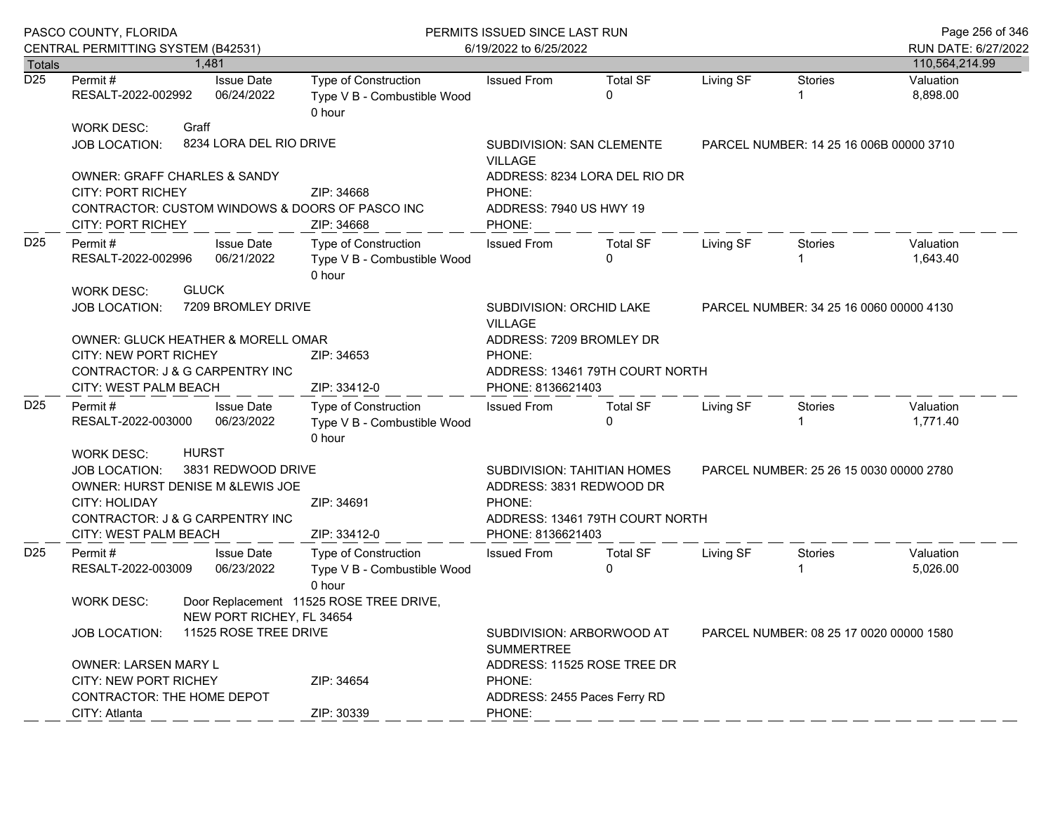| Totals | 1,481 | | | | | | | 110,564,214.99 |
|---|---|---|---|---|---|---|---|---|

**D25**

| Permit # | Issue Date | Type of Construction | Issued From | Total SF | Living SF | Stories | Valuation |
|---|---|---|---|---|---|---|---|
| RESALT-2022-002992 | 06/24/2022 | Type V B - Combustible Wood 0 hour | | 0 | | 1 | 8,898.00 |

WORK DESC: Graff

JOB LOCATION: 8234 LORA DEL RIO DRIVE — SUBDIVISION: SAN CLEMENTE VILLAGE — PARCEL NUMBER: 14 25 16 006B 00000 3710

OWNER: GRAFF CHARLES & SANDY — ADDRESS: 8234 LORA DEL RIO DR

CITY: PORT RICHEY — ZIP: 34668 — PHONE:

CONTRACTOR: CUSTOM WINDOWS & DOORS OF PASCO INC — ADDRESS: 7940 US HWY 19

CITY: PORT RICHEY — ZIP: 34668 — PHONE:

---

**D25**

| Permit # | Issue Date | Type of Construction | Issued From | Total SF | Living SF | Stories | Valuation |
|---|---|---|---|---|---|---|---|
| RESALT-2022-002996 | 06/21/2022 | Type V B - Combustible Wood 0 hour | | 0 | | 1 | 1,643.40 |

WORK DESC: GLUCK

JOB LOCATION: 7209 BROMLEY DRIVE — SUBDIVISION: ORCHID LAKE VILLAGE — PARCEL NUMBER: 34 25 16 0060 00000 4130

OWNER: GLUCK HEATHER & MORELL OMAR — ADDRESS: 7209 BROMLEY DR

CITY: NEW PORT RICHEY — ZIP: 34653 — PHONE:

CONTRACTOR: J & G CARPENTRY INC — ADDRESS: 13461 79TH COURT NORTH

CITY: WEST PALM BEACH — ZIP: 33412-0 — PHONE: 8136621403

---

**D25**

| Permit # | Issue Date | Type of Construction | Issued From | Total SF | Living SF | Stories | Valuation |
|---|---|---|---|---|---|---|---|
| RESALT-2022-003000 | 06/23/2022 | Type V B - Combustible Wood 0 hour | | 0 | | 1 | 1,771.40 |

WORK DESC: HURST

JOB LOCATION: 3831 REDWOOD DRIVE — SUBDIVISION: TAHITIAN HOMES — PARCEL NUMBER: 25 26 15 0030 00000 2780

OWNER: HURST DENISE M &LEWIS JOE — ADDRESS: 3831 REDWOOD DR

CITY: HOLIDAY — ZIP: 34691 — PHONE:

CONTRACTOR: J & G CARPENTRY INC — ADDRESS: 13461 79TH COURT NORTH

CITY: WEST PALM BEACH — ZIP: 33412-0 — PHONE: 8136621403

---

**D25**

| Permit # | Issue Date | Type of Construction | Issued From | Total SF | Living SF | Stories | Valuation |
|---|---|---|---|---|---|---|---|
| RESALT-2022-003009 | 06/23/2022 | Type V B - Combustible Wood 0 hour | | 0 | | 1 | 5,026.00 |

WORK DESC: Door Replacement 11525 ROSE TREE DRIVE, NEW PORT RICHEY, FL 34654

JOB LOCATION: 11525 ROSE TREE DRIVE — SUBDIVISION: ARBORWOOD AT SUMMERTREE — PARCEL NUMBER: 08 25 17 0020 00000 1580

OWNER: LARSEN MARY L — ADDRESS: 11525 ROSE TREE DR

CITY: NEW PORT RICHEY — ZIP: 34654 — PHONE:

CONTRACTOR: THE HOME DEPOT — ADDRESS: 2455 Paces Ferry RD

CITY: Atlanta — ZIP: 30339 — PHONE: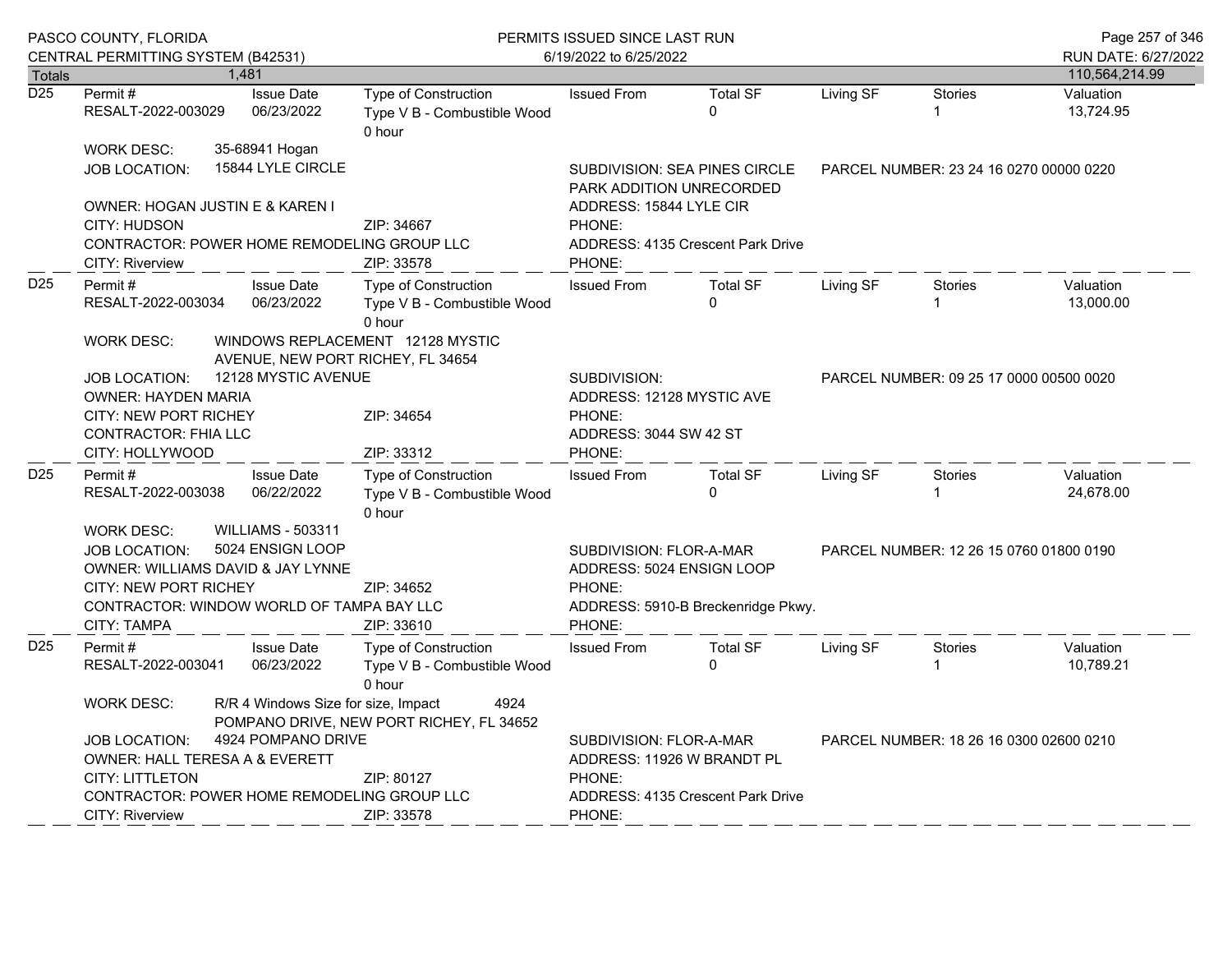PASCO COUNTY, FLORIDA
CENTRAL PERMITTING SYSTEM (B42531)

PERMITS ISSUED SINCE LAST RUN
6/19/2022 to 6/25/2022

RUN DATE: 6/27/2022

| Totals | 1,481 | | | | | | | 110,564,214.99 |
|---|---|---|---|---|---|---|---|---|

---

**D25**

| Permit # | Issue Date | Type of Construction | Issued From | Total SF | Living SF | Stories | Valuation |
|---|---|---|---|---|---|---|---|
| RESALT-2022-003029 | 06/23/2022 | Type V B - Combustible Wood 0 hour | | 0 | | 1 | 13,724.95 |

WORK DESC: 35-68941 Hogan
JOB LOCATION: 15844 LYLE CIRCLE
SUBDIVISION: SEA PINES CIRCLE PARK ADDITION UNRECORDED
PARCEL NUMBER: 23 24 16 0270 00000 0220
OWNER: HOGAN JUSTIN E & KAREN I
ADDRESS: 15844 LYLE CIR
CITY: HUDSON ZIP: 34667
PHONE:
CONTRACTOR: POWER HOME REMODELING GROUP LLC
ADDRESS: 4135 Crescent Park Drive
CITY: Riverview ZIP: 33578
PHONE:

---

**D25**

| Permit # | Issue Date | Type of Construction | Issued From | Total SF | Living SF | Stories | Valuation |
|---|---|---|---|---|---|---|---|
| RESALT-2022-003034 | 06/23/2022 | Type V B - Combustible Wood 0 hour | | 0 | | 1 | 13,000.00 |

WORK DESC: WINDOWS REPLACEMENT 12128 MYSTIC AVENUE, NEW PORT RICHEY, FL 34654
JOB LOCATION: 12128 MYSTIC AVENUE
SUBDIVISION:
PARCEL NUMBER: 09 25 17 0000 00500 0020
OWNER: HAYDEN MARIA
ADDRESS: 12128 MYSTIC AVE
CITY: NEW PORT RICHEY ZIP: 34654
PHONE:
CONTRACTOR: FHIA LLC
ADDRESS: 3044 SW 42 ST
CITY: HOLLYWOOD ZIP: 33312
PHONE:

---

**D25**

| Permit # | Issue Date | Type of Construction | Issued From | Total SF | Living SF | Stories | Valuation |
|---|---|---|---|---|---|---|---|
| RESALT-2022-003038 | 06/22/2022 | Type V B - Combustible Wood 0 hour | | 0 | | 1 | 24,678.00 |

WORK DESC: WILLIAMS - 503311
JOB LOCATION: 5024 ENSIGN LOOP
SUBDIVISION: FLOR-A-MAR
PARCEL NUMBER: 12 26 15 0760 01800 0190
OWNER: WILLIAMS DAVID & JAY LYNNE
ADDRESS: 5024 ENSIGN LOOP
CITY: NEW PORT RICHEY ZIP: 34652
PHONE:
CONTRACTOR: WINDOW WORLD OF TAMPA BAY LLC
ADDRESS: 5910-B Breckenridge Pkwy.
CITY: TAMPA ZIP: 33610
PHONE:

---

**D25**

| Permit # | Issue Date | Type of Construction | Issued From | Total SF | Living SF | Stories | Valuation |
|---|---|---|---|---|---|---|---|
| RESALT-2022-003041 | 06/23/2022 | Type V B - Combustible Wood 0 hour | | 0 | | 1 | 10,789.21 |

WORK DESC: R/R 4 Windows Size for size, Impact 4924 POMPANO DRIVE, NEW PORT RICHEY, FL 34652
JOB LOCATION: 4924 POMPANO DRIVE
SUBDIVISION: FLOR-A-MAR
PARCEL NUMBER: 18 26 16 0300 02600 0210
OWNER: HALL TERESA A & EVERETT
ADDRESS: 11926 W BRANDT PL
CITY: LITTLETON ZIP: 80127
PHONE:
CONTRACTOR: POWER HOME REMODELING GROUP LLC
ADDRESS: 4135 Crescent Park Drive
CITY: Riverview ZIP: 33578
PHONE: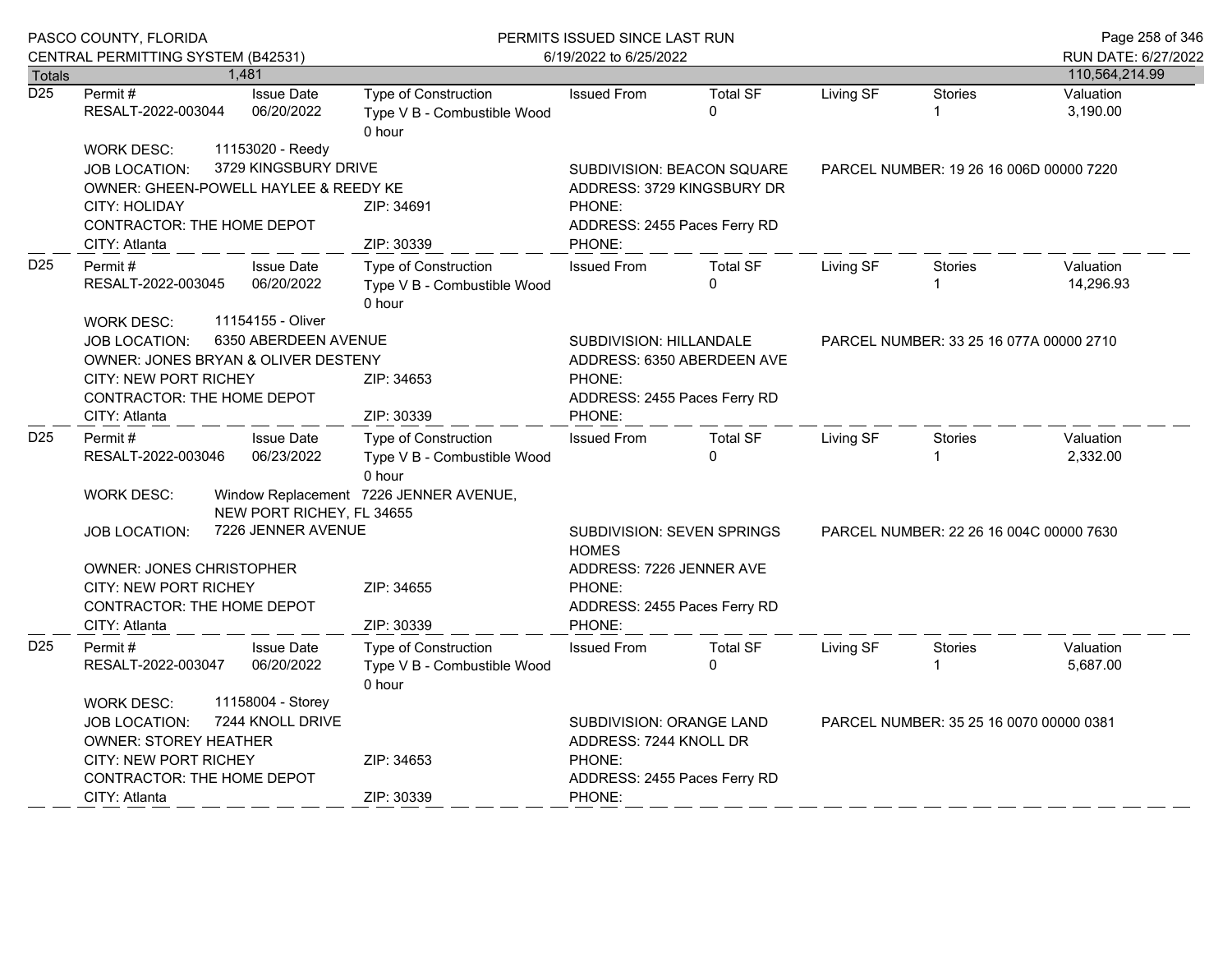| Totals | 1,481 | | | | | | | 110,564,214.99 |
|---|---|---|---|---|---|---|---|---|

**D25**

| Permit # | Issue Date | Type of Construction | Issued From | Total SF | Living SF | Stories | Valuation |
|---|---|---|---|---|---|---|---|
| RESALT-2022-003044 | 06/20/2022 | Type V B - Combustible Wood 0 hour | | 0 | | 1 | 3,190.00 |

WORK DESC: 11153020 - Reedy
JOB LOCATION: 3729 KINGSBURY DRIVE — SUBDIVISION: BEACON SQUARE — PARCEL NUMBER: 19 26 16 006D 00000 7220
OWNER: GHEEN-POWELL HAYLEE & REEDY KE — ADDRESS: 3729 KINGSBURY DR
CITY: HOLIDAY — ZIP: 34691 — PHONE:
CONTRACTOR: THE HOME DEPOT — ADDRESS: 2455 Paces Ferry RD
CITY: Atlanta — ZIP: 30339 — PHONE:

---

**D25**

| Permit # | Issue Date | Type of Construction | Issued From | Total SF | Living SF | Stories | Valuation |
|---|---|---|---|---|---|---|---|
| RESALT-2022-003045 | 06/20/2022 | Type V B - Combustible Wood 0 hour | | 0 | | 1 | 14,296.93 |

WORK DESC: 11154155 - Oliver
JOB LOCATION: 6350 ABERDEEN AVENUE — SUBDIVISION: HILLANDALE — PARCEL NUMBER: 33 25 16 077A 00000 2710
OWNER: JONES BRYAN & OLIVER DESTENY — ADDRESS: 6350 ABERDEEN AVE
CITY: NEW PORT RICHEY — ZIP: 34653 — PHONE:
CONTRACTOR: THE HOME DEPOT — ADDRESS: 2455 Paces Ferry RD
CITY: Atlanta — ZIP: 30339 — PHONE:

---

**D25**

| Permit # | Issue Date | Type of Construction | Issued From | Total SF | Living SF | Stories | Valuation |
|---|---|---|---|---|---|---|---|
| RESALT-2022-003046 | 06/23/2022 | Type V B - Combustible Wood 0 hour | | 0 | | 1 | 2,332.00 |

WORK DESC: Window Replacement 7226 JENNER AVENUE, NEW PORT RICHEY, FL 34655
JOB LOCATION: 7226 JENNER AVENUE — SUBDIVISION: SEVEN SPRINGS HOMES — PARCEL NUMBER: 22 26 16 004C 00000 7630
OWNER: JONES CHRISTOPHER — ADDRESS: 7226 JENNER AVE
CITY: NEW PORT RICHEY — ZIP: 34655 — PHONE:
CONTRACTOR: THE HOME DEPOT — ADDRESS: 2455 Paces Ferry RD
CITY: Atlanta — ZIP: 30339 — PHONE:

---

**D25**

| Permit # | Issue Date | Type of Construction | Issued From | Total SF | Living SF | Stories | Valuation |
|---|---|---|---|---|---|---|---|
| RESALT-2022-003047 | 06/20/2022 | Type V B - Combustible Wood 0 hour | | 0 | | 1 | 5,687.00 |

WORK DESC: 11158004 - Storey
JOB LOCATION: 7244 KNOLL DRIVE — SUBDIVISION: ORANGE LAND — PARCEL NUMBER: 35 25 16 0070 00000 0381
OWNER: STOREY HEATHER — ADDRESS: 7244 KNOLL DR
CITY: NEW PORT RICHEY — ZIP: 34653 — PHONE:
CONTRACTOR: THE HOME DEPOT — ADDRESS: 2455 Paces Ferry RD
CITY: Atlanta — ZIP: 30339 — PHONE: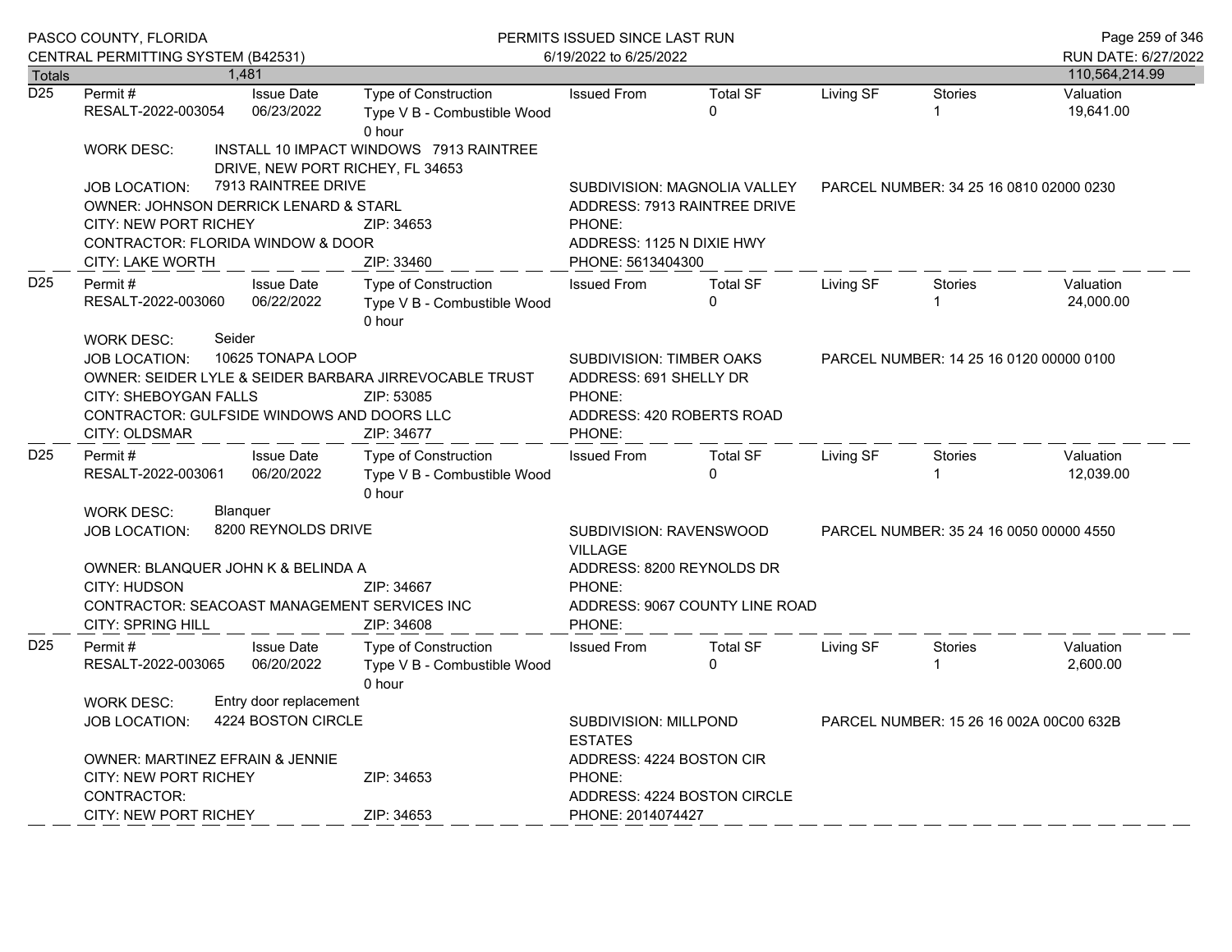| Totals | 1,481 | | | | | | | 110,564,214.99 |
|---|---|---|---|---|---|---|---|---|

**D25**

| Permit # | Issue Date | Type of Construction | Issued From | Total SF | Living SF | Stories | Valuation |
|---|---|---|---|---|---|---|---|
| RESALT-2022-003054 | 06/23/2022 | Type V B - Combustible Wood 0 hour | | 0 | | 1 | 19,641.00 |

WORK DESC: INSTALL 10 IMPACT WINDOWS 7913 RAINTREE DRIVE, NEW PORT RICHEY, FL 34653

JOB LOCATION: 7913 RAINTREE DRIVE
SUBDIVISION: MAGNOLIA VALLEY
PARCEL NUMBER: 34 25 16 0810 02000 0230

OWNER: JOHNSON DERRICK LENARD & STARL
ADDRESS: 7913 RAINTREE DRIVE
CITY: NEW PORT RICHEY ZIP: 34653
PHONE:

CONTRACTOR: FLORIDA WINDOW & DOOR
ADDRESS: 1125 N DIXIE HWY
CITY: LAKE WORTH ZIP: 33460
PHONE: 5613404300

---

**D25**

| Permit # | Issue Date | Type of Construction | Issued From | Total SF | Living SF | Stories | Valuation |
|---|---|---|---|---|---|---|---|
| RESALT-2022-003060 | 06/22/2022 | Type V B - Combustible Wood 0 hour | | 0 | | 1 | 24,000.00 |

WORK DESC: Seider

JOB LOCATION: 10625 TONAPA LOOP
SUBDIVISION: TIMBER OAKS
PARCEL NUMBER: 14 25 16 0120 00000 0100

OWNER: SEIDER LYLE & SEIDER BARBARA JIRREVOCABLE TRUST
ADDRESS: 691 SHELLY DR
CITY: SHEBOYGAN FALLS ZIP: 53085
PHONE:

CONTRACTOR: GULFSIDE WINDOWS AND DOORS LLC
ADDRESS: 420 ROBERTS ROAD
CITY: OLDSMAR ZIP: 34677
PHONE:

---

**D25**

| Permit # | Issue Date | Type of Construction | Issued From | Total SF | Living SF | Stories | Valuation |
|---|---|---|---|---|---|---|---|
| RESALT-2022-003061 | 06/20/2022 | Type V B - Combustible Wood 0 hour | | 0 | | 1 | 12,039.00 |

WORK DESC: Blanquer

JOB LOCATION: 8200 REYNOLDS DRIVE
SUBDIVISION: RAVENSWOOD VILLAGE
PARCEL NUMBER: 35 24 16 0050 00000 4550

OWNER: BLANQUER JOHN K & BELINDA A
ADDRESS: 8200 REYNOLDS DR
CITY: HUDSON ZIP: 34667
PHONE:

CONTRACTOR: SEACOAST MANAGEMENT SERVICES INC
ADDRESS: 9067 COUNTY LINE ROAD
CITY: SPRING HILL ZIP: 34608
PHONE:

---

**D25**

| Permit # | Issue Date | Type of Construction | Issued From | Total SF | Living SF | Stories | Valuation |
|---|---|---|---|---|---|---|---|
| RESALT-2022-003065 | 06/20/2022 | Type V B - Combustible Wood 0 hour | | 0 | | 1 | 2,600.00 |

WORK DESC: Entry door replacement

JOB LOCATION: 4224 BOSTON CIRCLE
SUBDIVISION: MILLPOND ESTATES
PARCEL NUMBER: 15 26 16 002A 00C00 632B

OWNER: MARTINEZ EFRAIN & JENNIE
ADDRESS: 4224 BOSTON CIR
CITY: NEW PORT RICHEY ZIP: 34653
PHONE:

CONTRACTOR:
ADDRESS: 4224 BOSTON CIRCLE
CITY: NEW PORT RICHEY ZIP: 34653
PHONE: 2014074427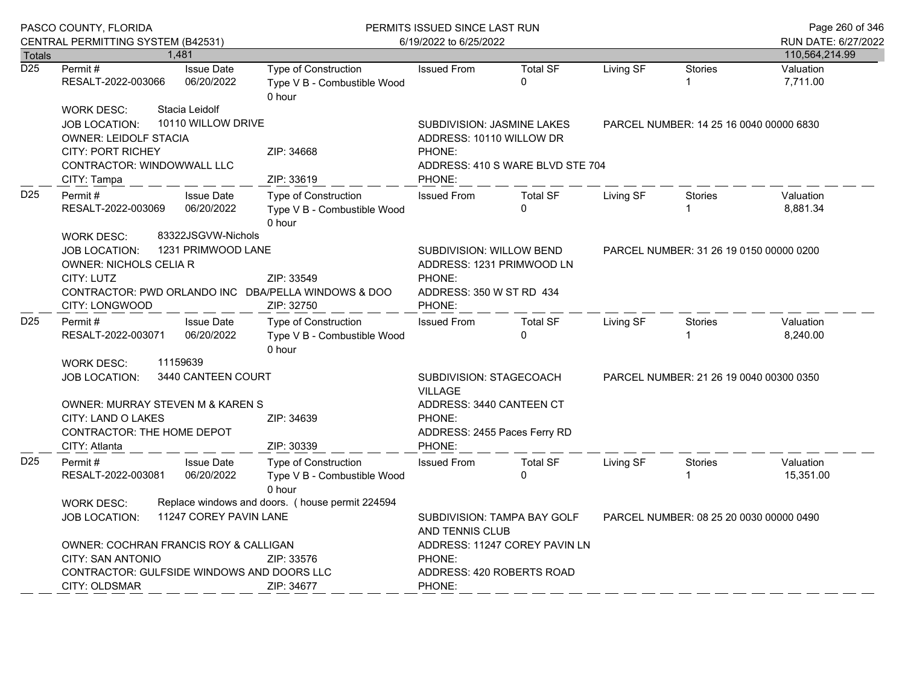| Totals | 1,481 | | | | | | | 110,564,214.99 |
|---|---|---|---|---|---|---|---|---|

**D25**

| Permit # | Issue Date | Type of Construction | Issued From | Total SF | Living SF | Stories | Valuation |
|---|---|---|---|---|---|---|---|
| RESALT-2022-003066 | 06/20/2022 | Type V B - Combustible Wood 0 hour | | 0 | | 1 | 7,711.00 |

WORK DESC: Stacia Leidolf
JOB LOCATION: 10110 WILLOW DRIVE
SUBDIVISION: JASMINE LAKES
PARCEL NUMBER: 14 25 16 0040 00000 6830
OWNER: LEIDOLF STACIA
ADDRESS: 10110 WILLOW DR
CITY: PORT RICHEY ZIP: 34668
PHONE:
CONTRACTOR: WINDOWWALL LLC
ADDRESS: 410 S WARE BLVD STE 704
CITY: Tampa ZIP: 33619
PHONE:

**D25**

| Permit # | Issue Date | Type of Construction | Issued From | Total SF | Living SF | Stories | Valuation |
|---|---|---|---|---|---|---|---|
| RESALT-2022-003069 | 06/20/2022 | Type V B - Combustible Wood 0 hour | | 0 | | 1 | 8,881.34 |

WORK DESC: 83322JSGVW-Nichols
JOB LOCATION: 1231 PRIMWOOD LANE
SUBDIVISION: WILLOW BEND
PARCEL NUMBER: 31 26 19 0150 00000 0200
OWNER: NICHOLS CELIA R
ADDRESS: 1231 PRIMWOOD LN
CITY: LUTZ ZIP: 33549
PHONE:
CONTRACTOR: PWD ORLANDO INC DBA/PELLA WINDOWS & DOO
ADDRESS: 350 W ST RD 434
CITY: LONGWOOD ZIP: 32750
PHONE:

**D25**

| Permit # | Issue Date | Type of Construction | Issued From | Total SF | Living SF | Stories | Valuation |
|---|---|---|---|---|---|---|---|
| RESALT-2022-003071 | 06/20/2022 | Type V B - Combustible Wood 0 hour | | 0 | | 1 | 8,240.00 |

WORK DESC: 11159639
JOB LOCATION: 3440 CANTEEN COURT
SUBDIVISION: STAGECOACH VILLAGE
PARCEL NUMBER: 21 26 19 0040 00300 0350
OWNER: MURRAY STEVEN M & KAREN S
ADDRESS: 3440 CANTEEN CT
CITY: LAND O LAKES ZIP: 34639
PHONE:
CONTRACTOR: THE HOME DEPOT
ADDRESS: 2455 Paces Ferry RD
CITY: Atlanta ZIP: 30339
PHONE:

**D25**

| Permit # | Issue Date | Type of Construction | Issued From | Total SF | Living SF | Stories | Valuation |
|---|---|---|---|---|---|---|---|
| RESALT-2022-003081 | 06/20/2022 | Type V B - Combustible Wood 0 hour | | 0 | | 1 | 15,351.00 |

WORK DESC: Replace windows and doors. ( house permit 224594
JOB LOCATION: 11247 COREY PAVIN LANE
SUBDIVISION: TAMPA BAY GOLF AND TENNIS CLUB
PARCEL NUMBER: 08 25 20 0030 00000 0490
OWNER: COCHRAN FRANCIS ROY & CALLIGAN
ADDRESS: 11247 COREY PAVIN LN
CITY: SAN ANTONIO ZIP: 33576
PHONE:
CONTRACTOR: GULFSIDE WINDOWS AND DOORS LLC
ADDRESS: 420 ROBERTS ROAD
CITY: OLDSMAR ZIP: 34677
PHONE: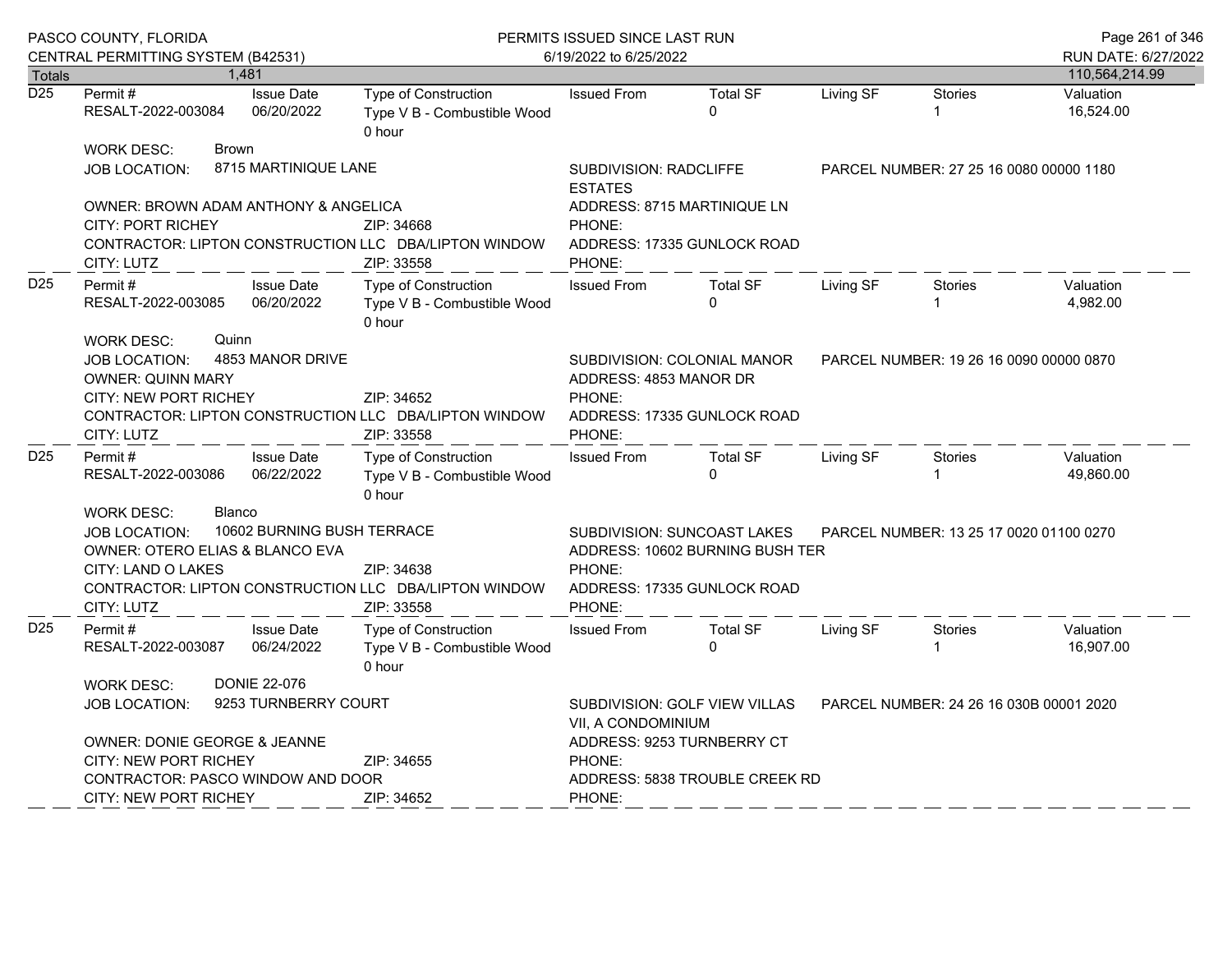| Totals | 1,481 | | | | | | | 110,564,214.99 |
|---|---|---|---|---|---|---|---|---|

**D25**

| Permit # | Issue Date | Type of Construction | Issued From | Total SF | Living SF | Stories | Valuation |
|---|---|---|---|---|---|---|---|
| RESALT-2022-003084 | 06/20/2022 | Type V B - Combustible Wood 0 hour | | 0 | | 1 | 16,524.00 |

WORK DESC: Brown

JOB LOCATION: 8715 MARTINIQUE LANE — SUBDIVISION: RADCLIFFE ESTATES — PARCEL NUMBER: 27 25 16 0080 00000 1180

OWNER: BROWN ADAM ANTHONY & ANGELICA — ADDRESS: 8715 MARTINIQUE LN

CITY: PORT RICHEY ZIP: 34668 PHONE:

CONTRACTOR: LIPTON CONSTRUCTION LLC DBA/LIPTON WINDOW — ADDRESS: 17335 GUNLOCK ROAD

CITY: LUTZ ZIP: 33558 PHONE:

---

**D25**

| Permit # | Issue Date | Type of Construction | Issued From | Total SF | Living SF | Stories | Valuation |
|---|---|---|---|---|---|---|---|
| RESALT-2022-003085 | 06/20/2022 | Type V B - Combustible Wood 0 hour | | 0 | | 1 | 4,982.00 |

WORK DESC: Quinn

JOB LOCATION: 4853 MANOR DRIVE — SUBDIVISION: COLONIAL MANOR — PARCEL NUMBER: 19 26 16 0090 00000 0870

OWNER: QUINN MARY — ADDRESS: 4853 MANOR DR

CITY: NEW PORT RICHEY ZIP: 34652 PHONE:

CONTRACTOR: LIPTON CONSTRUCTION LLC DBA/LIPTON WINDOW — ADDRESS: 17335 GUNLOCK ROAD

CITY: LUTZ ZIP: 33558 PHONE:

---

**D25**

| Permit # | Issue Date | Type of Construction | Issued From | Total SF | Living SF | Stories | Valuation |
|---|---|---|---|---|---|---|---|
| RESALT-2022-003086 | 06/22/2022 | Type V B - Combustible Wood 0 hour | | 0 | | 1 | 49,860.00 |

WORK DESC: Blanco

JOB LOCATION: 10602 BURNING BUSH TERRACE — SUBDIVISION: SUNCOAST LAKES — PARCEL NUMBER: 13 25 17 0020 01100 0270

OWNER: OTERO ELIAS & BLANCO EVA — ADDRESS: 10602 BURNING BUSH TER

CITY: LAND O LAKES ZIP: 34638 PHONE:

CONTRACTOR: LIPTON CONSTRUCTION LLC DBA/LIPTON WINDOW — ADDRESS: 17335 GUNLOCK ROAD

CITY: LUTZ ZIP: 33558 PHONE:

---

**D25**

| Permit # | Issue Date | Type of Construction | Issued From | Total SF | Living SF | Stories | Valuation |
|---|---|---|---|---|---|---|---|
| RESALT-2022-003087 | 06/24/2022 | Type V B - Combustible Wood 0 hour | | 0 | | 1 | 16,907.00 |

WORK DESC: DONIE 22-076

JOB LOCATION: 9253 TURNBERRY COURT — SUBDIVISION: GOLF VIEW VILLAS VII, A CONDOMINIUM — PARCEL NUMBER: 24 26 16 030B 00001 2020

OWNER: DONIE GEORGE & JEANNE — ADDRESS: 9253 TURNBERRY CT

CITY: NEW PORT RICHEY ZIP: 34655 PHONE:

CONTRACTOR: PASCO WINDOW AND DOOR — ADDRESS: 5838 TROUBLE CREEK RD

CITY: NEW PORT RICHEY ZIP: 34652 PHONE: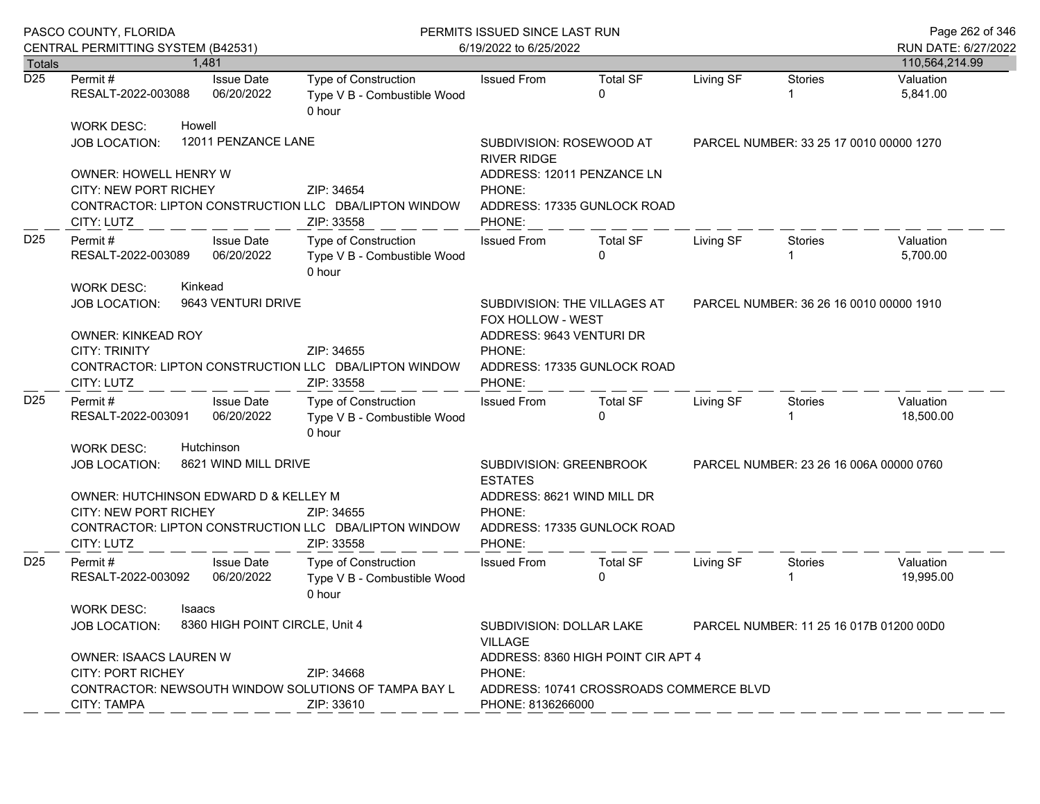| Totals | 1,481 | | | | | | | 110,564,214.99 |
|---|---|---|---|---|---|---|---|---|

**D25**

| Permit # | Issue Date | Type of Construction | Issued From | Total SF | Living SF | Stories | Valuation |
|---|---|---|---|---|---|---|---|
| RESALT-2022-003088 | 06/20/2022 | Type V B - Combustible Wood 0 hour | | 0 | | 1 | 5,841.00 |

WORK DESC: Howell

JOB LOCATION: 12011 PENZANCE LANE

SUBDIVISION: ROSEWOOD AT RIVER RIDGE

PARCEL NUMBER: 33 25 17 0010 00000 1270

OWNER: HOWELL HENRY W — ADDRESS: 12011 PENZANCE LN

CITY: NEW PORT RICHEY — ZIP: 34654 — PHONE:

CONTRACTOR: LIPTON CONSTRUCTION LLC DBA/LIPTON WINDOW — ADDRESS: 17335 GUNLOCK ROAD

CITY: LUTZ — ZIP: 33558 — PHONE:

---

**D25**

| Permit # | Issue Date | Type of Construction | Issued From | Total SF | Living SF | Stories | Valuation |
|---|---|---|---|---|---|---|---|
| RESALT-2022-003089 | 06/20/2022 | Type V B - Combustible Wood 0 hour | | 0 | | 1 | 5,700.00 |

WORK DESC: Kinkead

JOB LOCATION: 9643 VENTURI DRIVE

SUBDIVISION: THE VILLAGES AT FOX HOLLOW - WEST

PARCEL NUMBER: 36 26 16 0010 00000 1910

OWNER: KINKEAD ROY — ADDRESS: 9643 VENTURI DR

CITY: TRINITY — ZIP: 34655 — PHONE:

CONTRACTOR: LIPTON CONSTRUCTION LLC DBA/LIPTON WINDOW — ADDRESS: 17335 GUNLOCK ROAD

CITY: LUTZ — ZIP: 33558 — PHONE:

---

**D25**

| Permit # | Issue Date | Type of Construction | Issued From | Total SF | Living SF | Stories | Valuation |
|---|---|---|---|---|---|---|---|
| RESALT-2022-003091 | 06/20/2022 | Type V B - Combustible Wood 0 hour | | 0 | | 1 | 18,500.00 |

WORK DESC: Hutchinson

JOB LOCATION: 8621 WIND MILL DRIVE

SUBDIVISION: GREENBROOK ESTATES

PARCEL NUMBER: 23 26 16 006A 00000 0760

OWNER: HUTCHINSON EDWARD D & KELLEY M — ADDRESS: 8621 WIND MILL DR

CITY: NEW PORT RICHEY — ZIP: 34655 — PHONE:

CONTRACTOR: LIPTON CONSTRUCTION LLC DBA/LIPTON WINDOW — ADDRESS: 17335 GUNLOCK ROAD

CITY: LUTZ — ZIP: 33558 — PHONE:

---

**D25**

| Permit # | Issue Date | Type of Construction | Issued From | Total SF | Living SF | Stories | Valuation |
|---|---|---|---|---|---|---|---|
| RESALT-2022-003092 | 06/20/2022 | Type V B - Combustible Wood 0 hour | | 0 | | 1 | 19,995.00 |

WORK DESC: Isaacs

JOB LOCATION: 8360 HIGH POINT CIRCLE, Unit 4

SUBDIVISION: DOLLAR LAKE VILLAGE

PARCEL NUMBER: 11 25 16 017B 01200 00D0

OWNER: ISAACS LAUREN W — ADDRESS: 8360 HIGH POINT CIR APT 4

CITY: PORT RICHEY — ZIP: 34668 — PHONE:

CONTRACTOR: NEWSOUTH WINDOW SOLUTIONS OF TAMPA BAY L — ADDRESS: 10741 CROSSROADS COMMERCE BLVD

CITY: TAMPA — ZIP: 33610 — PHONE: 8136266000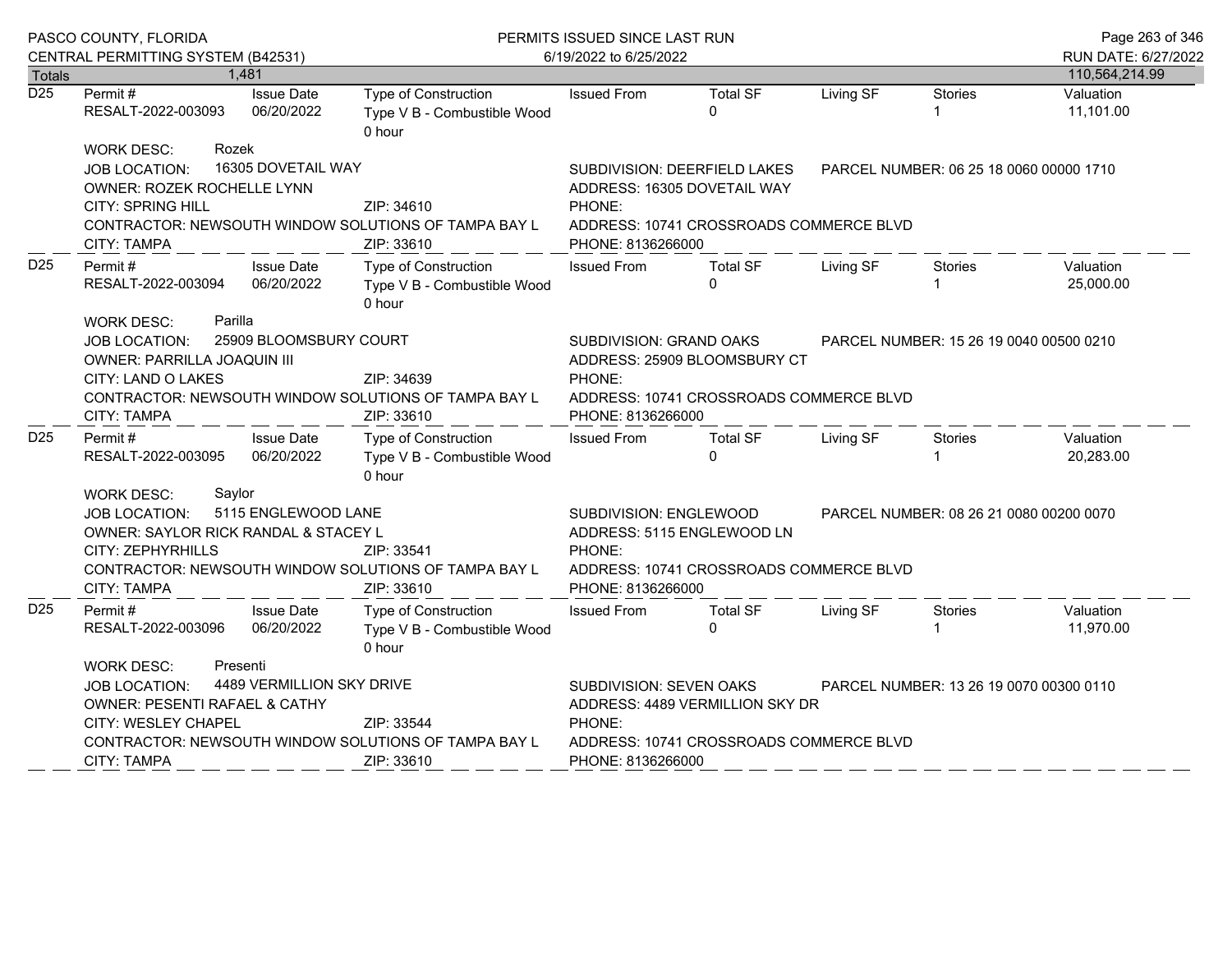PASCO COUNTY, FLORIDA
CENTRAL PERMITTING SYSTEM (B42531)

PERMITS ISSUED SINCE LAST RUN
6/19/2022 to 6/25/2022

RUN DATE: 6/27/2022

| Totals | 1,481 | | | | | | | 110,564,214.99 |
|---|---|---|---|---|---|---|---|---|

---

**D25**

| Permit # | Issue Date | Type of Construction | Issued From | Total SF | Living SF | Stories | Valuation |
|---|---|---|---|---|---|---|---|
| RESALT-2022-003093 | 06/20/2022 | Type V B - Combustible Wood 0 hour | | 0 | | 1 | 11,101.00 |

WORK DESC: Rozek
JOB LOCATION: 16305 DOVETAIL WAY
SUBDIVISION: DEERFIELD LAKES
PARCEL NUMBER: 06 25 18 0060 00000 1710
OWNER: ROZEK ROCHELLE LYNN
ADDRESS: 16305 DOVETAIL WAY
CITY: SPRING HILL ZIP: 34610
PHONE:
CONTRACTOR: NEWSOUTH WINDOW SOLUTIONS OF TAMPA BAY L
ADDRESS: 10741 CROSSROADS COMMERCE BLVD
CITY: TAMPA ZIP: 33610
PHONE: 8136266000

---

**D25**

| Permit # | Issue Date | Type of Construction | Issued From | Total SF | Living SF | Stories | Valuation |
|---|---|---|---|---|---|---|---|
| RESALT-2022-003094 | 06/20/2022 | Type V B - Combustible Wood 0 hour | | 0 | | 1 | 25,000.00 |

WORK DESC: Parilla
JOB LOCATION: 25909 BLOOMSBURY COURT
SUBDIVISION: GRAND OAKS
PARCEL NUMBER: 15 26 19 0040 00500 0210
OWNER: PARRILLA JOAQUIN III
ADDRESS: 25909 BLOOMSBURY CT
CITY: LAND O LAKES ZIP: 34639
PHONE:
CONTRACTOR: NEWSOUTH WINDOW SOLUTIONS OF TAMPA BAY L
ADDRESS: 10741 CROSSROADS COMMERCE BLVD
CITY: TAMPA ZIP: 33610
PHONE: 8136266000

---

**D25**

| Permit # | Issue Date | Type of Construction | Issued From | Total SF | Living SF | Stories | Valuation |
|---|---|---|---|---|---|---|---|
| RESALT-2022-003095 | 06/20/2022 | Type V B - Combustible Wood 0 hour | | 0 | | 1 | 20,283.00 |

WORK DESC: Saylor
JOB LOCATION: 5115 ENGLEWOOD LANE
SUBDIVISION: ENGLEWOOD
PARCEL NUMBER: 08 26 21 0080 00200 0070
OWNER: SAYLOR RICK RANDAL & STACEY L
ADDRESS: 5115 ENGLEWOOD LN
CITY: ZEPHYRHILLS ZIP: 33541
PHONE:
CONTRACTOR: NEWSOUTH WINDOW SOLUTIONS OF TAMPA BAY L
ADDRESS: 10741 CROSSROADS COMMERCE BLVD
CITY: TAMPA ZIP: 33610
PHONE: 8136266000

---

**D25**

| Permit # | Issue Date | Type of Construction | Issued From | Total SF | Living SF | Stories | Valuation |
|---|---|---|---|---|---|---|---|
| RESALT-2022-003096 | 06/20/2022 | Type V B - Combustible Wood 0 hour | | 0 | | 1 | 11,970.00 |

WORK DESC: Presenti
JOB LOCATION: 4489 VERMILLION SKY DRIVE
SUBDIVISION: SEVEN OAKS
PARCEL NUMBER: 13 26 19 0070 00300 0110
OWNER: PESENTI RAFAEL & CATHY
ADDRESS: 4489 VERMILLION SKY DR
CITY: WESLEY CHAPEL ZIP: 33544
PHONE:
CONTRACTOR: NEWSOUTH WINDOW SOLUTIONS OF TAMPA BAY L
ADDRESS: 10741 CROSSROADS COMMERCE BLVD
CITY: TAMPA ZIP: 33610
PHONE: 8136266000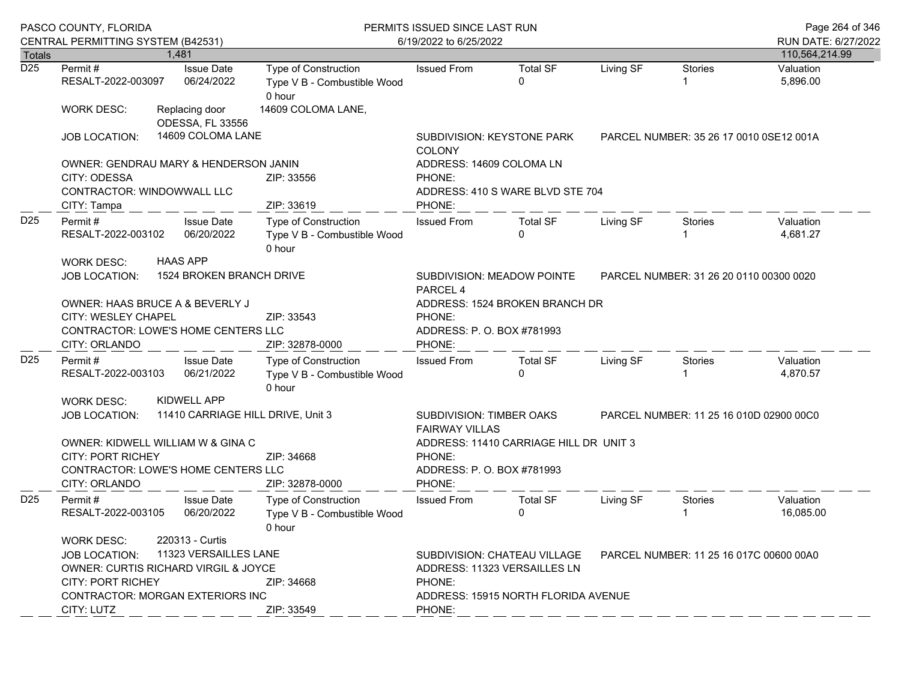| Totals | 1,481 | | | | | | | 110,564,214.99 |
|---|---|---|---|---|---|---|---|---|

**D25**

| Permit # | Issue Date | Type of Construction | Issued From | Total SF | Living SF | Stories | Valuation |
|---|---|---|---|---|---|---|---|
| RESALT-2022-003097 | 06/24/2022 | Type V B - Combustible Wood 0 hour | | 0 | | 1 | 5,896.00 |

WORK DESC: Replacing door 14609 COLOMA LANE, ODESSA, FL 33556

JOB LOCATION: 14609 COLOMA LANE

SUBDIVISION: KEYSTONE PARK COLONY

PARCEL NUMBER: 35 26 17 0010 0SE12 001A

OWNER: GENDRAU MARY & HENDERSON JANIN
ADDRESS: 14609 COLOMA LN
CITY: ODESSA ZIP: 33556
PHONE:
CONTRACTOR: WINDOWWALL LLC
ADDRESS: 410 S WARE BLVD STE 704
CITY: Tampa ZIP: 33619
PHONE:

---

**D25**

| Permit # | Issue Date | Type of Construction | Issued From | Total SF | Living SF | Stories | Valuation |
|---|---|---|---|---|---|---|---|
| RESALT-2022-003102 | 06/20/2022 | Type V B - Combustible Wood 0 hour | | 0 | | 1 | 4,681.27 |

WORK DESC: HAAS APP

JOB LOCATION: 1524 BROKEN BRANCH DRIVE

SUBDIVISION: MEADOW POINTE PARCEL 4

PARCEL NUMBER: 31 26 20 0110 00300 0020

OWNER: HAAS BRUCE A & BEVERLY J
ADDRESS: 1524 BROKEN BRANCH DR
CITY: WESLEY CHAPEL ZIP: 33543
PHONE:
CONTRACTOR: LOWE'S HOME CENTERS LLC
ADDRESS: P. O. BOX #781993
CITY: ORLANDO ZIP: 32878-0000
PHONE:

---

**D25**

| Permit # | Issue Date | Type of Construction | Issued From | Total SF | Living SF | Stories | Valuation |
|---|---|---|---|---|---|---|---|
| RESALT-2022-003103 | 06/21/2022 | Type V B - Combustible Wood 0 hour | | 0 | | 1 | 4,870.57 |

WORK DESC: KIDWELL APP

JOB LOCATION: 11410 CARRIAGE HILL DRIVE, Unit 3

SUBDIVISION: TIMBER OAKS FAIRWAY VILLAS

PARCEL NUMBER: 11 25 16 010D 02900 00C0

OWNER: KIDWELL WILLIAM W & GINA C
ADDRESS: 11410 CARRIAGE HILL DR UNIT 3
CITY: PORT RICHEY ZIP: 34668
PHONE:
CONTRACTOR: LOWE'S HOME CENTERS LLC
ADDRESS: P. O. BOX #781993
CITY: ORLANDO ZIP: 32878-0000
PHONE:

---

**D25**

| Permit # | Issue Date | Type of Construction | Issued From | Total SF | Living SF | Stories | Valuation |
|---|---|---|---|---|---|---|---|
| RESALT-2022-003105 | 06/20/2022 | Type V B - Combustible Wood 0 hour | | 0 | | 1 | 16,085.00 |

WORK DESC: 220313 - Curtis

JOB LOCATION: 11323 VERSAILLES LANE

SUBDIVISION: CHATEAU VILLAGE

PARCEL NUMBER: 11 25 16 017C 00600 00A0

OWNER: CURTIS RICHARD VIRGIL & JOYCE
ADDRESS: 11323 VERSAILLES LN
CITY: PORT RICHEY ZIP: 34668
PHONE:
CONTRACTOR: MORGAN EXTERIORS INC
ADDRESS: 15915 NORTH FLORIDA AVENUE
CITY: LUTZ ZIP: 33549
PHONE: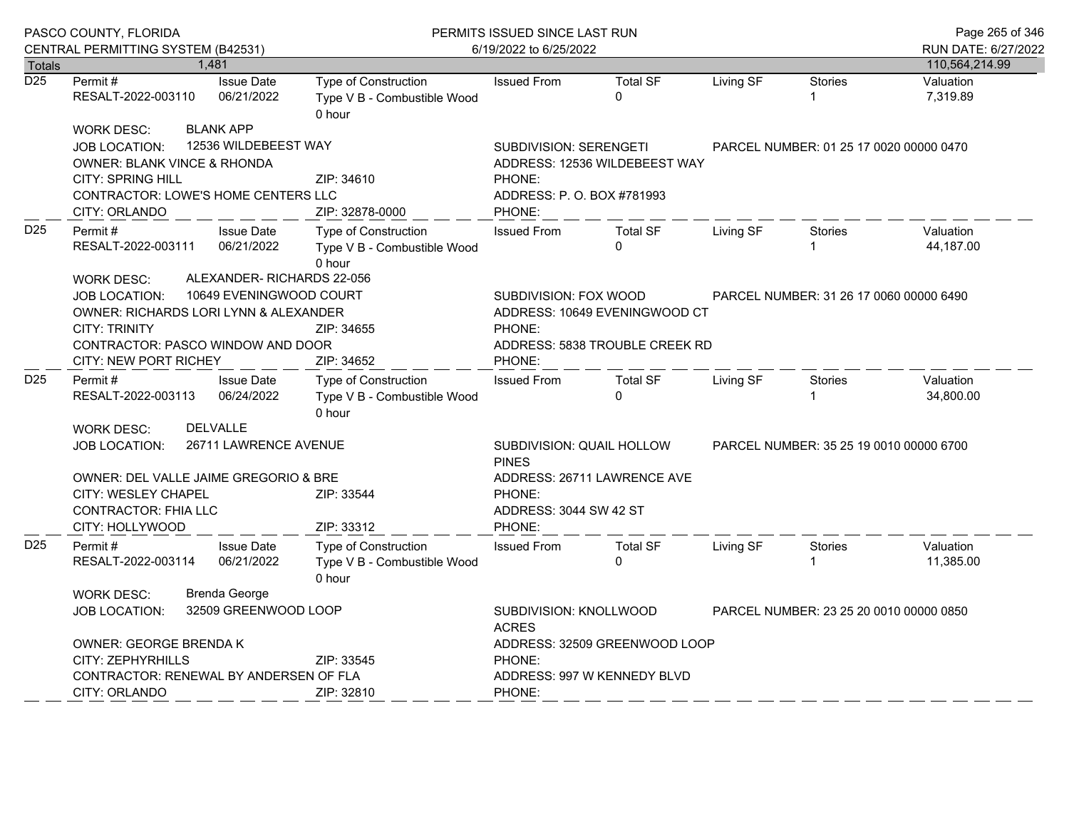| Totals | 1,481 | | | | | | | 110,564,214.99 |
|---|---|---|---|---|---|---|---|---|

## D25

| Permit # | Issue Date | Type of Construction | Issued From | Total SF | Living SF | Stories | Valuation |
|---|---|---|---|---|---|---|---|
| RESALT-2022-003110 | 06/21/2022 | Type V B - Combustible Wood 0 hour | | 0 | | 1 | 7,319.89 |

WORK DESC: BLANK APP
JOB LOCATION: 12536 WILDEBEEST WAY — SUBDIVISION: SERENGETI — PARCEL NUMBER: 01 25 17 0020 00000 0470
OWNER: BLANK VINCE & RHONDA — ADDRESS: 12536 WILDEBEEST WAY
CITY: SPRING HILL — ZIP: 34610 — PHONE:
CONTRACTOR: LOWE'S HOME CENTERS LLC — ADDRESS: P. O. BOX #781993
CITY: ORLANDO — ZIP: 32878-0000 — PHONE:

## D25

| Permit # | Issue Date | Type of Construction | Issued From | Total SF | Living SF | Stories | Valuation |
|---|---|---|---|---|---|---|---|
| RESALT-2022-003111 | 06/21/2022 | Type V B - Combustible Wood 0 hour | | 0 | | 1 | 44,187.00 |

WORK DESC: ALEXANDER- RICHARDS 22-056
JOB LOCATION: 10649 EVENINGWOOD COURT — SUBDIVISION: FOX WOOD — PARCEL NUMBER: 31 26 17 0060 00000 6490
OWNER: RICHARDS LORI LYNN & ALEXANDER — ADDRESS: 10649 EVENINGWOOD CT
CITY: TRINITY — ZIP: 34655 — PHONE:
CONTRACTOR: PASCO WINDOW AND DOOR — ADDRESS: 5838 TROUBLE CREEK RD
CITY: NEW PORT RICHEY — ZIP: 34652 — PHONE:

## D25

| Permit # | Issue Date | Type of Construction | Issued From | Total SF | Living SF | Stories | Valuation |
|---|---|---|---|---|---|---|---|
| RESALT-2022-003113 | 06/24/2022 | Type V B - Combustible Wood 0 hour | | 0 | | 1 | 34,800.00 |

WORK DESC: DELVALLE
JOB LOCATION: 26711 LAWRENCE AVENUE — SUBDIVISION: QUAIL HOLLOW PINES — PARCEL NUMBER: 35 25 19 0010 00000 6700
OWNER: DEL VALLE JAIME GREGORIO & BRE — ADDRESS: 26711 LAWRENCE AVE
CITY: WESLEY CHAPEL — ZIP: 33544 — PHONE:
CONTRACTOR: FHIA LLC — ADDRESS: 3044 SW 42 ST
CITY: HOLLYWOOD — ZIP: 33312 — PHONE:

## D25

| Permit # | Issue Date | Type of Construction | Issued From | Total SF | Living SF | Stories | Valuation |
|---|---|---|---|---|---|---|---|
| RESALT-2022-003114 | 06/21/2022 | Type V B - Combustible Wood 0 hour | | 0 | | 1 | 11,385.00 |

WORK DESC: Brenda George
JOB LOCATION: 32509 GREENWOOD LOOP — SUBDIVISION: KNOLLWOOD ACRES — PARCEL NUMBER: 23 25 20 0010 00000 0850
OWNER: GEORGE BRENDA K — ADDRESS: 32509 GREENWOOD LOOP
CITY: ZEPHYRHILLS — ZIP: 33545 — PHONE:
CONTRACTOR: RENEWAL BY ANDERSEN OF FLA — ADDRESS: 997 W KENNEDY BLVD
CITY: ORLANDO — ZIP: 32810 — PHONE: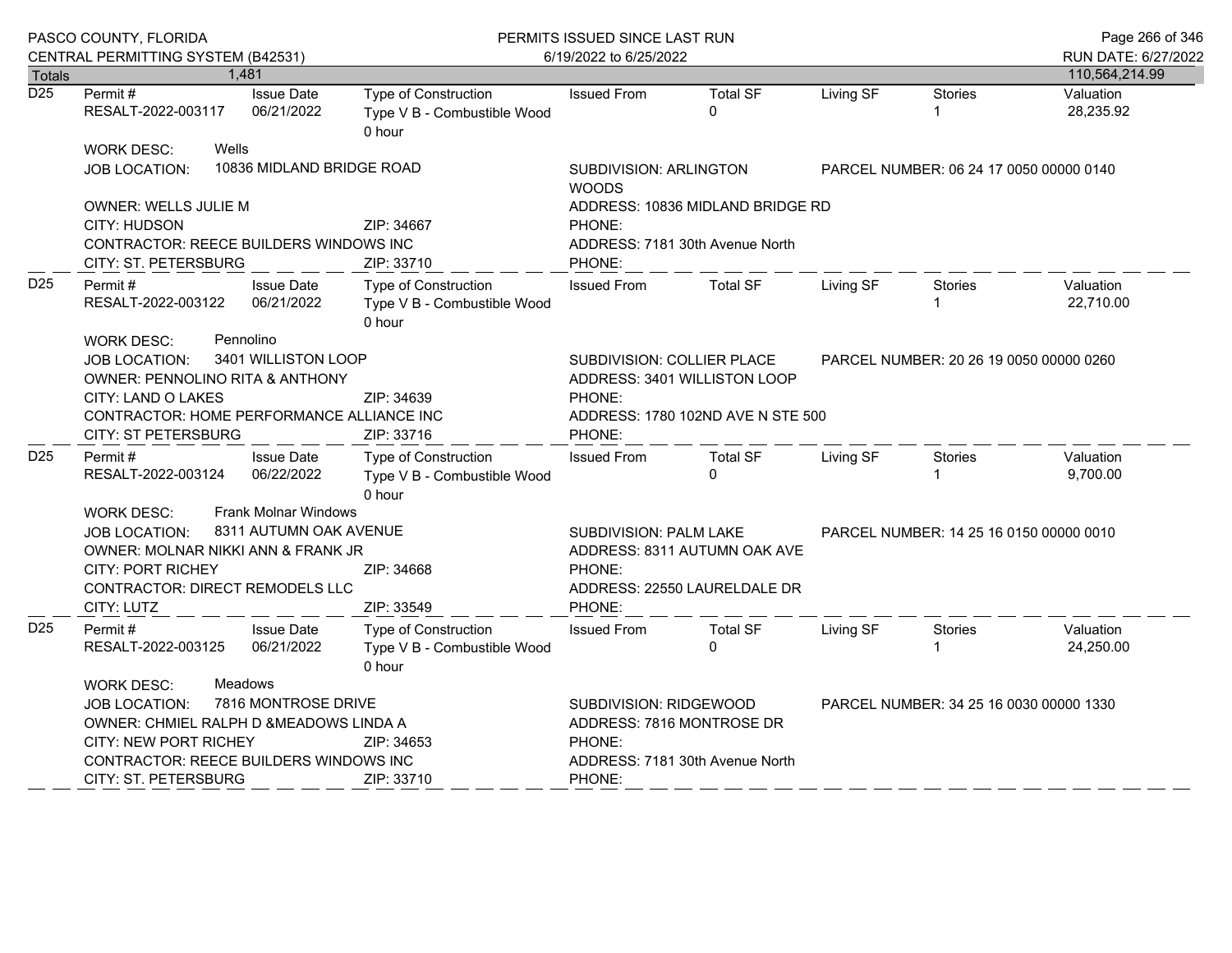PASCO COUNTY, FLORIDA
CENTRAL PERMITTING SYSTEM (B42531)

PERMITS ISSUED SINCE LAST RUN
6/19/2022 to 6/25/2022

RUN DATE: 6/27/2022

| Totals | 1,481 | | | | | | | 110,564,214.99 |
|---|---|---|---|---|---|---|---|---|

---

**D25**

| Permit # | Issue Date | Type of Construction | Issued From | Total SF | Living SF | Stories | Valuation |
|---|---|---|---|---|---|---|---|
| RESALT-2022-003117 | 06/21/2022 | Type V B - Combustible Wood 0 hour | | 0 | | 1 | 28,235.92 |

WORK DESC: Wells

JOB LOCATION: 10836 MIDLAND BRIDGE ROAD — SUBDIVISION: ARLINGTON WOODS — PARCEL NUMBER: 06 24 17 0050 00000 0140

OWNER: WELLS JULIE M — ADDRESS: 10836 MIDLAND BRIDGE RD

CITY: HUDSON ZIP: 34667 PHONE:

CONTRACTOR: REECE BUILDERS WINDOWS INC — ADDRESS: 7181 30th Avenue North

CITY: ST. PETERSBURG ZIP: 33710 PHONE:

---

**D25**

| Permit # | Issue Date | Type of Construction | Issued From | Total SF | Living SF | Stories | Valuation |
|---|---|---|---|---|---|---|---|
| RESALT-2022-003122 | 06/21/2022 | Type V B - Combustible Wood 0 hour | | | | 1 | 22,710.00 |

WORK DESC: Pennolino

JOB LOCATION: 3401 WILLISTON LOOP — SUBDIVISION: COLLIER PLACE — PARCEL NUMBER: 20 26 19 0050 00000 0260

OWNER: PENNOLINO RITA & ANTHONY — ADDRESS: 3401 WILLISTON LOOP

CITY: LAND O LAKES ZIP: 34639 PHONE:

CONTRACTOR: HOME PERFORMANCE ALLIANCE INC — ADDRESS: 1780 102ND AVE N STE 500

CITY: ST PETERSBURG ZIP: 33716 PHONE:

---

**D25**

| Permit # | Issue Date | Type of Construction | Issued From | Total SF | Living SF | Stories | Valuation |
|---|---|---|---|---|---|---|---|
| RESALT-2022-003124 | 06/22/2022 | Type V B - Combustible Wood 0 hour | | 0 | | 1 | 9,700.00 |

WORK DESC: Frank Molnar Windows

JOB LOCATION: 8311 AUTUMN OAK AVENUE — SUBDIVISION: PALM LAKE — PARCEL NUMBER: 14 25 16 0150 00000 0010

OWNER: MOLNAR NIKKI ANN & FRANK JR — ADDRESS: 8311 AUTUMN OAK AVE

CITY: PORT RICHEY ZIP: 34668 PHONE:

CONTRACTOR: DIRECT REMODELS LLC — ADDRESS: 22550 LAURELDALE DR

CITY: LUTZ ZIP: 33549 PHONE:

---

**D25**

| Permit # | Issue Date | Type of Construction | Issued From | Total SF | Living SF | Stories | Valuation |
|---|---|---|---|---|---|---|---|
| RESALT-2022-003125 | 06/21/2022 | Type V B - Combustible Wood 0 hour | | 0 | | 1 | 24,250.00 |

WORK DESC: Meadows

JOB LOCATION: 7816 MONTROSE DRIVE — SUBDIVISION: RIDGEWOOD — PARCEL NUMBER: 34 25 16 0030 00000 1330

OWNER: CHMIEL RALPH D &MEADOWS LINDA A — ADDRESS: 7816 MONTROSE DR

CITY: NEW PORT RICHEY ZIP: 34653 PHONE:

CONTRACTOR: REECE BUILDERS WINDOWS INC — ADDRESS: 7181 30th Avenue North

CITY: ST. PETERSBURG ZIP: 33710 PHONE: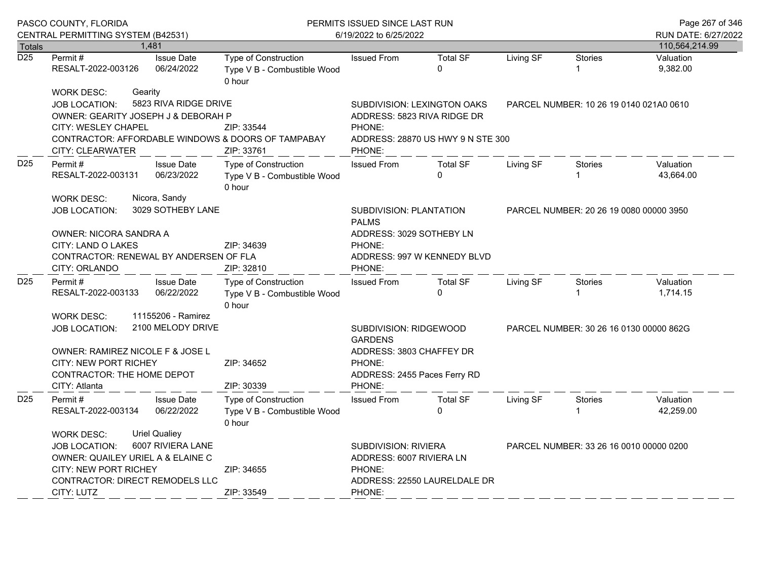PASCO COUNTY, FLORIDA
CENTRAL PERMITTING SYSTEM (B42531)

PERMITS ISSUED SINCE LAST RUN
6/19/2022 to 6/25/2022

RUN DATE: 6/27/2022

| Totals | 1,481 | | | | | | | 110,564,214.99 |
|---|---|---|---|---|---|---|---|---|

---

**D25**

| Permit # | Issue Date | Type of Construction | Issued From | Total SF | Living SF | Stories | Valuation |
|---|---|---|---|---|---|---|---|
| RESALT-2022-003126 | 06/24/2022 | Type V B - Combustible Wood 0 hour | | 0 | | 1 | 9,382.00 |

WORK DESC: Gearity
JOB LOCATION: 5823 RIVA RIDGE DRIVE
SUBDIVISION: LEXINGTON OAKS
PARCEL NUMBER: 10 26 19 0140 021A0 0610
OWNER: GEARITY JOSEPH J & DEBORAH P
ADDRESS: 5823 RIVA RIDGE DR
CITY: WESLEY CHAPEL ZIP: 33544 PHONE:
CONTRACTOR: AFFORDABLE WINDOWS & DOORS OF TAMPABAY
ADDRESS: 28870 US HWY 9 N STE 300
CITY: CLEARWATER ZIP: 33761 PHONE:

---

**D25**

| Permit # | Issue Date | Type of Construction | Issued From | Total SF | Living SF | Stories | Valuation |
|---|---|---|---|---|---|---|---|
| RESALT-2022-003131 | 06/23/2022 | Type V B - Combustible Wood 0 hour | | 0 | | 1 | 43,664.00 |

WORK DESC: Nicora, Sandy
JOB LOCATION: 3029 SOTHEBY LANE
SUBDIVISION: PLANTATION PALMS
PARCEL NUMBER: 20 26 19 0080 00000 3950
OWNER: NICORA SANDRA A
ADDRESS: 3029 SOTHEBY LN
CITY: LAND O LAKES ZIP: 34639 PHONE:
CONTRACTOR: RENEWAL BY ANDERSEN OF FLA
ADDRESS: 997 W KENNEDY BLVD
CITY: ORLANDO ZIP: 32810 PHONE:

---

**D25**

| Permit # | Issue Date | Type of Construction | Issued From | Total SF | Living SF | Stories | Valuation |
|---|---|---|---|---|---|---|---|
| RESALT-2022-003133 | 06/22/2022 | Type V B - Combustible Wood 0 hour | | 0 | | 1 | 1,714.15 |

WORK DESC: 11155206 - Ramirez
JOB LOCATION: 2100 MELODY DRIVE
SUBDIVISION: RIDGEWOOD GARDENS
PARCEL NUMBER: 30 26 16 0130 00000 862G
OWNER: RAMIREZ NICOLE F & JOSE L
ADDRESS: 3803 CHAFFEY DR
CITY: NEW PORT RICHEY ZIP: 34652 PHONE:
CONTRACTOR: THE HOME DEPOT
ADDRESS: 2455 Paces Ferry RD
CITY: Atlanta ZIP: 30339 PHONE:

---

**D25**

| Permit # | Issue Date | Type of Construction | Issued From | Total SF | Living SF | Stories | Valuation |
|---|---|---|---|---|---|---|---|
| RESALT-2022-003134 | 06/22/2022 | Type V B - Combustible Wood 0 hour | | 0 | | 1 | 42,259.00 |

WORK DESC: Uriel Qualiey
JOB LOCATION: 6007 RIVIERA LANE
SUBDIVISION: RIVIERA
PARCEL NUMBER: 33 26 16 0010 00000 0200
OWNER: QUAILEY URIEL A & ELAINE C
ADDRESS: 6007 RIVIERA LN
CITY: NEW PORT RICHEY ZIP: 34655 PHONE:
CONTRACTOR: DIRECT REMODELS LLC
ADDRESS: 22550 LAURELDALE DR
CITY: LUTZ ZIP: 33549 PHONE: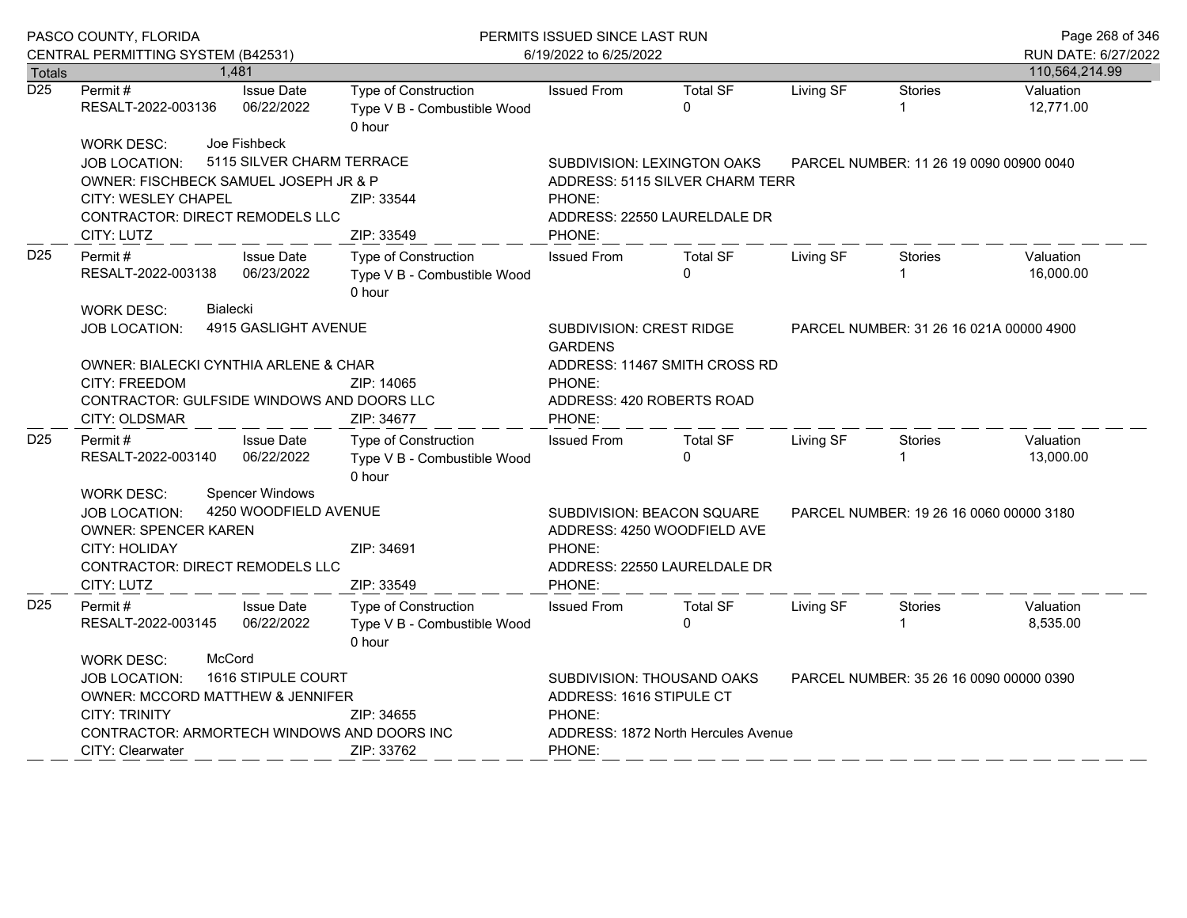| Totals | 1,481 | | | | | | | 110,564,214.99 |
|---|---|---|---|---|---|---|---|---|

**D25**

| Permit # | Issue Date | Type of Construction | Issued From | Total SF | Living SF | Stories | Valuation |
|---|---|---|---|---|---|---|---|
| RESALT-2022-003136 | 06/22/2022 | Type V B - Combustible Wood 0 hour | | 0 | | 1 | 12,771.00 |

WORK DESC: Joe Fishbeck
JOB LOCATION: 5115 SILVER CHARM TERRACE
SUBDIVISION: LEXINGTON OAKS
PARCEL NUMBER: 11 26 19 0090 00900 0040
OWNER: FISCHBECK SAMUEL JOSEPH JR & P
ADDRESS: 5115 SILVER CHARM TERR
CITY: WESLEY CHAPEL ZIP: 33544
PHONE:
CONTRACTOR: DIRECT REMODELS LLC
ADDRESS: 22550 LAURELDALE DR
CITY: LUTZ ZIP: 33549
PHONE:

**D25**

| Permit # | Issue Date | Type of Construction | Issued From | Total SF | Living SF | Stories | Valuation |
|---|---|---|---|---|---|---|---|
| RESALT-2022-003138 | 06/23/2022 | Type V B - Combustible Wood 0 hour | | 0 | | 1 | 16,000.00 |

WORK DESC: Bialecki
JOB LOCATION: 4915 GASLIGHT AVENUE
SUBDIVISION: CREST RIDGE GARDENS
PARCEL NUMBER: 31 26 16 021A 00000 4900
OWNER: BIALECKI CYNTHIA ARLENE & CHAR
ADDRESS: 11467 SMITH CROSS RD
CITY: FREEDOM ZIP: 14065
PHONE:
CONTRACTOR: GULFSIDE WINDOWS AND DOORS LLC
ADDRESS: 420 ROBERTS ROAD
CITY: OLDSMAR ZIP: 34677
PHONE:

**D25**

| Permit # | Issue Date | Type of Construction | Issued From | Total SF | Living SF | Stories | Valuation |
|---|---|---|---|---|---|---|---|
| RESALT-2022-003140 | 06/22/2022 | Type V B - Combustible Wood 0 hour | | 0 | | 1 | 13,000.00 |

WORK DESC: Spencer Windows
JOB LOCATION: 4250 WOODFIELD AVENUE
SUBDIVISION: BEACON SQUARE
PARCEL NUMBER: 19 26 16 0060 00000 3180
OWNER: SPENCER KAREN
ADDRESS: 4250 WOODFIELD AVE
CITY: HOLIDAY ZIP: 34691
PHONE:
CONTRACTOR: DIRECT REMODELS LLC
ADDRESS: 22550 LAURELDALE DR
CITY: LUTZ ZIP: 33549
PHONE:

**D25**

| Permit # | Issue Date | Type of Construction | Issued From | Total SF | Living SF | Stories | Valuation |
|---|---|---|---|---|---|---|---|
| RESALT-2022-003145 | 06/22/2022 | Type V B - Combustible Wood 0 hour | | 0 | | 1 | 8,535.00 |

WORK DESC: McCord
JOB LOCATION: 1616 STIPULE COURT
SUBDIVISION: THOUSAND OAKS
PARCEL NUMBER: 35 26 16 0090 00000 0390
OWNER: MCCORD MATTHEW & JENNIFER
ADDRESS: 1616 STIPULE CT
CITY: TRINITY ZIP: 34655
PHONE:
CONTRACTOR: ARMORTECH WINDOWS AND DOORS INC
ADDRESS: 1872 North Hercules Avenue
CITY: Clearwater ZIP: 33762
PHONE: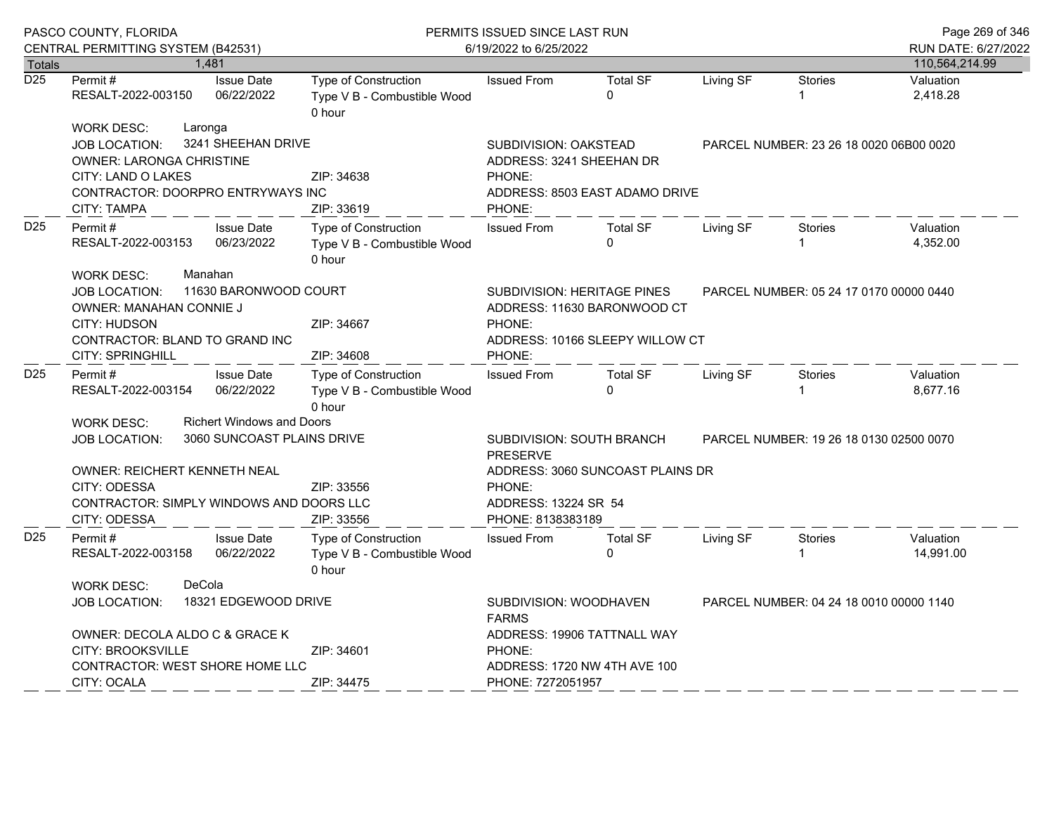| Totals | 1,481 | | | | | | | 110,564,214.99 |
|---|---|---|---|---|---|---|---|---|

**D25**

| Permit # | Issue Date | Type of Construction | Issued From | Total SF | Living SF | Stories | Valuation |
|---|---|---|---|---|---|---|---|
| RESALT-2022-003150 | 06/22/2022 | Type V B - Combustible Wood 0 hour | | 0 | | 1 | 2,418.28 |

WORK DESC: Laronga
JOB LOCATION: 3241 SHEEHAN DRIVE
SUBDIVISION: OAKSTEAD
PARCEL NUMBER: 23 26 18 0020 06B00 0020
OWNER: LARONGA CHRISTINE
ADDRESS: 3241 SHEEHAN DR
CITY: LAND O LAKES ZIP: 34638
PHONE:
CONTRACTOR: DOORPRO ENTRYWAYS INC
ADDRESS: 8503 EAST ADAMO DRIVE
CITY: TAMPA ZIP: 33619
PHONE:

**D25**

| Permit # | Issue Date | Type of Construction | Issued From | Total SF | Living SF | Stories | Valuation |
|---|---|---|---|---|---|---|---|
| RESALT-2022-003153 | 06/23/2022 | Type V B - Combustible Wood 0 hour | | 0 | | 1 | 4,352.00 |

WORK DESC: Manahan
JOB LOCATION: 11630 BARONWOOD COURT
SUBDIVISION: HERITAGE PINES
PARCEL NUMBER: 05 24 17 0170 00000 0440
OWNER: MANAHAN CONNIE J
ADDRESS: 11630 BARONWOOD CT
CITY: HUDSON ZIP: 34667
PHONE:
CONTRACTOR: BLAND TO GRAND INC
ADDRESS: 10166 SLEEPY WILLOW CT
CITY: SPRINGHILL ZIP: 34608
PHONE:

**D25**

| Permit # | Issue Date | Type of Construction | Issued From | Total SF | Living SF | Stories | Valuation |
|---|---|---|---|---|---|---|---|
| RESALT-2022-003154 | 06/22/2022 | Type V B - Combustible Wood 0 hour | | 0 | | 1 | 8,677.16 |

WORK DESC: Richert Windows and Doors
JOB LOCATION: 3060 SUNCOAST PLAINS DRIVE
SUBDIVISION: SOUTH BRANCH PRESERVE
PARCEL NUMBER: 19 26 18 0130 02500 0070
OWNER: REICHERT KENNETH NEAL
ADDRESS: 3060 SUNCOAST PLAINS DR
CITY: ODESSA ZIP: 33556
PHONE:
CONTRACTOR: SIMPLY WINDOWS AND DOORS LLC
ADDRESS: 13224 SR 54
CITY: ODESSA ZIP: 33556
PHONE: 8138383189

**D25**

| Permit # | Issue Date | Type of Construction | Issued From | Total SF | Living SF | Stories | Valuation |
|---|---|---|---|---|---|---|---|
| RESALT-2022-003158 | 06/22/2022 | Type V B - Combustible Wood 0 hour | | 0 | | 1 | 14,991.00 |

WORK DESC: DeCola
JOB LOCATION: 18321 EDGEWOOD DRIVE
SUBDIVISION: WOODHAVEN FARMS
PARCEL NUMBER: 04 24 18 0010 00000 1140
OWNER: DECOLA ALDO C & GRACE K
ADDRESS: 19906 TATTNALL WAY
CITY: BROOKSVILLE ZIP: 34601
PHONE:
CONTRACTOR: WEST SHORE HOME LLC
ADDRESS: 1720 NW 4TH AVE 100
CITY: OCALA ZIP: 34475
PHONE: 7272051957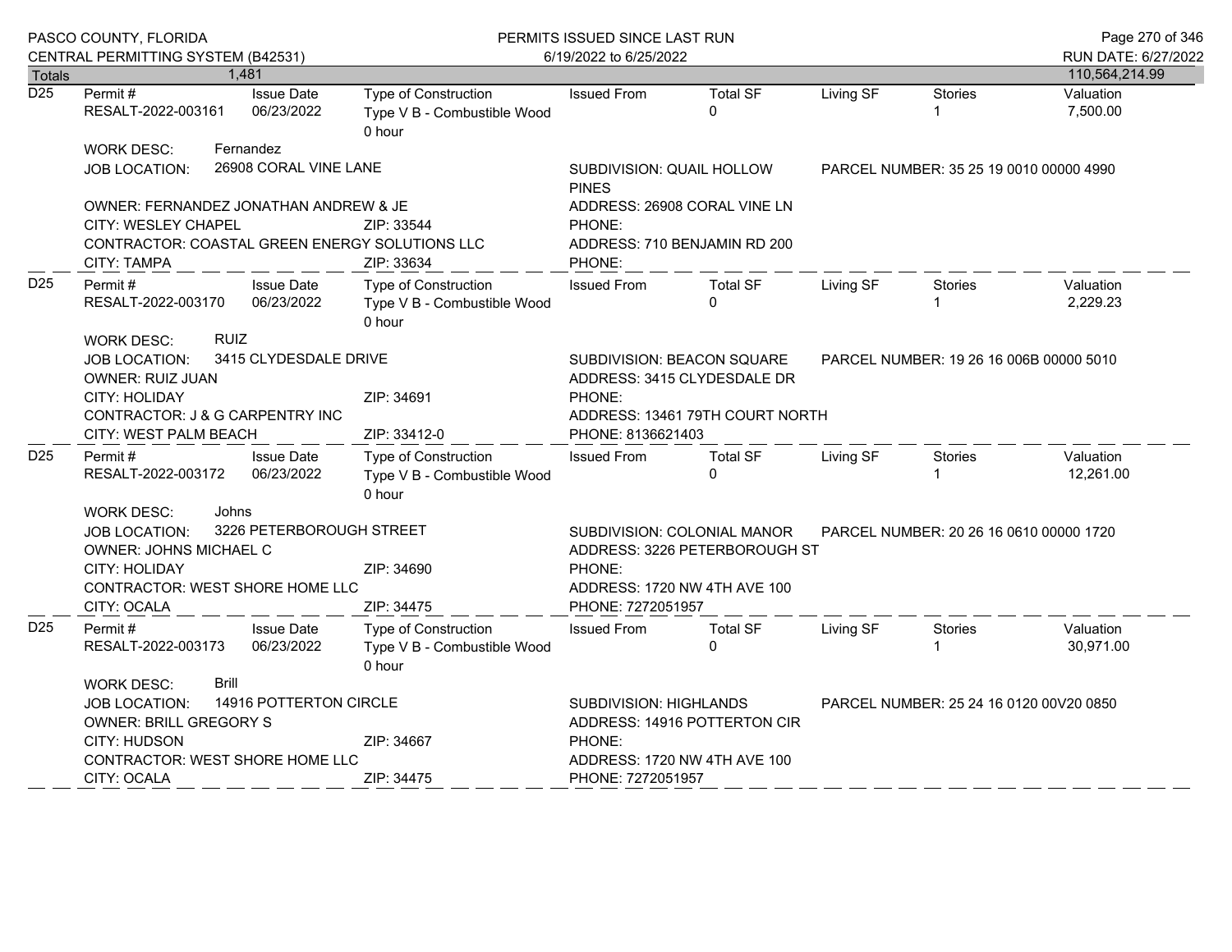| Totals | 1,481 | | | | | | | 110,564,214.99 |
|---|---|---|---|---|---|---|---|---|

**D25**

| Permit # | Issue Date | Type of Construction | Issued From | Total SF | Living SF | Stories | Valuation |
|---|---|---|---|---|---|---|---|
| RESALT-2022-003161 | 06/23/2022 | Type V B - Combustible Wood 0 hour | | 0 | | 1 | 7,500.00 |

WORK DESC: Fernandez
JOB LOCATION: 26908 CORAL VINE LANE
SUBDIVISION: QUAIL HOLLOW PINES
PARCEL NUMBER: 35 25 19 0010 00000 4990
OWNER: FERNANDEZ JONATHAN ANDREW & JE
ADDRESS: 26908 CORAL VINE LN
CITY: WESLEY CHAPEL ZIP: 33544
PHONE:
CONTRACTOR: COASTAL GREEN ENERGY SOLUTIONS LLC
ADDRESS: 710 BENJAMIN RD 200
CITY: TAMPA ZIP: 33634
PHONE:

**D25**

| Permit # | Issue Date | Type of Construction | Issued From | Total SF | Living SF | Stories | Valuation |
|---|---|---|---|---|---|---|---|
| RESALT-2022-003170 | 06/23/2022 | Type V B - Combustible Wood 0 hour | | 0 | | 1 | 2,229.23 |

WORK DESC: RUIZ
JOB LOCATION: 3415 CLYDESDALE DRIVE
SUBDIVISION: BEACON SQUARE
PARCEL NUMBER: 19 26 16 006B 00000 5010
OWNER: RUIZ JUAN
ADDRESS: 3415 CLYDESDALE DR
CITY: HOLIDAY ZIP: 34691
PHONE:
CONTRACTOR: J & G CARPENTRY INC
ADDRESS: 13461 79TH COURT NORTH
CITY: WEST PALM BEACH ZIP: 33412-0
PHONE: 8136621403

**D25**

| Permit # | Issue Date | Type of Construction | Issued From | Total SF | Living SF | Stories | Valuation |
|---|---|---|---|---|---|---|---|
| RESALT-2022-003172 | 06/23/2022 | Type V B - Combustible Wood 0 hour | | 0 | | 1 | 12,261.00 |

WORK DESC: Johns
JOB LOCATION: 3226 PETERBOROUGH STREET
SUBDIVISION: COLONIAL MANOR
PARCEL NUMBER: 20 26 16 0610 00000 1720
OWNER: JOHNS MICHAEL C
ADDRESS: 3226 PETERBOROUGH ST
CITY: HOLIDAY ZIP: 34690
PHONE:
CONTRACTOR: WEST SHORE HOME LLC
ADDRESS: 1720 NW 4TH AVE 100
CITY: OCALA ZIP: 34475
PHONE: 7272051957

**D25**

| Permit # | Issue Date | Type of Construction | Issued From | Total SF | Living SF | Stories | Valuation |
|---|---|---|---|---|---|---|---|
| RESALT-2022-003173 | 06/23/2022 | Type V B - Combustible Wood 0 hour | | 0 | | 1 | 30,971.00 |

WORK DESC: Brill
JOB LOCATION: 14916 POTTERTON CIRCLE
SUBDIVISION: HIGHLANDS
PARCEL NUMBER: 25 24 16 0120 00V20 0850
OWNER: BRILL GREGORY S
ADDRESS: 14916 POTTERTON CIR
CITY: HUDSON ZIP: 34667
PHONE:
CONTRACTOR: WEST SHORE HOME LLC
ADDRESS: 1720 NW 4TH AVE 100
CITY: OCALA ZIP: 34475
PHONE: 7272051957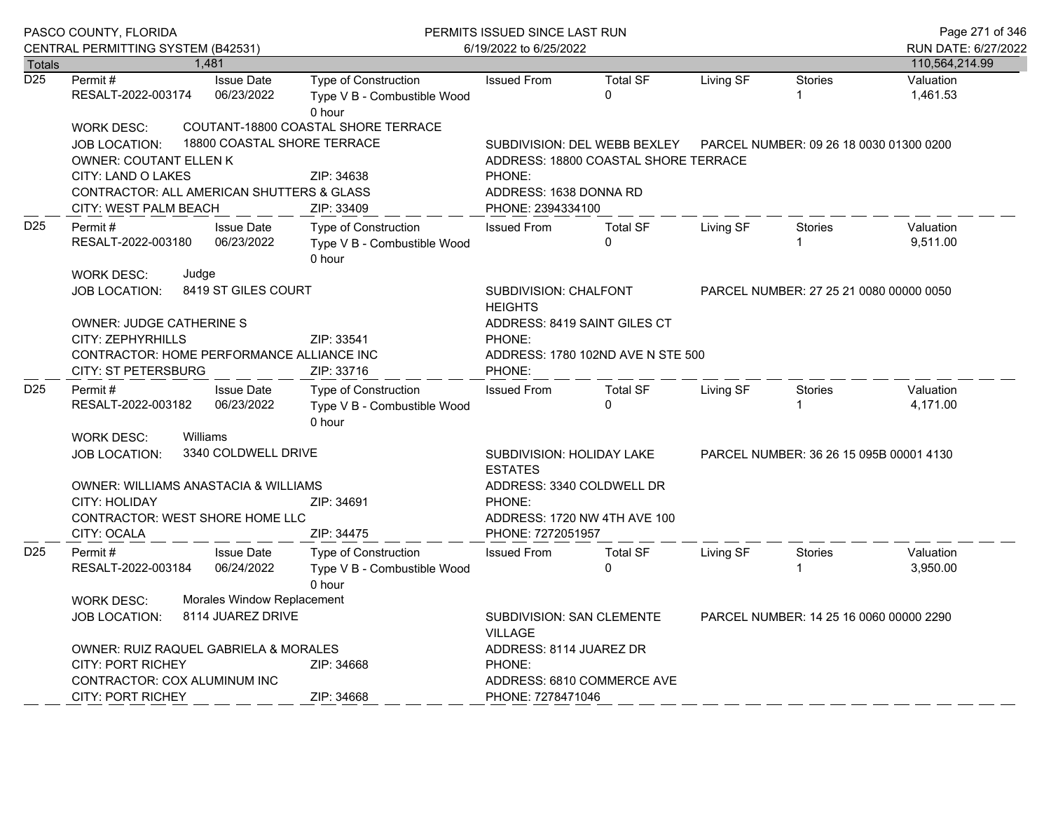| Totals | 1,481 | | | | | | | 110,564,214.99 |
|---|---|---|---|---|---|---|---|---|

## D25

| Permit # | Issue Date | Type of Construction | Issued From | Total SF | Living SF | Stories | Valuation |
|---|---|---|---|---|---|---|---|
| RESALT-2022-003174 | 06/23/2022 | Type V B - Combustible Wood 0 hour | | 0 | | 1 | 1,461.53 |

WORK DESC: COUTANT-18800 COASTAL SHORE TERRACE
JOB LOCATION: 18800 COASTAL SHORE TERRACE
SUBDIVISION: DEL WEBB BEXLEY
PARCEL NUMBER: 09 26 18 0030 01300 0200
OWNER: COUTANT ELLEN K
ADDRESS: 18800 COASTAL SHORE TERRACE
CITY: LAND O LAKES ZIP: 34638
PHONE:
CONTRACTOR: ALL AMERICAN SHUTTERS & GLASS
ADDRESS: 1638 DONNA RD
CITY: WEST PALM BEACH ZIP: 33409
PHONE: 2394334100

## D25

| Permit # | Issue Date | Type of Construction | Issued From | Total SF | Living SF | Stories | Valuation |
|---|---|---|---|---|---|---|---|
| RESALT-2022-003180 | 06/23/2022 | Type V B - Combustible Wood 0 hour | | 0 | | 1 | 9,511.00 |

WORK DESC: Judge
JOB LOCATION: 8419 ST GILES COURT
SUBDIVISION: CHALFONT HEIGHTS
PARCEL NUMBER: 27 25 21 0080 00000 0050
OWNER: JUDGE CATHERINE S
ADDRESS: 8419 SAINT GILES CT
CITY: ZEPHYRHILLS ZIP: 33541
PHONE:
CONTRACTOR: HOME PERFORMANCE ALLIANCE INC
ADDRESS: 1780 102ND AVE N STE 500
CITY: ST PETERSBURG ZIP: 33716
PHONE:

## D25

| Permit # | Issue Date | Type of Construction | Issued From | Total SF | Living SF | Stories | Valuation |
|---|---|---|---|---|---|---|---|
| RESALT-2022-003182 | 06/23/2022 | Type V B - Combustible Wood 0 hour | | 0 | | 1 | 4,171.00 |

WORK DESC: Williams
JOB LOCATION: 3340 COLDWELL DRIVE
SUBDIVISION: HOLIDAY LAKE ESTATES
PARCEL NUMBER: 36 26 15 095B 00001 4130
OWNER: WILLIAMS ANASTACIA & WILLIAMS
ADDRESS: 3340 COLDWELL DR
CITY: HOLIDAY ZIP: 34691
PHONE:
CONTRACTOR: WEST SHORE HOME LLC
ADDRESS: 1720 NW 4TH AVE 100
CITY: OCALA ZIP: 34475
PHONE: 7272051957

## D25

| Permit # | Issue Date | Type of Construction | Issued From | Total SF | Living SF | Stories | Valuation |
|---|---|---|---|---|---|---|---|
| RESALT-2022-003184 | 06/24/2022 | Type V B - Combustible Wood 0 hour | | 0 | | 1 | 3,950.00 |

WORK DESC: Morales Window Replacement
JOB LOCATION: 8114 JUAREZ DRIVE
SUBDIVISION: SAN CLEMENTE VILLAGE
PARCEL NUMBER: 14 25 16 0060 00000 2290
OWNER: RUIZ RAQUEL GABRIELA & MORALES
ADDRESS: 8114 JUAREZ DR
CITY: PORT RICHEY ZIP: 34668
PHONE:
CONTRACTOR: COX ALUMINUM INC
ADDRESS: 6810 COMMERCE AVE
CITY: PORT RICHEY ZIP: 34668
PHONE: 7278471046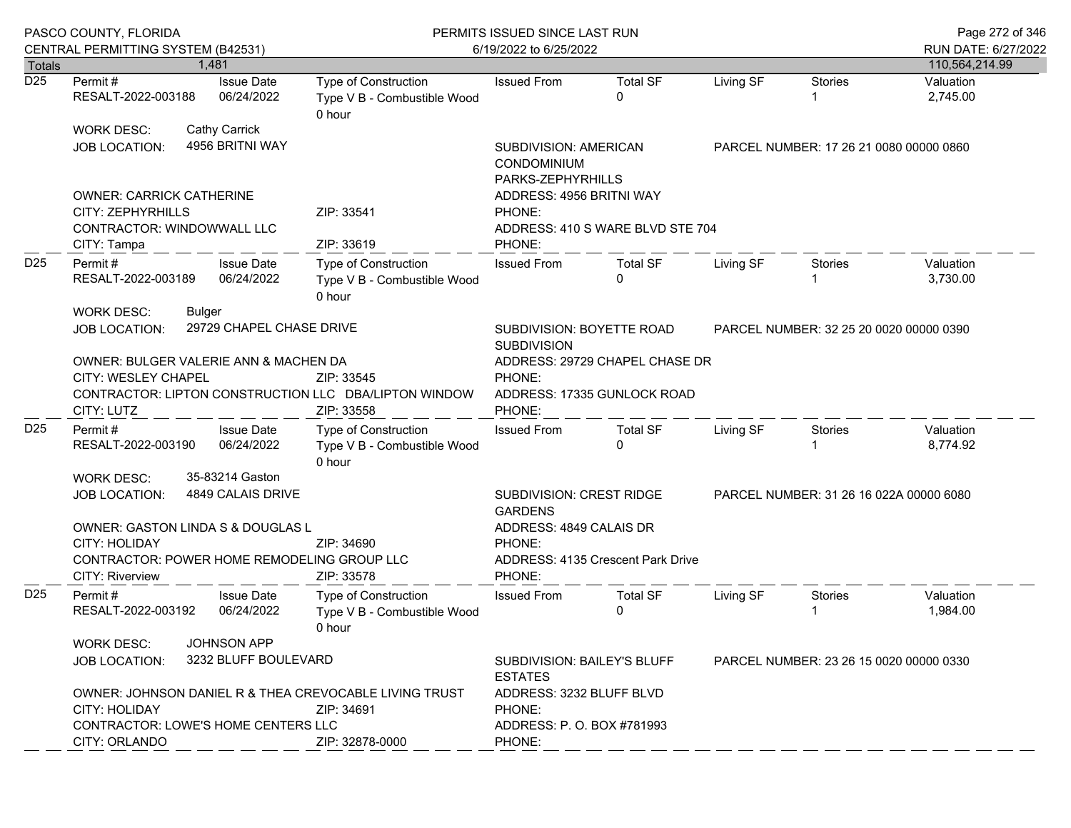| Totals | 1,481 | | | | | | | 110,564,214.99 |
|---|---|---|---|---|---|---|---|---|

**D25**

| Permit # | Issue Date | Type of Construction | Issued From | Total SF | Living SF | Stories | Valuation |
|---|---|---|---|---|---|---|---|
| RESALT-2022-003188 | 06/24/2022 | Type V B - Combustible Wood 0 hour | | 0 | | 1 | 2,745.00 |

WORK DESC: Cathy Carrick

JOB LOCATION: 4956 BRITNI WAY

SUBDIVISION: AMERICAN CONDOMINIUM PARKS-ZEPHYRHILLS

PARCEL NUMBER: 17 26 21 0080 00000 0860

OWNER: CARRICK CATHERINE — ADDRESS: 4956 BRITNI WAY

CITY: ZEPHYRHILLS — ZIP: 33541 — PHONE:

CONTRACTOR: WINDOWWALL LLC — ADDRESS: 410 S WARE BLVD STE 704

CITY: Tampa — ZIP: 33619 — PHONE:

---

**D25**

| Permit # | Issue Date | Type of Construction | Issued From | Total SF | Living SF | Stories | Valuation |
|---|---|---|---|---|---|---|---|
| RESALT-2022-003189 | 06/24/2022 | Type V B - Combustible Wood 0 hour | | 0 | | 1 | 3,730.00 |

WORK DESC: Bulger

JOB LOCATION: 29729 CHAPEL CHASE DRIVE

SUBDIVISION: BOYETTE ROAD SUBDIVISION

PARCEL NUMBER: 32 25 20 0020 00000 0390

OWNER: BULGER VALERIE ANN & MACHEN DA — ADDRESS: 29729 CHAPEL CHASE DR

CITY: WESLEY CHAPEL — ZIP: 33545 — PHONE:

CONTRACTOR: LIPTON CONSTRUCTION LLC DBA/LIPTON WINDOW — ADDRESS: 17335 GUNLOCK ROAD

CITY: LUTZ — ZIP: 33558 — PHONE:

---

**D25**

| Permit # | Issue Date | Type of Construction | Issued From | Total SF | Living SF | Stories | Valuation |
|---|---|---|---|---|---|---|---|
| RESALT-2022-003190 | 06/24/2022 | Type V B - Combustible Wood 0 hour | | 0 | | 1 | 8,774.92 |

WORK DESC: 35-83214 Gaston

JOB LOCATION: 4849 CALAIS DRIVE

SUBDIVISION: CREST RIDGE GARDENS

PARCEL NUMBER: 31 26 16 022A 00000 6080

OWNER: GASTON LINDA S & DOUGLAS L — ADDRESS: 4849 CALAIS DR

CITY: HOLIDAY — ZIP: 34690 — PHONE:

CONTRACTOR: POWER HOME REMODELING GROUP LLC — ADDRESS: 4135 Crescent Park Drive

CITY: Riverview — ZIP: 33578 — PHONE:

---

**D25**

| Permit # | Issue Date | Type of Construction | Issued From | Total SF | Living SF | Stories | Valuation |
|---|---|---|---|---|---|---|---|
| RESALT-2022-003192 | 06/24/2022 | Type V B - Combustible Wood 0 hour | | 0 | | 1 | 1,984.00 |

WORK DESC: JOHNSON APP

JOB LOCATION: 3232 BLUFF BOULEVARD

SUBDIVISION: BAILEY'S BLUFF ESTATES

PARCEL NUMBER: 23 26 15 0020 00000 0330

OWNER: JOHNSON DANIEL R & THEA CREVOCABLE LIVING TRUST — ADDRESS: 3232 BLUFF BLVD

CITY: HOLIDAY — ZIP: 34691 — PHONE:

CONTRACTOR: LOWE'S HOME CENTERS LLC — ADDRESS: P. O. BOX #781993

CITY: ORLANDO — ZIP: 32878-0000 — PHONE: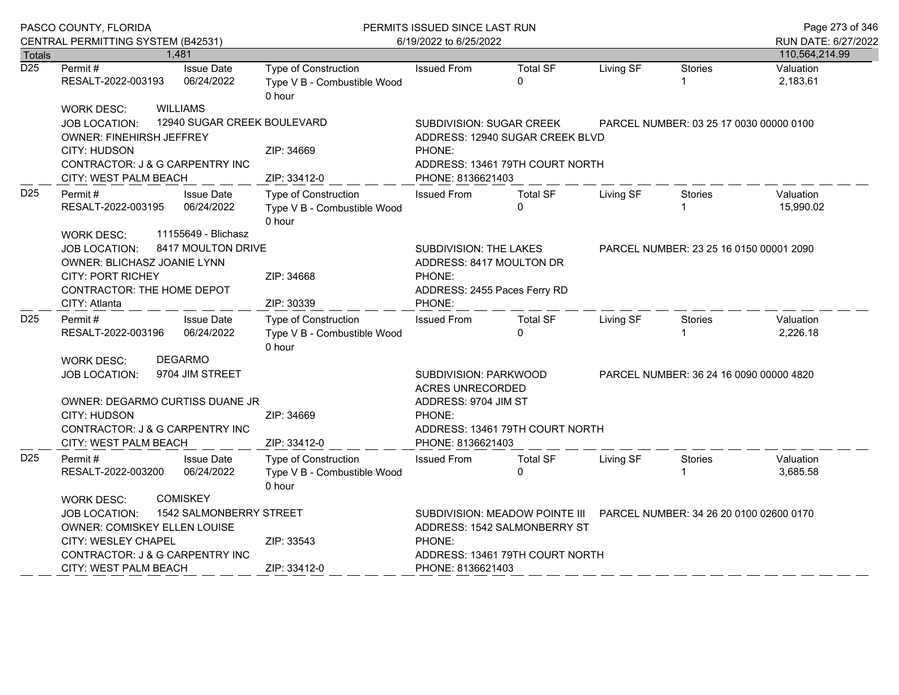| Totals | 1,481 | | | | | | | 110,564,214.99 |
|---|---|---|---|---|---|---|---|---|

**D25**

| Permit # | Issue Date | Type of Construction | Issued From | Total SF | Living SF | Stories | Valuation |
|---|---|---|---|---|---|---|---|
| RESALT-2022-003193 | 06/24/2022 | Type V B - Combustible Wood 0 hour | | 0 | | 1 | 2,183.61 |

WORK DESC: WILLIAMS
JOB LOCATION: 12940 SUGAR CREEK BOULEVARD
SUBDIVISION: SUGAR CREEK
PARCEL NUMBER: 03 25 17 0030 00000 0100
OWNER: FINEHIRSH JEFFREY
ADDRESS: 12940 SUGAR CREEK BLVD
CITY: HUDSON ZIP: 34669
PHONE:
CONTRACTOR: J & G CARPENTRY INC
ADDRESS: 13461 79TH COURT NORTH
CITY: WEST PALM BEACH ZIP: 33412-0
PHONE: 8136621403

---

**D25**

| Permit # | Issue Date | Type of Construction | Issued From | Total SF | Living SF | Stories | Valuation |
|---|---|---|---|---|---|---|---|
| RESALT-2022-003195 | 06/24/2022 | Type V B - Combustible Wood 0 hour | | 0 | | 1 | 15,990.02 |

WORK DESC: 11155649 - Blichasz
JOB LOCATION: 8417 MOULTON DRIVE
SUBDIVISION: THE LAKES
PARCEL NUMBER: 23 25 16 0150 00001 2090
OWNER: BLICHASZ JOANIE LYNN
ADDRESS: 8417 MOULTON DR
CITY: PORT RICHEY ZIP: 34668
PHONE:
CONTRACTOR: THE HOME DEPOT
ADDRESS: 2455 Paces Ferry RD
CITY: Atlanta ZIP: 30339
PHONE:

---

**D25**

| Permit # | Issue Date | Type of Construction | Issued From | Total SF | Living SF | Stories | Valuation |
|---|---|---|---|---|---|---|---|
| RESALT-2022-003196 | 06/24/2022 | Type V B - Combustible Wood 0 hour | | 0 | | 1 | 2,226.18 |

WORK DESC: DEGARMO
JOB LOCATION: 9704 JIM STREET
SUBDIVISION: PARKWOOD ACRES UNRECORDED
PARCEL NUMBER: 36 24 16 0090 00000 4820
OWNER: DEGARMO CURTISS DUANE JR
ADDRESS: 9704 JIM ST
CITY: HUDSON ZIP: 34669
PHONE:
CONTRACTOR: J & G CARPENTRY INC
ADDRESS: 13461 79TH COURT NORTH
CITY: WEST PALM BEACH ZIP: 33412-0
PHONE: 8136621403

---

**D25**

| Permit # | Issue Date | Type of Construction | Issued From | Total SF | Living SF | Stories | Valuation |
|---|---|---|---|---|---|---|---|
| RESALT-2022-003200 | 06/24/2022 | Type V B - Combustible Wood 0 hour | | 0 | | 1 | 3,685.58 |

WORK DESC: COMISKEY
JOB LOCATION: 1542 SALMONBERRY STREET
SUBDIVISION: MEADOW POINTE III
PARCEL NUMBER: 34 26 20 0100 02600 0170
OWNER: COMISKEY ELLEN LOUISE
ADDRESS: 1542 SALMONBERRY ST
CITY: WESLEY CHAPEL ZIP: 33543
PHONE:
CONTRACTOR: J & G CARPENTRY INC
ADDRESS: 13461 79TH COURT NORTH
CITY: WEST PALM BEACH ZIP: 33412-0
PHONE: 8136621403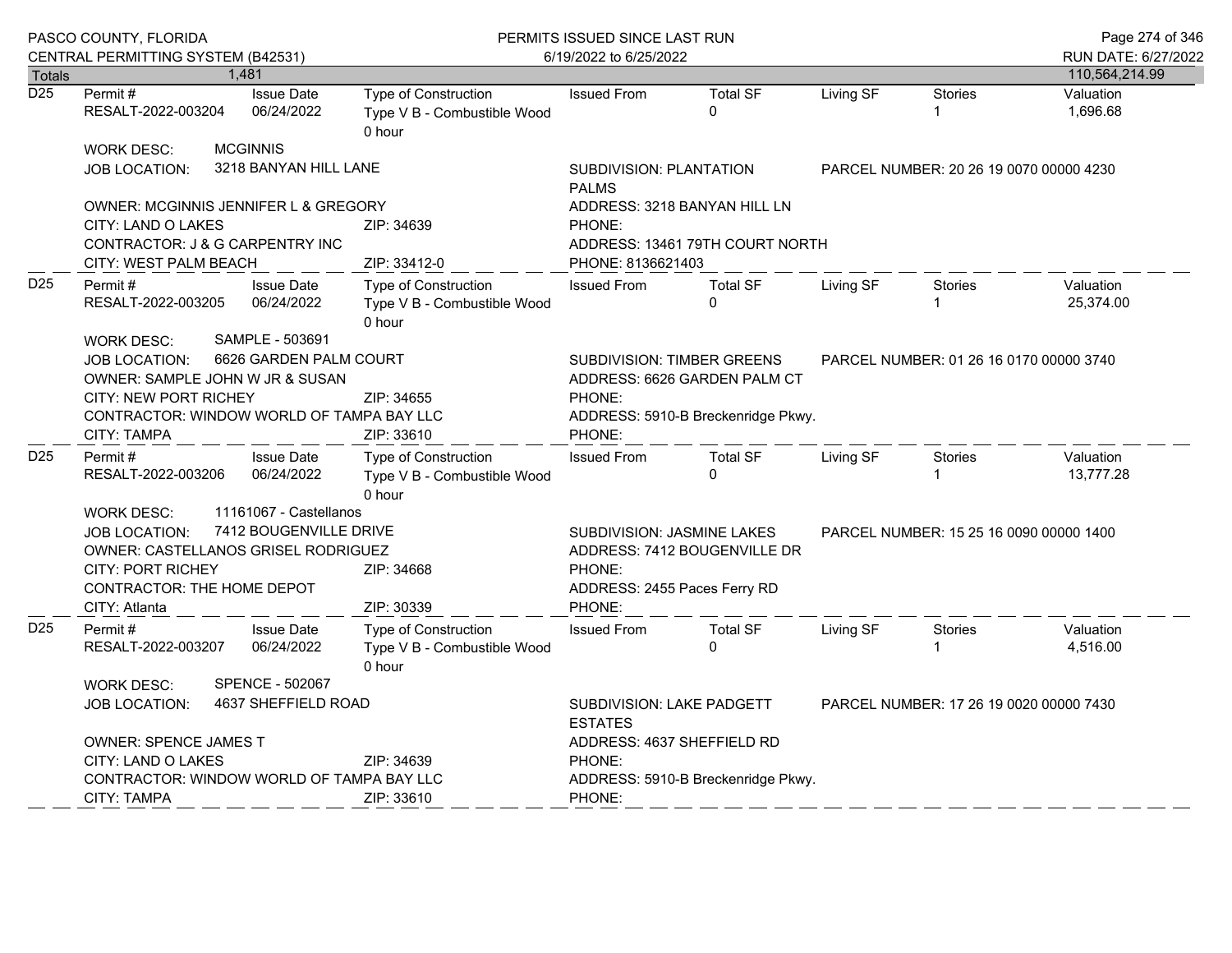| Totals | 1,481 | | | | | | | 110,564,214.99 |
|---|---|---|---|---|---|---|---|---|

**D25**

| Permit # | Issue Date | Type of Construction | Issued From | Total SF | Living SF | Stories | Valuation |
|---|---|---|---|---|---|---|---|
| RESALT-2022-003204 | 06/24/2022 | Type V B - Combustible Wood 0 hour | | 0 | | 1 | 1,696.68 |

WORK DESC: MCGINNIS
JOB LOCATION: 3218 BANYAN HILL LANE
SUBDIVISION: PLANTATION PALMS
PARCEL NUMBER: 20 26 19 0070 00000 4230
OWNER: MCGINNIS JENNIFER L & GREGORY
ADDRESS: 3218 BANYAN HILL LN
CITY: LAND O LAKES ZIP: 34639
PHONE:
CONTRACTOR: J & G CARPENTRY INC
ADDRESS: 13461 79TH COURT NORTH
CITY: WEST PALM BEACH ZIP: 33412-0
PHONE: 8136621403

**D25**

| Permit # | Issue Date | Type of Construction | Issued From | Total SF | Living SF | Stories | Valuation |
|---|---|---|---|---|---|---|---|
| RESALT-2022-003205 | 06/24/2022 | Type V B - Combustible Wood 0 hour | | 0 | | 1 | 25,374.00 |

WORK DESC: SAMPLE - 503691
JOB LOCATION: 6626 GARDEN PALM COURT
SUBDIVISION: TIMBER GREENS
PARCEL NUMBER: 01 26 16 0170 00000 3740
OWNER: SAMPLE JOHN W JR & SUSAN
ADDRESS: 6626 GARDEN PALM CT
CITY: NEW PORT RICHEY ZIP: 34655
PHONE:
CONTRACTOR: WINDOW WORLD OF TAMPA BAY LLC
ADDRESS: 5910-B Breckenridge Pkwy.
CITY: TAMPA ZIP: 33610
PHONE:

**D25**

| Permit # | Issue Date | Type of Construction | Issued From | Total SF | Living SF | Stories | Valuation |
|---|---|---|---|---|---|---|---|
| RESALT-2022-003206 | 06/24/2022 | Type V B - Combustible Wood 0 hour | | 0 | | 1 | 13,777.28 |

WORK DESC: 11161067 - Castellanos
JOB LOCATION: 7412 BOUGENVILLE DRIVE
SUBDIVISION: JASMINE LAKES
PARCEL NUMBER: 15 25 16 0090 00000 1400
OWNER: CASTELLANOS GRISEL RODRIGUEZ
ADDRESS: 7412 BOUGENVILLE DR
CITY: PORT RICHEY ZIP: 34668
PHONE:
CONTRACTOR: THE HOME DEPOT
ADDRESS: 2455 Paces Ferry RD
CITY: Atlanta ZIP: 30339
PHONE:

**D25**

| Permit # | Issue Date | Type of Construction | Issued From | Total SF | Living SF | Stories | Valuation |
|---|---|---|---|---|---|---|---|
| RESALT-2022-003207 | 06/24/2022 | Type V B - Combustible Wood 0 hour | | 0 | | 1 | 4,516.00 |

WORK DESC: SPENCE - 502067
JOB LOCATION: 4637 SHEFFIELD ROAD
SUBDIVISION: LAKE PADGETT ESTATES
PARCEL NUMBER: 17 26 19 0020 00000 7430
OWNER: SPENCE JAMES T
ADDRESS: 4637 SHEFFIELD RD
CITY: LAND O LAKES ZIP: 34639
PHONE:
CONTRACTOR: WINDOW WORLD OF TAMPA BAY LLC
ADDRESS: 5910-B Breckenridge Pkwy.
CITY: TAMPA ZIP: 33610
PHONE: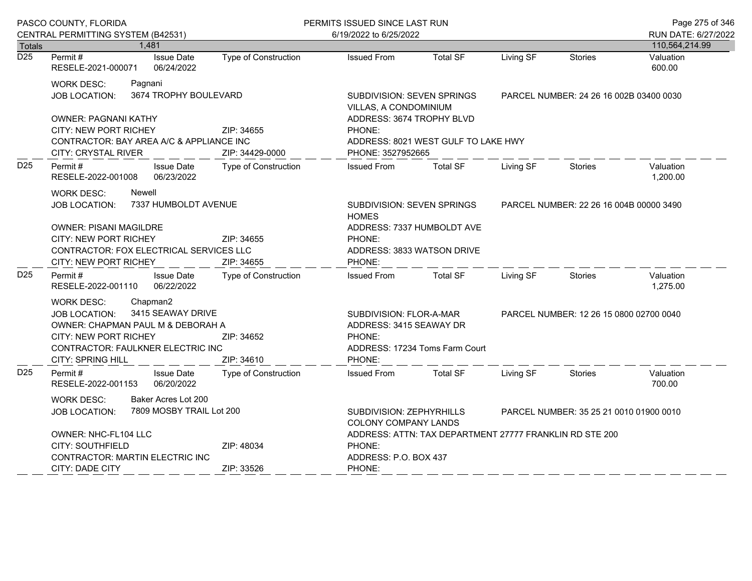PASCO COUNTY, FLORIDA
CENTRAL PERMITTING SYSTEM (B42531)

PERMITS ISSUED SINCE LAST RUN
6/19/2022 to 6/25/2022

RUN DATE: 6/27/2022

| Totals | 1,481 | | | | | | | 110,564,214.99 |
|---|---|---|---|---|---|---|---|---|

---

**D25** | Permit # RESELE-2021-000071 | Issue Date 06/24/2022 | Type of Construction | Issued From | Total SF | Living SF | Stories | Valuation 600.00

WORK DESC: Pagnani
JOB LOCATION: 3674 TROPHY BOULEVARD
SUBDIVISION: SEVEN SPRINGS VILLAS, A CONDOMINIUM
PARCEL NUMBER: 24 26 16 002B 03400 0030
OWNER: PAGNANI KATHY
ADDRESS: 3674 TROPHY BLVD
CITY: NEW PORT RICHEY ZIP: 34655
PHONE:
CONTRACTOR: BAY AREA A/C & APPLIANCE INC
ADDRESS: 8021 WEST GULF TO LAKE HWY
CITY: CRYSTAL RIVER ZIP: 34429-0000
PHONE: 3527952665

---

**D25** | Permit # RESELE-2022-001008 | Issue Date 06/23/2022 | Type of Construction | Issued From | Total SF | Living SF | Stories | Valuation 1,200.00

WORK DESC: Newell
JOB LOCATION: 7337 HUMBOLDT AVENUE
SUBDIVISION: SEVEN SPRINGS HOMES
PARCEL NUMBER: 22 26 16 004B 00000 3490
OWNER: PISANI MAGILDRE
ADDRESS: 7337 HUMBOLDT AVE
CITY: NEW PORT RICHEY ZIP: 34655
PHONE:
CONTRACTOR: FOX ELECTRICAL SERVICES LLC
ADDRESS: 3833 WATSON DRIVE
CITY: NEW PORT RICHEY ZIP: 34655
PHONE:

---

**D25** | Permit # RESELE-2022-001110 | Issue Date 06/22/2022 | Type of Construction | Issued From | Total SF | Living SF | Stories | Valuation 1,275.00

WORK DESC: Chapman2
JOB LOCATION: 3415 SEAWAY DRIVE
SUBDIVISION: FLOR-A-MAR
PARCEL NUMBER: 12 26 15 0800 02700 0040
OWNER: CHAPMAN PAUL M & DEBORAH A
ADDRESS: 3415 SEAWAY DR
CITY: NEW PORT RICHEY ZIP: 34652
PHONE:
CONTRACTOR: FAULKNER ELECTRIC INC
ADDRESS: 17234 Toms Farm Court
CITY: SPRING HILL ZIP: 34610
PHONE:

---

**D25** | Permit # RESELE-2022-001153 | Issue Date 06/20/2022 | Type of Construction | Issued From | Total SF | Living SF | Stories | Valuation 700.00

WORK DESC: Baker Acres Lot 200
JOB LOCATION: 7809 MOSBY TRAIL Lot 200
SUBDIVISION: ZEPHYRHILLS COLONY COMPANY LANDS
PARCEL NUMBER: 35 25 21 0010 01900 0010
OWNER: NHC-FL104 LLC
ADDRESS: ATTN: TAX DEPARTMENT 27777 FRANKLIN RD STE 200
CITY: SOUTHFIELD ZIP: 48034
PHONE:
CONTRACTOR: MARTIN ELECTRIC INC
ADDRESS: P.O. BOX 437
CITY: DADE CITY ZIP: 33526
PHONE: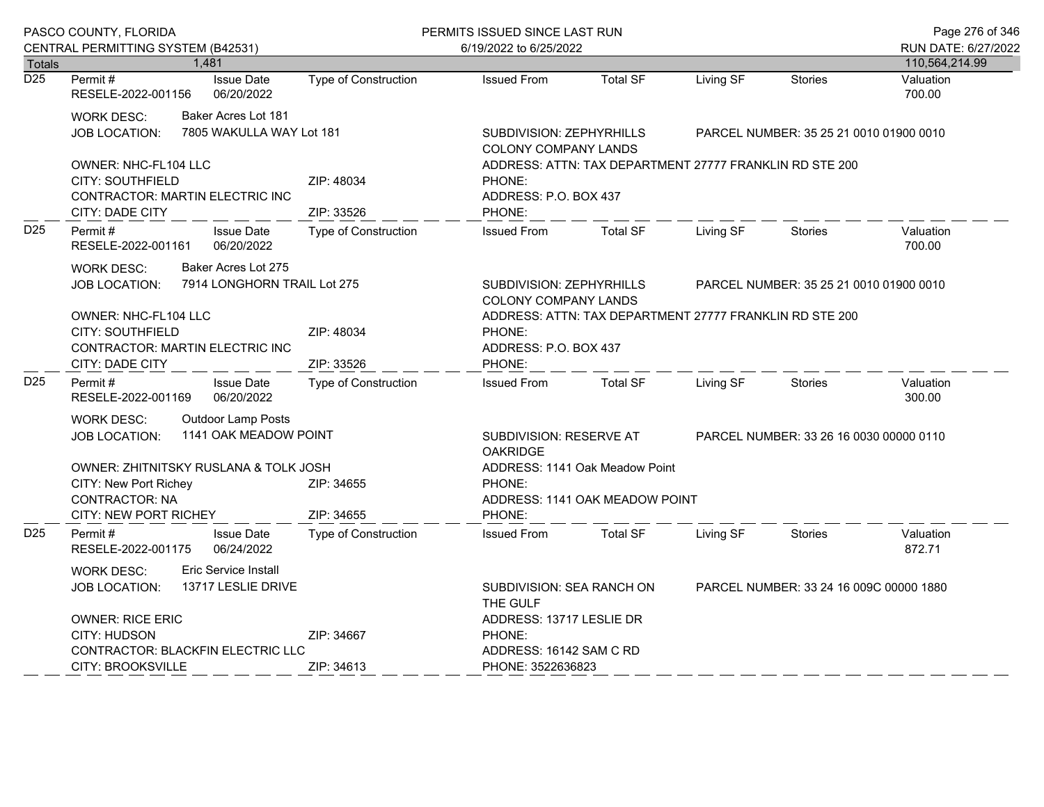PASCO COUNTY, FLORIDA
CENTRAL PERMITTING SYSTEM (B42531)

PERMITS ISSUED SINCE LAST RUN
6/19/2022 to 6/25/2022

RUN DATE: 6/27/2022

| Totals | 1,481 | | | | | | | 110,564,214.99 |
|---|---|---|---|---|---|---|---|---|

---

**D25**

| Permit # | Issue Date | Type of Construction | Issued From | Total SF | Living SF | Stories | Valuation |
|---|---|---|---|---|---|---|---|
| RESELE-2022-001156 | 06/20/2022 | | | | | | 700.00 |

WORK DESC: Baker Acres Lot 181
JOB LOCATION: 7805 WAKULLA WAY Lot 181
SUBDIVISION: ZEPHYRHILLS COLONY COMPANY LANDS
PARCEL NUMBER: 35 25 21 0010 01900 0010

OWNER: NHC-FL104 LLC
ADDRESS: ATTN: TAX DEPARTMENT 27777 FRANKLIN RD STE 200
CITY: SOUTHFIELD ZIP: 48034
PHONE:
CONTRACTOR: MARTIN ELECTRIC INC
ADDRESS: P.O. BOX 437
CITY: DADE CITY ZIP: 33526
PHONE:

---

**D25**

| Permit # | Issue Date | Type of Construction | Issued From | Total SF | Living SF | Stories | Valuation |
|---|---|---|---|---|---|---|---|
| RESELE-2022-001161 | 06/20/2022 | | | | | | 700.00 |

WORK DESC: Baker Acres Lot 275
JOB LOCATION: 7914 LONGHORN TRAIL Lot 275
SUBDIVISION: ZEPHYRHILLS COLONY COMPANY LANDS
PARCEL NUMBER: 35 25 21 0010 01900 0010

OWNER: NHC-FL104 LLC
ADDRESS: ATTN: TAX DEPARTMENT 27777 FRANKLIN RD STE 200
CITY: SOUTHFIELD ZIP: 48034
PHONE:
CONTRACTOR: MARTIN ELECTRIC INC
ADDRESS: P.O. BOX 437
CITY: DADE CITY ZIP: 33526
PHONE:

---

**D25**

| Permit # | Issue Date | Type of Construction | Issued From | Total SF | Living SF | Stories | Valuation |
|---|---|---|---|---|---|---|---|
| RESELE-2022-001169 | 06/20/2022 | | | | | | 300.00 |

WORK DESC: Outdoor Lamp Posts
JOB LOCATION: 1141 OAK MEADOW POINT
SUBDIVISION: RESERVE AT OAKRIDGE
PARCEL NUMBER: 33 26 16 0030 00000 0110

OWNER: ZHITNITSKY RUSLANA & TOLK JOSH
ADDRESS: 1141 Oak Meadow Point
CITY: New Port Richey ZIP: 34655
PHONE:
CONTRACTOR: NA
ADDRESS: 1141 OAK MEADOW POINT
CITY: NEW PORT RICHEY ZIP: 34655
PHONE:

---

**D25**

| Permit # | Issue Date | Type of Construction | Issued From | Total SF | Living SF | Stories | Valuation |
|---|---|---|---|---|---|---|---|
| RESELE-2022-001175 | 06/24/2022 | | | | | | 872.71 |

WORK DESC: Eric Service Install
JOB LOCATION: 13717 LESLIE DRIVE
SUBDIVISION: SEA RANCH ON THE GULF
PARCEL NUMBER: 33 24 16 009C 00000 1880

OWNER: RICE ERIC
ADDRESS: 13717 LESLIE DR
CITY: HUDSON ZIP: 34667
PHONE:
CONTRACTOR: BLACKFIN ELECTRIC LLC
ADDRESS: 16142 SAM C RD
CITY: BROOKSVILLE ZIP: 34613
PHONE: 3522636823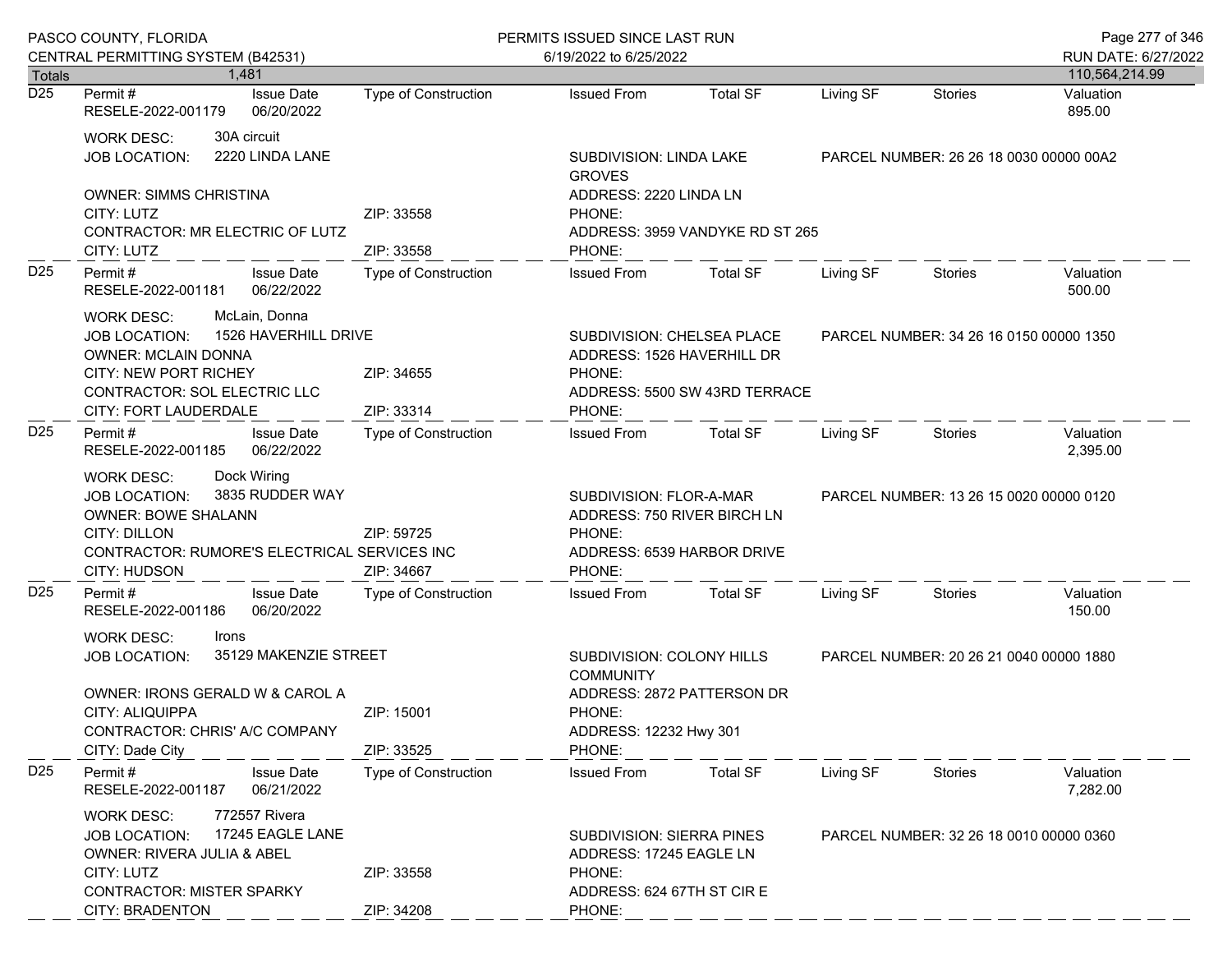| Totals | 1,481 | | | | | | | 110,564,214.99 |
|---|---|---|---|---|---|---|---|---|

**D25**

| Permit # | Issue Date | Type of Construction | Issued From | Total SF | Living SF | Stories | Valuation |
|---|---|---|---|---|---|---|---|
| RESELE-2022-001179 | 06/20/2022 | | | | | | 895.00 |

WORK DESC: 30A circuit
JOB LOCATION: 2220 LINDA LANE
SUBDIVISION: LINDA LAKE GROVES
PARCEL NUMBER: 26 26 18 0030 00000 00A2
OWNER: SIMMS CHRISTINA
ADDRESS: 2220 LINDA LN
CITY: LUTZ ZIP: 33558 PHONE:
CONTRACTOR: MR ELECTRIC OF LUTZ
ADDRESS: 3959 VANDYKE RD ST 265
CITY: LUTZ ZIP: 33558 PHONE:

**D25**

| Permit # | Issue Date | Type of Construction | Issued From | Total SF | Living SF | Stories | Valuation |
|---|---|---|---|---|---|---|---|
| RESELE-2022-001181 | 06/22/2022 | | | | | | 500.00 |

WORK DESC: McLain, Donna
JOB LOCATION: 1526 HAVERHILL DRIVE
SUBDIVISION: CHELSEA PLACE
PARCEL NUMBER: 34 26 16 0150 00000 1350
OWNER: MCLAIN DONNA
ADDRESS: 1526 HAVERHILL DR
CITY: NEW PORT RICHEY ZIP: 34655 PHONE:
CONTRACTOR: SOL ELECTRIC LLC
ADDRESS: 5500 SW 43RD TERRACE
CITY: FORT LAUDERDALE ZIP: 33314 PHONE:

**D25**

| Permit # | Issue Date | Type of Construction | Issued From | Total SF | Living SF | Stories | Valuation |
|---|---|---|---|---|---|---|---|
| RESELE-2022-001185 | 06/22/2022 | | | | | | 2,395.00 |

WORK DESC: Dock Wiring
JOB LOCATION: 3835 RUDDER WAY
SUBDIVISION: FLOR-A-MAR
PARCEL NUMBER: 13 26 15 0020 00000 0120
OWNER: BOWE SHALANN
ADDRESS: 750 RIVER BIRCH LN
CITY: DILLON ZIP: 59725 PHONE:
CONTRACTOR: RUMORE'S ELECTRICAL SERVICES INC
ADDRESS: 6539 HARBOR DRIVE
CITY: HUDSON ZIP: 34667 PHONE:

**D25**

| Permit # | Issue Date | Type of Construction | Issued From | Total SF | Living SF | Stories | Valuation |
|---|---|---|---|---|---|---|---|
| RESELE-2022-001186 | 06/20/2022 | | | | | | 150.00 |

WORK DESC: Irons
JOB LOCATION: 35129 MAKENZIE STREET
SUBDIVISION: COLONY HILLS COMMUNITY
PARCEL NUMBER: 20 26 21 0040 00000 1880
OWNER: IRONS GERALD W & CAROL A
ADDRESS: 2872 PATTERSON DR
CITY: ALIQUIPPA ZIP: 15001 PHONE:
CONTRACTOR: CHRIS' A/C COMPANY
ADDRESS: 12232 Hwy 301
CITY: Dade City ZIP: 33525 PHONE:

**D25**

| Permit # | Issue Date | Type of Construction | Issued From | Total SF | Living SF | Stories | Valuation |
|---|---|---|---|---|---|---|---|
| RESELE-2022-001187 | 06/21/2022 | | | | | | 7,282.00 |

WORK DESC: 772557 Rivera
JOB LOCATION: 17245 EAGLE LANE
SUBDIVISION: SIERRA PINES
PARCEL NUMBER: 32 26 18 0010 00000 0360
OWNER: RIVERA JULIA & ABEL
ADDRESS: 17245 EAGLE LN
CITY: LUTZ ZIP: 33558 PHONE:
CONTRACTOR: MISTER SPARKY
ADDRESS: 624 67TH ST CIR E
CITY: BRADENTON ZIP: 34208 PHONE: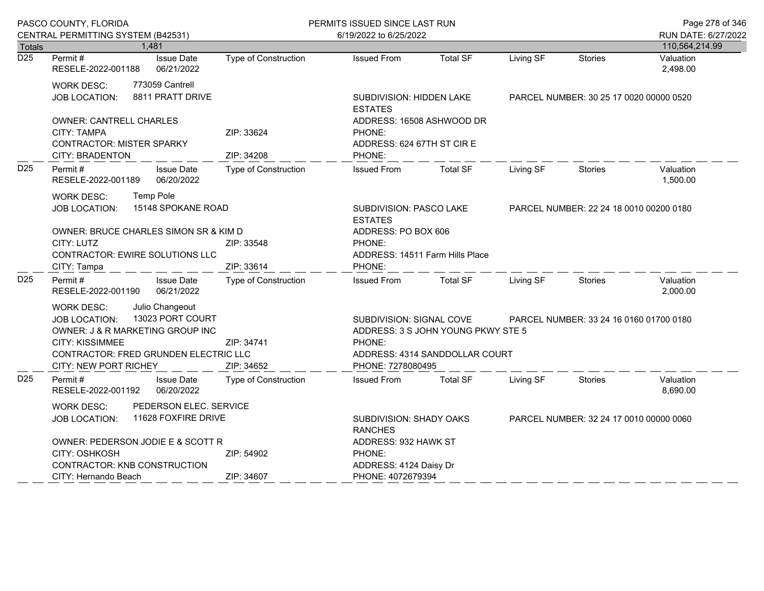| Totals | 1,481 | | | | | | | 110,564,214.99 |
|---|---|---|---|---|---|---|---|---|

**D25**

| Permit # | Issue Date | Type of Construction | Issued From | Total SF | Living SF | Stories | Valuation |
|---|---|---|---|---|---|---|---|
| RESELE-2022-001188 | 06/21/2022 | | | | | | 2,498.00 |

WORK DESC: 773059 Cantrell

JOB LOCATION: 8811 PRATT DRIVE

SUBDIVISION: HIDDEN LAKE ESTATES

PARCEL NUMBER: 30 25 17 0020 00000 0520

OWNER: CANTRELL CHARLES

ADDRESS: 16508 ASHWOOD DR

CITY: TAMPA — ZIP: 33624 — PHONE:

CONTRACTOR: MISTER SPARKY

ADDRESS: 624 67TH ST CIR E

CITY: BRADENTON — ZIP: 34208 — PHONE:

---

**D25**

| Permit # | Issue Date | Type of Construction | Issued From | Total SF | Living SF | Stories | Valuation |
|---|---|---|---|---|---|---|---|
| RESELE-2022-001189 | 06/20/2022 | | | | | | 1,500.00 |

WORK DESC: Temp Pole

JOB LOCATION: 15148 SPOKANE ROAD

SUBDIVISION: PASCO LAKE ESTATES

PARCEL NUMBER: 22 24 18 0010 00200 0180

OWNER: BRUCE CHARLES SIMON SR & KIM D

ADDRESS: PO BOX 606

CITY: LUTZ — ZIP: 33548 — PHONE:

CONTRACTOR: EWIRE SOLUTIONS LLC

ADDRESS: 14511 Farm Hills Place

CITY: Tampa — ZIP: 33614 — PHONE:

---

**D25**

| Permit # | Issue Date | Type of Construction | Issued From | Total SF | Living SF | Stories | Valuation |
|---|---|---|---|---|---|---|---|
| RESELE-2022-001190 | 06/21/2022 | | | | | | 2,000.00 |

WORK DESC: Julio Changeout

JOB LOCATION: 13023 PORT COURT

SUBDIVISION: SIGNAL COVE

PARCEL NUMBER: 33 24 16 0160 01700 0180

OWNER: J & R MARKETING GROUP INC

ADDRESS: 3 S JOHN YOUNG PKWY STE 5

CITY: KISSIMMEE — ZIP: 34741 — PHONE:

CONTRACTOR: FRED GRUNDEN ELECTRIC LLC

ADDRESS: 4314 SANDDOLLAR COURT

CITY: NEW PORT RICHEY — ZIP: 34652 — PHONE: 7278080495

---

**D25**

| Permit # | Issue Date | Type of Construction | Issued From | Total SF | Living SF | Stories | Valuation |
|---|---|---|---|---|---|---|---|
| RESELE-2022-001192 | 06/20/2022 | | | | | | 8,690.00 |

WORK DESC: PEDERSON ELEC. SERVICE

JOB LOCATION: 11628 FOXFIRE DRIVE

SUBDIVISION: SHADY OAKS RANCHES

PARCEL NUMBER: 32 24 17 0010 00000 0060

OWNER: PEDERSON JODIE E & SCOTT R

ADDRESS: 932 HAWK ST

CITY: OSHKOSH — ZIP: 54902 — PHONE:

CONTRACTOR: KNB CONSTRUCTION

ADDRESS: 4124 Daisy Dr

CITY: Hernando Beach — ZIP: 34607 — PHONE: 4072679394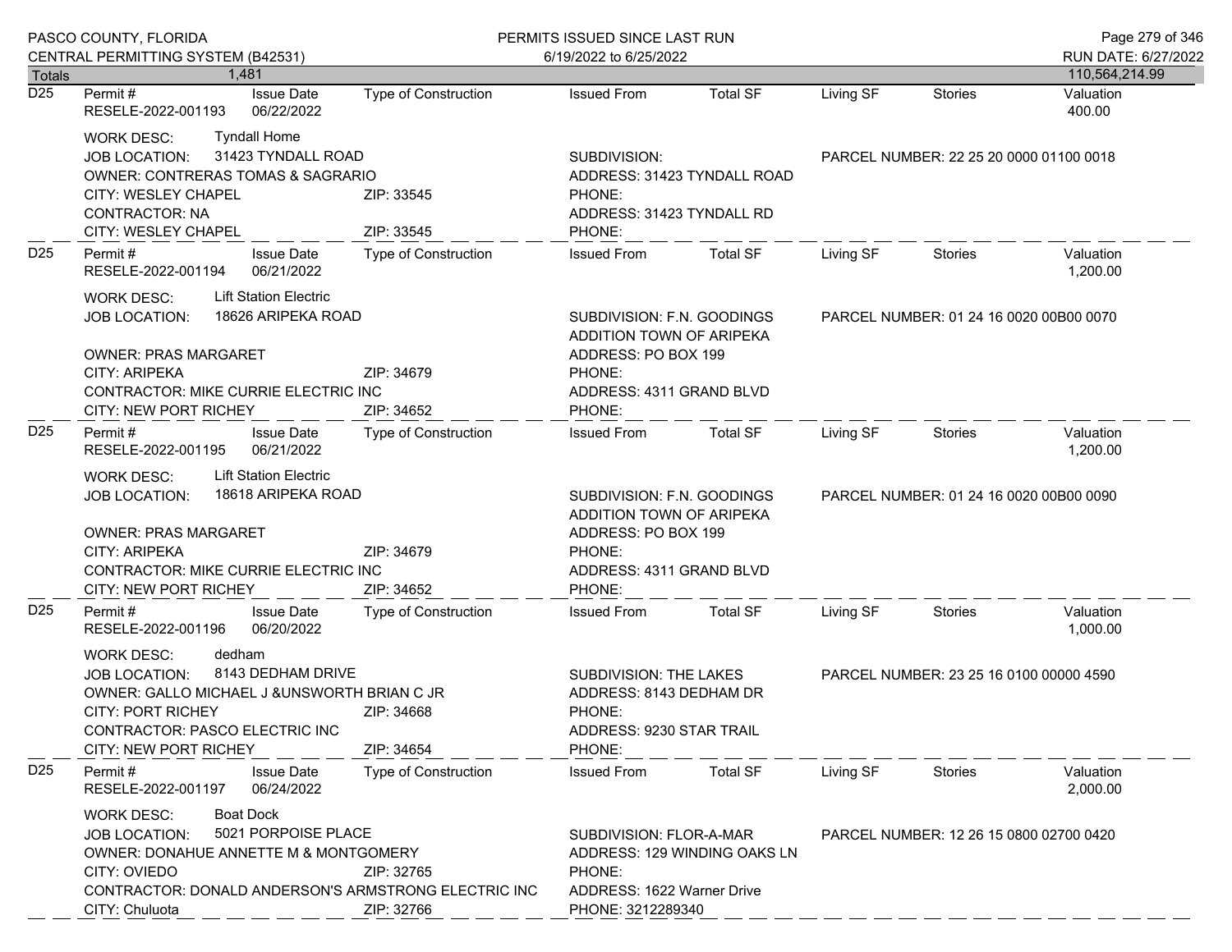PASCO COUNTY, FLORIDA
CENTRAL PERMITTING SYSTEM (B42531)

PERMITS ISSUED SINCE LAST RUN
6/19/2022 to 6/25/2022

RUN DATE: 6/27/2022

| Totals | 1,481 | | | | | | | 110,564,214.99 |
|---|---|---|---|---|---|---|---|---|

---

**D25** | Permit #: RESELE-2022-001193 | Issue Date: 06/22/2022 | Type of Construction: | Issued From: | Total SF: | Living SF: | Stories: | Valuation: 400.00

WORK DESC: Tyndall Home
JOB LOCATION: 31423 TYNDALL ROAD
SUBDIVISION:
PARCEL NUMBER: 22 25 20 0000 01100 0018
OWNER: CONTRERAS TOMAS & SAGRARIO
ADDRESS: 31423 TYNDALL ROAD
CITY: WESLEY CHAPEL ZIP: 33545
PHONE:
CONTRACTOR: NA
ADDRESS: 31423 TYNDALL RD
CITY: WESLEY CHAPEL ZIP: 33545
PHONE:

---

**D25** | Permit #: RESELE-2022-001194 | Issue Date: 06/21/2022 | Type of Construction: | Issued From: | Total SF: | Living SF: | Stories: | Valuation: 1,200.00

WORK DESC: Lift Station Electric
JOB LOCATION: 18626 ARIPEKA ROAD
SUBDIVISION: F.N. GOODINGS ADDITION TOWN OF ARIPEKA
PARCEL NUMBER: 01 24 16 0020 00B00 0070
OWNER: PRAS MARGARET
ADDRESS: PO BOX 199
CITY: ARIPEKA ZIP: 34679
PHONE:
CONTRACTOR: MIKE CURRIE ELECTRIC INC
ADDRESS: 4311 GRAND BLVD
CITY: NEW PORT RICHEY ZIP: 34652
PHONE:

---

**D25** | Permit #: RESELE-2022-001195 | Issue Date: 06/21/2022 | Type of Construction: | Issued From: | Total SF: | Living SF: | Stories: | Valuation: 1,200.00

WORK DESC: Lift Station Electric
JOB LOCATION: 18618 ARIPEKA ROAD
SUBDIVISION: F.N. GOODINGS ADDITION TOWN OF ARIPEKA
PARCEL NUMBER: 01 24 16 0020 00B00 0090
OWNER: PRAS MARGARET
ADDRESS: PO BOX 199
CITY: ARIPEKA ZIP: 34679
PHONE:
CONTRACTOR: MIKE CURRIE ELECTRIC INC
ADDRESS: 4311 GRAND BLVD
CITY: NEW PORT RICHEY ZIP: 34652
PHONE:

---

**D25** | Permit #: RESELE-2022-001196 | Issue Date: 06/20/2022 | Type of Construction: | Issued From: | Total SF: | Living SF: | Stories: | Valuation: 1,000.00

WORK DESC: dedham
JOB LOCATION: 8143 DEDHAM DRIVE
SUBDIVISION: THE LAKES
PARCEL NUMBER: 23 25 16 0100 00000 4590
OWNER: GALLO MICHAEL J &UNSWORTH BRIAN C JR
ADDRESS: 8143 DEDHAM DR
CITY: PORT RICHEY ZIP: 34668
PHONE:
CONTRACTOR: PASCO ELECTRIC INC
ADDRESS: 9230 STAR TRAIL
CITY: NEW PORT RICHEY ZIP: 34654
PHONE:

---

**D25** | Permit #: RESELE-2022-001197 | Issue Date: 06/24/2022 | Type of Construction: | Issued From: | Total SF: | Living SF: | Stories: | Valuation: 2,000.00

WORK DESC: Boat Dock
JOB LOCATION: 5021 PORPOISE PLACE
SUBDIVISION: FLOR-A-MAR
PARCEL NUMBER: 12 26 15 0800 02700 0420
OWNER: DONAHUE ANNETTE M & MONTGOMERY
ADDRESS: 129 WINDING OAKS LN
CITY: OVIEDO ZIP: 32765
PHONE:
CONTRACTOR: DONALD ANDERSON'S ARMSTRONG ELECTRIC INC
ADDRESS: 1622 Warner Drive
CITY: Chuluota ZIP: 32766
PHONE: 3212289340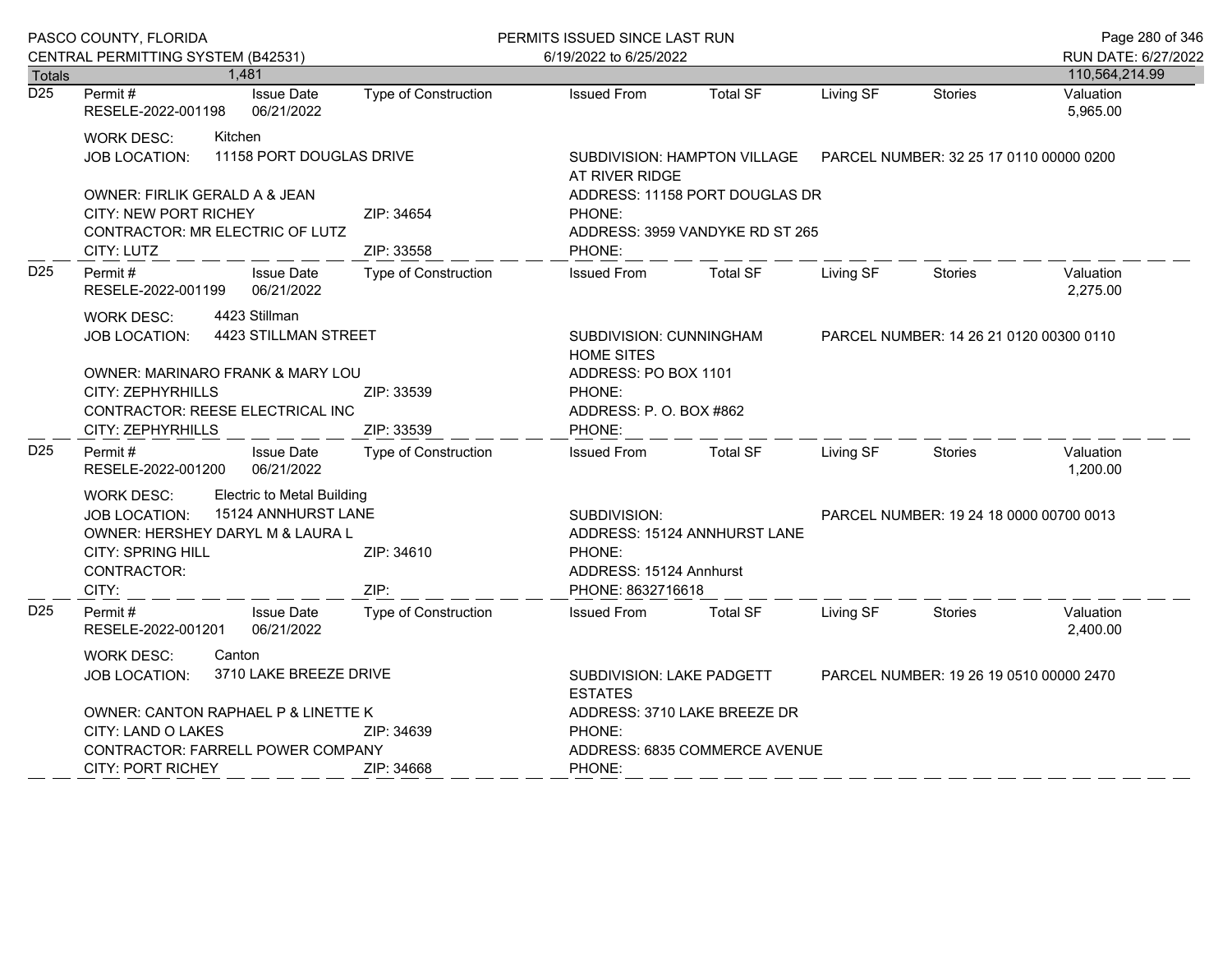| Totals | 1,481 | | | | | | | 110,564,214.99 |
|---|---|---|---|---|---|---|---|---|

**D25** Permit # RESELE-2022-001198 | Issue Date 06/21/2022 | Type of Construction: | Issued From: | Total SF: | Living SF: | Stories: | Valuation 5,965.00

WORK DESC: Kitchen
JOB LOCATION: 11158 PORT DOUGLAS DRIVE
SUBDIVISION: HAMPTON VILLAGE AT RIVER RIDGE
PARCEL NUMBER: 32 25 17 0110 00000 0200
OWNER: FIRLIK GERALD A & JEAN
ADDRESS: 11158 PORT DOUGLAS DR
CITY: NEW PORT RICHEY ZIP: 34654
PHONE:
CONTRACTOR: MR ELECTRIC OF LUTZ
ADDRESS: 3959 VANDYKE RD ST 265
CITY: LUTZ ZIP: 33558
PHONE:

---

**D25** Permit # RESELE-2022-001199 | Issue Date 06/21/2022 | Type of Construction: | Issued From: | Total SF: | Living SF: | Stories: | Valuation 2,275.00

WORK DESC: 4423 Stillman
JOB LOCATION: 4423 STILLMAN STREET
SUBDIVISION: CUNNINGHAM HOME SITES
PARCEL NUMBER: 14 26 21 0120 00300 0110
OWNER: MARINARO FRANK & MARY LOU
ADDRESS: PO BOX 1101
CITY: ZEPHYRHILLS ZIP: 33539
PHONE:
CONTRACTOR: REESE ELECTRICAL INC
ADDRESS: P. O. BOX #862
CITY: ZEPHYRHILLS ZIP: 33539
PHONE:

---

**D25** Permit # RESELE-2022-001200 | Issue Date 06/21/2022 | Type of Construction: | Issued From: | Total SF: | Living SF: | Stories: | Valuation 1,200.00

WORK DESC: Electric to Metal Building
JOB LOCATION: 15124 ANNHURST LANE
SUBDIVISION:
PARCEL NUMBER: 19 24 18 0000 00700 0013
OWNER: HERSHEY DARYL M & LAURA L
ADDRESS: 15124 ANNHURST LANE
CITY: SPRING HILL ZIP: 34610
PHONE:
CONTRACTOR:
ADDRESS: 15124 Annhurst
CITY: ZIP:
PHONE: 8632716618

---

**D25** Permit # RESELE-2022-001201 | Issue Date 06/21/2022 | Type of Construction: | Issued From: | Total SF: | Living SF: | Stories: | Valuation 2,400.00

WORK DESC: Canton
JOB LOCATION: 3710 LAKE BREEZE DRIVE
SUBDIVISION: LAKE PADGETT ESTATES
PARCEL NUMBER: 19 26 19 0510 00000 2470
OWNER: CANTON RAPHAEL P & LINETTE K
ADDRESS: 3710 LAKE BREEZE DR
CITY: LAND O LAKES ZIP: 34639
PHONE:
CONTRACTOR: FARRELL POWER COMPANY
ADDRESS: 6835 COMMERCE AVENUE
CITY: PORT RICHEY ZIP: 34668
PHONE: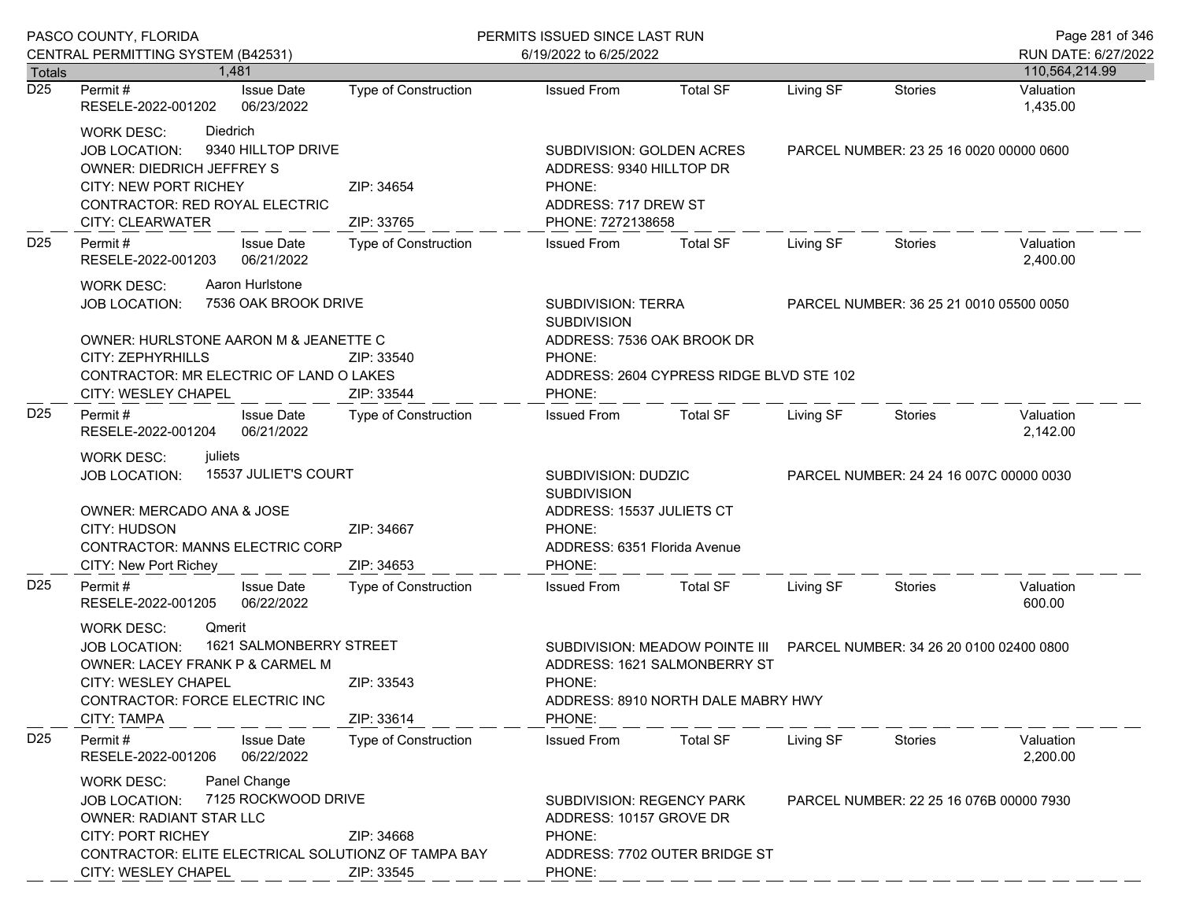| Totals | 1,481 | | | | | | | 110,564,214.99 |
|---|---|---|---|---|---|---|---|---|

---

**D25** | Permit #: RESELE-2022-001202 | Issue Date: 06/23/2022 | Type of Construction: | Issued From: | Total SF: | Living SF: | Stories: | Valuation: 1,435.00

WORK DESC: Diedrich
JOB LOCATION: 9340 HILLTOP DRIVE
SUBDIVISION: GOLDEN ACRES
PARCEL NUMBER: 23 25 16 0020 00000 0600
OWNER: DIEDRICH JEFFREY S
ADDRESS: 9340 HILLTOP DR
CITY: NEW PORT RICHEY ZIP: 34654
PHONE:
CONTRACTOR: RED ROYAL ELECTRIC
ADDRESS: 717 DREW ST
CITY: CLEARWATER ZIP: 33765
PHONE: 7272138658

---

**D25** | Permit #: RESELE-2022-001203 | Issue Date: 06/21/2022 | Type of Construction: | Issued From: | Total SF: | Living SF: | Stories: | Valuation: 2,400.00

WORK DESC: Aaron Hurlstone
JOB LOCATION: 7536 OAK BROOK DRIVE
SUBDIVISION: TERRA SUBDIVISION
PARCEL NUMBER: 36 25 21 0010 05500 0050
OWNER: HURLSTONE AARON M & JEANETTE C
ADDRESS: 7536 OAK BROOK DR
CITY: ZEPHYRHILLS ZIP: 33540
PHONE:
CONTRACTOR: MR ELECTRIC OF LAND O LAKES
ADDRESS: 2604 CYPRESS RIDGE BLVD STE 102
CITY: WESLEY CHAPEL ZIP: 33544
PHONE:

---

**D25** | Permit #: RESELE-2022-001204 | Issue Date: 06/21/2022 | Type of Construction: | Issued From: | Total SF: | Living SF: | Stories: | Valuation: 2,142.00

WORK DESC: juliets
JOB LOCATION: 15537 JULIET'S COURT
SUBDIVISION: DUDZIC SUBDIVISION
PARCEL NUMBER: 24 24 16 007C 00000 0030
OWNER: MERCADO ANA & JOSE
ADDRESS: 15537 JULIETS CT
CITY: HUDSON ZIP: 34667
PHONE:
CONTRACTOR: MANNS ELECTRIC CORP
ADDRESS: 6351 Florida Avenue
CITY: New Port Richey ZIP: 34653
PHONE:

---

**D25** | Permit #: RESELE-2022-001205 | Issue Date: 06/22/2022 | Type of Construction: | Issued From: | Total SF: | Living SF: | Stories: | Valuation: 600.00

WORK DESC: Qmerit
JOB LOCATION: 1621 SALMONBERRY STREET
SUBDIVISION: MEADOW POINTE III
PARCEL NUMBER: 34 26 20 0100 02400 0800
OWNER: LACEY FRANK P & CARMEL M
ADDRESS: 1621 SALMONBERRY ST
CITY: WESLEY CHAPEL ZIP: 33543
PHONE:
CONTRACTOR: FORCE ELECTRIC INC
ADDRESS: 8910 NORTH DALE MABRY HWY
CITY: TAMPA ZIP: 33614
PHONE:

---

**D25** | Permit #: RESELE-2022-001206 | Issue Date: 06/22/2022 | Type of Construction: | Issued From: | Total SF: | Living SF: | Stories: | Valuation: 2,200.00

WORK DESC: Panel Change
JOB LOCATION: 7125 ROCKWOOD DRIVE
SUBDIVISION: REGENCY PARK
PARCEL NUMBER: 22 25 16 076B 00000 7930
OWNER: RADIANT STAR LLC
ADDRESS: 10157 GROVE DR
CITY: PORT RICHEY ZIP: 34668
PHONE:
CONTRACTOR: ELITE ELECTRICAL SOLUTIONZ OF TAMPA BAY
ADDRESS: 7702 OUTER BRIDGE ST
CITY: WESLEY CHAPEL ZIP: 33545
PHONE: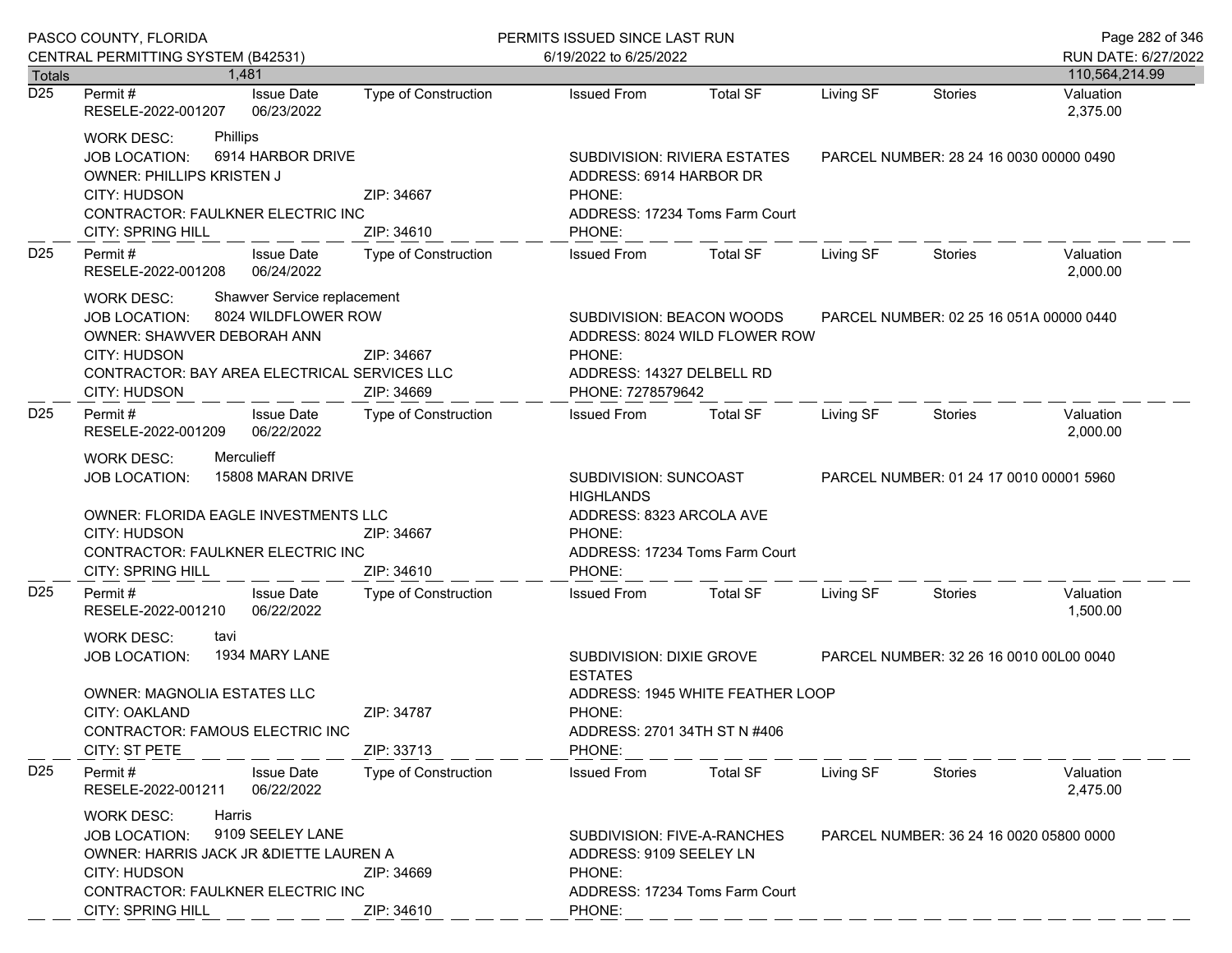| Totals | 1,481 | | | | | | | 110,564,214.99 |
|---|---|---|---|---|---|---|---|---|

**D25** | Permit #: RESELE-2022-001207 | Issue Date: 06/23/2022 | Type of Construction: | Issued From: | Total SF: | Living SF: | Stories: | Valuation: 2,375.00

WORK DESC: Phillips
JOB LOCATION: 6914 HARBOR DRIVE
SUBDIVISION: RIVIERA ESTATES
PARCEL NUMBER: 28 24 16 0030 00000 0490
OWNER: PHILLIPS KRISTEN J
ADDRESS: 6914 HARBOR DR
CITY: HUDSON ZIP: 34667
PHONE:
CONTRACTOR: FAULKNER ELECTRIC INC
ADDRESS: 17234 Toms Farm Court
CITY: SPRING HILL ZIP: 34610
PHONE:

---

**D25** | Permit #: RESELE-2022-001208 | Issue Date: 06/24/2022 | Type of Construction: | Issued From: | Total SF: | Living SF: | Stories: | Valuation: 2,000.00

WORK DESC: Shawver Service replacement
JOB LOCATION: 8024 WILDFLOWER ROW
SUBDIVISION: BEACON WOODS
PARCEL NUMBER: 02 25 16 051A 00000 0440
OWNER: SHAWVER DEBORAH ANN
ADDRESS: 8024 WILD FLOWER ROW
CITY: HUDSON ZIP: 34667
PHONE:
CONTRACTOR: BAY AREA ELECTRICAL SERVICES LLC
ADDRESS: 14327 DELBELL RD
CITY: HUDSON ZIP: 34669
PHONE: 7278579642

---

**D25** | Permit #: RESELE-2022-001209 | Issue Date: 06/22/2022 | Type of Construction: | Issued From: | Total SF: | Living SF: | Stories: | Valuation: 2,000.00

WORK DESC: Merculieff
JOB LOCATION: 15808 MARAN DRIVE
SUBDIVISION: SUNCOAST HIGHLANDS
PARCEL NUMBER: 01 24 17 0010 00001 5960
OWNER: FLORIDA EAGLE INVESTMENTS LLC
ADDRESS: 8323 ARCOLA AVE
CITY: HUDSON ZIP: 34667
PHONE:
CONTRACTOR: FAULKNER ELECTRIC INC
ADDRESS: 17234 Toms Farm Court
CITY: SPRING HILL ZIP: 34610
PHONE:

---

**D25** | Permit #: RESELE-2022-001210 | Issue Date: 06/22/2022 | Type of Construction: | Issued From: | Total SF: | Living SF: | Stories: | Valuation: 1,500.00

WORK DESC: tavi
JOB LOCATION: 1934 MARY LANE
SUBDIVISION: DIXIE GROVE ESTATES
PARCEL NUMBER: 32 26 16 0010 00L00 0040
OWNER: MAGNOLIA ESTATES LLC
ADDRESS: 1945 WHITE FEATHER LOOP
CITY: OAKLAND ZIP: 34787
PHONE:
CONTRACTOR: FAMOUS ELECTRIC INC
ADDRESS: 2701 34TH ST N #406
CITY: ST PETE ZIP: 33713
PHONE:

---

**D25** | Permit #: RESELE-2022-001211 | Issue Date: 06/22/2022 | Type of Construction: | Issued From: | Total SF: | Living SF: | Stories: | Valuation: 2,475.00

WORK DESC: Harris
JOB LOCATION: 9109 SEELEY LANE
SUBDIVISION: FIVE-A-RANCHES
PARCEL NUMBER: 36 24 16 0020 05800 0000
OWNER: HARRIS JACK JR &DIETTE LAUREN A
ADDRESS: 9109 SEELEY LN
CITY: HUDSON ZIP: 34669
PHONE:
CONTRACTOR: FAULKNER ELECTRIC INC
ADDRESS: 17234 Toms Farm Court
CITY: SPRING HILL ZIP: 34610
PHONE: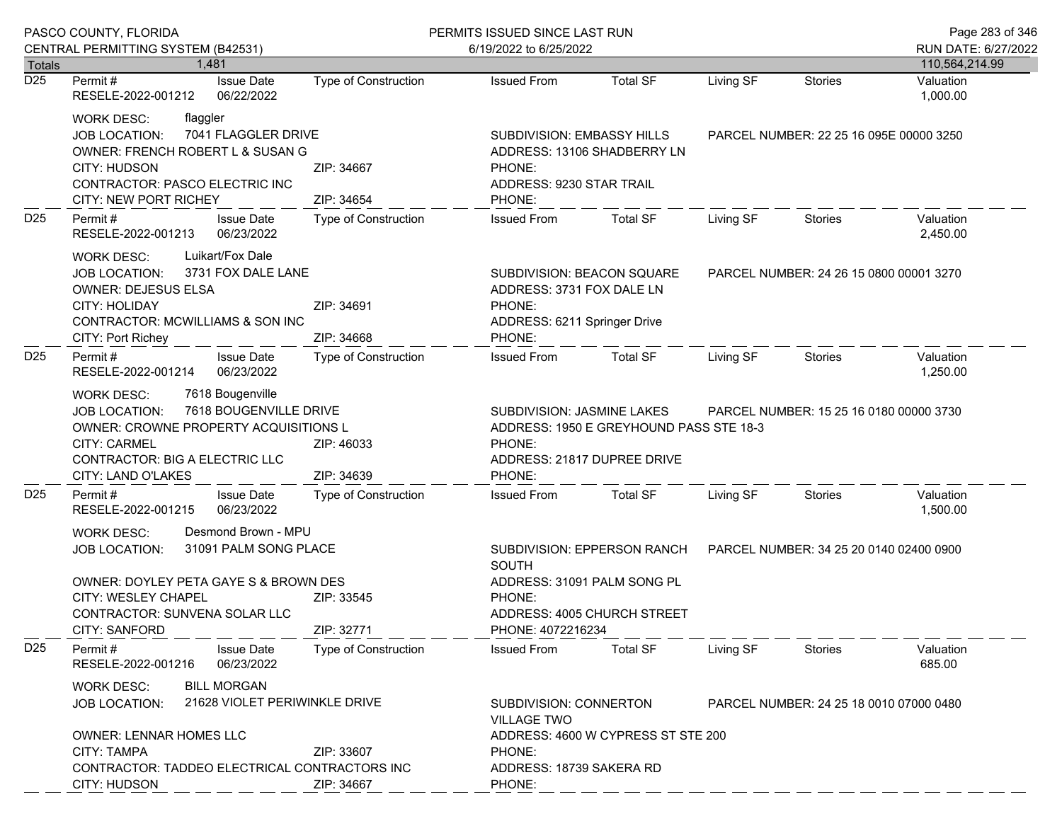PASCO COUNTY, FLORIDA
CENTRAL PERMITTING SYSTEM (B42531)

PERMITS ISSUED SINCE LAST RUN
6/19/2022 to 6/25/2022

RUN DATE: 6/27/2022

| Totals | 1,481 | | | | | | | 110,564,214.99 |
|---|---|---|---|---|---|---|---|---|

---

**D25** | Permit #: RESELE-2022-001212 | Issue Date: 06/22/2022 | Type of Construction: | Issued From: | Total SF: | Living SF: | Stories: | Valuation: 1,000.00

WORK DESC: flaggler
JOB LOCATION: 7041 FLAGGLER DRIVE
SUBDIVISION: EMBASSY HILLS
PARCEL NUMBER: 22 25 16 095E 00000 3250
OWNER: FRENCH ROBERT L & SUSAN G
ADDRESS: 13106 SHADBERRY LN
CITY: HUDSON ZIP: 34667
PHONE:
CONTRACTOR: PASCO ELECTRIC INC
ADDRESS: 9230 STAR TRAIL
CITY: NEW PORT RICHEY ZIP: 34654
PHONE:

---

**D25** | Permit #: RESELE-2022-001213 | Issue Date: 06/23/2022 | Type of Construction: | Issued From: | Total SF: | Living SF: | Stories: | Valuation: 2,450.00

WORK DESC: Luikart/Fox Dale
JOB LOCATION: 3731 FOX DALE LANE
SUBDIVISION: BEACON SQUARE
PARCEL NUMBER: 24 26 15 0800 00001 3270
OWNER: DEJESUS ELSA
ADDRESS: 3731 FOX DALE LN
CITY: HOLIDAY ZIP: 34691
PHONE:
CONTRACTOR: MCWILLIAMS & SON INC
ADDRESS: 6211 Springer Drive
CITY: Port Richey ZIP: 34668
PHONE:

---

**D25** | Permit #: RESELE-2022-001214 | Issue Date: 06/23/2022 | Type of Construction: | Issued From: | Total SF: | Living SF: | Stories: | Valuation: 1,250.00

WORK DESC: 7618 Bougenville
JOB LOCATION: 7618 BOUGENVILLE DRIVE
SUBDIVISION: JASMINE LAKES
PARCEL NUMBER: 15 25 16 0180 00000 3730
OWNER: CROWNE PROPERTY ACQUISITIONS L
ADDRESS: 1950 E GREYHOUND PASS STE 18-3
CITY: CARMEL ZIP: 46033
PHONE:
CONTRACTOR: BIG A ELECTRIC LLC
ADDRESS: 21817 DUPREE DRIVE
CITY: LAND O'LAKES ZIP: 34639
PHONE:

---

**D25** | Permit #: RESELE-2022-001215 | Issue Date: 06/23/2022 | Type of Construction: | Issued From: | Total SF: | Living SF: | Stories: | Valuation: 1,500.00

WORK DESC: Desmond Brown - MPU
JOB LOCATION: 31091 PALM SONG PLACE
SUBDIVISION: EPPERSON RANCH SOUTH
PARCEL NUMBER: 34 25 20 0140 02400 0900
OWNER: DOYLEY PETA GAYE S & BROWN DES
ADDRESS: 31091 PALM SONG PL
CITY: WESLEY CHAPEL ZIP: 33545
PHONE:
CONTRACTOR: SUNVENA SOLAR LLC
ADDRESS: 4005 CHURCH STREET
CITY: SANFORD ZIP: 32771
PHONE: 4072216234

---

**D25** | Permit #: RESELE-2022-001216 | Issue Date: 06/23/2022 | Type of Construction: | Issued From: | Total SF: | Living SF: | Stories: | Valuation: 685.00

WORK DESC: BILL MORGAN
JOB LOCATION: 21628 VIOLET PERIWINKLE DRIVE
SUBDIVISION: CONNERTON VILLAGE TWO
PARCEL NUMBER: 24 25 18 0010 07000 0480
OWNER: LENNAR HOMES LLC
ADDRESS: 4600 W CYPRESS ST STE 200
CITY: TAMPA ZIP: 33607
PHONE:
CONTRACTOR: TADDEO ELECTRICAL CONTRACTORS INC
ADDRESS: 18739 SAKERA RD
CITY: HUDSON ZIP: 34667
PHONE: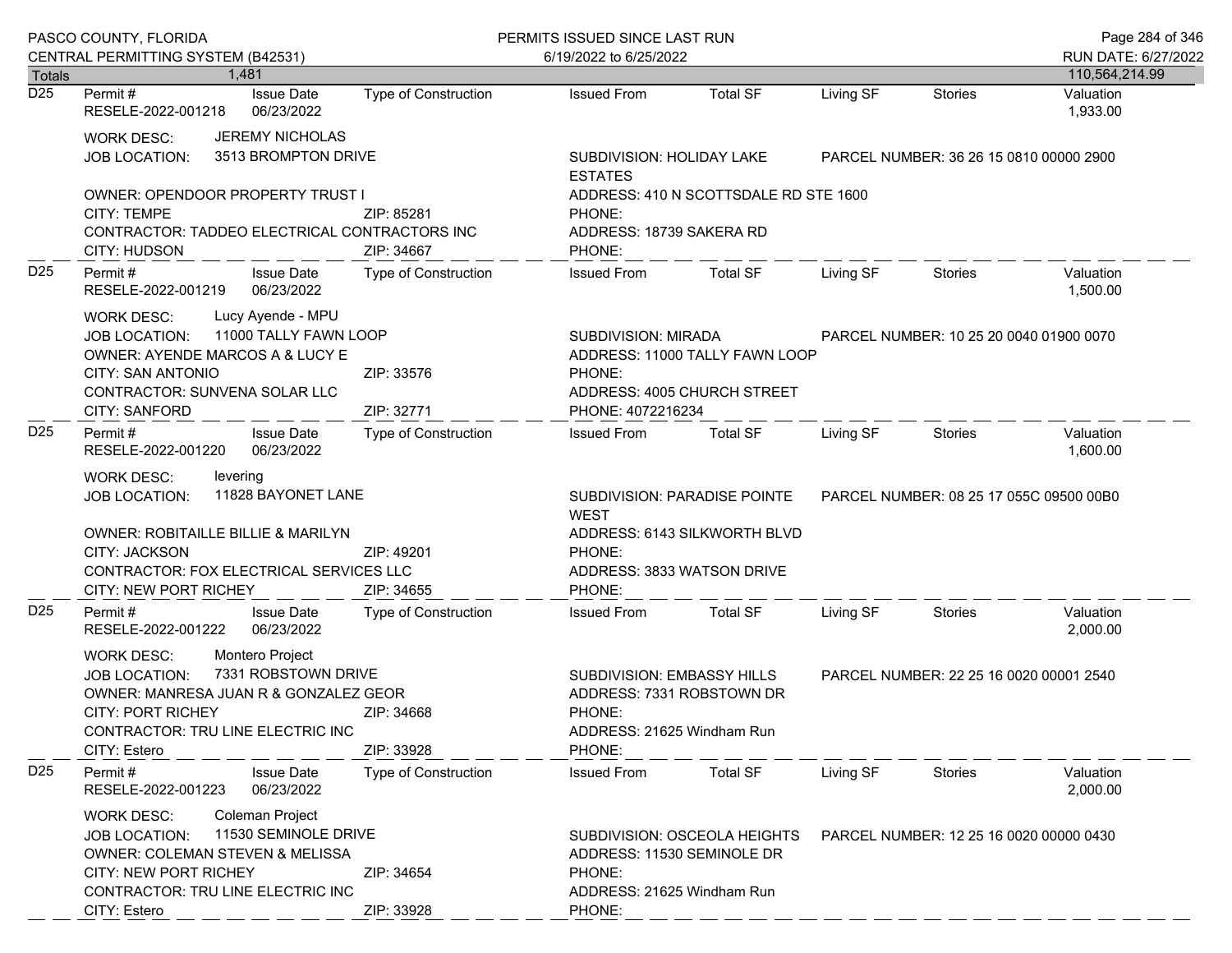PASCO COUNTY, FLORIDA
CENTRAL PERMITTING SYSTEM (B42531)

PERMITS ISSUED SINCE LAST RUN
6/19/2022 to 6/25/2022

RUN DATE: 6/27/2022

**Totals** 1,481 — 110,564,214.99

---

**D25** Permit # RESELE-2022-001218 | Issue Date 06/23/2022 | Type of Construction | Issued From | Total SF | Living SF | Stories | Valuation 1,933.00

WORK DESC: JEREMY NICHOLAS
JOB LOCATION: 3513 BROMPTON DRIVE — SUBDIVISION: HOLIDAY LAKE ESTATES — PARCEL NUMBER: 36 26 15 0810 00000 2900
OWNER: OPENDOOR PROPERTY TRUST I — ADDRESS: 410 N SCOTTSDALE RD STE 1600
CITY: TEMPE ZIP: 85281 — PHONE:
CONTRACTOR: TADDEO ELECTRICAL CONTRACTORS INC — ADDRESS: 18739 SAKERA RD
CITY: HUDSON ZIP: 34667 — PHONE:

---

**D25** Permit # RESELE-2022-001219 | Issue Date 06/23/2022 | Type of Construction | Issued From | Total SF | Living SF | Stories | Valuation 1,500.00

WORK DESC: Lucy Ayende - MPU
JOB LOCATION: 11000 TALLY FAWN LOOP — SUBDIVISION: MIRADA — PARCEL NUMBER: 10 25 20 0040 01900 0070
OWNER: AYENDE MARCOS A & LUCY E — ADDRESS: 11000 TALLY FAWN LOOP
CITY: SAN ANTONIO ZIP: 33576 — PHONE:
CONTRACTOR: SUNVENA SOLAR LLC — ADDRESS: 4005 CHURCH STREET
CITY: SANFORD ZIP: 32771 — PHONE: 4072216234

---

**D25** Permit # RESELE-2022-001220 | Issue Date 06/23/2022 | Type of Construction | Issued From | Total SF | Living SF | Stories | Valuation 1,600.00

WORK DESC: levering
JOB LOCATION: 11828 BAYONET LANE — SUBDIVISION: PARADISE POINTE WEST — PARCEL NUMBER: 08 25 17 055C 09500 00B0
OWNER: ROBITAILLE BILLIE & MARILYN — ADDRESS: 6143 SILKWORTH BLVD
CITY: JACKSON ZIP: 49201 — PHONE:
CONTRACTOR: FOX ELECTRICAL SERVICES LLC — ADDRESS: 3833 WATSON DRIVE
CITY: NEW PORT RICHEY ZIP: 34655 — PHONE:

---

**D25** Permit # RESELE-2022-001222 | Issue Date 06/23/2022 | Type of Construction | Issued From | Total SF | Living SF | Stories | Valuation 2,000.00

WORK DESC: Montero Project
JOB LOCATION: 7331 ROBSTOWN DRIVE — SUBDIVISION: EMBASSY HILLS — PARCEL NUMBER: 22 25 16 0020 00001 2540
OWNER: MANRESA JUAN R & GONZALEZ GEOR — ADDRESS: 7331 ROBSTOWN DR
CITY: PORT RICHEY ZIP: 34668 — PHONE:
CONTRACTOR: TRU LINE ELECTRIC INC — ADDRESS: 21625 Windham Run
CITY: Estero ZIP: 33928 — PHONE:

---

**D25** Permit # RESELE-2022-001223 | Issue Date 06/23/2022 | Type of Construction | Issued From | Total SF | Living SF | Stories | Valuation 2,000.00

WORK DESC: Coleman Project
JOB LOCATION: 11530 SEMINOLE DRIVE — SUBDIVISION: OSCEOLA HEIGHTS — PARCEL NUMBER: 12 25 16 0020 00000 0430
OWNER: COLEMAN STEVEN & MELISSA — ADDRESS: 11530 SEMINOLE DR
CITY: NEW PORT RICHEY ZIP: 34654 — PHONE:
CONTRACTOR: TRU LINE ELECTRIC INC — ADDRESS: 21625 Windham Run
CITY: Estero ZIP: 33928 — PHONE: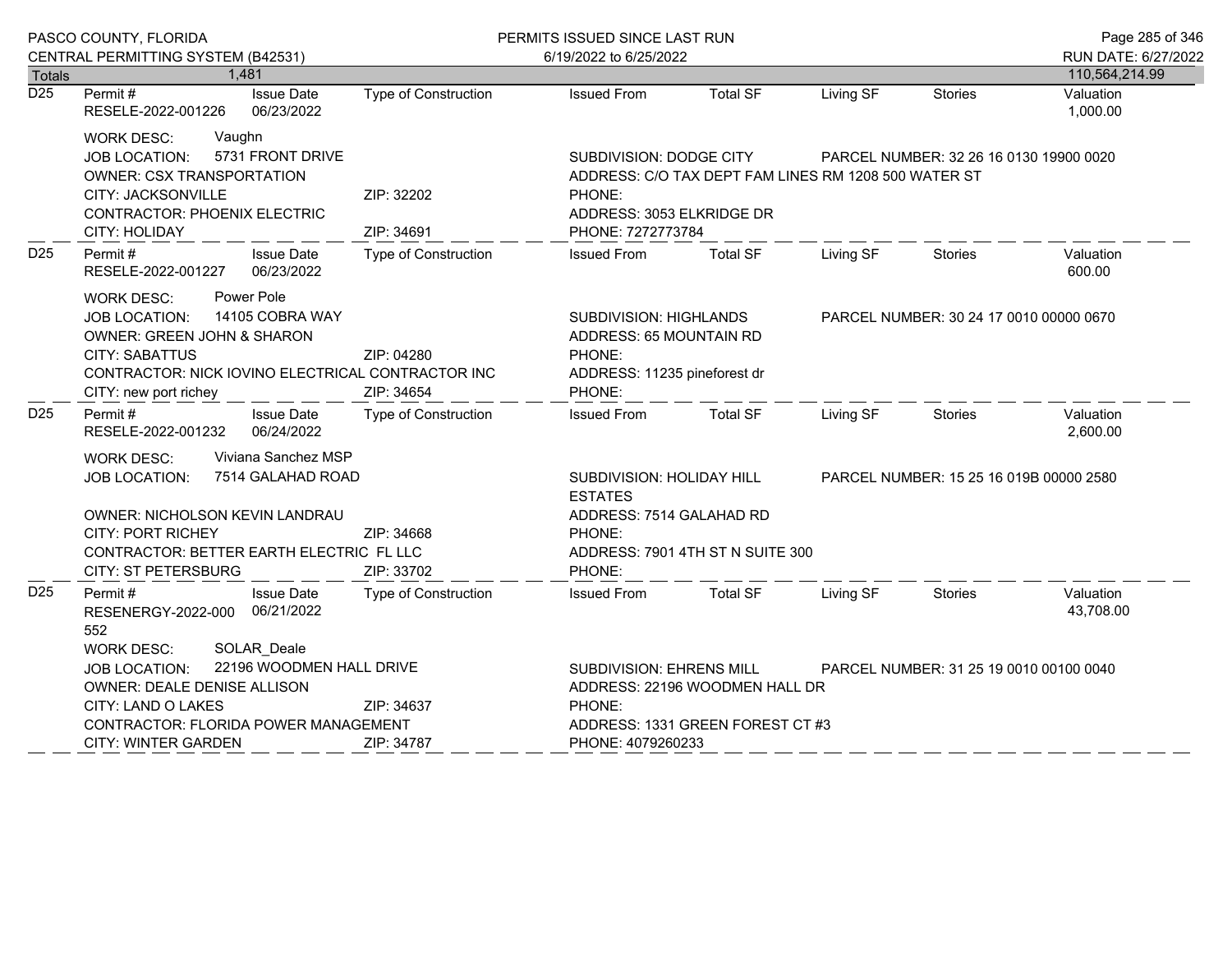PASCO COUNTY, FLORIDA
CENTRAL PERMITTING SYSTEM (B42531)

PERMITS ISSUED SINCE LAST RUN
6/19/2022 to 6/25/2022

RUN DATE: 6/27/2022

| Totals | 1,481 | | | | | | | 110,564,214.99 |
|---|---|---|---|---|---|---|---|---|

---

**D25**

| Permit # | Issue Date | Type of Construction | Issued From | Total SF | Living SF | Stories | Valuation |
|---|---|---|---|---|---|---|---|
| RESELE-2022-001226 | 06/23/2022 | | | | | | 1,000.00 |

WORK DESC: Vaughn
JOB LOCATION: 5731 FRONT DRIVE
SUBDIVISION: DODGE CITY
PARCEL NUMBER: 32 26 16 0130 19900 0020
OWNER: CSX TRANSPORTATION
ADDRESS: C/O TAX DEPT FAM LINES RM 1208 500 WATER ST
CITY: JACKSONVILLE ZIP: 32202
PHONE:
CONTRACTOR: PHOENIX ELECTRIC
ADDRESS: 3053 ELKRIDGE DR
CITY: HOLIDAY ZIP: 34691
PHONE: 7272773784

---

**D25**

| Permit # | Issue Date | Type of Construction | Issued From | Total SF | Living SF | Stories | Valuation |
|---|---|---|---|---|---|---|---|
| RESELE-2022-001227 | 06/23/2022 | | | | | | 600.00 |

WORK DESC: Power Pole
JOB LOCATION: 14105 COBRA WAY
SUBDIVISION: HIGHLANDS
PARCEL NUMBER: 30 24 17 0010 00000 0670
OWNER: GREEN JOHN & SHARON
ADDRESS: 65 MOUNTAIN RD
CITY: SABATTUS ZIP: 04280
PHONE:
CONTRACTOR: NICK IOVINO ELECTRICAL CONTRACTOR INC
ADDRESS: 11235 pineforest dr
CITY: new port richey ZIP: 34654
PHONE:

---

**D25**

| Permit # | Issue Date | Type of Construction | Issued From | Total SF | Living SF | Stories | Valuation |
|---|---|---|---|---|---|---|---|
| RESELE-2022-001232 | 06/24/2022 | | | | | | 2,600.00 |

WORK DESC: Viviana Sanchez MSP
JOB LOCATION: 7514 GALAHAD ROAD
SUBDIVISION: HOLIDAY HILL ESTATES
PARCEL NUMBER: 15 25 16 019B 00000 2580
OWNER: NICHOLSON KEVIN LANDRAU
ADDRESS: 7514 GALAHAD RD
CITY: PORT RICHEY ZIP: 34668
PHONE:
CONTRACTOR: BETTER EARTH ELECTRIC FL LLC
ADDRESS: 7901 4TH ST N SUITE 300
CITY: ST PETERSBURG ZIP: 33702
PHONE:

---

**D25**

| Permit # | Issue Date | Type of Construction | Issued From | Total SF | Living SF | Stories | Valuation |
|---|---|---|---|---|---|---|---|
| RESENERGY-2022-000552 | 06/21/2022 | | | | | | 43,708.00 |

WORK DESC: SOLAR_Deale
JOB LOCATION: 22196 WOODMEN HALL DRIVE
SUBDIVISION: EHRENS MILL
PARCEL NUMBER: 31 25 19 0010 00100 0040
OWNER: DEALE DENISE ALLISON
ADDRESS: 22196 WOODMEN HALL DR
CITY: LAND O LAKES ZIP: 34637
PHONE:
CONTRACTOR: FLORIDA POWER MANAGEMENT
ADDRESS: 1331 GREEN FOREST CT #3
CITY: WINTER GARDEN ZIP: 34787
PHONE: 4079260233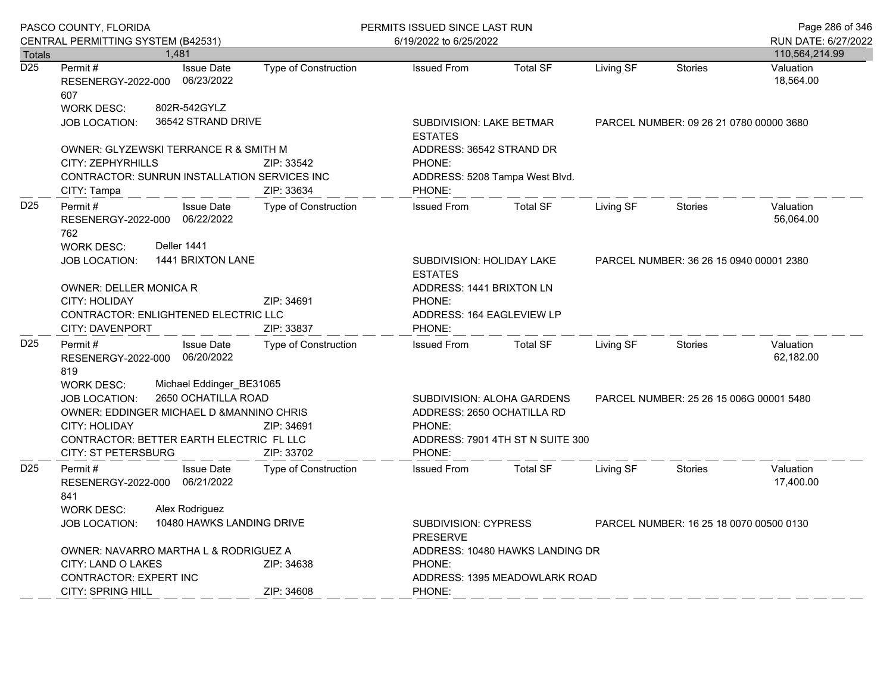PASCO COUNTY, FLORIDA
CENTRAL PERMITTING SYSTEM (B42531)

PERMITS ISSUED SINCE LAST RUN
6/19/2022 to 6/25/2022

RUN DATE: 6/27/2022

| Totals | 1,481 | | | | | | | 110,564,214.99 |
|---|---|---|---|---|---|---|---|---|

---

**D25**

| Permit # | Issue Date | Type of Construction | Issued From | Total SF | Living SF | Stories | Valuation |
|---|---|---|---|---|---|---|---|
| RESENERGY-2022-000607 | 06/23/2022 | | | | | | 18,564.00 |

WORK DESC: 802R-542GYLZ
JOB LOCATION: 36542 STRAND DRIVE
SUBDIVISION: LAKE BETMAR ESTATES
PARCEL NUMBER: 09 26 21 0780 00000 3680
OWNER: GLYZEWSKI TERRANCE R & SMITH M
ADDRESS: 36542 STRAND DR
CITY: ZEPHYRHILLS ZIP: 33542
PHONE:
CONTRACTOR: SUNRUN INSTALLATION SERVICES INC
ADDRESS: 5208 Tampa West Blvd.
CITY: Tampa ZIP: 33634
PHONE:

---

**D25**

| Permit # | Issue Date | Type of Construction | Issued From | Total SF | Living SF | Stories | Valuation |
|---|---|---|---|---|---|---|---|
| RESENERGY-2022-000762 | 06/22/2022 | | | | | | 56,064.00 |

WORK DESC: Deller 1441
JOB LOCATION: 1441 BRIXTON LANE
SUBDIVISION: HOLIDAY LAKE ESTATES
PARCEL NUMBER: 36 26 15 0940 00001 2380
OWNER: DELLER MONICA R
ADDRESS: 1441 BRIXTON LN
CITY: HOLIDAY ZIP: 34691
PHONE:
CONTRACTOR: ENLIGHTENED ELECTRIC LLC
ADDRESS: 164 EAGLEVIEW LP
CITY: DAVENPORT ZIP: 33837
PHONE:

---

**D25**

| Permit # | Issue Date | Type of Construction | Issued From | Total SF | Living SF | Stories | Valuation |
|---|---|---|---|---|---|---|---|
| RESENERGY-2022-000819 | 06/20/2022 | | | | | | 62,182.00 |

WORK DESC: Michael Eddinger_BE31065
JOB LOCATION: 2650 OCHATILLA ROAD
SUBDIVISION: ALOHA GARDENS
PARCEL NUMBER: 25 26 15 006G 00001 5480
OWNER: EDDINGER MICHAEL D &MANNINO CHRIS
ADDRESS: 2650 OCHATILLA RD
CITY: HOLIDAY ZIP: 34691
PHONE:
CONTRACTOR: BETTER EARTH ELECTRIC FL LLC
ADDRESS: 7901 4TH ST N SUITE 300
CITY: ST PETERSBURG ZIP: 33702
PHONE:

---

**D25**

| Permit # | Issue Date | Type of Construction | Issued From | Total SF | Living SF | Stories | Valuation |
|---|---|---|---|---|---|---|---|
| RESENERGY-2022-000841 | 06/21/2022 | | | | | | 17,400.00 |

WORK DESC: Alex Rodriguez
JOB LOCATION: 10480 HAWKS LANDING DRIVE
SUBDIVISION: CYPRESS PRESERVE
PARCEL NUMBER: 16 25 18 0070 00500 0130
OWNER: NAVARRO MARTHA L & RODRIGUEZ A
ADDRESS: 10480 HAWKS LANDING DR
CITY: LAND O LAKES ZIP: 34638
PHONE:
CONTRACTOR: EXPERT INC
ADDRESS: 1395 MEADOWLARK ROAD
CITY: SPRING HILL ZIP: 34608
PHONE: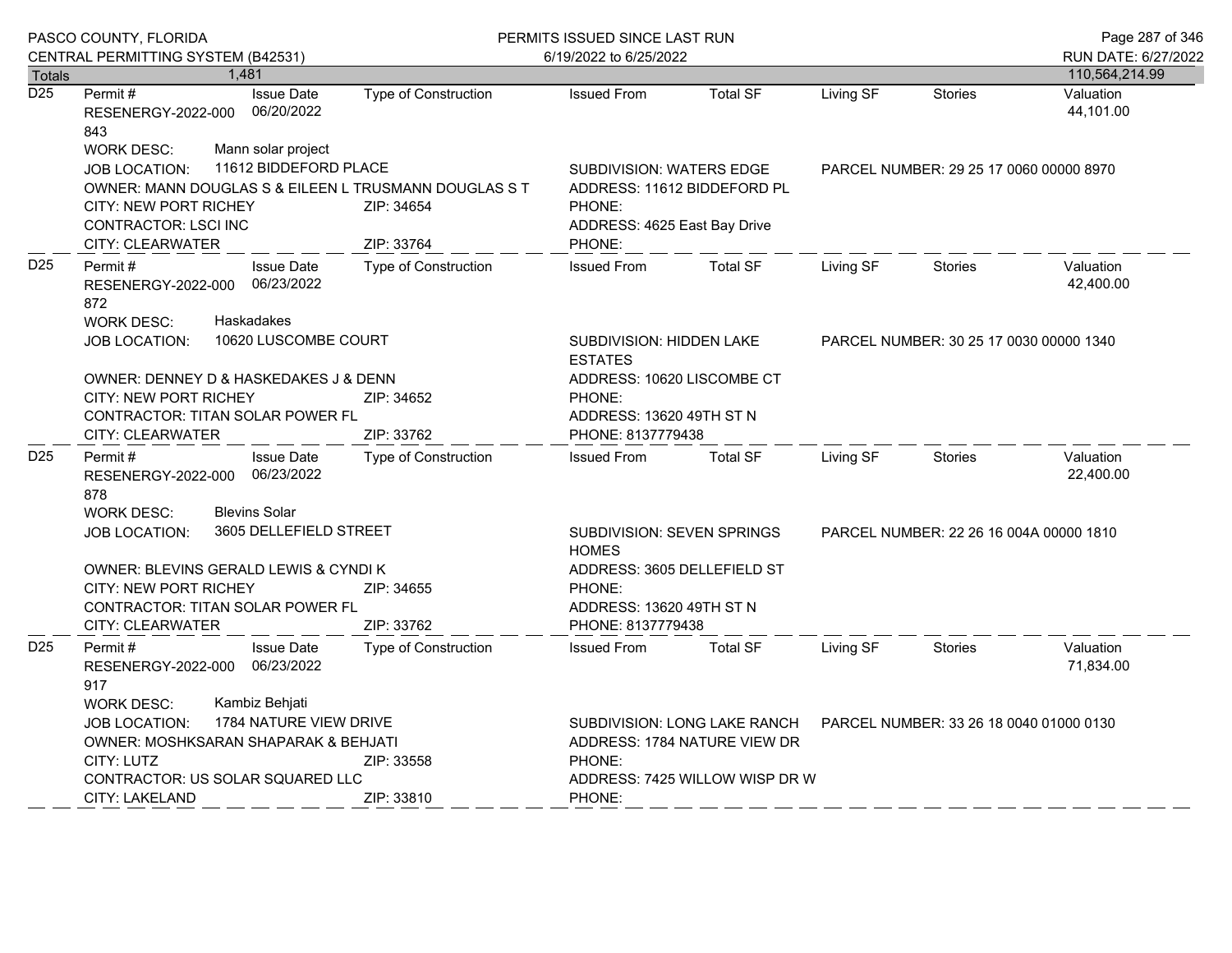| Totals | 1,481 | | | | | | | 110,564,214.99 |
|---|---|---|---|---|---|---|---|---|

**D25**

| Permit # | Issue Date | Type of Construction | Issued From | Total SF | Living SF | Stories | Valuation |
|---|---|---|---|---|---|---|---|
| RESENERGY-2022-000843 | 06/20/2022 | | | | | | 44,101.00 |

WORK DESC: Mann solar project
JOB LOCATION: 11612 BIDDEFORD PLACE
SUBDIVISION: WATERS EDGE
PARCEL NUMBER: 29 25 17 0060 00000 8970
OWNER: MANN DOUGLAS S & EILEEN L TRUSMANN DOUGLAS S T
ADDRESS: 11612 BIDDEFORD PL
CITY: NEW PORT RICHEY ZIP: 34654
PHONE:
CONTRACTOR: LSCI INC
ADDRESS: 4625 East Bay Drive
CITY: CLEARWATER ZIP: 33764
PHONE:

**D25**

| Permit # | Issue Date | Type of Construction | Issued From | Total SF | Living SF | Stories | Valuation |
|---|---|---|---|---|---|---|---|
| RESENERGY-2022-000872 | 06/23/2022 | | | | | | 42,400.00 |

WORK DESC: Haskadakes
JOB LOCATION: 10620 LUSCOMBE COURT
SUBDIVISION: HIDDEN LAKE ESTATES
PARCEL NUMBER: 30 25 17 0030 00000 1340
OWNER: DENNEY D & HASKEDAKES J & DENN
ADDRESS: 10620 LISCOMBE CT
CITY: NEW PORT RICHEY ZIP: 34652
PHONE:
CONTRACTOR: TITAN SOLAR POWER FL
ADDRESS: 13620 49TH ST N
CITY: CLEARWATER ZIP: 33762
PHONE: 8137779438

**D25**

| Permit # | Issue Date | Type of Construction | Issued From | Total SF | Living SF | Stories | Valuation |
|---|---|---|---|---|---|---|---|
| RESENERGY-2022-000878 | 06/23/2022 | | | | | | 22,400.00 |

WORK DESC: Blevins Solar
JOB LOCATION: 3605 DELLEFIELD STREET
SUBDIVISION: SEVEN SPRINGS HOMES
PARCEL NUMBER: 22 26 16 004A 00000 1810
OWNER: BLEVINS GERALD LEWIS & CYNDI K
ADDRESS: 3605 DELLEFIELD ST
CITY: NEW PORT RICHEY ZIP: 34655
PHONE:
CONTRACTOR: TITAN SOLAR POWER FL
ADDRESS: 13620 49TH ST N
CITY: CLEARWATER ZIP: 33762
PHONE: 8137779438

**D25**

| Permit # | Issue Date | Type of Construction | Issued From | Total SF | Living SF | Stories | Valuation |
|---|---|---|---|---|---|---|---|
| RESENERGY-2022-000917 | 06/23/2022 | | | | | | 71,834.00 |

WORK DESC: Kambiz Behjati
JOB LOCATION: 1784 NATURE VIEW DRIVE
SUBDIVISION: LONG LAKE RANCH
PARCEL NUMBER: 33 26 18 0040 01000 0130
OWNER: MOSHKSARAN SHAPARAK & BEHJATI
ADDRESS: 1784 NATURE VIEW DR
CITY: LUTZ ZIP: 33558
PHONE:
CONTRACTOR: US SOLAR SQUARED LLC
ADDRESS: 7425 WILLOW WISP DR W
CITY: LAKELAND ZIP: 33810
PHONE: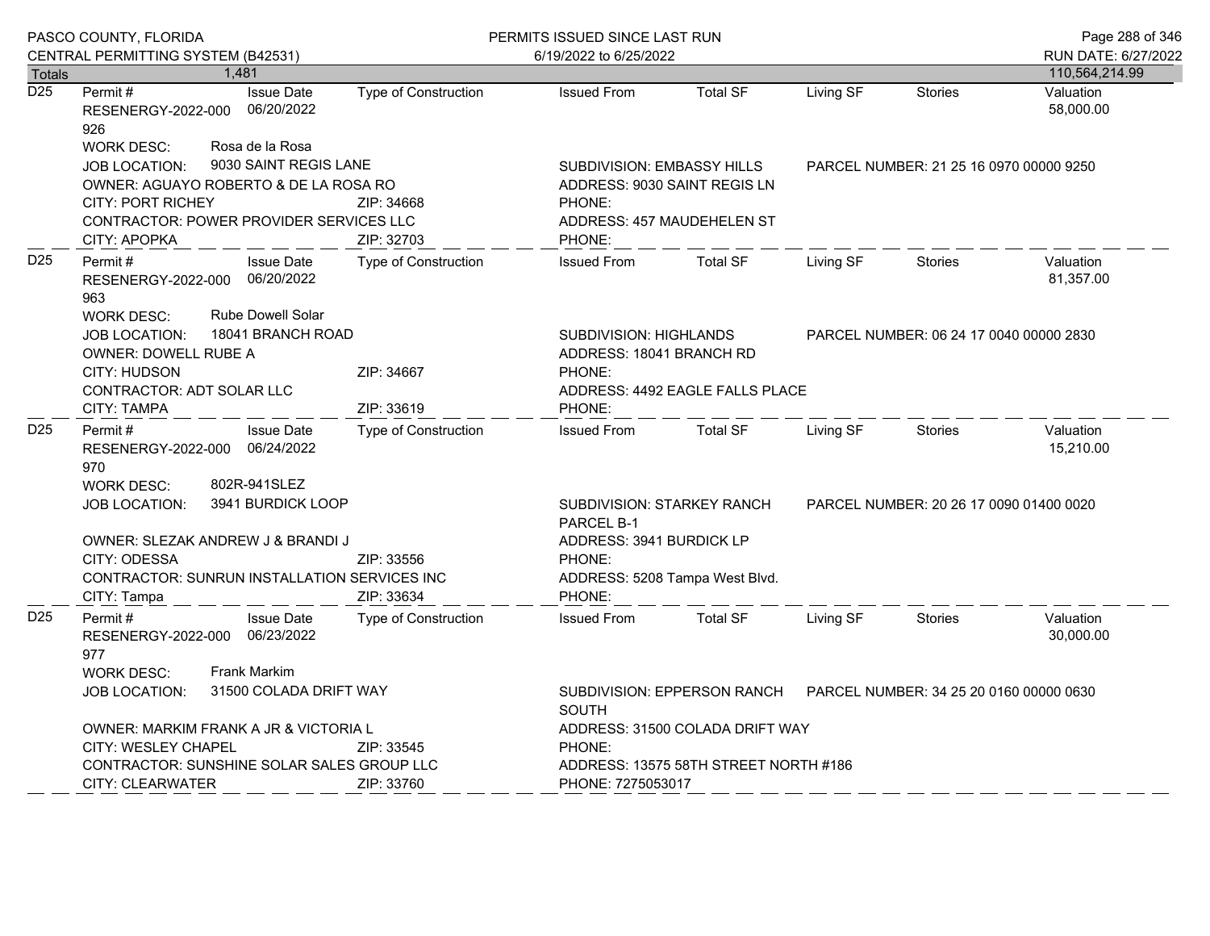| Totals | 1,481 | | | | | | | 110,564,214.99 |
|---|---|---|---|---|---|---|---|---|

**D25**

| Permit # | Issue Date | Type of Construction | Issued From | Total SF | Living SF | Stories | Valuation |
|---|---|---|---|---|---|---|---|
| RESENERGY-2022-000926 | 06/20/2022 | | | | | | 58,000.00 |

WORK DESC: Rosa de la Rosa
JOB LOCATION: 9030 SAINT REGIS LANE
SUBDIVISION: EMBASSY HILLS
PARCEL NUMBER: 21 25 16 0970 00000 9250
OWNER: AGUAYO ROBERTO & DE LA ROSA RO
ADDRESS: 9030 SAINT REGIS LN
CITY: PORT RICHEY ZIP: 34668
PHONE:
CONTRACTOR: POWER PROVIDER SERVICES LLC
ADDRESS: 457 MAUDEHELEN ST
CITY: APOPKA ZIP: 32703
PHONE:

**D25**

| Permit # | Issue Date | Type of Construction | Issued From | Total SF | Living SF | Stories | Valuation |
|---|---|---|---|---|---|---|---|
| RESENERGY-2022-000963 | 06/20/2022 | | | | | | 81,357.00 |

WORK DESC: Rube Dowell Solar
JOB LOCATION: 18041 BRANCH ROAD
SUBDIVISION: HIGHLANDS
PARCEL NUMBER: 06 24 17 0040 00000 2830
OWNER: DOWELL RUBE A
ADDRESS: 18041 BRANCH RD
CITY: HUDSON ZIP: 34667
PHONE:
CONTRACTOR: ADT SOLAR LLC
ADDRESS: 4492 EAGLE FALLS PLACE
CITY: TAMPA ZIP: 33619
PHONE:

**D25**

| Permit # | Issue Date | Type of Construction | Issued From | Total SF | Living SF | Stories | Valuation |
|---|---|---|---|---|---|---|---|
| RESENERGY-2022-000970 | 06/24/2022 | | | | | | 15,210.00 |

WORK DESC: 802R-941SLEZ
JOB LOCATION: 3941 BURDICK LOOP
SUBDIVISION: STARKEY RANCH PARCEL B-1
PARCEL NUMBER: 20 26 17 0090 01400 0020
OWNER: SLEZAK ANDREW J & BRANDI J
ADDRESS: 3941 BURDICK LP
CITY: ODESSA ZIP: 33556
PHONE:
CONTRACTOR: SUNRUN INSTALLATION SERVICES INC
ADDRESS: 5208 Tampa West Blvd.
CITY: Tampa ZIP: 33634
PHONE:

**D25**

| Permit # | Issue Date | Type of Construction | Issued From | Total SF | Living SF | Stories | Valuation |
|---|---|---|---|---|---|---|---|
| RESENERGY-2022-000977 | 06/23/2022 | | | | | | 30,000.00 |

WORK DESC: Frank Markim
JOB LOCATION: 31500 COLADA DRIFT WAY
SUBDIVISION: EPPERSON RANCH SOUTH
PARCEL NUMBER: 34 25 20 0160 00000 0630
OWNER: MARKIM FRANK A JR & VICTORIA L
ADDRESS: 31500 COLADA DRIFT WAY
CITY: WESLEY CHAPEL ZIP: 33545
PHONE:
CONTRACTOR: SUNSHINE SOLAR SALES GROUP LLC
ADDRESS: 13575 58TH STREET NORTH #186
CITY: CLEARWATER ZIP: 33760
PHONE: 7275053017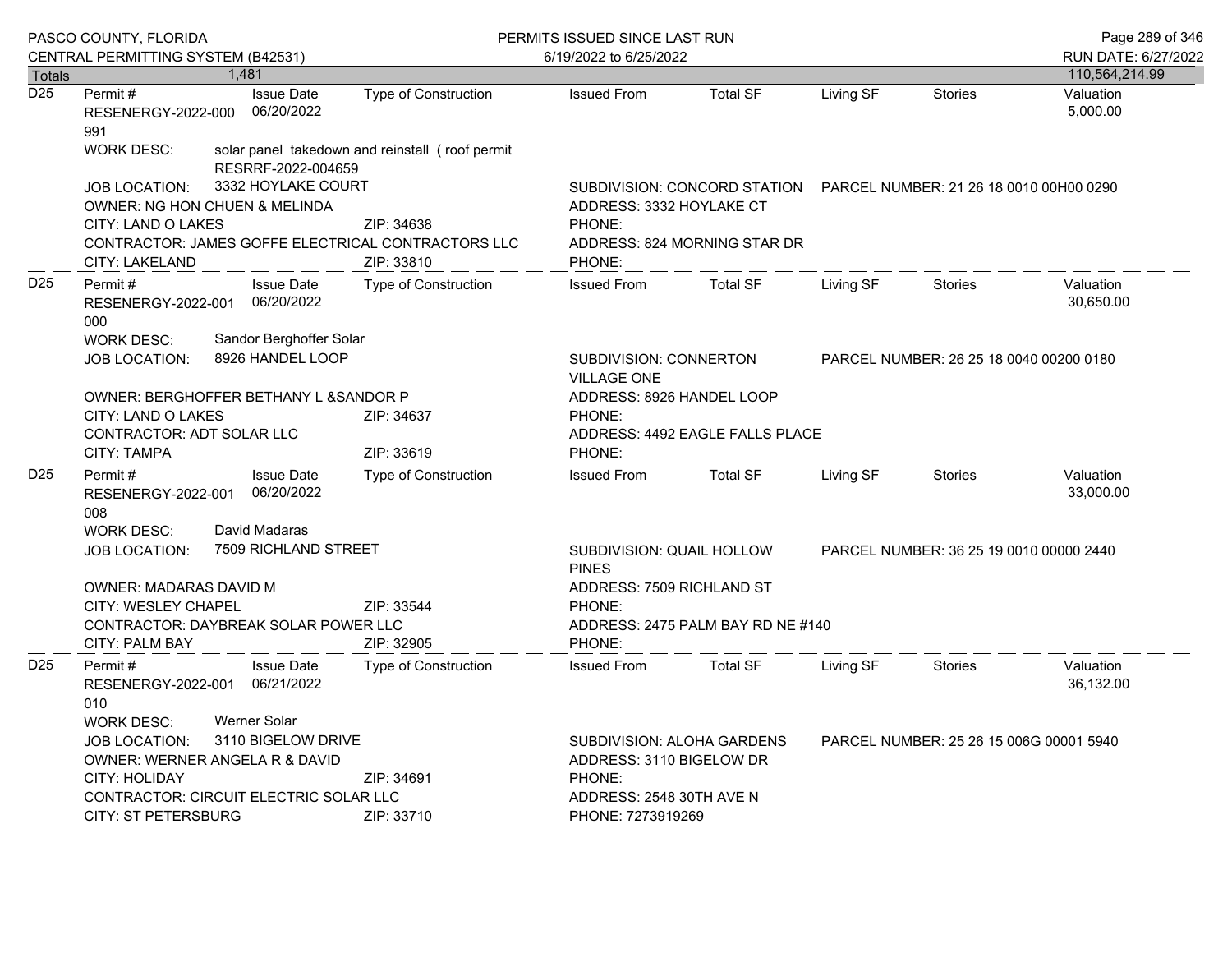| Totals | 1,481 | | | | | | | 110,564,214.99 |
|---|---|---|---|---|---|---|---|---|

**D25**

| Permit # | Issue Date | Type of Construction | Issued From | Total SF | Living SF | Stories | Valuation |
|---|---|---|---|---|---|---|---|
| RESENERGY-2022-000991 | 06/20/2022 | | | | | | 5,000.00 |

WORK DESC: solar panel takedown and reinstall ( roof permit RESRRF-2022-004659

JOB LOCATION: 3332 HOYLAKE COURT
SUBDIVISION: CONCORD STATION
PARCEL NUMBER: 21 26 18 0010 00H00 0290

OWNER: NG HON CHUEN & MELINDA
ADDRESS: 3332 HOYLAKE CT
CITY: LAND O LAKES ZIP: 34638
PHONE:

CONTRACTOR: JAMES GOFFE ELECTRICAL CONTRACTORS LLC
ADDRESS: 824 MORNING STAR DR
CITY: LAKELAND ZIP: 33810
PHONE:

---

**D25**

| Permit # | Issue Date | Type of Construction | Issued From | Total SF | Living SF | Stories | Valuation |
|---|---|---|---|---|---|---|---|
| RESENERGY-2022-001000 | 06/20/2022 | | | | | | 30,650.00 |

WORK DESC: Sandor Berghoffer Solar

JOB LOCATION: 8926 HANDEL LOOP
SUBDIVISION: CONNERTON VILLAGE ONE
PARCEL NUMBER: 26 25 18 0040 00200 0180

OWNER: BERGHOFFER BETHANY L &SANDOR P
ADDRESS: 8926 HANDEL LOOP
CITY: LAND O LAKES ZIP: 34637
PHONE:

CONTRACTOR: ADT SOLAR LLC
ADDRESS: 4492 EAGLE FALLS PLACE
CITY: TAMPA ZIP: 33619
PHONE:

---

**D25**

| Permit # | Issue Date | Type of Construction | Issued From | Total SF | Living SF | Stories | Valuation |
|---|---|---|---|---|---|---|---|
| RESENERGY-2022-001008 | 06/20/2022 | | | | | | 33,000.00 |

WORK DESC: David Madaras

JOB LOCATION: 7509 RICHLAND STREET
SUBDIVISION: QUAIL HOLLOW PINES
PARCEL NUMBER: 36 25 19 0010 00000 2440

OWNER: MADARAS DAVID M
ADDRESS: 7509 RICHLAND ST
CITY: WESLEY CHAPEL ZIP: 33544
PHONE:

CONTRACTOR: DAYBREAK SOLAR POWER LLC
ADDRESS: 2475 PALM BAY RD NE #140
CITY: PALM BAY ZIP: 32905
PHONE:

---

**D25**

| Permit # | Issue Date | Type of Construction | Issued From | Total SF | Living SF | Stories | Valuation |
|---|---|---|---|---|---|---|---|
| RESENERGY-2022-001010 | 06/21/2022 | | | | | | 36,132.00 |

WORK DESC: Werner Solar

JOB LOCATION: 3110 BIGELOW DRIVE
SUBDIVISION: ALOHA GARDENS
PARCEL NUMBER: 25 26 15 006G 00001 5940

OWNER: WERNER ANGELA R & DAVID
ADDRESS: 3110 BIGELOW DR
CITY: HOLIDAY ZIP: 34691
PHONE:

CONTRACTOR: CIRCUIT ELECTRIC SOLAR LLC
ADDRESS: 2548 30TH AVE N
CITY: ST PETERSBURG ZIP: 33710
PHONE: 7273919269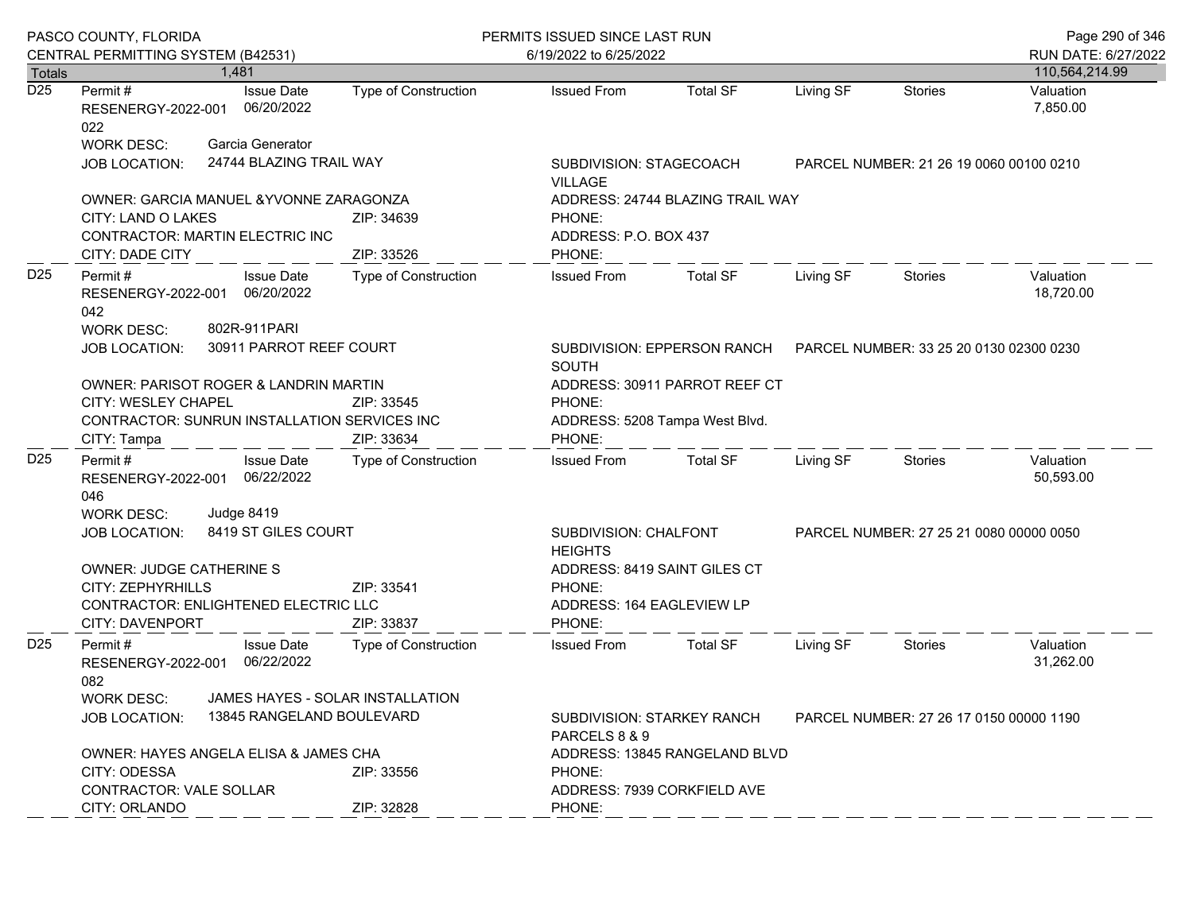| Totals | 1,481 | | | | | | | 110,564,214.99 |
|---|---|---|---|---|---|---|---|---|

**D25**

| Permit # | Issue Date | Type of Construction | Issued From | Total SF | Living SF | Stories | Valuation |
|---|---|---|---|---|---|---|---|
| RESENERGY-2022-001022 | 06/20/2022 | | | | | | 7,850.00 |

WORK DESC: Garcia Generator
JOB LOCATION: 24744 BLAZING TRAIL WAY
SUBDIVISION: STAGECOACH VILLAGE
PARCEL NUMBER: 21 26 19 0060 00100 0210
OWNER: GARCIA MANUEL &YVONNE ZARAGONZA
ADDRESS: 24744 BLAZING TRAIL WAY
CITY: LAND O LAKES ZIP: 34639
PHONE:
CONTRACTOR: MARTIN ELECTRIC INC
ADDRESS: P.O. BOX 437
CITY: DADE CITY ZIP: 33526
PHONE:

---

**D25**

| Permit # | Issue Date | Type of Construction | Issued From | Total SF | Living SF | Stories | Valuation |
|---|---|---|---|---|---|---|---|
| RESENERGY-2022-001042 | 06/20/2022 | | | | | | 18,720.00 |

WORK DESC: 802R-911PARI
JOB LOCATION: 30911 PARROT REEF COURT
SUBDIVISION: EPPERSON RANCH SOUTH
PARCEL NUMBER: 33 25 20 0130 02300 0230
OWNER: PARISOT ROGER & LANDRIN MARTIN
ADDRESS: 30911 PARROT REEF CT
CITY: WESLEY CHAPEL ZIP: 33545
PHONE:
CONTRACTOR: SUNRUN INSTALLATION SERVICES INC
ADDRESS: 5208 Tampa West Blvd.
CITY: Tampa ZIP: 33634
PHONE:

---

**D25**

| Permit # | Issue Date | Type of Construction | Issued From | Total SF | Living SF | Stories | Valuation |
|---|---|---|---|---|---|---|---|
| RESENERGY-2022-001046 | 06/22/2022 | | | | | | 50,593.00 |

WORK DESC: Judge 8419
JOB LOCATION: 8419 ST GILES COURT
SUBDIVISION: CHALFONT HEIGHTS
PARCEL NUMBER: 27 25 21 0080 00000 0050
OWNER: JUDGE CATHERINE S
ADDRESS: 8419 SAINT GILES CT
CITY: ZEPHYRHILLS ZIP: 33541
PHONE:
CONTRACTOR: ENLIGHTENED ELECTRIC LLC
ADDRESS: 164 EAGLEVIEW LP
CITY: DAVENPORT ZIP: 33837
PHONE:

---

**D25**

| Permit # | Issue Date | Type of Construction | Issued From | Total SF | Living SF | Stories | Valuation |
|---|---|---|---|---|---|---|---|
| RESENERGY-2022-001082 | 06/22/2022 | | | | | | 31,262.00 |

WORK DESC: JAMES HAYES - SOLAR INSTALLATION
JOB LOCATION: 13845 RANGELAND BOULEVARD
SUBDIVISION: STARKEY RANCH PARCELS 8 & 9
PARCEL NUMBER: 27 26 17 0150 00000 1190
OWNER: HAYES ANGELA ELISA & JAMES CHA
ADDRESS: 13845 RANGELAND BLVD
CITY: ODESSA ZIP: 33556
PHONE:
CONTRACTOR: VALE SOLLAR
ADDRESS: 7939 CORKFIELD AVE
CITY: ORLANDO ZIP: 32828
PHONE: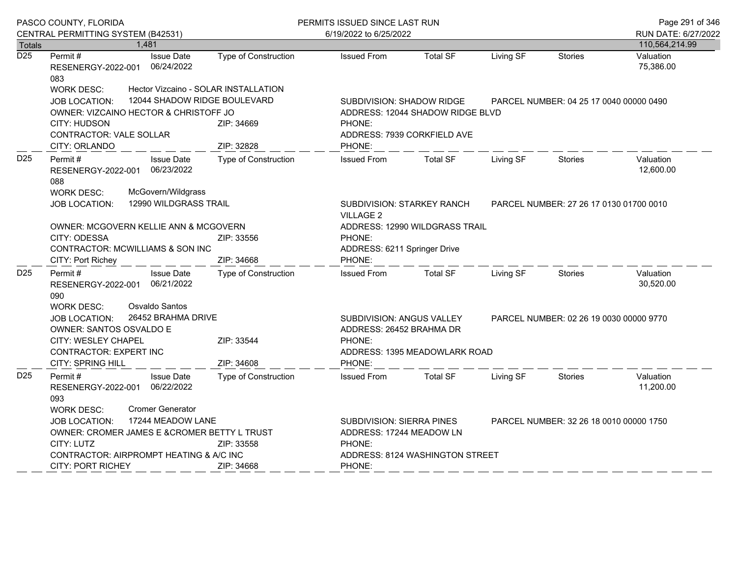| Totals | 1,481 | | | | | | | 110,564,214.99 |
|---|---|---|---|---|---|---|---|---|

**D25**

| Permit # | Issue Date | Type of Construction | Issued From | Total SF | Living SF | Stories | Valuation |
|---|---|---|---|---|---|---|---|
| RESENERGY-2022-001083 | 06/24/2022 | | | | | | 75,386.00 |

WORK DESC: Hector Vizcaino - SOLAR INSTALLATION
JOB LOCATION: 12044 SHADOW RIDGE BOULEVARD
SUBDIVISION: SHADOW RIDGE
PARCEL NUMBER: 04 25 17 0040 00000 0490
OWNER: VIZCAINO HECTOR & CHRISTOFF JO
ADDRESS: 12044 SHADOW RIDGE BLVD
CITY: HUDSON ZIP: 34669
PHONE:
CONTRACTOR: VALE SOLLAR
ADDRESS: 7939 CORKFIELD AVE
CITY: ORLANDO ZIP: 32828
PHONE:

---

**D25**

| Permit # | Issue Date | Type of Construction | Issued From | Total SF | Living SF | Stories | Valuation |
|---|---|---|---|---|---|---|---|
| RESENERGY-2022-001088 | 06/23/2022 | | | | | | 12,600.00 |

WORK DESC: McGovern/Wildgrass
JOB LOCATION: 12990 WILDGRASS TRAIL
SUBDIVISION: STARKEY RANCH VILLAGE 2
PARCEL NUMBER: 27 26 17 0130 01700 0010
OWNER: MCGOVERN KELLIE ANN & MCGOVERN
ADDRESS: 12990 WILDGRASS TRAIL
CITY: ODESSA ZIP: 33556
PHONE:
CONTRACTOR: MCWILLIAMS & SON INC
ADDRESS: 6211 Springer Drive
CITY: Port Richey ZIP: 34668
PHONE:

---

**D25**

| Permit # | Issue Date | Type of Construction | Issued From | Total SF | Living SF | Stories | Valuation |
|---|---|---|---|---|---|---|---|
| RESENERGY-2022-001090 | 06/21/2022 | | | | | | 30,520.00 |

WORK DESC: Osvaldo Santos
JOB LOCATION: 26452 BRAHMA DRIVE
SUBDIVISION: ANGUS VALLEY
PARCEL NUMBER: 02 26 19 0030 00000 9770
OWNER: SANTOS OSVALDO E
ADDRESS: 26452 BRAHMA DR
CITY: WESLEY CHAPEL ZIP: 33544
PHONE:
CONTRACTOR: EXPERT INC
ADDRESS: 1395 MEADOWLARK ROAD
CITY: SPRING HILL ZIP: 34608
PHONE:

---

**D25**

| Permit # | Issue Date | Type of Construction | Issued From | Total SF | Living SF | Stories | Valuation |
|---|---|---|---|---|---|---|---|
| RESENERGY-2022-001093 | 06/22/2022 | | | | | | 11,200.00 |

WORK DESC: Cromer Generator
JOB LOCATION: 17244 MEADOW LANE
SUBDIVISION: SIERRA PINES
PARCEL NUMBER: 32 26 18 0010 00000 1750
OWNER: CROMER JAMES E &CROMER BETTY L TRUST
ADDRESS: 17244 MEADOW LN
CITY: LUTZ ZIP: 33558
PHONE:
CONTRACTOR: AIRPROMPT HEATING & A/C INC
ADDRESS: 8124 WASHINGTON STREET
CITY: PORT RICHEY ZIP: 34668
PHONE: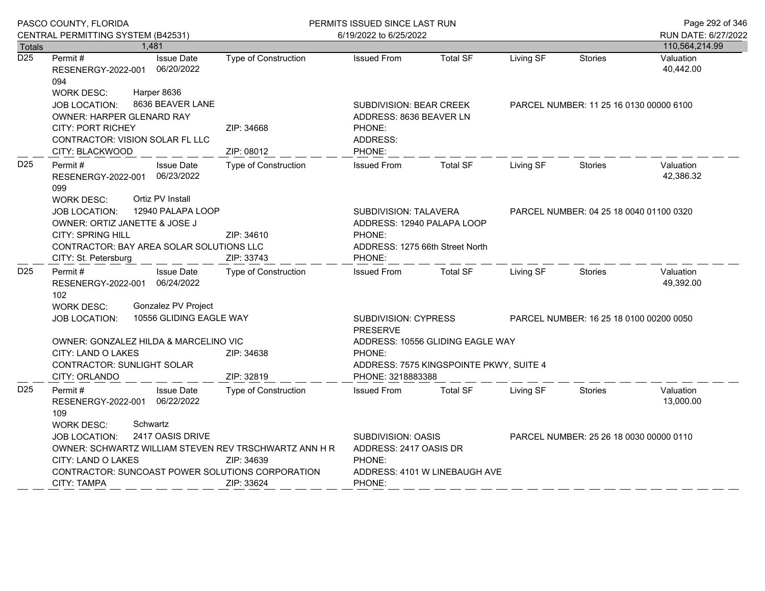| Totals | 1,481 | | | | | | | 110,564,214.99 |
|---|---|---|---|---|---|---|---|---|

**D25**

| Permit # | Issue Date | Type of Construction | Issued From | Total SF | Living SF | Stories | Valuation |
|---|---|---|---|---|---|---|---|
| RESENERGY-2022-001094 | 06/20/2022 | | | | | | 40,442.00 |

WORK DESC: Harper 8636
JOB LOCATION: 8636 BEAVER LANE
SUBDIVISION: BEAR CREEK
PARCEL NUMBER: 11 25 16 0130 00000 6100
OWNER: HARPER GLENARD RAY
ADDRESS: 8636 BEAVER LN
CITY: PORT RICHEY ZIP: 34668
PHONE:
CONTRACTOR: VISION SOLAR FL LLC
ADDRESS:
CITY: BLACKWOOD ZIP: 08012
PHONE:

**D25**

| Permit # | Issue Date | Type of Construction | Issued From | Total SF | Living SF | Stories | Valuation |
|---|---|---|---|---|---|---|---|
| RESENERGY-2022-001099 | 06/23/2022 | | | | | | 42,386.32 |

WORK DESC: Ortiz PV Install
JOB LOCATION: 12940 PALAPA LOOP
SUBDIVISION: TALAVERA
PARCEL NUMBER: 04 25 18 0040 01100 0320
OWNER: ORTIZ JANETTE & JOSE J
ADDRESS: 12940 PALAPA LOOP
CITY: SPRING HILL ZIP: 34610
PHONE:
CONTRACTOR: BAY AREA SOLAR SOLUTIONS LLC
ADDRESS: 1275 66th Street North
CITY: St. Petersburg ZIP: 33743
PHONE:

**D25**

| Permit # | Issue Date | Type of Construction | Issued From | Total SF | Living SF | Stories | Valuation |
|---|---|---|---|---|---|---|---|
| RESENERGY-2022-001102 | 06/24/2022 | | | | | | 49,392.00 |

WORK DESC: Gonzalez PV Project
JOB LOCATION: 10556 GLIDING EAGLE WAY
SUBDIVISION: CYPRESS PRESERVE
PARCEL NUMBER: 16 25 18 0100 00200 0050
OWNER: GONZALEZ HILDA & MARCELINO VIC
ADDRESS: 10556 GLIDING EAGLE WAY
CITY: LAND O LAKES ZIP: 34638
PHONE:
CONTRACTOR: SUNLIGHT SOLAR
ADDRESS: 7575 KINGSPOINTE PKWY, SUITE 4
CITY: ORLANDO ZIP: 32819
PHONE: 3218883388

**D25**

| Permit # | Issue Date | Type of Construction | Issued From | Total SF | Living SF | Stories | Valuation |
|---|---|---|---|---|---|---|---|
| RESENERGY-2022-001109 | 06/22/2022 | | | | | | 13,000.00 |

WORK DESC: Schwartz
JOB LOCATION: 2417 OASIS DRIVE
SUBDIVISION: OASIS
PARCEL NUMBER: 25 26 18 0030 00000 0110
OWNER: SCHWARTZ WILLIAM STEVEN REV TRSCHWARTZ ANN H R
ADDRESS: 2417 OASIS DR
CITY: LAND O LAKES ZIP: 34639
PHONE:
CONTRACTOR: SUNCOAST POWER SOLUTIONS CORPORATION
ADDRESS: 4101 W LINEBAUGH AVE
CITY: TAMPA ZIP: 33624
PHONE: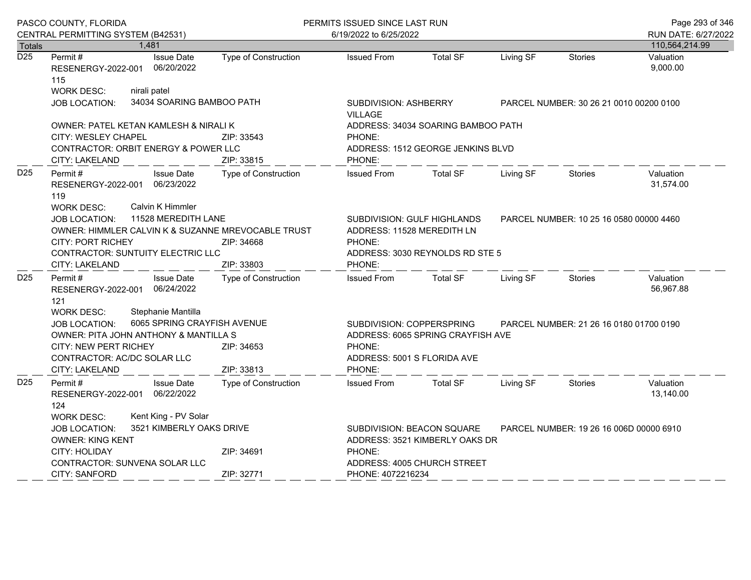PASCO COUNTY, FLORIDA
CENTRAL PERMITTING SYSTEM (B42531)

PERMITS ISSUED SINCE LAST RUN
6/19/2022 to 6/25/2022

RUN DATE: 6/27/2022

| Totals | 1,481 | | | | | | | 110,564,214.99 |
|---|---|---|---|---|---|---|---|---|

---

**D25**

| Permit # | Issue Date | Type of Construction | Issued From | Total SF | Living SF | Stories | Valuation |
|---|---|---|---|---|---|---|---|
| RESENERGY-2022-001115 | 06/20/2022 | | | | | | 9,000.00 |

WORK DESC: nirali patel
JOB LOCATION: 34034 SOARING BAMBOO PATH
SUBDIVISION: ASHBERRY VILLAGE
PARCEL NUMBER: 30 26 21 0010 00200 0100
OWNER: PATEL KETAN KAMLESH & NIRALI K
ADDRESS: 34034 SOARING BAMBOO PATH
CITY: WESLEY CHAPEL ZIP: 33543
PHONE:
CONTRACTOR: ORBIT ENERGY & POWER LLC
ADDRESS: 1512 GEORGE JENKINS BLVD
CITY: LAKELAND ZIP: 33815
PHONE:

---

**D25**

| Permit # | Issue Date | Type of Construction | Issued From | Total SF | Living SF | Stories | Valuation |
|---|---|---|---|---|---|---|---|
| RESENERGY-2022-001119 | 06/23/2022 | | | | | | 31,574.00 |

WORK DESC: Calvin K Himmler
JOB LOCATION: 11528 MEREDITH LANE
SUBDIVISION: GULF HIGHLANDS
PARCEL NUMBER: 10 25 16 0580 00000 4460
OWNER: HIMMLER CALVIN K & SUZANNE MREVOCABLE TRUST
ADDRESS: 11528 MEREDITH LN
CITY: PORT RICHEY ZIP: 34668
PHONE:
CONTRACTOR: SUNTUITY ELECTRIC LLC
ADDRESS: 3030 REYNOLDS RD STE 5
CITY: LAKELAND ZIP: 33803
PHONE:

---

**D25**

| Permit # | Issue Date | Type of Construction | Issued From | Total SF | Living SF | Stories | Valuation |
|---|---|---|---|---|---|---|---|
| RESENERGY-2022-001121 | 06/24/2022 | | | | | | 56,967.88 |

WORK DESC: Stephanie Mantilla
JOB LOCATION: 6065 SPRING CRAYFISH AVENUE
SUBDIVISION: COPPERSPRING
PARCEL NUMBER: 21 26 16 0180 01700 0190
OWNER: PITA JOHN ANTHONY & MANTILLA S
ADDRESS: 6065 SPRING CRAYFISH AVE
CITY: NEW PERT RICHEY ZIP: 34653
PHONE:
CONTRACTOR: AC/DC SOLAR LLC
ADDRESS: 5001 S FLORIDA AVE
CITY: LAKELAND ZIP: 33813
PHONE:

---

**D25**

| Permit # | Issue Date | Type of Construction | Issued From | Total SF | Living SF | Stories | Valuation |
|---|---|---|---|---|---|---|---|
| RESENERGY-2022-001124 | 06/22/2022 | | | | | | 13,140.00 |

WORK DESC: Kent King - PV Solar
JOB LOCATION: 3521 KIMBERLY OAKS DRIVE
SUBDIVISION: BEACON SQUARE
PARCEL NUMBER: 19 26 16 006D 00000 6910
OWNER: KING KENT
ADDRESS: 3521 KIMBERLY OAKS DR
CITY: HOLIDAY ZIP: 34691
PHONE:
CONTRACTOR: SUNVENA SOLAR LLC
ADDRESS: 4005 CHURCH STREET
CITY: SANFORD ZIP: 32771
PHONE: 4072216234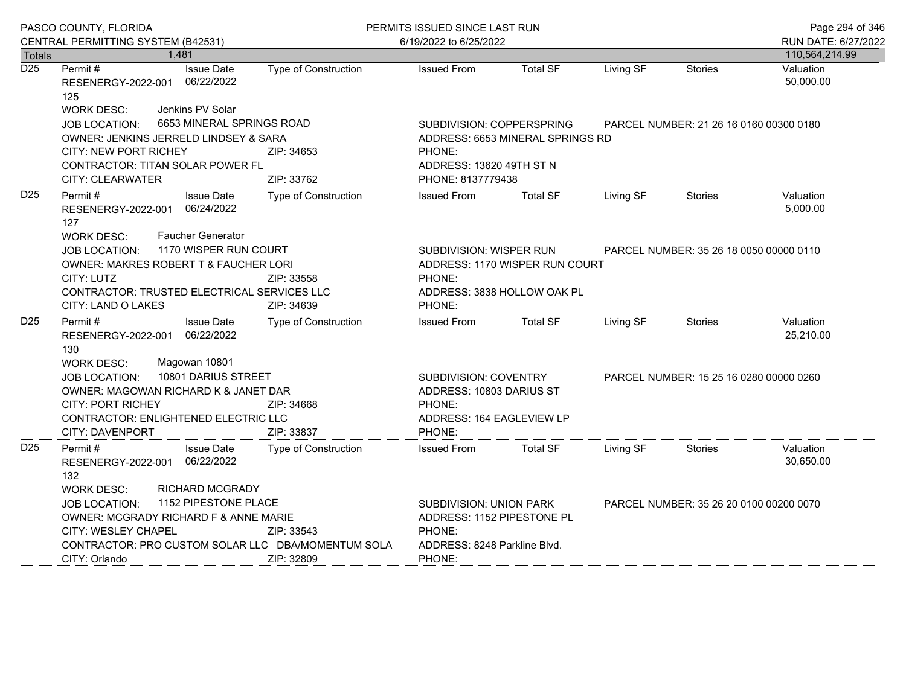PASCO COUNTY, FLORIDA
CENTRAL PERMITTING SYSTEM (B42531)

PERMITS ISSUED SINCE LAST RUN
6/19/2022 to 6/25/2022

RUN DATE: 6/27/2022

| Totals | 1,481 | | | | | | | 110,564,214.99 |
|---|---|---|---|---|---|---|---|---|

---

**D25**

| Permit # | Issue Date | Type of Construction | Issued From | Total SF | Living SF | Stories | Valuation |
|---|---|---|---|---|---|---|---|
| RESENERGY-2022-001125 | 06/22/2022 | | | | | | 50,000.00 |

WORK DESC: Jenkins PV Solar
JOB LOCATION: 6653 MINERAL SPRINGS ROAD
SUBDIVISION: COPPERSPRING
PARCEL NUMBER: 21 26 16 0160 00300 0180
OWNER: JENKINS JERRELD LINDSEY & SARA
ADDRESS: 6653 MINERAL SPRINGS RD
CITY: NEW PORT RICHEY ZIP: 34653
PHONE:
CONTRACTOR: TITAN SOLAR POWER FL
ADDRESS: 13620 49TH ST N
CITY: CLEARWATER ZIP: 33762
PHONE: 8137779438

---

**D25**

| Permit # | Issue Date | Type of Construction | Issued From | Total SF | Living SF | Stories | Valuation |
|---|---|---|---|---|---|---|---|
| RESENERGY-2022-001127 | 06/24/2022 | | | | | | 5,000.00 |

WORK DESC: Faucher Generator
JOB LOCATION: 1170 WISPER RUN COURT
SUBDIVISION: WISPER RUN
PARCEL NUMBER: 35 26 18 0050 00000 0110
OWNER: MAKRES ROBERT T & FAUCHER LORI
ADDRESS: 1170 WISPER RUN COURT
CITY: LUTZ ZIP: 33558
PHONE:
CONTRACTOR: TRUSTED ELECTRICAL SERVICES LLC
ADDRESS: 3838 HOLLOW OAK PL
CITY: LAND O LAKES ZIP: 34639
PHONE:

---

**D25**

| Permit # | Issue Date | Type of Construction | Issued From | Total SF | Living SF | Stories | Valuation |
|---|---|---|---|---|---|---|---|
| RESENERGY-2022-001130 | 06/22/2022 | | | | | | 25,210.00 |

WORK DESC: Magowan 10801
JOB LOCATION: 10801 DARIUS STREET
SUBDIVISION: COVENTRY
PARCEL NUMBER: 15 25 16 0280 00000 0260
OWNER: MAGOWAN RICHARD K & JANET DAR
ADDRESS: 10803 DARIUS ST
CITY: PORT RICHEY ZIP: 34668
PHONE:
CONTRACTOR: ENLIGHTENED ELECTRIC LLC
ADDRESS: 164 EAGLEVIEW LP
CITY: DAVENPORT ZIP: 33837
PHONE:

---

**D25**

| Permit # | Issue Date | Type of Construction | Issued From | Total SF | Living SF | Stories | Valuation |
|---|---|---|---|---|---|---|---|
| RESENERGY-2022-001132 | 06/22/2022 | | | | | | 30,650.00 |

WORK DESC: RICHARD MCGRADY
JOB LOCATION: 1152 PIPESTONE PLACE
SUBDIVISION: UNION PARK
PARCEL NUMBER: 35 26 20 0100 00200 0070
OWNER: MCGRADY RICHARD F & ANNE MARIE
ADDRESS: 1152 PIPESTONE PL
CITY: WESLEY CHAPEL ZIP: 33543
PHONE:
CONTRACTOR: PRO CUSTOM SOLAR LLC DBA/MOMENTUM SOLA
ADDRESS: 8248 Parkline Blvd.
CITY: Orlando ZIP: 32809
PHONE: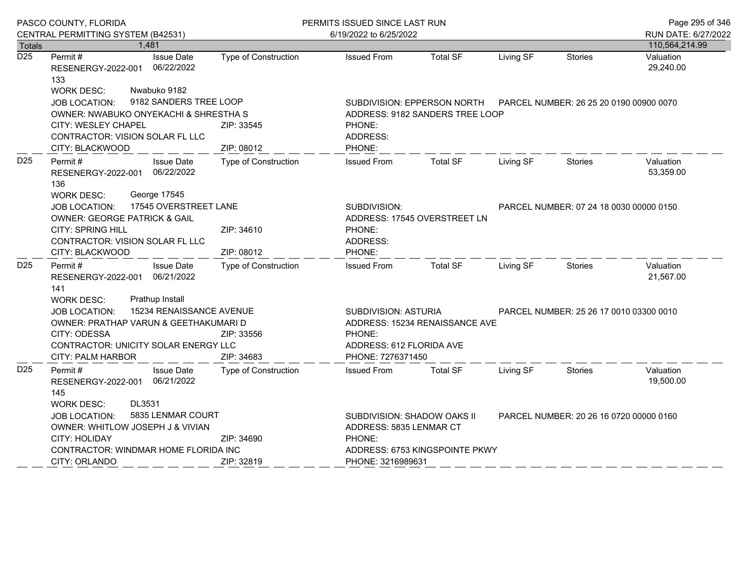| Totals | 1,481 | | | | | | | 110,564,214.99 |
|---|---|---|---|---|---|---|---|---|

**D25**

| Permit # | Issue Date | Type of Construction | Issued From | Total SF | Living SF | Stories | Valuation |
|---|---|---|---|---|---|---|---|
| RESENERGY-2022-001133 | 06/22/2022 | | | | | | 29,240.00 |

WORK DESC: Nwabuko 9182

JOB LOCATION: 9182 SANDERS TREE LOOP

SUBDIVISION: EPPERSON NORTH

PARCEL NUMBER: 26 25 20 0190 00900 0070

OWNER: NWABUKO ONYEKACHI & SHRESTHA S

ADDRESS: 9182 SANDERS TREE LOOP

CITY: WESLEY CHAPEL ZIP: 33545

PHONE:

CONTRACTOR: VISION SOLAR FL LLC

ADDRESS:

CITY: BLACKWOOD ZIP: 08012

PHONE:

---

**D25**

| Permit # | Issue Date | Type of Construction | Issued From | Total SF | Living SF | Stories | Valuation |
|---|---|---|---|---|---|---|---|
| RESENERGY-2022-001136 | 06/22/2022 | | | | | | 53,359.00 |

WORK DESC: George 17545

JOB LOCATION: 17545 OVERSTREET LANE

SUBDIVISION:

PARCEL NUMBER: 07 24 18 0030 00000 0150

OWNER: GEORGE PATRICK & GAIL

ADDRESS: 17545 OVERSTREET LN

CITY: SPRING HILL ZIP: 34610

PHONE:

CONTRACTOR: VISION SOLAR FL LLC

ADDRESS:

CITY: BLACKWOOD ZIP: 08012

PHONE:

---

**D25**

| Permit # | Issue Date | Type of Construction | Issued From | Total SF | Living SF | Stories | Valuation |
|---|---|---|---|---|---|---|---|
| RESENERGY-2022-001141 | 06/21/2022 | | | | | | 21,567.00 |

WORK DESC: Prathup Install

JOB LOCATION: 15234 RENAISSANCE AVENUE

SUBDIVISION: ASTURIA

PARCEL NUMBER: 25 26 17 0010 03300 0010

OWNER: PRATHAP VARUN & GEETHAKUMARI D

ADDRESS: 15234 RENAISSANCE AVE

CITY: ODESSA ZIP: 33556

PHONE:

CONTRACTOR: UNICITY SOLAR ENERGY LLC

ADDRESS: 612 FLORIDA AVE

CITY: PALM HARBOR ZIP: 34683

PHONE: 7276371450

---

**D25**

| Permit # | Issue Date | Type of Construction | Issued From | Total SF | Living SF | Stories | Valuation |
|---|---|---|---|---|---|---|---|
| RESENERGY-2022-001145 | 06/21/2022 | | | | | | 19,500.00 |

WORK DESC: DL3531

JOB LOCATION: 5835 LENMAR COURT

SUBDIVISION: SHADOW OAKS II

PARCEL NUMBER: 20 26 16 0720 00000 0160

OWNER: WHITLOW JOSEPH J & VIVIAN

ADDRESS: 5835 LENMAR CT

CITY: HOLIDAY ZIP: 34690

PHONE:

CONTRACTOR: WINDMAR HOME FLORIDA INC

ADDRESS: 6753 KINGSPOINTE PKWY

CITY: ORLANDO ZIP: 32819

PHONE: 3216989631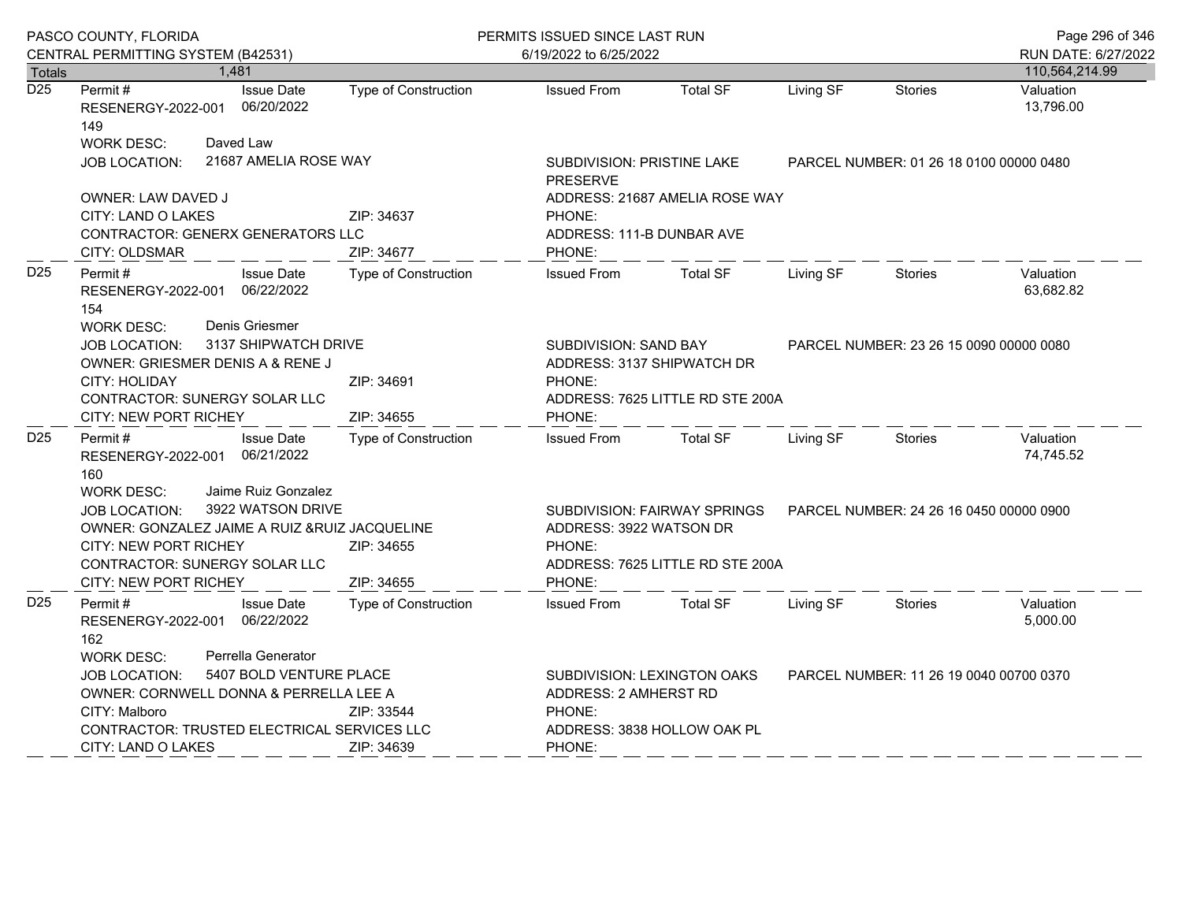| Totals | 1,481 | | | | | | | 110,564,214.99 |
|---|---|---|---|---|---|---|---|---|

**D25**

| Permit # | Issue Date | Type of Construction | Issued From | Total SF | Living SF | Stories | Valuation |
|---|---|---|---|---|---|---|---|
| RESENERGY-2022-001149 | 06/20/2022 | | | | | | 13,796.00 |

WORK DESC: Daved Law
JOB LOCATION: 21687 AMELIA ROSE WAY
SUBDIVISION: PRISTINE LAKE PRESERVE
PARCEL NUMBER: 01 26 18 0100 00000 0480
OWNER: LAW DAVED J
ADDRESS: 21687 AMELIA ROSE WAY
CITY: LAND O LAKES ZIP: 34637
PHONE:
CONTRACTOR: GENERX GENERATORS LLC
ADDRESS: 111-B DUNBAR AVE
CITY: OLDSMAR ZIP: 34677
PHONE:

**D25**

| Permit # | Issue Date | Type of Construction | Issued From | Total SF | Living SF | Stories | Valuation |
|---|---|---|---|---|---|---|---|
| RESENERGY-2022-001154 | 06/22/2022 | | | | | | 63,682.82 |

WORK DESC: Denis Griesmer
JOB LOCATION: 3137 SHIPWATCH DRIVE
SUBDIVISION: SAND BAY
PARCEL NUMBER: 23 26 15 0090 00000 0080
OWNER: GRIESMER DENIS A & RENE J
ADDRESS: 3137 SHIPWATCH DR
CITY: HOLIDAY ZIP: 34691
PHONE:
CONTRACTOR: SUNERGY SOLAR LLC
ADDRESS: 7625 LITTLE RD STE 200A
CITY: NEW PORT RICHEY ZIP: 34655
PHONE:

**D25**

| Permit # | Issue Date | Type of Construction | Issued From | Total SF | Living SF | Stories | Valuation |
|---|---|---|---|---|---|---|---|
| RESENERGY-2022-001160 | 06/21/2022 | | | | | | 74,745.52 |

WORK DESC: Jaime Ruiz Gonzalez
JOB LOCATION: 3922 WATSON DRIVE
SUBDIVISION: FAIRWAY SPRINGS
PARCEL NUMBER: 24 26 16 0450 00000 0900
OWNER: GONZALEZ JAIME A RUIZ &RUIZ JACQUELINE
ADDRESS: 3922 WATSON DR
CITY: NEW PORT RICHEY ZIP: 34655
PHONE:
CONTRACTOR: SUNERGY SOLAR LLC
ADDRESS: 7625 LITTLE RD STE 200A
CITY: NEW PORT RICHEY ZIP: 34655
PHONE:

**D25**

| Permit # | Issue Date | Type of Construction | Issued From | Total SF | Living SF | Stories | Valuation |
|---|---|---|---|---|---|---|---|
| RESENERGY-2022-001162 | 06/22/2022 | | | | | | 5,000.00 |

WORK DESC: Perrella Generator
JOB LOCATION: 5407 BOLD VENTURE PLACE
SUBDIVISION: LEXINGTON OAKS
PARCEL NUMBER: 11 26 19 0040 00700 0370
OWNER: CORNWELL DONNA & PERRELLA LEE A
ADDRESS: 2 AMHERST RD
CITY: Malboro ZIP: 33544
PHONE:
CONTRACTOR: TRUSTED ELECTRICAL SERVICES LLC
ADDRESS: 3838 HOLLOW OAK PL
CITY: LAND O LAKES ZIP: 34639
PHONE: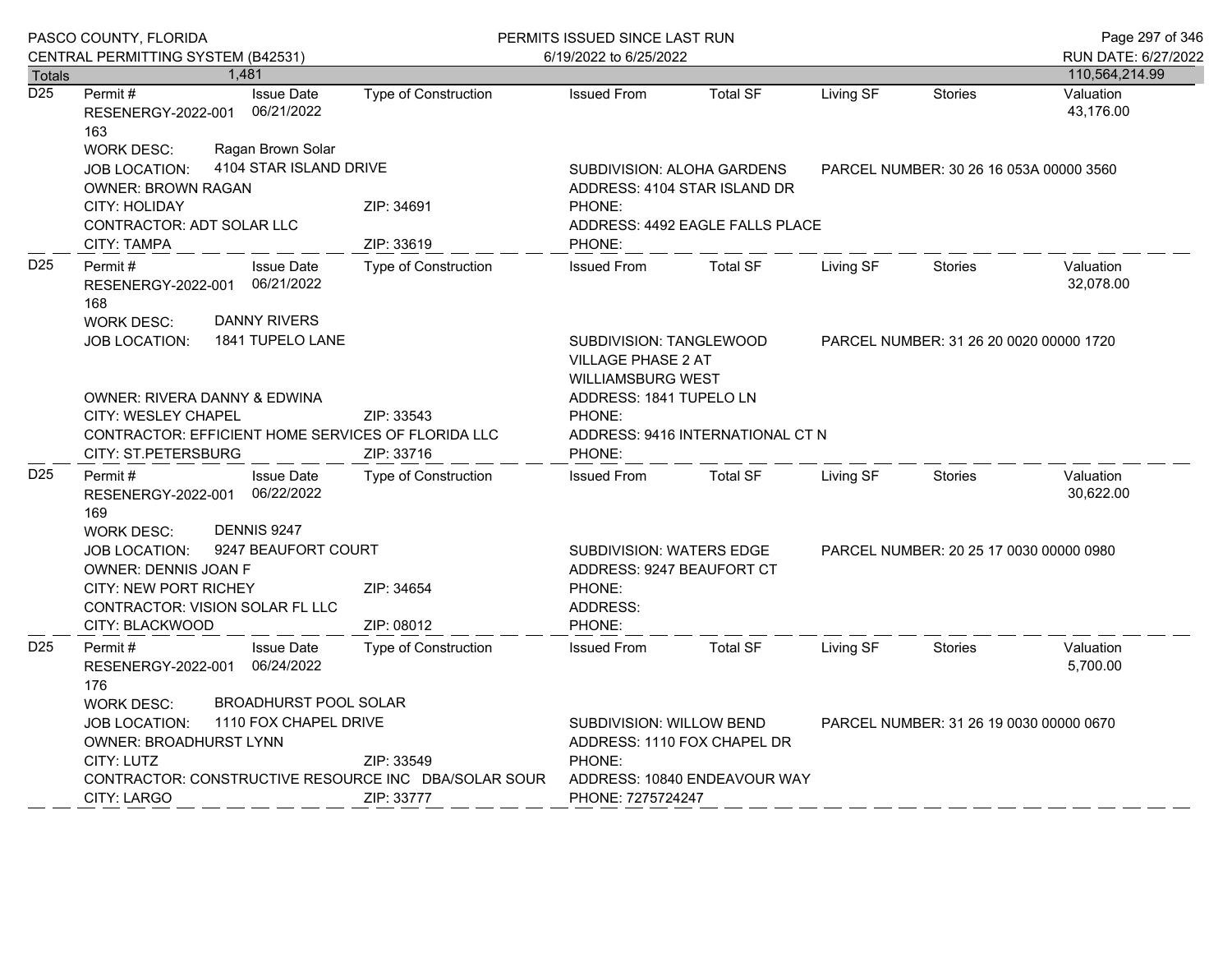| Totals | 1,481 | | | | | | | 110,564,214.99 |
|---|---|---|---|---|---|---|---|---|

**D25**

| Permit # | Issue Date | Type of Construction | Issued From | Total SF | Living SF | Stories | Valuation |
|---|---|---|---|---|---|---|---|
| RESENERGY-2022-001163 | 06/21/2022 | | | | | | 43,176.00 |

WORK DESC: Ragan Brown Solar
JOB LOCATION: 4104 STAR ISLAND DRIVE
SUBDIVISION: ALOHA GARDENS
PARCEL NUMBER: 30 26 16 053A 00000 3560
OWNER: BROWN RAGAN
ADDRESS: 4104 STAR ISLAND DR
CITY: HOLIDAY ZIP: 34691
PHONE:
CONTRACTOR: ADT SOLAR LLC
ADDRESS: 4492 EAGLE FALLS PLACE
CITY: TAMPA ZIP: 33619
PHONE:

---

**D25**

| Permit # | Issue Date | Type of Construction | Issued From | Total SF | Living SF | Stories | Valuation |
|---|---|---|---|---|---|---|---|
| RESENERGY-2022-001168 | 06/21/2022 | | | | | | 32,078.00 |

WORK DESC: DANNY RIVERS
JOB LOCATION: 1841 TUPELO LANE
SUBDIVISION: TANGLEWOOD VILLAGE PHASE 2 AT WILLIAMSBURG WEST
PARCEL NUMBER: 31 26 20 0020 00000 1720
OWNER: RIVERA DANNY & EDWINA
ADDRESS: 1841 TUPELO LN
CITY: WESLEY CHAPEL ZIP: 33543
PHONE:
CONTRACTOR: EFFICIENT HOME SERVICES OF FLORIDA LLC
ADDRESS: 9416 INTERNATIONAL CT N
CITY: ST.PETERSBURG ZIP: 33716
PHONE:

---

**D25**

| Permit # | Issue Date | Type of Construction | Issued From | Total SF | Living SF | Stories | Valuation |
|---|---|---|---|---|---|---|---|
| RESENERGY-2022-001169 | 06/22/2022 | | | | | | 30,622.00 |

WORK DESC: DENNIS 9247
JOB LOCATION: 9247 BEAUFORT COURT
SUBDIVISION: WATERS EDGE
PARCEL NUMBER: 20 25 17 0030 00000 0980
OWNER: DENNIS JOAN F
ADDRESS: 9247 BEAUFORT CT
CITY: NEW PORT RICHEY ZIP: 34654
PHONE:
CONTRACTOR: VISION SOLAR FL LLC
ADDRESS:
CITY: BLACKWOOD ZIP: 08012
PHONE:

---

**D25**

| Permit # | Issue Date | Type of Construction | Issued From | Total SF | Living SF | Stories | Valuation |
|---|---|---|---|---|---|---|---|
| RESENERGY-2022-001176 | 06/24/2022 | | | | | | 5,700.00 |

WORK DESC: BROADHURST POOL SOLAR
JOB LOCATION: 1110 FOX CHAPEL DRIVE
SUBDIVISION: WILLOW BEND
PARCEL NUMBER: 31 26 19 0030 00000 0670
OWNER: BROADHURST LYNN
ADDRESS: 1110 FOX CHAPEL DR
CITY: LUTZ ZIP: 33549
PHONE:
CONTRACTOR: CONSTRUCTIVE RESOURCE INC DBA/SOLAR SOUR
ADDRESS: 10840 ENDEAVOUR WAY
CITY: LARGO ZIP: 33777
PHONE: 7275724247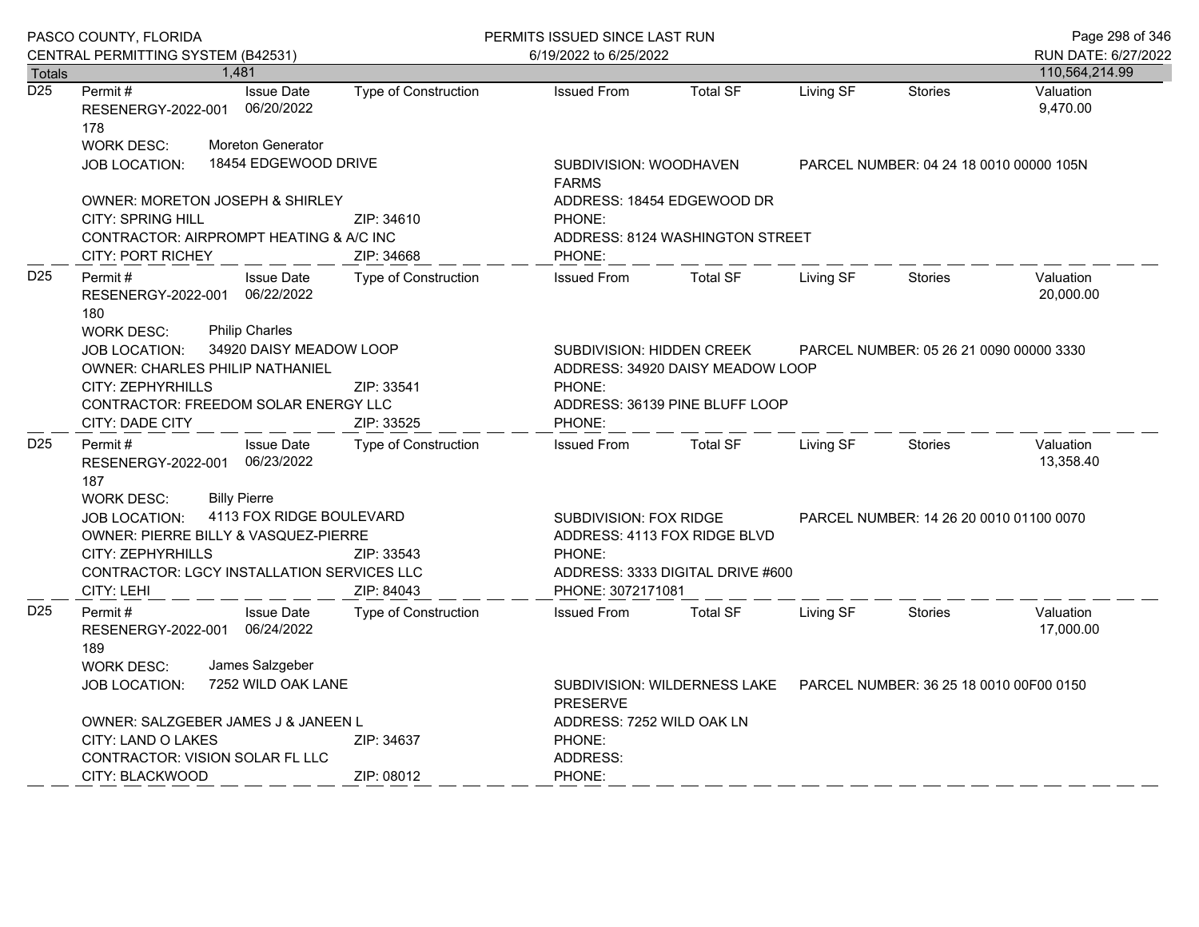| Totals | 1,481 | | | | | | | 110,564,214.99 |
|---|---|---|---|---|---|---|---|---|

**D25** Permit # RESENERGY-2022-001178 | Issue Date 06/20/2022 | Type of Construction | Issued From | Total SF | Living SF | Stories | Valuation 9,470.00

WORK DESC: Moreton Generator
JOB LOCATION: 18454 EDGEWOOD DRIVE | SUBDIVISION: WOODHAVEN FARMS | PARCEL NUMBER: 04 24 18 0010 00000 105N
OWNER: MORETON JOSEPH & SHIRLEY | ADDRESS: 18454 EDGEWOOD DR
CITY: SPRING HILL ZIP: 34610 | PHONE:
CONTRACTOR: AIRPROMPT HEATING & A/C INC | ADDRESS: 8124 WASHINGTON STREET
CITY: PORT RICHEY ZIP: 34668 | PHONE:

**D25** Permit # RESENERGY-2022-001180 | Issue Date 06/22/2022 | Type of Construction | Issued From | Total SF | Living SF | Stories | Valuation 20,000.00

WORK DESC: Philip Charles
JOB LOCATION: 34920 DAISY MEADOW LOOP | SUBDIVISION: HIDDEN CREEK | PARCEL NUMBER: 05 26 21 0090 00000 3330
OWNER: CHARLES PHILIP NATHANIEL | ADDRESS: 34920 DAISY MEADOW LOOP
CITY: ZEPHYRHILLS ZIP: 33541 | PHONE:
CONTRACTOR: FREEDOM SOLAR ENERGY LLC | ADDRESS: 36139 PINE BLUFF LOOP
CITY: DADE CITY ZIP: 33525 | PHONE:

**D25** Permit # RESENERGY-2022-001187 | Issue Date 06/23/2022 | Type of Construction | Issued From | Total SF | Living SF | Stories | Valuation 13,358.40

WORK DESC: Billy Pierre
JOB LOCATION: 4113 FOX RIDGE BOULEVARD | SUBDIVISION: FOX RIDGE | PARCEL NUMBER: 14 26 20 0010 01100 0070
OWNER: PIERRE BILLY & VASQUEZ-PIERRE | ADDRESS: 4113 FOX RIDGE BLVD
CITY: ZEPHYRHILLS ZIP: 33543 | PHONE:
CONTRACTOR: LGCY INSTALLATION SERVICES LLC | ADDRESS: 3333 DIGITAL DRIVE #600
CITY: LEHI ZIP: 84043 | PHONE: 3072171081

**D25** Permit # RESENERGY-2022-001189 | Issue Date 06/24/2022 | Type of Construction | Issued From | Total SF | Living SF | Stories | Valuation 17,000.00

WORK DESC: James Salzgeber
JOB LOCATION: 7252 WILD OAK LANE | SUBDIVISION: WILDERNESS LAKE PRESERVE | PARCEL NUMBER: 36 25 18 0010 00F00 0150
OWNER: SALZGEBER JAMES J & JANEEN L | ADDRESS: 7252 WILD OAK LN
CITY: LAND O LAKES ZIP: 34637 | PHONE:
CONTRACTOR: VISION SOLAR FL LLC | ADDRESS:
CITY: BLACKWOOD ZIP: 08012 | PHONE: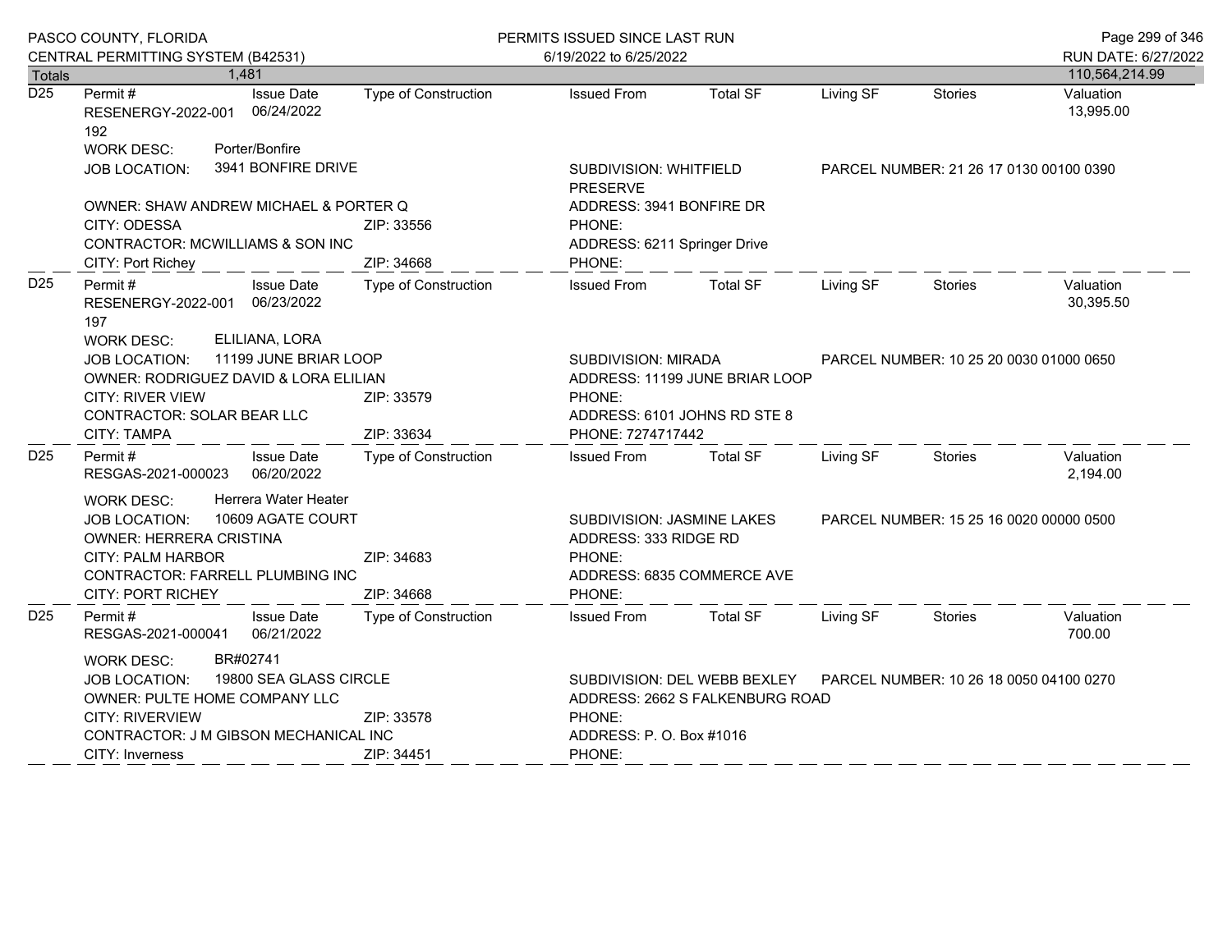PASCO COUNTY, FLORIDA
CENTRAL PERMITTING SYSTEM (B42531)

PERMITS ISSUED SINCE LAST RUN
6/19/2022 to 6/25/2022

RUN DATE: 6/27/2022

| Totals | 1,481 | | | | | | | 110,564,214.99 |
|---|---|---|---|---|---|---|---|---|

---

**D25**

| Permit # | Issue Date | Type of Construction | Issued From | Total SF | Living SF | Stories | Valuation |
|---|---|---|---|---|---|---|---|
| RESENERGY-2022-001192 | 06/24/2022 | | | | | | 13,995.00 |

WORK DESC: Porter/Bonfire
JOB LOCATION: 3941 BONFIRE DRIVE
SUBDIVISION: WHITFIELD PRESERVE
PARCEL NUMBER: 21 26 17 0130 00100 0390
OWNER: SHAW ANDREW MICHAEL & PORTER Q
ADDRESS: 3941 BONFIRE DR
CITY: ODESSA ZIP: 33556
PHONE:
CONTRACTOR: MCWILLIAMS & SON INC
ADDRESS: 6211 Springer Drive
CITY: Port Richey ZIP: 34668
PHONE:

---

**D25**

| Permit # | Issue Date | Type of Construction | Issued From | Total SF | Living SF | Stories | Valuation |
|---|---|---|---|---|---|---|---|
| RESENERGY-2022-001197 | 06/23/2022 | | | | | | 30,395.50 |

WORK DESC: ELILIANA, LORA
JOB LOCATION: 11199 JUNE BRIAR LOOP
SUBDIVISION: MIRADA
PARCEL NUMBER: 10 25 20 0030 01000 0650
OWNER: RODRIGUEZ DAVID & LORA ELILIAN
ADDRESS: 11199 JUNE BRIAR LOOP
CITY: RIVER VIEW ZIP: 33579
PHONE:
CONTRACTOR: SOLAR BEAR LLC
ADDRESS: 6101 JOHNS RD STE 8
CITY: TAMPA ZIP: 33634
PHONE: 7274717442

---

**D25**

| Permit # | Issue Date | Type of Construction | Issued From | Total SF | Living SF | Stories | Valuation |
|---|---|---|---|---|---|---|---|
| RESGAS-2021-000023 | 06/20/2022 | | | | | | 2,194.00 |

WORK DESC: Herrera Water Heater
JOB LOCATION: 10609 AGATE COURT
SUBDIVISION: JASMINE LAKES
PARCEL NUMBER: 15 25 16 0020 00000 0500
OWNER: HERRERA CRISTINA
ADDRESS: 333 RIDGE RD
CITY: PALM HARBOR ZIP: 34683
PHONE:
CONTRACTOR: FARRELL PLUMBING INC
ADDRESS: 6835 COMMERCE AVE
CITY: PORT RICHEY ZIP: 34668
PHONE:

---

**D25**

| Permit # | Issue Date | Type of Construction | Issued From | Total SF | Living SF | Stories | Valuation |
|---|---|---|---|---|---|---|---|
| RESGAS-2021-000041 | 06/21/2022 | | | | | | 700.00 |

WORK DESC: BR#02741
JOB LOCATION: 19800 SEA GLASS CIRCLE
SUBDIVISION: DEL WEBB BEXLEY
PARCEL NUMBER: 10 26 18 0050 04100 0270
OWNER: PULTE HOME COMPANY LLC
ADDRESS: 2662 S FALKENBURG ROAD
CITY: RIVERVIEW ZIP: 33578
PHONE:
CONTRACTOR: J M GIBSON MECHANICAL INC
ADDRESS: P. O. Box #1016
CITY: Inverness ZIP: 34451
PHONE: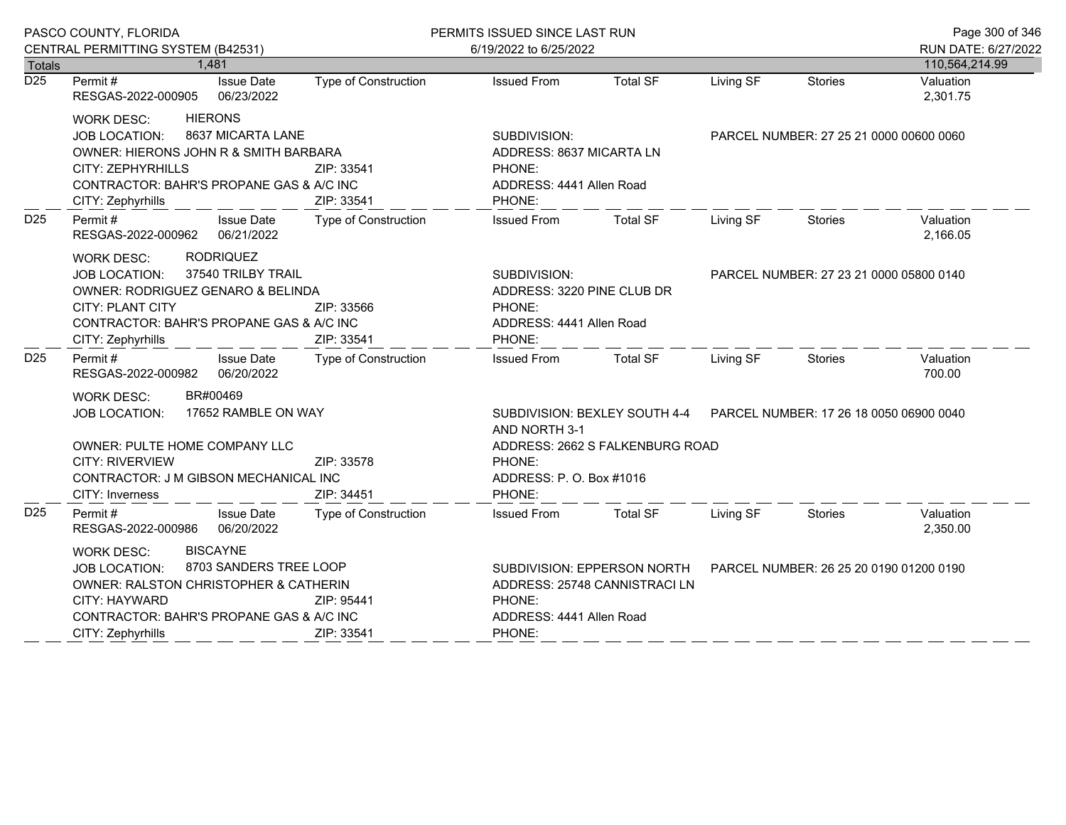PASCO COUNTY, FLORIDA
CENTRAL PERMITTING SYSTEM (B42531)

PERMITS ISSUED SINCE LAST RUN
6/19/2022 to 6/25/2022

RUN DATE: 6/27/2022

| Totals | 1,481 | | | | | | | 110,564,214.99 |
|---|---|---|---|---|---|---|---|---|

---

**D25** | Permit # RESGAS-2022-000905 | Issue Date 06/23/2022 | Type of Construction | Issued From | Total SF | Living SF | Stories | Valuation 2,301.75

WORK DESC: HIERONS
JOB LOCATION: 8637 MICARTA LANE
SUBDIVISION:
PARCEL NUMBER: 27 25 21 0000 00600 0060
OWNER: HIERONS JOHN R & SMITH BARBARA
ADDRESS: 8637 MICARTA LN
CITY: ZEPHYRHILLS ZIP: 33541
PHONE:
CONTRACTOR: BAHR'S PROPANE GAS & A/C INC
ADDRESS: 4441 Allen Road
CITY: Zephyrhills ZIP: 33541
PHONE:

---

**D25** | Permit # RESGAS-2022-000962 | Issue Date 06/21/2022 | Type of Construction | Issued From | Total SF | Living SF | Stories | Valuation 2,166.05

WORK DESC: RODRIQUEZ
JOB LOCATION: 37540 TRILBY TRAIL
SUBDIVISION:
PARCEL NUMBER: 27 23 21 0000 05800 0140
OWNER: RODRIGUEZ GENARO & BELINDA
ADDRESS: 3220 PINE CLUB DR
CITY: PLANT CITY ZIP: 33566
PHONE:
CONTRACTOR: BAHR'S PROPANE GAS & A/C INC
ADDRESS: 4441 Allen Road
CITY: Zephyrhills ZIP: 33541
PHONE:

---

**D25** | Permit # RESGAS-2022-000982 | Issue Date 06/20/2022 | Type of Construction | Issued From | Total SF | Living SF | Stories | Valuation 700.00

WORK DESC: BR#00469
JOB LOCATION: 17652 RAMBLE ON WAY
SUBDIVISION: BEXLEY SOUTH 4-4 AND NORTH 3-1
PARCEL NUMBER: 17 26 18 0050 06900 0040
OWNER: PULTE HOME COMPANY LLC
ADDRESS: 2662 S FALKENBURG ROAD
CITY: RIVERVIEW ZIP: 33578
PHONE:
CONTRACTOR: J M GIBSON MECHANICAL INC
ADDRESS: P. O. Box #1016
CITY: Inverness ZIP: 34451
PHONE:

---

**D25** | Permit # RESGAS-2022-000986 | Issue Date 06/20/2022 | Type of Construction | Issued From | Total SF | Living SF | Stories | Valuation 2,350.00

WORK DESC: BISCAYNE
JOB LOCATION: 8703 SANDERS TREE LOOP
SUBDIVISION: EPPERSON NORTH
PARCEL NUMBER: 26 25 20 0190 01200 0190
OWNER: RALSTON CHRISTOPHER & CATHERIN
ADDRESS: 25748 CANNISTRACI LN
CITY: HAYWARD ZIP: 95441
PHONE:
CONTRACTOR: BAHR'S PROPANE GAS & A/C INC
ADDRESS: 4441 Allen Road
CITY: Zephyrhills ZIP: 33541
PHONE: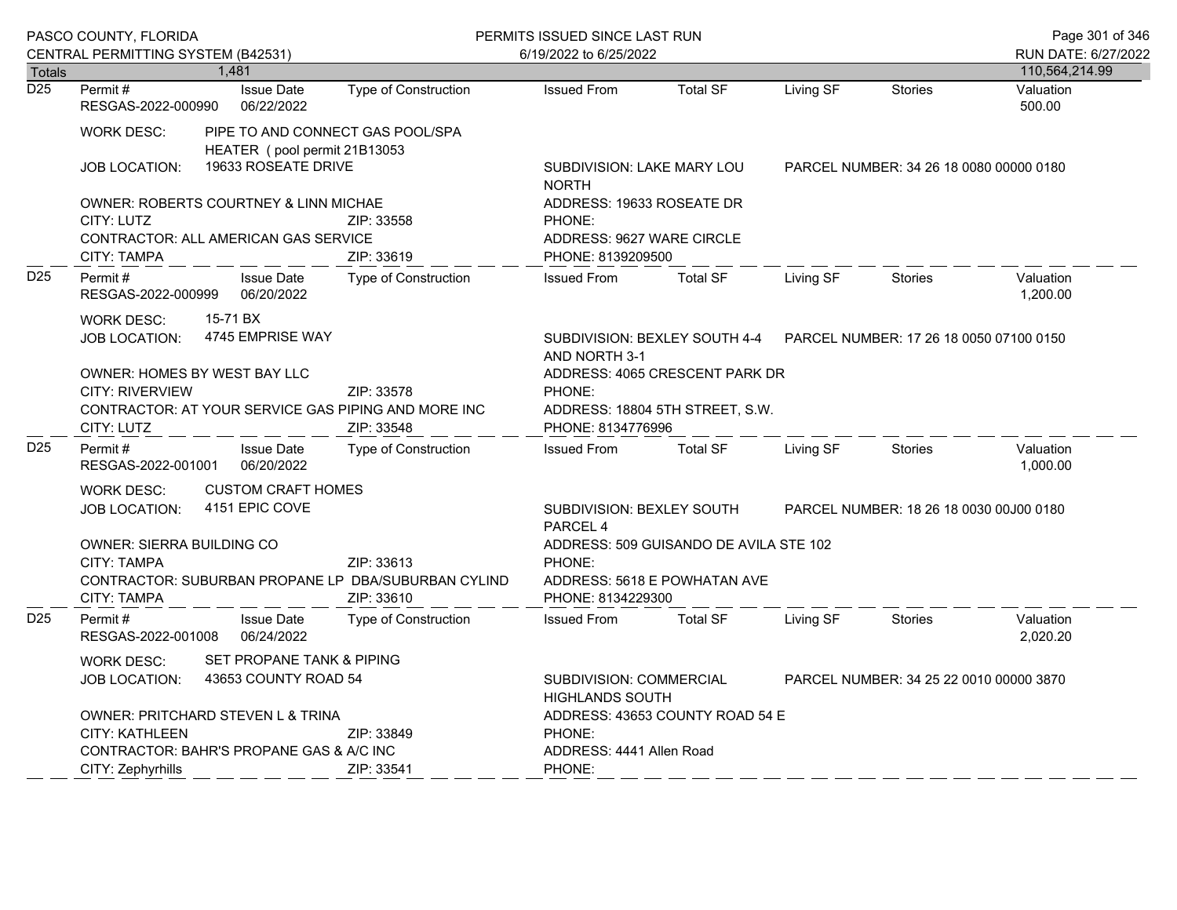| Totals | 1,481 | | | | | | | 110,564,214.99 |
|---|---|---|---|---|---|---|---|---|

**D25**

| Permit # | Issue Date | Type of Construction | Issued From | Total SF | Living SF | Stories | Valuation |
|---|---|---|---|---|---|---|---|
| RESGAS-2022-000990 | 06/22/2022 | | | | | | 500.00 |

WORK DESC: PIPE TO AND CONNECT GAS POOL/SPA HEATER ( pool permit 21B13053

JOB LOCATION: 19633 ROSEATE DRIVE

SUBDIVISION: LAKE MARY LOU NORTH

PARCEL NUMBER: 34 26 18 0080 00000 0180

OWNER: ROBERTS COURTNEY & LINN MICHAE

ADDRESS: 19633 ROSEATE DR

CITY: LUTZ ZIP: 33558

PHONE:

CONTRACTOR: ALL AMERICAN GAS SERVICE

ADDRESS: 9627 WARE CIRCLE

CITY: TAMPA ZIP: 33619

PHONE: 8139209500

---

**D25**

| Permit # | Issue Date | Type of Construction | Issued From | Total SF | Living SF | Stories | Valuation |
|---|---|---|---|---|---|---|---|
| RESGAS-2022-000999 | 06/20/2022 | | | | | | 1,200.00 |

WORK DESC: 15-71 BX

JOB LOCATION: 4745 EMPRISE WAY

SUBDIVISION: BEXLEY SOUTH 4-4 AND NORTH 3-1

PARCEL NUMBER: 17 26 18 0050 07100 0150

OWNER: HOMES BY WEST BAY LLC

ADDRESS: 4065 CRESCENT PARK DR

CITY: RIVERVIEW ZIP: 33578

PHONE:

CONTRACTOR: AT YOUR SERVICE GAS PIPING AND MORE INC

ADDRESS: 18804 5TH STREET, S.W.

CITY: LUTZ ZIP: 33548

PHONE: 8134776996

---

**D25**

| Permit # | Issue Date | Type of Construction | Issued From | Total SF | Living SF | Stories | Valuation |
|---|---|---|---|---|---|---|---|
| RESGAS-2022-001001 | 06/20/2022 | | | | | | 1,000.00 |

WORK DESC: CUSTOM CRAFT HOMES

JOB LOCATION: 4151 EPIC COVE

SUBDIVISION: BEXLEY SOUTH PARCEL 4

PARCEL NUMBER: 18 26 18 0030 00J00 0180

OWNER: SIERRA BUILDING CO

ADDRESS: 509 GUISANDO DE AVILA STE 102

CITY: TAMPA ZIP: 33613

PHONE:

CONTRACTOR: SUBURBAN PROPANE LP DBA/SUBURBAN CYLIND

ADDRESS: 5618 E POWHATAN AVE

CITY: TAMPA ZIP: 33610

PHONE: 8134229300

---

**D25**

| Permit # | Issue Date | Type of Construction | Issued From | Total SF | Living SF | Stories | Valuation |
|---|---|---|---|---|---|---|---|
| RESGAS-2022-001008 | 06/24/2022 | | | | | | 2,020.20 |

WORK DESC: SET PROPANE TANK & PIPING

JOB LOCATION: 43653 COUNTY ROAD 54

SUBDIVISION: COMMERCIAL HIGHLANDS SOUTH

PARCEL NUMBER: 34 25 22 0010 00000 3870

OWNER: PRITCHARD STEVEN L & TRINA

ADDRESS: 43653 COUNTY ROAD 54 E

CITY: KATHLEEN ZIP: 33849

PHONE:

CONTRACTOR: BAHR'S PROPANE GAS & A/C INC

ADDRESS: 4441 Allen Road

CITY: Zephyrhills ZIP: 33541

PHONE: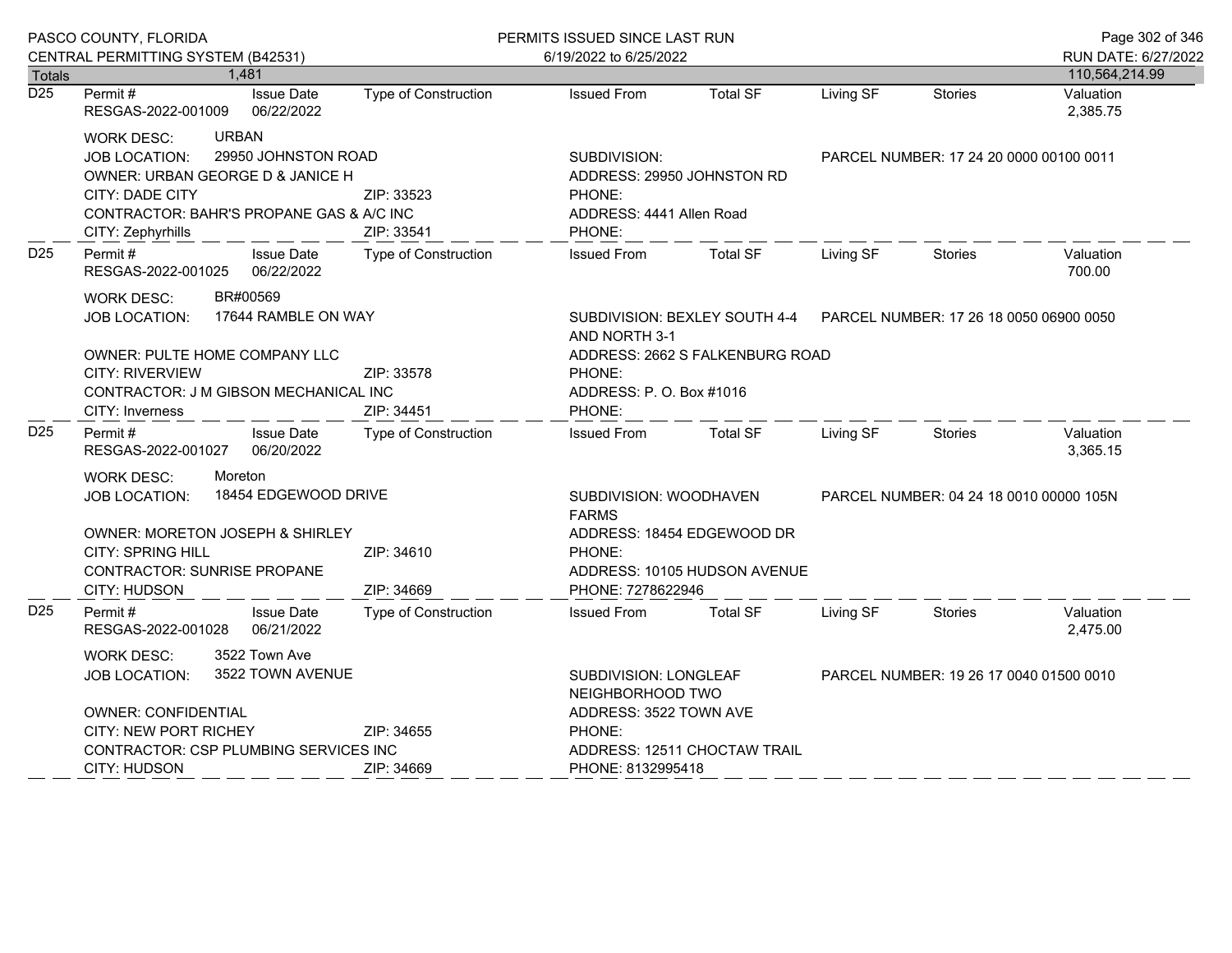PASCO COUNTY, FLORIDA
CENTRAL PERMITTING SYSTEM (B42531)

PERMITS ISSUED SINCE LAST RUN
6/19/2022 to 6/25/2022

RUN DATE: 6/27/2022

| Totals | 1,481 | | | | | | | 110,564,214.99 |
|---|---|---|---|---|---|---|---|---|

---

**D25**

| Permit # | Issue Date | Type of Construction | Issued From | Total SF | Living SF | Stories | Valuation |
|---|---|---|---|---|---|---|---|
| RESGAS-2022-001009 | 06/22/2022 | | | | | | 2,385.75 |

WORK DESC: URBAN
JOB LOCATION: 29950 JOHNSTON ROAD
SUBDIVISION:
PARCEL NUMBER: 17 24 20 0000 00100 0011
OWNER: URBAN GEORGE D & JANICE H
ADDRESS: 29950 JOHNSTON RD
CITY: DADE CITY ZIP: 33523
PHONE:
CONTRACTOR: BAHR'S PROPANE GAS & A/C INC
ADDRESS: 4441 Allen Road
CITY: Zephyrhills ZIP: 33541
PHONE:

---

**D25**

| Permit # | Issue Date | Type of Construction | Issued From | Total SF | Living SF | Stories | Valuation |
|---|---|---|---|---|---|---|---|
| RESGAS-2022-001025 | 06/22/2022 | | | | | | 700.00 |

WORK DESC: BR#00569
JOB LOCATION: 17644 RAMBLE ON WAY
SUBDIVISION: BEXLEY SOUTH 4-4 AND NORTH 3-1
PARCEL NUMBER: 17 26 18 0050 06900 0050
OWNER: PULTE HOME COMPANY LLC
ADDRESS: 2662 S FALKENBURG ROAD
CITY: RIVERVIEW ZIP: 33578
PHONE:
CONTRACTOR: J M GIBSON MECHANICAL INC
ADDRESS: P. O. Box #1016
CITY: Inverness ZIP: 34451
PHONE:

---

**D25**

| Permit # | Issue Date | Type of Construction | Issued From | Total SF | Living SF | Stories | Valuation |
|---|---|---|---|---|---|---|---|
| RESGAS-2022-001027 | 06/20/2022 | | | | | | 3,365.15 |

WORK DESC: Moreton
JOB LOCATION: 18454 EDGEWOOD DRIVE
SUBDIVISION: WOODHAVEN FARMS
PARCEL NUMBER: 04 24 18 0010 00000 105N
OWNER: MORETON JOSEPH & SHIRLEY
ADDRESS: 18454 EDGEWOOD DR
CITY: SPRING HILL ZIP: 34610
PHONE:
CONTRACTOR: SUNRISE PROPANE
ADDRESS: 10105 HUDSON AVENUE
CITY: HUDSON ZIP: 34669
PHONE: 7278622946

---

**D25**

| Permit # | Issue Date | Type of Construction | Issued From | Total SF | Living SF | Stories | Valuation |
|---|---|---|---|---|---|---|---|
| RESGAS-2022-001028 | 06/21/2022 | | | | | | 2,475.00 |

WORK DESC: 3522 Town Ave
JOB LOCATION: 3522 TOWN AVENUE
SUBDIVISION: LONGLEAF NEIGHBORHOOD TWO
PARCEL NUMBER: 19 26 17 0040 01500 0010
OWNER: CONFIDENTIAL
ADDRESS: 3522 TOWN AVE
CITY: NEW PORT RICHEY ZIP: 34655
PHONE:
CONTRACTOR: CSP PLUMBING SERVICES INC
ADDRESS: 12511 CHOCTAW TRAIL
CITY: HUDSON ZIP: 34669
PHONE: 8132995418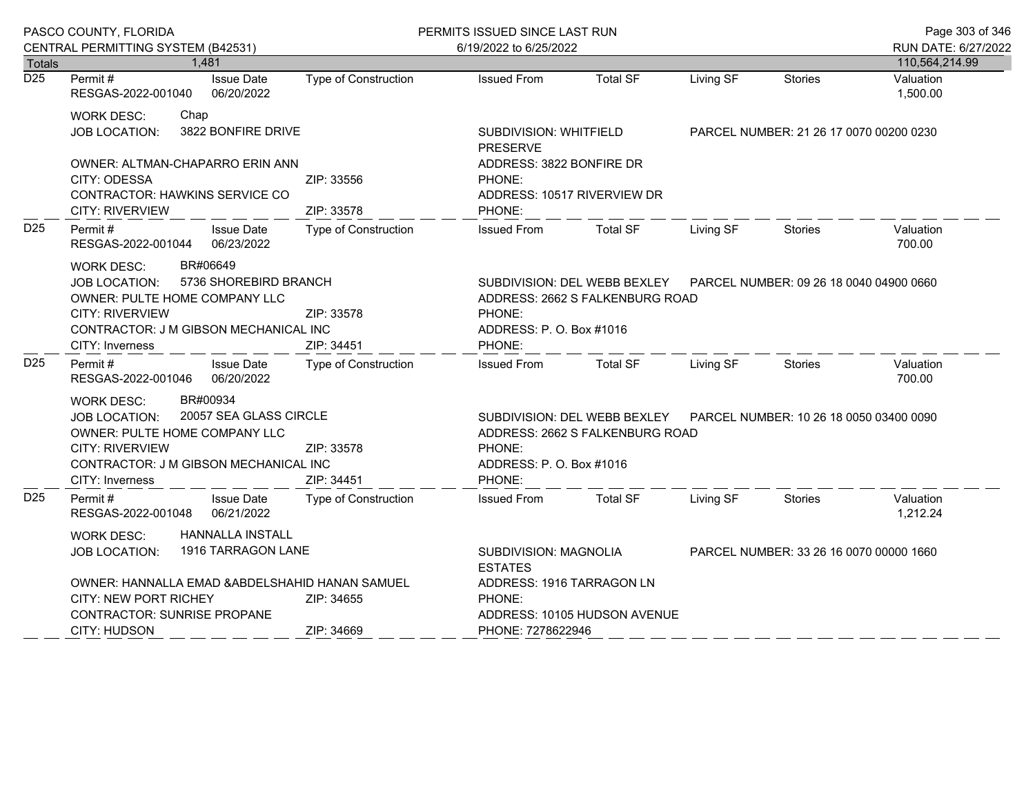PASCO COUNTY, FLORIDA
CENTRAL PERMITTING SYSTEM (B42531)

PERMITS ISSUED SINCE LAST RUN
6/19/2022 to 6/25/2022

RUN DATE: 6/27/2022

| Totals | 1,481 | | | | | | | 110,564,214.99 |
|---|---|---|---|---|---|---|---|---|

---

**D25**

| Permit # | Issue Date | Type of Construction | Issued From | Total SF | Living SF | Stories | Valuation |
|---|---|---|---|---|---|---|---|
| RESGAS-2022-001040 | 06/20/2022 | | | | | | 1,500.00 |

WORK DESC: Chap
JOB LOCATION: 3822 BONFIRE DRIVE
SUBDIVISION: WHITFIELD PRESERVE
PARCEL NUMBER: 21 26 17 0070 00200 0230
OWNER: ALTMAN-CHAPARRO ERIN ANN
ADDRESS: 3822 BONFIRE DR
CITY: ODESSA ZIP: 33556
PHONE:
CONTRACTOR: HAWKINS SERVICE CO
ADDRESS: 10517 RIVERVIEW DR
CITY: RIVERVIEW ZIP: 33578
PHONE:

---

**D25**

| Permit # | Issue Date | Type of Construction | Issued From | Total SF | Living SF | Stories | Valuation |
|---|---|---|---|---|---|---|---|
| RESGAS-2022-001044 | 06/23/2022 | | | | | | 700.00 |

WORK DESC: BR#06649
JOB LOCATION: 5736 SHOREBIRD BRANCH
SUBDIVISION: DEL WEBB BEXLEY
PARCEL NUMBER: 09 26 18 0040 04900 0660
OWNER: PULTE HOME COMPANY LLC
ADDRESS: 2662 S FALKENBURG ROAD
CITY: RIVERVIEW ZIP: 33578
PHONE:
CONTRACTOR: J M GIBSON MECHANICAL INC
ADDRESS: P. O. Box #1016
CITY: Inverness ZIP: 34451
PHONE:

---

**D25**

| Permit # | Issue Date | Type of Construction | Issued From | Total SF | Living SF | Stories | Valuation |
|---|---|---|---|---|---|---|---|
| RESGAS-2022-001046 | 06/20/2022 | | | | | | 700.00 |

WORK DESC: BR#00934
JOB LOCATION: 20057 SEA GLASS CIRCLE
SUBDIVISION: DEL WEBB BEXLEY
PARCEL NUMBER: 10 26 18 0050 03400 0090
OWNER: PULTE HOME COMPANY LLC
ADDRESS: 2662 S FALKENBURG ROAD
CITY: RIVERVIEW ZIP: 33578
PHONE:
CONTRACTOR: J M GIBSON MECHANICAL INC
ADDRESS: P. O. Box #1016
CITY: Inverness ZIP: 34451
PHONE:

---

**D25**

| Permit # | Issue Date | Type of Construction | Issued From | Total SF | Living SF | Stories | Valuation |
|---|---|---|---|---|---|---|---|
| RESGAS-2022-001048 | 06/21/2022 | | | | | | 1,212.24 |

WORK DESC: HANNALLA INSTALL
JOB LOCATION: 1916 TARRAGON LANE
SUBDIVISION: MAGNOLIA ESTATES
PARCEL NUMBER: 33 26 16 0070 00000 1660
OWNER: HANNALLA EMAD &ABDELSHAHID HANAN SAMUEL
ADDRESS: 1916 TARRAGON LN
CITY: NEW PORT RICHEY ZIP: 34655
PHONE:
CONTRACTOR: SUNRISE PROPANE
ADDRESS: 10105 HUDSON AVENUE
CITY: HUDSON ZIP: 34669
PHONE: 7278622946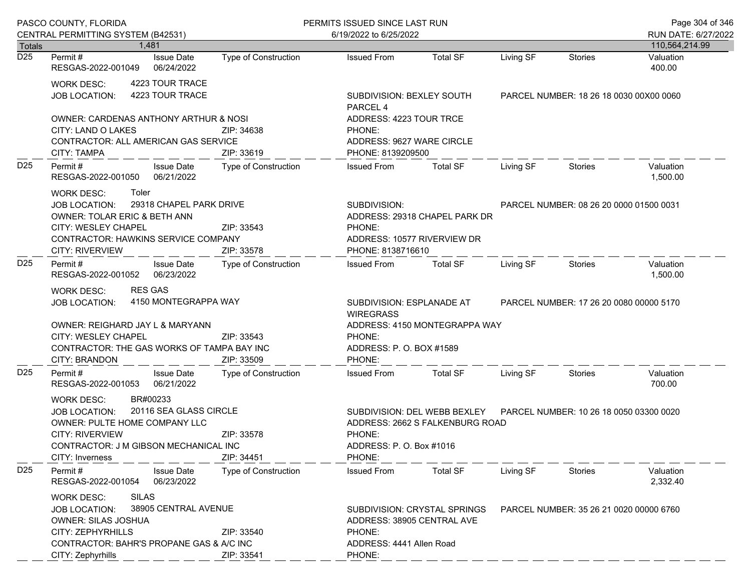| Totals | 1,481 | | | | | | | 110,564,214.99 |
|---|---|---|---|---|---|---|---|---|

**D25**

| Permit # | Issue Date | Type of Construction | Issued From | Total SF | Living SF | Stories | Valuation |
|---|---|---|---|---|---|---|---|
| RESGAS-2022-001049 | 06/24/2022 | | | | | | 400.00 |

WORK DESC: 4223 TOUR TRACE
JOB LOCATION: 4223 TOUR TRACE
SUBDIVISION: BEXLEY SOUTH PARCEL 4
PARCEL NUMBER: 18 26 18 0030 00X00 0060
OWNER: CARDENAS ANTHONY ARTHUR & NOSI
ADDRESS: 4223 TOUR TRCE
CITY: LAND O LAKES ZIP: 34638
PHONE:
CONTRACTOR: ALL AMERICAN GAS SERVICE
ADDRESS: 9627 WARE CIRCLE
CITY: TAMPA ZIP: 33619
PHONE: 8139209500

---

**D25**

| Permit # | Issue Date | Type of Construction | Issued From | Total SF | Living SF | Stories | Valuation |
|---|---|---|---|---|---|---|---|
| RESGAS-2022-001050 | 06/21/2022 | | | | | | 1,500.00 |

WORK DESC: Toler
JOB LOCATION: 29318 CHAPEL PARK DRIVE
SUBDIVISION:
PARCEL NUMBER: 08 26 20 0000 01500 0031
OWNER: TOLAR ERIC & BETH ANN
ADDRESS: 29318 CHAPEL PARK DR
CITY: WESLEY CHAPEL ZIP: 33543
PHONE:
CONTRACTOR: HAWKINS SERVICE COMPANY
ADDRESS: 10577 RIVERVIEW DR
CITY: RIVERVIEW ZIP: 33578
PHONE: 8138716610

---

**D25**

| Permit # | Issue Date | Type of Construction | Issued From | Total SF | Living SF | Stories | Valuation |
|---|---|---|---|---|---|---|---|
| RESGAS-2022-001052 | 06/23/2022 | | | | | | 1,500.00 |

WORK DESC: RES GAS
JOB LOCATION: 4150 MONTEGRAPPA WAY
SUBDIVISION: ESPLANADE AT WIREGRASS
PARCEL NUMBER: 17 26 20 0080 00000 5170
OWNER: REIGHARD JAY L & MARYANN
ADDRESS: 4150 MONTEGRAPPA WAY
CITY: WESLEY CHAPEL ZIP: 33543
PHONE:
CONTRACTOR: THE GAS WORKS OF TAMPA BAY INC
ADDRESS: P. O. BOX #1589
CITY: BRANDON ZIP: 33509
PHONE:

---

**D25**

| Permit # | Issue Date | Type of Construction | Issued From | Total SF | Living SF | Stories | Valuation |
|---|---|---|---|---|---|---|---|
| RESGAS-2022-001053 | 06/21/2022 | | | | | | 700.00 |

WORK DESC: BR#00233
JOB LOCATION: 20116 SEA GLASS CIRCLE
SUBDIVISION: DEL WEBB BEXLEY
PARCEL NUMBER: 10 26 18 0050 03300 0020
OWNER: PULTE HOME COMPANY LLC
ADDRESS: 2662 S FALKENBURG ROAD
CITY: RIVERVIEW ZIP: 33578
PHONE:
CONTRACTOR: J M GIBSON MECHANICAL INC
ADDRESS: P. O. Box #1016
CITY: Inverness ZIP: 34451
PHONE:

---

**D25**

| Permit # | Issue Date | Type of Construction | Issued From | Total SF | Living SF | Stories | Valuation |
|---|---|---|---|---|---|---|---|
| RESGAS-2022-001054 | 06/23/2022 | | | | | | 2,332.40 |

WORK DESC: SILAS
JOB LOCATION: 38905 CENTRAL AVENUE
SUBDIVISION: CRYSTAL SPRINGS
PARCEL NUMBER: 35 26 21 0020 00000 6760
OWNER: SILAS JOSHUA
ADDRESS: 38905 CENTRAL AVE
CITY: ZEPHYRHILLS ZIP: 33540
PHONE:
CONTRACTOR: BAHR'S PROPANE GAS & A/C INC
ADDRESS: 4441 Allen Road
CITY: Zephyrhills ZIP: 33541
PHONE: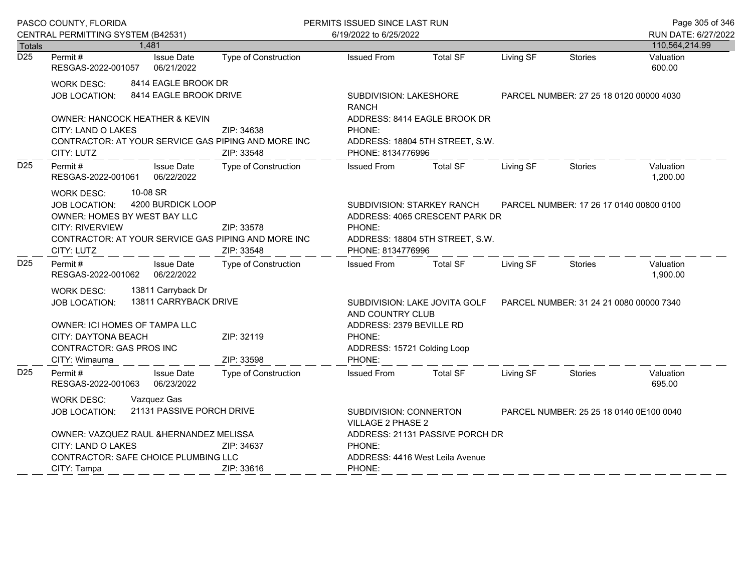| Totals | 1,481 | | | | | | | 110,564,214.99 |
|---|---|---|---|---|---|---|---|---|

**D25**

| Permit # | Issue Date | Type of Construction | Issued From | Total SF | Living SF | Stories | Valuation |
|---|---|---|---|---|---|---|---|
| RESGAS-2022-001057 | 06/21/2022 | | | | | | 600.00 |

WORK DESC: 8414 EAGLE BROOK DR
JOB LOCATION: 8414 EAGLE BROOK DRIVE
SUBDIVISION: LAKESHORE RANCH
PARCEL NUMBER: 27 25 18 0120 00000 4030

OWNER: HANCOCK HEATHER & KEVIN
ADDRESS: 8414 EAGLE BROOK DR
CITY: LAND O LAKES ZIP: 34638
PHONE:
CONTRACTOR: AT YOUR SERVICE GAS PIPING AND MORE INC
ADDRESS: 18804 5TH STREET, S.W.
CITY: LUTZ ZIP: 33548
PHONE: 8134776996

---

**D25**

| Permit # | Issue Date | Type of Construction | Issued From | Total SF | Living SF | Stories | Valuation |
|---|---|---|---|---|---|---|---|
| RESGAS-2022-001061 | 06/22/2022 | | | | | | 1,200.00 |

WORK DESC: 10-08 SR
JOB LOCATION: 4200 BURDICK LOOP
SUBDIVISION: STARKEY RANCH
PARCEL NUMBER: 17 26 17 0140 00800 0100

OWNER: HOMES BY WEST BAY LLC
ADDRESS: 4065 CRESCENT PARK DR
CITY: RIVERVIEW ZIP: 33578
PHONE:
CONTRACTOR: AT YOUR SERVICE GAS PIPING AND MORE INC
ADDRESS: 18804 5TH STREET, S.W.
CITY: LUTZ ZIP: 33548
PHONE: 8134776996

---

**D25**

| Permit # | Issue Date | Type of Construction | Issued From | Total SF | Living SF | Stories | Valuation |
|---|---|---|---|---|---|---|---|
| RESGAS-2022-001062 | 06/22/2022 | | | | | | 1,900.00 |

WORK DESC: 13811 Carryback Dr
JOB LOCATION: 13811 CARRYBACK DRIVE
SUBDIVISION: LAKE JOVITA GOLF AND COUNTRY CLUB
PARCEL NUMBER: 31 24 21 0080 00000 7340

OWNER: ICI HOMES OF TAMPA LLC
ADDRESS: 2379 BEVILLE RD
CITY: DAYTONA BEACH ZIP: 32119
PHONE:
CONTRACTOR: GAS PROS INC
ADDRESS: 15721 Colding Loop
CITY: Wimauma ZIP: 33598
PHONE:

---

**D25**

| Permit # | Issue Date | Type of Construction | Issued From | Total SF | Living SF | Stories | Valuation |
|---|---|---|---|---|---|---|---|
| RESGAS-2022-001063 | 06/23/2022 | | | | | | 695.00 |

WORK DESC: Vazquez Gas
JOB LOCATION: 21131 PASSIVE PORCH DRIVE
SUBDIVISION: CONNERTON VILLAGE 2 PHASE 2
PARCEL NUMBER: 25 25 18 0140 0E100 0040

OWNER: VAZQUEZ RAUL &HERNANDEZ MELISSA
ADDRESS: 21131 PASSIVE PORCH DR
CITY: LAND O LAKES ZIP: 34637
PHONE:
CONTRACTOR: SAFE CHOICE PLUMBING LLC
ADDRESS: 4416 West Leila Avenue
CITY: Tampa ZIP: 33616
PHONE: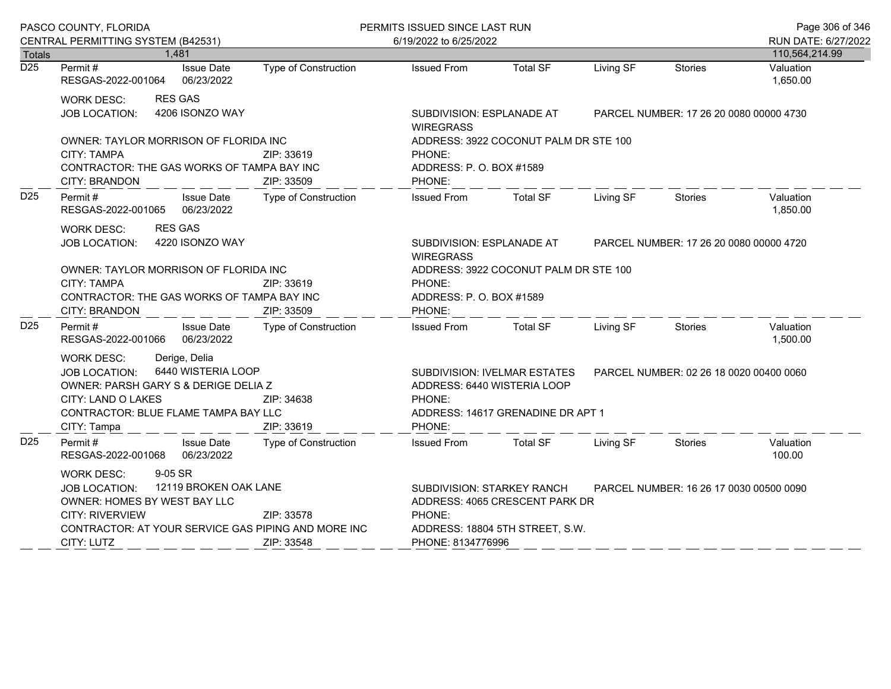PASCO COUNTY, FLORIDA
CENTRAL PERMITTING SYSTEM (B42531)

PERMITS ISSUED SINCE LAST RUN
6/19/2022 to 6/25/2022

RUN DATE: 6/27/2022

| Totals | 1,481 | | | | | | | 110,564,214.99 |
|---|---|---|---|---|---|---|---|---|

**D25**

| Permit # | Issue Date | Type of Construction | Issued From | Total SF | Living SF | Stories | Valuation |
|---|---|---|---|---|---|---|---|
| RESGAS-2022-001064 | 06/23/2022 | | | | | | 1,650.00 |

WORK DESC: RES GAS
JOB LOCATION: 4206 ISONZO WAY
SUBDIVISION: ESPLANADE AT WIREGRASS
PARCEL NUMBER: 17 26 20 0080 00000 4730
OWNER: TAYLOR MORRISON OF FLORIDA INC
ADDRESS: 3922 COCONUT PALM DR STE 100
CITY: TAMPA ZIP: 33619
PHONE:
CONTRACTOR: THE GAS WORKS OF TAMPA BAY INC
ADDRESS: P. O. BOX #1589
CITY: BRANDON ZIP: 33509
PHONE:

**D25**

| Permit # | Issue Date | Type of Construction | Issued From | Total SF | Living SF | Stories | Valuation |
|---|---|---|---|---|---|---|---|
| RESGAS-2022-001065 | 06/23/2022 | | | | | | 1,850.00 |

WORK DESC: RES GAS
JOB LOCATION: 4220 ISONZO WAY
SUBDIVISION: ESPLANADE AT WIREGRASS
PARCEL NUMBER: 17 26 20 0080 00000 4720
OWNER: TAYLOR MORRISON OF FLORIDA INC
ADDRESS: 3922 COCONUT PALM DR STE 100
CITY: TAMPA ZIP: 33619
PHONE:
CONTRACTOR: THE GAS WORKS OF TAMPA BAY INC
ADDRESS: P. O. BOX #1589
CITY: BRANDON ZIP: 33509
PHONE:

**D25**

| Permit # | Issue Date | Type of Construction | Issued From | Total SF | Living SF | Stories | Valuation |
|---|---|---|---|---|---|---|---|
| RESGAS-2022-001066 | 06/23/2022 | | | | | | 1,500.00 |

WORK DESC: Derige, Delia
JOB LOCATION: 6440 WISTERIA LOOP
SUBDIVISION: IVELMAR ESTATES
PARCEL NUMBER: 02 26 18 0020 00400 0060
OWNER: PARSH GARY S & DERIGE DELIA Z
ADDRESS: 6440 WISTERIA LOOP
CITY: LAND O LAKES ZIP: 34638
PHONE:
CONTRACTOR: BLUE FLAME TAMPA BAY LLC
ADDRESS: 14617 GRENADINE DR APT 1
CITY: Tampa ZIP: 33619
PHONE:

**D25**

| Permit # | Issue Date | Type of Construction | Issued From | Total SF | Living SF | Stories | Valuation |
|---|---|---|---|---|---|---|---|
| RESGAS-2022-001068 | 06/23/2022 | | | | | | 100.00 |

WORK DESC: 9-05 SR
JOB LOCATION: 12119 BROKEN OAK LANE
SUBDIVISION: STARKEY RANCH
PARCEL NUMBER: 16 26 17 0030 00500 0090
OWNER: HOMES BY WEST BAY LLC
ADDRESS: 4065 CRESCENT PARK DR
CITY: RIVERVIEW ZIP: 33578
PHONE:
CONTRACTOR: AT YOUR SERVICE GAS PIPING AND MORE INC
ADDRESS: 18804 5TH STREET, S.W.
CITY: LUTZ ZIP: 33548
PHONE: 8134776996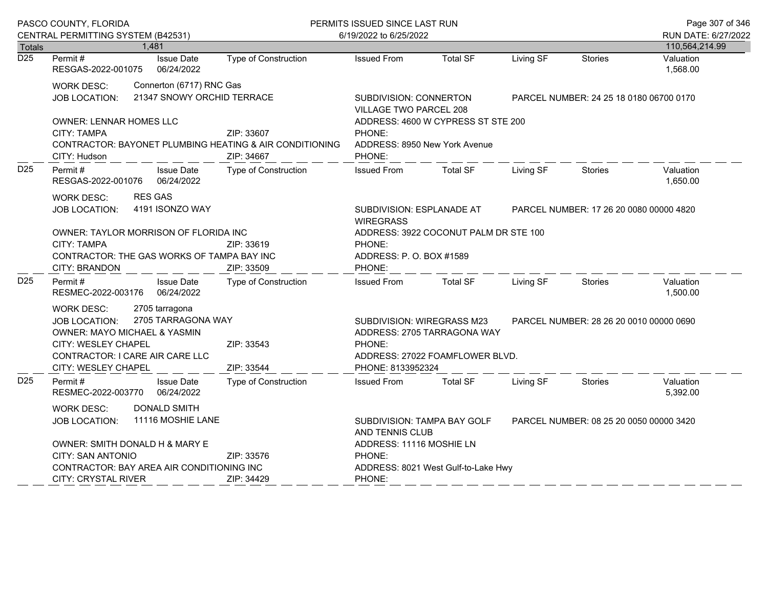| Totals | 1,481 | | | | | | | 110,564,214.99 |
|---|---|---|---|---|---|---|---|---|

**D25**

| Permit # | Issue Date | Type of Construction | Issued From | Total SF | Living SF | Stories | Valuation |
|---|---|---|---|---|---|---|---|
| RESGAS-2022-001075 | 06/24/2022 | | | | | | 1,568.00 |

WORK DESC: Connerton (6717) RNC Gas
JOB LOCATION: 21347 SNOWY ORCHID TERRACE
SUBDIVISION: CONNERTON VILLAGE TWO PARCEL 208
PARCEL NUMBER: 24 25 18 0180 06700 0170
OWNER: LENNAR HOMES LLC
ADDRESS: 4600 W CYPRESS ST STE 200
CITY: TAMPA ZIP: 33607
PHONE:
CONTRACTOR: BAYONET PLUMBING HEATING & AIR CONDITIONING
ADDRESS: 8950 New York Avenue
CITY: Hudson ZIP: 34667
PHONE:

---

**D25**

| Permit # | Issue Date | Type of Construction | Issued From | Total SF | Living SF | Stories | Valuation |
|---|---|---|---|---|---|---|---|
| RESGAS-2022-001076 | 06/24/2022 | | | | | | 1,650.00 |

WORK DESC: RES GAS
JOB LOCATION: 4191 ISONZO WAY
SUBDIVISION: ESPLANADE AT WIREGRASS
PARCEL NUMBER: 17 26 20 0080 00000 4820
OWNER: TAYLOR MORRISON OF FLORIDA INC
ADDRESS: 3922 COCONUT PALM DR STE 100
CITY: TAMPA ZIP: 33619
PHONE:
CONTRACTOR: THE GAS WORKS OF TAMPA BAY INC
ADDRESS: P. O. BOX #1589
CITY: BRANDON ZIP: 33509
PHONE:

---

**D25**

| Permit # | Issue Date | Type of Construction | Issued From | Total SF | Living SF | Stories | Valuation |
|---|---|---|---|---|---|---|---|
| RESMEC-2022-003176 | 06/24/2022 | | | | | | 1,500.00 |

WORK DESC: 2705 tarragona
JOB LOCATION: 2705 TARRAGONA WAY
SUBDIVISION: WIREGRASS M23
PARCEL NUMBER: 28 26 20 0010 00000 0690
OWNER: MAYO MICHAEL & YASMIN
ADDRESS: 2705 TARRAGONA WAY
CITY: WESLEY CHAPEL ZIP: 33543
PHONE:
CONTRACTOR: I CARE AIR CARE LLC
ADDRESS: 27022 FOAMFLOWER BLVD.
CITY: WESLEY CHAPEL ZIP: 33544
PHONE: 8133952324

---

**D25**

| Permit # | Issue Date | Type of Construction | Issued From | Total SF | Living SF | Stories | Valuation |
|---|---|---|---|---|---|---|---|
| RESMEC-2022-003770 | 06/24/2022 | | | | | | 5,392.00 |

WORK DESC: DONALD SMITH
JOB LOCATION: 11116 MOSHIE LANE
SUBDIVISION: TAMPA BAY GOLF AND TENNIS CLUB
PARCEL NUMBER: 08 25 20 0050 00000 3420
OWNER: SMITH DONALD H & MARY E
ADDRESS: 11116 MOSHIE LN
CITY: SAN ANTONIO ZIP: 33576
PHONE:
CONTRACTOR: BAY AREA AIR CONDITIONING INC
ADDRESS: 8021 West Gulf-to-Lake Hwy
CITY: CRYSTAL RIVER ZIP: 34429
PHONE: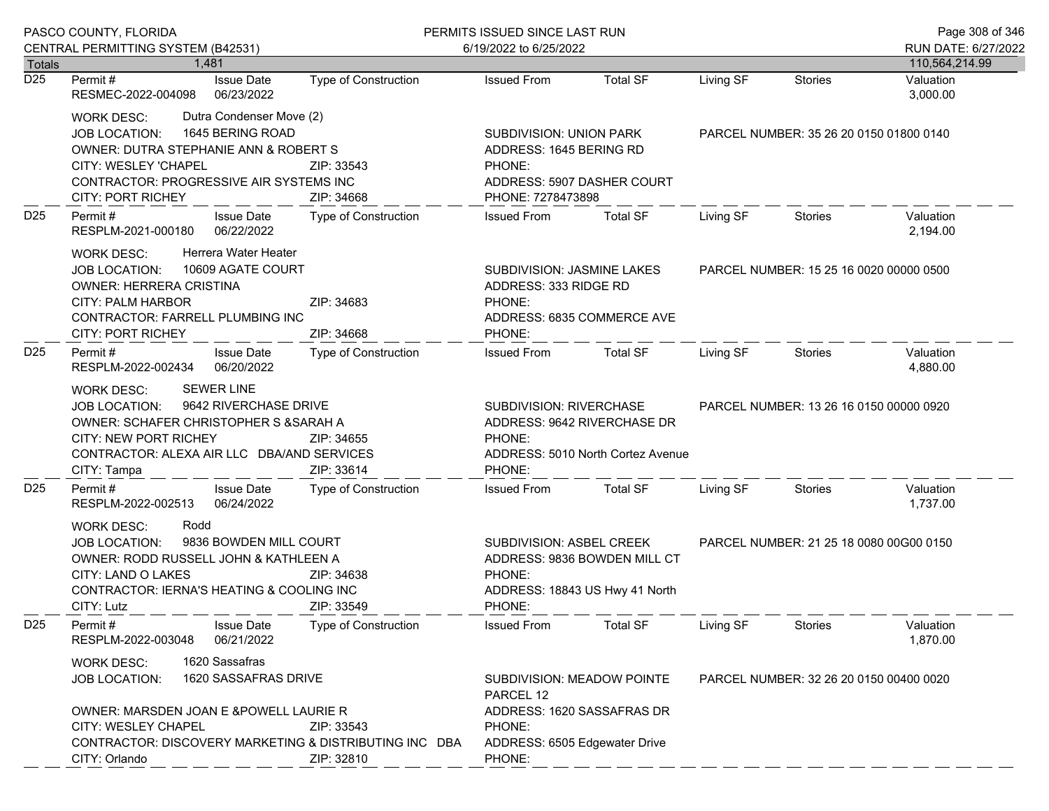| Totals | 1,481 | | | | | | | 110,564,214.99 |
|---|---|---|---|---|---|---|---|---|

**D25** | Permit #: RESMEC-2022-004098 | Issue Date: 06/23/2022 | Type of Construction: | Issued From: | Total SF: | Living SF: | Stories: | Valuation: 3,000.00

WORK DESC: Dutra Condenser Move (2)
JOB LOCATION: 1645 BERING ROAD
SUBDIVISION: UNION PARK
PARCEL NUMBER: 35 26 20 0150 01800 0140
OWNER: DUTRA STEPHANIE ANN & ROBERT S
ADDRESS: 1645 BERING RD
CITY: WESLEY 'CHAPEL ZIP: 33543
PHONE:
CONTRACTOR: PROGRESSIVE AIR SYSTEMS INC
ADDRESS: 5907 DASHER COURT
CITY: PORT RICHEY ZIP: 34668
PHONE: 7278473898

---

**D25** | Permit #: RESPLM-2021-000180 | Issue Date: 06/22/2022 | Type of Construction: | Issued From: | Total SF: | Living SF: | Stories: | Valuation: 2,194.00

WORK DESC: Herrera Water Heater
JOB LOCATION: 10609 AGATE COURT
SUBDIVISION: JASMINE LAKES
PARCEL NUMBER: 15 25 16 0020 00000 0500
OWNER: HERRERA CRISTINA
ADDRESS: 333 RIDGE RD
CITY: PALM HARBOR ZIP: 34683
PHONE:
CONTRACTOR: FARRELL PLUMBING INC
ADDRESS: 6835 COMMERCE AVE
CITY: PORT RICHEY ZIP: 34668
PHONE:

---

**D25** | Permit #: RESPLM-2022-002434 | Issue Date: 06/20/2022 | Type of Construction: | Issued From: | Total SF: | Living SF: | Stories: | Valuation: 4,880.00

WORK DESC: SEWER LINE
JOB LOCATION: 9642 RIVERCHASE DRIVE
SUBDIVISION: RIVERCHASE
PARCEL NUMBER: 13 26 16 0150 00000 0920
OWNER: SCHAFER CHRISTOPHER S &SARAH A
ADDRESS: 9642 RIVERCHASE DR
CITY: NEW PORT RICHEY ZIP: 34655
PHONE:
CONTRACTOR: ALEXA AIR LLC DBA/AND SERVICES
ADDRESS: 5010 North Cortez Avenue
CITY: Tampa ZIP: 33614
PHONE:

---

**D25** | Permit #: RESPLM-2022-002513 | Issue Date: 06/24/2022 | Type of Construction: | Issued From: | Total SF: | Living SF: | Stories: | Valuation: 1,737.00

WORK DESC: Rodd
JOB LOCATION: 9836 BOWDEN MILL COURT
SUBDIVISION: ASBEL CREEK
PARCEL NUMBER: 21 25 18 0080 00G00 0150
OWNER: RODD RUSSELL JOHN & KATHLEEN A
ADDRESS: 9836 BOWDEN MILL CT
CITY: LAND O LAKES ZIP: 34638
PHONE:
CONTRACTOR: IERNA'S HEATING & COOLING INC
ADDRESS: 18843 US Hwy 41 North
CITY: Lutz ZIP: 33549
PHONE:

---

**D25** | Permit #: RESPLM-2022-003048 | Issue Date: 06/21/2022 | Type of Construction: | Issued From: | Total SF: | Living SF: | Stories: | Valuation: 1,870.00

WORK DESC: 1620 Sassafras
JOB LOCATION: 1620 SASSAFRAS DRIVE
SUBDIVISION: MEADOW POINTE PARCEL 12
PARCEL NUMBER: 32 26 20 0150 00400 0020
OWNER: MARSDEN JOAN E &POWELL LAURIE R
ADDRESS: 1620 SASSAFRAS DR
CITY: WESLEY CHAPEL ZIP: 33543
PHONE:
CONTRACTOR: DISCOVERY MARKETING & DISTRIBUTING INC DBA
ADDRESS: 6505 Edgewater Drive
CITY: Orlando ZIP: 32810
PHONE: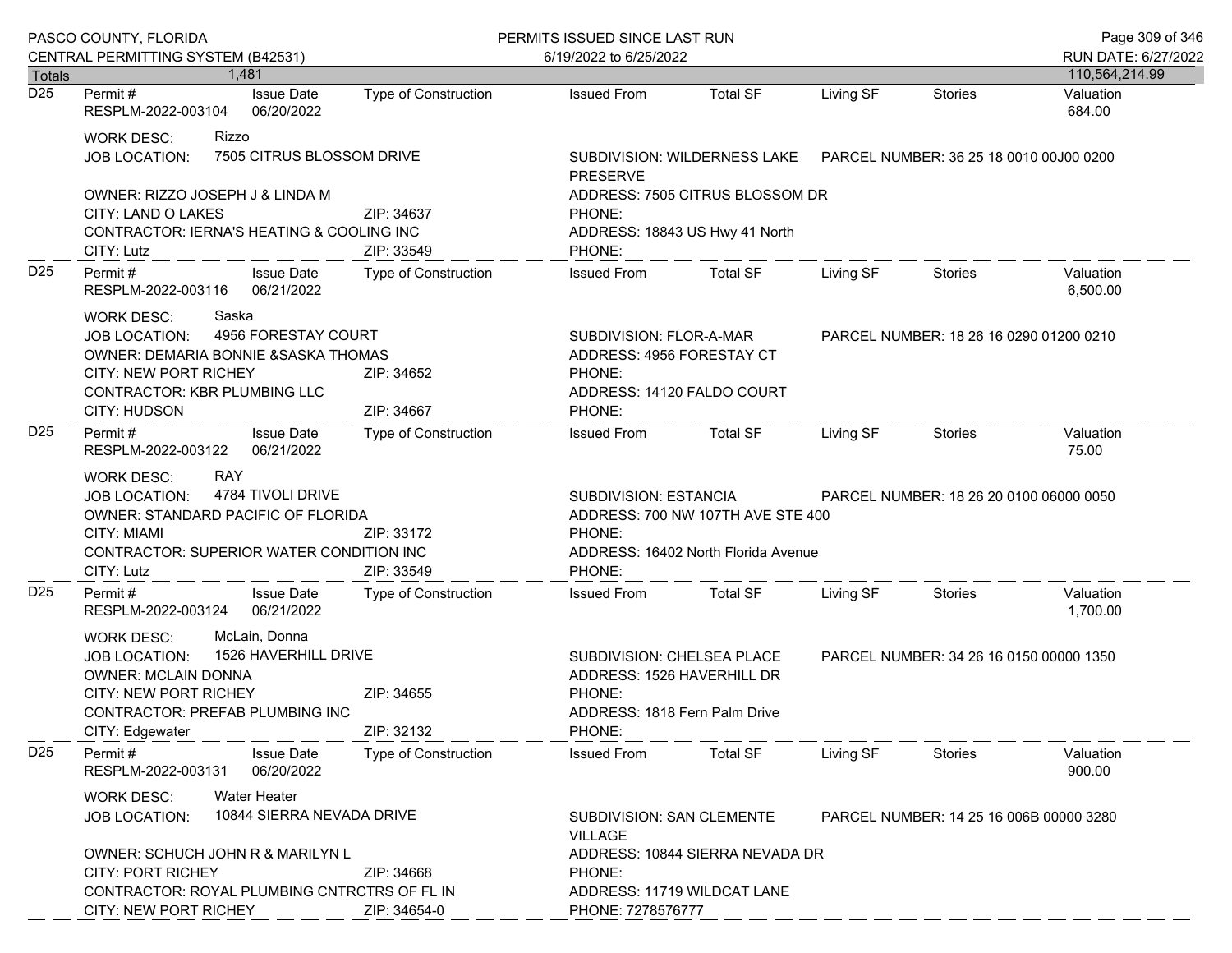| Totals | 1,481 | | | | | | | 110,564,214.99 |
|---|---|---|---|---|---|---|---|---|

**D25** | Permit # RESPLM-2022-003104 | Issue Date 06/20/2022 | Type of Construction | Issued From | Total SF | Living SF | Stories | Valuation 684.00

WORK DESC: Rizzo
JOB LOCATION: 7505 CITRUS BLOSSOM DRIVE
SUBDIVISION: WILDERNESS LAKE PRESERVE
PARCEL NUMBER: 36 25 18 0010 00J00 0200
OWNER: RIZZO JOSEPH J & LINDA M
ADDRESS: 7505 CITRUS BLOSSOM DR
CITY: LAND O LAKES ZIP: 34637
PHONE:
CONTRACTOR: IERNA'S HEATING & COOLING INC
ADDRESS: 18843 US Hwy 41 North
CITY: Lutz ZIP: 33549
PHONE:

---

**D25** | Permit # RESPLM-2022-003116 | Issue Date 06/21/2022 | Type of Construction | Issued From | Total SF | Living SF | Stories | Valuation 6,500.00

WORK DESC: Saska
JOB LOCATION: 4956 FORESTAY COURT
SUBDIVISION: FLOR-A-MAR
PARCEL NUMBER: 18 26 16 0290 01200 0210
OWNER: DEMARIA BONNIE &SASKA THOMAS
ADDRESS: 4956 FORESTAY CT
CITY: NEW PORT RICHEY ZIP: 34652
PHONE:
CONTRACTOR: KBR PLUMBING LLC
ADDRESS: 14120 FALDO COURT
CITY: HUDSON ZIP: 34667
PHONE:

---

**D25** | Permit # RESPLM-2022-003122 | Issue Date 06/21/2022 | Type of Construction | Issued From | Total SF | Living SF | Stories | Valuation 75.00

WORK DESC: RAY
JOB LOCATION: 4784 TIVOLI DRIVE
SUBDIVISION: ESTANCIA
PARCEL NUMBER: 18 26 20 0100 06000 0050
OWNER: STANDARD PACIFIC OF FLORIDA
ADDRESS: 700 NW 107TH AVE STE 400
CITY: MIAMI ZIP: 33172
PHONE:
CONTRACTOR: SUPERIOR WATER CONDITION INC
ADDRESS: 16402 North Florida Avenue
CITY: Lutz ZIP: 33549
PHONE:

---

**D25** | Permit # RESPLM-2022-003124 | Issue Date 06/21/2022 | Type of Construction | Issued From | Total SF | Living SF | Stories | Valuation 1,700.00

WORK DESC: McLain, Donna
JOB LOCATION: 1526 HAVERHILL DRIVE
SUBDIVISION: CHELSEA PLACE
PARCEL NUMBER: 34 26 16 0150 00000 1350
OWNER: MCLAIN DONNA
ADDRESS: 1526 HAVERHILL DR
CITY: NEW PORT RICHEY ZIP: 34655
PHONE:
CONTRACTOR: PREFAB PLUMBING INC
ADDRESS: 1818 Fern Palm Drive
CITY: Edgewater ZIP: 32132
PHONE:

---

**D25** | Permit # RESPLM-2022-003131 | Issue Date 06/20/2022 | Type of Construction | Issued From | Total SF | Living SF | Stories | Valuation 900.00

WORK DESC: Water Heater
JOB LOCATION: 10844 SIERRA NEVADA DRIVE
SUBDIVISION: SAN CLEMENTE VILLAGE
PARCEL NUMBER: 14 25 16 006B 00000 3280
OWNER: SCHUCH JOHN R & MARILYN L
ADDRESS: 10844 SIERRA NEVADA DR
CITY: PORT RICHEY ZIP: 34668
PHONE:
CONTRACTOR: ROYAL PLUMBING CNTRCTRS OF FL IN
ADDRESS: 11719 WILDCAT LANE
CITY: NEW PORT RICHEY ZIP: 34654-0
PHONE: 7278576777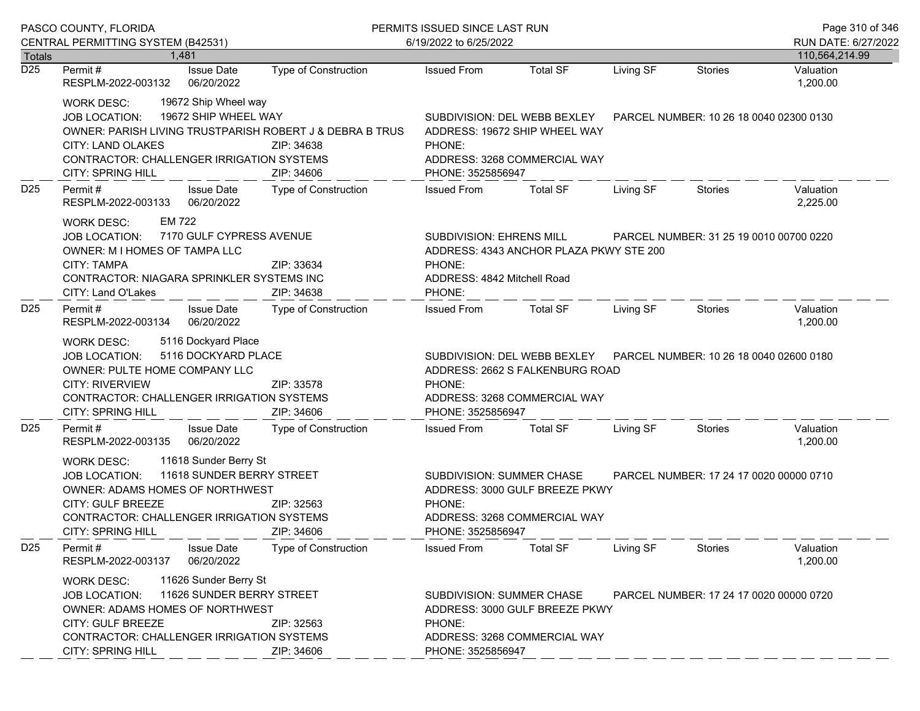| Totals | 1,481 | | | | | | | 110,564,214.99 |
|---|---|---|---|---|---|---|---|---|

**D25** Permit # RESPLM-2022-003132 | Issue Date 06/20/2022 | Type of Construction | Issued From | Total SF | Living SF | Stories | Valuation 1,200.00

WORK DESC: 19672 Ship Wheel way
JOB LOCATION: 19672 SHIP WHEEL WAY
SUBDIVISION: DEL WEBB BEXLEY
PARCEL NUMBER: 10 26 18 0040 02300 0130
OWNER: PARISH LIVING TRUSTPARISH ROBERT J & DEBRA B TRUS
ADDRESS: 19672 SHIP WHEEL WAY
CITY: LAND OLAKES ZIP: 34638
PHONE:
CONTRACTOR: CHALLENGER IRRIGATION SYSTEMS
ADDRESS: 3268 COMMERCIAL WAY
CITY: SPRING HILL ZIP: 34606
PHONE: 3525856947

**D25** Permit # RESPLM-2022-003133 | Issue Date 06/20/2022 | Type of Construction | Issued From | Total SF | Living SF | Stories | Valuation 2,225.00

WORK DESC: EM 722
JOB LOCATION: 7170 GULF CYPRESS AVENUE
SUBDIVISION: EHRENS MILL
PARCEL NUMBER: 31 25 19 0010 00700 0220
OWNER: M I HOMES OF TAMPA LLC
ADDRESS: 4343 ANCHOR PLAZA PKWY STE 200
CITY: TAMPA ZIP: 33634
PHONE:
CONTRACTOR: NIAGARA SPRINKLER SYSTEMS INC
ADDRESS: 4842 Mitchell Road
CITY: Land O'Lakes ZIP: 34638
PHONE:

**D25** Permit # RESPLM-2022-003134 | Issue Date 06/20/2022 | Type of Construction | Issued From | Total SF | Living SF | Stories | Valuation 1,200.00

WORK DESC: 5116 Dockyard Place
JOB LOCATION: 5116 DOCKYARD PLACE
SUBDIVISION: DEL WEBB BEXLEY
PARCEL NUMBER: 10 26 18 0040 02600 0180
OWNER: PULTE HOME COMPANY LLC
ADDRESS: 2662 S FALKENBURG ROAD
CITY: RIVERVIEW ZIP: 33578
PHONE:
CONTRACTOR: CHALLENGER IRRIGATION SYSTEMS
ADDRESS: 3268 COMMERCIAL WAY
CITY: SPRING HILL ZIP: 34606
PHONE: 3525856947

**D25** Permit # RESPLM-2022-003135 | Issue Date 06/20/2022 | Type of Construction | Issued From | Total SF | Living SF | Stories | Valuation 1,200.00

WORK DESC: 11618 Sunder Berry St
JOB LOCATION: 11618 SUNDER BERRY STREET
SUBDIVISION: SUMMER CHASE
PARCEL NUMBER: 17 24 17 0020 00000 0710
OWNER: ADAMS HOMES OF NORTHWEST
ADDRESS: 3000 GULF BREEZE PKWY
CITY: GULF BREEZE ZIP: 32563
PHONE:
CONTRACTOR: CHALLENGER IRRIGATION SYSTEMS
ADDRESS: 3268 COMMERCIAL WAY
CITY: SPRING HILL ZIP: 34606
PHONE: 3525856947

**D25** Permit # RESPLM-2022-003137 | Issue Date 06/20/2022 | Type of Construction | Issued From | Total SF | Living SF | Stories | Valuation 1,200.00

WORK DESC: 11626 Sunder Berry St
JOB LOCATION: 11626 SUNDER BERRY STREET
SUBDIVISION: SUMMER CHASE
PARCEL NUMBER: 17 24 17 0020 00000 0720
OWNER: ADAMS HOMES OF NORTHWEST
ADDRESS: 3000 GULF BREEZE PKWY
CITY: GULF BREEZE ZIP: 32563
PHONE:
CONTRACTOR: CHALLENGER IRRIGATION SYSTEMS
ADDRESS: 3268 COMMERCIAL WAY
CITY: SPRING HILL ZIP: 34606
PHONE: 3525856947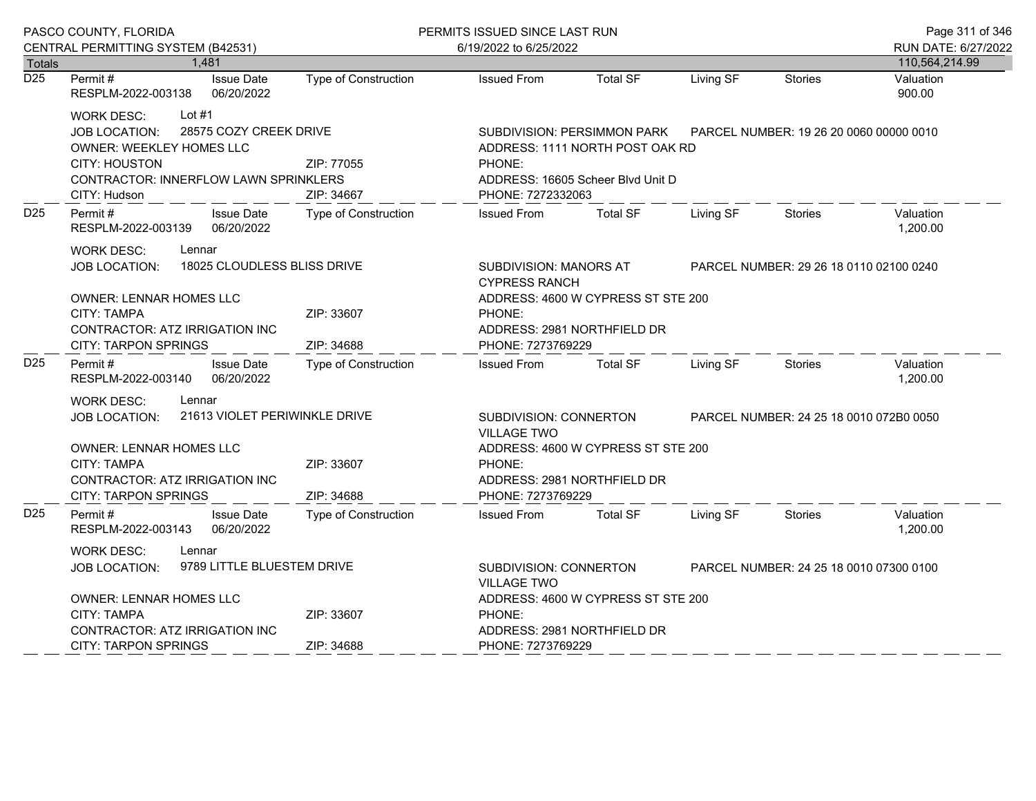PASCO COUNTY, FLORIDA
CENTRAL PERMITTING SYSTEM (B42531)

PERMITS ISSUED SINCE LAST RUN
6/19/2022 to 6/25/2022

RUN DATE: 6/27/2022

| Totals | 1,481 | | | | | | | 110,564,214.99 |
|---|---|---|---|---|---|---|---|---|

---

**D25**

| Permit # | Issue Date | Type of Construction | Issued From | Total SF | Living SF | Stories | Valuation |
|---|---|---|---|---|---|---|---|
| RESPLM-2022-003138 | 06/20/2022 | | | | | | 900.00 |

WORK DESC: Lot #1
JOB LOCATION: 28575 COZY CREEK DRIVE
SUBDIVISION: PERSIMMON PARK
PARCEL NUMBER: 19 26 20 0060 00000 0010
OWNER: WEEKLEY HOMES LLC
ADDRESS: 1111 NORTH POST OAK RD
CITY: HOUSTON ZIP: 77055
PHONE:
CONTRACTOR: INNERFLOW LAWN SPRINKLERS
ADDRESS: 16605 Scheer Blvd Unit D
CITY: Hudson ZIP: 34667
PHONE: 7272332063

---

**D25**

| Permit # | Issue Date | Type of Construction | Issued From | Total SF | Living SF | Stories | Valuation |
|---|---|---|---|---|---|---|---|
| RESPLM-2022-003139 | 06/20/2022 | | | | | | 1,200.00 |

WORK DESC: Lennar
JOB LOCATION: 18025 CLOUDLESS BLISS DRIVE
SUBDIVISION: MANORS AT CYPRESS RANCH
PARCEL NUMBER: 29 26 18 0110 02100 0240
OWNER: LENNAR HOMES LLC
ADDRESS: 4600 W CYPRESS ST STE 200
CITY: TAMPA ZIP: 33607
PHONE:
CONTRACTOR: ATZ IRRIGATION INC
ADDRESS: 2981 NORTHFIELD DR
CITY: TARPON SPRINGS ZIP: 34688
PHONE: 7273769229

---

**D25**

| Permit # | Issue Date | Type of Construction | Issued From | Total SF | Living SF | Stories | Valuation |
|---|---|---|---|---|---|---|---|
| RESPLM-2022-003140 | 06/20/2022 | | | | | | 1,200.00 |

WORK DESC: Lennar
JOB LOCATION: 21613 VIOLET PERIWINKLE DRIVE
SUBDIVISION: CONNERTON VILLAGE TWO
PARCEL NUMBER: 24 25 18 0010 072B0 0050
OWNER: LENNAR HOMES LLC
ADDRESS: 4600 W CYPRESS ST STE 200
CITY: TAMPA ZIP: 33607
PHONE:
CONTRACTOR: ATZ IRRIGATION INC
ADDRESS: 2981 NORTHFIELD DR
CITY: TARPON SPRINGS ZIP: 34688
PHONE: 7273769229

---

**D25**

| Permit # | Issue Date | Type of Construction | Issued From | Total SF | Living SF | Stories | Valuation |
|---|---|---|---|---|---|---|---|
| RESPLM-2022-003143 | 06/20/2022 | | | | | | 1,200.00 |

WORK DESC: Lennar
JOB LOCATION: 9789 LITTLE BLUESTEM DRIVE
SUBDIVISION: CONNERTON VILLAGE TWO
PARCEL NUMBER: 24 25 18 0010 07300 0100
OWNER: LENNAR HOMES LLC
ADDRESS: 4600 W CYPRESS ST STE 200
CITY: TAMPA ZIP: 33607
PHONE:
CONTRACTOR: ATZ IRRIGATION INC
ADDRESS: 2981 NORTHFIELD DR
CITY: TARPON SPRINGS ZIP: 34688
PHONE: 7273769229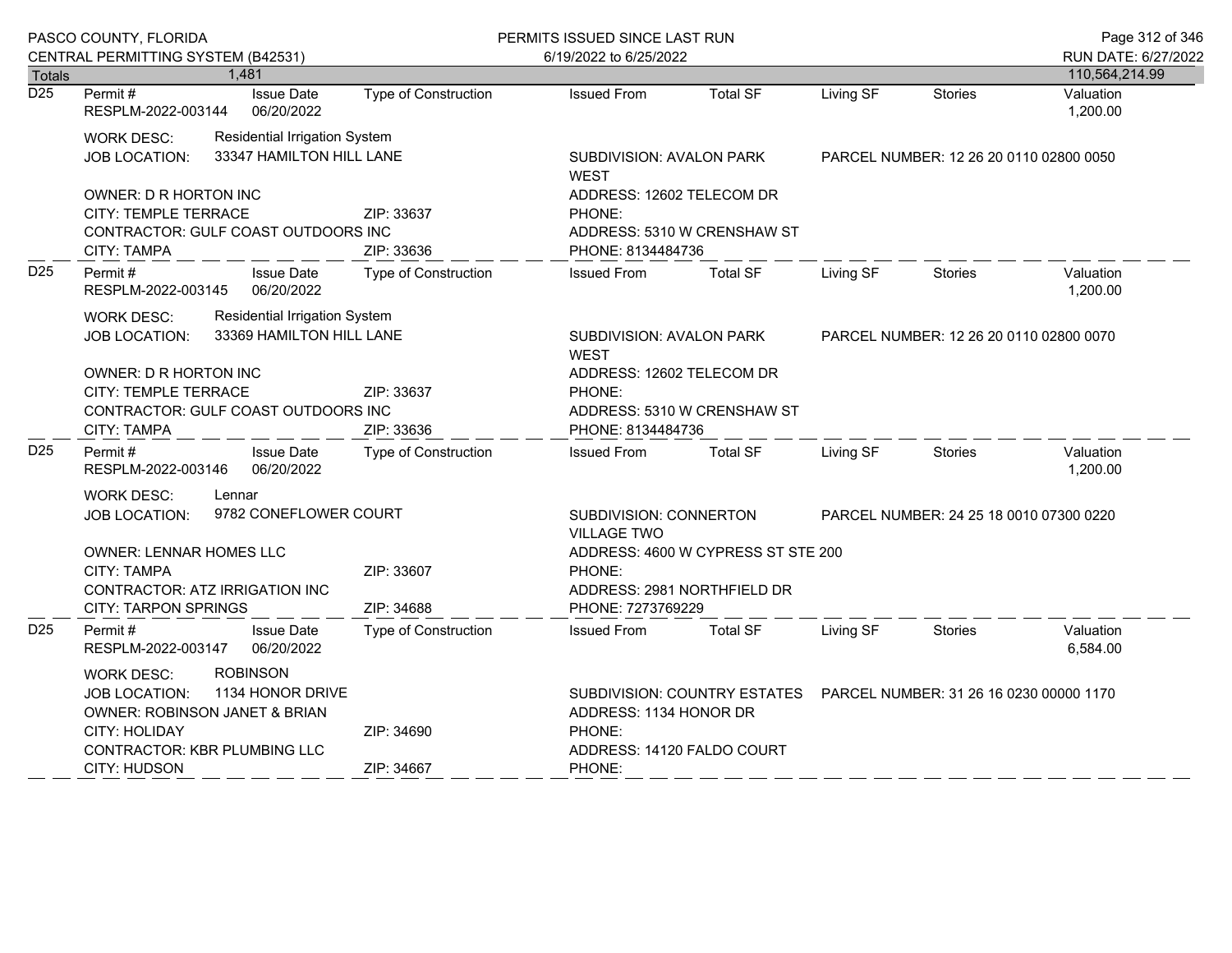| Totals | 1,481 | | | | | | | 110,564,214.99 |
|---|---|---|---|---|---|---|---|---|

**D25** Permit # RESPLM-2022-003144 | Issue Date 06/20/2022 | Type of Construction | Issued From | Total SF | Living SF | Stories | Valuation 1,200.00

WORK DESC: Residential Irrigation System
JOB LOCATION: 33347 HAMILTON HILL LANE | SUBDIVISION: AVALON PARK WEST | PARCEL NUMBER: 12 26 20 0110 02800 0050

OWNER: D R HORTON INC | ADDRESS: 12602 TELECOM DR
CITY: TEMPLE TERRACE | ZIP: 33637 | PHONE:
CONTRACTOR: GULF COAST OUTDOORS INC | ADDRESS: 5310 W CRENSHAW ST
CITY: TAMPA | ZIP: 33636 | PHONE: 8134484736

---

**D25** Permit # RESPLM-2022-003145 | Issue Date 06/20/2022 | Type of Construction | Issued From | Total SF | Living SF | Stories | Valuation 1,200.00

WORK DESC: Residential Irrigation System
JOB LOCATION: 33369 HAMILTON HILL LANE | SUBDIVISION: AVALON PARK WEST | PARCEL NUMBER: 12 26 20 0110 02800 0070

OWNER: D R HORTON INC | ADDRESS: 12602 TELECOM DR
CITY: TEMPLE TERRACE | ZIP: 33637 | PHONE:
CONTRACTOR: GULF COAST OUTDOORS INC | ADDRESS: 5310 W CRENSHAW ST
CITY: TAMPA | ZIP: 33636 | PHONE: 8134484736

---

**D25** Permit # RESPLM-2022-003146 | Issue Date 06/20/2022 | Type of Construction | Issued From | Total SF | Living SF | Stories | Valuation 1,200.00

WORK DESC: Lennar
JOB LOCATION: 9782 CONEFLOWER COURT | SUBDIVISION: CONNERTON VILLAGE TWO | PARCEL NUMBER: 24 25 18 0010 07300 0220

OWNER: LENNAR HOMES LLC | ADDRESS: 4600 W CYPRESS ST STE 200
CITY: TAMPA | ZIP: 33607 | PHONE:
CONTRACTOR: ATZ IRRIGATION INC | ADDRESS: 2981 NORTHFIELD DR
CITY: TARPON SPRINGS | ZIP: 34688 | PHONE: 7273769229

---

**D25** Permit # RESPLM-2022-003147 | Issue Date 06/20/2022 | Type of Construction | Issued From | Total SF | Living SF | Stories | Valuation 6,584.00

WORK DESC: ROBINSON
JOB LOCATION: 1134 HONOR DRIVE | SUBDIVISION: COUNTRY ESTATES | PARCEL NUMBER: 31 26 16 0230 00000 1170
OWNER: ROBINSON JANET & BRIAN | ADDRESS: 1134 HONOR DR
CITY: HOLIDAY | ZIP: 34690 | PHONE:
CONTRACTOR: KBR PLUMBING LLC | ADDRESS: 14120 FALDO COURT
CITY: HUDSON | ZIP: 34667 | PHONE: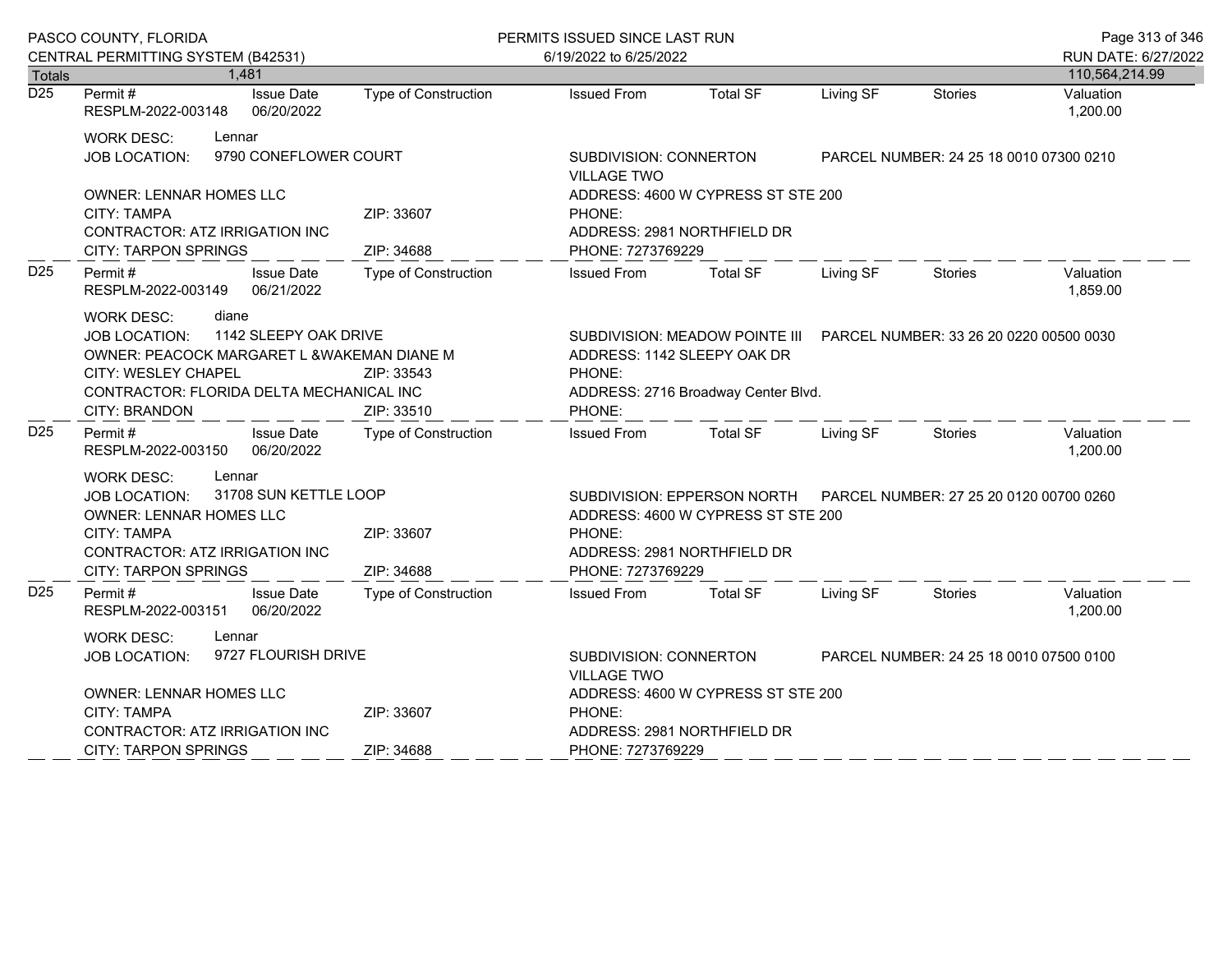**Totals** 1,481 — 110,564,214.99

**D25**

| Permit # | Issue Date | Type of Construction | Issued From | Total SF | Living SF | Stories | Valuation |
|---|---|---|---|---|---|---|---|
| RESPLM-2022-003148 | 06/20/2022 | | | | | | 1,200.00 |

WORK DESC: Lennar
JOB LOCATION: 9790 CONEFLOWER COURT
SUBDIVISION: CONNERTON VILLAGE TWO
PARCEL NUMBER: 24 25 18 0010 07300 0210
OWNER: LENNAR HOMES LLC
ADDRESS: 4600 W CYPRESS ST STE 200
CITY: TAMPA ZIP: 33607
PHONE:
CONTRACTOR: ATZ IRRIGATION INC
ADDRESS: 2981 NORTHFIELD DR
CITY: TARPON SPRINGS ZIP: 34688
PHONE: 7273769229

---

**D25**

| Permit # | Issue Date | Type of Construction | Issued From | Total SF | Living SF | Stories | Valuation |
|---|---|---|---|---|---|---|---|
| RESPLM-2022-003149 | 06/21/2022 | | | | | | 1,859.00 |

WORK DESC: diane
JOB LOCATION: 1142 SLEEPY OAK DRIVE
SUBDIVISION: MEADOW POINTE III
PARCEL NUMBER: 33 26 20 0220 00500 0030
OWNER: PEACOCK MARGARET L &WAKEMAN DIANE M
ADDRESS: 1142 SLEEPY OAK DR
CITY: WESLEY CHAPEL ZIP: 33543
PHONE:
CONTRACTOR: FLORIDA DELTA MECHANICAL INC
ADDRESS: 2716 Broadway Center Blvd.
CITY: BRANDON ZIP: 33510
PHONE:

---

**D25**

| Permit # | Issue Date | Type of Construction | Issued From | Total SF | Living SF | Stories | Valuation |
|---|---|---|---|---|---|---|---|
| RESPLM-2022-003150 | 06/20/2022 | | | | | | 1,200.00 |

WORK DESC: Lennar
JOB LOCATION: 31708 SUN KETTLE LOOP
SUBDIVISION: EPPERSON NORTH
PARCEL NUMBER: 27 25 20 0120 00700 0260
OWNER: LENNAR HOMES LLC
ADDRESS: 4600 W CYPRESS ST STE 200
CITY: TAMPA ZIP: 33607
PHONE:
CONTRACTOR: ATZ IRRIGATION INC
ADDRESS: 2981 NORTHFIELD DR
CITY: TARPON SPRINGS ZIP: 34688
PHONE: 7273769229

---

**D25**

| Permit # | Issue Date | Type of Construction | Issued From | Total SF | Living SF | Stories | Valuation |
|---|---|---|---|---|---|---|---|
| RESPLM-2022-003151 | 06/20/2022 | | | | | | 1,200.00 |

WORK DESC: Lennar
JOB LOCATION: 9727 FLOURISH DRIVE
SUBDIVISION: CONNERTON VILLAGE TWO
PARCEL NUMBER: 24 25 18 0010 07500 0100
OWNER: LENNAR HOMES LLC
ADDRESS: 4600 W CYPRESS ST STE 200
CITY: TAMPA ZIP: 33607
PHONE:
CONTRACTOR: ATZ IRRIGATION INC
ADDRESS: 2981 NORTHFIELD DR
CITY: TARPON SPRINGS ZIP: 34688
PHONE: 7273769229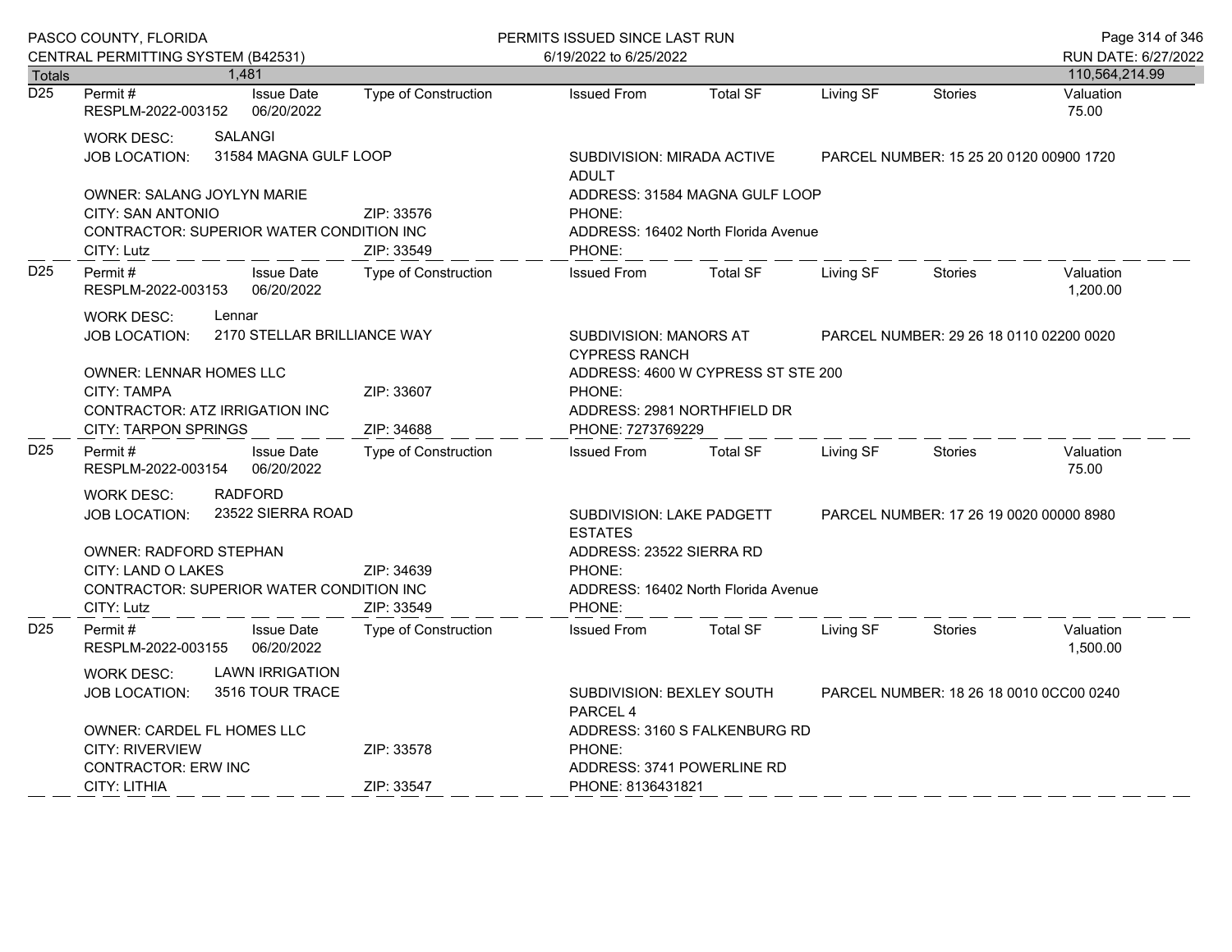Totals 1,481 — 110,564,214.99

| | Permit # | Issue Date | Type of Construction | Issued From | Total SF | Living SF | Stories | Valuation |
|---|---|---|---|---|---|---|---|---|
| D25 | RESPLM-2022-003152 | 06/20/2022 | | | | | | 75.00 |

WORK DESC: SALANGI
JOB LOCATION: 31584 MAGNA GULF LOOP — SUBDIVISION: MIRADA ACTIVE ADULT — PARCEL NUMBER: 15 25 20 0120 00900 1720
OWNER: SALANG JOYLYN MARIE — ADDRESS: 31584 MAGNA GULF LOOP
CITY: SAN ANTONIO — ZIP: 33576 — PHONE:
CONTRACTOR: SUPERIOR WATER CONDITION INC — ADDRESS: 16402 North Florida Avenue
CITY: Lutz — ZIP: 33549 — PHONE:

| | Permit # | Issue Date | Type of Construction | Issued From | Total SF | Living SF | Stories | Valuation |
|---|---|---|---|---|---|---|---|---|
| D25 | RESPLM-2022-003153 | 06/20/2022 | | | | | | 1,200.00 |

WORK DESC: Lennar
JOB LOCATION: 2170 STELLAR BRILLIANCE WAY — SUBDIVISION: MANORS AT CYPRESS RANCH — PARCEL NUMBER: 29 26 18 0110 02200 0020
OWNER: LENNAR HOMES LLC — ADDRESS: 4600 W CYPRESS ST STE 200
CITY: TAMPA — ZIP: 33607 — PHONE:
CONTRACTOR: ATZ IRRIGATION INC — ADDRESS: 2981 NORTHFIELD DR
CITY: TARPON SPRINGS — ZIP: 34688 — PHONE: 7273769229

| | Permit # | Issue Date | Type of Construction | Issued From | Total SF | Living SF | Stories | Valuation |
|---|---|---|---|---|---|---|---|---|
| D25 | RESPLM-2022-003154 | 06/20/2022 | | | | | | 75.00 |

WORK DESC: RADFORD
JOB LOCATION: 23522 SIERRA ROAD — SUBDIVISION: LAKE PADGETT ESTATES — PARCEL NUMBER: 17 26 19 0020 00000 8980
OWNER: RADFORD STEPHAN — ADDRESS: 23522 SIERRA RD
CITY: LAND O LAKES — ZIP: 34639 — PHONE:
CONTRACTOR: SUPERIOR WATER CONDITION INC — ADDRESS: 16402 North Florida Avenue
CITY: Lutz — ZIP: 33549 — PHONE:

| | Permit # | Issue Date | Type of Construction | Issued From | Total SF | Living SF | Stories | Valuation |
|---|---|---|---|---|---|---|---|---|
| D25 | RESPLM-2022-003155 | 06/20/2022 | | | | | | 1,500.00 |

WORK DESC: LAWN IRRIGATION
JOB LOCATION: 3516 TOUR TRACE — SUBDIVISION: BEXLEY SOUTH PARCEL 4 — PARCEL NUMBER: 18 26 18 0010 0CC00 0240
OWNER: CARDEL FL HOMES LLC — ADDRESS: 3160 S FALKENBURG RD
CITY: RIVERVIEW — ZIP: 33578 — PHONE:
CONTRACTOR: ERW INC — ADDRESS: 3741 POWERLINE RD
CITY: LITHIA — ZIP: 33547 — PHONE: 8136431821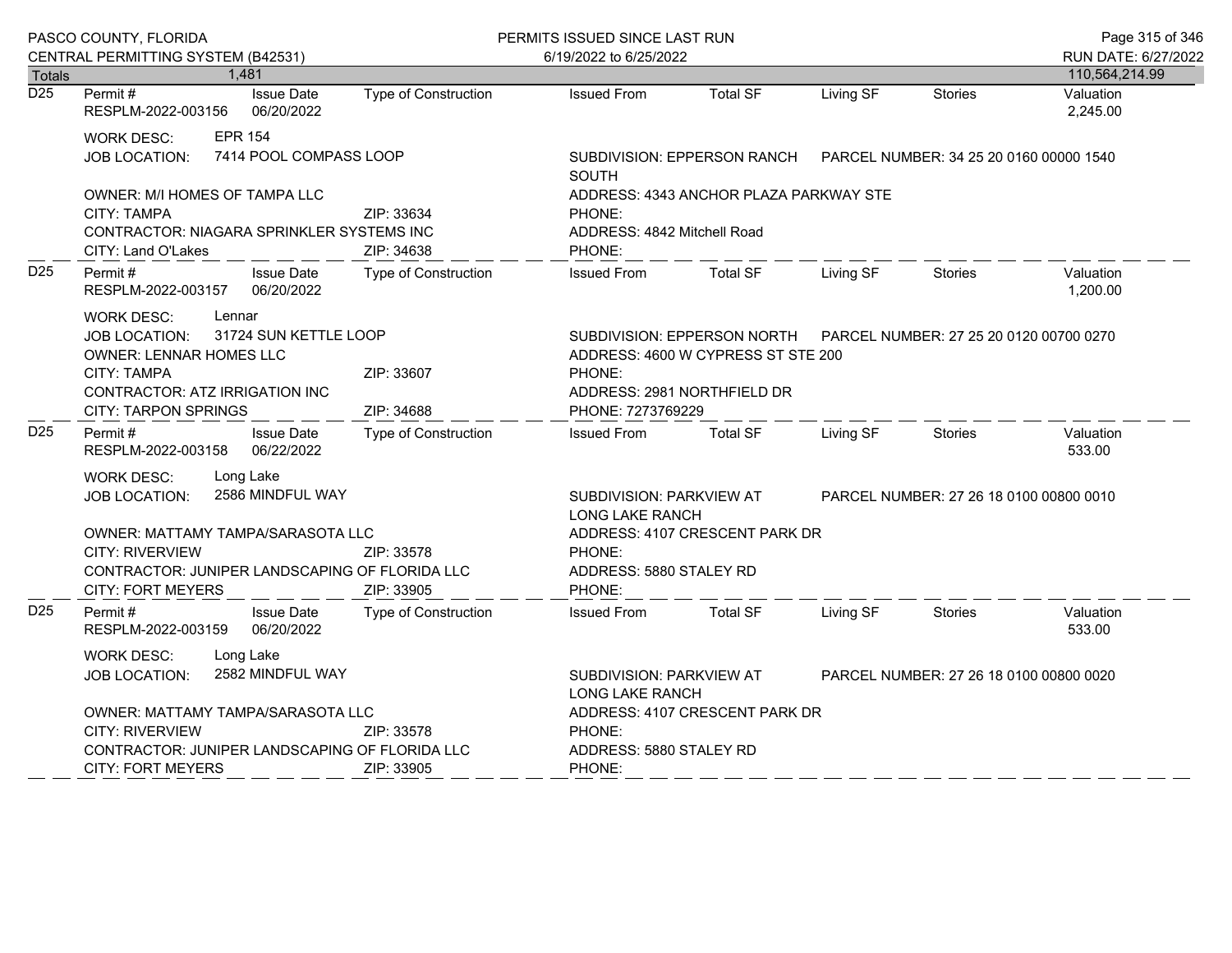| Totals | 1,481 | | | | | | | 110,564,214.99 |
|---|---|---|---|---|---|---|---|---|

**D25**

| Permit # | Issue Date | Type of Construction | Issued From | Total SF | Living SF | Stories | Valuation |
|---|---|---|---|---|---|---|---|
| RESPLM-2022-003156 | 06/20/2022 | | | | | | 2,245.00 |

WORK DESC: EPR 154
JOB LOCATION: 7414 POOL COMPASS LOOP
SUBDIVISION: EPPERSON RANCH SOUTH
PARCEL NUMBER: 34 25 20 0160 00000 1540
OWNER: M/I HOMES OF TAMPA LLC
ADDRESS: 4343 ANCHOR PLAZA PARKWAY STE
CITY: TAMPA ZIP: 33634
PHONE:
CONTRACTOR: NIAGARA SPRINKLER SYSTEMS INC
ADDRESS: 4842 Mitchell Road
CITY: Land O'Lakes ZIP: 34638
PHONE:

---

**D25**

| Permit # | Issue Date | Type of Construction | Issued From | Total SF | Living SF | Stories | Valuation |
|---|---|---|---|---|---|---|---|
| RESPLM-2022-003157 | 06/20/2022 | | | | | | 1,200.00 |

WORK DESC: Lennar
JOB LOCATION: 31724 SUN KETTLE LOOP
SUBDIVISION: EPPERSON NORTH
PARCEL NUMBER: 27 25 20 0120 00700 0270
OWNER: LENNAR HOMES LLC
ADDRESS: 4600 W CYPRESS ST STE 200
CITY: TAMPA ZIP: 33607
PHONE:
CONTRACTOR: ATZ IRRIGATION INC
ADDRESS: 2981 NORTHFIELD DR
CITY: TARPON SPRINGS ZIP: 34688
PHONE: 7273769229

---

**D25**

| Permit # | Issue Date | Type of Construction | Issued From | Total SF | Living SF | Stories | Valuation |
|---|---|---|---|---|---|---|---|
| RESPLM-2022-003158 | 06/22/2022 | | | | | | 533.00 |

WORK DESC: Long Lake
JOB LOCATION: 2586 MINDFUL WAY
SUBDIVISION: PARKVIEW AT LONG LAKE RANCH
PARCEL NUMBER: 27 26 18 0100 00800 0010
OWNER: MATTAMY TAMPA/SARASOTA LLC
ADDRESS: 4107 CRESCENT PARK DR
CITY: RIVERVIEW ZIP: 33578
PHONE:
CONTRACTOR: JUNIPER LANDSCAPING OF FLORIDA LLC
ADDRESS: 5880 STALEY RD
CITY: FORT MEYERS ZIP: 33905
PHONE:

---

**D25**

| Permit # | Issue Date | Type of Construction | Issued From | Total SF | Living SF | Stories | Valuation |
|---|---|---|---|---|---|---|---|
| RESPLM-2022-003159 | 06/20/2022 | | | | | | 533.00 |

WORK DESC: Long Lake
JOB LOCATION: 2582 MINDFUL WAY
SUBDIVISION: PARKVIEW AT LONG LAKE RANCH
PARCEL NUMBER: 27 26 18 0100 00800 0020
OWNER: MATTAMY TAMPA/SARASOTA LLC
ADDRESS: 4107 CRESCENT PARK DR
CITY: RIVERVIEW ZIP: 33578
PHONE:
CONTRACTOR: JUNIPER LANDSCAPING OF FLORIDA LLC
ADDRESS: 5880 STALEY RD
CITY: FORT MEYERS ZIP: 33905
PHONE: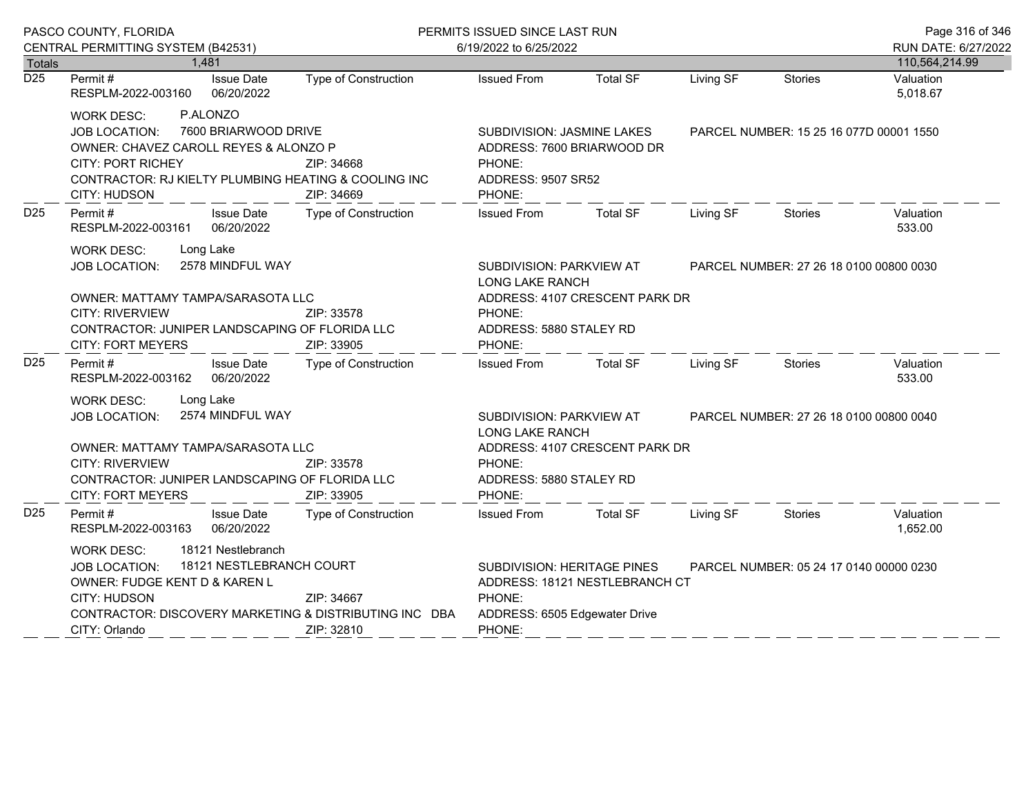PASCO COUNTY, FLORIDA
CENTRAL PERMITTING SYSTEM (B42531)

PERMITS ISSUED SINCE LAST RUN
6/19/2022 to 6/25/2022

RUN DATE: 6/27/2022

| Totals | 1,481 | | | | | | | 110,564,214.99 |
|---|---|---|---|---|---|---|---|---|

---

**D25** Permit # RESPLM-2022-003160 | Issue Date 06/20/2022 | Type of Construction | Issued From | Total SF | Living SF | Stories | Valuation 5,018.67

WORK DESC: P.ALONZO
JOB LOCATION: 7600 BRIARWOOD DRIVE
SUBDIVISION: JASMINE LAKES
PARCEL NUMBER: 15 25 16 077D 00001 1550
OWNER: CHAVEZ CAROLL REYES & ALONZO P
ADDRESS: 7600 BRIARWOOD DR
CITY: PORT RICHEY ZIP: 34668
PHONE:
CONTRACTOR: RJ KIELTY PLUMBING HEATING & COOLING INC
ADDRESS: 9507 SR52
CITY: HUDSON ZIP: 34669
PHONE:

---

**D25** Permit # RESPLM-2022-003161 | Issue Date 06/20/2022 | Type of Construction | Issued From | Total SF | Living SF | Stories | Valuation 533.00

WORK DESC: Long Lake
JOB LOCATION: 2578 MINDFUL WAY
SUBDIVISION: PARKVIEW AT LONG LAKE RANCH
PARCEL NUMBER: 27 26 18 0100 00800 0030
OWNER: MATTAMY TAMPA/SARASOTA LLC
ADDRESS: 4107 CRESCENT PARK DR
CITY: RIVERVIEW ZIP: 33578
PHONE:
CONTRACTOR: JUNIPER LANDSCAPING OF FLORIDA LLC
ADDRESS: 5880 STALEY RD
CITY: FORT MEYERS ZIP: 33905
PHONE:

---

**D25** Permit # RESPLM-2022-003162 | Issue Date 06/20/2022 | Type of Construction | Issued From | Total SF | Living SF | Stories | Valuation 533.00

WORK DESC: Long Lake
JOB LOCATION: 2574 MINDFUL WAY
SUBDIVISION: PARKVIEW AT LONG LAKE RANCH
PARCEL NUMBER: 27 26 18 0100 00800 0040
OWNER: MATTAMY TAMPA/SARASOTA LLC
ADDRESS: 4107 CRESCENT PARK DR
CITY: RIVERVIEW ZIP: 33578
PHONE:
CONTRACTOR: JUNIPER LANDSCAPING OF FLORIDA LLC
ADDRESS: 5880 STALEY RD
CITY: FORT MEYERS ZIP: 33905
PHONE:

---

**D25** Permit # RESPLM-2022-003163 | Issue Date 06/20/2022 | Type of Construction | Issued From | Total SF | Living SF | Stories | Valuation 1,652.00

WORK DESC: 18121 Nestlebranch
JOB LOCATION: 18121 NESTLEBRANCH COURT
SUBDIVISION: HERITAGE PINES
PARCEL NUMBER: 05 24 17 0140 00000 0230
OWNER: FUDGE KENT D & KAREN L
ADDRESS: 18121 NESTLEBRANCH CT
CITY: HUDSON ZIP: 34667
PHONE:
CONTRACTOR: DISCOVERY MARKETING & DISTRIBUTING INC DBA
ADDRESS: 6505 Edgewater Drive
CITY: Orlando ZIP: 32810
PHONE: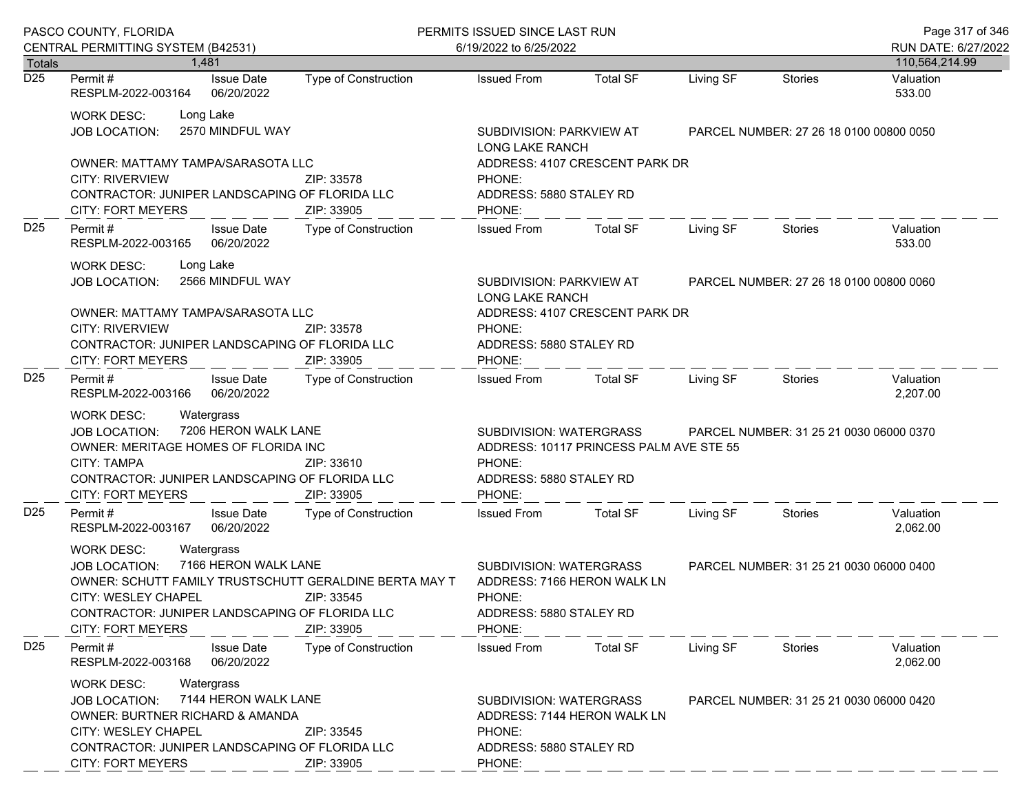| Totals | 1,481 | | | | | | | 110,564,214.99 |
|---|---|---|---|---|---|---|---|---|

**D25**

| Permit # | Issue Date | Type of Construction | Issued From | Total SF | Living SF | Stories | Valuation |
|---|---|---|---|---|---|---|---|
| RESPLM-2022-003164 | 06/20/2022 | | | | | | 533.00 |

WORK DESC: Long Lake
JOB LOCATION: 2570 MINDFUL WAY
SUBDIVISION: PARKVIEW AT LONG LAKE RANCH
PARCEL NUMBER: 27 26 18 0100 00800 0050
OWNER: MATTAMY TAMPA/SARASOTA LLC
ADDRESS: 4107 CRESCENT PARK DR
CITY: RIVERVIEW ZIP: 33578
PHONE:
CONTRACTOR: JUNIPER LANDSCAPING OF FLORIDA LLC
ADDRESS: 5880 STALEY RD
CITY: FORT MEYERS ZIP: 33905
PHONE:

**D25**

| Permit # | Issue Date | Type of Construction | Issued From | Total SF | Living SF | Stories | Valuation |
|---|---|---|---|---|---|---|---|
| RESPLM-2022-003165 | 06/20/2022 | | | | | | 533.00 |

WORK DESC: Long Lake
JOB LOCATION: 2566 MINDFUL WAY
SUBDIVISION: PARKVIEW AT LONG LAKE RANCH
PARCEL NUMBER: 27 26 18 0100 00800 0060
OWNER: MATTAMY TAMPA/SARASOTA LLC
ADDRESS: 4107 CRESCENT PARK DR
CITY: RIVERVIEW ZIP: 33578
PHONE:
CONTRACTOR: JUNIPER LANDSCAPING OF FLORIDA LLC
ADDRESS: 5880 STALEY RD
CITY: FORT MEYERS ZIP: 33905
PHONE:

**D25**

| Permit # | Issue Date | Type of Construction | Issued From | Total SF | Living SF | Stories | Valuation |
|---|---|---|---|---|---|---|---|
| RESPLM-2022-003166 | 06/20/2022 | | | | | | 2,207.00 |

WORK DESC: Watergrass
JOB LOCATION: 7206 HERON WALK LANE
SUBDIVISION: WATERGRASS
PARCEL NUMBER: 31 25 21 0030 06000 0370
OWNER: MERITAGE HOMES OF FLORIDA INC
ADDRESS: 10117 PRINCESS PALM AVE STE 55
CITY: TAMPA ZIP: 33610
PHONE:
CONTRACTOR: JUNIPER LANDSCAPING OF FLORIDA LLC
ADDRESS: 5880 STALEY RD
CITY: FORT MEYERS ZIP: 33905
PHONE:

**D25**

| Permit # | Issue Date | Type of Construction | Issued From | Total SF | Living SF | Stories | Valuation |
|---|---|---|---|---|---|---|---|
| RESPLM-2022-003167 | 06/20/2022 | | | | | | 2,062.00 |

WORK DESC: Watergrass
JOB LOCATION: 7166 HERON WALK LANE
SUBDIVISION: WATERGRASS
PARCEL NUMBER: 31 25 21 0030 06000 0400
OWNER: SCHUTT FAMILY TRUSTSCHUTT GERALDINE BERTA MAY T
ADDRESS: 7166 HERON WALK LN
CITY: WESLEY CHAPEL ZIP: 33545
PHONE:
CONTRACTOR: JUNIPER LANDSCAPING OF FLORIDA LLC
ADDRESS: 5880 STALEY RD
CITY: FORT MEYERS ZIP: 33905
PHONE:

**D25**

| Permit # | Issue Date | Type of Construction | Issued From | Total SF | Living SF | Stories | Valuation |
|---|---|---|---|---|---|---|---|
| RESPLM-2022-003168 | 06/20/2022 | | | | | | 2,062.00 |

WORK DESC: Watergrass
JOB LOCATION: 7144 HERON WALK LANE
SUBDIVISION: WATERGRASS
PARCEL NUMBER: 31 25 21 0030 06000 0420
OWNER: BURTNER RICHARD & AMANDA
ADDRESS: 7144 HERON WALK LN
CITY: WESLEY CHAPEL ZIP: 33545
PHONE:
CONTRACTOR: JUNIPER LANDSCAPING OF FLORIDA LLC
ADDRESS: 5880 STALEY RD
CITY: FORT MEYERS ZIP: 33905
PHONE: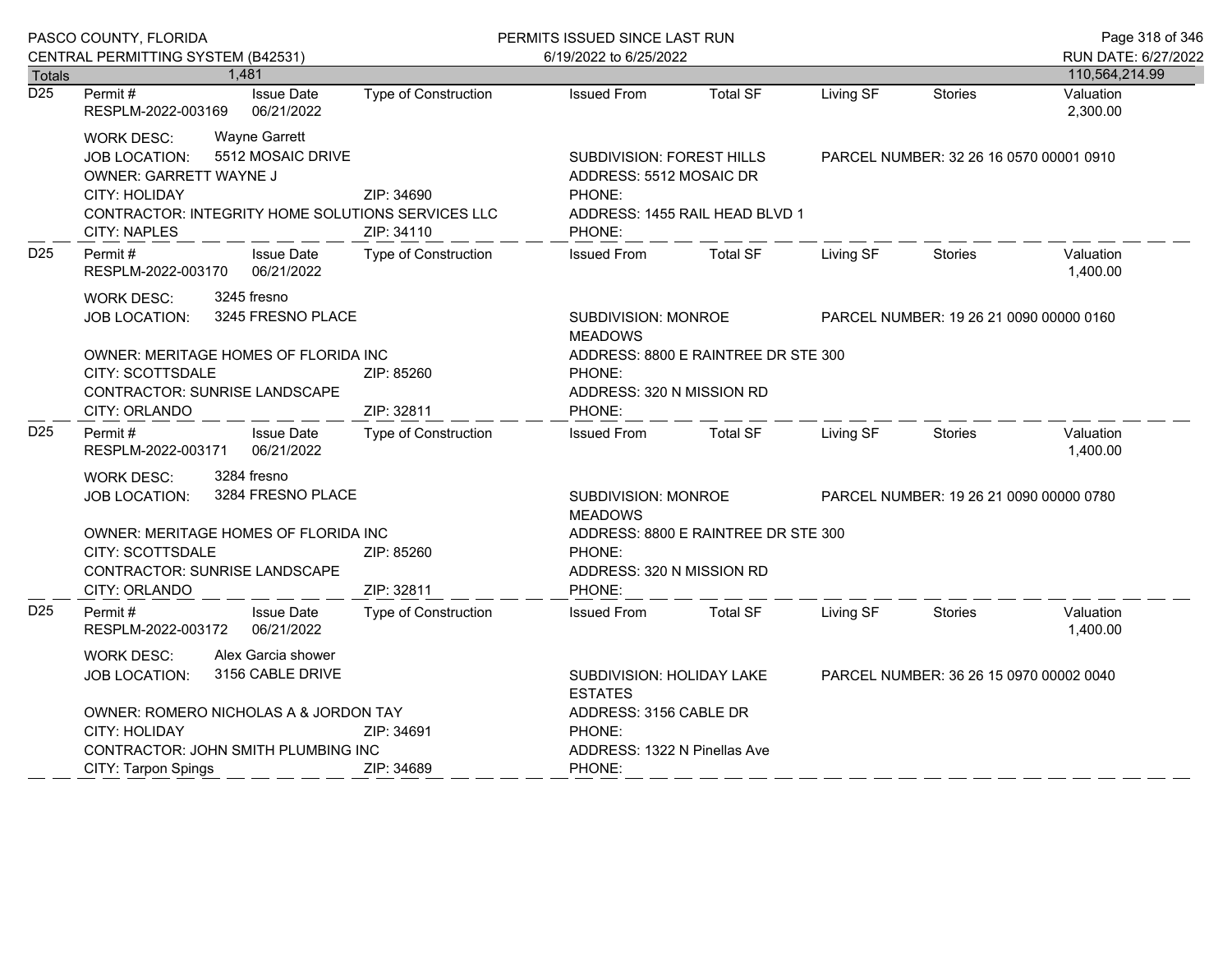| Totals | 1,481 | | | | | | | 110,564,214.99 |
|---|---|---|---|---|---|---|---|---|

**D25** — Permit # RESPLM-2022-003169 | Issue Date 06/21/2022 | Type of Construction: | Issued From: | Total SF: | Living SF: | Stories: | Valuation: 2,300.00

WORK DESC: Wayne Garrett
JOB LOCATION: 5512 MOSAIC DRIVE
SUBDIVISION: FOREST HILLS
PARCEL NUMBER: 32 26 16 0570 00001 0910
OWNER: GARRETT WAYNE J
ADDRESS: 5512 MOSAIC DR
CITY: HOLIDAY ZIP: 34690
PHONE:
CONTRACTOR: INTEGRITY HOME SOLUTIONS SERVICES LLC
ADDRESS: 1455 RAIL HEAD BLVD 1
CITY: NAPLES ZIP: 34110
PHONE:

**D25** — Permit # RESPLM-2022-003170 | Issue Date 06/21/2022 | Type of Construction: | Issued From: | Total SF: | Living SF: | Stories: | Valuation: 1,400.00

WORK DESC: 3245 fresno
JOB LOCATION: 3245 FRESNO PLACE
SUBDIVISION: MONROE MEADOWS
PARCEL NUMBER: 19 26 21 0090 00000 0160
OWNER: MERITAGE HOMES OF FLORIDA INC
ADDRESS: 8800 E RAINTREE DR STE 300
CITY: SCOTTSDALE ZIP: 85260
PHONE:
CONTRACTOR: SUNRISE LANDSCAPE
ADDRESS: 320 N MISSION RD
CITY: ORLANDO ZIP: 32811
PHONE:

**D25** — Permit # RESPLM-2022-003171 | Issue Date 06/21/2022 | Type of Construction: | Issued From: | Total SF: | Living SF: | Stories: | Valuation: 1,400.00

WORK DESC: 3284 fresno
JOB LOCATION: 3284 FRESNO PLACE
SUBDIVISION: MONROE MEADOWS
PARCEL NUMBER: 19 26 21 0090 00000 0780
OWNER: MERITAGE HOMES OF FLORIDA INC
ADDRESS: 8800 E RAINTREE DR STE 300
CITY: SCOTTSDALE ZIP: 85260
PHONE:
CONTRACTOR: SUNRISE LANDSCAPE
ADDRESS: 320 N MISSION RD
CITY: ORLANDO ZIP: 32811
PHONE:

**D25** — Permit # RESPLM-2022-003172 | Issue Date 06/21/2022 | Type of Construction: | Issued From: | Total SF: | Living SF: | Stories: | Valuation: 1,400.00

WORK DESC: Alex Garcia shower
JOB LOCATION: 3156 CABLE DRIVE
SUBDIVISION: HOLIDAY LAKE ESTATES
PARCEL NUMBER: 36 26 15 0970 00002 0040
OWNER: ROMERO NICHOLAS A & JORDON TAY
ADDRESS: 3156 CABLE DR
CITY: HOLIDAY ZIP: 34691
PHONE:
CONTRACTOR: JOHN SMITH PLUMBING INC
ADDRESS: 1322 N Pinellas Ave
CITY: Tarpon Spings ZIP: 34689
PHONE: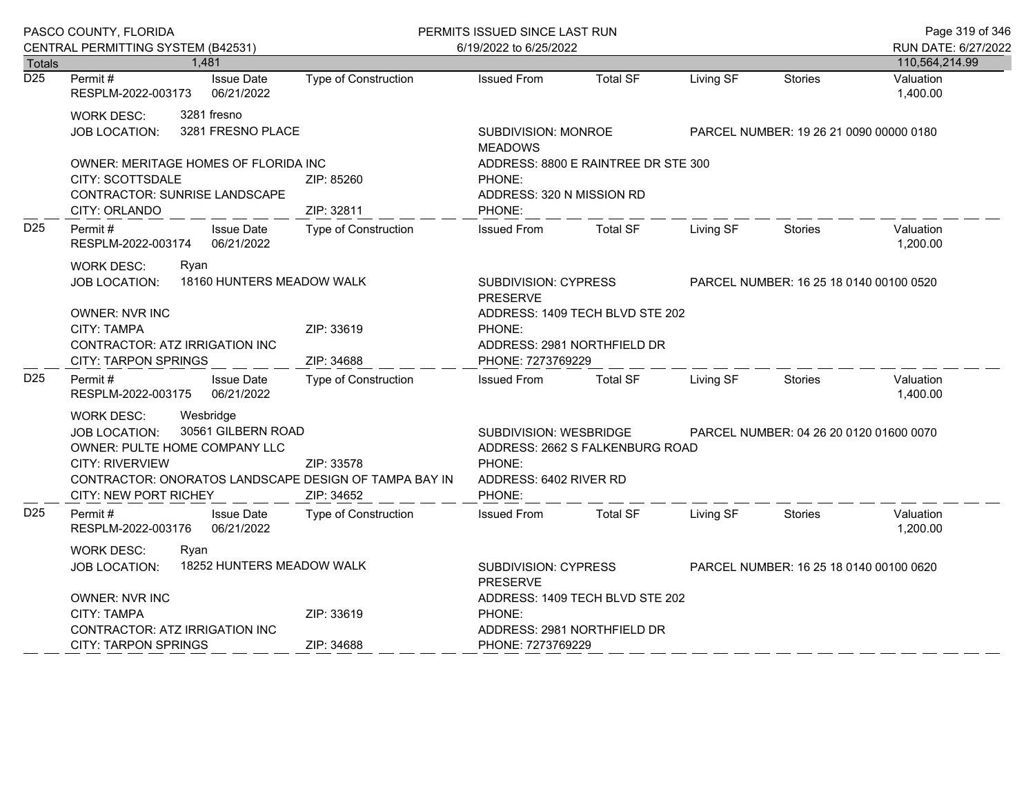Totals 1,481 — 110,564,214.99

**D25**

| Permit # | Issue Date | Type of Construction | Issued From | Total SF | Living SF | Stories | Valuation |
|---|---|---|---|---|---|---|---|
| RESPLM-2022-003173 | 06/21/2022 | | | | | | 1,400.00 |

WORK DESC: 3281 fresno
JOB LOCATION: 3281 FRESNO PLACE
SUBDIVISION: MONROE MEADOWS
PARCEL NUMBER: 19 26 21 0090 00000 0180
OWNER: MERITAGE HOMES OF FLORIDA INC
ADDRESS: 8800 E RAINTREE DR STE 300
CITY: SCOTTSDALE ZIP: 85260
PHONE:
CONTRACTOR: SUNRISE LANDSCAPE
ADDRESS: 320 N MISSION RD
CITY: ORLANDO ZIP: 32811
PHONE:

**D25**

| Permit # | Issue Date | Type of Construction | Issued From | Total SF | Living SF | Stories | Valuation |
|---|---|---|---|---|---|---|---|
| RESPLM-2022-003174 | 06/21/2022 | | | | | | 1,200.00 |

WORK DESC: Ryan
JOB LOCATION: 18160 HUNTERS MEADOW WALK
SUBDIVISION: CYPRESS PRESERVE
PARCEL NUMBER: 16 25 18 0140 00100 0520
OWNER: NVR INC
ADDRESS: 1409 TECH BLVD STE 202
CITY: TAMPA ZIP: 33619
PHONE:
CONTRACTOR: ATZ IRRIGATION INC
ADDRESS: 2981 NORTHFIELD DR
CITY: TARPON SPRINGS ZIP: 34688
PHONE: 7273769229

**D25**

| Permit # | Issue Date | Type of Construction | Issued From | Total SF | Living SF | Stories | Valuation |
|---|---|---|---|---|---|---|---|
| RESPLM-2022-003175 | 06/21/2022 | | | | | | 1,400.00 |

WORK DESC: Wesbridge
JOB LOCATION: 30561 GILBERN ROAD
SUBDIVISION: WESBRIDGE
PARCEL NUMBER: 04 26 20 0120 01600 0070
OWNER: PULTE HOME COMPANY LLC
ADDRESS: 2662 S FALKENBURG ROAD
CITY: RIVERVIEW ZIP: 33578
PHONE:
CONTRACTOR: ONORATOS LANDSCAPE DESIGN OF TAMPA BAY IN
ADDRESS: 6402 RIVER RD
CITY: NEW PORT RICHEY ZIP: 34652
PHONE:

**D25**

| Permit # | Issue Date | Type of Construction | Issued From | Total SF | Living SF | Stories | Valuation |
|---|---|---|---|---|---|---|---|
| RESPLM-2022-003176 | 06/21/2022 | | | | | | 1,200.00 |

WORK DESC: Ryan
JOB LOCATION: 18252 HUNTERS MEADOW WALK
SUBDIVISION: CYPRESS PRESERVE
PARCEL NUMBER: 16 25 18 0140 00100 0620
OWNER: NVR INC
ADDRESS: 1409 TECH BLVD STE 202
CITY: TAMPA ZIP: 33619
PHONE:
CONTRACTOR: ATZ IRRIGATION INC
ADDRESS: 2981 NORTHFIELD DR
CITY: TARPON SPRINGS ZIP: 34688
PHONE: 7273769229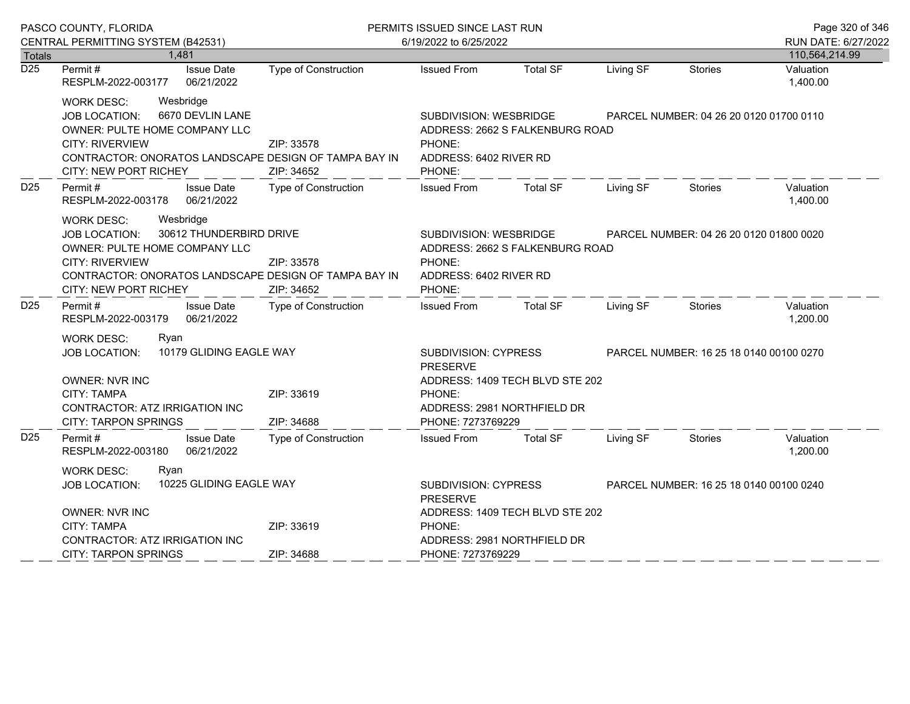| Totals | 1,481 | | | | | | | 110,564,214.99 |
|---|---|---|---|---|---|---|---|---|

**D25**

| Permit # | Issue Date | Type of Construction | Issued From | Total SF | Living SF | Stories | Valuation |
|---|---|---|---|---|---|---|---|
| RESPLM-2022-003177 | 06/21/2022 | | | | | | 1,400.00 |

WORK DESC: Wesbridge
JOB LOCATION: 6670 DEVLIN LANE
SUBDIVISION: WESBRIDGE
PARCEL NUMBER: 04 26 20 0120 01700 0110
OWNER: PULTE HOME COMPANY LLC
ADDRESS: 2662 S FALKENBURG ROAD
CITY: RIVERVIEW ZIP: 33578
PHONE:
CONTRACTOR: ONORATOS LANDSCAPE DESIGN OF TAMPA BAY IN
ADDRESS: 6402 RIVER RD
CITY: NEW PORT RICHEY ZIP: 34652
PHONE:

**D25**

| Permit # | Issue Date | Type of Construction | Issued From | Total SF | Living SF | Stories | Valuation |
|---|---|---|---|---|---|---|---|
| RESPLM-2022-003178 | 06/21/2022 | | | | | | 1,400.00 |

WORK DESC: Wesbridge
JOB LOCATION: 30612 THUNDERBIRD DRIVE
SUBDIVISION: WESBRIDGE
PARCEL NUMBER: 04 26 20 0120 01800 0020
OWNER: PULTE HOME COMPANY LLC
ADDRESS: 2662 S FALKENBURG ROAD
CITY: RIVERVIEW ZIP: 33578
PHONE:
CONTRACTOR: ONORATOS LANDSCAPE DESIGN OF TAMPA BAY IN
ADDRESS: 6402 RIVER RD
CITY: NEW PORT RICHEY ZIP: 34652
PHONE:

**D25**

| Permit # | Issue Date | Type of Construction | Issued From | Total SF | Living SF | Stories | Valuation |
|---|---|---|---|---|---|---|---|
| RESPLM-2022-003179 | 06/21/2022 | | | | | | 1,200.00 |

WORK DESC: Ryan
JOB LOCATION: 10179 GLIDING EAGLE WAY
SUBDIVISION: CYPRESS PRESERVE
PARCEL NUMBER: 16 25 18 0140 00100 0270
OWNER: NVR INC
ADDRESS: 1409 TECH BLVD STE 202
CITY: TAMPA ZIP: 33619
PHONE:
CONTRACTOR: ATZ IRRIGATION INC
ADDRESS: 2981 NORTHFIELD DR
CITY: TARPON SPRINGS ZIP: 34688
PHONE: 7273769229

**D25**

| Permit # | Issue Date | Type of Construction | Issued From | Total SF | Living SF | Stories | Valuation |
|---|---|---|---|---|---|---|---|
| RESPLM-2022-003180 | 06/21/2022 | | | | | | 1,200.00 |

WORK DESC: Ryan
JOB LOCATION: 10225 GLIDING EAGLE WAY
SUBDIVISION: CYPRESS PRESERVE
PARCEL NUMBER: 16 25 18 0140 00100 0240
OWNER: NVR INC
ADDRESS: 1409 TECH BLVD STE 202
CITY: TAMPA ZIP: 33619
PHONE:
CONTRACTOR: ATZ IRRIGATION INC
ADDRESS: 2981 NORTHFIELD DR
CITY: TARPON SPRINGS ZIP: 34688
PHONE: 7273769229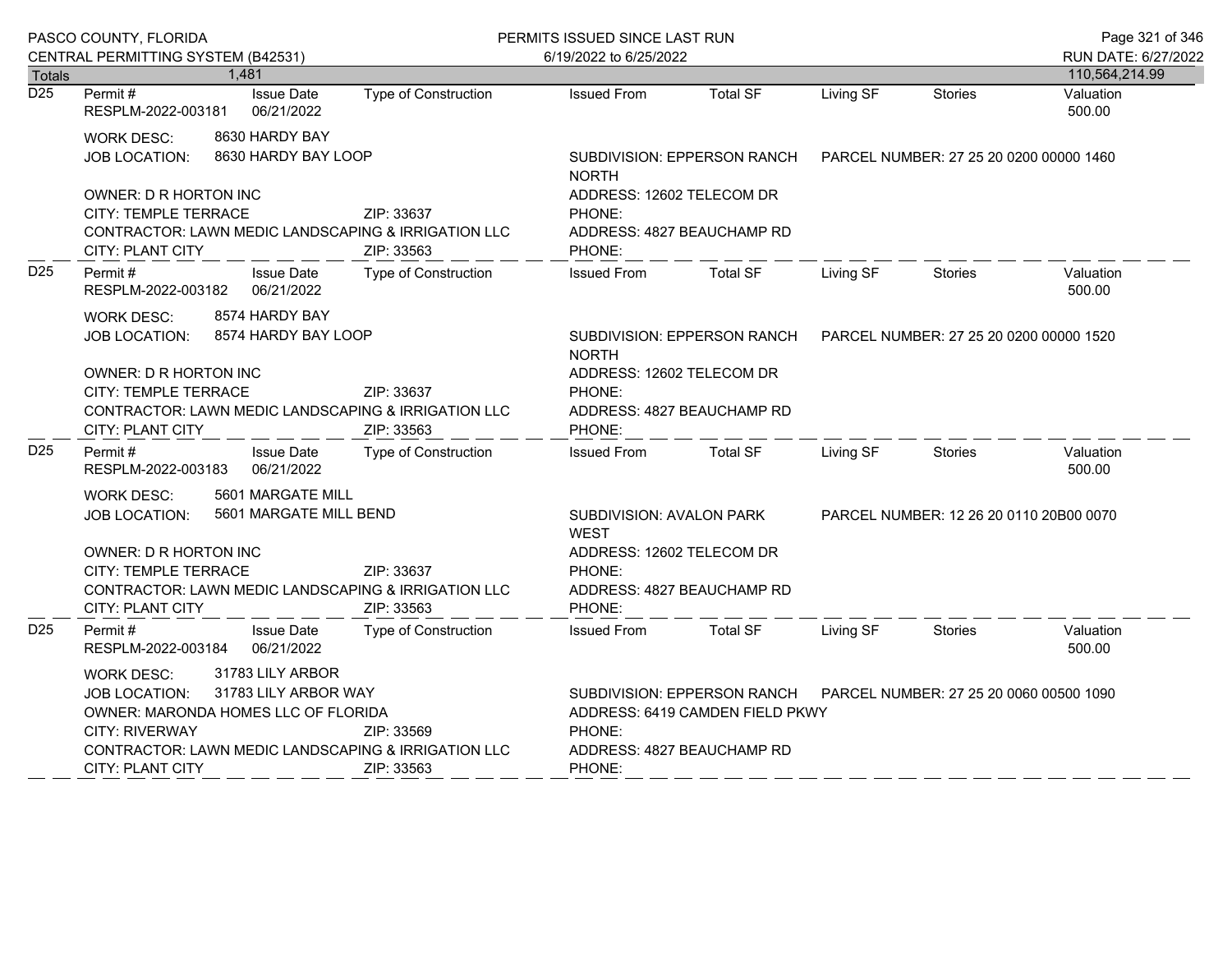PASCO COUNTY, FLORIDA
CENTRAL PERMITTING SYSTEM (B42531)

PERMITS ISSUED SINCE LAST RUN
6/19/2022 to 6/25/2022

RUN DATE: 6/27/2022

| Totals | 1,481 | | | | | | | 110,564,214.99 |
|---|---|---|---|---|---|---|---|---|

---

**D25**

| Permit # | Issue Date | Type of Construction | Issued From | Total SF | Living SF | Stories | Valuation |
|---|---|---|---|---|---|---|---|
| RESPLM-2022-003181 | 06/21/2022 | | | | | | 500.00 |

WORK DESC: 8630 HARDY BAY
JOB LOCATION: 8630 HARDY BAY LOOP
SUBDIVISION: EPPERSON RANCH NORTH
PARCEL NUMBER: 27 25 20 0200 00000 1460

OWNER: D R HORTON INC
ADDRESS: 12602 TELECOM DR
CITY: TEMPLE TERRACE ZIP: 33637
PHONE:
CONTRACTOR: LAWN MEDIC LANDSCAPING & IRRIGATION LLC
ADDRESS: 4827 BEAUCHAMP RD
CITY: PLANT CITY ZIP: 33563
PHONE:

---

**D25**

| Permit # | Issue Date | Type of Construction | Issued From | Total SF | Living SF | Stories | Valuation |
|---|---|---|---|---|---|---|---|
| RESPLM-2022-003182 | 06/21/2022 | | | | | | 500.00 |

WORK DESC: 8574 HARDY BAY
JOB LOCATION: 8574 HARDY BAY LOOP
SUBDIVISION: EPPERSON RANCH NORTH
PARCEL NUMBER: 27 25 20 0200 00000 1520

OWNER: D R HORTON INC
ADDRESS: 12602 TELECOM DR
CITY: TEMPLE TERRACE ZIP: 33637
PHONE:
CONTRACTOR: LAWN MEDIC LANDSCAPING & IRRIGATION LLC
ADDRESS: 4827 BEAUCHAMP RD
CITY: PLANT CITY ZIP: 33563
PHONE:

---

**D25**

| Permit # | Issue Date | Type of Construction | Issued From | Total SF | Living SF | Stories | Valuation |
|---|---|---|---|---|---|---|---|
| RESPLM-2022-003183 | 06/21/2022 | | | | | | 500.00 |

WORK DESC: 5601 MARGATE MILL
JOB LOCATION: 5601 MARGATE MILL BEND
SUBDIVISION: AVALON PARK WEST
PARCEL NUMBER: 12 26 20 0110 20B00 0070

OWNER: D R HORTON INC
ADDRESS: 12602 TELECOM DR
CITY: TEMPLE TERRACE ZIP: 33637
PHONE:
CONTRACTOR: LAWN MEDIC LANDSCAPING & IRRIGATION LLC
ADDRESS: 4827 BEAUCHAMP RD
CITY: PLANT CITY ZIP: 33563
PHONE:

---

**D25**

| Permit # | Issue Date | Type of Construction | Issued From | Total SF | Living SF | Stories | Valuation |
|---|---|---|---|---|---|---|---|
| RESPLM-2022-003184 | 06/21/2022 | | | | | | 500.00 |

WORK DESC: 31783 LILY ARBOR
JOB LOCATION: 31783 LILY ARBOR WAY
SUBDIVISION: EPPERSON RANCH
PARCEL NUMBER: 27 25 20 0060 00500 1090

OWNER: MARONDA HOMES LLC OF FLORIDA
ADDRESS: 6419 CAMDEN FIELD PKWY
CITY: RIVERWAY ZIP: 33569
PHONE:
CONTRACTOR: LAWN MEDIC LANDSCAPING & IRRIGATION LLC
ADDRESS: 4827 BEAUCHAMP RD
CITY: PLANT CITY ZIP: 33563
PHONE: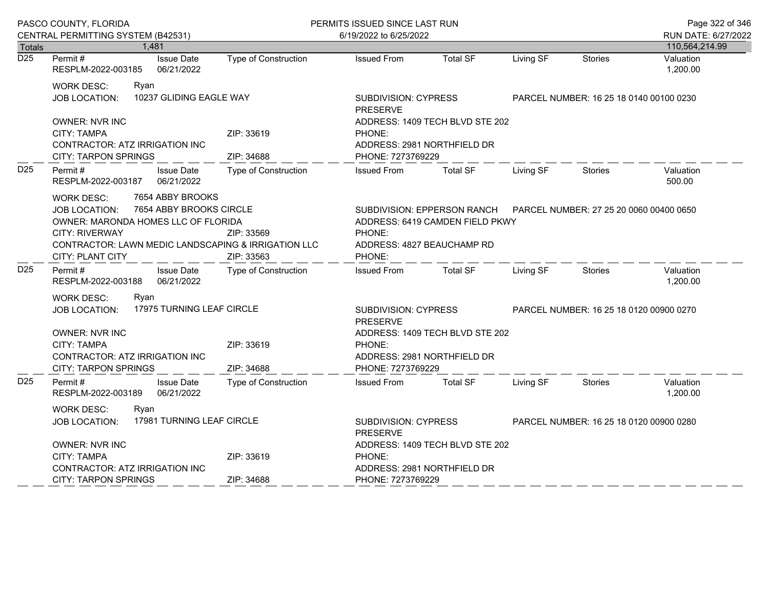PASCO COUNTY, FLORIDA
CENTRAL PERMITTING SYSTEM (B42531)

PERMITS ISSUED SINCE LAST RUN
6/19/2022 to 6/25/2022

RUN DATE: 6/27/2022

| Totals | 1,481 | | | | | | | 110,564,214.99 |
|---|---|---|---|---|---|---|---|---|

---

**D25**

| Permit # | Issue Date | Type of Construction | Issued From | Total SF | Living SF | Stories | Valuation |
|---|---|---|---|---|---|---|---|
| RESPLM-2022-003185 | 06/21/2022 | | | | | | 1,200.00 |

WORK DESC: Ryan
JOB LOCATION: 10237 GLIDING EAGLE WAY
SUBDIVISION: CYPRESS PRESERVE
PARCEL NUMBER: 16 25 18 0140 00100 0230

OWNER: NVR INC
ADDRESS: 1409 TECH BLVD STE 202
CITY: TAMPA ZIP: 33619
PHONE:
CONTRACTOR: ATZ IRRIGATION INC
ADDRESS: 2981 NORTHFIELD DR
CITY: TARPON SPRINGS ZIP: 34688
PHONE: 7273769229

---

**D25**

| Permit # | Issue Date | Type of Construction | Issued From | Total SF | Living SF | Stories | Valuation |
|---|---|---|---|---|---|---|---|
| RESPLM-2022-003187 | 06/21/2022 | | | | | | 500.00 |

WORK DESC: 7654 ABBY BROOKS
JOB LOCATION: 7654 ABBY BROOKS CIRCLE
SUBDIVISION: EPPERSON RANCH
PARCEL NUMBER: 27 25 20 0060 00400 0650

OWNER: MARONDA HOMES LLC OF FLORIDA
ADDRESS: 6419 CAMDEN FIELD PKWY
CITY: RIVERWAY ZIP: 33569
PHONE:
CONTRACTOR: LAWN MEDIC LANDSCAPING & IRRIGATION LLC
ADDRESS: 4827 BEAUCHAMP RD
CITY: PLANT CITY ZIP: 33563
PHONE:

---

**D25**

| Permit # | Issue Date | Type of Construction | Issued From | Total SF | Living SF | Stories | Valuation |
|---|---|---|---|---|---|---|---|
| RESPLM-2022-003188 | 06/21/2022 | | | | | | 1,200.00 |

WORK DESC: Ryan
JOB LOCATION: 17975 TURNING LEAF CIRCLE
SUBDIVISION: CYPRESS PRESERVE
PARCEL NUMBER: 16 25 18 0120 00900 0270

OWNER: NVR INC
ADDRESS: 1409 TECH BLVD STE 202
CITY: TAMPA ZIP: 33619
PHONE:
CONTRACTOR: ATZ IRRIGATION INC
ADDRESS: 2981 NORTHFIELD DR
CITY: TARPON SPRINGS ZIP: 34688
PHONE: 7273769229

---

**D25**

| Permit # | Issue Date | Type of Construction | Issued From | Total SF | Living SF | Stories | Valuation |
|---|---|---|---|---|---|---|---|
| RESPLM-2022-003189 | 06/21/2022 | | | | | | 1,200.00 |

WORK DESC: Ryan
JOB LOCATION: 17981 TURNING LEAF CIRCLE
SUBDIVISION: CYPRESS PRESERVE
PARCEL NUMBER: 16 25 18 0120 00900 0280

OWNER: NVR INC
ADDRESS: 1409 TECH BLVD STE 202
CITY: TAMPA ZIP: 33619
PHONE:
CONTRACTOR: ATZ IRRIGATION INC
ADDRESS: 2981 NORTHFIELD DR
CITY: TARPON SPRINGS ZIP: 34688
PHONE: 7273769229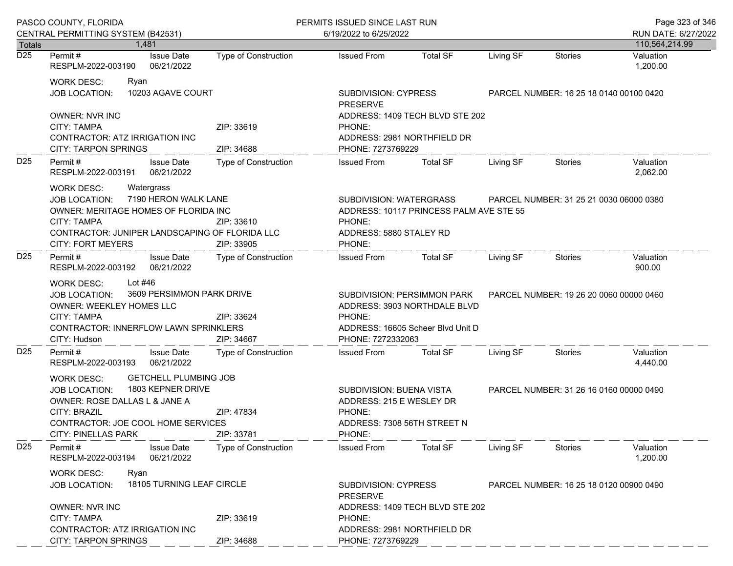PASCO COUNTY, FLORIDA
CENTRAL PERMITTING SYSTEM (B42531)

PERMITS ISSUED SINCE LAST RUN
6/19/2022 to 6/25/2022

RUN DATE: 6/27/2022

| Totals | 1,481 | | 110,564,214.99 |
|---|---|---|---|

---

**D25**

| Permit # | Issue Date | Type of Construction | Issued From | Total SF | Living SF | Stories | Valuation |
|---|---|---|---|---|---|---|---|
| RESPLM-2022-003190 | 06/21/2022 | | | | | | 1,200.00 |

WORK DESC: Ryan
JOB LOCATION: 10203 AGAVE COURT
SUBDIVISION: CYPRESS PRESERVE
PARCEL NUMBER: 16 25 18 0140 00100 0420
OWNER: NVR INC
ADDRESS: 1409 TECH BLVD STE 202
CITY: TAMPA ZIP: 33619
PHONE:
CONTRACTOR: ATZ IRRIGATION INC
ADDRESS: 2981 NORTHFIELD DR
CITY: TARPON SPRINGS ZIP: 34688
PHONE: 7273769229

---

**D25**

| Permit # | Issue Date | Type of Construction | Issued From | Total SF | Living SF | Stories | Valuation |
|---|---|---|---|---|---|---|---|
| RESPLM-2022-003191 | 06/21/2022 | | | | | | 2,062.00 |

WORK DESC: Watergrass
JOB LOCATION: 7190 HERON WALK LANE
SUBDIVISION: WATERGRASS
PARCEL NUMBER: 31 25 21 0030 06000 0380
OWNER: MERITAGE HOMES OF FLORIDA INC
ADDRESS: 10117 PRINCESS PALM AVE STE 55
CITY: TAMPA ZIP: 33610
PHONE:
CONTRACTOR: JUNIPER LANDSCAPING OF FLORIDA LLC
ADDRESS: 5880 STALEY RD
CITY: FORT MEYERS ZIP: 33905
PHONE:

---

**D25**

| Permit # | Issue Date | Type of Construction | Issued From | Total SF | Living SF | Stories | Valuation |
|---|---|---|---|---|---|---|---|
| RESPLM-2022-003192 | 06/21/2022 | | | | | | 900.00 |

WORK DESC: Lot #46
JOB LOCATION: 3609 PERSIMMON PARK DRIVE
SUBDIVISION: PERSIMMON PARK
PARCEL NUMBER: 19 26 20 0060 00000 0460
OWNER: WEEKLEY HOMES LLC
ADDRESS: 3903 NORTHDALE BLVD
CITY: TAMPA ZIP: 33624
PHONE:
CONTRACTOR: INNERFLOW LAWN SPRINKLERS
ADDRESS: 16605 Scheer Blvd Unit D
CITY: Hudson ZIP: 34667
PHONE: 7272332063

---

**D25**

| Permit # | Issue Date | Type of Construction | Issued From | Total SF | Living SF | Stories | Valuation |
|---|---|---|---|---|---|---|---|
| RESPLM-2022-003193 | 06/21/2022 | | | | | | 4,440.00 |

WORK DESC: GETCHELL PLUMBING JOB
JOB LOCATION: 1803 KEPNER DRIVE
SUBDIVISION: BUENA VISTA
PARCEL NUMBER: 31 26 16 0160 00000 0490
OWNER: ROSE DALLAS L & JANE A
ADDRESS: 215 E WESLEY DR
CITY: BRAZIL ZIP: 47834
PHONE:
CONTRACTOR: JOE COOL HOME SERVICES
ADDRESS: 7308 56TH STREET N
CITY: PINELLAS PARK ZIP: 33781
PHONE:

---

**D25**

| Permit # | Issue Date | Type of Construction | Issued From | Total SF | Living SF | Stories | Valuation |
|---|---|---|---|---|---|---|---|
| RESPLM-2022-003194 | 06/21/2022 | | | | | | 1,200.00 |

WORK DESC: Ryan
JOB LOCATION: 18105 TURNING LEAF CIRCLE
SUBDIVISION: CYPRESS PRESERVE
PARCEL NUMBER: 16 25 18 0120 00900 0490
OWNER: NVR INC
ADDRESS: 1409 TECH BLVD STE 202
CITY: TAMPA ZIP: 33619
PHONE:
CONTRACTOR: ATZ IRRIGATION INC
ADDRESS: 2981 NORTHFIELD DR
CITY: TARPON SPRINGS ZIP: 34688
PHONE: 7273769229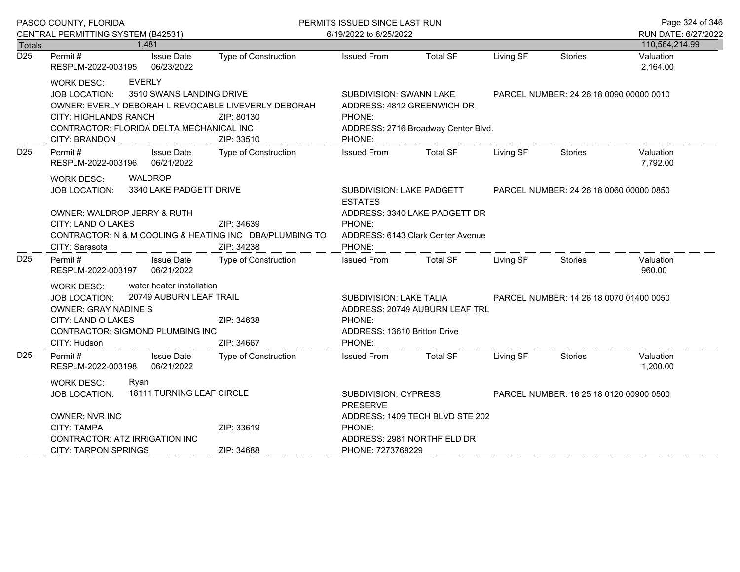PASCO COUNTY, FLORIDA
CENTRAL PERMITTING SYSTEM (B42531)

PERMITS ISSUED SINCE LAST RUN
6/19/2022 to 6/25/2022

RUN DATE: 6/27/2022

| Totals | 1,481 | | | | | | | 110,564,214.99 |
|---|---|---|---|---|---|---|---|---|

| | Permit # | Issue Date | Type of Construction | Issued From | Total SF | Living SF | Stories | Valuation |
|---|---|---|---|---|---|---|---|---|
| D25 | RESPLM-2022-003195 | 06/23/2022 | | | | | | 2,164.00 |

WORK DESC: EVERLY
JOB LOCATION: 3510 SWANS LANDING DRIVE — SUBDIVISION: SWANN LAKE — PARCEL NUMBER: 24 26 18 0090 00000 0010
OWNER: EVERLY DEBORAH L REVOCABLE LIVEVERLY DEBORAH — ADDRESS: 4812 GREENWICH DR
CITY: HIGHLANDS RANCH — ZIP: 80130 — PHONE:
CONTRACTOR: FLORIDA DELTA MECHANICAL INC — ADDRESS: 2716 Broadway Center Blvd.
CITY: BRANDON — ZIP: 33510 — PHONE:

| | Permit # | Issue Date | Type of Construction | Issued From | Total SF | Living SF | Stories | Valuation |
|---|---|---|---|---|---|---|---|---|
| D25 | RESPLM-2022-003196 | 06/21/2022 | | | | | | 7,792.00 |

WORK DESC: WALDROP
JOB LOCATION: 3340 LAKE PADGETT DRIVE — SUBDIVISION: LAKE PADGETT ESTATES — PARCEL NUMBER: 24 26 18 0060 00000 0850
OWNER: WALDROP JERRY & RUTH — ADDRESS: 3340 LAKE PADGETT DR
CITY: LAND O LAKES — ZIP: 34639 — PHONE:
CONTRACTOR: N & M COOLING & HEATING INC DBA/PLUMBING TO — ADDRESS: 6143 Clark Center Avenue
CITY: Sarasota — ZIP: 34238 — PHONE:

| | Permit # | Issue Date | Type of Construction | Issued From | Total SF | Living SF | Stories | Valuation |
|---|---|---|---|---|---|---|---|---|
| D25 | RESPLM-2022-003197 | 06/21/2022 | | | | | | 960.00 |

WORK DESC: water heater installation
JOB LOCATION: 20749 AUBURN LEAF TRAIL — SUBDIVISION: LAKE TALIA — PARCEL NUMBER: 14 26 18 0070 01400 0050
OWNER: GRAY NADINE S — ADDRESS: 20749 AUBURN LEAF TRL
CITY: LAND O LAKES — ZIP: 34638 — PHONE:
CONTRACTOR: SIGMOND PLUMBING INC — ADDRESS: 13610 Britton Drive
CITY: Hudson — ZIP: 34667 — PHONE:

| | Permit # | Issue Date | Type of Construction | Issued From | Total SF | Living SF | Stories | Valuation |
|---|---|---|---|---|---|---|---|---|
| D25 | RESPLM-2022-003198 | 06/21/2022 | | | | | | 1,200.00 |

WORK DESC: Ryan
JOB LOCATION: 18111 TURNING LEAF CIRCLE — SUBDIVISION: CYPRESS PRESERVE — PARCEL NUMBER: 16 25 18 0120 00900 0500
OWNER: NVR INC — ADDRESS: 1409 TECH BLVD STE 202
CITY: TAMPA — ZIP: 33619 — PHONE:
CONTRACTOR: ATZ IRRIGATION INC — ADDRESS: 2981 NORTHFIELD DR
CITY: TARPON SPRINGS — ZIP: 34688 — PHONE: 7273769229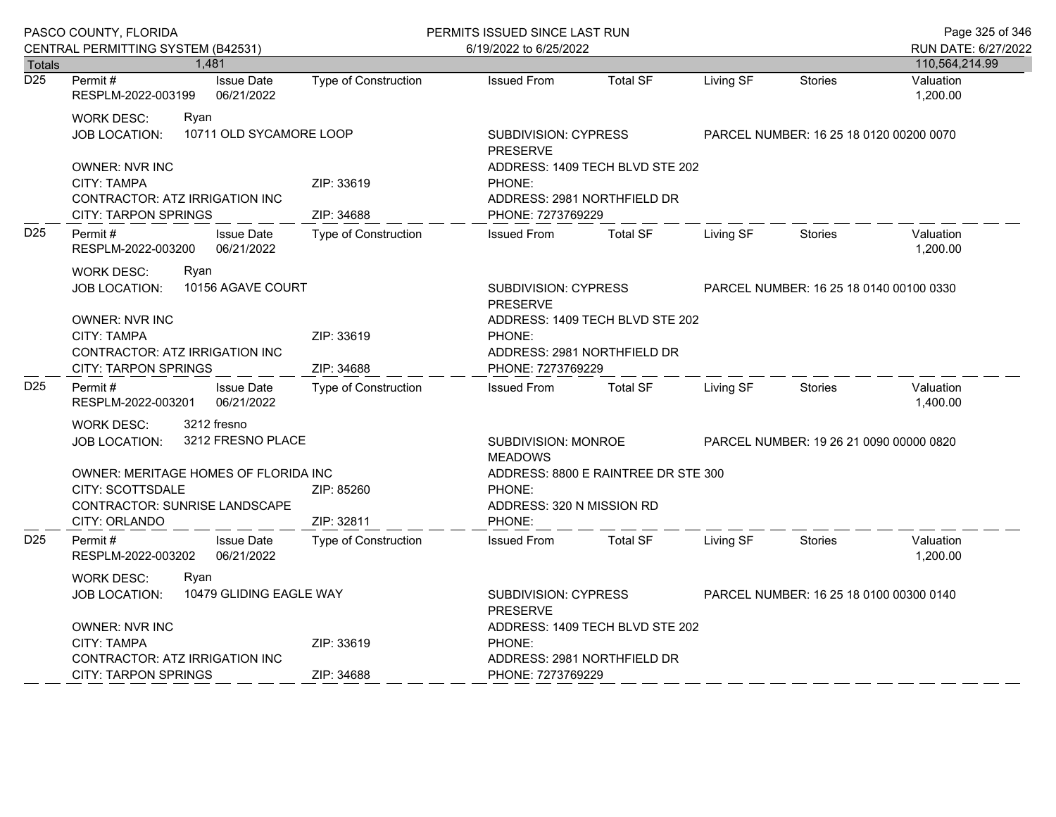PASCO COUNTY, FLORIDA
CENTRAL PERMITTING SYSTEM (B42531)

PERMITS ISSUED SINCE LAST RUN
6/19/2022 to 6/25/2022

RUN DATE: 6/27/2022

| Totals | 1,481 | | | | | | | 110,564,214.99 |
|---|---|---|---|---|---|---|---|---|

---

**D25**

| Permit # | Issue Date | Type of Construction | Issued From | Total SF | Living SF | Stories | Valuation |
|---|---|---|---|---|---|---|---|
| RESPLM-2022-003199 | 06/21/2022 | | | | | | 1,200.00 |

WORK DESC: Ryan
JOB LOCATION: 10711 OLD SYCAMORE LOOP
SUBDIVISION: CYPRESS PRESERVE
PARCEL NUMBER: 16 25 18 0120 00200 0070

OWNER: NVR INC
ADDRESS: 1409 TECH BLVD STE 202
CITY: TAMPA ZIP: 33619
PHONE:
CONTRACTOR: ATZ IRRIGATION INC
ADDRESS: 2981 NORTHFIELD DR
CITY: TARPON SPRINGS ZIP: 34688
PHONE: 7273769229

---

**D25**

| Permit # | Issue Date | Type of Construction | Issued From | Total SF | Living SF | Stories | Valuation |
|---|---|---|---|---|---|---|---|
| RESPLM-2022-003200 | 06/21/2022 | | | | | | 1,200.00 |

WORK DESC: Ryan
JOB LOCATION: 10156 AGAVE COURT
SUBDIVISION: CYPRESS PRESERVE
PARCEL NUMBER: 16 25 18 0140 00100 0330

OWNER: NVR INC
ADDRESS: 1409 TECH BLVD STE 202
CITY: TAMPA ZIP: 33619
PHONE:
CONTRACTOR: ATZ IRRIGATION INC
ADDRESS: 2981 NORTHFIELD DR
CITY: TARPON SPRINGS ZIP: 34688
PHONE: 7273769229

---

**D25**

| Permit # | Issue Date | Type of Construction | Issued From | Total SF | Living SF | Stories | Valuation |
|---|---|---|---|---|---|---|---|
| RESPLM-2022-003201 | 06/21/2022 | | | | | | 1,400.00 |

WORK DESC: 3212 fresno
JOB LOCATION: 3212 FRESNO PLACE
SUBDIVISION: MONROE MEADOWS
PARCEL NUMBER: 19 26 21 0090 00000 0820

OWNER: MERITAGE HOMES OF FLORIDA INC
ADDRESS: 8800 E RAINTREE DR STE 300
CITY: SCOTTSDALE ZIP: 85260
PHONE:
CONTRACTOR: SUNRISE LANDSCAPE
ADDRESS: 320 N MISSION RD
CITY: ORLANDO ZIP: 32811
PHONE:

---

**D25**

| Permit # | Issue Date | Type of Construction | Issued From | Total SF | Living SF | Stories | Valuation |
|---|---|---|---|---|---|---|---|
| RESPLM-2022-003202 | 06/21/2022 | | | | | | 1,200.00 |

WORK DESC: Ryan
JOB LOCATION: 10479 GLIDING EAGLE WAY
SUBDIVISION: CYPRESS PRESERVE
PARCEL NUMBER: 16 25 18 0100 00300 0140

OWNER: NVR INC
ADDRESS: 1409 TECH BLVD STE 202
CITY: TAMPA ZIP: 33619
PHONE:
CONTRACTOR: ATZ IRRIGATION INC
ADDRESS: 2981 NORTHFIELD DR
CITY: TARPON SPRINGS ZIP: 34688
PHONE: 7273769229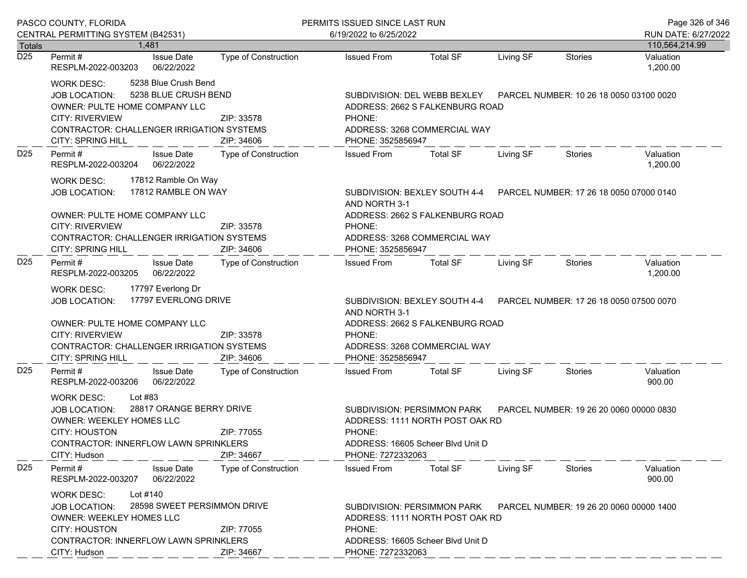Totals 1,481 — 110,564,214.99

---

**D25**

| Permit # | Issue Date | Type of Construction | Issued From | Total SF | Living SF | Stories | Valuation |
|---|---|---|---|---|---|---|---|
| RESPLM-2022-003203 | 06/22/2022 | | | | | | 1,200.00 |

WORK DESC: 5238 Blue Crush Bend
JOB LOCATION: 5238 BLUE CRUSH BEND
SUBDIVISION: DEL WEBB BEXLEY
PARCEL NUMBER: 10 26 18 0050 03100 0020
OWNER: PULTE HOME COMPANY LLC
ADDRESS: 2662 S FALKENBURG ROAD
CITY: RIVERVIEW ZIP: 33578
PHONE:
CONTRACTOR: CHALLENGER IRRIGATION SYSTEMS
ADDRESS: 3268 COMMERCIAL WAY
CITY: SPRING HILL ZIP: 34606
PHONE: 3525856947

---

**D25**

| Permit # | Issue Date | Type of Construction | Issued From | Total SF | Living SF | Stories | Valuation |
|---|---|---|---|---|---|---|---|
| RESPLM-2022-003204 | 06/22/2022 | | | | | | 1,200.00 |

WORK DESC: 17812 Ramble On Way
JOB LOCATION: 17812 RAMBLE ON WAY
SUBDIVISION: BEXLEY SOUTH 4-4 AND NORTH 3-1
PARCEL NUMBER: 17 26 18 0050 07000 0140
OWNER: PULTE HOME COMPANY LLC
ADDRESS: 2662 S FALKENBURG ROAD
CITY: RIVERVIEW ZIP: 33578
PHONE:
CONTRACTOR: CHALLENGER IRRIGATION SYSTEMS
ADDRESS: 3268 COMMERCIAL WAY
CITY: SPRING HILL ZIP: 34606
PHONE: 3525856947

---

**D25**

| Permit # | Issue Date | Type of Construction | Issued From | Total SF | Living SF | Stories | Valuation |
|---|---|---|---|---|---|---|---|
| RESPLM-2022-003205 | 06/22/2022 | | | | | | 1,200.00 |

WORK DESC: 17797 Everlong Dr
JOB LOCATION: 17797 EVERLONG DRIVE
SUBDIVISION: BEXLEY SOUTH 4-4 AND NORTH 3-1
PARCEL NUMBER: 17 26 18 0050 07500 0070
OWNER: PULTE HOME COMPANY LLC
ADDRESS: 2662 S FALKENBURG ROAD
CITY: RIVERVIEW ZIP: 33578
PHONE:
CONTRACTOR: CHALLENGER IRRIGATION SYSTEMS
ADDRESS: 3268 COMMERCIAL WAY
CITY: SPRING HILL ZIP: 34606
PHONE: 3525856947

---

**D25**

| Permit # | Issue Date | Type of Construction | Issued From | Total SF | Living SF | Stories | Valuation |
|---|---|---|---|---|---|---|---|
| RESPLM-2022-003206 | 06/22/2022 | | | | | | 900.00 |

WORK DESC: Lot #83
JOB LOCATION: 28817 ORANGE BERRY DRIVE
SUBDIVISION: PERSIMMON PARK
PARCEL NUMBER: 19 26 20 0060 00000 0830
OWNER: WEEKLEY HOMES LLC
ADDRESS: 1111 NORTH POST OAK RD
CITY: HOUSTON ZIP: 77055
PHONE:
CONTRACTOR: INNERFLOW LAWN SPRINKLERS
ADDRESS: 16605 Scheer Blvd Unit D
CITY: Hudson ZIP: 34667
PHONE: 7272332063

---

**D25**

| Permit # | Issue Date | Type of Construction | Issued From | Total SF | Living SF | Stories | Valuation |
|---|---|---|---|---|---|---|---|
| RESPLM-2022-003207 | 06/22/2022 | | | | | | 900.00 |

WORK DESC: Lot #140
JOB LOCATION: 28598 SWEET PERSIMMON DRIVE
SUBDIVISION: PERSIMMON PARK
PARCEL NUMBER: 19 26 20 0060 00000 1400
OWNER: WEEKLEY HOMES LLC
ADDRESS: 1111 NORTH POST OAK RD
CITY: HOUSTON ZIP: 77055
PHONE:
CONTRACTOR: INNERFLOW LAWN SPRINKLERS
ADDRESS: 16605 Scheer Blvd Unit D
CITY: Hudson ZIP: 34667
PHONE: 7272332063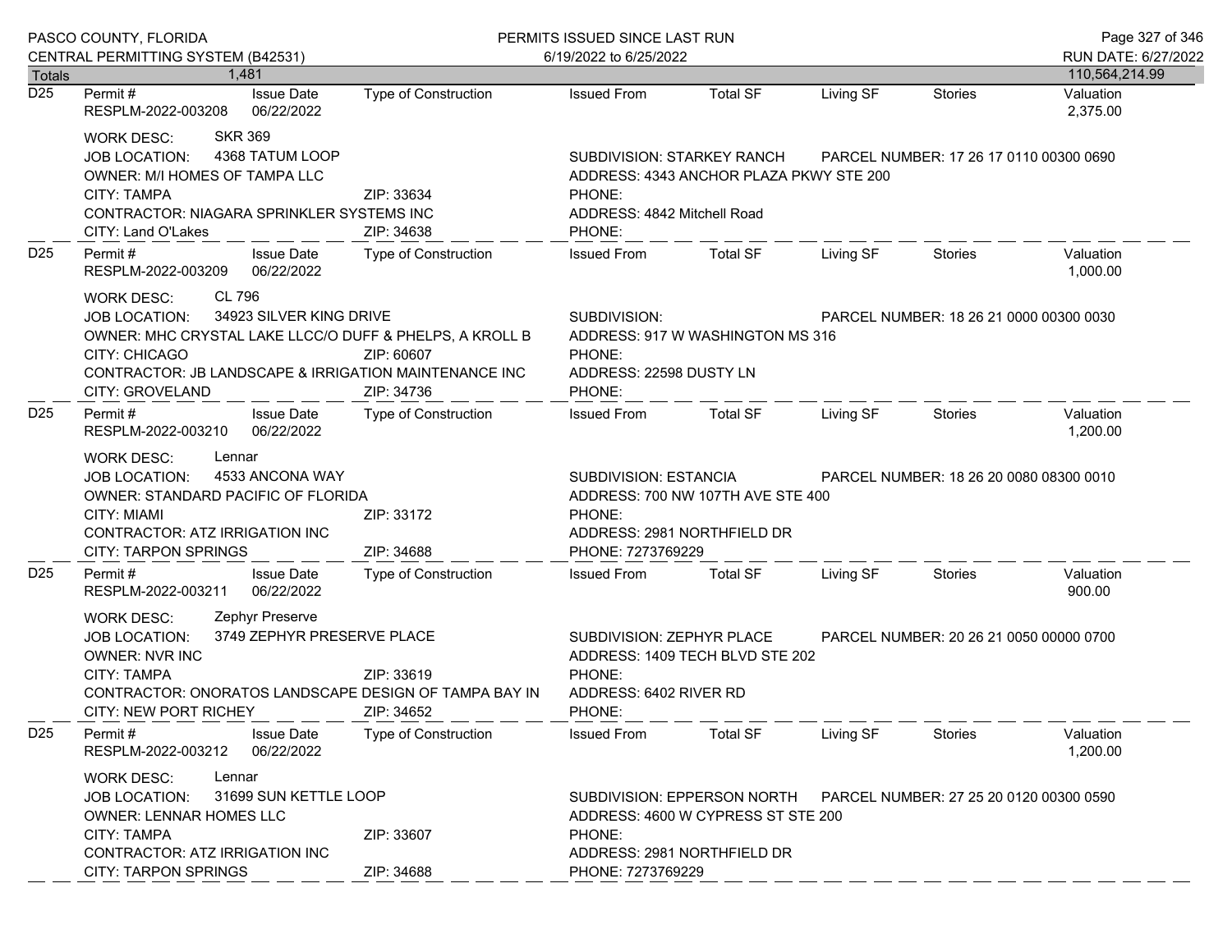| Totals | 1,481 | | | | | | | 110,564,214.99 |
|---|---|---|---|---|---|---|---|---|

**D25**

| Permit # | Issue Date | Type of Construction | Issued From | Total SF | Living SF | Stories | Valuation |
|---|---|---|---|---|---|---|---|
| RESPLM-2022-003208 | 06/22/2022 | | | | | | 2,375.00 |

WORK DESC: SKR 369
JOB LOCATION: 4368 TATUM LOOP — SUBDIVISION: STARKEY RANCH — PARCEL NUMBER: 17 26 17 0110 00300 0690
OWNER: M/I HOMES OF TAMPA LLC — ADDRESS: 4343 ANCHOR PLAZA PKWY STE 200
CITY: TAMPA — ZIP: 33634 — PHONE:
CONTRACTOR: NIAGARA SPRINKLER SYSTEMS INC — ADDRESS: 4842 Mitchell Road
CITY: Land O'Lakes — ZIP: 34638 — PHONE:

**D25**

| Permit # | Issue Date | Type of Construction | Issued From | Total SF | Living SF | Stories | Valuation |
|---|---|---|---|---|---|---|---|
| RESPLM-2022-003209 | 06/22/2022 | | | | | | 1,000.00 |

WORK DESC: CL 796
JOB LOCATION: 34923 SILVER KING DRIVE — SUBDIVISION: — PARCEL NUMBER: 18 26 21 0000 00300 0030
OWNER: MHC CRYSTAL LAKE LLCC/O DUFF & PHELPS, A KROLL B — ADDRESS: 917 W WASHINGTON MS 316
CITY: CHICAGO — ZIP: 60607 — PHONE:
CONTRACTOR: JB LANDSCAPE & IRRIGATION MAINTENANCE INC — ADDRESS: 22598 DUSTY LN
CITY: GROVELAND — ZIP: 34736 — PHONE:

**D25**

| Permit # | Issue Date | Type of Construction | Issued From | Total SF | Living SF | Stories | Valuation |
|---|---|---|---|---|---|---|---|
| RESPLM-2022-003210 | 06/22/2022 | | | | | | 1,200.00 |

WORK DESC: Lennar
JOB LOCATION: 4533 ANCONA WAY — SUBDIVISION: ESTANCIA — PARCEL NUMBER: 18 26 20 0080 08300 0010
OWNER: STANDARD PACIFIC OF FLORIDA — ADDRESS: 700 NW 107TH AVE STE 400
CITY: MIAMI — ZIP: 33172 — PHONE:
CONTRACTOR: ATZ IRRIGATION INC — ADDRESS: 2981 NORTHFIELD DR
CITY: TARPON SPRINGS — ZIP: 34688 — PHONE: 7273769229

**D25**

| Permit # | Issue Date | Type of Construction | Issued From | Total SF | Living SF | Stories | Valuation |
|---|---|---|---|---|---|---|---|
| RESPLM-2022-003211 | 06/22/2022 | | | | | | 900.00 |

WORK DESC: Zephyr Preserve
JOB LOCATION: 3749 ZEPHYR PRESERVE PLACE — SUBDIVISION: ZEPHYR PLACE — PARCEL NUMBER: 20 26 21 0050 00000 0700
OWNER: NVR INC — ADDRESS: 1409 TECH BLVD STE 202
CITY: TAMPA — ZIP: 33619 — PHONE:
CONTRACTOR: ONORATOS LANDSCAPE DESIGN OF TAMPA BAY IN — ADDRESS: 6402 RIVER RD
CITY: NEW PORT RICHEY — ZIP: 34652 — PHONE:

**D25**

| Permit # | Issue Date | Type of Construction | Issued From | Total SF | Living SF | Stories | Valuation |
|---|---|---|---|---|---|---|---|
| RESPLM-2022-003212 | 06/22/2022 | | | | | | 1,200.00 |

WORK DESC: Lennar
JOB LOCATION: 31699 SUN KETTLE LOOP — SUBDIVISION: EPPERSON NORTH — PARCEL NUMBER: 27 25 20 0120 00300 0590
OWNER: LENNAR HOMES LLC — ADDRESS: 4600 W CYPRESS ST STE 200
CITY: TAMPA — ZIP: 33607 — PHONE:
CONTRACTOR: ATZ IRRIGATION INC — ADDRESS: 2981 NORTHFIELD DR
CITY: TARPON SPRINGS — ZIP: 34688 — PHONE: 7273769229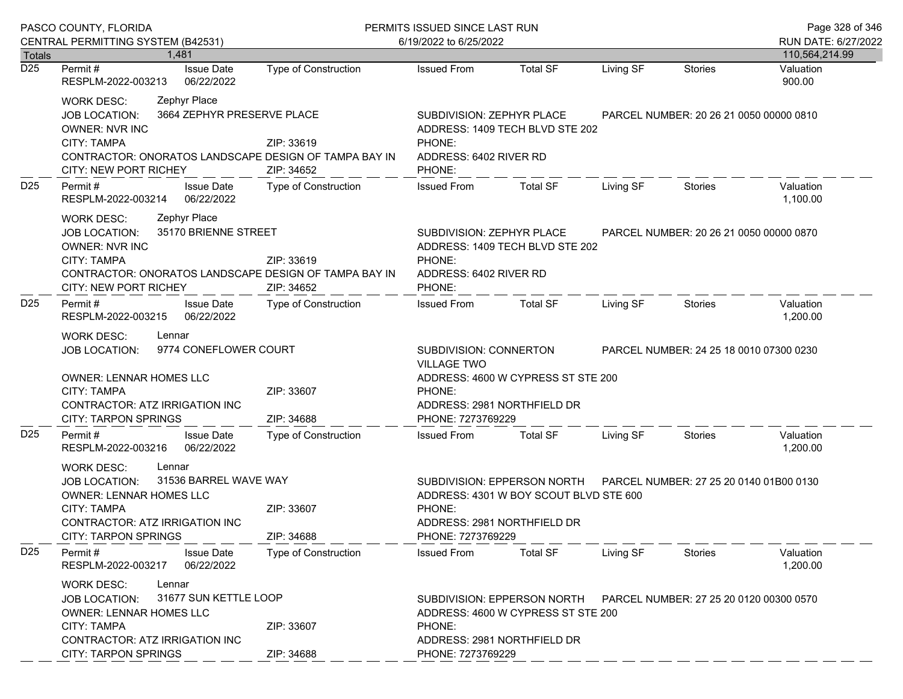| Totals | 1,481 | | | | | | | 110,564,214.99 |
|---|---|---|---|---|---|---|---|---|

**D25** Permit # RESPLM-2022-003213 | Issue Date 06/22/2022 | Type of Construction | Issued From | Total SF | Living SF | Stories | Valuation 900.00

WORK DESC: Zephyr Place
JOB LOCATION: 3664 ZEPHYR PRESERVE PLACE
SUBDIVISION: ZEPHYR PLACE
PARCEL NUMBER: 20 26 21 0050 00000 0810
OWNER: NVR INC
ADDRESS: 1409 TECH BLVD STE 202
CITY: TAMPA ZIP: 33619
PHONE:
CONTRACTOR: ONORATOS LANDSCAPE DESIGN OF TAMPA BAY IN
ADDRESS: 6402 RIVER RD
CITY: NEW PORT RICHEY ZIP: 34652
PHONE:

---

**D25** Permit # RESPLM-2022-003214 | Issue Date 06/22/2022 | Type of Construction | Issued From | Total SF | Living SF | Stories | Valuation 1,100.00

WORK DESC: Zephyr Place
JOB LOCATION: 35170 BRIENNE STREET
SUBDIVISION: ZEPHYR PLACE
PARCEL NUMBER: 20 26 21 0050 00000 0870
OWNER: NVR INC
ADDRESS: 1409 TECH BLVD STE 202
CITY: TAMPA ZIP: 33619
PHONE:
CONTRACTOR: ONORATOS LANDSCAPE DESIGN OF TAMPA BAY IN
ADDRESS: 6402 RIVER RD
CITY: NEW PORT RICHEY ZIP: 34652
PHONE:

---

**D25** Permit # RESPLM-2022-003215 | Issue Date 06/22/2022 | Type of Construction | Issued From | Total SF | Living SF | Stories | Valuation 1,200.00

WORK DESC: Lennar
JOB LOCATION: 9774 CONEFLOWER COURT
SUBDIVISION: CONNERTON VILLAGE TWO
PARCEL NUMBER: 24 25 18 0010 07300 0230
OWNER: LENNAR HOMES LLC
ADDRESS: 4600 W CYPRESS ST STE 200
CITY: TAMPA ZIP: 33607
PHONE:
CONTRACTOR: ATZ IRRIGATION INC
ADDRESS: 2981 NORTHFIELD DR
CITY: TARPON SPRINGS ZIP: 34688
PHONE: 7273769229

---

**D25** Permit # RESPLM-2022-003216 | Issue Date 06/22/2022 | Type of Construction | Issued From | Total SF | Living SF | Stories | Valuation 1,200.00

WORK DESC: Lennar
JOB LOCATION: 31536 BARREL WAVE WAY
SUBDIVISION: EPPERSON NORTH
PARCEL NUMBER: 27 25 20 0140 01B00 0130
OWNER: LENNAR HOMES LLC
ADDRESS: 4301 W BOY SCOUT BLVD STE 600
CITY: TAMPA ZIP: 33607
PHONE:
CONTRACTOR: ATZ IRRIGATION INC
ADDRESS: 2981 NORTHFIELD DR
CITY: TARPON SPRINGS ZIP: 34688
PHONE: 7273769229

---

**D25** Permit # RESPLM-2022-003217 | Issue Date 06/22/2022 | Type of Construction | Issued From | Total SF | Living SF | Stories | Valuation 1,200.00

WORK DESC: Lennar
JOB LOCATION: 31677 SUN KETTLE LOOP
SUBDIVISION: EPPERSON NORTH
PARCEL NUMBER: 27 25 20 0120 00300 0570
OWNER: LENNAR HOMES LLC
ADDRESS: 4600 W CYPRESS ST STE 200
CITY: TAMPA ZIP: 33607
PHONE:
CONTRACTOR: ATZ IRRIGATION INC
ADDRESS: 2981 NORTHFIELD DR
CITY: TARPON SPRINGS ZIP: 34688
PHONE: 7273769229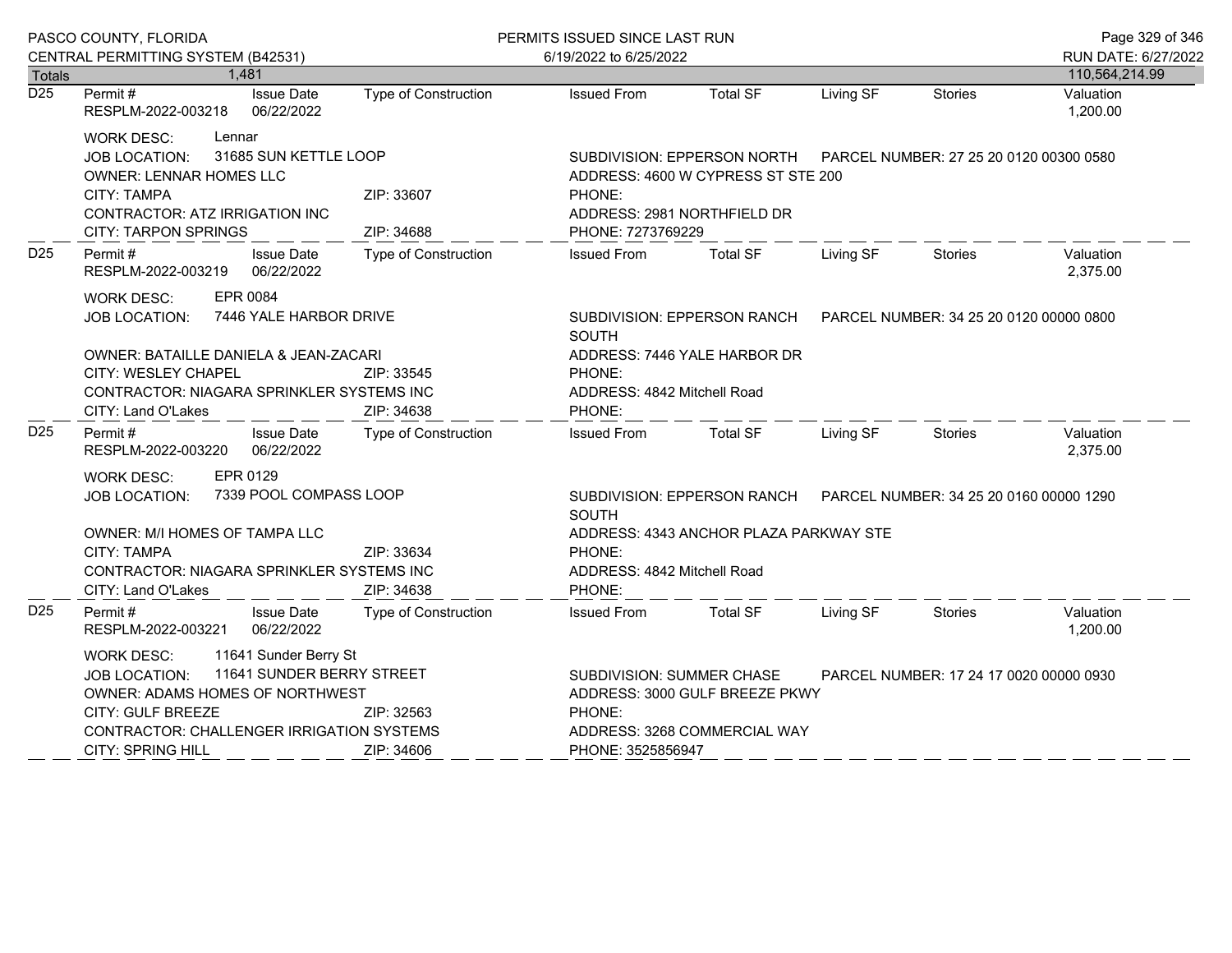| Totals | 1,481 | | | | | | | 110,564,214.99 |
|---|---|---|---|---|---|---|---|---|

**D25** Permit # RESPLM-2022-003218 | Issue Date 06/22/2022 | Type of Construction | Issued From | Total SF | Living SF | Stories | Valuation 1,200.00

WORK DESC: Lennar
JOB LOCATION: 31685 SUN KETTLE LOOP — SUBDIVISION: EPPERSON NORTH — PARCEL NUMBER: 27 25 20 0120 00300 0580
OWNER: LENNAR HOMES LLC — ADDRESS: 4600 W CYPRESS ST STE 200
CITY: TAMPA ZIP: 33607 — PHONE:
CONTRACTOR: ATZ IRRIGATION INC — ADDRESS: 2981 NORTHFIELD DR
CITY: TARPON SPRINGS ZIP: 34688 — PHONE: 7273769229

---

**D25** Permit # RESPLM-2022-003219 | Issue Date 06/22/2022 | Type of Construction | Issued From | Total SF | Living SF | Stories | Valuation 2,375.00

WORK DESC: EPR 0084
JOB LOCATION: 7446 YALE HARBOR DRIVE — SUBDIVISION: EPPERSON RANCH SOUTH — PARCEL NUMBER: 34 25 20 0120 00000 0800
OWNER: BATAILLE DANIELA & JEAN-ZACARI — ADDRESS: 7446 YALE HARBOR DR
CITY: WESLEY CHAPEL ZIP: 33545 — PHONE:
CONTRACTOR: NIAGARA SPRINKLER SYSTEMS INC — ADDRESS: 4842 Mitchell Road
CITY: Land O'Lakes ZIP: 34638 — PHONE:

---

**D25** Permit # RESPLM-2022-003220 | Issue Date 06/22/2022 | Type of Construction | Issued From | Total SF | Living SF | Stories | Valuation 2,375.00

WORK DESC: EPR 0129
JOB LOCATION: 7339 POOL COMPASS LOOP — SUBDIVISION: EPPERSON RANCH SOUTH — PARCEL NUMBER: 34 25 20 0160 00000 1290
OWNER: M/I HOMES OF TAMPA LLC — ADDRESS: 4343 ANCHOR PLAZA PARKWAY STE
CITY: TAMPA ZIP: 33634 — PHONE:
CONTRACTOR: NIAGARA SPRINKLER SYSTEMS INC — ADDRESS: 4842 Mitchell Road
CITY: Land O'Lakes ZIP: 34638 — PHONE:

---

**D25** Permit # RESPLM-2022-003221 | Issue Date 06/22/2022 | Type of Construction | Issued From | Total SF | Living SF | Stories | Valuation 1,200.00

WORK DESC: 11641 Sunder Berry St
JOB LOCATION: 11641 SUNDER BERRY STREET — SUBDIVISION: SUMMER CHASE — PARCEL NUMBER: 17 24 17 0020 00000 0930
OWNER: ADAMS HOMES OF NORTHWEST — ADDRESS: 3000 GULF BREEZE PKWY
CITY: GULF BREEZE ZIP: 32563 — PHONE:
CONTRACTOR: CHALLENGER IRRIGATION SYSTEMS — ADDRESS: 3268 COMMERCIAL WAY
CITY: SPRING HILL ZIP: 34606 — PHONE: 3525856947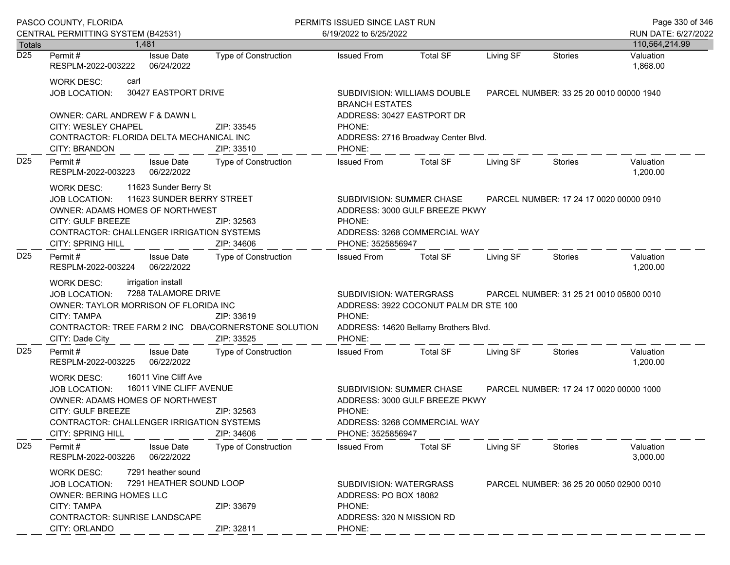PASCO COUNTY, FLORIDA
CENTRAL PERMITTING SYSTEM (B42531)

PERMITS ISSUED SINCE LAST RUN
6/19/2022 to 6/25/2022

RUN DATE: 6/27/2022

| Totals | 1,481 | | | | | | | 110,564,214.99 |
|---|---|---|---|---|---|---|---|---|

---

**D25** Permit # RESPLM-2022-003222 | Issue Date 06/24/2022 | Type of Construction | Issued From | Total SF | Living SF | Stories | Valuation 1,868.00

WORK DESC: carl
JOB LOCATION: 30427 EASTPORT DRIVE
SUBDIVISION: WILLIAMS DOUBLE BRANCH ESTATES
PARCEL NUMBER: 33 25 20 0010 00000 1940
OWNER: CARL ANDREW F & DAWN L
ADDRESS: 30427 EASTPORT DR
CITY: WESLEY CHAPEL ZIP: 33545
PHONE:
CONTRACTOR: FLORIDA DELTA MECHANICAL INC
ADDRESS: 2716 Broadway Center Blvd.
CITY: BRANDON ZIP: 33510
PHONE:

---

**D25** Permit # RESPLM-2022-003223 | Issue Date 06/22/2022 | Type of Construction | Issued From | Total SF | Living SF | Stories | Valuation 1,200.00

WORK DESC: 11623 Sunder Berry St
JOB LOCATION: 11623 SUNDER BERRY STREET
SUBDIVISION: SUMMER CHASE
PARCEL NUMBER: 17 24 17 0020 00000 0910
OWNER: ADAMS HOMES OF NORTHWEST
ADDRESS: 3000 GULF BREEZE PKWY
CITY: GULF BREEZE ZIP: 32563
PHONE:
CONTRACTOR: CHALLENGER IRRIGATION SYSTEMS
ADDRESS: 3268 COMMERCIAL WAY
CITY: SPRING HILL ZIP: 34606
PHONE: 3525856947

---

**D25** Permit # RESPLM-2022-003224 | Issue Date 06/22/2022 | Type of Construction | Issued From | Total SF | Living SF | Stories | Valuation 1,200.00

WORK DESC: irrigation install
JOB LOCATION: 7288 TALAMORE DRIVE
SUBDIVISION: WATERGRASS
PARCEL NUMBER: 31 25 21 0010 05800 0010
OWNER: TAYLOR MORRISON OF FLORIDA INC
ADDRESS: 3922 COCONUT PALM DR STE 100
CITY: TAMPA ZIP: 33619
PHONE:
CONTRACTOR: TREE FARM 2 INC DBA/CORNERSTONE SOLUTION
ADDRESS: 14620 Bellamy Brothers Blvd.
CITY: Dade City ZIP: 33525
PHONE:

---

**D25** Permit # RESPLM-2022-003225 | Issue Date 06/22/2022 | Type of Construction | Issued From | Total SF | Living SF | Stories | Valuation 1,200.00

WORK DESC: 16011 Vine Cliff Ave
JOB LOCATION: 16011 VINE CLIFF AVENUE
SUBDIVISION: SUMMER CHASE
PARCEL NUMBER: 17 24 17 0020 00000 1000
OWNER: ADAMS HOMES OF NORTHWEST
ADDRESS: 3000 GULF BREEZE PKWY
CITY: GULF BREEZE ZIP: 32563
PHONE:
CONTRACTOR: CHALLENGER IRRIGATION SYSTEMS
ADDRESS: 3268 COMMERCIAL WAY
CITY: SPRING HILL ZIP: 34606
PHONE: 3525856947

---

**D25** Permit # RESPLM-2022-003226 | Issue Date 06/22/2022 | Type of Construction | Issued From | Total SF | Living SF | Stories | Valuation 3,000.00

WORK DESC: 7291 heather sound
JOB LOCATION: 7291 HEATHER SOUND LOOP
SUBDIVISION: WATERGRASS
PARCEL NUMBER: 36 25 20 0050 02900 0010
OWNER: BERING HOMES LLC
ADDRESS: PO BOX 18082
CITY: TAMPA ZIP: 33679
PHONE:
CONTRACTOR: SUNRISE LANDSCAPE
ADDRESS: 320 N MISSION RD
CITY: ORLANDO ZIP: 32811
PHONE: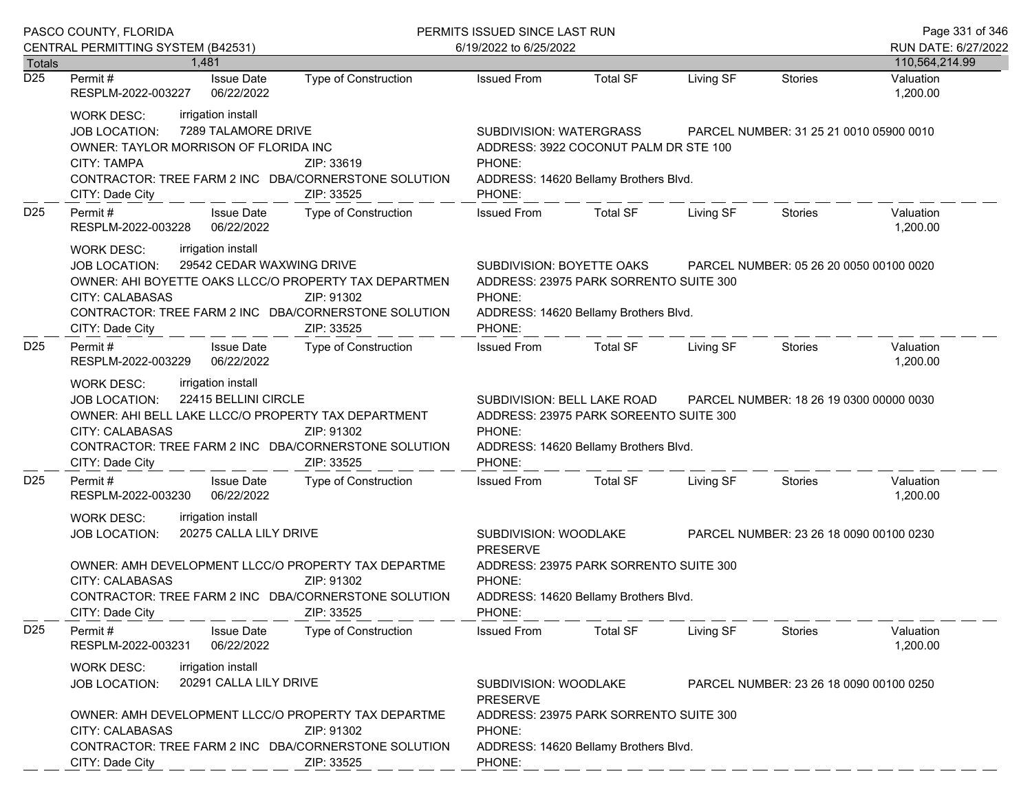Totals 1,481 — 110,564,214.99

**D25** — Permit # RESPLM-2022-003227 — Issue Date 06/22/2022 — Type of Construction — Issued From — Total SF — Living SF — Stories — Valuation 1,200.00

WORK DESC: irrigation install
JOB LOCATION: 7289 TALAMORE DRIVE — SUBDIVISION: WATERGRASS — PARCEL NUMBER: 31 25 21 0010 05900 0010
OWNER: TAYLOR MORRISON OF FLORIDA INC — ADDRESS: 3922 COCONUT PALM DR STE 100
CITY: TAMPA — ZIP: 33619 — PHONE:
CONTRACTOR: TREE FARM 2 INC DBA/CORNERSTONE SOLUTION — ADDRESS: 14620 Bellamy Brothers Blvd.
CITY: Dade City — ZIP: 33525 — PHONE:

**D25** — Permit # RESPLM-2022-003228 — Issue Date 06/22/2022 — Type of Construction — Issued From — Total SF — Living SF — Stories — Valuation 1,200.00

WORK DESC: irrigation install
JOB LOCATION: 29542 CEDAR WAXWING DRIVE — SUBDIVISION: BOYETTE OAKS — PARCEL NUMBER: 05 26 20 0050 00100 0020
OWNER: AHI BOYETTE OAKS LLCC/O PROPERTY TAX DEPARTMEN — ADDRESS: 23975 PARK SORRENTO SUITE 300
CITY: CALABASAS — ZIP: 91302 — PHONE:
CONTRACTOR: TREE FARM 2 INC DBA/CORNERSTONE SOLUTION — ADDRESS: 14620 Bellamy Brothers Blvd.
CITY: Dade City — ZIP: 33525 — PHONE:

**D25** — Permit # RESPLM-2022-003229 — Issue Date 06/22/2022 — Type of Construction — Issued From — Total SF — Living SF — Stories — Valuation 1,200.00

WORK DESC: irrigation install
JOB LOCATION: 22415 BELLINI CIRCLE — SUBDIVISION: BELL LAKE ROAD — PARCEL NUMBER: 18 26 19 0300 00000 0030
OWNER: AHI BELL LAKE LLCC/O PROPERTY TAX DEPARTMENT — ADDRESS: 23975 PARK SOREENTO SUITE 300
CITY: CALABASAS — ZIP: 91302 — PHONE:
CONTRACTOR: TREE FARM 2 INC DBA/CORNERSTONE SOLUTION — ADDRESS: 14620 Bellamy Brothers Blvd.
CITY: Dade City — ZIP: 33525 — PHONE:

**D25** — Permit # RESPLM-2022-003230 — Issue Date 06/22/2022 — Type of Construction — Issued From — Total SF — Living SF — Stories — Valuation 1,200.00

WORK DESC: irrigation install
JOB LOCATION: 20275 CALLA LILY DRIVE — SUBDIVISION: WOODLAKE PRESERVE — PARCEL NUMBER: 23 26 18 0090 00100 0230
OWNER: AMH DEVELOPMENT LLCC/O PROPERTY TAX DEPARTME — ADDRESS: 23975 PARK SORRENTO SUITE 300
CITY: CALABASAS — ZIP: 91302 — PHONE:
CONTRACTOR: TREE FARM 2 INC DBA/CORNERSTONE SOLUTION — ADDRESS: 14620 Bellamy Brothers Blvd.
CITY: Dade City — ZIP: 33525 — PHONE:

**D25** — Permit # RESPLM-2022-003231 — Issue Date 06/22/2022 — Type of Construction — Issued From — Total SF — Living SF — Stories — Valuation 1,200.00

WORK DESC: irrigation install
JOB LOCATION: 20291 CALLA LILY DRIVE — SUBDIVISION: WOODLAKE PRESERVE — PARCEL NUMBER: 23 26 18 0090 00100 0250
OWNER: AMH DEVELOPMENT LLCC/O PROPERTY TAX DEPARTME — ADDRESS: 23975 PARK SORRENTO SUITE 300
CITY: CALABASAS — ZIP: 91302 — PHONE:
CONTRACTOR: TREE FARM 2 INC DBA/CORNERSTONE SOLUTION — ADDRESS: 14620 Bellamy Brothers Blvd.
CITY: Dade City — ZIP: 33525 — PHONE: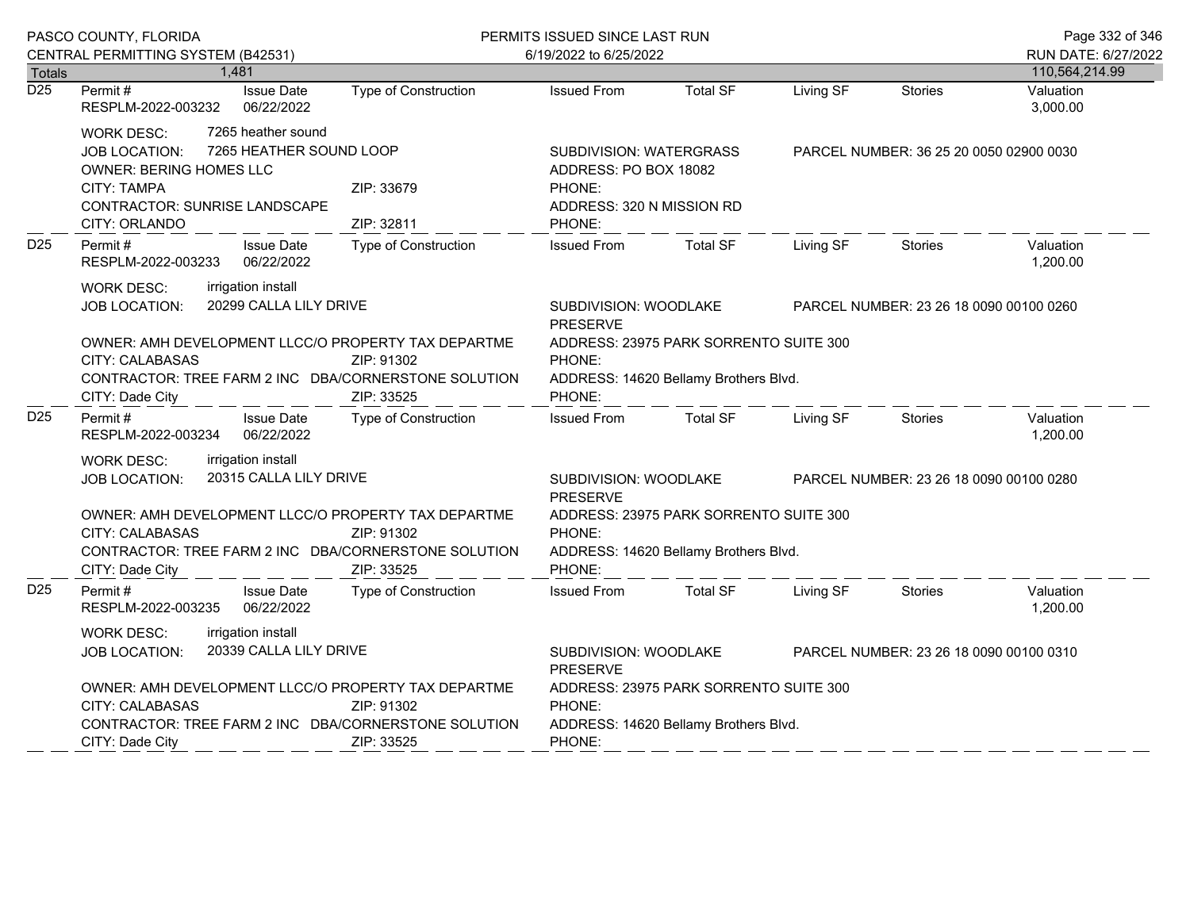| Totals | 1,481 | | | | | | | 110,564,214.99 |
|---|---|---|---|---|---|---|---|---|

**D25**

| Permit # | Issue Date | Type of Construction | Issued From | Total SF | Living SF | Stories | Valuation |
|---|---|---|---|---|---|---|---|
| RESPLM-2022-003232 | 06/22/2022 | | | | | | 3,000.00 |

WORK DESC: 7265 heather sound
JOB LOCATION: 7265 HEATHER SOUND LOOP
SUBDIVISION: WATERGRASS
PARCEL NUMBER: 36 25 20 0050 02900 0030
OWNER: BERING HOMES LLC
ADDRESS: PO BOX 18082
CITY: TAMPA ZIP: 33679
PHONE:
CONTRACTOR: SUNRISE LANDSCAPE
ADDRESS: 320 N MISSION RD
CITY: ORLANDO ZIP: 32811
PHONE:

**D25**

| Permit # | Issue Date | Type of Construction | Issued From | Total SF | Living SF | Stories | Valuation |
|---|---|---|---|---|---|---|---|
| RESPLM-2022-003233 | 06/22/2022 | | | | | | 1,200.00 |

WORK DESC: irrigation install
JOB LOCATION: 20299 CALLA LILY DRIVE
SUBDIVISION: WOODLAKE PRESERVE
PARCEL NUMBER: 23 26 18 0090 00100 0260
OWNER: AMH DEVELOPMENT LLCC/O PROPERTY TAX DEPARTME
ADDRESS: 23975 PARK SORRENTO SUITE 300
CITY: CALABASAS ZIP: 91302
PHONE:
CONTRACTOR: TREE FARM 2 INC DBA/CORNERSTONE SOLUTION
ADDRESS: 14620 Bellamy Brothers Blvd.
CITY: Dade City ZIP: 33525
PHONE:

**D25**

| Permit # | Issue Date | Type of Construction | Issued From | Total SF | Living SF | Stories | Valuation |
|---|---|---|---|---|---|---|---|
| RESPLM-2022-003234 | 06/22/2022 | | | | | | 1,200.00 |

WORK DESC: irrigation install
JOB LOCATION: 20315 CALLA LILY DRIVE
SUBDIVISION: WOODLAKE PRESERVE
PARCEL NUMBER: 23 26 18 0090 00100 0280
OWNER: AMH DEVELOPMENT LLCC/O PROPERTY TAX DEPARTME
ADDRESS: 23975 PARK SORRENTO SUITE 300
CITY: CALABASAS ZIP: 91302
PHONE:
CONTRACTOR: TREE FARM 2 INC DBA/CORNERSTONE SOLUTION
ADDRESS: 14620 Bellamy Brothers Blvd.
CITY: Dade City ZIP: 33525
PHONE:

**D25**

| Permit # | Issue Date | Type of Construction | Issued From | Total SF | Living SF | Stories | Valuation |
|---|---|---|---|---|---|---|---|
| RESPLM-2022-003235 | 06/22/2022 | | | | | | 1,200.00 |

WORK DESC: irrigation install
JOB LOCATION: 20339 CALLA LILY DRIVE
SUBDIVISION: WOODLAKE PRESERVE
PARCEL NUMBER: 23 26 18 0090 00100 0310
OWNER: AMH DEVELOPMENT LLCC/O PROPERTY TAX DEPARTME
ADDRESS: 23975 PARK SORRENTO SUITE 300
CITY: CALABASAS ZIP: 91302
PHONE:
CONTRACTOR: TREE FARM 2 INC DBA/CORNERSTONE SOLUTION
ADDRESS: 14620 Bellamy Brothers Blvd.
CITY: Dade City ZIP: 33525
PHONE: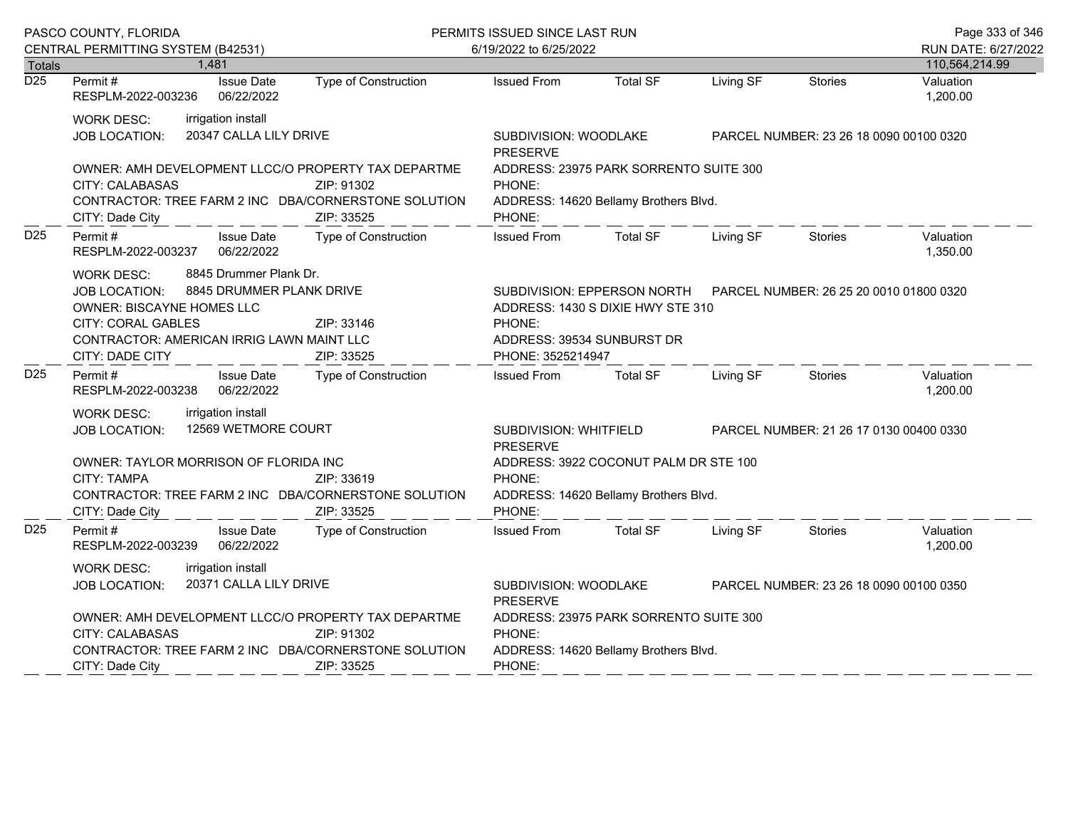PASCO COUNTY, FLORIDA
CENTRAL PERMITTING SYSTEM (B42531)

PERMITS ISSUED SINCE LAST RUN
6/19/2022 to 6/25/2022

RUN DATE: 6/27/2022

| Totals | 1,481 | | | | | | | 110,564,214.99 |
|---|---|---|---|---|---|---|---|---|

## D25

| Permit # | Issue Date | Type of Construction | Issued From | Total SF | Living SF | Stories | Valuation |
|---|---|---|---|---|---|---|---|
| RESPLM-2022-003236 | 06/22/2022 | | | | | | 1,200.00 |

WORK DESC: irrigation install
JOB LOCATION: 20347 CALLA LILY DRIVE
SUBDIVISION: WOODLAKE PRESERVE
PARCEL NUMBER: 23 26 18 0090 00100 0320
OWNER: AMH DEVELOPMENT LLCC/O PROPERTY TAX DEPARTME
ADDRESS: 23975 PARK SORRENTO SUITE 300
CITY: CALABASAS ZIP: 91302
PHONE:
CONTRACTOR: TREE FARM 2 INC DBA/CORNERSTONE SOLUTION
ADDRESS: 14620 Bellamy Brothers Blvd.
CITY: Dade City ZIP: 33525
PHONE:

## D25

| Permit # | Issue Date | Type of Construction | Issued From | Total SF | Living SF | Stories | Valuation |
|---|---|---|---|---|---|---|---|
| RESPLM-2022-003237 | 06/22/2022 | | | | | | 1,350.00 |

WORK DESC: 8845 Drummer Plank Dr.
JOB LOCATION: 8845 DRUMMER PLANK DRIVE
SUBDIVISION: EPPERSON NORTH
PARCEL NUMBER: 26 25 20 0010 01800 0320
OWNER: BISCAYNE HOMES LLC
ADDRESS: 1430 S DIXIE HWY STE 310
CITY: CORAL GABLES ZIP: 33146
PHONE:
CONTRACTOR: AMERICAN IRRIG LAWN MAINT LLC
ADDRESS: 39534 SUNBURST DR
CITY: DADE CITY ZIP: 33525
PHONE: 3525214947

## D25

| Permit # | Issue Date | Type of Construction | Issued From | Total SF | Living SF | Stories | Valuation |
|---|---|---|---|---|---|---|---|
| RESPLM-2022-003238 | 06/22/2022 | | | | | | 1,200.00 |

WORK DESC: irrigation install
JOB LOCATION: 12569 WETMORE COURT
SUBDIVISION: WHITFIELD PRESERVE
PARCEL NUMBER: 21 26 17 0130 00400 0330
OWNER: TAYLOR MORRISON OF FLORIDA INC
ADDRESS: 3922 COCONUT PALM DR STE 100
CITY: TAMPA ZIP: 33619
PHONE:
CONTRACTOR: TREE FARM 2 INC DBA/CORNERSTONE SOLUTION
ADDRESS: 14620 Bellamy Brothers Blvd.
CITY: Dade City ZIP: 33525
PHONE:

## D25

| Permit # | Issue Date | Type of Construction | Issued From | Total SF | Living SF | Stories | Valuation |
|---|---|---|---|---|---|---|---|
| RESPLM-2022-003239 | 06/22/2022 | | | | | | 1,200.00 |

WORK DESC: irrigation install
JOB LOCATION: 20371 CALLA LILY DRIVE
SUBDIVISION: WOODLAKE PRESERVE
PARCEL NUMBER: 23 26 18 0090 00100 0350
OWNER: AMH DEVELOPMENT LLCC/O PROPERTY TAX DEPARTME
ADDRESS: 23975 PARK SORRENTO SUITE 300
CITY: CALABASAS ZIP: 91302
PHONE:
CONTRACTOR: TREE FARM 2 INC DBA/CORNERSTONE SOLUTION
ADDRESS: 14620 Bellamy Brothers Blvd.
CITY: Dade City ZIP: 33525
PHONE: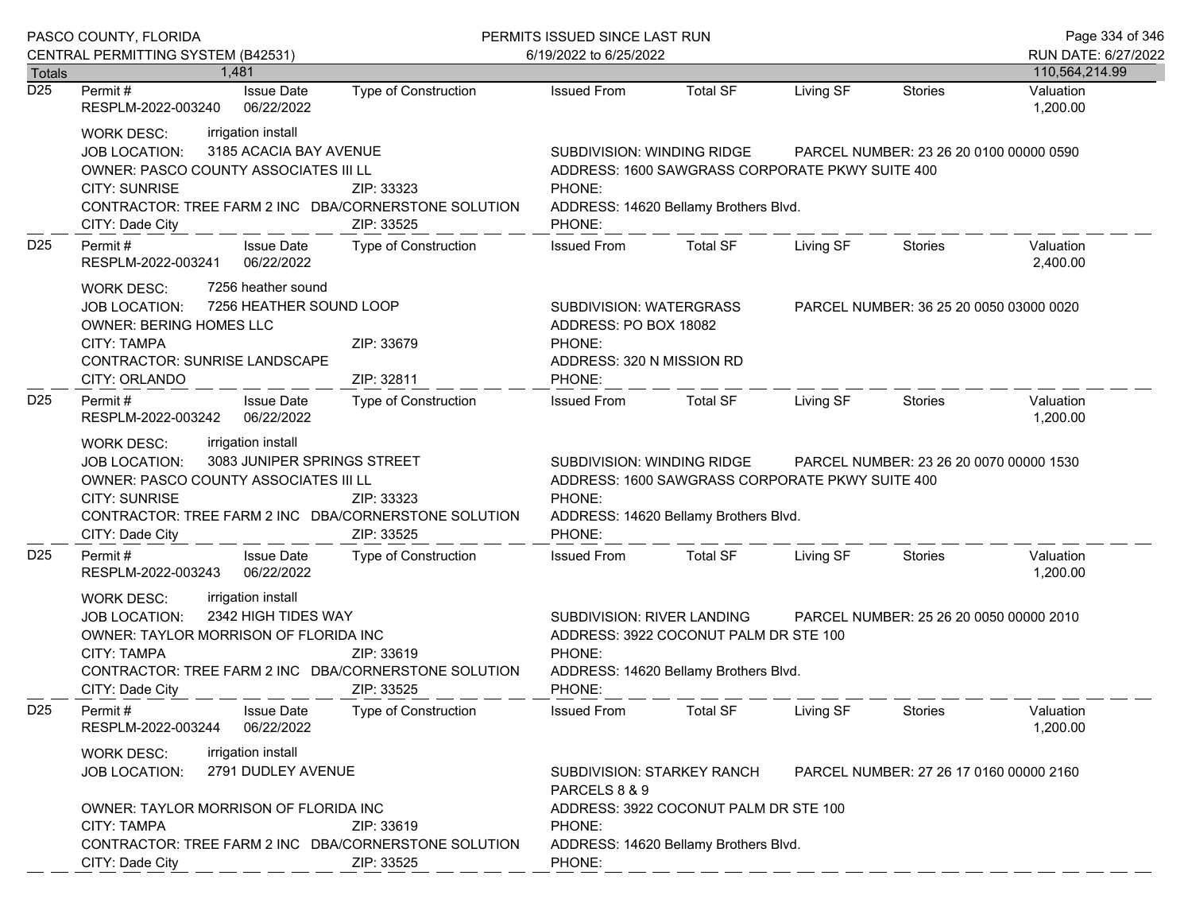PASCO COUNTY, FLORIDA
CENTRAL PERMITTING SYSTEM (B42531)

PERMITS ISSUED SINCE LAST RUN
6/19/2022 to 6/25/2022

RUN DATE: 6/27/2022

| Totals | 1,481 | | | | | | | 110,564,214.99 |
|---|---|---|---|---|---|---|---|---|

---

**D25** | Permit #: RESPLM-2022-003240 | Issue Date: 06/22/2022 | Type of Construction: | Issued From: | Total SF: | Living SF: | Stories: | Valuation: 1,200.00

WORK DESC: irrigation install
JOB LOCATION: 3185 ACACIA BAY AVENUE
SUBDIVISION: WINDING RIDGE
PARCEL NUMBER: 23 26 20 0100 00000 0590
OWNER: PASCO COUNTY ASSOCIATES III LL
ADDRESS: 1600 SAWGRASS CORPORATE PKWY SUITE 400
CITY: SUNRISE ZIP: 33323
PHONE:
CONTRACTOR: TREE FARM 2 INC DBA/CORNERSTONE SOLUTION
ADDRESS: 14620 Bellamy Brothers Blvd.
CITY: Dade City ZIP: 33525
PHONE:

---

**D25** | Permit #: RESPLM-2022-003241 | Issue Date: 06/22/2022 | Type of Construction: | Issued From: | Total SF: | Living SF: | Stories: | Valuation: 2,400.00

WORK DESC: 7256 heather sound
JOB LOCATION: 7256 HEATHER SOUND LOOP
SUBDIVISION: WATERGRASS
PARCEL NUMBER: 36 25 20 0050 03000 0020
OWNER: BERING HOMES LLC
ADDRESS: PO BOX 18082
CITY: TAMPA ZIP: 33679
PHONE:
CONTRACTOR: SUNRISE LANDSCAPE
ADDRESS: 320 N MISSION RD
CITY: ORLANDO ZIP: 32811
PHONE:

---

**D25** | Permit #: RESPLM-2022-003242 | Issue Date: 06/22/2022 | Type of Construction: | Issued From: | Total SF: | Living SF: | Stories: | Valuation: 1,200.00

WORK DESC: irrigation install
JOB LOCATION: 3083 JUNIPER SPRINGS STREET
SUBDIVISION: WINDING RIDGE
PARCEL NUMBER: 23 26 20 0070 00000 1530
OWNER: PASCO COUNTY ASSOCIATES III LL
ADDRESS: 1600 SAWGRASS CORPORATE PKWY SUITE 400
CITY: SUNRISE ZIP: 33323
PHONE:
CONTRACTOR: TREE FARM 2 INC DBA/CORNERSTONE SOLUTION
ADDRESS: 14620 Bellamy Brothers Blvd.
CITY: Dade City ZIP: 33525
PHONE:

---

**D25** | Permit #: RESPLM-2022-003243 | Issue Date: 06/22/2022 | Type of Construction: | Issued From: | Total SF: | Living SF: | Stories: | Valuation: 1,200.00

WORK DESC: irrigation install
JOB LOCATION: 2342 HIGH TIDES WAY
SUBDIVISION: RIVER LANDING
PARCEL NUMBER: 25 26 20 0050 00000 2010
OWNER: TAYLOR MORRISON OF FLORIDA INC
ADDRESS: 3922 COCONUT PALM DR STE 100
CITY: TAMPA ZIP: 33619
PHONE:
CONTRACTOR: TREE FARM 2 INC DBA/CORNERSTONE SOLUTION
ADDRESS: 14620 Bellamy Brothers Blvd.
CITY: Dade City ZIP: 33525
PHONE:

---

**D25** | Permit #: RESPLM-2022-003244 | Issue Date: 06/22/2022 | Type of Construction: | Issued From: | Total SF: | Living SF: | Stories: | Valuation: 1,200.00

WORK DESC: irrigation install
JOB LOCATION: 2791 DUDLEY AVENUE
SUBDIVISION: STARKEY RANCH PARCELS 8 & 9
PARCEL NUMBER: 27 26 17 0160 00000 2160
OWNER: TAYLOR MORRISON OF FLORIDA INC
ADDRESS: 3922 COCONUT PALM DR STE 100
CITY: TAMPA ZIP: 33619
PHONE:
CONTRACTOR: TREE FARM 2 INC DBA/CORNERSTONE SOLUTION
ADDRESS: 14620 Bellamy Brothers Blvd.
CITY: Dade City ZIP: 33525
PHONE: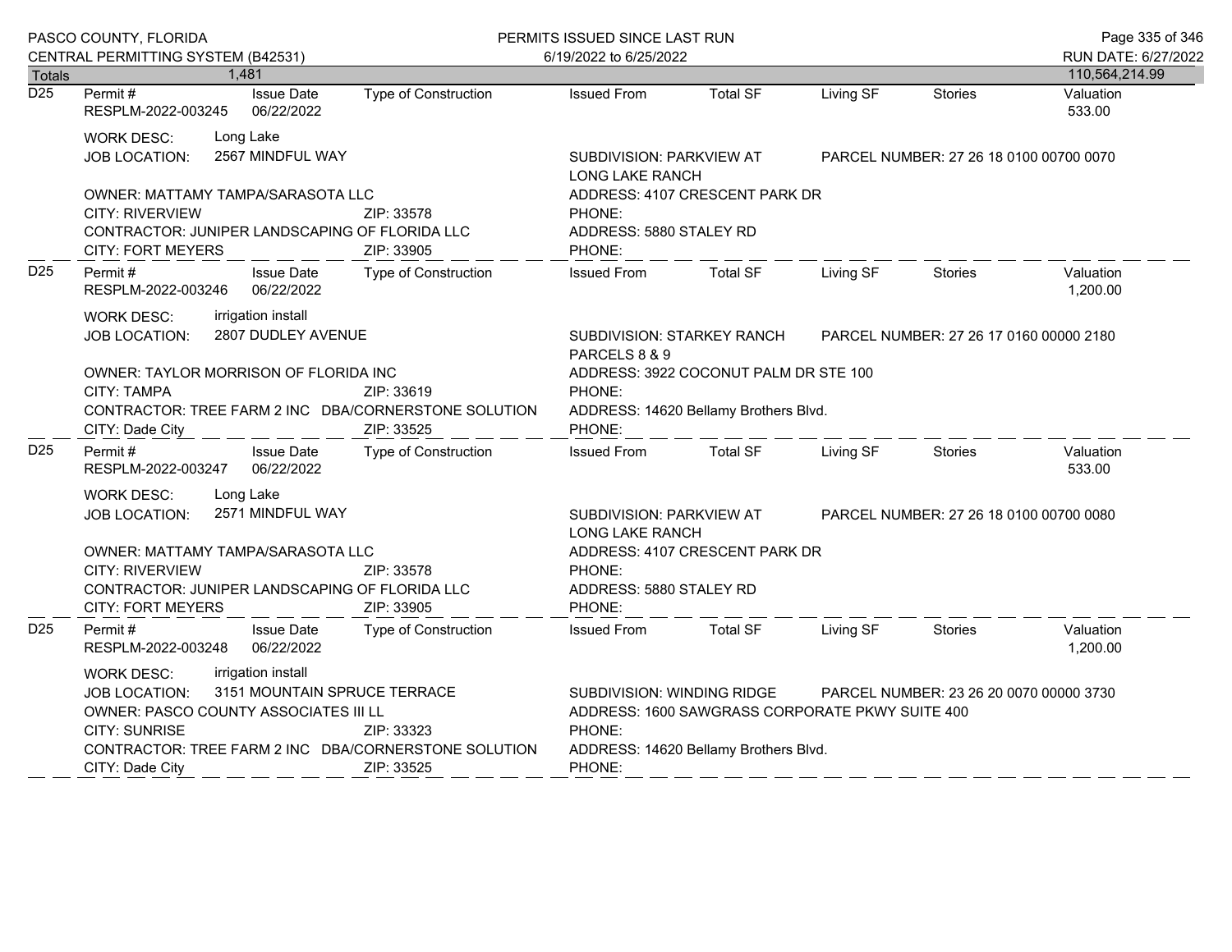| Totals | 1,481 | | | | | | | 110,564,214.99 |
|---|---|---|---|---|---|---|---|---|

**D25**

| Permit # | Issue Date | Type of Construction | Issued From | Total SF | Living SF | Stories | Valuation |
|---|---|---|---|---|---|---|---|
| RESPLM-2022-003245 | 06/22/2022 | | | | | | 533.00 |

WORK DESC: Long Lake
JOB LOCATION: 2567 MINDFUL WAY
SUBDIVISION: PARKVIEW AT LONG LAKE RANCH
PARCEL NUMBER: 27 26 18 0100 00700 0070
OWNER: MATTAMY TAMPA/SARASOTA LLC
ADDRESS: 4107 CRESCENT PARK DR
CITY: RIVERVIEW ZIP: 33578
PHONE:
CONTRACTOR: JUNIPER LANDSCAPING OF FLORIDA LLC
ADDRESS: 5880 STALEY RD
CITY: FORT MEYERS ZIP: 33905
PHONE:

**D25**

| Permit # | Issue Date | Type of Construction | Issued From | Total SF | Living SF | Stories | Valuation |
|---|---|---|---|---|---|---|---|
| RESPLM-2022-003246 | 06/22/2022 | | | | | | 1,200.00 |

WORK DESC: irrigation install
JOB LOCATION: 2807 DUDLEY AVENUE
SUBDIVISION: STARKEY RANCH PARCELS 8 & 9
PARCEL NUMBER: 27 26 17 0160 00000 2180
OWNER: TAYLOR MORRISON OF FLORIDA INC
ADDRESS: 3922 COCONUT PALM DR STE 100
CITY: TAMPA ZIP: 33619
PHONE:
CONTRACTOR: TREE FARM 2 INC DBA/CORNERSTONE SOLUTION
ADDRESS: 14620 Bellamy Brothers Blvd.
CITY: Dade City ZIP: 33525
PHONE:

**D25**

| Permit # | Issue Date | Type of Construction | Issued From | Total SF | Living SF | Stories | Valuation |
|---|---|---|---|---|---|---|---|
| RESPLM-2022-003247 | 06/22/2022 | | | | | | 533.00 |

WORK DESC: Long Lake
JOB LOCATION: 2571 MINDFUL WAY
SUBDIVISION: PARKVIEW AT LONG LAKE RANCH
PARCEL NUMBER: 27 26 18 0100 00700 0080
OWNER: MATTAMY TAMPA/SARASOTA LLC
ADDRESS: 4107 CRESCENT PARK DR
CITY: RIVERVIEW ZIP: 33578
PHONE:
CONTRACTOR: JUNIPER LANDSCAPING OF FLORIDA LLC
ADDRESS: 5880 STALEY RD
CITY: FORT MEYERS ZIP: 33905
PHONE:

**D25**

| Permit # | Issue Date | Type of Construction | Issued From | Total SF | Living SF | Stories | Valuation |
|---|---|---|---|---|---|---|---|
| RESPLM-2022-003248 | 06/22/2022 | | | | | | 1,200.00 |

WORK DESC: irrigation install
JOB LOCATION: 3151 MOUNTAIN SPRUCE TERRACE
SUBDIVISION: WINDING RIDGE
PARCEL NUMBER: 23 26 20 0070 00000 3730
OWNER: PASCO COUNTY ASSOCIATES III LL
ADDRESS: 1600 SAWGRASS CORPORATE PKWY SUITE 400
CITY: SUNRISE ZIP: 33323
PHONE:
CONTRACTOR: TREE FARM 2 INC DBA/CORNERSTONE SOLUTION
ADDRESS: 14620 Bellamy Brothers Blvd.
CITY: Dade City ZIP: 33525
PHONE: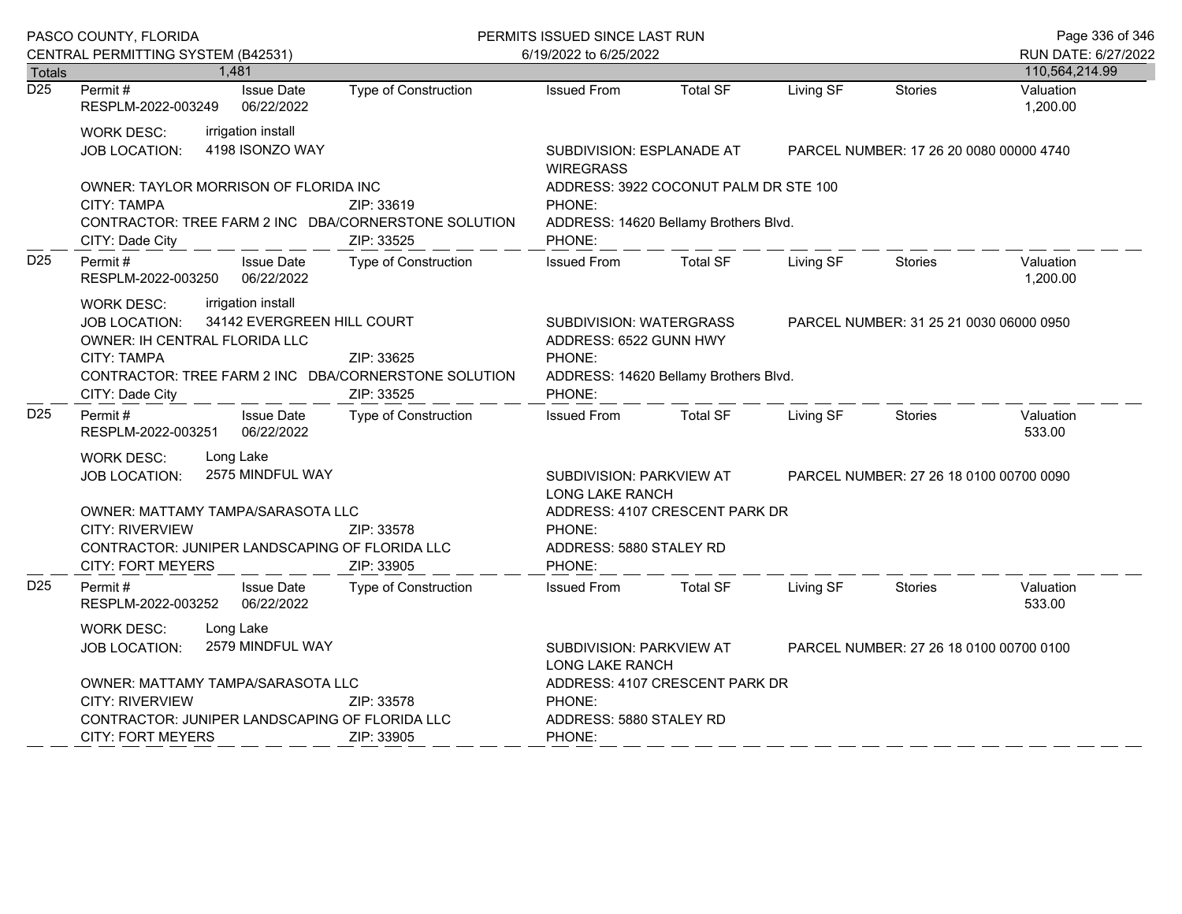| Totals | 1,481 | | | | | | | 110,564,214.99 |
|---|---|---|---|---|---|---|---|---|

**D25**

| Permit # | Issue Date | Type of Construction | Issued From | Total SF | Living SF | Stories | Valuation |
|---|---|---|---|---|---|---|---|
| RESPLM-2022-003249 | 06/22/2022 | | | | | | 1,200.00 |

WORK DESC: irrigation install
JOB LOCATION: 4198 ISONZO WAY
SUBDIVISION: ESPLANADE AT WIREGRASS
PARCEL NUMBER: 17 26 20 0080 00000 4740
OWNER: TAYLOR MORRISON OF FLORIDA INC
ADDRESS: 3922 COCONUT PALM DR STE 100
CITY: TAMPA ZIP: 33619
PHONE:
CONTRACTOR: TREE FARM 2 INC DBA/CORNERSTONE SOLUTION
ADDRESS: 14620 Bellamy Brothers Blvd.
CITY: Dade City ZIP: 33525
PHONE:

**D25**

| Permit # | Issue Date | Type of Construction | Issued From | Total SF | Living SF | Stories | Valuation |
|---|---|---|---|---|---|---|---|
| RESPLM-2022-003250 | 06/22/2022 | | | | | | 1,200.00 |

WORK DESC: irrigation install
JOB LOCATION: 34142 EVERGREEN HILL COURT
SUBDIVISION: WATERGRASS
PARCEL NUMBER: 31 25 21 0030 06000 0950
OWNER: IH CENTRAL FLORIDA LLC
ADDRESS: 6522 GUNN HWY
CITY: TAMPA ZIP: 33625
PHONE:
CONTRACTOR: TREE FARM 2 INC DBA/CORNERSTONE SOLUTION
ADDRESS: 14620 Bellamy Brothers Blvd.
CITY: Dade City ZIP: 33525
PHONE:

**D25**

| Permit # | Issue Date | Type of Construction | Issued From | Total SF | Living SF | Stories | Valuation |
|---|---|---|---|---|---|---|---|
| RESPLM-2022-003251 | 06/22/2022 | | | | | | 533.00 |

WORK DESC: Long Lake
JOB LOCATION: 2575 MINDFUL WAY
SUBDIVISION: PARKVIEW AT LONG LAKE RANCH
PARCEL NUMBER: 27 26 18 0100 00700 0090
OWNER: MATTAMY TAMPA/SARASOTA LLC
ADDRESS: 4107 CRESCENT PARK DR
CITY: RIVERVIEW ZIP: 33578
PHONE:
CONTRACTOR: JUNIPER LANDSCAPING OF FLORIDA LLC
ADDRESS: 5880 STALEY RD
CITY: FORT MEYERS ZIP: 33905
PHONE:

**D25**

| Permit # | Issue Date | Type of Construction | Issued From | Total SF | Living SF | Stories | Valuation |
|---|---|---|---|---|---|---|---|
| RESPLM-2022-003252 | 06/22/2022 | | | | | | 533.00 |

WORK DESC: Long Lake
JOB LOCATION: 2579 MINDFUL WAY
SUBDIVISION: PARKVIEW AT LONG LAKE RANCH
PARCEL NUMBER: 27 26 18 0100 00700 0100
OWNER: MATTAMY TAMPA/SARASOTA LLC
ADDRESS: 4107 CRESCENT PARK DR
CITY: RIVERVIEW ZIP: 33578
PHONE:
CONTRACTOR: JUNIPER LANDSCAPING OF FLORIDA LLC
ADDRESS: 5880 STALEY RD
CITY: FORT MEYERS ZIP: 33905
PHONE: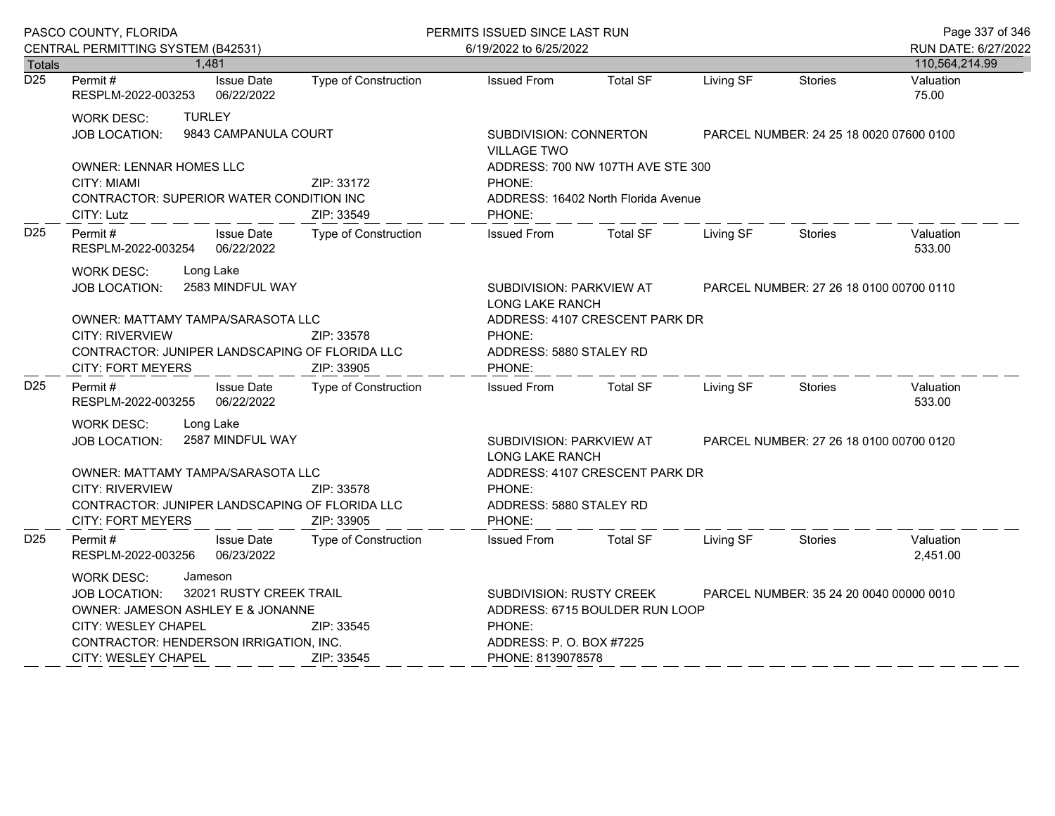PASCO COUNTY, FLORIDA
CENTRAL PERMITTING SYSTEM (B42531)

PERMITS ISSUED SINCE LAST RUN
6/19/2022 to 6/25/2022

RUN DATE: 6/27/2022

| Totals | 1,481 | | | | | | | 110,564,214.99 |
|---|---|---|---|---|---|---|---|---|

**D25**

| Permit # | Issue Date | Type of Construction | Issued From | Total SF | Living SF | Stories | Valuation |
|---|---|---|---|---|---|---|---|
| RESPLM-2022-003253 | 06/22/2022 | | | | | | 75.00 |

WORK DESC: TURLEY
JOB LOCATION: 9843 CAMPANULA COURT
SUBDIVISION: CONNERTON VILLAGE TWO
PARCEL NUMBER: 24 25 18 0020 07600 0100
OWNER: LENNAR HOMES LLC
ADDRESS: 700 NW 107TH AVE STE 300
CITY: MIAMI ZIP: 33172
PHONE:
CONTRACTOR: SUPERIOR WATER CONDITION INC
ADDRESS: 16402 North Florida Avenue
CITY: Lutz ZIP: 33549
PHONE:

**D25**

| Permit # | Issue Date | Type of Construction | Issued From | Total SF | Living SF | Stories | Valuation |
|---|---|---|---|---|---|---|---|
| RESPLM-2022-003254 | 06/22/2022 | | | | | | 533.00 |

WORK DESC: Long Lake
JOB LOCATION: 2583 MINDFUL WAY
SUBDIVISION: PARKVIEW AT LONG LAKE RANCH
PARCEL NUMBER: 27 26 18 0100 00700 0110
OWNER: MATTAMY TAMPA/SARASOTA LLC
ADDRESS: 4107 CRESCENT PARK DR
CITY: RIVERVIEW ZIP: 33578
PHONE:
CONTRACTOR: JUNIPER LANDSCAPING OF FLORIDA LLC
ADDRESS: 5880 STALEY RD
CITY: FORT MEYERS ZIP: 33905
PHONE:

**D25**

| Permit # | Issue Date | Type of Construction | Issued From | Total SF | Living SF | Stories | Valuation |
|---|---|---|---|---|---|---|---|
| RESPLM-2022-003255 | 06/22/2022 | | | | | | 533.00 |

WORK DESC: Long Lake
JOB LOCATION: 2587 MINDFUL WAY
SUBDIVISION: PARKVIEW AT LONG LAKE RANCH
PARCEL NUMBER: 27 26 18 0100 00700 0120
OWNER: MATTAMY TAMPA/SARASOTA LLC
ADDRESS: 4107 CRESCENT PARK DR
CITY: RIVERVIEW ZIP: 33578
PHONE:
CONTRACTOR: JUNIPER LANDSCAPING OF FLORIDA LLC
ADDRESS: 5880 STALEY RD
CITY: FORT MEYERS ZIP: 33905
PHONE:

**D25**

| Permit # | Issue Date | Type of Construction | Issued From | Total SF | Living SF | Stories | Valuation |
|---|---|---|---|---|---|---|---|
| RESPLM-2022-003256 | 06/23/2022 | | | | | | 2,451.00 |

WORK DESC: Jameson
JOB LOCATION: 32021 RUSTY CREEK TRAIL
SUBDIVISION: RUSTY CREEK
PARCEL NUMBER: 35 24 20 0040 00000 0010
OWNER: JAMESON ASHLEY E & JONANNE
ADDRESS: 6715 BOULDER RUN LOOP
CITY: WESLEY CHAPEL ZIP: 33545
PHONE:
CONTRACTOR: HENDERSON IRRIGATION, INC.
ADDRESS: P. O. BOX #7225
CITY: WESLEY CHAPEL ZIP: 33545
PHONE: 8139078578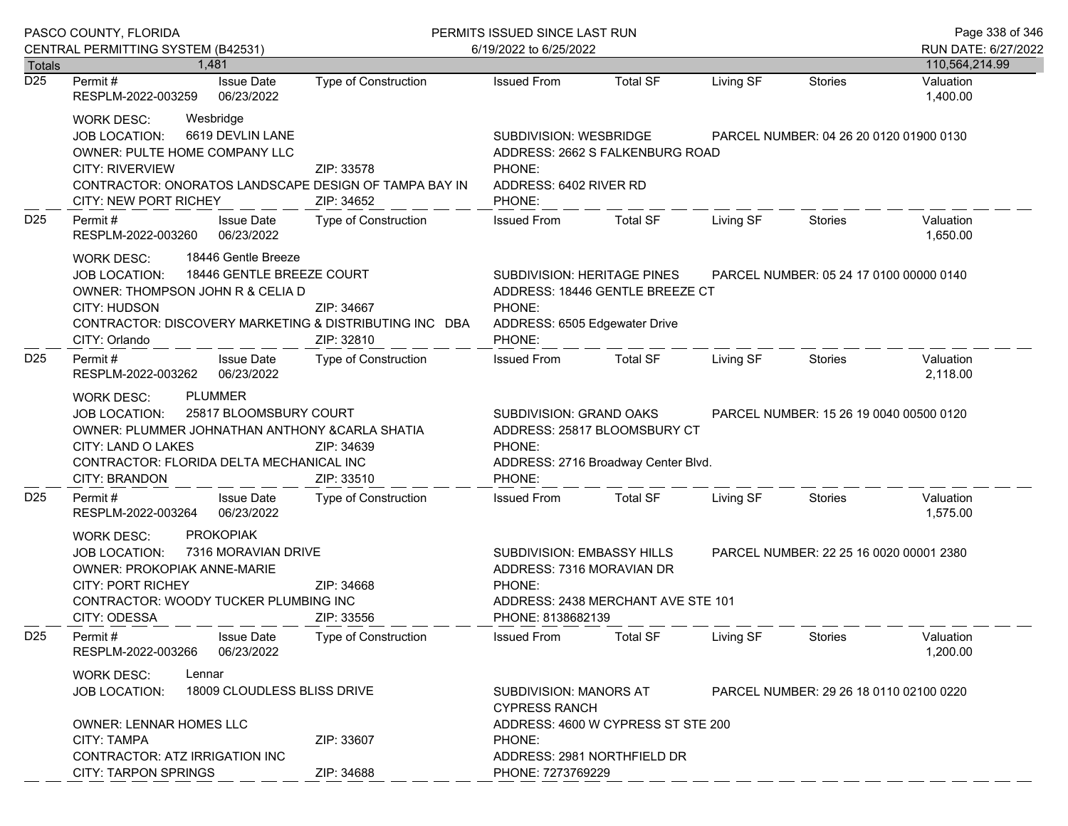Totals 1,481 — 110,564,214.99

**D25**

| Permit # | Issue Date | Type of Construction | Issued From | Total SF | Living SF | Stories | Valuation |
|---|---|---|---|---|---|---|---|
| RESPLM-2022-003259 | 06/23/2022 | | | | | | 1,400.00 |

WORK DESC: Wesbridge
JOB LOCATION: 6619 DEVLIN LANE
SUBDIVISION: WESBRIDGE
PARCEL NUMBER: 04 26 20 0120 01900 0130
OWNER: PULTE HOME COMPANY LLC
ADDRESS: 2662 S FALKENBURG ROAD
CITY: RIVERVIEW ZIP: 33578
PHONE:
CONTRACTOR: ONORATOS LANDSCAPE DESIGN OF TAMPA BAY IN
ADDRESS: 6402 RIVER RD
CITY: NEW PORT RICHEY ZIP: 34652
PHONE:

**D25**

| Permit # | Issue Date | Type of Construction | Issued From | Total SF | Living SF | Stories | Valuation |
|---|---|---|---|---|---|---|---|
| RESPLM-2022-003260 | 06/23/2022 | | | | | | 1,650.00 |

WORK DESC: 18446 Gentle Breeze
JOB LOCATION: 18446 GENTLE BREEZE COURT
SUBDIVISION: HERITAGE PINES
PARCEL NUMBER: 05 24 17 0100 00000 0140
OWNER: THOMPSON JOHN R & CELIA D
ADDRESS: 18446 GENTLE BREEZE CT
CITY: HUDSON ZIP: 34667
PHONE:
CONTRACTOR: DISCOVERY MARKETING & DISTRIBUTING INC DBA
ADDRESS: 6505 Edgewater Drive
CITY: Orlando ZIP: 32810
PHONE:

**D25**

| Permit # | Issue Date | Type of Construction | Issued From | Total SF | Living SF | Stories | Valuation |
|---|---|---|---|---|---|---|---|
| RESPLM-2022-003262 | 06/23/2022 | | | | | | 2,118.00 |

WORK DESC: PLUMMER
JOB LOCATION: 25817 BLOOMSBURY COURT
SUBDIVISION: GRAND OAKS
PARCEL NUMBER: 15 26 19 0040 00500 0120
OWNER: PLUMMER JOHNATHAN ANTHONY &CARLA SHATIA
ADDRESS: 25817 BLOOMSBURY CT
CITY: LAND O LAKES ZIP: 34639
PHONE:
CONTRACTOR: FLORIDA DELTA MECHANICAL INC
ADDRESS: 2716 Broadway Center Blvd.
CITY: BRANDON ZIP: 33510
PHONE:

**D25**

| Permit # | Issue Date | Type of Construction | Issued From | Total SF | Living SF | Stories | Valuation |
|---|---|---|---|---|---|---|---|
| RESPLM-2022-003264 | 06/23/2022 | | | | | | 1,575.00 |

WORK DESC: PROKOPIAK
JOB LOCATION: 7316 MORAVIAN DRIVE
SUBDIVISION: EMBASSY HILLS
PARCEL NUMBER: 22 25 16 0020 00001 2380
OWNER: PROKOPIAK ANNE-MARIE
ADDRESS: 7316 MORAVIAN DR
CITY: PORT RICHEY ZIP: 34668
PHONE:
CONTRACTOR: WOODY TUCKER PLUMBING INC
ADDRESS: 2438 MERCHANT AVE STE 101
CITY: ODESSA ZIP: 33556
PHONE: 8138682139

**D25**

| Permit # | Issue Date | Type of Construction | Issued From | Total SF | Living SF | Stories | Valuation |
|---|---|---|---|---|---|---|---|
| RESPLM-2022-003266 | 06/23/2022 | | | | | | 1,200.00 |

WORK DESC: Lennar
JOB LOCATION: 18009 CLOUDLESS BLISS DRIVE
SUBDIVISION: MANORS AT CYPRESS RANCH
PARCEL NUMBER: 29 26 18 0110 02100 0220
OWNER: LENNAR HOMES LLC
ADDRESS: 4600 W CYPRESS ST STE 200
CITY: TAMPA ZIP: 33607
PHONE:
CONTRACTOR: ATZ IRRIGATION INC
ADDRESS: 2981 NORTHFIELD DR
CITY: TARPON SPRINGS ZIP: 34688
PHONE: 7273769229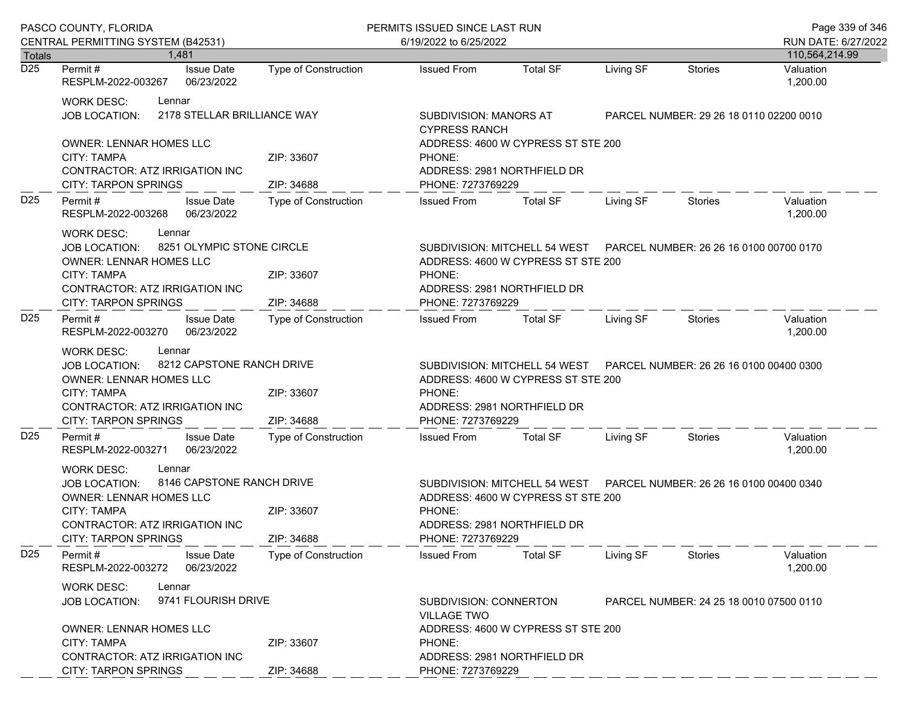| Totals | 1,481 | | | | | | | 110,564,214.99 |
|---|---|---|---|---|---|---|---|---|

**D25** Permit # RESPLM-2022-003267 | Issue Date 06/23/2022 | Type of Construction | Issued From | Total SF | Living SF | Stories | Valuation 1,200.00

WORK DESC: Lennar
JOB LOCATION: 2178 STELLAR BRILLIANCE WAY | SUBDIVISION: MANORS AT CYPRESS RANCH | PARCEL NUMBER: 29 26 18 0110 02200 0010
OWNER: LENNAR HOMES LLC | ADDRESS: 4600 W CYPRESS ST STE 200
CITY: TAMPA | ZIP: 33607 | PHONE:
CONTRACTOR: ATZ IRRIGATION INC | ADDRESS: 2981 NORTHFIELD DR
CITY: TARPON SPRINGS | ZIP: 34688 | PHONE: 7273769229

---

**D25** Permit # RESPLM-2022-003268 | Issue Date 06/23/2022 | Type of Construction | Issued From | Total SF | Living SF | Stories | Valuation 1,200.00

WORK DESC: Lennar
JOB LOCATION: 8251 OLYMPIC STONE CIRCLE | SUBDIVISION: MITCHELL 54 WEST | PARCEL NUMBER: 26 26 16 0100 00700 0170
OWNER: LENNAR HOMES LLC | ADDRESS: 4600 W CYPRESS ST STE 200
CITY: TAMPA | ZIP: 33607 | PHONE:
CONTRACTOR: ATZ IRRIGATION INC | ADDRESS: 2981 NORTHFIELD DR
CITY: TARPON SPRINGS | ZIP: 34688 | PHONE: 7273769229

---

**D25** Permit # RESPLM-2022-003270 | Issue Date 06/23/2022 | Type of Construction | Issued From | Total SF | Living SF | Stories | Valuation 1,200.00

WORK DESC: Lennar
JOB LOCATION: 8212 CAPSTONE RANCH DRIVE | SUBDIVISION: MITCHELL 54 WEST | PARCEL NUMBER: 26 26 16 0100 00400 0300
OWNER: LENNAR HOMES LLC | ADDRESS: 4600 W CYPRESS ST STE 200
CITY: TAMPA | ZIP: 33607 | PHONE:
CONTRACTOR: ATZ IRRIGATION INC | ADDRESS: 2981 NORTHFIELD DR
CITY: TARPON SPRINGS | ZIP: 34688 | PHONE: 7273769229

---

**D25** Permit # RESPLM-2022-003271 | Issue Date 06/23/2022 | Type of Construction | Issued From | Total SF | Living SF | Stories | Valuation 1,200.00

WORK DESC: Lennar
JOB LOCATION: 8146 CAPSTONE RANCH DRIVE | SUBDIVISION: MITCHELL 54 WEST | PARCEL NUMBER: 26 26 16 0100 00400 0340
OWNER: LENNAR HOMES LLC | ADDRESS: 4600 W CYPRESS ST STE 200
CITY: TAMPA | ZIP: 33607 | PHONE:
CONTRACTOR: ATZ IRRIGATION INC | ADDRESS: 2981 NORTHFIELD DR
CITY: TARPON SPRINGS | ZIP: 34688 | PHONE: 7273769229

---

**D25** Permit # RESPLM-2022-003272 | Issue Date 06/23/2022 | Type of Construction | Issued From | Total SF | Living SF | Stories | Valuation 1,200.00

WORK DESC: Lennar
JOB LOCATION: 9741 FLOURISH DRIVE | SUBDIVISION: CONNERTON VILLAGE TWO | PARCEL NUMBER: 24 25 18 0010 07500 0110
OWNER: LENNAR HOMES LLC | ADDRESS: 4600 W CYPRESS ST STE 200
CITY: TAMPA | ZIP: 33607 | PHONE:
CONTRACTOR: ATZ IRRIGATION INC | ADDRESS: 2981 NORTHFIELD DR
CITY: TARPON SPRINGS | ZIP: 34688 | PHONE: 7273769229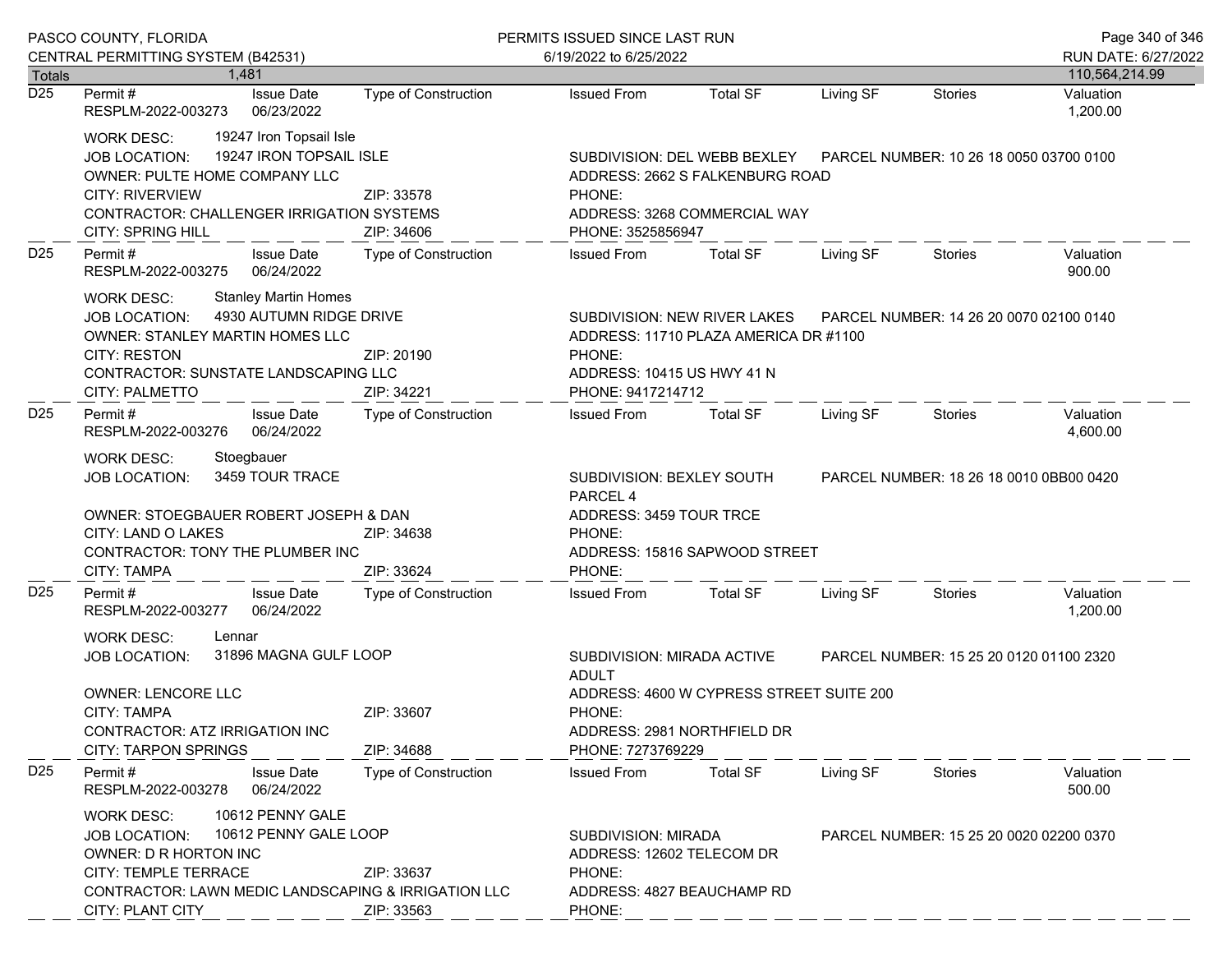| Totals | 1,481 | | | | | | | 110,564,214.99 |
|---|---|---|---|---|---|---|---|---|

**D25** — Permit #: RESPLM-2022-003273 | Issue Date: 06/23/2022 | Type of Construction: | Issued From: | Total SF: | Living SF: | Stories: | Valuation: 1,200.00

WORK DESC: 19247 Iron Topsail Isle
JOB LOCATION: 19247 IRON TOPSAIL ISLE — SUBDIVISION: DEL WEBB BEXLEY — PARCEL NUMBER: 10 26 18 0050 03700 0100
OWNER: PULTE HOME COMPANY LLC — ADDRESS: 2662 S FALKENBURG ROAD
CITY: RIVERVIEW — ZIP: 33578 — PHONE:
CONTRACTOR: CHALLENGER IRRIGATION SYSTEMS — ADDRESS: 3268 COMMERCIAL WAY
CITY: SPRING HILL — ZIP: 34606 — PHONE: 3525856947

---

**D25** — Permit #: RESPLM-2022-003275 | Issue Date: 06/24/2022 | Type of Construction: | Issued From: | Total SF: | Living SF: | Stories: | Valuation: 900.00

WORK DESC: Stanley Martin Homes
JOB LOCATION: 4930 AUTUMN RIDGE DRIVE — SUBDIVISION: NEW RIVER LAKES — PARCEL NUMBER: 14 26 20 0070 02100 0140
OWNER: STANLEY MARTIN HOMES LLC — ADDRESS: 11710 PLAZA AMERICA DR #1100
CITY: RESTON — ZIP: 20190 — PHONE:
CONTRACTOR: SUNSTATE LANDSCAPING LLC — ADDRESS: 10415 US HWY 41 N
CITY: PALMETTO — ZIP: 34221 — PHONE: 9417214712

---

**D25** — Permit #: RESPLM-2022-003276 | Issue Date: 06/24/2022 | Type of Construction: | Issued From: | Total SF: | Living SF: | Stories: | Valuation: 4,600.00

WORK DESC: Stoegbauer
JOB LOCATION: 3459 TOUR TRACE — SUBDIVISION: BEXLEY SOUTH PARCEL 4 — PARCEL NUMBER: 18 26 18 0010 0BB00 0420
OWNER: STOEGBAUER ROBERT JOSEPH & DAN — ADDRESS: 3459 TOUR TRCE
CITY: LAND O LAKES — ZIP: 34638 — PHONE:
CONTRACTOR: TONY THE PLUMBER INC — ADDRESS: 15816 SAPWOOD STREET
CITY: TAMPA — ZIP: 33624 — PHONE:

---

**D25** — Permit #: RESPLM-2022-003277 | Issue Date: 06/24/2022 | Type of Construction: | Issued From: | Total SF: | Living SF: | Stories: | Valuation: 1,200.00

WORK DESC: Lennar
JOB LOCATION: 31896 MAGNA GULF LOOP — SUBDIVISION: MIRADA ACTIVE ADULT — PARCEL NUMBER: 15 25 20 0120 01100 2320
OWNER: LENCORE LLC — ADDRESS: 4600 W CYPRESS STREET SUITE 200
CITY: TAMPA — ZIP: 33607 — PHONE:
CONTRACTOR: ATZ IRRIGATION INC — ADDRESS: 2981 NORTHFIELD DR
CITY: TARPON SPRINGS — ZIP: 34688 — PHONE: 7273769229

---

**D25** — Permit #: RESPLM-2022-003278 | Issue Date: 06/24/2022 | Type of Construction: | Issued From: | Total SF: | Living SF: | Stories: | Valuation: 500.00

WORK DESC: 10612 PENNY GALE
JOB LOCATION: 10612 PENNY GALE LOOP — SUBDIVISION: MIRADA — PARCEL NUMBER: 15 25 20 0020 02200 0370
OWNER: D R HORTON INC — ADDRESS: 12602 TELECOM DR
CITY: TEMPLE TERRACE — ZIP: 33637 — PHONE:
CONTRACTOR: LAWN MEDIC LANDSCAPING & IRRIGATION LLC — ADDRESS: 4827 BEAUCHAMP RD
CITY: PLANT CITY — ZIP: 33563 — PHONE: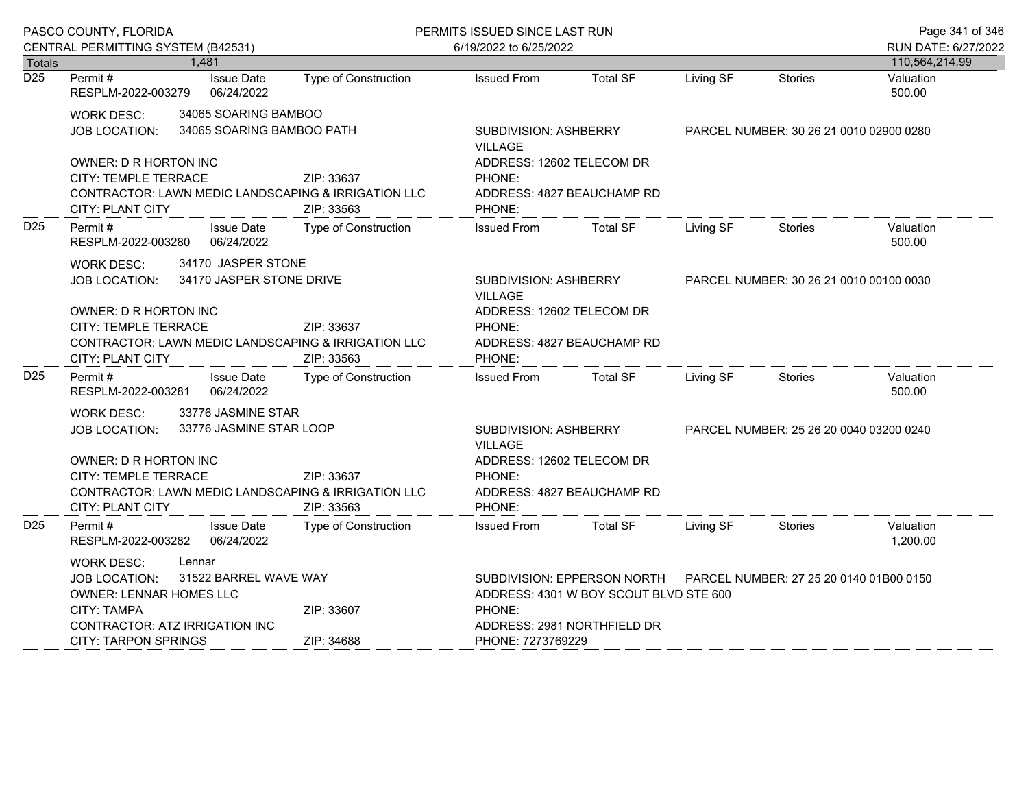| Totals | 1,481 | | | | | | | 110,564,214.99 |
|---|---|---|---|---|---|---|---|---|

**D25** Permit # RESPLM-2022-003279 | Issue Date 06/24/2022 | Type of Construction | Issued From | Total SF | Living SF | Stories | Valuation 500.00

WORK DESC: 34065 SOARING BAMBOO
JOB LOCATION: 34065 SOARING BAMBOO PATH — SUBDIVISION: ASHBERRY VILLAGE — PARCEL NUMBER: 30 26 21 0010 02900 0280
OWNER: D R HORTON INC — ADDRESS: 12602 TELECOM DR
CITY: TEMPLE TERRACE ZIP: 33637 — PHONE:
CONTRACTOR: LAWN MEDIC LANDSCAPING & IRRIGATION LLC — ADDRESS: 4827 BEAUCHAMP RD
CITY: PLANT CITY ZIP: 33563 — PHONE:

---

**D25** Permit # RESPLM-2022-003280 | Issue Date 06/24/2022 | Type of Construction | Issued From | Total SF | Living SF | Stories | Valuation 500.00

WORK DESC: 34170 JASPER STONE
JOB LOCATION: 34170 JASPER STONE DRIVE — SUBDIVISION: ASHBERRY VILLAGE — PARCEL NUMBER: 30 26 21 0010 00100 0030
OWNER: D R HORTON INC — ADDRESS: 12602 TELECOM DR
CITY: TEMPLE TERRACE ZIP: 33637 — PHONE:
CONTRACTOR: LAWN MEDIC LANDSCAPING & IRRIGATION LLC — ADDRESS: 4827 BEAUCHAMP RD
CITY: PLANT CITY ZIP: 33563 — PHONE:

---

**D25** Permit # RESPLM-2022-003281 | Issue Date 06/24/2022 | Type of Construction | Issued From | Total SF | Living SF | Stories | Valuation 500.00

WORK DESC: 33776 JASMINE STAR
JOB LOCATION: 33776 JASMINE STAR LOOP — SUBDIVISION: ASHBERRY VILLAGE — PARCEL NUMBER: 25 26 20 0040 03200 0240
OWNER: D R HORTON INC — ADDRESS: 12602 TELECOM DR
CITY: TEMPLE TERRACE ZIP: 33637 — PHONE:
CONTRACTOR: LAWN MEDIC LANDSCAPING & IRRIGATION LLC — ADDRESS: 4827 BEAUCHAMP RD
CITY: PLANT CITY ZIP: 33563 — PHONE:

---

**D25** Permit # RESPLM-2022-003282 | Issue Date 06/24/2022 | Type of Construction | Issued From | Total SF | Living SF | Stories | Valuation 1,200.00

WORK DESC: Lennar
JOB LOCATION: 31522 BARREL WAVE WAY — SUBDIVISION: EPPERSON NORTH — PARCEL NUMBER: 27 25 20 0140 01B00 0150
OWNER: LENNAR HOMES LLC — ADDRESS: 4301 W BOY SCOUT BLVD STE 600
CITY: TAMPA ZIP: 33607 — PHONE:
CONTRACTOR: ATZ IRRIGATION INC — ADDRESS: 2981 NORTHFIELD DR
CITY: TARPON SPRINGS ZIP: 34688 — PHONE: 7273769229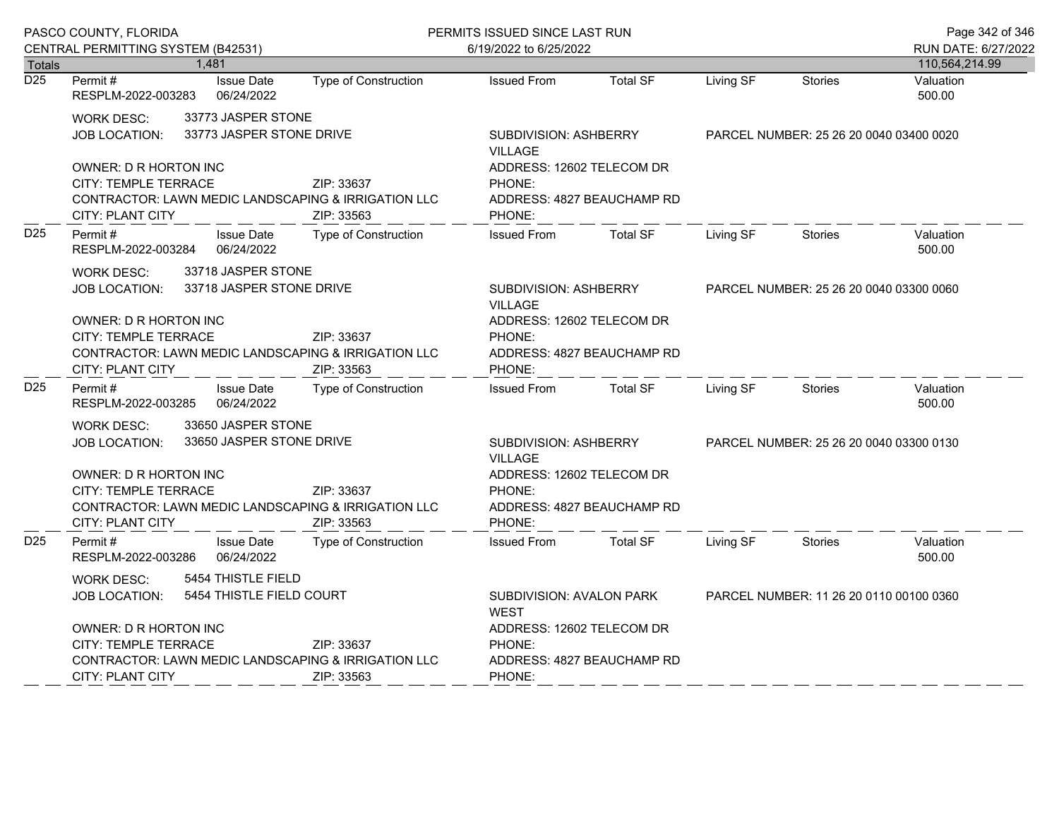| Totals | 1,481 | | | | | | | 110,564,214.99 |
|---|---|---|---|---|---|---|---|---|

**D25**

| Permit # | Issue Date | Type of Construction | Issued From | Total SF | Living SF | Stories | Valuation |
|---|---|---|---|---|---|---|---|
| RESPLM-2022-003283 | 06/24/2022 | | | | | | 500.00 |

WORK DESC: 33773 JASPER STONE
JOB LOCATION: 33773 JASPER STONE DRIVE
SUBDIVISION: ASHBERRY VILLAGE
PARCEL NUMBER: 25 26 20 0040 03400 0020
OWNER: D R HORTON INC
ADDRESS: 12602 TELECOM DR
CITY: TEMPLE TERRACE ZIP: 33637
PHONE:
CONTRACTOR: LAWN MEDIC LANDSCAPING & IRRIGATION LLC
ADDRESS: 4827 BEAUCHAMP RD
CITY: PLANT CITY ZIP: 33563
PHONE:

**D25**

| Permit # | Issue Date | Type of Construction | Issued From | Total SF | Living SF | Stories | Valuation |
|---|---|---|---|---|---|---|---|
| RESPLM-2022-003284 | 06/24/2022 | | | | | | 500.00 |

WORK DESC: 33718 JASPER STONE
JOB LOCATION: 33718 JASPER STONE DRIVE
SUBDIVISION: ASHBERRY VILLAGE
PARCEL NUMBER: 25 26 20 0040 03300 0060
OWNER: D R HORTON INC
ADDRESS: 12602 TELECOM DR
CITY: TEMPLE TERRACE ZIP: 33637
PHONE:
CONTRACTOR: LAWN MEDIC LANDSCAPING & IRRIGATION LLC
ADDRESS: 4827 BEAUCHAMP RD
CITY: PLANT CITY ZIP: 33563
PHONE:

**D25**

| Permit # | Issue Date | Type of Construction | Issued From | Total SF | Living SF | Stories | Valuation |
|---|---|---|---|---|---|---|---|
| RESPLM-2022-003285 | 06/24/2022 | | | | | | 500.00 |

WORK DESC: 33650 JASPER STONE
JOB LOCATION: 33650 JASPER STONE DRIVE
SUBDIVISION: ASHBERRY VILLAGE
PARCEL NUMBER: 25 26 20 0040 03300 0130
OWNER: D R HORTON INC
ADDRESS: 12602 TELECOM DR
CITY: TEMPLE TERRACE ZIP: 33637
PHONE:
CONTRACTOR: LAWN MEDIC LANDSCAPING & IRRIGATION LLC
ADDRESS: 4827 BEAUCHAMP RD
CITY: PLANT CITY ZIP: 33563
PHONE:

**D25**

| Permit # | Issue Date | Type of Construction | Issued From | Total SF | Living SF | Stories | Valuation |
|---|---|---|---|---|---|---|---|
| RESPLM-2022-003286 | 06/24/2022 | | | | | | 500.00 |

WORK DESC: 5454 THISTLE FIELD
JOB LOCATION: 5454 THISTLE FIELD COURT
SUBDIVISION: AVALON PARK WEST
PARCEL NUMBER: 11 26 20 0110 00100 0360
OWNER: D R HORTON INC
ADDRESS: 12602 TELECOM DR
CITY: TEMPLE TERRACE ZIP: 33637
PHONE:
CONTRACTOR: LAWN MEDIC LANDSCAPING & IRRIGATION LLC
ADDRESS: 4827 BEAUCHAMP RD
CITY: PLANT CITY ZIP: 33563
PHONE: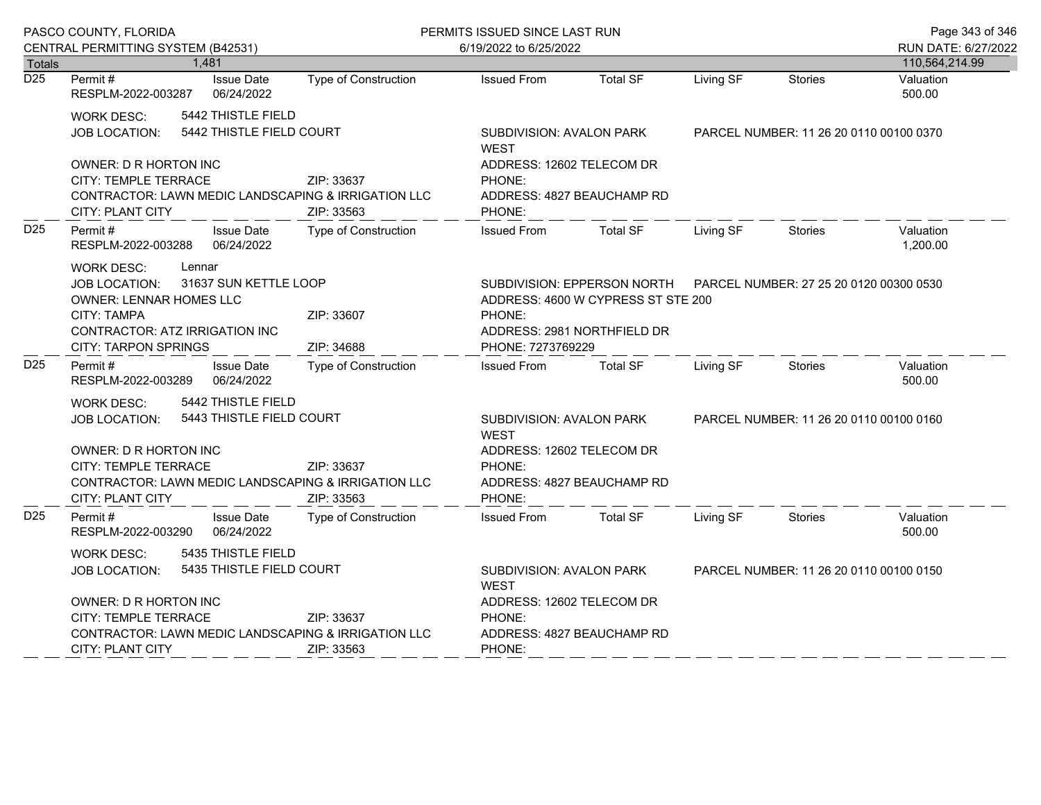| Totals | 1,481 | | | | | | | 110,564,214.99 |
|---|---|---|---|---|---|---|---|---|

**D25**

| Permit # | Issue Date | Type of Construction | Issued From | Total SF | Living SF | Stories | Valuation |
|---|---|---|---|---|---|---|---|
| RESPLM-2022-003287 | 06/24/2022 | | | | | | 500.00 |

WORK DESC: 5442 THISTLE FIELD
JOB LOCATION: 5442 THISTLE FIELD COURT
SUBDIVISION: AVALON PARK WEST
PARCEL NUMBER: 11 26 20 0110 00100 0370
OWNER: D R HORTON INC
ADDRESS: 12602 TELECOM DR
CITY: TEMPLE TERRACE ZIP: 33637
PHONE:
CONTRACTOR: LAWN MEDIC LANDSCAPING & IRRIGATION LLC
ADDRESS: 4827 BEAUCHAMP RD
CITY: PLANT CITY ZIP: 33563
PHONE:

**D25**

| Permit # | Issue Date | Type of Construction | Issued From | Total SF | Living SF | Stories | Valuation |
|---|---|---|---|---|---|---|---|
| RESPLM-2022-003288 | 06/24/2022 | | | | | | 1,200.00 |

WORK DESC: Lennar
JOB LOCATION: 31637 SUN KETTLE LOOP
SUBDIVISION: EPPERSON NORTH
PARCEL NUMBER: 27 25 20 0120 00300 0530
OWNER: LENNAR HOMES LLC
ADDRESS: 4600 W CYPRESS ST STE 200
CITY: TAMPA ZIP: 33607
PHONE:
CONTRACTOR: ATZ IRRIGATION INC
ADDRESS: 2981 NORTHFIELD DR
CITY: TARPON SPRINGS ZIP: 34688
PHONE: 7273769229

**D25**

| Permit # | Issue Date | Type of Construction | Issued From | Total SF | Living SF | Stories | Valuation |
|---|---|---|---|---|---|---|---|
| RESPLM-2022-003289 | 06/24/2022 | | | | | | 500.00 |

WORK DESC: 5442 THISTLE FIELD
JOB LOCATION: 5443 THISTLE FIELD COURT
SUBDIVISION: AVALON PARK WEST
PARCEL NUMBER: 11 26 20 0110 00100 0160
OWNER: D R HORTON INC
ADDRESS: 12602 TELECOM DR
CITY: TEMPLE TERRACE ZIP: 33637
PHONE:
CONTRACTOR: LAWN MEDIC LANDSCAPING & IRRIGATION LLC
ADDRESS: 4827 BEAUCHAMP RD
CITY: PLANT CITY ZIP: 33563
PHONE:

**D25**

| Permit # | Issue Date | Type of Construction | Issued From | Total SF | Living SF | Stories | Valuation |
|---|---|---|---|---|---|---|---|
| RESPLM-2022-003290 | 06/24/2022 | | | | | | 500.00 |

WORK DESC: 5435 THISTLE FIELD
JOB LOCATION: 5435 THISTLE FIELD COURT
SUBDIVISION: AVALON PARK WEST
PARCEL NUMBER: 11 26 20 0110 00100 0150
OWNER: D R HORTON INC
ADDRESS: 12602 TELECOM DR
CITY: TEMPLE TERRACE ZIP: 33637
PHONE:
CONTRACTOR: LAWN MEDIC LANDSCAPING & IRRIGATION LLC
ADDRESS: 4827 BEAUCHAMP RD
CITY: PLANT CITY ZIP: 33563
PHONE: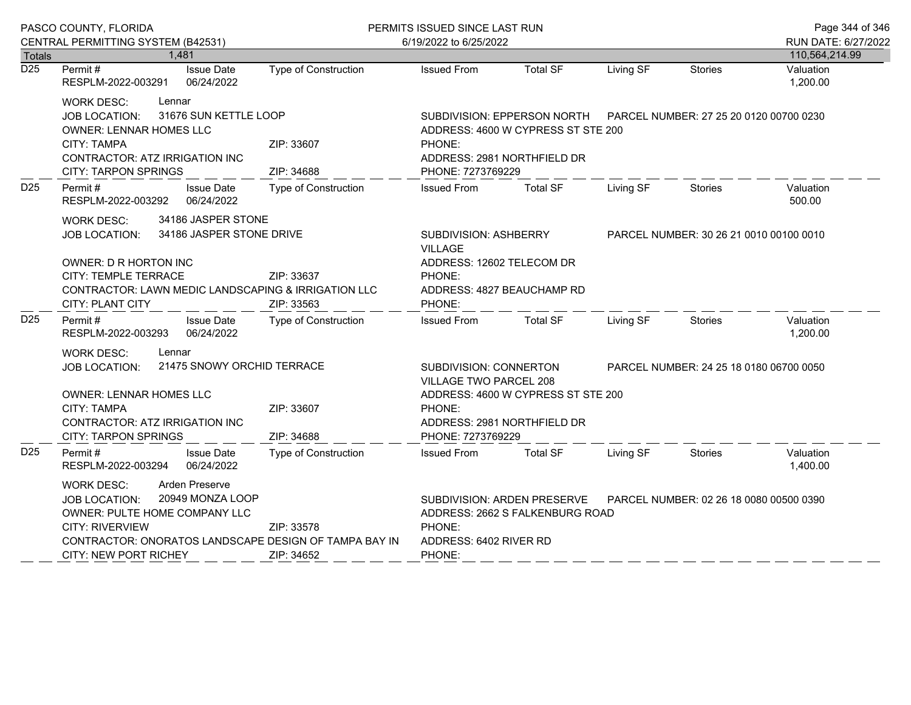PASCO COUNTY, FLORIDA
CENTRAL PERMITTING SYSTEM (B42531)

PERMITS ISSUED SINCE LAST RUN
6/19/2022 to 6/25/2022

RUN DATE: 6/27/2022

| Totals | 1,481 | | | | | | | 110,564,214.99 |
|---|---|---|---|---|---|---|---|---|

---

**D25**

| Permit # | Issue Date | Type of Construction | Issued From | Total SF | Living SF | Stories | Valuation |
|---|---|---|---|---|---|---|---|
| RESPLM-2022-003291 | 06/24/2022 | | | | | | 1,200.00 |

WORK DESC: Lennar
JOB LOCATION: 31676 SUN KETTLE LOOP
SUBDIVISION: EPPERSON NORTH
PARCEL NUMBER: 27 25 20 0120 00700 0230
OWNER: LENNAR HOMES LLC
ADDRESS: 4600 W CYPRESS ST STE 200
CITY: TAMPA ZIP: 33607
PHONE:
CONTRACTOR: ATZ IRRIGATION INC
ADDRESS: 2981 NORTHFIELD DR
CITY: TARPON SPRINGS ZIP: 34688
PHONE: 7273769229

---

**D25**

| Permit # | Issue Date | Type of Construction | Issued From | Total SF | Living SF | Stories | Valuation |
|---|---|---|---|---|---|---|---|
| RESPLM-2022-003292 | 06/24/2022 | | | | | | 500.00 |

WORK DESC: 34186 JASPER STONE
JOB LOCATION: 34186 JASPER STONE DRIVE
SUBDIVISION: ASHBERRY VILLAGE
PARCEL NUMBER: 30 26 21 0010 00100 0010
OWNER: D R HORTON INC
ADDRESS: 12602 TELECOM DR
CITY: TEMPLE TERRACE ZIP: 33637
PHONE:
CONTRACTOR: LAWN MEDIC LANDSCAPING & IRRIGATION LLC
ADDRESS: 4827 BEAUCHAMP RD
CITY: PLANT CITY ZIP: 33563
PHONE:

---

**D25**

| Permit # | Issue Date | Type of Construction | Issued From | Total SF | Living SF | Stories | Valuation |
|---|---|---|---|---|---|---|---|
| RESPLM-2022-003293 | 06/24/2022 | | | | | | 1,200.00 |

WORK DESC: Lennar
JOB LOCATION: 21475 SNOWY ORCHID TERRACE
SUBDIVISION: CONNERTON VILLAGE TWO PARCEL 208
PARCEL NUMBER: 24 25 18 0180 06700 0050
OWNER: LENNAR HOMES LLC
ADDRESS: 4600 W CYPRESS ST STE 200
CITY: TAMPA ZIP: 33607
PHONE:
CONTRACTOR: ATZ IRRIGATION INC
ADDRESS: 2981 NORTHFIELD DR
CITY: TARPON SPRINGS ZIP: 34688
PHONE: 7273769229

---

**D25**

| Permit # | Issue Date | Type of Construction | Issued From | Total SF | Living SF | Stories | Valuation |
|---|---|---|---|---|---|---|---|
| RESPLM-2022-003294 | 06/24/2022 | | | | | | 1,400.00 |

WORK DESC: Arden Preserve
JOB LOCATION: 20949 MONZA LOOP
SUBDIVISION: ARDEN PRESERVE
PARCEL NUMBER: 02 26 18 0080 00500 0390
OWNER: PULTE HOME COMPANY LLC
ADDRESS: 2662 S FALKENBURG ROAD
CITY: RIVERVIEW ZIP: 33578
PHONE:
CONTRACTOR: ONORATOS LANDSCAPE DESIGN OF TAMPA BAY IN
ADDRESS: 6402 RIVER RD
CITY: NEW PORT RICHEY ZIP: 34652
PHONE: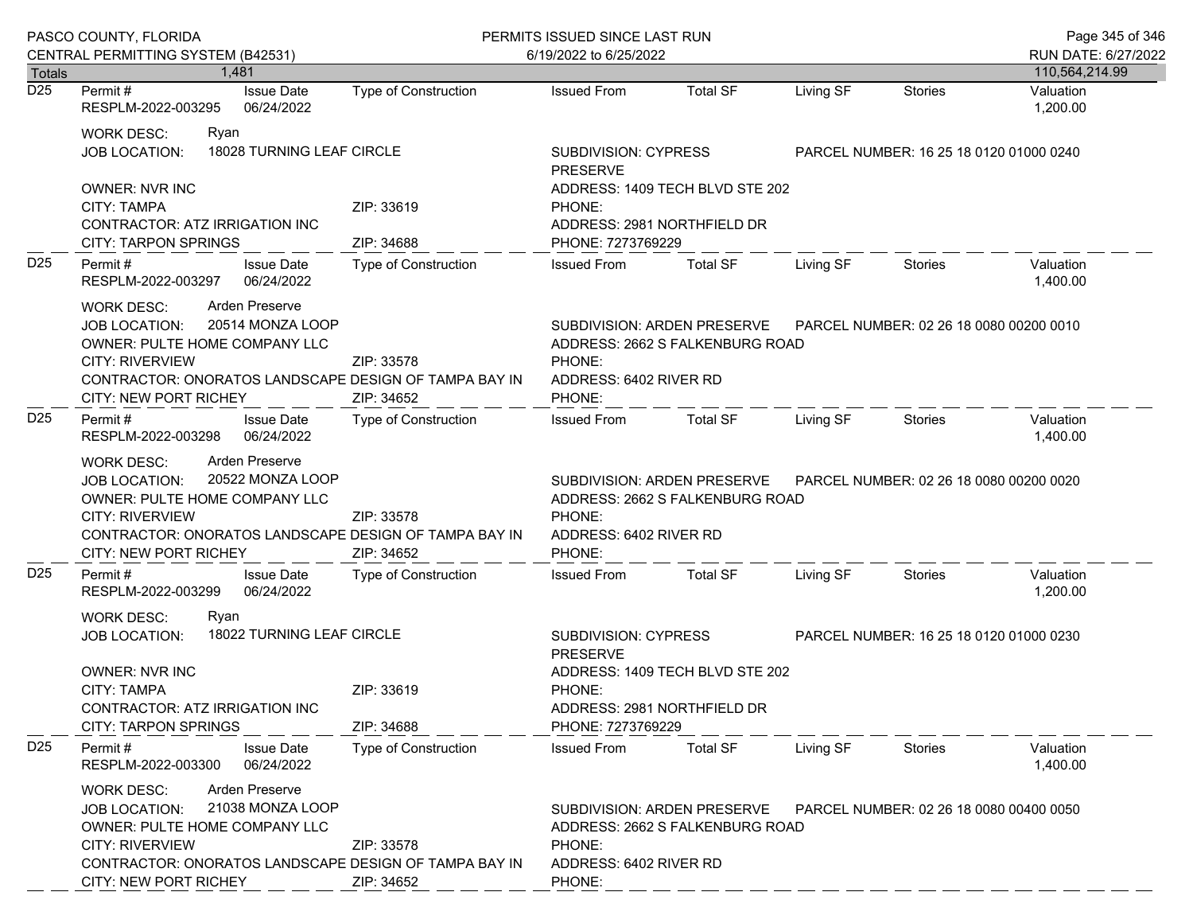| Totals | 1,481 | | | | | | | 110,564,214.99 |
|---|---|---|---|---|---|---|---|---|

**D25** Permit # RESPLM-2022-003295 | Issue Date 06/24/2022 | Type of Construction | Issued From | Total SF | Living SF | Stories | Valuation 1,200.00

WORK DESC: Ryan
JOB LOCATION: 18028 TURNING LEAF CIRCLE | SUBDIVISION: CYPRESS PRESERVE | PARCEL NUMBER: 16 25 18 0120 01000 0240
OWNER: NVR INC | ADDRESS: 1409 TECH BLVD STE 202
CITY: TAMPA | ZIP: 33619 | PHONE:
CONTRACTOR: ATZ IRRIGATION INC | ADDRESS: 2981 NORTHFIELD DR
CITY: TARPON SPRINGS | ZIP: 34688 | PHONE: 7273769229

---

**D25** Permit # RESPLM-2022-003297 | Issue Date 06/24/2022 | Type of Construction | Issued From | Total SF | Living SF | Stories | Valuation 1,400.00

WORK DESC: Arden Preserve
JOB LOCATION: 20514 MONZA LOOP | SUBDIVISION: ARDEN PRESERVE | PARCEL NUMBER: 02 26 18 0080 00200 0010
OWNER: PULTE HOME COMPANY LLC | ADDRESS: 2662 S FALKENBURG ROAD
CITY: RIVERVIEW | ZIP: 33578 | PHONE:
CONTRACTOR: ONORATOS LANDSCAPE DESIGN OF TAMPA BAY IN | ADDRESS: 6402 RIVER RD
CITY: NEW PORT RICHEY | ZIP: 34652 | PHONE:

---

**D25** Permit # RESPLM-2022-003298 | Issue Date 06/24/2022 | Type of Construction | Issued From | Total SF | Living SF | Stories | Valuation 1,400.00

WORK DESC: Arden Preserve
JOB LOCATION: 20522 MONZA LOOP | SUBDIVISION: ARDEN PRESERVE | PARCEL NUMBER: 02 26 18 0080 00200 0020
OWNER: PULTE HOME COMPANY LLC | ADDRESS: 2662 S FALKENBURG ROAD
CITY: RIVERVIEW | ZIP: 33578 | PHONE:
CONTRACTOR: ONORATOS LANDSCAPE DESIGN OF TAMPA BAY IN | ADDRESS: 6402 RIVER RD
CITY: NEW PORT RICHEY | ZIP: 34652 | PHONE:

---

**D25** Permit # RESPLM-2022-003299 | Issue Date 06/24/2022 | Type of Construction | Issued From | Total SF | Living SF | Stories | Valuation 1,200.00

WORK DESC: Ryan
JOB LOCATION: 18022 TURNING LEAF CIRCLE | SUBDIVISION: CYPRESS PRESERVE | PARCEL NUMBER: 16 25 18 0120 01000 0230
OWNER: NVR INC | ADDRESS: 1409 TECH BLVD STE 202
CITY: TAMPA | ZIP: 33619 | PHONE:
CONTRACTOR: ATZ IRRIGATION INC | ADDRESS: 2981 NORTHFIELD DR
CITY: TARPON SPRINGS | ZIP: 34688 | PHONE: 7273769229

---

**D25** Permit # RESPLM-2022-003300 | Issue Date 06/24/2022 | Type of Construction | Issued From | Total SF | Living SF | Stories | Valuation 1,400.00

WORK DESC: Arden Preserve
JOB LOCATION: 21038 MONZA LOOP | SUBDIVISION: ARDEN PRESERVE | PARCEL NUMBER: 02 26 18 0080 00400 0050
OWNER: PULTE HOME COMPANY LLC | ADDRESS: 2662 S FALKENBURG ROAD
CITY: RIVERVIEW | ZIP: 33578 | PHONE:
CONTRACTOR: ONORATOS LANDSCAPE DESIGN OF TAMPA BAY IN | ADDRESS: 6402 RIVER RD
CITY: NEW PORT RICHEY | ZIP: 34652 | PHONE: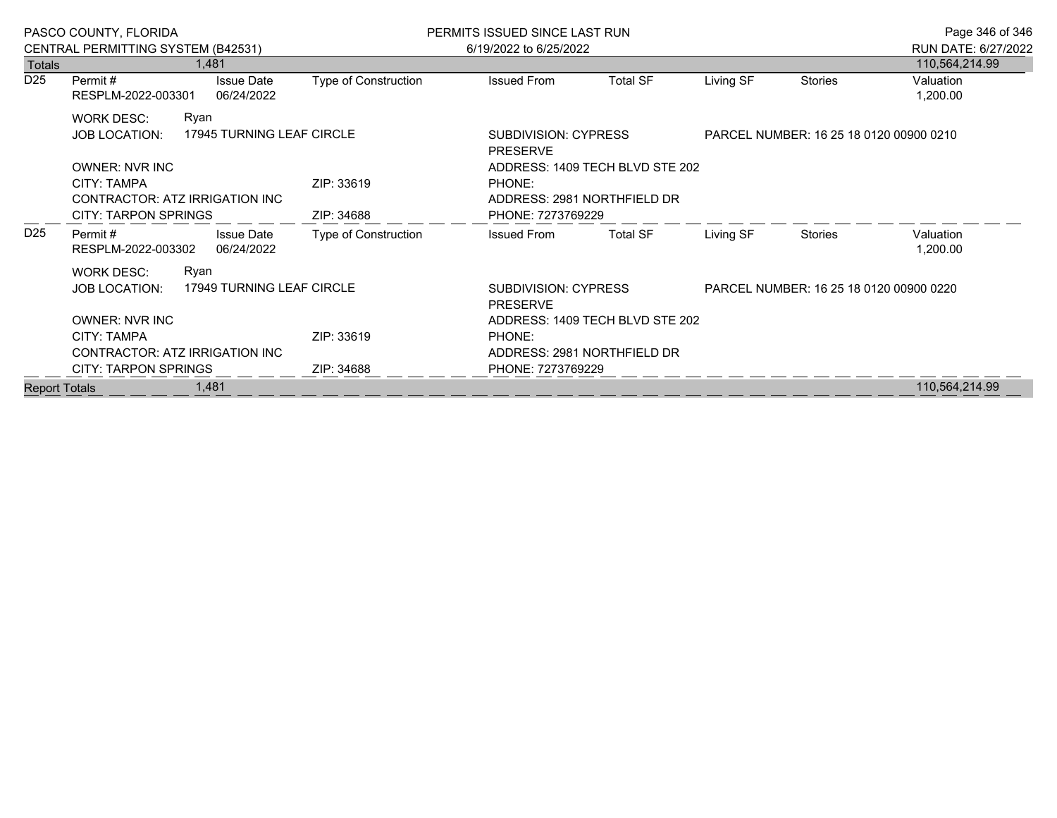| Totals | 1,481 | | | | | | | 110,564,214.99 |
|---|---|---|---|---|---|---|---|---|
| D25 | Permit # RESPLM-2022-003301 | Issue Date 06/24/2022 | Type of Construction | Issued From | Total SF | Living SF | Stories | Valuation 1,200.00 |

WORK DESC: Ryan

JOB LOCATION: 17945 TURNING LEAF CIRCLE

SUBDIVISION: CYPRESS PRESERVE

PARCEL NUMBER: 16 25 18 0120 00900 0210

OWNER: NVR INC

ADDRESS: 1409 TECH BLVD STE 202

CITY: TAMPA

ZIP: 33619

PHONE:

CONTRACTOR: ATZ IRRIGATION INC

ADDRESS: 2981 NORTHFIELD DR

CITY: TARPON SPRINGS

ZIP: 34688

PHONE: 7273769229

| D25 | Permit # RESPLM-2022-003302 | Issue Date 06/24/2022 | Type of Construction | Issued From | Total SF | Living SF | Stories | Valuation 1,200.00 |
|---|---|---|---|---|---|---|---|---|

WORK DESC: Ryan

JOB LOCATION: 17949 TURNING LEAF CIRCLE

SUBDIVISION: CYPRESS PRESERVE

PARCEL NUMBER: 16 25 18 0120 00900 0220

OWNER: NVR INC

ADDRESS: 1409 TECH BLVD STE 202

CITY: TAMPA

ZIP: 33619

PHONE:

CONTRACTOR: ATZ IRRIGATION INC

ADDRESS: 2981 NORTHFIELD DR

CITY: TARPON SPRINGS

ZIP: 34688

PHONE: 7273769229

| Report Totals | 1,481 | 110,564,214.99 |
|---|---|---|